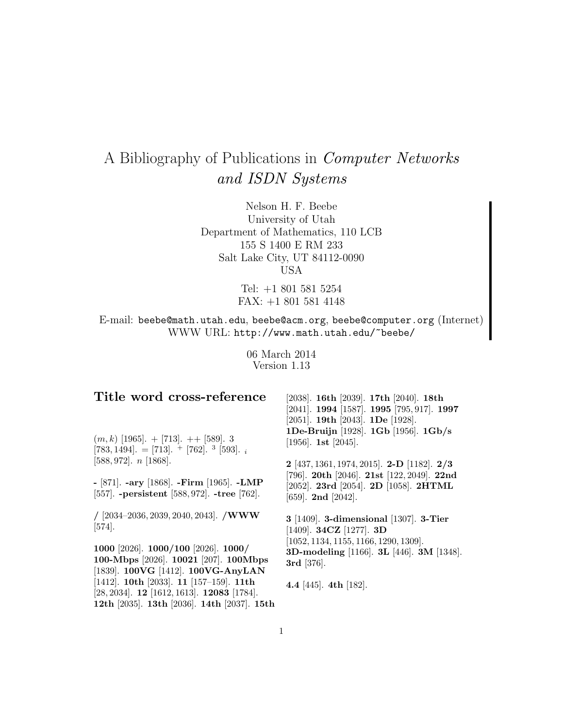# A Bibliography of Publications in *Computer Networks and ISDN Systems*

Nelson H. F. Beebe
University of Utah
Department of Mathematics, 110 LCB
155 S 1400 E RM 233
Salt Lake City, UT 84112-0090
USA

Tel: +1 801 581 5254
FAX: +1 801 581 4148

E-mail: `beebe@math.utah.edu`, `beebe@acm.org`, `beebe@computer.org` (Internet)
WWW URL: `http://www.math.utah.edu/~beebe/`

06 March 2014
Version 1.13

## Title word cross-reference

$(m,k)$ [1965]. + [713]. ++ [589]. 3 [783, 1494]. = [713]. $^{+}$ [762]. $^{3}$ [593]. $_{i}$ [588, 972]. $n$ [1868].

**-** [871]. **-ary** [1868]. **-Firm** [1965]. **-LMP** [557]. **-persistent** [588, 972]. **-tree** [762].

**/** [2034–2036, 2039, 2040, 2043]. **/WWW** [574].

**1000** [2026]. **1000/100** [2026]. **1000/100-Mbps** [2026]. **10021** [207]. **100Mbps** [1839]. **100VG** [1412]. **100VG-AnyLAN** [1412]. **10th** [2033]. **11** [157–159]. **11th** [28, 2034]. **12** [1612, 1613]. **12083** [1784]. **12th** [2035]. **13th** [2036]. **14th** [2037]. **15th** [2038]. **16th** [2039]. **17th** [2040]. **18th** [2041]. **1994** [1587]. **1995** [795, 917]. **1997** [2051]. **19th** [2043]. **1De** [1928]. **1De-Bruijn** [1928]. **1Gb** [1956]. **1Gb/s** [1956]. **1st** [2045].

**2** [437, 1361, 1974, 2015]. **2-D** [1182]. **2/3** [796]. **20th** [2046]. **21st** [122, 2049]. **22nd** [2052]. **23rd** [2054]. **2D** [1058]. **2HTML** [659]. **2nd** [2042].

**3** [1409]. **3-dimensional** [1307]. **3-Tier** [1409]. **34CZ** [1277]. **3D** [1052, 1134, 1155, 1166, 1290, 1309]. **3D-modeling** [1166]. **3L** [446]. **3M** [1348]. **3rd** [376].

**4.4** [445]. **4th** [182].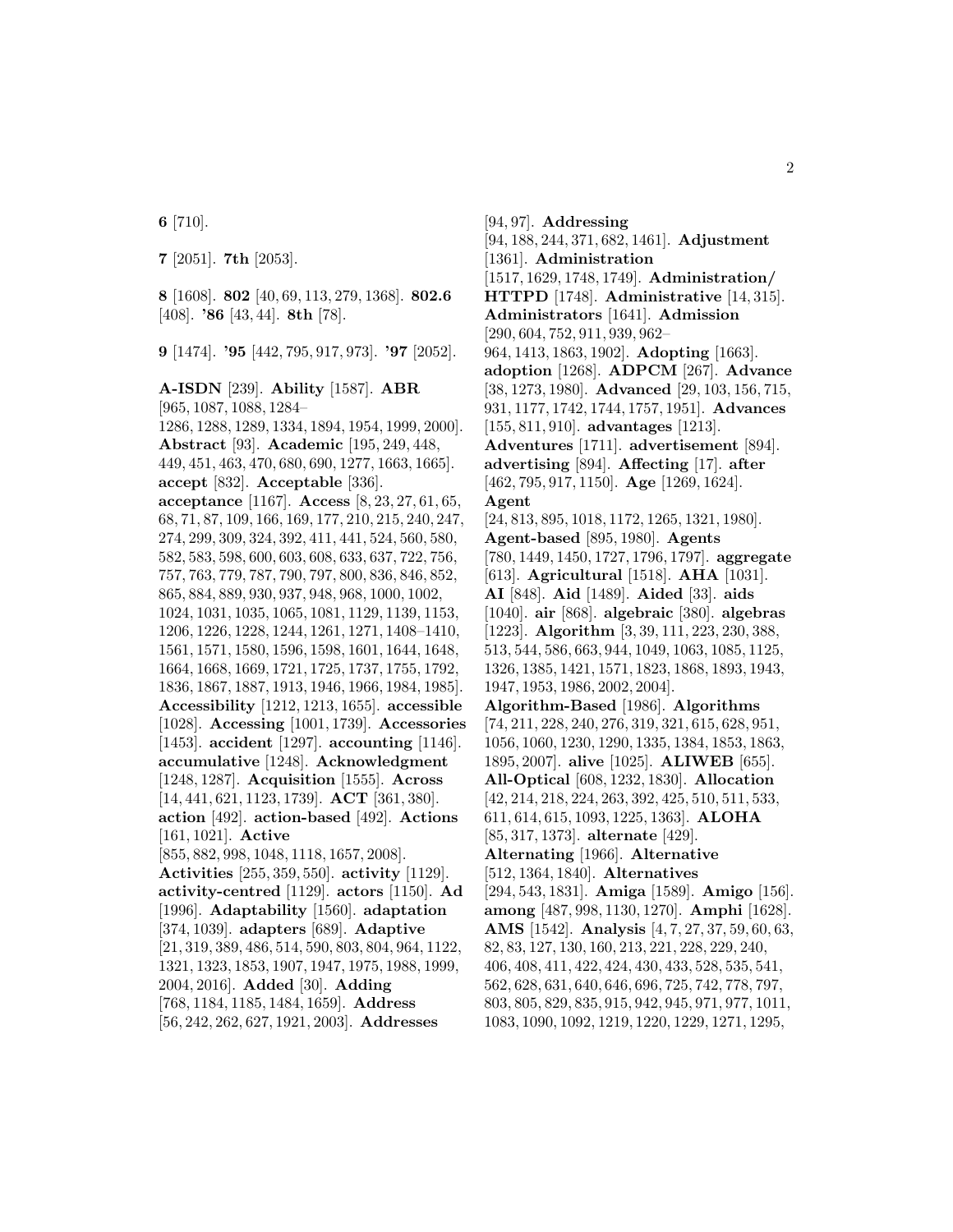**6** [710].

**7** [2051]. **7th** [2053].

**8** [1608]. **802** [40, 69, 113, 279, 1368]. **802.6** [408]. **'86** [43, 44]. **8th** [78].

**9** [1474]. **'95** [442, 795, 917, 973]. **'97** [2052].

**A-ISDN** [239]. **Ability** [1587]. **ABR** [965, 1087, 1088, 1284–1286, 1288, 1289, 1334, 1894, 1954, 1999, 2000]. **Abstract** [93]. **Academic** [195, 249, 448, 449, 451, 463, 470, 680, 690, 1277, 1663, 1665]. **accept** [832]. **Acceptable** [336]. **acceptance** [1167]. **Access** [8, 23, 27, 61, 65, 68, 71, 87, 109, 166, 169, 177, 210, 215, 240, 247, 274, 299, 309, 324, 392, 411, 441, 524, 560, 580, 582, 583, 598, 600, 603, 608, 633, 637, 722, 756, 757, 763, 779, 787, 790, 797, 800, 836, 846, 852, 865, 884, 889, 930, 937, 948, 968, 1000, 1002, 1024, 1031, 1035, 1065, 1081, 1129, 1139, 1153, 1206, 1226, 1228, 1244, 1261, 1271, 1408–1410, 1561, 1571, 1580, 1596, 1598, 1601, 1644, 1648, 1664, 1668, 1669, 1721, 1725, 1737, 1755, 1792, 1836, 1867, 1887, 1913, 1946, 1966, 1984, 1985]. **Accessibility** [1212, 1213, 1655]. **accessible** [1028]. **Accessing** [1001, 1739]. **Accessories** [1453]. **accident** [1297]. **accounting** [1146]. **accumulative** [1248]. **Acknowledgment** [1248, 1287]. **Acquisition** [1555]. **Across** [14, 441, 621, 1123, 1739]. **ACT** [361, 380]. **action** [492]. **action-based** [492]. **Actions** [161, 1021]. **Active** [855, 882, 998, 1048, 1118, 1657, 2008]. **Activities** [255, 359, 550]. **activity** [1129]. **activity-centred** [1129]. **actors** [1150]. **Ad** [1996]. **Adaptability** [1560]. **adaptation** [374, 1039]. **adapters** [689]. **Adaptive** [21, 319, 389, 486, 514, 590, 803, 804, 964, 1122, 1321, 1323, 1853, 1907, 1947, 1975, 1988, 1999, 2004, 2016]. **Added** [30]. **Adding** [768, 1184, 1185, 1484, 1659]. **Address** [56, 242, 262, 627, 1921, 2003]. **Addresses** [94, 97]. **Addressing** [94, 188, 244, 371, 682, 1461]. **Adjustment** [1361]. **Administration** [1517, 1629, 1748, 1749]. **Administration/ HTTPD** [1748]. **Administrative** [14, 315]. **Administrators** [1641]. **Admission** [290, 604, 752, 911, 939, 962–964, 1413, 1863, 1902]. **Adopting** [1663]. **adoption** [1268]. **ADPCM** [267]. **Advance** [38, 1273, 1980]. **Advanced** [29, 103, 156, 715, 931, 1177, 1742, 1744, 1757, 1951]. **Advances** [155, 811, 910]. **advantages** [1213]. **Adventures** [1711]. **advertisement** [894]. **advertising** [894]. **Affecting** [17]. **after** [462, 795, 917, 1150]. **Age** [1269, 1624]. **Agent** [24, 813, 895, 1018, 1172, 1265, 1321, 1980]. **Agent-based** [895, 1980]. **Agents** [780, 1449, 1450, 1727, 1796, 1797]. **aggregate** [613]. **Agricultural** [1518]. **AHA** [1031]. **AI** [848]. **Aid** [1489]. **Aided** [33]. **aids** [1040]. **air** [868]. **algebraic** [380]. **algebras** [1223]. **Algorithm** [3, 39, 111, 223, 230, 388, 513, 544, 586, 663, 944, 1049, 1063, 1085, 1125, 1326, 1385, 1421, 1571, 1823, 1868, 1893, 1943, 1947, 1953, 1986, 2002, 2004]. **Algorithm-Based** [1986]. **Algorithms** [74, 211, 228, 240, 276, 319, 321, 615, 628, 951, 1056, 1060, 1230, 1290, 1335, 1384, 1853, 1863, 1895, 2007]. **alive** [1025]. **ALIWEB** [655]. **All-Optical** [608, 1232, 1830]. **Allocation** [42, 214, 218, 224, 263, 392, 425, 510, 511, 533, 611, 614, 615, 1093, 1225, 1363]. **ALOHA** [85, 317, 1373]. **alternate** [429]. **Alternating** [1966]. **Alternative** [512, 1364, 1840]. **Alternatives** [294, 543, 1831]. **Amiga** [1589]. **Amigo** [156]. **among** [487, 998, 1130, 1270]. **Amphi** [1628]. **AMS** [1542]. **Analysis** [4, 7, 27, 37, 59, 60, 63, 82, 83, 127, 130, 160, 213, 221, 228, 229, 240, 406, 408, 411, 422, 424, 430, 433, 528, 535, 541, 562, 628, 631, 640, 646, 696, 725, 742, 778, 797, 803, 805, 829, 835, 915, 942, 945, 971, 977, 1011, 1083, 1090, 1092, 1219, 1220, 1229, 1271, 1295,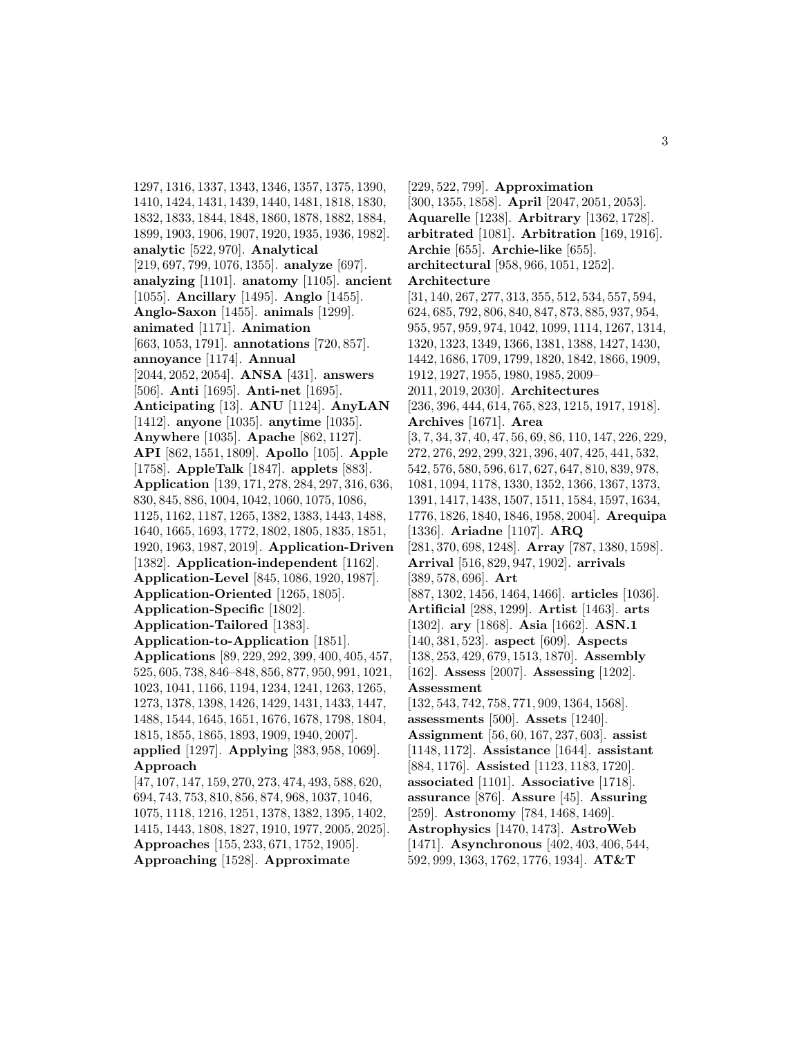1297, 1316, 1337, 1343, 1346, 1357, 1375, 1390, 1410, 1424, 1431, 1439, 1440, 1481, 1818, 1830, 1832, 1833, 1844, 1848, 1860, 1878, 1882, 1884, 1899, 1903, 1906, 1907, 1920, 1935, 1936, 1982]. **analytic** [522, 970]. **Analytical** [219, 697, 799, 1076, 1355]. **analyze** [697]. **analyzing** [1101]. **anatomy** [1105]. **ancient** [1055]. **Ancillary** [1495]. **Anglo** [1455]. **Anglo-Saxon** [1455]. **animals** [1299]. **animated** [1171]. **Animation** [663, 1053, 1791]. **annotations** [720, 857]. **annoyance** [1174]. **Annual** [2044, 2052, 2054]. **ANSA** [431]. **answers** [506]. **Anti** [1695]. **Anti-net** [1695]. **Anticipating** [13]. **ANU** [1124]. **AnyLAN** [1412]. **anyone** [1035]. **anytime** [1035]. **Anywhere** [1035]. **Apache** [862, 1127]. **API** [862, 1551, 1809]. **Apollo** [105]. **Apple** [1758]. **AppleTalk** [1847]. **applets** [883]. **Application** [139, 171, 278, 284, 297, 316, 636, 830, 845, 886, 1004, 1042, 1060, 1075, 1086, 1125, 1162, 1187, 1265, 1382, 1383, 1443, 1488, 1640, 1665, 1693, 1772, 1802, 1805, 1835, 1851, 1920, 1963, 1987, 2019]. **Application-Driven** [1382]. **Application-independent** [1162]. **Application-Level** [845, 1086, 1920, 1987]. **Application-Oriented** [1265, 1805]. **Application-Specific** [1802]. **Application-Tailored** [1383]. **Application-to-Application** [1851]. **Applications** [89, 229, 292, 399, 400, 405, 457, 525, 605, 738, 846–848, 856, 877, 950, 991, 1021, 1023, 1041, 1166, 1194, 1234, 1241, 1263, 1265, 1273, 1378, 1398, 1426, 1429, 1431, 1433, 1447, 1488, 1544, 1645, 1651, 1676, 1678, 1798, 1804, 1815, 1855, 1865, 1893, 1909, 1940, 2007]. **applied** [1297]. **Applying** [383, 958, 1069]. **Approach** [47, 107, 147, 159, 270, 273, 474, 493, 588, 620, 694, 743, 753, 810, 856, 874, 968, 1037, 1046, 1075, 1118, 1216, 1251, 1378, 1382, 1395, 1402, 1415, 1443, 1808, 1827, 1910, 1977, 2005, 2025]. **Approaches** [155, 233, 671, 1752, 1905]. **Approaching** [1528]. **Approximate** [229, 522, 799]. **Approximation** [300, 1355, 1858]. **April** [2047, 2051, 2053]. **Aquarelle** [1238]. **Arbitrary** [1362, 1728]. **arbitrated** [1081]. **Arbitration** [169, 1916]. **Archie** [655]. **Archie-like** [655]. **architectural** [958, 966, 1051, 1252]. **Architecture** [31, 140, 267, 277, 313, 355, 512, 534, 557, 594, 624, 685, 792, 806, 840, 847, 873, 885, 937, 954, 955, 957, 959, 974, 1042, 1099, 1114, 1267, 1314, 1320, 1323, 1349, 1366, 1381, 1388, 1427, 1430, 1442, 1686, 1709, 1799, 1820, 1842, 1866, 1909, 1912, 1927, 1955, 1980, 1985, 2009–2011, 2019, 2030]. **Architectures** [236, 396, 444, 614, 765, 823, 1215, 1917, 1918]. **Archives** [1671]. **Area** [3, 7, 34, 37, 40, 47, 56, 69, 86, 110, 147, 226, 229, 272, 276, 292, 299, 321, 396, 407, 425, 441, 532, 542, 576, 580, 596, 617, 627, 647, 810, 839, 978, 1081, 1094, 1178, 1330, 1352, 1366, 1367, 1373, 1391, 1417, 1438, 1507, 1511, 1584, 1597, 1634, 1776, 1826, 1840, 1846, 1958, 2004]. **Arequipa** [1336]. **Ariadne** [1107]. **ARQ** [281, 370, 698, 1248]. **Array** [787, 1380, 1598]. **Arrival** [516, 829, 947, 1902]. **arrivals** [389, 578, 696]. **Art** [887, 1302, 1456, 1464, 1466]. **articles** [1036]. **Artificial** [288, 1299]. **Artist** [1463]. **arts** [1302]. **ary** [1868]. **Asia** [1662]. **ASN.1** [140, 381, 523]. **aspect** [609]. **Aspects** [138, 253, 429, 679, 1513, 1870]. **Assembly** [162]. **Assess** [2007]. **Assessing** [1202]. **Assessment** [132, 543, 742, 758, 771, 909, 1364, 1568]. **assessments** [500]. **Assets** [1240]. **Assignment** [56, 60, 167, 237, 603]. **assist** [1148, 1172]. **Assistance** [1644]. **assistant** [884, 1176]. **Assisted** [1123, 1183, 1720]. **associated** [1101]. **Associative** [1718]. **assurance** [876]. **Assure** [45]. **Assuring** [259]. **Astronomy** [784, 1468, 1469]. **Astrophysics** [1470, 1473]. **AstroWeb** [1471]. **Asynchronous** [402, 403, 406, 544, 592, 999, 1363, 1762, 1776, 1934]. **AT&T**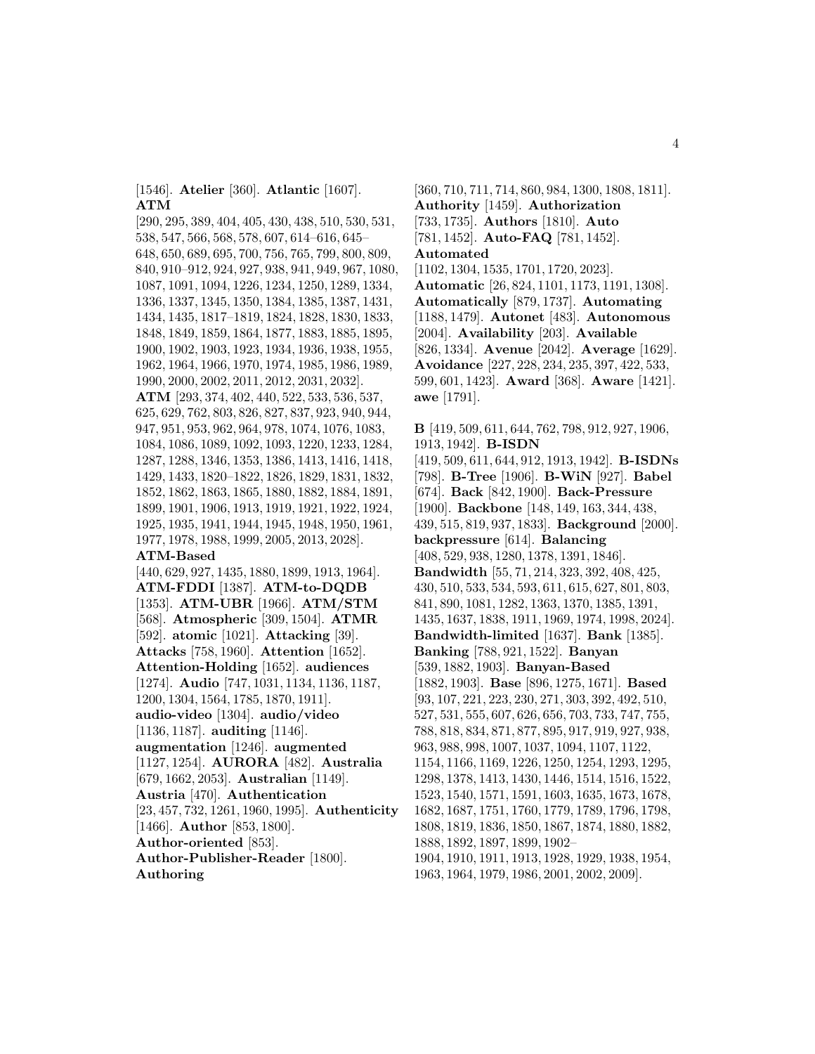[1546]. **Atelier** [360]. **Atlantic** [1607]. **ATM** [290, 295, 389, 404, 405, 430, 438, 510, 530, 531, 538, 547, 566, 568, 578, 607, 614–616, 645–648, 650, 689, 695, 700, 756, 765, 799, 800, 809, 840, 910–912, 924, 927, 938, 941, 949, 967, 1080, 1087, 1091, 1094, 1226, 1234, 1250, 1289, 1334, 1336, 1337, 1345, 1350, 1384, 1385, 1387, 1431, 1434, 1435, 1817–1819, 1824, 1828, 1830, 1833, 1848, 1849, 1859, 1864, 1877, 1883, 1885, 1895, 1900, 1902, 1903, 1923, 1934, 1936, 1938, 1955, 1962, 1964, 1966, 1970, 1974, 1985, 1986, 1989, 1990, 2000, 2002, 2011, 2012, 2031, 2032]. **ATM** [293, 374, 402, 440, 522, 533, 536, 537, 625, 629, 762, 803, 826, 827, 837, 923, 940, 944, 947, 951, 953, 962, 964, 978, 1074, 1076, 1083, 1084, 1086, 1089, 1092, 1093, 1220, 1233, 1284, 1287, 1288, 1346, 1353, 1386, 1413, 1416, 1418, 1429, 1433, 1820–1822, 1826, 1829, 1831, 1832, 1852, 1862, 1863, 1865, 1880, 1882, 1884, 1891, 1899, 1901, 1906, 1913, 1919, 1921, 1922, 1924, 1925, 1935, 1941, 1944, 1945, 1948, 1950, 1961, 1977, 1978, 1988, 1999, 2005, 2013, 2028]. **ATM-Based** [440, 629, 927, 1435, 1880, 1899, 1913, 1964]. **ATM-FDDI** [1387]. **ATM-to-DQDB** [1353]. **ATM-UBR** [1966]. **ATM/STM** [568]. **Atmospheric** [309, 1504]. **ATMR** [592]. **atomic** [1021]. **Attacking** [39]. **Attacks** [758, 1960]. **Attention** [1652]. **Attention-Holding** [1652]. **audiences** [1274]. **Audio** [747, 1031, 1134, 1136, 1187, 1200, 1304, 1564, 1785, 1870, 1911]. **audio-video** [1304]. **audio/video** [1136, 1187]. **auditing** [1146]. **augmentation** [1246]. **augmented** [1127, 1254]. **AURORA** [482]. **Australia** [679, 1662, 2053]. **Australian** [1149]. **Austria** [470]. **Authentication** [23, 457, 732, 1261, 1960, 1995]. **Authenticity** [1466]. **Author** [853, 1800]. **Author-oriented** [853]. **Author-Publisher-Reader** [1800]. **Authoring** [360, 710, 711, 714, 860, 984, 1300, 1808, 1811]. **Authority** [1459]. **Authorization** [733, 1735]. **Authors** [1810]. **Auto** [781, 1452]. **Auto-FAQ** [781, 1452]. **Automated** [1102, 1304, 1535, 1701, 1720, 2023]. **Automatic** [26, 824, 1101, 1173, 1191, 1308]. **Automatically** [879, 1737]. **Automating** [1188, 1479]. **Autonet** [483]. **Autonomous** [2004]. **Availability** [203]. **Available** [826, 1334]. **Avenue** [2042]. **Average** [1629]. **Avoidance** [227, 228, 234, 235, 397, 422, 533, 599, 601, 1423]. **Award** [368]. **Aware** [1421]. **awe** [1791].

**B** [419, 509, 611, 644, 762, 798, 912, 927, 1906, 1913, 1942]. **B-ISDN** [419, 509, 611, 644, 912, 1913, 1942]. **B-ISDNs** [798]. **B-Tree** [1906]. **B-WiN** [927]. **Babel** [674]. **Back** [842, 1900]. **Back-Pressure** [1900]. **Backbone** [148, 149, 163, 344, 438, 439, 515, 819, 937, 1833]. **Background** [2000]. **backpressure** [614]. **Balancing** [408, 529, 938, 1280, 1378, 1391, 1846]. **Bandwidth** [55, 71, 214, 323, 392, 408, 425, 430, 510, 533, 534, 593, 611, 615, 627, 801, 803, 841, 890, 1081, 1282, 1363, 1370, 1385, 1391, 1435, 1637, 1838, 1911, 1969, 1974, 1998, 2024]. **Bandwidth-limited** [1637]. **Bank** [1385]. **Banking** [788, 921, 1522]. **Banyan** [539, 1882, 1903]. **Banyan-Based** [1882, 1903]. **Base** [896, 1275, 1671]. **Based** [93, 107, 221, 223, 230, 271, 303, 392, 492, 510, 527, 531, 555, 607, 626, 656, 703, 733, 747, 755, 788, 818, 834, 871, 877, 895, 917, 919, 927, 938, 963, 988, 998, 1007, 1037, 1094, 1107, 1122, 1154, 1166, 1169, 1226, 1250, 1254, 1293, 1295, 1298, 1378, 1413, 1430, 1446, 1514, 1516, 1522, 1523, 1540, 1571, 1591, 1603, 1635, 1673, 1678, 1682, 1687, 1751, 1760, 1779, 1789, 1796, 1798, 1808, 1819, 1836, 1850, 1867, 1874, 1880, 1882, 1888, 1892, 1897, 1899, 1902–1904, 1910, 1911, 1913, 1928, 1929, 1938, 1954, 1963, 1964, 1979, 1986, 2001, 2002, 2009].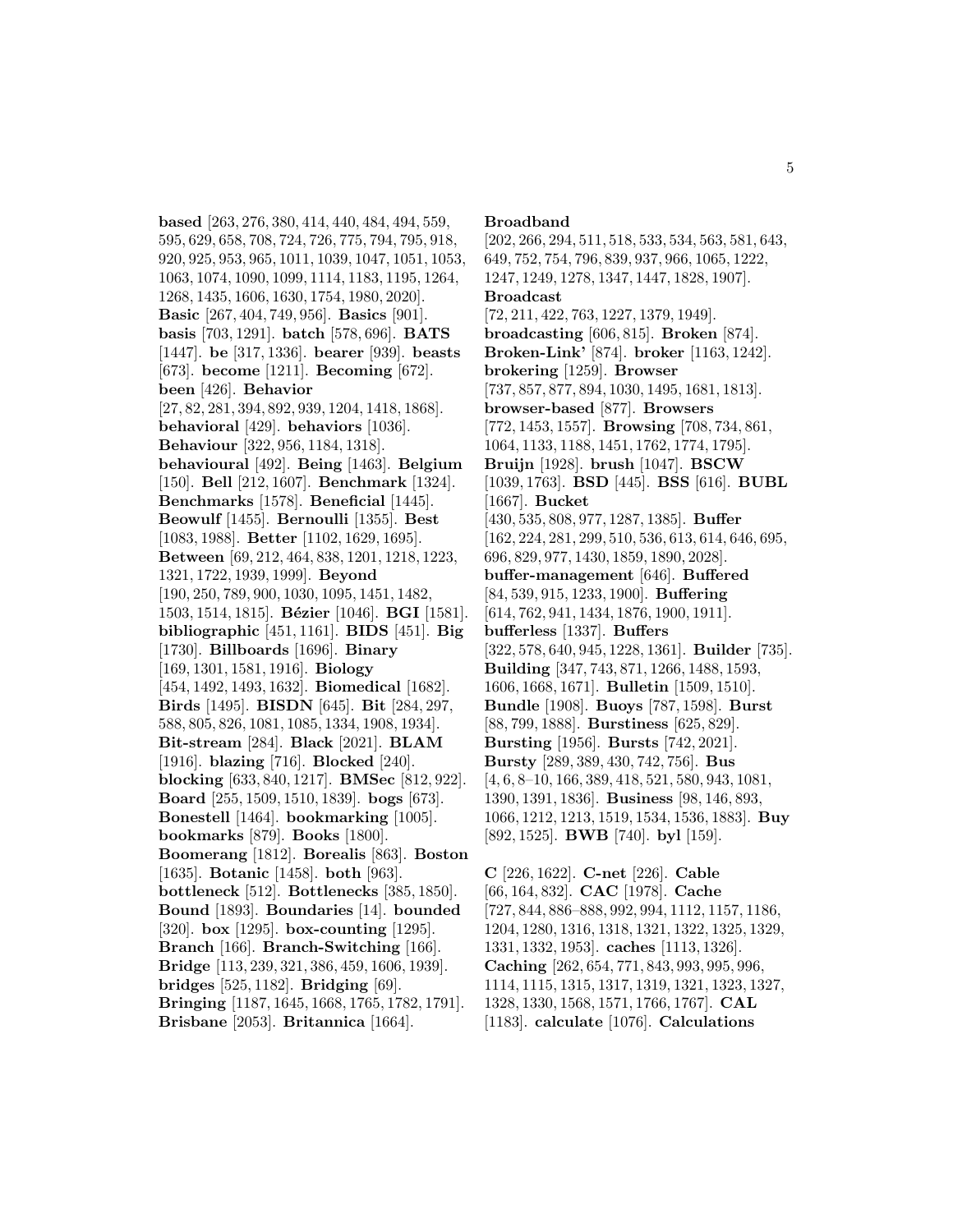**based** [263, 276, 380, 414, 440, 484, 494, 559, 595, 629, 658, 708, 724, 726, 775, 794, 795, 918, 920, 925, 953, 965, 1011, 1039, 1047, 1051, 1053, 1063, 1074, 1090, 1099, 1114, 1183, 1195, 1264, 1268, 1435, 1606, 1630, 1754, 1980, 2020]. **Basic** [267, 404, 749, 956]. **Basics** [901]. **basis** [703, 1291]. **batch** [578, 696]. **BATS** [1447]. **be** [317, 1336]. **bearer** [939]. **beasts** [673]. **become** [1211]. **Becoming** [672]. **been** [426]. **Behavior** [27, 82, 281, 394, 892, 939, 1204, 1418, 1868]. **behavioral** [429]. **behaviors** [1036]. **Behaviour** [322, 956, 1184, 1318]. **behavioural** [492]. **Being** [1463]. **Belgium** [150]. **Bell** [212, 1607]. **Benchmark** [1324]. **Benchmarks** [1578]. **Beneficial** [1445]. **Beowulf** [1455]. **Bernoulli** [1355]. **Best** [1083, 1988]. **Better** [1102, 1629, 1695]. **Between** [69, 212, 464, 838, 1201, 1218, 1223, 1321, 1722, 1939, 1999]. **Beyond** [190, 250, 789, 900, 1030, 1095, 1451, 1482, 1503, 1514, 1815]. **Bézier** [1046]. **BGI** [1581]. **bibliographic** [451, 1161]. **BIDS** [451]. **Big** [1730]. **Billboards** [1696]. **Binary** [169, 1301, 1581, 1916]. **Biology** [454, 1492, 1493, 1632]. **Biomedical** [1682]. **Birds** [1495]. **BISDN** [645]. **Bit** [284, 297, 588, 805, 826, 1081, 1085, 1334, 1908, 1934]. **Bit-stream** [284]. **Black** [2021]. **BLAM** [1916]. **blazing** [716]. **Blocked** [240]. **blocking** [633, 840, 1217]. **BMSec** [812, 922]. **Board** [255, 1509, 1510, 1839]. **bogs** [673]. **Bonestell** [1464]. **bookmarking** [1005]. **bookmarks** [879]. **Books** [1800]. **Boomerang** [1812]. **Borealis** [863]. **Boston** [1635]. **Botanic** [1458]. **both** [963]. **bottleneck** [512]. **Bottlenecks** [385, 1850]. **Bound** [1893]. **Boundaries** [14]. **bounded** [320]. **box** [1295]. **box-counting** [1295]. **Branch** [166]. **Branch-Switching** [166]. **Bridge** [113, 239, 321, 386, 459, 1606, 1939]. **bridges** [525, 1182]. **Bridging** [69]. **Bringing** [1187, 1645, 1668, 1765, 1782, 1791]. **Brisbane** [2053]. **Britannica** [1664].

**Broadband** [202, 266, 294, 511, 518, 533, 534, 563, 581, 643, 649, 752, 754, 796, 839, 937, 966, 1065, 1222, 1247, 1249, 1278, 1347, 1447, 1828, 1907]. **Broadcast** [72, 211, 422, 763, 1227, 1379, 1949]. **broadcasting** [606, 815]. **Broken** [874]. **Broken-Link'** [874]. **broker** [1163, 1242]. **brokering** [1259]. **Browser** [737, 857, 877, 894, 1030, 1495, 1681, 1813]. **browser-based** [877]. **Browsers** [772, 1453, 1557]. **Browsing** [708, 734, 861, 1064, 1133, 1188, 1451, 1762, 1774, 1795]. **Bruijn** [1928]. **brush** [1047]. **BSCW** [1039, 1763]. **BSD** [445]. **BSS** [616]. **BUBL** [1667]. **Bucket** [430, 535, 808, 977, 1287, 1385]. **Buffer** [162, 224, 281, 299, 510, 536, 613, 614, 646, 695, 696, 829, 977, 1430, 1859, 1890, 2028]. **buffer-management** [646]. **Buffered** [84, 539, 915, 1233, 1900]. **Buffering** [614, 762, 941, 1434, 1876, 1900, 1911]. **bufferless** [1337]. **Buffers** [322, 578, 640, 945, 1228, 1361]. **Builder** [735]. **Building** [347, 743, 871, 1266, 1488, 1593, 1606, 1668, 1671]. **Bulletin** [1509, 1510]. **Bundle** [1908]. **Buoys** [787, 1598]. **Burst** [88, 799, 1888]. **Burstiness** [625, 829]. **Bursting** [1956]. **Bursts** [742, 2021]. **Bursty** [289, 389, 430, 742, 756]. **Bus** [4, 6, 8–10, 166, 389, 418, 521, 580, 943, 1081, 1390, 1391, 1836]. **Business** [98, 146, 893, 1066, 1212, 1213, 1519, 1534, 1536, 1883]. **Buy** [892, 1525]. **BWB** [740]. **byl** [159].

**C** [226, 1622]. **C-net** [226]. **Cable** [66, 164, 832]. **CAC** [1978]. **Cache** [727, 844, 886–888, 992, 994, 1112, 1157, 1186, 1204, 1280, 1316, 1318, 1321, 1322, 1325, 1329, 1331, 1332, 1953]. **caches** [1113, 1326]. **Caching** [262, 654, 771, 843, 993, 995, 996, 1114, 1115, 1315, 1317, 1319, 1321, 1323, 1327, 1328, 1330, 1568, 1571, 1766, 1767]. **CAL** [1183]. **calculate** [1076]. **Calculations**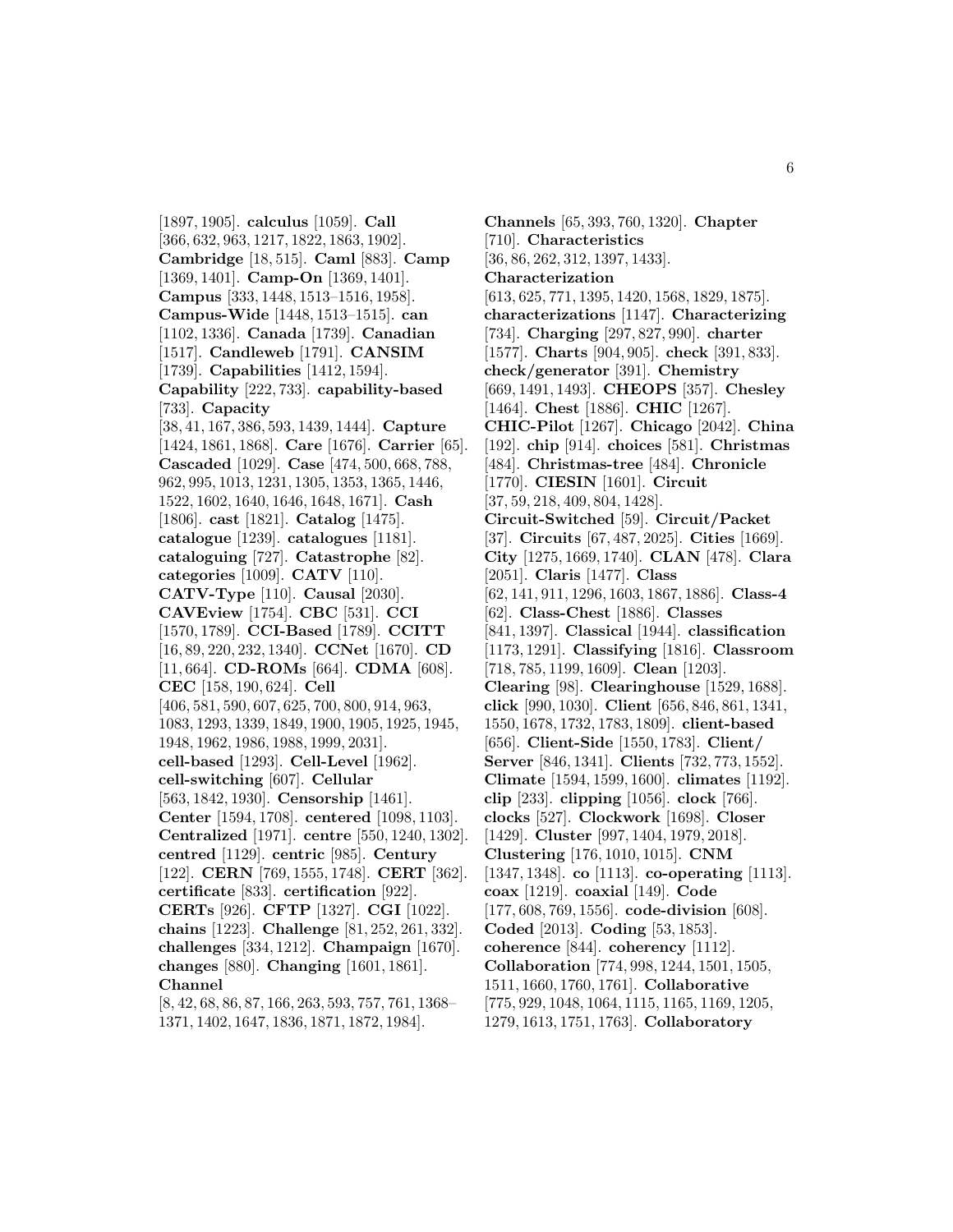[1897, 1905]. **calculus** [1059]. **Call** [366, 632, 963, 1217, 1822, 1863, 1902]. **Cambridge** [18, 515]. **Caml** [883]. **Camp** [1369, 1401]. **Camp-On** [1369, 1401]. **Campus** [333, 1448, 1513–1516, 1958]. **Campus-Wide** [1448, 1513–1515]. **can** [1102, 1336]. **Canada** [1739]. **Canadian** [1517]. **Candleweb** [1791]. **CANSIM** [1739]. **Capabilities** [1412, 1594]. **Capability** [222, 733]. **capability-based** [733]. **Capacity** [38, 41, 167, 386, 593, 1439, 1444]. **Capture** [1424, 1861, 1868]. **Care** [1676]. **Carrier** [65]. **Cascaded** [1029]. **Case** [474, 500, 668, 788, 962, 995, 1013, 1231, 1305, 1353, 1365, 1446, 1522, 1602, 1640, 1646, 1648, 1671]. **Cash** [1806]. **cast** [1821]. **Catalog** [1475]. **catalogue** [1239]. **catalogues** [1181]. **cataloguing** [727]. **Catastrophe** [82]. **categories** [1009]. **CATV** [110]. **CATV-Type** [110]. **Causal** [2030]. **CAVEview** [1754]. **CBC** [531]. **CCI** [1570, 1789]. **CCI-Based** [1789]. **CCITT** [16, 89, 220, 232, 1340]. **CCNet** [1670]. **CD** [11, 664]. **CD-ROMs** [664]. **CDMA** [608]. **CEC** [158, 190, 624]. **Cell** [406, 581, 590, 607, 625, 700, 800, 914, 963, 1083, 1293, 1339, 1849, 1900, 1905, 1925, 1945, 1948, 1962, 1986, 1988, 1999, 2031]. **cell-based** [1293]. **Cell-Level** [1962]. **cell-switching** [607]. **Cellular** [563, 1842, 1930]. **Censorship** [1461]. **Center** [1594, 1708]. **centered** [1098, 1103]. **Centralized** [1971]. **centre** [550, 1240, 1302]. **centred** [1129]. **centric** [985]. **Century** [122]. **CERN** [769, 1555, 1748]. **CERT** [362]. **certificate** [833]. **certification** [922]. **CERTs** [926]. **CFTP** [1327]. **CGI** [1022]. **chains** [1223]. **Challenge** [81, 252, 261, 332]. **challenges** [334, 1212]. **Champaign** [1670]. **changes** [880]. **Changing** [1601, 1861]. **Channel** [8, 42, 68, 86, 87, 166, 263, 593, 757, 761, 1368–1371, 1402, 1647, 1836, 1871, 1872, 1984]. **Channels** [65, 393, 760, 1320]. **Chapter** [710]. **Characteristics** [36, 86, 262, 312, 1397, 1433]. **Characterization** [613, 625, 771, 1395, 1420, 1568, 1829, 1875]. **characterizations** [1147]. **Characterizing** [734]. **Charging** [297, 827, 990]. **charter** [1577]. **Charts** [904, 905]. **check** [391, 833]. **check/generator** [391]. **Chemistry** [669, 1491, 1493]. **CHEOPS** [357]. **Chesley** [1464]. **Chest** [1886]. **CHIC** [1267]. **CHIC-Pilot** [1267]. **Chicago** [2042]. **China** [192]. **chip** [914]. **choices** [581]. **Christmas** [484]. **Christmas-tree** [484]. **Chronicle** [1770]. **CIESIN** [1601]. **Circuit** [37, 59, 218, 409, 804, 1428]. **Circuit-Switched** [59]. **Circuit/Packet** [37]. **Circuits** [67, 487, 2025]. **Cities** [1669]. **City** [1275, 1669, 1740]. **CLAN** [478]. **Clara** [2051]. **Claris** [1477]. **Class** [62, 141, 911, 1296, 1603, 1867, 1886]. **Class-4** [62]. **Class-Chest** [1886]. **Classes** [841, 1397]. **Classical** [1944]. **classification** [1173, 1291]. **Classifying** [1816]. **Classroom** [718, 785, 1199, 1609]. **Clean** [1203]. **Clearing** [98]. **Clearinghouse** [1529, 1688]. **click** [990, 1030]. **Client** [656, 846, 861, 1341, 1550, 1678, 1732, 1783, 1809]. **client-based** [656]. **Client-Side** [1550, 1783]. **Client/ Server** [846, 1341]. **Clients** [732, 773, 1552]. **Climate** [1594, 1599, 1600]. **climates** [1192]. **clip** [233]. **clipping** [1056]. **clock** [766]. **clocks** [527]. **Clockwork** [1698]. **Closer** [1429]. **Cluster** [997, 1404, 1979, 2018]. **Clustering** [176, 1010, 1015]. **CNM** [1347, 1348]. **co** [1113]. **co-operating** [1113]. **coax** [1219]. **coaxial** [149]. **Code** [177, 608, 769, 1556]. **code-division** [608]. **Coded** [2013]. **Coding** [53, 1853]. **coherence** [844]. **coherency** [1112]. **Collaboration** [774, 998, 1244, 1501, 1505, 1511, 1660, 1760, 1761]. **Collaborative** [775, 929, 1048, 1064, 1115, 1165, 1169, 1205, 1279, 1613, 1751, 1763]. **Collaboratory**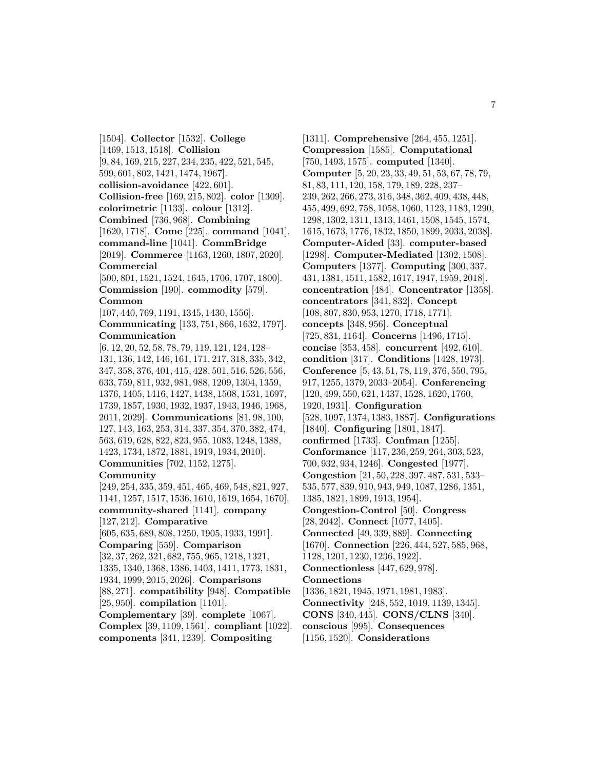[1504]. **Collector** [1532]. **College** [1469, 1513, 1518]. **Collision** [9, 84, 169, 215, 227, 234, 235, 422, 521, 545, 599, 601, 802, 1421, 1474, 1967]. **collision-avoidance** [422, 601]. **Collision-free** [169, 215, 802]. **color** [1309]. **colorimetric** [1133]. **colour** [1312]. **Combined** [736, 968]. **Combining** [1620, 1718]. **Come** [225]. **command** [1041]. **command-line** [1041]. **CommBridge** [2019]. **Commerce** [1163, 1260, 1807, 2020]. **Commercial** [500, 801, 1521, 1524, 1645, 1706, 1707, 1800]. **Commission** [190]. **commodity** [579]. **Common** [107, 440, 769, 1191, 1345, 1430, 1556]. **Communicating** [133, 751, 866, 1632, 1797]. **Communication** [6, 12, 20, 52, 58, 78, 79, 119, 121, 124, 128–131, 136, 142, 146, 161, 171, 217, 318, 335, 342, 347, 358, 376, 401, 415, 428, 501, 516, 526, 556, 633, 759, 811, 932, 981, 988, 1209, 1304, 1359, 1376, 1405, 1416, 1427, 1438, 1508, 1531, 1697, 1739, 1857, 1930, 1932, 1937, 1943, 1946, 1968, 2011, 2029]. **Communications** [81, 98, 100, 127, 143, 163, 253, 314, 337, 354, 370, 382, 474, 563, 619, 628, 822, 823, 955, 1083, 1248, 1388, 1423, 1734, 1872, 1881, 1919, 1934, 2010]. **Communities** [702, 1152, 1275]. **Community** [249, 254, 335, 359, 451, 465, 469, 548, 821, 927, 1141, 1257, 1517, 1536, 1610, 1619, 1654, 1670]. **community-shared** [1141]. **company** [127, 212]. **Comparative** [605, 635, 689, 808, 1250, 1905, 1933, 1991]. **Comparing** [559]. **Comparison** [32, 37, 262, 321, 682, 755, 965, 1218, 1321, 1335, 1340, 1368, 1386, 1403, 1411, 1773, 1831, 1934, 1999, 2015, 2026]. **Comparisons** [88, 271]. **compatibility** [948]. **Compatible** [25, 950]. **compilation** [1101]. **Complementary** [39]. **complete** [1067]. **Complex** [39, 1109, 1561]. **compliant** [1022]. **components** [341, 1239]. **Compositing** [1311]. **Comprehensive** [264, 455, 1251]. **Compression** [1585]. **Computational** [750, 1493, 1575]. **computed** [1340]. **Computer** [5, 20, 23, 33, 49, 51, 53, 67, 78, 79, 81, 83, 111, 120, 158, 179, 189, 228, 237–239, 262, 266, 273, 316, 348, 362, 409, 438, 448, 455, 499, 692, 758, 1058, 1060, 1123, 1183, 1290, 1298, 1302, 1311, 1313, 1461, 1508, 1545, 1574, 1615, 1673, 1776, 1832, 1850, 1899, 2033, 2038]. **Computer-Aided** [33]. **computer-based** [1298]. **Computer-Mediated** [1302, 1508]. **Computers** [1377]. **Computing** [300, 337, 431, 1381, 1511, 1582, 1617, 1947, 1959, 2018]. **concentration** [484]. **Concentrator** [1358]. **concentrators** [341, 832]. **Concept** [108, 807, 830, 953, 1270, 1718, 1771]. **concepts** [348, 956]. **Conceptual** [725, 831, 1164]. **Concerns** [1496, 1715]. **concise** [353, 458]. **concurrent** [492, 610]. **condition** [317]. **Conditions** [1428, 1973]. **Conference** [5, 43, 51, 78, 119, 376, 550, 795, 917, 1255, 1379, 2033–2054]. **Conferencing** [120, 499, 550, 621, 1437, 1528, 1620, 1760, 1920, 1931]. **Configuration** [528, 1097, 1374, 1383, 1887]. **Configurations** [1840]. **Configuring** [1801, 1847]. **confirmed** [1733]. **Confman** [1255]. **Conformance** [117, 236, 259, 264, 303, 523, 700, 932, 934, 1246]. **Congested** [1977]. **Congestion** [21, 50, 228, 397, 487, 531, 533–535, 577, 839, 910, 943, 949, 1087, 1286, 1351, 1385, 1821, 1899, 1913, 1954]. **Congestion-Control** [50]. **Congress** [28, 2042]. **Connect** [1077, 1405]. **Connected** [49, 339, 889]. **Connecting** [1670]. **Connection** [226, 444, 527, 585, 968, 1128, 1201, 1230, 1236, 1922]. **Connectionless** [447, 629, 978]. **Connections** [1336, 1821, 1945, 1971, 1981, 1983]. **Connectivity** [248, 552, 1019, 1139, 1345]. **CONS** [340, 445]. **CONS/CLNS** [340]. **conscious** [995]. **Consequences** [1156, 1520]. **Considerations**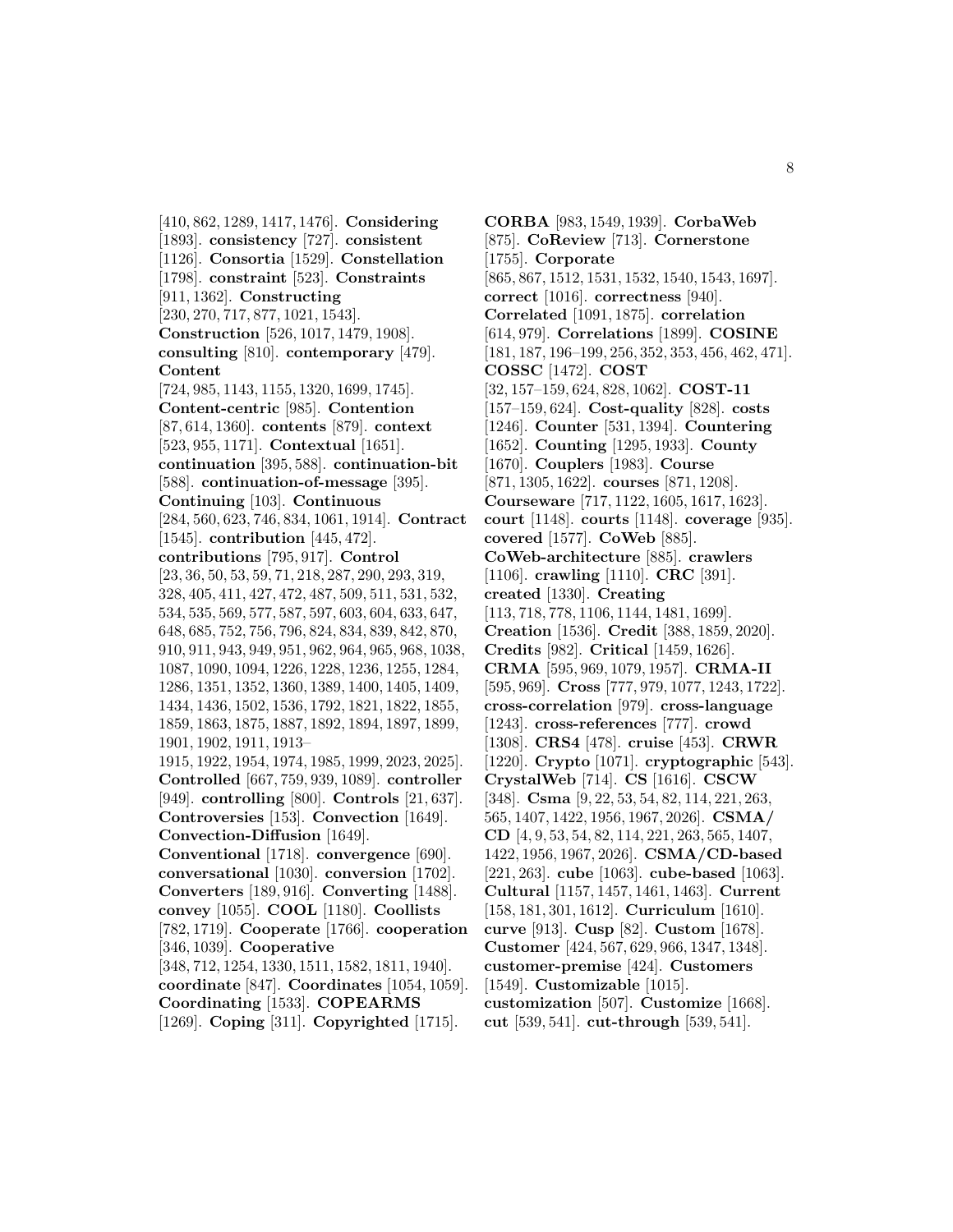[410, 862, 1289, 1417, 1476]. **Considering** [1893]. **consistency** [727]. **consistent** [1126]. **Consortia** [1529]. **Constellation** [1798]. **constraint** [523]. **Constraints** [911, 1362]. **Constructing** [230, 270, 717, 877, 1021, 1543]. **Construction** [526, 1017, 1479, 1908]. **consulting** [810]. **contemporary** [479]. **Content** [724, 985, 1143, 1155, 1320, 1699, 1745]. **Content-centric** [985]. **Contention** [87, 614, 1360]. **contents** [879]. **context** [523, 955, 1171]. **Contextual** [1651]. **continuation** [395, 588]. **continuation-bit** [588]. **continuation-of-message** [395]. **Continuing** [103]. **Continuous** [284, 560, 623, 746, 834, 1061, 1914]. **Contract** [1545]. **contribution** [445, 472]. **contributions** [795, 917]. **Control** [23, 36, 50, 53, 59, 71, 218, 287, 290, 293, 319, 328, 405, 411, 427, 472, 487, 509, 511, 531, 532, 534, 535, 569, 577, 587, 597, 603, 604, 633, 647, 648, 685, 752, 756, 796, 824, 834, 839, 842, 870, 910, 911, 943, 949, 951, 962, 964, 965, 968, 1038, 1087, 1090, 1094, 1226, 1228, 1236, 1255, 1284, 1286, 1351, 1352, 1360, 1389, 1400, 1405, 1409, 1434, 1436, 1502, 1536, 1792, 1821, 1822, 1855, 1859, 1863, 1875, 1887, 1892, 1894, 1897, 1899, 1901, 1902, 1911, 1913–1915, 1922, 1954, 1974, 1985, 1999, 2023, 2025]. **Controlled** [667, 759, 939, 1089]. **controller** [949]. **controlling** [800]. **Controls** [21, 637]. **Controversies** [153]. **Convection** [1649]. **Convection-Diffusion** [1649]. **Conventional** [1718]. **convergence** [690]. **conversational** [1030]. **conversion** [1702]. **Converters** [189, 916]. **Converting** [1488]. **convey** [1055]. **COOL** [1180]. **Coollists** [782, 1719]. **Cooperate** [1766]. **cooperation** [346, 1039]. **Cooperative** [348, 712, 1254, 1330, 1511, 1582, 1811, 1940]. **coordinate** [847]. **Coordinates** [1054, 1059]. **Coordinating** [1533]. **COPEARMS** [1269]. **Coping** [311]. **Copyrighted** [1715].

**CORBA** [983, 1549, 1939]. **CorbaWeb** [875]. **CoReview** [713]. **Cornerstone** [1755]. **Corporate** [865, 867, 1512, 1531, 1532, 1540, 1543, 1697]. **correct** [1016]. **correctness** [940]. **Correlated** [1091, 1875]. **correlation** [614, 979]. **Correlations** [1899]. **COSINE** [181, 187, 196–199, 256, 352, 353, 456, 462, 471]. **COSSC** [1472]. **COST** [32, 157–159, 624, 828, 1062]. **COST-11** [157–159, 624]. **Cost-quality** [828]. **costs** [1246]. **Counter** [531, 1394]. **Countering** [1652]. **Counting** [1295, 1933]. **County** [1670]. **Couplers** [1983]. **Course** [871, 1305, 1622]. **courses** [871, 1208]. **Courseware** [717, 1122, 1605, 1617, 1623]. **court** [1148]. **courts** [1148]. **coverage** [935]. **covered** [1577]. **CoWeb** [885]. **CoWeb-architecture** [885]. **crawlers** [1106]. **crawling** [1110]. **CRC** [391]. **created** [1330]. **Creating** [113, 718, 778, 1106, 1144, 1481, 1699]. **Creation** [1536]. **Credit** [388, 1859, 2020]. **Credits** [982]. **Critical** [1459, 1626]. **CRMA** [595, 969, 1079, 1957]. **CRMA-II** [595, 969]. **Cross** [777, 979, 1077, 1243, 1722]. **cross-correlation** [979]. **cross-language** [1243]. **cross-references** [777]. **crowd** [1308]. **CRS4** [478]. **cruise** [453]. **CRWR** [1220]. **Crypto** [1071]. **cryptographic** [543]. **CrystalWeb** [714]. **CS** [1616]. **CSCW** [348]. **Csma** [9, 22, 53, 54, 82, 114, 221, 263, 565, 1407, 1422, 1956, 1967, 2026]. **CSMA/CD** [4, 9, 53, 54, 82, 114, 221, 263, 565, 1407, 1422, 1956, 1967, 2026]. **CSMA/CD-based** [221, 263]. **cube** [1063]. **cube-based** [1063]. **Cultural** [1157, 1457, 1461, 1463]. **Current** [158, 181, 301, 1612]. **Curriculum** [1610]. **curve** [913]. **Cusp** [82]. **Custom** [1678]. **Customer** [424, 567, 629, 966, 1347, 1348]. **customer-premise** [424]. **Customers** [1549]. **Customizable** [1015]. **customization** [507]. **Customize** [1668]. **cut** [539, 541]. **cut-through** [539, 541].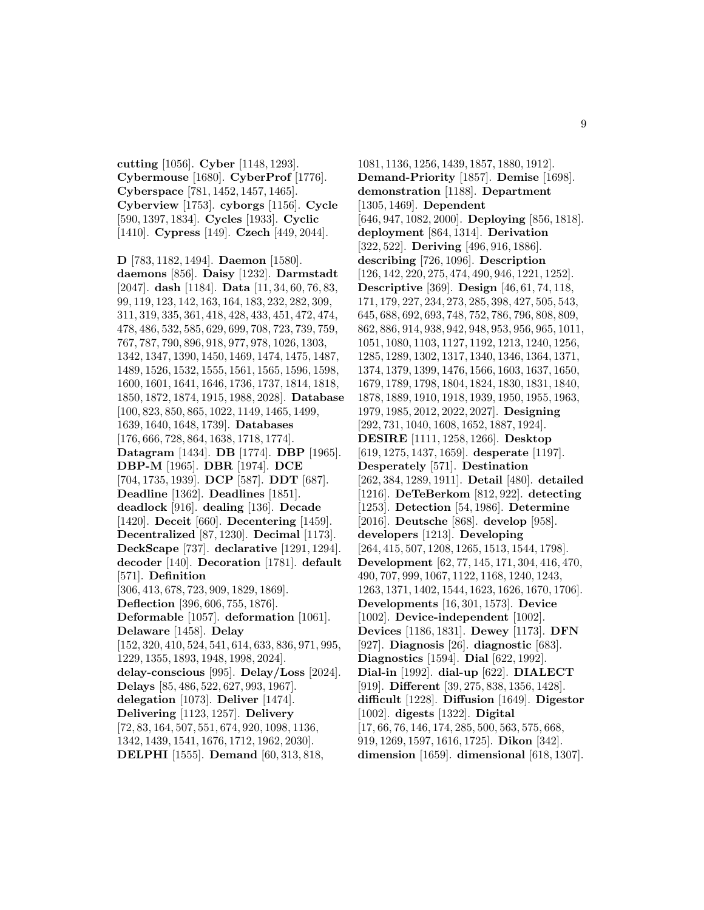**cutting** [1056]. **Cyber** [1148, 1293]. **Cybermouse** [1680]. **CyberProf** [1776]. **Cyberspace** [781, 1452, 1457, 1465]. **Cyberview** [1753]. **cyborgs** [1156]. **Cycle** [590, 1397, 1834]. **Cycles** [1933]. **Cyclic** [1410]. **Cypress** [149]. **Czech** [449, 2044].

**D** [783, 1182, 1494]. **Daemon** [1580]. **daemons** [856]. **Daisy** [1232]. **Darmstadt** [2047]. **dash** [1184]. **Data** [11, 34, 60, 76, 83, 99, 119, 123, 142, 163, 164, 183, 232, 282, 309, 311, 319, 335, 361, 418, 428, 433, 451, 472, 474, 478, 486, 532, 585, 629, 699, 708, 723, 739, 759, 767, 787, 790, 896, 918, 977, 978, 1026, 1303, 1342, 1347, 1390, 1450, 1469, 1474, 1475, 1487, 1489, 1526, 1532, 1555, 1561, 1565, 1596, 1598, 1600, 1601, 1641, 1646, 1736, 1737, 1814, 1818, 1850, 1872, 1874, 1915, 1988, 2028]. **Database** [100, 823, 850, 865, 1022, 1149, 1465, 1499, 1639, 1640, 1648, 1739]. **Databases** [176, 666, 728, 864, 1638, 1718, 1774]. **Datagram** [1434]. **DB** [1774]. **DBP** [1965]. **DBP-M** [1965]. **DBR** [1974]. **DCE** [704, 1735, 1939]. **DCP** [587]. **DDT** [687]. **Deadline** [1362]. **Deadlines** [1851]. **deadlock** [916]. **dealing** [136]. **Decade** [1420]. **Deceit** [660]. **Decentering** [1459]. **Decentralized** [87, 1230]. **Decimal** [1173]. **DeckScape** [737]. **declarative** [1291, 1294]. **decoder** [140]. **Decoration** [1781]. **default** [571]. **Definition** [306, 413, 678, 723, 909, 1829, 1869]. **Deflection** [396, 606, 755, 1876]. **Deformable** [1057]. **deformation** [1061]. **Delaware** [1458]. **Delay** [152, 320, 410, 524, 541, 614, 633, 836, 971, 995, 1229, 1355, 1893, 1948, 1998, 2024]. **delay-conscious** [995]. **Delay/Loss** [2024]. **Delays** [85, 486, 522, 627, 993, 1967]. **delegation** [1073]. **Deliver** [1474]. **Delivering** [1123, 1257]. **Delivery** [72, 83, 164, 507, 551, 674, 920, 1098, 1136, 1342, 1439, 1541, 1676, 1712, 1962, 2030]. **DELPHI** [1555]. **Demand** [60, 313, 818, 1081, 1136, 1256, 1439, 1857, 1880, 1912]. **Demand-Priority** [1857]. **Demise** [1698]. **demonstration** [1188]. **Department** [1305, 1469]. **Dependent** [646, 947, 1082, 2000]. **Deploying** [856, 1818]. **deployment** [864, 1314]. **Derivation** [322, 522]. **Deriving** [496, 916, 1886]. **describing** [726, 1096]. **Description** [126, 142, 220, 275, 474, 490, 946, 1221, 1252]. **Descriptive** [369]. **Design** [46, 61, 74, 118, 171, 179, 227, 234, 273, 285, 398, 427, 505, 543, 645, 688, 692, 693, 748, 752, 786, 796, 808, 809, 862, 886, 914, 938, 942, 948, 953, 956, 965, 1011, 1051, 1080, 1103, 1127, 1192, 1213, 1240, 1256, 1285, 1289, 1302, 1317, 1340, 1346, 1364, 1371, 1374, 1379, 1399, 1476, 1566, 1603, 1637, 1650, 1679, 1789, 1798, 1804, 1824, 1830, 1831, 1840, 1878, 1889, 1910, 1918, 1939, 1950, 1955, 1963, 1979, 1985, 2012, 2022, 2027]. **Designing** [292, 731, 1040, 1608, 1652, 1887, 1924]. **DESIRE** [1111, 1258, 1266]. **Desktop** [619, 1275, 1437, 1659]. **desperate** [1197]. **Desperately** [571]. **Destination** [262, 384, 1289, 1911]. **Detail** [480]. **detailed** [1216]. **DeTeBerkom** [812, 922]. **detecting** [1253]. **Detection** [54, 1986]. **Determine** [2016]. **Deutsche** [868]. **develop** [958]. **developers** [1213]. **Developing** [264, 415, 507, 1208, 1265, 1513, 1544, 1798]. **Development** [62, 77, 145, 171, 304, 416, 470, 490, 707, 999, 1067, 1122, 1168, 1240, 1243, 1263, 1371, 1402, 1544, 1623, 1626, 1670, 1706]. **Developments** [16, 301, 1573]. **Device** [1002]. **Device-independent** [1002]. **Devices** [1186, 1831]. **Dewey** [1173]. **DFN** [927]. **Diagnosis** [26]. **diagnostic** [683]. **Diagnostics** [1594]. **Dial** [622, 1992]. **Dial-in** [1992]. **dial-up** [622]. **DIALECT** [919]. **Different** [39, 275, 838, 1356, 1428]. **difficult** [1228]. **Diffusion** [1649]. **Digestor** [1002]. **digests** [1322]. **Digital** [17, 66, 76, 146, 174, 285, 500, 563, 575, 668, 919, 1269, 1597, 1616, 1725]. **Dikon** [342]. **dimension** [1659]. **dimensional** [618, 1307].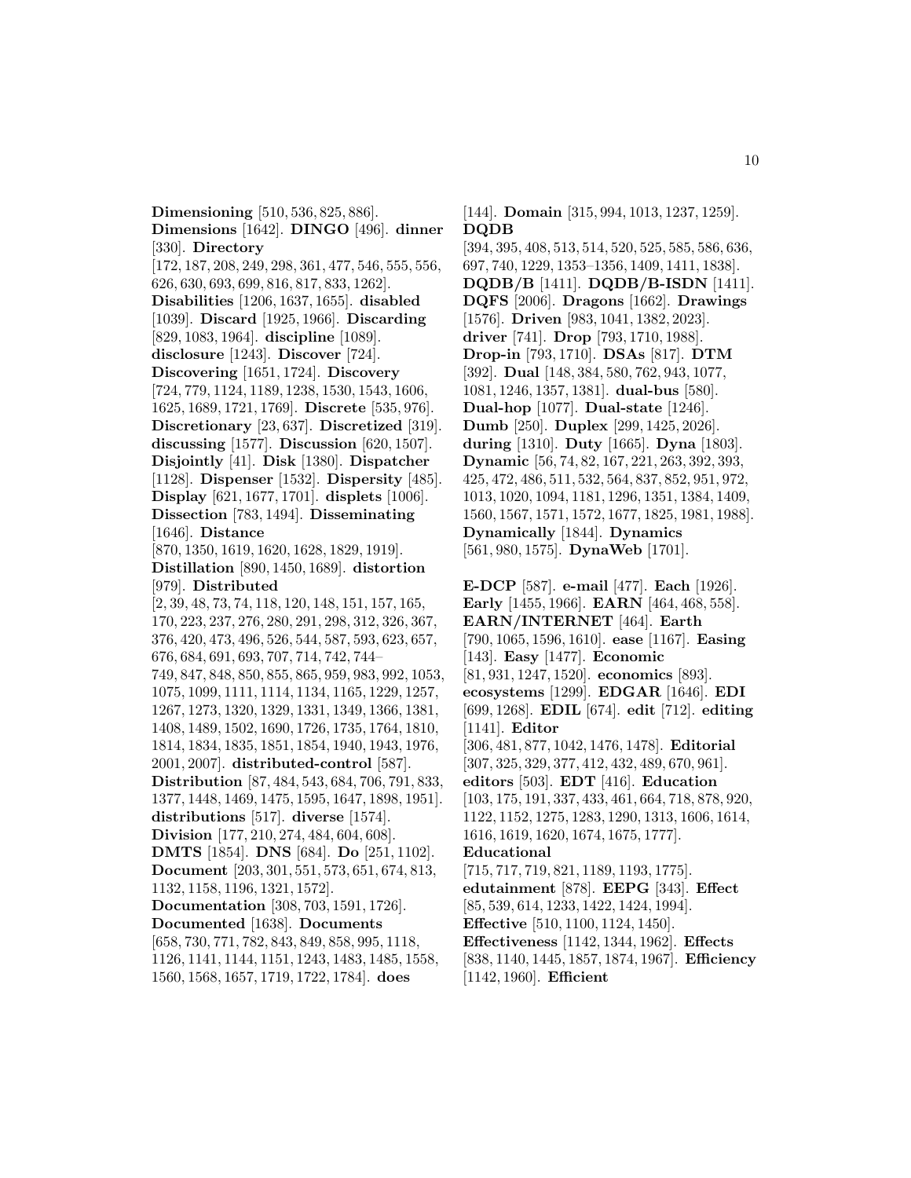**Dimensioning** [510, 536, 825, 886]. **Dimensions** [1642]. **DINGO** [496]. **dinner** [330]. **Directory** [172, 187, 208, 249, 298, 361, 477, 546, 555, 556, 626, 630, 693, 699, 816, 817, 833, 1262]. **Disabilities** [1206, 1637, 1655]. **disabled** [1039]. **Discard** [1925, 1966]. **Discarding** [829, 1083, 1964]. **discipline** [1089]. **disclosure** [1243]. **Discover** [724]. **Discovering** [1651, 1724]. **Discovery** [724, 779, 1124, 1189, 1238, 1530, 1543, 1606, 1625, 1689, 1721, 1769]. **Discrete** [535, 976]. **Discretionary** [23, 637]. **Discretized** [319]. **discussing** [1577]. **Discussion** [620, 1507]. **Disjointly** [41]. **Disk** [1380]. **Dispatcher** [1128]. **Dispenser** [1532]. **Dispersity** [485]. **Display** [621, 1677, 1701]. **displets** [1006]. **Dissection** [783, 1494]. **Disseminating** [1646]. **Distance** [870, 1350, 1619, 1620, 1628, 1829, 1919]. **Distillation** [890, 1450, 1689]. **distortion** [979]. **Distributed** [2, 39, 48, 73, 74, 118, 120, 148, 151, 157, 165, 170, 223, 237, 276, 280, 291, 298, 312, 326, 367, 376, 420, 473, 496, 526, 544, 587, 593, 623, 657, 676, 684, 691, 693, 707, 714, 742, 744–749, 847, 848, 850, 855, 865, 959, 983, 992, 1053, 1075, 1099, 1111, 1114, 1134, 1165, 1229, 1257, 1267, 1273, 1320, 1329, 1331, 1349, 1366, 1381, 1408, 1489, 1502, 1690, 1726, 1735, 1764, 1810, 1814, 1834, 1835, 1851, 1854, 1940, 1943, 1976, 2001, 2007]. **distributed-control** [587]. **Distribution** [87, 484, 543, 684, 706, 791, 833, 1377, 1448, 1469, 1475, 1595, 1647, 1898, 1951]. **distributions** [517]. **diverse** [1574]. **Division** [177, 210, 274, 484, 604, 608]. **DMTS** [1854]. **DNS** [684]. **Do** [251, 1102]. **Document** [203, 301, 551, 573, 651, 674, 813, 1132, 1158, 1196, 1321, 1572]. **Documentation** [308, 703, 1591, 1726]. **Documented** [1638]. **Documents** [658, 730, 771, 782, 843, 849, 858, 995, 1118, 1126, 1141, 1144, 1151, 1243, 1483, 1485, 1558, 1560, 1568, 1657, 1719, 1722, 1784]. **does** [144]. **Domain** [315, 994, 1013, 1237, 1259]. **DQDB** [394, 395, 408, 513, 514, 520, 525, 585, 586, 636, 697, 740, 1229, 1353–1356, 1409, 1411, 1838]. **DQDB/B** [1411]. **DQDB/B-ISDN** [1411]. **DQFS** [2006]. **Dragons** [1662]. **Drawings** [1576]. **Driven** [983, 1041, 1382, 2023]. **driver** [741]. **Drop** [793, 1710, 1988]. **Drop-in** [793, 1710]. **DSAs** [817]. **DTM** [392]. **Dual** [148, 384, 580, 762, 943, 1077, 1081, 1246, 1357, 1381]. **dual-bus** [580]. **Dual-hop** [1077]. **Dual-state** [1246]. **Dumb** [250]. **Duplex** [299, 1425, 2026]. **during** [1310]. **Duty** [1665]. **Dyna** [1803]. **Dynamic** [56, 74, 82, 167, 221, 263, 392, 393, 425, 472, 486, 511, 532, 564, 837, 852, 951, 972, 1013, 1020, 1094, 1181, 1296, 1351, 1384, 1409, 1560, 1567, 1571, 1572, 1677, 1825, 1981, 1988]. **Dynamically** [1844]. **Dynamics** [561, 980, 1575]. **DynaWeb** [1701].

**E-DCP** [587]. **e-mail** [477]. **Each** [1926]. **Early** [1455, 1966]. **EARN** [464, 468, 558]. **EARN/INTERNET** [464]. **Earth** [790, 1065, 1596, 1610]. **ease** [1167]. **Easing** [143]. **Easy** [1477]. **Economic** [81, 931, 1247, 1520]. **economics** [893]. **ecosystems** [1299]. **EDGAR** [1646]. **EDI** [699, 1268]. **EDIL** [674]. **edit** [712]. **editing** [1141]. **Editor** [306, 481, 877, 1042, 1476, 1478]. **Editorial** [307, 325, 329, 377, 412, 432, 489, 670, 961]. **editors** [503]. **EDT** [416]. **Education** [103, 175, 191, 337, 433, 461, 664, 718, 878, 920, 1122, 1152, 1275, 1283, 1290, 1313, 1606, 1614, 1616, 1619, 1620, 1674, 1675, 1777]. **Educational** [715, 717, 719, 821, 1189, 1193, 1775]. **edutainment** [878]. **EEPG** [343]. **Effect** [85, 539, 614, 1233, 1422, 1424, 1994]. **Effective** [510, 1100, 1124, 1450]. **Effectiveness** [1142, 1344, 1962]. **Effects** [838, 1140, 1445, 1857, 1874, 1967]. **Efficiency** [1142, 1960]. **Efficient**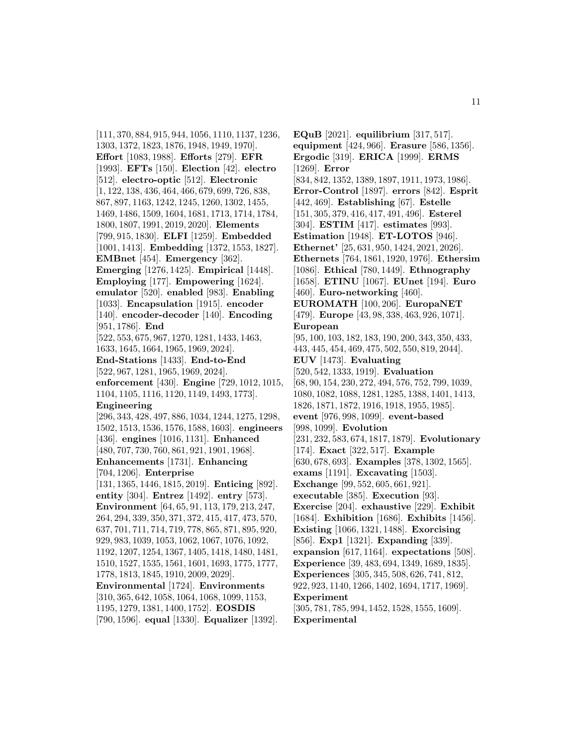[111, 370, 884, 915, 944, 1056, 1110, 1137, 1236, 1303, 1372, 1823, 1876, 1948, 1949, 1970]. **Effort** [1083, 1988]. **Efforts** [279]. **EFR** [1993]. **EFTs** [150]. **Election** [42]. **electro** [512]. **electro-optic** [512]. **Electronic** [1, 122, 138, 436, 464, 466, 679, 699, 726, 838, 867, 897, 1163, 1242, 1245, 1260, 1302, 1455, 1469, 1486, 1509, 1604, 1681, 1713, 1714, 1784, 1800, 1807, 1991, 2019, 2020]. **Elements** [799, 915, 1830]. **ELFI** [1259]. **Embedded** [1001, 1413]. **Embedding** [1372, 1553, 1827]. **EMBnet** [454]. **Emergency** [362]. **Emerging** [1276, 1425]. **Empirical** [1448]. **Employing** [177]. **Empowering** [1624]. **emulator** [520]. **enabled** [983]. **Enabling** [1033]. **Encapsulation** [1915]. **encoder** [140]. **encoder-decoder** [140]. **Encoding** [951, 1786]. **End** [522, 553, 675, 967, 1270, 1281, 1433, 1463, 1633, 1645, 1664, 1965, 1969, 2024]. **End-Stations** [1433]. **End-to-End** [522, 967, 1281, 1965, 1969, 2024]. **enforcement** [430]. **Engine** [729, 1012, 1015, 1104, 1105, 1116, 1120, 1149, 1493, 1773]. **Engineering** [296, 343, 428, 497, 886, 1034, 1244, 1275, 1298, 1502, 1513, 1536, 1576, 1588, 1603]. **engineers** [436]. **engines** [1016, 1131]. **Enhanced** [480, 707, 730, 760, 861, 921, 1901, 1968]. **Enhancements** [1731]. **Enhancing** [704, 1206]. **Enterprise** [131, 1365, 1446, 1815, 2019]. **Enticing** [892]. **entity** [304]. **Entrez** [1492]. **entry** [573]. **Environment** [64, 65, 91, 113, 179, 213, 247, 264, 294, 339, 350, 371, 372, 415, 417, 473, 570, 637, 701, 711, 714, 719, 778, 865, 871, 895, 920, 929, 983, 1039, 1053, 1062, 1067, 1076, 1092, 1192, 1207, 1254, 1367, 1405, 1418, 1480, 1481, 1510, 1527, 1535, 1561, 1601, 1693, 1775, 1777, 1778, 1813, 1845, 1910, 2009, 2029]. **Environmental** [1724]. **Environments** [310, 365, 642, 1058, 1064, 1068, 1099, 1153, 1195, 1279, 1381, 1400, 1752]. **EOSDIS** [790, 1596]. **equal** [1330]. **Equalizer** [1392]. **EQuB** [2021]. **equilibrium** [317, 517]. **equipment** [424, 966]. **Erasure** [586, 1356]. **Ergodic** [319]. **ERICA** [1999]. **ERMS** [1269]. **Error** [834, 842, 1352, 1389, 1897, 1911, 1973, 1986]. **Error-Control** [1897]. **errors** [842]. **Esprit** [442, 469]. **Establishing** [67]. **Estelle** [151, 305, 379, 416, 417, 491, 496]. **Esterel** [304]. **ESTIM** [417]. **estimates** [993]. **Estimation** [1948]. **ET-LOTOS** [946]. **Ethernet'** [25, 631, 950, 1424, 2021, 2026]. **Ethernets** [764, 1861, 1920, 1976]. **Ethersim** [1086]. **Ethical** [780, 1449]. **Ethnography** [1658]. **ETINU** [1067]. **EUnet** [194]. **Euro** [460]. **Euro-networking** [460]. **EUROMATH** [100, 206]. **EuropaNET** [479]. **Europe** [43, 98, 338, 463, 926, 1071]. **European** [95, 100, 103, 182, 183, 190, 200, 343, 350, 433, 443, 445, 454, 469, 475, 502, 550, 819, 2044]. **EUV** [1473]. **Evaluating** [520, 542, 1333, 1919]. **Evaluation** [68, 90, 154, 230, 272, 494, 576, 752, 799, 1039, 1080, 1082, 1088, 1281, 1285, 1388, 1401, 1413, 1826, 1871, 1872, 1916, 1918, 1955, 1985]. **event** [976, 998, 1099]. **event-based** [998, 1099]. **Evolution** [231, 232, 583, 674, 1817, 1879]. **Evolutionary** [174]. **Exact** [322, 517]. **Example** [630, 678, 693]. **Examples** [378, 1302, 1565]. **exams** [1191]. **Excavating** [1503]. **Exchange** [99, 552, 605, 661, 921]. **executable** [385]. **Execution** [93]. **Exercise** [204]. **exhaustive** [229]. **Exhibit** [1684]. **Exhibition** [1686]. **Exhibits** [1456]. **Existing** [1066, 1321, 1488]. **Exorcising** [856]. **Exp1** [1321]. **Expanding** [339]. **expansion** [617, 1164]. **expectations** [508]. **Experience** [39, 483, 694, 1349, 1689, 1835]. **Experiences** [305, 345, 508, 626, 741, 812, 922, 923, 1140, 1266, 1402, 1694, 1717, 1969]. **Experiment** [305, 781, 785, 994, 1452, 1528, 1555, 1609]. **Experimental**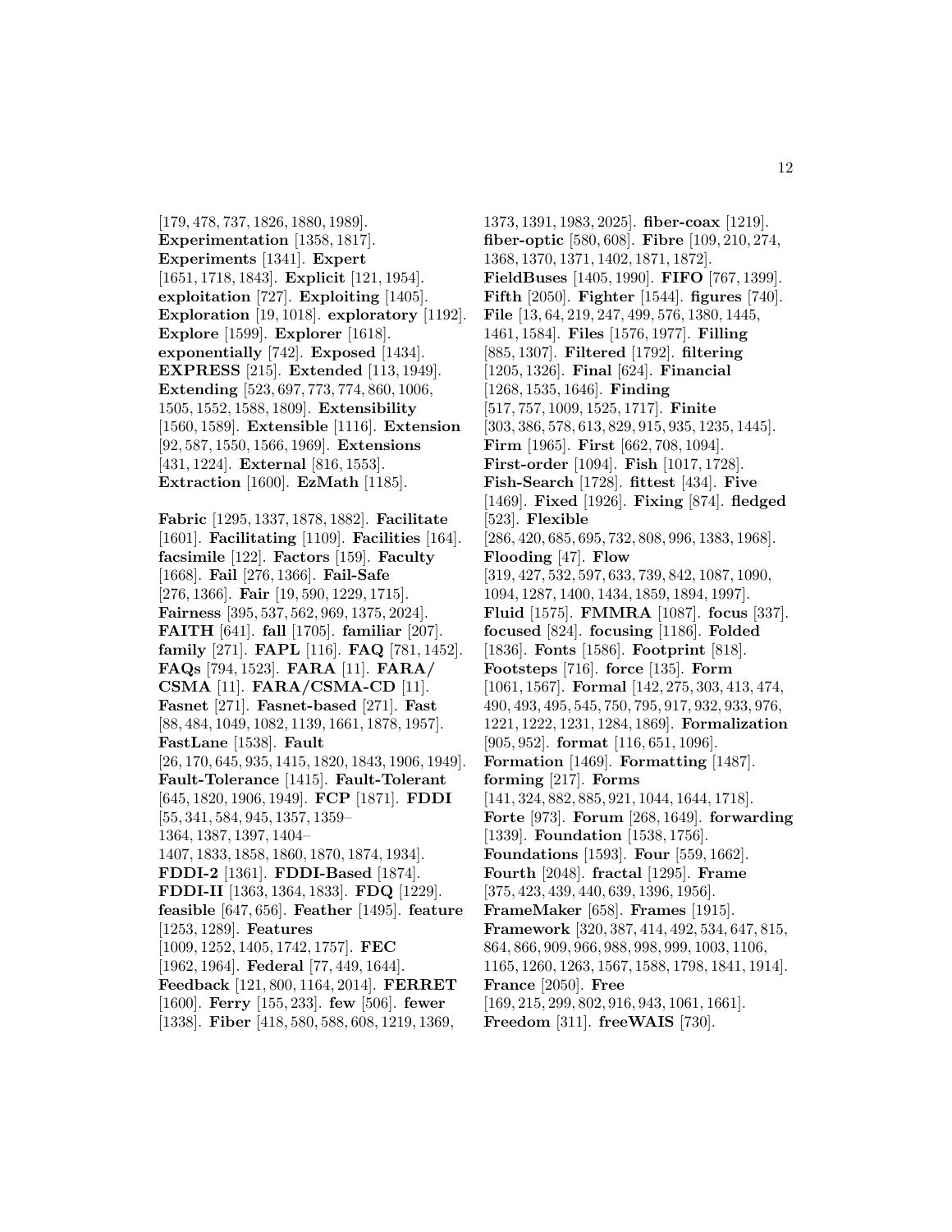[179, 478, 737, 1826, 1880, 1989]. **Experimentation** [1358, 1817]. **Experiments** [1341]. **Expert** [1651, 1718, 1843]. **Explicit** [121, 1954]. **exploitation** [727]. **Exploiting** [1405]. **Exploration** [19, 1018]. **exploratory** [1192]. **Explore** [1599]. **Explorer** [1618]. **exponentially** [742]. **Exposed** [1434]. **EXPRESS** [215]. **Extended** [113, 1949]. **Extending** [523, 697, 773, 774, 860, 1006, 1505, 1552, 1588, 1809]. **Extensibility** [1560, 1589]. **Extensible** [1116]. **Extension** [92, 587, 1550, 1566, 1969]. **Extensions** [431, 1224]. **External** [816, 1553]. **Extraction** [1600]. **EzMath** [1185].

**Fabric** [1295, 1337, 1878, 1882]. **Facilitate** [1601]. **Facilitating** [1109]. **Facilities** [164]. **facsimile** [122]. **Factors** [159]. **Faculty** [1668]. **Fail** [276, 1366]. **Fail-Safe** [276, 1366]. **Fair** [19, 590, 1229, 1715]. **Fairness** [395, 537, 562, 969, 1375, 2024]. **FAITH** [641]. **fall** [1705]. **familiar** [207]. **family** [271]. **FAPL** [116]. **FAQ** [781, 1452]. **FAQs** [794, 1523]. **FARA** [11]. **FARA/ CSMA** [11]. **FARA/CSMA-CD** [11]. **Fasnet** [271]. **Fasnet-based** [271]. **Fast** [88, 484, 1049, 1082, 1139, 1661, 1878, 1957]. **FastLane** [1538]. **Fault** [26, 170, 645, 935, 1415, 1820, 1843, 1906, 1949]. **Fault-Tolerance** [1415]. **Fault-Tolerant** [645, 1820, 1906, 1949]. **FCP** [1871]. **FDDI** [55, 341, 584, 945, 1357, 1359–1364, 1387, 1397, 1404–1407, 1833, 1858, 1860, 1870, 1874, 1934]. **FDDI-2** [1361]. **FDDI-Based** [1874]. **FDDI-II** [1363, 1364, 1833]. **FDQ** [1229]. **feasible** [647, 656]. **Feather** [1495]. **feature** [1253, 1289]. **Features** [1009, 1252, 1405, 1742, 1757]. **FEC** [1962, 1964]. **Federal** [77, 449, 1644]. **Feedback** [121, 800, 1164, 2014]. **FERRET** [1600]. **Ferry** [155, 233]. **few** [506]. **fewer** [1338]. **Fiber** [418, 580, 588, 608, 1219, 1369, 1373, 1391, 1983, 2025]. **fiber-coax** [1219]. **fiber-optic** [580, 608]. **Fibre** [109, 210, 274, 1368, 1370, 1371, 1402, 1871, 1872]. **FieldBuses** [1405, 1990]. **FIFO** [767, 1399]. **Fifth** [2050]. **Fighter** [1544]. **figures** [740]. **File** [13, 64, 219, 247, 499, 576, 1380, 1445, 1461, 1584]. **Files** [1576, 1977]. **Filling** [885, 1307]. **Filtered** [1792]. **filtering** [1205, 1326]. **Final** [624]. **Financial** [1268, 1535, 1646]. **Finding** [517, 757, 1009, 1525, 1717]. **Finite** [303, 386, 578, 613, 829, 915, 935, 1235, 1445]. **Firm** [1965]. **First** [662, 708, 1094]. **First-order** [1094]. **Fish** [1017, 1728]. **Fish-Search** [1728]. **fittest** [434]. **Five** [1469]. **Fixed** [1926]. **Fixing** [874]. **fledged** [523]. **Flexible** [286, 420, 685, 695, 732, 808, 996, 1383, 1968]. **Flooding** [47]. **Flow** [319, 427, 532, 597, 633, 739, 842, 1087, 1090, 1094, 1287, 1400, 1434, 1859, 1894, 1997]. **Fluid** [1575]. **FMMRA** [1087]. **focus** [337]. **focused** [824]. **focusing** [1186]. **Folded** [1836]. **Fonts** [1586]. **Footprint** [818]. **Footsteps** [716]. **force** [135]. **Form** [1061, 1567]. **Formal** [142, 275, 303, 413, 474, 490, 493, 495, 545, 750, 795, 917, 932, 933, 976, 1221, 1222, 1231, 1284, 1869]. **Formalization** [905, 952]. **format** [116, 651, 1096]. **Formation** [1469]. **Formatting** [1487]. **forming** [217]. **Forms** [141, 324, 882, 885, 921, 1044, 1644, 1718]. **Forte** [973]. **Forum** [268, 1649]. **forwarding** [1339]. **Foundation** [1538, 1756]. **Foundations** [1593]. **Four** [559, 1662]. **Fourth** [2048]. **fractal** [1295]. **Frame** [375, 423, 439, 440, 639, 1396, 1956]. **FrameMaker** [658]. **Frames** [1915]. **Framework** [320, 387, 414, 492, 534, 647, 815, 864, 866, 909, 966, 988, 998, 999, 1003, 1106, 1165, 1260, 1263, 1567, 1588, 1798, 1841, 1914]. **France** [2050]. **Free** [169, 215, 299, 802, 916, 943, 1061, 1661]. **Freedom** [311]. **freeWAIS** [730].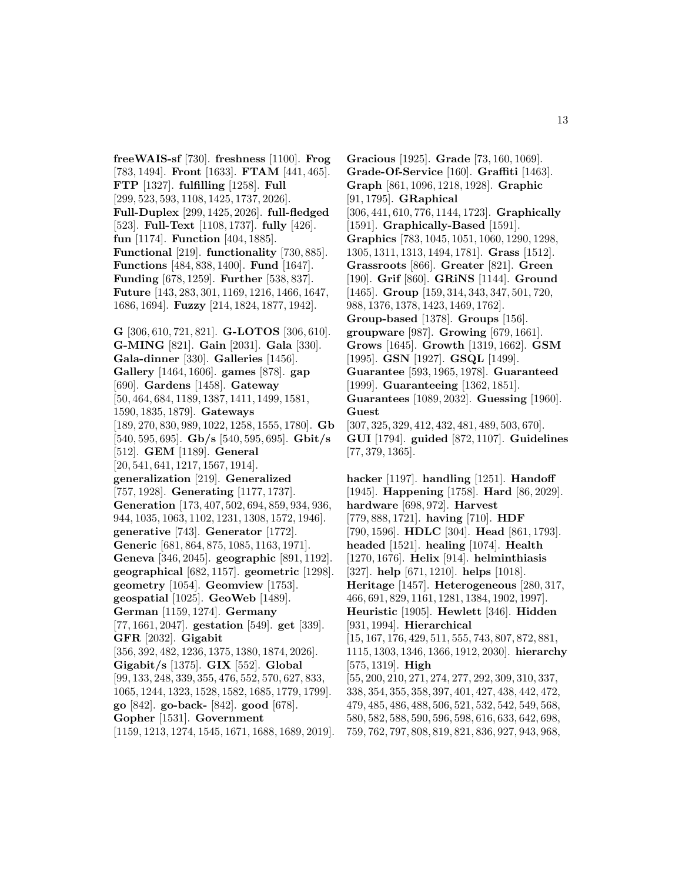**freeWAIS-sf** [730]. **freshness** [1100]. **Frog** [783, 1494]. **Front** [1633]. **FTAM** [441, 465]. **FTP** [1327]. **fulfilling** [1258]. **Full** [299, 523, 593, 1108, 1425, 1737, 2026]. **Full-Duplex** [299, 1425, 2026]. **full-fledged** [523]. **Full-Text** [1108, 1737]. **fully** [426]. **fun** [1174]. **Function** [404, 1885]. **Functional** [219]. **functionality** [730, 885]. **Functions** [484, 838, 1400]. **Fund** [1647]. **Funding** [678, 1259]. **Further** [538, 837]. **Future** [143, 283, 301, 1169, 1216, 1466, 1647, 1686, 1694]. **Fuzzy** [214, 1824, 1877, 1942].

**G** [306, 610, 721, 821]. **G-LOTOS** [306, 610]. **G-MING** [821]. **Gain** [2031]. **Gala** [330]. **Gala-dinner** [330]. **Galleries** [1456]. **Gallery** [1464, 1606]. **games** [878]. **gap** [690]. **Gardens** [1458]. **Gateway** [50, 464, 684, 1189, 1387, 1411, 1499, 1581, 1590, 1835, 1879]. **Gateways** [189, 270, 830, 989, 1022, 1258, 1555, 1780]. **Gb** [540, 595, 695]. **Gb/s** [540, 595, 695]. **Gbit/s** [512]. **GEM** [1189]. **General** [20, 541, 641, 1217, 1567, 1914]. **generalization** [219]. **Generalized** [757, 1928]. **Generating** [1177, 1737]. **Generation** [173, 407, 502, 694, 859, 934, 936, 944, 1035, 1063, 1102, 1231, 1308, 1572, 1946]. **generative** [743]. **Generator** [1772]. **Generic** [681, 864, 875, 1085, 1163, 1971]. **Geneva** [346, 2045]. **geographic** [891, 1192]. **geographical** [682, 1157]. **geometric** [1298]. **geometry** [1054]. **Geomview** [1753]. **geospatial** [1025]. **GeoWeb** [1489]. **German** [1159, 1274]. **Germany** [77, 1661, 2047]. **gestation** [549]. **get** [339]. **GFR** [2032]. **Gigabit** [356, 392, 482, 1236, 1375, 1380, 1874, 2026]. **Gigabit/s** [1375]. **GIX** [552]. **Global** [99, 133, 248, 339, 355, 476, 552, 570, 627, 833, 1065, 1244, 1323, 1528, 1582, 1685, 1779, 1799]. **go** [842]. **go-back-** [842]. **good** [678]. **Gopher** [1531]. **Government** [1159, 1213, 1274, 1545, 1671, 1688, 1689, 2019].

**Gracious** [1925]. **Grade** [73, 160, 1069]. **Grade-Of-Service** [160]. **Graffiti** [1463]. **Graph** [861, 1096, 1218, 1928]. **Graphic** [91, 1795]. **GRaphical** [306, 441, 610, 776, 1144, 1723]. **Graphically** [1591]. **Graphically-Based** [1591]. **Graphics** [783, 1045, 1051, 1060, 1290, 1298, 1305, 1311, 1313, 1494, 1781]. **Grass** [1512]. **Grassroots** [866]. **Greater** [821]. **Green** [190]. **Grif** [860]. **GRiNS** [1144]. **Ground** [1465]. **Group** [159, 314, 343, 347, 501, 720, 988, 1376, 1378, 1423, 1469, 1762]. **Group-based** [1378]. **Groups** [156]. **groupware** [987]. **Growing** [679, 1661]. **Grows** [1645]. **Growth** [1319, 1662]. **GSM** [1995]. **GSN** [1927]. **GSQL** [1499]. **Guarantee** [593, 1965, 1978]. **Guaranteed** [1999]. **Guaranteeing** [1362, 1851]. **Guarantees** [1089, 2032]. **Guessing** [1960]. **Guest** [307, 325, 329, 412, 432, 481, 489, 503, 670]. **GUI** [1794]. **guided** [872, 1107]. **Guidelines** [77, 379, 1365].

**hacker** [1197]. **handling** [1251]. **Handoff** [1945]. **Happening** [1758]. **Hard** [86, 2029]. **hardware** [698, 972]. **Harvest** [779, 888, 1721]. **having** [710]. **HDF** [790, 1596]. **HDLC** [304]. **Head** [861, 1793]. **headed** [1521]. **healing** [1074]. **Health** [1270, 1676]. **Helix** [914]. **helminthiasis** [327]. **help** [671, 1210]. **helps** [1018]. **Heritage** [1457]. **Heterogeneous** [280, 317, 466, 691, 829, 1161, 1281, 1384, 1902, 1997]. **Heuristic** [1905]. **Hewlett** [346]. **Hidden** [931, 1994]. **Hierarchical** [15, 167, 176, 429, 511, 555, 743, 807, 872, 881, 1115, 1303, 1346, 1366, 1912, 2030]. **hierarchy** [575, 1319]. **High** [55, 200, 210, 271, 274, 277, 292, 309, 310, 337, 338, 354, 355, 358, 397, 401, 427, 438, 442, 472, 479, 485, 486, 488, 506, 521, 532, 542, 549, 568, 580, 582, 588, 590, 596, 598, 616, 633, 642, 698, 759, 762, 797, 808, 819, 821, 836, 927, 943, 968,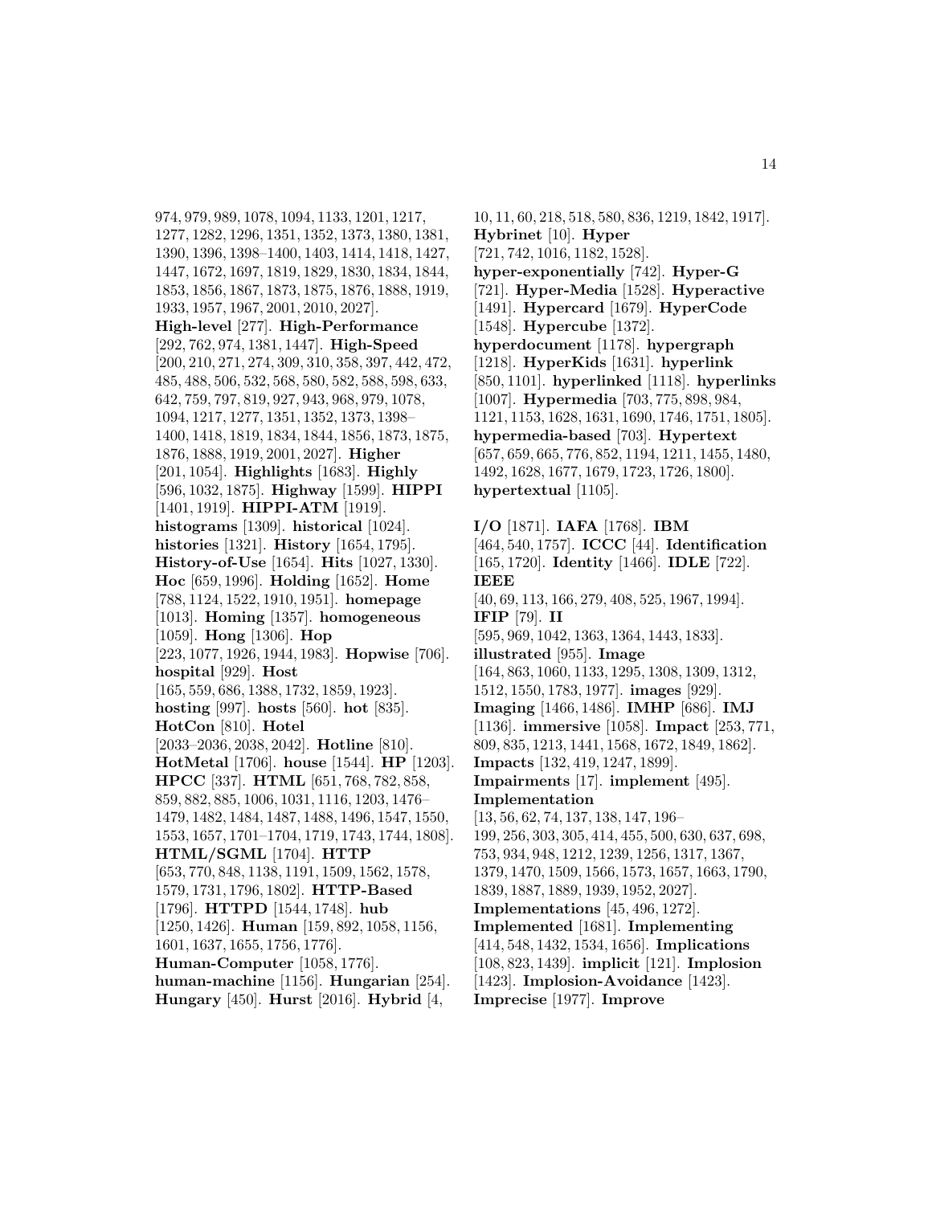974, 979, 989, 1078, 1094, 1133, 1201, 1217, 1277, 1282, 1296, 1351, 1352, 1373, 1380, 1381, 1390, 1396, 1398–1400, 1403, 1414, 1418, 1427, 1447, 1672, 1697, 1819, 1829, 1830, 1834, 1844, 1853, 1856, 1867, 1873, 1875, 1876, 1888, 1919, 1933, 1957, 1967, 2001, 2010, 2027]. **High-level** [277]. **High-Performance** [292, 762, 974, 1381, 1447]. **High-Speed** [200, 210, 271, 274, 309, 310, 358, 397, 442, 472, 485, 488, 506, 532, 568, 580, 582, 588, 598, 633, 642, 759, 797, 819, 927, 943, 968, 979, 1078, 1094, 1217, 1277, 1351, 1352, 1373, 1398–1400, 1418, 1819, 1834, 1844, 1856, 1873, 1875, 1876, 1888, 1919, 2001, 2027]. **Higher** [201, 1054]. **Highlights** [1683]. **Highly** [596, 1032, 1875]. **Highway** [1599]. **HIPPI** [1401, 1919]. **HIPPI-ATM** [1919]. **histograms** [1309]. **historical** [1024]. **histories** [1321]. **History** [1654, 1795]. **History-of-Use** [1654]. **Hits** [1027, 1330]. **Hoc** [659, 1996]. **Holding** [1652]. **Home** [788, 1124, 1522, 1910, 1951]. **homepage** [1013]. **Homing** [1357]. **homogeneous** [1059]. **Hong** [1306]. **Hop** [223, 1077, 1926, 1944, 1983]. **Hopwise** [706]. **hospital** [929]. **Host** [165, 559, 686, 1388, 1732, 1859, 1923]. **hosting** [997]. **hosts** [560]. **hot** [835]. **HotCon** [810]. **Hotel** [2033–2036, 2038, 2042]. **Hotline** [810]. **HotMetal** [1706]. **house** [1544]. **HP** [1203]. **HPCC** [337]. **HTML** [651, 768, 782, 858, 859, 882, 885, 1006, 1031, 1116, 1203, 1476–1479, 1482, 1484, 1487, 1488, 1496, 1547, 1550, 1553, 1657, 1701–1704, 1719, 1743, 1744, 1808]. **HTML/SGML** [1704]. **HTTP** [653, 770, 848, 1138, 1191, 1509, 1562, 1578, 1579, 1731, 1796, 1802]. **HTTP-Based** [1796]. **HTTPD** [1544, 1748]. **hub** [1250, 1426]. **Human** [159, 892, 1058, 1156, 1601, 1637, 1655, 1756, 1776]. **Human-Computer** [1058, 1776]. **human-machine** [1156]. **Hungarian** [254]. **Hungary** [450]. **Hurst** [2016]. **Hybrid** [4, 10, 11, 60, 218, 518, 580, 836, 1219, 1842, 1917]. **Hybrinet** [10]. **Hyper** [721, 742, 1016, 1182, 1528]. **hyper-exponentially** [742]. **Hyper-G** [721]. **Hyper-Media** [1528]. **Hyperactive** [1491]. **Hypercard** [1679]. **HyperCode** [1548]. **Hypercube** [1372]. **hyperdocument** [1178]. **hypergraph** [1218]. **HyperKids** [1631]. **hyperlink** [850, 1101]. **hyperlinked** [1118]. **hyperlinks** [1007]. **Hypermedia** [703, 775, 898, 984, 1121, 1153, 1628, 1631, 1690, 1746, 1751, 1805]. **hypermedia-based** [703]. **Hypertext** [657, 659, 665, 776, 852, 1194, 1211, 1455, 1480, 1492, 1628, 1677, 1679, 1723, 1726, 1800]. **hypertextual** [1105].

**I/O** [1871]. **IAFA** [1768]. **IBM** [464, 540, 1757]. **ICCC** [44]. **Identification** [165, 1720]. **Identity** [1466]. **IDLE** [722]. **IEEE** [40, 69, 113, 166, 279, 408, 525, 1967, 1994]. **IFIP** [79]. **II** [595, 969, 1042, 1363, 1364, 1443, 1833]. **illustrated** [955]. **Image** [164, 863, 1060, 1133, 1295, 1308, 1309, 1312, 1512, 1550, 1783, 1977]. **images** [929]. **Imaging** [1466, 1486]. **IMHP** [686]. **IMJ** [1136]. **immersive** [1058]. **Impact** [253, 771, 809, 835, 1213, 1441, 1568, 1672, 1849, 1862]. **Impacts** [132, 419, 1247, 1899]. **Impairments** [17]. **implement** [495]. **Implementation** [13, 56, 62, 74, 137, 138, 147, 196–199, 256, 303, 305, 414, 455, 500, 630, 637, 698, 753, 934, 948, 1212, 1239, 1256, 1317, 1367, 1379, 1470, 1509, 1566, 1573, 1657, 1663, 1790, 1839, 1887, 1889, 1939, 1952, 2027]. **Implementations** [45, 496, 1272]. **Implemented** [1681]. **Implementing** [414, 548, 1432, 1534, 1656]. **Implications** [108, 823, 1439]. **implicit** [121]. **Implosion** [1423]. **Implosion-Avoidance** [1423]. **Imprecise** [1977]. **Improve**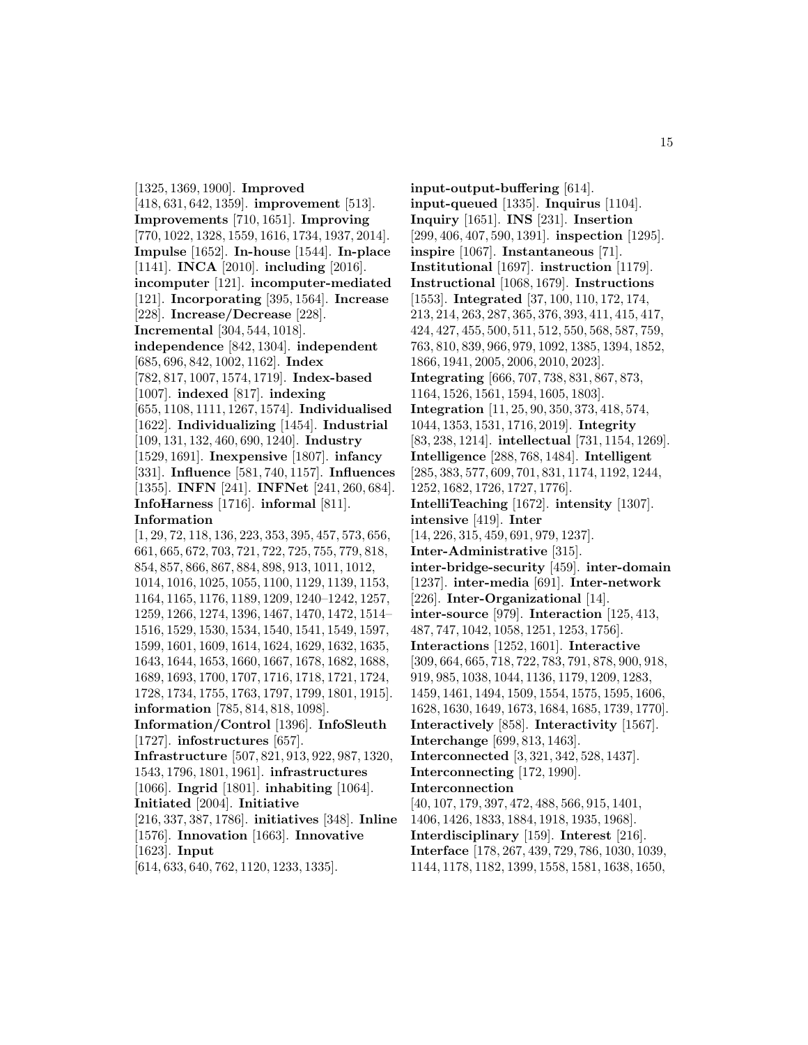[1325, 1369, 1900]. **Improved** [418, 631, 642, 1359]. **improvement** [513]. **Improvements** [710, 1651]. **Improving** [770, 1022, 1328, 1559, 1616, 1734, 1937, 2014]. **Impulse** [1652]. **In-house** [1544]. **In-place** [1141]. **INCA** [2010]. **including** [2016]. **incomputer** [121]. **incomputer-mediated** [121]. **Incorporating** [395, 1564]. **Increase** [228]. **Increase/Decrease** [228]. **Incremental** [304, 544, 1018]. **independence** [842, 1304]. **independent** [685, 696, 842, 1002, 1162]. **Index** [782, 817, 1007, 1574, 1719]. **Index-based** [1007]. **indexed** [817]. **indexing** [655, 1108, 1111, 1267, 1574]. **Individualised** [1622]. **Individualizing** [1454]. **Industrial** [109, 131, 132, 460, 690, 1240]. **Industry** [1529, 1691]. **Inexpensive** [1807]. **infancy** [331]. **Influence** [581, 740, 1157]. **Influences** [1355]. **INFN** [241]. **INFNet** [241, 260, 684]. **InfoHarness** [1716]. **informal** [811]. **Information** [1, 29, 72, 118, 136, 223, 353, 395, 457, 573, 656, 661, 665, 672, 703, 721, 722, 725, 755, 779, 818, 854, 857, 866, 867, 884, 898, 913, 1011, 1012, 1014, 1016, 1025, 1055, 1100, 1129, 1139, 1153, 1164, 1165, 1176, 1189, 1209, 1240–1242, 1257, 1259, 1266, 1274, 1396, 1467, 1470, 1472, 1514–1516, 1529, 1530, 1534, 1540, 1541, 1549, 1597, 1599, 1601, 1609, 1614, 1624, 1629, 1632, 1635, 1643, 1644, 1653, 1660, 1667, 1678, 1682, 1688, 1689, 1693, 1700, 1707, 1716, 1718, 1721, 1724, 1728, 1734, 1755, 1763, 1797, 1799, 1801, 1915]. **information** [785, 814, 818, 1098]. **Information/Control** [1396]. **InfoSleuth** [1727]. **infostructures** [657]. **Infrastructure** [507, 821, 913, 922, 987, 1320, 1543, 1796, 1801, 1961]. **infrastructures** [1066]. **Ingrid** [1801]. **inhabiting** [1064]. **Initiated** [2004]. **Initiative** [216, 337, 387, 1786]. **initiatives** [348]. **Inline** [1576]. **Innovation** [1663]. **Innovative** [1623]. **Input** [614, 633, 640, 762, 1120, 1233, 1335].

**input-output-buffering** [614]. **input-queued** [1335]. **Inquirus** [1104]. **Inquiry** [1651]. **INS** [231]. **Insertion** [299, 406, 407, 590, 1391]. **inspection** [1295]. **inspire** [1067]. **Instantaneous** [71]. **Institutional** [1697]. **instruction** [1179]. **Instructional** [1068, 1679]. **Instructions** [1553]. **Integrated** [37, 100, 110, 172, 174, 213, 214, 263, 287, 365, 376, 393, 411, 415, 417, 424, 427, 455, 500, 511, 512, 550, 568, 587, 759, 763, 810, 839, 966, 979, 1092, 1385, 1394, 1852, 1866, 1941, 2005, 2006, 2010, 2023]. **Integrating** [666, 707, 738, 831, 867, 873, 1164, 1526, 1561, 1594, 1605, 1803]. **Integration** [11, 25, 90, 350, 373, 418, 574, 1044, 1353, 1531, 1716, 2019]. **Integrity** [83, 238, 1214]. **intellectual** [731, 1154, 1269]. **Intelligence** [288, 768, 1484]. **Intelligent** [285, 383, 577, 609, 701, 831, 1174, 1192, 1244, 1252, 1682, 1726, 1727, 1776]. **IntelliTeaching** [1672]. **intensity** [1307]. **intensive** [419]. **Inter** [14, 226, 315, 459, 691, 979, 1237]. **Inter-Administrative** [315]. **inter-bridge-security** [459]. **inter-domain** [1237]. **inter-media** [691]. **Inter-network** [226]. **Inter-Organizational** [14]. **inter-source** [979]. **Interaction** [125, 413, 487, 747, 1042, 1058, 1251, 1253, 1756]. **Interactions** [1252, 1601]. **Interactive** [309, 664, 665, 718, 722, 783, 791, 878, 900, 918, 919, 985, 1038, 1044, 1136, 1179, 1209, 1283, 1459, 1461, 1494, 1509, 1554, 1575, 1595, 1606, 1628, 1630, 1649, 1673, 1684, 1685, 1739, 1770]. **Interactively** [858]. **Interactivity** [1567]. **Interchange** [699, 813, 1463]. **Interconnected** [3, 321, 342, 528, 1437]. **Interconnecting** [172, 1990]. **Interconnection** [40, 107, 179, 397, 472, 488, 566, 915, 1401, 1406, 1426, 1833, 1884, 1918, 1935, 1968]. **Interdisciplinary** [159]. **Interest** [216]. **Interface** [178, 267, 439, 729, 786, 1030, 1039, 1144, 1178, 1182, 1399, 1558, 1581, 1638, 1650,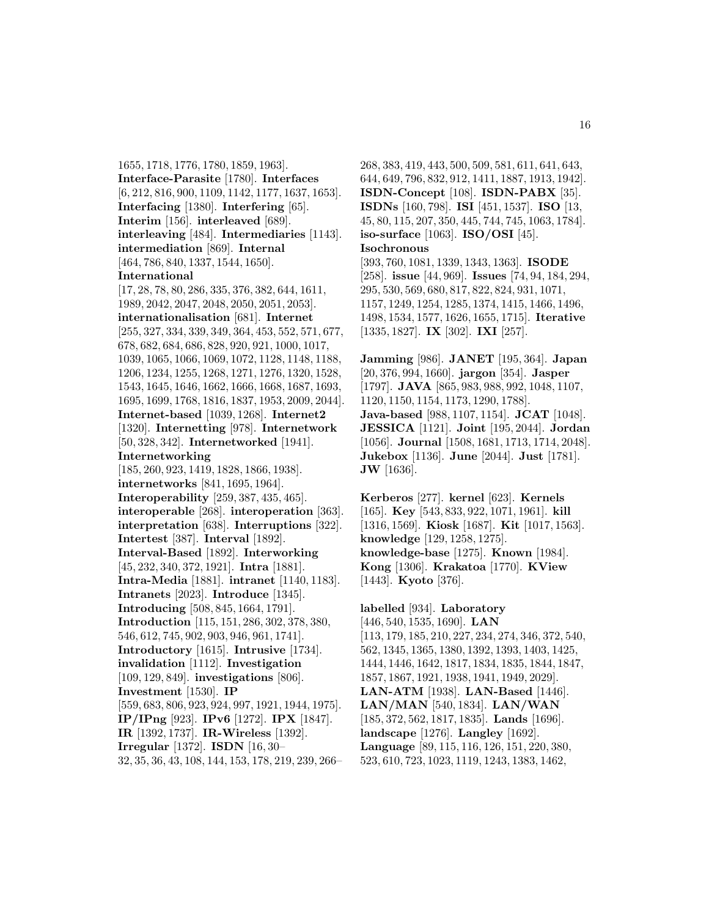1655, 1718, 1776, 1780, 1859, 1963]. **Interface-Parasite** [1780]. **Interfaces** [6, 212, 816, 900, 1109, 1142, 1177, 1637, 1653]. **Interfacing** [1380]. **Interfering** [65]. **Interim** [156]. **interleaved** [689]. **interleaving** [484]. **Intermediaries** [1143]. **intermediation** [869]. **Internal** [464, 786, 840, 1337, 1544, 1650]. **International** [17, 28, 78, 80, 286, 335, 376, 382, 644, 1611, 1989, 2042, 2047, 2048, 2050, 2051, 2053]. **internationalisation** [681]. **Internet** [255, 327, 334, 339, 349, 364, 453, 552, 571, 677, 678, 682, 684, 686, 828, 920, 921, 1000, 1017, 1039, 1065, 1066, 1069, 1072, 1128, 1148, 1188, 1206, 1234, 1255, 1268, 1271, 1276, 1320, 1528, 1543, 1645, 1646, 1662, 1666, 1668, 1687, 1693, 1695, 1699, 1768, 1816, 1837, 1953, 2009, 2044]. **Internet-based** [1039, 1268]. **Internet2** [1320]. **Internetting** [978]. **Internetwork** [50, 328, 342]. **Internetworked** [1941]. **Internetworking** [185, 260, 923, 1419, 1828, 1866, 1938]. **internetworks** [841, 1695, 1964]. **Interoperability** [259, 387, 435, 465]. **interoperable** [268]. **interoperation** [363]. **interpretation** [638]. **Interruptions** [322]. **Intertest** [387]. **Interval** [1892]. **Interval-Based** [1892]. **Interworking** [45, 232, 340, 372, 1921]. **Intra** [1881]. **Intra-Media** [1881]. **intranet** [1140, 1183]. **Intranets** [2023]. **Introduce** [1345]. **Introducing** [508, 845, 1664, 1791]. **Introduction** [115, 151, 286, 302, 378, 380, 546, 612, 745, 902, 903, 946, 961, 1741]. **Introductory** [1615]. **Intrusive** [1734]. **invalidation** [1112]. **Investigation** [109, 129, 849]. **investigations** [806]. **Investment** [1530]. **IP** [559, 683, 806, 923, 924, 997, 1921, 1944, 1975]. **IP/IPng** [923]. **IPv6** [1272]. **IPX** [1847]. **IR** [1392, 1737]. **IR-Wireless** [1392]. **Irregular** [1372]. **ISDN** [16, 30–32, 35, 36, 43, 108, 144, 153, 178, 219, 239, 266–268, 383, 419, 443, 500, 509, 581, 611, 641, 643, 644, 649, 796, 832, 912, 1411, 1887, 1913, 1942]. **ISDN-Concept** [108]. **ISDN-PABX** [35]. **ISDNs** [160, 798]. **ISI** [451, 1537]. **ISO** [13, 45, 80, 115, 207, 350, 445, 744, 745, 1063, 1784]. **iso-surface** [1063]. **ISO/OSI** [45]. **Isochronous** [393, 760, 1081, 1339, 1343, 1363]. **ISODE** [258]. **issue** [44, 969]. **Issues** [74, 94, 184, 294, 295, 530, 569, 680, 817, 822, 824, 931, 1071, 1157, 1249, 1254, 1285, 1374, 1415, 1466, 1496, 1498, 1534, 1577, 1626, 1655, 1715]. **Iterative** [1335, 1827]. **IX** [302]. **IXI** [257].

**Jamming** [986]. **JANET** [195, 364]. **Japan** [20, 376, 994, 1660]. **jargon** [354]. **Jasper** [1797]. **JAVA** [865, 983, 988, 992, 1048, 1107, 1120, 1150, 1154, 1173, 1290, 1788]. **Java-based** [988, 1107, 1154]. **JCAT** [1048]. **JESSICA** [1121]. **Joint** [195, 2044]. **Jordan** [1056]. **Journal** [1508, 1681, 1713, 1714, 2048]. **Jukebox** [1136]. **June** [2044]. **Just** [1781]. **JW** [1636].

**Kerberos** [277]. **kernel** [623]. **Kernels** [165]. **Key** [543, 833, 922, 1071, 1961]. **kill** [1316, 1569]. **Kiosk** [1687]. **Kit** [1017, 1563]. **knowledge** [129, 1258, 1275]. **knowledge-base** [1275]. **Known** [1984]. **Kong** [1306]. **Krakatoa** [1770]. **KView** [1443]. **Kyoto** [376].

**labelled** [934]. **Laboratory** [446, 540, 1535, 1690]. **LAN** [113, 179, 185, 210, 227, 234, 274, 346, 372, 540, 562, 1345, 1365, 1380, 1392, 1393, 1403, 1425, 1444, 1446, 1642, 1817, 1834, 1835, 1844, 1847, 1857, 1867, 1921, 1938, 1941, 1949, 2029]. **LAN-ATM** [1938]. **LAN-Based** [1446]. **LAN/MAN** [540, 1834]. **LAN/WAN** [185, 372, 562, 1817, 1835]. **Lands** [1696]. **landscape** [1276]. **Langley** [1692]. **Language** [89, 115, 116, 126, 151, 220, 380, 523, 610, 723, 1023, 1119, 1243, 1383, 1462,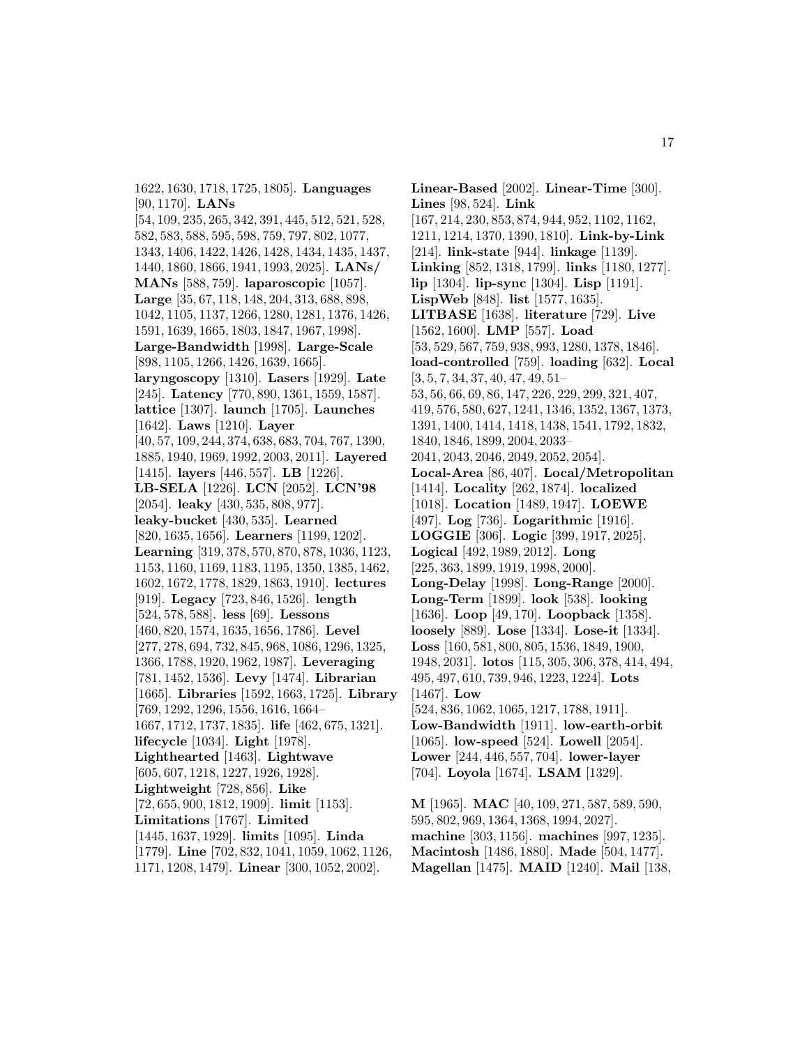1622, 1630, 1718, 1725, 1805]. **Languages** [90, 1170]. **LANs** [54, 109, 235, 265, 342, 391, 445, 512, 521, 528, 582, 583, 588, 595, 598, 759, 797, 802, 1077, 1343, 1406, 1422, 1426, 1428, 1434, 1435, 1437, 1440, 1860, 1866, 1941, 1993, 2025]. **LANs/ MANs** [588, 759]. **laparoscopic** [1057]. **Large** [35, 67, 118, 148, 204, 313, 688, 898, 1042, 1105, 1137, 1266, 1280, 1281, 1376, 1426, 1591, 1639, 1665, 1803, 1847, 1967, 1998]. **Large-Bandwidth** [1998]. **Large-Scale** [898, 1105, 1266, 1426, 1639, 1665]. **laryngoscopy** [1310]. **Lasers** [1929]. **Late** [245]. **Latency** [770, 890, 1361, 1559, 1587]. **lattice** [1307]. **launch** [1705]. **Launches** [1642]. **Laws** [1210]. **Layer** [40, 57, 109, 244, 374, 638, 683, 704, 767, 1390, 1885, 1940, 1969, 1992, 2003, 2011]. **Layered** [1415]. **layers** [446, 557]. **LB** [1226]. **LB-SELA** [1226]. **LCN** [2052]. **LCN'98** [2054]. **leaky** [430, 535, 808, 977]. **leaky-bucket** [430, 535]. **Learned** [820, 1635, 1656]. **Learners** [1199, 1202]. **Learning** [319, 378, 570, 870, 878, 1036, 1123, 1153, 1160, 1169, 1183, 1195, 1350, 1385, 1462, 1602, 1672, 1778, 1829, 1863, 1910]. **lectures** [919]. **Legacy** [723, 846, 1526]. **length** [524, 578, 588]. **less** [69]. **Lessons** [460, 820, 1574, 1635, 1656, 1786]. **Level** [277, 278, 694, 732, 845, 968, 1086, 1296, 1325, 1366, 1788, 1920, 1962, 1987]. **Leveraging** [781, 1452, 1536]. **Levy** [1474]. **Librarian** [1665]. **Libraries** [1592, 1663, 1725]. **Library** [769, 1292, 1296, 1556, 1616, 1664–1667, 1712, 1737, 1835]. **life** [462, 675, 1321]. **lifecycle** [1034]. **Light** [1978]. **Lighthearted** [1463]. **Lightwave** [605, 607, 1218, 1227, 1926, 1928]. **Lightweight** [728, 856]. **Like** [72, 655, 900, 1812, 1909]. **limit** [1153]. **Limitations** [1767]. **Limited** [1445, 1637, 1929]. **limits** [1095]. **Linda** [1779]. **Line** [702, 832, 1041, 1059, 1062, 1126, 1171, 1208, 1479]. **Linear** [300, 1052, 2002].

**Linear-Based** [2002]. **Linear-Time** [300]. **Lines** [98, 524]. **Link** [167, 214, 230, 853, 874, 944, 952, 1102, 1162, 1211, 1214, 1370, 1390, 1810]. **Link-by-Link** [214]. **link-state** [944]. **linkage** [1139]. **Linking** [852, 1318, 1799]. **links** [1180, 1277]. **lip** [1304]. **lip-sync** [1304]. **Lisp** [1191]. **LispWeb** [848]. **list** [1577, 1635]. **LITBASE** [1638]. **literature** [729]. **Live** [1562, 1600]. **LMP** [557]. **Load** [53, 529, 567, 759, 938, 993, 1280, 1378, 1846]. **load-controlled** [759]. **loading** [632]. **Local** [3, 5, 7, 34, 37, 40, 47, 49, 51–53, 56, 66, 69, 86, 147, 226, 229, 299, 321, 407, 419, 576, 580, 627, 1241, 1346, 1352, 1367, 1373, 1391, 1400, 1414, 1418, 1438, 1541, 1792, 1832, 1840, 1846, 1899, 2004, 2033–2041, 2043, 2046, 2049, 2052, 2054]. **Local-Area** [86, 407]. **Local/Metropolitan** [1414]. **Locality** [262, 1874]. **localized** [1018]. **Location** [1489, 1947]. **LOEWE** [497]. **Log** [736]. **Logarithmic** [1916]. **LOGGIE** [306]. **Logic** [399, 1917, 2025]. **Logical** [492, 1989, 2012]. **Long** [225, 363, 1899, 1919, 1998, 2000]. **Long-Delay** [1998]. **Long-Range** [2000]. **Long-Term** [1899]. **look** [538]. **looking** [1636]. **Loop** [49, 170]. **Loopback** [1358]. **loosely** [889]. **Lose** [1334]. **Lose-it** [1334]. **Loss** [160, 581, 800, 805, 1536, 1849, 1900, 1948, 2031]. **lotos** [115, 305, 306, 378, 414, 494, 495, 497, 610, 739, 946, 1223, 1224]. **Lots** [1467]. **Low** [524, 836, 1062, 1065, 1217, 1788, 1911]. **Low-Bandwidth** [1911]. **low-earth-orbit** [1065]. **low-speed** [524]. **Lowell** [2054]. **Lower** [244, 446, 557, 704]. **lower-layer** [704]. **Loyola** [1674]. **LSAM** [1329].

**M** [1965]. **MAC** [40, 109, 271, 587, 589, 590, 595, 802, 969, 1364, 1368, 1994, 2027]. **machine** [303, 1156]. **machines** [997, 1235]. **Macintosh** [1486, 1880]. **Made** [504, 1477]. **Magellan** [1475]. **MAID** [1240]. **Mail** [138,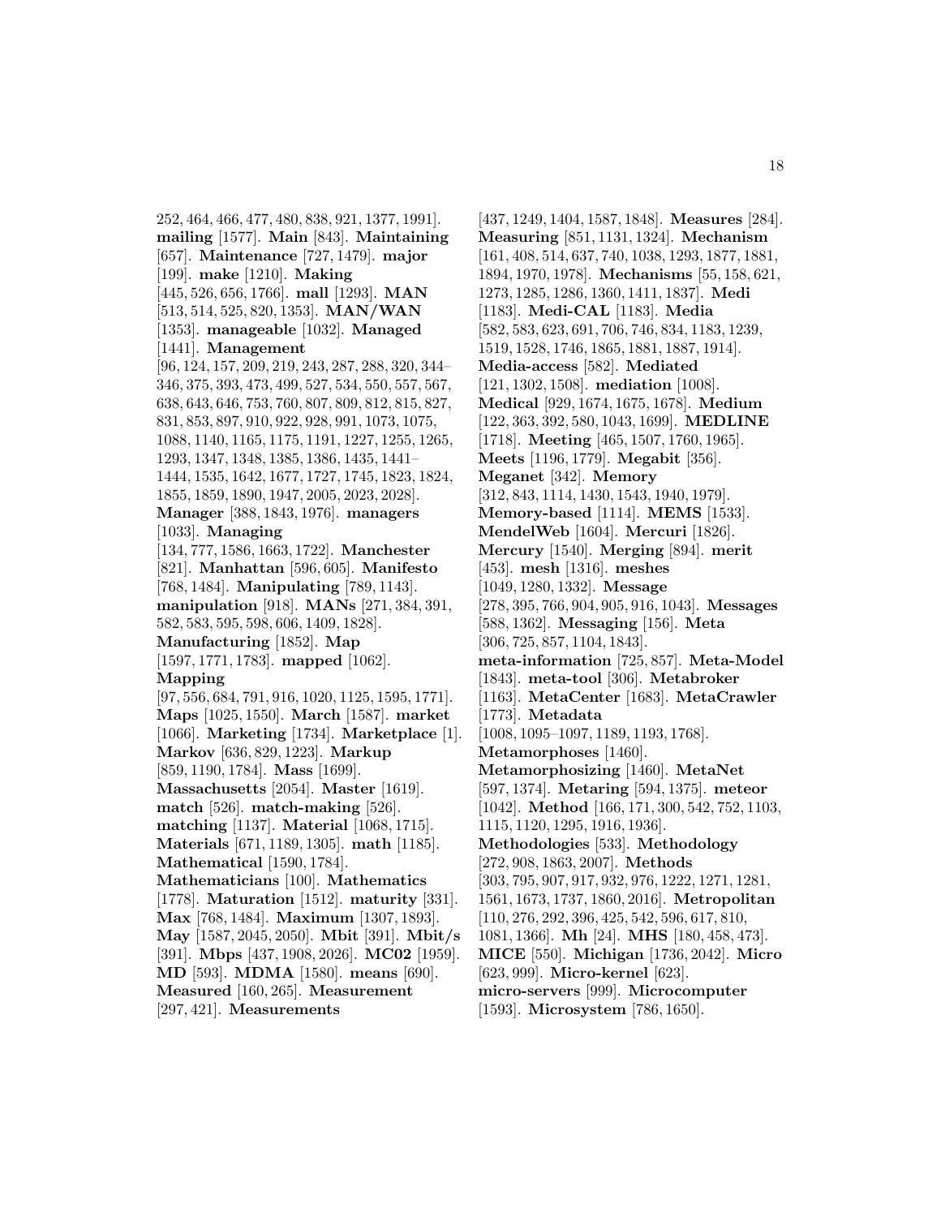252, 464, 466, 477, 480, 838, 921, 1377, 1991]. **mailing** [1577]. **Main** [843]. **Maintaining** [657]. **Maintenance** [727, 1479]. **major** [199]. **make** [1210]. **Making** [445, 526, 656, 1766]. **mall** [1293]. **MAN** [513, 514, 525, 820, 1353]. **MAN/WAN** [1353]. **manageable** [1032]. **Managed** [1441]. **Management** [96, 124, 157, 209, 219, 243, 287, 288, 320, 344–346, 375, 393, 473, 499, 527, 534, 550, 557, 567, 638, 643, 646, 753, 760, 807, 809, 812, 815, 827, 831, 853, 897, 910, 922, 928, 991, 1073, 1075, 1088, 1140, 1165, 1175, 1191, 1227, 1255, 1265, 1293, 1347, 1348, 1385, 1386, 1435, 1441–1444, 1535, 1642, 1677, 1727, 1745, 1823, 1824, 1855, 1859, 1890, 1947, 2005, 2023, 2028]. **Manager** [388, 1843, 1976]. **managers** [1033]. **Managing** [134, 777, 1586, 1663, 1722]. **Manchester** [821]. **Manhattan** [596, 605]. **Manifesto** [768, 1484]. **Manipulating** [789, 1143]. **manipulation** [918]. **MANs** [271, 384, 391, 582, 583, 595, 598, 606, 1409, 1828]. **Manufacturing** [1852]. **Map** [1597, 1771, 1783]. **mapped** [1062]. **Mapping** [97, 556, 684, 791, 916, 1020, 1125, 1595, 1771]. **Maps** [1025, 1550]. **March** [1587]. **market** [1066]. **Marketing** [1734]. **Marketplace** [1]. **Markov** [636, 829, 1223]. **Markup** [859, 1190, 1784]. **Mass** [1699]. **Massachusetts** [2054]. **Master** [1619]. **match** [526]. **match-making** [526]. **matching** [1137]. **Material** [1068, 1715]. **Materials** [671, 1189, 1305]. **math** [1185]. **Mathematical** [1590, 1784]. **Mathematicians** [100]. **Mathematics** [1778]. **Maturation** [1512]. **maturity** [331]. **Max** [768, 1484]. **Maximum** [1307, 1893]. **May** [1587, 2045, 2050]. **Mbit** [391]. **Mbit/s** [391]. **Mbps** [437, 1908, 2026]. **MC02** [1959]. **MD** [593]. **MDMA** [1580]. **means** [690]. **Measured** [160, 265]. **Measurement** [297, 421]. **Measurements** [437, 1249, 1404, 1587, 1848]. **Measures** [284]. **Measuring** [851, 1131, 1324]. **Mechanism** [161, 408, 514, 637, 740, 1038, 1293, 1877, 1881, 1894, 1970, 1978]. **Mechanisms** [55, 158, 621, 1273, 1285, 1286, 1360, 1411, 1837]. **Medi** [1183]. **Medi-CAL** [1183]. **Media** [582, 583, 623, 691, 706, 746, 834, 1183, 1239, 1519, 1528, 1746, 1865, 1881, 1887, 1914]. **Media-access** [582]. **Mediated** [121, 1302, 1508]. **mediation** [1008]. **Medical** [929, 1674, 1675, 1678]. **Medium** [122, 363, 392, 580, 1043, 1699]. **MEDLINE** [1718]. **Meeting** [465, 1507, 1760, 1965]. **Meets** [1196, 1779]. **Megabit** [356]. **Meganet** [342]. **Memory** [312, 843, 1114, 1430, 1543, 1940, 1979]. **Memory-based** [1114]. **MEMS** [1533]. **MendelWeb** [1604]. **Mercuri** [1826]. **Mercury** [1540]. **Merging** [894]. **merit** [453]. **mesh** [1316]. **meshes** [1049, 1280, 1332]. **Message** [278, 395, 766, 904, 905, 916, 1043]. **Messages** [588, 1362]. **Messaging** [156]. **Meta** [306, 725, 857, 1104, 1843]. **meta-information** [725, 857]. **Meta-Model** [1843]. **meta-tool** [306]. **Metabroker** [1163]. **MetaCenter** [1683]. **MetaCrawler** [1773]. **Metadata** [1008, 1095–1097, 1189, 1193, 1768]. **Metamorphoses** [1460]. **Metamorphosizing** [1460]. **MetaNet** [597, 1374]. **Metaring** [594, 1375]. **meteor** [1042]. **Method** [166, 171, 300, 542, 752, 1103, 1115, 1120, 1295, 1916, 1936]. **Methodologies** [533]. **Methodology** [272, 908, 1863, 2007]. **Methods** [303, 795, 907, 917, 932, 976, 1222, 1271, 1281, 1561, 1673, 1737, 1860, 2016]. **Metropolitan** [110, 276, 292, 396, 425, 542, 596, 617, 810, 1081, 1366]. **Mh** [24]. **MHS** [180, 458, 473]. **MICE** [550]. **Michigan** [1736, 2042]. **Micro** [623, 999]. **Micro-kernel** [623]. **micro-servers** [999]. **Microcomputer** [1593]. **Microsystem** [786, 1650].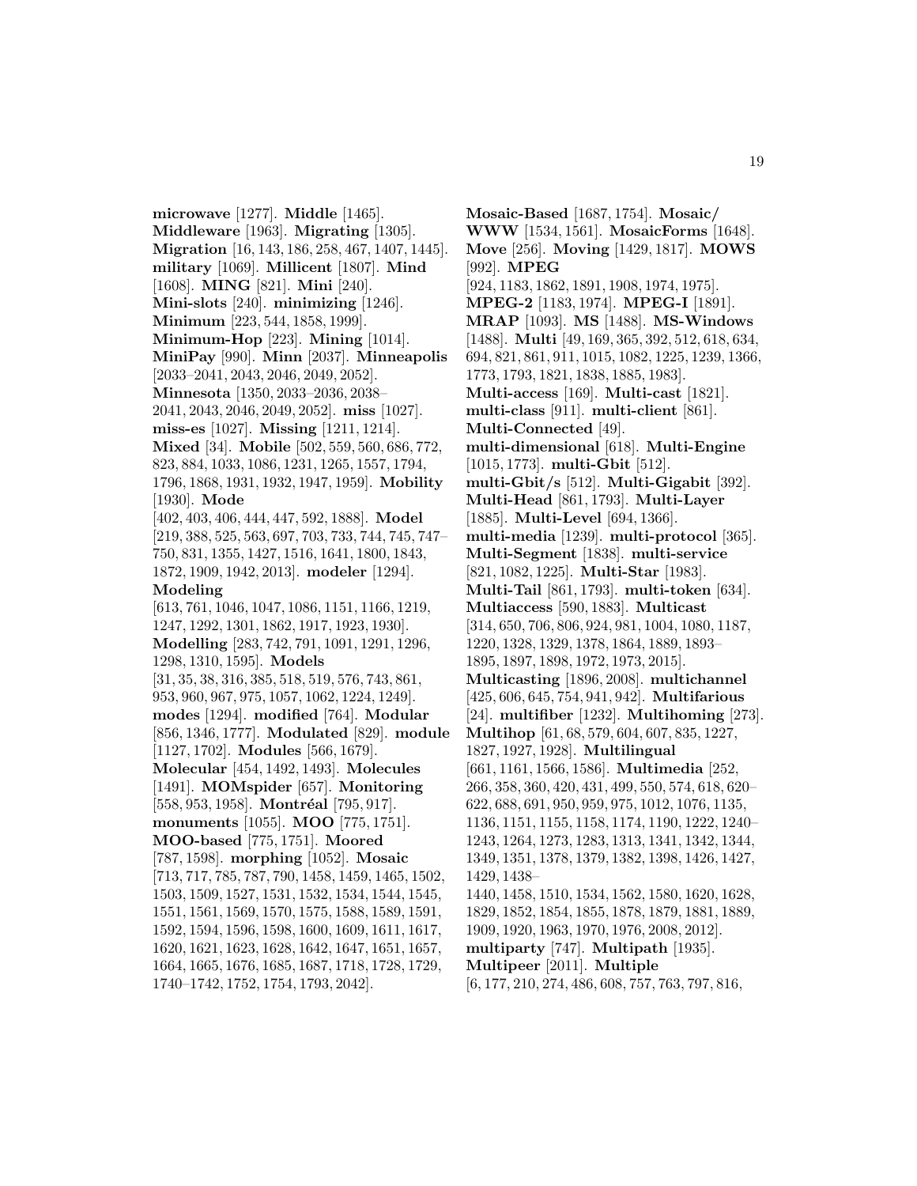**microwave** [1277]. **Middle** [1465]. **Middleware** [1963]. **Migrating** [1305]. **Migration** [16, 143, 186, 258, 467, 1407, 1445]. **military** [1069]. **Millicent** [1807]. **Mind** [1608]. **MING** [821]. **Mini** [240]. **Mini-slots** [240]. **minimizing** [1246]. **Minimum** [223, 544, 1858, 1999]. **Minimum-Hop** [223]. **Mining** [1014]. **MiniPay** [990]. **Minn** [2037]. **Minneapolis** [2033–2041, 2043, 2046, 2049, 2052]. **Minnesota** [1350, 2033–2036, 2038–2041, 2043, 2046, 2049, 2052]. **miss** [1027]. **miss-es** [1027]. **Missing** [1211, 1214]. **Mixed** [34]. **Mobile** [502, 559, 560, 686, 772, 823, 884, 1033, 1086, 1231, 1265, 1557, 1794, 1796, 1868, 1931, 1932, 1947, 1959]. **Mobility** [1930]. **Mode** [402, 403, 406, 444, 447, 592, 1888]. **Model** [219, 388, 525, 563, 697, 703, 733, 744, 745, 747–750, 831, 1355, 1427, 1516, 1641, 1800, 1843, 1872, 1909, 1942, 2013]. **modeler** [1294]. **Modeling** [613, 761, 1046, 1047, 1086, 1151, 1166, 1219, 1247, 1292, 1301, 1862, 1917, 1923, 1930]. **Modelling** [283, 742, 791, 1091, 1291, 1296, 1298, 1310, 1595]. **Models** [31, 35, 38, 316, 385, 518, 519, 576, 743, 861, 953, 960, 967, 975, 1057, 1062, 1224, 1249]. **modes** [1294]. **modified** [764]. **Modular** [856, 1346, 1777]. **Modulated** [829]. **module** [1127, 1702]. **Modules** [566, 1679]. **Molecular** [454, 1492, 1493]. **Molecules** [1491]. **MOMspider** [657]. **Monitoring** [558, 953, 1958]. **Montréal** [795, 917]. **monuments** [1055]. **MOO** [775, 1751]. **MOO-based** [775, 1751]. **Moored** [787, 1598]. **morphing** [1052]. **Mosaic** [713, 717, 785, 787, 790, 1458, 1459, 1465, 1502, 1503, 1509, 1527, 1531, 1532, 1534, 1544, 1545, 1551, 1561, 1569, 1570, 1575, 1588, 1589, 1591, 1592, 1594, 1596, 1598, 1600, 1609, 1611, 1617, 1620, 1621, 1623, 1628, 1642, 1647, 1651, 1657, 1664, 1665, 1676, 1685, 1687, 1718, 1728, 1729, 1740–1742, 1752, 1754, 1793, 2042].

**Mosaic-Based** [1687, 1754]. **Mosaic/WWW** [1534, 1561]. **MosaicForms** [1648]. **Move** [256]. **Moving** [1429, 1817]. **MOWS** [992]. **MPEG** [924, 1183, 1862, 1891, 1908, 1974, 1975]. **MPEG-2** [1183, 1974]. **MPEG-I** [1891]. **MRAP** [1093]. **MS** [1488]. **MS-Windows** [1488]. **Multi** [49, 169, 365, 392, 512, 618, 634, 694, 821, 861, 911, 1015, 1082, 1225, 1239, 1366, 1773, 1793, 1821, 1838, 1885, 1983]. **Multi-access** [169]. **Multi-cast** [1821]. **multi-class** [911]. **multi-client** [861]. **Multi-Connected** [49]. **multi-dimensional** [618]. **Multi-Engine** [1015, 1773]. **multi-Gbit** [512]. **multi-Gbit/s** [512]. **Multi-Gigabit** [392]. **Multi-Head** [861, 1793]. **Multi-Layer** [1885]. **Multi-Level** [694, 1366]. **multi-media** [1239]. **multi-protocol** [365]. **Multi-Segment** [1838]. **multi-service** [821, 1082, 1225]. **Multi-Star** [1983]. **Multi-Tail** [861, 1793]. **multi-token** [634]. **Multiaccess** [590, 1883]. **Multicast** [314, 650, 706, 806, 924, 981, 1004, 1080, 1187, 1220, 1328, 1329, 1378, 1864, 1889, 1893–1895, 1897, 1898, 1972, 1973, 2015]. **Multicasting** [1896, 2008]. **multichannel** [425, 606, 645, 754, 941, 942]. **Multifarious** [24]. **multifiber** [1232]. **Multihoming** [273]. **Multihop** [61, 68, 579, 604, 607, 835, 1227, 1827, 1927, 1928]. **Multilingual** [661, 1161, 1566, 1586]. **Multimedia** [252, 266, 358, 360, 420, 431, 499, 550, 574, 618, 620–622, 688, 691, 950, 959, 975, 1012, 1076, 1135, 1136, 1151, 1155, 1158, 1174, 1190, 1222, 1240–1243, 1264, 1273, 1283, 1313, 1341, 1342, 1344, 1349, 1351, 1378, 1379, 1382, 1398, 1426, 1427, 1429, 1438–1440, 1458, 1510, 1534, 1562, 1580, 1620, 1628, 1829, 1852, 1854, 1855, 1878, 1879, 1881, 1889, 1909, 1920, 1963, 1970, 1976, 2008, 2012]. **multiparty** [747]. **Multipath** [1935]. **Multipeer** [2011]. **Multiple** [6, 177, 210, 274, 486, 608, 757, 763, 797, 816,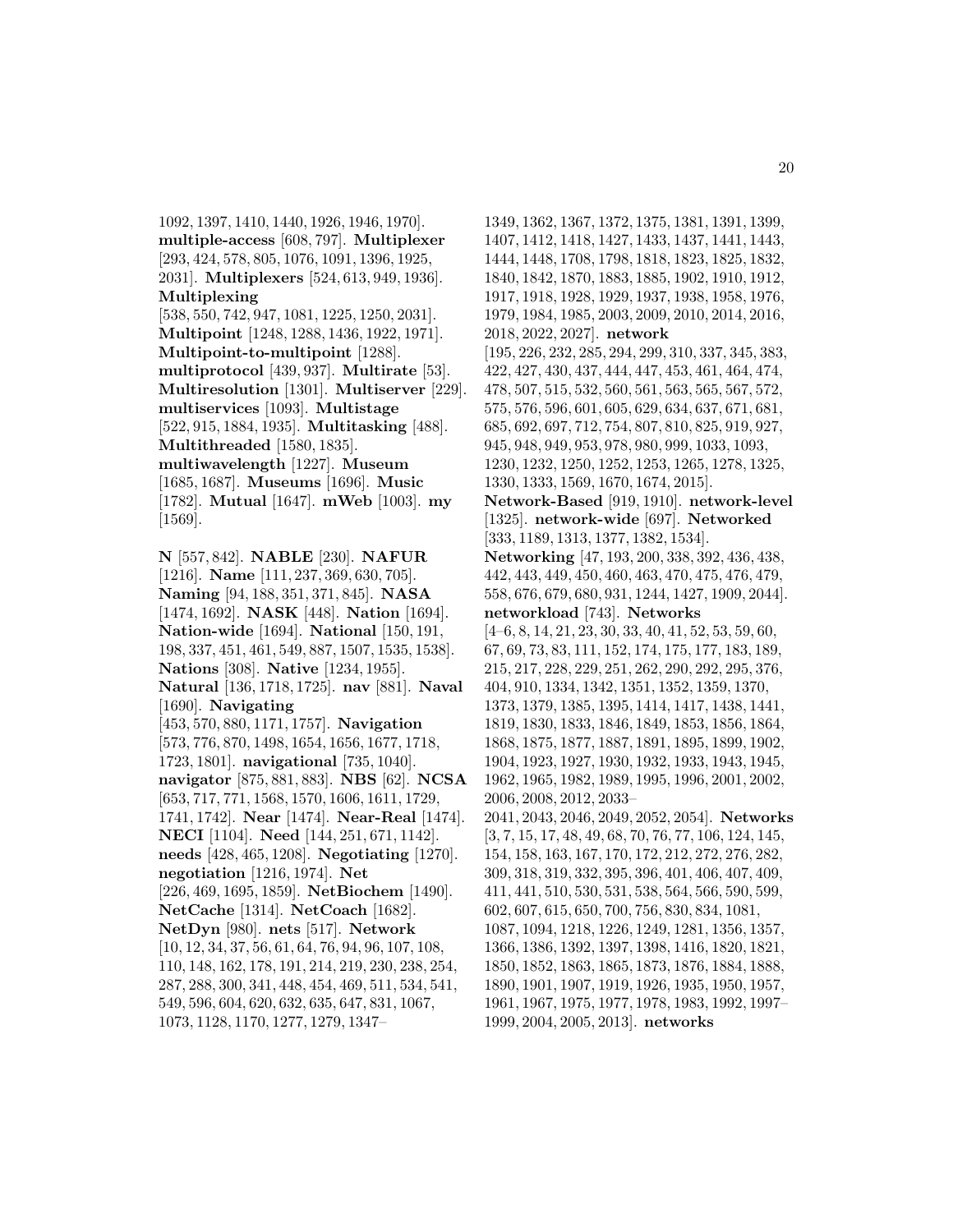1092, 1397, 1410, 1440, 1926, 1946, 1970]. **multiple-access** [608, 797]. **Multiplexer** [293, 424, 578, 805, 1076, 1091, 1396, 1925, 2031]. **Multiplexers** [524, 613, 949, 1936]. **Multiplexing** [538, 550, 742, 947, 1081, 1225, 1250, 2031]. **Multipoint** [1248, 1288, 1436, 1922, 1971]. **Multipoint-to-multipoint** [1288]. **multiprotocol** [439, 937]. **Multirate** [53]. **Multiresolution** [1301]. **Multiserver** [229]. **multiservices** [1093]. **Multistage** [522, 915, 1884, 1935]. **Multitasking** [488]. **Multithreaded** [1580, 1835]. **multiwavelength** [1227]. **Museum** [1685, 1687]. **Museums** [1696]. **Music** [1782]. **Mutual** [1647]. **mWeb** [1003]. **my** [1569].

**N** [557, 842]. **NABLE** [230]. **NAFUR** [1216]. **Name** [111, 237, 369, 630, 705]. **Naming** [94, 188, 351, 371, 845]. **NASA** [1474, 1692]. **NASK** [448]. **Nation** [1694]. **Nation-wide** [1694]. **National** [150, 191, 198, 337, 451, 461, 549, 887, 1507, 1535, 1538]. **Nations** [308]. **Native** [1234, 1955]. **Natural** [136, 1718, 1725]. **nav** [881]. **Naval** [1690]. **Navigating** [453, 570, 880, 1171, 1757]. **Navigation** [573, 776, 870, 1498, 1654, 1656, 1677, 1718, 1723, 1801]. **navigational** [735, 1040]. **navigator** [875, 881, 883]. **NBS** [62]. **NCSA** [653, 717, 771, 1568, 1570, 1606, 1611, 1729, 1741, 1742]. **Near** [1474]. **Near-Real** [1474]. **NECI** [1104]. **Need** [144, 251, 671, 1142]. **needs** [428, 465, 1208]. **Negotiating** [1270]. **negotiation** [1216, 1974]. **Net** [226, 469, 1695, 1859]. **NetBiochem** [1490]. **NetCache** [1314]. **NetCoach** [1682]. **NetDyn** [980]. **nets** [517]. **Network** [10, 12, 34, 37, 56, 61, 64, 76, 94, 96, 107, 108, 110, 148, 162, 178, 191, 214, 219, 230, 238, 254, 287, 288, 300, 341, 448, 454, 469, 511, 534, 541, 549, 596, 604, 620, 632, 635, 647, 831, 1067, 1073, 1128, 1170, 1277, 1279, 1347–1349, 1362, 1367, 1372, 1375, 1381, 1391, 1399, 1407, 1412, 1418, 1427, 1433, 1437, 1441, 1443, 1444, 1448, 1708, 1798, 1818, 1823, 1825, 1832, 1840, 1842, 1870, 1883, 1885, 1902, 1910, 1912, 1917, 1918, 1928, 1929, 1937, 1938, 1958, 1976, 1979, 1984, 1985, 2003, 2009, 2010, 2014, 2016, 2018, 2022, 2027]. **network** [195, 226, 232, 285, 294, 299, 310, 337, 345, 383, 422, 427, 430, 437, 444, 447, 453, 461, 464, 474, 478, 507, 515, 532, 560, 561, 563, 565, 567, 572, 575, 576, 596, 601, 605, 629, 634, 637, 671, 681, 685, 692, 697, 712, 754, 807, 810, 825, 919, 927, 945, 948, 949, 953, 978, 980, 999, 1033, 1093, 1230, 1232, 1250, 1252, 1253, 1265, 1278, 1325, 1330, 1333, 1569, 1670, 1674, 2015]. **Network-Based** [919, 1910]. **network-level** [1325]. **network-wide** [697]. **Networked** [333, 1189, 1313, 1377, 1382, 1534]. **Networking** [47, 193, 200, 338, 392, 436, 438, 442, 443, 449, 450, 460, 463, 470, 475, 476, 479, 558, 676, 679, 680, 931, 1244, 1427, 1909, 2044]. **networkload** [743]. **Networks** [4–6, 8, 14, 21, 23, 30, 33, 40, 41, 52, 53, 59, 60, 67, 69, 73, 83, 111, 152, 174, 175, 177, 183, 189, 215, 217, 228, 229, 251, 262, 290, 292, 295, 376, 404, 910, 1334, 1342, 1351, 1352, 1359, 1370, 1373, 1379, 1385, 1395, 1414, 1417, 1438, 1441, 1819, 1830, 1833, 1846, 1849, 1853, 1856, 1864, 1868, 1875, 1877, 1887, 1891, 1895, 1899, 1902, 1904, 1923, 1927, 1930, 1932, 1933, 1943, 1945, 1962, 1965, 1982, 1989, 1995, 1996, 2001, 2002, 2006, 2008, 2012, 2033–2041, 2043, 2046, 2049, 2052, 2054]. **Networks** [3, 7, 15, 17, 48, 49, 68, 70, 76, 77, 106, 124, 145, 154, 158, 163, 167, 170, 172, 212, 272, 276, 282, 309, 318, 319, 332, 395, 396, 401, 406, 407, 409, 411, 441, 510, 530, 531, 538, 564, 566, 590, 599, 602, 607, 615, 650, 700, 756, 830, 834, 1081, 1087, 1094, 1218, 1226, 1249, 1281, 1356, 1357, 1366, 1386, 1392, 1397, 1398, 1416, 1820, 1821, 1850, 1852, 1863, 1865, 1873, 1876, 1884, 1888, 1890, 1901, 1907, 1919, 1926, 1935, 1950, 1957, 1961, 1967, 1975, 1977, 1978, 1983, 1992, 1997–1999, 2004, 2005, 2013]. **networks**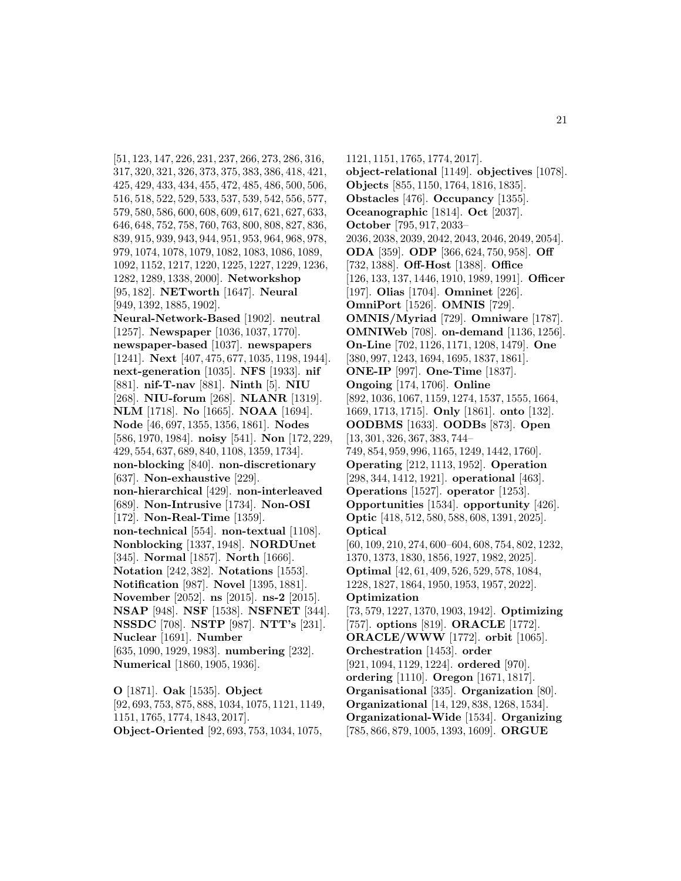[51, 123, 147, 226, 231, 237, 266, 273, 286, 316, 317, 320, 321, 326, 373, 375, 383, 386, 418, 421, 425, 429, 433, 434, 455, 472, 485, 486, 500, 506, 516, 518, 522, 529, 533, 537, 539, 542, 556, 577, 579, 580, 586, 600, 608, 609, 617, 621, 627, 633, 646, 648, 752, 758, 760, 763, 800, 808, 827, 836, 839, 915, 939, 943, 944, 951, 953, 964, 968, 978, 979, 1074, 1078, 1079, 1082, 1083, 1086, 1089, 1092, 1152, 1217, 1220, 1225, 1227, 1229, 1236, 1282, 1289, 1338, 2000]. **Networkshop** [95, 182]. **NETworth** [1647]. **Neural** [949, 1392, 1885, 1902]. **Neural-Network-Based** [1902]. **neutral** [1257]. **Newspaper** [1036, 1037, 1770]. **newspaper-based** [1037]. **newspapers** [1241]. **Next** [407, 475, 677, 1035, 1198, 1944]. **next-generation** [1035]. **NFS** [1933]. **nif** [881]. **nif-T-nav** [881]. **Ninth** [5]. **NIU** [268]. **NIU-forum** [268]. **NLANR** [1319]. **NLM** [1718]. **No** [1665]. **NOAA** [1694]. **Node** [46, 697, 1355, 1356, 1861]. **Nodes** [586, 1970, 1984]. **noisy** [541]. **Non** [172, 229, 429, 554, 637, 689, 840, 1108, 1359, 1734]. **non-blocking** [840]. **non-discretionary** [637]. **Non-exhaustive** [229]. **non-hierarchical** [429]. **non-interleaved** [689]. **Non-Intrusive** [1734]. **Non-OSI** [172]. **Non-Real-Time** [1359]. **non-technical** [554]. **non-textual** [1108]. **Nonblocking** [1337, 1948]. **NORDUnet** [345]. **Normal** [1857]. **North** [1666]. **Notation** [242, 382]. **Notations** [1553]. **Notification** [987]. **Novel** [1395, 1881]. **November** [2052]. **ns** [2015]. **ns-2** [2015]. **NSAP** [948]. **NSF** [1538]. **NSFNET** [344]. **NSSDC** [708]. **NSTP** [987]. **NTT's** [231]. **Nuclear** [1691]. **Number** [635, 1090, 1929, 1983]. **numbering** [232]. **Numerical** [1860, 1905, 1936].

**O** [1871]. **Oak** [1535]. **Object** [92, 693, 753, 875, 888, 1034, 1075, 1121, 1149, 1151, 1765, 1774, 1843, 2017]. **Object-Oriented** [92, 693, 753, 1034, 1075, 1121, 1151, 1765, 1774, 2017]. **object-relational** [1149]. **objectives** [1078]. **Objects** [855, 1150, 1764, 1816, 1835]. **Obstacles** [476]. **Occupancy** [1355]. **Oceanographic** [1814]. **Oct** [2037]. **October** [795, 917, 2033–2036, 2038, 2039, 2042, 2043, 2046, 2049, 2054]. **ODA** [359]. **ODP** [366, 624, 750, 958]. **Off** [732, 1388]. **Off-Host** [1388]. **Office** [126, 133, 137, 1446, 1910, 1989, 1991]. **Officer** [197]. **Olias** [1704]. **Omninet** [226]. **OmniPort** [1526]. **OMNIS** [729]. **OMNIS/Myriad** [729]. **Omniware** [1787]. **OMNIWeb** [708]. **on-demand** [1136, 1256]. **On-Line** [702, 1126, 1171, 1208, 1479]. **One** [380, 997, 1243, 1694, 1695, 1837, 1861]. **ONE-IP** [997]. **One-Time** [1837]. **Ongoing** [174, 1706]. **Online** [892, 1036, 1067, 1159, 1274, 1537, 1555, 1664, 1669, 1713, 1715]. **Only** [1861]. **onto** [132]. **OODBMS** [1633]. **OODBs** [873]. **Open** [13, 301, 326, 367, 383, 744–749, 854, 959, 996, 1165, 1249, 1442, 1760]. **Operating** [212, 1113, 1952]. **Operation** [298, 344, 1412, 1921]. **operational** [463]. **Operations** [1527]. **operator** [1253]. **Opportunities** [1534]. **opportunity** [426]. **Optic** [418, 512, 580, 588, 608, 1391, 2025]. **Optical** [60, 109, 210, 274, 600–604, 608, 754, 802, 1232, 1370, 1373, 1830, 1856, 1927, 1982, 2025]. **Optimal** [42, 61, 409, 526, 529, 578, 1084, 1228, 1827, 1864, 1950, 1953, 1957, 2022]. **Optimization** [73, 579, 1227, 1370, 1903, 1942]. **Optimizing** [757]. **options** [819]. **ORACLE** [1772]. **ORACLE/WWW** [1772]. **orbit** [1065]. **Orchestration** [1453]. **order** [921, 1094, 1129, 1224]. **ordered** [970]. **ordering** [1110]. **Oregon** [1671, 1817]. **Organisational** [335]. **Organization** [80]. **Organizational** [14, 129, 838, 1268, 1534]. **Organizational-Wide** [1534]. **Organizing** [785, 866, 879, 1005, 1393, 1609]. **ORGUE**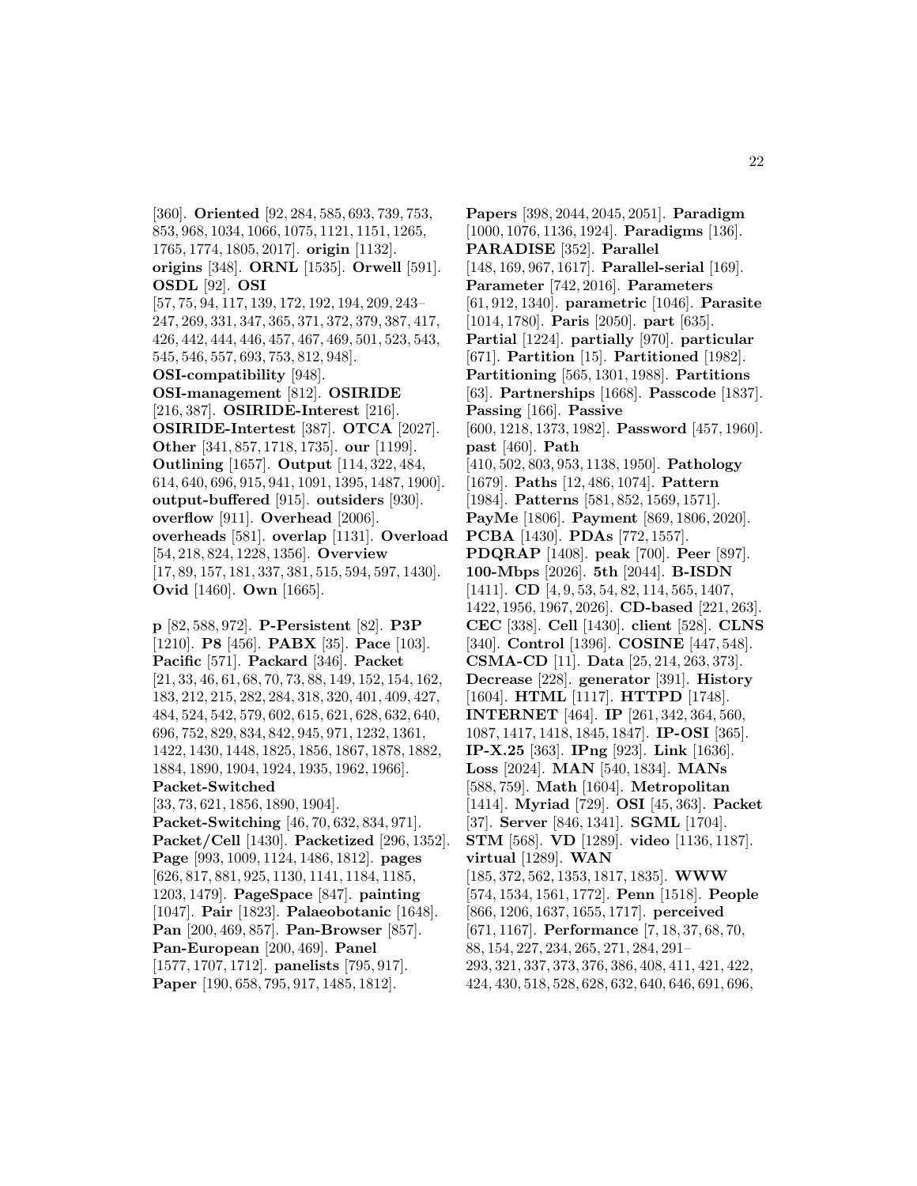[360]. **Oriented** [92, 284, 585, 693, 739, 753, 853, 968, 1034, 1066, 1075, 1121, 1151, 1265, 1765, 1774, 1805, 2017]. **origin** [1132]. **origins** [348]. **ORNL** [1535]. **Orwell** [591]. **OSDL** [92]. **OSI** [57, 75, 94, 117, 139, 172, 192, 194, 209, 243–247, 269, 331, 347, 365, 371, 372, 379, 387, 417, 426, 442, 444, 446, 457, 467, 469, 501, 523, 543, 545, 546, 557, 693, 753, 812, 948]. **OSI-compatibility** [948]. **OSI-management** [812]. **OSIRIDE** [216, 387]. **OSIRIDE-Interest** [216]. **OSIRIDE-Intertest** [387]. **OTCA** [2027]. **Other** [341, 857, 1718, 1735]. **our** [1199]. **Outlining** [1657]. **Output** [114, 322, 484, 614, 640, 696, 915, 941, 1091, 1395, 1487, 1900]. **output-buffered** [915]. **outsiders** [930]. **overflow** [911]. **Overhead** [2006]. **overheads** [581]. **overlap** [1131]. **Overload** [54, 218, 824, 1228, 1356]. **Overview** [17, 89, 157, 181, 337, 381, 515, 594, 597, 1430]. **Ovid** [1460]. **Own** [1665].

**p** [82, 588, 972]. **P-Persistent** [82]. **P3P** [1210]. **P8** [456]. **PABX** [35]. **Pace** [103]. **Pacific** [571]. **Packard** [346]. **Packet** [21, 33, 46, 61, 68, 70, 73, 88, 149, 152, 154, 162, 183, 212, 215, 282, 284, 318, 320, 401, 409, 427, 484, 524, 542, 579, 602, 615, 621, 628, 632, 640, 696, 752, 829, 834, 842, 945, 971, 1232, 1361, 1422, 1430, 1448, 1825, 1856, 1867, 1878, 1882, 1884, 1890, 1904, 1924, 1935, 1962, 1966]. **Packet-Switched** [33, 73, 621, 1856, 1890, 1904]. **Packet-Switching** [46, 70, 632, 834, 971]. **Packet/Cell** [1430]. **Packetized** [296, 1352]. **Page** [993, 1009, 1124, 1486, 1812]. **pages** [626, 817, 881, 925, 1130, 1141, 1184, 1185, 1203, 1479]. **PageSpace** [847]. **painting** [1047]. **Pair** [1823]. **Palaeobotanic** [1648]. **Pan** [200, 469, 857]. **Pan-Browser** [857]. **Pan-European** [200, 469]. **Panel** [1577, 1707, 1712]. **panelists** [795, 917]. **Paper** [190, 658, 795, 917, 1485, 1812].

**Papers** [398, 2044, 2045, 2051]. **Paradigm** [1000, 1076, 1136, 1924]. **Paradigms** [136]. **PARADISE** [352]. **Parallel** [148, 169, 967, 1617]. **Parallel-serial** [169]. **Parameter** [742, 2016]. **Parameters** [61, 912, 1340]. **parametric** [1046]. **Parasite** [1014, 1780]. **Paris** [2050]. **part** [635]. **Partial** [1224]. **partially** [970]. **particular** [671]. **Partition** [15]. **Partitioned** [1982]. **Partitioning** [565, 1301, 1988]. **Partitions** [63]. **Partnerships** [1668]. **Passcode** [1837]. **Passing** [166]. **Passive** [600, 1218, 1373, 1982]. **Password** [457, 1960]. **past** [460]. **Path** [410, 502, 803, 953, 1138, 1950]. **Pathology** [1679]. **Paths** [12, 486, 1074]. **Pattern** [1984]. **Patterns** [581, 852, 1569, 1571]. **PayMe** [1806]. **Payment** [869, 1806, 2020]. **PCBA** [1430]. **PDAs** [772, 1557]. **PDQRAP** [1408]. **peak** [700]. **Peer** [897]. **100-Mbps** [2026]. **5th** [2044]. **B-ISDN** [1411]. **CD** [4, 9, 53, 54, 82, 114, 565, 1407, 1422, 1956, 1967, 2026]. **CD-based** [221, 263]. **CEC** [338]. **Cell** [1430]. **client** [528]. **CLNS** [340]. **Control** [1396]. **COSINE** [447, 548]. **CSMA-CD** [11]. **Data** [25, 214, 263, 373]. **Decrease** [228]. **generator** [391]. **History** [1604]. **HTML** [1117]. **HTTPD** [1748]. **INTERNET** [464]. **IP** [261, 342, 364, 560, 1087, 1417, 1418, 1845, 1847]. **IP-OSI** [365]. **IP-X.25** [363]. **IPng** [923]. **Link** [1636]. **Loss** [2024]. **MAN** [540, 1834]. **MANs** [588, 759]. **Math** [1604]. **Metropolitan** [1414]. **Myriad** [729]. **OSI** [45, 363]. **Packet** [37]. **Server** [846, 1341]. **SGML** [1704]. **STM** [568]. **VD** [1289]. **video** [1136, 1187]. **virtual** [1289]. **WAN** [185, 372, 562, 1353, 1817, 1835]. **WWW** [574, 1534, 1561, 1772]. **Penn** [1518]. **People** [866, 1206, 1637, 1655, 1717]. **perceived** [671, 1167]. **Performance** [7, 18, 37, 68, 70, 88, 154, 227, 234, 265, 271, 284, 291–293, 321, 337, 373, 376, 386, 408, 411, 421, 422, 424, 430, 518, 528, 628, 632, 640, 646, 691, 696,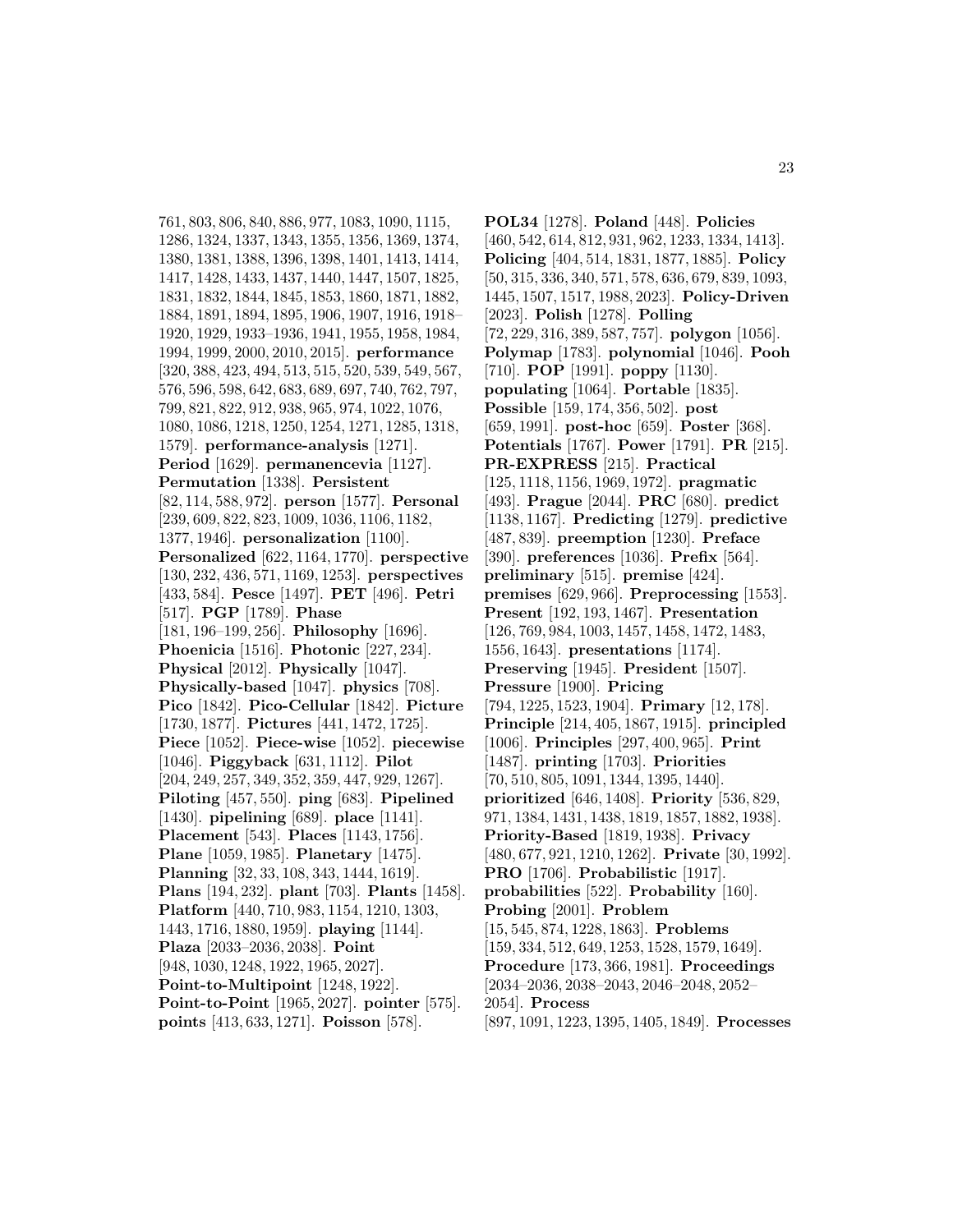761, 803, 806, 840, 886, 977, 1083, 1090, 1115, 1286, 1324, 1337, 1343, 1355, 1356, 1369, 1374, 1380, 1381, 1388, 1396, 1398, 1401, 1413, 1414, 1417, 1428, 1433, 1437, 1440, 1447, 1507, 1825, 1831, 1832, 1844, 1845, 1853, 1860, 1871, 1882, 1884, 1891, 1894, 1895, 1906, 1907, 1916, 1918–1920, 1929, 1933–1936, 1941, 1955, 1958, 1984, 1994, 1999, 2000, 2010, 2015]. **performance** [320, 388, 423, 494, 513, 515, 520, 539, 549, 567, 576, 596, 598, 642, 683, 689, 697, 740, 762, 797, 799, 821, 822, 912, 938, 965, 974, 1022, 1076, 1080, 1086, 1218, 1250, 1254, 1271, 1285, 1318, 1579]. **performance-analysis** [1271]. **Period** [1629]. **permanencevia** [1127]. **Permutation** [1338]. **Persistent** [82, 114, 588, 972]. **person** [1577]. **Personal** [239, 609, 822, 823, 1009, 1036, 1106, 1182, 1377, 1946]. **personalization** [1100]. **Personalized** [622, 1164, 1770]. **perspective** [130, 232, 436, 571, 1169, 1253]. **perspectives** [433, 584]. **Pesce** [1497]. **PET** [496]. **Petri** [517]. **PGP** [1789]. **Phase** [181, 196–199, 256]. **Philosophy** [1696]. **Phoenicia** [1516]. **Photonic** [227, 234]. **Physical** [2012]. **Physically** [1047]. **Physically-based** [1047]. **physics** [708]. **Pico** [1842]. **Pico-Cellular** [1842]. **Picture** [1730, 1877]. **Pictures** [441, 1472, 1725]. **Piece** [1052]. **Piece-wise** [1052]. **piecewise** [1046]. **Piggyback** [631, 1112]. **Pilot** [204, 249, 257, 349, 352, 359, 447, 929, 1267]. **Piloting** [457, 550]. **ping** [683]. **Pipelined** [1430]. **pipelining** [689]. **place** [1141]. **Placement** [543]. **Places** [1143, 1756]. **Plane** [1059, 1985]. **Planetary** [1475]. **Planning** [32, 33, 108, 343, 1444, 1619]. **Plans** [194, 232]. **plant** [703]. **Plants** [1458]. **Platform** [440, 710, 983, 1154, 1210, 1303, 1443, 1716, 1880, 1959]. **playing** [1144]. **Plaza** [2033–2036, 2038]. **Point** [948, 1030, 1248, 1922, 1965, 2027]. **Point-to-Multipoint** [1248, 1922]. **Point-to-Point** [1965, 2027]. **pointer** [575]. **points** [413, 633, 1271]. **Poisson** [578].

**POL34** [1278]. **Poland** [448]. **Policies** [460, 542, 614, 812, 931, 962, 1233, 1334, 1413]. **Policing** [404, 514, 1831, 1877, 1885]. **Policy** [50, 315, 336, 340, 571, 578, 636, 679, 839, 1093, 1445, 1507, 1517, 1988, 2023]. **Policy-Driven** [2023]. **Polish** [1278]. **Polling** [72, 229, 316, 389, 587, 757]. **polygon** [1056]. **Polymap** [1783]. **polynomial** [1046]. **Pooh** [710]. **POP** [1991]. **poppy** [1130]. **populating** [1064]. **Portable** [1835]. **Possible** [159, 174, 356, 502]. **post** [659, 1991]. **post-hoc** [659]. **Poster** [368]. **Potentials** [1767]. **Power** [1791]. **PR** [215]. **PR-EXPRESS** [215]. **Practical** [125, 1118, 1156, 1969, 1972]. **pragmatic** [493]. **Prague** [2044]. **PRC** [680]. **predict** [1138, 1167]. **Predicting** [1279]. **predictive** [487, 839]. **preemption** [1230]. **Preface** [390]. **preferences** [1036]. **Prefix** [564]. **preliminary** [515]. **premise** [424]. **premises** [629, 966]. **Preprocessing** [1553]. **Present** [192, 193, 1467]. **Presentation** [126, 769, 984, 1003, 1457, 1458, 1472, 1483, 1556, 1643]. **presentations** [1174]. **Preserving** [1945]. **President** [1507]. **Pressure** [1900]. **Pricing** [794, 1225, 1523, 1904]. **Primary** [12, 178]. **Principle** [214, 405, 1867, 1915]. **principled** [1006]. **Principles** [297, 400, 965]. **Print** [1487]. **printing** [1703]. **Priorities** [70, 510, 805, 1091, 1344, 1395, 1440]. **prioritized** [646, 1408]. **Priority** [536, 829, 971, 1384, 1431, 1438, 1819, 1857, 1882, 1938]. **Priority-Based** [1819, 1938]. **Privacy** [480, 677, 921, 1210, 1262]. **Private** [30, 1992]. **PRO** [1706]. **Probabilistic** [1917]. **probabilities** [522]. **Probability** [160]. **Probing** [2001]. **Problem** [15, 545, 874, 1228, 1863]. **Problems** [159, 334, 512, 649, 1253, 1528, 1579, 1649]. **Procedure** [173, 366, 1981]. **Proceedings** [2034–2036, 2038–2043, 2046–2048, 2052–2054]. **Process** [897, 1091, 1223, 1395, 1405, 1849]. **Processes**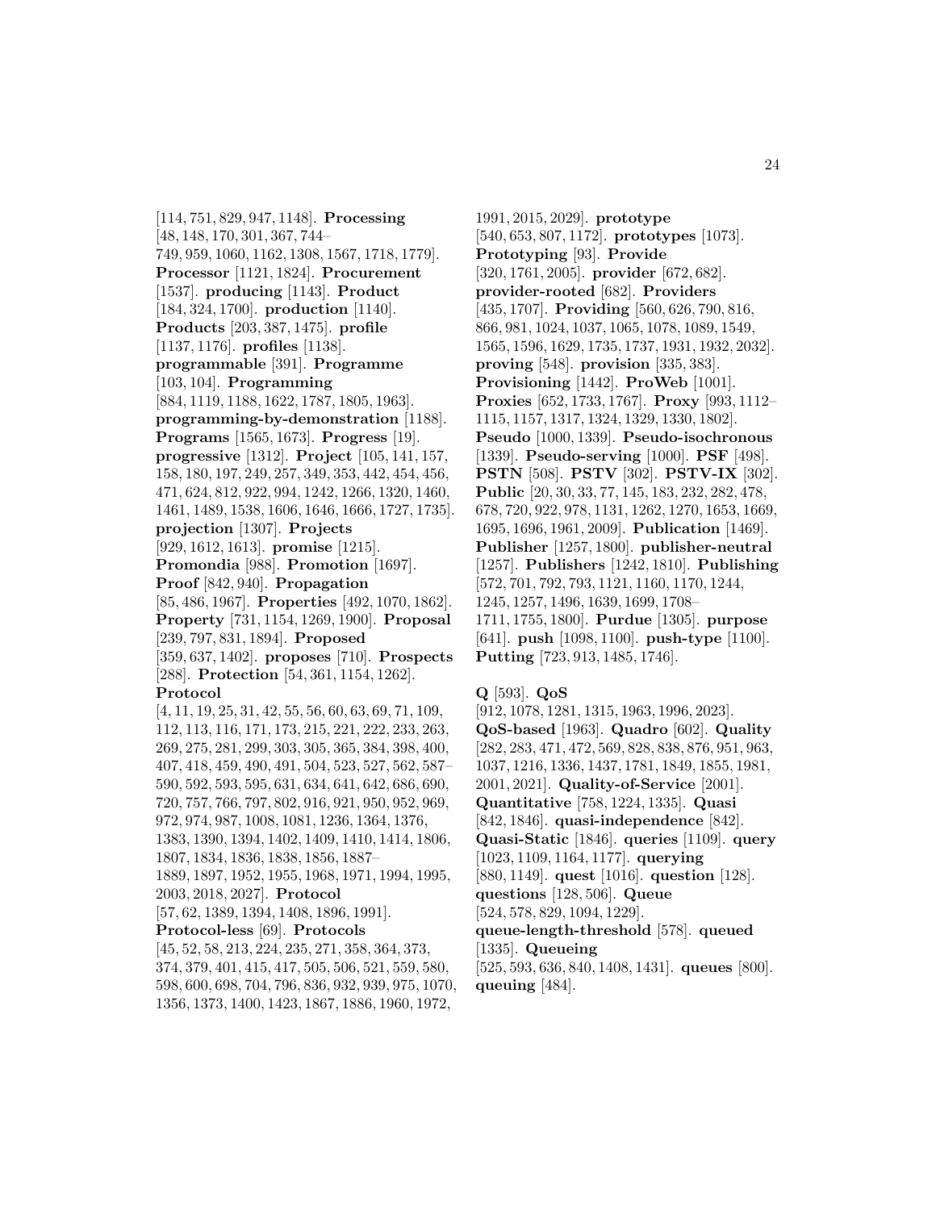[114, 751, 829, 947, 1148]. **Processing** [48, 148, 170, 301, 367, 744–749, 959, 1060, 1162, 1308, 1567, 1718, 1779]. **Processor** [1121, 1824]. **Procurement** [1537]. **producing** [1143]. **Product** [184, 324, 1700]. **production** [1140]. **Products** [203, 387, 1475]. **profile** [1137, 1176]. **profiles** [1138]. **programmable** [391]. **Programme** [103, 104]. **Programming** [884, 1119, 1188, 1622, 1787, 1805, 1963]. **programming-by-demonstration** [1188]. **Programs** [1565, 1673]. **Progress** [19]. **progressive** [1312]. **Project** [105, 141, 157, 158, 180, 197, 249, 257, 349, 353, 442, 454, 456, 471, 624, 812, 922, 994, 1242, 1266, 1320, 1460, 1461, 1489, 1538, 1606, 1646, 1666, 1727, 1735]. **projection** [1307]. **Projects** [929, 1612, 1613]. **promise** [1215]. **Promondia** [988]. **Promotion** [1697]. **Proof** [842, 940]. **Propagation** [85, 486, 1967]. **Properties** [492, 1070, 1862]. **Property** [731, 1154, 1269, 1900]. **Proposal** [239, 797, 831, 1894]. **Proposed** [359, 637, 1402]. **proposes** [710]. **Prospects** [288]. **Protection** [54, 361, 1154, 1262]. **Protocol** [4, 11, 19, 25, 31, 42, 55, 56, 60, 63, 69, 71, 109, 112, 113, 116, 171, 173, 215, 221, 222, 233, 263, 269, 275, 281, 299, 303, 305, 365, 384, 398, 400, 407, 418, 459, 490, 491, 504, 523, 527, 562, 587–590, 592, 593, 595, 631, 634, 641, 642, 686, 690, 720, 757, 766, 797, 802, 916, 921, 950, 952, 969, 972, 974, 987, 1008, 1081, 1236, 1364, 1376, 1383, 1390, 1394, 1402, 1409, 1410, 1414, 1806, 1807, 1834, 1836, 1838, 1856, 1887–1889, 1897, 1952, 1955, 1968, 1971, 1994, 1995, 2003, 2018, 2027]. **Protocol** [57, 62, 1389, 1394, 1408, 1896, 1991]. **Protocol-less** [69]. **Protocols** [45, 52, 58, 213, 224, 235, 271, 358, 364, 373, 374, 379, 401, 415, 417, 505, 506, 521, 559, 580, 598, 600, 698, 704, 796, 836, 932, 939, 975, 1070, 1356, 1373, 1400, 1423, 1867, 1886, 1960, 1972, 1991, 2015, 2029]. **prototype** [540, 653, 807, 1172]. **prototypes** [1073]. **Prototyping** [93]. **Provide** [320, 1761, 2005]. **provider** [672, 682]. **provider-rooted** [682]. **Providers** [435, 1707]. **Providing** [560, 626, 790, 816, 866, 981, 1024, 1037, 1065, 1078, 1089, 1549, 1565, 1596, 1629, 1735, 1737, 1931, 1932, 2032]. **proving** [548]. **provision** [335, 383]. **Provisioning** [1442]. **ProWeb** [1001]. **Proxies** [652, 1733, 1767]. **Proxy** [993, 1112–1115, 1157, 1317, 1324, 1329, 1330, 1802]. **Pseudo** [1000, 1339]. **Pseudo-isochronous** [1339]. **Pseudo-serving** [1000]. **PSF** [498]. **PSTN** [508]. **PSTV** [302]. **PSTV-IX** [302]. **Public** [20, 30, 33, 77, 145, 183, 232, 282, 478, 678, 720, 922, 978, 1131, 1262, 1270, 1653, 1669, 1695, 1696, 1961, 2009]. **Publication** [1469]. **Publisher** [1257, 1800]. **publisher-neutral** [1257]. **Publishers** [1242, 1810]. **Publishing** [572, 701, 792, 793, 1121, 1160, 1170, 1244, 1245, 1257, 1496, 1639, 1699, 1708–1711, 1755, 1800]. **Purdue** [1305]. **purpose** [641]. **push** [1098, 1100]. **push-type** [1100]. **Putting** [723, 913, 1485, 1746].

**Q** [593]. **QoS** [912, 1078, 1281, 1315, 1963, 1996, 2023]. **QoS-based** [1963]. **Quadro** [602]. **Quality** [282, 283, 471, 472, 569, 828, 838, 876, 951, 963, 1037, 1216, 1336, 1437, 1781, 1849, 1855, 1981, 2001, 2021]. **Quality-of-Service** [2001]. **Quantitative** [758, 1224, 1335]. **Quasi** [842, 1846]. **quasi-independence** [842]. **Quasi-Static** [1846]. **queries** [1109]. **query** [1023, 1109, 1164, 1177]. **querying** [880, 1149]. **quest** [1016]. **question** [128]. **questions** [128, 506]. **Queue** [524, 578, 829, 1094, 1229]. **queue-length-threshold** [578]. **queued** [1335]. **Queueing** [525, 593, 636, 840, 1408, 1431]. **queues** [800]. **queuing** [484].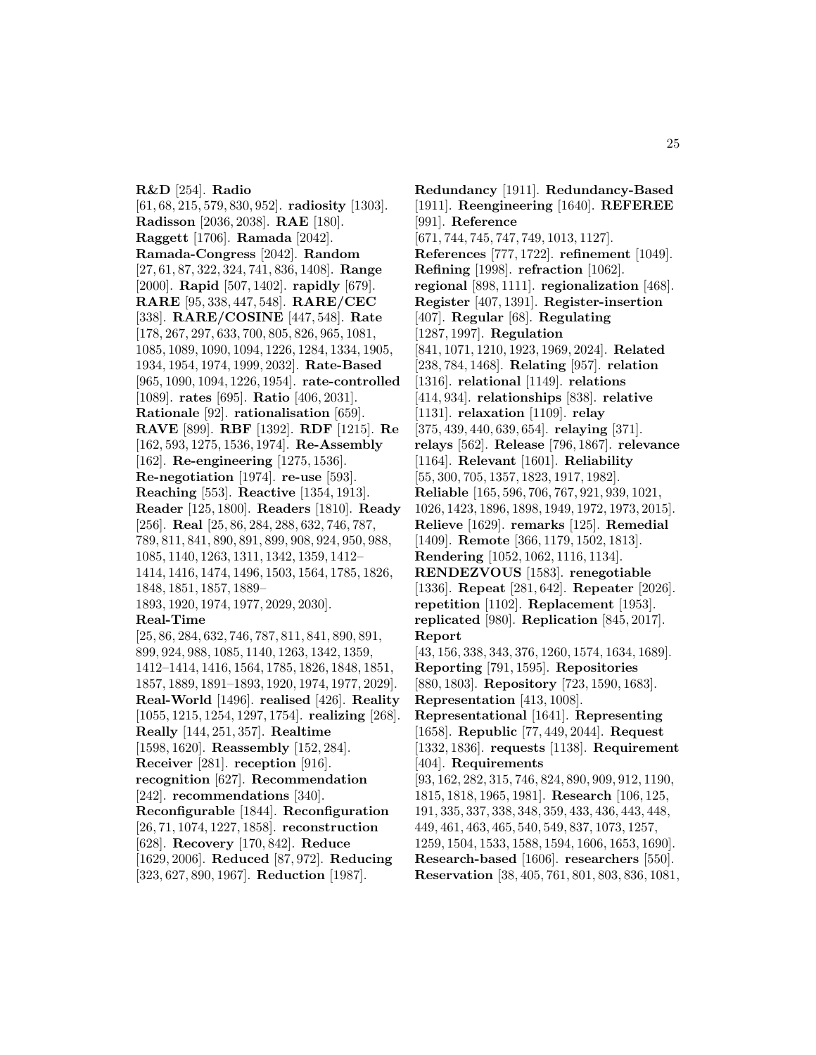**R&D** [254]. **Radio** [61, 68, 215, 579, 830, 952]. **radiosity** [1303]. **Radisson** [2036, 2038]. **RAE** [180]. **Raggett** [1706]. **Ramada** [2042]. **Ramada-Congress** [2042]. **Random** [27, 61, 87, 322, 324, 741, 836, 1408]. **Range** [2000]. **Rapid** [507, 1402]. **rapidly** [679]. **RARE** [95, 338, 447, 548]. **RARE/CEC** [338]. **RARE/COSINE** [447, 548]. **Rate** [178, 267, 297, 633, 700, 805, 826, 965, 1081, 1085, 1089, 1090, 1094, 1226, 1284, 1334, 1905, 1934, 1954, 1974, 1999, 2032]. **Rate-Based** [965, 1090, 1094, 1226, 1954]. **rate-controlled** [1089]. **rates** [695]. **Ratio** [406, 2031]. **Rationale** [92]. **rationalisation** [659]. **RAVE** [899]. **RBF** [1392]. **RDF** [1215]. **Re** [162, 593, 1275, 1536, 1974]. **Re-Assembly** [162]. **Re-engineering** [1275, 1536]. **Re-negotiation** [1974]. **re-use** [593]. **Reaching** [553]. **Reactive** [1354, 1913]. **Reader** [125, 1800]. **Readers** [1810]. **Ready** [256]. **Real** [25, 86, 284, 288, 632, 746, 787, 789, 811, 841, 890, 891, 899, 908, 924, 950, 988, 1085, 1140, 1263, 1311, 1342, 1359, 1412–1414, 1416, 1474, 1496, 1503, 1564, 1785, 1826, 1848, 1851, 1857, 1889–1893, 1920, 1974, 1977, 2029, 2030]. **Real-Time** [25, 86, 284, 632, 746, 787, 811, 841, 890, 891, 899, 924, 988, 1085, 1140, 1263, 1342, 1359, 1412–1414, 1416, 1564, 1785, 1826, 1848, 1851, 1857, 1889, 1891–1893, 1920, 1974, 1977, 2029]. **Real-World** [1496]. **realised** [426]. **Reality** [1055, 1215, 1254, 1297, 1754]. **realizing** [268]. **Really** [144, 251, 357]. **Realtime** [1598, 1620]. **Reassembly** [152, 284]. **Receiver** [281]. **reception** [916]. **recognition** [627]. **Recommendation** [242]. **recommendations** [340]. **Reconfigurable** [1844]. **Reconfiguration** [26, 71, 1074, 1227, 1858]. **reconstruction** [628]. **Recovery** [170, 842]. **Reduce** [1629, 2006]. **Reduced** [87, 972]. **Reducing** [323, 627, 890, 1967]. **Reduction** [1987].

**Redundancy** [1911]. **Redundancy-Based** [1911]. **Reengineering** [1640]. **REFEREE** [991]. **Reference** [671, 744, 745, 747, 749, 1013, 1127]. **References** [777, 1722]. **refinement** [1049]. **Refining** [1998]. **refraction** [1062]. **regional** [898, 1111]. **regionalization** [468]. **Register** [407, 1391]. **Register-insertion** [407]. **Regular** [68]. **Regulating** [1287, 1997]. **Regulation** [841, 1071, 1210, 1923, 1969, 2024]. **Related** [238, 784, 1468]. **Relating** [957]. **relation** [1316]. **relational** [1149]. **relations** [414, 934]. **relationships** [838]. **relative** [1131]. **relaxation** [1109]. **relay** [375, 439, 440, 639, 654]. **relaying** [371]. **relays** [562]. **Release** [796, 1867]. **relevance** [1164]. **Relevant** [1601]. **Reliability** [55, 300, 705, 1357, 1823, 1917, 1982]. **Reliable** [165, 596, 706, 767, 921, 939, 1021, 1026, 1423, 1896, 1898, 1949, 1972, 1973, 2015]. **Relieve** [1629]. **remarks** [125]. **Remedial** [1409]. **Remote** [366, 1179, 1502, 1813]. **Rendering** [1052, 1062, 1116, 1134]. **RENDEZVOUS** [1583]. **renegotiable** [1336]. **Repeat** [281, 642]. **Repeater** [2026]. **repetition** [1102]. **Replacement** [1953]. **replicated** [980]. **Replication** [845, 2017]. **Report** [43, 156, 338, 343, 376, 1260, 1574, 1634, 1689]. **Reporting** [791, 1595]. **Repositories** [880, 1803]. **Repository** [723, 1590, 1683]. **Representation** [413, 1008]. **Representational** [1641]. **Representing** [1658]. **Republic** [77, 449, 2044]. **Request** [1332, 1836]. **requests** [1138]. **Requirement** [404]. **Requirements** [93, 162, 282, 315, 746, 824, 890, 909, 912, 1190, 1815, 1818, 1965, 1981]. **Research** [106, 125, 191, 335, 337, 338, 348, 359, 433, 436, 443, 448, 449, 461, 463, 465, 540, 549, 837, 1073, 1257, 1259, 1504, 1533, 1588, 1594, 1606, 1653, 1690]. **Research-based** [1606]. **researchers** [550]. **Reservation** [38, 405, 761, 801, 803, 836, 1081,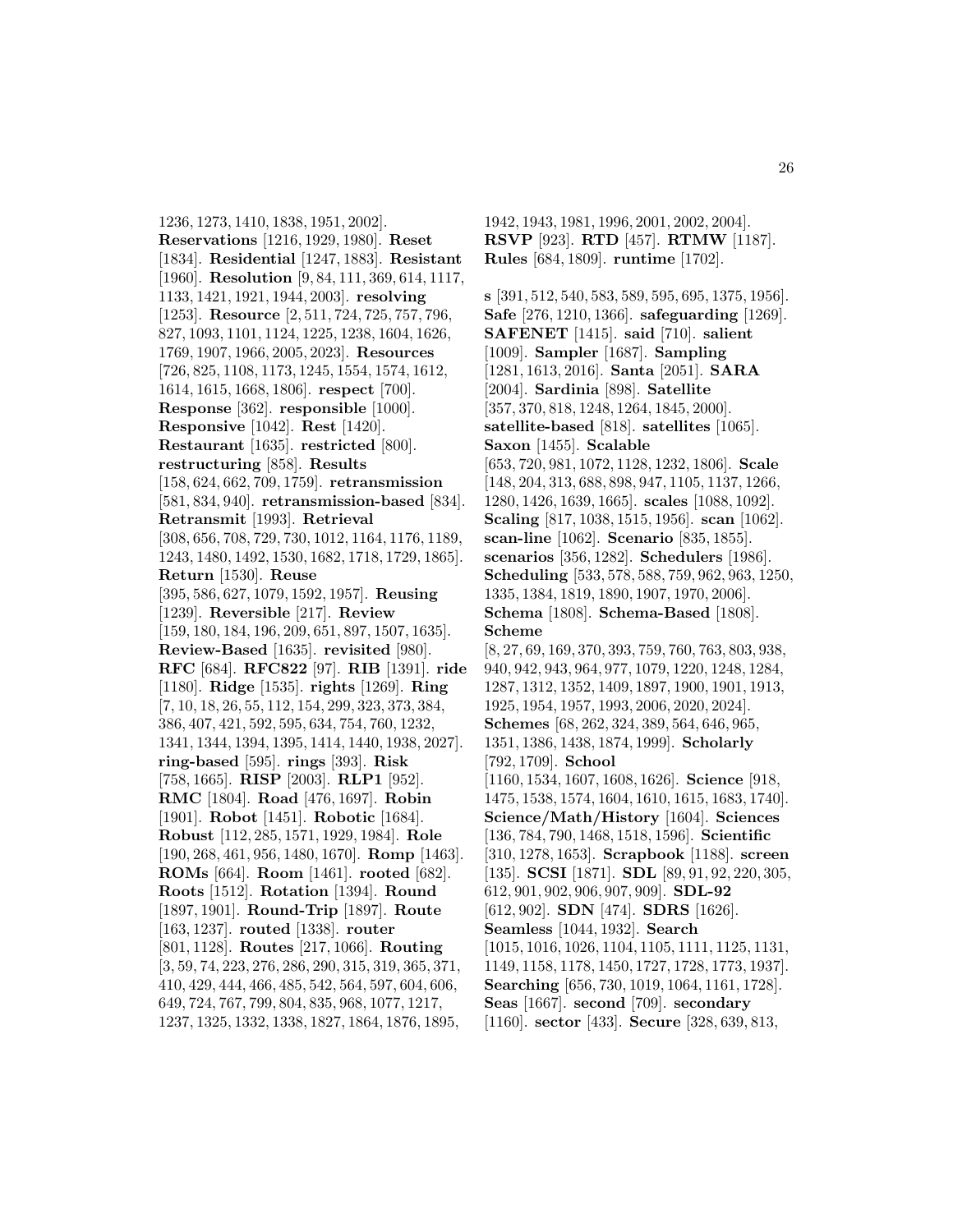1236, 1273, 1410, 1838, 1951, 2002]. **Reservations** [1216, 1929, 1980]. **Reset** [1834]. **Residential** [1247, 1883]. **Resistant** [1960]. **Resolution** [9, 84, 111, 369, 614, 1117, 1133, 1421, 1921, 1944, 2003]. **resolving** [1253]. **Resource** [2, 511, 724, 725, 757, 796, 827, 1093, 1101, 1124, 1225, 1238, 1604, 1626, 1769, 1907, 1966, 2005, 2023]. **Resources** [726, 825, 1108, 1173, 1245, 1554, 1574, 1612, 1614, 1615, 1668, 1806]. **respect** [700]. **Response** [362]. **responsible** [1000]. **Responsive** [1042]. **Rest** [1420]. **Restaurant** [1635]. **restricted** [800]. **restructuring** [858]. **Results** [158, 624, 662, 709, 1759]. **retransmission** [581, 834, 940]. **retransmission-based** [834]. **Retransmit** [1993]. **Retrieval** [308, 656, 708, 729, 730, 1012, 1164, 1176, 1189, 1243, 1480, 1492, 1530, 1682, 1718, 1729, 1865]. **Return** [1530]. **Reuse** [395, 586, 627, 1079, 1592, 1957]. **Reusing** [1239]. **Reversible** [217]. **Review** [159, 180, 184, 196, 209, 651, 897, 1507, 1635]. **Review-Based** [1635]. **revisited** [980]. **RFC** [684]. **RFC822** [97]. **RIB** [1391]. **ride** [1180]. **Ridge** [1535]. **rights** [1269]. **Ring** [7, 10, 18, 26, 55, 112, 154, 299, 323, 373, 384, 386, 407, 421, 592, 595, 634, 754, 760, 1232, 1341, 1344, 1394, 1395, 1414, 1440, 1938, 2027]. **ring-based** [595]. **rings** [393]. **Risk** [758, 1665]. **RISP** [2003]. **RLP1** [952]. **RMC** [1804]. **Road** [476, 1697]. **Robin** [1901]. **Robot** [1451]. **Robotic** [1684]. **Robust** [112, 285, 1571, 1929, 1984]. **Role** [190, 268, 461, 956, 1480, 1670]. **Romp** [1463]. **ROMs** [664]. **Room** [1461]. **rooted** [682]. **Roots** [1512]. **Rotation** [1394]. **Round** [1897, 1901]. **Round-Trip** [1897]. **Route** [163, 1237]. **routed** [1338]. **router** [801, 1128]. **Routes** [217, 1066]. **Routing** [3, 59, 74, 223, 276, 286, 290, 315, 319, 365, 371, 410, 429, 444, 466, 485, 542, 564, 597, 604, 606, 649, 724, 767, 799, 804, 835, 968, 1077, 1217, 1237, 1325, 1332, 1338, 1827, 1864, 1876, 1895, 1942, 1943, 1981, 1996, 2001, 2002, 2004]. **RSVP** [923]. **RTD** [457]. **RTMW** [1187]. **Rules** [684, 1809]. **runtime** [1702].

**s** [391, 512, 540, 583, 589, 595, 695, 1375, 1956]. **Safe** [276, 1210, 1366]. **safeguarding** [1269]. **SAFENET** [1415]. **said** [710]. **salient** [1009]. **Sampler** [1687]. **Sampling** [1281, 1613, 2016]. **Santa** [2051]. **SARA** [2004]. **Sardinia** [898]. **Satellite** [357, 370, 818, 1248, 1264, 1845, 2000]. **satellite-based** [818]. **satellites** [1065]. **Saxon** [1455]. **Scalable** [653, 720, 981, 1072, 1128, 1232, 1806]. **Scale** [148, 204, 313, 688, 898, 947, 1105, 1137, 1266, 1280, 1426, 1639, 1665]. **scales** [1088, 1092]. **Scaling** [817, 1038, 1515, 1956]. **scan** [1062]. **scan-line** [1062]. **Scenario** [835, 1855]. **scenarios** [356, 1282]. **Schedulers** [1986]. **Scheduling** [533, 578, 588, 759, 962, 963, 1250, 1335, 1384, 1819, 1890, 1907, 1970, 2006]. **Schema** [1808]. **Schema-Based** [1808]. **Scheme** [8, 27, 69, 169, 370, 393, 759, 760, 763, 803, 938, 940, 942, 943, 964, 977, 1079, 1220, 1248, 1284, 1287, 1312, 1352, 1409, 1897, 1900, 1901, 1913, 1925, 1954, 1957, 1993, 2006, 2020, 2024]. **Schemes** [68, 262, 324, 389, 564, 646, 965, 1351, 1386, 1438, 1874, 1999]. **Scholarly** [792, 1709]. **School** [1160, 1534, 1607, 1608, 1626]. **Science** [918, 1475, 1538, 1574, 1604, 1610, 1615, 1683, 1740]. **Science/Math/History** [1604]. **Sciences** [136, 784, 790, 1468, 1518, 1596]. **Scientific** [310, 1278, 1653]. **Scrapbook** [1188]. **screen** [135]. **SCSI** [1871]. **SDL** [89, 91, 92, 220, 305, 612, 901, 902, 906, 907, 909]. **SDL-92** [612, 902]. **SDN** [474]. **SDRS** [1626]. **Seamless** [1044, 1932]. **Search** [1015, 1016, 1026, 1104, 1105, 1111, 1125, 1131, 1149, 1158, 1178, 1450, 1727, 1728, 1773, 1937]. **Searching** [656, 730, 1019, 1064, 1161, 1728]. **Seas** [1667]. **second** [709]. **secondary** [1160]. **sector** [433]. **Secure** [328, 639, 813,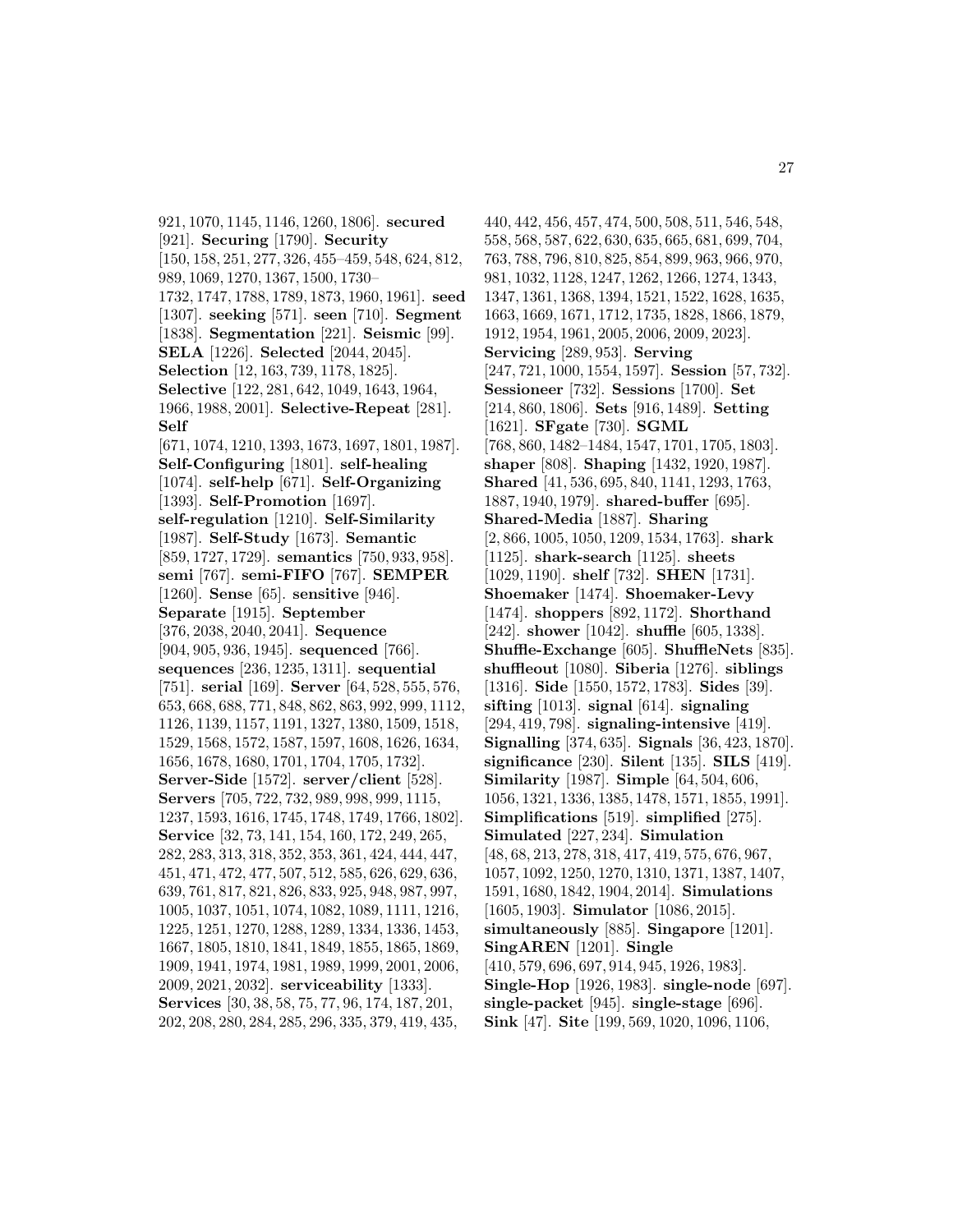921, 1070, 1145, 1146, 1260, 1806]. **secured** [921]. **Securing** [1790]. **Security** [150, 158, 251, 277, 326, 455–459, 548, 624, 812, 989, 1069, 1270, 1367, 1500, 1730–1732, 1747, 1788, 1789, 1873, 1960, 1961]. **seed** [1307]. **seeking** [571]. **seen** [710]. **Segment** [1838]. **Segmentation** [221]. **Seismic** [99]. **SELA** [1226]. **Selected** [2044, 2045]. **Selection** [12, 163, 739, 1178, 1825]. **Selective** [122, 281, 642, 1049, 1643, 1964, 1966, 1988, 2001]. **Selective-Repeat** [281]. **Self** [671, 1074, 1210, 1393, 1673, 1697, 1801, 1987]. **Self-Configuring** [1801]. **self-healing** [1074]. **self-help** [671]. **Self-Organizing** [1393]. **Self-Promotion** [1697]. **self-regulation** [1210]. **Self-Similarity** [1987]. **Self-Study** [1673]. **Semantic** [859, 1727, 1729]. **semantics** [750, 933, 958]. **semi** [767]. **semi-FIFO** [767]. **SEMPER** [1260]. **Sense** [65]. **sensitive** [946]. **Separate** [1915]. **September** [376, 2038, 2040, 2041]. **Sequence** [904, 905, 936, 1945]. **sequenced** [766]. **sequences** [236, 1235, 1311]. **sequential** [751]. **serial** [169]. **Server** [64, 528, 555, 576, 653, 668, 688, 771, 848, 862, 863, 992, 999, 1112, 1126, 1139, 1157, 1191, 1327, 1380, 1509, 1518, 1529, 1568, 1572, 1587, 1597, 1608, 1626, 1634, 1656, 1678, 1680, 1701, 1704, 1705, 1732]. **Server-Side** [1572]. **server/client** [528]. **Servers** [705, 722, 732, 989, 998, 999, 1115, 1237, 1593, 1616, 1745, 1748, 1749, 1766, 1802]. **Service** [32, 73, 141, 154, 160, 172, 249, 265, 282, 283, 313, 318, 352, 353, 361, 424, 444, 447, 451, 471, 472, 477, 507, 512, 585, 626, 629, 636, 639, 761, 817, 821, 826, 833, 925, 948, 987, 997, 1005, 1037, 1051, 1074, 1082, 1089, 1111, 1216, 1225, 1251, 1270, 1288, 1289, 1334, 1336, 1453, 1667, 1805, 1810, 1841, 1849, 1855, 1865, 1869, 1909, 1941, 1974, 1981, 1989, 1999, 2001, 2006, 2009, 2021, 2032]. **serviceability** [1333]. **Services** [30, 38, 58, 75, 77, 96, 174, 187, 201, 202, 208, 280, 284, 285, 296, 335, 379, 419, 435, 440, 442, 456, 457, 474, 500, 508, 511, 546, 548, 558, 568, 587, 622, 630, 635, 665, 681, 699, 704, 763, 788, 796, 810, 825, 854, 899, 963, 966, 970, 981, 1032, 1128, 1247, 1262, 1266, 1274, 1343, 1347, 1361, 1368, 1394, 1521, 1522, 1628, 1635, 1663, 1669, 1671, 1712, 1735, 1828, 1866, 1879, 1912, 1954, 1961, 2005, 2006, 2009, 2023]. **Servicing** [289, 953]. **Serving** [247, 721, 1000, 1554, 1597]. **Session** [57, 732]. **Sessioneer** [732]. **Sessions** [1700]. **Set** [214, 860, 1806]. **Sets** [916, 1489]. **Setting** [1621]. **SFgate** [730]. **SGML** [768, 860, 1482–1484, 1547, 1701, 1705, 1803]. **shaper** [808]. **Shaping** [1432, 1920, 1987]. **Shared** [41, 536, 695, 840, 1141, 1293, 1763, 1887, 1940, 1979]. **shared-buffer** [695]. **Shared-Media** [1887]. **Sharing** [2, 866, 1005, 1050, 1209, 1534, 1763]. **shark** [1125]. **shark-search** [1125]. **sheets** [1029, 1190]. **shelf** [732]. **SHEN** [1731]. **Shoemaker** [1474]. **Shoemaker-Levy** [1474]. **shoppers** [892, 1172]. **Shorthand** [242]. **shower** [1042]. **shuffle** [605, 1338]. **Shuffle-Exchange** [605]. **ShuffleNets** [835]. **shuffleout** [1080]. **Siberia** [1276]. **siblings** [1316]. **Side** [1550, 1572, 1783]. **Sides** [39]. **sifting** [1013]. **signal** [614]. **signaling** [294, 419, 798]. **signaling-intensive** [419]. **Signalling** [374, 635]. **Signals** [36, 423, 1870]. **significance** [230]. **Silent** [135]. **SILS** [419]. **Similarity** [1987]. **Simple** [64, 504, 606, 1056, 1321, 1336, 1385, 1478, 1571, 1855, 1991]. **Simplifications** [519]. **simplified** [275]. **Simulated** [227, 234]. **Simulation** [48, 68, 213, 278, 318, 417, 419, 575, 676, 967, 1057, 1092, 1250, 1270, 1310, 1371, 1387, 1407, 1591, 1680, 1842, 1904, 2014]. **Simulations** [1605, 1903]. **Simulator** [1086, 2015]. **simultaneously** [885]. **Singapore** [1201]. **SingAREN** [1201]. **Single** [410, 579, 696, 697, 914, 945, 1926, 1983]. **Single-Hop** [1926, 1983]. **single-node** [697]. **single-packet** [945]. **single-stage** [696]. **Sink** [47]. **Site** [199, 569, 1020, 1096, 1106,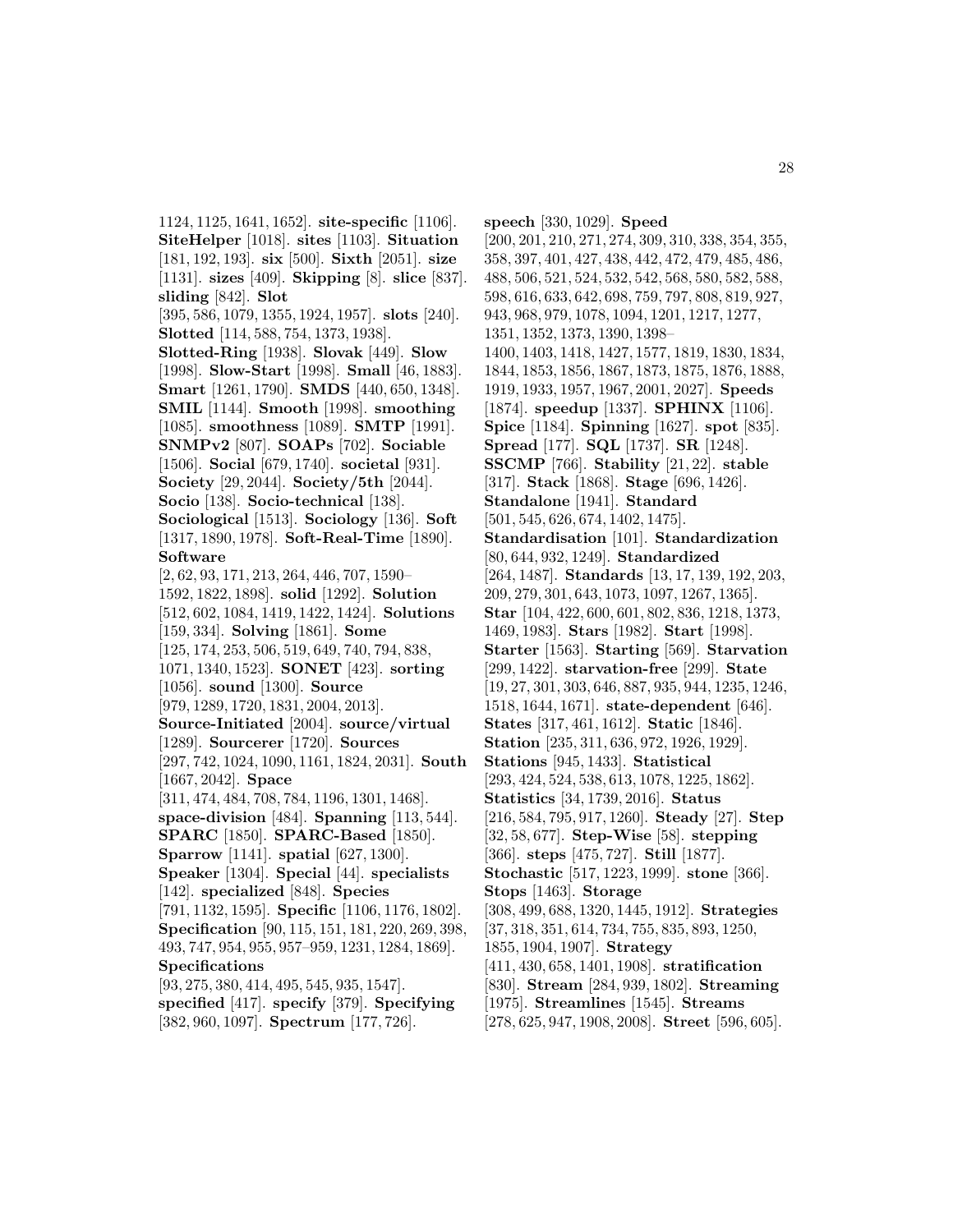1124, 1125, 1641, 1652]. **site-specific** [1106]. **SiteHelper** [1018]. **sites** [1103]. **Situation** [181, 192, 193]. **six** [500]. **Sixth** [2051]. **size** [1131]. **sizes** [409]. **Skipping** [8]. **slice** [837]. **sliding** [842]. **Slot** [395, 586, 1079, 1355, 1924, 1957]. **slots** [240]. **Slotted** [114, 588, 754, 1373, 1938]. **Slotted-Ring** [1938]. **Slovak** [449]. **Slow** [1998]. **Slow-Start** [1998]. **Small** [46, 1883]. **Smart** [1261, 1790]. **SMDS** [440, 650, 1348]. **SMIL** [1144]. **Smooth** [1998]. **smoothing** [1085]. **smoothness** [1089]. **SMTP** [1991]. **SNMPv2** [807]. **SOAPs** [702]. **Sociable** [1506]. **Social** [679, 1740]. **societal** [931]. **Society** [29, 2044]. **Society/5th** [2044]. **Socio** [138]. **Socio-technical** [138]. **Sociological** [1513]. **Sociology** [136]. **Soft** [1317, 1890, 1978]. **Soft-Real-Time** [1890]. **Software** [2, 62, 93, 171, 213, 264, 446, 707, 1590–1592, 1822, 1898]. **solid** [1292]. **Solution** [512, 602, 1084, 1419, 1422, 1424]. **Solutions** [159, 334]. **Solving** [1861]. **Some** [125, 174, 253, 506, 519, 649, 740, 794, 838, 1071, 1340, 1523]. **SONET** [423]. **sorting** [1056]. **sound** [1300]. **Source** [979, 1289, 1720, 1831, 2004, 2013]. **Source-Initiated** [2004]. **source/virtual** [1289]. **Sourcerer** [1720]. **Sources** [297, 742, 1024, 1090, 1161, 1824, 2031]. **South** [1667, 2042]. **Space** [311, 474, 484, 708, 784, 1196, 1301, 1468]. **space-division** [484]. **Spanning** [113, 544]. **SPARC** [1850]. **SPARC-Based** [1850]. **Sparrow** [1141]. **spatial** [627, 1300]. **Speaker** [1304]. **Special** [44]. **specialists** [142]. **specialized** [848]. **Species** [791, 1132, 1595]. **Specific** [1106, 1176, 1802]. **Specification** [90, 115, 151, 181, 220, 269, 398, 493, 747, 954, 955, 957–959, 1231, 1284, 1869]. **Specifications** [93, 275, 380, 414, 495, 545, 935, 1547]. **specified** [417]. **specify** [379]. **Specifying** [382, 960, 1097]. **Spectrum** [177, 726].

**speech** [330, 1029]. **Speed** [200, 201, 210, 271, 274, 309, 310, 338, 354, 355, 358, 397, 401, 427, 438, 442, 472, 479, 485, 486, 488, 506, 521, 524, 532, 542, 568, 580, 582, 588, 598, 616, 633, 642, 698, 759, 797, 808, 819, 927, 943, 968, 979, 1078, 1094, 1201, 1217, 1277, 1351, 1352, 1373, 1390, 1398–1400, 1403, 1418, 1427, 1577, 1819, 1830, 1834, 1844, 1853, 1856, 1867, 1873, 1875, 1876, 1888, 1919, 1933, 1957, 1967, 2001, 2027]. **Speeds** [1874]. **speedup** [1337]. **SPHINX** [1106]. **Spice** [1184]. **Spinning** [1627]. **spot** [835]. **Spread** [177]. **SQL** [1737]. **SR** [1248]. **SSCMP** [766]. **Stability** [21, 22]. **stable** [317]. **Stack** [1868]. **Stage** [696, 1426]. **Standalone** [1941]. **Standard** [501, 545, 626, 674, 1402, 1475]. **Standardisation** [101]. **Standardization** [80, 644, 932, 1249]. **Standardized** [264, 1487]. **Standards** [13, 17, 139, 192, 203, 209, 279, 301, 643, 1073, 1097, 1267, 1365]. **Star** [104, 422, 600, 601, 802, 836, 1218, 1373, 1469, 1983]. **Stars** [1982]. **Start** [1998]. **Starter** [1563]. **Starting** [569]. **Starvation** [299, 1422]. **starvation-free** [299]. **State** [19, 27, 301, 303, 646, 887, 935, 944, 1235, 1246, 1518, 1644, 1671]. **state-dependent** [646]. **States** [317, 461, 1612]. **Static** [1846]. **Station** [235, 311, 636, 972, 1926, 1929]. **Stations** [945, 1433]. **Statistical** [293, 424, 524, 538, 613, 1078, 1225, 1862]. **Statistics** [34, 1739, 2016]. **Status** [216, 584, 795, 917, 1260]. **Steady** [27]. **Step** [32, 58, 677]. **Step-Wise** [58]. **stepping** [366]. **steps** [475, 727]. **Still** [1877]. **Stochastic** [517, 1223, 1999]. **stone** [366]. **Stops** [1463]. **Storage** [308, 499, 688, 1320, 1445, 1912]. **Strategies** [37, 318, 351, 614, 734, 755, 835, 893, 1250, 1855, 1904, 1907]. **Strategy** [411, 430, 658, 1401, 1908]. **stratification** [830]. **Stream** [284, 939, 1802]. **Streaming** [1975]. **Streamlines** [1545]. **Streams** [278, 625, 947, 1908, 2008]. **Street** [596, 605].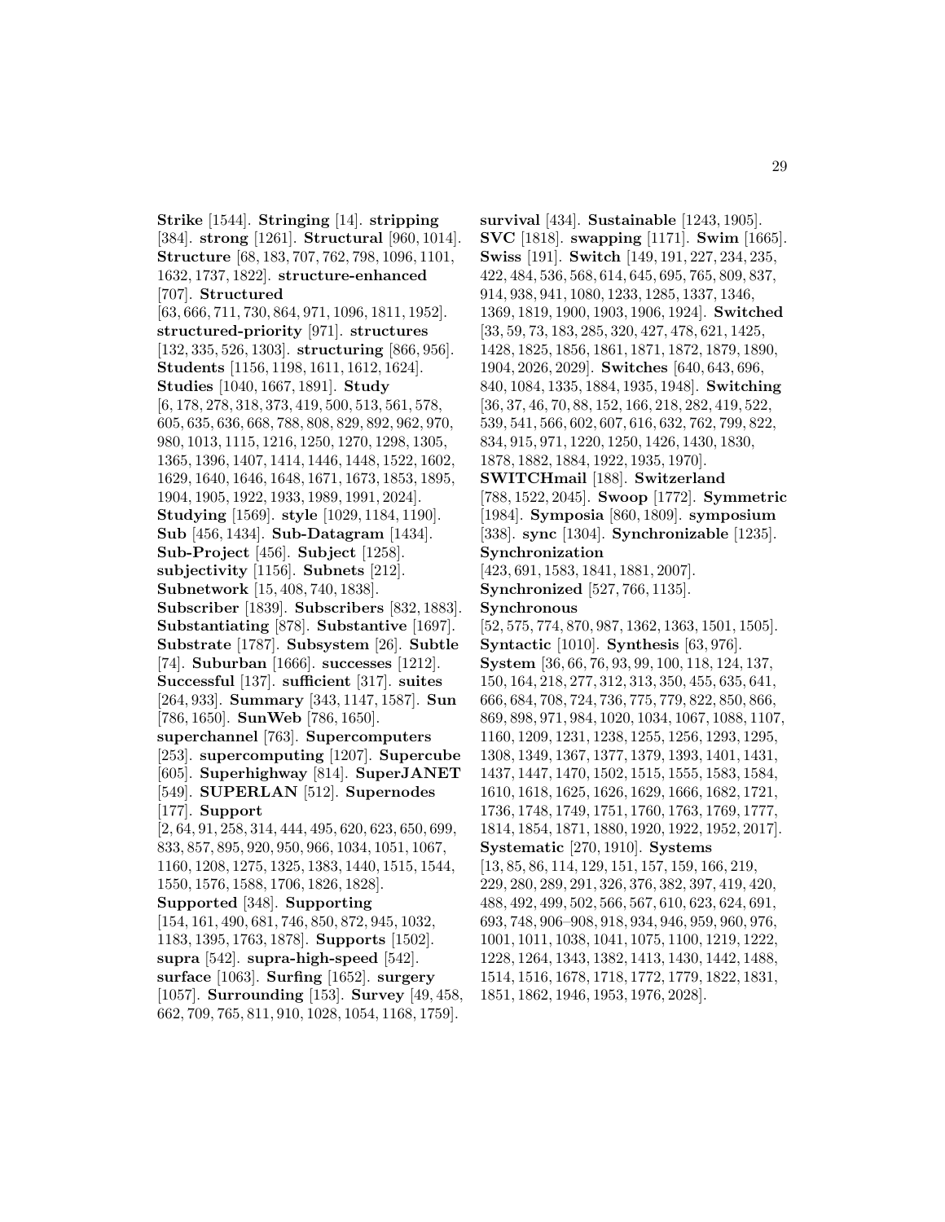**Strike** [1544]. **Stringing** [14]. **stripping** [384]. **strong** [1261]. **Structural** [960, 1014]. **Structure** [68, 183, 707, 762, 798, 1096, 1101, 1632, 1737, 1822]. **structure-enhanced** [707]. **Structured** [63, 666, 711, 730, 864, 971, 1096, 1811, 1952]. **structured-priority** [971]. **structures** [132, 335, 526, 1303]. **structuring** [866, 956]. **Students** [1156, 1198, 1611, 1612, 1624]. **Studies** [1040, 1667, 1891]. **Study** [6, 178, 278, 318, 373, 419, 500, 513, 561, 578, 605, 635, 636, 668, 788, 808, 829, 892, 962, 970, 980, 1013, 1115, 1216, 1250, 1270, 1298, 1305, 1365, 1396, 1407, 1414, 1446, 1448, 1522, 1602, 1629, 1640, 1646, 1648, 1671, 1673, 1853, 1895, 1904, 1905, 1922, 1933, 1989, 1991, 2024]. **Studying** [1569]. **style** [1029, 1184, 1190]. **Sub** [456, 1434]. **Sub-Datagram** [1434]. **Sub-Project** [456]. **Subject** [1258]. **subjectivity** [1156]. **Subnets** [212]. **Subnetwork** [15, 408, 740, 1838]. **Subscriber** [1839]. **Subscribers** [832, 1883]. **Substantiating** [878]. **Substantive** [1697]. **Substrate** [1787]. **Subsystem** [26]. **Subtle** [74]. **Suburban** [1666]. **successes** [1212]. **Successful** [137]. **sufficient** [317]. **suites** [264, 933]. **Summary** [343, 1147, 1587]. **Sun** [786, 1650]. **SunWeb** [786, 1650]. **superchannel** [763]. **Supercomputers** [253]. **supercomputing** [1207]. **Supercube** [605]. **Superhighway** [814]. **SuperJANET** [549]. **SUPERLAN** [512]. **Supernodes** [177]. **Support** [2, 64, 91, 258, 314, 444, 495, 620, 623, 650, 699, 833, 857, 895, 920, 950, 966, 1034, 1051, 1067, 1160, 1208, 1275, 1325, 1383, 1440, 1515, 1544, 1550, 1576, 1588, 1706, 1826, 1828]. **Supported** [348]. **Supporting** [154, 161, 490, 681, 746, 850, 872, 945, 1032, 1183, 1395, 1763, 1878]. **Supports** [1502]. **supra** [542]. **supra-high-speed** [542]. **surface** [1063]. **Surfing** [1652]. **surgery** [1057]. **Surrounding** [153]. **Survey** [49, 458, 662, 709, 765, 811, 910, 1028, 1054, 1168, 1759].

**survival** [434]. **Sustainable** [1243, 1905]. **SVC** [1818]. **swapping** [1171]. **Swim** [1665]. **Swiss** [191]. **Switch** [149, 191, 227, 234, 235, 422, 484, 536, 568, 614, 645, 695, 765, 809, 837, 914, 938, 941, 1080, 1233, 1285, 1337, 1346, 1369, 1819, 1900, 1903, 1906, 1924]. **Switched** [33, 59, 73, 183, 285, 320, 427, 478, 621, 1425, 1428, 1825, 1856, 1861, 1871, 1872, 1879, 1890, 1904, 2026, 2029]. **Switches** [640, 643, 696, 840, 1084, 1335, 1884, 1935, 1948]. **Switching** [36, 37, 46, 70, 88, 152, 166, 218, 282, 419, 522, 539, 541, 566, 602, 607, 616, 632, 762, 799, 822, 834, 915, 971, 1220, 1250, 1426, 1430, 1830, 1878, 1882, 1884, 1922, 1935, 1970]. **SWITCHmail** [188]. **Switzerland** [788, 1522, 2045]. **Swoop** [1772]. **Symmetric** [1984]. **Symposia** [860, 1809]. **symposium** [338]. **sync** [1304]. **Synchronizable** [1235]. **Synchronization** [423, 691, 1583, 1841, 1881, 2007]. **Synchronized** [527, 766, 1135]. **Synchronous** [52, 575, 774, 870, 987, 1362, 1363, 1501, 1505]. **Syntactic** [1010]. **Synthesis** [63, 976]. **System** [36, 66, 76, 93, 99, 100, 118, 124, 137, 150, 164, 218, 277, 312, 313, 350, 455, 635, 641, 666, 684, 708, 724, 736, 775, 779, 822, 850, 866, 869, 898, 971, 984, 1020, 1034, 1067, 1088, 1107, 1160, 1209, 1231, 1238, 1255, 1256, 1293, 1295, 1308, 1349, 1367, 1377, 1379, 1393, 1401, 1431, 1437, 1447, 1470, 1502, 1515, 1555, 1583, 1584, 1610, 1618, 1625, 1626, 1629, 1666, 1682, 1721, 1736, 1748, 1749, 1751, 1760, 1763, 1769, 1777, 1814, 1854, 1871, 1880, 1920, 1922, 1952, 2017]. **Systematic** [270, 1910]. **Systems** [13, 85, 86, 114, 129, 151, 157, 159, 166, 219, 229, 280, 289, 291, 326, 376, 382, 397, 419, 420, 488, 492, 499, 502, 566, 567, 610, 623, 624, 691, 693, 748, 906–908, 918, 934, 946, 959, 960, 976, 1001, 1011, 1038, 1041, 1075, 1100, 1219, 1222, 1228, 1264, 1343, 1382, 1413, 1430, 1442, 1488, 1514, 1516, 1678, 1718, 1772, 1779, 1822, 1831, 1851, 1862, 1946, 1953, 1976, 2028].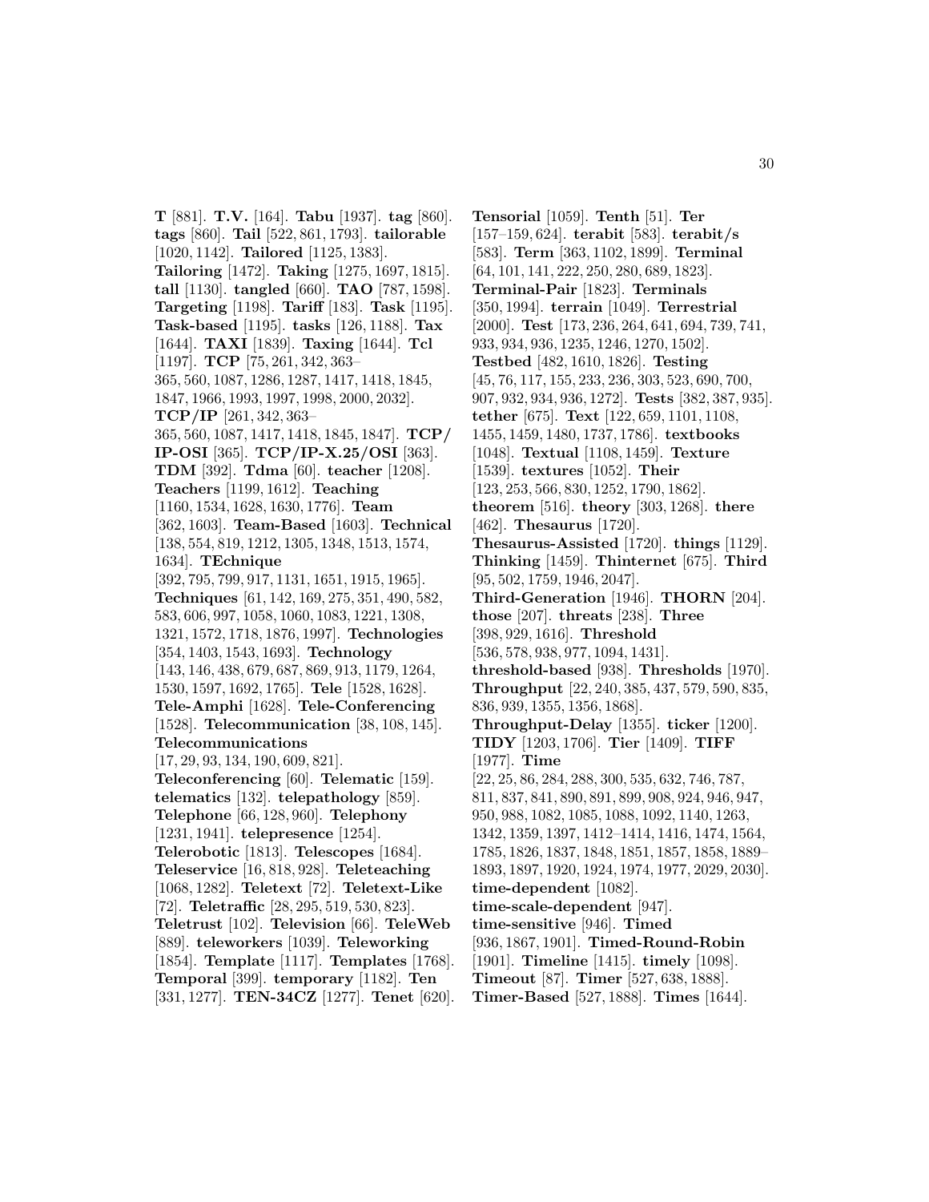**T** [881]. **T.V.** [164]. **Tabu** [1937]. **tag** [860]. **tags** [860]. **Tail** [522, 861, 1793]. **tailorable** [1020, 1142]. **Tailored** [1125, 1383]. **Tailoring** [1472]. **Taking** [1275, 1697, 1815]. **tall** [1130]. **tangled** [660]. **TAO** [787, 1598]. **Targeting** [1198]. **Tariff** [183]. **Task** [1195]. **Task-based** [1195]. **tasks** [126, 1188]. **Tax** [1644]. **TAXI** [1839]. **Taxing** [1644]. **Tcl** [1197]. **TCP** [75, 261, 342, 363–365, 560, 1087, 1286, 1287, 1417, 1418, 1845, 1847, 1966, 1993, 1997, 1998, 2000, 2032]. **TCP/IP** [261, 342, 363–365, 560, 1087, 1417, 1418, 1845, 1847]. **TCP/IP-OSI** [365]. **TCP/IP-X.25/OSI** [363]. **TDM** [392]. **Tdma** [60]. **teacher** [1208]. **Teachers** [1199, 1612]. **Teaching** [1160, 1534, 1628, 1630, 1776]. **Team** [362, 1603]. **Team-Based** [1603]. **Technical** [138, 554, 819, 1212, 1305, 1348, 1513, 1574, 1634]. **TEchnique** [392, 795, 799, 917, 1131, 1651, 1915, 1965]. **Techniques** [61, 142, 169, 275, 351, 490, 582, 583, 606, 997, 1058, 1060, 1083, 1221, 1308, 1321, 1572, 1718, 1876, 1997]. **Technologies** [354, 1403, 1543, 1693]. **Technology** [143, 146, 438, 679, 687, 869, 913, 1179, 1264, 1530, 1597, 1692, 1765]. **Tele** [1528, 1628]. **Tele-Amphi** [1628]. **Tele-Conferencing** [1528]. **Telecommunication** [38, 108, 145]. **Telecommunications** [17, 29, 93, 134, 190, 609, 821]. **Teleconferencing** [60]. **Telematic** [159]. **telematics** [132]. **telepathology** [859]. **Telephone** [66, 128, 960]. **Telephony** [1231, 1941]. **telepresence** [1254]. **Telerobotic** [1813]. **Telescopes** [1684]. **Teleservice** [16, 818, 928]. **Teleteaching** [1068, 1282]. **Teletext** [72]. **Teletext-Like** [72]. **Teletraffic** [28, 295, 519, 530, 823]. **Teletrust** [102]. **Television** [66]. **TeleWeb** [889]. **teleworkers** [1039]. **Teleworking** [1854]. **Template** [1117]. **Templates** [1768]. **Temporal** [399]. **temporary** [1182]. **Ten** [331, 1277]. **TEN-34CZ** [1277]. **Tenet** [620]. **Tensorial** [1059]. **Tenth** [51]. **Ter** [157–159, 624]. **terabit** [583]. **terabit/s** [583]. **Term** [363, 1102, 1899]. **Terminal** [64, 101, 141, 222, 250, 280, 689, 1823]. **Terminal-Pair** [1823]. **Terminals** [350, 1994]. **terrain** [1049]. **Terrestrial** [2000]. **Test** [173, 236, 264, 641, 694, 739, 741, 933, 934, 936, 1235, 1246, 1270, 1502]. **Testbed** [482, 1610, 1826]. **Testing** [45, 76, 117, 155, 233, 236, 303, 523, 690, 700, 907, 932, 934, 936, 1272]. **Tests** [382, 387, 935]. **tether** [675]. **Text** [122, 659, 1101, 1108, 1455, 1459, 1480, 1737, 1786]. **textbooks** [1048]. **Textual** [1108, 1459]. **Texture** [1539]. **textures** [1052]. **Their** [123, 253, 566, 830, 1252, 1790, 1862]. **theorem** [516]. **theory** [303, 1268]. **there** [462]. **Thesaurus** [1720]. **Thesaurus-Assisted** [1720]. **things** [1129]. **Thinking** [1459]. **Thinternet** [675]. **Third** [95, 502, 1759, 1946, 2047]. **Third-Generation** [1946]. **THORN** [204]. **those** [207]. **threats** [238]. **Three** [398, 929, 1616]. **Threshold** [536, 578, 938, 977, 1094, 1431]. **threshold-based** [938]. **Thresholds** [1970]. **Throughput** [22, 240, 385, 437, 579, 590, 835, 836, 939, 1355, 1356, 1868]. **Throughput-Delay** [1355]. **ticker** [1200]. **TIDY** [1203, 1706]. **Tier** [1409]. **TIFF** [1977]. **Time** [22, 25, 86, 284, 288, 300, 535, 632, 746, 787, 811, 837, 841, 890, 891, 899, 908, 924, 946, 947, 950, 988, 1082, 1085, 1088, 1092, 1140, 1263, 1342, 1359, 1397, 1412–1414, 1416, 1474, 1564, 1785, 1826, 1837, 1848, 1851, 1857, 1858, 1889–1893, 1897, 1920, 1924, 1974, 1977, 2029, 2030]. **time-dependent** [1082]. **time-scale-dependent** [947]. **time-sensitive** [946]. **Timed** [936, 1867, 1901]. **Timed-Round-Robin** [1901]. **Timeline** [1415]. **timely** [1098]. **Timeout** [87]. **Timer** [527, 638, 1888]. **Timer-Based** [527, 1888]. **Times** [1644].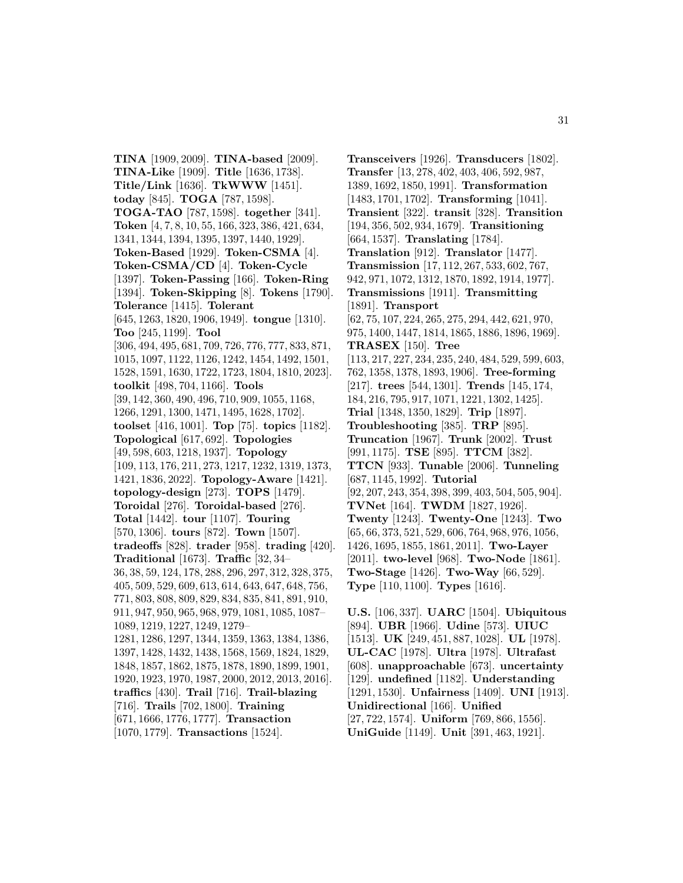**TINA** [1909, 2009]. **TINA-based** [2009]. **TINA-Like** [1909]. **Title** [1636, 1738]. **Title/Link** [1636]. **TkWWW** [1451]. **today** [845]. **TOGA** [787, 1598]. **TOGA-TAO** [787, 1598]. **together** [341]. **Token** [4, 7, 8, 10, 55, 166, 323, 386, 421, 634, 1341, 1344, 1394, 1395, 1397, 1440, 1929]. **Token-Based** [1929]. **Token-CSMA** [4]. **Token-CSMA/CD** [4]. **Token-Cycle** [1397]. **Token-Passing** [166]. **Token-Ring** [1394]. **Token-Skipping** [8]. **Tokens** [1790]. **Tolerance** [1415]. **Tolerant** [645, 1263, 1820, 1906, 1949]. **tongue** [1310]. **Too** [245, 1199]. **Tool** [306, 494, 495, 681, 709, 726, 776, 777, 833, 871, 1015, 1097, 1122, 1126, 1242, 1454, 1492, 1501, 1528, 1591, 1630, 1722, 1723, 1804, 1810, 2023]. **toolkit** [498, 704, 1166]. **Tools** [39, 142, 360, 490, 496, 710, 909, 1055, 1168, 1266, 1291, 1300, 1471, 1495, 1628, 1702]. **toolset** [416, 1001]. **Top** [75]. **topics** [1182]. **Topological** [617, 692]. **Topologies** [49, 598, 603, 1218, 1937]. **Topology** [109, 113, 176, 211, 273, 1217, 1232, 1319, 1373, 1421, 1836, 2022]. **Topology-Aware** [1421]. **topology-design** [273]. **TOPS** [1479]. **Toroidal** [276]. **Toroidal-based** [276]. **Total** [1442]. **tour** [1107]. **Touring** [570, 1306]. **tours** [872]. **Town** [1507]. **tradeoffs** [828]. **trader** [958]. **trading** [420]. **Traditional** [1673]. **Traffic** [32, 34–36, 38, 59, 124, 178, 288, 296, 297, 312, 328, 375, 405, 509, 529, 609, 613, 614, 643, 647, 648, 756, 771, 803, 808, 809, 829, 834, 835, 841, 891, 910, 911, 947, 950, 965, 968, 979, 1081, 1085, 1087–1089, 1219, 1227, 1249, 1279–1281, 1286, 1297, 1344, 1359, 1363, 1384, 1386, 1397, 1428, 1432, 1438, 1568, 1569, 1824, 1829, 1848, 1857, 1862, 1875, 1878, 1890, 1899, 1901, 1920, 1923, 1970, 1987, 2000, 2012, 2013, 2016]. **traffics** [430]. **Trail** [716]. **Trail-blazing** [716]. **Trails** [702, 1800]. **Training** [671, 1666, 1776, 1777]. **Transaction** [1070, 1779]. **Transactions** [1524].

**Transceivers** [1926]. **Transducers** [1802]. **Transfer** [13, 278, 402, 403, 406, 592, 987, 1389, 1692, 1850, 1991]. **Transformation** [1483, 1701, 1702]. **Transforming** [1041]. **Transient** [322]. **transit** [328]. **Transition** [194, 356, 502, 934, 1679]. **Transitioning** [664, 1537]. **Translating** [1784]. **Translation** [912]. **Translator** [1477]. **Transmission** [17, 112, 267, 533, 602, 767, 942, 971, 1072, 1312, 1870, 1892, 1914, 1977]. **Transmissions** [1911]. **Transmitting** [1891]. **Transport** [62, 75, 107, 224, 265, 275, 294, 442, 621, 970, 975, 1400, 1447, 1814, 1865, 1886, 1896, 1969]. **TRASEX** [150]. **Tree** [113, 217, 227, 234, 235, 240, 484, 529, 599, 603, 762, 1358, 1378, 1893, 1906]. **Tree-forming** [217]. **trees** [544, 1301]. **Trends** [145, 174, 184, 216, 795, 917, 1071, 1221, 1302, 1425]. **Trial** [1348, 1350, 1829]. **Trip** [1897]. **Troubleshooting** [385]. **TRP** [895]. **Truncation** [1967]. **Trunk** [2002]. **Trust** [991, 1175]. **TSE** [895]. **TTCM** [382]. **TTCN** [933]. **Tunable** [2006]. **Tunneling** [687, 1145, 1992]. **Tutorial** [92, 207, 243, 354, 398, 399, 403, 504, 505, 904]. **TVNet** [164]. **TWDM** [1827, 1926]. **Twenty** [1243]. **Twenty-One** [1243]. **Two** [65, 66, 373, 521, 529, 606, 764, 968, 976, 1056, 1426, 1695, 1855, 1861, 2011]. **Two-Layer** [2011]. **two-level** [968]. **Two-Node** [1861]. **Two-Stage** [1426]. **Two-Way** [66, 529]. **Type** [110, 1100]. **Types** [1616].

**U.S.** [106, 337]. **UARC** [1504]. **Ubiquitous** [894]. **UBR** [1966]. **Udine** [573]. **UIUC** [1513]. **UK** [249, 451, 887, 1028]. **UL** [1978]. **UL-CAC** [1978]. **Ultra** [1978]. **Ultrafast** [608]. **unapproachable** [673]. **uncertainty** [129]. **undefined** [1182]. **Understanding** [1291, 1530]. **Unfairness** [1409]. **UNI** [1913]. **Unidirectional** [166]. **Unified** [27, 722, 1574]. **Uniform** [769, 866, 1556]. **UniGuide** [1149]. **Unit** [391, 463, 1921].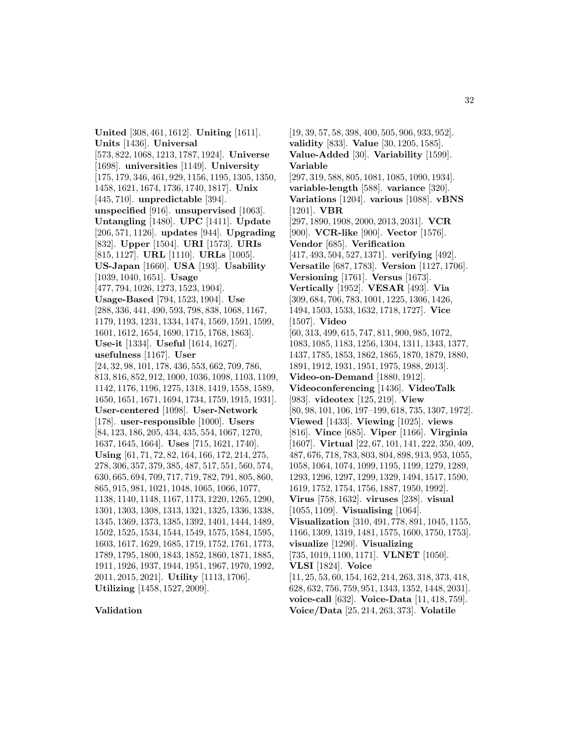**United** [308, 461, 1612]. **Uniting** [1611]. **Units** [1436]. **Universal** [573, 822, 1068, 1213, 1787, 1924]. **Universe** [1698]. **universities** [1149]. **University** [175, 179, 346, 461, 929, 1156, 1195, 1305, 1350, 1458, 1621, 1674, 1736, 1740, 1817]. **Unix** [445, 710]. **unpredictable** [394]. **unspecified** [916]. **unsupervised** [1063]. **Untangling** [1480]. **UPC** [1411]. **Update** [206, 571, 1126]. **updates** [944]. **Upgrading** [832]. **Upper** [1504]. **URI** [1573]. **URIs** [815, 1127]. **URL** [1110]. **URLs** [1005]. **US-Japan** [1660]. **USA** [193]. **Usability** [1039, 1040, 1651]. **Usage** [477, 794, 1026, 1273, 1523, 1904]. **Usage-Based** [794, 1523, 1904]. **Use** [288, 336, 441, 490, 593, 798, 838, 1068, 1167, 1179, 1193, 1231, 1334, 1474, 1569, 1591, 1599, 1601, 1612, 1654, 1690, 1715, 1768, 1863]. **Use-it** [1334]. **Useful** [1614, 1627]. **usefulness** [1167]. **User** [24, 32, 98, 101, 178, 436, 553, 662, 709, 786, 813, 816, 852, 912, 1000, 1036, 1098, 1103, 1109, 1142, 1176, 1196, 1275, 1318, 1419, 1558, 1589, 1650, 1651, 1671, 1694, 1734, 1759, 1915, 1931]. **User-centered** [1098]. **User-Network** [178]. **user-responsible** [1000]. **Users** [84, 123, 186, 205, 434, 435, 554, 1067, 1270, 1637, 1645, 1664]. **Uses** [715, 1621, 1740]. **Using** [61, 71, 72, 82, 164, 166, 172, 214, 275, 278, 306, 357, 379, 385, 487, 517, 551, 560, 574, 630, 665, 694, 709, 717, 719, 782, 791, 805, 860, 865, 915, 981, 1021, 1048, 1065, 1066, 1077, 1138, 1140, 1148, 1167, 1173, 1220, 1265, 1290, 1301, 1303, 1308, 1313, 1321, 1325, 1336, 1338, 1345, 1369, 1373, 1385, 1392, 1401, 1444, 1489, 1502, 1525, 1534, 1544, 1549, 1575, 1584, 1595, 1603, 1617, 1629, 1685, 1719, 1752, 1761, 1773, 1789, 1795, 1800, 1843, 1852, 1860, 1871, 1885, 1911, 1926, 1937, 1944, 1951, 1967, 1970, 1992, 2011, 2015, 2021]. **Utility** [1113, 1706]. **Utilizing** [1458, 1527, 2009].

**Validation** [19, 39, 57, 58, 398, 400, 505, 906, 933, 952]. **validity** [833]. **Value** [30, 1205, 1585]. **Value-Added** [30]. **Variability** [1599]. **Variable** [297, 319, 588, 805, 1081, 1085, 1090, 1934]. **variable-length** [588]. **variance** [320]. **Variations** [1204]. **various** [1088]. **vBNS** [1201]. **VBR** [297, 1890, 1908, 2000, 2013, 2031]. **VCR** [900]. **VCR-like** [900]. **Vector** [1576]. **Vendor** [685]. **Verification** [417, 493, 504, 527, 1371]. **verifying** [492]. **Versatile** [687, 1783]. **Version** [1127, 1706]. **Versioning** [1761]. **Versus** [1673]. **Vertically** [1952]. **VESAR** [493]. **Via** [309, 684, 706, 783, 1001, 1225, 1306, 1426, 1494, 1503, 1533, 1632, 1718, 1727]. **Vice** [1507]. **Video** [60, 313, 499, 615, 747, 811, 900, 985, 1072, 1083, 1085, 1183, 1256, 1304, 1311, 1343, 1377, 1437, 1785, 1853, 1862, 1865, 1870, 1879, 1880, 1891, 1912, 1931, 1951, 1975, 1988, 2013]. **Video-on-Demand** [1880, 1912]. **Videoconferencing** [1436]. **VideoTalk** [983]. **videotex** [125, 219]. **View** [80, 98, 101, 106, 197–199, 618, 735, 1307, 1972]. **Viewed** [1433]. **Viewing** [1025]. **views** [816]. **Vince** [685]. **Viper** [1166]. **Virginia** [1607]. **Virtual** [22, 67, 101, 141, 222, 350, 409, 487, 676, 718, 783, 803, 804, 898, 913, 953, 1055, 1058, 1064, 1074, 1099, 1195, 1199, 1279, 1289, 1293, 1296, 1297, 1299, 1329, 1494, 1517, 1590, 1619, 1752, 1754, 1756, 1887, 1950, 1992]. **Virus** [758, 1632]. **viruses** [238]. **visual** [1055, 1109]. **Visualising** [1064]. **Visualization** [310, 491, 778, 891, 1045, 1155, 1166, 1309, 1319, 1481, 1575, 1600, 1750, 1753]. **visualize** [1290]. **Visualizing** [735, 1019, 1100, 1171]. **VLNET** [1050]. **VLSI** [1824]. **Voice** [11, 25, 53, 60, 154, 162, 214, 263, 318, 373, 418, 628, 632, 756, 759, 951, 1343, 1352, 1448, 2031]. **voice-call** [632]. **Voice-Data** [11, 418, 759]. **Voice/Data** [25, 214, 263, 373]. **Volatile**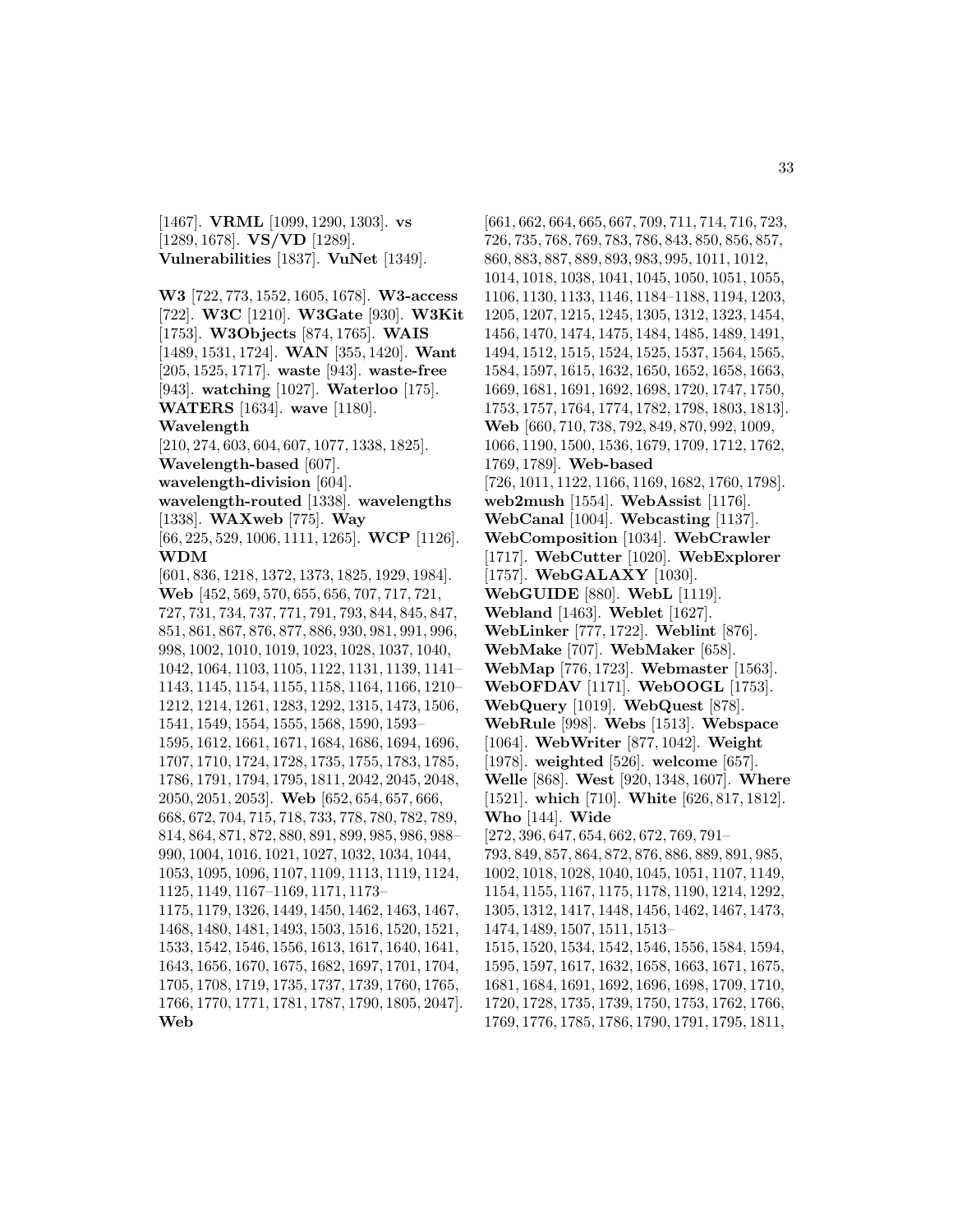[1467]. **VRML** [1099, 1290, 1303]. **vs** [1289, 1678]. **VS/VD** [1289]. **Vulnerabilities** [1837]. **VuNet** [1349].

**W3** [722, 773, 1552, 1605, 1678]. **W3-access** [722]. **W3C** [1210]. **W3Gate** [930]. **W3Kit** [1753]. **W3Objects** [874, 1765]. **WAIS** [1489, 1531, 1724]. **WAN** [355, 1420]. **Want** [205, 1525, 1717]. **waste** [943]. **waste-free** [943]. **watching** [1027]. **Waterloo** [175]. **WATERS** [1634]. **wave** [1180]. **Wavelength** [210, 274, 603, 604, 607, 1077, 1338, 1825]. **Wavelength-based** [607]. **wavelength-division** [604]. **wavelength-routed** [1338]. **wavelengths** [1338]. **WAXweb** [775]. **Way** [66, 225, 529, 1006, 1111, 1265]. **WCP** [1126]. **WDM** [601, 836, 1218, 1372, 1373, 1825, 1929, 1984]. **Web** [452, 569, 570, 655, 656, 707, 717, 721, 727, 731, 734, 737, 771, 791, 793, 844, 845, 847, 851, 861, 867, 876, 877, 886, 930, 981, 991, 996, 998, 1002, 1010, 1019, 1023, 1028, 1037, 1040, 1042, 1064, 1103, 1105, 1122, 1131, 1139, 1141–1143, 1145, 1154, 1155, 1158, 1164, 1166, 1210–1212, 1214, 1261, 1283, 1292, 1315, 1473, 1506, 1541, 1549, 1554, 1555, 1568, 1590, 1593–1595, 1612, 1661, 1671, 1684, 1686, 1694, 1696, 1707, 1710, 1724, 1728, 1735, 1755, 1783, 1785, 1786, 1791, 1794, 1795, 1811, 2042, 2045, 2048, 2050, 2051, 2053]. **Web** [652, 654, 657, 666, 668, 672, 704, 715, 718, 733, 778, 780, 782, 789, 814, 864, 871, 872, 880, 891, 899, 985, 986, 988–990, 1004, 1016, 1021, 1027, 1032, 1034, 1044, 1053, 1095, 1096, 1107, 1109, 1113, 1119, 1124, 1125, 1149, 1167–1169, 1171, 1173–1175, 1179, 1326, 1449, 1450, 1462, 1463, 1467, 1468, 1480, 1481, 1493, 1503, 1516, 1520, 1521, 1533, 1542, 1546, 1556, 1613, 1617, 1640, 1641, 1643, 1656, 1670, 1675, 1682, 1697, 1701, 1704, 1705, 1708, 1719, 1735, 1737, 1739, 1760, 1765, 1766, 1770, 1771, 1781, 1787, 1790, 1805, 2047]. **Web** [661, 662, 664, 665, 667, 709, 711, 714, 716, 723, 726, 735, 768, 769, 783, 786, 843, 850, 856, 857, 860, 883, 887, 889, 893, 983, 995, 1011, 1012, 1014, 1018, 1038, 1041, 1045, 1050, 1051, 1055, 1106, 1130, 1133, 1146, 1184–1188, 1194, 1203, 1205, 1207, 1215, 1245, 1305, 1312, 1323, 1454, 1456, 1470, 1474, 1475, 1484, 1485, 1489, 1491, 1494, 1512, 1515, 1524, 1525, 1537, 1564, 1565, 1584, 1597, 1615, 1632, 1650, 1652, 1658, 1663, 1669, 1681, 1691, 1692, 1698, 1720, 1747, 1750, 1753, 1757, 1764, 1774, 1782, 1798, 1803, 1813]. **Web** [660, 710, 738, 792, 849, 870, 992, 1009, 1066, 1190, 1500, 1536, 1679, 1709, 1712, 1762, 1769, 1789]. **Web-based** [726, 1011, 1122, 1166, 1169, 1682, 1760, 1798]. **web2mush** [1554]. **WebAssist** [1176]. **WebCanal** [1004]. **Webcasting** [1137]. **WebComposition** [1034]. **WebCrawler** [1717]. **WebCutter** [1020]. **WebExplorer** [1757]. **WebGALAXY** [1030]. **WebGUIDE** [880]. **WebL** [1119]. **Webland** [1463]. **Weblet** [1627]. **WebLinker** [777, 1722]. **Weblint** [876]. **WebMake** [707]. **WebMaker** [658]. **WebMap** [776, 1723]. **Webmaster** [1563]. **WebOFDAV** [1171]. **WebOOGL** [1753]. **WebQuery** [1019]. **WebQuest** [878]. **WebRule** [998]. **Webs** [1513]. **Webspace** [1064]. **WebWriter** [877, 1042]. **Weight** [1978]. **weighted** [526]. **welcome** [657]. **Welle** [868]. **West** [920, 1348, 1607]. **Where** [1521]. **which** [710]. **White** [626, 817, 1812]. **Who** [144]. **Wide** [272, 396, 647, 654, 662, 672, 769, 791–793, 849, 857, 864, 872, 876, 886, 889, 891, 985, 1002, 1018, 1028, 1040, 1045, 1051, 1107, 1149, 1154, 1155, 1167, 1175, 1178, 1190, 1214, 1292, 1305, 1312, 1417, 1448, 1456, 1462, 1467, 1473, 1474, 1489, 1507, 1511, 1513–1515, 1520, 1534, 1542, 1546, 1556, 1584, 1594, 1595, 1597, 1617, 1632, 1658, 1663, 1671, 1675, 1681, 1684, 1691, 1692, 1696, 1698, 1709, 1710, 1720, 1728, 1735, 1739, 1750, 1753, 1762, 1766, 1769, 1776, 1785, 1786, 1790, 1791, 1795, 1811,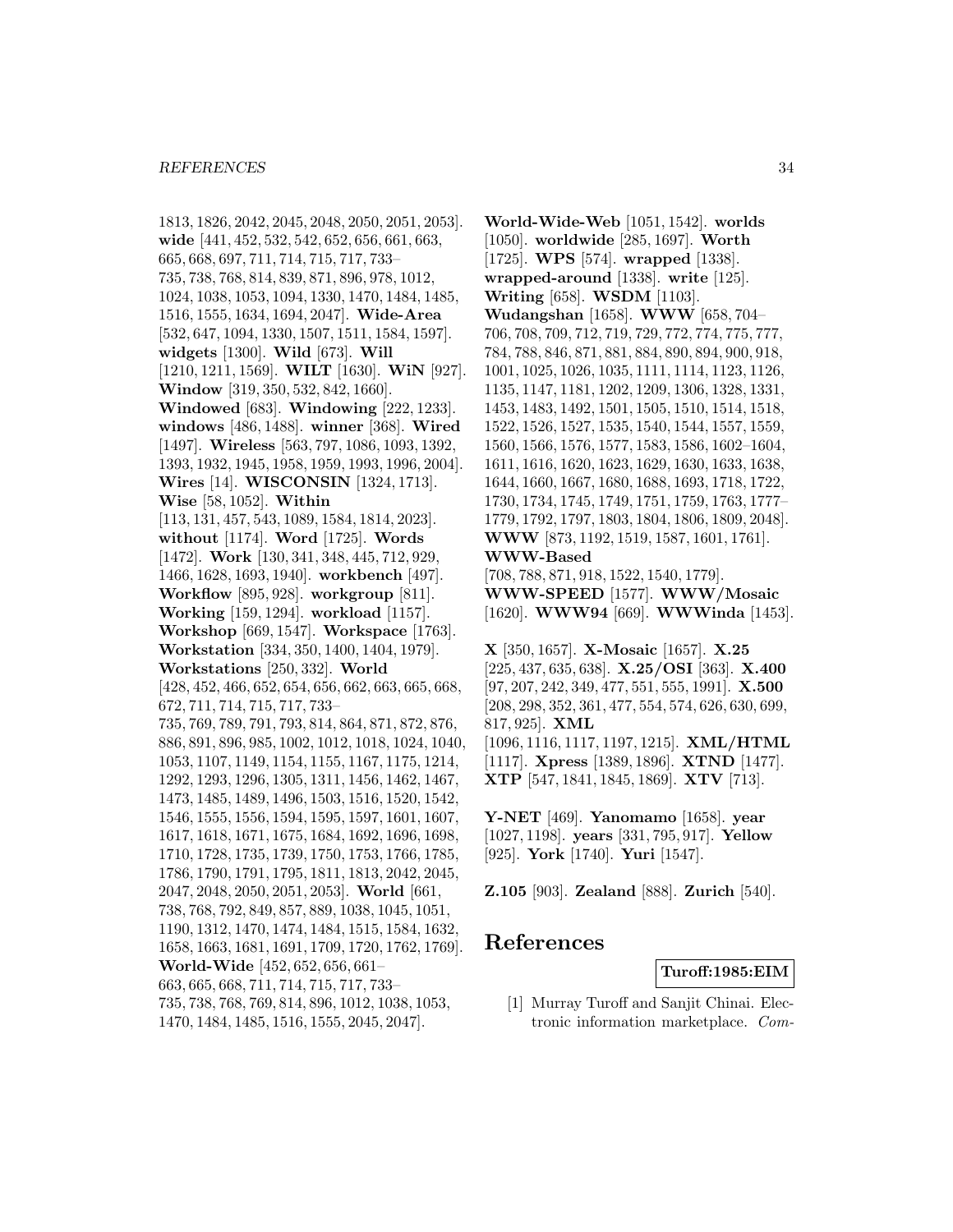1813, 1826, 2042, 2045, 2048, 2050, 2051, 2053]. **wide** [441, 452, 532, 542, 652, 656, 661, 663, 665, 668, 697, 711, 714, 715, 717, 733–735, 738, 768, 814, 839, 871, 896, 978, 1012, 1024, 1038, 1053, 1094, 1330, 1470, 1484, 1485, 1516, 1555, 1634, 1694, 2047]. **Wide-Area** [532, 647, 1094, 1330, 1507, 1511, 1584, 1597]. **widgets** [1300]. **Wild** [673]. **Will** [1210, 1211, 1569]. **WILT** [1630]. **WiN** [927]. **Window** [319, 350, 532, 842, 1660]. **Windowed** [683]. **Windowing** [222, 1233]. **windows** [486, 1488]. **winner** [368]. **Wired** [1497]. **Wireless** [563, 797, 1086, 1093, 1392, 1393, 1932, 1945, 1958, 1959, 1993, 1996, 2004]. **Wires** [14]. **WISCONSIN** [1324, 1713]. **Wise** [58, 1052]. **Within** [113, 131, 457, 543, 1089, 1584, 1814, 2023]. **without** [1174]. **Word** [1725]. **Words** [1472]. **Work** [130, 341, 348, 445, 712, 929, 1466, 1628, 1693, 1940]. **workbench** [497]. **Workflow** [895, 928]. **workgroup** [811]. **Working** [159, 1294]. **workload** [1157]. **Workshop** [669, 1547]. **Workspace** [1763]. **Workstation** [334, 350, 1400, 1404, 1979]. **Workstations** [250, 332]. **World** [428, 452, 466, 652, 654, 656, 662, 663, 665, 668, 672, 711, 714, 715, 717, 733–735, 769, 789, 791, 793, 814, 864, 871, 872, 876, 886, 891, 896, 985, 1002, 1012, 1018, 1024, 1040, 1053, 1107, 1149, 1154, 1155, 1167, 1175, 1214, 1292, 1293, 1296, 1305, 1311, 1456, 1462, 1467, 1473, 1485, 1489, 1496, 1503, 1516, 1520, 1542, 1546, 1555, 1556, 1594, 1595, 1597, 1601, 1607, 1617, 1618, 1671, 1675, 1684, 1692, 1696, 1698, 1710, 1728, 1735, 1739, 1750, 1753, 1766, 1785, 1786, 1790, 1791, 1795, 1811, 1813, 2042, 2045, 2047, 2048, 2050, 2051, 2053]. **World** [661, 738, 768, 792, 849, 857, 889, 1038, 1045, 1051, 1190, 1312, 1470, 1474, 1484, 1515, 1584, 1632, 1658, 1663, 1681, 1691, 1709, 1720, 1762, 1769]. **World-Wide** [452, 652, 656, 661–663, 665, 668, 711, 714, 715, 717, 733–735, 738, 768, 769, 814, 896, 1012, 1038, 1053, 1470, 1484, 1485, 1516, 1555, 2045, 2047]. **World-Wide-Web** [1051, 1542]. **worlds** [1050]. **worldwide** [285, 1697]. **Worth** [1725]. **WPS** [574]. **wrapped** [1338]. **wrapped-around** [1338]. **write** [125]. **Writing** [658]. **WSDM** [1103]. **Wudangshan** [1658]. **WWW** [658, 704–706, 708, 709, 712, 719, 729, 772, 774, 775, 777, 784, 788, 846, 871, 881, 884, 890, 894, 900, 918, 1001, 1025, 1026, 1035, 1111, 1114, 1123, 1126, 1135, 1147, 1181, 1202, 1209, 1306, 1328, 1331, 1453, 1483, 1492, 1501, 1505, 1510, 1514, 1518, 1522, 1526, 1527, 1535, 1540, 1544, 1557, 1559, 1560, 1566, 1576, 1577, 1583, 1586, 1602–1604, 1611, 1616, 1620, 1623, 1629, 1630, 1633, 1638, 1644, 1660, 1667, 1680, 1688, 1693, 1718, 1722, 1730, 1734, 1745, 1749, 1751, 1759, 1763, 1777–1779, 1792, 1797, 1803, 1804, 1806, 1809, 2048]. **WWW** [873, 1192, 1519, 1587, 1601, 1761]. **WWW-Based** [708, 788, 871, 918, 1522, 1540, 1779]. **WWW-SPEED** [1577]. **WWW/Mosaic** [1620]. **WWW94** [669]. **WWWinda** [1453].

**X** [350, 1657]. **X-Mosaic** [1657]. **X.25** [225, 437, 635, 638]. **X.25/OSI** [363]. **X.400** [97, 207, 242, 349, 477, 551, 555, 1991]. **X.500** [208, 298, 352, 361, 477, 554, 574, 626, 630, 699, 817, 925]. **XML** [1096, 1116, 1117, 1197, 1215]. **XML/HTML** [1117]. **Xpress** [1389, 1896]. **XTND** [1477]. **XTP** [547, 1841, 1845, 1869]. **XTV** [713].

**Y-NET** [469]. **Yanomamo** [1658]. **year** [1027, 1198]. **years** [331, 795, 917]. **Yellow** [925]. **York** [1740]. **Yuri** [1547].

**Z.105** [903]. **Zealand** [888]. **Zurich** [540].

# References

**Turoff:1985:EIM**

[1] Murray Turoff and Sanjit Chinai. Electronic information marketplace. *Com-*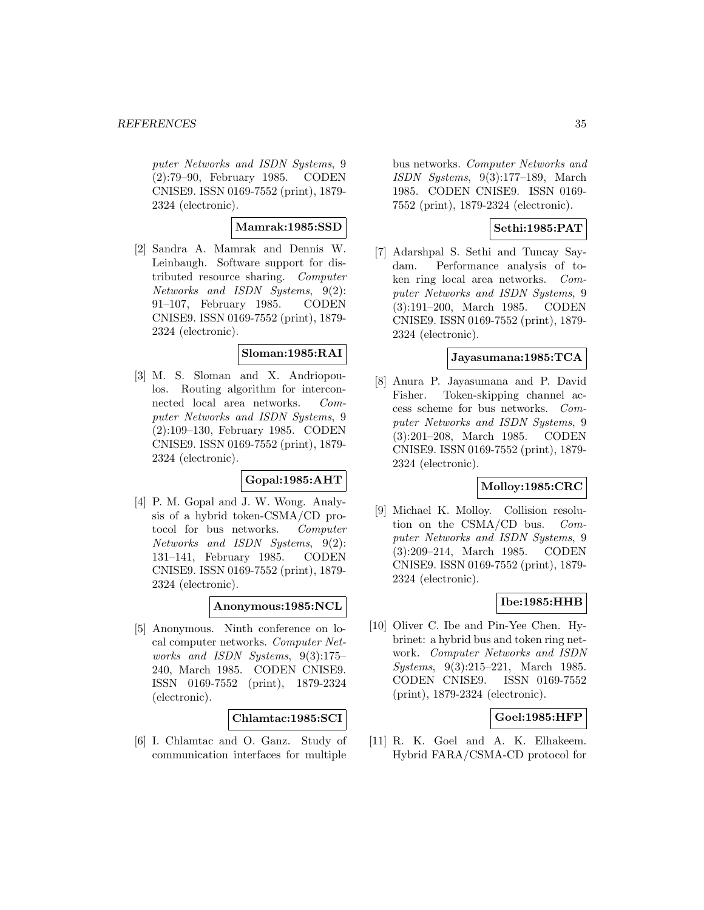*puter Networks and ISDN Systems*, 9 (2):79–90, February 1985. CODEN CNISE9. ISSN 0169-7552 (print), 1879-2324 (electronic).

**Mamrak:1985:SSD**

[2] Sandra A. Mamrak and Dennis W. Leinbaugh. Software support for distributed resource sharing. *Computer Networks and ISDN Systems*, 9(2): 91–107, February 1985. CODEN CNISE9. ISSN 0169-7552 (print), 1879-2324 (electronic).

**Sloman:1985:RAI**

[3] M. S. Sloman and X. Andriopoulos. Routing algorithm for interconnected local area networks. *Computer Networks and ISDN Systems*, 9 (2):109–130, February 1985. CODEN CNISE9. ISSN 0169-7552 (print), 1879-2324 (electronic).

**Gopal:1985:AHT**

[4] P. M. Gopal and J. W. Wong. Analysis of a hybrid token-CSMA/CD protocol for bus networks. *Computer Networks and ISDN Systems*, 9(2): 131–141, February 1985. CODEN CNISE9. ISSN 0169-7552 (print), 1879-2324 (electronic).

**Anonymous:1985:NCL**

[5] Anonymous. Ninth conference on local computer networks. *Computer Networks and ISDN Systems*, 9(3):175–240, March 1985. CODEN CNISE9. ISSN 0169-7552 (print), 1879-2324 (electronic).

**Chlamtac:1985:SCI**

[6] I. Chlamtac and O. Ganz. Study of communication interfaces for multiple bus networks. *Computer Networks and ISDN Systems*, 9(3):177–189, March 1985. CODEN CNISE9. ISSN 0169-7552 (print), 1879-2324 (electronic).

**Sethi:1985:PAT**

[7] Adarshpal S. Sethi and Tuncay Saydam. Performance analysis of token ring local area networks. *Computer Networks and ISDN Systems*, 9 (3):191–200, March 1985. CODEN CNISE9. ISSN 0169-7552 (print), 1879-2324 (electronic).

**Jayasumana:1985:TCA**

[8] Anura P. Jayasumana and P. David Fisher. Token-skipping channel access scheme for bus networks. *Computer Networks and ISDN Systems*, 9 (3):201–208, March 1985. CODEN CNISE9. ISSN 0169-7552 (print), 1879-2324 (electronic).

**Molloy:1985:CRC**

[9] Michael K. Molloy. Collision resolution on the CSMA/CD bus. *Computer Networks and ISDN Systems*, 9 (3):209–214, March 1985. CODEN CNISE9. ISSN 0169-7552 (print), 1879-2324 (electronic).

**Ibe:1985:HHB**

[10] Oliver C. Ibe and Pin-Yee Chen. Hybrinet: a hybrid bus and token ring network. *Computer Networks and ISDN Systems*, 9(3):215–221, March 1985. CODEN CNISE9. ISSN 0169-7552 (print), 1879-2324 (electronic).

**Goel:1985:HFP**

[11] R. K. Goel and A. K. Elhakeem. Hybrid FARA/CSMA-CD protocol for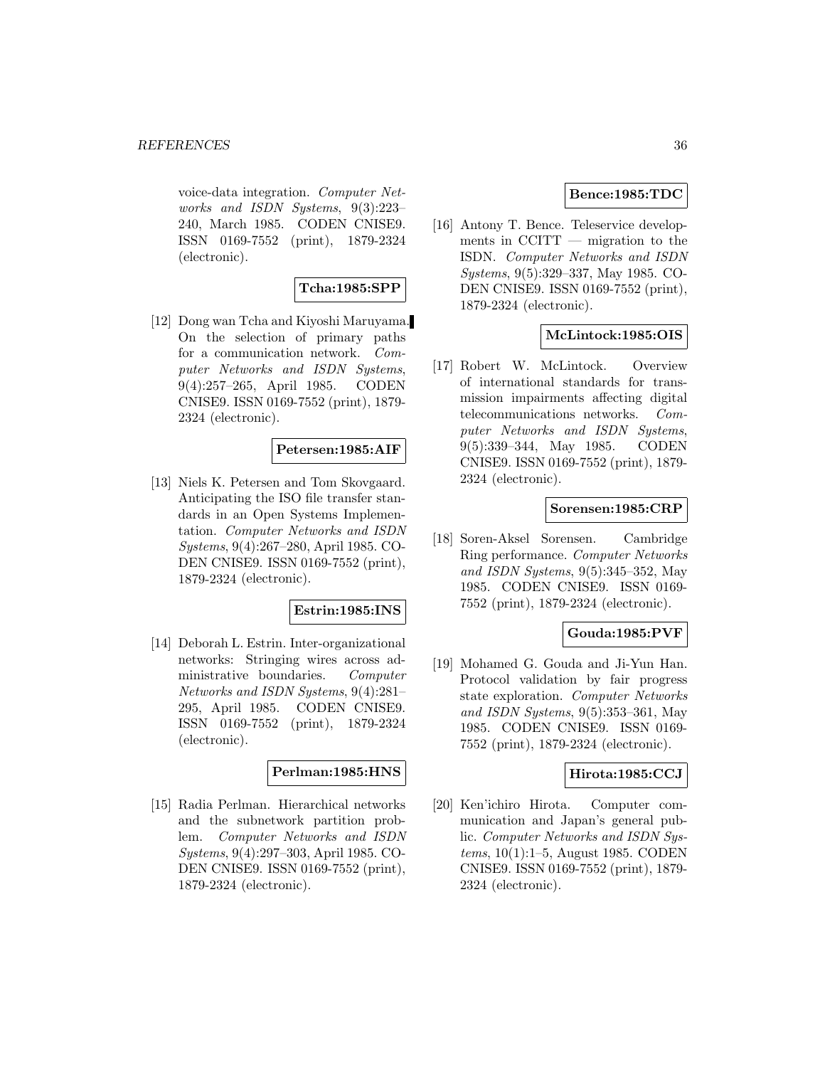voice-data integration. *Computer Networks and ISDN Systems*, 9(3):223–240, March 1985. CODEN CNISE9. ISSN 0169-7552 (print), 1879-2324 (electronic).

**Tcha:1985:SPP**

[12] Dong wan Tcha and Kiyoshi Maruyama. On the selection of primary paths for a communication network. *Computer Networks and ISDN Systems*, 9(4):257–265, April 1985. CODEN CNISE9. ISSN 0169-7552 (print), 1879-2324 (electronic).

**Petersen:1985:AIF**

[13] Niels K. Petersen and Tom Skovgaard. Anticipating the ISO file transfer standards in an Open Systems Implementation. *Computer Networks and ISDN Systems*, 9(4):267–280, April 1985. CODEN CNISE9. ISSN 0169-7552 (print), 1879-2324 (electronic).

**Estrin:1985:INS**

[14] Deborah L. Estrin. Inter-organizational networks: Stringing wires across administrative boundaries. *Computer Networks and ISDN Systems*, 9(4):281–295, April 1985. CODEN CNISE9. ISSN 0169-7552 (print), 1879-2324 (electronic).

**Perlman:1985:HNS**

[15] Radia Perlman. Hierarchical networks and the subnetwork partition problem. *Computer Networks and ISDN Systems*, 9(4):297–303, April 1985. CODEN CNISE9. ISSN 0169-7552 (print), 1879-2324 (electronic).

**Bence:1985:TDC**

[16] Antony T. Bence. Teleservice developments in CCITT — migration to the ISDN. *Computer Networks and ISDN Systems*, 9(5):329–337, May 1985. CODEN CNISE9. ISSN 0169-7552 (print), 1879-2324 (electronic).

**McLintock:1985:OIS**

[17] Robert W. McLintock. Overview of international standards for transmission impairments affecting digital telecommunications networks. *Computer Networks and ISDN Systems*, 9(5):339–344, May 1985. CODEN CNISE9. ISSN 0169-7552 (print), 1879-2324 (electronic).

**Sorensen:1985:CRP**

[18] Soren-Aksel Sorensen. Cambridge Ring performance. *Computer Networks and ISDN Systems*, 9(5):345–352, May 1985. CODEN CNISE9. ISSN 0169-7552 (print), 1879-2324 (electronic).

**Gouda:1985:PVF**

[19] Mohamed G. Gouda and Ji-Yun Han. Protocol validation by fair progress state exploration. *Computer Networks and ISDN Systems*, 9(5):353–361, May 1985. CODEN CNISE9. ISSN 0169-7552 (print), 1879-2324 (electronic).

**Hirota:1985:CCJ**

[20] Ken'ichiro Hirota. Computer communication and Japan's general public. *Computer Networks and ISDN Systems*, 10(1):1–5, August 1985. CODEN CNISE9. ISSN 0169-7552 (print), 1879-2324 (electronic).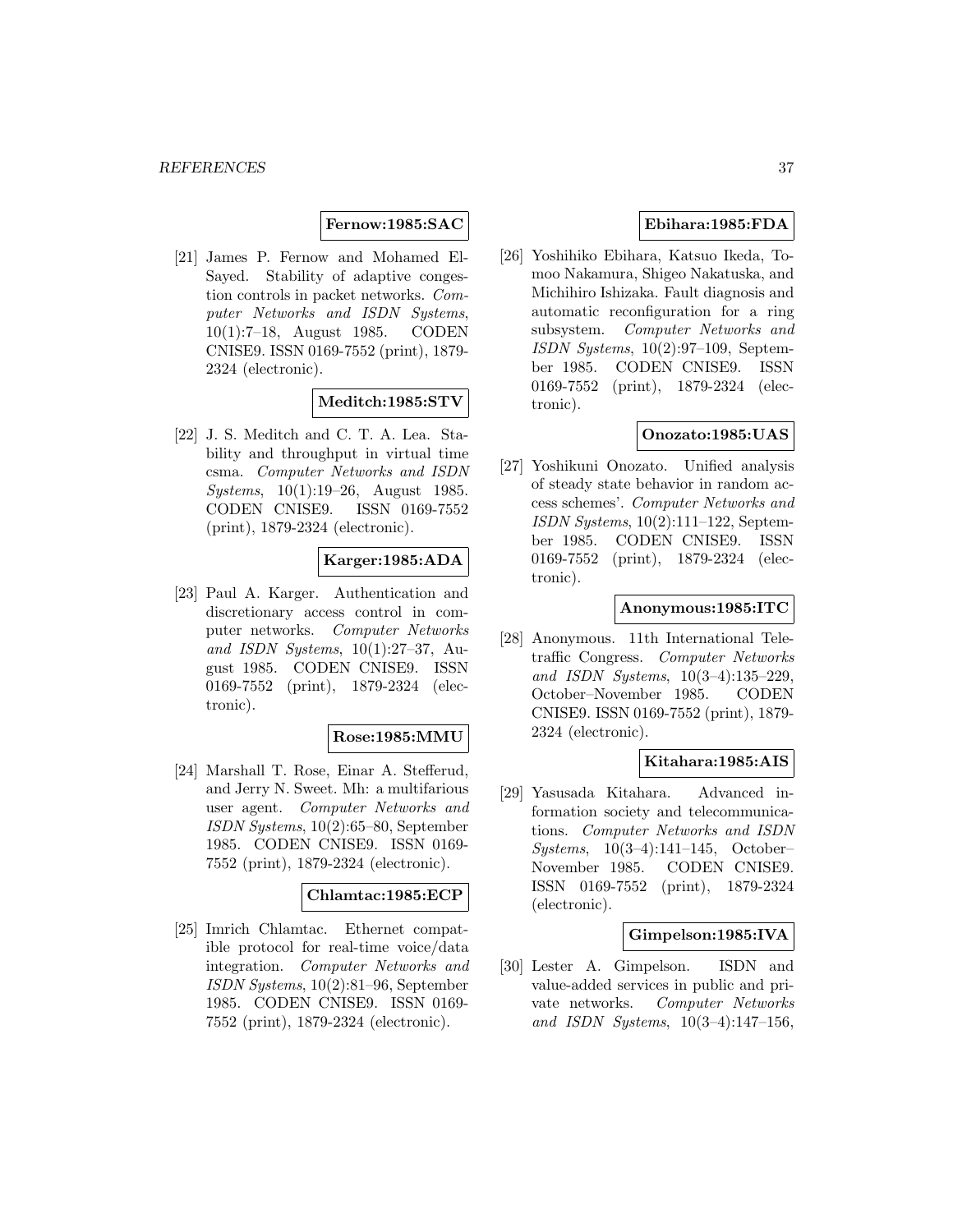**Fernow:1985:SAC**

[21] James P. Fernow and Mohamed El-Sayed. Stability of adaptive congestion controls in packet networks. *Computer Networks and ISDN Systems*, 10(1):7–18, August 1985. CODEN CNISE9. ISSN 0169-7552 (print), 1879-2324 (electronic).

**Meditch:1985:STV**

[22] J. S. Meditch and C. T. A. Lea. Stability and throughput in virtual time csma. *Computer Networks and ISDN Systems*, 10(1):19–26, August 1985. CODEN CNISE9. ISSN 0169-7552 (print), 1879-2324 (electronic).

**Karger:1985:ADA**

[23] Paul A. Karger. Authentication and discretionary access control in computer networks. *Computer Networks and ISDN Systems*, 10(1):27–37, August 1985. CODEN CNISE9. ISSN 0169-7552 (print), 1879-2324 (electronic).

**Rose:1985:MMU**

[24] Marshall T. Rose, Einar A. Stefferud, and Jerry N. Sweet. Mh: a multifarious user agent. *Computer Networks and ISDN Systems*, 10(2):65–80, September 1985. CODEN CNISE9. ISSN 0169-7552 (print), 1879-2324 (electronic).

**Chlamtac:1985:ECP**

[25] Imrich Chlamtac. Ethernet compatible protocol for real-time voice/data integration. *Computer Networks and ISDN Systems*, 10(2):81–96, September 1985. CODEN CNISE9. ISSN 0169-7552 (print), 1879-2324 (electronic).

**Ebihara:1985:FDA**

[26] Yoshihiko Ebihara, Katsuo Ikeda, Tomoo Nakamura, Shigeo Nakatuska, and Michihiro Ishizaka. Fault diagnosis and automatic reconfiguration for a ring subsystem. *Computer Networks and ISDN Systems*, 10(2):97–109, September 1985. CODEN CNISE9. ISSN 0169-7552 (print), 1879-2324 (electronic).

**Onozato:1985:UAS**

[27] Yoshikuni Onozato. Unified analysis of steady state behavior in random access schemes'. *Computer Networks and ISDN Systems*, 10(2):111–122, September 1985. CODEN CNISE9. ISSN 0169-7552 (print), 1879-2324 (electronic).

**Anonymous:1985:ITC**

[28] Anonymous. 11th International Teletraffic Congress. *Computer Networks and ISDN Systems*, 10(3–4):135–229, October–November 1985. CODEN CNISE9. ISSN 0169-7552 (print), 1879-2324 (electronic).

**Kitahara:1985:AIS**

[29] Yasusada Kitahara. Advanced information society and telecommunications. *Computer Networks and ISDN Systems*, 10(3–4):141–145, October–November 1985. CODEN CNISE9. ISSN 0169-7552 (print), 1879-2324 (electronic).

**Gimpelson:1985:IVA**

[30] Lester A. Gimpelson. ISDN and value-added services in public and private networks. *Computer Networks and ISDN Systems*, 10(3–4):147–156,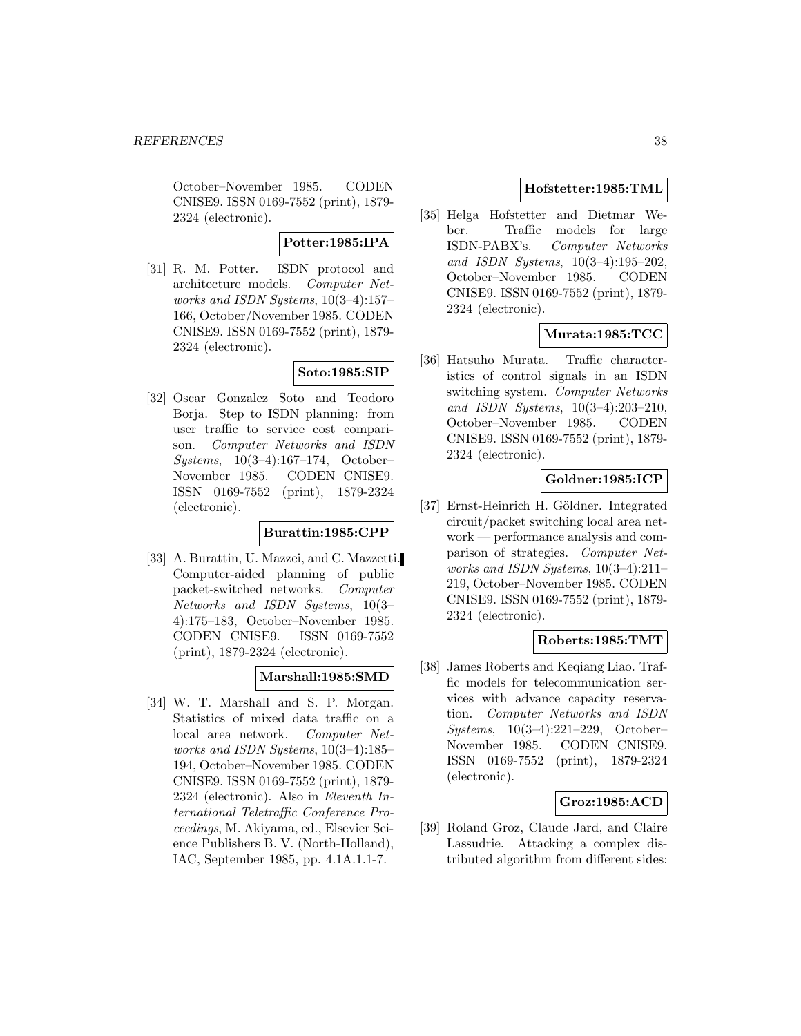October–November 1985. CODEN CNISE9. ISSN 0169-7552 (print), 1879-2324 (electronic).

**Potter:1985:IPA**

[31] R. M. Potter. ISDN protocol and architecture models. *Computer Networks and ISDN Systems*, 10(3–4):157–166, October/November 1985. CODEN CNISE9. ISSN 0169-7552 (print), 1879-2324 (electronic).

**Soto:1985:SIP**

[32] Oscar Gonzalez Soto and Teodoro Borja. Step to ISDN planning: from user traffic to service cost comparison. *Computer Networks and ISDN Systems*, 10(3–4):167–174, October–November 1985. CODEN CNISE9. ISSN 0169-7552 (print), 1879-2324 (electronic).

**Burattin:1985:CPP**

[33] A. Burattin, U. Mazzei, and C. Mazzetti. Computer-aided planning of public packet-switched networks. *Computer Networks and ISDN Systems*, 10(3–4):175–183, October–November 1985. CODEN CNISE9. ISSN 0169-7552 (print), 1879-2324 (electronic).

**Marshall:1985:SMD**

[34] W. T. Marshall and S. P. Morgan. Statistics of mixed data traffic on a local area network. *Computer Networks and ISDN Systems*, 10(3–4):185–194, October–November 1985. CODEN CNISE9. ISSN 0169-7552 (print), 1879-2324 (electronic). Also in *Eleventh International Teletraffic Conference Proceedings*, M. Akiyama, ed., Elsevier Science Publishers B. V. (North-Holland), IAC, September 1985, pp. 4.1A.1.1-7.

**Hofstetter:1985:TML**

[35] Helga Hofstetter and Dietmar Weber. Traffic models for large ISDN-PABX's. *Computer Networks and ISDN Systems*, 10(3–4):195–202, October–November 1985. CODEN CNISE9. ISSN 0169-7552 (print), 1879-2324 (electronic).

**Murata:1985:TCC**

[36] Hatsuho Murata. Traffic characteristics of control signals in an ISDN switching system. *Computer Networks and ISDN Systems*, 10(3–4):203–210, October–November 1985. CODEN CNISE9. ISSN 0169-7552 (print), 1879-2324 (electronic).

**Goldner:1985:ICP**

[37] Ernst-Heinrich H. Göldner. Integrated circuit/packet switching local area network — performance analysis and comparison of strategies. *Computer Networks and ISDN Systems*, 10(3–4):211–219, October–November 1985. CODEN CNISE9. ISSN 0169-7552 (print), 1879-2324 (electronic).

**Roberts:1985:TMT**

[38] James Roberts and Keqiang Liao. Traffic models for telecommunication services with advance capacity reservation. *Computer Networks and ISDN Systems*, 10(3–4):221–229, October–November 1985. CODEN CNISE9. ISSN 0169-7552 (print), 1879-2324 (electronic).

**Groz:1985:ACD**

[39] Roland Groz, Claude Jard, and Claire Lassudrie. Attacking a complex distributed algorithm from different sides: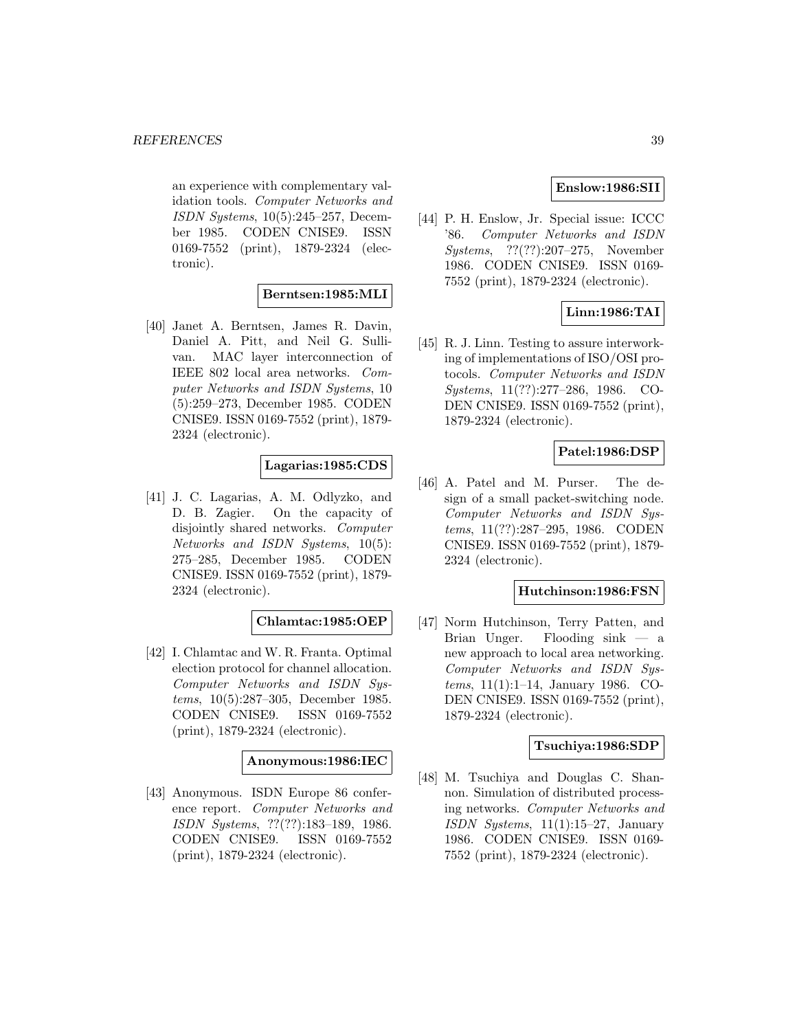an experience with complementary validation tools. *Computer Networks and ISDN Systems*, 10(5):245–257, December 1985. CODEN CNISE9. ISSN 0169-7552 (print), 1879-2324 (electronic).

**Berntsen:1985:MLI**

[40] Janet A. Berntsen, James R. Davin, Daniel A. Pitt, and Neil G. Sullivan. MAC layer interconnection of IEEE 802 local area networks. *Computer Networks and ISDN Systems*, 10 (5):259–273, December 1985. CODEN CNISE9. ISSN 0169-7552 (print), 1879-2324 (electronic).

**Lagarias:1985:CDS**

[41] J. C. Lagarias, A. M. Odlyzko, and D. B. Zagier. On the capacity of disjointly shared networks. *Computer Networks and ISDN Systems*, 10(5): 275–285, December 1985. CODEN CNISE9. ISSN 0169-7552 (print), 1879-2324 (electronic).

**Chlamtac:1985:OEP**

[42] I. Chlamtac and W. R. Franta. Optimal election protocol for channel allocation. *Computer Networks and ISDN Systems*, 10(5):287–305, December 1985. CODEN CNISE9. ISSN 0169-7552 (print), 1879-2324 (electronic).

**Anonymous:1986:IEC**

[43] Anonymous. ISDN Europe 86 conference report. *Computer Networks and ISDN Systems*, ??(??):183–189, 1986. CODEN CNISE9. ISSN 0169-7552 (print), 1879-2324 (electronic).

**Enslow:1986:SII**

[44] P. H. Enslow, Jr. Special issue: ICCC '86. *Computer Networks and ISDN Systems*, ??(??):207–275, November 1986. CODEN CNISE9. ISSN 0169-7552 (print), 1879-2324 (electronic).

**Linn:1986:TAI**

[45] R. J. Linn. Testing to assure interworking of implementations of ISO/OSI protocols. *Computer Networks and ISDN Systems*, 11(??):277–286, 1986. CODEN CNISE9. ISSN 0169-7552 (print), 1879-2324 (electronic).

**Patel:1986:DSP**

[46] A. Patel and M. Purser. The design of a small packet-switching node. *Computer Networks and ISDN Systems*, 11(??):287–295, 1986. CODEN CNISE9. ISSN 0169-7552 (print), 1879-2324 (electronic).

**Hutchinson:1986:FSN**

[47] Norm Hutchinson, Terry Patten, and Brian Unger. Flooding sink — a new approach to local area networking. *Computer Networks and ISDN Systems*, 11(1):1–14, January 1986. CODEN CNISE9. ISSN 0169-7552 (print), 1879-2324 (electronic).

**Tsuchiya:1986:SDP**

[48] M. Tsuchiya and Douglas C. Shannon. Simulation of distributed processing networks. *Computer Networks and ISDN Systems*, 11(1):15–27, January 1986. CODEN CNISE9. ISSN 0169-7552 (print), 1879-2324 (electronic).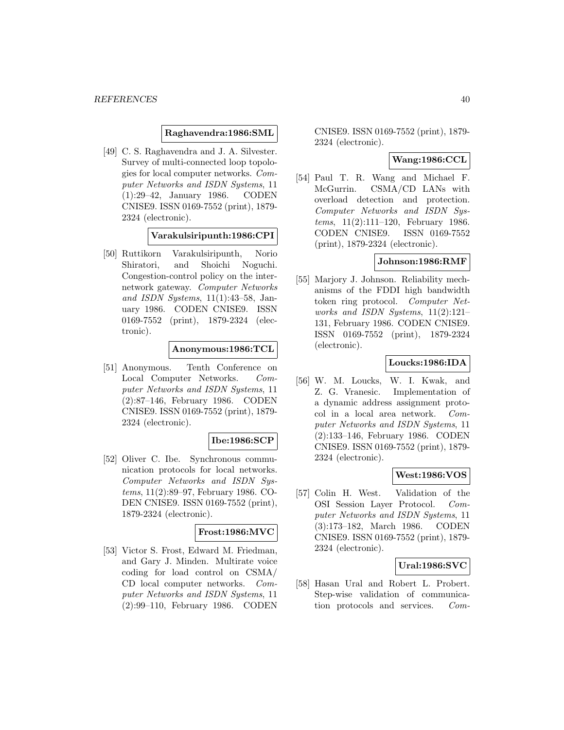**Raghavendra:1986:SML**

[49] C. S. Raghavendra and J. A. Silvester. Survey of multi-connected loop topologies for local computer networks. *Computer Networks and ISDN Systems*, 11 (1):29–42, January 1986. CODEN CNISE9. ISSN 0169-7552 (print), 1879-2324 (electronic).

**Varakulsiripunth:1986:CPI**

[50] Ruttikorn Varakulsiripunth, Norio Shiratori, and Shoichi Noguchi. Congestion-control policy on the internetwork gateway. *Computer Networks and ISDN Systems*, 11(1):43–58, January 1986. CODEN CNISE9. ISSN 0169-7552 (print), 1879-2324 (electronic).

**Anonymous:1986:TCL**

[51] Anonymous. Tenth Conference on Local Computer Networks. *Computer Networks and ISDN Systems*, 11 (2):87–146, February 1986. CODEN CNISE9. ISSN 0169-7552 (print), 1879-2324 (electronic).

**Ibe:1986:SCP**

[52] Oliver C. Ibe. Synchronous communication protocols for local networks. *Computer Networks and ISDN Systems*, 11(2):89–97, February 1986. CODEN CNISE9. ISSN 0169-7552 (print), 1879-2324 (electronic).

**Frost:1986:MVC**

[53] Victor S. Frost, Edward M. Friedman, and Gary J. Minden. Multirate voice coding for load control on CSMA/CD local computer networks. *Computer Networks and ISDN Systems*, 11 (2):99–110, February 1986. CODEN CNISE9. ISSN 0169-7552 (print), 1879-2324 (electronic).

**Wang:1986:CCL**

[54] Paul T. R. Wang and Michael F. McGurrin. CSMA/CD LANs with overload detection and protection. *Computer Networks and ISDN Systems*, 11(2):111–120, February 1986. CODEN CNISE9. ISSN 0169-7552 (print), 1879-2324 (electronic).

**Johnson:1986:RMF**

[55] Marjory J. Johnson. Reliability mechanisms of the FDDI high bandwidth token ring protocol. *Computer Networks and ISDN Systems*, 11(2):121–131, February 1986. CODEN CNISE9. ISSN 0169-7552 (print), 1879-2324 (electronic).

**Loucks:1986:IDA**

[56] W. M. Loucks, W. I. Kwak, and Z. G. Vranesic. Implementation of a dynamic address assignment protocol in a local area network. *Computer Networks and ISDN Systems*, 11 (2):133–146, February 1986. CODEN CNISE9. ISSN 0169-7552 (print), 1879-2324 (electronic).

**West:1986:VOS**

[57] Colin H. West. Validation of the OSI Session Layer Protocol. *Computer Networks and ISDN Systems*, 11 (3):173–182, March 1986. CODEN CNISE9. ISSN 0169-7552 (print), 1879-2324 (electronic).

**Ural:1986:SVC**

[58] Hasan Ural and Robert L. Probert. Step-wise validation of communication protocols and services. *Com-*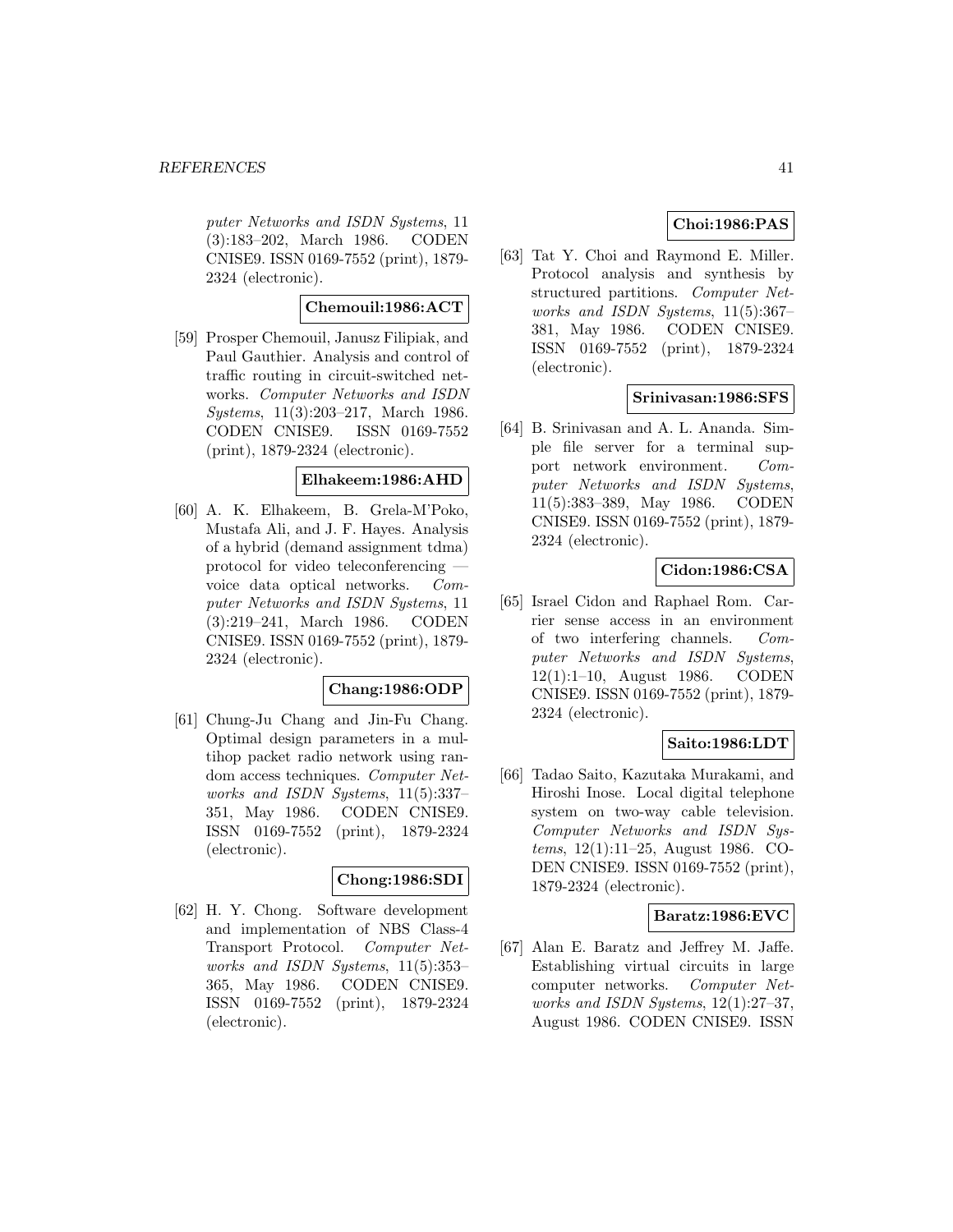*puter Networks and ISDN Systems*, 11 (3):183–202, March 1986. CODEN CNISE9. ISSN 0169-7552 (print), 1879-2324 (electronic).

**Chemouil:1986:ACT**

[59] Prosper Chemouil, Janusz Filipiak, and Paul Gauthier. Analysis and control of traffic routing in circuit-switched networks. *Computer Networks and ISDN Systems*, 11(3):203–217, March 1986. CODEN CNISE9. ISSN 0169-7552 (print), 1879-2324 (electronic).

**Elhakeem:1986:AHD**

[60] A. K. Elhakeem, B. Grela-M'Poko, Mustafa Ali, and J. F. Hayes. Analysis of a hybrid (demand assignment tdma) protocol for video teleconferencing — voice data optical networks. *Computer Networks and ISDN Systems*, 11 (3):219–241, March 1986. CODEN CNISE9. ISSN 0169-7552 (print), 1879-2324 (electronic).

**Chang:1986:ODP**

[61] Chung-Ju Chang and Jin-Fu Chang. Optimal design parameters in a multihop packet radio network using random access techniques. *Computer Networks and ISDN Systems*, 11(5):337–351, May 1986. CODEN CNISE9. ISSN 0169-7552 (print), 1879-2324 (electronic).

**Chong:1986:SDI**

[62] H. Y. Chong. Software development and implementation of NBS Class-4 Transport Protocol. *Computer Networks and ISDN Systems*, 11(5):353–365, May 1986. CODEN CNISE9. ISSN 0169-7552 (print), 1879-2324 (electronic).

**Choi:1986:PAS**

[63] Tat Y. Choi and Raymond E. Miller. Protocol analysis and synthesis by structured partitions. *Computer Networks and ISDN Systems*, 11(5):367–381, May 1986. CODEN CNISE9. ISSN 0169-7552 (print), 1879-2324 (electronic).

**Srinivasan:1986:SFS**

[64] B. Srinivasan and A. L. Ananda. Simple file server for a terminal support network environment. *Computer Networks and ISDN Systems*, 11(5):383–389, May 1986. CODEN CNISE9. ISSN 0169-7552 (print), 1879-2324 (electronic).

**Cidon:1986:CSA**

[65] Israel Cidon and Raphael Rom. Carrier sense access in an environment of two interfering channels. *Computer Networks and ISDN Systems*, 12(1):1–10, August 1986. CODEN CNISE9. ISSN 0169-7552 (print), 1879-2324 (electronic).

**Saito:1986:LDT**

[66] Tadao Saito, Kazutaka Murakami, and Hiroshi Inose. Local digital telephone system on two-way cable television. *Computer Networks and ISDN Systems*, 12(1):11–25, August 1986. CODEN CNISE9. ISSN 0169-7552 (print), 1879-2324 (electronic).

**Baratz:1986:EVC**

[67] Alan E. Baratz and Jeffrey M. Jaffe. Establishing virtual circuits in large computer networks. *Computer Networks and ISDN Systems*, 12(1):27–37, August 1986. CODEN CNISE9. ISSN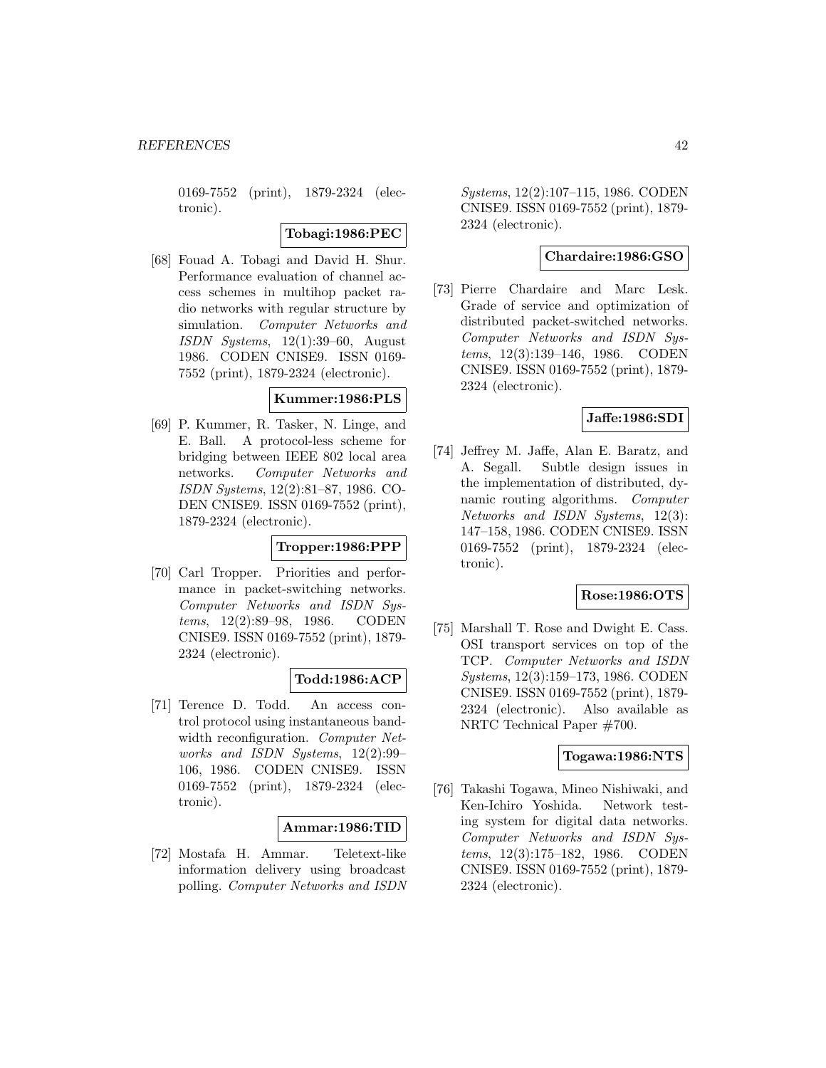0169-7552 (print), 1879-2324 (electronic).

**Tobagi:1986:PEC**

[68] Fouad A. Tobagi and David H. Shur. Performance evaluation of channel access schemes in multihop packet radio networks with regular structure by simulation. *Computer Networks and ISDN Systems*, 12(1):39–60, August 1986. CODEN CNISE9. ISSN 0169-7552 (print), 1879-2324 (electronic).

**Kummer:1986:PLS**

[69] P. Kummer, R. Tasker, N. Linge, and E. Ball. A protocol-less scheme for bridging between IEEE 802 local area networks. *Computer Networks and ISDN Systems*, 12(2):81–87, 1986. CODEN CNISE9. ISSN 0169-7552 (print), 1879-2324 (electronic).

**Tropper:1986:PPP**

[70] Carl Tropper. Priorities and performance in packet-switching networks. *Computer Networks and ISDN Systems*, 12(2):89–98, 1986. CODEN CNISE9. ISSN 0169-7552 (print), 1879-2324 (electronic).

**Todd:1986:ACP**

[71] Terence D. Todd. An access control protocol using instantaneous bandwidth reconfiguration. *Computer Networks and ISDN Systems*, 12(2):99–106, 1986. CODEN CNISE9. ISSN 0169-7552 (print), 1879-2324 (electronic).

**Ammar:1986:TID**

[72] Mostafa H. Ammar. Teletext-like information delivery using broadcast polling. *Computer Networks and ISDN Systems*, 12(2):107–115, 1986. CODEN CNISE9. ISSN 0169-7552 (print), 1879-2324 (electronic).

**Chardaire:1986:GSO**

[73] Pierre Chardaire and Marc Lesk. Grade of service and optimization of distributed packet-switched networks. *Computer Networks and ISDN Systems*, 12(3):139–146, 1986. CODEN CNISE9. ISSN 0169-7552 (print), 1879-2324 (electronic).

**Jaffe:1986:SDI**

[74] Jeffrey M. Jaffe, Alan E. Baratz, and A. Segall. Subtle design issues in the implementation of distributed, dynamic routing algorithms. *Computer Networks and ISDN Systems*, 12(3): 147–158, 1986. CODEN CNISE9. ISSN 0169-7552 (print), 1879-2324 (electronic).

**Rose:1986:OTS**

[75] Marshall T. Rose and Dwight E. Cass. OSI transport services on top of the TCP. *Computer Networks and ISDN Systems*, 12(3):159–173, 1986. CODEN CNISE9. ISSN 0169-7552 (print), 1879-2324 (electronic). Also available as NRTC Technical Paper #700.

**Togawa:1986:NTS**

[76] Takashi Togawa, Mineo Nishiwaki, and Ken-Ichiro Yoshida. Network testing system for digital data networks. *Computer Networks and ISDN Systems*, 12(3):175–182, 1986. CODEN CNISE9. ISSN 0169-7552 (print), 1879-2324 (electronic).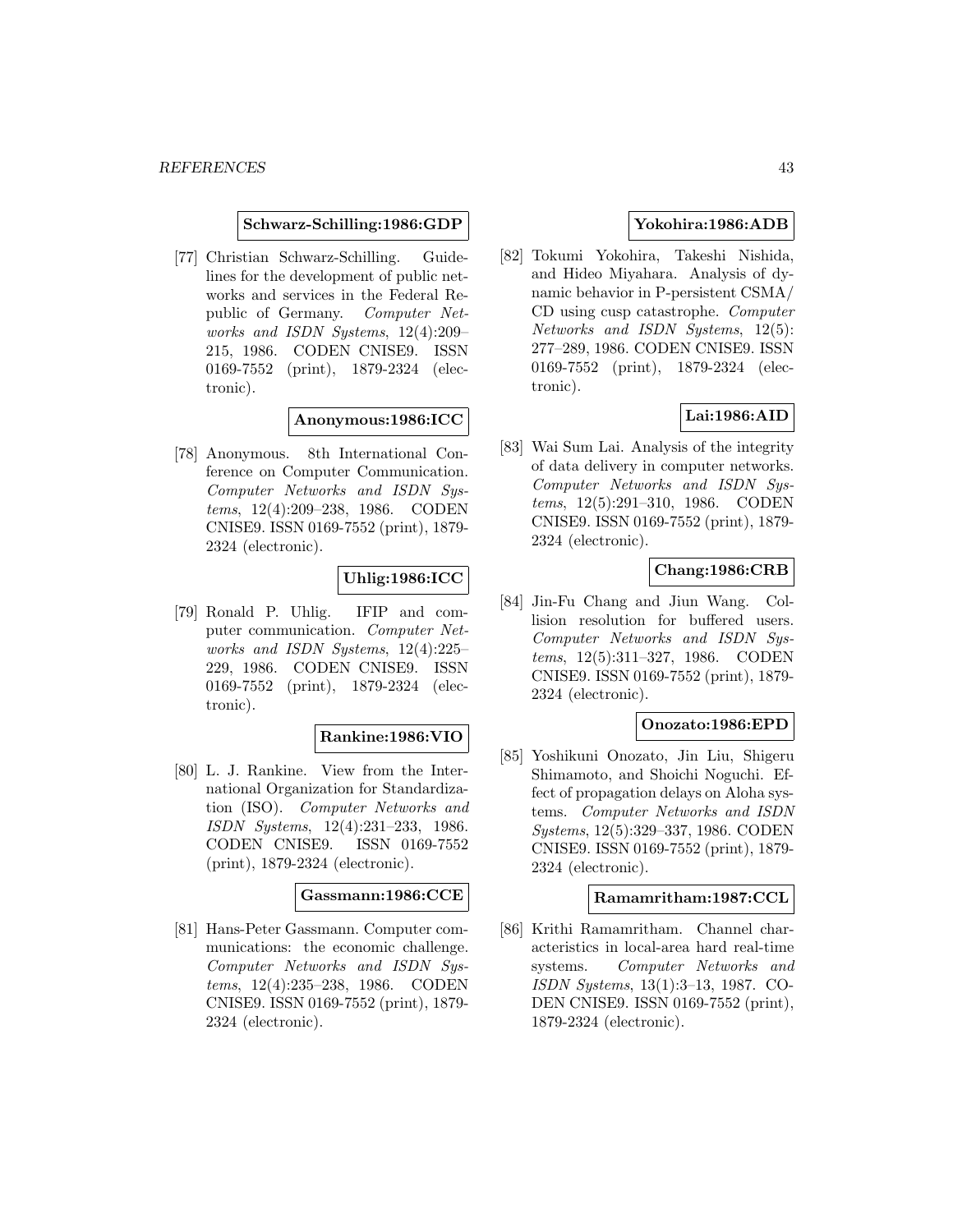**Schwarz-Schilling:1986:GDP**

[77] Christian Schwarz-Schilling. Guidelines for the development of public networks and services in the Federal Republic of Germany. *Computer Networks and ISDN Systems*, 12(4):209–215, 1986. CODEN CNISE9. ISSN 0169-7552 (print), 1879-2324 (electronic).

**Anonymous:1986:ICC**

[78] Anonymous. 8th International Conference on Computer Communication. *Computer Networks and ISDN Systems*, 12(4):209–238, 1986. CODEN CNISE9. ISSN 0169-7552 (print), 1879-2324 (electronic).

**Uhlig:1986:ICC**

[79] Ronald P. Uhlig. IFIP and computer communication. *Computer Networks and ISDN Systems*, 12(4):225–229, 1986. CODEN CNISE9. ISSN 0169-7552 (print), 1879-2324 (electronic).

**Rankine:1986:VIO**

[80] L. J. Rankine. View from the International Organization for Standardization (ISO). *Computer Networks and ISDN Systems*, 12(4):231–233, 1986. CODEN CNISE9. ISSN 0169-7552 (print), 1879-2324 (electronic).

**Gassmann:1986:CCE**

[81] Hans-Peter Gassmann. Computer communications: the economic challenge. *Computer Networks and ISDN Systems*, 12(4):235–238, 1986. CODEN CNISE9. ISSN 0169-7552 (print), 1879-2324 (electronic).

**Yokohira:1986:ADB**

[82] Tokumi Yokohira, Takeshi Nishida, and Hideo Miyahara. Analysis of dynamic behavior in P-persistent CSMA/CD using cusp catastrophe. *Computer Networks and ISDN Systems*, 12(5):277–289, 1986. CODEN CNISE9. ISSN 0169-7552 (print), 1879-2324 (electronic).

**Lai:1986:AID**

[83] Wai Sum Lai. Analysis of the integrity of data delivery in computer networks. *Computer Networks and ISDN Systems*, 12(5):291–310, 1986. CODEN CNISE9. ISSN 0169-7552 (print), 1879-2324 (electronic).

**Chang:1986:CRB**

[84] Jin-Fu Chang and Jiun Wang. Collision resolution for buffered users. *Computer Networks and ISDN Systems*, 12(5):311–327, 1986. CODEN CNISE9. ISSN 0169-7552 (print), 1879-2324 (electronic).

**Onozato:1986:EPD**

[85] Yoshikuni Onozato, Jin Liu, Shigeru Shimamoto, and Shoichi Noguchi. Effect of propagation delays on Aloha systems. *Computer Networks and ISDN Systems*, 12(5):329–337, 1986. CODEN CNISE9. ISSN 0169-7552 (print), 1879-2324 (electronic).

**Ramamritham:1987:CCL**

[86] Krithi Ramamritham. Channel characteristics in local-area hard real-time systems. *Computer Networks and ISDN Systems*, 13(1):3–13, 1987. CODEN CNISE9. ISSN 0169-7552 (print), 1879-2324 (electronic).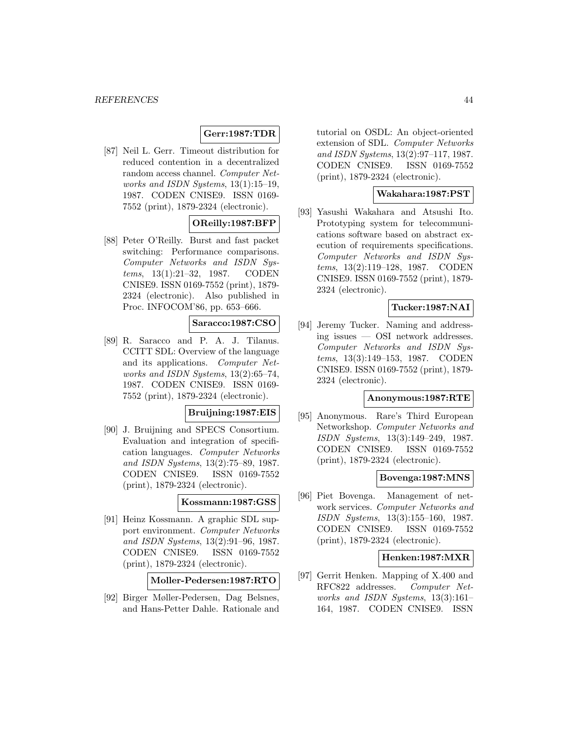**Gerr:1987:TDR**

[87] Neil L. Gerr. Timeout distribution for reduced contention in a decentralized random access channel. *Computer Networks and ISDN Systems*, 13(1):15–19, 1987. CODEN CNISE9. ISSN 0169-7552 (print), 1879-2324 (electronic).

**OReilly:1987:BFP**

[88] Peter O'Reilly. Burst and fast packet switching: Performance comparisons. *Computer Networks and ISDN Systems*, 13(1):21–32, 1987. CODEN CNISE9. ISSN 0169-7552 (print), 1879-2324 (electronic). Also published in Proc. INFOCOM'86, pp. 653–666.

**Saracco:1987:CSO**

[89] R. Saracco and P. A. J. Tilanus. CCITT SDL: Overview of the language and its applications. *Computer Networks and ISDN Systems*, 13(2):65–74, 1987. CODEN CNISE9. ISSN 0169-7552 (print), 1879-2324 (electronic).

**Bruijning:1987:EIS**

[90] J. Bruijning and SPECS Consortium. Evaluation and integration of specification languages. *Computer Networks and ISDN Systems*, 13(2):75–89, 1987. CODEN CNISE9. ISSN 0169-7552 (print), 1879-2324 (electronic).

**Kossmann:1987:GSS**

[91] Heinz Kossmann. A graphic SDL support environment. *Computer Networks and ISDN Systems*, 13(2):91–96, 1987. CODEN CNISE9. ISSN 0169-7552 (print), 1879-2324 (electronic).

**Moller-Pedersen:1987:RTO**

[92] Birger Møller-Pedersen, Dag Belsnes, and Hans-Petter Dahle. Rationale and tutorial on OSDL: An object-oriented extension of SDL. *Computer Networks and ISDN Systems*, 13(2):97–117, 1987. CODEN CNISE9. ISSN 0169-7552 (print), 1879-2324 (electronic).

**Wakahara:1987:PST**

[93] Yasushi Wakahara and Atsushi Ito. Prototyping system for telecommunications software based on abstract execution of requirements specifications. *Computer Networks and ISDN Systems*, 13(2):119–128, 1987. CODEN CNISE9. ISSN 0169-7552 (print), 1879-2324 (electronic).

**Tucker:1987:NAI**

[94] Jeremy Tucker. Naming and addressing issues — OSI network addresses. *Computer Networks and ISDN Systems*, 13(3):149–153, 1987. CODEN CNISE9. ISSN 0169-7552 (print), 1879-2324 (electronic).

**Anonymous:1987:RTE**

[95] Anonymous. Rare's Third European Networkshop. *Computer Networks and ISDN Systems*, 13(3):149–249, 1987. CODEN CNISE9. ISSN 0169-7552 (print), 1879-2324 (electronic).

**Bovenga:1987:MNS**

[96] Piet Bovenga. Management of network services. *Computer Networks and ISDN Systems*, 13(3):155–160, 1987. CODEN CNISE9. ISSN 0169-7552 (print), 1879-2324 (electronic).

**Henken:1987:MXR**

[97] Gerrit Henken. Mapping of X.400 and RFC822 addresses. *Computer Networks and ISDN Systems*, 13(3):161–164, 1987. CODEN CNISE9. ISSN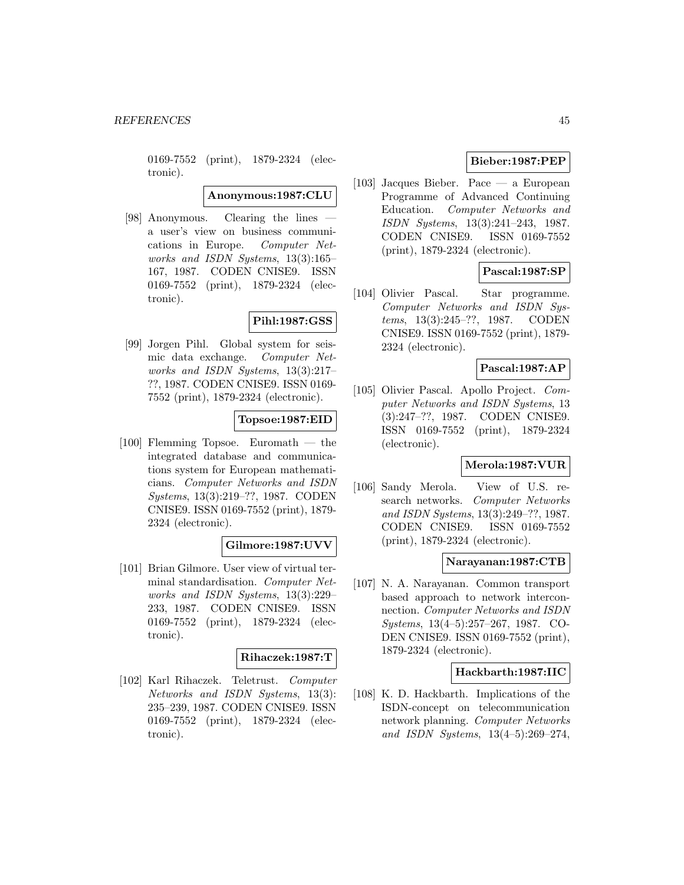0169-7552 (print), 1879-2324 (electronic).

**Anonymous:1987:CLU**

[98] Anonymous. Clearing the lines — a user's view on business communications in Europe. *Computer Networks and ISDN Systems*, 13(3):165–167, 1987. CODEN CNISE9. ISSN 0169-7552 (print), 1879-2324 (electronic).

**Pihl:1987:GSS**

[99] Jorgen Pihl. Global system for seismic data exchange. *Computer Networks and ISDN Systems*, 13(3):217–??, 1987. CODEN CNISE9. ISSN 0169-7552 (print), 1879-2324 (electronic).

**Topsoe:1987:EID**

[100] Flemming Topsoe. Euromath — the integrated database and communications system for European mathematicians. *Computer Networks and ISDN Systems*, 13(3):219–??, 1987. CODEN CNISE9. ISSN 0169-7552 (print), 1879-2324 (electronic).

**Gilmore:1987:UVV**

[101] Brian Gilmore. User view of virtual terminal standardisation. *Computer Networks and ISDN Systems*, 13(3):229–233, 1987. CODEN CNISE9. ISSN 0169-7552 (print), 1879-2324 (electronic).

**Rihaczek:1987:T**

[102] Karl Rihaczek. Teletrust. *Computer Networks and ISDN Systems*, 13(3): 235–239, 1987. CODEN CNISE9. ISSN 0169-7552 (print), 1879-2324 (electronic).

**Bieber:1987:PEP**

[103] Jacques Bieber. Pace — a European Programme of Advanced Continuing Education. *Computer Networks and ISDN Systems*, 13(3):241–243, 1987. CODEN CNISE9. ISSN 0169-7552 (print), 1879-2324 (electronic).

**Pascal:1987:SP**

[104] Olivier Pascal. Star programme. *Computer Networks and ISDN Systems*, 13(3):245–??, 1987. CODEN CNISE9. ISSN 0169-7552 (print), 1879-2324 (electronic).

**Pascal:1987:AP**

[105] Olivier Pascal. Apollo Project. *Computer Networks and ISDN Systems*, 13 (3):247–??, 1987. CODEN CNISE9. ISSN 0169-7552 (print), 1879-2324 (electronic).

**Merola:1987:VUR**

[106] Sandy Merola. View of U.S. research networks. *Computer Networks and ISDN Systems*, 13(3):249–??, 1987. CODEN CNISE9. ISSN 0169-7552 (print), 1879-2324 (electronic).

**Narayanan:1987:CTB**

[107] N. A. Narayanan. Common transport based approach to network interconnection. *Computer Networks and ISDN Systems*, 13(4–5):257–267, 1987. CODEN CNISE9. ISSN 0169-7552 (print), 1879-2324 (electronic).

**Hackbarth:1987:IIC**

[108] K. D. Hackbarth. Implications of the ISDN-concept on telecommunication network planning. *Computer Networks and ISDN Systems*, 13(4–5):269–274,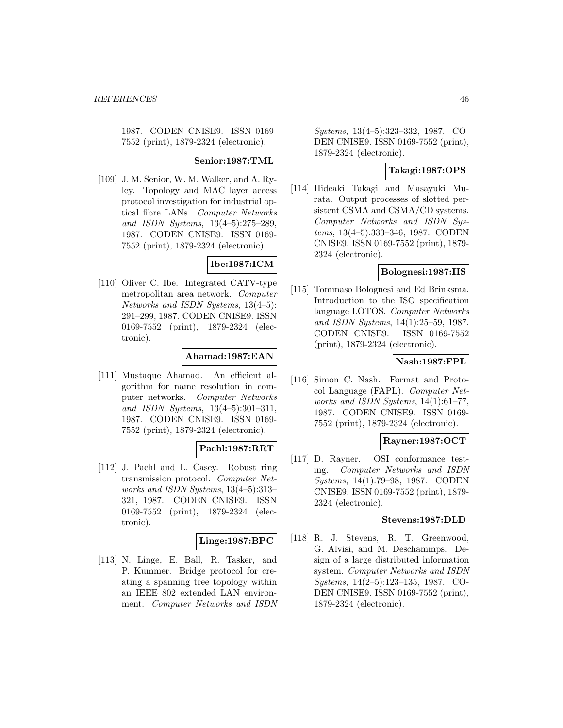1987. CODEN CNISE9. ISSN 0169-7552 (print), 1879-2324 (electronic).

**Senior:1987:TML**

[109] J. M. Senior, W. M. Walker, and A. Ryley. Topology and MAC layer access protocol investigation for industrial optical fibre LANs. *Computer Networks and ISDN Systems*, 13(4–5):275–289, 1987. CODEN CNISE9. ISSN 0169-7552 (print), 1879-2324 (electronic).

**Ibe:1987:ICM**

[110] Oliver C. Ibe. Integrated CATV-type metropolitan area network. *Computer Networks and ISDN Systems*, 13(4–5): 291–299, 1987. CODEN CNISE9. ISSN 0169-7552 (print), 1879-2324 (electronic).

**Ahamad:1987:EAN**

[111] Mustaque Ahamad. An efficient algorithm for name resolution in computer networks. *Computer Networks and ISDN Systems*, 13(4–5):301–311, 1987. CODEN CNISE9. ISSN 0169-7552 (print), 1879-2324 (electronic).

**Pachl:1987:RRT**

[112] J. Pachl and L. Casey. Robust ring transmission protocol. *Computer Networks and ISDN Systems*, 13(4–5):313–321, 1987. CODEN CNISE9. ISSN 0169-7552 (print), 1879-2324 (electronic).

**Linge:1987:BPC**

[113] N. Linge, E. Ball, R. Tasker, and P. Kummer. Bridge protocol for creating a spanning tree topology within an IEEE 802 extended LAN environment. *Computer Networks and ISDN Systems*, 13(4–5):323–332, 1987. CODEN CNISE9. ISSN 0169-7552 (print), 1879-2324 (electronic).

**Takagi:1987:OPS**

[114] Hideaki Takagi and Masayuki Murata. Output processes of slotted persistent CSMA and CSMA/CD systems. *Computer Networks and ISDN Systems*, 13(4–5):333–346, 1987. CODEN CNISE9. ISSN 0169-7552 (print), 1879-2324 (electronic).

**Bolognesi:1987:IIS**

[115] Tommaso Bolognesi and Ed Brinksma. Introduction to the ISO specification language LOTOS. *Computer Networks and ISDN Systems*, 14(1):25–59, 1987. CODEN CNISE9. ISSN 0169-7552 (print), 1879-2324 (electronic).

**Nash:1987:FPL**

[116] Simon C. Nash. Format and Protocol Language (FAPL). *Computer Networks and ISDN Systems*, 14(1):61–77, 1987. CODEN CNISE9. ISSN 0169-7552 (print), 1879-2324 (electronic).

**Rayner:1987:OCT**

[117] D. Rayner. OSI conformance testing. *Computer Networks and ISDN Systems*, 14(1):79–98, 1987. CODEN CNISE9. ISSN 0169-7552 (print), 1879-2324 (electronic).

**Stevens:1987:DLD**

[118] R. J. Stevens, R. T. Greenwood, G. Alvisi, and M. Deschammps. Design of a large distributed information system. *Computer Networks and ISDN Systems*, 14(2–5):123–135, 1987. CODEN CNISE9. ISSN 0169-7552 (print), 1879-2324 (electronic).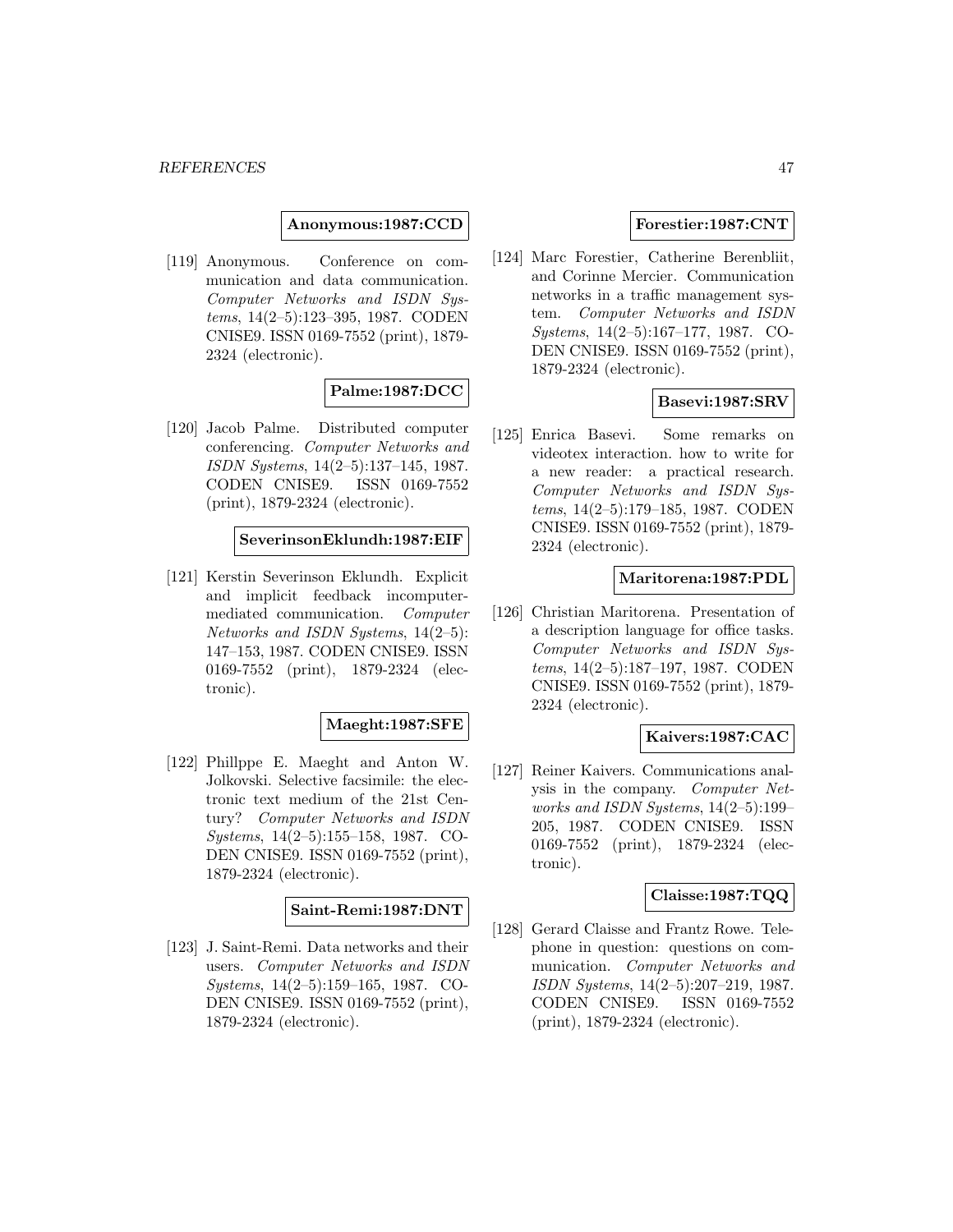**Anonymous:1987:CCD**

[119] Anonymous. Conference on communication and data communication. *Computer Networks and ISDN Systems*, 14(2–5):123–395, 1987. CODEN CNISE9. ISSN 0169-7552 (print), 1879-2324 (electronic).

**Palme:1987:DCC**

[120] Jacob Palme. Distributed computer conferencing. *Computer Networks and ISDN Systems*, 14(2–5):137–145, 1987. CODEN CNISE9. ISSN 0169-7552 (print), 1879-2324 (electronic).

**SeverinsonEklundh:1987:EIF**

[121] Kerstin Severinson Eklundh. Explicit and implicit feedback incomputer-mediated communication. *Computer Networks and ISDN Systems*, 14(2–5): 147–153, 1987. CODEN CNISE9. ISSN 0169-7552 (print), 1879-2324 (electronic).

**Maeght:1987:SFE**

[122] Phillppe E. Maeght and Anton W. Jolkovski. Selective facsimile: the electronic text medium of the 21st Century? *Computer Networks and ISDN Systems*, 14(2–5):155–158, 1987. CODEN CNISE9. ISSN 0169-7552 (print), 1879-2324 (electronic).

**Saint-Remi:1987:DNT**

[123] J. Saint-Remi. Data networks and their users. *Computer Networks and ISDN Systems*, 14(2–5):159–165, 1987. CODEN CNISE9. ISSN 0169-7552 (print), 1879-2324 (electronic).

**Forestier:1987:CNT**

[124] Marc Forestier, Catherine Berenbliit, and Corinne Mercier. Communication networks in a traffic management system. *Computer Networks and ISDN Systems*, 14(2–5):167–177, 1987. CODEN CNISE9. ISSN 0169-7552 (print), 1879-2324 (electronic).

**Basevi:1987:SRV**

[125] Enrica Basevi. Some remarks on videotex interaction. how to write for a new reader: a practical research. *Computer Networks and ISDN Systems*, 14(2–5):179–185, 1987. CODEN CNISE9. ISSN 0169-7552 (print), 1879-2324 (electronic).

**Maritorena:1987:PDL**

[126] Christian Maritorena. Presentation of a description language for office tasks. *Computer Networks and ISDN Systems*, 14(2–5):187–197, 1987. CODEN CNISE9. ISSN 0169-7552 (print), 1879-2324 (electronic).

**Kaivers:1987:CAC**

[127] Reiner Kaivers. Communications analysis in the company. *Computer Networks and ISDN Systems*, 14(2–5):199–205, 1987. CODEN CNISE9. ISSN 0169-7552 (print), 1879-2324 (electronic).

**Claisse:1987:TQQ**

[128] Gerard Claisse and Frantz Rowe. Telephone in question: questions on communication. *Computer Networks and ISDN Systems*, 14(2–5):207–219, 1987. CODEN CNISE9. ISSN 0169-7552 (print), 1879-2324 (electronic).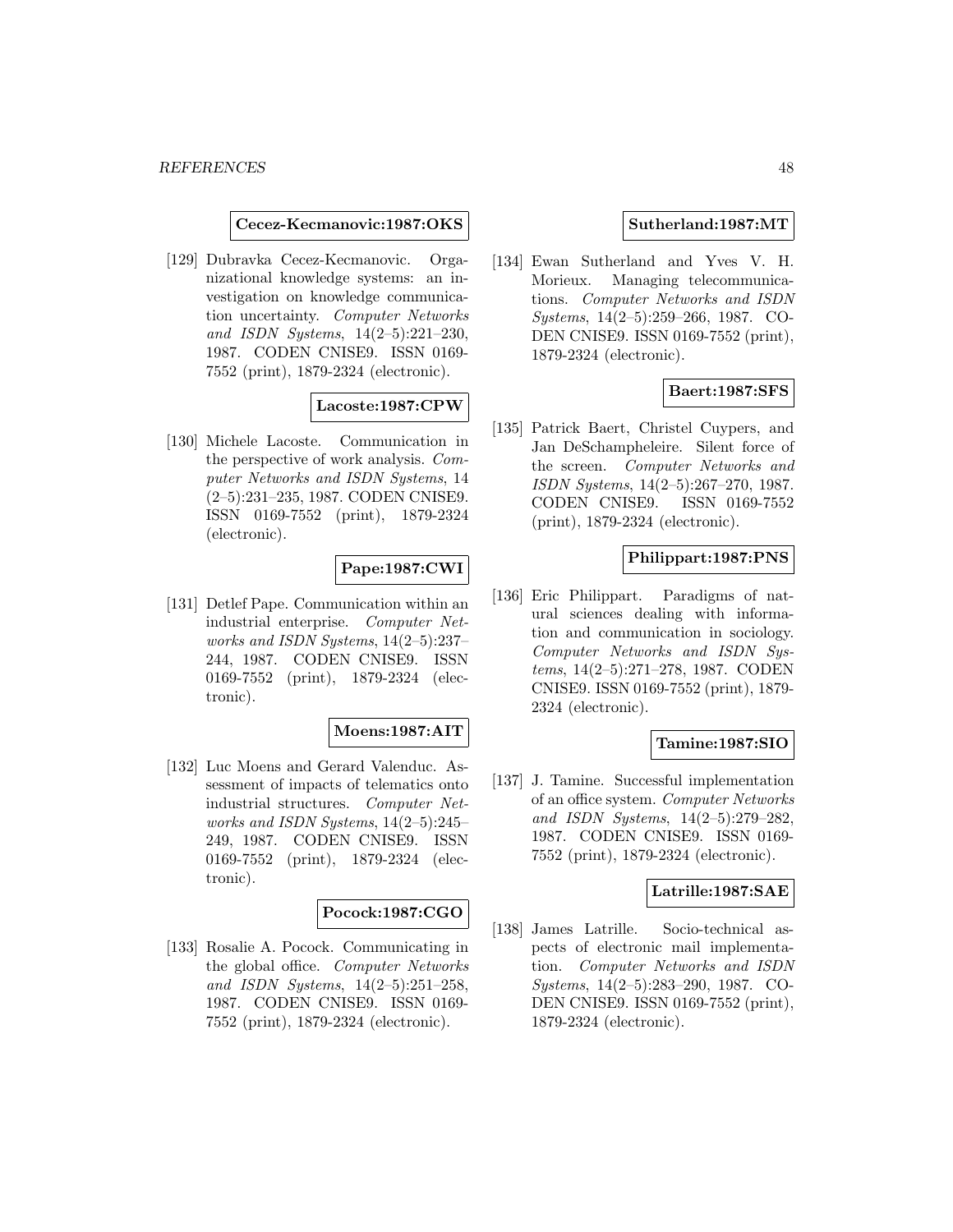**Cecez-Kecmanovic:1987:OKS**

[129] Dubravka Cecez-Kecmanovic. Organizational knowledge systems: an investigation on knowledge communication uncertainty. *Computer Networks and ISDN Systems*, 14(2–5):221–230, 1987. CODEN CNISE9. ISSN 0169-7552 (print), 1879-2324 (electronic).

**Lacoste:1987:CPW**

[130] Michele Lacoste. Communication in the perspective of work analysis. *Computer Networks and ISDN Systems*, 14 (2–5):231–235, 1987. CODEN CNISE9. ISSN 0169-7552 (print), 1879-2324 (electronic).

**Pape:1987:CWI**

[131] Detlef Pape. Communication within an industrial enterprise. *Computer Networks and ISDN Systems*, 14(2–5):237–244, 1987. CODEN CNISE9. ISSN 0169-7552 (print), 1879-2324 (electronic).

**Moens:1987:AIT**

[132] Luc Moens and Gerard Valenduc. Assessment of impacts of telematics onto industrial structures. *Computer Networks and ISDN Systems*, 14(2–5):245–249, 1987. CODEN CNISE9. ISSN 0169-7552 (print), 1879-2324 (electronic).

**Pocock:1987:CGO**

[133] Rosalie A. Pocock. Communicating in the global office. *Computer Networks and ISDN Systems*, 14(2–5):251–258, 1987. CODEN CNISE9. ISSN 0169-7552 (print), 1879-2324 (electronic).

**Sutherland:1987:MT**

[134] Ewan Sutherland and Yves V. H. Morieux. Managing telecommunications. *Computer Networks and ISDN Systems*, 14(2–5):259–266, 1987. CODEN CNISE9. ISSN 0169-7552 (print), 1879-2324 (electronic).

**Baert:1987:SFS**

[135] Patrick Baert, Christel Cuypers, and Jan DeSchampheleire. Silent force of the screen. *Computer Networks and ISDN Systems*, 14(2–5):267–270, 1987. CODEN CNISE9. ISSN 0169-7552 (print), 1879-2324 (electronic).

**Philippart:1987:PNS**

[136] Eric Philippart. Paradigms of natural sciences dealing with information and communication in sociology. *Computer Networks and ISDN Systems*, 14(2–5):271–278, 1987. CODEN CNISE9. ISSN 0169-7552 (print), 1879-2324 (electronic).

**Tamine:1987:SIO**

[137] J. Tamine. Successful implementation of an office system. *Computer Networks and ISDN Systems*, 14(2–5):279–282, 1987. CODEN CNISE9. ISSN 0169-7552 (print), 1879-2324 (electronic).

**Latrille:1987:SAE**

[138] James Latrille. Socio-technical aspects of electronic mail implementation. *Computer Networks and ISDN Systems*, 14(2–5):283–290, 1987. CODEN CNISE9. ISSN 0169-7552 (print), 1879-2324 (electronic).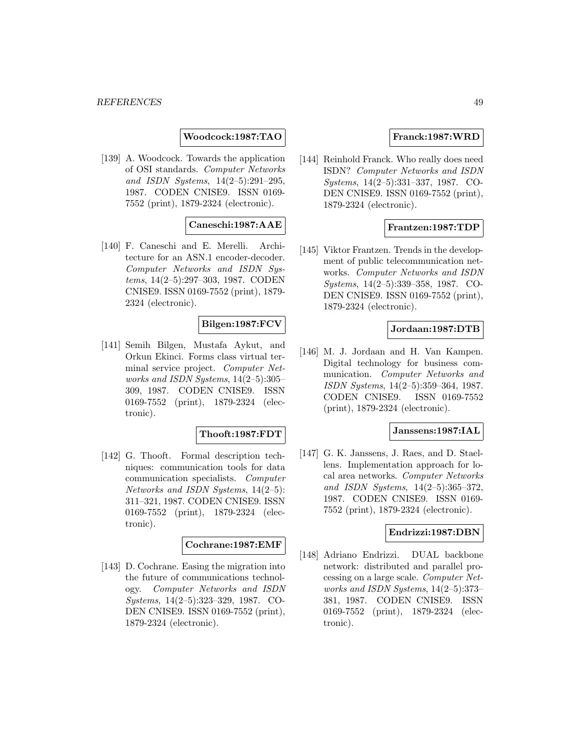**Woodcock:1987:TAO**

[139] A. Woodcock. Towards the application of OSI standards. *Computer Networks and ISDN Systems*, 14(2–5):291–295, 1987. CODEN CNISE9. ISSN 0169-7552 (print), 1879-2324 (electronic).

**Caneschi:1987:AAE**

[140] F. Caneschi and E. Merelli. Architecture for an ASN.1 encoder-decoder. *Computer Networks and ISDN Systems*, 14(2–5):297–303, 1987. CODEN CNISE9. ISSN 0169-7552 (print), 1879-2324 (electronic).

**Bilgen:1987:FCV**

[141] Semih Bilgen, Mustafa Aykut, and Orkun Ekinci. Forms class virtual terminal service project. *Computer Networks and ISDN Systems*, 14(2–5):305–309, 1987. CODEN CNISE9. ISSN 0169-7552 (print), 1879-2324 (electronic).

**Thooft:1987:FDT**

[142] G. Thooft. Formal description techniques: communication tools for data communication specialists. *Computer Networks and ISDN Systems*, 14(2–5): 311–321, 1987. CODEN CNISE9. ISSN 0169-7552 (print), 1879-2324 (electronic).

**Cochrane:1987:EMF**

[143] D. Cochrane. Easing the migration into the future of communications technology. *Computer Networks and ISDN Systems*, 14(2–5):323–329, 1987. CODEN CNISE9. ISSN 0169-7552 (print), 1879-2324 (electronic).

**Franck:1987:WRD**

[144] Reinhold Franck. Who really does need ISDN? *Computer Networks and ISDN Systems*, 14(2–5):331–337, 1987. CODEN CNISE9. ISSN 0169-7552 (print), 1879-2324 (electronic).

**Frantzen:1987:TDP**

[145] Viktor Frantzen. Trends in the development of public telecommunication networks. *Computer Networks and ISDN Systems*, 14(2–5):339–358, 1987. CODEN CNISE9. ISSN 0169-7552 (print), 1879-2324 (electronic).

**Jordaan:1987:DTB**

[146] M. J. Jordaan and H. Van Kampen. Digital technology for business communication. *Computer Networks and ISDN Systems*, 14(2–5):359–364, 1987. CODEN CNISE9. ISSN 0169-7552 (print), 1879-2324 (electronic).

**Janssens:1987:IAL**

[147] G. K. Janssens, J. Raes, and D. Staellens. Implementation approach for local area networks. *Computer Networks and ISDN Systems*, 14(2–5):365–372, 1987. CODEN CNISE9. ISSN 0169-7552 (print), 1879-2324 (electronic).

**Endrizzi:1987:DBN**

[148] Adriano Endrizzi. DUAL backbone network: distributed and parallel processing on a large scale. *Computer Networks and ISDN Systems*, 14(2–5):373–381, 1987. CODEN CNISE9. ISSN 0169-7552 (print), 1879-2324 (electronic).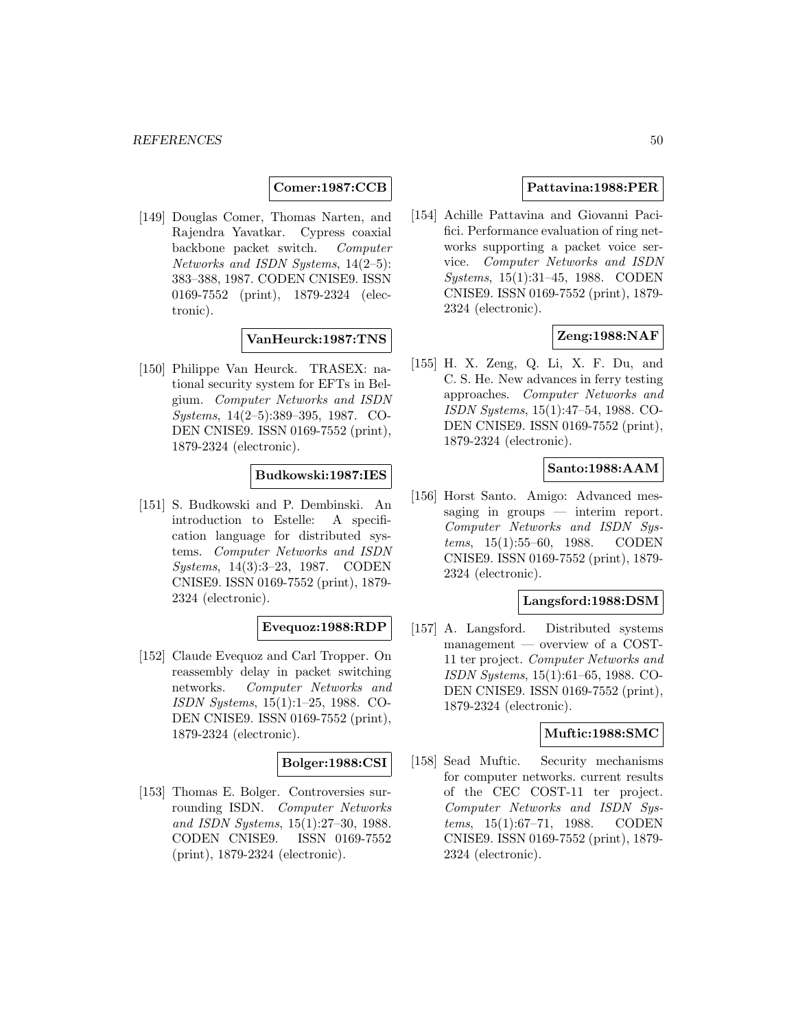**Comer:1987:CCB**

[149] Douglas Comer, Thomas Narten, and Rajendra Yavatkar. Cypress coaxial backbone packet switch. *Computer Networks and ISDN Systems*, 14(2–5): 383–388, 1987. CODEN CNISE9. ISSN 0169-7552 (print), 1879-2324 (electronic).

**VanHeurck:1987:TNS**

[150] Philippe Van Heurck. TRASEX: national security system for EFTs in Belgium. *Computer Networks and ISDN Systems*, 14(2–5):389–395, 1987. CODEN CNISE9. ISSN 0169-7552 (print), 1879-2324 (electronic).

**Budkowski:1987:IES**

[151] S. Budkowski and P. Dembinski. An introduction to Estelle: A specification language for distributed systems. *Computer Networks and ISDN Systems*, 14(3):3–23, 1987. CODEN CNISE9. ISSN 0169-7552 (print), 1879-2324 (electronic).

**Evequoz:1988:RDP**

[152] Claude Evequoz and Carl Tropper. On reassembly delay in packet switching networks. *Computer Networks and ISDN Systems*, 15(1):1–25, 1988. CODEN CNISE9. ISSN 0169-7552 (print), 1879-2324 (electronic).

**Bolger:1988:CSI**

[153] Thomas E. Bolger. Controversies surrounding ISDN. *Computer Networks and ISDN Systems*, 15(1):27–30, 1988. CODEN CNISE9. ISSN 0169-7552 (print), 1879-2324 (electronic).

**Pattavina:1988:PER**

[154] Achille Pattavina and Giovanni Pacifici. Performance evaluation of ring networks supporting a packet voice service. *Computer Networks and ISDN Systems*, 15(1):31–45, 1988. CODEN CNISE9. ISSN 0169-7552 (print), 1879-2324 (electronic).

**Zeng:1988:NAF**

[155] H. X. Zeng, Q. Li, X. F. Du, and C. S. He. New advances in ferry testing approaches. *Computer Networks and ISDN Systems*, 15(1):47–54, 1988. CODEN CNISE9. ISSN 0169-7552 (print), 1879-2324 (electronic).

**Santo:1988:AAM**

[156] Horst Santo. Amigo: Advanced messaging in groups — interim report. *Computer Networks and ISDN Systems*, 15(1):55–60, 1988. CODEN CNISE9. ISSN 0169-7552 (print), 1879-2324 (electronic).

**Langsford:1988:DSM**

[157] A. Langsford. Distributed systems management — overview of a COST-11 ter project. *Computer Networks and ISDN Systems*, 15(1):61–65, 1988. CODEN CNISE9. ISSN 0169-7552 (print), 1879-2324 (electronic).

**Muftic:1988:SMC**

[158] Sead Muftic. Security mechanisms for computer networks. current results of the CEC COST-11 ter project. *Computer Networks and ISDN Systems*, 15(1):67–71, 1988. CODEN CNISE9. ISSN 0169-7552 (print), 1879-2324 (electronic).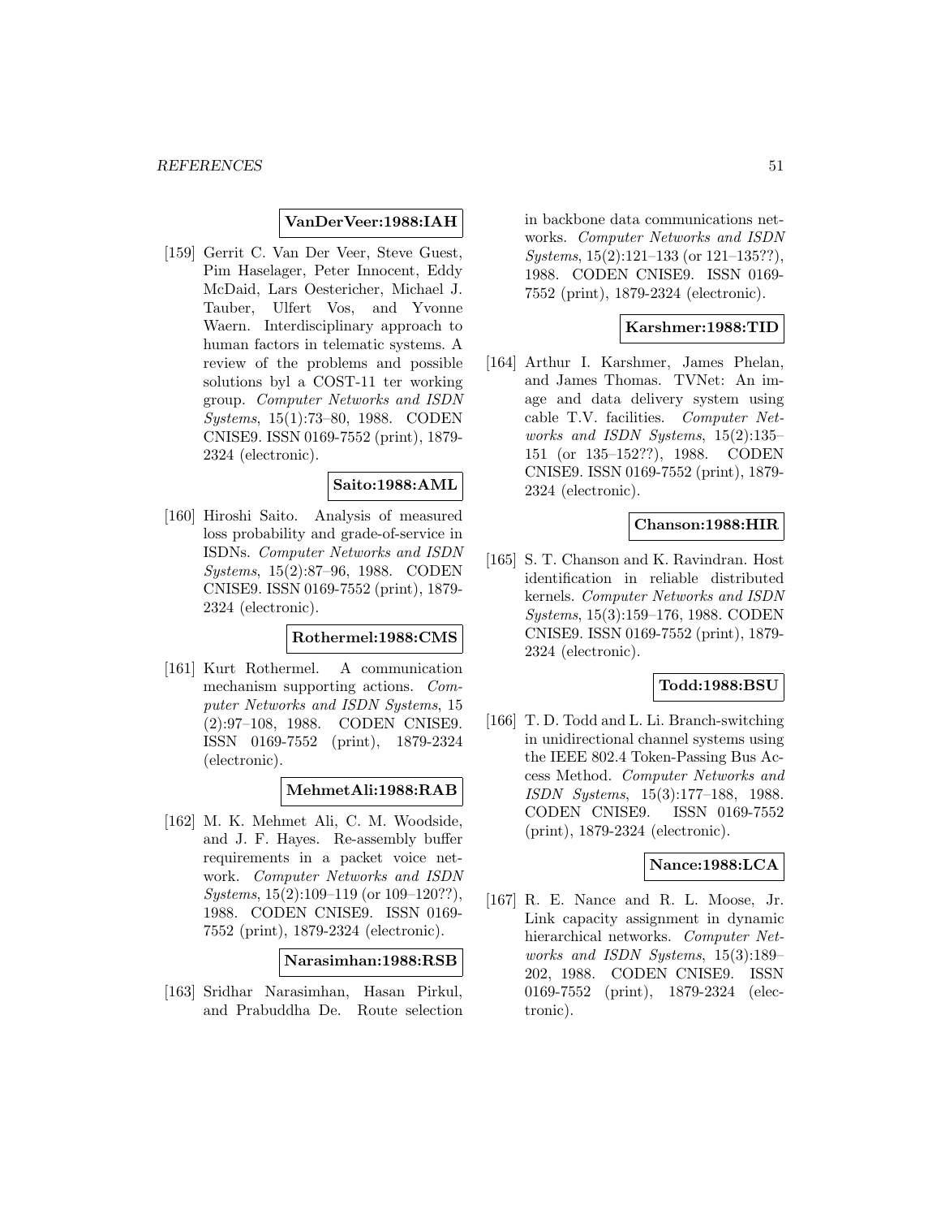**VanDerVeer:1988:IAH**

[159] Gerrit C. Van Der Veer, Steve Guest, Pim Haselager, Peter Innocent, Eddy McDaid, Lars Oestericher, Michael J. Tauber, Ulfert Vos, and Yvonne Waern. Interdisciplinary approach to human factors in telematic systems. A review of the problems and possible solutions byl a COST-11 ter working group. *Computer Networks and ISDN Systems*, 15(1):73–80, 1988. CODEN CNISE9. ISSN 0169-7552 (print), 1879-2324 (electronic).

**Saito:1988:AML**

[160] Hiroshi Saito. Analysis of measured loss probability and grade-of-service in ISDNs. *Computer Networks and ISDN Systems*, 15(2):87–96, 1988. CODEN CNISE9. ISSN 0169-7552 (print), 1879-2324 (electronic).

**Rothermel:1988:CMS**

[161] Kurt Rothermel. A communication mechanism supporting actions. *Computer Networks and ISDN Systems*, 15 (2):97–108, 1988. CODEN CNISE9. ISSN 0169-7552 (print), 1879-2324 (electronic).

**MehmetAli:1988:RAB**

[162] M. K. Mehmet Ali, C. M. Woodside, and J. F. Hayes. Re-assembly buffer requirements in a packet voice network. *Computer Networks and ISDN Systems*, 15(2):109–119 (or 109–120??), 1988. CODEN CNISE9. ISSN 0169-7552 (print), 1879-2324 (electronic).

**Narasimhan:1988:RSB**

[163] Sridhar Narasimhan, Hasan Pirkul, and Prabuddha De. Route selection in backbone data communications networks. *Computer Networks and ISDN Systems*, 15(2):121–133 (or 121–135??), 1988. CODEN CNISE9. ISSN 0169-7552 (print), 1879-2324 (electronic).

**Karshmer:1988:TID**

[164] Arthur I. Karshmer, James Phelan, and James Thomas. TVNet: An image and data delivery system using cable T.V. facilities. *Computer Networks and ISDN Systems*, 15(2):135–151 (or 135–152??), 1988. CODEN CNISE9. ISSN 0169-7552 (print), 1879-2324 (electronic).

**Chanson:1988:HIR**

[165] S. T. Chanson and K. Ravindran. Host identification in reliable distributed kernels. *Computer Networks and ISDN Systems*, 15(3):159–176, 1988. CODEN CNISE9. ISSN 0169-7552 (print), 1879-2324 (electronic).

**Todd:1988:BSU**

[166] T. D. Todd and L. Li. Branch-switching in unidirectional channel systems using the IEEE 802.4 Token-Passing Bus Access Method. *Computer Networks and ISDN Systems*, 15(3):177–188, 1988. CODEN CNISE9. ISSN 0169-7552 (print), 1879-2324 (electronic).

**Nance:1988:LCA**

[167] R. E. Nance and R. L. Moose, Jr. Link capacity assignment in dynamic hierarchical networks. *Computer Networks and ISDN Systems*, 15(3):189–202, 1988. CODEN CNISE9. ISSN 0169-7552 (print), 1879-2324 (electronic).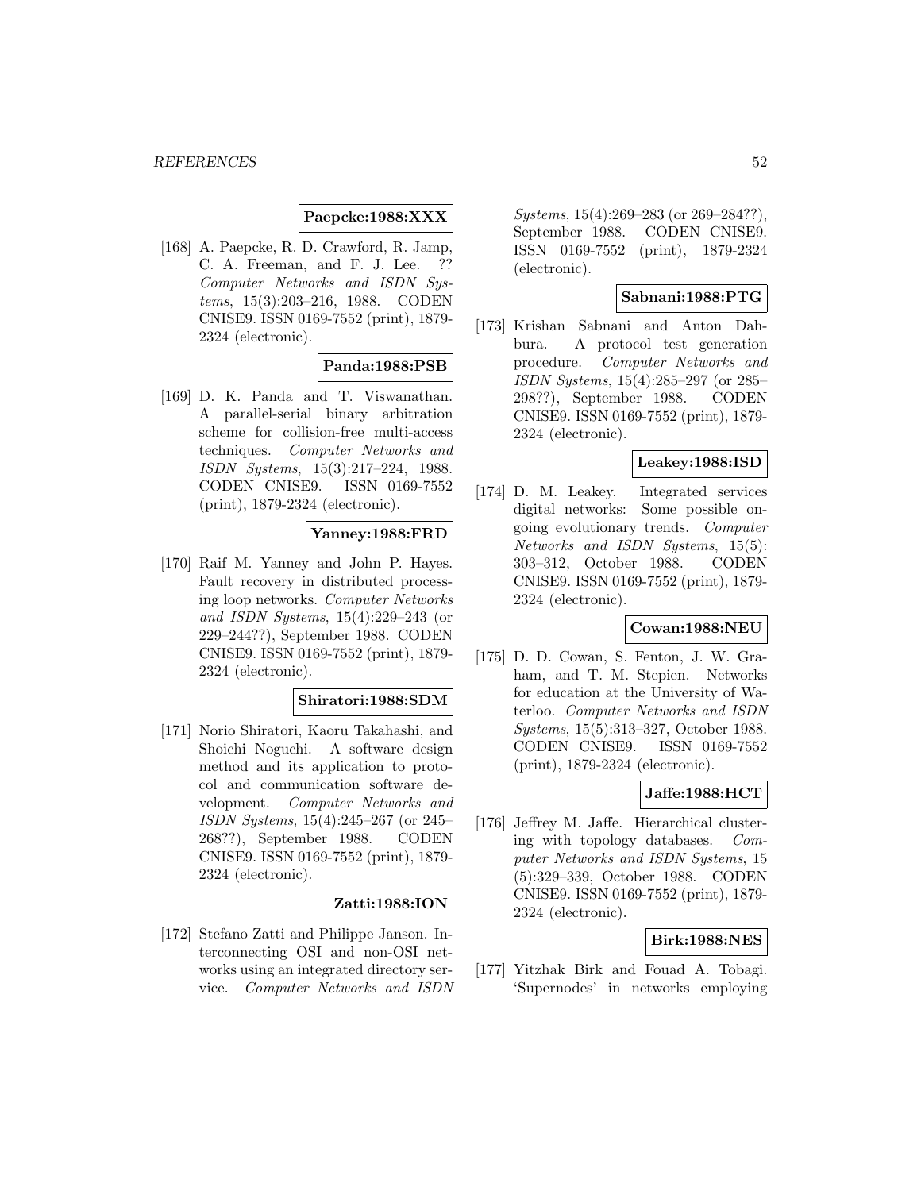**Paepcke:1988:XXX**

[168] A. Paepcke, R. D. Crawford, R. Jamp, C. A. Freeman, and F. J. Lee. ?? *Computer Networks and ISDN Systems*, 15(3):203–216, 1988. CODEN CNISE9. ISSN 0169-7552 (print), 1879-2324 (electronic).

**Panda:1988:PSB**

[169] D. K. Panda and T. Viswanathan. A parallel-serial binary arbitration scheme for collision-free multi-access techniques. *Computer Networks and ISDN Systems*, 15(3):217–224, 1988. CODEN CNISE9. ISSN 0169-7552 (print), 1879-2324 (electronic).

**Yanney:1988:FRD**

[170] Raif M. Yanney and John P. Hayes. Fault recovery in distributed processing loop networks. *Computer Networks and ISDN Systems*, 15(4):229–243 (or 229–244??), September 1988. CODEN CNISE9. ISSN 0169-7552 (print), 1879-2324 (electronic).

**Shiratori:1988:SDM**

[171] Norio Shiratori, Kaoru Takahashi, and Shoichi Noguchi. A software design method and its application to protocol and communication software development. *Computer Networks and ISDN Systems*, 15(4):245–267 (or 245–268??), September 1988. CODEN CNISE9. ISSN 0169-7552 (print), 1879-2324 (electronic).

**Zatti:1988:ION**

[172] Stefano Zatti and Philippe Janson. Interconnecting OSI and non-OSI networks using an integrated directory service. *Computer Networks and ISDN Systems*, 15(4):269–283 (or 269–284??), September 1988. CODEN CNISE9. ISSN 0169-7552 (print), 1879-2324 (electronic).

**Sabnani:1988:PTG**

[173] Krishan Sabnani and Anton Dahbura. A protocol test generation procedure. *Computer Networks and ISDN Systems*, 15(4):285–297 (or 285–298??), September 1988. CODEN CNISE9. ISSN 0169-7552 (print), 1879-2324 (electronic).

**Leakey:1988:ISD**

[174] D. M. Leakey. Integrated services digital networks: Some possible ongoing evolutionary trends. *Computer Networks and ISDN Systems*, 15(5): 303–312, October 1988. CODEN CNISE9. ISSN 0169-7552 (print), 1879-2324 (electronic).

**Cowan:1988:NEU**

[175] D. D. Cowan, S. Fenton, J. W. Graham, and T. M. Stepien. Networks for education at the University of Waterloo. *Computer Networks and ISDN Systems*, 15(5):313–327, October 1988. CODEN CNISE9. ISSN 0169-7552 (print), 1879-2324 (electronic).

**Jaffe:1988:HCT**

[176] Jeffrey M. Jaffe. Hierarchical clustering with topology databases. *Computer Networks and ISDN Systems*, 15 (5):329–339, October 1988. CODEN CNISE9. ISSN 0169-7552 (print), 1879-2324 (electronic).

**Birk:1988:NES**

[177] Yitzhak Birk and Fouad A. Tobagi. 'Supernodes' in networks employing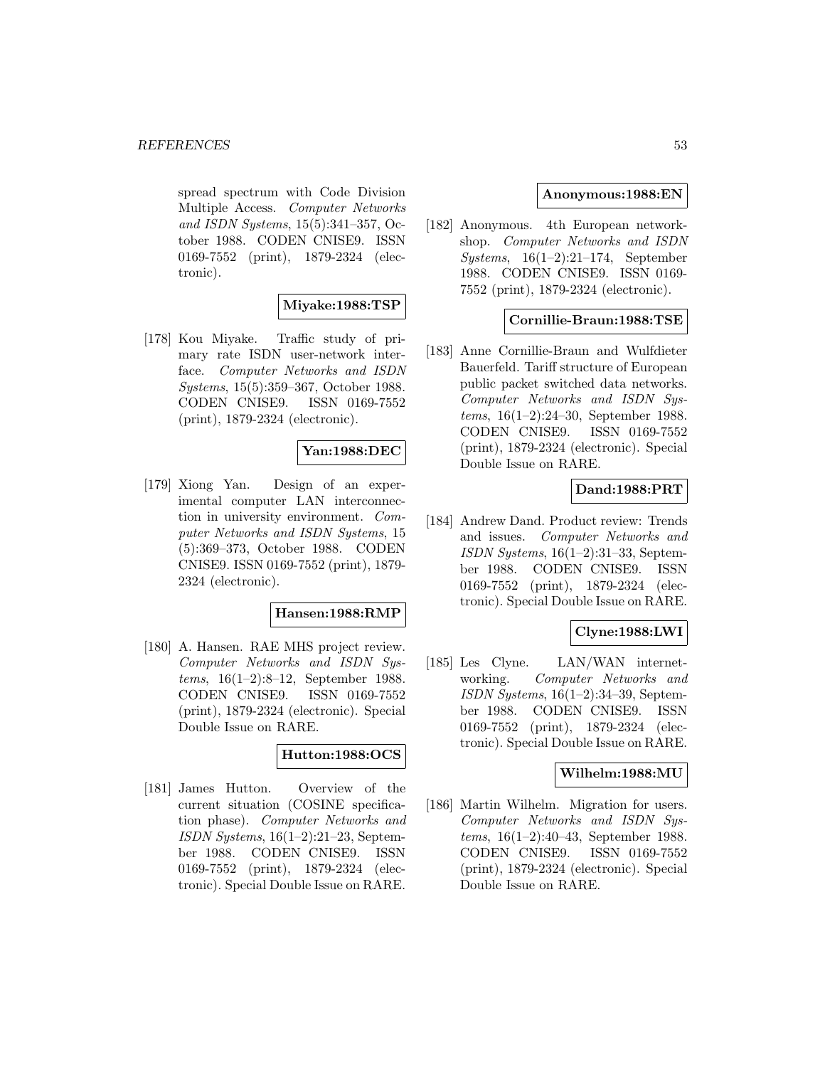spread spectrum with Code Division Multiple Access. *Computer Networks and ISDN Systems*, 15(5):341–357, October 1988. CODEN CNISE9. ISSN 0169-7552 (print), 1879-2324 (electronic).

**Miyake:1988:TSP**

[178] Kou Miyake. Traffic study of primary rate ISDN user-network interface. *Computer Networks and ISDN Systems*, 15(5):359–367, October 1988. CODEN CNISE9. ISSN 0169-7552 (print), 1879-2324 (electronic).

**Yan:1988:DEC**

[179] Xiong Yan. Design of an experimental computer LAN interconnection in university environment. *Computer Networks and ISDN Systems*, 15 (5):369–373, October 1988. CODEN CNISE9. ISSN 0169-7552 (print), 1879-2324 (electronic).

**Hansen:1988:RMP**

[180] A. Hansen. RAE MHS project review. *Computer Networks and ISDN Systems*, 16(1–2):8–12, September 1988. CODEN CNISE9. ISSN 0169-7552 (print), 1879-2324 (electronic). Special Double Issue on RARE.

**Hutton:1988:OCS**

[181] James Hutton. Overview of the current situation (COSINE specification phase). *Computer Networks and ISDN Systems*, 16(1–2):21–23, September 1988. CODEN CNISE9. ISSN 0169-7552 (print), 1879-2324 (electronic). Special Double Issue on RARE.

**Anonymous:1988:EN**

[182] Anonymous. 4th European networkshop. *Computer Networks and ISDN Systems*, 16(1–2):21–174, September 1988. CODEN CNISE9. ISSN 0169-7552 (print), 1879-2324 (electronic).

**Cornillie-Braun:1988:TSE**

[183] Anne Cornillie-Braun and Wulfdieter Bauerfeld. Tariff structure of European public packet switched data networks. *Computer Networks and ISDN Systems*, 16(1–2):24–30, September 1988. CODEN CNISE9. ISSN 0169-7552 (print), 1879-2324 (electronic). Special Double Issue on RARE.

**Dand:1988:PRT**

[184] Andrew Dand. Product review: Trends and issues. *Computer Networks and ISDN Systems*, 16(1–2):31–33, September 1988. CODEN CNISE9. ISSN 0169-7552 (print), 1879-2324 (electronic). Special Double Issue on RARE.

**Clyne:1988:LWI**

[185] Les Clyne. LAN/WAN internetworking. *Computer Networks and ISDN Systems*, 16(1–2):34–39, September 1988. CODEN CNISE9. ISSN 0169-7552 (print), 1879-2324 (electronic). Special Double Issue on RARE.

**Wilhelm:1988:MU**

[186] Martin Wilhelm. Migration for users. *Computer Networks and ISDN Systems*, 16(1–2):40–43, September 1988. CODEN CNISE9. ISSN 0169-7552 (print), 1879-2324 (electronic). Special Double Issue on RARE.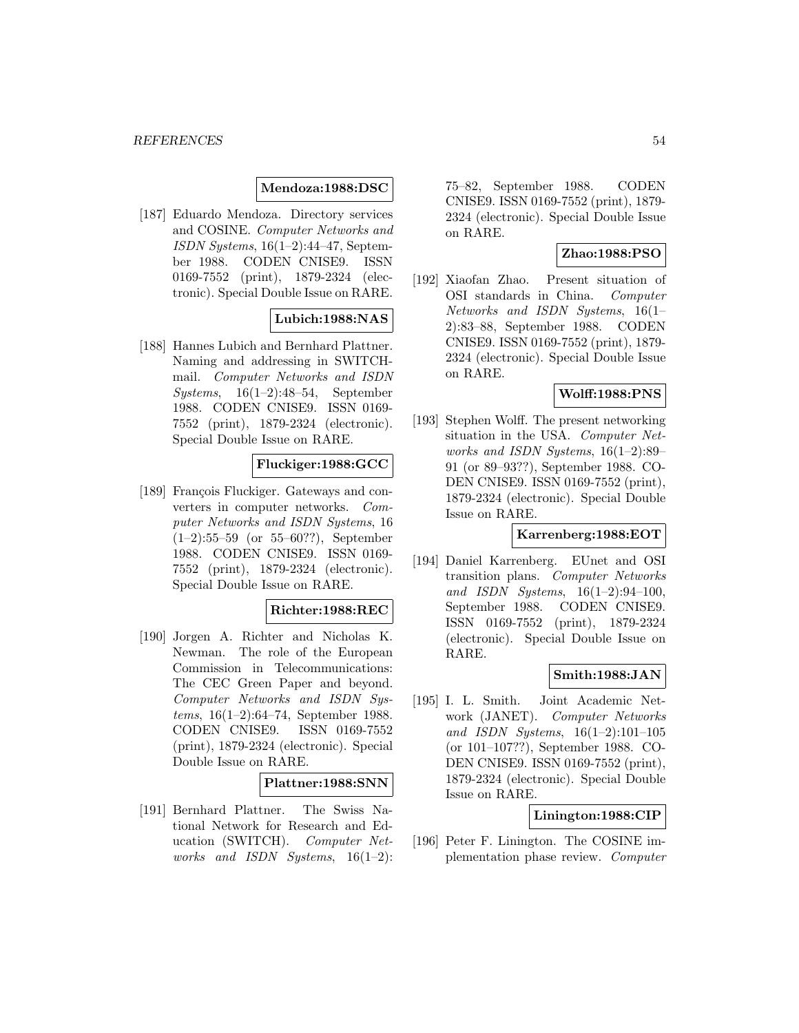**Mendoza:1988:DSC**

[187] Eduardo Mendoza. Directory services and COSINE. *Computer Networks and ISDN Systems*, 16(1–2):44–47, September 1988. CODEN CNISE9. ISSN 0169-7552 (print), 1879-2324 (electronic). Special Double Issue on RARE.

**Lubich:1988:NAS**

[188] Hannes Lubich and Bernhard Plattner. Naming and addressing in SWITCHmail. *Computer Networks and ISDN Systems*, 16(1–2):48–54, September 1988. CODEN CNISE9. ISSN 0169-7552 (print), 1879-2324 (electronic). Special Double Issue on RARE.

**Fluckiger:1988:GCC**

[189] François Fluckiger. Gateways and converters in computer networks. *Computer Networks and ISDN Systems*, 16 (1–2):55–59 (or 55–60??), September 1988. CODEN CNISE9. ISSN 0169-7552 (print), 1879-2324 (electronic). Special Double Issue on RARE.

**Richter:1988:REC**

[190] Jorgen A. Richter and Nicholas K. Newman. The role of the European Commission in Telecommunications: The CEC Green Paper and beyond. *Computer Networks and ISDN Systems*, 16(1–2):64–74, September 1988. CODEN CNISE9. ISSN 0169-7552 (print), 1879-2324 (electronic). Special Double Issue on RARE.

**Plattner:1988:SNN**

[191] Bernhard Plattner. The Swiss National Network for Research and Education (SWITCH). *Computer Networks and ISDN Systems*, 16(1–2): 75–82, September 1988. CODEN CNISE9. ISSN 0169-7552 (print), 1879-2324 (electronic). Special Double Issue on RARE.

**Zhao:1988:PSO**

[192] Xiaofan Zhao. Present situation of OSI standards in China. *Computer Networks and ISDN Systems*, 16(1–2):83–88, September 1988. CODEN CNISE9. ISSN 0169-7552 (print), 1879-2324 (electronic). Special Double Issue on RARE.

**Wolff:1988:PNS**

[193] Stephen Wolff. The present networking situation in the USA. *Computer Networks and ISDN Systems*, 16(1–2):89–91 (or 89–93??), September 1988. CODEN CNISE9. ISSN 0169-7552 (print), 1879-2324 (electronic). Special Double Issue on RARE.

**Karrenberg:1988:EOT**

[194] Daniel Karrenberg. EUnet and OSI transition plans. *Computer Networks and ISDN Systems*, 16(1–2):94–100, September 1988. CODEN CNISE9. ISSN 0169-7552 (print), 1879-2324 (electronic). Special Double Issue on RARE.

**Smith:1988:JAN**

[195] I. L. Smith. Joint Academic Network (JANET). *Computer Networks and ISDN Systems*, 16(1–2):101–105 (or 101–107??), September 1988. CODEN CNISE9. ISSN 0169-7552 (print), 1879-2324 (electronic). Special Double Issue on RARE.

**Linington:1988:CIP**

[196] Peter F. Linington. The COSINE implementation phase review. *Computer*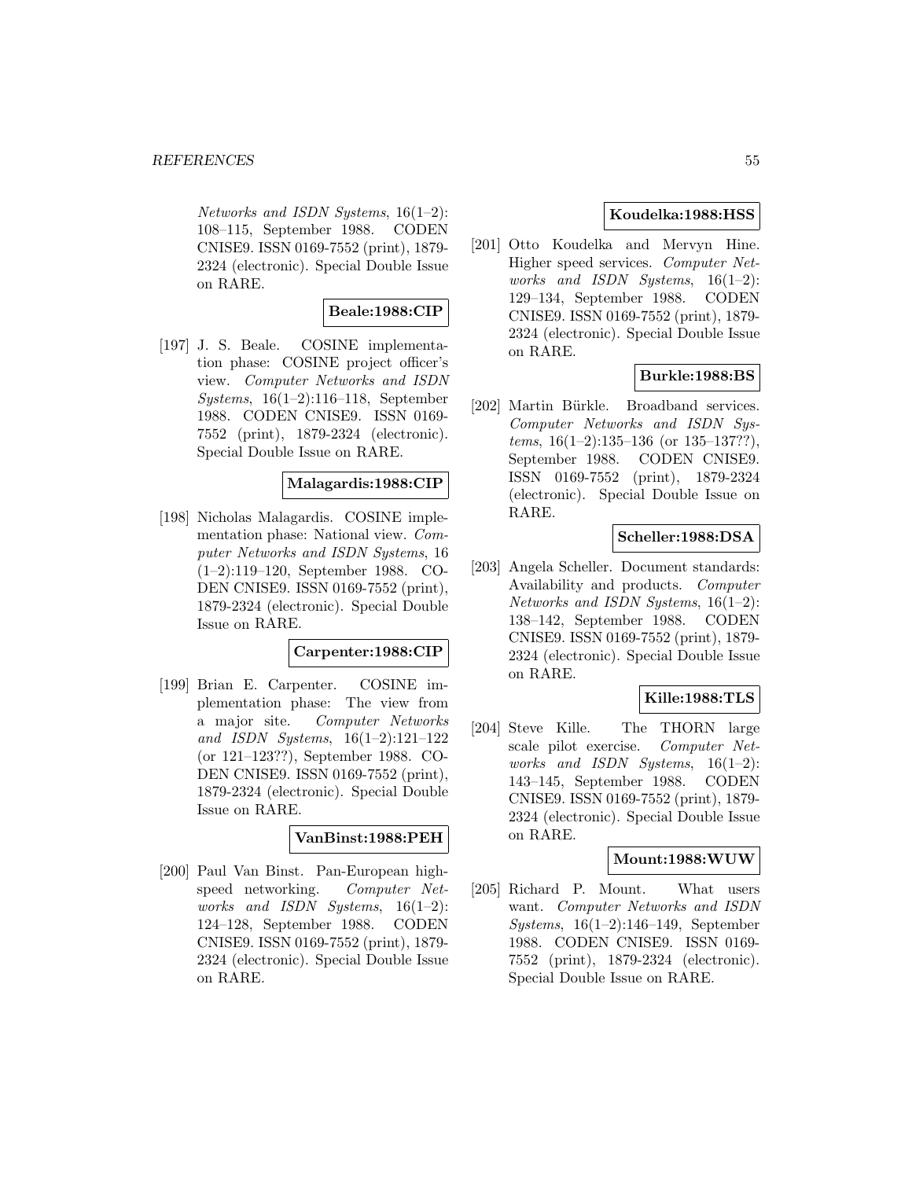*Networks and ISDN Systems*, 16(1–2): 108–115, September 1988. CODEN CNISE9. ISSN 0169-7552 (print), 1879-2324 (electronic). Special Double Issue on RARE.

**Beale:1988:CIP**

[197] J. S. Beale. COSINE implementation phase: COSINE project officer's view. *Computer Networks and ISDN Systems*, 16(1–2):116–118, September 1988. CODEN CNISE9. ISSN 0169-7552 (print), 1879-2324 (electronic). Special Double Issue on RARE.

**Malagardis:1988:CIP**

[198] Nicholas Malagardis. COSINE implementation phase: National view. *Computer Networks and ISDN Systems*, 16 (1–2):119–120, September 1988. CODEN CNISE9. ISSN 0169-7552 (print), 1879-2324 (electronic). Special Double Issue on RARE.

**Carpenter:1988:CIP**

[199] Brian E. Carpenter. COSINE implementation phase: The view from a major site. *Computer Networks and ISDN Systems*, 16(1–2):121–122 (or 121–123??), September 1988. CODEN CNISE9. ISSN 0169-7552 (print), 1879-2324 (electronic). Special Double Issue on RARE.

**VanBinst:1988:PEH**

[200] Paul Van Binst. Pan-European high-speed networking. *Computer Networks and ISDN Systems*, 16(1–2): 124–128, September 1988. CODEN CNISE9. ISSN 0169-7552 (print), 1879-2324 (electronic). Special Double Issue on RARE.

**Koudelka:1988:HSS**

[201] Otto Koudelka and Mervyn Hine. Higher speed services. *Computer Networks and ISDN Systems*, 16(1–2): 129–134, September 1988. CODEN CNISE9. ISSN 0169-7552 (print), 1879-2324 (electronic). Special Double Issue on RARE.

**Burkle:1988:BS**

[202] Martin Bürkle. Broadband services. *Computer Networks and ISDN Systems*, 16(1–2):135–136 (or 135–137??), September 1988. CODEN CNISE9. ISSN 0169-7552 (print), 1879-2324 (electronic). Special Double Issue on RARE.

**Scheller:1988:DSA**

[203] Angela Scheller. Document standards: Availability and products. *Computer Networks and ISDN Systems*, 16(1–2): 138–142, September 1988. CODEN CNISE9. ISSN 0169-7552 (print), 1879-2324 (electronic). Special Double Issue on RARE.

**Kille:1988:TLS**

[204] Steve Kille. The THORN large scale pilot exercise. *Computer Networks and ISDN Systems*, 16(1–2): 143–145, September 1988. CODEN CNISE9. ISSN 0169-7552 (print), 1879-2324 (electronic). Special Double Issue on RARE.

**Mount:1988:WUW**

[205] Richard P. Mount. What users want. *Computer Networks and ISDN Systems*, 16(1–2):146–149, September 1988. CODEN CNISE9. ISSN 0169-7552 (print), 1879-2324 (electronic). Special Double Issue on RARE.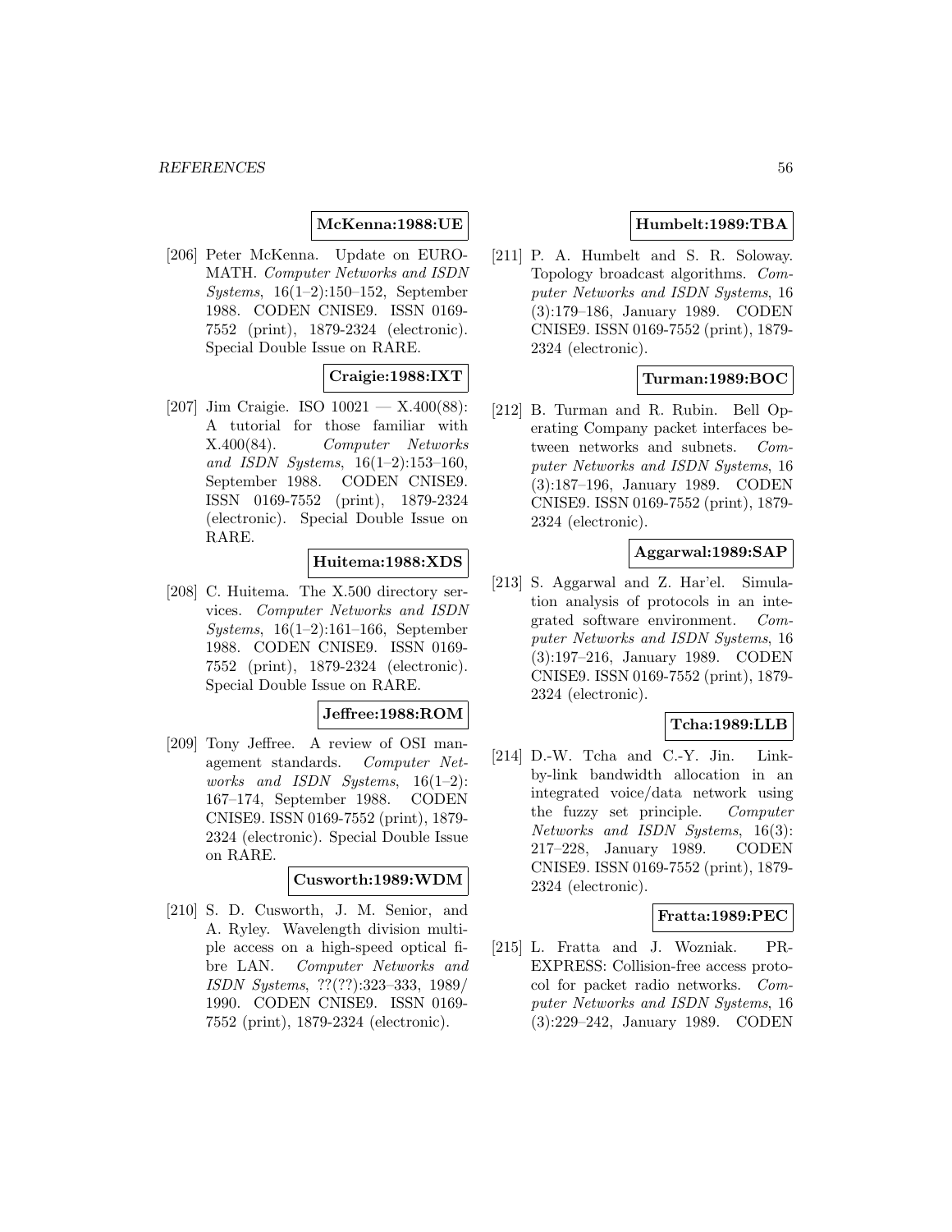**McKenna:1988:UE**

[206] Peter McKenna. Update on EUROMATH. *Computer Networks and ISDN Systems*, 16(1–2):150–152, September 1988. CODEN CNISE9. ISSN 0169-7552 (print), 1879-2324 (electronic). Special Double Issue on RARE.

**Craigie:1988:IXT**

[207] Jim Craigie. ISO 10021 — X.400(88): A tutorial for those familiar with X.400(84). *Computer Networks and ISDN Systems*, 16(1–2):153–160, September 1988. CODEN CNISE9. ISSN 0169-7552 (print), 1879-2324 (electronic). Special Double Issue on RARE.

**Huitema:1988:XDS**

[208] C. Huitema. The X.500 directory services. *Computer Networks and ISDN Systems*, 16(1–2):161–166, September 1988. CODEN CNISE9. ISSN 0169-7552 (print), 1879-2324 (electronic). Special Double Issue on RARE.

**Jeffree:1988:ROM**

[209] Tony Jeffree. A review of OSI management standards. *Computer Networks and ISDN Systems*, 16(1–2): 167–174, September 1988. CODEN CNISE9. ISSN 0169-7552 (print), 1879-2324 (electronic). Special Double Issue on RARE.

**Cusworth:1989:WDM**

[210] S. D. Cusworth, J. M. Senior, and A. Ryley. Wavelength division multiple access on a high-speed optical fibre LAN. *Computer Networks and ISDN Systems*, ??(??):323–333, 1989/1990. CODEN CNISE9. ISSN 0169-7552 (print), 1879-2324 (electronic).

**Humbelt:1989:TBA**

[211] P. A. Humbelt and S. R. Soloway. Topology broadcast algorithms. *Computer Networks and ISDN Systems*, 16 (3):179–186, January 1989. CODEN CNISE9. ISSN 0169-7552 (print), 1879-2324 (electronic).

**Turman:1989:BOC**

[212] B. Turman and R. Rubin. Bell Operating Company packet interfaces between networks and subnets. *Computer Networks and ISDN Systems*, 16 (3):187–196, January 1989. CODEN CNISE9. ISSN 0169-7552 (print), 1879-2324 (electronic).

**Aggarwal:1989:SAP**

[213] S. Aggarwal and Z. Har'el. Simulation analysis of protocols in an integrated software environment. *Computer Networks and ISDN Systems*, 16 (3):197–216, January 1989. CODEN CNISE9. ISSN 0169-7552 (print), 1879-2324 (electronic).

**Tcha:1989:LLB**

[214] D.-W. Tcha and C.-Y. Jin. Link-by-link bandwidth allocation in an integrated voice/data network using the fuzzy set principle. *Computer Networks and ISDN Systems*, 16(3): 217–228, January 1989. CODEN CNISE9. ISSN 0169-7552 (print), 1879-2324 (electronic).

**Fratta:1989:PEC**

[215] L. Fratta and J. Wozniak. PR-EXPRESS: Collision-free access protocol for packet radio networks. *Computer Networks and ISDN Systems*, 16 (3):229–242, January 1989. CODEN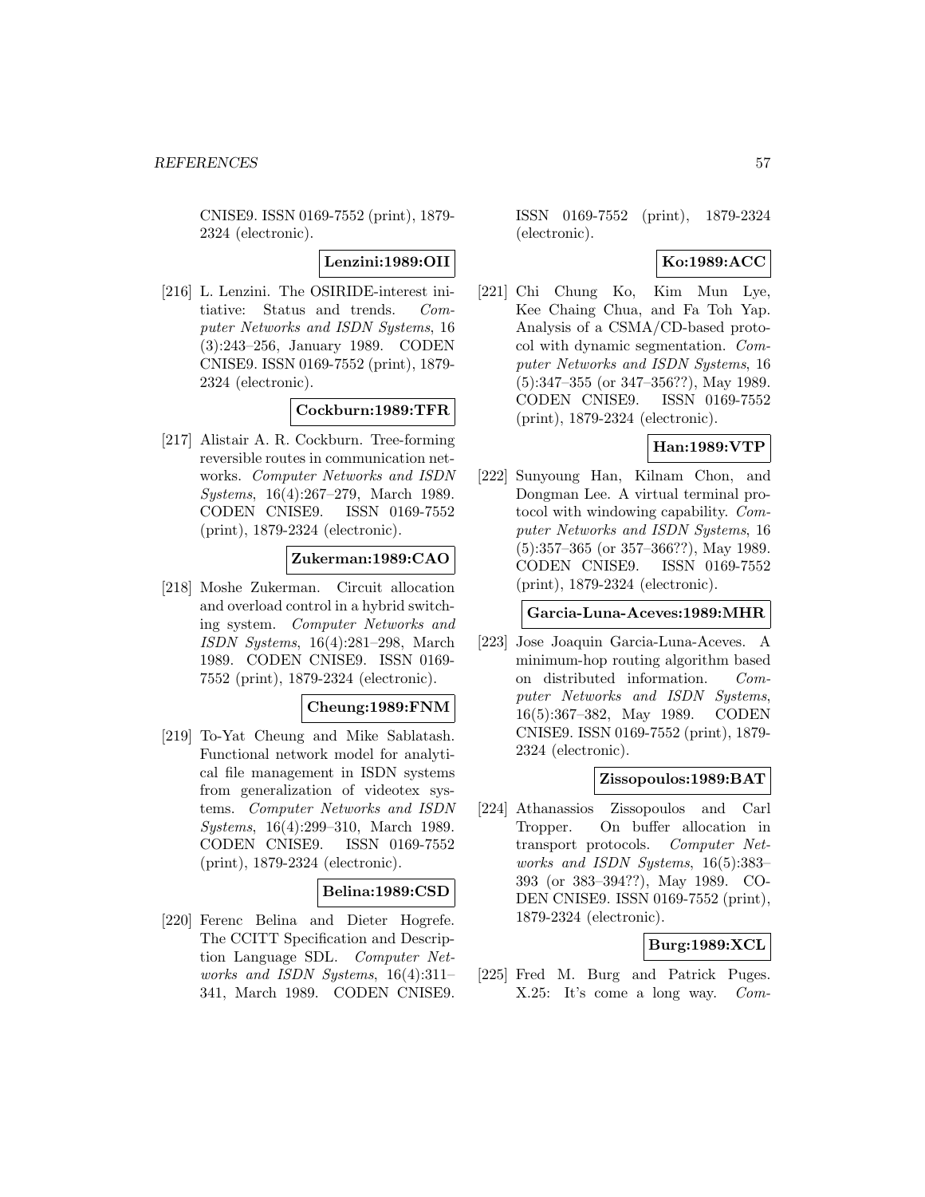CNISE9. ISSN 0169-7552 (print), 1879-2324 (electronic).

**Lenzini:1989:OII**

[216] L. Lenzini. The OSIRIDE-interest initiative: Status and trends. *Computer Networks and ISDN Systems*, 16 (3):243–256, January 1989. CODEN CNISE9. ISSN 0169-7552 (print), 1879-2324 (electronic).

**Cockburn:1989:TFR**

[217] Alistair A. R. Cockburn. Tree-forming reversible routes in communication networks. *Computer Networks and ISDN Systems*, 16(4):267–279, March 1989. CODEN CNISE9. ISSN 0169-7552 (print), 1879-2324 (electronic).

**Zukerman:1989:CAO**

[218] Moshe Zukerman. Circuit allocation and overload control in a hybrid switching system. *Computer Networks and ISDN Systems*, 16(4):281–298, March 1989. CODEN CNISE9. ISSN 0169-7552 (print), 1879-2324 (electronic).

**Cheung:1989:FNM**

[219] To-Yat Cheung and Mike Sablatash. Functional network model for analytical file management in ISDN systems from generalization of videotex systems. *Computer Networks and ISDN Systems*, 16(4):299–310, March 1989. CODEN CNISE9. ISSN 0169-7552 (print), 1879-2324 (electronic).

**Belina:1989:CSD**

[220] Ferenc Belina and Dieter Hogrefe. The CCITT Specification and Description Language SDL. *Computer Networks and ISDN Systems*, 16(4):311–341, March 1989. CODEN CNISE9. ISSN 0169-7552 (print), 1879-2324 (electronic).

**Ko:1989:ACC**

[221] Chi Chung Ko, Kim Mun Lye, Kee Chaing Chua, and Fa Toh Yap. Analysis of a CSMA/CD-based protocol with dynamic segmentation. *Computer Networks and ISDN Systems*, 16 (5):347–355 (or 347–356??), May 1989. CODEN CNISE9. ISSN 0169-7552 (print), 1879-2324 (electronic).

**Han:1989:VTP**

[222] Sunyoung Han, Kilnam Chon, and Dongman Lee. A virtual terminal protocol with windowing capability. *Computer Networks and ISDN Systems*, 16 (5):357–365 (or 357–366??), May 1989. CODEN CNISE9. ISSN 0169-7552 (print), 1879-2324 (electronic).

**Garcia-Luna-Aceves:1989:MHR**

[223] Jose Joaquin Garcia-Luna-Aceves. A minimum-hop routing algorithm based on distributed information. *Computer Networks and ISDN Systems*, 16(5):367–382, May 1989. CODEN CNISE9. ISSN 0169-7552 (print), 1879-2324 (electronic).

**Zissopoulos:1989:BAT**

[224] Athanassios Zissopoulos and Carl Tropper. On buffer allocation in transport protocols. *Computer Networks and ISDN Systems*, 16(5):383–393 (or 383–394??), May 1989. CODEN CNISE9. ISSN 0169-7552 (print), 1879-2324 (electronic).

**Burg:1989:XCL**

[225] Fred M. Burg and Patrick Puges. X.25: It's come a long way. *Com-*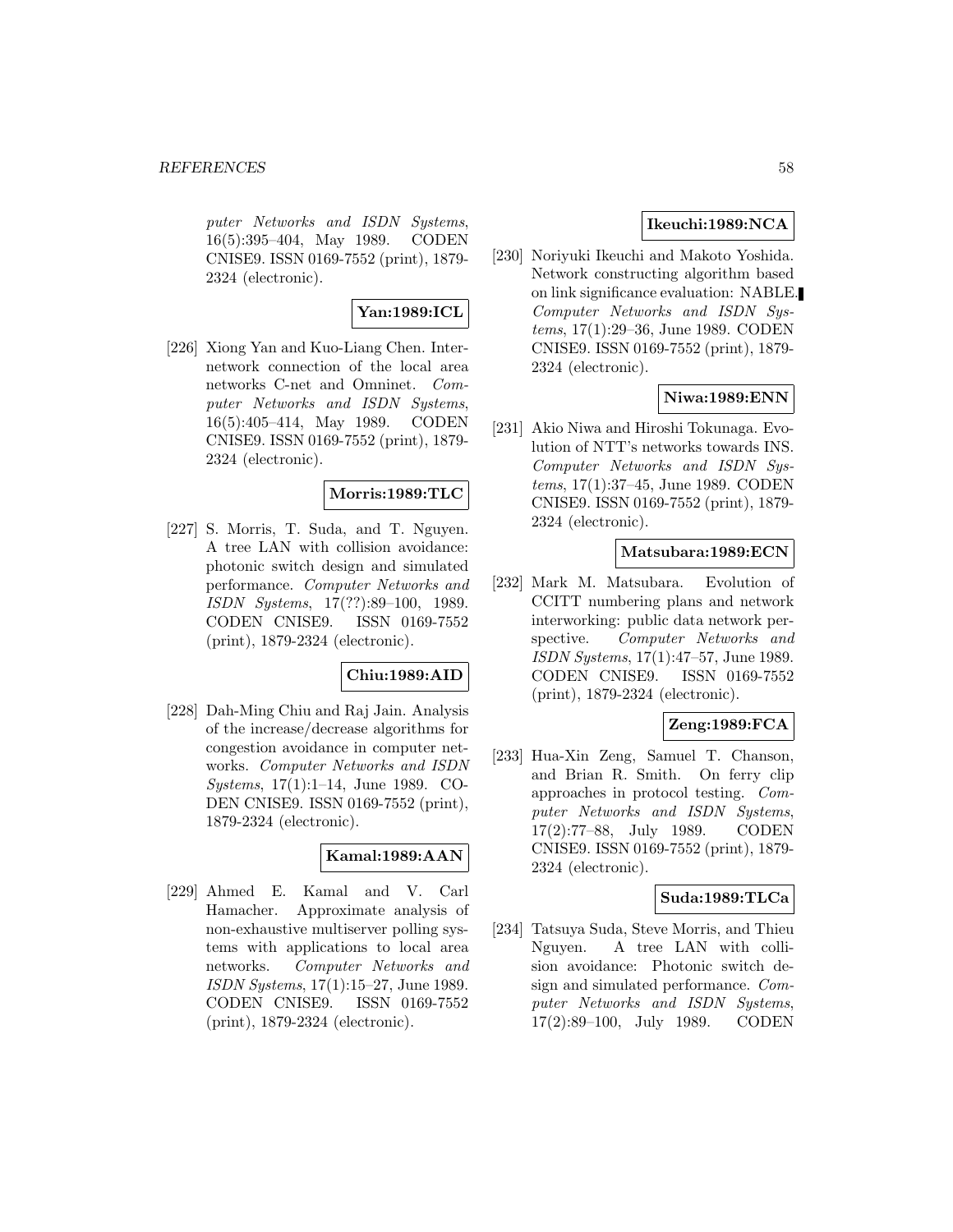puter Networks and ISDN Systems*, 16(5):395–404, May 1989. CODEN CNISE9. ISSN 0169-7552 (print), 1879-2324 (electronic).

**Yan:1989:ICL**

[226] Xiong Yan and Kuo-Liang Chen. Internetwork connection of the local area networks C-net and Omninet. *Computer Networks and ISDN Systems*, 16(5):405–414, May 1989. CODEN CNISE9. ISSN 0169-7552 (print), 1879-2324 (electronic).

**Morris:1989:TLC**

[227] S. Morris, T. Suda, and T. Nguyen. A tree LAN with collision avoidance: photonic switch design and simulated performance. *Computer Networks and ISDN Systems*, 17(??):89–100, 1989. CODEN CNISE9. ISSN 0169-7552 (print), 1879-2324 (electronic).

**Chiu:1989:AID**

[228] Dah-Ming Chiu and Raj Jain. Analysis of the increase/decrease algorithms for congestion avoidance in computer networks. *Computer Networks and ISDN Systems*, 17(1):1–14, June 1989. CODEN CNISE9. ISSN 0169-7552 (print), 1879-2324 (electronic).

**Kamal:1989:AAN**

[229] Ahmed E. Kamal and V. Carl Hamacher. Approximate analysis of non-exhaustive multiserver polling systems with applications to local area networks. *Computer Networks and ISDN Systems*, 17(1):15–27, June 1989. CODEN CNISE9. ISSN 0169-7552 (print), 1879-2324 (electronic).

**Ikeuchi:1989:NCA**

[230] Noriyuki Ikeuchi and Makoto Yoshida. Network constructing algorithm based on link significance evaluation: NABLE. *Computer Networks and ISDN Systems*, 17(1):29–36, June 1989. CODEN CNISE9. ISSN 0169-7552 (print), 1879-2324 (electronic).

**Niwa:1989:ENN**

[231] Akio Niwa and Hiroshi Tokunaga. Evolution of NTT's networks towards INS. *Computer Networks and ISDN Systems*, 17(1):37–45, June 1989. CODEN CNISE9. ISSN 0169-7552 (print), 1879-2324 (electronic).

**Matsubara:1989:ECN**

[232] Mark M. Matsubara. Evolution of CCITT numbering plans and network interworking: public data network perspective. *Computer Networks and ISDN Systems*, 17(1):47–57, June 1989. CODEN CNISE9. ISSN 0169-7552 (print), 1879-2324 (electronic).

**Zeng:1989:FCA**

[233] Hua-Xin Zeng, Samuel T. Chanson, and Brian R. Smith. On ferry clip approaches in protocol testing. *Computer Networks and ISDN Systems*, 17(2):77–88, July 1989. CODEN CNISE9. ISSN 0169-7552 (print), 1879-2324 (electronic).

**Suda:1989:TLCa**

[234] Tatsuya Suda, Steve Morris, and Thieu Nguyen. A tree LAN with collision avoidance: Photonic switch design and simulated performance. *Computer Networks and ISDN Systems*, 17(2):89–100, July 1989. CODEN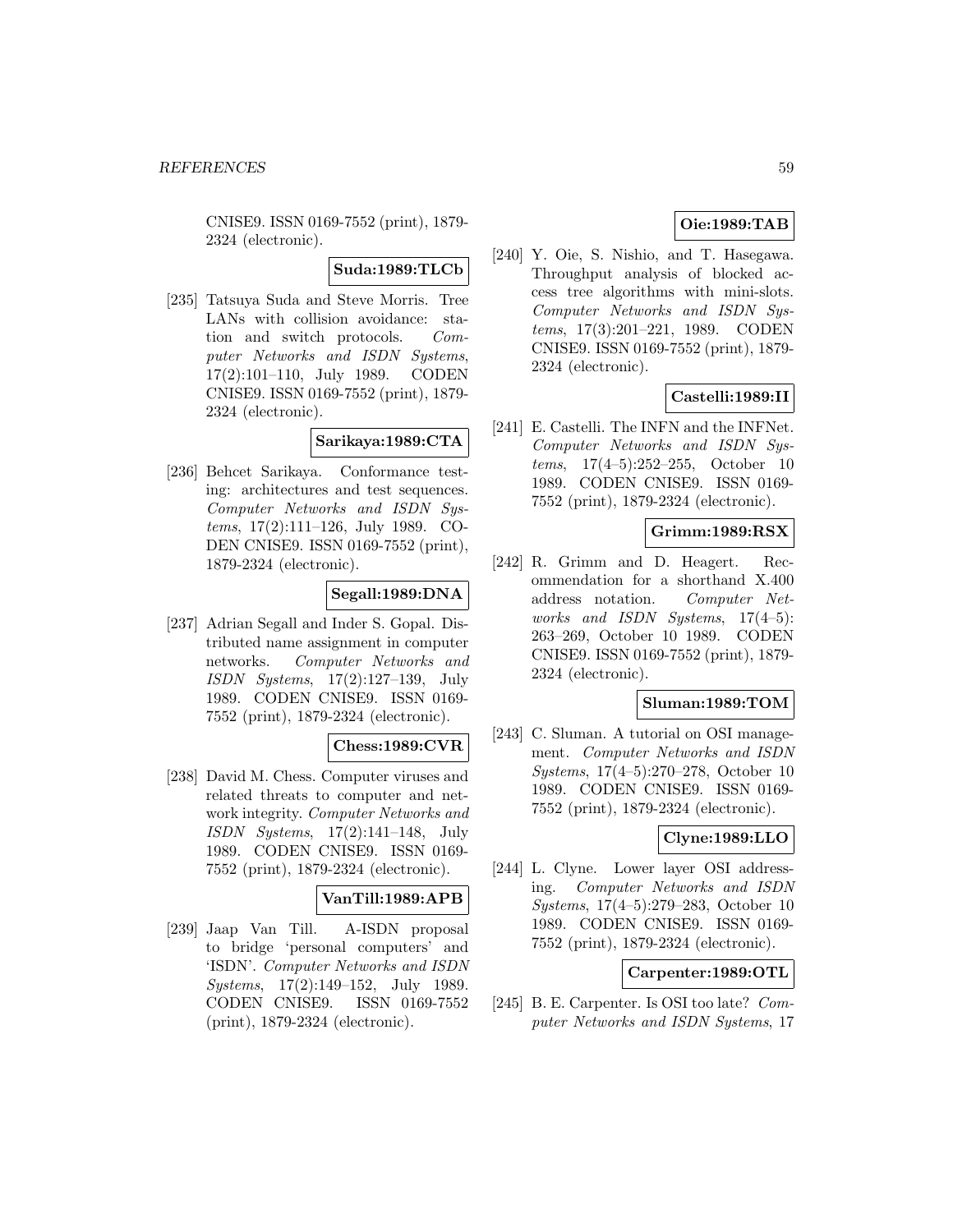CNISE9. ISSN 0169-7552 (print), 1879-2324 (electronic).

**Suda:1989:TLCb**

[235] Tatsuya Suda and Steve Morris. Tree LANs with collision avoidance: station and switch protocols. *Computer Networks and ISDN Systems*, 17(2):101–110, July 1989. CODEN CNISE9. ISSN 0169-7552 (print), 1879-2324 (electronic).

**Sarikaya:1989:CTA**

[236] Behcet Sarikaya. Conformance testing: architectures and test sequences. *Computer Networks and ISDN Systems*, 17(2):111–126, July 1989. CODEN CNISE9. ISSN 0169-7552 (print), 1879-2324 (electronic).

**Segall:1989:DNA**

[237] Adrian Segall and Inder S. Gopal. Distributed name assignment in computer networks. *Computer Networks and ISDN Systems*, 17(2):127–139, July 1989. CODEN CNISE9. ISSN 0169-7552 (print), 1879-2324 (electronic).

**Chess:1989:CVR**

[238] David M. Chess. Computer viruses and related threats to computer and network integrity. *Computer Networks and ISDN Systems*, 17(2):141–148, July 1989. CODEN CNISE9. ISSN 0169-7552 (print), 1879-2324 (electronic).

**VanTill:1989:APB**

[239] Jaap Van Till. A-ISDN proposal to bridge 'personal computers' and 'ISDN'. *Computer Networks and ISDN Systems*, 17(2):149–152, July 1989. CODEN CNISE9. ISSN 0169-7552 (print), 1879-2324 (electronic).

**Oie:1989:TAB**

[240] Y. Oie, S. Nishio, and T. Hasegawa. Throughput analysis of blocked access tree algorithms with mini-slots. *Computer Networks and ISDN Systems*, 17(3):201–221, 1989. CODEN CNISE9. ISSN 0169-7552 (print), 1879-2324 (electronic).

**Castelli:1989:II**

[241] E. Castelli. The INFN and the INFNet. *Computer Networks and ISDN Systems*, 17(4–5):252–255, October 10 1989. CODEN CNISE9. ISSN 0169-7552 (print), 1879-2324 (electronic).

**Grimm:1989:RSX**

[242] R. Grimm and D. Heagert. Recommendation for a shorthand X.400 address notation. *Computer Networks and ISDN Systems*, 17(4–5): 263–269, October 10 1989. CODEN CNISE9. ISSN 0169-7552 (print), 1879-2324 (electronic).

**Sluman:1989:TOM**

[243] C. Sluman. A tutorial on OSI management. *Computer Networks and ISDN Systems*, 17(4–5):270–278, October 10 1989. CODEN CNISE9. ISSN 0169-7552 (print), 1879-2324 (electronic).

**Clyne:1989:LLO**

[244] L. Clyne. Lower layer OSI addressing. *Computer Networks and ISDN Systems*, 17(4–5):279–283, October 10 1989. CODEN CNISE9. ISSN 0169-7552 (print), 1879-2324 (electronic).

**Carpenter:1989:OTL**

[245] B. E. Carpenter. Is OSI too late? *Computer Networks and ISDN Systems*, 17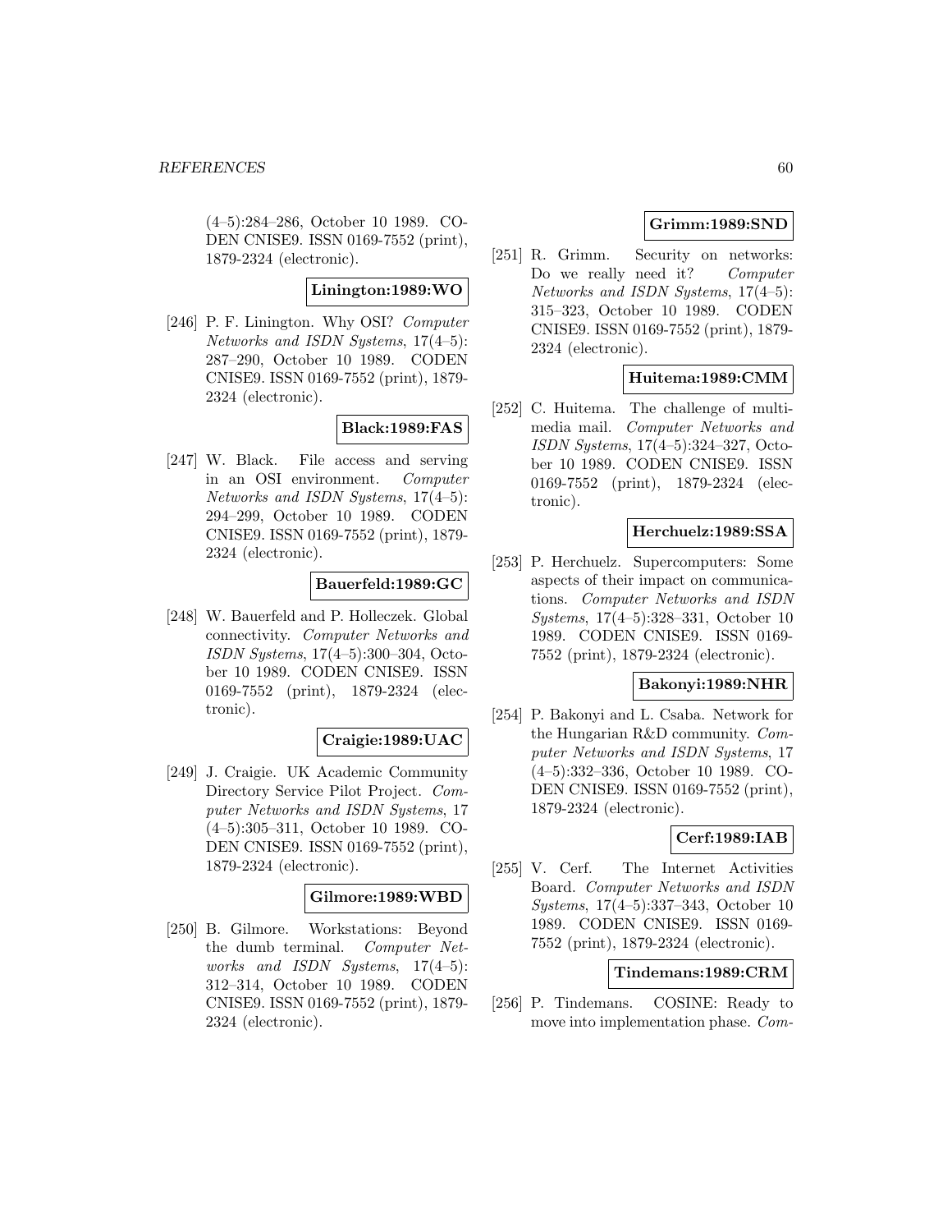(4–5):284–286, October 10 1989. CODEN CNISE9. ISSN 0169-7552 (print), 1879-2324 (electronic).

**Linington:1989:WO**

[246] P. F. Linington. Why OSI? *Computer Networks and ISDN Systems*, 17(4–5): 287–290, October 10 1989. CODEN CNISE9. ISSN 0169-7552 (print), 1879-2324 (electronic).

**Black:1989:FAS**

[247] W. Black. File access and serving in an OSI environment. *Computer Networks and ISDN Systems*, 17(4–5): 294–299, October 10 1989. CODEN CNISE9. ISSN 0169-7552 (print), 1879-2324 (electronic).

**Bauerfeld:1989:GC**

[248] W. Bauerfeld and P. Holleczek. Global connectivity. *Computer Networks and ISDN Systems*, 17(4–5):300–304, October 10 1989. CODEN CNISE9. ISSN 0169-7552 (print), 1879-2324 (electronic).

**Craigie:1989:UAC**

[249] J. Craigie. UK Academic Community Directory Service Pilot Project. *Computer Networks and ISDN Systems*, 17 (4–5):305–311, October 10 1989. CODEN CNISE9. ISSN 0169-7552 (print), 1879-2324 (electronic).

**Gilmore:1989:WBD**

[250] B. Gilmore. Workstations: Beyond the dumb terminal. *Computer Networks and ISDN Systems*, 17(4–5): 312–314, October 10 1989. CODEN CNISE9. ISSN 0169-7552 (print), 1879-2324 (electronic).

**Grimm:1989:SND**

[251] R. Grimm. Security on networks: Do we really need it? *Computer Networks and ISDN Systems*, 17(4–5): 315–323, October 10 1989. CODEN CNISE9. ISSN 0169-7552 (print), 1879-2324 (electronic).

**Huitema:1989:CMM**

[252] C. Huitema. The challenge of multimedia mail. *Computer Networks and ISDN Systems*, 17(4–5):324–327, October 10 1989. CODEN CNISE9. ISSN 0169-7552 (print), 1879-2324 (electronic).

**Herchuelz:1989:SSA**

[253] P. Herchuelz. Supercomputers: Some aspects of their impact on communications. *Computer Networks and ISDN Systems*, 17(4–5):328–331, October 10 1989. CODEN CNISE9. ISSN 0169-7552 (print), 1879-2324 (electronic).

**Bakonyi:1989:NHR**

[254] P. Bakonyi and L. Csaba. Network for the Hungarian R&D community. *Computer Networks and ISDN Systems*, 17 (4–5):332–336, October 10 1989. CODEN CNISE9. ISSN 0169-7552 (print), 1879-2324 (electronic).

**Cerf:1989:IAB**

[255] V. Cerf. The Internet Activities Board. *Computer Networks and ISDN Systems*, 17(4–5):337–343, October 10 1989. CODEN CNISE9. ISSN 0169-7552 (print), 1879-2324 (electronic).

**Tindemans:1989:CRM**

[256] P. Tindemans. COSINE: Ready to move into implementation phase. *Com-*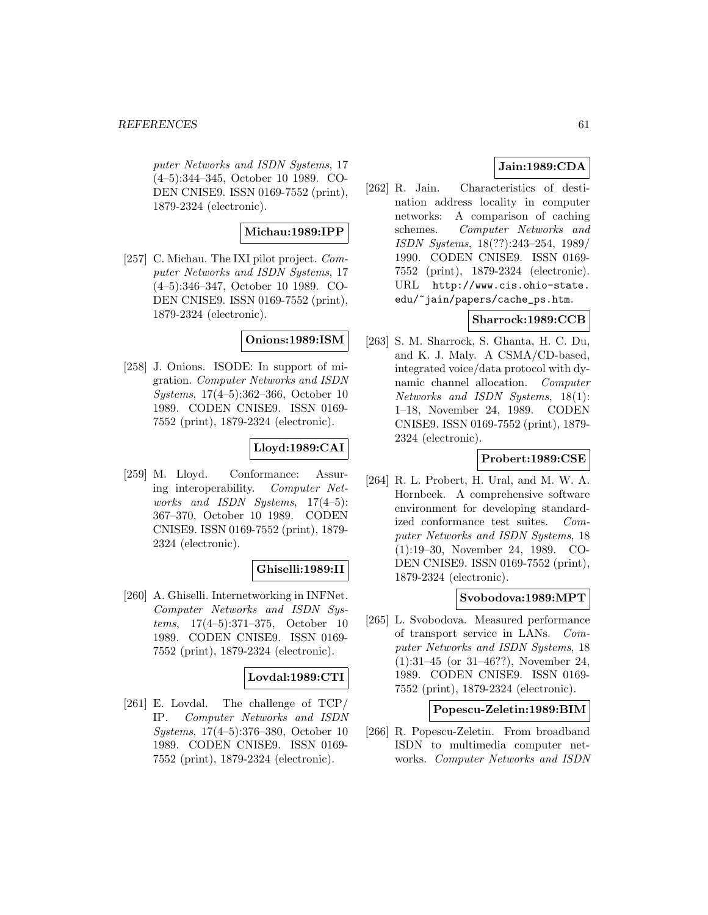puter Networks and ISDN Systems, 17 (4–5):344–345, October 10 1989. CODEN CNISE9. ISSN 0169-7552 (print), 1879-2324 (electronic).

**Michau:1989:IPP**

[257] C. Michau. The IXI pilot project. *Computer Networks and ISDN Systems*, 17 (4–5):346–347, October 10 1989. CODEN CNISE9. ISSN 0169-7552 (print), 1879-2324 (electronic).

**Onions:1989:ISM**

[258] J. Onions. ISODE: In support of migration. *Computer Networks and ISDN Systems*, 17(4–5):362–366, October 10 1989. CODEN CNISE9. ISSN 0169-7552 (print), 1879-2324 (electronic).

**Lloyd:1989:CAI**

[259] M. Lloyd. Conformance: Assuring interoperability. *Computer Networks and ISDN Systems*, 17(4–5): 367–370, October 10 1989. CODEN CNISE9. ISSN 0169-7552 (print), 1879-2324 (electronic).

**Ghiselli:1989:II**

[260] A. Ghiselli. Internetworking in INFNet. *Computer Networks and ISDN Systems*, 17(4–5):371–375, October 10 1989. CODEN CNISE9. ISSN 0169-7552 (print), 1879-2324 (electronic).

**Lovdal:1989:CTI**

[261] E. Lovdal. The challenge of TCP/IP. *Computer Networks and ISDN Systems*, 17(4–5):376–380, October 10 1989. CODEN CNISE9. ISSN 0169-7552 (print), 1879-2324 (electronic).

**Jain:1989:CDA**

[262] R. Jain. Characteristics of destination address locality in computer networks: A comparison of caching schemes. *Computer Networks and ISDN Systems*, 18(??):243–254, 1989/1990. CODEN CNISE9. ISSN 0169-7552 (print), 1879-2324 (electronic). URL http://www.cis.ohio-state.edu/~jain/papers/cache_ps.htm.

**Sharrock:1989:CCB**

[263] S. M. Sharrock, S. Ghanta, H. C. Du, and K. J. Maly. A CSMA/CD-based, integrated voice/data protocol with dynamic channel allocation. *Computer Networks and ISDN Systems*, 18(1): 1–18, November 24, 1989. CODEN CNISE9. ISSN 0169-7552 (print), 1879-2324 (electronic).

**Probert:1989:CSE**

[264] R. L. Probert, H. Ural, and M. W. A. Hornbeek. A comprehensive software environment for developing standardized conformance test suites. *Computer Networks and ISDN Systems*, 18 (1):19–30, November 24, 1989. CODEN CNISE9. ISSN 0169-7552 (print), 1879-2324 (electronic).

**Svobodova:1989:MPT**

[265] L. Svobodova. Measured performance of transport service in LANs. *Computer Networks and ISDN Systems*, 18 (1):31–45 (or 31–46??), November 24, 1989. CODEN CNISE9. ISSN 0169-7552 (print), 1879-2324 (electronic).

**Popescu-Zeletin:1989:BIM**

[266] R. Popescu-Zeletin. From broadband ISDN to multimedia computer networks. *Computer Networks and ISDN*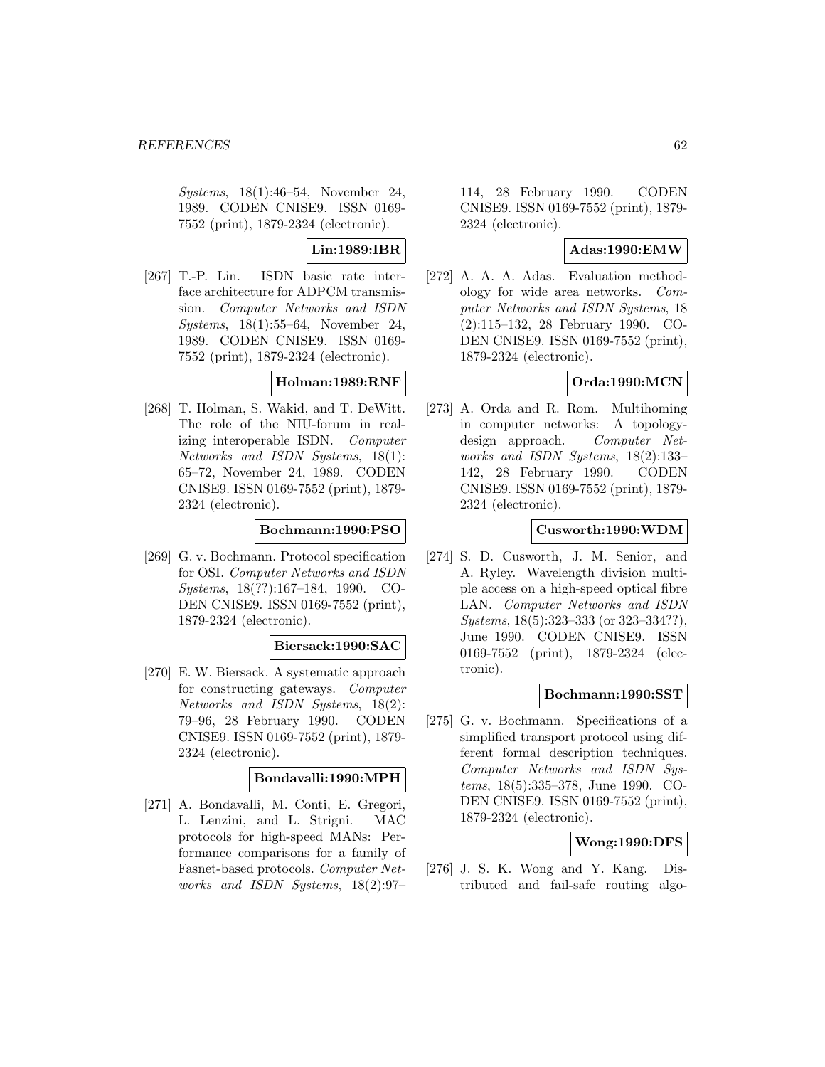*Systems*, 18(1):46–54, November 24, 1989. CODEN CNISE9. ISSN 0169-7552 (print), 1879-2324 (electronic).

**Lin:1989:IBR**

[267] T.-P. Lin. ISDN basic rate interface architecture for ADPCM transmission. *Computer Networks and ISDN Systems*, 18(1):55–64, November 24, 1989. CODEN CNISE9. ISSN 0169-7552 (print), 1879-2324 (electronic).

**Holman:1989:RNF**

[268] T. Holman, S. Wakid, and T. DeWitt. The role of the NIU-forum in realizing interoperable ISDN. *Computer Networks and ISDN Systems*, 18(1): 65–72, November 24, 1989. CODEN CNISE9. ISSN 0169-7552 (print), 1879-2324 (electronic).

**Bochmann:1990:PSO**

[269] G. v. Bochmann. Protocol specification for OSI. *Computer Networks and ISDN Systems*, 18(??):167–184, 1990. CODEN CNISE9. ISSN 0169-7552 (print), 1879-2324 (electronic).

**Biersack:1990:SAC**

[270] E. W. Biersack. A systematic approach for constructing gateways. *Computer Networks and ISDN Systems*, 18(2): 79–96, 28 February 1990. CODEN CNISE9. ISSN 0169-7552 (print), 1879-2324 (electronic).

**Bondavalli:1990:MPH**

[271] A. Bondavalli, M. Conti, E. Gregori, L. Lenzini, and L. Strigni. MAC protocols for high-speed MANs: Performance comparisons for a family of Fasnet-based protocols. *Computer Networks and ISDN Systems*, 18(2):97–114, 28 February 1990. CODEN CNISE9. ISSN 0169-7552 (print), 1879-2324 (electronic).

**Adas:1990:EMW**

[272] A. A. A. Adas. Evaluation methodology for wide area networks. *Computer Networks and ISDN Systems*, 18 (2):115–132, 28 February 1990. CODEN CNISE9. ISSN 0169-7552 (print), 1879-2324 (electronic).

**Orda:1990:MCN**

[273] A. Orda and R. Rom. Multihoming in computer networks: A topology-design approach. *Computer Networks and ISDN Systems*, 18(2):133–142, 28 February 1990. CODEN CNISE9. ISSN 0169-7552 (print), 1879-2324 (electronic).

**Cusworth:1990:WDM**

[274] S. D. Cusworth, J. M. Senior, and A. Ryley. Wavelength division multiple access on a high-speed optical fibre LAN. *Computer Networks and ISDN Systems*, 18(5):323–333 (or 323–334??), June 1990. CODEN CNISE9. ISSN 0169-7552 (print), 1879-2324 (electronic).

**Bochmann:1990:SST**

[275] G. v. Bochmann. Specifications of a simplified transport protocol using different formal description techniques. *Computer Networks and ISDN Systems*, 18(5):335–378, June 1990. CODEN CNISE9. ISSN 0169-7552 (print), 1879-2324 (electronic).

**Wong:1990:DFS**

[276] J. S. K. Wong and Y. Kang. Distributed and fail-safe routing algo-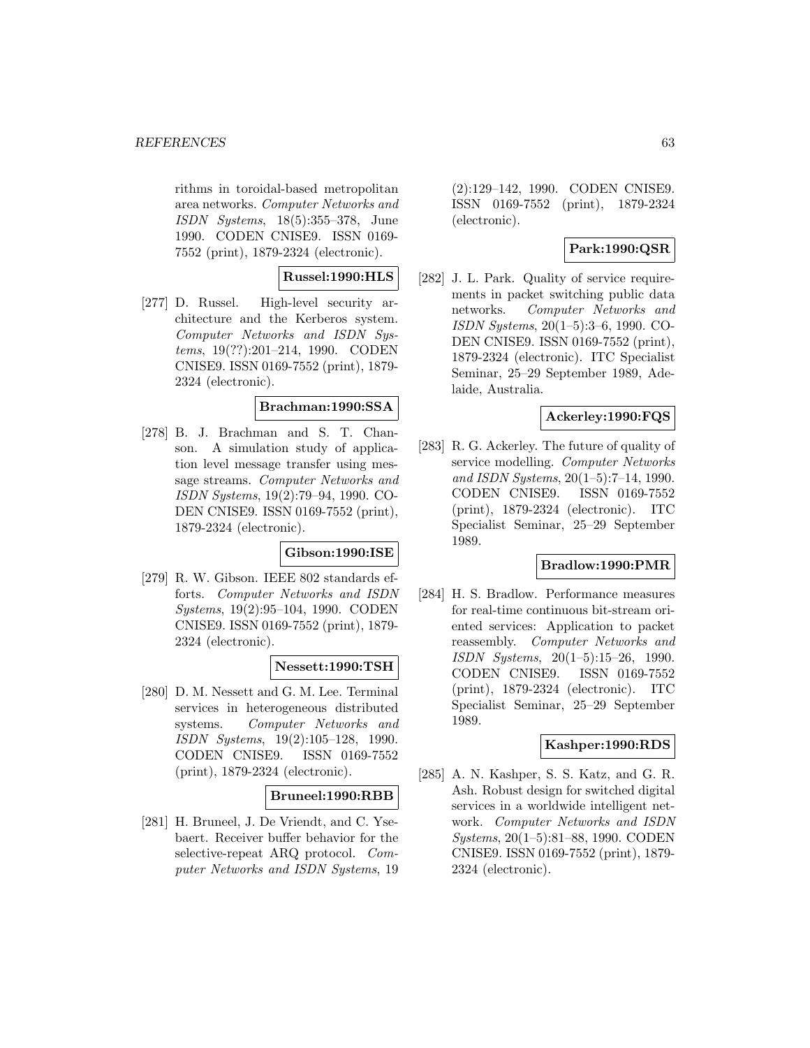rithms in toroidal-based metropolitan area networks. *Computer Networks and ISDN Systems*, 18(5):355–378, June 1990. CODEN CNISE9. ISSN 0169-7552 (print), 1879-2324 (electronic).

**Russel:1990:HLS**

[277] D. Russel. High-level security architecture and the Kerberos system. *Computer Networks and ISDN Systems*, 19(??):201–214, 1990. CODEN CNISE9. ISSN 0169-7552 (print), 1879-2324 (electronic).

**Brachman:1990:SSA**

[278] B. J. Brachman and S. T. Chanson. A simulation study of application level message transfer using message streams. *Computer Networks and ISDN Systems*, 19(2):79–94, 1990. CODEN CNISE9. ISSN 0169-7552 (print), 1879-2324 (electronic).

**Gibson:1990:ISE**

[279] R. W. Gibson. IEEE 802 standards efforts. *Computer Networks and ISDN Systems*, 19(2):95–104, 1990. CODEN CNISE9. ISSN 0169-7552 (print), 1879-2324 (electronic).

**Nessett:1990:TSH**

[280] D. M. Nessett and G. M. Lee. Terminal services in heterogeneous distributed systems. *Computer Networks and ISDN Systems*, 19(2):105–128, 1990. CODEN CNISE9. ISSN 0169-7552 (print), 1879-2324 (electronic).

**Bruneel:1990:RBB**

[281] H. Bruneel, J. De Vriendt, and C. Ysebaert. Receiver buffer behavior for the selective-repeat ARQ protocol. *Computer Networks and ISDN Systems*, 19 (2):129–142, 1990. CODEN CNISE9. ISSN 0169-7552 (print), 1879-2324 (electronic).

**Park:1990:QSR**

[282] J. L. Park. Quality of service requirements in packet switching public data networks. *Computer Networks and ISDN Systems*, 20(1–5):3–6, 1990. CODEN CNISE9. ISSN 0169-7552 (print), 1879-2324 (electronic). ITC Specialist Seminar, 25–29 September 1989, Adelaide, Australia.

**Ackerley:1990:FQS**

[283] R. G. Ackerley. The future of quality of service modelling. *Computer Networks and ISDN Systems*, 20(1–5):7–14, 1990. CODEN CNISE9. ISSN 0169-7552 (print), 1879-2324 (electronic). ITC Specialist Seminar, 25–29 September 1989.

**Bradlow:1990:PMR**

[284] H. S. Bradlow. Performance measures for real-time continuous bit-stream oriented services: Application to packet reassembly. *Computer Networks and ISDN Systems*, 20(1–5):15–26, 1990. CODEN CNISE9. ISSN 0169-7552 (print), 1879-2324 (electronic). ITC Specialist Seminar, 25–29 September 1989.

**Kashper:1990:RDS**

[285] A. N. Kashper, S. S. Katz, and G. R. Ash. Robust design for switched digital services in a worldwide intelligent network. *Computer Networks and ISDN Systems*, 20(1–5):81–88, 1990. CODEN CNISE9. ISSN 0169-7552 (print), 1879-2324 (electronic).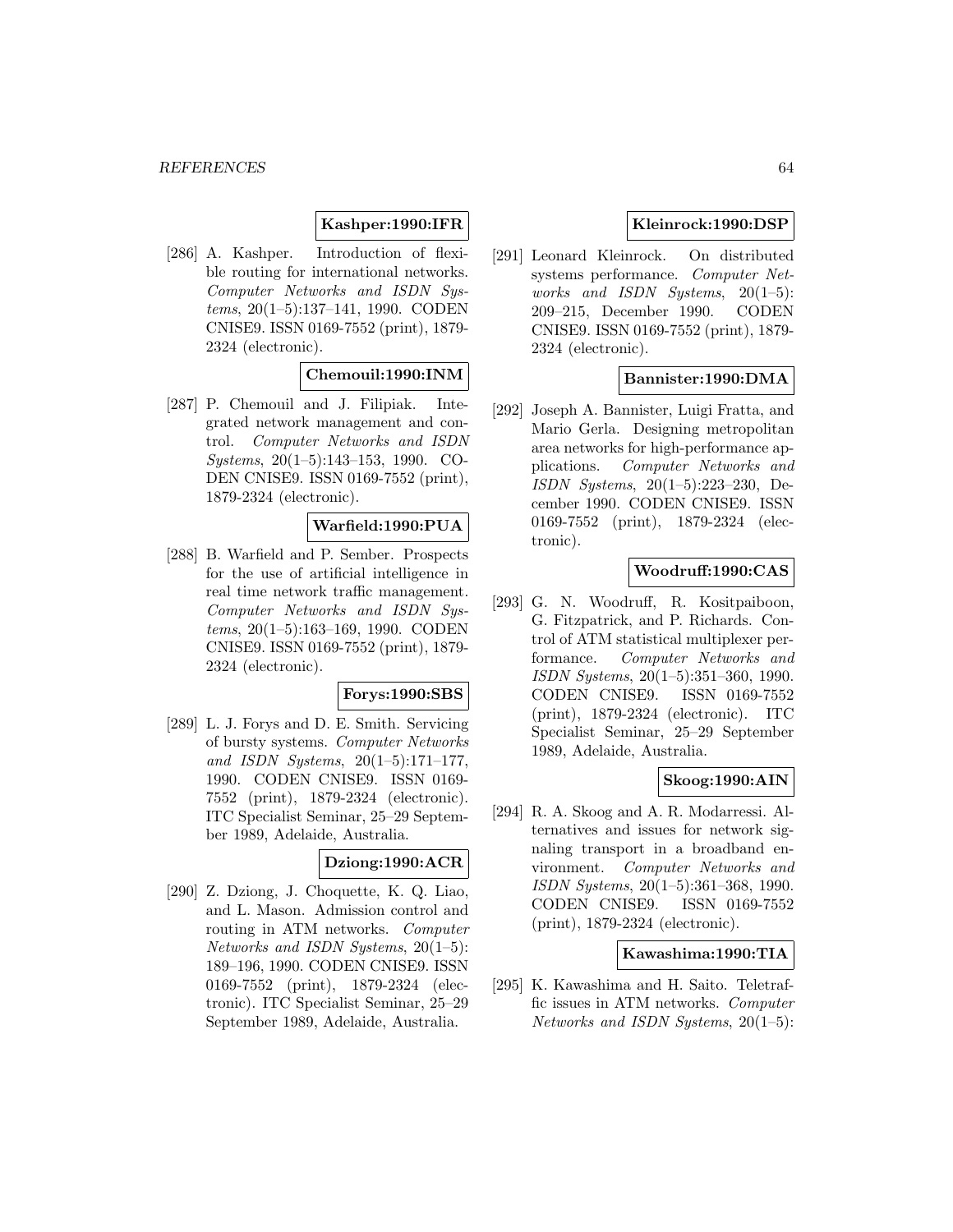**Kashper:1990:IFR**

[286] A. Kashper. Introduction of flexible routing for international networks. *Computer Networks and ISDN Systems*, 20(1–5):137–141, 1990. CODEN CNISE9. ISSN 0169-7552 (print), 1879-2324 (electronic).

**Chemouil:1990:INM**

[287] P. Chemouil and J. Filipiak. Integrated network management and control. *Computer Networks and ISDN Systems*, 20(1–5):143–153, 1990. CODEN CNISE9. ISSN 0169-7552 (print), 1879-2324 (electronic).

**Warfield:1990:PUA**

[288] B. Warfield and P. Sember. Prospects for the use of artificial intelligence in real time network traffic management. *Computer Networks and ISDN Systems*, 20(1–5):163–169, 1990. CODEN CNISE9. ISSN 0169-7552 (print), 1879-2324 (electronic).

**Forys:1990:SBS**

[289] L. J. Forys and D. E. Smith. Servicing of bursty systems. *Computer Networks and ISDN Systems*, 20(1–5):171–177, 1990. CODEN CNISE9. ISSN 0169-7552 (print), 1879-2324 (electronic). ITC Specialist Seminar, 25–29 September 1989, Adelaide, Australia.

**Dziong:1990:ACR**

[290] Z. Dziong, J. Choquette, K. Q. Liao, and L. Mason. Admission control and routing in ATM networks. *Computer Networks and ISDN Systems*, 20(1–5):189–196, 1990. CODEN CNISE9. ISSN 0169-7552 (print), 1879-2324 (electronic). ITC Specialist Seminar, 25–29 September 1989, Adelaide, Australia.

**Kleinrock:1990:DSP**

[291] Leonard Kleinrock. On distributed systems performance. *Computer Networks and ISDN Systems*, 20(1–5):209–215, December 1990. CODEN CNISE9. ISSN 0169-7552 (print), 1879-2324 (electronic).

**Bannister:1990:DMA**

[292] Joseph A. Bannister, Luigi Fratta, and Mario Gerla. Designing metropolitan area networks for high-performance applications. *Computer Networks and ISDN Systems*, 20(1–5):223–230, December 1990. CODEN CNISE9. ISSN 0169-7552 (print), 1879-2324 (electronic).

**Woodruff:1990:CAS**

[293] G. N. Woodruff, R. Kositpaiboon, G. Fitzpatrick, and P. Richards. Control of ATM statistical multiplexer performance. *Computer Networks and ISDN Systems*, 20(1–5):351–360, 1990. CODEN CNISE9. ISSN 0169-7552 (print), 1879-2324 (electronic). ITC Specialist Seminar, 25–29 September 1989, Adelaide, Australia.

**Skoog:1990:AIN**

[294] R. A. Skoog and A. R. Modarressi. Alternatives and issues for network signaling transport in a broadband environment. *Computer Networks and ISDN Systems*, 20(1–5):361–368, 1990. CODEN CNISE9. ISSN 0169-7552 (print), 1879-2324 (electronic).

**Kawashima:1990:TIA**

[295] K. Kawashima and H. Saito. Teletraffic issues in ATM networks. *Computer Networks and ISDN Systems*, 20(1–5):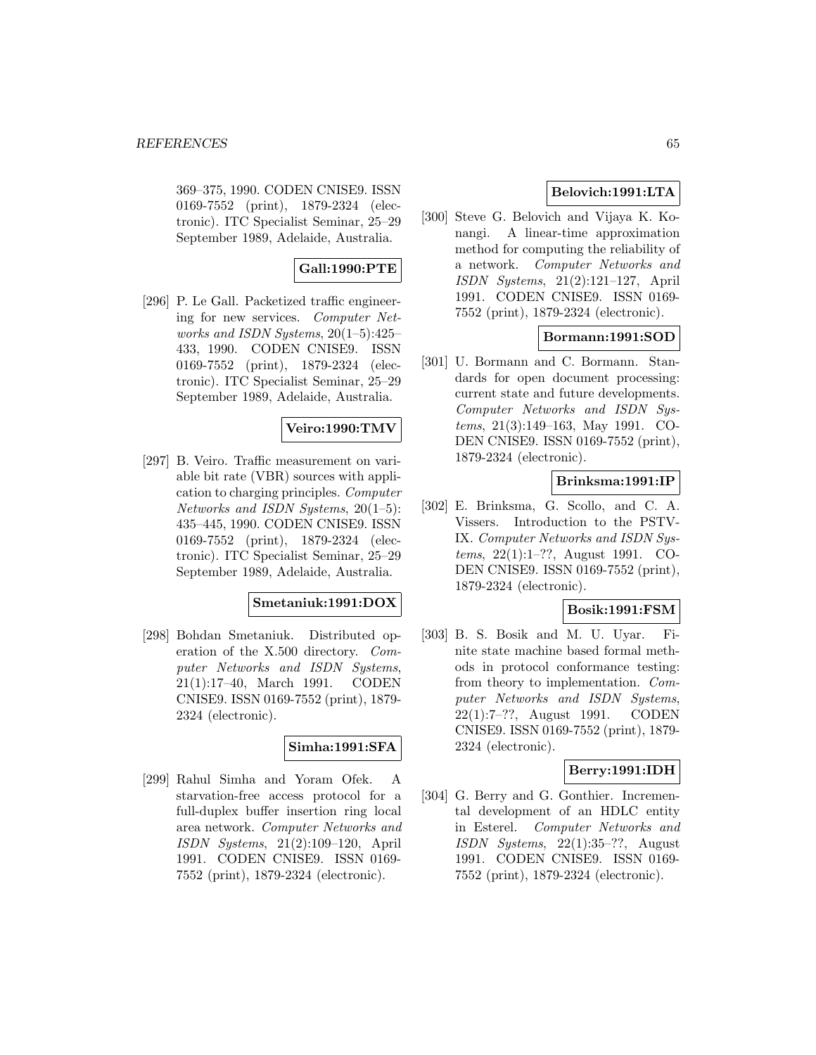369–375, 1990. CODEN CNISE9. ISSN 0169-7552 (print), 1879-2324 (electronic). ITC Specialist Seminar, 25–29 September 1989, Adelaide, Australia.

**Gall:1990:PTE**

[296] P. Le Gall. Packetized traffic engineering for new services. *Computer Networks and ISDN Systems*, 20(1–5):425–433, 1990. CODEN CNISE9. ISSN 0169-7552 (print), 1879-2324 (electronic). ITC Specialist Seminar, 25–29 September 1989, Adelaide, Australia.

**Veiro:1990:TMV**

[297] B. Veiro. Traffic measurement on variable bit rate (VBR) sources with application to charging principles. *Computer Networks and ISDN Systems*, 20(1–5):435–445, 1990. CODEN CNISE9. ISSN 0169-7552 (print), 1879-2324 (electronic). ITC Specialist Seminar, 25–29 September 1989, Adelaide, Australia.

**Smetaniuk:1991:DOX**

[298] Bohdan Smetaniuk. Distributed operation of the X.500 directory. *Computer Networks and ISDN Systems*, 21(1):17–40, March 1991. CODEN CNISE9. ISSN 0169-7552 (print), 1879-2324 (electronic).

**Simha:1991:SFA**

[299] Rahul Simha and Yoram Ofek. A starvation-free access protocol for a full-duplex buffer insertion ring local area network. *Computer Networks and ISDN Systems*, 21(2):109–120, April 1991. CODEN CNISE9. ISSN 0169-7552 (print), 1879-2324 (electronic).

**Belovich:1991:LTA**

[300] Steve G. Belovich and Vijaya K. Konangi. A linear-time approximation method for computing the reliability of a network. *Computer Networks and ISDN Systems*, 21(2):121–127, April 1991. CODEN CNISE9. ISSN 0169-7552 (print), 1879-2324 (electronic).

**Bormann:1991:SOD**

[301] U. Bormann and C. Bormann. Standards for open document processing: current state and future developments. *Computer Networks and ISDN Systems*, 21(3):149–163, May 1991. CODEN CNISE9. ISSN 0169-7552 (print), 1879-2324 (electronic).

**Brinksma:1991:IP**

[302] E. Brinksma, G. Scollo, and C. A. Vissers. Introduction to the PSTV-IX. *Computer Networks and ISDN Systems*, 22(1):1–??, August 1991. CODEN CNISE9. ISSN 0169-7552 (print), 1879-2324 (electronic).

**Bosik:1991:FSM**

[303] B. S. Bosik and M. U. Uyar. Finite state machine based formal methods in protocol conformance testing: from theory to implementation. *Computer Networks and ISDN Systems*, 22(1):7–??, August 1991. CODEN CNISE9. ISSN 0169-7552 (print), 1879-2324 (electronic).

**Berry:1991:IDH**

[304] G. Berry and G. Gonthier. Incremental development of an HDLC entity in Esterel. *Computer Networks and ISDN Systems*, 22(1):35–??, August 1991. CODEN CNISE9. ISSN 0169-7552 (print), 1879-2324 (electronic).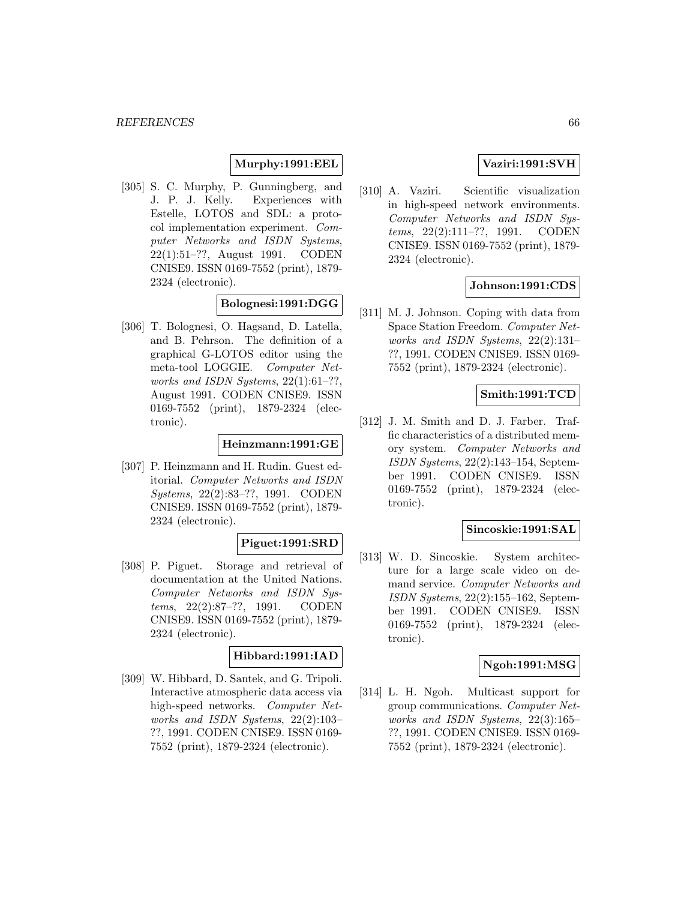**Murphy:1991:EEL**

[305] S. C. Murphy, P. Gunningberg, and J. P. J. Kelly. Experiences with Estelle, LOTOS and SDL: a protocol implementation experiment. *Computer Networks and ISDN Systems*, 22(1):51–??, August 1991. CODEN CNISE9. ISSN 0169-7552 (print), 1879-2324 (electronic).

**Bolognesi:1991:DGG**

[306] T. Bolognesi, O. Hagsand, D. Latella, and B. Pehrson. The definition of a graphical G-LOTOS editor using the meta-tool LOGGIE. *Computer Networks and ISDN Systems*, 22(1):61–??, August 1991. CODEN CNISE9. ISSN 0169-7552 (print), 1879-2324 (electronic).

**Heinzmann:1991:GE**

[307] P. Heinzmann and H. Rudin. Guest editorial. *Computer Networks and ISDN Systems*, 22(2):83–??, 1991. CODEN CNISE9. ISSN 0169-7552 (print), 1879-2324 (electronic).

**Piguet:1991:SRD**

[308] P. Piguet. Storage and retrieval of documentation at the United Nations. *Computer Networks and ISDN Systems*, 22(2):87–??, 1991. CODEN CNISE9. ISSN 0169-7552 (print), 1879-2324 (electronic).

**Hibbard:1991:IAD**

[309] W. Hibbard, D. Santek, and G. Tripoli. Interactive atmospheric data access via high-speed networks. *Computer Networks and ISDN Systems*, 22(2):103–??, 1991. CODEN CNISE9. ISSN 0169-7552 (print), 1879-2324 (electronic).

**Vaziri:1991:SVH**

[310] A. Vaziri. Scientific visualization in high-speed network environments. *Computer Networks and ISDN Systems*, 22(2):111–??, 1991. CODEN CNISE9. ISSN 0169-7552 (print), 1879-2324 (electronic).

**Johnson:1991:CDS**

[311] M. J. Johnson. Coping with data from Space Station Freedom. *Computer Networks and ISDN Systems*, 22(2):131–??, 1991. CODEN CNISE9. ISSN 0169-7552 (print), 1879-2324 (electronic).

**Smith:1991:TCD**

[312] J. M. Smith and D. J. Farber. Traffic characteristics of a distributed memory system. *Computer Networks and ISDN Systems*, 22(2):143–154, September 1991. CODEN CNISE9. ISSN 0169-7552 (print), 1879-2324 (electronic).

**Sincoskie:1991:SAL**

[313] W. D. Sincoskie. System architecture for a large scale video on demand service. *Computer Networks and ISDN Systems*, 22(2):155–162, September 1991. CODEN CNISE9. ISSN 0169-7552 (print), 1879-2324 (electronic).

**Ngoh:1991:MSG**

[314] L. H. Ngoh. Multicast support for group communications. *Computer Networks and ISDN Systems*, 22(3):165–??, 1991. CODEN CNISE9. ISSN 0169-7552 (print), 1879-2324 (electronic).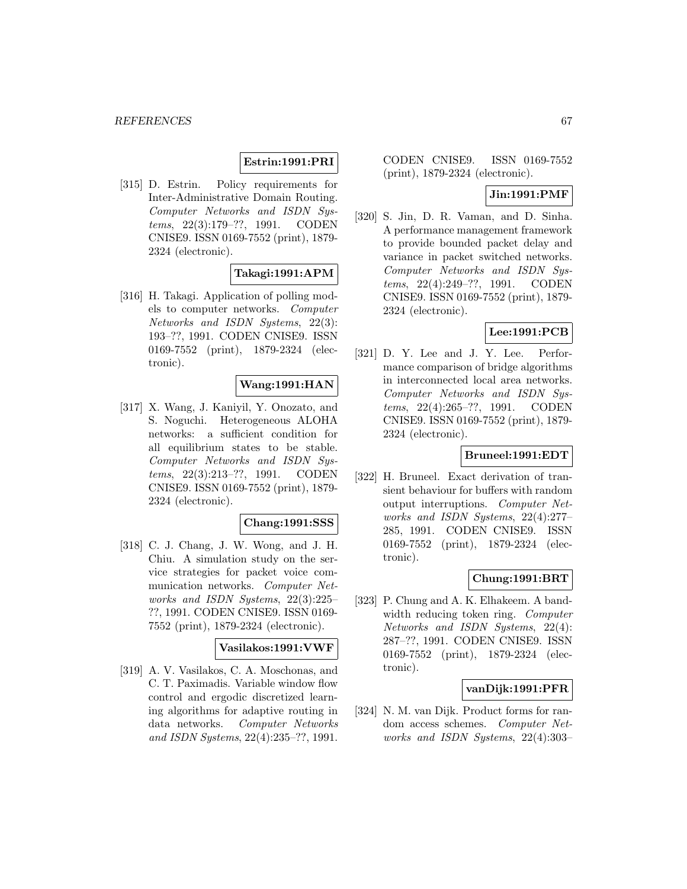**Estrin:1991:PRI**

[315] D. Estrin. Policy requirements for Inter-Administrative Domain Routing. *Computer Networks and ISDN Systems*, 22(3):179–??, 1991. CODEN CNISE9. ISSN 0169-7552 (print), 1879-2324 (electronic).

**Takagi:1991:APM**

[316] H. Takagi. Application of polling models to computer networks. *Computer Networks and ISDN Systems*, 22(3): 193–??, 1991. CODEN CNISE9. ISSN 0169-7552 (print), 1879-2324 (electronic).

**Wang:1991:HAN**

[317] X. Wang, J. Kaniyil, Y. Onozato, and S. Noguchi. Heterogeneous ALOHA networks: a sufficient condition for all equilibrium states to be stable. *Computer Networks and ISDN Systems*, 22(3):213–??, 1991. CODEN CNISE9. ISSN 0169-7552 (print), 1879-2324 (electronic).

**Chang:1991:SSS**

[318] C. J. Chang, J. W. Wong, and J. H. Chiu. A simulation study on the service strategies for packet voice communication networks. *Computer Networks and ISDN Systems*, 22(3):225–??, 1991. CODEN CNISE9. ISSN 0169-7552 (print), 1879-2324 (electronic).

**Vasilakos:1991:VWF**

[319] A. V. Vasilakos, C. A. Moschonas, and C. T. Paximadis. Variable window flow control and ergodic discretized learning algorithms for adaptive routing in data networks. *Computer Networks and ISDN Systems*, 22(4):235–??, 1991. CODEN CNISE9. ISSN 0169-7552 (print), 1879-2324 (electronic).

**Jin:1991:PMF**

[320] S. Jin, D. R. Vaman, and D. Sinha. A performance management framework to provide bounded packet delay and variance in packet switched networks. *Computer Networks and ISDN Systems*, 22(4):249–??, 1991. CODEN CNISE9. ISSN 0169-7552 (print), 1879-2324 (electronic).

**Lee:1991:PCB**

[321] D. Y. Lee and J. Y. Lee. Performance comparison of bridge algorithms in interconnected local area networks. *Computer Networks and ISDN Systems*, 22(4):265–??, 1991. CODEN CNISE9. ISSN 0169-7552 (print), 1879-2324 (electronic).

**Bruneel:1991:EDT**

[322] H. Bruneel. Exact derivation of transient behaviour for buffers with random output interruptions. *Computer Networks and ISDN Systems*, 22(4):277–285, 1991. CODEN CNISE9. ISSN 0169-7552 (print), 1879-2324 (electronic).

**Chung:1991:BRT**

[323] P. Chung and A. K. Elhakeem. A bandwidth reducing token ring. *Computer Networks and ISDN Systems*, 22(4): 287–??, 1991. CODEN CNISE9. ISSN 0169-7552 (print), 1879-2324 (electronic).

**vanDijk:1991:PFR**

[324] N. M. van Dijk. Product forms for random access schemes. *Computer Networks and ISDN Systems*, 22(4):303–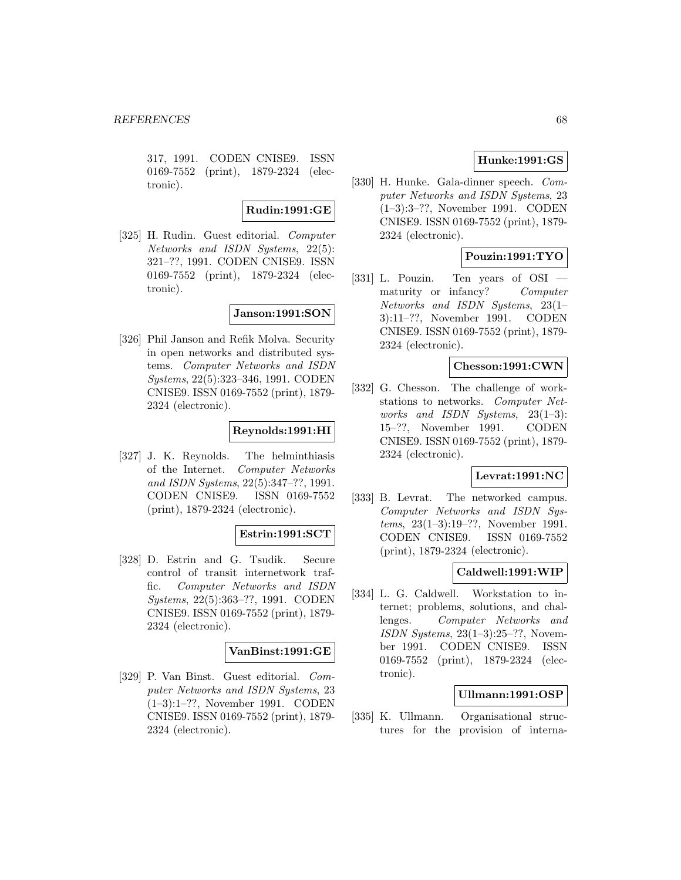317, 1991. CODEN CNISE9. ISSN 0169-7552 (print), 1879-2324 (electronic).

**Rudin:1991:GE**

[325] H. Rudin. Guest editorial. *Computer Networks and ISDN Systems*, 22(5): 321–??, 1991. CODEN CNISE9. ISSN 0169-7552 (print), 1879-2324 (electronic).

**Janson:1991:SON**

[326] Phil Janson and Refik Molva. Security in open networks and distributed systems. *Computer Networks and ISDN Systems*, 22(5):323–346, 1991. CODEN CNISE9. ISSN 0169-7552 (print), 1879-2324 (electronic).

**Reynolds:1991:HI**

[327] J. K. Reynolds. The helminthiasis of the Internet. *Computer Networks and ISDN Systems*, 22(5):347–??, 1991. CODEN CNISE9. ISSN 0169-7552 (print), 1879-2324 (electronic).

**Estrin:1991:SCT**

[328] D. Estrin and G. Tsudik. Secure control of transit internetwork traffic. *Computer Networks and ISDN Systems*, 22(5):363–??, 1991. CODEN CNISE9. ISSN 0169-7552 (print), 1879-2324 (electronic).

**VanBinst:1991:GE**

[329] P. Van Binst. Guest editorial. *Computer Networks and ISDN Systems*, 23 (1–3):1–??, November 1991. CODEN CNISE9. ISSN 0169-7552 (print), 1879-2324 (electronic).

**Hunke:1991:GS**

[330] H. Hunke. Gala-dinner speech. *Computer Networks and ISDN Systems*, 23 (1–3):3–??, November 1991. CODEN CNISE9. ISSN 0169-7552 (print), 1879-2324 (electronic).

**Pouzin:1991:TYO**

[331] L. Pouzin. Ten years of OSI — maturity or infancy? *Computer Networks and ISDN Systems*, 23(1–3):11–??, November 1991. CODEN CNISE9. ISSN 0169-7552 (print), 1879-2324 (electronic).

**Chesson:1991:CWN**

[332] G. Chesson. The challenge of workstations to networks. *Computer Networks and ISDN Systems*, 23(1–3): 15–??, November 1991. CODEN CNISE9. ISSN 0169-7552 (print), 1879-2324 (electronic).

**Levrat:1991:NC**

[333] B. Levrat. The networked campus. *Computer Networks and ISDN Systems*, 23(1–3):19–??, November 1991. CODEN CNISE9. ISSN 0169-7552 (print), 1879-2324 (electronic).

**Caldwell:1991:WIP**

[334] L. G. Caldwell. Workstation to internet; problems, solutions, and challenges. *Computer Networks and ISDN Systems*, 23(1–3):25–??, November 1991. CODEN CNISE9. ISSN 0169-7552 (print), 1879-2324 (electronic).

**Ullmann:1991:OSP**

[335] K. Ullmann. Organisational structures for the provision of interna-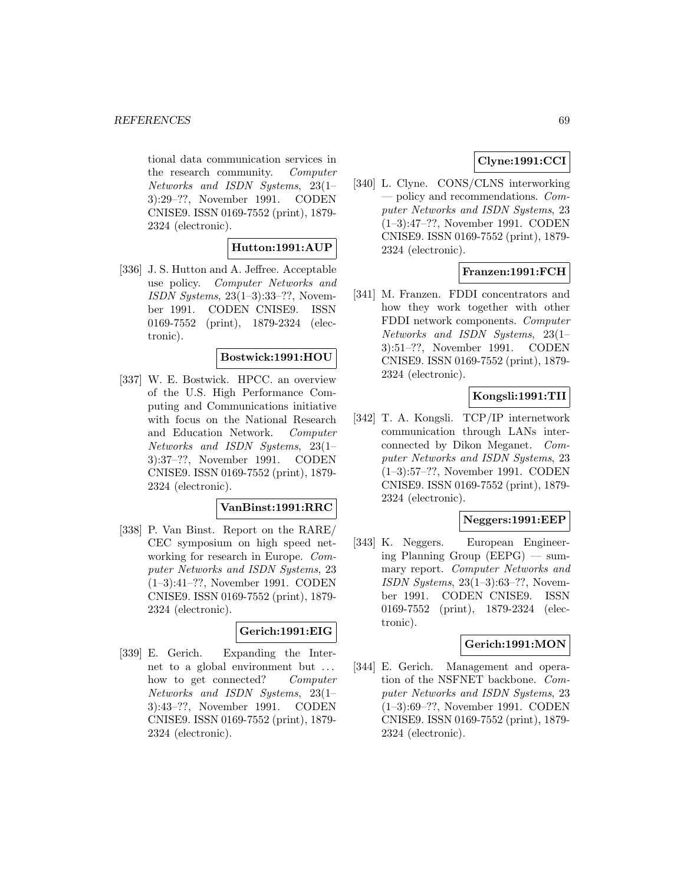tional data communication services in the research community. *Computer Networks and ISDN Systems*, 23(1–3):29–??, November 1991. CODEN CNISE9. ISSN 0169-7552 (print), 1879-2324 (electronic).

**Hutton:1991:AUP**

[336] J. S. Hutton and A. Jeffree. Acceptable use policy. *Computer Networks and ISDN Systems*, 23(1–3):33–??, November 1991. CODEN CNISE9. ISSN 0169-7552 (print), 1879-2324 (electronic).

**Bostwick:1991:HOU**

[337] W. E. Bostwick. HPCC. an overview of the U.S. High Performance Computing and Communications initiative with focus on the National Research and Education Network. *Computer Networks and ISDN Systems*, 23(1–3):37–??, November 1991. CODEN CNISE9. ISSN 0169-7552 (print), 1879-2324 (electronic).

**VanBinst:1991:RRC**

[338] P. Van Binst. Report on the RARE/ CEC symposium on high speed networking for research in Europe. *Computer Networks and ISDN Systems*, 23 (1–3):41–??, November 1991. CODEN CNISE9. ISSN 0169-7552 (print), 1879-2324 (electronic).

**Gerich:1991:EIG**

[339] E. Gerich. Expanding the Internet to a global environment but ... how to get connected? *Computer Networks and ISDN Systems*, 23(1–3):43–??, November 1991. CODEN CNISE9. ISSN 0169-7552 (print), 1879-2324 (electronic).

**Clyne:1991:CCI**

[340] L. Clyne. CONS/CLNS interworking — policy and recommendations. *Computer Networks and ISDN Systems*, 23 (1–3):47–??, November 1991. CODEN CNISE9. ISSN 0169-7552 (print), 1879-2324 (electronic).

**Franzen:1991:FCH**

[341] M. Franzen. FDDI concentrators and how they work together with other FDDI network components. *Computer Networks and ISDN Systems*, 23(1–3):51–??, November 1991. CODEN CNISE9. ISSN 0169-7552 (print), 1879-2324 (electronic).

**Kongsli:1991:TII**

[342] T. A. Kongsli. TCP/IP internetwork communication through LANs interconnected by Dikon Meganet. *Computer Networks and ISDN Systems*, 23 (1–3):57–??, November 1991. CODEN CNISE9. ISSN 0169-7552 (print), 1879-2324 (electronic).

**Neggers:1991:EEP**

[343] K. Neggers. European Engineering Planning Group (EEPG) — summary report. *Computer Networks and ISDN Systems*, 23(1–3):63–??, November 1991. CODEN CNISE9. ISSN 0169-7552 (print), 1879-2324 (electronic).

**Gerich:1991:MON**

[344] E. Gerich. Management and operation of the NSFNET backbone. *Computer Networks and ISDN Systems*, 23 (1–3):69–??, November 1991. CODEN CNISE9. ISSN 0169-7552 (print), 1879-2324 (electronic).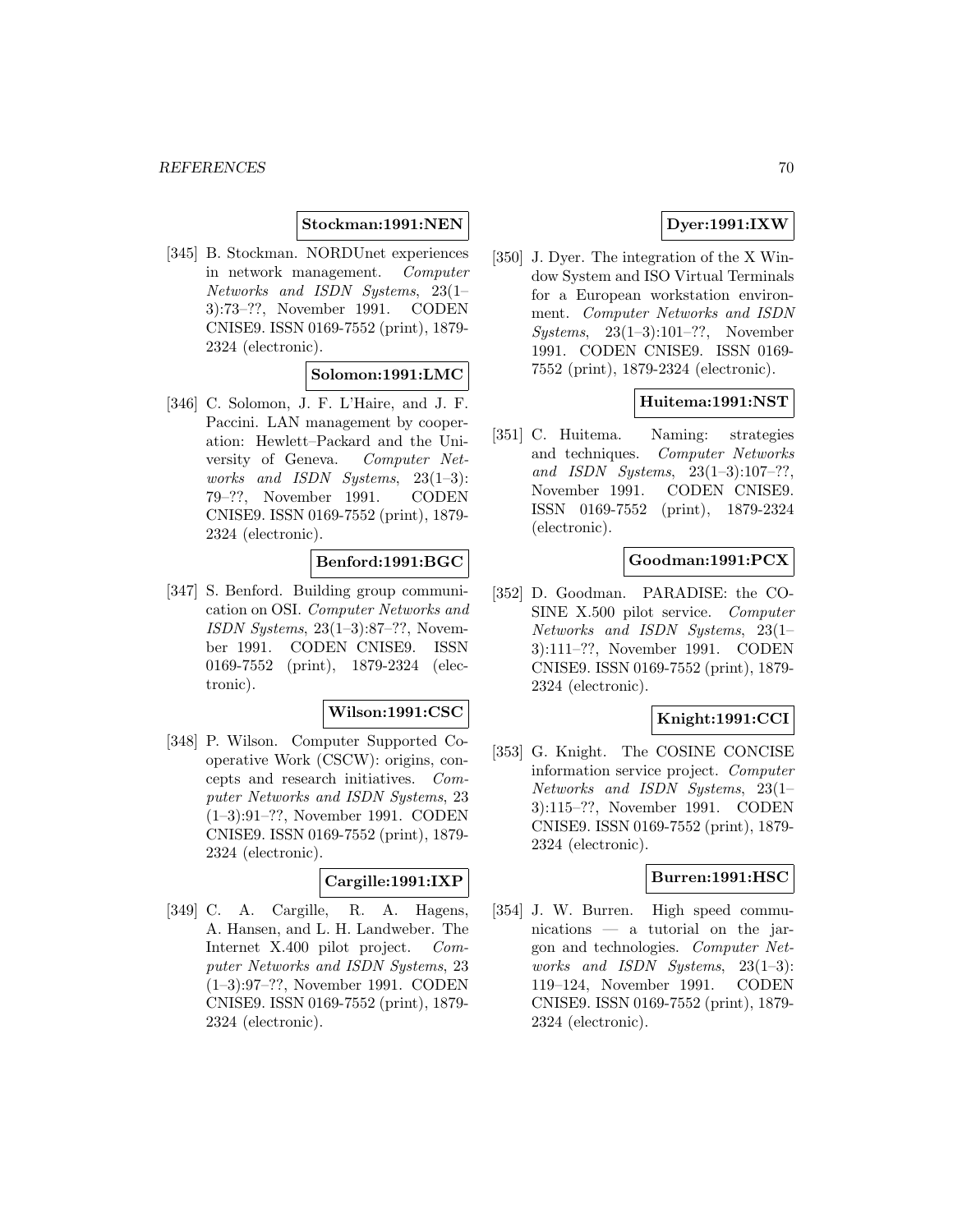**Stockman:1991:NEN**

[345] B. Stockman. NORDUnet experiences in network management. *Computer Networks and ISDN Systems*, 23(1–3):73–??, November 1991. CODEN CNISE9. ISSN 0169-7552 (print), 1879-2324 (electronic).

**Solomon:1991:LMC**

[346] C. Solomon, J. F. L'Haire, and J. F. Paccini. LAN management by cooperation: Hewlett–Packard and the University of Geneva. *Computer Networks and ISDN Systems*, 23(1–3): 79–??, November 1991. CODEN CNISE9. ISSN 0169-7552 (print), 1879-2324 (electronic).

**Benford:1991:BGC**

[347] S. Benford. Building group communication on OSI. *Computer Networks and ISDN Systems*, 23(1–3):87–??, November 1991. CODEN CNISE9. ISSN 0169-7552 (print), 1879-2324 (electronic).

**Wilson:1991:CSC**

[348] P. Wilson. Computer Supported Cooperative Work (CSCW): origins, concepts and research initiatives. *Computer Networks and ISDN Systems*, 23 (1–3):91–??, November 1991. CODEN CNISE9. ISSN 0169-7552 (print), 1879-2324 (electronic).

**Cargille:1991:IXP**

[349] C. A. Cargille, R. A. Hagens, A. Hansen, and L. H. Landweber. The Internet X.400 pilot project. *Computer Networks and ISDN Systems*, 23 (1–3):97–??, November 1991. CODEN CNISE9. ISSN 0169-7552 (print), 1879-2324 (electronic).

**Dyer:1991:IXW**

[350] J. Dyer. The integration of the X Window System and ISO Virtual Terminals for a European workstation environment. *Computer Networks and ISDN Systems*, 23(1–3):101–??, November 1991. CODEN CNISE9. ISSN 0169-7552 (print), 1879-2324 (electronic).

**Huitema:1991:NST**

[351] C. Huitema. Naming: strategies and techniques. *Computer Networks and ISDN Systems*, 23(1–3):107–??, November 1991. CODEN CNISE9. ISSN 0169-7552 (print), 1879-2324 (electronic).

**Goodman:1991:PCX**

[352] D. Goodman. PARADISE: the COSINE X.500 pilot service. *Computer Networks and ISDN Systems*, 23(1–3):111–??, November 1991. CODEN CNISE9. ISSN 0169-7552 (print), 1879-2324 (electronic).

**Knight:1991:CCI**

[353] G. Knight. The COSINE CONCISE information service project. *Computer Networks and ISDN Systems*, 23(1–3):115–??, November 1991. CODEN CNISE9. ISSN 0169-7552 (print), 1879-2324 (electronic).

**Burren:1991:HSC**

[354] J. W. Burren. High speed communications — a tutorial on the jargon and technologies. *Computer Networks and ISDN Systems*, 23(1–3): 119–124, November 1991. CODEN CNISE9. ISSN 0169-7552 (print), 1879-2324 (electronic).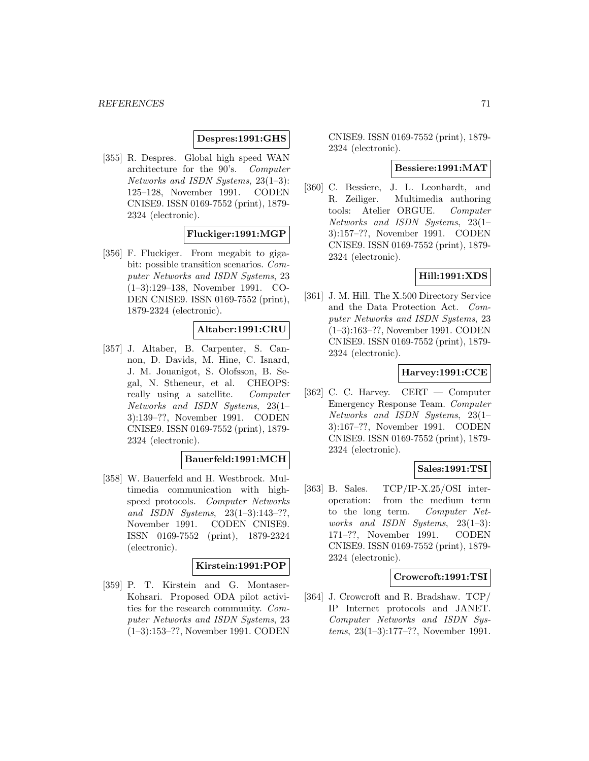**Despres:1991:GHS**

[355] R. Despres. Global high speed WAN architecture for the 90's. *Computer Networks and ISDN Systems*, 23(1–3): 125–128, November 1991. CODEN CNISE9. ISSN 0169-7552 (print), 1879-2324 (electronic).

**Fluckiger:1991:MGP**

[356] F. Fluckiger. From megabit to gigabit: possible transition scenarios. *Computer Networks and ISDN Systems*, 23 (1–3):129–138, November 1991. CODEN CNISE9. ISSN 0169-7552 (print), 1879-2324 (electronic).

**Altaber:1991:CRU**

[357] J. Altaber, B. Carpenter, S. Cannon, D. Davids, M. Hine, C. Isnard, J. M. Jouanigot, S. Olofsson, B. Segal, N. Stheneur, et al. CHEOPS: really using a satellite. *Computer Networks and ISDN Systems*, 23(1–3):139–??, November 1991. CODEN CNISE9. ISSN 0169-7552 (print), 1879-2324 (electronic).

**Bauerfeld:1991:MCH**

[358] W. Bauerfeld and H. Westbrock. Multimedia communication with high-speed protocols. *Computer Networks and ISDN Systems*, 23(1–3):143–??, November 1991. CODEN CNISE9. ISSN 0169-7552 (print), 1879-2324 (electronic).

**Kirstein:1991:POP**

[359] P. T. Kirstein and G. Montaser-Kohsari. Proposed ODA pilot activities for the research community. *Computer Networks and ISDN Systems*, 23 (1–3):153–??, November 1991. CODEN CNISE9. ISSN 0169-7552 (print), 1879-2324 (electronic).

**Bessiere:1991:MAT**

[360] C. Bessiere, J. L. Leonhardt, and R. Zeiliger. Multimedia authoring tools: Atelier ORGUE. *Computer Networks and ISDN Systems*, 23(1–3):157–??, November 1991. CODEN CNISE9. ISSN 0169-7552 (print), 1879-2324 (electronic).

**Hill:1991:XDS**

[361] J. M. Hill. The X.500 Directory Service and the Data Protection Act. *Computer Networks and ISDN Systems*, 23 (1–3):163–??, November 1991. CODEN CNISE9. ISSN 0169-7552 (print), 1879-2324 (electronic).

**Harvey:1991:CCE**

[362] C. C. Harvey. CERT — Computer Emergency Response Team. *Computer Networks and ISDN Systems*, 23(1–3):167–??, November 1991. CODEN CNISE9. ISSN 0169-7552 (print), 1879-2324 (electronic).

**Sales:1991:TSI**

[363] B. Sales. TCP/IP-X.25/OSI interoperation: from the medium term to the long term. *Computer Networks and ISDN Systems*, 23(1–3): 171–??, November 1991. CODEN CNISE9. ISSN 0169-7552 (print), 1879-2324 (electronic).

**Crowcroft:1991:TSI**

[364] J. Crowcroft and R. Bradshaw. TCP/IP Internet protocols and JANET. *Computer Networks and ISDN Systems*, 23(1–3):177–??, November 1991.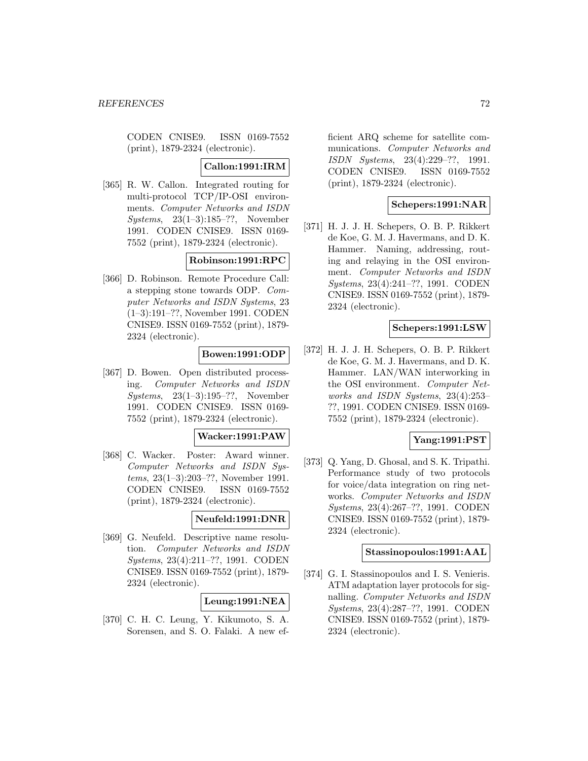CODEN CNISE9. ISSN 0169-7552 (print), 1879-2324 (electronic).

**Callon:1991:IRM**

[365] R. W. Callon. Integrated routing for multi-protocol TCP/IP-OSI environments. *Computer Networks and ISDN Systems*, 23(1–3):185–??, November 1991. CODEN CNISE9. ISSN 0169-7552 (print), 1879-2324 (electronic).

**Robinson:1991:RPC**

[366] D. Robinson. Remote Procedure Call: a stepping stone towards ODP. *Computer Networks and ISDN Systems*, 23 (1–3):191–??, November 1991. CODEN CNISE9. ISSN 0169-7552 (print), 1879-2324 (electronic).

**Bowen:1991:ODP**

[367] D. Bowen. Open distributed processing. *Computer Networks and ISDN Systems*, 23(1–3):195–??, November 1991. CODEN CNISE9. ISSN 0169-7552 (print), 1879-2324 (electronic).

**Wacker:1991:PAW**

[368] C. Wacker. Poster: Award winner. *Computer Networks and ISDN Systems*, 23(1–3):203–??, November 1991. CODEN CNISE9. ISSN 0169-7552 (print), 1879-2324 (electronic).

**Neufeld:1991:DNR**

[369] G. Neufeld. Descriptive name resolution. *Computer Networks and ISDN Systems*, 23(4):211–??, 1991. CODEN CNISE9. ISSN 0169-7552 (print), 1879-2324 (electronic).

**Leung:1991:NEA**

[370] C. H. C. Leung, Y. Kikumoto, S. A. Sorensen, and S. O. Falaki. A new efficient ARQ scheme for satellite communications. *Computer Networks and ISDN Systems*, 23(4):229–??, 1991. CODEN CNISE9. ISSN 0169-7552 (print), 1879-2324 (electronic).

**Schepers:1991:NAR**

[371] H. J. J. H. Schepers, O. B. P. Rikkert de Koe, G. M. J. Havermans, and D. K. Hammer. Naming, addressing, routing and relaying in the OSI environment. *Computer Networks and ISDN Systems*, 23(4):241–??, 1991. CODEN CNISE9. ISSN 0169-7552 (print), 1879-2324 (electronic).

**Schepers:1991:LSW**

[372] H. J. J. H. Schepers, O. B. P. Rikkert de Koe, G. M. J. Havermans, and D. K. Hammer. LAN/WAN interworking in the OSI environment. *Computer Networks and ISDN Systems*, 23(4):253–??, 1991. CODEN CNISE9. ISSN 0169-7552 (print), 1879-2324 (electronic).

**Yang:1991:PST**

[373] Q. Yang, D. Ghosal, and S. K. Tripathi. Performance study of two protocols for voice/data integration on ring networks. *Computer Networks and ISDN Systems*, 23(4):267–??, 1991. CODEN CNISE9. ISSN 0169-7552 (print), 1879-2324 (electronic).

**Stassinopoulos:1991:AAL**

[374] G. I. Stassinopoulos and I. S. Venieris. ATM adaptation layer protocols for signalling. *Computer Networks and ISDN Systems*, 23(4):287–??, 1991. CODEN CNISE9. ISSN 0169-7552 (print), 1879-2324 (electronic).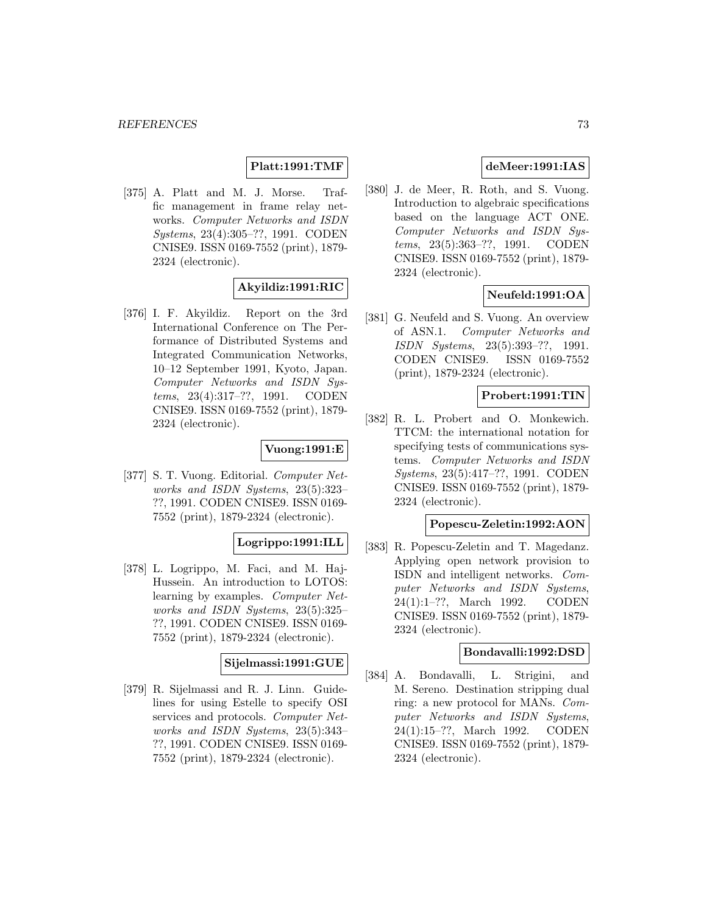**Platt:1991:TMF**

[375] A. Platt and M. J. Morse. Traffic management in frame relay networks. *Computer Networks and ISDN Systems*, 23(4):305–??, 1991. CODEN CNISE9. ISSN 0169-7552 (print), 1879-2324 (electronic).

**Akyildiz:1991:RIC**

[376] I. F. Akyildiz. Report on the 3rd International Conference on The Performance of Distributed Systems and Integrated Communication Networks, 10–12 September 1991, Kyoto, Japan. *Computer Networks and ISDN Systems*, 23(4):317–??, 1991. CODEN CNISE9. ISSN 0169-7552 (print), 1879-2324 (electronic).

**Vuong:1991:E**

[377] S. T. Vuong. Editorial. *Computer Networks and ISDN Systems*, 23(5):323–??, 1991. CODEN CNISE9. ISSN 0169-7552 (print), 1879-2324 (electronic).

**Logrippo:1991:ILL**

[378] L. Logrippo, M. Faci, and M. Haj-Hussein. An introduction to LOTOS: learning by examples. *Computer Networks and ISDN Systems*, 23(5):325–??, 1991. CODEN CNISE9. ISSN 0169-7552 (print), 1879-2324 (electronic).

**Sijelmassi:1991:GUE**

[379] R. Sijelmassi and R. J. Linn. Guidelines for using Estelle to specify OSI services and protocols. *Computer Networks and ISDN Systems*, 23(5):343–??, 1991. CODEN CNISE9. ISSN 0169-7552 (print), 1879-2324 (electronic).

**deMeer:1991:IAS**

[380] J. de Meer, R. Roth, and S. Vuong. Introduction to algebraic specifications based on the language ACT ONE. *Computer Networks and ISDN Systems*, 23(5):363–??, 1991. CODEN CNISE9. ISSN 0169-7552 (print), 1879-2324 (electronic).

**Neufeld:1991:OA**

[381] G. Neufeld and S. Vuong. An overview of ASN.1. *Computer Networks and ISDN Systems*, 23(5):393–??, 1991. CODEN CNISE9. ISSN 0169-7552 (print), 1879-2324 (electronic).

**Probert:1991:TIN**

[382] R. L. Probert and O. Monkewich. TTCM: the international notation for specifying tests of communications systems. *Computer Networks and ISDN Systems*, 23(5):417–??, 1991. CODEN CNISE9. ISSN 0169-7552 (print), 1879-2324 (electronic).

**Popescu-Zeletin:1992:AON**

[383] R. Popescu-Zeletin and T. Magedanz. Applying open network provision to ISDN and intelligent networks. *Computer Networks and ISDN Systems*, 24(1):1–??, March 1992. CODEN CNISE9. ISSN 0169-7552 (print), 1879-2324 (electronic).

**Bondavalli:1992:DSD**

[384] A. Bondavalli, L. Strigini, and M. Sereno. Destination stripping dual ring: a new protocol for MANs. *Computer Networks and ISDN Systems*, 24(1):15–??, March 1992. CODEN CNISE9. ISSN 0169-7552 (print), 1879-2324 (electronic).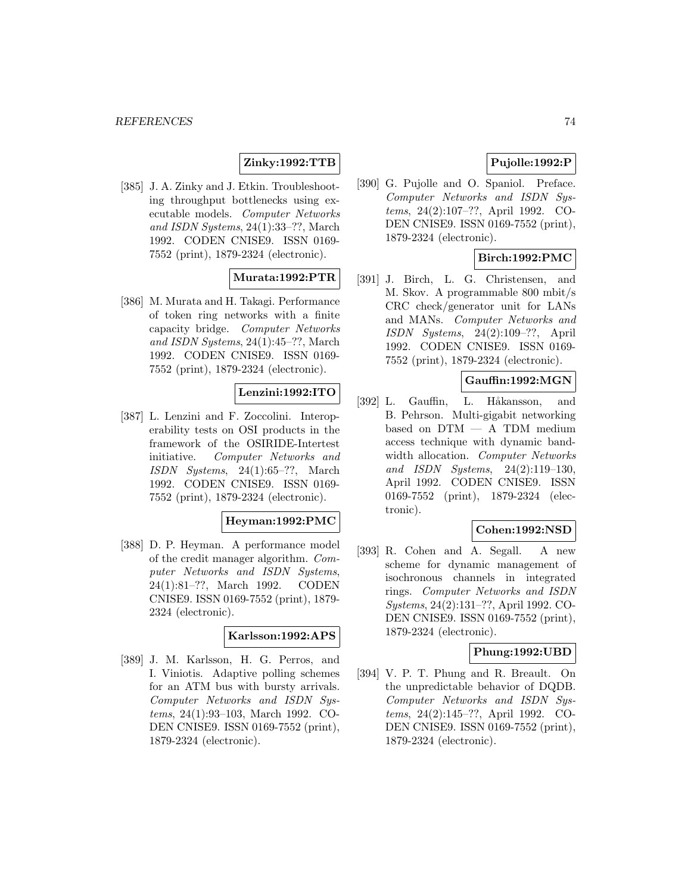**Zinky:1992:TTB**

[385] J. A. Zinky and J. Etkin. Troubleshooting throughput bottlenecks using executable models. *Computer Networks and ISDN Systems*, 24(1):33–??, March 1992. CODEN CNISE9. ISSN 0169-7552 (print), 1879-2324 (electronic).

**Murata:1992:PTR**

[386] M. Murata and H. Takagi. Performance of token ring networks with a finite capacity bridge. *Computer Networks and ISDN Systems*, 24(1):45–??, March 1992. CODEN CNISE9. ISSN 0169-7552 (print), 1879-2324 (electronic).

**Lenzini:1992:ITO**

[387] L. Lenzini and F. Zoccolini. Interoperability tests on OSI products in the framework of the OSIRIDE-Intertest initiative. *Computer Networks and ISDN Systems*, 24(1):65–??, March 1992. CODEN CNISE9. ISSN 0169-7552 (print), 1879-2324 (electronic).

**Heyman:1992:PMC**

[388] D. P. Heyman. A performance model of the credit manager algorithm. *Computer Networks and ISDN Systems*, 24(1):81–??, March 1992. CODEN CNISE9. ISSN 0169-7552 (print), 1879-2324 (electronic).

**Karlsson:1992:APS**

[389] J. M. Karlsson, H. G. Perros, and I. Viniotis. Adaptive polling schemes for an ATM bus with bursty arrivals. *Computer Networks and ISDN Systems*, 24(1):93–103, March 1992. CODEN CNISE9. ISSN 0169-7552 (print), 1879-2324 (electronic).

**Pujolle:1992:P**

[390] G. Pujolle and O. Spaniol. Preface. *Computer Networks and ISDN Systems*, 24(2):107–??, April 1992. CODEN CNISE9. ISSN 0169-7552 (print), 1879-2324 (electronic).

**Birch:1992:PMC**

[391] J. Birch, L. G. Christensen, and M. Skov. A programmable 800 mbit/s CRC check/generator unit for LANs and MANs. *Computer Networks and ISDN Systems*, 24(2):109–??, April 1992. CODEN CNISE9. ISSN 0169-7552 (print), 1879-2324 (electronic).

**Gauffin:1992:MGN**

[392] L. Gauffin, L. Håkansson, and B. Pehrson. Multi-gigabit networking based on DTM — A TDM medium access technique with dynamic bandwidth allocation. *Computer Networks and ISDN Systems*, 24(2):119–130, April 1992. CODEN CNISE9. ISSN 0169-7552 (print), 1879-2324 (electronic).

**Cohen:1992:NSD**

[393] R. Cohen and A. Segall. A new scheme for dynamic management of isochronous channels in integrated rings. *Computer Networks and ISDN Systems*, 24(2):131–??, April 1992. CODEN CNISE9. ISSN 0169-7552 (print), 1879-2324 (electronic).

**Phung:1992:UBD**

[394] V. P. T. Phung and R. Breault. On the unpredictable behavior of DQDB. *Computer Networks and ISDN Systems*, 24(2):145–??, April 1992. CODEN CNISE9. ISSN 0169-7552 (print), 1879-2324 (electronic).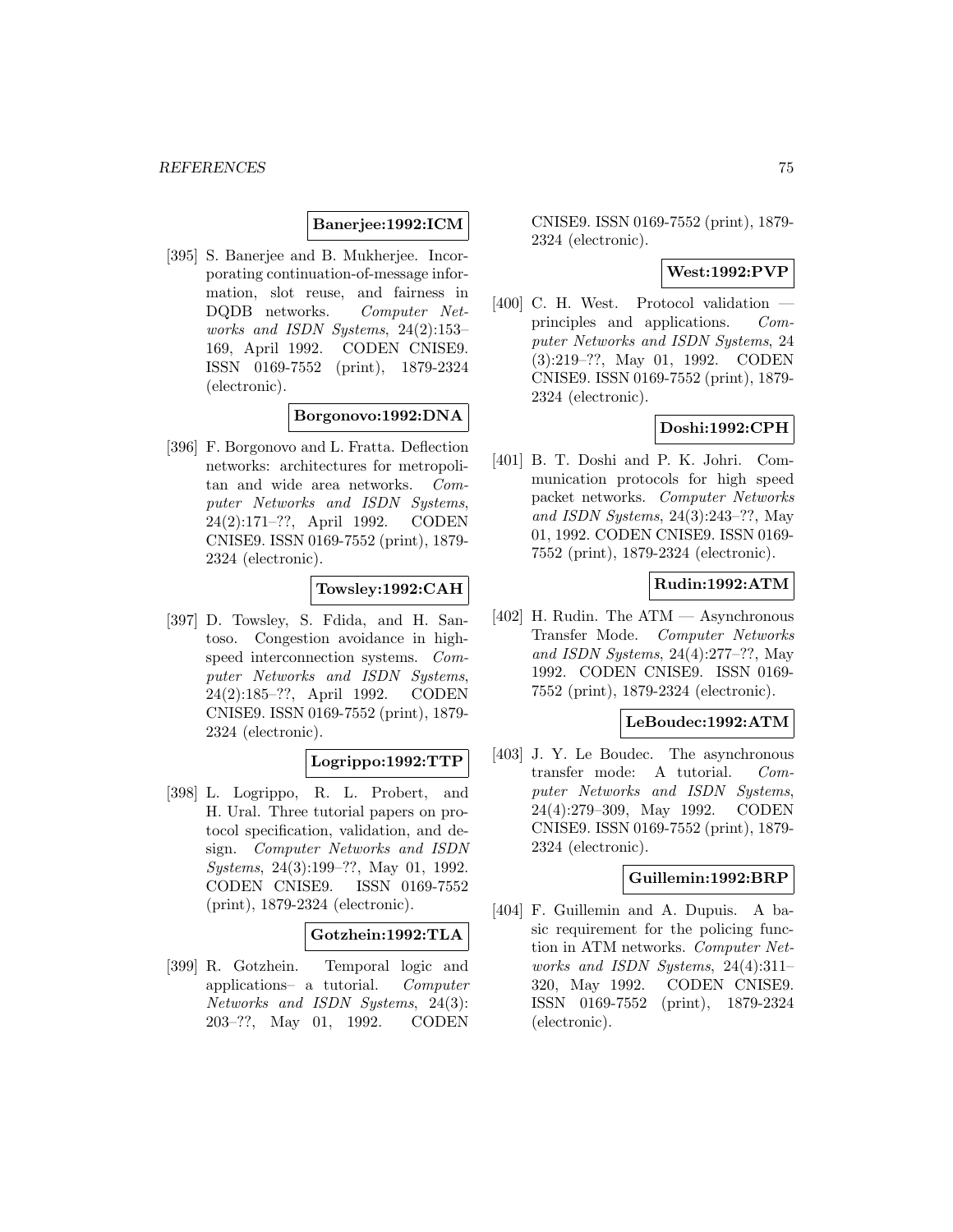**Banerjee:1992:ICM**

[395] S. Banerjee and B. Mukherjee. Incorporating continuation-of-message information, slot reuse, and fairness in DQDB networks. *Computer Networks and ISDN Systems*, 24(2):153–169, April 1992. CODEN CNISE9. ISSN 0169-7552 (print), 1879-2324 (electronic).

**Borgonovo:1992:DNA**

[396] F. Borgonovo and L. Fratta. Deflection networks: architectures for metropolitan and wide area networks. *Computer Networks and ISDN Systems*, 24(2):171–??, April 1992. CODEN CNISE9. ISSN 0169-7552 (print), 1879-2324 (electronic).

**Towsley:1992:CAH**

[397] D. Towsley, S. Fdida, and H. Santoso. Congestion avoidance in high-speed interconnection systems. *Computer Networks and ISDN Systems*, 24(2):185–??, April 1992. CODEN CNISE9. ISSN 0169-7552 (print), 1879-2324 (electronic).

**Logrippo:1992:TTP**

[398] L. Logrippo, R. L. Probert, and H. Ural. Three tutorial papers on protocol specification, validation, and design. *Computer Networks and ISDN Systems*, 24(3):199–??, May 01, 1992. CODEN CNISE9. ISSN 0169-7552 (print), 1879-2324 (electronic).

**Gotzhein:1992:TLA**

[399] R. Gotzhein. Temporal logic and applications– a tutorial. *Computer Networks and ISDN Systems*, 24(3):203–??, May 01, 1992. CODEN CNISE9. ISSN 0169-7552 (print), 1879-2324 (electronic).

**West:1992:PVP**

[400] C. H. West. Protocol validation — principles and applications. *Computer Networks and ISDN Systems*, 24(3):219–??, May 01, 1992. CODEN CNISE9. ISSN 0169-7552 (print), 1879-2324 (electronic).

**Doshi:1992:CPH**

[401] B. T. Doshi and P. K. Johri. Communication protocols for high speed packet networks. *Computer Networks and ISDN Systems*, 24(3):243–??, May 01, 1992. CODEN CNISE9. ISSN 0169-7552 (print), 1879-2324 (electronic).

**Rudin:1992:ATM**

[402] H. Rudin. The ATM — Asynchronous Transfer Mode. *Computer Networks and ISDN Systems*, 24(4):277–??, May 1992. CODEN CNISE9. ISSN 0169-7552 (print), 1879-2324 (electronic).

**LeBoudec:1992:ATM**

[403] J. Y. Le Boudec. The asynchronous transfer mode: A tutorial. *Computer Networks and ISDN Systems*, 24(4):279–309, May 1992. CODEN CNISE9. ISSN 0169-7552 (print), 1879-2324 (electronic).

**Guillemin:1992:BRP**

[404] F. Guillemin and A. Dupuis. A basic requirement for the policing function in ATM networks. *Computer Networks and ISDN Systems*, 24(4):311–320, May 1992. CODEN CNISE9. ISSN 0169-7552 (print), 1879-2324 (electronic).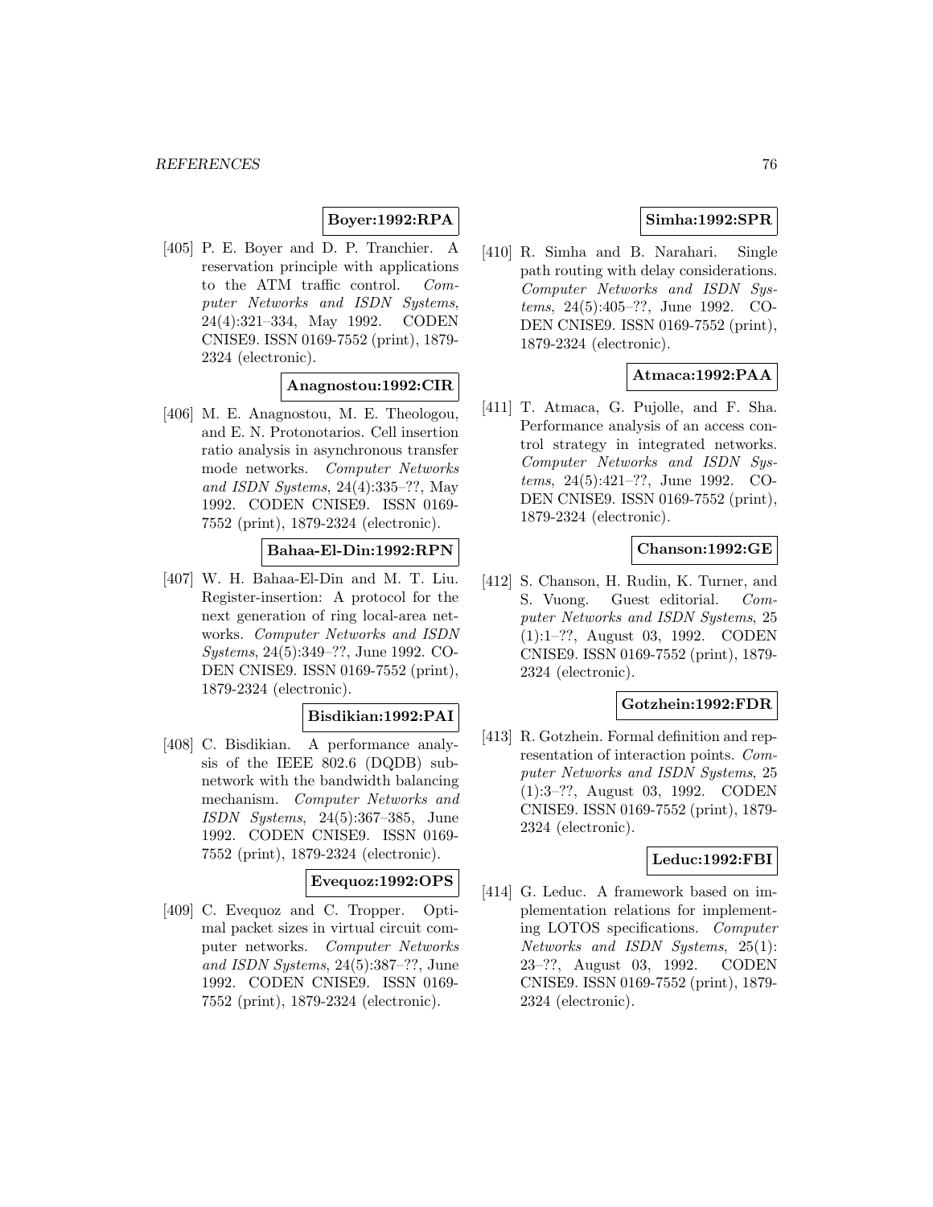**Boyer:1992:RPA**

[405] P. E. Boyer and D. P. Tranchier. A reservation principle with applications to the ATM traffic control. *Computer Networks and ISDN Systems*, 24(4):321–334, May 1992. CODEN CNISE9. ISSN 0169-7552 (print), 1879-2324 (electronic).

**Anagnostou:1992:CIR**

[406] M. E. Anagnostou, M. E. Theologou, and E. N. Protonotarios. Cell insertion ratio analysis in asynchronous transfer mode networks. *Computer Networks and ISDN Systems*, 24(4):335–??, May 1992. CODEN CNISE9. ISSN 0169-7552 (print), 1879-2324 (electronic).

**Bahaa-El-Din:1992:RPN**

[407] W. H. Bahaa-El-Din and M. T. Liu. Register-insertion: A protocol for the next generation of ring local-area networks. *Computer Networks and ISDN Systems*, 24(5):349–??, June 1992. CODEN CNISE9. ISSN 0169-7552 (print), 1879-2324 (electronic).

**Bisdikian:1992:PAI**

[408] C. Bisdikian. A performance analysis of the IEEE 802.6 (DQDB) subnetwork with the bandwidth balancing mechanism. *Computer Networks and ISDN Systems*, 24(5):367–385, June 1992. CODEN CNISE9. ISSN 0169-7552 (print), 1879-2324 (electronic).

**Evequoz:1992:OPS**

[409] C. Evequoz and C. Tropper. Optimal packet sizes in virtual circuit computer networks. *Computer Networks and ISDN Systems*, 24(5):387–??, June 1992. CODEN CNISE9. ISSN 0169-7552 (print), 1879-2324 (electronic).

**Simha:1992:SPR**

[410] R. Simha and B. Narahari. Single path routing with delay considerations. *Computer Networks and ISDN Systems*, 24(5):405–??, June 1992. CODEN CNISE9. ISSN 0169-7552 (print), 1879-2324 (electronic).

**Atmaca:1992:PAA**

[411] T. Atmaca, G. Pujolle, and F. Sha. Performance analysis of an access control strategy in integrated networks. *Computer Networks and ISDN Systems*, 24(5):421–??, June 1992. CODEN CNISE9. ISSN 0169-7552 (print), 1879-2324 (electronic).

**Chanson:1992:GE**

[412] S. Chanson, H. Rudin, K. Turner, and S. Vuong. Guest editorial. *Computer Networks and ISDN Systems*, 25 (1):1–??, August 03, 1992. CODEN CNISE9. ISSN 0169-7552 (print), 1879-2324 (electronic).

**Gotzhein:1992:FDR**

[413] R. Gotzhein. Formal definition and representation of interaction points. *Computer Networks and ISDN Systems*, 25 (1):3–??, August 03, 1992. CODEN CNISE9. ISSN 0169-7552 (print), 1879-2324 (electronic).

**Leduc:1992:FBI**

[414] G. Leduc. A framework based on implementation relations for implementing LOTOS specifications. *Computer Networks and ISDN Systems*, 25(1): 23–??, August 03, 1992. CODEN CNISE9. ISSN 0169-7552 (print), 1879-2324 (electronic).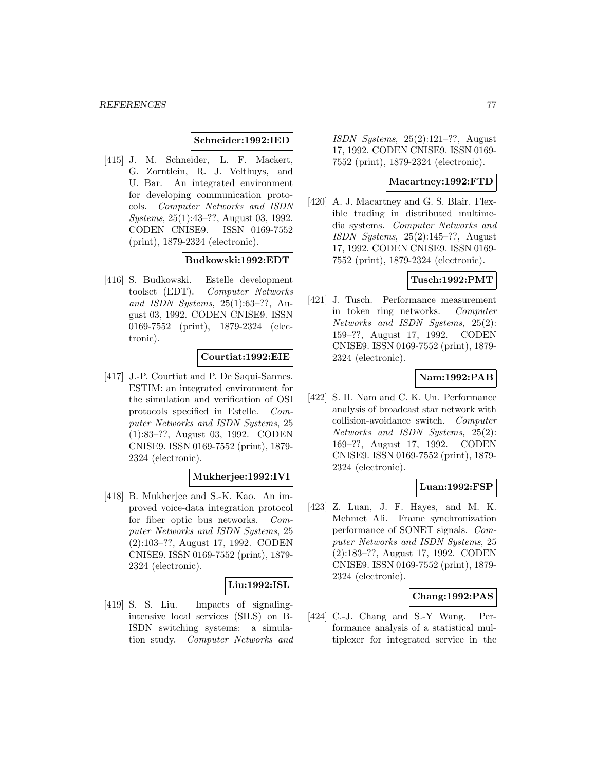**Schneider:1992:IED**

[415] J. M. Schneider, L. F. Mackert, G. Zorntlein, R. J. Velthuys, and U. Bar. An integrated environment for developing communication protocols. *Computer Networks and ISDN Systems*, 25(1):43–??, August 03, 1992. CODEN CNISE9. ISSN 0169-7552 (print), 1879-2324 (electronic).

**Budkowski:1992:EDT**

[416] S. Budkowski. Estelle development toolset (EDT). *Computer Networks and ISDN Systems*, 25(1):63–??, August 03, 1992. CODEN CNISE9. ISSN 0169-7552 (print), 1879-2324 (electronic).

**Courtiat:1992:EIE**

[417] J.-P. Courtiat and P. De Saqui-Sannes. ESTIM: an integrated environment for the simulation and verification of OSI protocols specified in Estelle. *Computer Networks and ISDN Systems*, 25 (1):83–??, August 03, 1992. CODEN CNISE9. ISSN 0169-7552 (print), 1879-2324 (electronic).

**Mukherjee:1992:IVI**

[418] B. Mukherjee and S.-K. Kao. An improved voice-data integration protocol for fiber optic bus networks. *Computer Networks and ISDN Systems*, 25 (2):103–??, August 17, 1992. CODEN CNISE9. ISSN 0169-7552 (print), 1879-2324 (electronic).

**Liu:1992:ISL**

[419] S. S. Liu. Impacts of signaling-intensive local services (SILS) on B-ISDN switching systems: a simulation study. *Computer Networks and ISDN Systems*, 25(2):121–??, August 17, 1992. CODEN CNISE9. ISSN 0169-7552 (print), 1879-2324 (electronic).

**Macartney:1992:FTD**

[420] A. J. Macartney and G. S. Blair. Flexible trading in distributed multimedia systems. *Computer Networks and ISDN Systems*, 25(2):145–??, August 17, 1992. CODEN CNISE9. ISSN 0169-7552 (print), 1879-2324 (electronic).

**Tusch:1992:PMT**

[421] J. Tusch. Performance measurement in token ring networks. *Computer Networks and ISDN Systems*, 25(2): 159–??, August 17, 1992. CODEN CNISE9. ISSN 0169-7552 (print), 1879-2324 (electronic).

**Nam:1992:PAB**

[422] S. H. Nam and C. K. Un. Performance analysis of broadcast star network with collision-avoidance switch. *Computer Networks and ISDN Systems*, 25(2): 169–??, August 17, 1992. CODEN CNISE9. ISSN 0169-7552 (print), 1879-2324 (electronic).

**Luan:1992:FSP**

[423] Z. Luan, J. F. Hayes, and M. K. Mehmet Ali. Frame synchronization performance of SONET signals. *Computer Networks and ISDN Systems*, 25 (2):183–??, August 17, 1992. CODEN CNISE9. ISSN 0169-7552 (print), 1879-2324 (electronic).

**Chang:1992:PAS**

[424] C.-J. Chang and S.-Y Wang. Performance analysis of a statistical multiplexer for integrated service in the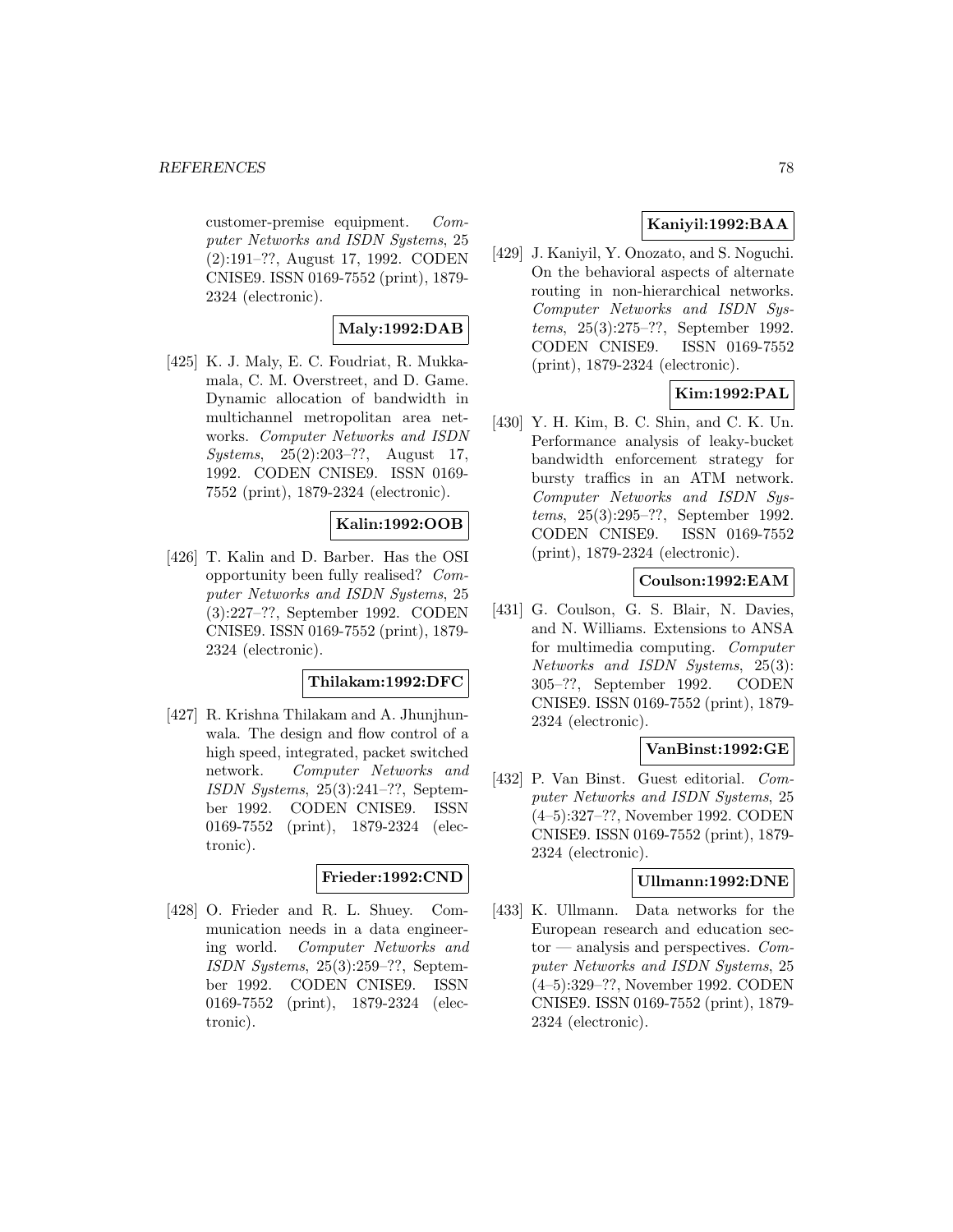customer-premise equipment. *Computer Networks and ISDN Systems*, 25 (2):191–??, August 17, 1992. CODEN CNISE9. ISSN 0169-7552 (print), 1879-2324 (electronic).

**Maly:1992:DAB**

[425] K. J. Maly, E. C. Foudriat, R. Mukkamala, C. M. Overstreet, and D. Game. Dynamic allocation of bandwidth in multichannel metropolitan area networks. *Computer Networks and ISDN Systems*, 25(2):203–??, August 17, 1992. CODEN CNISE9. ISSN 0169-7552 (print), 1879-2324 (electronic).

**Kalin:1992:OOB**

[426] T. Kalin and D. Barber. Has the OSI opportunity been fully realised? *Computer Networks and ISDN Systems*, 25 (3):227–??, September 1992. CODEN CNISE9. ISSN 0169-7552 (print), 1879-2324 (electronic).

**Thilakam:1992:DFC**

[427] R. Krishna Thilakam and A. Jhunjhunwala. The design and flow control of a high speed, integrated, packet switched network. *Computer Networks and ISDN Systems*, 25(3):241–??, September 1992. CODEN CNISE9. ISSN 0169-7552 (print), 1879-2324 (electronic).

**Frieder:1992:CND**

[428] O. Frieder and R. L. Shuey. Communication needs in a data engineering world. *Computer Networks and ISDN Systems*, 25(3):259–??, September 1992. CODEN CNISE9. ISSN 0169-7552 (print), 1879-2324 (electronic).

**Kaniyil:1992:BAA**

[429] J. Kaniyil, Y. Onozato, and S. Noguchi. On the behavioral aspects of alternate routing in non-hierarchical networks. *Computer Networks and ISDN Systems*, 25(3):275–??, September 1992. CODEN CNISE9. ISSN 0169-7552 (print), 1879-2324 (electronic).

**Kim:1992:PAL**

[430] Y. H. Kim, B. C. Shin, and C. K. Un. Performance analysis of leaky-bucket bandwidth enforcement strategy for bursty traffics in an ATM network. *Computer Networks and ISDN Systems*, 25(3):295–??, September 1992. CODEN CNISE9. ISSN 0169-7552 (print), 1879-2324 (electronic).

**Coulson:1992:EAM**

[431] G. Coulson, G. S. Blair, N. Davies, and N. Williams. Extensions to ANSA for multimedia computing. *Computer Networks and ISDN Systems*, 25(3): 305–??, September 1992. CODEN CNISE9. ISSN 0169-7552 (print), 1879-2324 (electronic).

**VanBinst:1992:GE**

[432] P. Van Binst. Guest editorial. *Computer Networks and ISDN Systems*, 25 (4–5):327–??, November 1992. CODEN CNISE9. ISSN 0169-7552 (print), 1879-2324 (electronic).

**Ullmann:1992:DNE**

[433] K. Ullmann. Data networks for the European research and education sector — analysis and perspectives. *Computer Networks and ISDN Systems*, 25 (4–5):329–??, November 1992. CODEN CNISE9. ISSN 0169-7552 (print), 1879-2324 (electronic).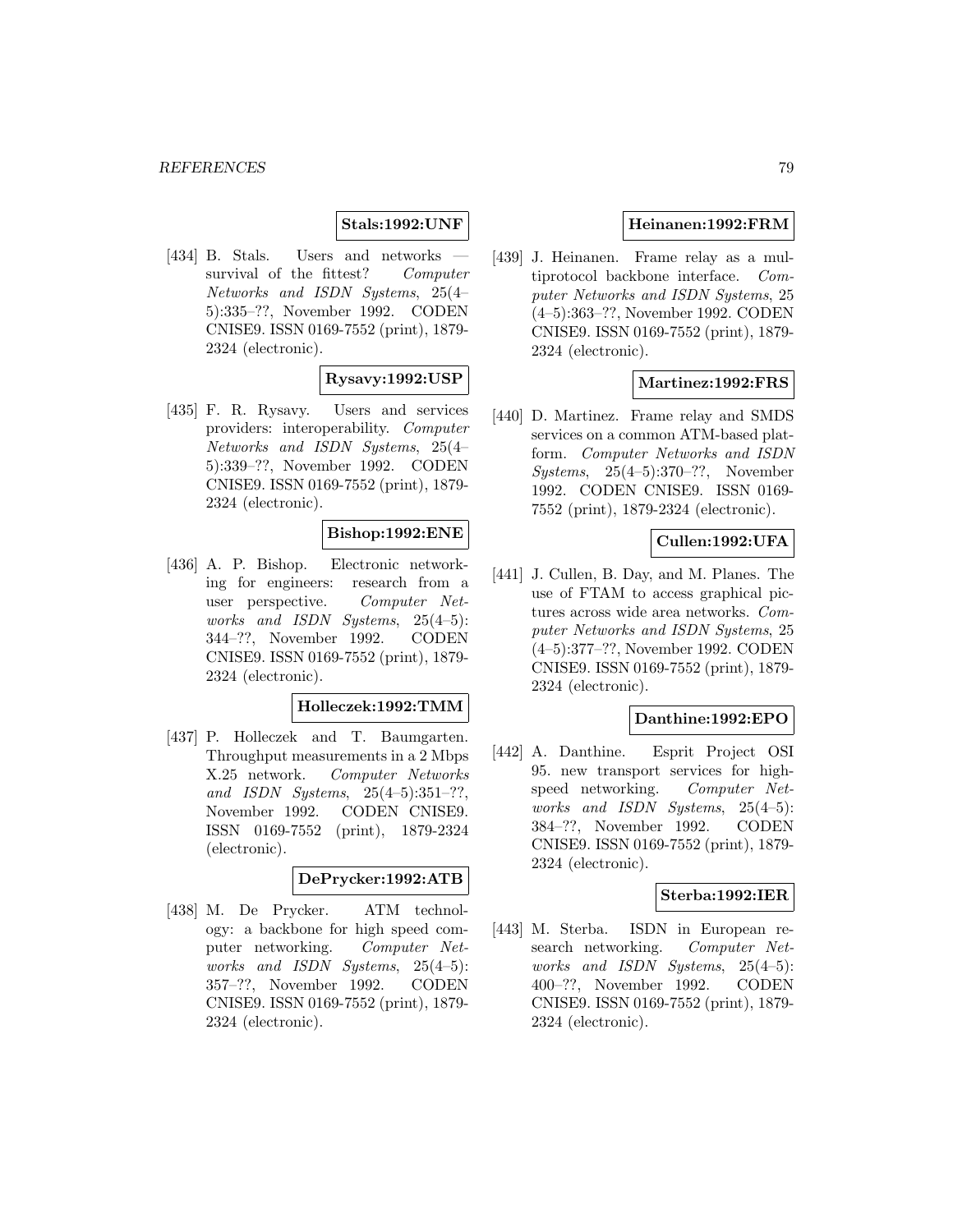**Stals:1992:UNF**

[434] B. Stals. Users and networks — survival of the fittest? *Computer Networks and ISDN Systems*, 25(4–5):335–??, November 1992. CODEN CNISE9. ISSN 0169-7552 (print), 1879-2324 (electronic).

**Rysavy:1992:USP**

[435] F. R. Rysavy. Users and services providers: interoperability. *Computer Networks and ISDN Systems*, 25(4–5):339–??, November 1992. CODEN CNISE9. ISSN 0169-7552 (print), 1879-2324 (electronic).

**Bishop:1992:ENE**

[436] A. P. Bishop. Electronic networking for engineers: research from a user perspective. *Computer Networks and ISDN Systems*, 25(4–5): 344–??, November 1992. CODEN CNISE9. ISSN 0169-7552 (print), 1879-2324 (electronic).

**Holleczek:1992:TMM**

[437] P. Holleczek and T. Baumgarten. Throughput measurements in a 2 Mbps X.25 network. *Computer Networks and ISDN Systems*, 25(4–5):351–??, November 1992. CODEN CNISE9. ISSN 0169-7552 (print), 1879-2324 (electronic).

**DePrycker:1992:ATB**

[438] M. De Prycker. ATM technology: a backbone for high speed computer networking. *Computer Networks and ISDN Systems*, 25(4–5): 357–??, November 1992. CODEN CNISE9. ISSN 0169-7552 (print), 1879-2324 (electronic).

**Heinanen:1992:FRM**

[439] J. Heinanen. Frame relay as a multiprotocol backbone interface. *Computer Networks and ISDN Systems*, 25 (4–5):363–??, November 1992. CODEN CNISE9. ISSN 0169-7552 (print), 1879-2324 (electronic).

**Martinez:1992:FRS**

[440] D. Martinez. Frame relay and SMDS services on a common ATM-based platform. *Computer Networks and ISDN Systems*, 25(4–5):370–??, November 1992. CODEN CNISE9. ISSN 0169-7552 (print), 1879-2324 (electronic).

**Cullen:1992:UFA**

[441] J. Cullen, B. Day, and M. Planes. The use of FTAM to access graphical pictures across wide area networks. *Computer Networks and ISDN Systems*, 25 (4–5):377–??, November 1992. CODEN CNISE9. ISSN 0169-7552 (print), 1879-2324 (electronic).

**Danthine:1992:EPO**

[442] A. Danthine. Esprit Project OSI 95. new transport services for high-speed networking. *Computer Networks and ISDN Systems*, 25(4–5): 384–??, November 1992. CODEN CNISE9. ISSN 0169-7552 (print), 1879-2324 (electronic).

**Sterba:1992:IER**

[443] M. Sterba. ISDN in European research networking. *Computer Networks and ISDN Systems*, 25(4–5): 400–??, November 1992. CODEN CNISE9. ISSN 0169-7552 (print), 1879-2324 (electronic).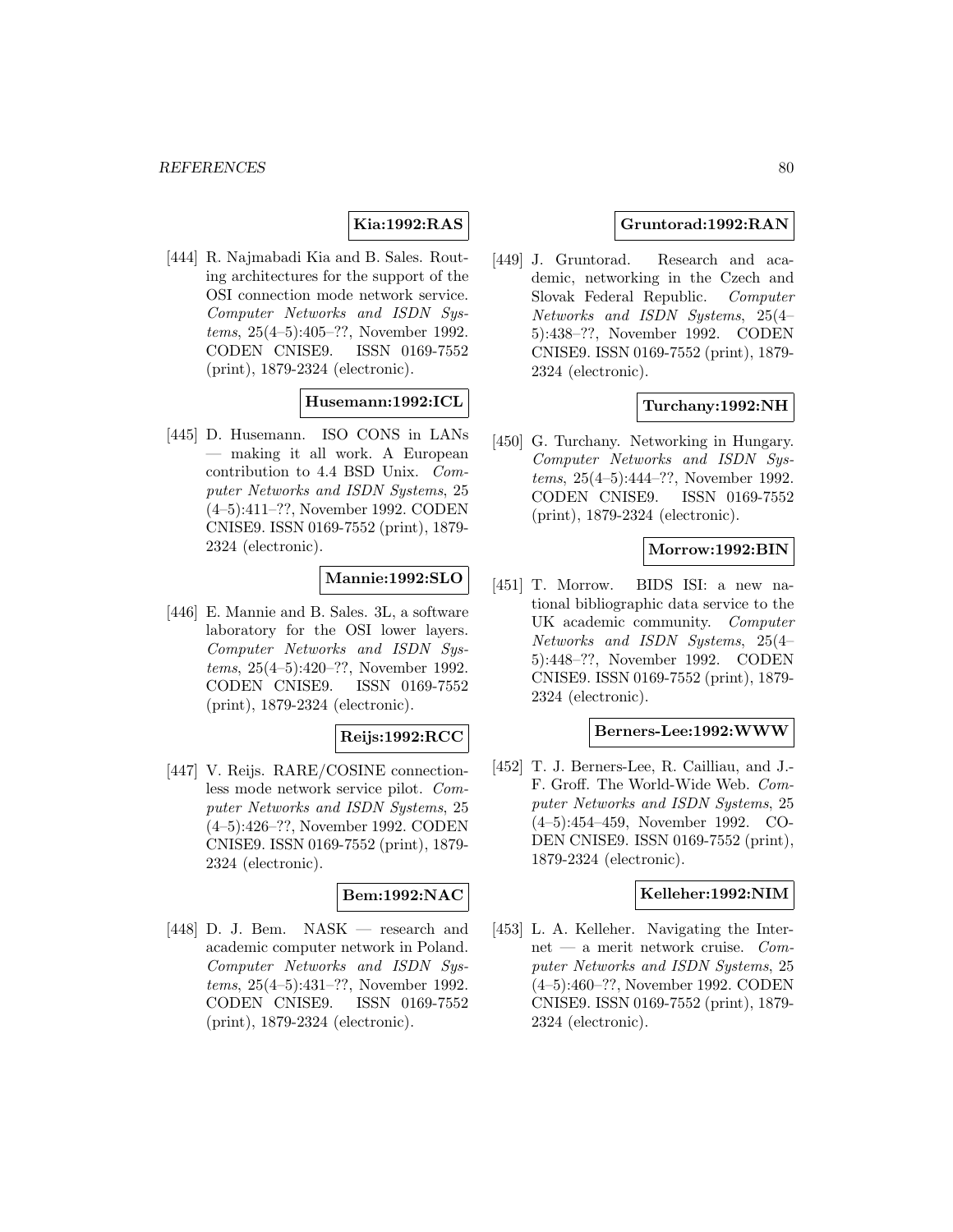**Kia:1992:RAS**

[444] R. Najmabadi Kia and B. Sales. Routing architectures for the support of the OSI connection mode network service. *Computer Networks and ISDN Systems*, 25(4–5):405–??, November 1992. CODEN CNISE9. ISSN 0169-7552 (print), 1879-2324 (electronic).

**Husemann:1992:ICL**

[445] D. Husemann. ISO CONS in LANs — making it all work. A European contribution to 4.4 BSD Unix. *Computer Networks and ISDN Systems*, 25 (4–5):411–??, November 1992. CODEN CNISE9. ISSN 0169-7552 (print), 1879-2324 (electronic).

**Mannie:1992:SLO**

[446] E. Mannie and B. Sales. 3L, a software laboratory for the OSI lower layers. *Computer Networks and ISDN Systems*, 25(4–5):420–??, November 1992. CODEN CNISE9. ISSN 0169-7552 (print), 1879-2324 (electronic).

**Reijs:1992:RCC**

[447] V. Reijs. RARE/COSINE connectionless mode network service pilot. *Computer Networks and ISDN Systems*, 25 (4–5):426–??, November 1992. CODEN CNISE9. ISSN 0169-7552 (print), 1879-2324 (electronic).

**Bem:1992:NAC**

[448] D. J. Bem. NASK — research and academic computer network in Poland. *Computer Networks and ISDN Systems*, 25(4–5):431–??, November 1992. CODEN CNISE9. ISSN 0169-7552 (print), 1879-2324 (electronic).

**Gruntorad:1992:RAN**

[449] J. Gruntorad. Research and academic, networking in the Czech and Slovak Federal Republic. *Computer Networks and ISDN Systems*, 25(4–5):438–??, November 1992. CODEN CNISE9. ISSN 0169-7552 (print), 1879-2324 (electronic).

**Turchany:1992:NH**

[450] G. Turchany. Networking in Hungary. *Computer Networks and ISDN Systems*, 25(4–5):444–??, November 1992. CODEN CNISE9. ISSN 0169-7552 (print), 1879-2324 (electronic).

**Morrow:1992:BIN**

[451] T. Morrow. BIDS ISI: a new national bibliographic data service to the UK academic community. *Computer Networks and ISDN Systems*, 25(4–5):448–??, November 1992. CODEN CNISE9. ISSN 0169-7552 (print), 1879-2324 (electronic).

**Berners-Lee:1992:WWW**

[452] T. J. Berners-Lee, R. Cailliau, and J.-F. Groff. The World-Wide Web. *Computer Networks and ISDN Systems*, 25 (4–5):454–459, November 1992. CODEN CNISE9. ISSN 0169-7552 (print), 1879-2324 (electronic).

**Kelleher:1992:NIM**

[453] L. A. Kelleher. Navigating the Internet — a merit network cruise. *Computer Networks and ISDN Systems*, 25 (4–5):460–??, November 1992. CODEN CNISE9. ISSN 0169-7552 (print), 1879-2324 (electronic).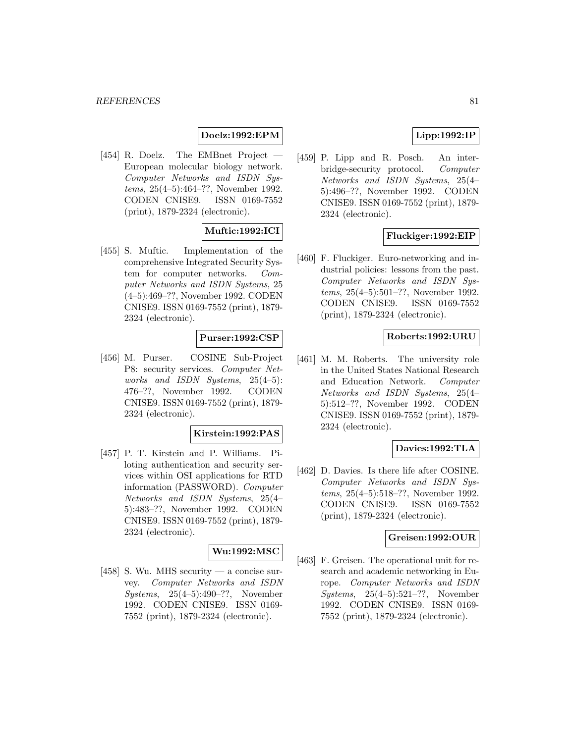**Doelz:1992:EPM**

[454] R. Doelz. The EMBnet Project — European molecular biology network. *Computer Networks and ISDN Systems*, 25(4–5):464–??, November 1992. CODEN CNISE9. ISSN 0169-7552 (print), 1879-2324 (electronic).

**Muftic:1992:ICI**

[455] S. Muftic. Implementation of the comprehensive Integrated Security System for computer networks. *Computer Networks and ISDN Systems*, 25 (4–5):469–??, November 1992. CODEN CNISE9. ISSN 0169-7552 (print), 1879-2324 (electronic).

**Purser:1992:CSP**

[456] M. Purser. COSINE Sub-Project P8: security services. *Computer Networks and ISDN Systems*, 25(4–5): 476–??, November 1992. CODEN CNISE9. ISSN 0169-7552 (print), 1879-2324 (electronic).

**Kirstein:1992:PAS**

[457] P. T. Kirstein and P. Williams. Piloting authentication and security services within OSI applications for RTD information (PASSWORD). *Computer Networks and ISDN Systems*, 25(4–5):483–??, November 1992. CODEN CNISE9. ISSN 0169-7552 (print), 1879-2324 (electronic).

**Wu:1992:MSC**

[458] S. Wu. MHS security — a concise survey. *Computer Networks and ISDN Systems*, 25(4–5):490–??, November 1992. CODEN CNISE9. ISSN 0169-7552 (print), 1879-2324 (electronic).

**Lipp:1992:IP**

[459] P. Lipp and R. Posch. An inter-bridge-security protocol. *Computer Networks and ISDN Systems*, 25(4–5):496–??, November 1992. CODEN CNISE9. ISSN 0169-7552 (print), 1879-2324 (electronic).

**Fluckiger:1992:EIP**

[460] F. Fluckiger. Euro-networking and industrial policies: lessons from the past. *Computer Networks and ISDN Systems*, 25(4–5):501–??, November 1992. CODEN CNISE9. ISSN 0169-7552 (print), 1879-2324 (electronic).

**Roberts:1992:URU**

[461] M. M. Roberts. The university role in the United States National Research and Education Network. *Computer Networks and ISDN Systems*, 25(4–5):512–??, November 1992. CODEN CNISE9. ISSN 0169-7552 (print), 1879-2324 (electronic).

**Davies:1992:TLA**

[462] D. Davies. Is there life after COSINE. *Computer Networks and ISDN Systems*, 25(4–5):518–??, November 1992. CODEN CNISE9. ISSN 0169-7552 (print), 1879-2324 (electronic).

**Greisen:1992:OUR**

[463] F. Greisen. The operational unit for research and academic networking in Europe. *Computer Networks and ISDN Systems*, 25(4–5):521–??, November 1992. CODEN CNISE9. ISSN 0169-7552 (print), 1879-2324 (electronic).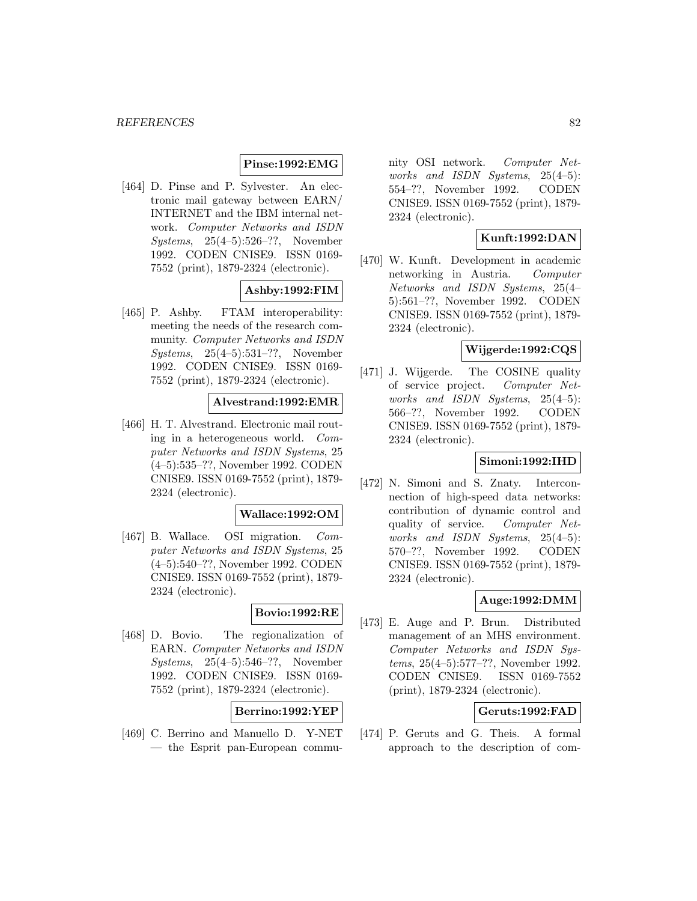**Pinse:1992:EMG**

[464] D. Pinse and P. Sylvester. An electronic mail gateway between EARN/ INTERNET and the IBM internal network. *Computer Networks and ISDN Systems*, 25(4–5):526–??, November 1992. CODEN CNISE9. ISSN 0169-7552 (print), 1879-2324 (electronic).

**Ashby:1992:FIM**

[465] P. Ashby. FTAM interoperability: meeting the needs of the research community. *Computer Networks and ISDN Systems*, 25(4–5):531–??, November 1992. CODEN CNISE9. ISSN 0169-7552 (print), 1879-2324 (electronic).

**Alvestrand:1992:EMR**

[466] H. T. Alvestrand. Electronic mail routing in a heterogeneous world. *Computer Networks and ISDN Systems*, 25 (4–5):535–??, November 1992. CODEN CNISE9. ISSN 0169-7552 (print), 1879-2324 (electronic).

**Wallace:1992:OM**

[467] B. Wallace. OSI migration. *Computer Networks and ISDN Systems*, 25 (4–5):540–??, November 1992. CODEN CNISE9. ISSN 0169-7552 (print), 1879-2324 (electronic).

**Bovio:1992:RE**

[468] D. Bovio. The regionalization of EARN. *Computer Networks and ISDN Systems*, 25(4–5):546–??, November 1992. CODEN CNISE9. ISSN 0169-7552 (print), 1879-2324 (electronic).

**Berrino:1992:YEP**

[469] C. Berrino and Manuello D. Y-NET — the Esprit pan-European community OSI network. *Computer Networks and ISDN Systems*, 25(4–5): 554–??, November 1992. CODEN CNISE9. ISSN 0169-7552 (print), 1879-2324 (electronic).

**Kunft:1992:DAN**

[470] W. Kunft. Development in academic networking in Austria. *Computer Networks and ISDN Systems*, 25(4–5):561–??, November 1992. CODEN CNISE9. ISSN 0169-7552 (print), 1879-2324 (electronic).

**Wijgerde:1992:CQS**

[471] J. Wijgerde. The COSINE quality of service project. *Computer Networks and ISDN Systems*, 25(4–5): 566–??, November 1992. CODEN CNISE9. ISSN 0169-7552 (print), 1879-2324 (electronic).

**Simoni:1992:IHD**

[472] N. Simoni and S. Znaty. Interconnection of high-speed data networks: contribution of dynamic control and quality of service. *Computer Networks and ISDN Systems*, 25(4–5): 570–??, November 1992. CODEN CNISE9. ISSN 0169-7552 (print), 1879-2324 (electronic).

**Auge:1992:DMM**

[473] E. Auge and P. Brun. Distributed management of an MHS environment. *Computer Networks and ISDN Systems*, 25(4–5):577–??, November 1992. CODEN CNISE9. ISSN 0169-7552 (print), 1879-2324 (electronic).

**Geruts:1992:FAD**

[474] P. Geruts and G. Theis. A formal approach to the description of com-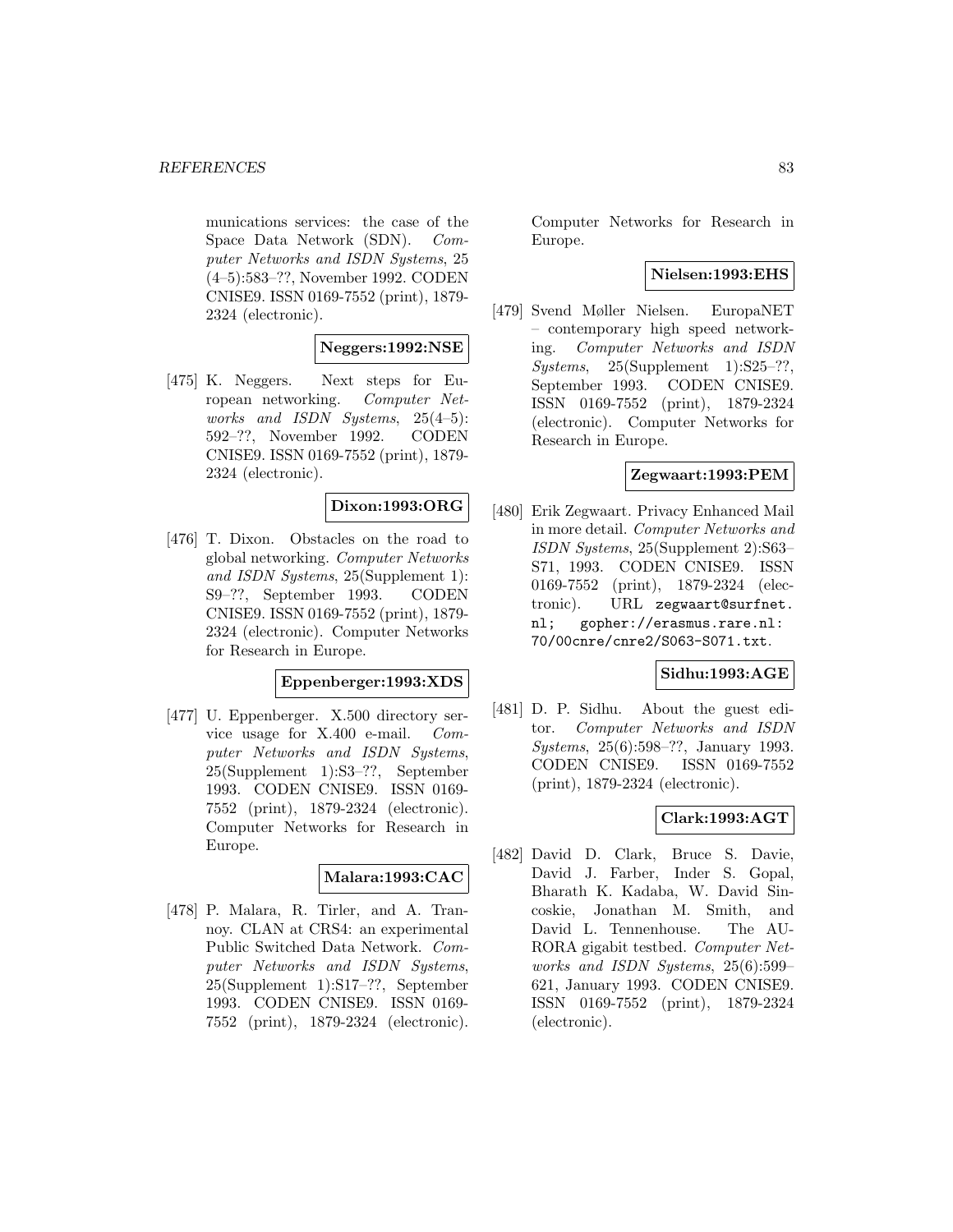munications services: the case of the Space Data Network (SDN). *Computer Networks and ISDN Systems*, 25 (4–5):583–??, November 1992. CODEN CNISE9. ISSN 0169-7552 (print), 1879-2324 (electronic).

**Neggers:1992:NSE**

[475] K. Neggers. Next steps for European networking. *Computer Networks and ISDN Systems*, 25(4–5): 592–??, November 1992. CODEN CNISE9. ISSN 0169-7552 (print), 1879-2324 (electronic).

**Dixon:1993:ORG**

[476] T. Dixon. Obstacles on the road to global networking. *Computer Networks and ISDN Systems*, 25(Supplement 1): S9–??, September 1993. CODEN CNISE9. ISSN 0169-7552 (print), 1879-2324 (electronic). Computer Networks for Research in Europe.

**Eppenberger:1993:XDS**

[477] U. Eppenberger. X.500 directory service usage for X.400 e-mail. *Computer Networks and ISDN Systems*, 25(Supplement 1):S3–??, September 1993. CODEN CNISE9. ISSN 0169-7552 (print), 1879-2324 (electronic). Computer Networks for Research in Europe.

**Malara:1993:CAC**

[478] P. Malara, R. Tirler, and A. Trannoy. CLAN at CRS4: an experimental Public Switched Data Network. *Computer Networks and ISDN Systems*, 25(Supplement 1):S17–??, September 1993. CODEN CNISE9. ISSN 0169-7552 (print), 1879-2324 (electronic). Computer Networks for Research in Europe.

**Nielsen:1993:EHS**

[479] Svend Møller Nielsen. EuropaNET – contemporary high speed networking. *Computer Networks and ISDN Systems*, 25(Supplement 1):S25–??, September 1993. CODEN CNISE9. ISSN 0169-7552 (print), 1879-2324 (electronic). Computer Networks for Research in Europe.

**Zegwaart:1993:PEM**

[480] Erik Zegwaart. Privacy Enhanced Mail in more detail. *Computer Networks and ISDN Systems*, 25(Supplement 2):S63–S71, 1993. CODEN CNISE9. ISSN 0169-7552 (print), 1879-2324 (electronic). URL zegwaart@surfnet.nl; gopher://erasmus.rare.nl:70/00cnre/cnre2/S063-S071.txt.

**Sidhu:1993:AGE**

[481] D. P. Sidhu. About the guest editor. *Computer Networks and ISDN Systems*, 25(6):598–??, January 1993. CODEN CNISE9. ISSN 0169-7552 (print), 1879-2324 (electronic).

**Clark:1993:AGT**

[482] David D. Clark, Bruce S. Davie, David J. Farber, Inder S. Gopal, Bharath K. Kadaba, W. David Sincoskie, Jonathan M. Smith, and David L. Tennenhouse. The AURORA gigabit testbed. *Computer Networks and ISDN Systems*, 25(6):599–621, January 1993. CODEN CNISE9. ISSN 0169-7552 (print), 1879-2324 (electronic).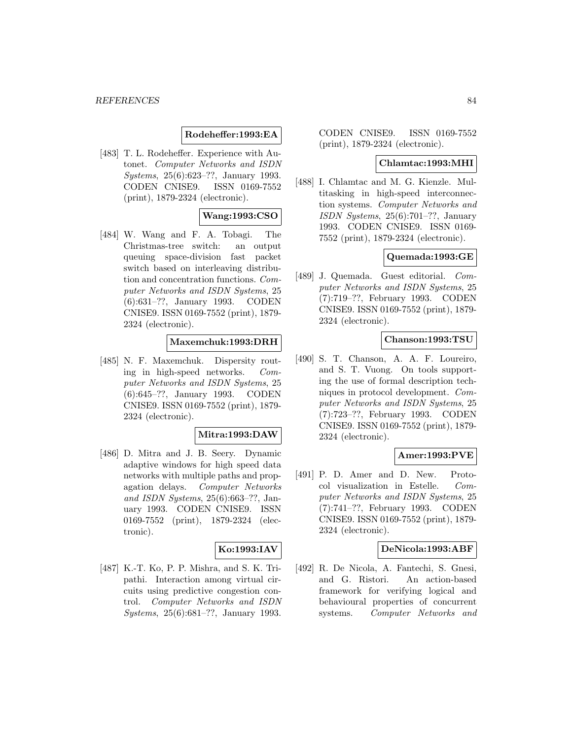**Rodeheffer:1993:EA**

[483] T. L. Rodeheffer. Experience with Autonet. *Computer Networks and ISDN Systems*, 25(6):623–??, January 1993. CODEN CNISE9. ISSN 0169-7552 (print), 1879-2324 (electronic).

**Wang:1993:CSO**

[484] W. Wang and F. A. Tobagi. The Christmas-tree switch: an output queuing space-division fast packet switch based on interleaving distribution and concentration functions. *Computer Networks and ISDN Systems*, 25 (6):631–??, January 1993. CODEN CNISE9. ISSN 0169-7552 (print), 1879-2324 (electronic).

**Maxemchuk:1993:DRH**

[485] N. F. Maxemchuk. Dispersity routing in high-speed networks. *Computer Networks and ISDN Systems*, 25 (6):645–??, January 1993. CODEN CNISE9. ISSN 0169-7552 (print), 1879-2324 (electronic).

**Mitra:1993:DAW**

[486] D. Mitra and J. B. Seery. Dynamic adaptive windows for high speed data networks with multiple paths and propagation delays. *Computer Networks and ISDN Systems*, 25(6):663–??, January 1993. CODEN CNISE9. ISSN 0169-7552 (print), 1879-2324 (electronic).

**Ko:1993:IAV**

[487] K.-T. Ko, P. P. Mishra, and S. K. Tripathi. Interaction among virtual circuits using predictive congestion control. *Computer Networks and ISDN Systems*, 25(6):681–??, January 1993. CODEN CNISE9. ISSN 0169-7552 (print), 1879-2324 (electronic).

**Chlamtac:1993:MHI**

[488] I. Chlamtac and M. G. Kienzle. Multitasking in high-speed interconnection systems. *Computer Networks and ISDN Systems*, 25(6):701–??, January 1993. CODEN CNISE9. ISSN 0169-7552 (print), 1879-2324 (electronic).

**Quemada:1993:GE**

[489] J. Quemada. Guest editorial. *Computer Networks and ISDN Systems*, 25 (7):719–??, February 1993. CODEN CNISE9. ISSN 0169-7552 (print), 1879-2324 (electronic).

**Chanson:1993:TSU**

[490] S. T. Chanson, A. A. F. Loureiro, and S. T. Vuong. On tools supporting the use of formal description techniques in protocol development. *Computer Networks and ISDN Systems*, 25 (7):723–??, February 1993. CODEN CNISE9. ISSN 0169-7552 (print), 1879-2324 (electronic).

**Amer:1993:PVE**

[491] P. D. Amer and D. New. Protocol visualization in Estelle. *Computer Networks and ISDN Systems*, 25 (7):741–??, February 1993. CODEN CNISE9. ISSN 0169-7552 (print), 1879-2324 (electronic).

**DeNicola:1993:ABF**

[492] R. De Nicola, A. Fantechi, S. Gnesi, and G. Ristori. An action-based framework for verifying logical and behavioural properties of concurrent systems. *Computer Networks and*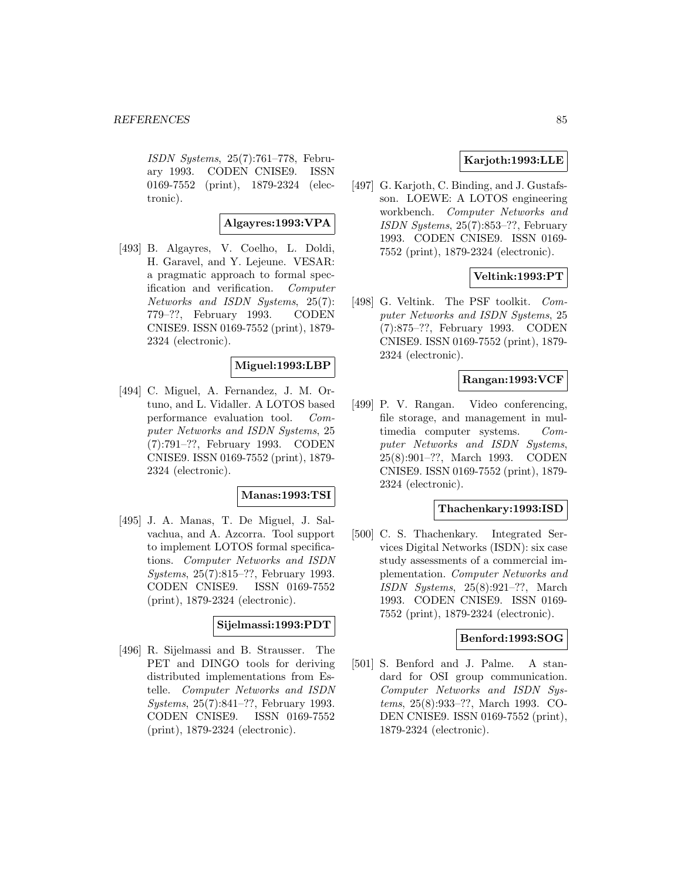*ISDN Systems*, 25(7):761–778, February 1993. CODEN CNISE9. ISSN 0169-7552 (print), 1879-2324 (electronic).

**Algayres:1993:VPA**

[493] B. Algayres, V. Coelho, L. Doldi, H. Garavel, and Y. Lejeune. VESAR: a pragmatic approach to formal specification and verification. *Computer Networks and ISDN Systems*, 25(7): 779–??, February 1993. CODEN CNISE9. ISSN 0169-7552 (print), 1879-2324 (electronic).

**Miguel:1993:LBP**

[494] C. Miguel, A. Fernandez, J. M. Ortuno, and L. Vidaller. A LOTOS based performance evaluation tool. *Computer Networks and ISDN Systems*, 25 (7):791–??, February 1993. CODEN CNISE9. ISSN 0169-7552 (print), 1879-2324 (electronic).

**Manas:1993:TSI**

[495] J. A. Manas, T. De Miguel, J. Salvachua, and A. Azcorra. Tool support to implement LOTOS formal specifications. *Computer Networks and ISDN Systems*, 25(7):815–??, February 1993. CODEN CNISE9. ISSN 0169-7552 (print), 1879-2324 (electronic).

**Sijelmassi:1993:PDT**

[496] R. Sijelmassi and B. Strausser. The PET and DINGO tools for deriving distributed implementations from Estelle. *Computer Networks and ISDN Systems*, 25(7):841–??, February 1993. CODEN CNISE9. ISSN 0169-7552 (print), 1879-2324 (electronic).

**Karjoth:1993:LLE**

[497] G. Karjoth, C. Binding, and J. Gustafsson. LOEWE: A LOTOS engineering workbench. *Computer Networks and ISDN Systems*, 25(7):853–??, February 1993. CODEN CNISE9. ISSN 0169-7552 (print), 1879-2324 (electronic).

**Veltink:1993:PT**

[498] G. Veltink. The PSF toolkit. *Computer Networks and ISDN Systems*, 25 (7):875–??, February 1993. CODEN CNISE9. ISSN 0169-7552 (print), 1879-2324 (electronic).

**Rangan:1993:VCF**

[499] P. V. Rangan. Video conferencing, file storage, and management in multimedia computer systems. *Computer Networks and ISDN Systems*, 25(8):901–??, March 1993. CODEN CNISE9. ISSN 0169-7552 (print), 1879-2324 (electronic).

**Thachenkary:1993:ISD**

[500] C. S. Thachenkary. Integrated Services Digital Networks (ISDN): six case study assessments of a commercial implementation. *Computer Networks and ISDN Systems*, 25(8):921–??, March 1993. CODEN CNISE9. ISSN 0169-7552 (print), 1879-2324 (electronic).

**Benford:1993:SOG**

[501] S. Benford and J. Palme. A standard for OSI group communication. *Computer Networks and ISDN Systems*, 25(8):933–??, March 1993. CODEN CNISE9. ISSN 0169-7552 (print), 1879-2324 (electronic).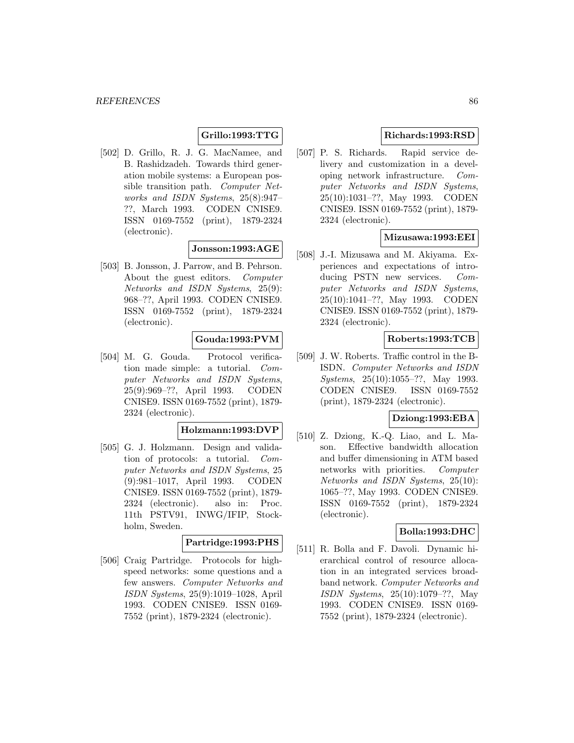**Grillo:1993:TTG**

[502] D. Grillo, R. J. G. MacNamee, and B. Rashidzadeh. Towards third generation mobile systems: a European possible transition path. *Computer Networks and ISDN Systems*, 25(8):947–??, March 1993. CODEN CNISE9. ISSN 0169-7552 (print), 1879-2324 (electronic).

**Jonsson:1993:AGE**

[503] B. Jonsson, J. Parrow, and B. Pehrson. About the guest editors. *Computer Networks and ISDN Systems*, 25(9): 968–??, April 1993. CODEN CNISE9. ISSN 0169-7552 (print), 1879-2324 (electronic).

**Gouda:1993:PVM**

[504] M. G. Gouda. Protocol verification made simple: a tutorial. *Computer Networks and ISDN Systems*, 25(9):969–??, April 1993. CODEN CNISE9. ISSN 0169-7552 (print), 1879-2324 (electronic).

**Holzmann:1993:DVP**

[505] G. J. Holzmann. Design and validation of protocols: a tutorial. *Computer Networks and ISDN Systems*, 25 (9):981–1017, April 1993. CODEN CNISE9. ISSN 0169-7552 (print), 1879-2324 (electronic). also in: Proc. 11th PSTV91, INWG/IFIP, Stockholm, Sweden.

**Partridge:1993:PHS**

[506] Craig Partridge. Protocols for high-speed networks: some questions and a few answers. *Computer Networks and ISDN Systems*, 25(9):1019–1028, April 1993. CODEN CNISE9. ISSN 0169-7552 (print), 1879-2324 (electronic).

**Richards:1993:RSD**

[507] P. S. Richards. Rapid service delivery and customization in a developing network infrastructure. *Computer Networks and ISDN Systems*, 25(10):1031–??, May 1993. CODEN CNISE9. ISSN 0169-7552 (print), 1879-2324 (electronic).

**Mizusawa:1993:EEI**

[508] J.-I. Mizusawa and M. Akiyama. Experiences and expectations of introducing PSTN new services. *Computer Networks and ISDN Systems*, 25(10):1041–??, May 1993. CODEN CNISE9. ISSN 0169-7552 (print), 1879-2324 (electronic).

**Roberts:1993:TCB**

[509] J. W. Roberts. Traffic control in the B-ISDN. *Computer Networks and ISDN Systems*, 25(10):1055–??, May 1993. CODEN CNISE9. ISSN 0169-7552 (print), 1879-2324 (electronic).

**Dziong:1993:EBA**

[510] Z. Dziong, K.-Q. Liao, and L. Mason. Effective bandwidth allocation and buffer dimensioning in ATM based networks with priorities. *Computer Networks and ISDN Systems*, 25(10): 1065–??, May 1993. CODEN CNISE9. ISSN 0169-7552 (print), 1879-2324 (electronic).

**Bolla:1993:DHC**

[511] R. Bolla and F. Davoli. Dynamic hierarchical control of resource allocation in an integrated services broadband network. *Computer Networks and ISDN Systems*, 25(10):1079–??, May 1993. CODEN CNISE9. ISSN 0169-7552 (print), 1879-2324 (electronic).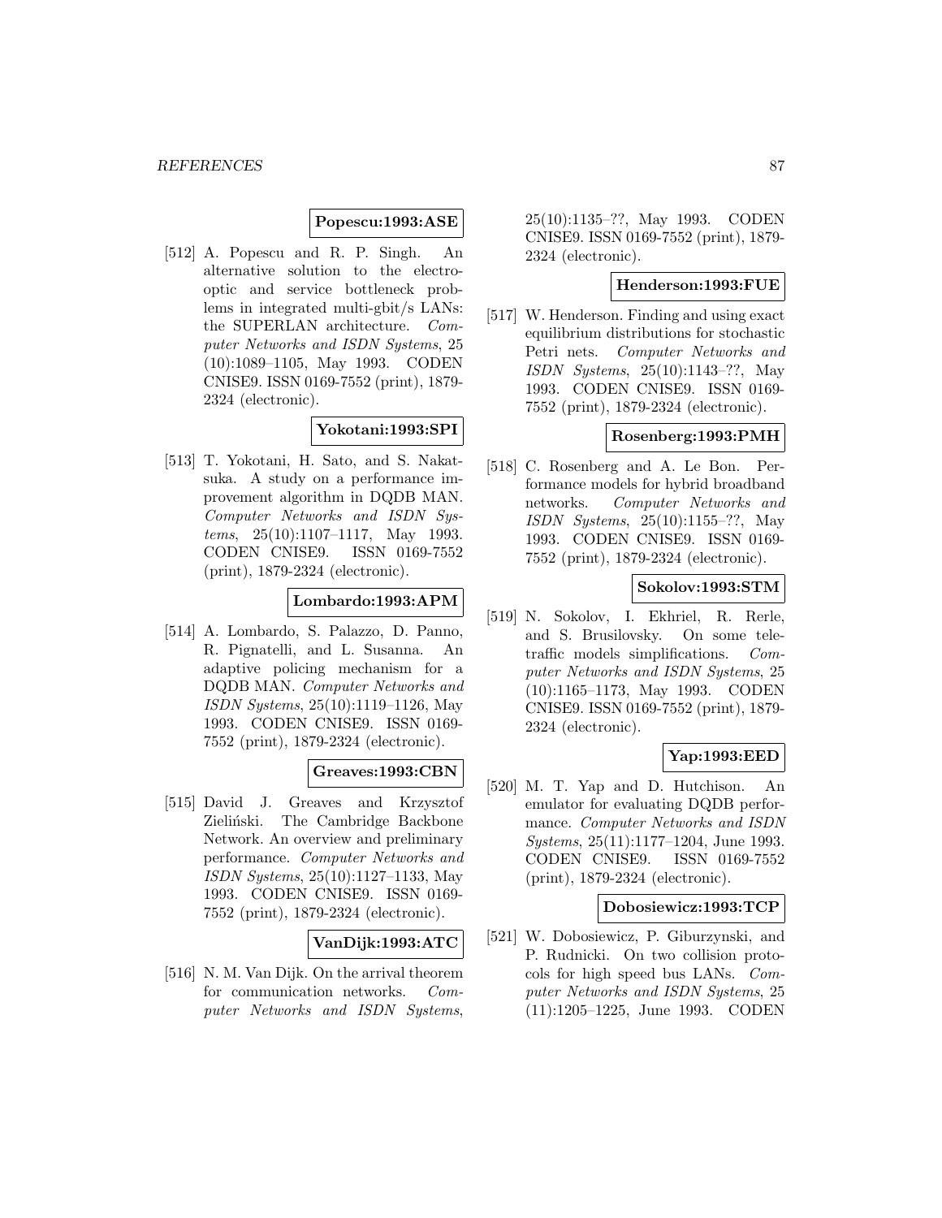**Popescu:1993:ASE**

[512] A. Popescu and R. P. Singh. An alternative solution to the electro-optic and service bottleneck problems in integrated multi-gbit/s LANs: the SUPERLAN architecture. *Computer Networks and ISDN Systems*, 25 (10):1089–1105, May 1993. CODEN CNISE9. ISSN 0169-7552 (print), 1879-2324 (electronic).

**Yokotani:1993:SPI**

[513] T. Yokotani, H. Sato, and S. Nakatsuka. A study on a performance improvement algorithm in DQDB MAN. *Computer Networks and ISDN Systems*, 25(10):1107–1117, May 1993. CODEN CNISE9. ISSN 0169-7552 (print), 1879-2324 (electronic).

**Lombardo:1993:APM**

[514] A. Lombardo, S. Palazzo, D. Panno, R. Pignatelli, and L. Susanna. An adaptive policing mechanism for a DQDB MAN. *Computer Networks and ISDN Systems*, 25(10):1119–1126, May 1993. CODEN CNISE9. ISSN 0169-7552 (print), 1879-2324 (electronic).

**Greaves:1993:CBN**

[515] David J. Greaves and Krzysztof Zieliński. The Cambridge Backbone Network. An overview and preliminary performance. *Computer Networks and ISDN Systems*, 25(10):1127–1133, May 1993. CODEN CNISE9. ISSN 0169-7552 (print), 1879-2324 (electronic).

**VanDijk:1993:ATC**

[516] N. M. Van Dijk. On the arrival theorem for communication networks. *Computer Networks and ISDN Systems*, 25(10):1135–??, May 1993. CODEN CNISE9. ISSN 0169-7552 (print), 1879-2324 (electronic).

**Henderson:1993:FUE**

[517] W. Henderson. Finding and using exact equilibrium distributions for stochastic Petri nets. *Computer Networks and ISDN Systems*, 25(10):1143–??, May 1993. CODEN CNISE9. ISSN 0169-7552 (print), 1879-2324 (electronic).

**Rosenberg:1993:PMH**

[518] C. Rosenberg and A. Le Bon. Performance models for hybrid broadband networks. *Computer Networks and ISDN Systems*, 25(10):1155–??, May 1993. CODEN CNISE9. ISSN 0169-7552 (print), 1879-2324 (electronic).

**Sokolov:1993:STM**

[519] N. Sokolov, I. Ekhriel, R. Rerle, and S. Brusilovsky. On some teletraffic models simplifications. *Computer Networks and ISDN Systems*, 25 (10):1165–1173, May 1993. CODEN CNISE9. ISSN 0169-7552 (print), 1879-2324 (electronic).

**Yap:1993:EED**

[520] M. T. Yap and D. Hutchison. An emulator for evaluating DQDB performance. *Computer Networks and ISDN Systems*, 25(11):1177–1204, June 1993. CODEN CNISE9. ISSN 0169-7552 (print), 1879-2324 (electronic).

**Dobosiewicz:1993:TCP**

[521] W. Dobosiewicz, P. Giburzynski, and P. Rudnicki. On two collision protocols for high speed bus LANs. *Computer Networks and ISDN Systems*, 25 (11):1205–1225, June 1993. CODEN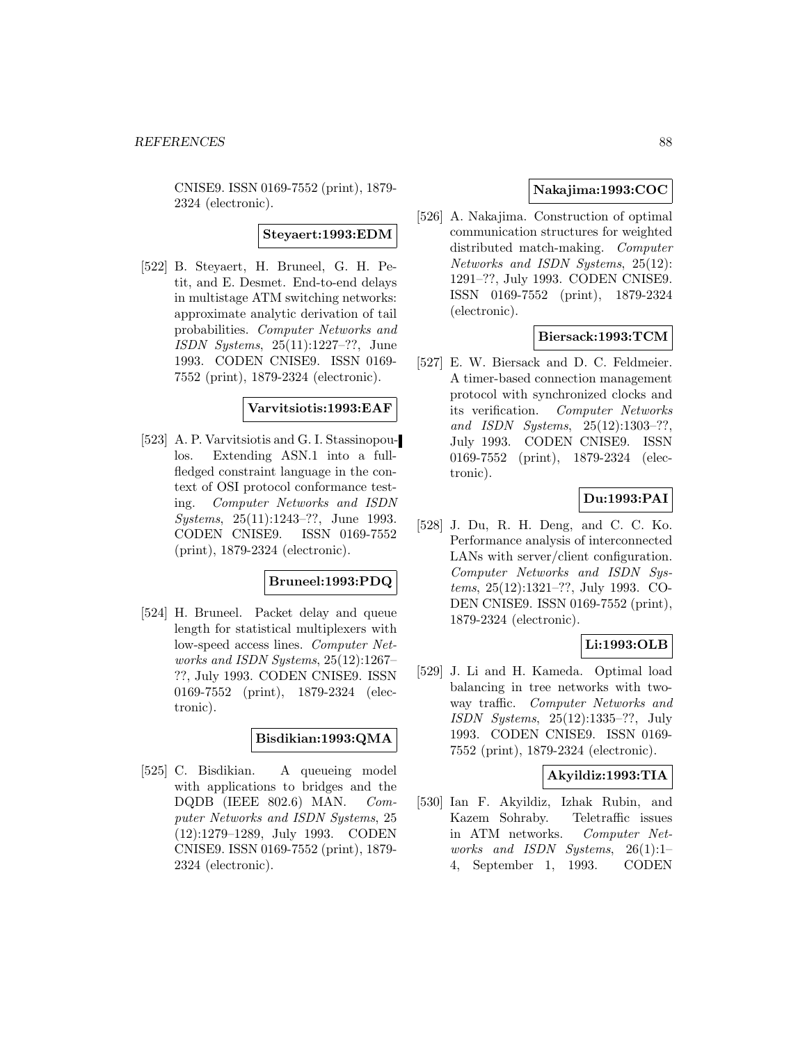CNISE9. ISSN 0169-7552 (print), 1879-2324 (electronic).

**Steyaert:1993:EDM**

[522] B. Steyaert, H. Bruneel, G. H. Petit, and E. Desmet. End-to-end delays in multistage ATM switching networks: approximate analytic derivation of tail probabilities. *Computer Networks and ISDN Systems*, 25(11):1227–??, June 1993. CODEN CNISE9. ISSN 0169-7552 (print), 1879-2324 (electronic).

**Varvitsiotis:1993:EAF**

[523] A. P. Varvitsiotis and G. I. Stassinopoulos. Extending ASN.1 into a full-fledged constraint language in the context of OSI protocol conformance testing. *Computer Networks and ISDN Systems*, 25(11):1243–??, June 1993. CODEN CNISE9. ISSN 0169-7552 (print), 1879-2324 (electronic).

**Bruneel:1993:PDQ**

[524] H. Bruneel. Packet delay and queue length for statistical multiplexers with low-speed access lines. *Computer Networks and ISDN Systems*, 25(12):1267–??, July 1993. CODEN CNISE9. ISSN 0169-7552 (print), 1879-2324 (electronic).

**Bisdikian:1993:QMA**

[525] C. Bisdikian. A queueing model with applications to bridges and the DQDB (IEEE 802.6) MAN. *Computer Networks and ISDN Systems*, 25 (12):1279–1289, July 1993. CODEN CNISE9. ISSN 0169-7552 (print), 1879-2324 (electronic).

**Nakajima:1993:COC**

[526] A. Nakajima. Construction of optimal communication structures for weighted distributed match-making. *Computer Networks and ISDN Systems*, 25(12): 1291–??, July 1993. CODEN CNISE9. ISSN 0169-7552 (print), 1879-2324 (electronic).

**Biersack:1993:TCM**

[527] E. W. Biersack and D. C. Feldmeier. A timer-based connection management protocol with synchronized clocks and its verification. *Computer Networks and ISDN Systems*, 25(12):1303–??, July 1993. CODEN CNISE9. ISSN 0169-7552 (print), 1879-2324 (electronic).

**Du:1993:PAI**

[528] J. Du, R. H. Deng, and C. C. Ko. Performance analysis of interconnected LANs with server/client configuration. *Computer Networks and ISDN Systems*, 25(12):1321–??, July 1993. CODEN CNISE9. ISSN 0169-7552 (print), 1879-2324 (electronic).

**Li:1993:OLB**

[529] J. Li and H. Kameda. Optimal load balancing in tree networks with two-way traffic. *Computer Networks and ISDN Systems*, 25(12):1335–??, July 1993. CODEN CNISE9. ISSN 0169-7552 (print), 1879-2324 (electronic).

**Akyildiz:1993:TIA**

[530] Ian F. Akyildiz, Izhak Rubin, and Kazem Sohraby. Teletraffic issues in ATM networks. *Computer Networks and ISDN Systems*, 26(1):1–4, September 1, 1993. CODEN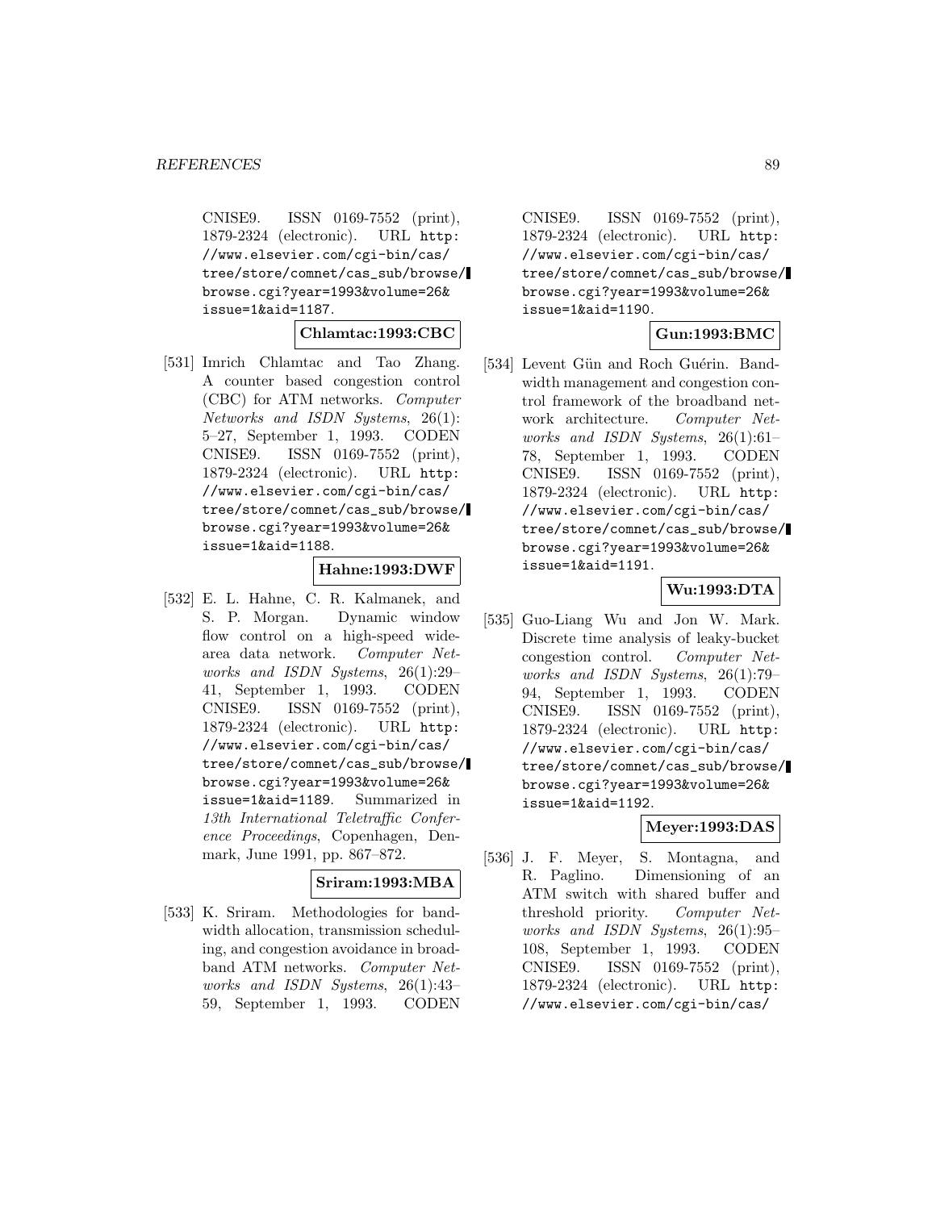CNISE9. ISSN 0169-7552 (print), 1879-2324 (electronic). URL http://www.elsevier.com/cgi-bin/cas/tree/store/comnet/cas_sub/browse/browse.cgi?year=1993&volume=26&issue=1&aid=1187.

**Chlamtac:1993:CBC**

[531] Imrich Chlamtac and Tao Zhang. A counter based congestion control (CBC) for ATM networks. *Computer Networks and ISDN Systems*, 26(1): 5–27, September 1, 1993. CODEN CNISE9. ISSN 0169-7552 (print), 1879-2324 (electronic). URL http://www.elsevier.com/cgi-bin/cas/tree/store/comnet/cas_sub/browse/browse.cgi?year=1993&volume=26&issue=1&aid=1188.

**Hahne:1993:DWF**

[532] E. L. Hahne, C. R. Kalmanek, and S. P. Morgan. Dynamic window flow control on a high-speed wide-area data network. *Computer Networks and ISDN Systems*, 26(1):29–41, September 1, 1993. CODEN CNISE9. ISSN 0169-7552 (print), 1879-2324 (electronic). URL http://www.elsevier.com/cgi-bin/cas/tree/store/comnet/cas_sub/browse/browse.cgi?year=1993&volume=26&issue=1&aid=1189. Summarized in *13th International Teletraffic Conference Proceedings*, Copenhagen, Denmark, June 1991, pp. 867–872.

**Sriram:1993:MBA**

[533] K. Sriram. Methodologies for bandwidth allocation, transmission scheduling, and congestion avoidance in broadband ATM networks. *Computer Networks and ISDN Systems*, 26(1):43–59, September 1, 1993. CODEN CNISE9. ISSN 0169-7552 (print), 1879-2324 (electronic). URL http://www.elsevier.com/cgi-bin/cas/tree/store/comnet/cas_sub/browse/browse.cgi?year=1993&volume=26&issue=1&aid=1190.

**Gun:1993:BMC**

[534] Levent Gün and Roch Guérin. Bandwidth management and congestion control framework of the broadband network architecture. *Computer Networks and ISDN Systems*, 26(1):61–78, September 1, 1993. CODEN CNISE9. ISSN 0169-7552 (print), 1879-2324 (electronic). URL http://www.elsevier.com/cgi-bin/cas/tree/store/comnet/cas_sub/browse/browse.cgi?year=1993&volume=26&issue=1&aid=1191.

**Wu:1993:DTA**

[535] Guo-Liang Wu and Jon W. Mark. Discrete time analysis of leaky-bucket congestion control. *Computer Networks and ISDN Systems*, 26(1):79–94, September 1, 1993. CODEN CNISE9. ISSN 0169-7552 (print), 1879-2324 (electronic). URL http://www.elsevier.com/cgi-bin/cas/tree/store/comnet/cas_sub/browse/browse.cgi?year=1993&volume=26&issue=1&aid=1192.

**Meyer:1993:DAS**

[536] J. F. Meyer, S. Montagna, and R. Paglino. Dimensioning of an ATM switch with shared buffer and threshold priority. *Computer Networks and ISDN Systems*, 26(1):95–108, September 1, 1993. CODEN CNISE9. ISSN 0169-7552 (print), 1879-2324 (electronic). URL http://www.elsevier.com/cgi-bin/cas/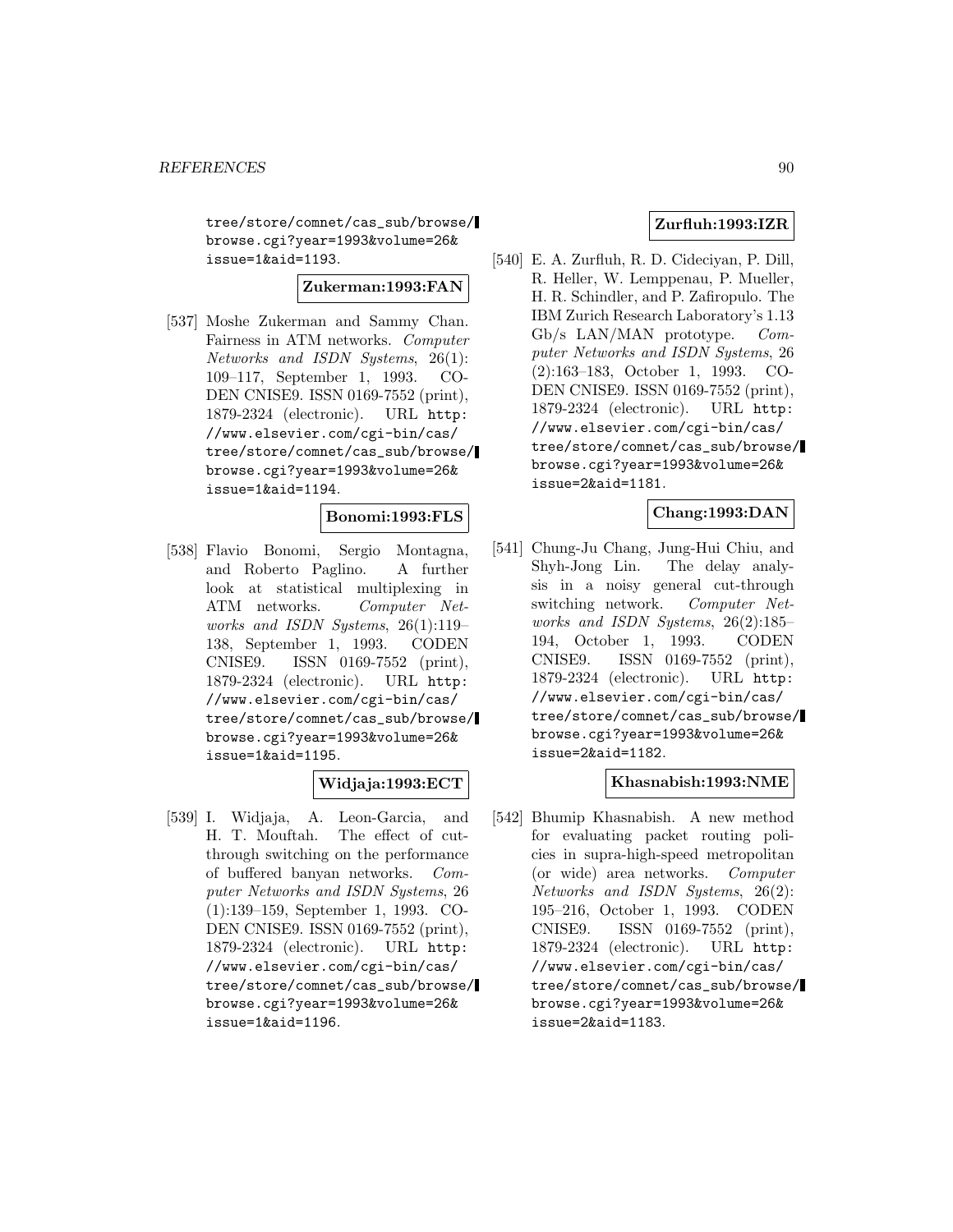tree/store/comnet/cas_sub/browse/browse.cgi?year=1993&volume=26&issue=1&aid=1193.

**Zukerman:1993:FAN**

[537] Moshe Zukerman and Sammy Chan. Fairness in ATM networks. *Computer Networks and ISDN Systems*, 26(1): 109–117, September 1, 1993. CODEN CNISE9. ISSN 0169-7552 (print), 1879-2324 (electronic). URL http://www.elsevier.com/cgi-bin/cas/tree/store/comnet/cas_sub/browse/browse.cgi?year=1993&volume=26&issue=1&aid=1194.

**Bonomi:1993:FLS**

[538] Flavio Bonomi, Sergio Montagna, and Roberto Paglino. A further look at statistical multiplexing in ATM networks. *Computer Networks and ISDN Systems*, 26(1):119–138, September 1, 1993. CODEN CNISE9. ISSN 0169-7552 (print), 1879-2324 (electronic). URL http://www.elsevier.com/cgi-bin/cas/tree/store/comnet/cas_sub/browse/browse.cgi?year=1993&volume=26&issue=1&aid=1195.

**Widjaja:1993:ECT**

[539] I. Widjaja, A. Leon-Garcia, and H. T. Mouftah. The effect of cut-through switching on the performance of buffered banyan networks. *Computer Networks and ISDN Systems*, 26 (1):139–159, September 1, 1993. CODEN CNISE9. ISSN 0169-7552 (print), 1879-2324 (electronic). URL http://www.elsevier.com/cgi-bin/cas/tree/store/comnet/cas_sub/browse/browse.cgi?year=1993&volume=26&issue=1&aid=1196.

**Zurfluh:1993:IZR**

[540] E. A. Zurfluh, R. D. Cideciyan, P. Dill, R. Heller, W. Lemppenau, P. Mueller, H. R. Schindler, and P. Zafiropulo. The IBM Zurich Research Laboratory's 1.13 Gb/s LAN/MAN prototype. *Computer Networks and ISDN Systems*, 26 (2):163–183, October 1, 1993. CODEN CNISE9. ISSN 0169-7552 (print), 1879-2324 (electronic). URL http://www.elsevier.com/cgi-bin/cas/tree/store/comnet/cas_sub/browse/browse.cgi?year=1993&volume=26&issue=2&aid=1181.

**Chang:1993:DAN**

[541] Chung-Ju Chang, Jung-Hui Chiu, and Shyh-Jong Lin. The delay analysis in a noisy general cut-through switching network. *Computer Networks and ISDN Systems*, 26(2):185–194, October 1, 1993. CODEN CNISE9. ISSN 0169-7552 (print), 1879-2324 (electronic). URL http://www.elsevier.com/cgi-bin/cas/tree/store/comnet/cas_sub/browse/browse.cgi?year=1993&volume=26&issue=2&aid=1182.

**Khasnabish:1993:NME**

[542] Bhumip Khasnabish. A new method for evaluating packet routing policies in supra-high-speed metropolitan (or wide) area networks. *Computer Networks and ISDN Systems*, 26(2): 195–216, October 1, 1993. CODEN CNISE9. ISSN 0169-7552 (print), 1879-2324 (electronic). URL http://www.elsevier.com/cgi-bin/cas/tree/store/comnet/cas_sub/browse/browse.cgi?year=1993&volume=26&issue=2&aid=1183.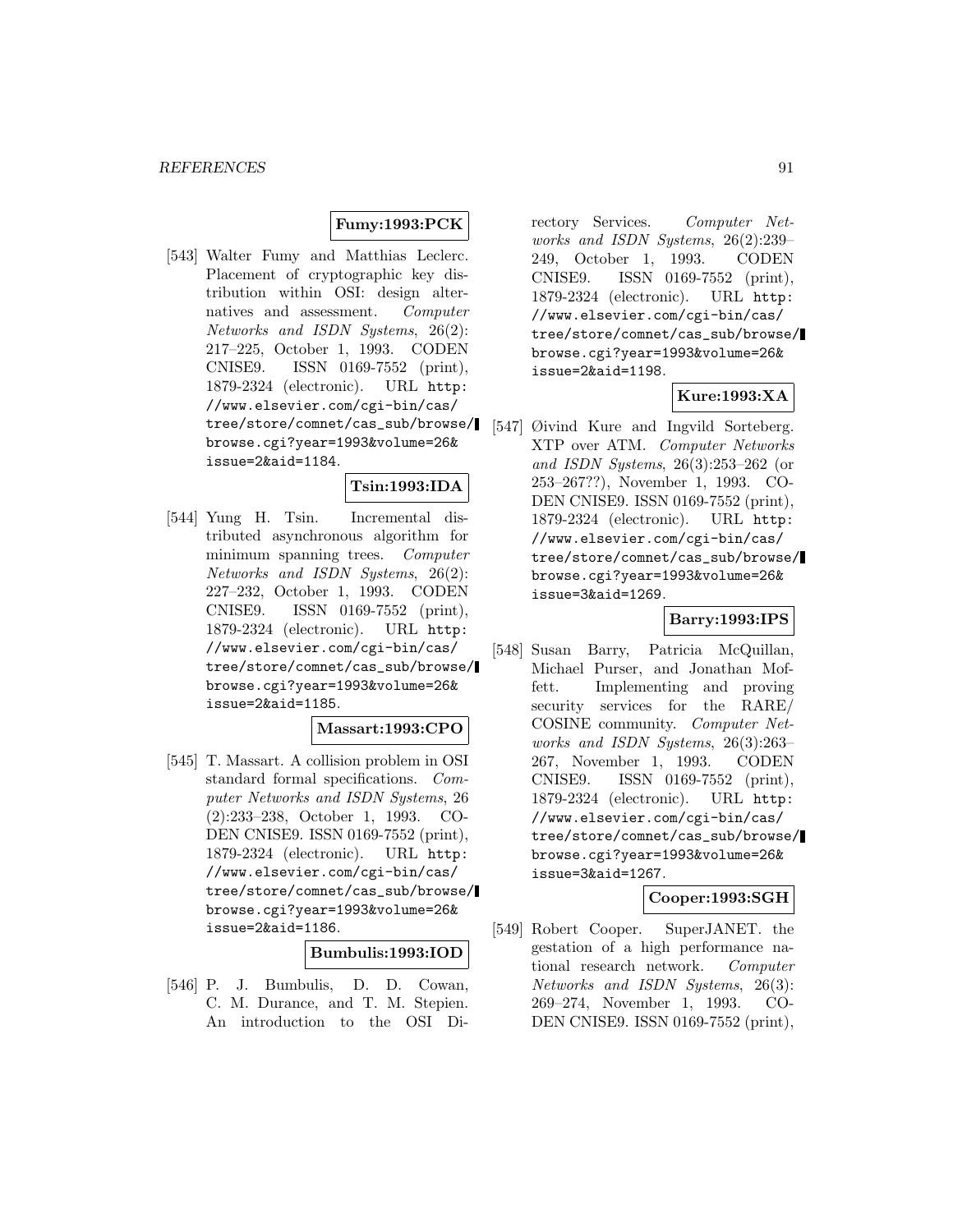**Fumy:1993:PCK**

[543] Walter Fumy and Matthias Leclerc. Placement of cryptographic key distribution within OSI: design alternatives and assessment. *Computer Networks and ISDN Systems*, 26(2): 217–225, October 1, 1993. CODEN CNISE9. ISSN 0169-7552 (print), 1879-2324 (electronic). URL `http://www.elsevier.com/cgi-bin/cas/tree/store/comnet/cas_sub/browse/browse.cgi?year=1993&volume=26&issue=2&aid=1184`.

**Tsin:1993:IDA**

[544] Yung H. Tsin. Incremental distributed asynchronous algorithm for minimum spanning trees. *Computer Networks and ISDN Systems*, 26(2): 227–232, October 1, 1993. CODEN CNISE9. ISSN 0169-7552 (print), 1879-2324 (electronic). URL `http://www.elsevier.com/cgi-bin/cas/tree/store/comnet/cas_sub/browse/browse.cgi?year=1993&volume=26&issue=2&aid=1185`.

**Massart:1993:CPO**

[545] T. Massart. A collision problem in OSI standard formal specifications. *Computer Networks and ISDN Systems*, 26 (2):233–238, October 1, 1993. CODEN CNISE9. ISSN 0169-7552 (print), 1879-2324 (electronic). URL `http://www.elsevier.com/cgi-bin/cas/tree/store/comnet/cas_sub/browse/browse.cgi?year=1993&volume=26&issue=2&aid=1186`.

**Bumbulis:1993:IOD**

[546] P. J. Bumbulis, D. D. Cowan, C. M. Durance, and T. M. Stepien. An introduction to the OSI Directory Services. *Computer Networks and ISDN Systems*, 26(2):239–249, October 1, 1993. CODEN CNISE9. ISSN 0169-7552 (print), 1879-2324 (electronic). URL `http://www.elsevier.com/cgi-bin/cas/tree/store/comnet/cas_sub/browse/browse.cgi?year=1993&volume=26&issue=2&aid=1198`.

**Kure:1993:XA**

[547] Øivind Kure and Ingvild Sorteberg. XTP over ATM. *Computer Networks and ISDN Systems*, 26(3):253–262 (or 253–267??), November 1, 1993. CODEN CNISE9. ISSN 0169-7552 (print), 1879-2324 (electronic). URL `http://www.elsevier.com/cgi-bin/cas/tree/store/comnet/cas_sub/browse/browse.cgi?year=1993&volume=26&issue=3&aid=1269`.

**Barry:1993:IPS**

[548] Susan Barry, Patricia McQuillan, Michael Purser, and Jonathan Moffett. Implementing and proving security services for the RARE/COSINE community. *Computer Networks and ISDN Systems*, 26(3):263–267, November 1, 1993. CODEN CNISE9. ISSN 0169-7552 (print), 1879-2324 (electronic). URL `http://www.elsevier.com/cgi-bin/cas/tree/store/comnet/cas_sub/browse/browse.cgi?year=1993&volume=26&issue=3&aid=1267`.

**Cooper:1993:SGH**

[549] Robert Cooper. SuperJANET. the gestation of a high performance national research network. *Computer Networks and ISDN Systems*, 26(3): 269–274, November 1, 1993. CODEN CNISE9. ISSN 0169-7552 (print),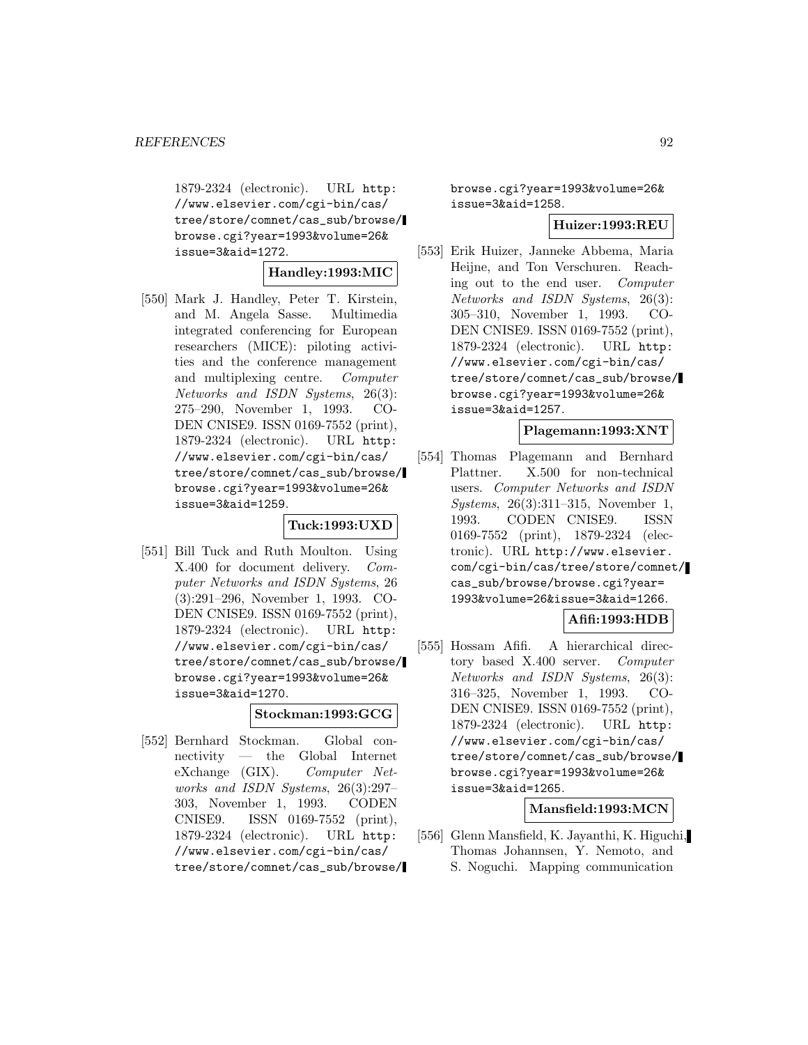1879-2324 (electronic). URL http://www.elsevier.com/cgi-bin/cas/tree/store/comnet/cas_sub/browse/browse.cgi?year=1993&volume=26&issue=3&aid=1272.

**Handley:1993:MIC**

[550] Mark J. Handley, Peter T. Kirstein, and M. Angela Sasse. Multimedia integrated conferencing for European researchers (MICE): piloting activities and the conference management and multiplexing centre. *Computer Networks and ISDN Systems*, 26(3): 275–290, November 1, 1993. CODEN CNISE9. ISSN 0169-7552 (print), 1879-2324 (electronic). URL http://www.elsevier.com/cgi-bin/cas/tree/store/comnet/cas_sub/browse/browse.cgi?year=1993&volume=26&issue=3&aid=1259.

**Tuck:1993:UXD**

[551] Bill Tuck and Ruth Moulton. Using X.400 for document delivery. *Computer Networks and ISDN Systems*, 26 (3):291–296, November 1, 1993. CODEN CNISE9. ISSN 0169-7552 (print), 1879-2324 (electronic). URL http://www.elsevier.com/cgi-bin/cas/tree/store/comnet/cas_sub/browse/browse.cgi?year=1993&volume=26&issue=3&aid=1270.

**Stockman:1993:GCG**

[552] Bernhard Stockman. Global connectivity — the Global Internet eXchange (GIX). *Computer Networks and ISDN Systems*, 26(3):297–303, November 1, 1993. CODEN CNISE9. ISSN 0169-7552 (print), 1879-2324 (electronic). URL http://www.elsevier.com/cgi-bin/cas/tree/store/comnet/cas_sub/browse/browse.cgi?year=1993&volume=26&issue=3&aid=1258.

**Huizer:1993:REU**

[553] Erik Huizer, Janneke Abbema, Maria Heijne, and Ton Verschuren. Reaching out to the end user. *Computer Networks and ISDN Systems*, 26(3): 305–310, November 1, 1993. CODEN CNISE9. ISSN 0169-7552 (print), 1879-2324 (electronic). URL http://www.elsevier.com/cgi-bin/cas/tree/store/comnet/cas_sub/browse/browse.cgi?year=1993&volume=26&issue=3&aid=1257.

**Plagemann:1993:XNT**

[554] Thomas Plagemann and Bernhard Plattner. X.500 for non-technical users. *Computer Networks and ISDN Systems*, 26(3):311–315, November 1, 1993. CODEN CNISE9. ISSN 0169-7552 (print), 1879-2324 (electronic). URL http://www.elsevier.com/cgi-bin/cas/tree/store/comnet/cas_sub/browse/browse.cgi?year=1993&volume=26&issue=3&aid=1266.

**Afifi:1993:HDB**

[555] Hossam Afifi. A hierarchical directory based X.400 server. *Computer Networks and ISDN Systems*, 26(3): 316–325, November 1, 1993. CODEN CNISE9. ISSN 0169-7552 (print), 1879-2324 (electronic). URL http://www.elsevier.com/cgi-bin/cas/tree/store/comnet/cas_sub/browse/browse.cgi?year=1993&volume=26&issue=3&aid=1265.

**Mansfield:1993:MCN**

[556] Glenn Mansfield, K. Jayanthi, K. Higuchi, Thomas Johannsen, Y. Nemoto, and S. Noguchi. Mapping communication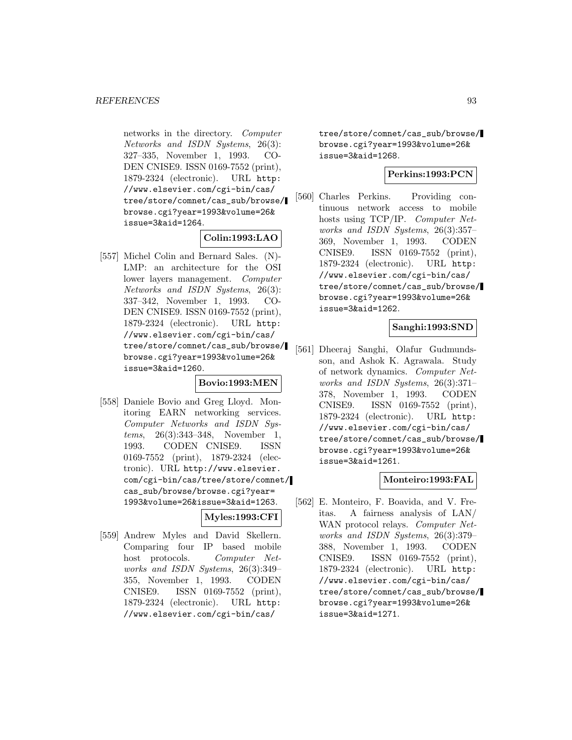networks in the directory. *Computer Networks and ISDN Systems*, 26(3): 327–335, November 1, 1993. CODEN CNISE9. ISSN 0169-7552 (print), 1879-2324 (electronic). URL http://www.elsevier.com/cgi-bin/cas/tree/store/comnet/cas_sub/browse/browse.cgi?year=1993&volume=26&issue=3&aid=1264.

**Colin:1993:LAO**

[557] Michel Colin and Bernard Sales. (N)-LMP: an architecture for the OSI lower layers management. *Computer Networks and ISDN Systems*, 26(3): 337–342, November 1, 1993. CODEN CNISE9. ISSN 0169-7552 (print), 1879-2324 (electronic). URL http://www.elsevier.com/cgi-bin/cas/tree/store/comnet/cas_sub/browse/browse.cgi?year=1993&volume=26&issue=3&aid=1260.

**Bovio:1993:MEN**

[558] Daniele Bovio and Greg Lloyd. Monitoring EARN networking services. *Computer Networks and ISDN Systems*, 26(3):343–348, November 1, 1993. CODEN CNISE9. ISSN 0169-7552 (print), 1879-2324 (electronic). URL http://www.elsevier.com/cgi-bin/cas/tree/store/comnet/cas_sub/browse/browse.cgi?year=1993&volume=26&issue=3&aid=1263.

**Myles:1993:CFI**

[559] Andrew Myles and David Skellern. Comparing four IP based mobile host protocols. *Computer Networks and ISDN Systems*, 26(3):349–355, November 1, 1993. CODEN CNISE9. ISSN 0169-7552 (print), 1879-2324 (electronic). URL http://www.elsevier.com/cgi-bin/cas/tree/store/comnet/cas_sub/browse/browse.cgi?year=1993&volume=26&issue=3&aid=1268.

**Perkins:1993:PCN**

[560] Charles Perkins. Providing continuous network access to mobile hosts using TCP/IP. *Computer Networks and ISDN Systems*, 26(3):357–369, November 1, 1993. CODEN CNISE9. ISSN 0169-7552 (print), 1879-2324 (electronic). URL http://www.elsevier.com/cgi-bin/cas/tree/store/comnet/cas_sub/browse/browse.cgi?year=1993&volume=26&issue=3&aid=1262.

**Sanghi:1993:SND**

[561] Dheeraj Sanghi, Olafur Gudmundsson, and Ashok K. Agrawala. Study of network dynamics. *Computer Networks and ISDN Systems*, 26(3):371–378, November 1, 1993. CODEN CNISE9. ISSN 0169-7552 (print), 1879-2324 (electronic). URL http://www.elsevier.com/cgi-bin/cas/tree/store/comnet/cas_sub/browse/browse.cgi?year=1993&volume=26&issue=3&aid=1261.

**Monteiro:1993:FAL**

[562] E. Monteiro, F. Boavida, and V. Freitas. A fairness analysis of LAN/WAN protocol relays. *Computer Networks and ISDN Systems*, 26(3):379–388, November 1, 1993. CODEN CNISE9. ISSN 0169-7552 (print), 1879-2324 (electronic). URL http://www.elsevier.com/cgi-bin/cas/tree/store/comnet/cas_sub/browse/browse.cgi?year=1993&volume=26&issue=3&aid=1271.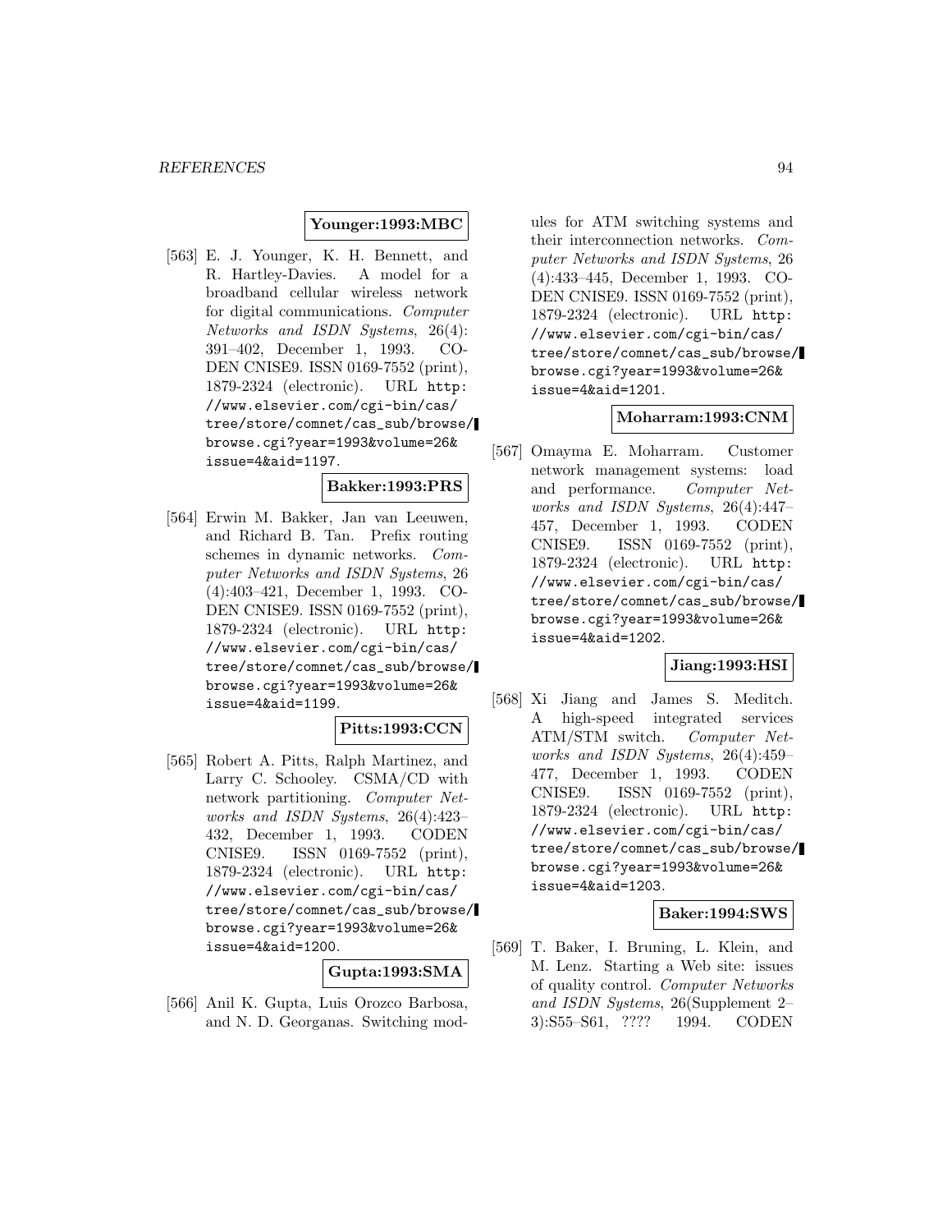**Younger:1993:MBC**

[563] E. J. Younger, K. H. Bennett, and R. Hartley-Davies. A model for a broadband cellular wireless network for digital communications. *Computer Networks and ISDN Systems*, 26(4): 391–402, December 1, 1993. CODEN CNISE9. ISSN 0169-7552 (print), 1879-2324 (electronic). URL `http://www.elsevier.com/cgi-bin/cas/tree/store/comnet/cas_sub/browse/browse.cgi?year=1993&volume=26&issue=4&aid=1197`.

**Bakker:1993:PRS**

[564] Erwin M. Bakker, Jan van Leeuwen, and Richard B. Tan. Prefix routing schemes in dynamic networks. *Computer Networks and ISDN Systems*, 26 (4):403–421, December 1, 1993. CODEN CNISE9. ISSN 0169-7552 (print), 1879-2324 (electronic). URL `http://www.elsevier.com/cgi-bin/cas/tree/store/comnet/cas_sub/browse/browse.cgi?year=1993&volume=26&issue=4&aid=1199`.

**Pitts:1993:CCN**

[565] Robert A. Pitts, Ralph Martinez, and Larry C. Schooley. CSMA/CD with network partitioning. *Computer Networks and ISDN Systems*, 26(4):423–432, December 1, 1993. CODEN CNISE9. ISSN 0169-7552 (print), 1879-2324 (electronic). URL `http://www.elsevier.com/cgi-bin/cas/tree/store/comnet/cas_sub/browse/browse.cgi?year=1993&volume=26&issue=4&aid=1200`.

**Gupta:1993:SMA**

[566] Anil K. Gupta, Luis Orozco Barbosa, and N. D. Georganas. Switching modules for ATM switching systems and their interconnection networks. *Computer Networks and ISDN Systems*, 26 (4):433–445, December 1, 1993. CODEN CNISE9. ISSN 0169-7552 (print), 1879-2324 (electronic). URL `http://www.elsevier.com/cgi-bin/cas/tree/store/comnet/cas_sub/browse/browse.cgi?year=1993&volume=26&issue=4&aid=1201`.

**Moharram:1993:CNM**

[567] Omayma E. Moharram. Customer network management systems: load and performance. *Computer Networks and ISDN Systems*, 26(4):447–457, December 1, 1993. CODEN CNISE9. ISSN 0169-7552 (print), 1879-2324 (electronic). URL `http://www.elsevier.com/cgi-bin/cas/tree/store/comnet/cas_sub/browse/browse.cgi?year=1993&volume=26&issue=4&aid=1202`.

**Jiang:1993:HSI**

[568] Xi Jiang and James S. Meditch. A high-speed integrated services ATM/STM switch. *Computer Networks and ISDN Systems*, 26(4):459–477, December 1, 1993. CODEN CNISE9. ISSN 0169-7552 (print), 1879-2324 (electronic). URL `http://www.elsevier.com/cgi-bin/cas/tree/store/comnet/cas_sub/browse/browse.cgi?year=1993&volume=26&issue=4&aid=1203`.

**Baker:1994:SWS**

[569] T. Baker, I. Bruning, L. Klein, and M. Lenz. Starting a Web site: issues of quality control. *Computer Networks and ISDN Systems*, 26(Supplement 2–3):S55–S61, ???? 1994. CODEN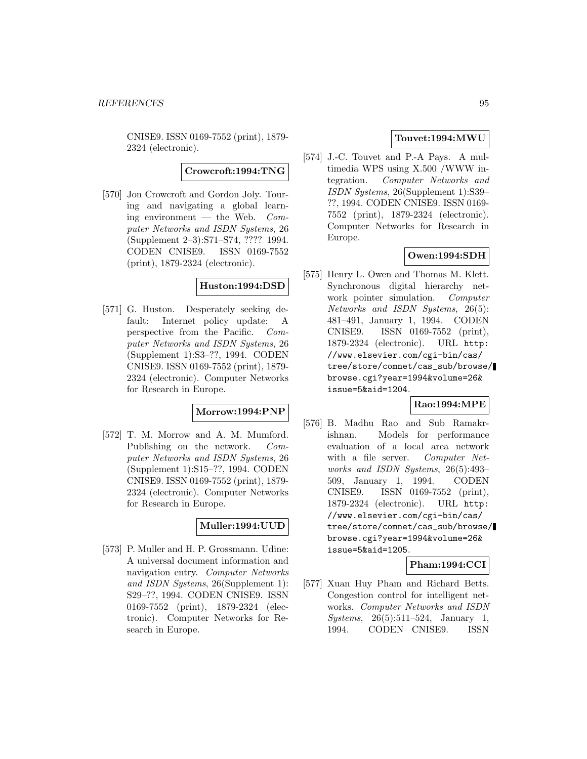CNISE9. ISSN 0169-7552 (print), 1879-2324 (electronic).

**Crowcroft:1994:TNG**

[570] Jon Crowcroft and Gordon Joly. Touring and navigating a global learning environment — the Web. *Computer Networks and ISDN Systems*, 26 (Supplement 2–3):S71–S74, ???? 1994. CODEN CNISE9. ISSN 0169-7552 (print), 1879-2324 (electronic).

**Huston:1994:DSD**

[571] G. Huston. Desperately seeking default: Internet policy update: A perspective from the Pacific. *Computer Networks and ISDN Systems*, 26 (Supplement 1):S3–??, 1994. CODEN CNISE9. ISSN 0169-7552 (print), 1879-2324 (electronic). Computer Networks for Research in Europe.

**Morrow:1994:PNP**

[572] T. M. Morrow and A. M. Mumford. Publishing on the network. *Computer Networks and ISDN Systems*, 26 (Supplement 1):S15–??, 1994. CODEN CNISE9. ISSN 0169-7552 (print), 1879-2324 (electronic). Computer Networks for Research in Europe.

**Muller:1994:UUD**

[573] P. Muller and H. P. Grossmann. Udine: A universal document information and navigation entry. *Computer Networks and ISDN Systems*, 26(Supplement 1): S29–??, 1994. CODEN CNISE9. ISSN 0169-7552 (print), 1879-2324 (electronic). Computer Networks for Research in Europe.

**Touvet:1994:MWU**

[574] J.-C. Touvet and P.-A Pays. A multimedia WPS using X.500 /WWW integration. *Computer Networks and ISDN Systems*, 26(Supplement 1):S39–??, 1994. CODEN CNISE9. ISSN 0169-7552 (print), 1879-2324 (electronic). Computer Networks for Research in Europe.

**Owen:1994:SDH**

[575] Henry L. Owen and Thomas M. Klett. Synchronous digital hierarchy network pointer simulation. *Computer Networks and ISDN Systems*, 26(5): 481–491, January 1, 1994. CODEN CNISE9. ISSN 0169-7552 (print), 1879-2324 (electronic). URL `http://www.elsevier.com/cgi-bin/cas/tree/store/comnet/cas_sub/browse/browse.cgi?year=1994&volume=26&issue=5&aid=1204`.

**Rao:1994:MPE**

[576] B. Madhu Rao and Sub Ramakrishnan. Models for performance evaluation of a local area network with a file server. *Computer Networks and ISDN Systems*, 26(5):493–509, January 1, 1994. CODEN CNISE9. ISSN 0169-7552 (print), 1879-2324 (electronic). URL `http://www.elsevier.com/cgi-bin/cas/tree/store/comnet/cas_sub/browse/browse.cgi?year=1994&volume=26&issue=5&aid=1205`.

**Pham:1994:CCI**

[577] Xuan Huy Pham and Richard Betts. Congestion control for intelligent networks. *Computer Networks and ISDN Systems*, 26(5):511–524, January 1, 1994. CODEN CNISE9. ISSN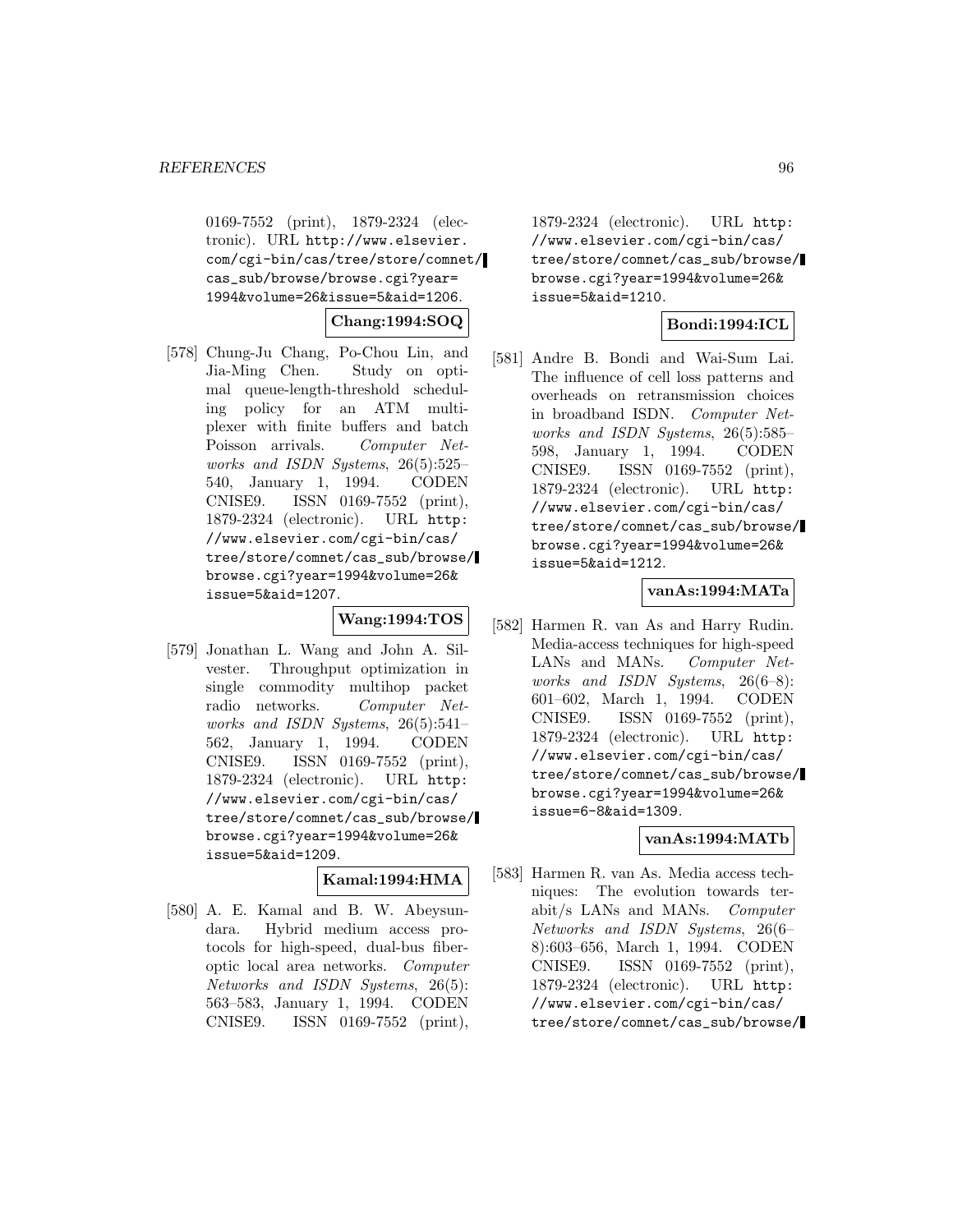0169-7552 (print), 1879-2324 (electronic). URL http://www.elsevier.com/cgi-bin/cas/tree/store/comnet/cas_sub/browse/browse.cgi?year=1994&volume=26&issue=5&aid=1206.

**Chang:1994:SOQ**

[578] Chung-Ju Chang, Po-Chou Lin, and Jia-Ming Chen. Study on optimal queue-length-threshold scheduling policy for an ATM multiplexer with finite buffers and batch Poisson arrivals. *Computer Networks and ISDN Systems*, 26(5):525–540, January 1, 1994. CODEN CNISE9. ISSN 0169-7552 (print), 1879-2324 (electronic). URL http://www.elsevier.com/cgi-bin/cas/tree/store/comnet/cas_sub/browse/browse.cgi?year=1994&volume=26&issue=5&aid=1207.

**Wang:1994:TOS**

[579] Jonathan L. Wang and John A. Silvester. Throughput optimization in single commodity multihop packet radio networks. *Computer Networks and ISDN Systems*, 26(5):541–562, January 1, 1994. CODEN CNISE9. ISSN 0169-7552 (print), 1879-2324 (electronic). URL http://www.elsevier.com/cgi-bin/cas/tree/store/comnet/cas_sub/browse/browse.cgi?year=1994&volume=26&issue=5&aid=1209.

**Kamal:1994:HMA**

[580] A. E. Kamal and B. W. Abeysundara. Hybrid medium access protocols for high-speed, dual-bus fiber-optic local area networks. *Computer Networks and ISDN Systems*, 26(5):563–583, January 1, 1994. CODEN CNISE9. ISSN 0169-7552 (print), 1879-2324 (electronic). URL http://www.elsevier.com/cgi-bin/cas/tree/store/comnet/cas_sub/browse/browse.cgi?year=1994&volume=26&issue=5&aid=1210.

**Bondi:1994:ICL**

[581] Andre B. Bondi and Wai-Sum Lai. The influence of cell loss patterns and overheads on retransmission choices in broadband ISDN. *Computer Networks and ISDN Systems*, 26(5):585–598, January 1, 1994. CODEN CNISE9. ISSN 0169-7552 (print), 1879-2324 (electronic). URL http://www.elsevier.com/cgi-bin/cas/tree/store/comnet/cas_sub/browse/browse.cgi?year=1994&volume=26&issue=5&aid=1212.

**vanAs:1994:MATa**

[582] Harmen R. van As and Harry Rudin. Media-access techniques for high-speed LANs and MANs. *Computer Networks and ISDN Systems*, 26(6–8):601–602, March 1, 1994. CODEN CNISE9. ISSN 0169-7552 (print), 1879-2324 (electronic). URL http://www.elsevier.com/cgi-bin/cas/tree/store/comnet/cas_sub/browse/browse.cgi?year=1994&volume=26&issue=6-8&aid=1309.

**vanAs:1994:MATb**

[583] Harmen R. van As. Media access techniques: The evolution towards terabit/s LANs and MANs. *Computer Networks and ISDN Systems*, 26(6–8):603–656, March 1, 1994. CODEN CNISE9. ISSN 0169-7552 (print), 1879-2324 (electronic). URL http://www.elsevier.com/cgi-bin/cas/tree/store/comnet/cas_sub/browse/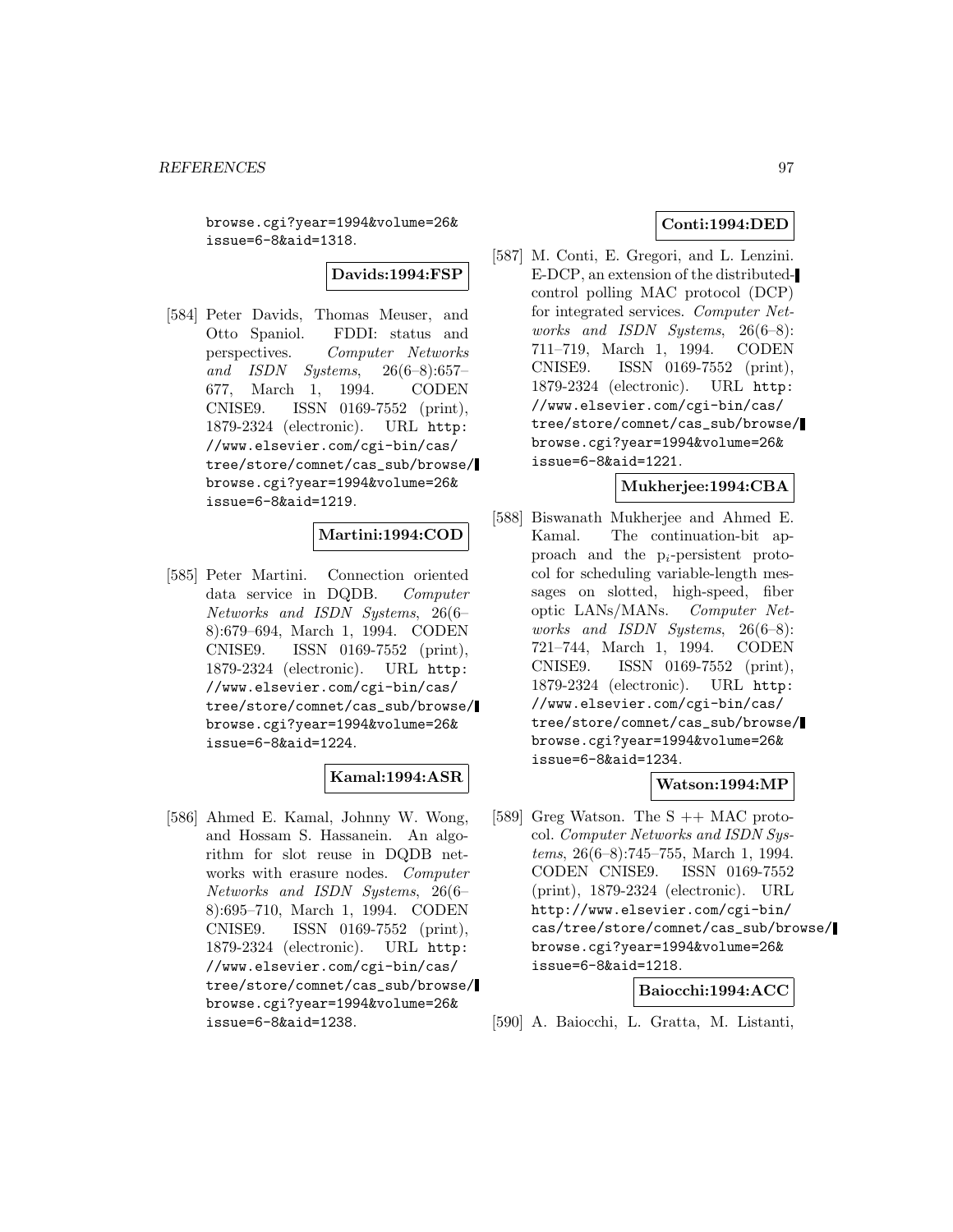browse.cgi?year=1994&volume=26&issue=6-8&aid=1318.

**Davids:1994:FSP**

[584] Peter Davids, Thomas Meuser, and Otto Spaniol. FDDI: status and perspectives. *Computer Networks and ISDN Systems*, 26(6–8):657–677, March 1, 1994. CODEN CNISE9. ISSN 0169-7552 (print), 1879-2324 (electronic). URL http://www.elsevier.com/cgi-bin/cas/tree/store/comnet/cas_sub/browse/browse.cgi?year=1994&volume=26&issue=6-8&aid=1219.

**Martini:1994:COD**

[585] Peter Martini. Connection oriented data service in DQDB. *Computer Networks and ISDN Systems*, 26(6–8):679–694, March 1, 1994. CODEN CNISE9. ISSN 0169-7552 (print), 1879-2324 (electronic). URL http://www.elsevier.com/cgi-bin/cas/tree/store/comnet/cas_sub/browse/browse.cgi?year=1994&volume=26&issue=6-8&aid=1224.

**Kamal:1994:ASR**

[586] Ahmed E. Kamal, Johnny W. Wong, and Hossam S. Hassanein. An algorithm for slot reuse in DQDB networks with erasure nodes. *Computer Networks and ISDN Systems*, 26(6–8):695–710, March 1, 1994. CODEN CNISE9. ISSN 0169-7552 (print), 1879-2324 (electronic). URL http://www.elsevier.com/cgi-bin/cas/tree/store/comnet/cas_sub/browse/browse.cgi?year=1994&volume=26&issue=6-8&aid=1238.

**Conti:1994:DED**

[587] M. Conti, E. Gregori, and L. Lenzini. E-DCP, an extension of the distributed-control polling MAC protocol (DCP) for integrated services. *Computer Networks and ISDN Systems*, 26(6–8):711–719, March 1, 1994. CODEN CNISE9. ISSN 0169-7552 (print), 1879-2324 (electronic). URL http://www.elsevier.com/cgi-bin/cas/tree/store/comnet/cas_sub/browse/browse.cgi?year=1994&volume=26&issue=6-8&aid=1221.

**Mukherjee:1994:CBA**

[588] Biswanath Mukherjee and Ahmed E. Kamal. The continuation-bit approach and the $p_i$-persistent protocol for scheduling variable-length messages on slotted, high-speed, fiber optic LANs/MANs. *Computer Networks and ISDN Systems*, 26(6–8):721–744, March 1, 1994. CODEN CNISE9. ISSN 0169-7552 (print), 1879-2324 (electronic). URL http://www.elsevier.com/cgi-bin/cas/tree/store/comnet/cas_sub/browse/browse.cgi?year=1994&volume=26&issue=6-8&aid=1234.

**Watson:1994:MP**

[589] Greg Watson. The S ++ MAC protocol. *Computer Networks and ISDN Systems*, 26(6–8):745–755, March 1, 1994. CODEN CNISE9. ISSN 0169-7552 (print), 1879-2324 (electronic). URL http://www.elsevier.com/cgi-bin/cas/tree/store/comnet/cas_sub/browse/browse.cgi?year=1994&volume=26&issue=6-8&aid=1218.

**Baiocchi:1994:ACC**

[590] A. Baiocchi, L. Gratta, M. Listanti,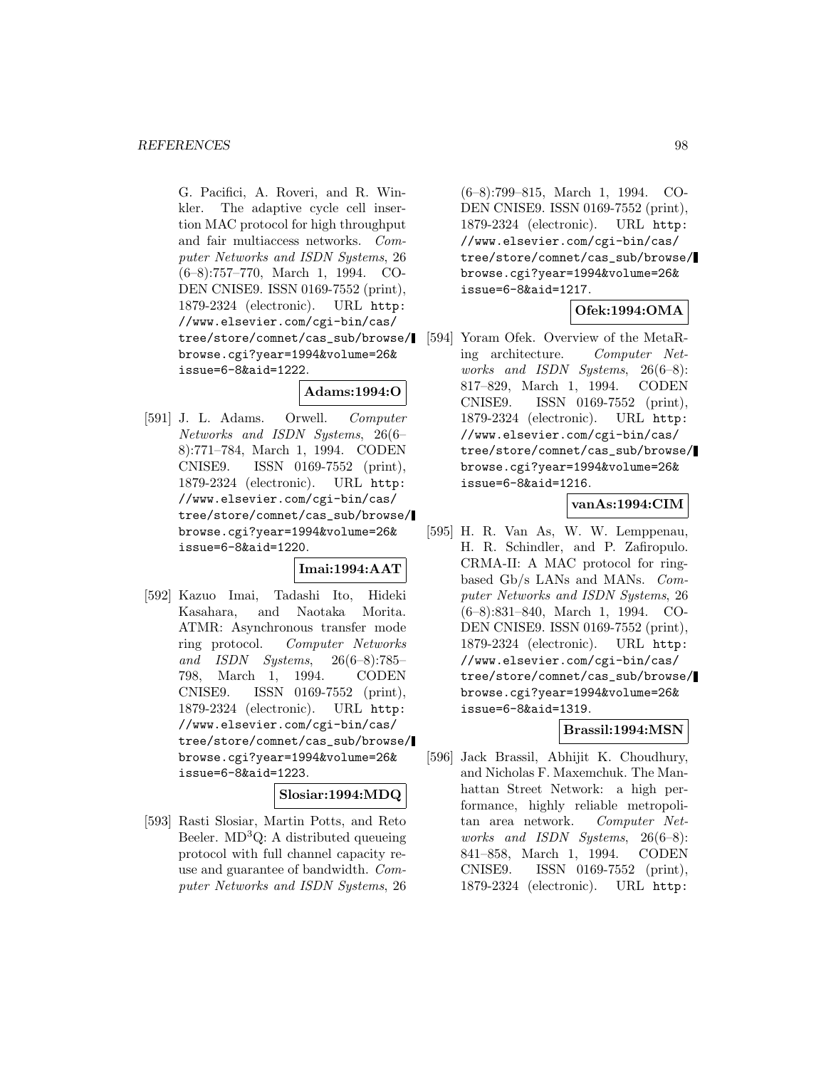G. Pacifici, A. Roveri, and R. Winkler. The adaptive cycle cell insertion MAC protocol for high throughput and fair multiaccess networks. *Computer Networks and ISDN Systems*, 26 (6–8):757–770, March 1, 1994. CODEN CNISE9. ISSN 0169-7552 (print), 1879-2324 (electronic). URL http://www.elsevier.com/cgi-bin/cas/tree/store/comnet/cas_sub/browse/browse.cgi?year=1994&volume=26&issue=6-8&aid=1222.

**Adams:1994:O**

[591] J. L. Adams. Orwell. *Computer Networks and ISDN Systems*, 26(6–8):771–784, March 1, 1994. CODEN CNISE9. ISSN 0169-7552 (print), 1879-2324 (electronic). URL http://www.elsevier.com/cgi-bin/cas/tree/store/comnet/cas_sub/browse/browse.cgi?year=1994&volume=26&issue=6-8&aid=1220.

**Imai:1994:AAT**

[592] Kazuo Imai, Tadashi Ito, Hideki Kasahara, and Naotaka Morita. ATMR: Asynchronous transfer mode ring protocol. *Computer Networks and ISDN Systems*, 26(6–8):785–798, March 1, 1994. CODEN CNISE9. ISSN 0169-7552 (print), 1879-2324 (electronic). URL http://www.elsevier.com/cgi-bin/cas/tree/store/comnet/cas_sub/browse/browse.cgi?year=1994&volume=26&issue=6-8&aid=1223.

**Slosiar:1994:MDQ**

[593] Rasti Slosiar, Martin Potts, and Reto Beeler. MD$^3$Q: A distributed queueing protocol with full channel capacity reuse and guarantee of bandwidth. *Computer Networks and ISDN Systems*, 26 (6–8):799–815, March 1, 1994. CODEN CNISE9. ISSN 0169-7552 (print), 1879-2324 (electronic). URL http://www.elsevier.com/cgi-bin/cas/tree/store/comnet/cas_sub/browse/browse.cgi?year=1994&volume=26&issue=6-8&aid=1217.

**Ofek:1994:OMA**

[594] Yoram Ofek. Overview of the MetaRing architecture. *Computer Networks and ISDN Systems*, 26(6–8): 817–829, March 1, 1994. CODEN CNISE9. ISSN 0169-7552 (print), 1879-2324 (electronic). URL http://www.elsevier.com/cgi-bin/cas/tree/store/comnet/cas_sub/browse/browse.cgi?year=1994&volume=26&issue=6-8&aid=1216.

**vanAs:1994:CIM**

[595] H. R. Van As, W. W. Lemppenau, H. R. Schindler, and P. Zafiropulo. CRMA-II: A MAC protocol for ring-based Gb/s LANs and MANs. *Computer Networks and ISDN Systems*, 26 (6–8):831–840, March 1, 1994. CODEN CNISE9. ISSN 0169-7552 (print), 1879-2324 (electronic). URL http://www.elsevier.com/cgi-bin/cas/tree/store/comnet/cas_sub/browse/browse.cgi?year=1994&volume=26&issue=6-8&aid=1319.

**Brassil:1994:MSN**

[596] Jack Brassil, Abhijit K. Choudhury, and Nicholas F. Maxemchuk. The Manhattan Street Network: a high performance, highly reliable metropolitan area network. *Computer Networks and ISDN Systems*, 26(6–8): 841–858, March 1, 1994. CODEN CNISE9. ISSN 0169-7552 (print), 1879-2324 (electronic). URL http: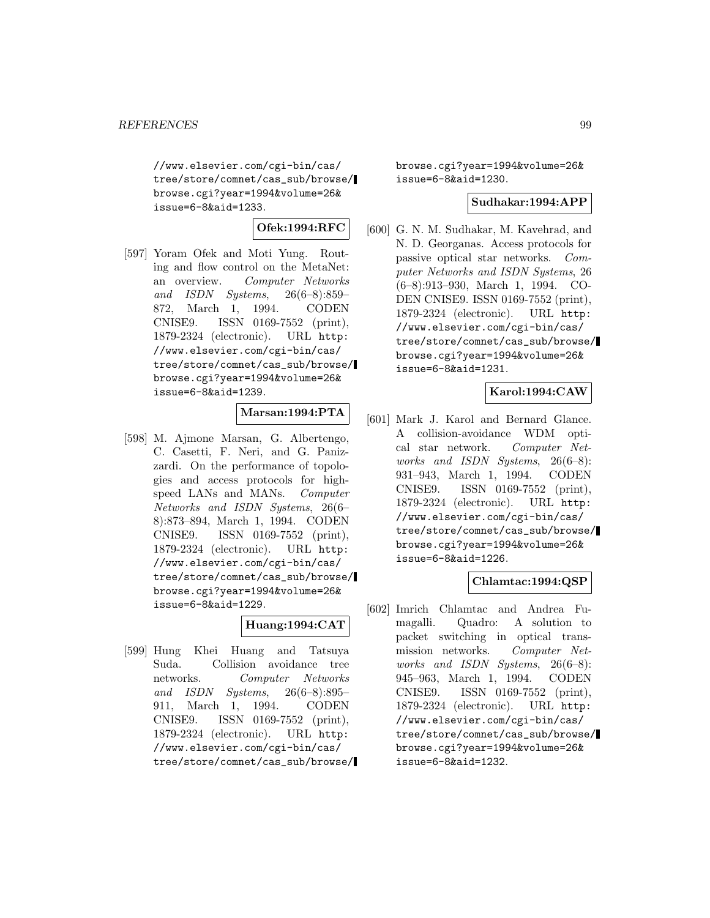//www.elsevier.com/cgi-bin/cas/tree/store/comnet/cas_sub/browse/browse.cgi?year=1994&volume=26&issue=6-8&aid=1233.

**Ofek:1994:RFC**

[597] Yoram Ofek and Moti Yung. Routing and flow control on the MetaNet: an overview. *Computer Networks and ISDN Systems*, 26(6–8):859–872, March 1, 1994. CODEN CNISE9. ISSN 0169-7552 (print), 1879-2324 (electronic). URL http://www.elsevier.com/cgi-bin/cas/tree/store/comnet/cas_sub/browse/browse.cgi?year=1994&volume=26&issue=6-8&aid=1239.

**Marsan:1994:PTA**

[598] M. Ajmone Marsan, G. Albertengo, C. Casetti, F. Neri, and G. Panizzardi. On the performance of topologies and access protocols for high-speed LANs and MANs. *Computer Networks and ISDN Systems*, 26(6–8):873–894, March 1, 1994. CODEN CNISE9. ISSN 0169-7552 (print), 1879-2324 (electronic). URL http://www.elsevier.com/cgi-bin/cas/tree/store/comnet/cas_sub/browse/browse.cgi?year=1994&volume=26&issue=6-8&aid=1229.

**Huang:1994:CAT**

[599] Hung Khei Huang and Tatsuya Suda. Collision avoidance tree networks. *Computer Networks and ISDN Systems*, 26(6–8):895–911, March 1, 1994. CODEN CNISE9. ISSN 0169-7552 (print), 1879-2324 (electronic). URL http://www.elsevier.com/cgi-bin/cas/tree/store/comnet/cas_sub/browse/browse.cgi?year=1994&volume=26&issue=6-8&aid=1230.

**Sudhakar:1994:APP**

[600] G. N. M. Sudhakar, M. Kavehrad, and N. D. Georganas. Access protocols for passive optical star networks. *Computer Networks and ISDN Systems*, 26 (6–8):913–930, March 1, 1994. CODEN CNISE9. ISSN 0169-7552 (print), 1879-2324 (electronic). URL http://www.elsevier.com/cgi-bin/cas/tree/store/comnet/cas_sub/browse/browse.cgi?year=1994&volume=26&issue=6-8&aid=1231.

**Karol:1994:CAW**

[601] Mark J. Karol and Bernard Glance. A collision-avoidance WDM optical star network. *Computer Networks and ISDN Systems*, 26(6–8):931–943, March 1, 1994. CODEN CNISE9. ISSN 0169-7552 (print), 1879-2324 (electronic). URL http://www.elsevier.com/cgi-bin/cas/tree/store/comnet/cas_sub/browse/browse.cgi?year=1994&volume=26&issue=6-8&aid=1226.

**Chlamtac:1994:QSP**

[602] Imrich Chlamtac and Andrea Fumagalli. Quadro: A solution to packet switching in optical transmission networks. *Computer Networks and ISDN Systems*, 26(6–8):945–963, March 1, 1994. CODEN CNISE9. ISSN 0169-7552 (print), 1879-2324 (electronic). URL http://www.elsevier.com/cgi-bin/cas/tree/store/comnet/cas_sub/browse/browse.cgi?year=1994&volume=26&issue=6-8&aid=1232.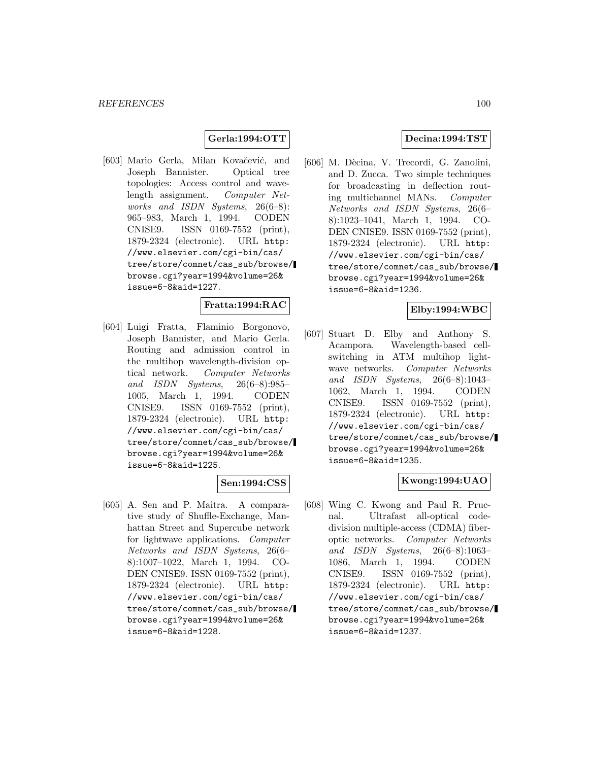**Gerla:1994:OTT**

[603] Mario Gerla, Milan Kovačević, and Joseph Bannister. Optical tree topologies: Access control and wavelength assignment. *Computer Networks and ISDN Systems*, 26(6–8): 965–983, March 1, 1994. CODEN CNISE9. ISSN 0169-7552 (print), 1879-2324 (electronic). URL http://www.elsevier.com/cgi-bin/cas/tree/store/comnet/cas_sub/browse/browse.cgi?year=1994&volume=26&issue=6-8&aid=1227.

**Fratta:1994:RAC**

[604] Luigi Fratta, Flaminio Borgonovo, Joseph Bannister, and Mario Gerla. Routing and admission control in the multihop wavelength-division optical network. *Computer Networks and ISDN Systems*, 26(6–8):985–1005, March 1, 1994. CODEN CNISE9. ISSN 0169-7552 (print), 1879-2324 (electronic). URL http://www.elsevier.com/cgi-bin/cas/tree/store/comnet/cas_sub/browse/browse.cgi?year=1994&volume=26&issue=6-8&aid=1225.

**Sen:1994:CSS**

[605] A. Sen and P. Maitra. A comparative study of Shuffle-Exchange, Manhattan Street and Supercube network for lightwave applications. *Computer Networks and ISDN Systems*, 26(6–8):1007–1022, March 1, 1994. CODEN CNISE9. ISSN 0169-7552 (print), 1879-2324 (electronic). URL http://www.elsevier.com/cgi-bin/cas/tree/store/comnet/cas_sub/browse/browse.cgi?year=1994&volume=26&issue=6-8&aid=1228.

**Decina:1994:TST**

[606] M. Dècina, V. Trecordi, G. Zanolini, and D. Zucca. Two simple techniques for broadcasting in deflection routing multichannel MANs. *Computer Networks and ISDN Systems*, 26(6–8):1023–1041, March 1, 1994. CODEN CNISE9. ISSN 0169-7552 (print), 1879-2324 (electronic). URL http://www.elsevier.com/cgi-bin/cas/tree/store/comnet/cas_sub/browse/browse.cgi?year=1994&volume=26&issue=6-8&aid=1236.

**Elby:1994:WBC**

[607] Stuart D. Elby and Anthony S. Acampora. Wavelength-based cell-switching in ATM multihop lightwave networks. *Computer Networks and ISDN Systems*, 26(6–8):1043–1062, March 1, 1994. CODEN CNISE9. ISSN 0169-7552 (print), 1879-2324 (electronic). URL http://www.elsevier.com/cgi-bin/cas/tree/store/comnet/cas_sub/browse/browse.cgi?year=1994&volume=26&issue=6-8&aid=1235.

**Kwong:1994:UAO**

[608] Wing C. Kwong and Paul R. Prucnal. Ultrafast all-optical code-division multiple-access (CDMA) fiber-optic networks. *Computer Networks and ISDN Systems*, 26(6–8):1063–1086, March 1, 1994. CODEN CNISE9. ISSN 0169-7552 (print), 1879-2324 (electronic). URL http://www.elsevier.com/cgi-bin/cas/tree/store/comnet/cas_sub/browse/browse.cgi?year=1994&volume=26&issue=6-8&aid=1237.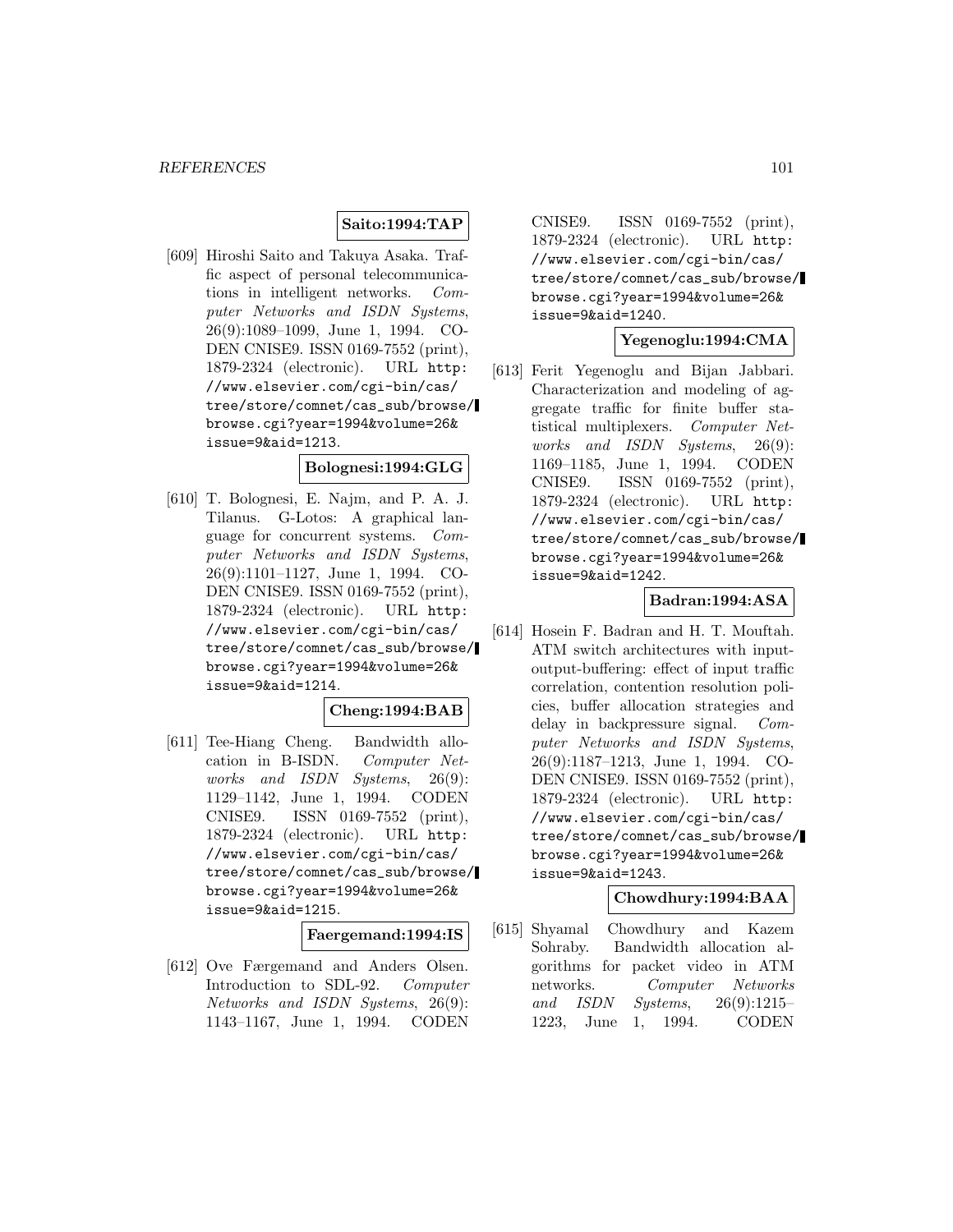**Saito:1994:TAP**

[609] Hiroshi Saito and Takuya Asaka. Traffic aspect of personal telecommunications in intelligent networks. *Computer Networks and ISDN Systems*, 26(9):1089–1099, June 1, 1994. CODEN CNISE9. ISSN 0169-7552 (print), 1879-2324 (electronic). URL http://www.elsevier.com/cgi-bin/cas/tree/store/comnet/cas_sub/browse/browse.cgi?year=1994&volume=26&issue=9&aid=1213.

**Bolognesi:1994:GLG**

[610] T. Bolognesi, E. Najm, and P. A. J. Tilanus. G-Lotos: A graphical language for concurrent systems. *Computer Networks and ISDN Systems*, 26(9):1101–1127, June 1, 1994. CODEN CNISE9. ISSN 0169-7552 (print), 1879-2324 (electronic). URL http://www.elsevier.com/cgi-bin/cas/tree/store/comnet/cas_sub/browse/browse.cgi?year=1994&volume=26&issue=9&aid=1214.

**Cheng:1994:BAB**

[611] Tee-Hiang Cheng. Bandwidth allocation in B-ISDN. *Computer Networks and ISDN Systems*, 26(9):1129–1142, June 1, 1994. CODEN CNISE9. ISSN 0169-7552 (print), 1879-2324 (electronic). URL http://www.elsevier.com/cgi-bin/cas/tree/store/comnet/cas_sub/browse/browse.cgi?year=1994&volume=26&issue=9&aid=1215.

**Faergemand:1994:IS**

[612] Ove Færgemand and Anders Olsen. Introduction to SDL-92. *Computer Networks and ISDN Systems*, 26(9):1143–1167, June 1, 1994. CODEN CNISE9. ISSN 0169-7552 (print), 1879-2324 (electronic). URL http://www.elsevier.com/cgi-bin/cas/tree/store/comnet/cas_sub/browse/browse.cgi?year=1994&volume=26&issue=9&aid=1240.

**Yegenoglu:1994:CMA**

[613] Ferit Yegenoglu and Bijan Jabbari. Characterization and modeling of aggregate traffic for finite buffer statistical multiplexers. *Computer Networks and ISDN Systems*, 26(9):1169–1185, June 1, 1994. CODEN CNISE9. ISSN 0169-7552 (print), 1879-2324 (electronic). URL http://www.elsevier.com/cgi-bin/cas/tree/store/comnet/cas_sub/browse/browse.cgi?year=1994&volume=26&issue=9&aid=1242.

**Badran:1994:ASA**

[614] Hosein F. Badran and H. T. Mouftah. ATM switch architectures with input-output-buffering: effect of input traffic correlation, contention resolution policies, buffer allocation strategies and delay in backpressure signal. *Computer Networks and ISDN Systems*, 26(9):1187–1213, June 1, 1994. CODEN CNISE9. ISSN 0169-7552 (print), 1879-2324 (electronic). URL http://www.elsevier.com/cgi-bin/cas/tree/store/comnet/cas_sub/browse/browse.cgi?year=1994&volume=26&issue=9&aid=1243.

**Chowdhury:1994:BAA**

[615] Shyamal Chowdhury and Kazem Sohraby. Bandwidth allocation algorithms for packet video in ATM networks. *Computer Networks and ISDN Systems*, 26(9):1215–1223, June 1, 1994. CODEN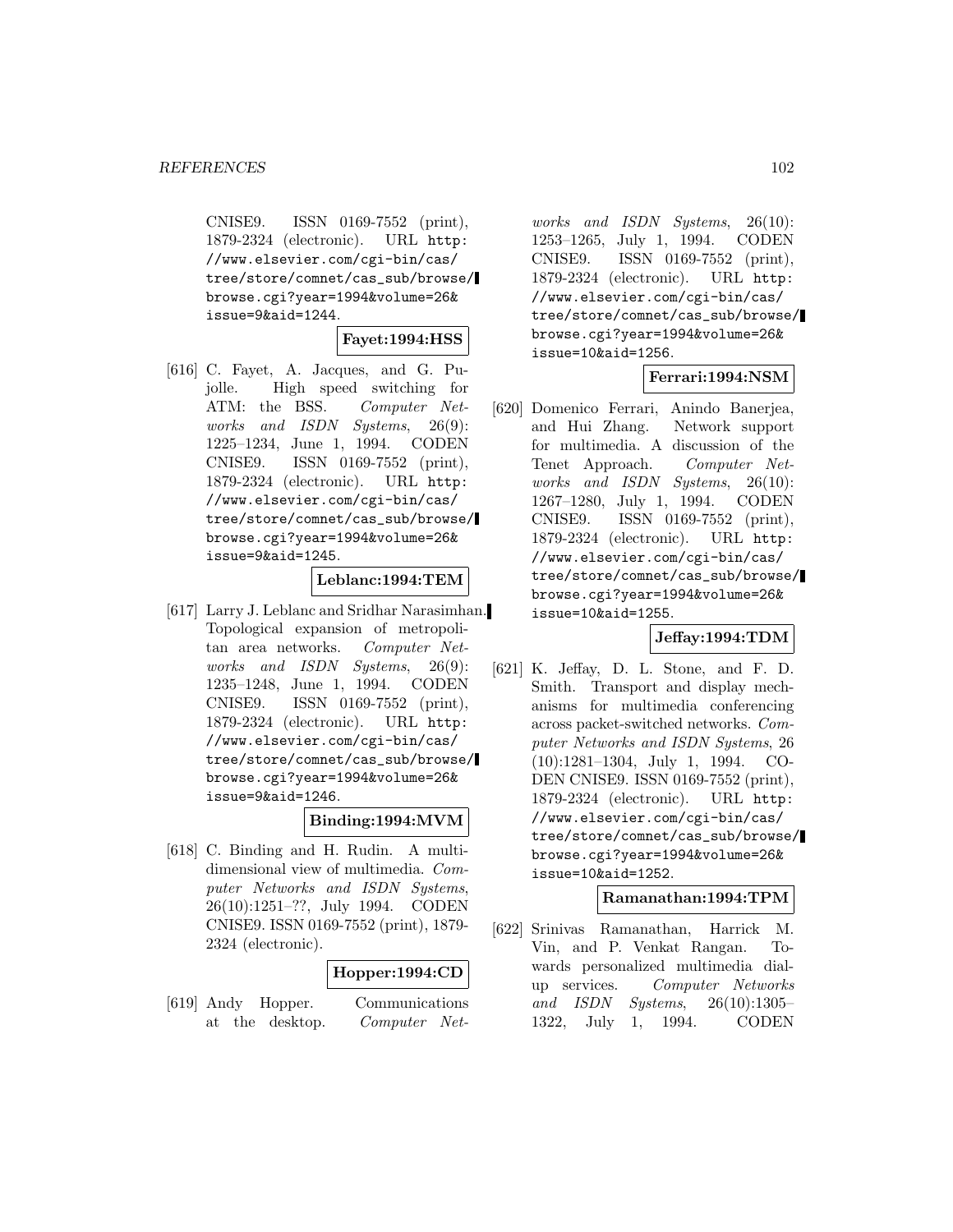CNISE9. ISSN 0169-7552 (print), 1879-2324 (electronic). URL http://www.elsevier.com/cgi-bin/cas/tree/store/comnet/cas_sub/browse/browse.cgi?year=1994&volume=26&issue=9&aid=1244.

**Fayet:1994:HSS**

[616] C. Fayet, A. Jacques, and G. Pujolle. High speed switching for ATM: the BSS. *Computer Networks and ISDN Systems*, 26(9): 1225–1234, June 1, 1994. CODEN CNISE9. ISSN 0169-7552 (print), 1879-2324 (electronic). URL http://www.elsevier.com/cgi-bin/cas/tree/store/comnet/cas_sub/browse/browse.cgi?year=1994&volume=26&issue=9&aid=1245.

**Leblanc:1994:TEM**

[617] Larry J. Leblanc and Sridhar Narasimhan. Topological expansion of metropolitan area networks. *Computer Networks and ISDN Systems*, 26(9): 1235–1248, June 1, 1994. CODEN CNISE9. ISSN 0169-7552 (print), 1879-2324 (electronic). URL http://www.elsevier.com/cgi-bin/cas/tree/store/comnet/cas_sub/browse/browse.cgi?year=1994&volume=26&issue=9&aid=1246.

**Binding:1994:MVM**

[618] C. Binding and H. Rudin. A multidimensional view of multimedia. *Computer Networks and ISDN Systems*, 26(10):1251–??, July 1994. CODEN CNISE9. ISSN 0169-7552 (print), 1879-2324 (electronic).

**Hopper:1994:CD**

[619] Andy Hopper. Communications at the desktop. *Computer Networks and ISDN Systems*, 26(10): 1253–1265, July 1, 1994. CODEN CNISE9. ISSN 0169-7552 (print), 1879-2324 (electronic). URL http://www.elsevier.com/cgi-bin/cas/tree/store/comnet/cas_sub/browse/browse.cgi?year=1994&volume=26&issue=10&aid=1256.

**Ferrari:1994:NSM**

[620] Domenico Ferrari, Anindo Banerjea, and Hui Zhang. Network support for multimedia. A discussion of the Tenet Approach. *Computer Networks and ISDN Systems*, 26(10): 1267–1280, July 1, 1994. CODEN CNISE9. ISSN 0169-7552 (print), 1879-2324 (electronic). URL http://www.elsevier.com/cgi-bin/cas/tree/store/comnet/cas_sub/browse/browse.cgi?year=1994&volume=26&issue=10&aid=1255.

**Jeffay:1994:TDM**

[621] K. Jeffay, D. L. Stone, and F. D. Smith. Transport and display mechanisms for multimedia conferencing across packet-switched networks. *Computer Networks and ISDN Systems*, 26 (10):1281–1304, July 1, 1994. CODEN CNISE9. ISSN 0169-7552 (print), 1879-2324 (electronic). URL http://www.elsevier.com/cgi-bin/cas/tree/store/comnet/cas_sub/browse/browse.cgi?year=1994&volume=26&issue=10&aid=1252.

**Ramanathan:1994:TPM**

[622] Srinivas Ramanathan, Harrick M. Vin, and P. Venkat Rangan. Towards personalized multimedia dial-up services. *Computer Networks and ISDN Systems*, 26(10):1305–1322, July 1, 1994. CODEN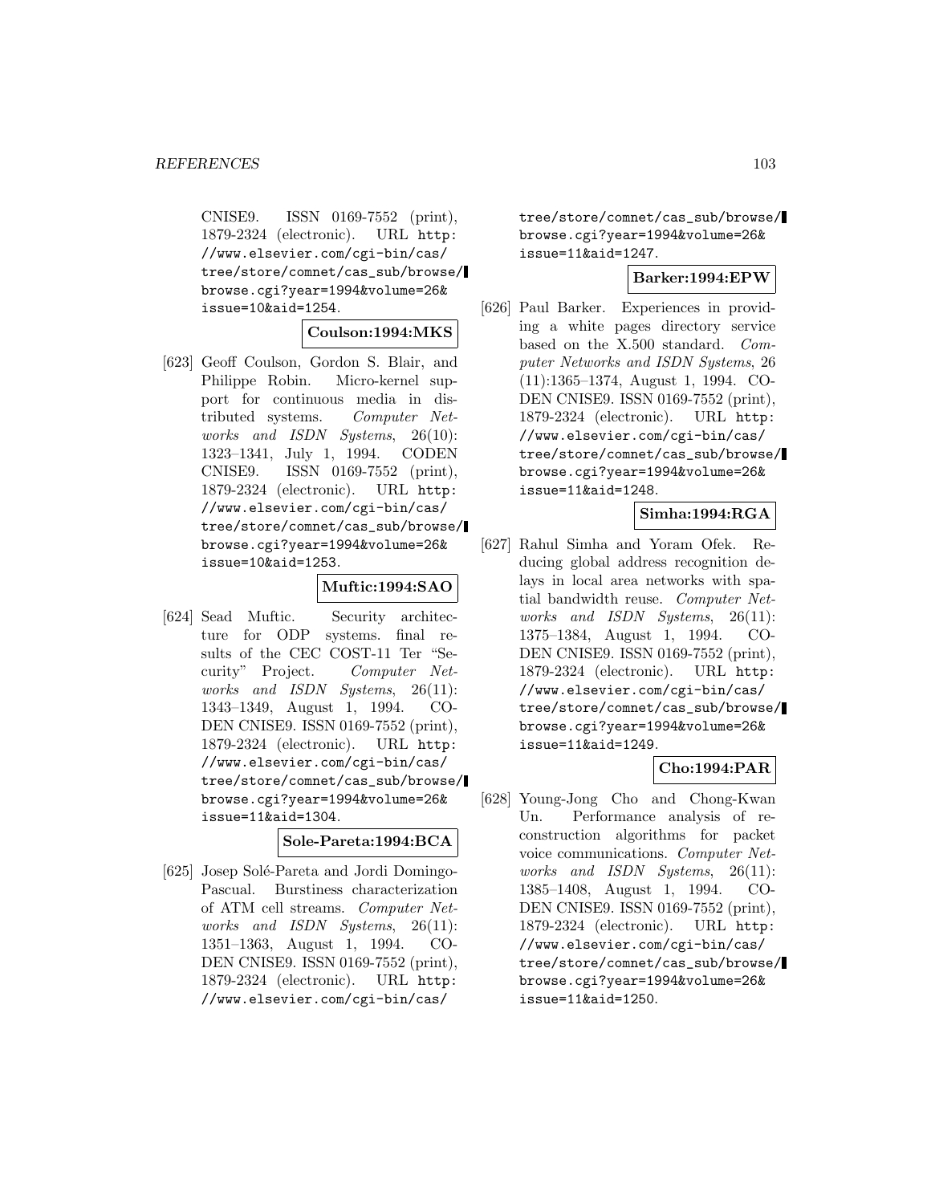CNISE9. ISSN 0169-7552 (print), 1879-2324 (electronic). URL http://www.elsevier.com/cgi-bin/cas/tree/store/comnet/cas_sub/browse/browse.cgi?year=1994&volume=26&issue=10&aid=1254.

**Coulson:1994:MKS**

[623] Geoff Coulson, Gordon S. Blair, and Philippe Robin. Micro-kernel support for continuous media in distributed systems. *Computer Networks and ISDN Systems*, 26(10): 1323–1341, July 1, 1994. CODEN CNISE9. ISSN 0169-7552 (print), 1879-2324 (electronic). URL http://www.elsevier.com/cgi-bin/cas/tree/store/comnet/cas_sub/browse/browse.cgi?year=1994&volume=26&issue=10&aid=1253.

**Muftic:1994:SAO**

[624] Sead Muftic. Security architecture for ODP systems. final results of the CEC COST-11 Ter "Security" Project. *Computer Networks and ISDN Systems*, 26(11): 1343–1349, August 1, 1994. CODEN CNISE9. ISSN 0169-7552 (print), 1879-2324 (electronic). URL http://www.elsevier.com/cgi-bin/cas/tree/store/comnet/cas_sub/browse/browse.cgi?year=1994&volume=26&issue=11&aid=1304.

**Sole-Pareta:1994:BCA**

[625] Josep Solé-Pareta and Jordi Domingo-Pascual. Burstiness characterization of ATM cell streams. *Computer Networks and ISDN Systems*, 26(11): 1351–1363, August 1, 1994. CODEN CNISE9. ISSN 0169-7552 (print), 1879-2324 (electronic). URL http://www.elsevier.com/cgi-bin/cas/tree/store/comnet/cas_sub/browse/browse.cgi?year=1994&volume=26&issue=11&aid=1247.

**Barker:1994:EPW**

[626] Paul Barker. Experiences in providing a white pages directory service based on the X.500 standard. *Computer Networks and ISDN Systems*, 26(11):1365–1374, August 1, 1994. CODEN CNISE9. ISSN 0169-7552 (print), 1879-2324 (electronic). URL http://www.elsevier.com/cgi-bin/cas/tree/store/comnet/cas_sub/browse/browse.cgi?year=1994&volume=26&issue=11&aid=1248.

**Simha:1994:RGA**

[627] Rahul Simha and Yoram Ofek. Reducing global address recognition delays in local area networks with spatial bandwidth reuse. *Computer Networks and ISDN Systems*, 26(11): 1375–1384, August 1, 1994. CODEN CNISE9. ISSN 0169-7552 (print), 1879-2324 (electronic). URL http://www.elsevier.com/cgi-bin/cas/tree/store/comnet/cas_sub/browse/browse.cgi?year=1994&volume=26&issue=11&aid=1249.

**Cho:1994:PAR**

[628] Young-Jong Cho and Chong-Kwan Un. Performance analysis of reconstruction algorithms for packet voice communications. *Computer Networks and ISDN Systems*, 26(11): 1385–1408, August 1, 1994. CODEN CNISE9. ISSN 0169-7552 (print), 1879-2324 (electronic). URL http://www.elsevier.com/cgi-bin/cas/tree/store/comnet/cas_sub/browse/browse.cgi?year=1994&volume=26&issue=11&aid=1250.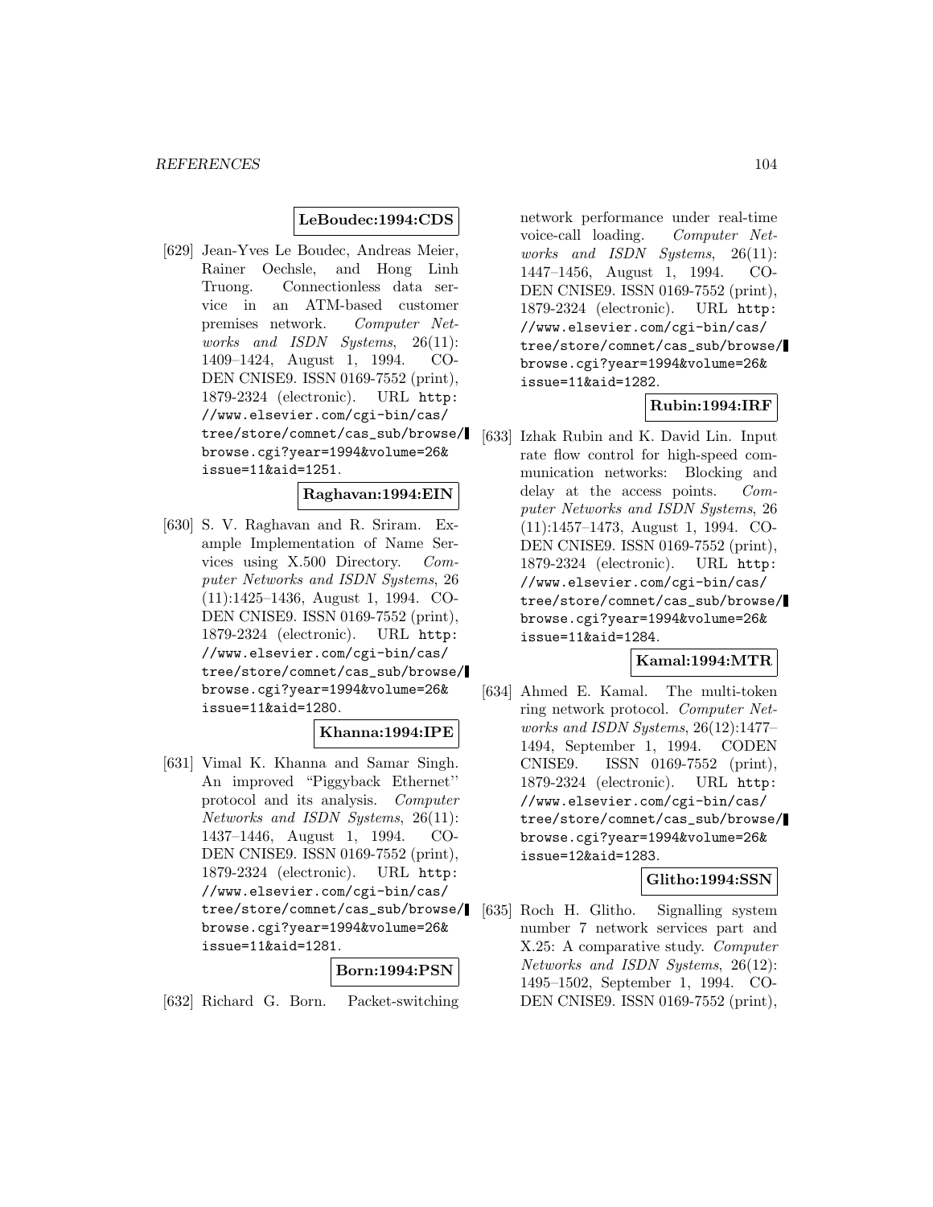**LeBoudec:1994:CDS**

[629] Jean-Yves Le Boudec, Andreas Meier, Rainer Oechsle, and Hong Linh Truong. Connectionless data service in an ATM-based customer premises network. *Computer Networks and ISDN Systems*, 26(11): 1409–1424, August 1, 1994. CODEN CNISE9. ISSN 0169-7552 (print), 1879-2324 (electronic). URL http://www.elsevier.com/cgi-bin/cas/tree/store/comnet/cas_sub/browse/browse.cgi?year=1994&volume=26&issue=11&aid=1251.

**Raghavan:1994:EIN**

[630] S. V. Raghavan and R. Sriram. Example Implementation of Name Services using X.500 Directory. *Computer Networks and ISDN Systems*, 26 (11):1425–1436, August 1, 1994. CODEN CNISE9. ISSN 0169-7552 (print), 1879-2324 (electronic). URL http://www.elsevier.com/cgi-bin/cas/tree/store/comnet/cas_sub/browse/browse.cgi?year=1994&volume=26&issue=11&aid=1280.

**Khanna:1994:IPE**

[631] Vimal K. Khanna and Samar Singh. An improved "Piggyback Ethernet'' protocol and its analysis. *Computer Networks and ISDN Systems*, 26(11): 1437–1446, August 1, 1994. CODEN CNISE9. ISSN 0169-7552 (print), 1879-2324 (electronic). URL http://www.elsevier.com/cgi-bin/cas/tree/store/comnet/cas_sub/browse/browse.cgi?year=1994&volume=26&issue=11&aid=1281.

**Born:1994:PSN**

[632] Richard G. Born. Packet-switching network performance under real-time voice-call loading. *Computer Networks and ISDN Systems*, 26(11): 1447–1456, August 1, 1994. CODEN CNISE9. ISSN 0169-7552 (print), 1879-2324 (electronic). URL http://www.elsevier.com/cgi-bin/cas/tree/store/comnet/cas_sub/browse/browse.cgi?year=1994&volume=26&issue=11&aid=1282.

**Rubin:1994:IRF**

[633] Izhak Rubin and K. David Lin. Input rate flow control for high-speed communication networks: Blocking and delay at the access points. *Computer Networks and ISDN Systems*, 26 (11):1457–1473, August 1, 1994. CODEN CNISE9. ISSN 0169-7552 (print), 1879-2324 (electronic). URL http://www.elsevier.com/cgi-bin/cas/tree/store/comnet/cas_sub/browse/browse.cgi?year=1994&volume=26&issue=11&aid=1284.

**Kamal:1994:MTR**

[634] Ahmed E. Kamal. The multi-token ring network protocol. *Computer Networks and ISDN Systems*, 26(12):1477–1494, September 1, 1994. CODEN CNISE9. ISSN 0169-7552 (print), 1879-2324 (electronic). URL http://www.elsevier.com/cgi-bin/cas/tree/store/comnet/cas_sub/browse/browse.cgi?year=1994&volume=26&issue=12&aid=1283.

**Glitho:1994:SSN**

[635] Roch H. Glitho. Signalling system number 7 network services part and X.25: A comparative study. *Computer Networks and ISDN Systems*, 26(12): 1495–1502, September 1, 1994. CODEN CNISE9. ISSN 0169-7552 (print),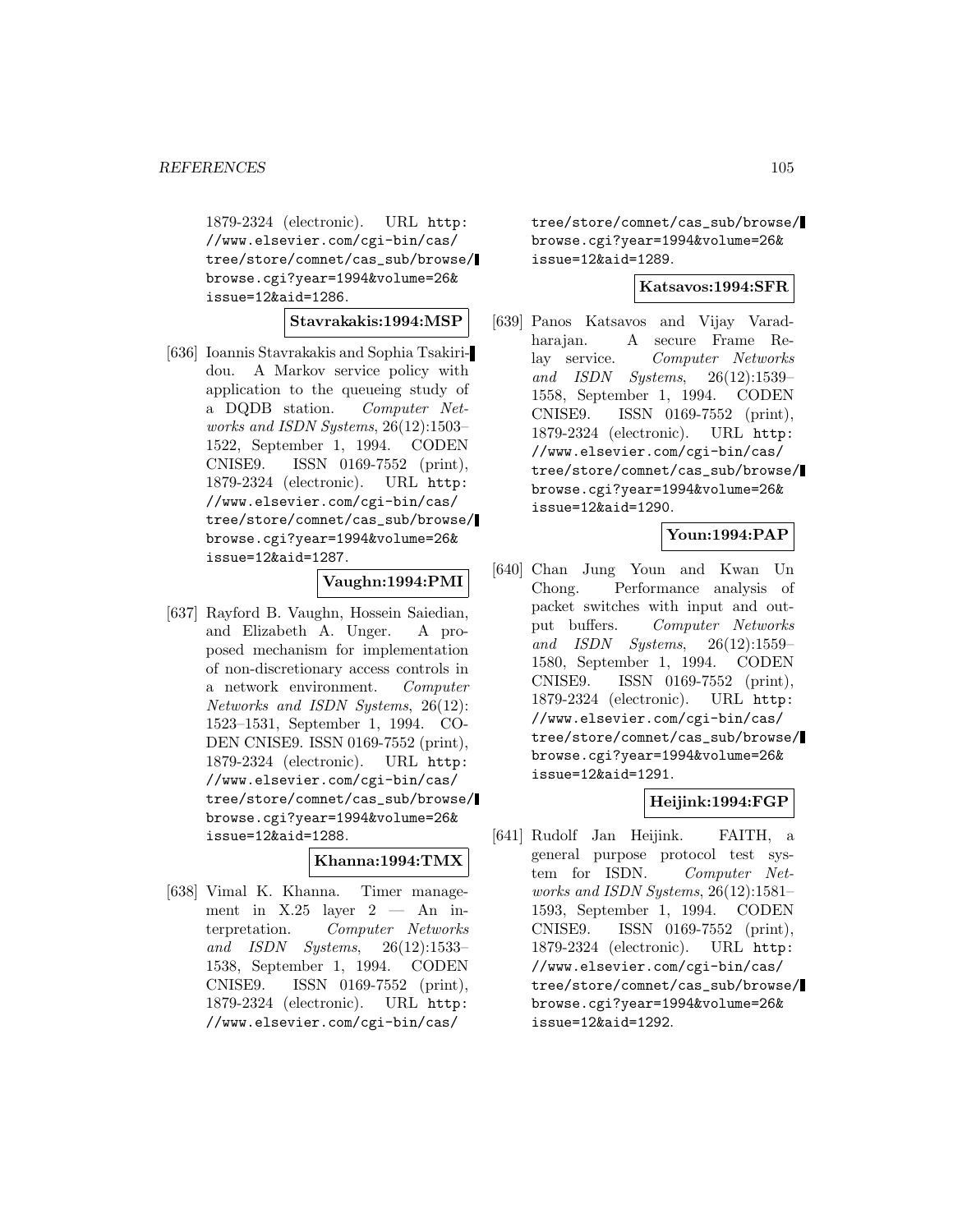1879-2324 (electronic). URL http://www.elsevier.com/cgi-bin/cas/tree/store/comnet/cas_sub/browse/browse.cgi?year=1994&volume=26&issue=12&aid=1286.

**Stavrakakis:1994:MSP**

[636] Ioannis Stavrakakis and Sophia Tsakiridou. A Markov service policy with application to the queueing study of a DQDB station. *Computer Networks and ISDN Systems*, 26(12):1503–1522, September 1, 1994. CODEN CNISE9. ISSN 0169-7552 (print), 1879-2324 (electronic). URL http://www.elsevier.com/cgi-bin/cas/tree/store/comnet/cas_sub/browse/browse.cgi?year=1994&volume=26&issue=12&aid=1287.

**Vaughn:1994:PMI**

[637] Rayford B. Vaughn, Hossein Saiedian, and Elizabeth A. Unger. A proposed mechanism for implementation of non-discretionary access controls in a network environment. *Computer Networks and ISDN Systems*, 26(12): 1523–1531, September 1, 1994. CODEN CNISE9. ISSN 0169-7552 (print), 1879-2324 (electronic). URL http://www.elsevier.com/cgi-bin/cas/tree/store/comnet/cas_sub/browse/browse.cgi?year=1994&volume=26&issue=12&aid=1288.

**Khanna:1994:TMX**

[638] Vimal K. Khanna. Timer management in X.25 layer 2 — An interpretation. *Computer Networks and ISDN Systems*, 26(12):1533–1538, September 1, 1994. CODEN CNISE9. ISSN 0169-7552 (print), 1879-2324 (electronic). URL http://www.elsevier.com/cgi-bin/cas/tree/store/comnet/cas_sub/browse/browse.cgi?year=1994&volume=26&issue=12&aid=1289.

**Katsavos:1994:SFR**

[639] Panos Katsavos and Vijay Varadharajan. A secure Frame Relay service. *Computer Networks and ISDN Systems*, 26(12):1539–1558, September 1, 1994. CODEN CNISE9. ISSN 0169-7552 (print), 1879-2324 (electronic). URL http://www.elsevier.com/cgi-bin/cas/tree/store/comnet/cas_sub/browse/browse.cgi?year=1994&volume=26&issue=12&aid=1290.

**Youn:1994:PAP**

[640] Chan Jung Youn and Kwan Un Chong. Performance analysis of packet switches with input and output buffers. *Computer Networks and ISDN Systems*, 26(12):1559–1580, September 1, 1994. CODEN CNISE9. ISSN 0169-7552 (print), 1879-2324 (electronic). URL http://www.elsevier.com/cgi-bin/cas/tree/store/comnet/cas_sub/browse/browse.cgi?year=1994&volume=26&issue=12&aid=1291.

**Heijink:1994:FGP**

[641] Rudolf Jan Heijink. FAITH, a general purpose protocol test system for ISDN. *Computer Networks and ISDN Systems*, 26(12):1581–1593, September 1, 1994. CODEN CNISE9. ISSN 0169-7552 (print), 1879-2324 (electronic). URL http://www.elsevier.com/cgi-bin/cas/tree/store/comnet/cas_sub/browse/browse.cgi?year=1994&volume=26&issue=12&aid=1292.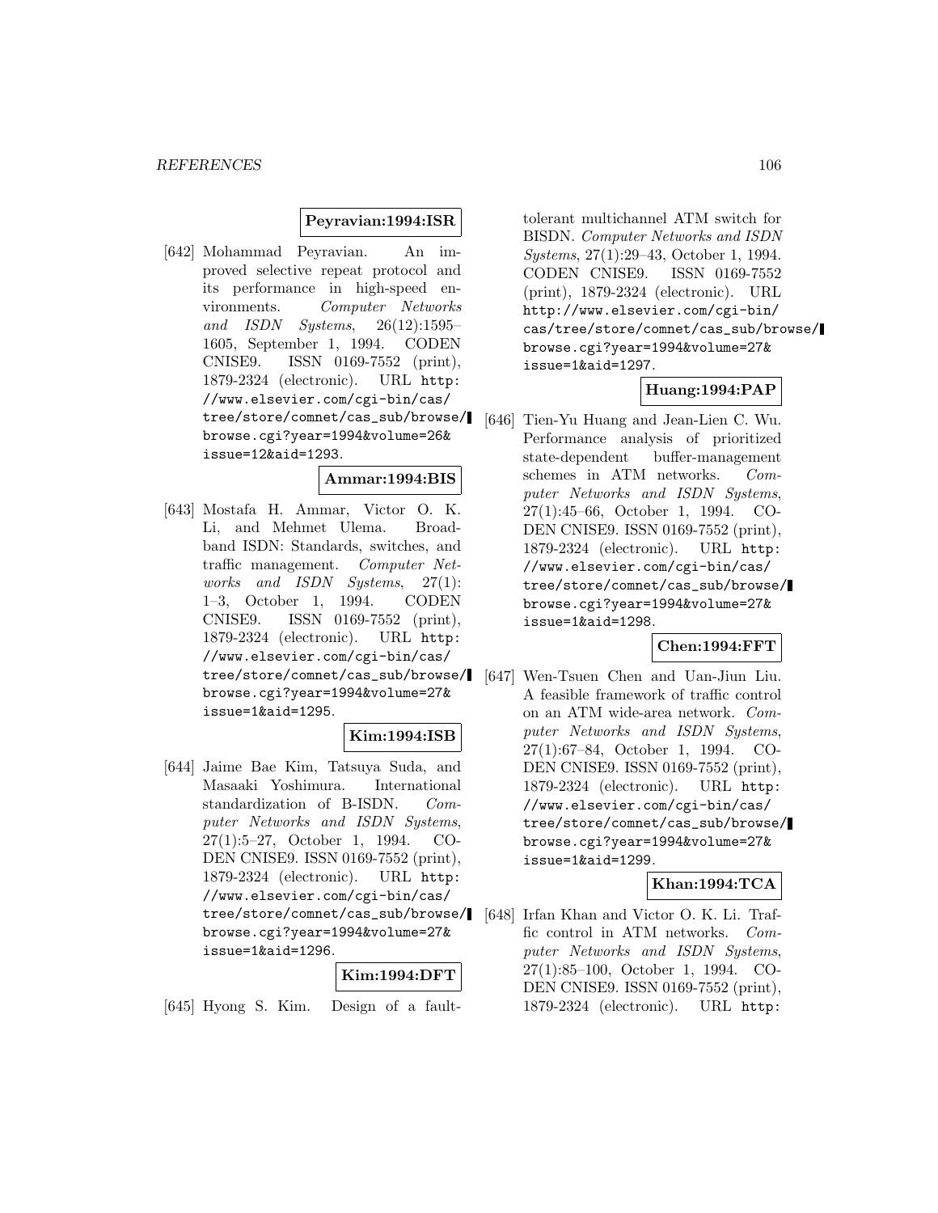**Peyravian:1994:ISR**

[642] Mohammad Peyravian. An improved selective repeat protocol and its performance in high-speed environments. *Computer Networks and ISDN Systems*, 26(12):1595–1605, September 1, 1994. CODEN CNISE9. ISSN 0169-7552 (print), 1879-2324 (electronic). URL http://www.elsevier.com/cgi-bin/cas/tree/store/comnet/cas_sub/browse/browse.cgi?year=1994&volume=26&issue=12&aid=1293.

**Ammar:1994:BIS**

[643] Mostafa H. Ammar, Victor O. K. Li, and Mehmet Ulema. Broadband ISDN: Standards, switches, and traffic management. *Computer Networks and ISDN Systems*, 27(1):1–3, October 1, 1994. CODEN CNISE9. ISSN 0169-7552 (print), 1879-2324 (electronic). URL http://www.elsevier.com/cgi-bin/cas/tree/store/comnet/cas_sub/browse/browse.cgi?year=1994&volume=27&issue=1&aid=1295.

**Kim:1994:ISB**

[644] Jaime Bae Kim, Tatsuya Suda, and Masaaki Yoshimura. International standardization of B-ISDN. *Computer Networks and ISDN Systems*, 27(1):5–27, October 1, 1994. CODEN CNISE9. ISSN 0169-7552 (print), 1879-2324 (electronic). URL http://www.elsevier.com/cgi-bin/cas/tree/store/comnet/cas_sub/browse/browse.cgi?year=1994&volume=27&issue=1&aid=1296.

**Kim:1994:DFT**

[645] Hyong S. Kim. Design of a fault-tolerant multichannel ATM switch for BISDN. *Computer Networks and ISDN Systems*, 27(1):29–43, October 1, 1994. CODEN CNISE9. ISSN 0169-7552 (print), 1879-2324 (electronic). URL http://www.elsevier.com/cgi-bin/cas/tree/store/comnet/cas_sub/browse/browse.cgi?year=1994&volume=27&issue=1&aid=1297.

**Huang:1994:PAP**

[646] Tien-Yu Huang and Jean-Lien C. Wu. Performance analysis of prioritized state-dependent buffer-management schemes in ATM networks. *Computer Networks and ISDN Systems*, 27(1):45–66, October 1, 1994. CODEN CNISE9. ISSN 0169-7552 (print), 1879-2324 (electronic). URL http://www.elsevier.com/cgi-bin/cas/tree/store/comnet/cas_sub/browse/browse.cgi?year=1994&volume=27&issue=1&aid=1298.

**Chen:1994:FFT**

[647] Wen-Tsuen Chen and Uan-Jiun Liu. A feasible framework of traffic control on an ATM wide-area network. *Computer Networks and ISDN Systems*, 27(1):67–84, October 1, 1994. CODEN CNISE9. ISSN 0169-7552 (print), 1879-2324 (electronic). URL http://www.elsevier.com/cgi-bin/cas/tree/store/comnet/cas_sub/browse/browse.cgi?year=1994&volume=27&issue=1&aid=1299.

**Khan:1994:TCA**

[648] Irfan Khan and Victor O. K. Li. Traffic control in ATM networks. *Computer Networks and ISDN Systems*, 27(1):85–100, October 1, 1994. CODEN CNISE9. ISSN 0169-7552 (print), 1879-2324 (electronic). URL http: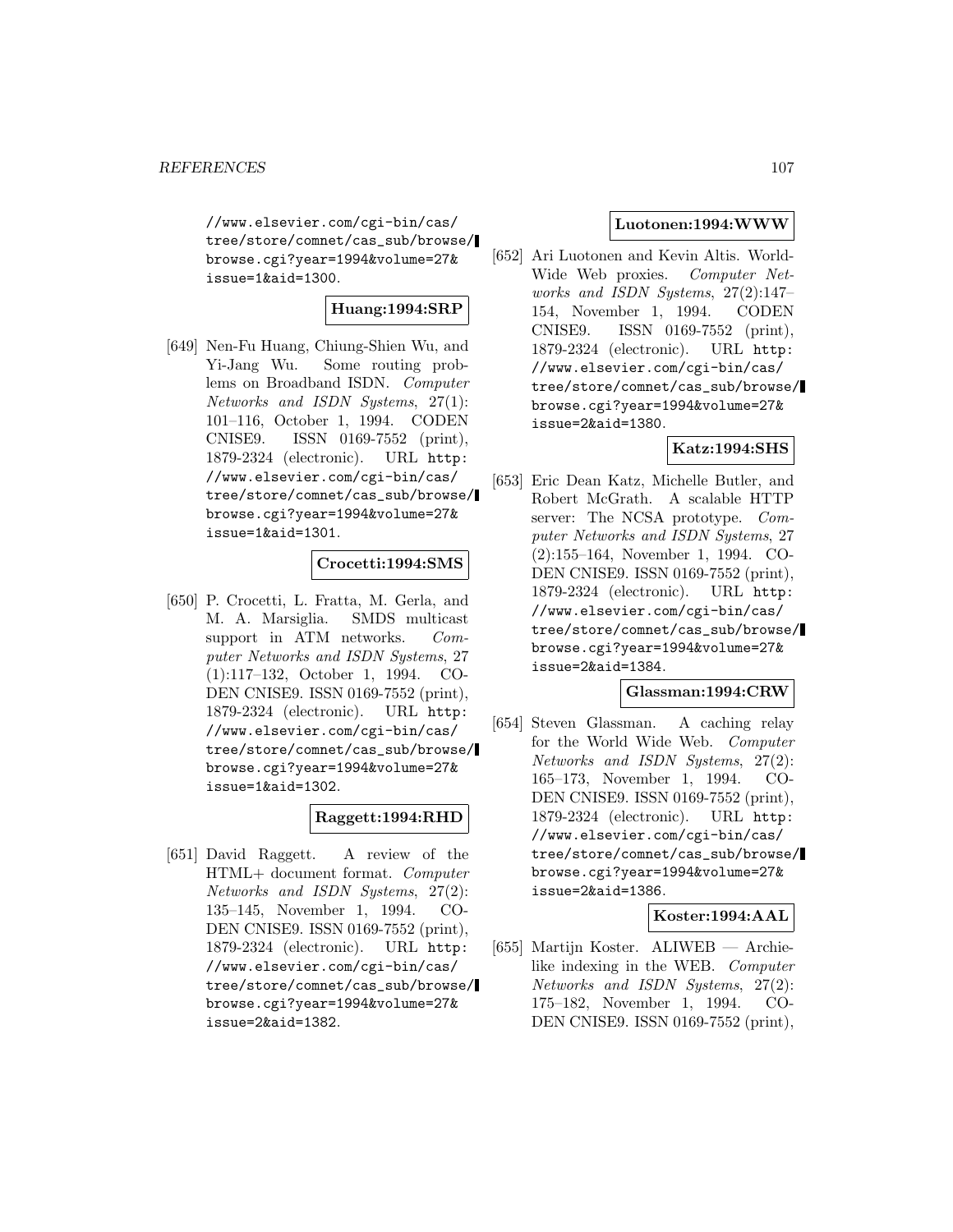//www.elsevier.com/cgi-bin/cas/tree/store/comnet/cas_sub/browse/browse.cgi?year=1994&volume=27&issue=1&aid=1300.

**Huang:1994:SRP**

[649] Nen-Fu Huang, Chiung-Shien Wu, and Yi-Jang Wu. Some routing problems on Broadband ISDN. *Computer Networks and ISDN Systems*, 27(1): 101–116, October 1, 1994. CODEN CNISE9. ISSN 0169-7552 (print), 1879-2324 (electronic). URL http://www.elsevier.com/cgi-bin/cas/tree/store/comnet/cas_sub/browse/browse.cgi?year=1994&volume=27&issue=1&aid=1301.

**Crocetti:1994:SMS**

[650] P. Crocetti, L. Fratta, M. Gerla, and M. A. Marsiglia. SMDS multicast support in ATM networks. *Computer Networks and ISDN Systems*, 27 (1):117–132, October 1, 1994. CODEN CNISE9. ISSN 0169-7552 (print), 1879-2324 (electronic). URL http://www.elsevier.com/cgi-bin/cas/tree/store/comnet/cas_sub/browse/browse.cgi?year=1994&volume=27&issue=1&aid=1302.

**Raggett:1994:RHD**

[651] David Raggett. A review of the HTML+ document format. *Computer Networks and ISDN Systems*, 27(2): 135–145, November 1, 1994. CODEN CNISE9. ISSN 0169-7552 (print), 1879-2324 (electronic). URL http://www.elsevier.com/cgi-bin/cas/tree/store/comnet/cas_sub/browse/browse.cgi?year=1994&volume=27&issue=2&aid=1382.

**Luotonen:1994:WWW**

[652] Ari Luotonen and Kevin Altis. World-Wide Web proxies. *Computer Networks and ISDN Systems*, 27(2):147–154, November 1, 1994. CODEN CNISE9. ISSN 0169-7552 (print), 1879-2324 (electronic). URL http://www.elsevier.com/cgi-bin/cas/tree/store/comnet/cas_sub/browse/browse.cgi?year=1994&volume=27&issue=2&aid=1380.

**Katz:1994:SHS**

[653] Eric Dean Katz, Michelle Butler, and Robert McGrath. A scalable HTTP server: The NCSA prototype. *Computer Networks and ISDN Systems*, 27 (2):155–164, November 1, 1994. CODEN CNISE9. ISSN 0169-7552 (print), 1879-2324 (electronic). URL http://www.elsevier.com/cgi-bin/cas/tree/store/comnet/cas_sub/browse/browse.cgi?year=1994&volume=27&issue=2&aid=1384.

**Glassman:1994:CRW**

[654] Steven Glassman. A caching relay for the World Wide Web. *Computer Networks and ISDN Systems*, 27(2): 165–173, November 1, 1994. CODEN CNISE9. ISSN 0169-7552 (print), 1879-2324 (electronic). URL http://www.elsevier.com/cgi-bin/cas/tree/store/comnet/cas_sub/browse/browse.cgi?year=1994&volume=27&issue=2&aid=1386.

**Koster:1994:AAL**

[655] Martijn Koster. ALIWEB — Archie-like indexing in the WEB. *Computer Networks and ISDN Systems*, 27(2): 175–182, November 1, 1994. CODEN CNISE9. ISSN 0169-7552 (print),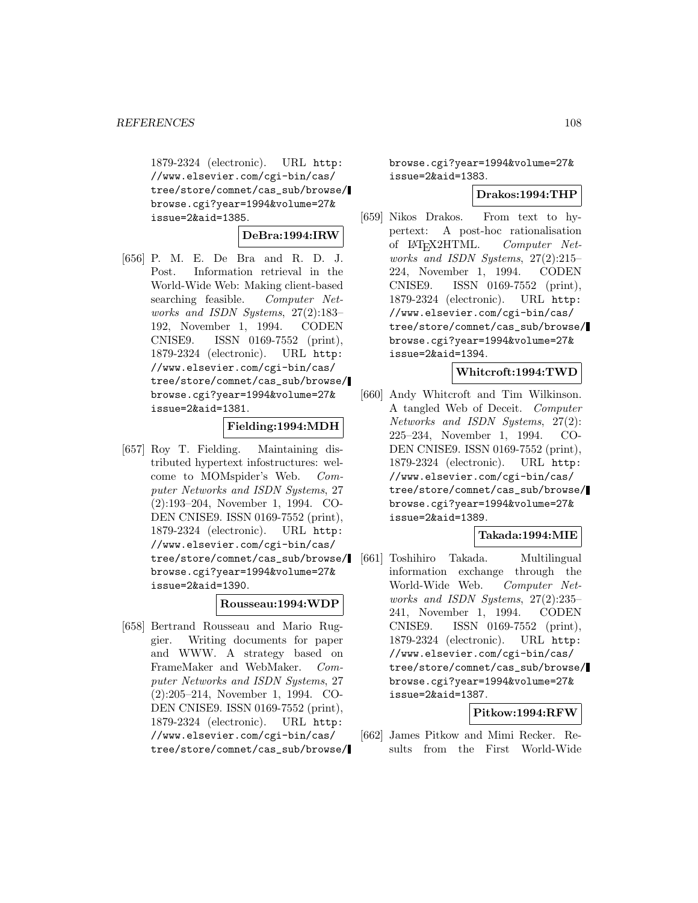1879-2324 (electronic). URL http://www.elsevier.com/cgi-bin/cas/tree/store/comnet/cas_sub/browse/browse.cgi?year=1994&volume=27&issue=2&aid=1385.

**DeBra:1994:IRW**

[656] P. M. E. De Bra and R. D. J. Post. Information retrieval in the World-Wide Web: Making client-based searching feasible. *Computer Networks and ISDN Systems*, 27(2):183–192, November 1, 1994. CODEN CNISE9. ISSN 0169-7552 (print), 1879-2324 (electronic). URL http://www.elsevier.com/cgi-bin/cas/tree/store/comnet/cas_sub/browse/browse.cgi?year=1994&volume=27&issue=2&aid=1381.

**Fielding:1994:MDH**

[657] Roy T. Fielding. Maintaining distributed hypertext infostructures: welcome to MOMspider's Web. *Computer Networks and ISDN Systems*, 27(2):193–204, November 1, 1994. CODEN CNISE9. ISSN 0169-7552 (print), 1879-2324 (electronic). URL http://www.elsevier.com/cgi-bin/cas/tree/store/comnet/cas_sub/browse/browse.cgi?year=1994&volume=27&issue=2&aid=1390.

**Rousseau:1994:WDP**

[658] Bertrand Rousseau and Mario Ruggier. Writing documents for paper and WWW. A strategy based on FrameMaker and WebMaker. *Computer Networks and ISDN Systems*, 27(2):205–214, November 1, 1994. CODEN CNISE9. ISSN 0169-7552 (print), 1879-2324 (electronic). URL http://www.elsevier.com/cgi-bin/cas/tree/store/comnet/cas_sub/browse/browse.cgi?year=1994&volume=27&issue=2&aid=1383.

**Drakos:1994:THP**

[659] Nikos Drakos. From text to hypertext: A post-hoc rationalisation of LaTeX2HTML. *Computer Networks and ISDN Systems*, 27(2):215–224, November 1, 1994. CODEN CNISE9. ISSN 0169-7552 (print), 1879-2324 (electronic). URL http://www.elsevier.com/cgi-bin/cas/tree/store/comnet/cas_sub/browse/browse.cgi?year=1994&volume=27&issue=2&aid=1394.

**Whitcroft:1994:TWD**

[660] Andy Whitcroft and Tim Wilkinson. A tangled Web of Deceit. *Computer Networks and ISDN Systems*, 27(2):225–234, November 1, 1994. CODEN CNISE9. ISSN 0169-7552 (print), 1879-2324 (electronic). URL http://www.elsevier.com/cgi-bin/cas/tree/store/comnet/cas_sub/browse/browse.cgi?year=1994&volume=27&issue=2&aid=1389.

**Takada:1994:MIE**

[661] Toshihiro Takada. Multilingual information exchange through the World-Wide Web. *Computer Networks and ISDN Systems*, 27(2):235–241, November 1, 1994. CODEN CNISE9. ISSN 0169-7552 (print), 1879-2324 (electronic). URL http://www.elsevier.com/cgi-bin/cas/tree/store/comnet/cas_sub/browse/browse.cgi?year=1994&volume=27&issue=2&aid=1387.

**Pitkow:1994:RFW**

[662] James Pitkow and Mimi Recker. Results from the First World-Wide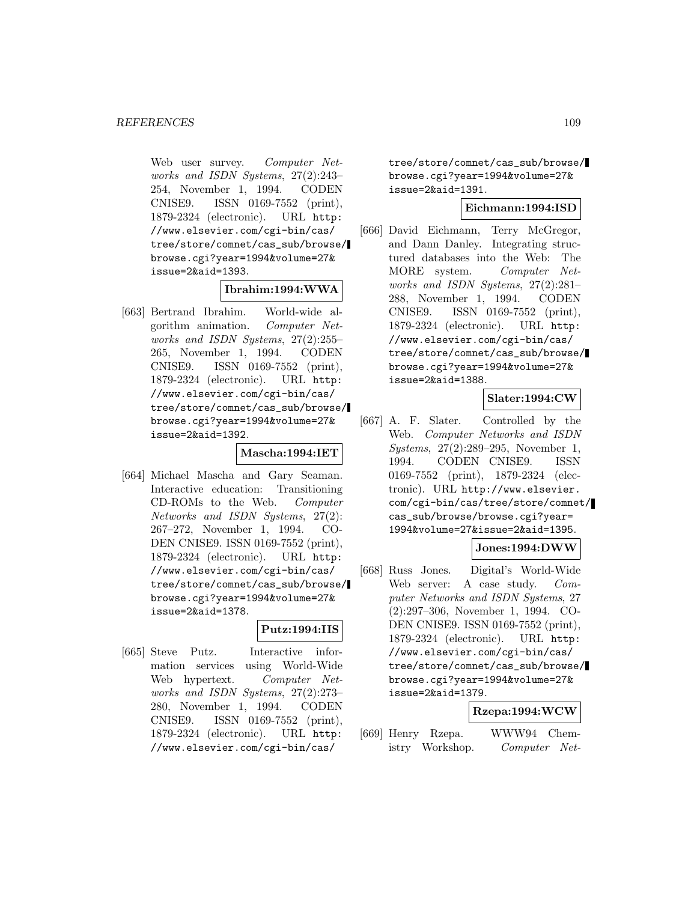Web user survey. *Computer Networks and ISDN Systems*, 27(2):243–254, November 1, 1994. CODEN CNISE9. ISSN 0169-7552 (print), 1879-2324 (electronic). URL http://www.elsevier.com/cgi-bin/cas/tree/store/comnet/cas_sub/browse/browse.cgi?year=1994&volume=27&issue=2&aid=1393.

**Ibrahim:1994:WWA**

[663] Bertrand Ibrahim. World-wide algorithm animation. *Computer Networks and ISDN Systems*, 27(2):255–265, November 1, 1994. CODEN CNISE9. ISSN 0169-7552 (print), 1879-2324 (electronic). URL http://www.elsevier.com/cgi-bin/cas/tree/store/comnet/cas_sub/browse/browse.cgi?year=1994&volume=27&issue=2&aid=1392.

**Mascha:1994:IET**

[664] Michael Mascha and Gary Seaman. Interactive education: Transitioning CD-ROMs to the Web. *Computer Networks and ISDN Systems*, 27(2):267–272, November 1, 1994. CODEN CNISE9. ISSN 0169-7552 (print), 1879-2324 (electronic). URL http://www.elsevier.com/cgi-bin/cas/tree/store/comnet/cas_sub/browse/browse.cgi?year=1994&volume=27&issue=2&aid=1378.

**Putz:1994:IIS**

[665] Steve Putz. Interactive information services using World-Wide Web hypertext. *Computer Networks and ISDN Systems*, 27(2):273–280, November 1, 1994. CODEN CNISE9. ISSN 0169-7552 (print), 1879-2324 (electronic). URL http://www.elsevier.com/cgi-bin/cas/tree/store/comnet/cas_sub/browse/browse.cgi?year=1994&volume=27&issue=2&aid=1391.

**Eichmann:1994:ISD**

[666] David Eichmann, Terry McGregor, and Dann Danley. Integrating structured databases into the Web: The MORE system. *Computer Networks and ISDN Systems*, 27(2):281–288, November 1, 1994. CODEN CNISE9. ISSN 0169-7552 (print), 1879-2324 (electronic). URL http://www.elsevier.com/cgi-bin/cas/tree/store/comnet/cas_sub/browse/browse.cgi?year=1994&volume=27&issue=2&aid=1388.

**Slater:1994:CW**

[667] A. F. Slater. Controlled by the Web. *Computer Networks and ISDN Systems*, 27(2):289–295, November 1, 1994. CODEN CNISE9. ISSN 0169-7552 (print), 1879-2324 (electronic). URL http://www.elsevier.com/cgi-bin/cas/tree/store/comnet/cas_sub/browse/browse.cgi?year=1994&volume=27&issue=2&aid=1395.

**Jones:1994:DWW**

[668] Russ Jones. Digital's World-Wide Web server: A case study. *Computer Networks and ISDN Systems*, 27(2):297–306, November 1, 1994. CODEN CNISE9. ISSN 0169-7552 (print), 1879-2324 (electronic). URL http://www.elsevier.com/cgi-bin/cas/tree/store/comnet/cas_sub/browse/browse.cgi?year=1994&volume=27&issue=2&aid=1379.

**Rzepa:1994:WCW**

[669] Henry Rzepa. WWW94 Chemistry Workshop. *Computer Net-*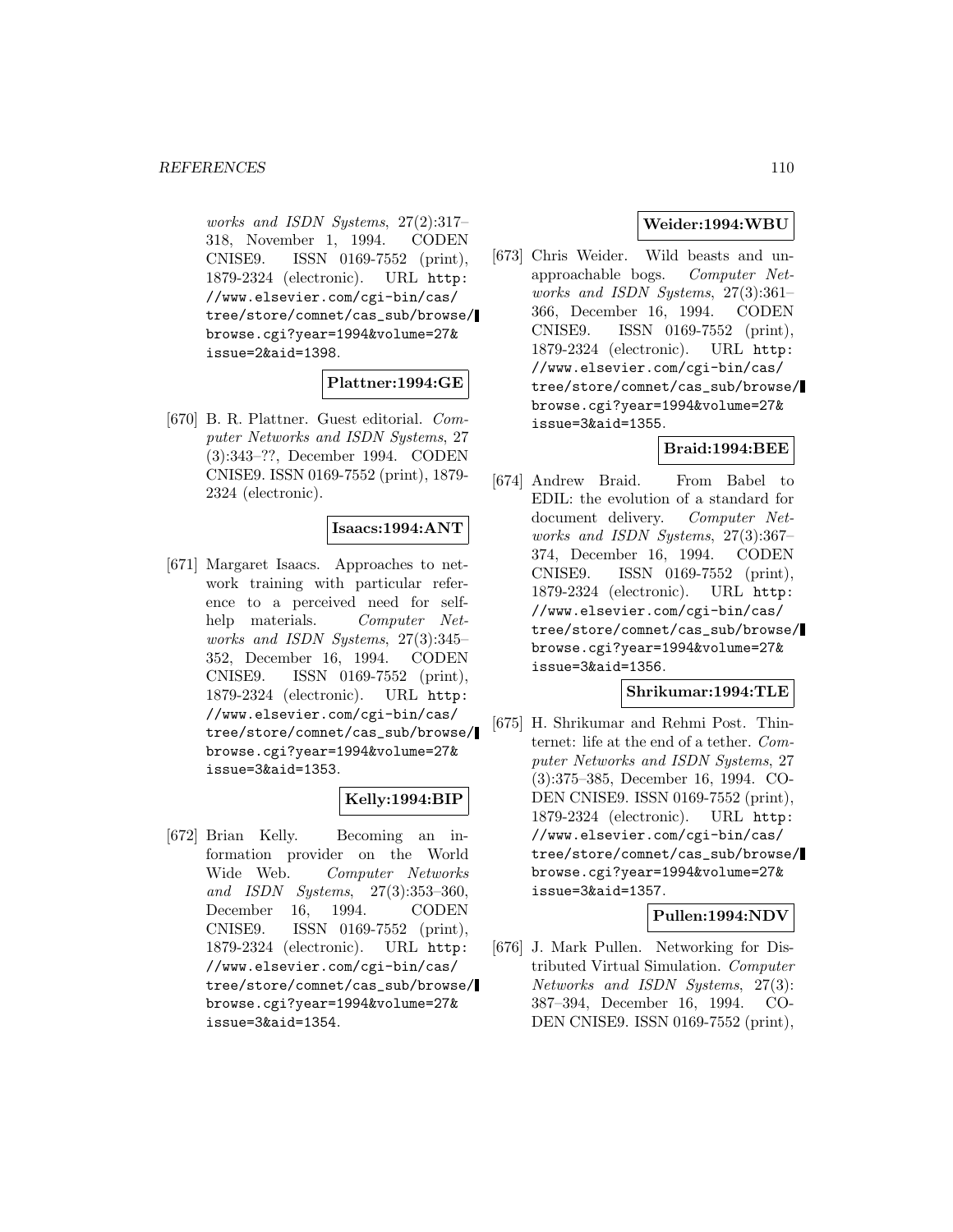*works and ISDN Systems*, 27(2):317–318, November 1, 1994. CODEN CNISE9. ISSN 0169-7552 (print), 1879-2324 (electronic). URL http://www.elsevier.com/cgi-bin/cas/tree/store/comnet/cas_sub/browse/browse.cgi?year=1994&volume=27&issue=2&aid=1398.

**Plattner:1994:GE**

[670] B. R. Plattner. Guest editorial. *Computer Networks and ISDN Systems*, 27 (3):343–??, December 1994. CODEN CNISE9. ISSN 0169-7552 (print), 1879-2324 (electronic).

**Isaacs:1994:ANT**

[671] Margaret Isaacs. Approaches to network training with particular reference to a perceived need for self-help materials. *Computer Networks and ISDN Systems*, 27(3):345–352, December 16, 1994. CODEN CNISE9. ISSN 0169-7552 (print), 1879-2324 (electronic). URL http://www.elsevier.com/cgi-bin/cas/tree/store/comnet/cas_sub/browse/browse.cgi?year=1994&volume=27&issue=3&aid=1353.

**Kelly:1994:BIP**

[672] Brian Kelly. Becoming an information provider on the World Wide Web. *Computer Networks and ISDN Systems*, 27(3):353–360, December 16, 1994. CODEN CNISE9. ISSN 0169-7552 (print), 1879-2324 (electronic). URL http://www.elsevier.com/cgi-bin/cas/tree/store/comnet/cas_sub/browse/browse.cgi?year=1994&volume=27&issue=3&aid=1354.

**Weider:1994:WBU**

[673] Chris Weider. Wild beasts and unapproachable bogs. *Computer Networks and ISDN Systems*, 27(3):361–366, December 16, 1994. CODEN CNISE9. ISSN 0169-7552 (print), 1879-2324 (electronic). URL http://www.elsevier.com/cgi-bin/cas/tree/store/comnet/cas_sub/browse/browse.cgi?year=1994&volume=27&issue=3&aid=1355.

**Braid:1994:BEE**

[674] Andrew Braid. From Babel to EDIL: the evolution of a standard for document delivery. *Computer Networks and ISDN Systems*, 27(3):367–374, December 16, 1994. CODEN CNISE9. ISSN 0169-7552 (print), 1879-2324 (electronic). URL http://www.elsevier.com/cgi-bin/cas/tree/store/comnet/cas_sub/browse/browse.cgi?year=1994&volume=27&issue=3&aid=1356.

**Shrikumar:1994:TLE**

[675] H. Shrikumar and Rehmi Post. Thinternet: life at the end of a tether. *Computer Networks and ISDN Systems*, 27 (3):375–385, December 16, 1994. CODEN CNISE9. ISSN 0169-7552 (print), 1879-2324 (electronic). URL http://www.elsevier.com/cgi-bin/cas/tree/store/comnet/cas_sub/browse/browse.cgi?year=1994&volume=27&issue=3&aid=1357.

**Pullen:1994:NDV**

[676] J. Mark Pullen. Networking for Distributed Virtual Simulation. *Computer Networks and ISDN Systems*, 27(3): 387–394, December 16, 1994. CODEN CNISE9. ISSN 0169-7552 (print),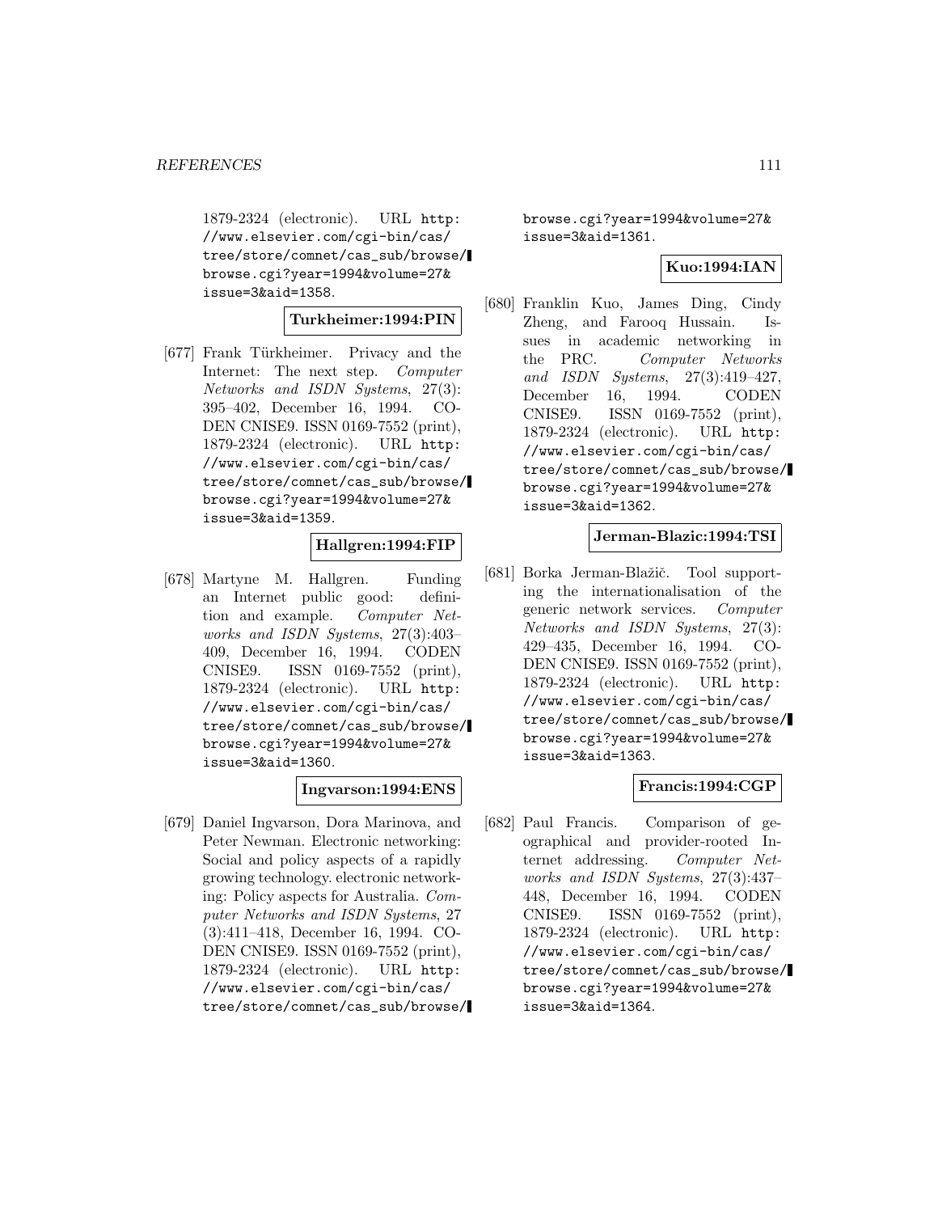1879-2324 (electronic). URL http://www.elsevier.com/cgi-bin/cas/tree/store/comnet/cas_sub/browse/browse.cgi?year=1994&volume=27&issue=3&aid=1358.

**Turkheimer:1994:PIN**

[677] Frank Türkheimer. Privacy and the Internet: The next step. *Computer Networks and ISDN Systems*, 27(3): 395–402, December 16, 1994. CODEN CNISE9. ISSN 0169-7552 (print), 1879-2324 (electronic). URL http://www.elsevier.com/cgi-bin/cas/tree/store/comnet/cas_sub/browse/browse.cgi?year=1994&volume=27&issue=3&aid=1359.

**Hallgren:1994:FIP**

[678] Martyne M. Hallgren. Funding an Internet public good: definition and example. *Computer Networks and ISDN Systems*, 27(3):403–409, December 16, 1994. CODEN CNISE9. ISSN 0169-7552 (print), 1879-2324 (electronic). URL http://www.elsevier.com/cgi-bin/cas/tree/store/comnet/cas_sub/browse/browse.cgi?year=1994&volume=27&issue=3&aid=1360.

**Ingvarson:1994:ENS**

[679] Daniel Ingvarson, Dora Marinova, and Peter Newman. Electronic networking: Social and policy aspects of a rapidly growing technology. electronic networking: Policy aspects for Australia. *Computer Networks and ISDN Systems*, 27 (3):411–418, December 16, 1994. CODEN CNISE9. ISSN 0169-7552 (print), 1879-2324 (electronic). URL http://www.elsevier.com/cgi-bin/cas/tree/store/comnet/cas_sub/browse/browse.cgi?year=1994&volume=27&issue=3&aid=1361.

**Kuo:1994:IAN**

[680] Franklin Kuo, James Ding, Cindy Zheng, and Farooq Hussain. Issues in academic networking in the PRC. *Computer Networks and ISDN Systems*, 27(3):419–427, December 16, 1994. CODEN CNISE9. ISSN 0169-7552 (print), 1879-2324 (electronic). URL http://www.elsevier.com/cgi-bin/cas/tree/store/comnet/cas_sub/browse/browse.cgi?year=1994&volume=27&issue=3&aid=1362.

**Jerman-Blazic:1994:TSI**

[681] Borka Jerman-Blažič. Tool supporting the internationalisation of the generic network services. *Computer Networks and ISDN Systems*, 27(3): 429–435, December 16, 1994. CODEN CNISE9. ISSN 0169-7552 (print), 1879-2324 (electronic). URL http://www.elsevier.com/cgi-bin/cas/tree/store/comnet/cas_sub/browse/browse.cgi?year=1994&volume=27&issue=3&aid=1363.

**Francis:1994:CGP**

[682] Paul Francis. Comparison of geographical and provider-rooted Internet addressing. *Computer Networks and ISDN Systems*, 27(3):437–448, December 16, 1994. CODEN CNISE9. ISSN 0169-7552 (print), 1879-2324 (electronic). URL http://www.elsevier.com/cgi-bin/cas/tree/store/comnet/cas_sub/browse/browse.cgi?year=1994&volume=27&issue=3&aid=1364.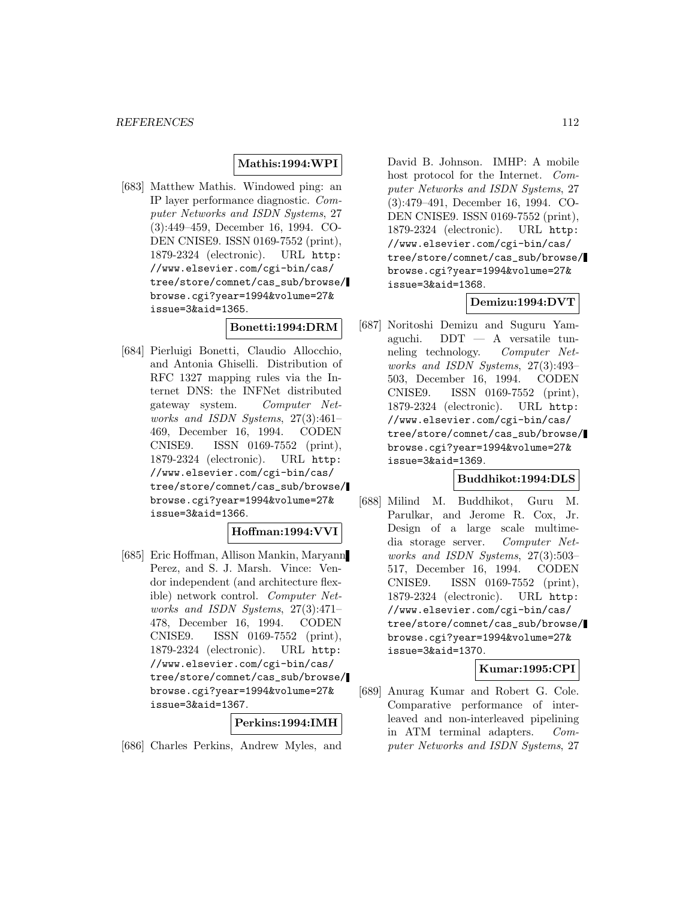**Mathis:1994:WPI**

[683] Matthew Mathis. Windowed ping: an IP layer performance diagnostic. *Computer Networks and ISDN Systems*, 27 (3):449–459, December 16, 1994. CODEN CNISE9. ISSN 0169-7552 (print), 1879-2324 (electronic). URL http://www.elsevier.com/cgi-bin/cas/tree/store/comnet/cas_sub/browse/browse.cgi?year=1994&volume=27&issue=3&aid=1365.

**Bonetti:1994:DRM**

[684] Pierluigi Bonetti, Claudio Allocchio, and Antonia Ghiselli. Distribution of RFC 1327 mapping rules via the Internet DNS: the INFNet distributed gateway system. *Computer Networks and ISDN Systems*, 27(3):461–469, December 16, 1994. CODEN CNISE9. ISSN 0169-7552 (print), 1879-2324 (electronic). URL http://www.elsevier.com/cgi-bin/cas/tree/store/comnet/cas_sub/browse/browse.cgi?year=1994&volume=27&issue=3&aid=1366.

**Hoffman:1994:VVI**

[685] Eric Hoffman, Allison Mankin, Maryann Perez, and S. J. Marsh. Vince: Vendor independent (and architecture flexible) network control. *Computer Networks and ISDN Systems*, 27(3):471–478, December 16, 1994. CODEN CNISE9. ISSN 0169-7552 (print), 1879-2324 (electronic). URL http://www.elsevier.com/cgi-bin/cas/tree/store/comnet/cas_sub/browse/browse.cgi?year=1994&volume=27&issue=3&aid=1367.

**Perkins:1994:IMH**

[686] Charles Perkins, Andrew Myles, and David B. Johnson. IMHP: A mobile host protocol for the Internet. *Computer Networks and ISDN Systems*, 27 (3):479–491, December 16, 1994. CODEN CNISE9. ISSN 0169-7552 (print), 1879-2324 (electronic). URL http://www.elsevier.com/cgi-bin/cas/tree/store/comnet/cas_sub/browse/browse.cgi?year=1994&volume=27&issue=3&aid=1368.

**Demizu:1994:DVT**

[687] Noritoshi Demizu and Suguru Yamaguchi. DDT — A versatile tunneling technology. *Computer Networks and ISDN Systems*, 27(3):493–503, December 16, 1994. CODEN CNISE9. ISSN 0169-7552 (print), 1879-2324 (electronic). URL http://www.elsevier.com/cgi-bin/cas/tree/store/comnet/cas_sub/browse/browse.cgi?year=1994&volume=27&issue=3&aid=1369.

**Buddhikot:1994:DLS**

[688] Milind M. Buddhikot, Guru M. Parulkar, and Jerome R. Cox, Jr. Design of a large scale multimedia storage server. *Computer Networks and ISDN Systems*, 27(3):503–517, December 16, 1994. CODEN CNISE9. ISSN 0169-7552 (print), 1879-2324 (electronic). URL http://www.elsevier.com/cgi-bin/cas/tree/store/comnet/cas_sub/browse/browse.cgi?year=1994&volume=27&issue=3&aid=1370.

**Kumar:1995:CPI**

[689] Anurag Kumar and Robert G. Cole. Comparative performance of interleaved and non-interleaved pipelining in ATM terminal adapters. *Computer Networks and ISDN Systems*, 27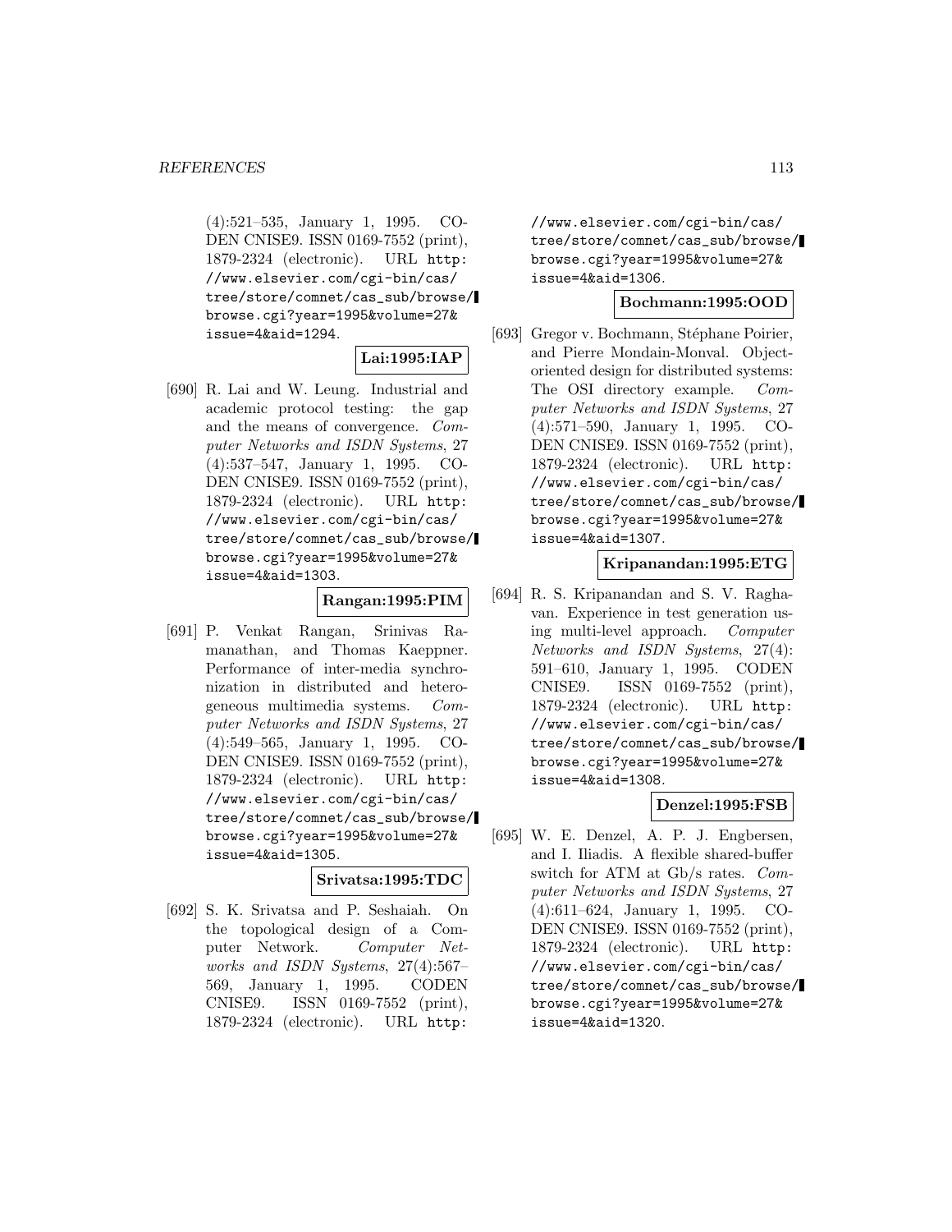(4):521–535, January 1, 1995. CODEN CNISE9. ISSN 0169-7552 (print), 1879-2324 (electronic). URL http://www.elsevier.com/cgi-bin/cas/tree/store/comnet/cas_sub/browse/browse.cgi?year=1995&volume=27&issue=4&aid=1294.

**Lai:1995:IAP**

[690] R. Lai and W. Leung. Industrial and academic protocol testing: the gap and the means of convergence. *Computer Networks and ISDN Systems*, 27 (4):537–547, January 1, 1995. CODEN CNISE9. ISSN 0169-7552 (print), 1879-2324 (electronic). URL http://www.elsevier.com/cgi-bin/cas/tree/store/comnet/cas_sub/browse/browse.cgi?year=1995&volume=27&issue=4&aid=1303.

**Rangan:1995:PIM**

[691] P. Venkat Rangan, Srinivas Ramanathan, and Thomas Kaeppner. Performance of inter-media synchronization in distributed and heterogeneous multimedia systems. *Computer Networks and ISDN Systems*, 27 (4):549–565, January 1, 1995. CODEN CNISE9. ISSN 0169-7552 (print), 1879-2324 (electronic). URL http://www.elsevier.com/cgi-bin/cas/tree/store/comnet/cas_sub/browse/browse.cgi?year=1995&volume=27&issue=4&aid=1305.

**Srivatsa:1995:TDC**

[692] S. K. Srivatsa and P. Seshaiah. On the topological design of a Computer Network. *Computer Networks and ISDN Systems*, 27(4):567–569, January 1, 1995. CODEN CNISE9. ISSN 0169-7552 (print), 1879-2324 (electronic). URL http://www.elsevier.com/cgi-bin/cas/tree/store/comnet/cas_sub/browse/browse.cgi?year=1995&volume=27&issue=4&aid=1306.

**Bochmann:1995:OOD**

[693] Gregor v. Bochmann, Stéphane Poirier, and Pierre Mondain-Monval. Object-oriented design for distributed systems: The OSI directory example. *Computer Networks and ISDN Systems*, 27 (4):571–590, January 1, 1995. CODEN CNISE9. ISSN 0169-7552 (print), 1879-2324 (electronic). URL http://www.elsevier.com/cgi-bin/cas/tree/store/comnet/cas_sub/browse/browse.cgi?year=1995&volume=27&issue=4&aid=1307.

**Kripanandan:1995:ETG**

[694] R. S. Kripanandan and S. V. Raghavan. Experience in test generation using multi-level approach. *Computer Networks and ISDN Systems*, 27(4): 591–610, January 1, 1995. CODEN CNISE9. ISSN 0169-7552 (print), 1879-2324 (electronic). URL http://www.elsevier.com/cgi-bin/cas/tree/store/comnet/cas_sub/browse/browse.cgi?year=1995&volume=27&issue=4&aid=1308.

**Denzel:1995:FSB**

[695] W. E. Denzel, A. P. J. Engbersen, and I. Iliadis. A flexible shared-buffer switch for ATM at Gb/s rates. *Computer Networks and ISDN Systems*, 27 (4):611–624, January 1, 1995. CODEN CNISE9. ISSN 0169-7552 (print), 1879-2324 (electronic). URL http://www.elsevier.com/cgi-bin/cas/tree/store/comnet/cas_sub/browse/browse.cgi?year=1995&volume=27&issue=4&aid=1320.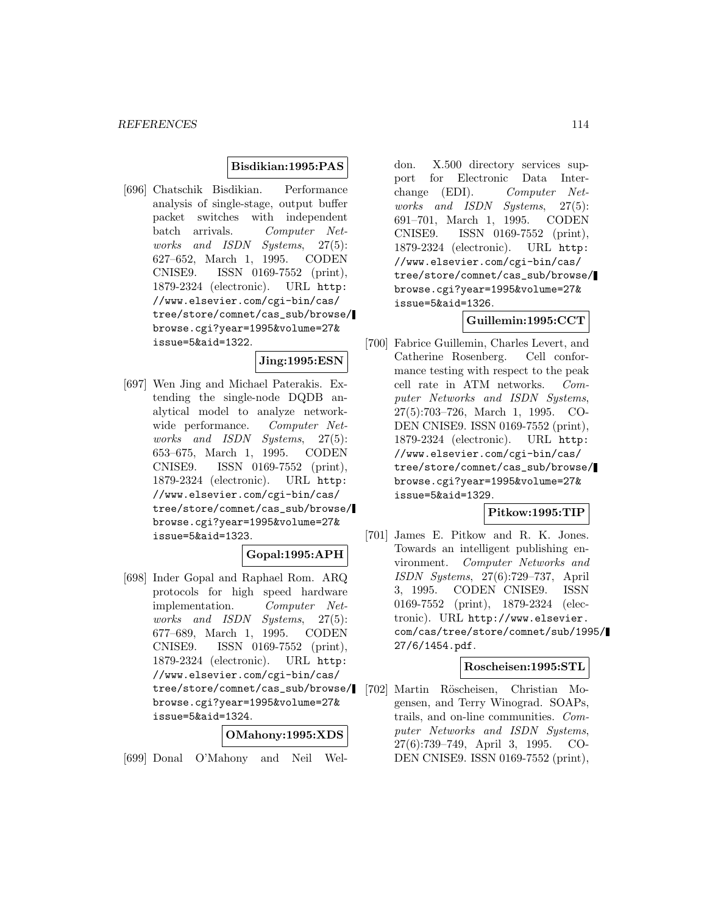**Bisdikian:1995:PAS**

[696] Chatschik Bisdikian. Performance analysis of single-stage, output buffer packet switches with independent batch arrivals. *Computer Networks and ISDN Systems*, 27(5): 627–652, March 1, 1995. CODEN CNISE9. ISSN 0169-7552 (print), 1879-2324 (electronic). URL http://www.elsevier.com/cgi-bin/cas/tree/store/comnet/cas_sub/browse/browse.cgi?year=1995&volume=27&issue=5&aid=1322.

**Jing:1995:ESN**

[697] Wen Jing and Michael Paterakis. Extending the single-node DQDB analytical model to analyze network-wide performance. *Computer Networks and ISDN Systems*, 27(5): 653–675, March 1, 1995. CODEN CNISE9. ISSN 0169-7552 (print), 1879-2324 (electronic). URL http://www.elsevier.com/cgi-bin/cas/tree/store/comnet/cas_sub/browse/browse.cgi?year=1995&volume=27&issue=5&aid=1323.

**Gopal:1995:APH**

[698] Inder Gopal and Raphael Rom. ARQ protocols for high speed hardware implementation. *Computer Networks and ISDN Systems*, 27(5): 677–689, March 1, 1995. CODEN CNISE9. ISSN 0169-7552 (print), 1879-2324 (electronic). URL http://www.elsevier.com/cgi-bin/cas/tree/store/comnet/cas_sub/browse/browse.cgi?year=1995&volume=27&issue=5&aid=1324.

**OMahony:1995:XDS**

[699] Donal O'Mahony and Neil Weldon. X.500 directory services support for Electronic Data Interchange (EDI). *Computer Networks and ISDN Systems*, 27(5): 691–701, March 1, 1995. CODEN CNISE9. ISSN 0169-7552 (print), 1879-2324 (electronic). URL http://www.elsevier.com/cgi-bin/cas/tree/store/comnet/cas_sub/browse/browse.cgi?year=1995&volume=27&issue=5&aid=1326.

**Guillemin:1995:CCT**

[700] Fabrice Guillemin, Charles Levert, and Catherine Rosenberg. Cell conformance testing with respect to the peak cell rate in ATM networks. *Computer Networks and ISDN Systems*, 27(5):703–726, March 1, 1995. CODEN CNISE9. ISSN 0169-7552 (print), 1879-2324 (electronic). URL http://www.elsevier.com/cgi-bin/cas/tree/store/comnet/cas_sub/browse/browse.cgi?year=1995&volume=27&issue=5&aid=1329.

**Pitkow:1995:TIP**

[701] James E. Pitkow and R. K. Jones. Towards an intelligent publishing environment. *Computer Networks and ISDN Systems*, 27(6):729–737, April 3, 1995. CODEN CNISE9. ISSN 0169-7552 (print), 1879-2324 (electronic). URL http://www.elsevier.com/cas/tree/store/comnet/sub/1995/27/6/1454.pdf.

**Roscheisen:1995:STL**

[702] Martin Röscheisen, Christian Mogensen, and Terry Winograd. SOAPs, trails, and on-line communities. *Computer Networks and ISDN Systems*, 27(6):739–749, April 3, 1995. CODEN CNISE9. ISSN 0169-7552 (print),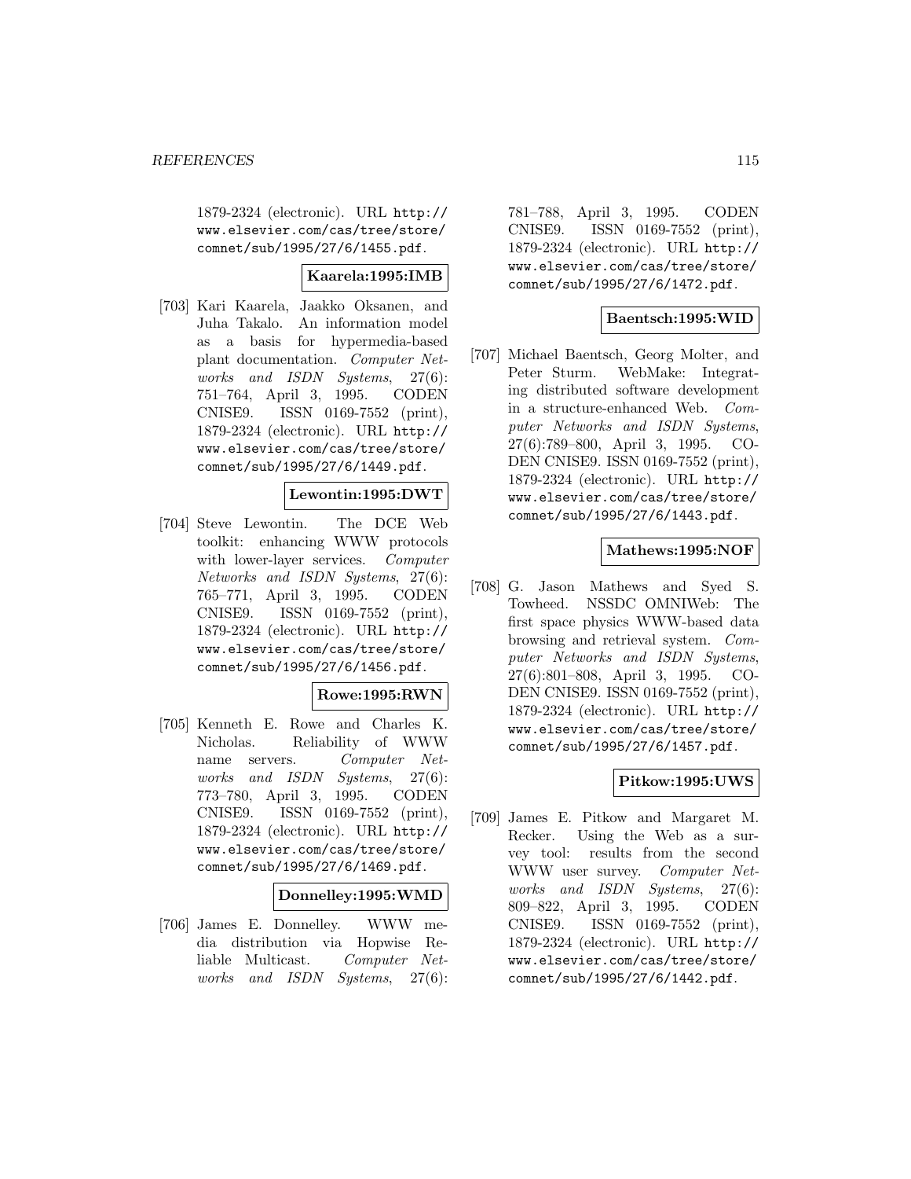1879-2324 (electronic). URL http://www.elsevier.com/cas/tree/store/comnet/sub/1995/27/6/1455.pdf.

**Kaarela:1995:IMB**

[703] Kari Kaarela, Jaakko Oksanen, and Juha Takalo. An information model as a basis for hypermedia-based plant documentation. *Computer Networks and ISDN Systems*, 27(6): 751–764, April 3, 1995. CODEN CNISE9. ISSN 0169-7552 (print), 1879-2324 (electronic). URL http://www.elsevier.com/cas/tree/store/comnet/sub/1995/27/6/1449.pdf.

**Lewontin:1995:DWT**

[704] Steve Lewontin. The DCE Web toolkit: enhancing WWW protocols with lower-layer services. *Computer Networks and ISDN Systems*, 27(6): 765–771, April 3, 1995. CODEN CNISE9. ISSN 0169-7552 (print), 1879-2324 (electronic). URL http://www.elsevier.com/cas/tree/store/comnet/sub/1995/27/6/1456.pdf.

**Rowe:1995:RWN**

[705] Kenneth E. Rowe and Charles K. Nicholas. Reliability of WWW name servers. *Computer Networks and ISDN Systems*, 27(6): 773–780, April 3, 1995. CODEN CNISE9. ISSN 0169-7552 (print), 1879-2324 (electronic). URL http://www.elsevier.com/cas/tree/store/comnet/sub/1995/27/6/1469.pdf.

**Donnelley:1995:WMD**

[706] James E. Donnelley. WWW media distribution via Hopwise Reliable Multicast. *Computer Networks and ISDN Systems*, 27(6): 781–788, April 3, 1995. CODEN CNISE9. ISSN 0169-7552 (print), 1879-2324 (electronic). URL http://www.elsevier.com/cas/tree/store/comnet/sub/1995/27/6/1472.pdf.

**Baentsch:1995:WID**

[707] Michael Baentsch, Georg Molter, and Peter Sturm. WebMake: Integrating distributed software development in a structure-enhanced Web. *Computer Networks and ISDN Systems*, 27(6):789–800, April 3, 1995. CODEN CNISE9. ISSN 0169-7552 (print), 1879-2324 (electronic). URL http://www.elsevier.com/cas/tree/store/comnet/sub/1995/27/6/1443.pdf.

**Mathews:1995:NOF**

[708] G. Jason Mathews and Syed S. Towheed. NSSDC OMNIWeb: The first space physics WWW-based data browsing and retrieval system. *Computer Networks and ISDN Systems*, 27(6):801–808, April 3, 1995. CODEN CNISE9. ISSN 0169-7552 (print), 1879-2324 (electronic). URL http://www.elsevier.com/cas/tree/store/comnet/sub/1995/27/6/1457.pdf.

**Pitkow:1995:UWS**

[709] James E. Pitkow and Margaret M. Recker. Using the Web as a survey tool: results from the second WWW user survey. *Computer Networks and ISDN Systems*, 27(6): 809–822, April 3, 1995. CODEN CNISE9. ISSN 0169-7552 (print), 1879-2324 (electronic). URL http://www.elsevier.com/cas/tree/store/comnet/sub/1995/27/6/1442.pdf.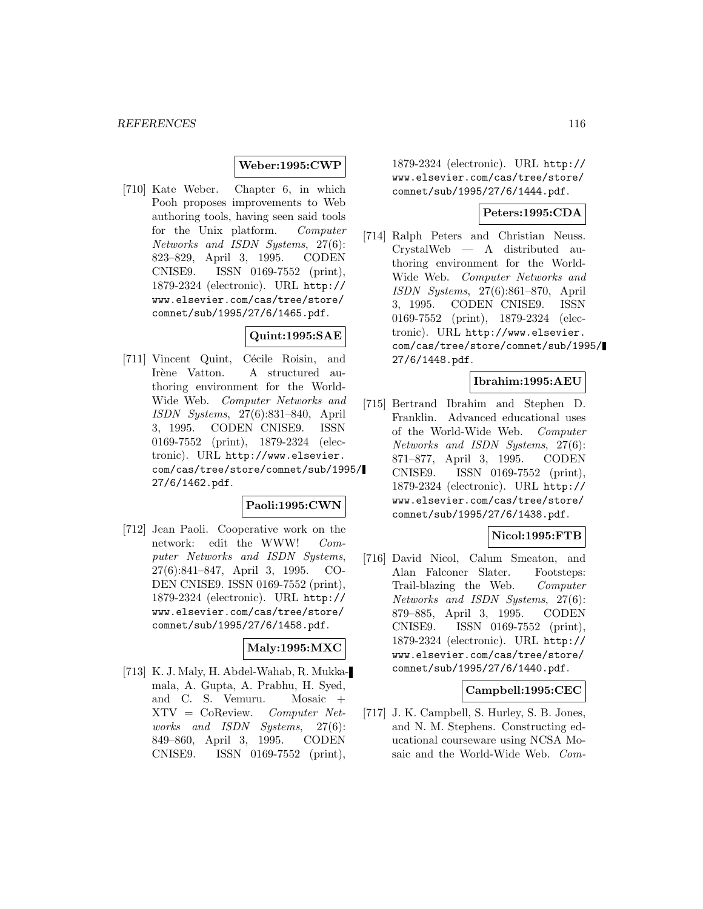**Weber:1995:CWP**

[710] Kate Weber. Chapter 6, in which Pooh proposes improvements to Web authoring tools, having seen said tools for the Unix platform. *Computer Networks and ISDN Systems*, 27(6): 823–829, April 3, 1995. CODEN CNISE9. ISSN 0169-7552 (print), 1879-2324 (electronic). URL http://www.elsevier.com/cas/tree/store/comnet/sub/1995/27/6/1465.pdf.

**Quint:1995:SAE**

[711] Vincent Quint, Cécile Roisin, and Irène Vatton. A structured authoring environment for the World-Wide Web. *Computer Networks and ISDN Systems*, 27(6):831–840, April 3, 1995. CODEN CNISE9. ISSN 0169-7552 (print), 1879-2324 (electronic). URL http://www.elsevier.com/cas/tree/store/comnet/sub/1995/27/6/1462.pdf.

**Paoli:1995:CWN**

[712] Jean Paoli. Cooperative work on the network: edit the WWW! *Computer Networks and ISDN Systems*, 27(6):841–847, April 3, 1995. CODEN CNISE9. ISSN 0169-7552 (print), 1879-2324 (electronic). URL http://www.elsevier.com/cas/tree/store/comnet/sub/1995/27/6/1458.pdf.

**Maly:1995:MXC**

[713] K. J. Maly, H. Abdel-Wahab, R. Mukkamala, A. Gupta, A. Prabhu, H. Syed, and C. S. Vemuru. Mosaic + XTV = CoReview. *Computer Networks and ISDN Systems*, 27(6): 849–860, April 3, 1995. CODEN CNISE9. ISSN 0169-7552 (print), 1879-2324 (electronic). URL http://www.elsevier.com/cas/tree/store/comnet/sub/1995/27/6/1444.pdf.

**Peters:1995:CDA**

[714] Ralph Peters and Christian Neuss. CrystalWeb — A distributed authoring environment for the World-Wide Web. *Computer Networks and ISDN Systems*, 27(6):861–870, April 3, 1995. CODEN CNISE9. ISSN 0169-7552 (print), 1879-2324 (electronic). URL http://www.elsevier.com/cas/tree/store/comnet/sub/1995/27/6/1448.pdf.

**Ibrahim:1995:AEU**

[715] Bertrand Ibrahim and Stephen D. Franklin. Advanced educational uses of the World-Wide Web. *Computer Networks and ISDN Systems*, 27(6): 871–877, April 3, 1995. CODEN CNISE9. ISSN 0169-7552 (print), 1879-2324 (electronic). URL http://www.elsevier.com/cas/tree/store/comnet/sub/1995/27/6/1438.pdf.

**Nicol:1995:FTB**

[716] David Nicol, Calum Smeaton, and Alan Falconer Slater. Footsteps: Trail-blazing the Web. *Computer Networks and ISDN Systems*, 27(6): 879–885, April 3, 1995. CODEN CNISE9. ISSN 0169-7552 (print), 1879-2324 (electronic). URL http://www.elsevier.com/cas/tree/store/comnet/sub/1995/27/6/1440.pdf.

**Campbell:1995:CEC**

[717] J. K. Campbell, S. Hurley, S. B. Jones, and N. M. Stephens. Constructing educational courseware using NCSA Mosaic and the World-Wide Web. *Com-*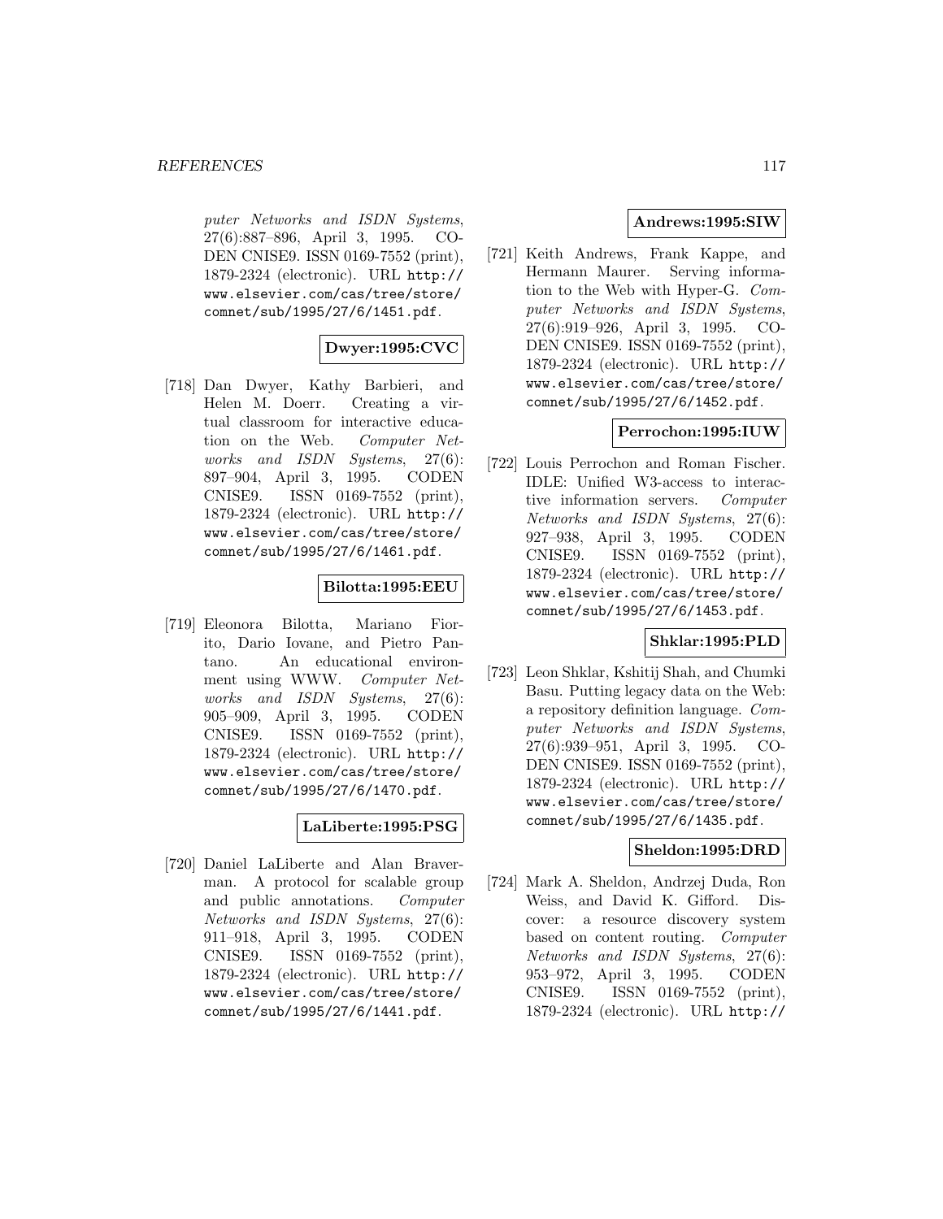puter Networks and ISDN Systems*, 27(6):887–896, April 3, 1995. CODEN CNISE9. ISSN 0169-7552 (print), 1879-2324 (electronic). URL http://www.elsevier.com/cas/tree/store/comnet/sub/1995/27/6/1451.pdf.

**Dwyer:1995:CVC**

[718] Dan Dwyer, Kathy Barbieri, and Helen M. Doerr. Creating a virtual classroom for interactive education on the Web. *Computer Networks and ISDN Systems*, 27(6): 897–904, April 3, 1995. CODEN CNISE9. ISSN 0169-7552 (print), 1879-2324 (electronic). URL http://www.elsevier.com/cas/tree/store/comnet/sub/1995/27/6/1461.pdf.

**Bilotta:1995:EEU**

[719] Eleonora Bilotta, Mariano Fiorito, Dario Iovane, and Pietro Pantano. An educational environment using WWW. *Computer Networks and ISDN Systems*, 27(6): 905–909, April 3, 1995. CODEN CNISE9. ISSN 0169-7552 (print), 1879-2324 (electronic). URL http://www.elsevier.com/cas/tree/store/comnet/sub/1995/27/6/1470.pdf.

**LaLiberte:1995:PSG**

[720] Daniel LaLiberte and Alan Braverman. A protocol for scalable group and public annotations. *Computer Networks and ISDN Systems*, 27(6): 911–918, April 3, 1995. CODEN CNISE9. ISSN 0169-7552 (print), 1879-2324 (electronic). URL http://www.elsevier.com/cas/tree/store/comnet/sub/1995/27/6/1441.pdf.

**Andrews:1995:SIW**

[721] Keith Andrews, Frank Kappe, and Hermann Maurer. Serving information to the Web with Hyper-G. *Computer Networks and ISDN Systems*, 27(6):919–926, April 3, 1995. CODEN CNISE9. ISSN 0169-7552 (print), 1879-2324 (electronic). URL http://www.elsevier.com/cas/tree/store/comnet/sub/1995/27/6/1452.pdf.

**Perrochon:1995:IUW**

[722] Louis Perrochon and Roman Fischer. IDLE: Unified W3-access to interactive information servers. *Computer Networks and ISDN Systems*, 27(6): 927–938, April 3, 1995. CODEN CNISE9. ISSN 0169-7552 (print), 1879-2324 (electronic). URL http://www.elsevier.com/cas/tree/store/comnet/sub/1995/27/6/1453.pdf.

**Shklar:1995:PLD**

[723] Leon Shklar, Kshitij Shah, and Chumki Basu. Putting legacy data on the Web: a repository definition language. *Computer Networks and ISDN Systems*, 27(6):939–951, April 3, 1995. CODEN CNISE9. ISSN 0169-7552 (print), 1879-2324 (electronic). URL http://www.elsevier.com/cas/tree/store/comnet/sub/1995/27/6/1435.pdf.

**Sheldon:1995:DRD**

[724] Mark A. Sheldon, Andrzej Duda, Ron Weiss, and David K. Gifford. Discover: a resource discovery system based on content routing. *Computer Networks and ISDN Systems*, 27(6): 953–972, April 3, 1995. CODEN CNISE9. ISSN 0169-7552 (print), 1879-2324 (electronic). URL http://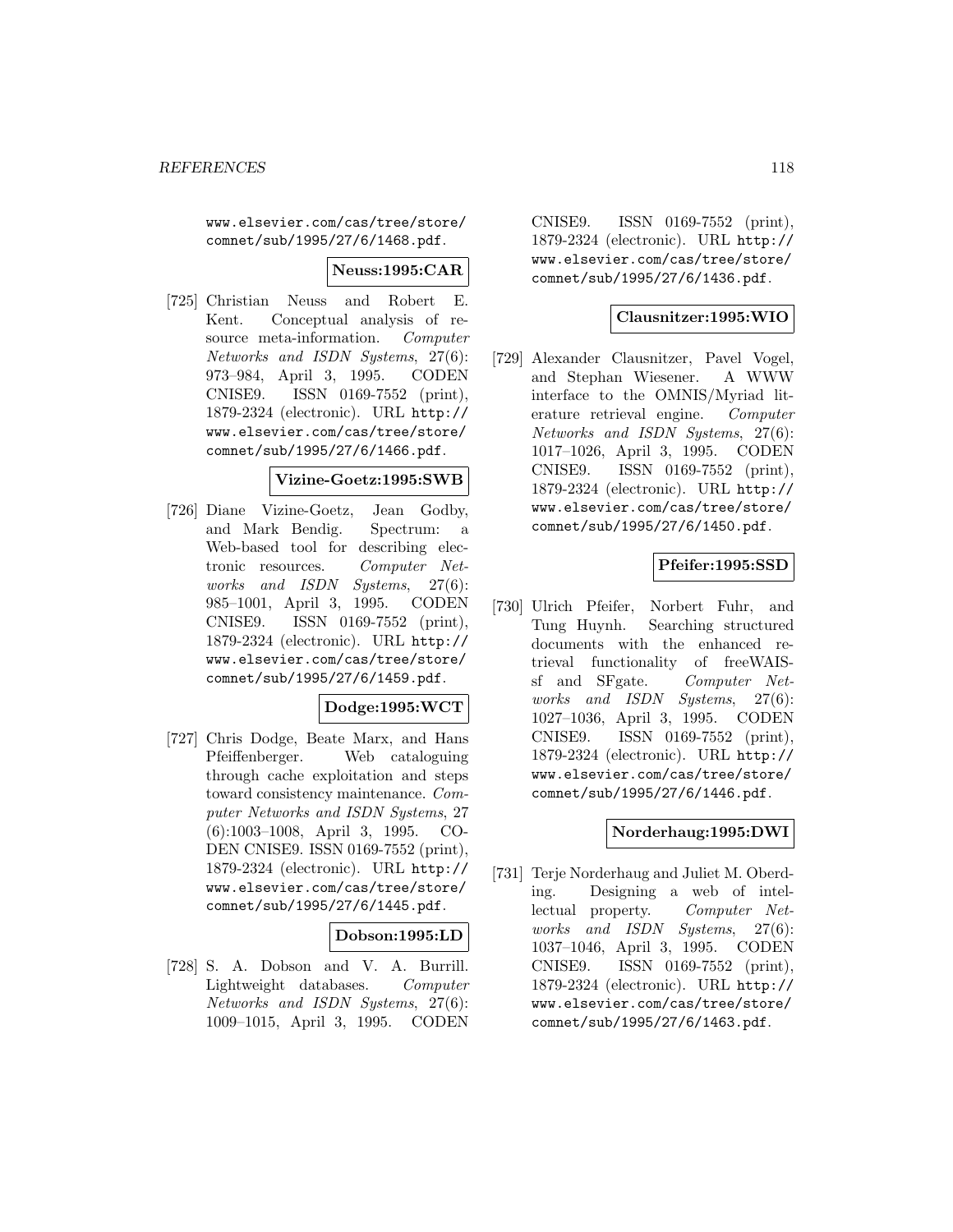www.elsevier.com/cas/tree/store/comnet/sub/1995/27/6/1468.pdf.

**Neuss:1995:CAR**

[725] Christian Neuss and Robert E. Kent. Conceptual analysis of resource meta-information. *Computer Networks and ISDN Systems*, 27(6): 973–984, April 3, 1995. CODEN CNISE9. ISSN 0169-7552 (print), 1879-2324 (electronic). URL http://www.elsevier.com/cas/tree/store/comnet/sub/1995/27/6/1466.pdf.

**Vizine-Goetz:1995:SWB**

[726] Diane Vizine-Goetz, Jean Godby, and Mark Bendig. Spectrum: a Web-based tool for describing electronic resources. *Computer Networks and ISDN Systems*, 27(6): 985–1001, April 3, 1995. CODEN CNISE9. ISSN 0169-7552 (print), 1879-2324 (electronic). URL http://www.elsevier.com/cas/tree/store/comnet/sub/1995/27/6/1459.pdf.

**Dodge:1995:WCT**

[727] Chris Dodge, Beate Marx, and Hans Pfeiffenberger. Web cataloguing through cache exploitation and steps toward consistency maintenance. *Computer Networks and ISDN Systems*, 27 (6):1003–1008, April 3, 1995. CODEN CNISE9. ISSN 0169-7552 (print), 1879-2324 (electronic). URL http://www.elsevier.com/cas/tree/store/comnet/sub/1995/27/6/1445.pdf.

**Dobson:1995:LD**

[728] S. A. Dobson and V. A. Burrill. Lightweight databases. *Computer Networks and ISDN Systems*, 27(6): 1009–1015, April 3, 1995. CODEN CNISE9. ISSN 0169-7552 (print), 1879-2324 (electronic). URL http://www.elsevier.com/cas/tree/store/comnet/sub/1995/27/6/1436.pdf.

**Clausnitzer:1995:WIO**

[729] Alexander Clausnitzer, Pavel Vogel, and Stephan Wiesener. A WWW interface to the OMNIS/Myriad literature retrieval engine. *Computer Networks and ISDN Systems*, 27(6): 1017–1026, April 3, 1995. CODEN CNISE9. ISSN 0169-7552 (print), 1879-2324 (electronic). URL http://www.elsevier.com/cas/tree/store/comnet/sub/1995/27/6/1450.pdf.

**Pfeifer:1995:SSD**

[730] Ulrich Pfeifer, Norbert Fuhr, and Tung Huynh. Searching structured documents with the enhanced retrieval functionality of freeWAIS-sf and SFgate. *Computer Networks and ISDN Systems*, 27(6): 1027–1036, April 3, 1995. CODEN CNISE9. ISSN 0169-7552 (print), 1879-2324 (electronic). URL http://www.elsevier.com/cas/tree/store/comnet/sub/1995/27/6/1446.pdf.

**Norderhaug:1995:DWI**

[731] Terje Norderhaug and Juliet M. Oberding. Designing a web of intellectual property. *Computer Networks and ISDN Systems*, 27(6): 1037–1046, April 3, 1995. CODEN CNISE9. ISSN 0169-7552 (print), 1879-2324 (electronic). URL http://www.elsevier.com/cas/tree/store/comnet/sub/1995/27/6/1463.pdf.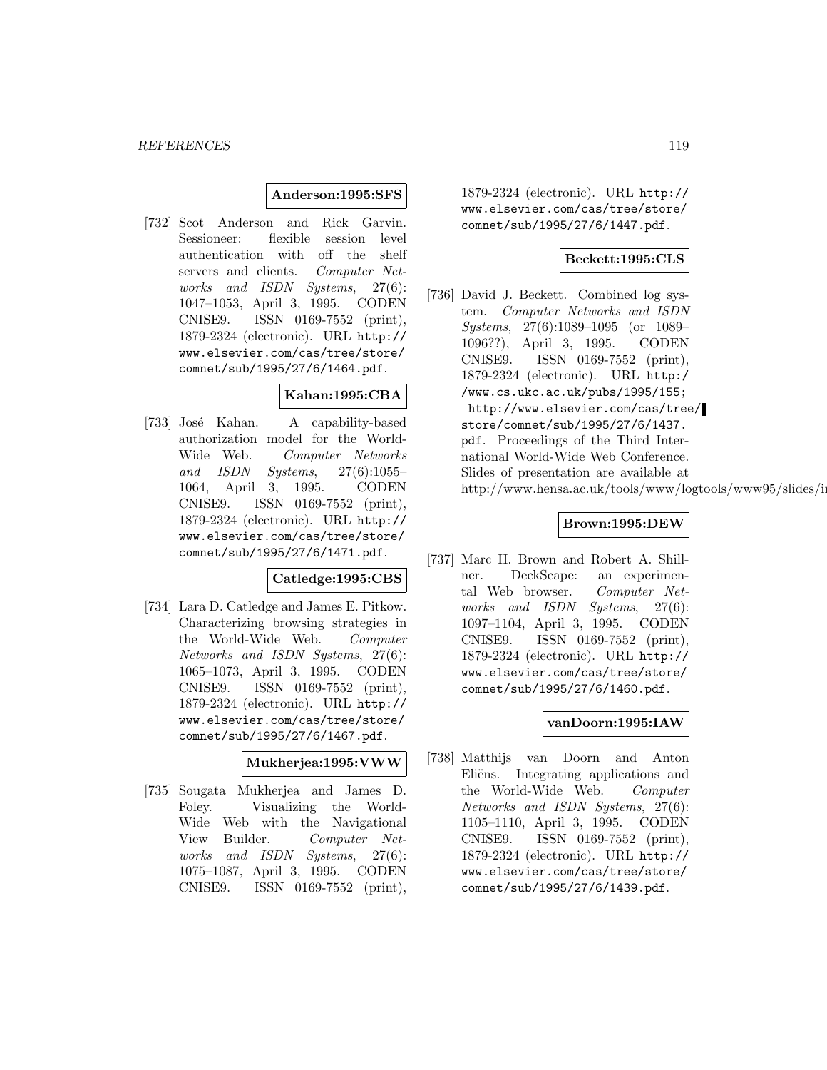**Anderson:1995:SFS**

[732] Scot Anderson and Rick Garvin. Sessioneer: flexible session level authentication with off the shelf servers and clients. *Computer Networks and ISDN Systems*, 27(6): 1047–1053, April 3, 1995. CODEN CNISE9. ISSN 0169-7552 (print), 1879-2324 (electronic). URL http://www.elsevier.com/cas/tree/store/comnet/sub/1995/27/6/1464.pdf.

**Kahan:1995:CBA**

[733] José Kahan. A capability-based authorization model for the World-Wide Web. *Computer Networks and ISDN Systems*, 27(6):1055–1064, April 3, 1995. CODEN CNISE9. ISSN 0169-7552 (print), 1879-2324 (electronic). URL http://www.elsevier.com/cas/tree/store/comnet/sub/1995/27/6/1471.pdf.

**Catledge:1995:CBS**

[734] Lara D. Catledge and James E. Pitkow. Characterizing browsing strategies in the World-Wide Web. *Computer Networks and ISDN Systems*, 27(6): 1065–1073, April 3, 1995. CODEN CNISE9. ISSN 0169-7552 (print), 1879-2324 (electronic). URL http://www.elsevier.com/cas/tree/store/comnet/sub/1995/27/6/1467.pdf.

**Mukherjea:1995:VWW**

[735] Sougata Mukherjea and James D. Foley. Visualizing the World-Wide Web with the Navigational View Builder. *Computer Networks and ISDN Systems*, 27(6): 1075–1087, April 3, 1995. CODEN CNISE9. ISSN 0169-7552 (print), 1879-2324 (electronic). URL http://www.elsevier.com/cas/tree/store/comnet/sub/1995/27/6/1447.pdf.

**Beckett:1995:CLS**

[736] David J. Beckett. Combined log system. *Computer Networks and ISDN Systems*, 27(6):1089–1095 (or 1089–1096??), April 3, 1995. CODEN CNISE9. ISSN 0169-7552 (print), 1879-2324 (electronic). URL http://www.cs.ukc.ac.uk/pubs/1995/155; http://www.elsevier.com/cas/tree/store/comnet/sub/1995/27/6/1437.pdf. Proceedings of the Third International World-Wide Web Conference. Slides of presentation are available at http://www.hensa.ac.uk/tools/www/logtools/www95/slides/i

**Brown:1995:DEW**

[737] Marc H. Brown and Robert A. Shillner. DeckScape: an experimental Web browser. *Computer Networks and ISDN Systems*, 27(6): 1097–1104, April 3, 1995. CODEN CNISE9. ISSN 0169-7552 (print), 1879-2324 (electronic). URL http://www.elsevier.com/cas/tree/store/comnet/sub/1995/27/6/1460.pdf.

**vanDoorn:1995:IAW**

[738] Matthijs van Doorn and Anton Eliëns. Integrating applications and the World-Wide Web. *Computer Networks and ISDN Systems*, 27(6): 1105–1110, April 3, 1995. CODEN CNISE9. ISSN 0169-7552 (print), 1879-2324 (electronic). URL http://www.elsevier.com/cas/tree/store/comnet/sub/1995/27/6/1439.pdf.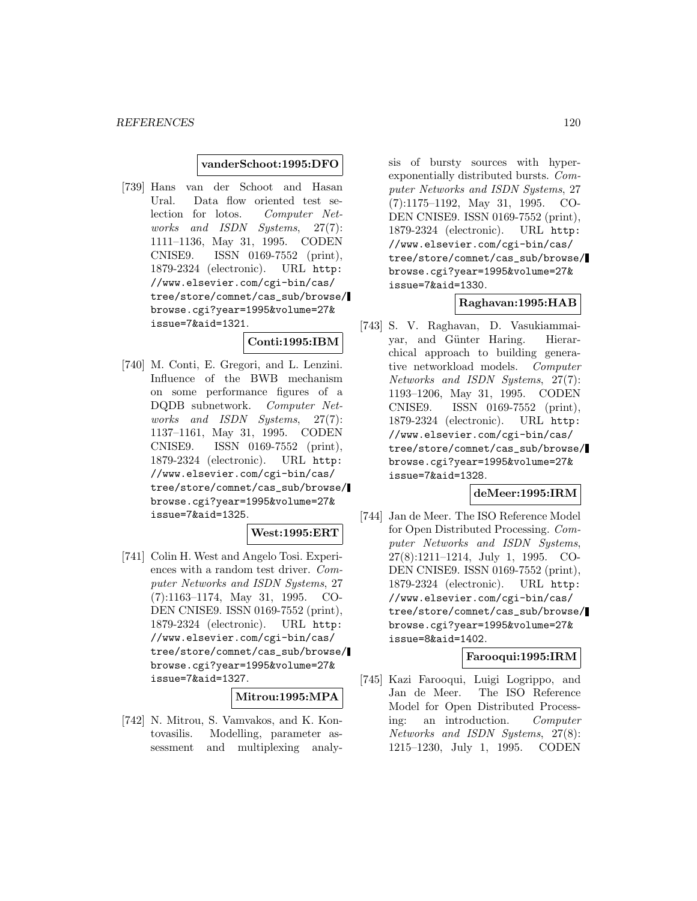**vanderSchoot:1995:DFO**

[739] Hans van der Schoot and Hasan Ural. Data flow oriented test selection for lotos. *Computer Networks and ISDN Systems*, 27(7): 1111–1136, May 31, 1995. CODEN CNISE9. ISSN 0169-7552 (print), 1879-2324 (electronic). URL http://www.elsevier.com/cgi-bin/cas/tree/store/comnet/cas_sub/browse/browse.cgi?year=1995&volume=27&issue=7&aid=1321.

**Conti:1995:IBM**

[740] M. Conti, E. Gregori, and L. Lenzini. Influence of the BWB mechanism on some performance figures of a DQDB subnetwork. *Computer Networks and ISDN Systems*, 27(7): 1137–1161, May 31, 1995. CODEN CNISE9. ISSN 0169-7552 (print), 1879-2324 (electronic). URL http://www.elsevier.com/cgi-bin/cas/tree/store/comnet/cas_sub/browse/browse.cgi?year=1995&volume=27&issue=7&aid=1325.

**West:1995:ERT**

[741] Colin H. West and Angelo Tosi. Experiences with a random test driver. *Computer Networks and ISDN Systems*, 27 (7):1163–1174, May 31, 1995. CODEN CNISE9. ISSN 0169-7552 (print), 1879-2324 (electronic). URL http://www.elsevier.com/cgi-bin/cas/tree/store/comnet/cas_sub/browse/browse.cgi?year=1995&volume=27&issue=7&aid=1327.

**Mitrou:1995:MPA**

[742] N. Mitrou, S. Vamvakos, and K. Kontovasilis. Modelling, parameter assessment and multiplexing analysis of bursty sources with hyperexponentially distributed bursts. *Computer Networks and ISDN Systems*, 27 (7):1175–1192, May 31, 1995. CODEN CNISE9. ISSN 0169-7552 (print), 1879-2324 (electronic). URL http://www.elsevier.com/cgi-bin/cas/tree/store/comnet/cas_sub/browse/browse.cgi?year=1995&volume=27&issue=7&aid=1330.

**Raghavan:1995:HAB**

[743] S. V. Raghavan, D. Vasukiammaiyar, and Günter Haring. Hierarchical approach to building generative networkload models. *Computer Networks and ISDN Systems*, 27(7): 1193–1206, May 31, 1995. CODEN CNISE9. ISSN 0169-7552 (print), 1879-2324 (electronic). URL http://www.elsevier.com/cgi-bin/cas/tree/store/comnet/cas_sub/browse/browse.cgi?year=1995&volume=27&issue=7&aid=1328.

**deMeer:1995:IRM**

[744] Jan de Meer. The ISO Reference Model for Open Distributed Processing. *Computer Networks and ISDN Systems*, 27(8):1211–1214, July 1, 1995. CODEN CNISE9. ISSN 0169-7552 (print), 1879-2324 (electronic). URL http://www.elsevier.com/cgi-bin/cas/tree/store/comnet/cas_sub/browse/browse.cgi?year=1995&volume=27&issue=8&aid=1402.

**Farooqui:1995:IRM**

[745] Kazi Farooqui, Luigi Logrippo, and Jan de Meer. The ISO Reference Model for Open Distributed Processing: an introduction. *Computer Networks and ISDN Systems*, 27(8): 1215–1230, July 1, 1995. CODEN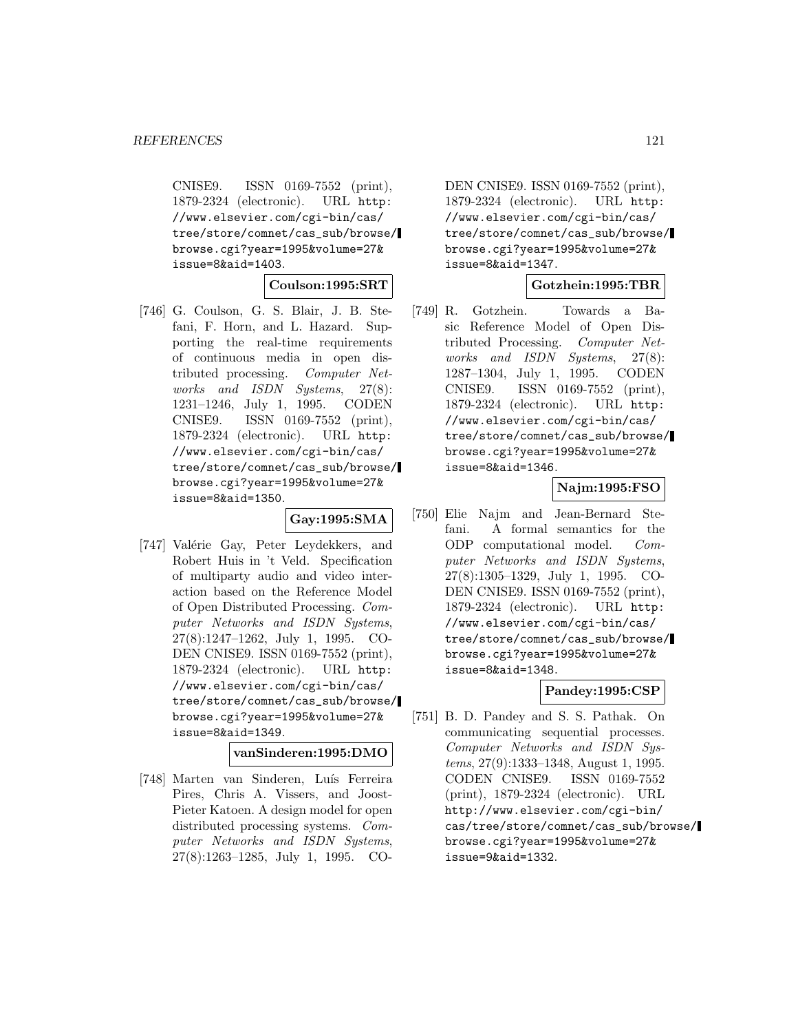CNISE9. ISSN 0169-7552 (print), 1879-2324 (electronic). URL http://www.elsevier.com/cgi-bin/cas/tree/store/comnet/cas_sub/browse/browse.cgi?year=1995&volume=27&issue=8&aid=1403.

**Coulson:1995:SRT**

[746] G. Coulson, G. S. Blair, J. B. Stefani, F. Horn, and L. Hazard. Supporting the real-time requirements of continuous media in open distributed processing. *Computer Networks and ISDN Systems*, 27(8): 1231–1246, July 1, 1995. CODEN CNISE9. ISSN 0169-7552 (print), 1879-2324 (electronic). URL http://www.elsevier.com/cgi-bin/cas/tree/store/comnet/cas_sub/browse/browse.cgi?year=1995&volume=27&issue=8&aid=1350.

**Gay:1995:SMA**

[747] Valérie Gay, Peter Leydekkers, and Robert Huis in 't Veld. Specification of multiparty audio and video interaction based on the Reference Model of Open Distributed Processing. *Computer Networks and ISDN Systems*, 27(8):1247–1262, July 1, 1995. CODEN CNISE9. ISSN 0169-7552 (print), 1879-2324 (electronic). URL http://www.elsevier.com/cgi-bin/cas/tree/store/comnet/cas_sub/browse/browse.cgi?year=1995&volume=27&issue=8&aid=1349.

**vanSinderen:1995:DMO**

[748] Marten van Sinderen, Luís Ferreira Pires, Chris A. Vissers, and Joost-Pieter Katoen. A design model for open distributed processing systems. *Computer Networks and ISDN Systems*, 27(8):1263–1285, July 1, 1995. CODEN CNISE9. ISSN 0169-7552 (print), 1879-2324 (electronic). URL http://www.elsevier.com/cgi-bin/cas/tree/store/comnet/cas_sub/browse/browse.cgi?year=1995&volume=27&issue=8&aid=1347.

**Gotzhein:1995:TBR**

[749] R. Gotzhein. Towards a Basic Reference Model of Open Distributed Processing. *Computer Networks and ISDN Systems*, 27(8): 1287–1304, July 1, 1995. CODEN CNISE9. ISSN 0169-7552 (print), 1879-2324 (electronic). URL http://www.elsevier.com/cgi-bin/cas/tree/store/comnet/cas_sub/browse/browse.cgi?year=1995&volume=27&issue=8&aid=1346.

**Najm:1995:FSO**

[750] Elie Najm and Jean-Bernard Stefani. A formal semantics for the ODP computational model. *Computer Networks and ISDN Systems*, 27(8):1305–1329, July 1, 1995. CODEN CNISE9. ISSN 0169-7552 (print), 1879-2324 (electronic). URL http://www.elsevier.com/cgi-bin/cas/tree/store/comnet/cas_sub/browse/browse.cgi?year=1995&volume=27&issue=8&aid=1348.

**Pandey:1995:CSP**

[751] B. D. Pandey and S. S. Pathak. On communicating sequential processes. *Computer Networks and ISDN Systems*, 27(9):1333–1348, August 1, 1995. CODEN CNISE9. ISSN 0169-7552 (print), 1879-2324 (electronic). URL http://www.elsevier.com/cgi-bin/cas/tree/store/comnet/cas_sub/browse/browse.cgi?year=1995&volume=27&issue=9&aid=1332.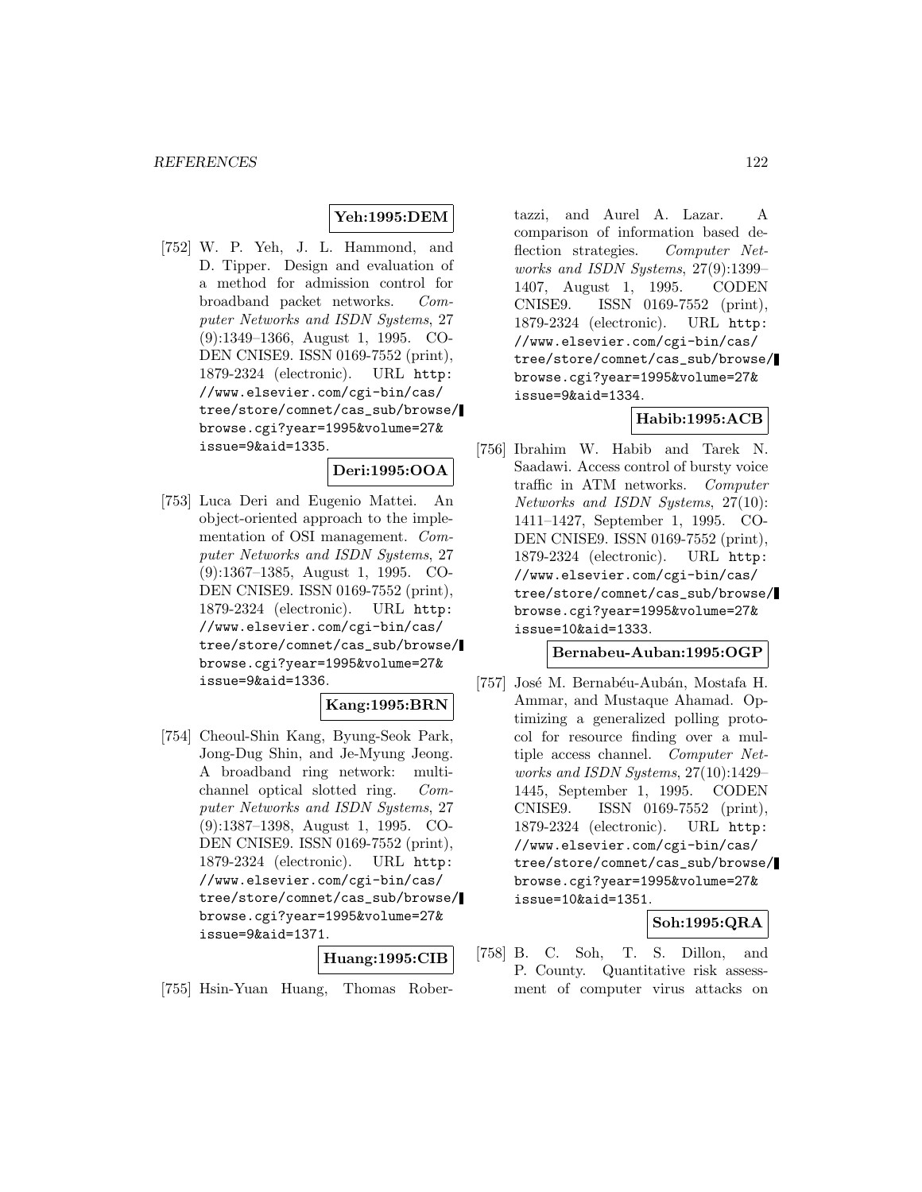**Yeh:1995:DEM**

[752] W. P. Yeh, J. L. Hammond, and D. Tipper. Design and evaluation of a method for admission control for broadband packet networks. *Computer Networks and ISDN Systems*, 27 (9):1349–1366, August 1, 1995. CODEN CNISE9. ISSN 0169-7552 (print), 1879-2324 (electronic). URL http://www.elsevier.com/cgi-bin/cas/tree/store/comnet/cas_sub/browse/browse.cgi?year=1995&volume=27&issue=9&aid=1335.

**Deri:1995:OOA**

[753] Luca Deri and Eugenio Mattei. An object-oriented approach to the implementation of OSI management. *Computer Networks and ISDN Systems*, 27 (9):1367–1385, August 1, 1995. CODEN CNISE9. ISSN 0169-7552 (print), 1879-2324 (electronic). URL http://www.elsevier.com/cgi-bin/cas/tree/store/comnet/cas_sub/browse/browse.cgi?year=1995&volume=27&issue=9&aid=1336.

**Kang:1995:BRN**

[754] Cheoul-Shin Kang, Byung-Seok Park, Jong-Dug Shin, and Je-Myung Jeong. A broadband ring network: multichannel optical slotted ring. *Computer Networks and ISDN Systems*, 27 (9):1387–1398, August 1, 1995. CODEN CNISE9. ISSN 0169-7552 (print), 1879-2324 (electronic). URL http://www.elsevier.com/cgi-bin/cas/tree/store/comnet/cas_sub/browse/browse.cgi?year=1995&volume=27&issue=9&aid=1371.

**Huang:1995:CIB**

[755] Hsin-Yuan Huang, Thomas Robertazzi, and Aurel A. Lazar. A comparison of information based deflection strategies. *Computer Networks and ISDN Systems*, 27(9):1399–1407, August 1, 1995. CODEN CNISE9. ISSN 0169-7552 (print), 1879-2324 (electronic). URL http://www.elsevier.com/cgi-bin/cas/tree/store/comnet/cas_sub/browse/browse.cgi?year=1995&volume=27&issue=9&aid=1334.

**Habib:1995:ACB**

[756] Ibrahim W. Habib and Tarek N. Saadawi. Access control of bursty voice traffic in ATM networks. *Computer Networks and ISDN Systems*, 27(10): 1411–1427, September 1, 1995. CODEN CNISE9. ISSN 0169-7552 (print), 1879-2324 (electronic). URL http://www.elsevier.com/cgi-bin/cas/tree/store/comnet/cas_sub/browse/browse.cgi?year=1995&volume=27&issue=10&aid=1333.

**Bernabeu-Auban:1995:OGP**

[757] José M. Bernabéu-Aubán, Mostafa H. Ammar, and Mustaque Ahamad. Optimizing a generalized polling protocol for resource finding over a multiple access channel. *Computer Networks and ISDN Systems*, 27(10):1429–1445, September 1, 1995. CODEN CNISE9. ISSN 0169-7552 (print), 1879-2324 (electronic). URL http://www.elsevier.com/cgi-bin/cas/tree/store/comnet/cas_sub/browse/browse.cgi?year=1995&volume=27&issue=10&aid=1351.

**Soh:1995:QRA**

[758] B. C. Soh, T. S. Dillon, and P. County. Quantitative risk assessment of computer virus attacks on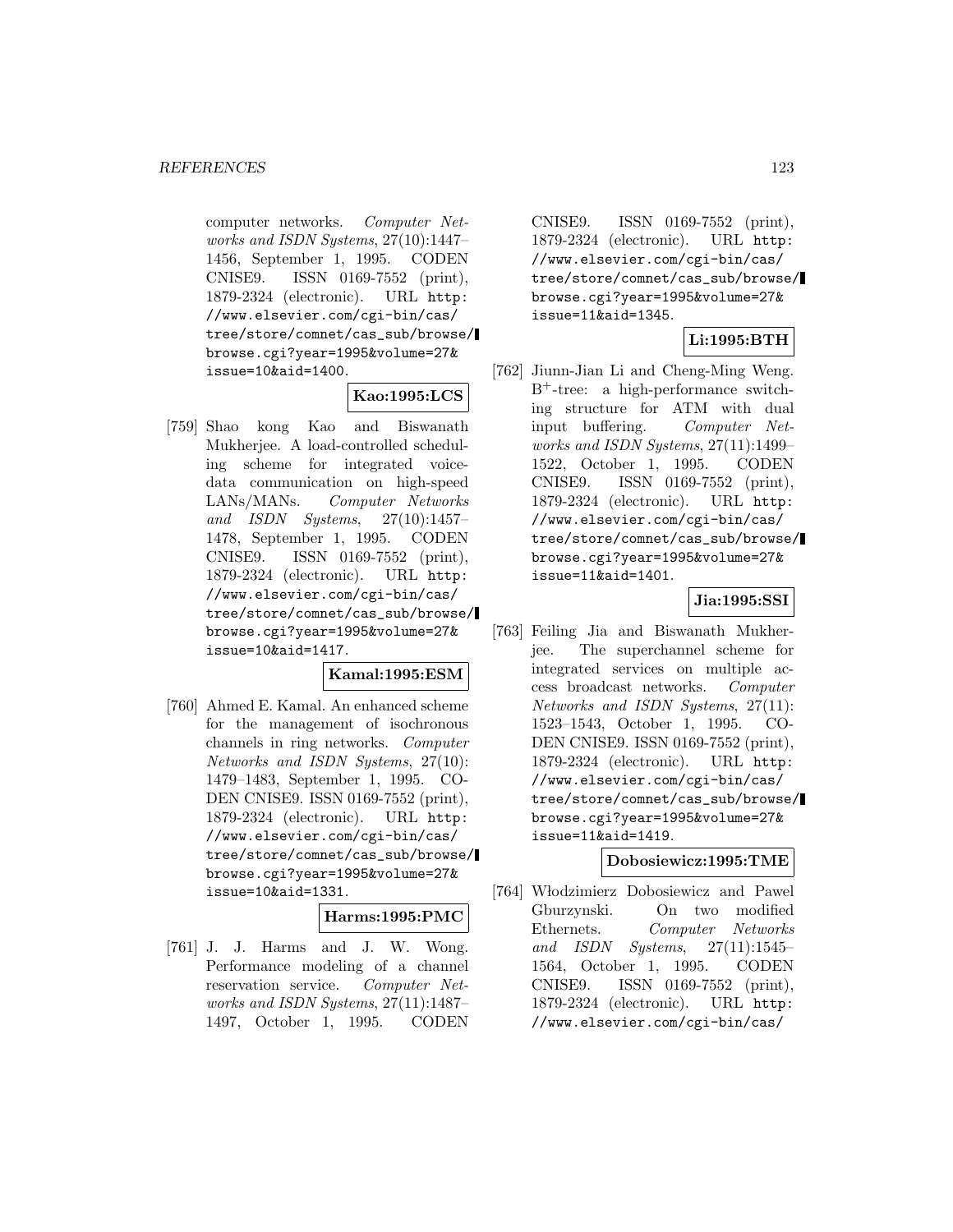computer networks. *Computer Networks and ISDN Systems*, 27(10):1447–1456, September 1, 1995. CODEN CNISE9. ISSN 0169-7552 (print), 1879-2324 (electronic). URL http://www.elsevier.com/cgi-bin/cas/tree/store/comnet/cas_sub/browse/browse.cgi?year=1995&volume=27&issue=10&aid=1400.

**Kao:1995:LCS**

[759] Shao kong Kao and Biswanath Mukherjee. A load-controlled scheduling scheme for integrated voice-data communication on high-speed LANs/MANs. *Computer Networks and ISDN Systems*, 27(10):1457–1478, September 1, 1995. CODEN CNISE9. ISSN 0169-7552 (print), 1879-2324 (electronic). URL http://www.elsevier.com/cgi-bin/cas/tree/store/comnet/cas_sub/browse/browse.cgi?year=1995&volume=27&issue=10&aid=1417.

**Kamal:1995:ESM**

[760] Ahmed E. Kamal. An enhanced scheme for the management of isochronous channels in ring networks. *Computer Networks and ISDN Systems*, 27(10):1479–1483, September 1, 1995. CODEN CNISE9. ISSN 0169-7552 (print), 1879-2324 (electronic). URL http://www.elsevier.com/cgi-bin/cas/tree/store/comnet/cas_sub/browse/browse.cgi?year=1995&volume=27&issue=10&aid=1331.

**Harms:1995:PMC**

[761] J. J. Harms and J. W. Wong. Performance modeling of a channel reservation service. *Computer Networks and ISDN Systems*, 27(11):1487–1497, October 1, 1995. CODEN CNISE9. ISSN 0169-7552 (print), 1879-2324 (electronic). URL http://www.elsevier.com/cgi-bin/cas/tree/store/comnet/cas_sub/browse/browse.cgi?year=1995&volume=27&issue=11&aid=1345.

**Li:1995:BTH**

[762] Jiunn-Jian Li and Cheng-Ming Weng. $B^{+}$-tree: a high-performance switching structure for ATM with dual input buffering. *Computer Networks and ISDN Systems*, 27(11):1499–1522, October 1, 1995. CODEN CNISE9. ISSN 0169-7552 (print), 1879-2324 (electronic). URL http://www.elsevier.com/cgi-bin/cas/tree/store/comnet/cas_sub/browse/browse.cgi?year=1995&volume=27&issue=11&aid=1401.

**Jia:1995:SSI**

[763] Feiling Jia and Biswanath Mukherjee. The superchannel scheme for integrated services on multiple access broadcast networks. *Computer Networks and ISDN Systems*, 27(11):1523–1543, October 1, 1995. CODEN CNISE9. ISSN 0169-7552 (print), 1879-2324 (electronic). URL http://www.elsevier.com/cgi-bin/cas/tree/store/comnet/cas_sub/browse/browse.cgi?year=1995&volume=27&issue=11&aid=1419.

**Dobosiewicz:1995:TME**

[764] Włodzimierz Dobosiewicz and Pawel Gburzynski. On two modified Ethernets. *Computer Networks and ISDN Systems*, 27(11):1545–1564, October 1, 1995. CODEN CNISE9. ISSN 0169-7552 (print), 1879-2324 (electronic). URL http://www.elsevier.com/cgi-bin/cas/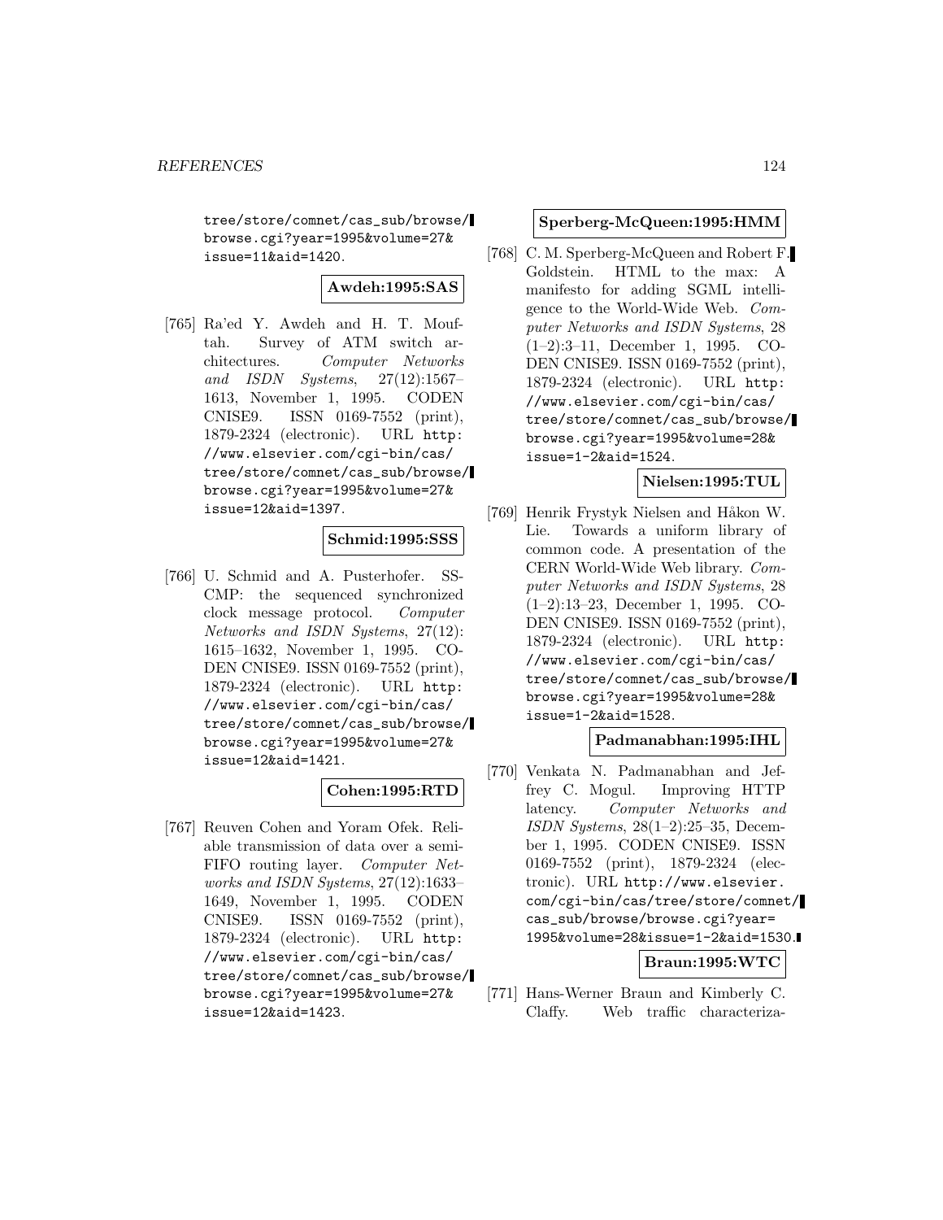tree/store/comnet/cas_sub/browse/browse.cgi?year=1995&volume=27&issue=11&aid=1420.

**Awdeh:1995:SAS**

[765] Ra'ed Y. Awdeh and H. T. Mouftah. Survey of ATM switch architectures. *Computer Networks and ISDN Systems*, 27(12):1567–1613, November 1, 1995. CODEN CNISE9. ISSN 0169-7552 (print), 1879-2324 (electronic). URL http://www.elsevier.com/cgi-bin/cas/tree/store/comnet/cas_sub/browse/browse.cgi?year=1995&volume=27&issue=12&aid=1397.

**Schmid:1995:SSS**

[766] U. Schmid and A. Pusterhofer. SS-CMP: the sequenced synchronized clock message protocol. *Computer Networks and ISDN Systems*, 27(12):1615–1632, November 1, 1995. CODEN CNISE9. ISSN 0169-7552 (print), 1879-2324 (electronic). URL http://www.elsevier.com/cgi-bin/cas/tree/store/comnet/cas_sub/browse/browse.cgi?year=1995&volume=27&issue=12&aid=1421.

**Cohen:1995:RTD**

[767] Reuven Cohen and Yoram Ofek. Reliable transmission of data over a semi-FIFO routing layer. *Computer Networks and ISDN Systems*, 27(12):1633–1649, November 1, 1995. CODEN CNISE9. ISSN 0169-7552 (print), 1879-2324 (electronic). URL http://www.elsevier.com/cgi-bin/cas/tree/store/comnet/cas_sub/browse/browse.cgi?year=1995&volume=27&issue=12&aid=1423.

**Sperberg-McQueen:1995:HMM**

[768] C. M. Sperberg-McQueen and Robert F. Goldstein. HTML to the max: A manifesto for adding SGML intelligence to the World-Wide Web. *Computer Networks and ISDN Systems*, 28(1–2):3–11, December 1, 1995. CODEN CNISE9. ISSN 0169-7552 (print), 1879-2324 (electronic). URL http://www.elsevier.com/cgi-bin/cas/tree/store/comnet/cas_sub/browse/browse.cgi?year=1995&volume=28&issue=1-2&aid=1524.

**Nielsen:1995:TUL**

[769] Henrik Frystyk Nielsen and Håkon W. Lie. Towards a uniform library of common code. A presentation of the CERN World-Wide Web library. *Computer Networks and ISDN Systems*, 28(1–2):13–23, December 1, 1995. CODEN CNISE9. ISSN 0169-7552 (print), 1879-2324 (electronic). URL http://www.elsevier.com/cgi-bin/cas/tree/store/comnet/cas_sub/browse/browse.cgi?year=1995&volume=28&issue=1-2&aid=1528.

**Padmanabhan:1995:IHL**

[770] Venkata N. Padmanabhan and Jeffrey C. Mogul. Improving HTTP latency. *Computer Networks and ISDN Systems*, 28(1–2):25–35, December 1, 1995. CODEN CNISE9. ISSN 0169-7552 (print), 1879-2324 (electronic). URL http://www.elsevier.com/cgi-bin/cas/tree/store/comnet/cas_sub/browse/browse.cgi?year=1995&volume=28&issue=1-2&aid=1530.

**Braun:1995:WTC**

[771] Hans-Werner Braun and Kimberly C. Claffy. Web traffic characteriza-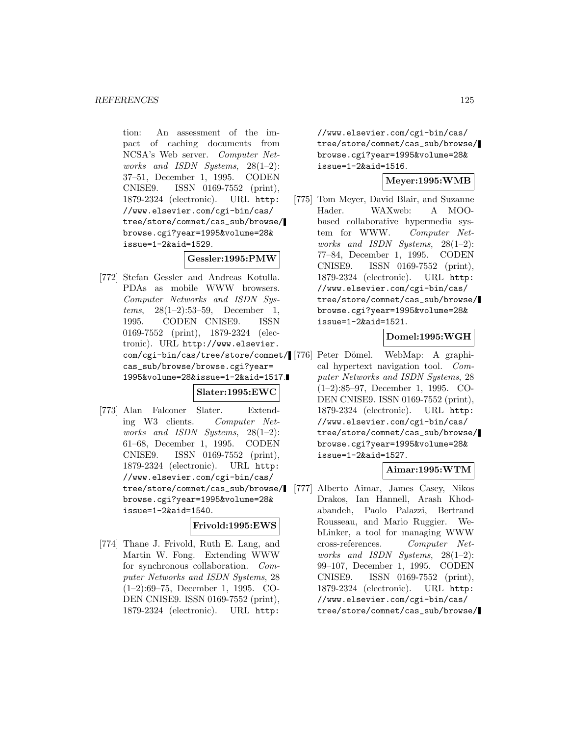tion: An assessment of the impact of caching documents from NCSA's Web server. *Computer Networks and ISDN Systems*, 28(1–2): 37–51, December 1, 1995. CODEN CNISE9. ISSN 0169-7552 (print), 1879-2324 (electronic). URL http://www.elsevier.com/cgi-bin/cas/tree/store/comnet/cas_sub/browse/browse.cgi?year=1995&volume=28&issue=1-2&aid=1529.

**Gessler:1995:PMW**

[772] Stefan Gessler and Andreas Kotulla. PDAs as mobile WWW browsers. *Computer Networks and ISDN Systems*, 28(1–2):53–59, December 1, 1995. CODEN CNISE9. ISSN 0169-7552 (print), 1879-2324 (electronic). URL http://www.elsevier.com/cgi-bin/cas/tree/store/comnet/cas_sub/browse/browse.cgi?year=1995&volume=28&issue=1-2&aid=1517.

**Slater:1995:EWC**

[773] Alan Falconer Slater. Extending W3 clients. *Computer Networks and ISDN Systems*, 28(1–2): 61–68, December 1, 1995. CODEN CNISE9. ISSN 0169-7552 (print), 1879-2324 (electronic). URL http://www.elsevier.com/cgi-bin/cas/tree/store/comnet/cas_sub/browse/browse.cgi?year=1995&volume=28&issue=1-2&aid=1540.

**Frivold:1995:EWS**

[774] Thane J. Frivold, Ruth E. Lang, and Martin W. Fong. Extending WWW for synchronous collaboration. *Computer Networks and ISDN Systems*, 28 (1–2):69–75, December 1, 1995. CODEN CNISE9. ISSN 0169-7552 (print), 1879-2324 (electronic). URL http://www.elsevier.com/cgi-bin/cas/tree/store/comnet/cas_sub/browse/browse.cgi?year=1995&volume=28&issue=1-2&aid=1516.

**Meyer:1995:WMB**

[775] Tom Meyer, David Blair, and Suzanne Hader. WAXweb: A MOO-based collaborative hypermedia system for WWW. *Computer Networks and ISDN Systems*, 28(1–2): 77–84, December 1, 1995. CODEN CNISE9. ISSN 0169-7552 (print), 1879-2324 (electronic). URL http://www.elsevier.com/cgi-bin/cas/tree/store/comnet/cas_sub/browse/browse.cgi?year=1995&volume=28&issue=1-2&aid=1521.

**Domel:1995:WGH**

[776] Peter Dömel. WebMap: A graphical hypertext navigation tool. *Computer Networks and ISDN Systems*, 28 (1–2):85–97, December 1, 1995. CODEN CNISE9. ISSN 0169-7552 (print), 1879-2324 (electronic). URL http://www.elsevier.com/cgi-bin/cas/tree/store/comnet/cas_sub/browse/browse.cgi?year=1995&volume=28&issue=1-2&aid=1527.

**Aimar:1995:WTM**

[777] Alberto Aimar, James Casey, Nikos Drakos, Ian Hannell, Arash Khodabandeh, Paolo Palazzi, Bertrand Rousseau, and Mario Ruggier. WebLinker, a tool for managing WWW cross-references. *Computer Networks and ISDN Systems*, 28(1–2): 99–107, December 1, 1995. CODEN CNISE9. ISSN 0169-7552 (print), 1879-2324 (electronic). URL http://www.elsevier.com/cgi-bin/cas/tree/store/comnet/cas_sub/browse/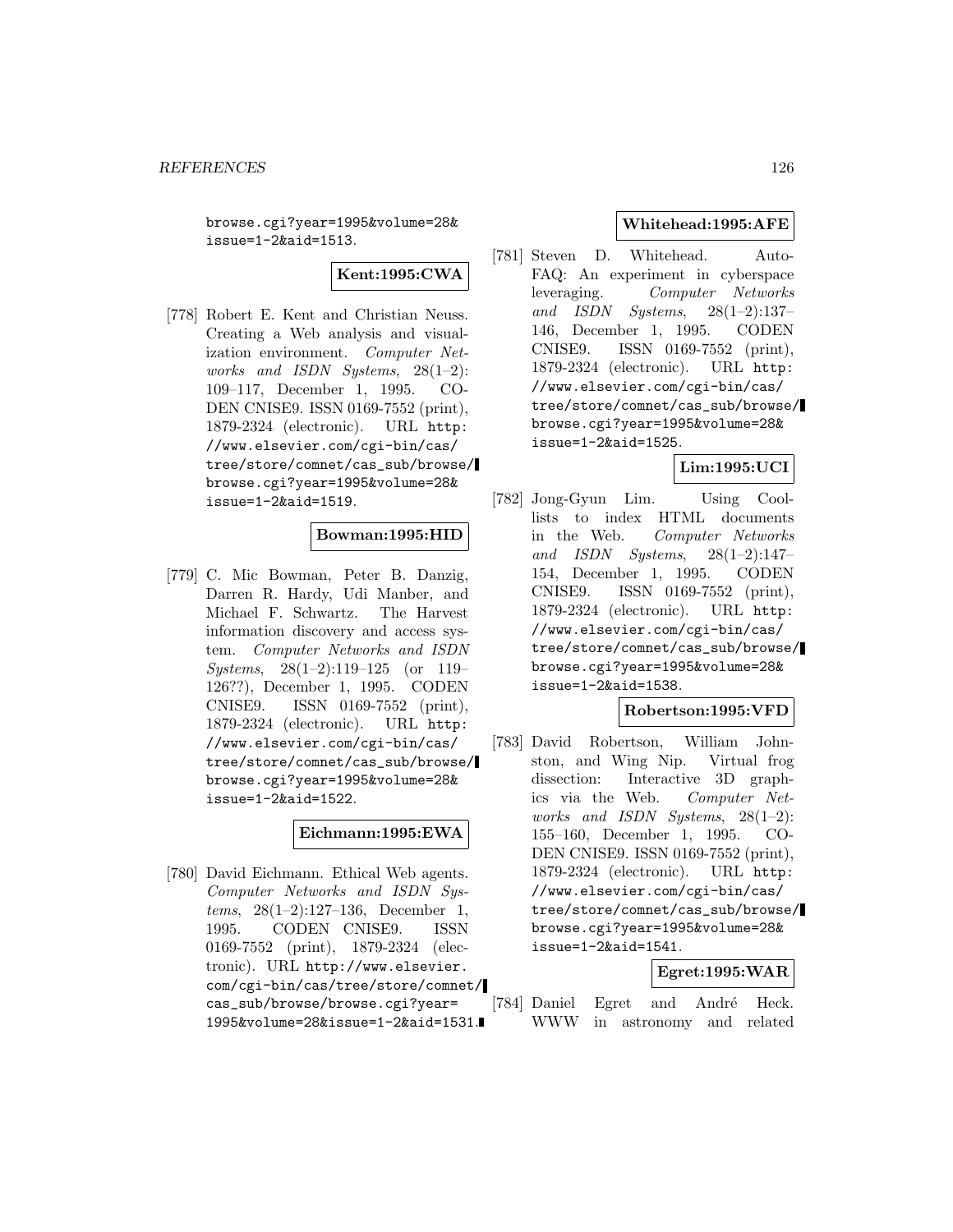browse.cgi?year=1995&volume=28&issue=1-2&aid=1513.

**Kent:1995:CWA**

[778] Robert E. Kent and Christian Neuss. Creating a Web analysis and visualization environment. *Computer Networks and ISDN Systems*, 28(1–2): 109–117, December 1, 1995. CODEN CNISE9. ISSN 0169-7552 (print), 1879-2324 (electronic). URL http://www.elsevier.com/cgi-bin/cas/tree/store/comnet/cas_sub/browse/browse.cgi?year=1995&volume=28&issue=1-2&aid=1519.

**Bowman:1995:HID**

[779] C. Mic Bowman, Peter B. Danzig, Darren R. Hardy, Udi Manber, and Michael F. Schwartz. The Harvest information discovery and access system. *Computer Networks and ISDN Systems*, 28(1–2):119–125 (or 119–126??), December 1, 1995. CODEN CNISE9. ISSN 0169-7552 (print), 1879-2324 (electronic). URL http://www.elsevier.com/cgi-bin/cas/tree/store/comnet/cas_sub/browse/browse.cgi?year=1995&volume=28&issue=1-2&aid=1522.

**Eichmann:1995:EWA**

[780] David Eichmann. Ethical Web agents. *Computer Networks and ISDN Systems*, 28(1–2):127–136, December 1, 1995. CODEN CNISE9. ISSN 0169-7552 (print), 1879-2324 (electronic). URL http://www.elsevier.com/cgi-bin/cas/tree/store/comnet/cas_sub/browse/browse.cgi?year=1995&volume=28&issue=1-2&aid=1531.

**Whitehead:1995:AFE**

[781] Steven D. Whitehead. Auto-FAQ: An experiment in cyberspace leveraging. *Computer Networks and ISDN Systems*, 28(1–2):137–146, December 1, 1995. CODEN CNISE9. ISSN 0169-7552 (print), 1879-2324 (electronic). URL http://www.elsevier.com/cgi-bin/cas/tree/store/comnet/cas_sub/browse/browse.cgi?year=1995&volume=28&issue=1-2&aid=1525.

**Lim:1995:UCI**

[782] Jong-Gyun Lim. Using Coollists to index HTML documents in the Web. *Computer Networks and ISDN Systems*, 28(1–2):147–154, December 1, 1995. CODEN CNISE9. ISSN 0169-7552 (print), 1879-2324 (electronic). URL http://www.elsevier.com/cgi-bin/cas/tree/store/comnet/cas_sub/browse/browse.cgi?year=1995&volume=28&issue=1-2&aid=1538.

**Robertson:1995:VFD**

[783] David Robertson, William Johnston, and Wing Nip. Virtual frog dissection: Interactive 3D graphics via the Web. *Computer Networks and ISDN Systems*, 28(1–2): 155–160, December 1, 1995. CODEN CNISE9. ISSN 0169-7552 (print), 1879-2324 (electronic). URL http://www.elsevier.com/cgi-bin/cas/tree/store/comnet/cas_sub/browse/browse.cgi?year=1995&volume=28&issue=1-2&aid=1541.

**Egret:1995:WAR**

[784] Daniel Egret and André Heck. WWW in astronomy and related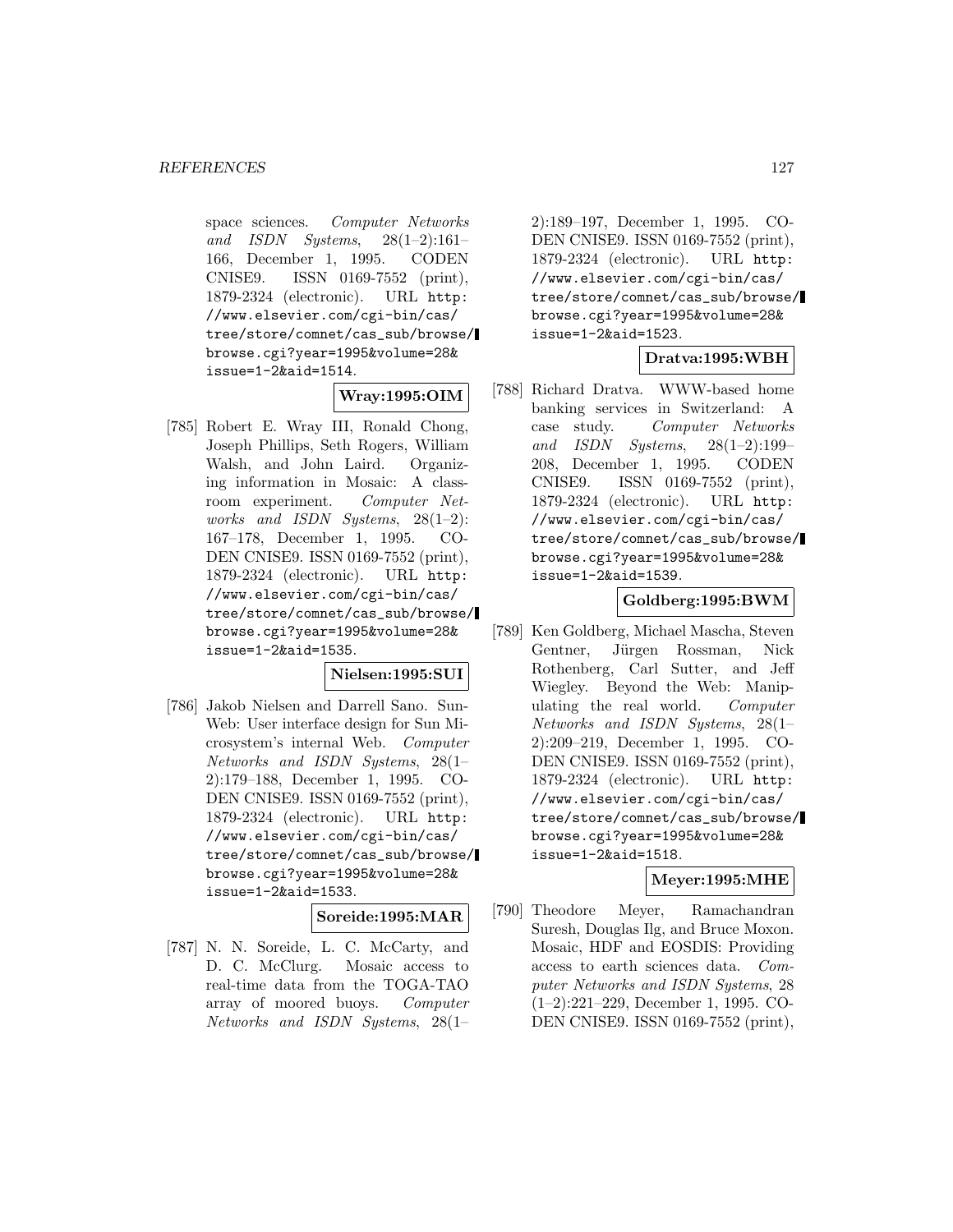space sciences. *Computer Networks and ISDN Systems*, 28(1–2):161–166, December 1, 1995. CODEN CNISE9. ISSN 0169-7552 (print), 1879-2324 (electronic). URL http://www.elsevier.com/cgi-bin/cas/tree/store/comnet/cas_sub/browse/browse.cgi?year=1995&volume=28&issue=1-2&aid=1514.

**Wray:1995:OIM**

[785] Robert E. Wray III, Ronald Chong, Joseph Phillips, Seth Rogers, William Walsh, and John Laird. Organizing information in Mosaic: A classroom experiment. *Computer Networks and ISDN Systems*, 28(1–2):167–178, December 1, 1995. CODEN CNISE9. ISSN 0169-7552 (print), 1879-2324 (electronic). URL http://www.elsevier.com/cgi-bin/cas/tree/store/comnet/cas_sub/browse/browse.cgi?year=1995&volume=28&issue=1-2&aid=1535.

**Nielsen:1995:SUI**

[786] Jakob Nielsen and Darrell Sano. SunWeb: User interface design for Sun Microsystem's internal Web. *Computer Networks and ISDN Systems*, 28(1–2):179–188, December 1, 1995. CODEN CNISE9. ISSN 0169-7552 (print), 1879-2324 (electronic). URL http://www.elsevier.com/cgi-bin/cas/tree/store/comnet/cas_sub/browse/browse.cgi?year=1995&volume=28&issue=1-2&aid=1533.

**Soreide:1995:MAR**

[787] N. N. Soreide, L. C. McCarty, and D. C. McClurg. Mosaic access to real-time data from the TOGA-TAO array of moored buoys. *Computer Networks and ISDN Systems*, 28(1–2):189–197, December 1, 1995. CODEN CNISE9. ISSN 0169-7552 (print), 1879-2324 (electronic). URL http://www.elsevier.com/cgi-bin/cas/tree/store/comnet/cas_sub/browse/browse.cgi?year=1995&volume=28&issue=1-2&aid=1523.

**Dratva:1995:WBH**

[788] Richard Dratva. WWW-based home banking services in Switzerland: A case study. *Computer Networks and ISDN Systems*, 28(1–2):199–208, December 1, 1995. CODEN CNISE9. ISSN 0169-7552 (print), 1879-2324 (electronic). URL http://www.elsevier.com/cgi-bin/cas/tree/store/comnet/cas_sub/browse/browse.cgi?year=1995&volume=28&issue=1-2&aid=1539.

**Goldberg:1995:BWM**

[789] Ken Goldberg, Michael Mascha, Steven Gentner, Jürgen Rossman, Nick Rothenberg, Carl Sutter, and Jeff Wiegley. Beyond the Web: Manipulating the real world. *Computer Networks and ISDN Systems*, 28(1–2):209–219, December 1, 1995. CODEN CNISE9. ISSN 0169-7552 (print), 1879-2324 (electronic). URL http://www.elsevier.com/cgi-bin/cas/tree/store/comnet/cas_sub/browse/browse.cgi?year=1995&volume=28&issue=1-2&aid=1518.

**Meyer:1995:MHE**

[790] Theodore Meyer, Ramachandran Suresh, Douglas Ilg, and Bruce Moxon. Mosaic, HDF and EOSDIS: Providing access to earth sciences data. *Computer Networks and ISDN Systems*, 28(1–2):221–229, December 1, 1995. CODEN CNISE9. ISSN 0169-7552 (print),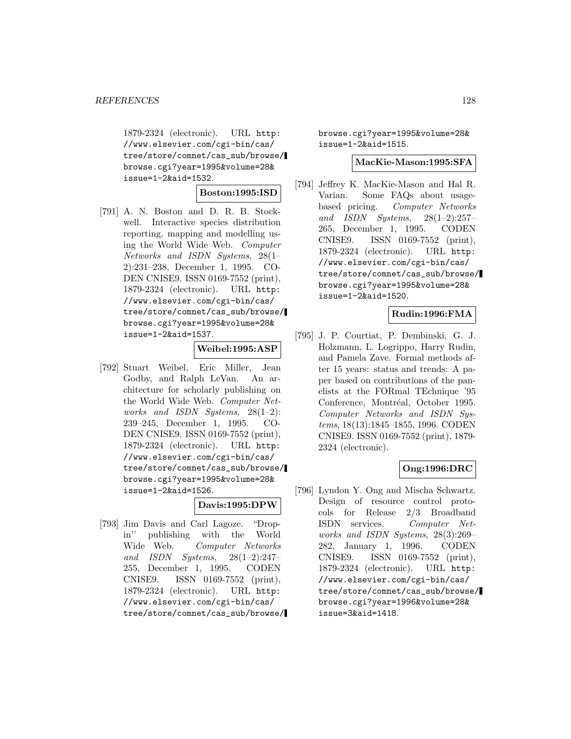1879-2324 (electronic). URL http://www.elsevier.com/cgi-bin/cas/tree/store/comnet/cas_sub/browse/browse.cgi?year=1995&volume=28&issue=1-2&aid=1532.

**Boston:1995:ISD**

[791] A. N. Boston and D. R. B. Stockwell. Interactive species distribution reporting, mapping and modelling using the World Wide Web. *Computer Networks and ISDN Systems*, 28(1–2):231–238, December 1, 1995. CODEN CNISE9. ISSN 0169-7552 (print), 1879-2324 (electronic). URL http://www.elsevier.com/cgi-bin/cas/tree/store/comnet/cas_sub/browse/browse.cgi?year=1995&volume=28&issue=1-2&aid=1537.

**Weibel:1995:ASP**

[792] Stuart Weibel, Eric Miller, Jean Godby, and Ralph LeVan. An architecture for scholarly publishing on the World Wide Web. *Computer Networks and ISDN Systems*, 28(1–2):239–245, December 1, 1995. CODEN CNISE9. ISSN 0169-7552 (print), 1879-2324 (electronic). URL http://www.elsevier.com/cgi-bin/cas/tree/store/comnet/cas_sub/browse/browse.cgi?year=1995&volume=28&issue=1-2&aid=1526.

**Davis:1995:DPW**

[793] Jim Davis and Carl Lagoze. "Drop-in" publishing with the World Wide Web. *Computer Networks and ISDN Systems*, 28(1–2):247–255, December 1, 1995. CODEN CNISE9. ISSN 0169-7552 (print), 1879-2324 (electronic). URL http://www.elsevier.com/cgi-bin/cas/tree/store/comnet/cas_sub/browse/browse.cgi?year=1995&volume=28&issue=1-2&aid=1515.

**MacKie-Mason:1995:SFA**

[794] Jeffrey K. MacKie-Mason and Hal R. Varian. Some FAQs about usage-based pricing. *Computer Networks and ISDN Systems*, 28(1–2):257–265, December 1, 1995. CODEN CNISE9. ISSN 0169-7552 (print), 1879-2324 (electronic). URL http://www.elsevier.com/cgi-bin/cas/tree/store/comnet/cas_sub/browse/browse.cgi?year=1995&volume=28&issue=1-2&aid=1520.

**Rudin:1996:FMA**

[795] J. P. Courtiat, P. Dembinski, G. J. Holzmann, L. Logrippo, Harry Rudin, and Pamela Zave. Formal methods after 15 years: status and trends: A paper based on contributions of the panelists at the FORmal TEchnique '95 Conference, Montréal, October 1995. *Computer Networks and ISDN Systems*, 18(13):1845–1855, 1996. CODEN CNISE9. ISSN 0169-7552 (print), 1879-2324 (electronic).

**Ong:1996:DRC**

[796] Lyndon Y. Ong and Mischa Schwartz. Design of resource control protocols for Release 2/3 Broadband ISDN services. *Computer Networks and ISDN Systems*, 28(3):269–282, January 1, 1996. CODEN CNISE9. ISSN 0169-7552 (print), 1879-2324 (electronic). URL http://www.elsevier.com/cgi-bin/cas/tree/store/comnet/cas_sub/browse/browse.cgi?year=1996&volume=28&issue=3&aid=1418.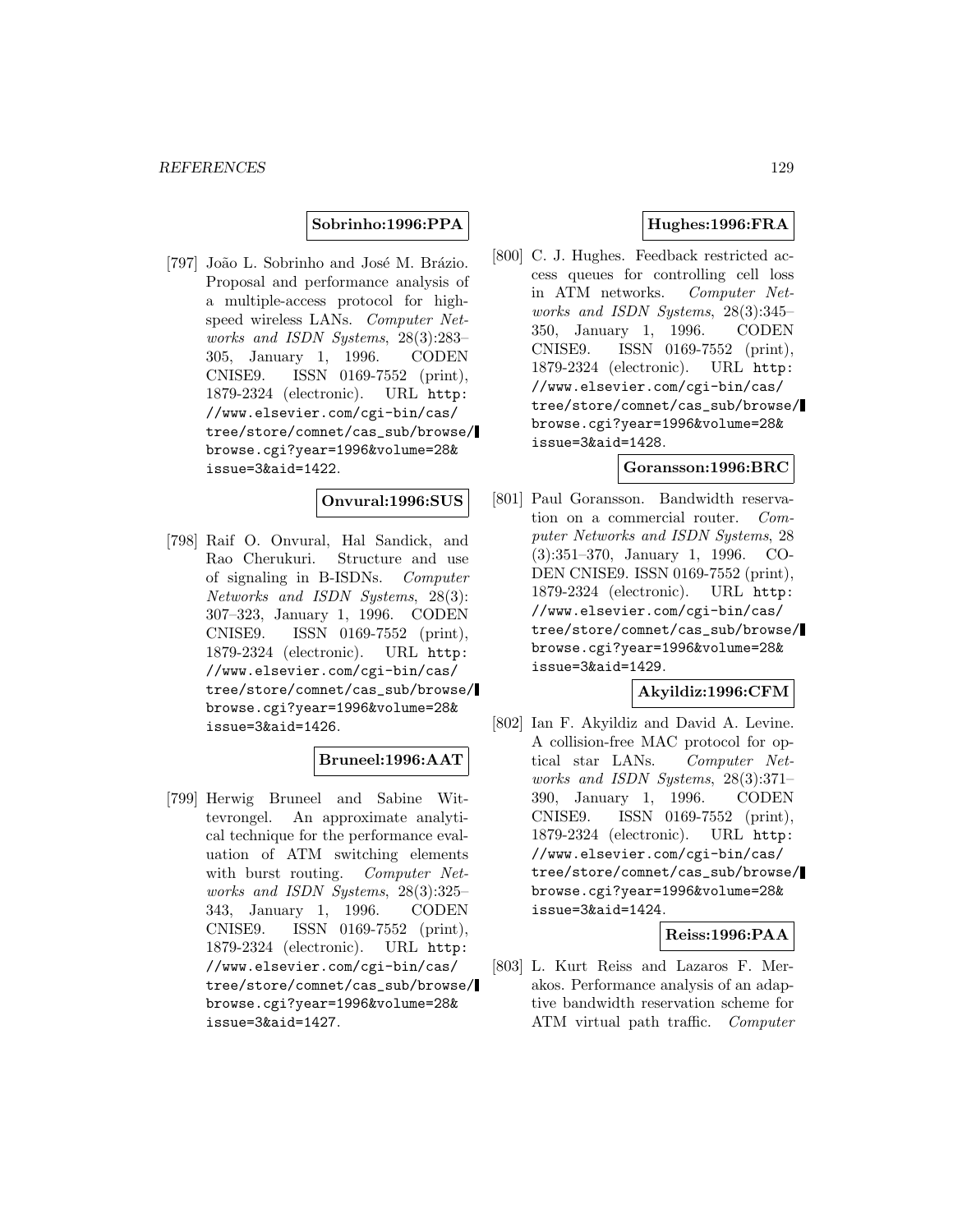**Sobrinho:1996:PPA**

[797] João L. Sobrinho and José M. Brázio. Proposal and performance analysis of a multiple-access protocol for high-speed wireless LANs. *Computer Networks and ISDN Systems*, 28(3):283–305, January 1, 1996. CODEN CNISE9. ISSN 0169-7552 (print), 1879-2324 (electronic). URL http://www.elsevier.com/cgi-bin/cas/tree/store/comnet/cas_sub/browse/browse.cgi?year=1996&volume=28&issue=3&aid=1422.

**Onvural:1996:SUS**

[798] Raif O. Onvural, Hal Sandick, and Rao Cherukuri. Structure and use of signaling in B-ISDNs. *Computer Networks and ISDN Systems*, 28(3):307–323, January 1, 1996. CODEN CNISE9. ISSN 0169-7552 (print), 1879-2324 (electronic). URL http://www.elsevier.com/cgi-bin/cas/tree/store/comnet/cas_sub/browse/browse.cgi?year=1996&volume=28&issue=3&aid=1426.

**Bruneel:1996:AAT**

[799] Herwig Bruneel and Sabine Wittevrongel. An approximate analytical technique for the performance evaluation of ATM switching elements with burst routing. *Computer Networks and ISDN Systems*, 28(3):325–343, January 1, 1996. CODEN CNISE9. ISSN 0169-7552 (print), 1879-2324 (electronic). URL http://www.elsevier.com/cgi-bin/cas/tree/store/comnet/cas_sub/browse/browse.cgi?year=1996&volume=28&issue=3&aid=1427.

**Hughes:1996:FRA**

[800] C. J. Hughes. Feedback restricted access queues for controlling cell loss in ATM networks. *Computer Networks and ISDN Systems*, 28(3):345–350, January 1, 1996. CODEN CNISE9. ISSN 0169-7552 (print), 1879-2324 (electronic). URL http://www.elsevier.com/cgi-bin/cas/tree/store/comnet/cas_sub/browse/browse.cgi?year=1996&volume=28&issue=3&aid=1428.

**Goransson:1996:BRC**

[801] Paul Goransson. Bandwidth reservation on a commercial router. *Computer Networks and ISDN Systems*, 28(3):351–370, January 1, 1996. CODEN CNISE9. ISSN 0169-7552 (print), 1879-2324 (electronic). URL http://www.elsevier.com/cgi-bin/cas/tree/store/comnet/cas_sub/browse/browse.cgi?year=1996&volume=28&issue=3&aid=1429.

**Akyildiz:1996:CFM**

[802] Ian F. Akyildiz and David A. Levine. A collision-free MAC protocol for optical star LANs. *Computer Networks and ISDN Systems*, 28(3):371–390, January 1, 1996. CODEN CNISE9. ISSN 0169-7552 (print), 1879-2324 (electronic). URL http://www.elsevier.com/cgi-bin/cas/tree/store/comnet/cas_sub/browse/browse.cgi?year=1996&volume=28&issue=3&aid=1424.

**Reiss:1996:PAA**

[803] L. Kurt Reiss and Lazaros F. Merakos. Performance analysis of an adaptive bandwidth reservation scheme for ATM virtual path traffic. *Computer*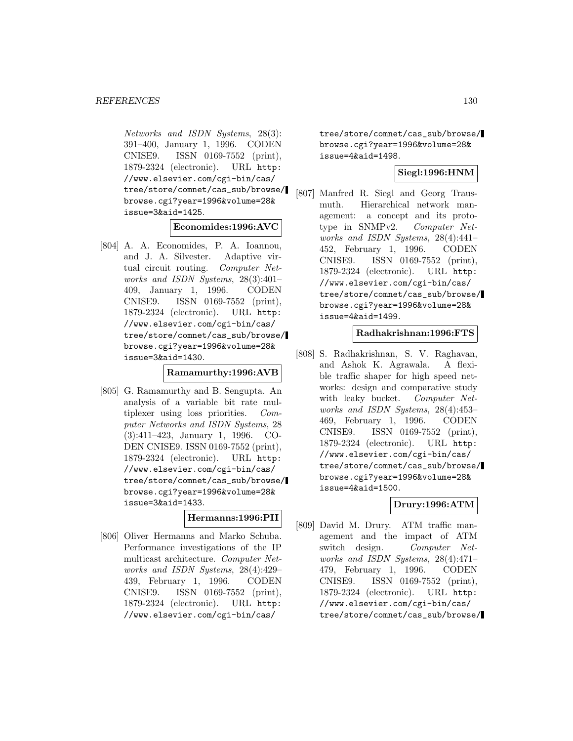Networks and ISDN Systems, 28(3): 391–400, January 1, 1996. CODEN CNISE9. ISSN 0169-7552 (print), 1879-2324 (electronic). URL http://www.elsevier.com/cgi-bin/cas/tree/store/comnet/cas_sub/browse/browse.cgi?year=1996&volume=28&issue=3&aid=1425.

**Economides:1996:AVC**

[804] A. A. Economides, P. A. Ioannou, and J. A. Silvester. Adaptive virtual circuit routing. *Computer Networks and ISDN Systems*, 28(3):401–409, January 1, 1996. CODEN CNISE9. ISSN 0169-7552 (print), 1879-2324 (electronic). URL http://www.elsevier.com/cgi-bin/cas/tree/store/comnet/cas_sub/browse/browse.cgi?year=1996&volume=28&issue=3&aid=1430.

**Ramamurthy:1996:AVB**

[805] G. Ramamurthy and B. Sengupta. An analysis of a variable bit rate multiplexer using loss priorities. *Computer Networks and ISDN Systems*, 28 (3):411–423, January 1, 1996. CODEN CNISE9. ISSN 0169-7552 (print), 1879-2324 (electronic). URL http://www.elsevier.com/cgi-bin/cas/tree/store/comnet/cas_sub/browse/browse.cgi?year=1996&volume=28&issue=3&aid=1433.

**Hermanns:1996:PII**

[806] Oliver Hermanns and Marko Schuba. Performance investigations of the IP multicast architecture. *Computer Networks and ISDN Systems*, 28(4):429–439, February 1, 1996. CODEN CNISE9. ISSN 0169-7552 (print), 1879-2324 (electronic). URL http://www.elsevier.com/cgi-bin/cas/tree/store/comnet/cas_sub/browse/browse.cgi?year=1996&volume=28&issue=4&aid=1498.

**Siegl:1996:HNM**

[807] Manfred R. Siegl and Georg Trausmuth. Hierarchical network management: a concept and its prototype in SNMPv2. *Computer Networks and ISDN Systems*, 28(4):441–452, February 1, 1996. CODEN CNISE9. ISSN 0169-7552 (print), 1879-2324 (electronic). URL http://www.elsevier.com/cgi-bin/cas/tree/store/comnet/cas_sub/browse/browse.cgi?year=1996&volume=28&issue=4&aid=1499.

**Radhakrishnan:1996:FTS**

[808] S. Radhakrishnan, S. V. Raghavan, and Ashok K. Agrawala. A flexible traffic shaper for high speed networks: design and comparative study with leaky bucket. *Computer Networks and ISDN Systems*, 28(4):453–469, February 1, 1996. CODEN CNISE9. ISSN 0169-7552 (print), 1879-2324 (electronic). URL http://www.elsevier.com/cgi-bin/cas/tree/store/comnet/cas_sub/browse/browse.cgi?year=1996&volume=28&issue=4&aid=1500.

**Drury:1996:ATM**

[809] David M. Drury. ATM traffic management and the impact of ATM switch design. *Computer Networks and ISDN Systems*, 28(4):471–479, February 1, 1996. CODEN CNISE9. ISSN 0169-7552 (print), 1879-2324 (electronic). URL http://www.elsevier.com/cgi-bin/cas/tree/store/comnet/cas_sub/browse/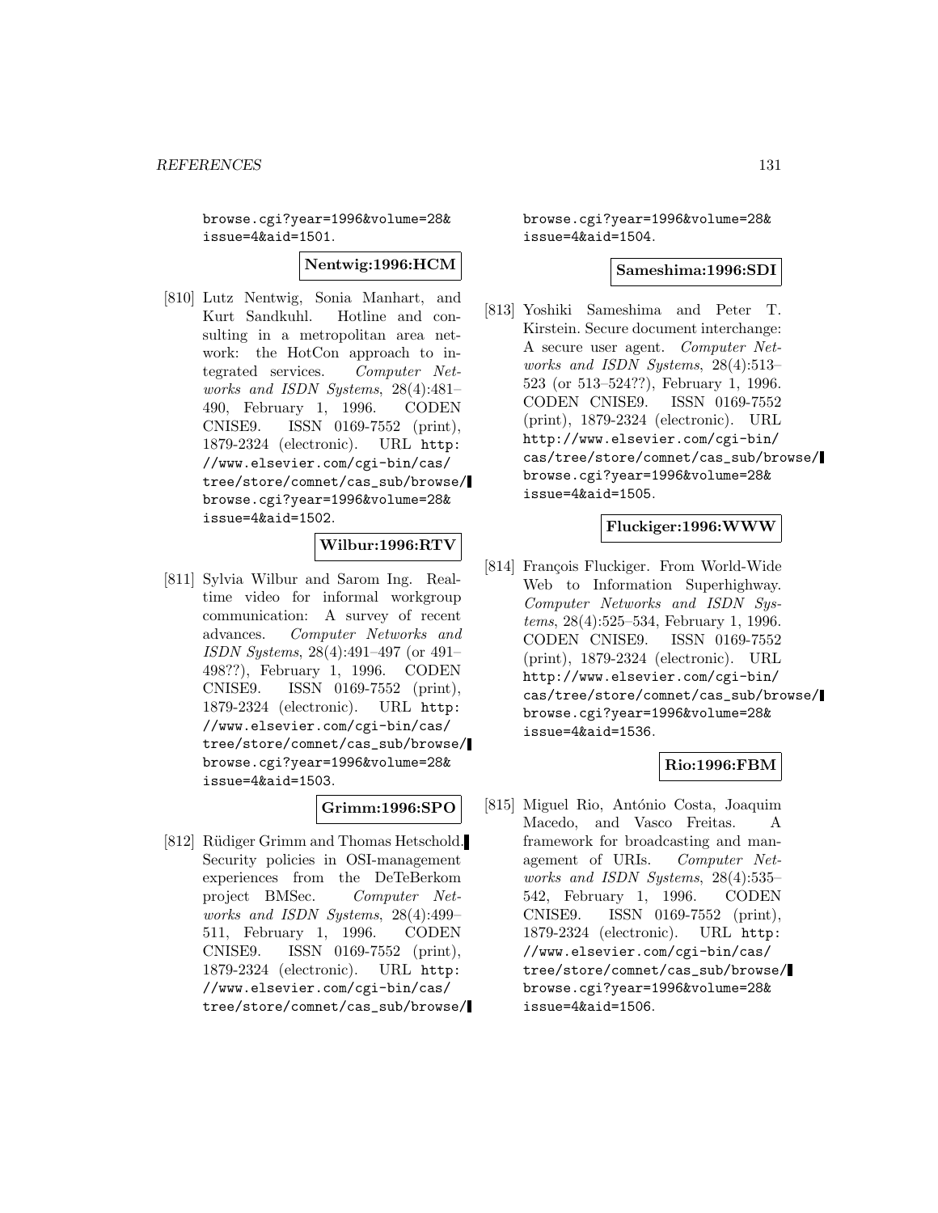browse.cgi?year=1996&volume=28&issue=4&aid=1501.

**Nentwig:1996:HCM**

[810] Lutz Nentwig, Sonia Manhart, and Kurt Sandkuhl. Hotline and consulting in a metropolitan area network: the HotCon approach to integrated services. *Computer Networks and ISDN Systems*, 28(4):481–490, February 1, 1996. CODEN CNISE9. ISSN 0169-7552 (print), 1879-2324 (electronic). URL http://www.elsevier.com/cgi-bin/cas/tree/store/comnet/cas_sub/browse/browse.cgi?year=1996&volume=28&issue=4&aid=1502.

**Wilbur:1996:RTV**

[811] Sylvia Wilbur and Sarom Ing. Real-time video for informal workgroup communication: A survey of recent advances. *Computer Networks and ISDN Systems*, 28(4):491–497 (or 491–498??), February 1, 1996. CODEN CNISE9. ISSN 0169-7552 (print), 1879-2324 (electronic). URL http://www.elsevier.com/cgi-bin/cas/tree/store/comnet/cas_sub/browse/browse.cgi?year=1996&volume=28&issue=4&aid=1503.

**Grimm:1996:SPO**

[812] Rüdiger Grimm and Thomas Hetschold. Security policies in OSI-management experiences from the DeTeBerkom project BMSec. *Computer Networks and ISDN Systems*, 28(4):499–511, February 1, 1996. CODEN CNISE9. ISSN 0169-7552 (print), 1879-2324 (electronic). URL http://www.elsevier.com/cgi-bin/cas/tree/store/comnet/cas_sub/browse/browse.cgi?year=1996&volume=28&issue=4&aid=1504.

**Sameshima:1996:SDI**

[813] Yoshiki Sameshima and Peter T. Kirstein. Secure document interchange: A secure user agent. *Computer Networks and ISDN Systems*, 28(4):513–523 (or 513–524??), February 1, 1996. CODEN CNISE9. ISSN 0169-7552 (print), 1879-2324 (electronic). URL http://www.elsevier.com/cgi-bin/cas/tree/store/comnet/cas_sub/browse/browse.cgi?year=1996&volume=28&issue=4&aid=1505.

**Fluckiger:1996:WWW**

[814] François Fluckiger. From World-Wide Web to Information Superhighway. *Computer Networks and ISDN Systems*, 28(4):525–534, February 1, 1996. CODEN CNISE9. ISSN 0169-7552 (print), 1879-2324 (electronic). URL http://www.elsevier.com/cgi-bin/cas/tree/store/comnet/cas_sub/browse/browse.cgi?year=1996&volume=28&issue=4&aid=1536.

**Rio:1996:FBM**

[815] Miguel Rio, António Costa, Joaquim Macedo, and Vasco Freitas. A framework for broadcasting and management of URIs. *Computer Networks and ISDN Systems*, 28(4):535–542, February 1, 1996. CODEN CNISE9. ISSN 0169-7552 (print), 1879-2324 (electronic). URL http://www.elsevier.com/cgi-bin/cas/tree/store/comnet/cas_sub/browse/browse.cgi?year=1996&volume=28&issue=4&aid=1506.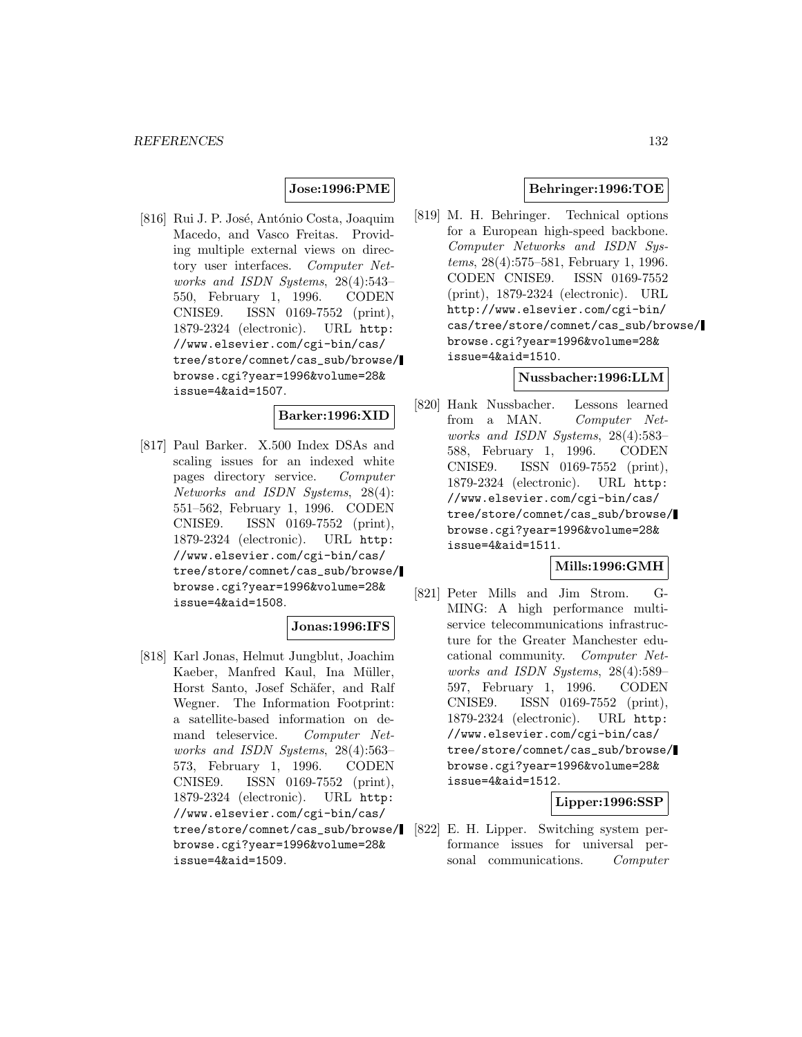**Jose:1996:PME**

[816] Rui J. P. José, António Costa, Joaquim Macedo, and Vasco Freitas. Providing multiple external views on directory user interfaces. *Computer Networks and ISDN Systems*, 28(4):543–550, February 1, 1996. CODEN CNISE9. ISSN 0169-7552 (print), 1879-2324 (electronic). URL http://www.elsevier.com/cgi-bin/cas/tree/store/comnet/cas_sub/browse/browse.cgi?year=1996&volume=28&issue=4&aid=1507.

**Barker:1996:XID**

[817] Paul Barker. X.500 Index DSAs and scaling issues for an indexed white pages directory service. *Computer Networks and ISDN Systems*, 28(4):551–562, February 1, 1996. CODEN CNISE9. ISSN 0169-7552 (print), 1879-2324 (electronic). URL http://www.elsevier.com/cgi-bin/cas/tree/store/comnet/cas_sub/browse/browse.cgi?year=1996&volume=28&issue=4&aid=1508.

**Jonas:1996:IFS**

[818] Karl Jonas, Helmut Jungblut, Joachim Kaeber, Manfred Kaul, Ina Müller, Horst Santo, Josef Schäfer, and Ralf Wegner. The Information Footprint: a satellite-based information on demand teleservice. *Computer Networks and ISDN Systems*, 28(4):563–573, February 1, 1996. CODEN CNISE9. ISSN 0169-7552 (print), 1879-2324 (electronic). URL http://www.elsevier.com/cgi-bin/cas/tree/store/comnet/cas_sub/browse/browse.cgi?year=1996&volume=28&issue=4&aid=1509.

**Behringer:1996:TOE**

[819] M. H. Behringer. Technical options for a European high-speed backbone. *Computer Networks and ISDN Systems*, 28(4):575–581, February 1, 1996. CODEN CNISE9. ISSN 0169-7552 (print), 1879-2324 (electronic). URL http://www.elsevier.com/cgi-bin/cas/tree/store/comnet/cas_sub/browse/browse.cgi?year=1996&volume=28&issue=4&aid=1510.

**Nussbacher:1996:LLM**

[820] Hank Nussbacher. Lessons learned from a MAN. *Computer Networks and ISDN Systems*, 28(4):583–588, February 1, 1996. CODEN CNISE9. ISSN 0169-7552 (print), 1879-2324 (electronic). URL http://www.elsevier.com/cgi-bin/cas/tree/store/comnet/cas_sub/browse/browse.cgi?year=1996&volume=28&issue=4&aid=1511.

**Mills:1996:GMH**

[821] Peter Mills and Jim Strom. G-MING: A high performance multiservice telecommunications infrastructure for the Greater Manchester educational community. *Computer Networks and ISDN Systems*, 28(4):589–597, February 1, 1996. CODEN CNISE9. ISSN 0169-7552 (print), 1879-2324 (electronic). URL http://www.elsevier.com/cgi-bin/cas/tree/store/comnet/cas_sub/browse/browse.cgi?year=1996&volume=28&issue=4&aid=1512.

**Lipper:1996:SSP**

[822] E. H. Lipper. Switching system performance issues for universal personal communications. *Computer*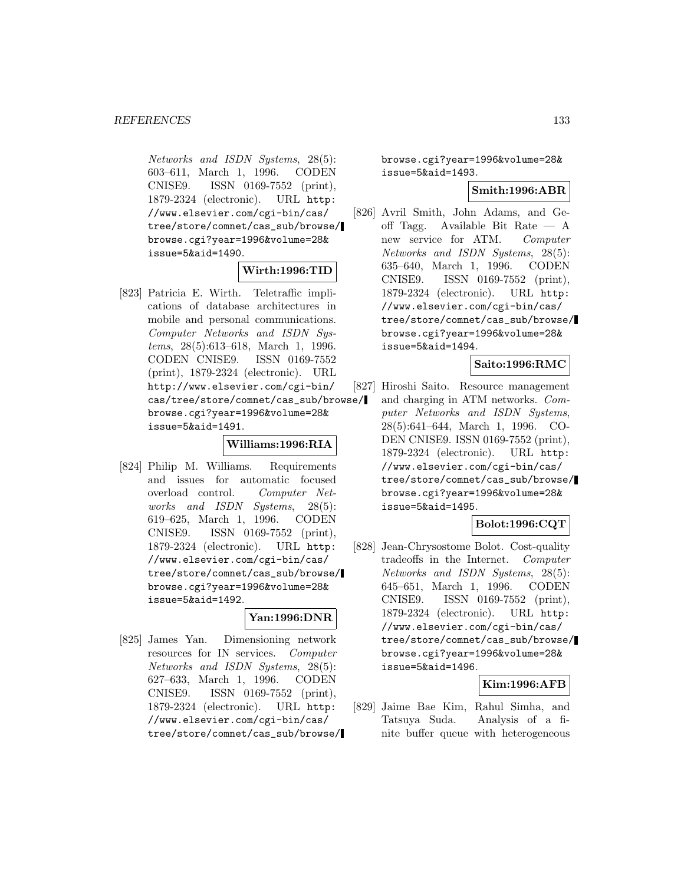*Networks and ISDN Systems*, 28(5): 603–611, March 1, 1996. CODEN CNISE9. ISSN 0169-7552 (print), 1879-2324 (electronic). URL http://www.elsevier.com/cgi-bin/cas/tree/store/comnet/cas_sub/browse/browse.cgi?year=1996&volume=28&issue=5&aid=1490.

**Wirth:1996:TID**

[823] Patricia E. Wirth. Teletraffic implications of database architectures in mobile and personal communications. *Computer Networks and ISDN Systems*, 28(5):613–618, March 1, 1996. CODEN CNISE9. ISSN 0169-7552 (print), 1879-2324 (electronic). URL http://www.elsevier.com/cgi-bin/cas/tree/store/comnet/cas_sub/browse/browse.cgi?year=1996&volume=28&issue=5&aid=1491.

**Williams:1996:RIA**

[824] Philip M. Williams. Requirements and issues for automatic focused overload control. *Computer Networks and ISDN Systems*, 28(5): 619–625, March 1, 1996. CODEN CNISE9. ISSN 0169-7552 (print), 1879-2324 (electronic). URL http://www.elsevier.com/cgi-bin/cas/tree/store/comnet/cas_sub/browse/browse.cgi?year=1996&volume=28&issue=5&aid=1492.

**Yan:1996:DNR**

[825] James Yan. Dimensioning network resources for IN services. *Computer Networks and ISDN Systems*, 28(5): 627–633, March 1, 1996. CODEN CNISE9. ISSN 0169-7552 (print), 1879-2324 (electronic). URL http://www.elsevier.com/cgi-bin/cas/tree/store/comnet/cas_sub/browse/browse.cgi?year=1996&volume=28&issue=5&aid=1493.

**Smith:1996:ABR**

[826] Avril Smith, John Adams, and Geoff Tagg. Available Bit Rate — A new service for ATM. *Computer Networks and ISDN Systems*, 28(5): 635–640, March 1, 1996. CODEN CNISE9. ISSN 0169-7552 (print), 1879-2324 (electronic). URL http://www.elsevier.com/cgi-bin/cas/tree/store/comnet/cas_sub/browse/browse.cgi?year=1996&volume=28&issue=5&aid=1494.

**Saito:1996:RMC**

[827] Hiroshi Saito. Resource management and charging in ATM networks. *Computer Networks and ISDN Systems*, 28(5):641–644, March 1, 1996. CODEN CNISE9. ISSN 0169-7552 (print), 1879-2324 (electronic). URL http://www.elsevier.com/cgi-bin/cas/tree/store/comnet/cas_sub/browse/browse.cgi?year=1996&volume=28&issue=5&aid=1495.

**Bolot:1996:CQT**

[828] Jean-Chrysostome Bolot. Cost-quality tradeoffs in the Internet. *Computer Networks and ISDN Systems*, 28(5): 645–651, March 1, 1996. CODEN CNISE9. ISSN 0169-7552 (print), 1879-2324 (electronic). URL http://www.elsevier.com/cgi-bin/cas/tree/store/comnet/cas_sub/browse/browse.cgi?year=1996&volume=28&issue=5&aid=1496.

**Kim:1996:AFB**

[829] Jaime Bae Kim, Rahul Simha, and Tatsuya Suda. Analysis of a finite buffer queue with heterogeneous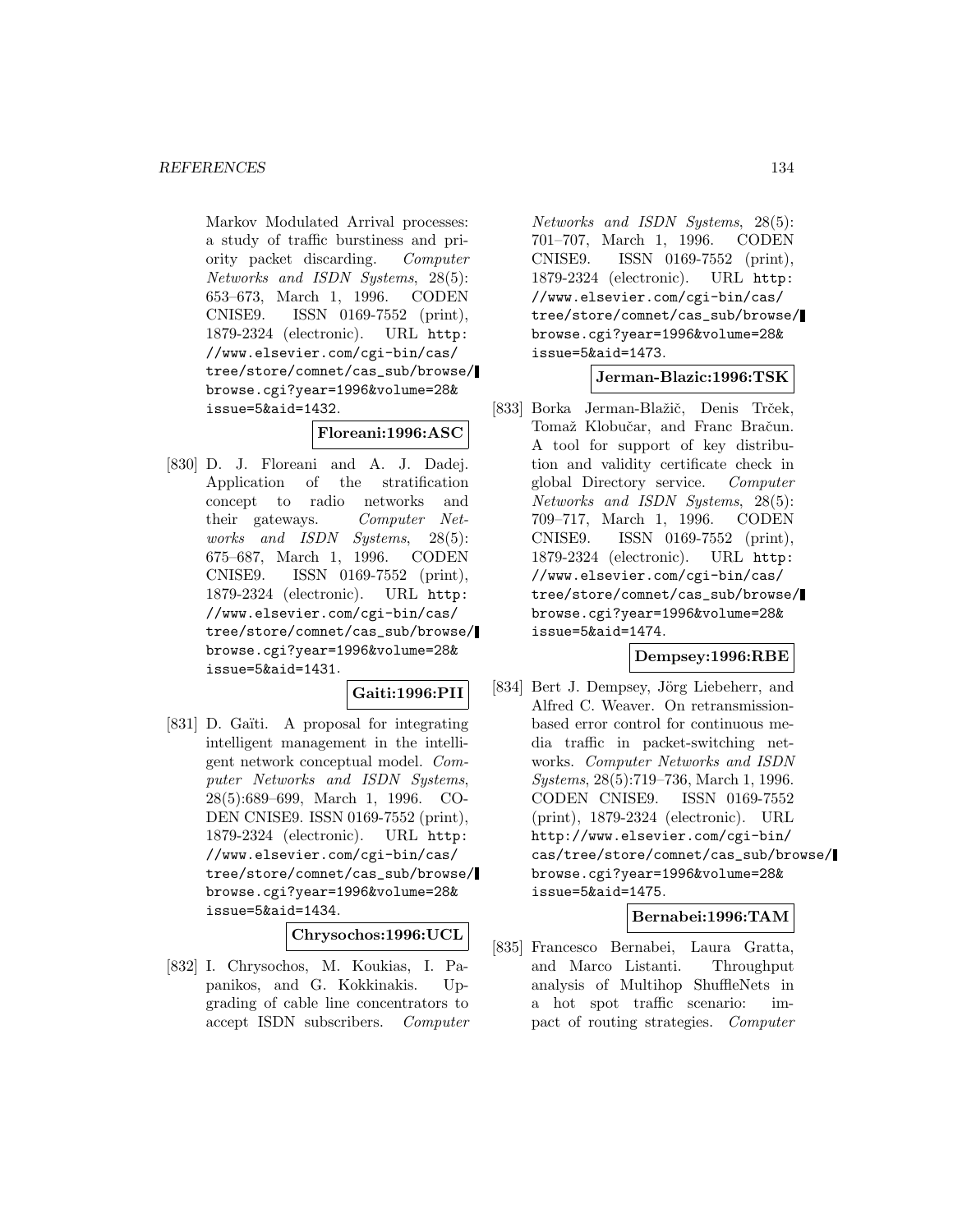Markov Modulated Arrival processes: a study of traffic burstiness and priority packet discarding. *Computer Networks and ISDN Systems*, 28(5): 653–673, March 1, 1996. CODEN CNISE9. ISSN 0169-7552 (print), 1879-2324 (electronic). URL http://www.elsevier.com/cgi-bin/cas/tree/store/comnet/cas_sub/browse/browse.cgi?year=1996&volume=28&issue=5&aid=1432.

**Floreani:1996:ASC**

[830] D. J. Floreani and A. J. Dadej. Application of the stratification concept to radio networks and their gateways. *Computer Networks and ISDN Systems*, 28(5): 675–687, March 1, 1996. CODEN CNISE9. ISSN 0169-7552 (print), 1879-2324 (electronic). URL http://www.elsevier.com/cgi-bin/cas/tree/store/comnet/cas_sub/browse/browse.cgi?year=1996&volume=28&issue=5&aid=1431.

**Gaiti:1996:PII**

[831] D. Gaïti. A proposal for integrating intelligent management in the intelligent network conceptual model. *Computer Networks and ISDN Systems*, 28(5):689–699, March 1, 1996. CODEN CNISE9. ISSN 0169-7552 (print), 1879-2324 (electronic). URL http://www.elsevier.com/cgi-bin/cas/tree/store/comnet/cas_sub/browse/browse.cgi?year=1996&volume=28&issue=5&aid=1434.

**Chrysochos:1996:UCL**

[832] I. Chrysochos, M. Koukias, I. Papanikos, and G. Kokkinakis. Upgrading of cable line concentrators to accept ISDN subscribers. *Computer Networks and ISDN Systems*, 28(5): 701–707, March 1, 1996. CODEN CNISE9. ISSN 0169-7552 (print), 1879-2324 (electronic). URL http://www.elsevier.com/cgi-bin/cas/tree/store/comnet/cas_sub/browse/browse.cgi?year=1996&volume=28&issue=5&aid=1473.

**Jerman-Blazic:1996:TSK**

[833] Borka Jerman-Blažič, Denis Trček, Tomaž Klobučar, and Franc Bračun. A tool for support of key distribution and validity certificate check in global Directory service. *Computer Networks and ISDN Systems*, 28(5): 709–717, March 1, 1996. CODEN CNISE9. ISSN 0169-7552 (print), 1879-2324 (electronic). URL http://www.elsevier.com/cgi-bin/cas/tree/store/comnet/cas_sub/browse/browse.cgi?year=1996&volume=28&issue=5&aid=1474.

**Dempsey:1996:RBE**

[834] Bert J. Dempsey, Jörg Liebeherr, and Alfred C. Weaver. On retransmission-based error control for continuous media traffic in packet-switching networks. *Computer Networks and ISDN Systems*, 28(5):719–736, March 1, 1996. CODEN CNISE9. ISSN 0169-7552 (print), 1879-2324 (electronic). URL http://www.elsevier.com/cgi-bin/cas/tree/store/comnet/cas_sub/browse/browse.cgi?year=1996&volume=28&issue=5&aid=1475.

**Bernabei:1996:TAM**

[835] Francesco Bernabei, Laura Gratta, and Marco Listanti. Throughput analysis of Multihop ShuffleNets in a hot spot traffic scenario: impact of routing strategies. *Computer*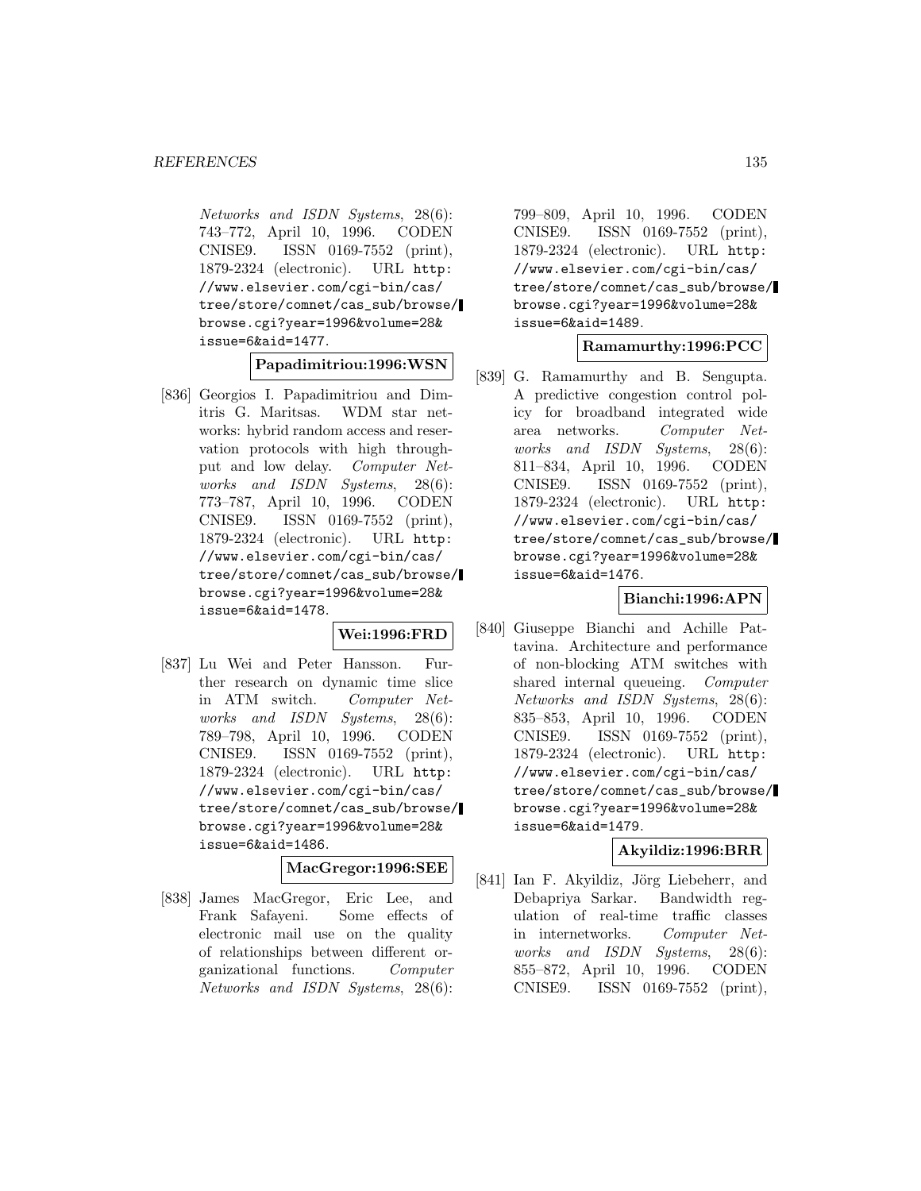*Networks and ISDN Systems*, 28(6): 743–772, April 10, 1996. CODEN CNISE9. ISSN 0169-7552 (print), 1879-2324 (electronic). URL http://www.elsevier.com/cgi-bin/cas/tree/store/comnet/cas_sub/browse/browse.cgi?year=1996&volume=28&issue=6&aid=1477.

**Papadimitriou:1996:WSN**

[836] Georgios I. Papadimitriou and Dimitris G. Maritsas. WDM star networks: hybrid random access and reservation protocols with high throughput and low delay. *Computer Networks and ISDN Systems*, 28(6): 773–787, April 10, 1996. CODEN CNISE9. ISSN 0169-7552 (print), 1879-2324 (electronic). URL http://www.elsevier.com/cgi-bin/cas/tree/store/comnet/cas_sub/browse/browse.cgi?year=1996&volume=28&issue=6&aid=1478.

**Wei:1996:FRD**

[837] Lu Wei and Peter Hansson. Further research on dynamic time slice in ATM switch. *Computer Networks and ISDN Systems*, 28(6): 789–798, April 10, 1996. CODEN CNISE9. ISSN 0169-7552 (print), 1879-2324 (electronic). URL http://www.elsevier.com/cgi-bin/cas/tree/store/comnet/cas_sub/browse/browse.cgi?year=1996&volume=28&issue=6&aid=1486.

**MacGregor:1996:SEE**

[838] James MacGregor, Eric Lee, and Frank Safayeni. Some effects of electronic mail use on the quality of relationships between different organizational functions. *Computer Networks and ISDN Systems*, 28(6): 799–809, April 10, 1996. CODEN CNISE9. ISSN 0169-7552 (print), 1879-2324 (electronic). URL http://www.elsevier.com/cgi-bin/cas/tree/store/comnet/cas_sub/browse/browse.cgi?year=1996&volume=28&issue=6&aid=1489.

**Ramamurthy:1996:PCC**

[839] G. Ramamurthy and B. Sengupta. A predictive congestion control policy for broadband integrated wide area networks. *Computer Networks and ISDN Systems*, 28(6): 811–834, April 10, 1996. CODEN CNISE9. ISSN 0169-7552 (print), 1879-2324 (electronic). URL http://www.elsevier.com/cgi-bin/cas/tree/store/comnet/cas_sub/browse/browse.cgi?year=1996&volume=28&issue=6&aid=1476.

**Bianchi:1996:APN**

[840] Giuseppe Bianchi and Achille Pattavina. Architecture and performance of non-blocking ATM switches with shared internal queueing. *Computer Networks and ISDN Systems*, 28(6): 835–853, April 10, 1996. CODEN CNISE9. ISSN 0169-7552 (print), 1879-2324 (electronic). URL http://www.elsevier.com/cgi-bin/cas/tree/store/comnet/cas_sub/browse/browse.cgi?year=1996&volume=28&issue=6&aid=1479.

**Akyildiz:1996:BRR**

[841] Ian F. Akyildiz, Jörg Liebeherr, and Debapriya Sarkar. Bandwidth regulation of real-time traffic classes in internetworks. *Computer Networks and ISDN Systems*, 28(6): 855–872, April 10, 1996. CODEN CNISE9. ISSN 0169-7552 (print),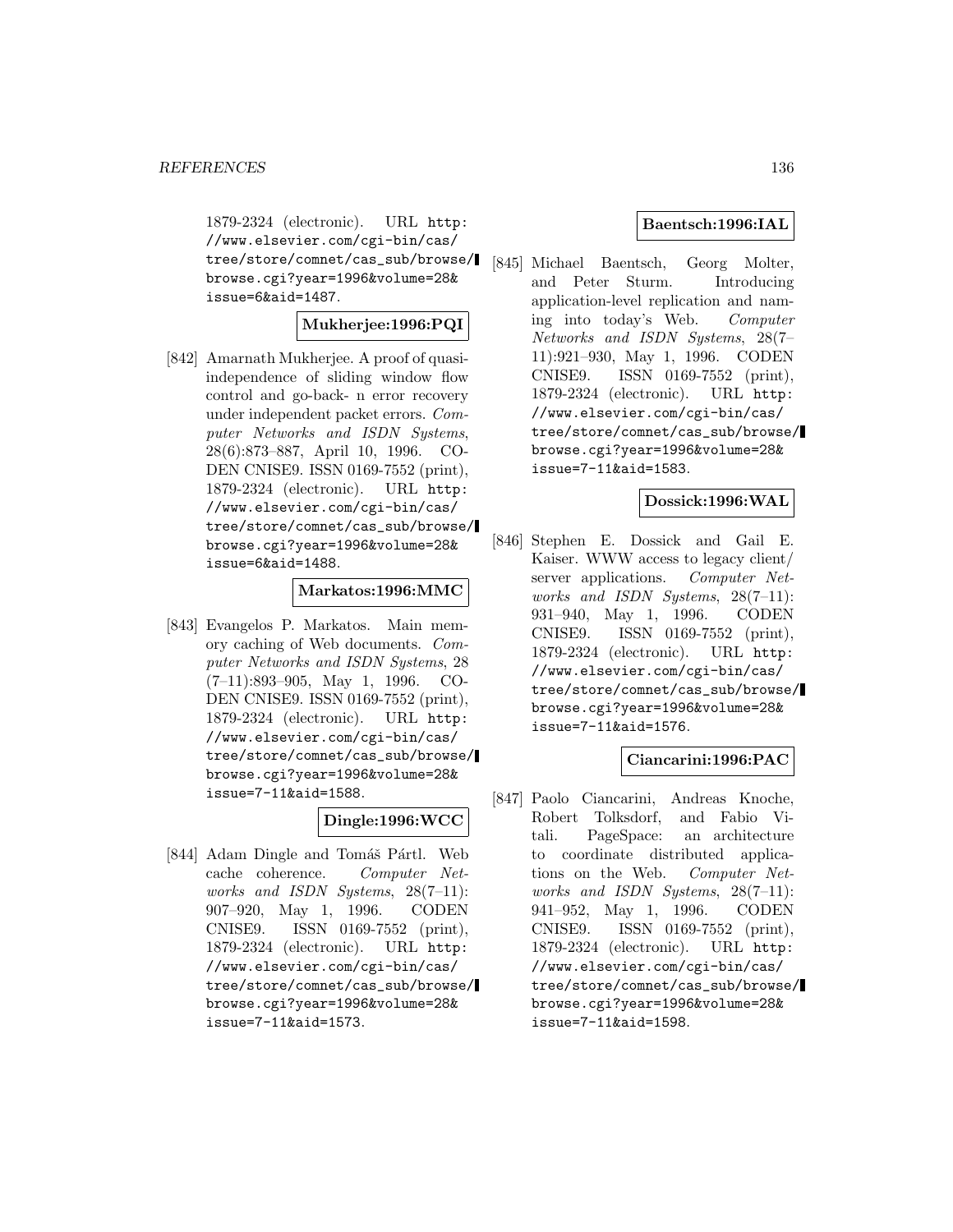1879-2324 (electronic). URL http://www.elsevier.com/cgi-bin/cas/tree/store/comnet/cas_sub/browse/browse.cgi?year=1996&volume=28&issue=6&aid=1487.

**Mukherjee:1996:PQI**

[842] Amarnath Mukherjee. A proof of quasi-independence of sliding window flow control and go-back- n error recovery under independent packet errors. *Computer Networks and ISDN Systems*, 28(6):873–887, April 10, 1996. CODEN CNISE9. ISSN 0169-7552 (print), 1879-2324 (electronic). URL http://www.elsevier.com/cgi-bin/cas/tree/store/comnet/cas_sub/browse/browse.cgi?year=1996&volume=28&issue=6&aid=1488.

**Markatos:1996:MMC**

[843] Evangelos P. Markatos. Main memory caching of Web documents. *Computer Networks and ISDN Systems*, 28 (7–11):893–905, May 1, 1996. CODEN CNISE9. ISSN 0169-7552 (print), 1879-2324 (electronic). URL http://www.elsevier.com/cgi-bin/cas/tree/store/comnet/cas_sub/browse/browse.cgi?year=1996&volume=28&issue=7-11&aid=1588.

**Dingle:1996:WCC**

[844] Adam Dingle and Tomáš Pártl. Web cache coherence. *Computer Networks and ISDN Systems*, 28(7–11): 907–920, May 1, 1996. CODEN CNISE9. ISSN 0169-7552 (print), 1879-2324 (electronic). URL http://www.elsevier.com/cgi-bin/cas/tree/store/comnet/cas_sub/browse/browse.cgi?year=1996&volume=28&issue=7-11&aid=1573.

**Baentsch:1996:IAL**

[845] Michael Baentsch, Georg Molter, and Peter Sturm. Introducing application-level replication and naming into today's Web. *Computer Networks and ISDN Systems*, 28(7–11):921–930, May 1, 1996. CODEN CNISE9. ISSN 0169-7552 (print), 1879-2324 (electronic). URL http://www.elsevier.com/cgi-bin/cas/tree/store/comnet/cas_sub/browse/browse.cgi?year=1996&volume=28&issue=7-11&aid=1583.

**Dossick:1996:WAL**

[846] Stephen E. Dossick and Gail E. Kaiser. WWW access to legacy client/server applications. *Computer Networks and ISDN Systems*, 28(7–11): 931–940, May 1, 1996. CODEN CNISE9. ISSN 0169-7552 (print), 1879-2324 (electronic). URL http://www.elsevier.com/cgi-bin/cas/tree/store/comnet/cas_sub/browse/browse.cgi?year=1996&volume=28&issue=7-11&aid=1576.

**Ciancarini:1996:PAC**

[847] Paolo Ciancarini, Andreas Knoche, Robert Tolksdorf, and Fabio Vitali. PageSpace: an architecture to coordinate distributed applications on the Web. *Computer Networks and ISDN Systems*, 28(7–11): 941–952, May 1, 1996. CODEN CNISE9. ISSN 0169-7552 (print), 1879-2324 (electronic). URL http://www.elsevier.com/cgi-bin/cas/tree/store/comnet/cas_sub/browse/browse.cgi?year=1996&volume=28&issue=7-11&aid=1598.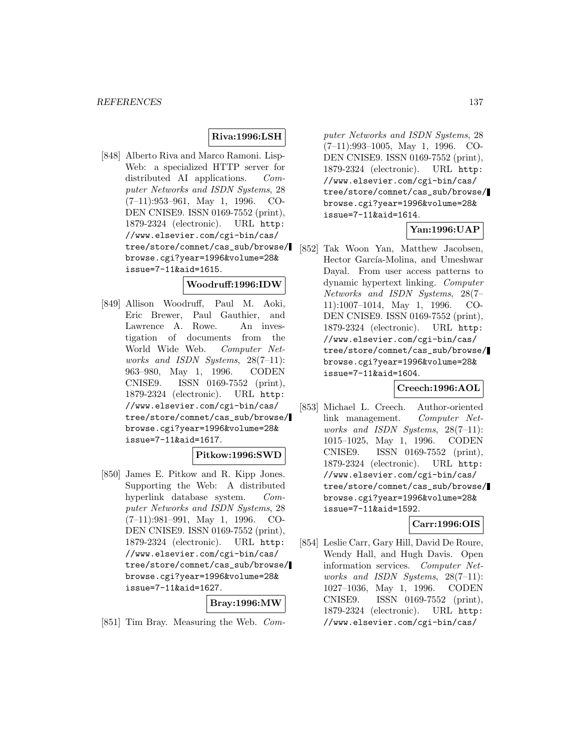**Riva:1996:LSH**

[848] Alberto Riva and Marco Ramoni. Lisp-Web: a specialized HTTP server for distributed AI applications. *Computer Networks and ISDN Systems*, 28 (7–11):953–961, May 1, 1996. CODEN CNISE9. ISSN 0169-7552 (print), 1879-2324 (electronic). URL http://www.elsevier.com/cgi-bin/cas/tree/store/comnet/cas_sub/browse/browse.cgi?year=1996&volume=28&issue=7-11&aid=1615.

**Woodruff:1996:IDW**

[849] Allison Woodruff, Paul M. Aoki, Eric Brewer, Paul Gauthier, and Lawrence A. Rowe. An investigation of documents from the World Wide Web. *Computer Networks and ISDN Systems*, 28(7–11): 963–980, May 1, 1996. CODEN CNISE9. ISSN 0169-7552 (print), 1879-2324 (electronic). URL http://www.elsevier.com/cgi-bin/cas/tree/store/comnet/cas_sub/browse/browse.cgi?year=1996&volume=28&issue=7-11&aid=1617.

**Pitkow:1996:SWD**

[850] James E. Pitkow and R. Kipp Jones. Supporting the Web: A distributed hyperlink database system. *Computer Networks and ISDN Systems*, 28 (7–11):981–991, May 1, 1996. CODEN CNISE9. ISSN 0169-7552 (print), 1879-2324 (electronic). URL http://www.elsevier.com/cgi-bin/cas/tree/store/comnet/cas_sub/browse/browse.cgi?year=1996&volume=28&issue=7-11&aid=1627.

**Bray:1996:MW**

[851] Tim Bray. Measuring the Web. *Computer Networks and ISDN Systems*, 28 (7–11):993–1005, May 1, 1996. CODEN CNISE9. ISSN 0169-7552 (print), 1879-2324 (electronic). URL http://www.elsevier.com/cgi-bin/cas/tree/store/comnet/cas_sub/browse/browse.cgi?year=1996&volume=28&issue=7-11&aid=1614.

**Yan:1996:UAP**

[852] Tak Woon Yan, Matthew Jacobsen, Hector García-Molina, and Umeshwar Dayal. From user access patterns to dynamic hypertext linking. *Computer Networks and ISDN Systems*, 28(7–11):1007–1014, May 1, 1996. CODEN CNISE9. ISSN 0169-7552 (print), 1879-2324 (electronic). URL http://www.elsevier.com/cgi-bin/cas/tree/store/comnet/cas_sub/browse/browse.cgi?year=1996&volume=28&issue=7-11&aid=1604.

**Creech:1996:AOL**

[853] Michael L. Creech. Author-oriented link management. *Computer Networks and ISDN Systems*, 28(7–11): 1015–1025, May 1, 1996. CODEN CNISE9. ISSN 0169-7552 (print), 1879-2324 (electronic). URL http://www.elsevier.com/cgi-bin/cas/tree/store/comnet/cas_sub/browse/browse.cgi?year=1996&volume=28&issue=7-11&aid=1592.

**Carr:1996:OIS**

[854] Leslie Carr, Gary Hill, David De Roure, Wendy Hall, and Hugh Davis. Open information services. *Computer Networks and ISDN Systems*, 28(7–11): 1027–1036, May 1, 1996. CODEN CNISE9. ISSN 0169-7552 (print), 1879-2324 (electronic). URL http://www.elsevier.com/cgi-bin/cas/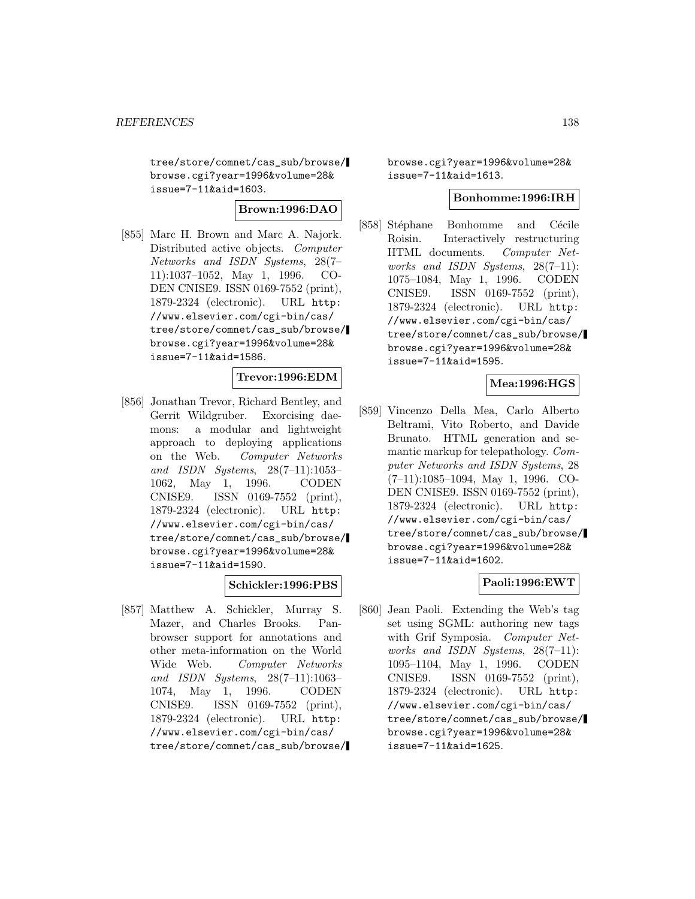tree/store/comnet/cas_sub/browse/browse.cgi?year=1996&volume=28&issue=7-11&aid=1603.

**Brown:1996:DAO**

[855] Marc H. Brown and Marc A. Najork. Distributed active objects. *Computer Networks and ISDN Systems*, 28(7–11):1037–1052, May 1, 1996. CODEN CNISE9. ISSN 0169-7552 (print), 1879-2324 (electronic). URL http://www.elsevier.com/cgi-bin/cas/tree/store/comnet/cas_sub/browse/browse.cgi?year=1996&volume=28&issue=7-11&aid=1586.

**Trevor:1996:EDM**

[856] Jonathan Trevor, Richard Bentley, and Gerrit Wildgruber. Exorcising daemons: a modular and lightweight approach to deploying applications on the Web. *Computer Networks and ISDN Systems*, 28(7–11):1053–1062, May 1, 1996. CODEN CNISE9. ISSN 0169-7552 (print), 1879-2324 (electronic). URL http://www.elsevier.com/cgi-bin/cas/tree/store/comnet/cas_sub/browse/browse.cgi?year=1996&volume=28&issue=7-11&aid=1590.

**Schickler:1996:PBS**

[857] Matthew A. Schickler, Murray S. Mazer, and Charles Brooks. Pan-browser support for annotations and other meta-information on the World Wide Web. *Computer Networks and ISDN Systems*, 28(7–11):1063–1074, May 1, 1996. CODEN CNISE9. ISSN 0169-7552 (print), 1879-2324 (electronic). URL http://www.elsevier.com/cgi-bin/cas/tree/store/comnet/cas_sub/browse/browse.cgi?year=1996&volume=28&issue=7-11&aid=1613.

**Bonhomme:1996:IRH**

[858] Stéphane Bonhomme and Cécile Roisin. Interactively restructuring HTML documents. *Computer Networks and ISDN Systems*, 28(7–11):1075–1084, May 1, 1996. CODEN CNISE9. ISSN 0169-7552 (print), 1879-2324 (electronic). URL http://www.elsevier.com/cgi-bin/cas/tree/store/comnet/cas_sub/browse/browse.cgi?year=1996&volume=28&issue=7-11&aid=1595.

**Mea:1996:HGS**

[859] Vincenzo Della Mea, Carlo Alberto Beltrami, Vito Roberto, and Davide Brunato. HTML generation and semantic markup for telepathology. *Computer Networks and ISDN Systems*, 28(7–11):1085–1094, May 1, 1996. CODEN CNISE9. ISSN 0169-7552 (print), 1879-2324 (electronic). URL http://www.elsevier.com/cgi-bin/cas/tree/store/comnet/cas_sub/browse/browse.cgi?year=1996&volume=28&issue=7-11&aid=1602.

**Paoli:1996:EWT**

[860] Jean Paoli. Extending the Web's tag set using SGML: authoring new tags with Grif Symposia. *Computer Networks and ISDN Systems*, 28(7–11):1095–1104, May 1, 1996. CODEN CNISE9. ISSN 0169-7552 (print), 1879-2324 (electronic). URL http://www.elsevier.com/cgi-bin/cas/tree/store/comnet/cas_sub/browse/browse.cgi?year=1996&volume=28&issue=7-11&aid=1625.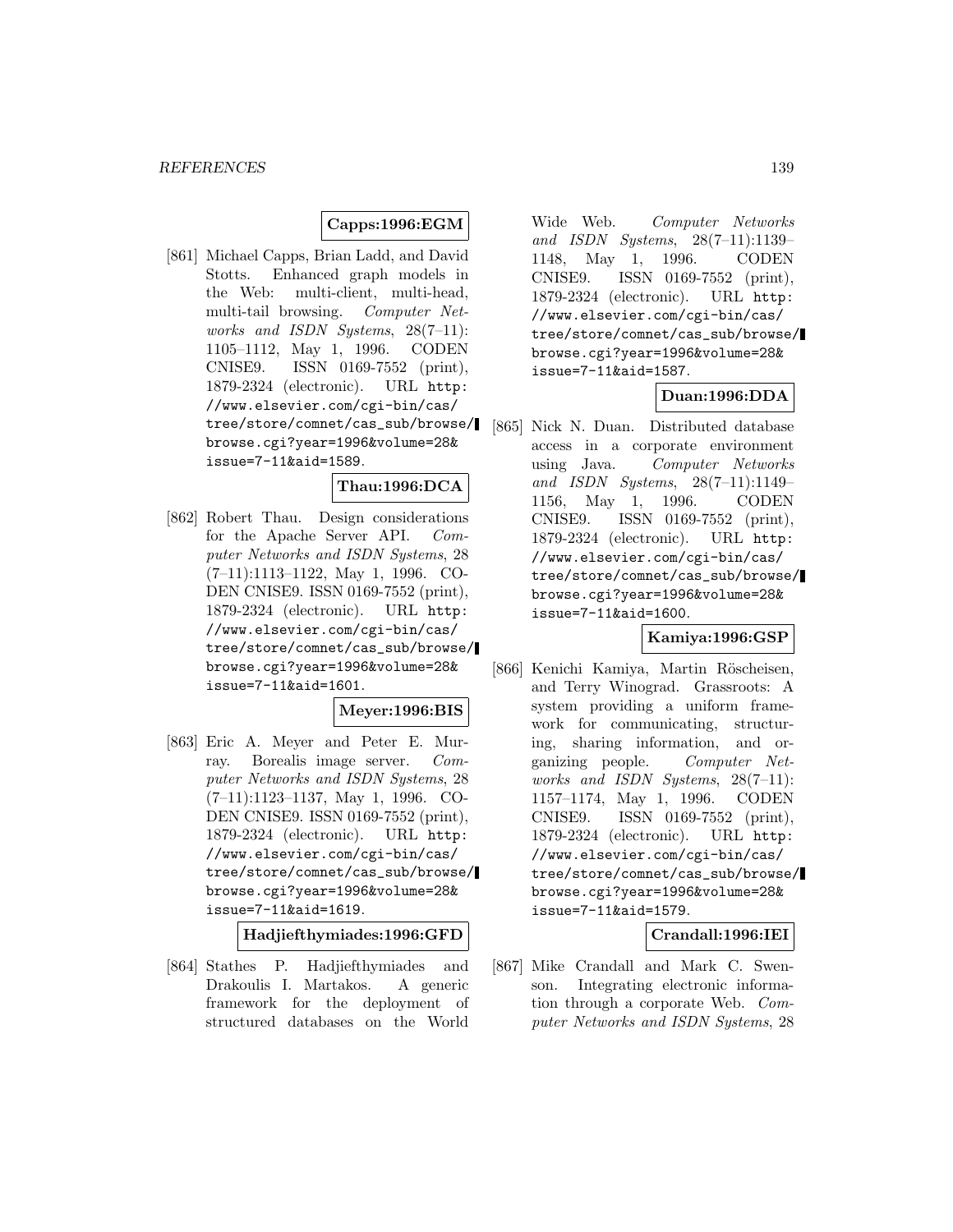**Capps:1996:EGM**

[861] Michael Capps, Brian Ladd, and David Stotts. Enhanced graph models in the Web: multi-client, multi-head, multi-tail browsing. *Computer Networks and ISDN Systems*, 28(7–11): 1105–1112, May 1, 1996. CODEN CNISE9. ISSN 0169-7552 (print), 1879-2324 (electronic). URL `http://www.elsevier.com/cgi-bin/cas/tree/store/comnet/cas_sub/browse/browse.cgi?year=1996&volume=28&issue=7-11&aid=1589`.

**Thau:1996:DCA**

[862] Robert Thau. Design considerations for the Apache Server API. *Computer Networks and ISDN Systems*, 28 (7–11):1113–1122, May 1, 1996. CODEN CNISE9. ISSN 0169-7552 (print), 1879-2324 (electronic). URL `http://www.elsevier.com/cgi-bin/cas/tree/store/comnet/cas_sub/browse/browse.cgi?year=1996&volume=28&issue=7-11&aid=1601`.

**Meyer:1996:BIS**

[863] Eric A. Meyer and Peter E. Murray. Borealis image server. *Computer Networks and ISDN Systems*, 28 (7–11):1123–1137, May 1, 1996. CODEN CNISE9. ISSN 0169-7552 (print), 1879-2324 (electronic). URL `http://www.elsevier.com/cgi-bin/cas/tree/store/comnet/cas_sub/browse/browse.cgi?year=1996&volume=28&issue=7-11&aid=1619`.

**Hadjiefthymiades:1996:GFD**

[864] Stathes P. Hadjiefthymiades and Drakoulis I. Martakos. A generic framework for the deployment of structured databases on the World Wide Web. *Computer Networks and ISDN Systems*, 28(7–11):1139–1148, May 1, 1996. CODEN CNISE9. ISSN 0169-7552 (print), 1879-2324 (electronic). URL `http://www.elsevier.com/cgi-bin/cas/tree/store/comnet/cas_sub/browse/browse.cgi?year=1996&volume=28&issue=7-11&aid=1587`.

**Duan:1996:DDA**

[865] Nick N. Duan. Distributed database access in a corporate environment using Java. *Computer Networks and ISDN Systems*, 28(7–11):1149–1156, May 1, 1996. CODEN CNISE9. ISSN 0169-7552 (print), 1879-2324 (electronic). URL `http://www.elsevier.com/cgi-bin/cas/tree/store/comnet/cas_sub/browse/browse.cgi?year=1996&volume=28&issue=7-11&aid=1600`.

**Kamiya:1996:GSP**

[866] Kenichi Kamiya, Martin Röscheisen, and Terry Winograd. Grassroots: A system providing a uniform framework for communicating, structuring, sharing information, and organizing people. *Computer Networks and ISDN Systems*, 28(7–11): 1157–1174, May 1, 1996. CODEN CNISE9. ISSN 0169-7552 (print), 1879-2324 (electronic). URL `http://www.elsevier.com/cgi-bin/cas/tree/store/comnet/cas_sub/browse/browse.cgi?year=1996&volume=28&issue=7-11&aid=1579`.

**Crandall:1996:IEI**

[867] Mike Crandall and Mark C. Swenson. Integrating electronic information through a corporate Web. *Computer Networks and ISDN Systems*, 28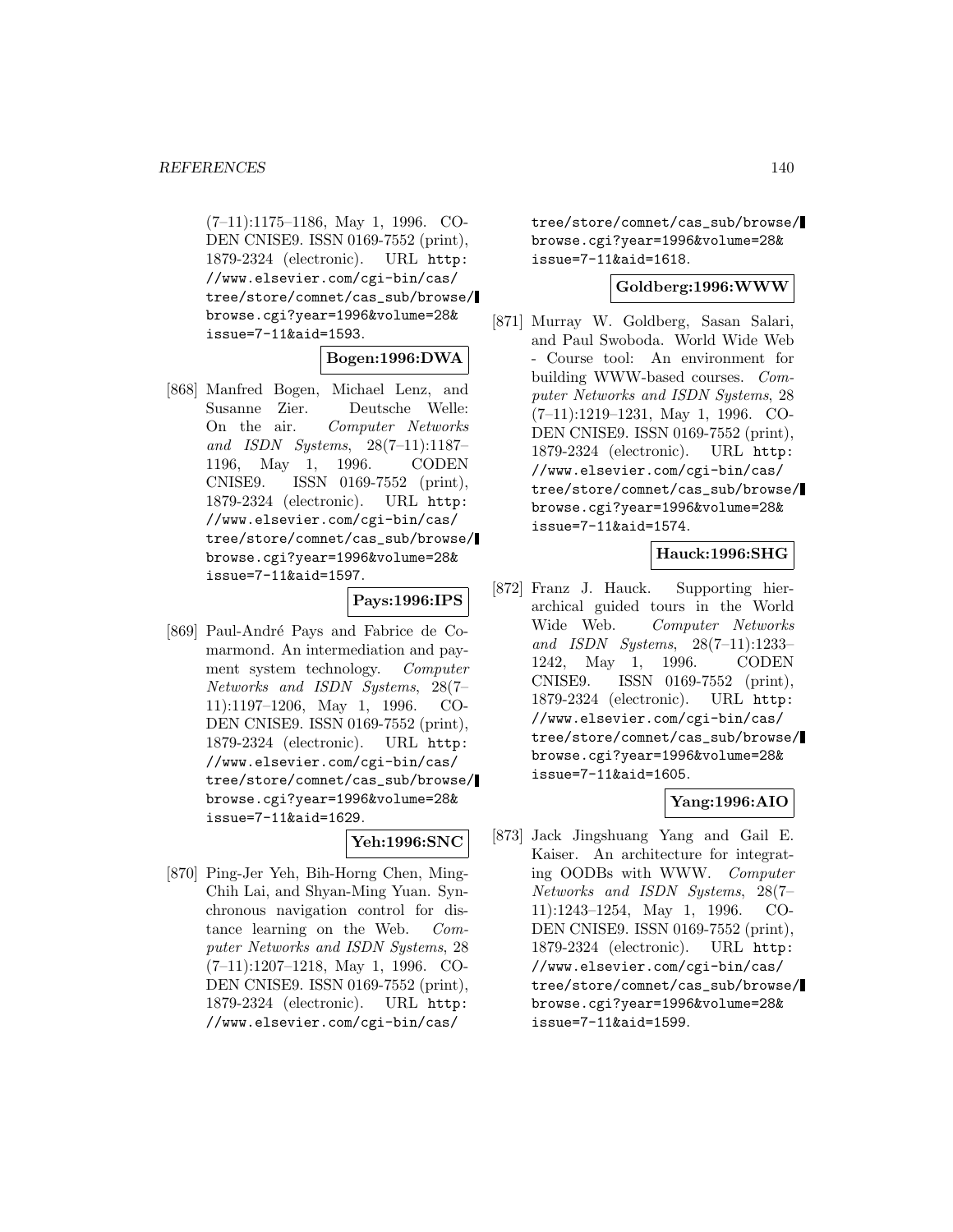(7–11):1175–1186, May 1, 1996. CODEN CNISE9. ISSN 0169-7552 (print), 1879-2324 (electronic). URL http://www.elsevier.com/cgi-bin/cas/tree/store/comnet/cas_sub/browse/browse.cgi?year=1996&volume=28&issue=7-11&aid=1593.

**Bogen:1996:DWA**

[868] Manfred Bogen, Michael Lenz, and Susanne Zier. Deutsche Welle: On the air. *Computer Networks and ISDN Systems*, 28(7–11):1187–1196, May 1, 1996. CODEN CNISE9. ISSN 0169-7552 (print), 1879-2324 (electronic). URL http://www.elsevier.com/cgi-bin/cas/tree/store/comnet/cas_sub/browse/browse.cgi?year=1996&volume=28&issue=7-11&aid=1597.

**Pays:1996:IPS**

[869] Paul-André Pays and Fabrice de Comarmond. An intermediation and payment system technology. *Computer Networks and ISDN Systems*, 28(7–11):1197–1206, May 1, 1996. CODEN CNISE9. ISSN 0169-7552 (print), 1879-2324 (electronic). URL http://www.elsevier.com/cgi-bin/cas/tree/store/comnet/cas_sub/browse/browse.cgi?year=1996&volume=28&issue=7-11&aid=1629.

**Yeh:1996:SNC**

[870] Ping-Jer Yeh, Bih-Horng Chen, Ming-Chih Lai, and Shyan-Ming Yuan. Synchronous navigation control for distance learning on the Web. *Computer Networks and ISDN Systems*, 28(7–11):1207–1218, May 1, 1996. CODEN CNISE9. ISSN 0169-7552 (print), 1879-2324 (electronic). URL http://www.elsevier.com/cgi-bin/cas/tree/store/comnet/cas_sub/browse/browse.cgi?year=1996&volume=28&issue=7-11&aid=1618.

**Goldberg:1996:WWW**

[871] Murray W. Goldberg, Sasan Salari, and Paul Swoboda. World Wide Web - Course tool: An environment for building WWW-based courses. *Computer Networks and ISDN Systems*, 28(7–11):1219–1231, May 1, 1996. CODEN CNISE9. ISSN 0169-7552 (print), 1879-2324 (electronic). URL http://www.elsevier.com/cgi-bin/cas/tree/store/comnet/cas_sub/browse/browse.cgi?year=1996&volume=28&issue=7-11&aid=1574.

**Hauck:1996:SHG**

[872] Franz J. Hauck. Supporting hierarchical guided tours in the World Wide Web. *Computer Networks and ISDN Systems*, 28(7–11):1233–1242, May 1, 1996. CODEN CNISE9. ISSN 0169-7552 (print), 1879-2324 (electronic). URL http://www.elsevier.com/cgi-bin/cas/tree/store/comnet/cas_sub/browse/browse.cgi?year=1996&volume=28&issue=7-11&aid=1605.

**Yang:1996:AIO**

[873] Jack Jingshuang Yang and Gail E. Kaiser. An architecture for integrating OODBs with WWW. *Computer Networks and ISDN Systems*, 28(7–11):1243–1254, May 1, 1996. CODEN CNISE9. ISSN 0169-7552 (print), 1879-2324 (electronic). URL http://www.elsevier.com/cgi-bin/cas/tree/store/comnet/cas_sub/browse/browse.cgi?year=1996&volume=28&issue=7-11&aid=1599.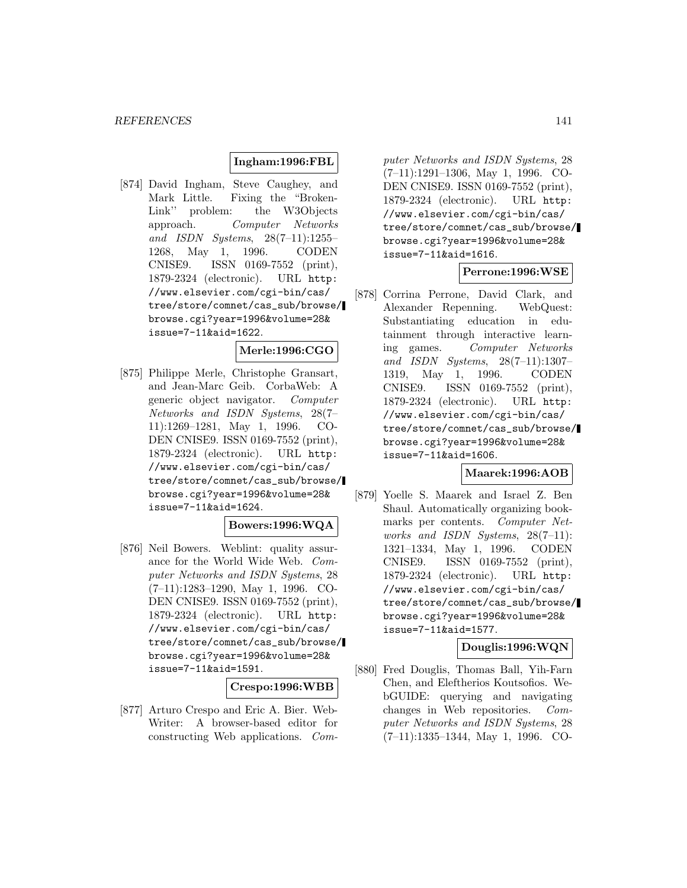**Ingham:1996:FBL**

[874] David Ingham, Steve Caughey, and Mark Little. Fixing the "Broken-Link" problem: the W3Objects approach. *Computer Networks and ISDN Systems*, 28(7–11):1255–1268, May 1, 1996. CODEN CNISE9. ISSN 0169-7552 (print), 1879-2324 (electronic). URL http://www.elsevier.com/cgi-bin/cas/tree/store/comnet/cas_sub/browse/browse.cgi?year=1996&volume=28&issue=7-11&aid=1622.

**Merle:1996:CGO**

[875] Philippe Merle, Christophe Gransart, and Jean-Marc Geib. CorbaWeb: A generic object navigator. *Computer Networks and ISDN Systems*, 28(7–11):1269–1281, May 1, 1996. CODEN CNISE9. ISSN 0169-7552 (print), 1879-2324 (electronic). URL http://www.elsevier.com/cgi-bin/cas/tree/store/comnet/cas_sub/browse/browse.cgi?year=1996&volume=28&issue=7-11&aid=1624.

**Bowers:1996:WQA**

[876] Neil Bowers. Weblint: quality assurance for the World Wide Web. *Computer Networks and ISDN Systems*, 28 (7–11):1283–1290, May 1, 1996. CODEN CNISE9. ISSN 0169-7552 (print), 1879-2324 (electronic). URL http://www.elsevier.com/cgi-bin/cas/tree/store/comnet/cas_sub/browse/browse.cgi?year=1996&volume=28&issue=7-11&aid=1591.

**Crespo:1996:WBB**

[877] Arturo Crespo and Eric A. Bier. WebWriter: A browser-based editor for constructing Web applications. *Computer Networks and ISDN Systems*, 28 (7–11):1291–1306, May 1, 1996. CODEN CNISE9. ISSN 0169-7552 (print), 1879-2324 (electronic). URL http://www.elsevier.com/cgi-bin/cas/tree/store/comnet/cas_sub/browse/browse.cgi?year=1996&volume=28&issue=7-11&aid=1616.

**Perrone:1996:WSE**

[878] Corrina Perrone, David Clark, and Alexander Repenning. WebQuest: Substantiating education in edutainment through interactive learning games. *Computer Networks and ISDN Systems*, 28(7–11):1307–1319, May 1, 1996. CODEN CNISE9. ISSN 0169-7552 (print), 1879-2324 (electronic). URL http://www.elsevier.com/cgi-bin/cas/tree/store/comnet/cas_sub/browse/browse.cgi?year=1996&volume=28&issue=7-11&aid=1606.

**Maarek:1996:AOB**

[879] Yoelle S. Maarek and Israel Z. Ben Shaul. Automatically organizing bookmarks per contents. *Computer Networks and ISDN Systems*, 28(7–11): 1321–1334, May 1, 1996. CODEN CNISE9. ISSN 0169-7552 (print), 1879-2324 (electronic). URL http://www.elsevier.com/cgi-bin/cas/tree/store/comnet/cas_sub/browse/browse.cgi?year=1996&volume=28&issue=7-11&aid=1577.

**Douglis:1996:WQN**

[880] Fred Douglis, Thomas Ball, Yih-Farn Chen, and Eleftherios Koutsofios. WebGUIDE: querying and navigating changes in Web repositories. *Computer Networks and ISDN Systems*, 28 (7–11):1335–1344, May 1, 1996. CO-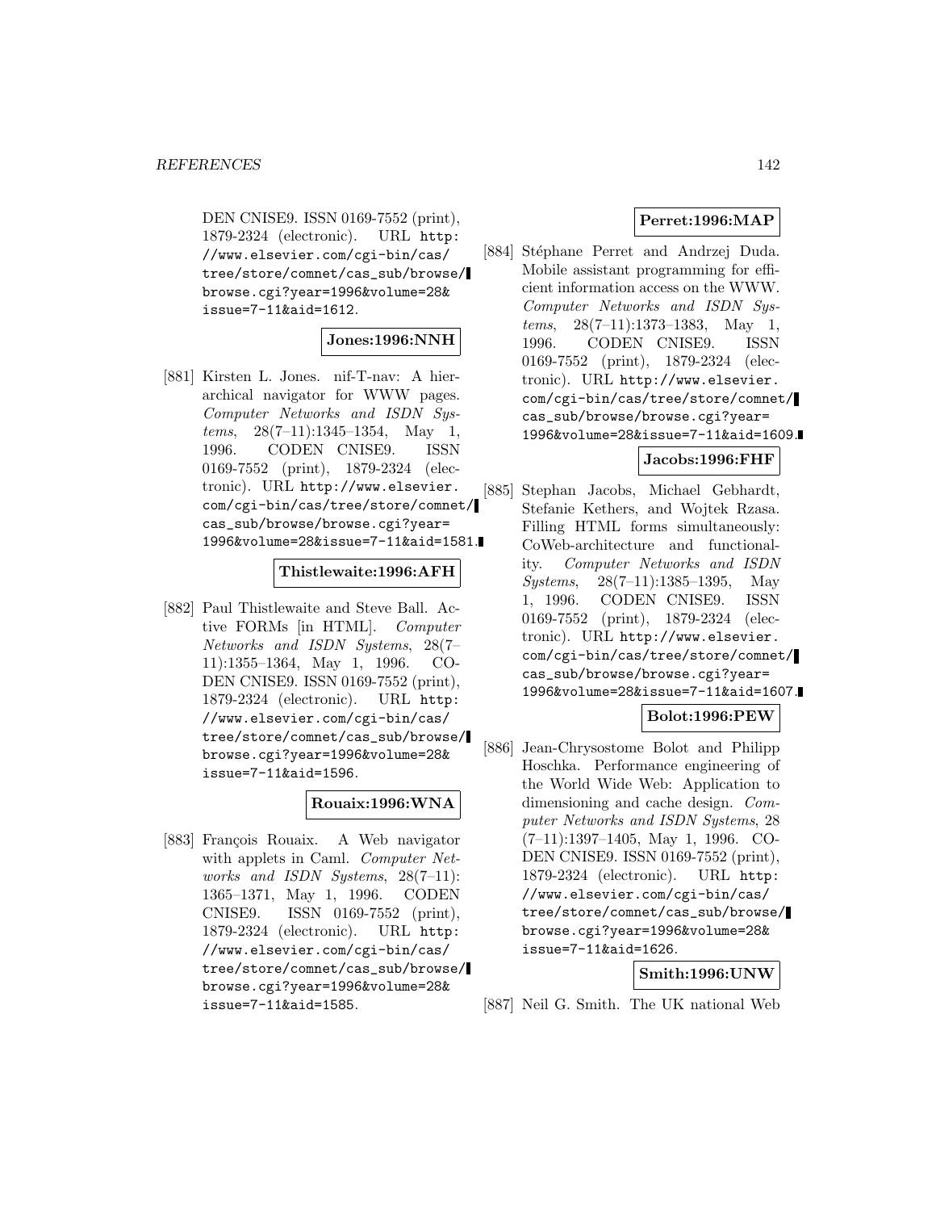DEN CNISE9. ISSN 0169-7552 (print), 1879-2324 (electronic). URL http://www.elsevier.com/cgi-bin/cas/tree/store/comnet/cas_sub/browse/browse.cgi?year=1996&volume=28&issue=7-11&aid=1612.

**Jones:1996:NNH**

[881] Kirsten L. Jones. nif-T-nav: A hierarchical navigator for WWW pages. *Computer Networks and ISDN Systems*, 28(7–11):1345–1354, May 1, 1996. CODEN CNISE9. ISSN 0169-7552 (print), 1879-2324 (electronic). URL http://www.elsevier.com/cgi-bin/cas/tree/store/comnet/cas_sub/browse/browse.cgi?year=1996&volume=28&issue=7-11&aid=1581.

**Thistlewaite:1996:AFH**

[882] Paul Thistlewaite and Steve Ball. Active FORMs [in HTML]. *Computer Networks and ISDN Systems*, 28(7–11):1355–1364, May 1, 1996. CODEN CNISE9. ISSN 0169-7552 (print), 1879-2324 (electronic). URL http://www.elsevier.com/cgi-bin/cas/tree/store/comnet/cas_sub/browse/browse.cgi?year=1996&volume=28&issue=7-11&aid=1596.

**Rouaix:1996:WNA**

[883] François Rouaix. A Web navigator with applets in Caml. *Computer Networks and ISDN Systems*, 28(7–11):1365–1371, May 1, 1996. CODEN CNISE9. ISSN 0169-7552 (print), 1879-2324 (electronic). URL http://www.elsevier.com/cgi-bin/cas/tree/store/comnet/cas_sub/browse/browse.cgi?year=1996&volume=28&issue=7-11&aid=1585.

**Perret:1996:MAP**

[884] Stéphane Perret and Andrzej Duda. Mobile assistant programming for efficient information access on the WWW. *Computer Networks and ISDN Systems*, 28(7–11):1373–1383, May 1, 1996. CODEN CNISE9. ISSN 0169-7552 (print), 1879-2324 (electronic). URL http://www.elsevier.com/cgi-bin/cas/tree/store/comnet/cas_sub/browse/browse.cgi?year=1996&volume=28&issue=7-11&aid=1609.

**Jacobs:1996:FHF**

[885] Stephan Jacobs, Michael Gebhardt, Stefanie Kethers, and Wojtek Rzasa. Filling HTML forms simultaneously: CoWeb-architecture and functionality. *Computer Networks and ISDN Systems*, 28(7–11):1385–1395, May 1, 1996. CODEN CNISE9. ISSN 0169-7552 (print), 1879-2324 (electronic). URL http://www.elsevier.com/cgi-bin/cas/tree/store/comnet/cas_sub/browse/browse.cgi?year=1996&volume=28&issue=7-11&aid=1607.

**Bolot:1996:PEW**

[886] Jean-Chrysostome Bolot and Philipp Hoschka. Performance engineering of the World Wide Web: Application to dimensioning and cache design. *Computer Networks and ISDN Systems*, 28 (7–11):1397–1405, May 1, 1996. CODEN CNISE9. ISSN 0169-7552 (print), 1879-2324 (electronic). URL http://www.elsevier.com/cgi-bin/cas/tree/store/comnet/cas_sub/browse/browse.cgi?year=1996&volume=28&issue=7-11&aid=1626.

**Smith:1996:UNW**

[887] Neil G. Smith. The UK national Web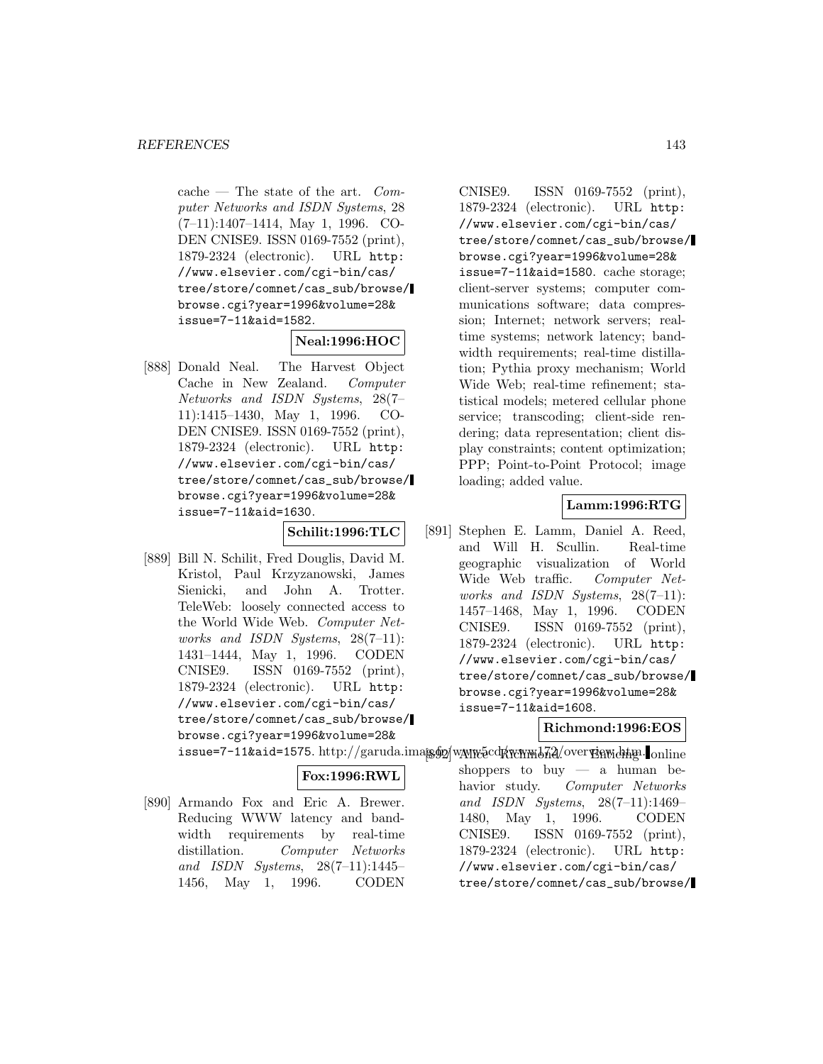cache — The state of the art. *Computer Networks and ISDN Systems*, 28 (7–11):1407–1414, May 1, 1996. CODEN CNISE9. ISSN 0169-7552 (print), 1879-2324 (electronic). URL http://www.elsevier.com/cgi-bin/cas/tree/store/comnet/cas_sub/browse/browse.cgi?year=1996&volume=28&issue=7-11&aid=1582.

**Neal:1996:HOC**

[888] Donald Neal. The Harvest Object Cache in New Zealand. *Computer Networks and ISDN Systems*, 28(7–11):1415–1430, May 1, 1996. CODEN CNISE9. ISSN 0169-7552 (print), 1879-2324 (electronic). URL http://www.elsevier.com/cgi-bin/cas/tree/store/comnet/cas_sub/browse/browse.cgi?year=1996&volume=28&issue=7-11&aid=1630.

**Schilit:1996:TLC**

[889] Bill N. Schilit, Fred Douglis, David M. Kristol, Paul Krzyzanowski, James Sienicki, and John A. Trotter. TeleWeb: loosely connected access to the World Wide Web. *Computer Networks and ISDN Systems*, 28(7–11): 1431–1444, May 1, 1996. CODEN CNISE9. ISSN 0169-7552 (print), 1879-2324 (electronic). URL http://www.elsevier.com/cgi-bin/cas/tree/store/comnet/cas_sub/browse/browse.cgi?year=1996&volume=28&issue=7-11&aid=1575. http://garuda.imag.fr/www5cd/www172/overview.htm.

**Fox:1996:RWL**

[890] Armando Fox and Eric A. Brewer. Reducing WWW latency and bandwidth requirements by real-time distillation. *Computer Networks and ISDN Systems*, 28(7–11):1445–1456, May 1, 1996. CODEN CNISE9. ISSN 0169-7552 (print), 1879-2324 (electronic). URL http://www.elsevier.com/cgi-bin/cas/tree/store/comnet/cas_sub/browse/browse.cgi?year=1996&volume=28&issue=7-11&aid=1580. cache storage; client-server systems; computer communications software; data compression; Internet; network servers; real-time systems; network latency; bandwidth requirements; real-time distillation; Pythia proxy mechanism; World Wide Web; real-time refinement; statistical models; metered cellular phone service; transcoding; client-side rendering; data representation; client display constraints; content optimization; PPP; Point-to-Point Protocol; image loading; added value.

**Lamm:1996:RTG**

[891] Stephen E. Lamm, Daniel A. Reed, and Will H. Scullin. Real-time geographic visualization of World Wide Web traffic. *Computer Networks and ISDN Systems*, 28(7–11): 1457–1468, May 1, 1996. CODEN CNISE9. ISSN 0169-7552 (print), 1879-2324 (electronic). URL http://www.elsevier.com/cgi-bin/cas/tree/store/comnet/cas_sub/browse/browse.cgi?year=1996&volume=28&issue=7-11&aid=1608.

**Richmond:1996:EOS**

[892] Alice Richmond. Enticing online shoppers to buy — a human behavior study. *Computer Networks and ISDN Systems*, 28(7–11):1469–1480, May 1, 1996. CODEN CNISE9. ISSN 0169-7552 (print), 1879-2324 (electronic). URL http://www.elsevier.com/cgi-bin/cas/tree/store/comnet/cas_sub/browse/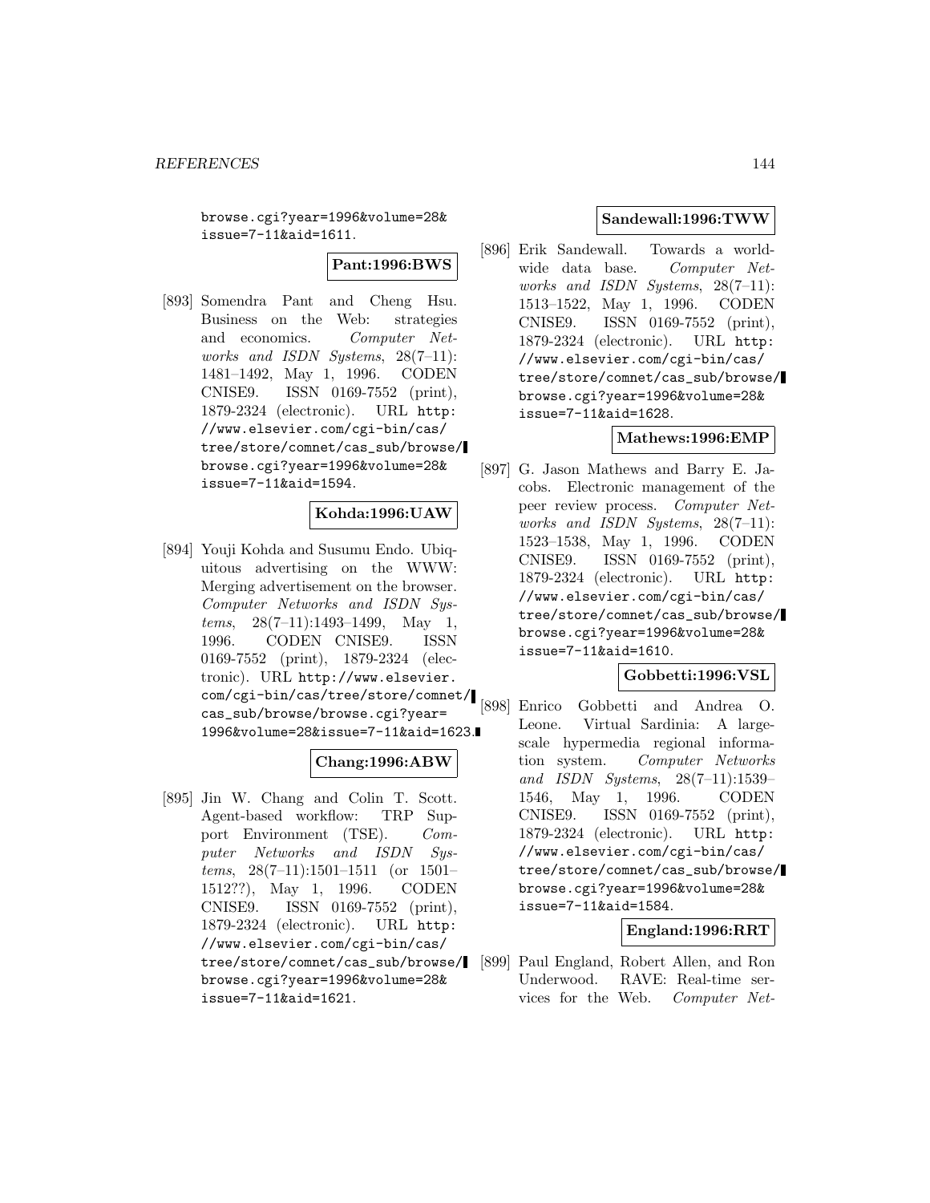browse.cgi?year=1996&volume=28&issue=7-11&aid=1611.

**Pant:1996:BWS**

[893] Somendra Pant and Cheng Hsu. Business on the Web: strategies and economics. *Computer Networks and ISDN Systems*, 28(7–11): 1481–1492, May 1, 1996. CODEN CNISE9. ISSN 0169-7552 (print), 1879-2324 (electronic). URL http://www.elsevier.com/cgi-bin/cas/tree/store/comnet/cas_sub/browse/browse.cgi?year=1996&volume=28&issue=7-11&aid=1594.

**Kohda:1996:UAW**

[894] Youji Kohda and Susumu Endo. Ubiquitous advertising on the WWW: Merging advertisement on the browser. *Computer Networks and ISDN Systems*, 28(7–11):1493–1499, May 1, 1996. CODEN CNISE9. ISSN 0169-7552 (print), 1879-2324 (electronic). URL http://www.elsevier.com/cgi-bin/cas/tree/store/comnet/cas_sub/browse/browse.cgi?year=1996&volume=28&issue=7-11&aid=1623.

**Chang:1996:ABW**

[895] Jin W. Chang and Colin T. Scott. Agent-based workflow: TRP Support Environment (TSE). *Computer Networks and ISDN Systems*, 28(7–11):1501–1511 (or 1501–1512??), May 1, 1996. CODEN CNISE9. ISSN 0169-7552 (print), 1879-2324 (electronic). URL http://www.elsevier.com/cgi-bin/cas/tree/store/comnet/cas_sub/browse/browse.cgi?year=1996&volume=28&issue=7-11&aid=1621.

**Sandewall:1996:TWW**

[896] Erik Sandewall. Towards a world-wide data base. *Computer Networks and ISDN Systems*, 28(7–11): 1513–1522, May 1, 1996. CODEN CNISE9. ISSN 0169-7552 (print), 1879-2324 (electronic). URL http://www.elsevier.com/cgi-bin/cas/tree/store/comnet/cas_sub/browse/browse.cgi?year=1996&volume=28&issue=7-11&aid=1628.

**Mathews:1996:EMP**

[897] G. Jason Mathews and Barry E. Jacobs. Electronic management of the peer review process. *Computer Networks and ISDN Systems*, 28(7–11): 1523–1538, May 1, 1996. CODEN CNISE9. ISSN 0169-7552 (print), 1879-2324 (electronic). URL http://www.elsevier.com/cgi-bin/cas/tree/store/comnet/cas_sub/browse/browse.cgi?year=1996&volume=28&issue=7-11&aid=1610.

**Gobbetti:1996:VSL**

[898] Enrico Gobbetti and Andrea O. Leone. Virtual Sardinia: A large-scale hypermedia regional information system. *Computer Networks and ISDN Systems*, 28(7–11):1539–1546, May 1, 1996. CODEN CNISE9. ISSN 0169-7552 (print), 1879-2324 (electronic). URL http://www.elsevier.com/cgi-bin/cas/tree/store/comnet/cas_sub/browse/browse.cgi?year=1996&volume=28&issue=7-11&aid=1584.

**England:1996:RRT**

[899] Paul England, Robert Allen, and Ron Underwood. RAVE: Real-time services for the Web. *Computer Net-*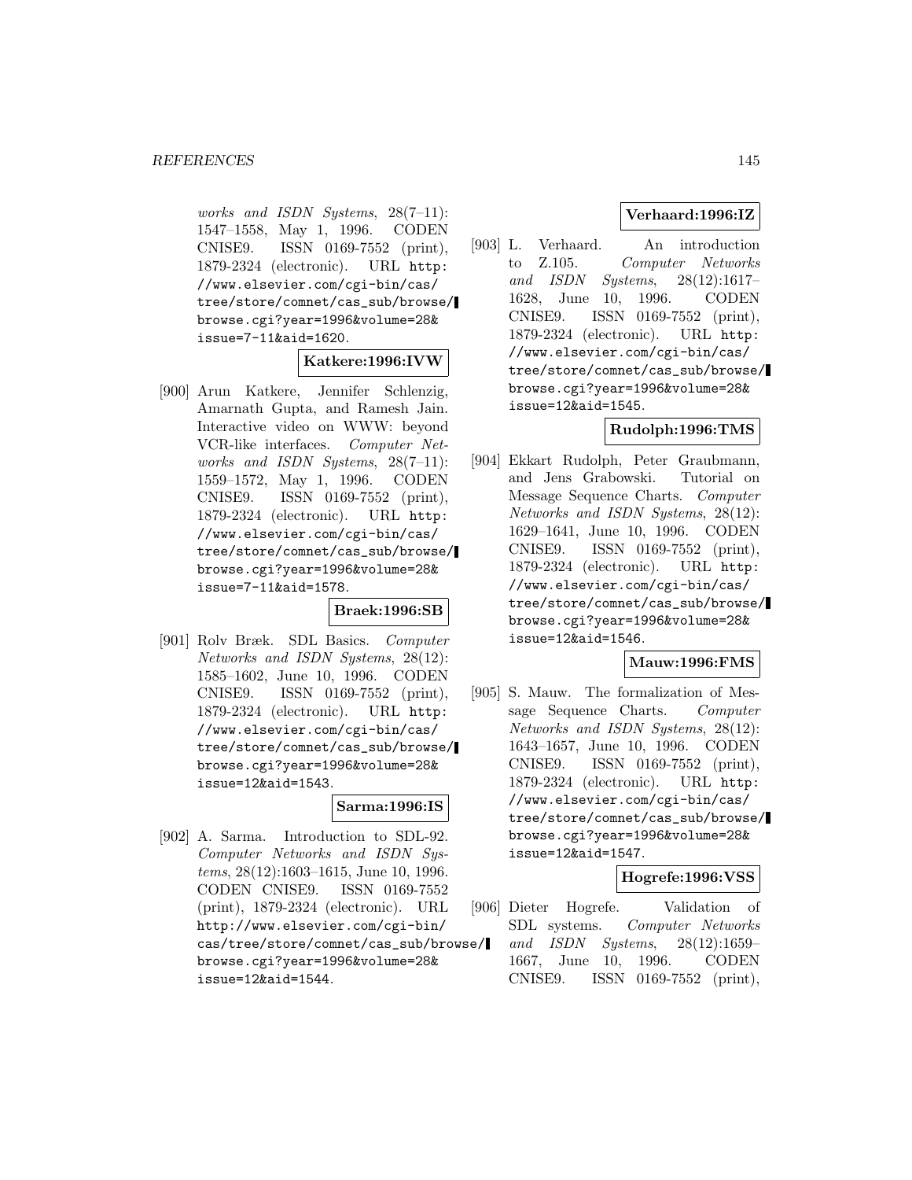*works and ISDN Systems*, 28(7–11): 1547–1558, May 1, 1996. CODEN CNISE9. ISSN 0169-7552 (print), 1879-2324 (electronic). URL http://www.elsevier.com/cgi-bin/cas/tree/store/comnet/cas_sub/browse/browse.cgi?year=1996&volume=28&issue=7-11&aid=1620.

**Katkere:1996:IVW**

[900] Arun Katkere, Jennifer Schlenzig, Amarnath Gupta, and Ramesh Jain. Interactive video on WWW: beyond VCR-like interfaces. *Computer Networks and ISDN Systems*, 28(7–11): 1559–1572, May 1, 1996. CODEN CNISE9. ISSN 0169-7552 (print), 1879-2324 (electronic). URL http://www.elsevier.com/cgi-bin/cas/tree/store/comnet/cas_sub/browse/browse.cgi?year=1996&volume=28&issue=7-11&aid=1578.

**Braek:1996:SB**

[901] Rolv Bræk. SDL Basics. *Computer Networks and ISDN Systems*, 28(12): 1585–1602, June 10, 1996. CODEN CNISE9. ISSN 0169-7552 (print), 1879-2324 (electronic). URL http://www.elsevier.com/cgi-bin/cas/tree/store/comnet/cas_sub/browse/browse.cgi?year=1996&volume=28&issue=12&aid=1543.

**Sarma:1996:IS**

[902] A. Sarma. Introduction to SDL-92. *Computer Networks and ISDN Systems*, 28(12):1603–1615, June 10, 1996. CODEN CNISE9. ISSN 0169-7552 (print), 1879-2324 (electronic). URL http://www.elsevier.com/cgi-bin/cas/tree/store/comnet/cas_sub/browse/browse.cgi?year=1996&volume=28&issue=12&aid=1544.

**Verhaard:1996:IZ**

[903] L. Verhaard. An introduction to Z.105. *Computer Networks and ISDN Systems*, 28(12):1617–1628, June 10, 1996. CODEN CNISE9. ISSN 0169-7552 (print), 1879-2324 (electronic). URL http://www.elsevier.com/cgi-bin/cas/tree/store/comnet/cas_sub/browse/browse.cgi?year=1996&volume=28&issue=12&aid=1545.

**Rudolph:1996:TMS**

[904] Ekkart Rudolph, Peter Graubmann, and Jens Grabowski. Tutorial on Message Sequence Charts. *Computer Networks and ISDN Systems*, 28(12): 1629–1641, June 10, 1996. CODEN CNISE9. ISSN 0169-7552 (print), 1879-2324 (electronic). URL http://www.elsevier.com/cgi-bin/cas/tree/store/comnet/cas_sub/browse/browse.cgi?year=1996&volume=28&issue=12&aid=1546.

**Mauw:1996:FMS**

[905] S. Mauw. The formalization of Message Sequence Charts. *Computer Networks and ISDN Systems*, 28(12): 1643–1657, June 10, 1996. CODEN CNISE9. ISSN 0169-7552 (print), 1879-2324 (electronic). URL http://www.elsevier.com/cgi-bin/cas/tree/store/comnet/cas_sub/browse/browse.cgi?year=1996&volume=28&issue=12&aid=1547.

**Hogrefe:1996:VSS**

[906] Dieter Hogrefe. Validation of SDL systems. *Computer Networks and ISDN Systems*, 28(12):1659–1667, June 10, 1996. CODEN CNISE9. ISSN 0169-7552 (print),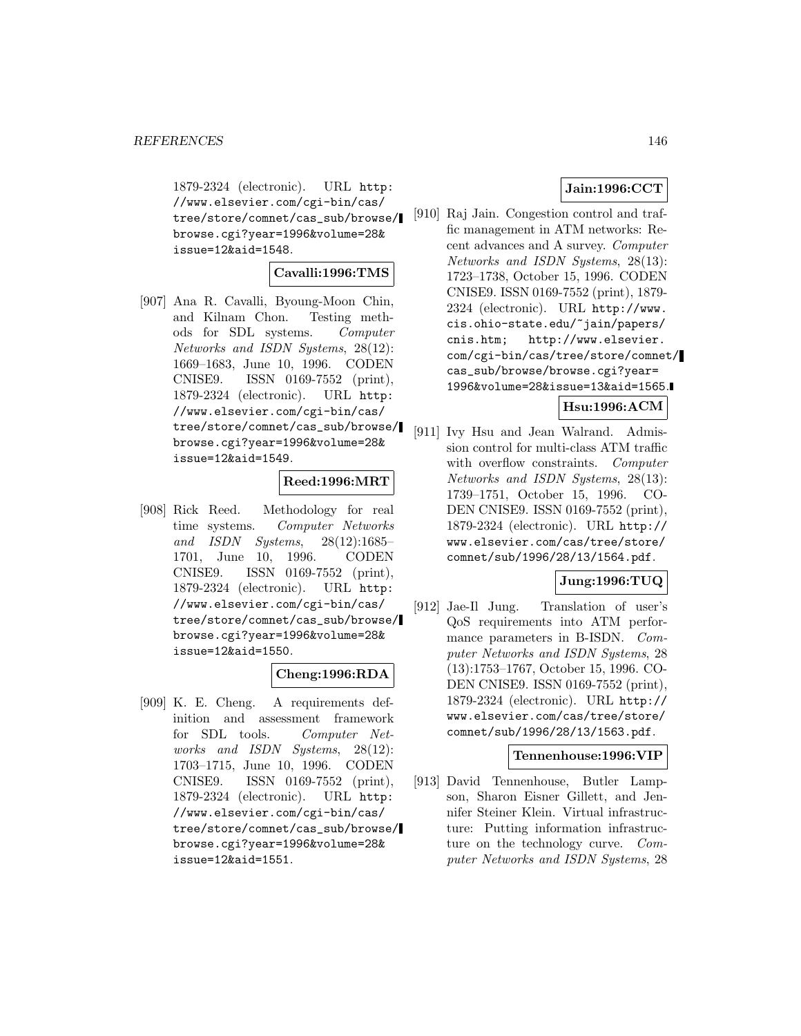1879-2324 (electronic). URL http://www.elsevier.com/cgi-bin/cas/tree/store/comnet/cas_sub/browse/browse.cgi?year=1996&volume=28&issue=12&aid=1548.

**Cavalli:1996:TMS**

[907] Ana R. Cavalli, Byoung-Moon Chin, and Kilnam Chon. Testing methods for SDL systems. *Computer Networks and ISDN Systems*, 28(12): 1669–1683, June 10, 1996. CODEN CNISE9. ISSN 0169-7552 (print), 1879-2324 (electronic). URL http://www.elsevier.com/cgi-bin/cas/tree/store/comnet/cas_sub/browse/browse.cgi?year=1996&volume=28&issue=12&aid=1549.

**Reed:1996:MRT**

[908] Rick Reed. Methodology for real time systems. *Computer Networks and ISDN Systems*, 28(12):1685–1701, June 10, 1996. CODEN CNISE9. ISSN 0169-7552 (print), 1879-2324 (electronic). URL http://www.elsevier.com/cgi-bin/cas/tree/store/comnet/cas_sub/browse/browse.cgi?year=1996&volume=28&issue=12&aid=1550.

**Cheng:1996:RDA**

[909] K. E. Cheng. A requirements definition and assessment framework for SDL tools. *Computer Networks and ISDN Systems*, 28(12): 1703–1715, June 10, 1996. CODEN CNISE9. ISSN 0169-7552 (print), 1879-2324 (electronic). URL http://www.elsevier.com/cgi-bin/cas/tree/store/comnet/cas_sub/browse/browse.cgi?year=1996&volume=28&issue=12&aid=1551.

**Jain:1996:CCT**

[910] Raj Jain. Congestion control and traffic management in ATM networks: Recent advances and A survey. *Computer Networks and ISDN Systems*, 28(13): 1723–1738, October 15, 1996. CODEN CNISE9. ISSN 0169-7552 (print), 1879-2324 (electronic). URL http://www.cis.ohio-state.edu/~jain/papers/cnis.htm; http://www.elsevier.com/cgi-bin/cas/tree/store/comnet/cas_sub/browse/browse.cgi?year=1996&volume=28&issue=13&aid=1565.

**Hsu:1996:ACM**

[911] Ivy Hsu and Jean Walrand. Admission control for multi-class ATM traffic with overflow constraints. *Computer Networks and ISDN Systems*, 28(13): 1739–1751, October 15, 1996. CODEN CNISE9. ISSN 0169-7552 (print), 1879-2324 (electronic). URL http://www.elsevier.com/cas/tree/store/comnet/sub/1996/28/13/1564.pdf.

**Jung:1996:TUQ**

[912] Jae-Il Jung. Translation of user's QoS requirements into ATM performance parameters in B-ISDN. *Computer Networks and ISDN Systems*, 28 (13):1753–1767, October 15, 1996. CODEN CNISE9. ISSN 0169-7552 (print), 1879-2324 (electronic). URL http://www.elsevier.com/cas/tree/store/comnet/sub/1996/28/13/1563.pdf.

**Tennenhouse:1996:VIP**

[913] David Tennenhouse, Butler Lampson, Sharon Eisner Gillett, and Jennifer Steiner Klein. Virtual infrastructure: Putting information infrastructure on the technology curve. *Computer Networks and ISDN Systems*, 28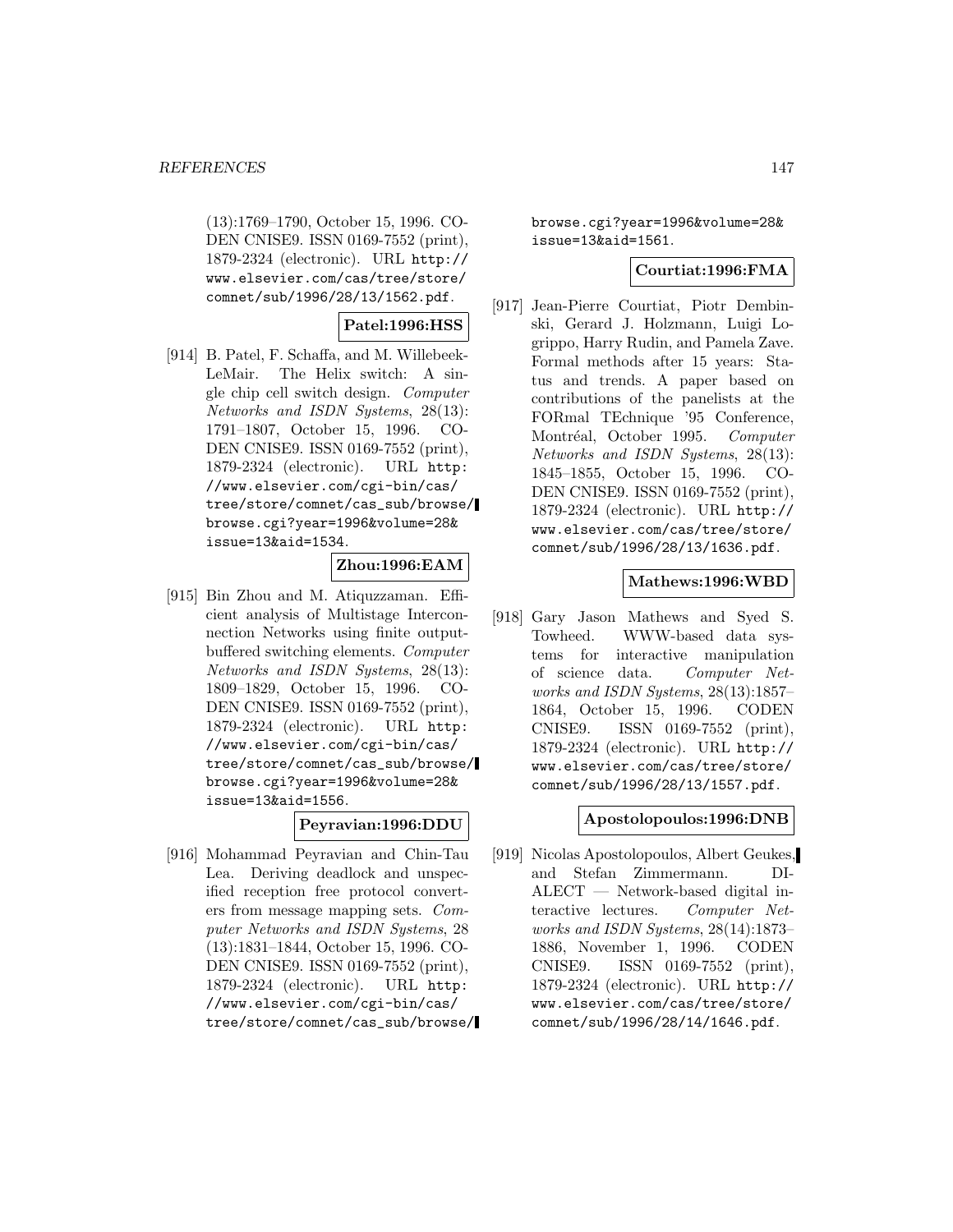(13):1769–1790, October 15, 1996. CODEN CNISE9. ISSN 0169-7552 (print), 1879-2324 (electronic). URL http://www.elsevier.com/cas/tree/store/comnet/sub/1996/28/13/1562.pdf.

**Patel:1996:HSS**

[914] B. Patel, F. Schaffa, and M. Willebeek-LeMair. The Helix switch: A single chip cell switch design. *Computer Networks and ISDN Systems*, 28(13): 1791–1807, October 15, 1996. CODEN CNISE9. ISSN 0169-7552 (print), 1879-2324 (electronic). URL http://www.elsevier.com/cgi-bin/cas/tree/store/comnet/cas_sub/browse/browse.cgi?year=1996&volume=28&issue=13&aid=1534.

**Zhou:1996:EAM**

[915] Bin Zhou and M. Atiquzzaman. Efficient analysis of Multistage Interconnection Networks using finite output-buffered switching elements. *Computer Networks and ISDN Systems*, 28(13): 1809–1829, October 15, 1996. CODEN CNISE9. ISSN 0169-7552 (print), 1879-2324 (electronic). URL http://www.elsevier.com/cgi-bin/cas/tree/store/comnet/cas_sub/browse/browse.cgi?year=1996&volume=28&issue=13&aid=1556.

**Peyravian:1996:DDU**

[916] Mohammad Peyravian and Chin-Tau Lea. Deriving deadlock and unspecified reception free protocol converters from message mapping sets. *Computer Networks and ISDN Systems*, 28 (13):1831–1844, October 15, 1996. CODEN CNISE9. ISSN 0169-7552 (print), 1879-2324 (electronic). URL http://www.elsevier.com/cgi-bin/cas/tree/store/comnet/cas_sub/browse/browse.cgi?year=1996&volume=28&issue=13&aid=1561.

**Courtiat:1996:FMA**

[917] Jean-Pierre Courtiat, Piotr Dembinski, Gerard J. Holzmann, Luigi Logrippo, Harry Rudin, and Pamela Zave. Formal methods after 15 years: Status and trends. A paper based on contributions of the panelists at the FORmal TEchnique '95 Conference, Montréal, October 1995. *Computer Networks and ISDN Systems*, 28(13): 1845–1855, October 15, 1996. CODEN CNISE9. ISSN 0169-7552 (print), 1879-2324 (electronic). URL http://www.elsevier.com/cas/tree/store/comnet/sub/1996/28/13/1636.pdf.

**Mathews:1996:WBD**

[918] Gary Jason Mathews and Syed S. Towheed. WWW-based data systems for interactive manipulation of science data. *Computer Networks and ISDN Systems*, 28(13):1857–1864, October 15, 1996. CODEN CNISE9. ISSN 0169-7552 (print), 1879-2324 (electronic). URL http://www.elsevier.com/cas/tree/store/comnet/sub/1996/28/13/1557.pdf.

**Apostolopoulos:1996:DNB**

[919] Nicolas Apostolopoulos, Albert Geukes, and Stefan Zimmermann. DIALECT — Network-based digital interactive lectures. *Computer Networks and ISDN Systems*, 28(14):1873–1886, November 1, 1996. CODEN CNISE9. ISSN 0169-7552 (print), 1879-2324 (electronic). URL http://www.elsevier.com/cas/tree/store/comnet/sub/1996/28/14/1646.pdf.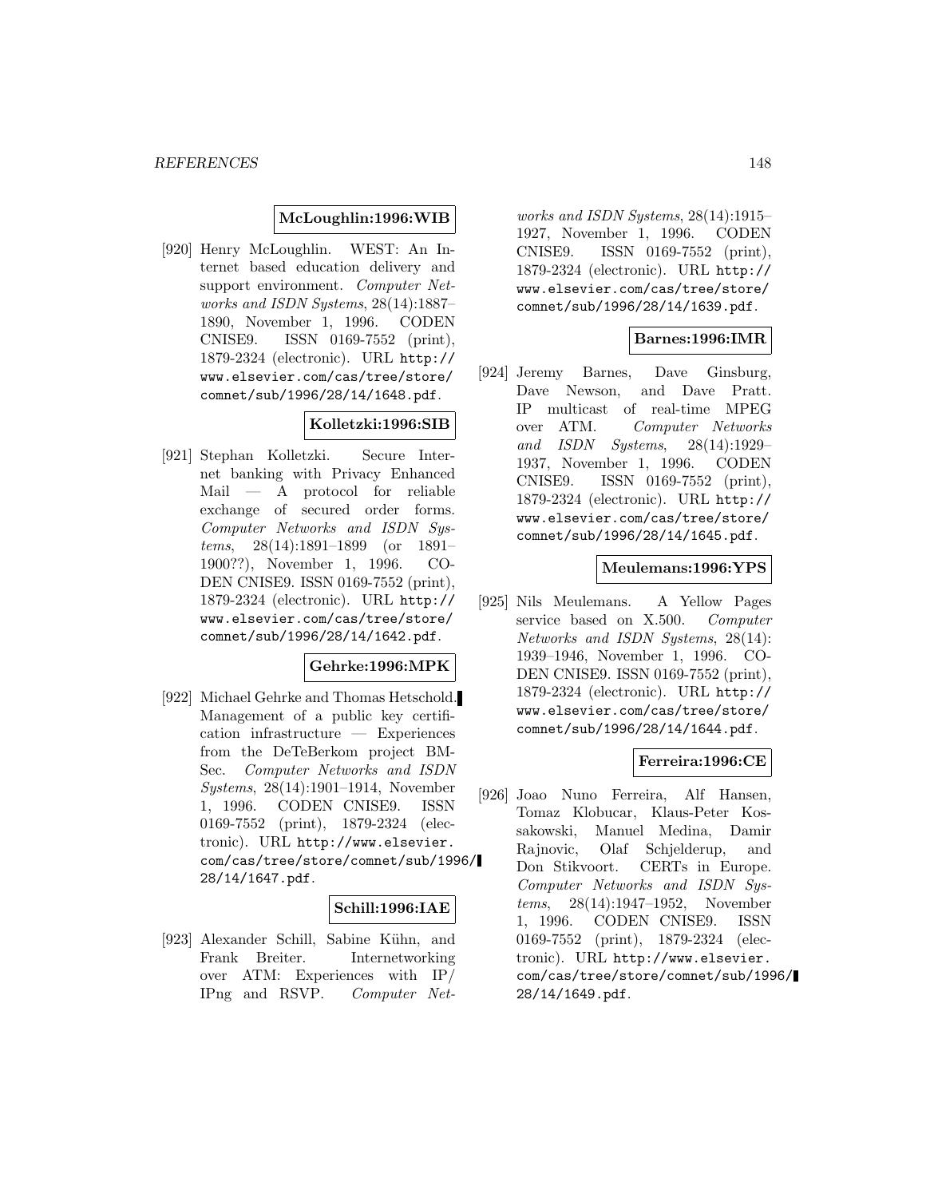**McLoughlin:1996:WIB**

[920] Henry McLoughlin. WEST: An Internet based education delivery and support environment. *Computer Networks and ISDN Systems*, 28(14):1887–1890, November 1, 1996. CODEN CNISE9. ISSN 0169-7552 (print), 1879-2324 (electronic). URL http://www.elsevier.com/cas/tree/store/comnet/sub/1996/28/14/1648.pdf.

**Kolletzki:1996:SIB**

[921] Stephan Kolletzki. Secure Internet banking with Privacy Enhanced Mail — A protocol for reliable exchange of secured order forms. *Computer Networks and ISDN Systems*, 28(14):1891–1899 (or 1891–1900??), November 1, 1996. CODEN CNISE9. ISSN 0169-7552 (print), 1879-2324 (electronic). URL http://www.elsevier.com/cas/tree/store/comnet/sub/1996/28/14/1642.pdf.

**Gehrke:1996:MPK**

[922] Michael Gehrke and Thomas Hetschold. Management of a public key certification infrastructure — Experiences from the DeTeBerkom project BMSec. *Computer Networks and ISDN Systems*, 28(14):1901–1914, November 1, 1996. CODEN CNISE9. ISSN 0169-7552 (print), 1879-2324 (electronic). URL http://www.elsevier.com/cas/tree/store/comnet/sub/1996/28/14/1647.pdf.

**Schill:1996:IAE**

[923] Alexander Schill, Sabine Kühn, and Frank Breiter. Internetworking over ATM: Experiences with IP/IPng and RSVP. *Computer Networks and ISDN Systems*, 28(14):1915–1927, November 1, 1996. CODEN CNISE9. ISSN 0169-7552 (print), 1879-2324 (electronic). URL http://www.elsevier.com/cas/tree/store/comnet/sub/1996/28/14/1639.pdf.

**Barnes:1996:IMR**

[924] Jeremy Barnes, Dave Ginsburg, Dave Newson, and Dave Pratt. IP multicast of real-time MPEG over ATM. *Computer Networks and ISDN Systems*, 28(14):1929–1937, November 1, 1996. CODEN CNISE9. ISSN 0169-7552 (print), 1879-2324 (electronic). URL http://www.elsevier.com/cas/tree/store/comnet/sub/1996/28/14/1645.pdf.

**Meulemans:1996:YPS**

[925] Nils Meulemans. A Yellow Pages service based on X.500. *Computer Networks and ISDN Systems*, 28(14):1939–1946, November 1, 1996. CODEN CNISE9. ISSN 0169-7552 (print), 1879-2324 (electronic). URL http://www.elsevier.com/cas/tree/store/comnet/sub/1996/28/14/1644.pdf.

**Ferreira:1996:CE**

[926] Joao Nuno Ferreira, Alf Hansen, Tomaz Klobucar, Klaus-Peter Kossakowski, Manuel Medina, Damir Rajnovic, Olaf Schjelderup, and Don Stikvoort. CERTs in Europe. *Computer Networks and ISDN Systems*, 28(14):1947–1952, November 1, 1996. CODEN CNISE9. ISSN 0169-7552 (print), 1879-2324 (electronic). URL http://www.elsevier.com/cas/tree/store/comnet/sub/1996/28/14/1649.pdf.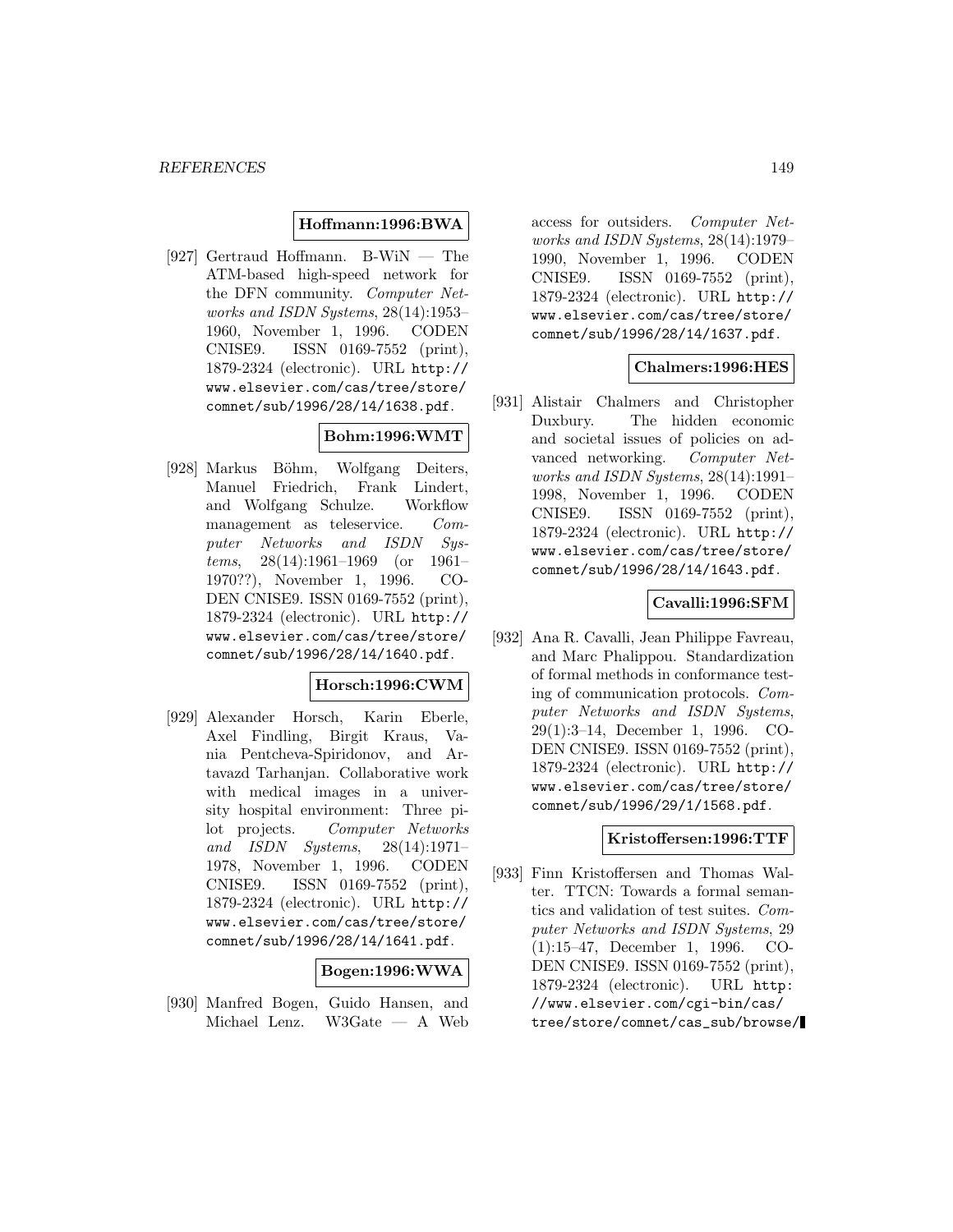**Hoffmann:1996:BWA**

[927] Gertraud Hoffmann. B-WiN — The ATM-based high-speed network for the DFN community. *Computer Networks and ISDN Systems*, 28(14):1953–1960, November 1, 1996. CODEN CNISE9. ISSN 0169-7552 (print), 1879-2324 (electronic). URL `http://www.elsevier.com/cas/tree/store/comnet/sub/1996/28/14/1638.pdf`.

**Bohm:1996:WMT**

[928] Markus Böhm, Wolfgang Deiters, Manuel Friedrich, Frank Lindert, and Wolfgang Schulze. Workflow management as teleservice. *Computer Networks and ISDN Systems*, 28(14):1961–1969 (or 1961–1970??), November 1, 1996. CODEN CNISE9. ISSN 0169-7552 (print), 1879-2324 (electronic). URL `http://www.elsevier.com/cas/tree/store/comnet/sub/1996/28/14/1640.pdf`.

**Horsch:1996:CWM**

[929] Alexander Horsch, Karin Eberle, Axel Findling, Birgit Kraus, Vania Pentcheva-Spiridonov, and Artavazd Tarhanjan. Collaborative work with medical images in a university hospital environment: Three pilot projects. *Computer Networks and ISDN Systems*, 28(14):1971–1978, November 1, 1996. CODEN CNISE9. ISSN 0169-7552 (print), 1879-2324 (electronic). URL `http://www.elsevier.com/cas/tree/store/comnet/sub/1996/28/14/1641.pdf`.

**Bogen:1996:WWA**

[930] Manfred Bogen, Guido Hansen, and Michael Lenz. W3Gate — A Web access for outsiders. *Computer Networks and ISDN Systems*, 28(14):1979–1990, November 1, 1996. CODEN CNISE9. ISSN 0169-7552 (print), 1879-2324 (electronic). URL `http://www.elsevier.com/cas/tree/store/comnet/sub/1996/28/14/1637.pdf`.

**Chalmers:1996:HES**

[931] Alistair Chalmers and Christopher Duxbury. The hidden economic and societal issues of policies on advanced networking. *Computer Networks and ISDN Systems*, 28(14):1991–1998, November 1, 1996. CODEN CNISE9. ISSN 0169-7552 (print), 1879-2324 (electronic). URL `http://www.elsevier.com/cas/tree/store/comnet/sub/1996/28/14/1643.pdf`.

**Cavalli:1996:SFM**

[932] Ana R. Cavalli, Jean Philippe Favreau, and Marc Phalippou. Standardization of formal methods in conformance testing of communication protocols. *Computer Networks and ISDN Systems*, 29(1):3–14, December 1, 1996. CODEN CNISE9. ISSN 0169-7552 (print), 1879-2324 (electronic). URL `http://www.elsevier.com/cas/tree/store/comnet/sub/1996/29/1/1568.pdf`.

**Kristoffersen:1996:TTF**

[933] Finn Kristoffersen and Thomas Walter. TTCN: Towards a formal semantics and validation of test suites. *Computer Networks and ISDN Systems*, 29 (1):15–47, December 1, 1996. CODEN CNISE9. ISSN 0169-7552 (print), 1879-2324 (electronic). URL `http://www.elsevier.com/cgi-bin/cas/tree/store/comnet/cas_sub/browse/`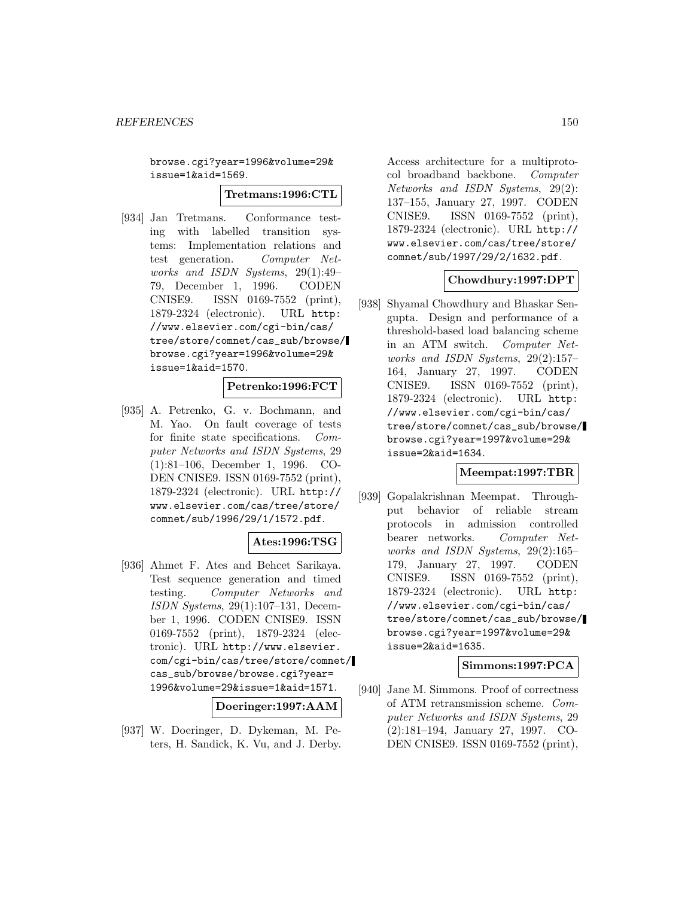browse.cgi?year=1996&volume=29&issue=1&aid=1569.

**Tretmans:1996:CTL**

[934] Jan Tretmans. Conformance testing with labelled transition systems: Implementation relations and test generation. *Computer Networks and ISDN Systems*, 29(1):49–79, December 1, 1996. CODEN CNISE9. ISSN 0169-7552 (print), 1879-2324 (electronic). URL http://www.elsevier.com/cgi-bin/cas/tree/store/comnet/cas_sub/browse/browse.cgi?year=1996&volume=29&issue=1&aid=1570.

**Petrenko:1996:FCT**

[935] A. Petrenko, G. v. Bochmann, and M. Yao. On fault coverage of tests for finite state specifications. *Computer Networks and ISDN Systems*, 29(1):81–106, December 1, 1996. CODEN CNISE9. ISSN 0169-7552 (print), 1879-2324 (electronic). URL http://www.elsevier.com/cas/tree/store/comnet/sub/1996/29/1/1572.pdf.

**Ates:1996:TSG**

[936] Ahmet F. Ates and Behcet Sarikaya. Test sequence generation and timed testing. *Computer Networks and ISDN Systems*, 29(1):107–131, December 1, 1996. CODEN CNISE9. ISSN 0169-7552 (print), 1879-2324 (electronic). URL http://www.elsevier.com/cgi-bin/cas/tree/store/comnet/cas_sub/browse/browse.cgi?year=1996&volume=29&issue=1&aid=1571.

**Doeringer:1997:AAM**

[937] W. Doeringer, D. Dykeman, M. Peters, H. Sandick, K. Vu, and J. Derby. Access architecture for a multiprotocol broadband backbone. *Computer Networks and ISDN Systems*, 29(2):137–155, January 27, 1997. CODEN CNISE9. ISSN 0169-7552 (print), 1879-2324 (electronic). URL http://www.elsevier.com/cas/tree/store/comnet/sub/1997/29/2/1632.pdf.

**Chowdhury:1997:DPT**

[938] Shyamal Chowdhury and Bhaskar Sengupta. Design and performance of a threshold-based load balancing scheme in an ATM switch. *Computer Networks and ISDN Systems*, 29(2):157–164, January 27, 1997. CODEN CNISE9. ISSN 0169-7552 (print), 1879-2324 (electronic). URL http://www.elsevier.com/cgi-bin/cas/tree/store/comnet/cas_sub/browse/browse.cgi?year=1997&volume=29&issue=2&aid=1634.

**Meempat:1997:TBR**

[939] Gopalakrishnan Meempat. Throughput behavior of reliable stream protocols in admission controlled bearer networks. *Computer Networks and ISDN Systems*, 29(2):165–179, January 27, 1997. CODEN CNISE9. ISSN 0169-7552 (print), 1879-2324 (electronic). URL http://www.elsevier.com/cgi-bin/cas/tree/store/comnet/cas_sub/browse/browse.cgi?year=1997&volume=29&issue=2&aid=1635.

**Simmons:1997:PCA**

[940] Jane M. Simmons. Proof of correctness of ATM retransmission scheme. *Computer Networks and ISDN Systems*, 29(2):181–194, January 27, 1997. CODEN CNISE9. ISSN 0169-7552 (print),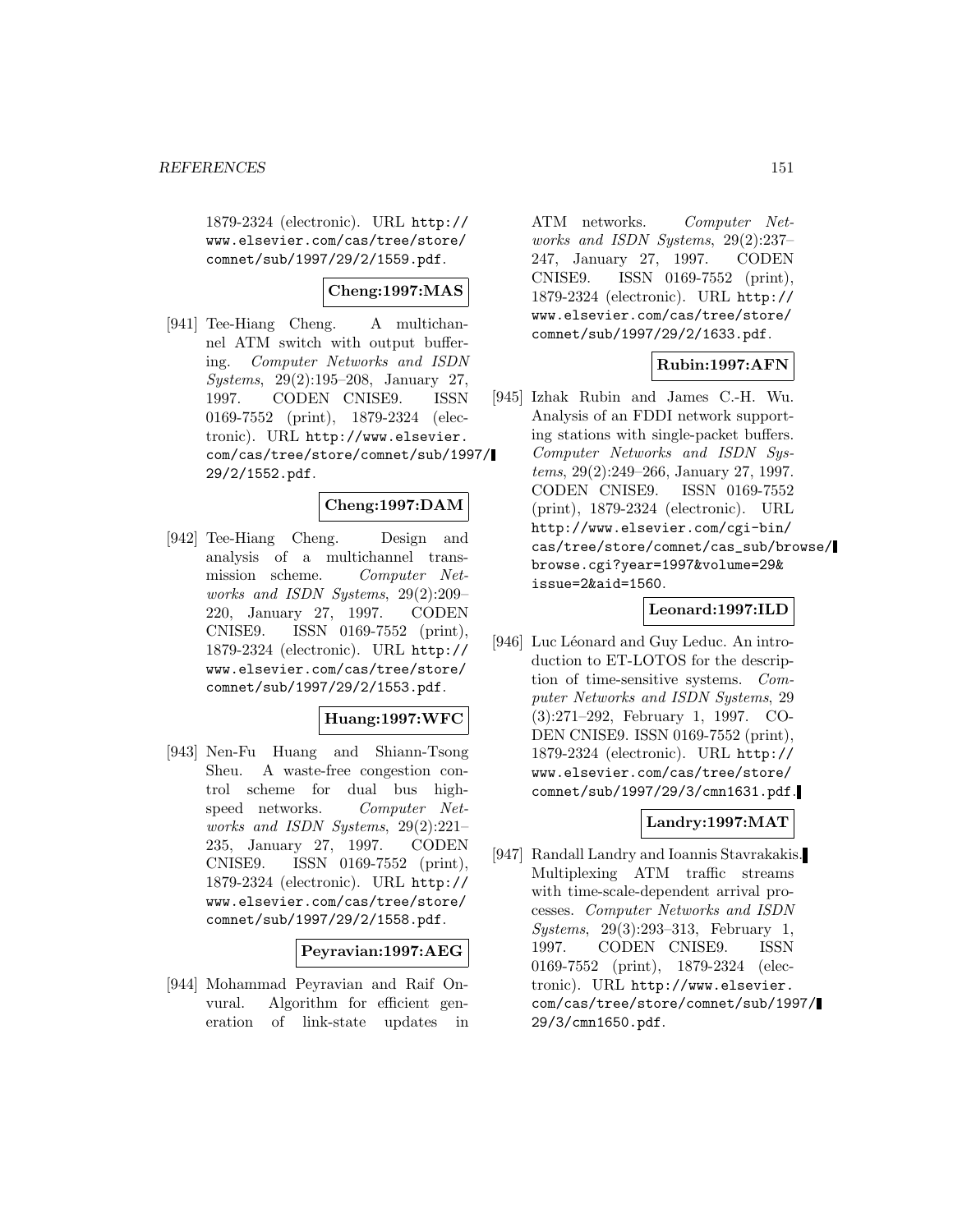1879-2324 (electronic). URL http://www.elsevier.com/cas/tree/store/comnet/sub/1997/29/2/1559.pdf.

**Cheng:1997:MAS**

[941] Tee-Hiang Cheng. A multichannel ATM switch with output buffering. *Computer Networks and ISDN Systems*, 29(2):195–208, January 27, 1997. CODEN CNISE9. ISSN 0169-7552 (print), 1879-2324 (electronic). URL http://www.elsevier.com/cas/tree/store/comnet/sub/1997/29/2/1552.pdf.

**Cheng:1997:DAM**

[942] Tee-Hiang Cheng. Design and analysis of a multichannel transmission scheme. *Computer Networks and ISDN Systems*, 29(2):209–220, January 27, 1997. CODEN CNISE9. ISSN 0169-7552 (print), 1879-2324 (electronic). URL http://www.elsevier.com/cas/tree/store/comnet/sub/1997/29/2/1553.pdf.

**Huang:1997:WFC**

[943] Nen-Fu Huang and Shiann-Tsong Sheu. A waste-free congestion control scheme for dual bus high-speed networks. *Computer Networks and ISDN Systems*, 29(2):221–235, January 27, 1997. CODEN CNISE9. ISSN 0169-7552 (print), 1879-2324 (electronic). URL http://www.elsevier.com/cas/tree/store/comnet/sub/1997/29/2/1558.pdf.

**Peyravian:1997:AEG**

[944] Mohammad Peyravian and Raif Onvural. Algorithm for efficient generation of link-state updates in ATM networks. *Computer Networks and ISDN Systems*, 29(2):237–247, January 27, 1997. CODEN CNISE9. ISSN 0169-7552 (print), 1879-2324 (electronic). URL http://www.elsevier.com/cas/tree/store/comnet/sub/1997/29/2/1633.pdf.

**Rubin:1997:AFN**

[945] Izhak Rubin and James C.-H. Wu. Analysis of an FDDI network supporting stations with single-packet buffers. *Computer Networks and ISDN Systems*, 29(2):249–266, January 27, 1997. CODEN CNISE9. ISSN 0169-7552 (print), 1879-2324 (electronic). URL http://www.elsevier.com/cgi-bin/cas/tree/store/comnet/cas_sub/browse/browse.cgi?year=1997&volume=29&issue=2&aid=1560.

**Leonard:1997:ILD**

[946] Luc Léonard and Guy Leduc. An introduction to ET-LOTOS for the description of time-sensitive systems. *Computer Networks and ISDN Systems*, 29 (3):271–292, February 1, 1997. CODEN CNISE9. ISSN 0169-7552 (print), 1879-2324 (electronic). URL http://www.elsevier.com/cas/tree/store/comnet/sub/1997/29/3/cmn1631.pdf.

**Landry:1997:MAT**

[947] Randall Landry and Ioannis Stavrakakis. Multiplexing ATM traffic streams with time-scale-dependent arrival processes. *Computer Networks and ISDN Systems*, 29(3):293–313, February 1, 1997. CODEN CNISE9. ISSN 0169-7552 (print), 1879-2324 (electronic). URL http://www.elsevier.com/cas/tree/store/comnet/sub/1997/29/3/cmn1650.pdf.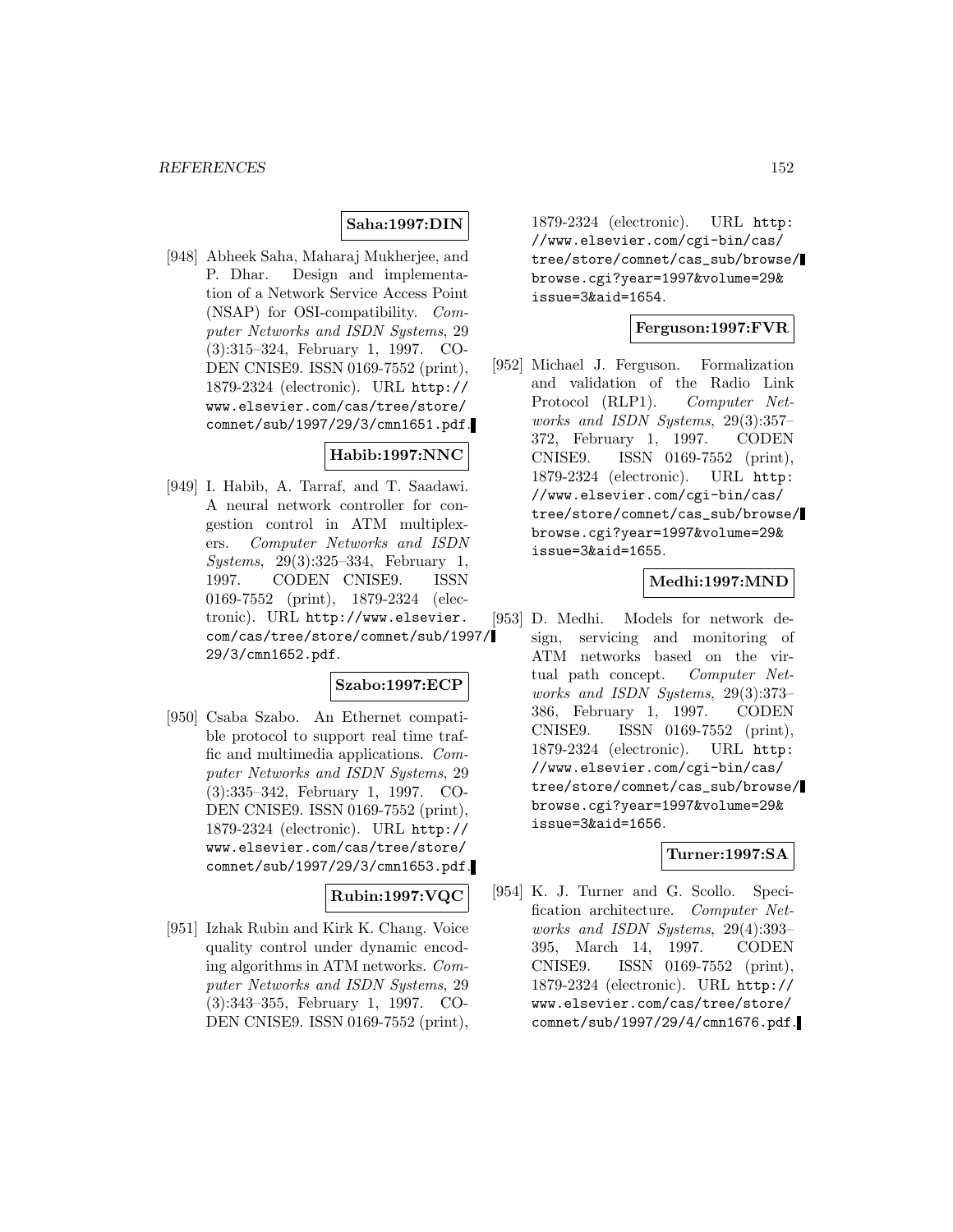**Saha:1997:DIN**

[948] Abheek Saha, Maharaj Mukherjee, and P. Dhar. Design and implementation of a Network Service Access Point (NSAP) for OSI-compatibility. *Computer Networks and ISDN Systems*, 29 (3):315–324, February 1, 1997. CODEN CNISE9. ISSN 0169-7552 (print), 1879-2324 (electronic). URL http://www.elsevier.com/cas/tree/store/comnet/sub/1997/29/3/cmn1651.pdf.

**Habib:1997:NNC**

[949] I. Habib, A. Tarraf, and T. Saadawi. A neural network controller for congestion control in ATM multiplexers. *Computer Networks and ISDN Systems*, 29(3):325–334, February 1, 1997. CODEN CNISE9. ISSN 0169-7552 (print), 1879-2324 (electronic). URL http://www.elsevier.com/cas/tree/store/comnet/sub/1997/29/3/cmn1652.pdf.

**Szabo:1997:ECP**

[950] Csaba Szabo. An Ethernet compatible protocol to support real time traffic and multimedia applications. *Computer Networks and ISDN Systems*, 29 (3):335–342, February 1, 1997. CODEN CNISE9. ISSN 0169-7552 (print), 1879-2324 (electronic). URL http://www.elsevier.com/cas/tree/store/comnet/sub/1997/29/3/cmn1653.pdf.

**Rubin:1997:VQC**

[951] Izhak Rubin and Kirk K. Chang. Voice quality control under dynamic encoding algorithms in ATM networks. *Computer Networks and ISDN Systems*, 29 (3):343–355, February 1, 1997. CODEN CNISE9. ISSN 0169-7552 (print), 1879-2324 (electronic). URL http://www.elsevier.com/cgi-bin/cas/tree/store/comnet/cas_sub/browse/browse.cgi?year=1997&volume=29&issue=3&aid=1654.

**Ferguson:1997:FVR**

[952] Michael J. Ferguson. Formalization and validation of the Radio Link Protocol (RLP1). *Computer Networks and ISDN Systems*, 29(3):357–372, February 1, 1997. CODEN CNISE9. ISSN 0169-7552 (print), 1879-2324 (electronic). URL http://www.elsevier.com/cgi-bin/cas/tree/store/comnet/cas_sub/browse/browse.cgi?year=1997&volume=29&issue=3&aid=1655.

**Medhi:1997:MND**

[953] D. Medhi. Models for network design, servicing and monitoring of ATM networks based on the virtual path concept. *Computer Networks and ISDN Systems*, 29(3):373–386, February 1, 1997. CODEN CNISE9. ISSN 0169-7552 (print), 1879-2324 (electronic). URL http://www.elsevier.com/cgi-bin/cas/tree/store/comnet/cas_sub/browse/browse.cgi?year=1997&volume=29&issue=3&aid=1656.

**Turner:1997:SA**

[954] K. J. Turner and G. Scollo. Specification architecture. *Computer Networks and ISDN Systems*, 29(4):393–395, March 14, 1997. CODEN CNISE9. ISSN 0169-7552 (print), 1879-2324 (electronic). URL http://www.elsevier.com/cas/tree/store/comnet/sub/1997/29/4/cmn1676.pdf.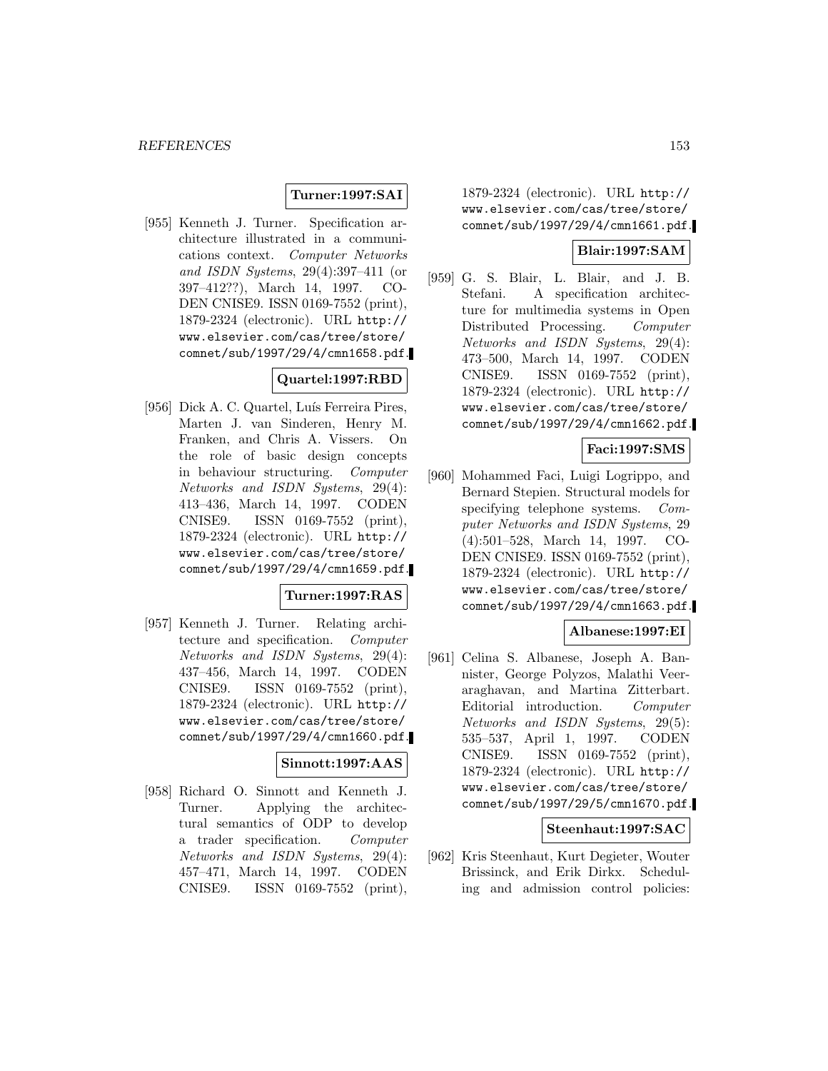**Turner:1997:SAI**

[955] Kenneth J. Turner. Specification architecture illustrated in a communications context. *Computer Networks and ISDN Systems*, 29(4):397–411 (or 397–412??), March 14, 1997. CODEN CNISE9. ISSN 0169-7552 (print), 1879-2324 (electronic). URL http://www.elsevier.com/cas/tree/store/comnet/sub/1997/29/4/cmn1658.pdf.

**Quartel:1997:RBD**

[956] Dick A. C. Quartel, Luís Ferreira Pires, Marten J. van Sinderen, Henry M. Franken, and Chris A. Vissers. On the role of basic design concepts in behaviour structuring. *Computer Networks and ISDN Systems*, 29(4): 413–436, March 14, 1997. CODEN CNISE9. ISSN 0169-7552 (print), 1879-2324 (electronic). URL http://www.elsevier.com/cas/tree/store/comnet/sub/1997/29/4/cmn1659.pdf.

**Turner:1997:RAS**

[957] Kenneth J. Turner. Relating architecture and specification. *Computer Networks and ISDN Systems*, 29(4): 437–456, March 14, 1997. CODEN CNISE9. ISSN 0169-7552 (print), 1879-2324 (electronic). URL http://www.elsevier.com/cas/tree/store/comnet/sub/1997/29/4/cmn1660.pdf.

**Sinnott:1997:AAS**

[958] Richard O. Sinnott and Kenneth J. Turner. Applying the architectural semantics of ODP to develop a trader specification. *Computer Networks and ISDN Systems*, 29(4): 457–471, March 14, 1997. CODEN CNISE9. ISSN 0169-7552 (print), 1879-2324 (electronic). URL http://www.elsevier.com/cas/tree/store/comnet/sub/1997/29/4/cmn1661.pdf.

**Blair:1997:SAM**

[959] G. S. Blair, L. Blair, and J. B. Stefani. A specification architecture for multimedia systems in Open Distributed Processing. *Computer Networks and ISDN Systems*, 29(4): 473–500, March 14, 1997. CODEN CNISE9. ISSN 0169-7552 (print), 1879-2324 (electronic). URL http://www.elsevier.com/cas/tree/store/comnet/sub/1997/29/4/cmn1662.pdf.

**Faci:1997:SMS**

[960] Mohammed Faci, Luigi Logrippo, and Bernard Stepien. Structural models for specifying telephone systems. *Computer Networks and ISDN Systems*, 29 (4):501–528, March 14, 1997. CODEN CNISE9. ISSN 0169-7552 (print), 1879-2324 (electronic). URL http://www.elsevier.com/cas/tree/store/comnet/sub/1997/29/4/cmn1663.pdf.

**Albanese:1997:EI**

[961] Celina S. Albanese, Joseph A. Bannister, George Polyzos, Malathi Veeraraghavan, and Martina Zitterbart. Editorial introduction. *Computer Networks and ISDN Systems*, 29(5): 535–537, April 1, 1997. CODEN CNISE9. ISSN 0169-7552 (print), 1879-2324 (electronic). URL http://www.elsevier.com/cas/tree/store/comnet/sub/1997/29/5/cmn1670.pdf.

**Steenhaut:1997:SAC**

[962] Kris Steenhaut, Kurt Degieter, Wouter Brissinck, and Erik Dirkx. Scheduling and admission control policies: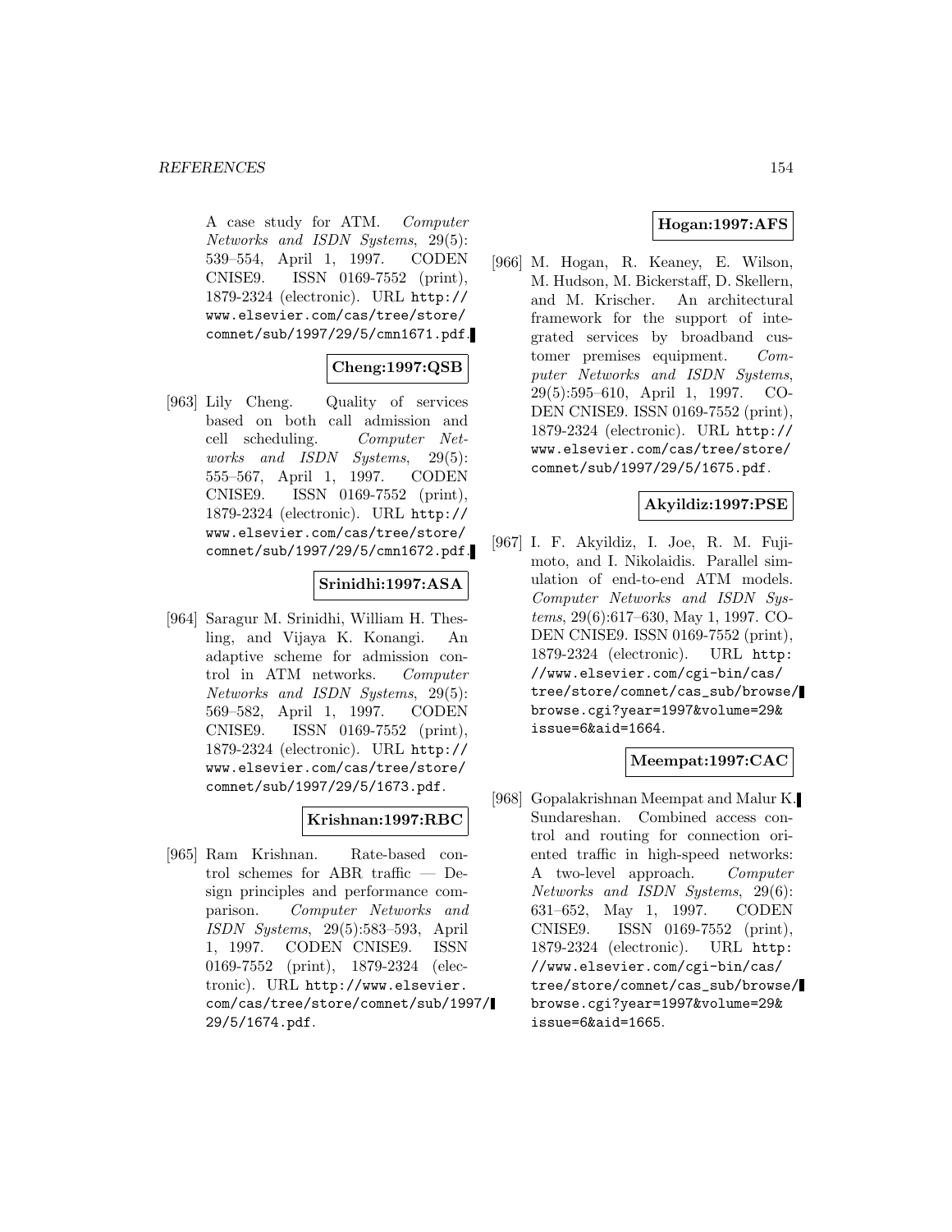A case study for ATM. *Computer Networks and ISDN Systems*, 29(5): 539–554, April 1, 1997. CODEN CNISE9. ISSN 0169-7552 (print), 1879-2324 (electronic). URL http://www.elsevier.com/cas/tree/store/comnet/sub/1997/29/5/cmn1671.pdf.

**Cheng:1997:QSB**

[963] Lily Cheng. Quality of services based on both call admission and cell scheduling. *Computer Networks and ISDN Systems*, 29(5): 555–567, April 1, 1997. CODEN CNISE9. ISSN 0169-7552 (print), 1879-2324 (electronic). URL http://www.elsevier.com/cas/tree/store/comnet/sub/1997/29/5/cmn1672.pdf.

**Srinidhi:1997:ASA**

[964] Saragur M. Srinidhi, William H. Thesling, and Vijaya K. Konangi. An adaptive scheme for admission control in ATM networks. *Computer Networks and ISDN Systems*, 29(5): 569–582, April 1, 1997. CODEN CNISE9. ISSN 0169-7552 (print), 1879-2324 (electronic). URL http://www.elsevier.com/cas/tree/store/comnet/sub/1997/29/5/1673.pdf.

**Krishnan:1997:RBC**

[965] Ram Krishnan. Rate-based control schemes for ABR traffic — Design principles and performance comparison. *Computer Networks and ISDN Systems*, 29(5):583–593, April 1, 1997. CODEN CNISE9. ISSN 0169-7552 (print), 1879-2324 (electronic). URL http://www.elsevier.com/cas/tree/store/comnet/sub/1997/29/5/1674.pdf.

**Hogan:1997:AFS**

[966] M. Hogan, R. Keaney, E. Wilson, M. Hudson, M. Bickerstaff, D. Skellern, and M. Krischer. An architectural framework for the support of integrated services by broadband customer premises equipment. *Computer Networks and ISDN Systems*, 29(5):595–610, April 1, 1997. CODEN CNISE9. ISSN 0169-7552 (print), 1879-2324 (electronic). URL http://www.elsevier.com/cas/tree/store/comnet/sub/1997/29/5/1675.pdf.

**Akyildiz:1997:PSE**

[967] I. F. Akyildiz, I. Joe, R. M. Fujimoto, and I. Nikolaidis. Parallel simulation of end-to-end ATM models. *Computer Networks and ISDN Systems*, 29(6):617–630, May 1, 1997. CODEN CNISE9. ISSN 0169-7552 (print), 1879-2324 (electronic). URL http://www.elsevier.com/cgi-bin/cas/tree/store/comnet/cas_sub/browse/browse.cgi?year=1997&volume=29&issue=6&aid=1664.

**Meempat:1997:CAC**

[968] Gopalakrishnan Meempat and Malur K. Sundareshan. Combined access control and routing for connection oriented traffic in high-speed networks: A two-level approach. *Computer Networks and ISDN Systems*, 29(6): 631–652, May 1, 1997. CODEN CNISE9. ISSN 0169-7552 (print), 1879-2324 (electronic). URL http://www.elsevier.com/cgi-bin/cas/tree/store/comnet/cas_sub/browse/browse.cgi?year=1997&volume=29&issue=6&aid=1665.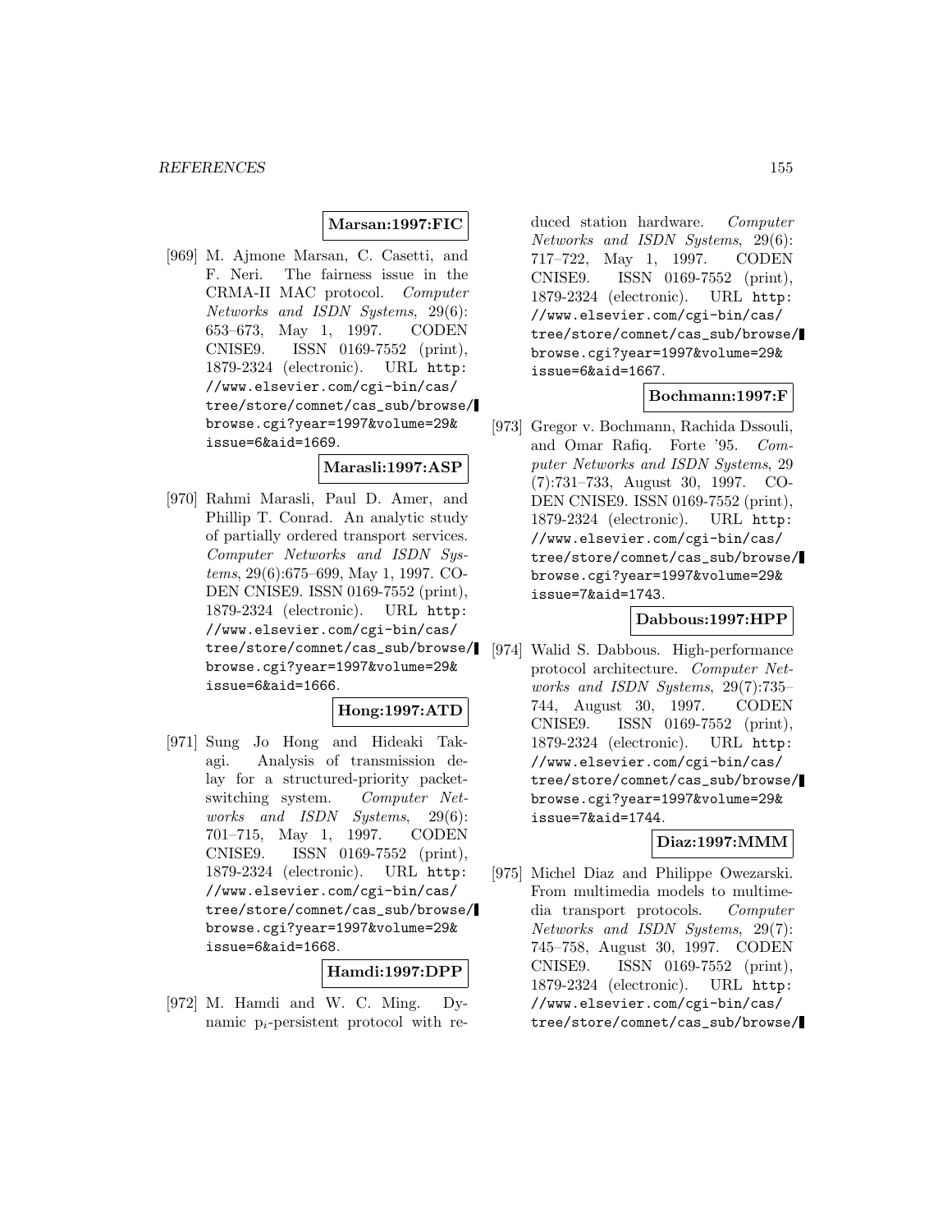**Marsan:1997:FIC**

[969] M. Ajmone Marsan, C. Casetti, and F. Neri. The fairness issue in the CRMA-II MAC protocol. *Computer Networks and ISDN Systems*, 29(6): 653–673, May 1, 1997. CODEN CNISE9. ISSN 0169-7552 (print), 1879-2324 (electronic). URL http://www.elsevier.com/cgi-bin/cas/tree/store/comnet/cas_sub/browse/browse.cgi?year=1997&volume=29&issue=6&aid=1669.

**Marasli:1997:ASP**

[970] Rahmi Marasli, Paul D. Amer, and Phillip T. Conrad. An analytic study of partially ordered transport services. *Computer Networks and ISDN Systems*, 29(6):675–699, May 1, 1997. CODEN CNISE9. ISSN 0169-7552 (print), 1879-2324 (electronic). URL http://www.elsevier.com/cgi-bin/cas/tree/store/comnet/cas_sub/browse/browse.cgi?year=1997&volume=29&issue=6&aid=1666.

**Hong:1997:ATD**

[971] Sung Jo Hong and Hideaki Takagi. Analysis of transmission delay for a structured-priority packet-switching system. *Computer Networks and ISDN Systems*, 29(6): 701–715, May 1, 1997. CODEN CNISE9. ISSN 0169-7552 (print), 1879-2324 (electronic). URL http://www.elsevier.com/cgi-bin/cas/tree/store/comnet/cas_sub/browse/browse.cgi?year=1997&volume=29&issue=6&aid=1668.

**Hamdi:1997:DPP**

[972] M. Hamdi and W. C. Ming. Dynamic $p_i$-persistent protocol with reduced station hardware. *Computer Networks and ISDN Systems*, 29(6): 717–722, May 1, 1997. CODEN CNISE9. ISSN 0169-7552 (print), 1879-2324 (electronic). URL http://www.elsevier.com/cgi-bin/cas/tree/store/comnet/cas_sub/browse/browse.cgi?year=1997&volume=29&issue=6&aid=1667.

**Bochmann:1997:F**

[973] Gregor v. Bochmann, Rachida Dssouli, and Omar Rafiq. Forte '95. *Computer Networks and ISDN Systems*, 29(7):731–733, August 30, 1997. CODEN CNISE9. ISSN 0169-7552 (print), 1879-2324 (electronic). URL http://www.elsevier.com/cgi-bin/cas/tree/store/comnet/cas_sub/browse/browse.cgi?year=1997&volume=29&issue=7&aid=1743.

**Dabbous:1997:HPP**

[974] Walid S. Dabbous. High-performance protocol architecture. *Computer Networks and ISDN Systems*, 29(7):735–744, August 30, 1997. CODEN CNISE9. ISSN 0169-7552 (print), 1879-2324 (electronic). URL http://www.elsevier.com/cgi-bin/cas/tree/store/comnet/cas_sub/browse/browse.cgi?year=1997&volume=29&issue=7&aid=1744.

**Diaz:1997:MMM**

[975] Michel Diaz and Philippe Owezarski. From multimedia models to multimedia transport protocols. *Computer Networks and ISDN Systems*, 29(7): 745–758, August 30, 1997. CODEN CNISE9. ISSN 0169-7552 (print), 1879-2324 (electronic). URL http://www.elsevier.com/cgi-bin/cas/tree/store/comnet/cas_sub/browse/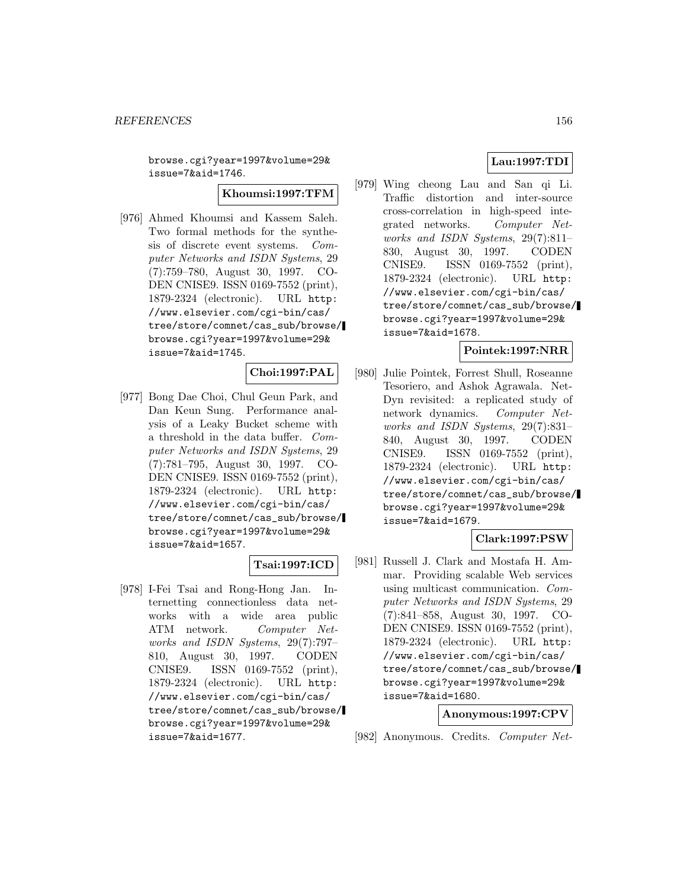browse.cgi?year=1997&volume=29&issue=7&aid=1746.

**Khoumsi:1997:TFM**

[976] Ahmed Khoumsi and Kassem Saleh. Two formal methods for the synthesis of discrete event systems. *Computer Networks and ISDN Systems*, 29 (7):759–780, August 30, 1997. CODEN CNISE9. ISSN 0169-7552 (print), 1879-2324 (electronic). URL http://www.elsevier.com/cgi-bin/cas/tree/store/comnet/cas_sub/browse/browse.cgi?year=1997&volume=29&issue=7&aid=1745.

**Choi:1997:PAL**

[977] Bong Dae Choi, Chul Geun Park, and Dan Keun Sung. Performance analysis of a Leaky Bucket scheme with a threshold in the data buffer. *Computer Networks and ISDN Systems*, 29 (7):781–795, August 30, 1997. CODEN CNISE9. ISSN 0169-7552 (print), 1879-2324 (electronic). URL http://www.elsevier.com/cgi-bin/cas/tree/store/comnet/cas_sub/browse/browse.cgi?year=1997&volume=29&issue=7&aid=1657.

**Tsai:1997:ICD**

[978] I-Fei Tsai and Rong-Hong Jan. Internetting connectionless data networks with a wide area public ATM network. *Computer Networks and ISDN Systems*, 29(7):797–810, August 30, 1997. CODEN CNISE9. ISSN 0169-7552 (print), 1879-2324 (electronic). URL http://www.elsevier.com/cgi-bin/cas/tree/store/comnet/cas_sub/browse/browse.cgi?year=1997&volume=29&issue=7&aid=1677.

**Lau:1997:TDI**

[979] Wing cheong Lau and San qi Li. Traffic distortion and inter-source cross-correlation in high-speed integrated networks. *Computer Networks and ISDN Systems*, 29(7):811–830, August 30, 1997. CODEN CNISE9. ISSN 0169-7552 (print), 1879-2324 (electronic). URL http://www.elsevier.com/cgi-bin/cas/tree/store/comnet/cas_sub/browse/browse.cgi?year=1997&volume=29&issue=7&aid=1678.

**Pointek:1997:NRR**

[980] Julie Pointek, Forrest Shull, Roseanne Tesoriero, and Ashok Agrawala. NetDyn revisited: a replicated study of network dynamics. *Computer Networks and ISDN Systems*, 29(7):831–840, August 30, 1997. CODEN CNISE9. ISSN 0169-7552 (print), 1879-2324 (electronic). URL http://www.elsevier.com/cgi-bin/cas/tree/store/comnet/cas_sub/browse/browse.cgi?year=1997&volume=29&issue=7&aid=1679.

**Clark:1997:PSW**

[981] Russell J. Clark and Mostafa H. Ammar. Providing scalable Web services using multicast communication. *Computer Networks and ISDN Systems*, 29 (7):841–858, August 30, 1997. CODEN CNISE9. ISSN 0169-7552 (print), 1879-2324 (electronic). URL http://www.elsevier.com/cgi-bin/cas/tree/store/comnet/cas_sub/browse/browse.cgi?year=1997&volume=29&issue=7&aid=1680.

**Anonymous:1997:CPV**

[982] Anonymous. Credits. *Computer Net-*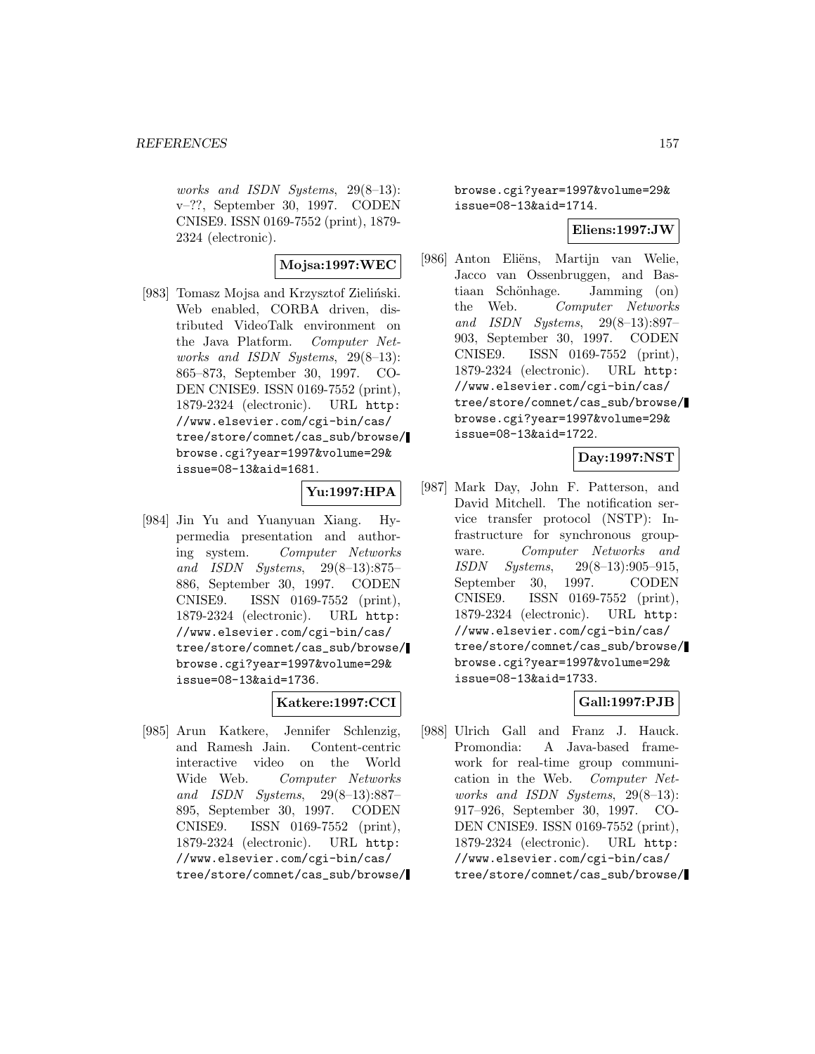*works and ISDN Systems*, 29(8–13): v–??, September 30, 1997. CODEN CNISE9. ISSN 0169-7552 (print), 1879-2324 (electronic).

**Mojsa:1997:WEC**

[983] Tomasz Mojsa and Krzysztof Zieliński. Web enabled, CORBA driven, distributed VideoTalk environment on the Java Platform. *Computer Networks and ISDN Systems*, 29(8–13): 865–873, September 30, 1997. CODEN CNISE9. ISSN 0169-7552 (print), 1879-2324 (electronic). URL `http://www.elsevier.com/cgi-bin/cas/tree/store/comnet/cas_sub/browse/browse.cgi?year=1997&volume=29&issue=08-13&aid=1681`.

**Yu:1997:HPA**

[984] Jin Yu and Yuanyuan Xiang. Hypermedia presentation and authoring system. *Computer Networks and ISDN Systems*, 29(8–13):875–886, September 30, 1997. CODEN CNISE9. ISSN 0169-7552 (print), 1879-2324 (electronic). URL `http://www.elsevier.com/cgi-bin/cas/tree/store/comnet/cas_sub/browse/browse.cgi?year=1997&volume=29&issue=08-13&aid=1736`.

**Katkere:1997:CCI**

[985] Arun Katkere, Jennifer Schlenzig, and Ramesh Jain. Content-centric interactive video on the World Wide Web. *Computer Networks and ISDN Systems*, 29(8–13):887–895, September 30, 1997. CODEN CNISE9. ISSN 0169-7552 (print), 1879-2324 (electronic). URL `http://www.elsevier.com/cgi-bin/cas/tree/store/comnet/cas_sub/browse/browse.cgi?year=1997&volume=29&issue=08-13&aid=1714`.

**Eliens:1997:JW**

[986] Anton Eliëns, Martijn van Welie, Jacco van Ossenbruggen, and Bastiaan Schönhage. Jamming (on) the Web. *Computer Networks and ISDN Systems*, 29(8–13):897–903, September 30, 1997. CODEN CNISE9. ISSN 0169-7552 (print), 1879-2324 (electronic). URL `http://www.elsevier.com/cgi-bin/cas/tree/store/comnet/cas_sub/browse/browse.cgi?year=1997&volume=29&issue=08-13&aid=1722`.

**Day:1997:NST**

[987] Mark Day, John F. Patterson, and David Mitchell. The notification service transfer protocol (NSTP): Infrastructure for synchronous groupware. *Computer Networks and ISDN Systems*, 29(8–13):905–915, September 30, 1997. CODEN CNISE9. ISSN 0169-7552 (print), 1879-2324 (electronic). URL `http://www.elsevier.com/cgi-bin/cas/tree/store/comnet/cas_sub/browse/browse.cgi?year=1997&volume=29&issue=08-13&aid=1733`.

**Gall:1997:PJB**

[988] Ulrich Gall and Franz J. Hauck. Promondia: A Java-based framework for real-time group communication in the Web. *Computer Networks and ISDN Systems*, 29(8–13): 917–926, September 30, 1997. CODEN CNISE9. ISSN 0169-7552 (print), 1879-2324 (electronic). URL `http://www.elsevier.com/cgi-bin/cas/tree/store/comnet/cas_sub/browse/`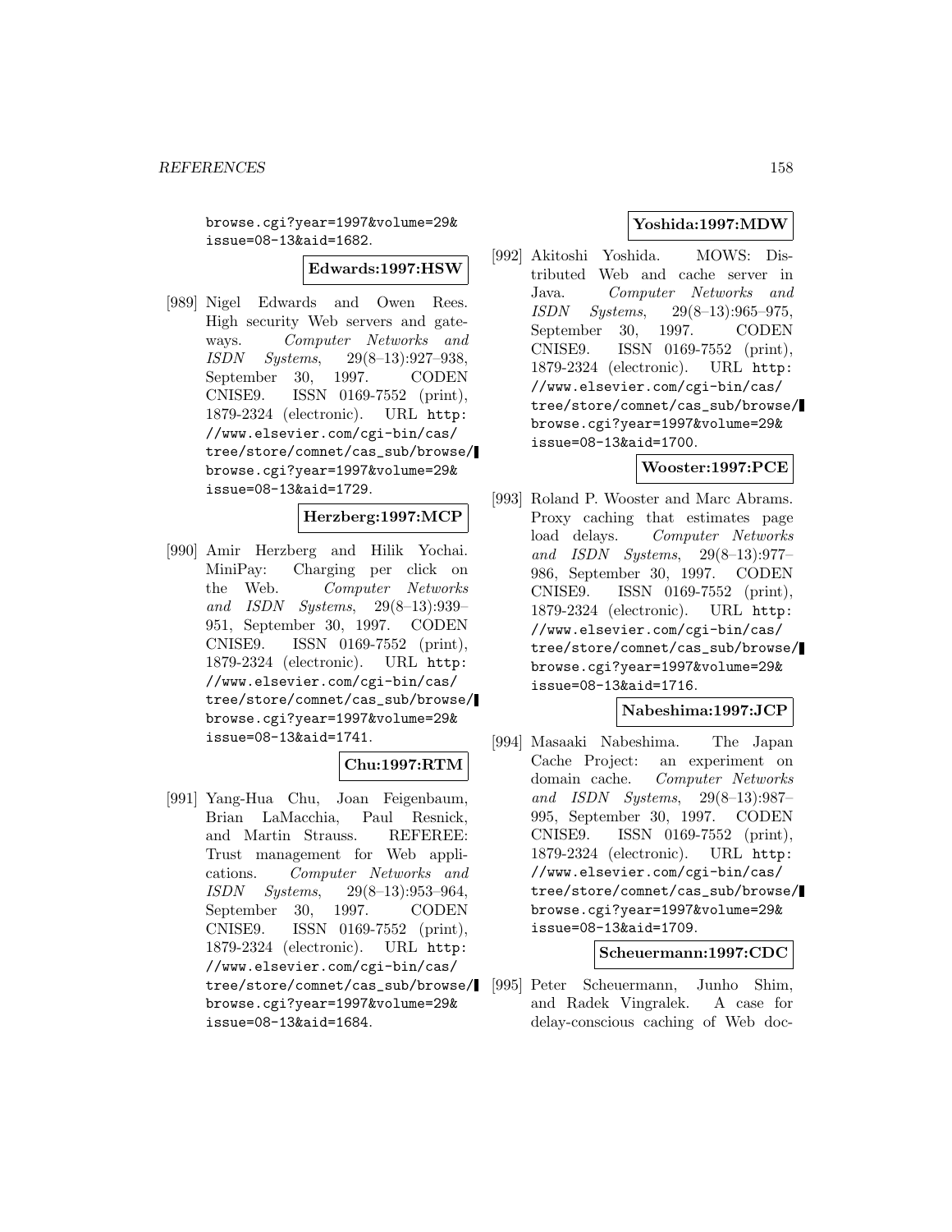browse.cgi?year=1997&volume=29&issue=08-13&aid=1682.

**Edwards:1997:HSW**

[989] Nigel Edwards and Owen Rees. High security Web servers and gateways. *Computer Networks and ISDN Systems*, 29(8–13):927–938, September 30, 1997. CODEN CNISE9. ISSN 0169-7552 (print), 1879-2324 (electronic). URL http://www.elsevier.com/cgi-bin/cas/tree/store/comnet/cas_sub/browse/browse.cgi?year=1997&volume=29&issue=08-13&aid=1729.

**Herzberg:1997:MCP**

[990] Amir Herzberg and Hilik Yochai. MiniPay: Charging per click on the Web. *Computer Networks and ISDN Systems*, 29(8–13):939–951, September 30, 1997. CODEN CNISE9. ISSN 0169-7552 (print), 1879-2324 (electronic). URL http://www.elsevier.com/cgi-bin/cas/tree/store/comnet/cas_sub/browse/browse.cgi?year=1997&volume=29&issue=08-13&aid=1741.

**Chu:1997:RTM**

[991] Yang-Hua Chu, Joan Feigenbaum, Brian LaMacchia, Paul Resnick, and Martin Strauss. REFEREE: Trust management for Web applications. *Computer Networks and ISDN Systems*, 29(8–13):953–964, September 30, 1997. CODEN CNISE9. ISSN 0169-7552 (print), 1879-2324 (electronic). URL http://www.elsevier.com/cgi-bin/cas/tree/store/comnet/cas_sub/browse/browse.cgi?year=1997&volume=29&issue=08-13&aid=1684.

**Yoshida:1997:MDW**

[992] Akitoshi Yoshida. MOWS: Distributed Web and cache server in Java. *Computer Networks and ISDN Systems*, 29(8–13):965–975, September 30, 1997. CODEN CNISE9. ISSN 0169-7552 (print), 1879-2324 (electronic). URL http://www.elsevier.com/cgi-bin/cas/tree/store/comnet/cas_sub/browse/browse.cgi?year=1997&volume=29&issue=08-13&aid=1700.

**Wooster:1997:PCE**

[993] Roland P. Wooster and Marc Abrams. Proxy caching that estimates page load delays. *Computer Networks and ISDN Systems*, 29(8–13):977–986, September 30, 1997. CODEN CNISE9. ISSN 0169-7552 (print), 1879-2324 (electronic). URL http://www.elsevier.com/cgi-bin/cas/tree/store/comnet/cas_sub/browse/browse.cgi?year=1997&volume=29&issue=08-13&aid=1716.

**Nabeshima:1997:JCP**

[994] Masaaki Nabeshima. The Japan Cache Project: an experiment on domain cache. *Computer Networks and ISDN Systems*, 29(8–13):987–995, September 30, 1997. CODEN CNISE9. ISSN 0169-7552 (print), 1879-2324 (electronic). URL http://www.elsevier.com/cgi-bin/cas/tree/store/comnet/cas_sub/browse/browse.cgi?year=1997&volume=29&issue=08-13&aid=1709.

**Scheuermann:1997:CDC**

[995] Peter Scheuermann, Junho Shim, and Radek Vingralek. A case for delay-conscious caching of Web doc-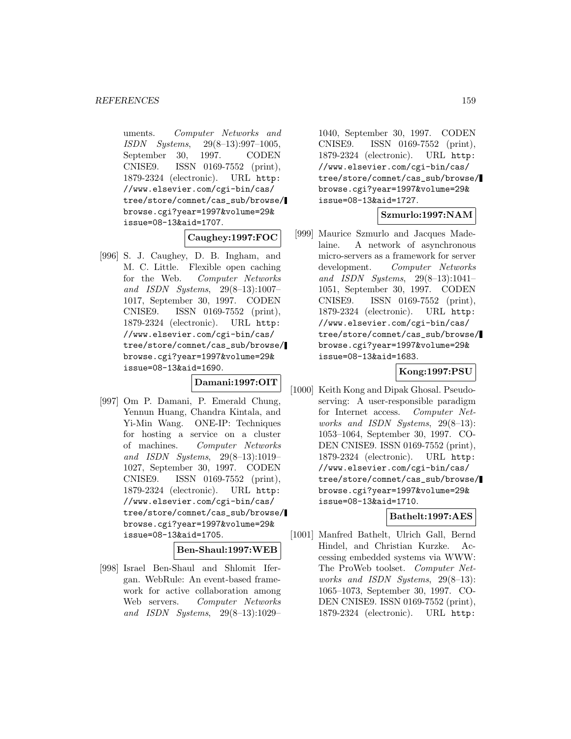uments. *Computer Networks and ISDN Systems*, 29(8–13):997–1005, September 30, 1997. CODEN CNISE9. ISSN 0169-7552 (print), 1879-2324 (electronic). URL http://www.elsevier.com/cgi-bin/cas/tree/store/comnet/cas_sub/browse/browse.cgi?year=1997&volume=29&issue=08-13&aid=1707.

**Caughey:1997:FOC**

[996] S. J. Caughey, D. B. Ingham, and M. C. Little. Flexible open caching for the Web. *Computer Networks and ISDN Systems*, 29(8–13):1007–1017, September 30, 1997. CODEN CNISE9. ISSN 0169-7552 (print), 1879-2324 (electronic). URL http://www.elsevier.com/cgi-bin/cas/tree/store/comnet/cas_sub/browse/browse.cgi?year=1997&volume=29&issue=08-13&aid=1690.

**Damani:1997:OIT**

[997] Om P. Damani, P. Emerald Chung, Yennun Huang, Chandra Kintala, and Yi-Min Wang. ONE-IP: Techniques for hosting a service on a cluster of machines. *Computer Networks and ISDN Systems*, 29(8–13):1019–1027, September 30, 1997. CODEN CNISE9. ISSN 0169-7552 (print), 1879-2324 (electronic). URL http://www.elsevier.com/cgi-bin/cas/tree/store/comnet/cas_sub/browse/browse.cgi?year=1997&volume=29&issue=08-13&aid=1705.

**Ben-Shaul:1997:WEB**

[998] Israel Ben-Shaul and Shlomit Ifergan. WebRule: An event-based framework for active collaboration among Web servers. *Computer Networks and ISDN Systems*, 29(8–13):1029–1040, September 30, 1997. CODEN CNISE9. ISSN 0169-7552 (print), 1879-2324 (electronic). URL http://www.elsevier.com/cgi-bin/cas/tree/store/comnet/cas_sub/browse/browse.cgi?year=1997&volume=29&issue=08-13&aid=1727.

**Szmurlo:1997:NAM**

[999] Maurice Szmurlo and Jacques Madelaine. A network of asynchronous micro-servers as a framework for server development. *Computer Networks and ISDN Systems*, 29(8–13):1041–1051, September 30, 1997. CODEN CNISE9. ISSN 0169-7552 (print), 1879-2324 (electronic). URL http://www.elsevier.com/cgi-bin/cas/tree/store/comnet/cas_sub/browse/browse.cgi?year=1997&volume=29&issue=08-13&aid=1683.

**Kong:1997:PSU**

[1000] Keith Kong and Dipak Ghosal. Pseudo-serving: A user-responsible paradigm for Internet access. *Computer Networks and ISDN Systems*, 29(8–13):1053–1064, September 30, 1997. CODEN CNISE9. ISSN 0169-7552 (print), 1879-2324 (electronic). URL http://www.elsevier.com/cgi-bin/cas/tree/store/comnet/cas_sub/browse/browse.cgi?year=1997&volume=29&issue=08-13&aid=1710.

**Bathelt:1997:AES**

[1001] Manfred Bathelt, Ulrich Gall, Bernd Hindel, and Christian Kurzke. Accessing embedded systems via WWW: The ProWeb toolset. *Computer Networks and ISDN Systems*, 29(8–13):1065–1073, September 30, 1997. CODEN CNISE9. ISSN 0169-7552 (print), 1879-2324 (electronic). URL http: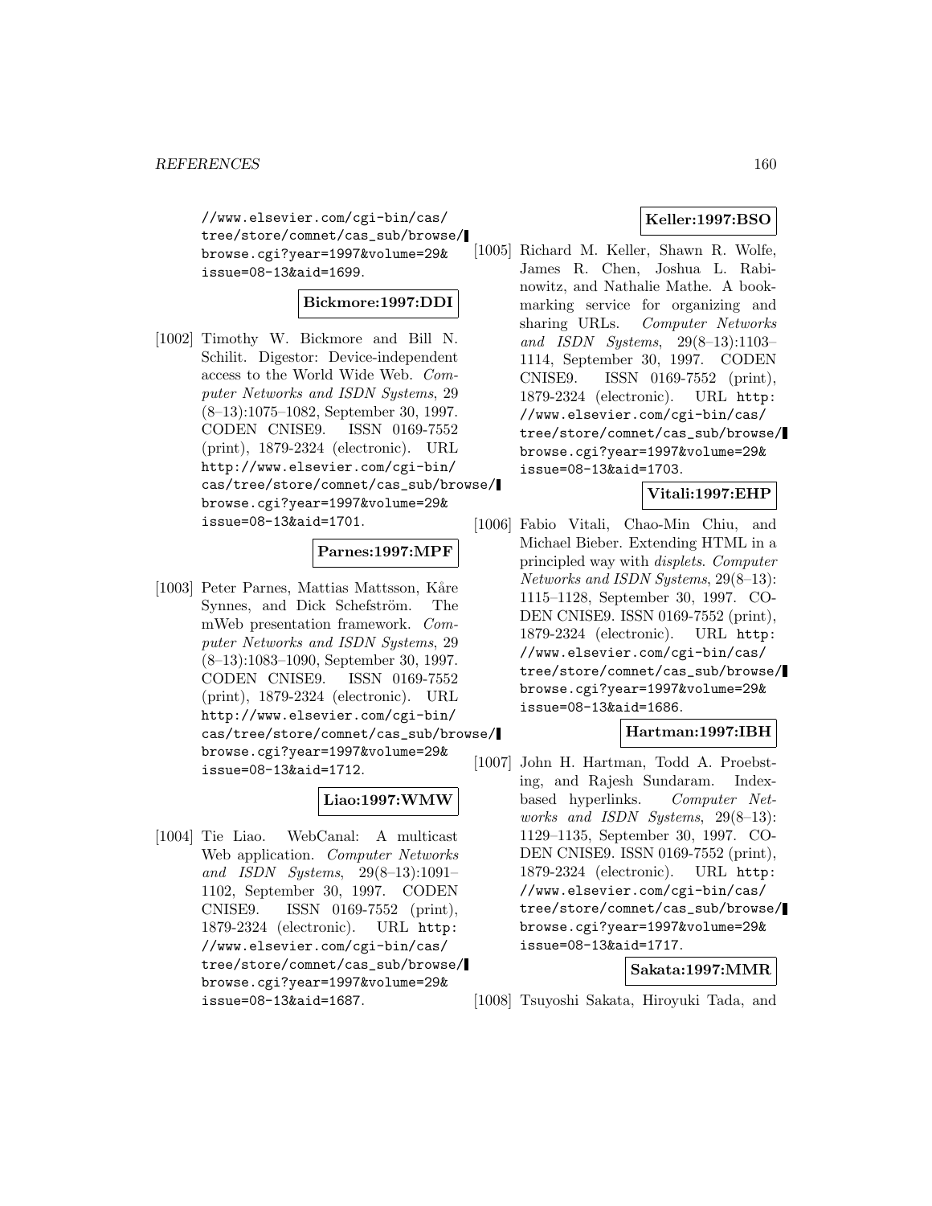//www.elsevier.com/cgi-bin/cas/tree/store/comnet/cas_sub/browse/browse.cgi?year=1997&volume=29&issue=08-13&aid=1699.

**Bickmore:1997:DDI**

[1002] Timothy W. Bickmore and Bill N. Schilit. Digestor: Device-independent access to the World Wide Web. *Computer Networks and ISDN Systems*, 29 (8–13):1075–1082, September 30, 1997. CODEN CNISE9. ISSN 0169-7552 (print), 1879-2324 (electronic). URL http://www.elsevier.com/cgi-bin/cas/tree/store/comnet/cas_sub/browse/browse.cgi?year=1997&volume=29&issue=08-13&aid=1701.

**Parnes:1997:MPF**

[1003] Peter Parnes, Mattias Mattsson, Kåre Synnes, and Dick Schefström. The mWeb presentation framework. *Computer Networks and ISDN Systems*, 29 (8–13):1083–1090, September 30, 1997. CODEN CNISE9. ISSN 0169-7552 (print), 1879-2324 (electronic). URL http://www.elsevier.com/cgi-bin/cas/tree/store/comnet/cas_sub/browse/browse.cgi?year=1997&volume=29&issue=08-13&aid=1712.

**Liao:1997:WMW**

[1004] Tie Liao. WebCanal: A multicast Web application. *Computer Networks and ISDN Systems*, 29(8–13):1091–1102, September 30, 1997. CODEN CNISE9. ISSN 0169-7552 (print), 1879-2324 (electronic). URL http://www.elsevier.com/cgi-bin/cas/tree/store/comnet/cas_sub/browse/browse.cgi?year=1997&volume=29&issue=08-13&aid=1687.

**Keller:1997:BSO**

[1005] Richard M. Keller, Shawn R. Wolfe, James R. Chen, Joshua L. Rabinowitz, and Nathalie Mathe. A bookmarking service for organizing and sharing URLs. *Computer Networks and ISDN Systems*, 29(8–13):1103–1114, September 30, 1997. CODEN CNISE9. ISSN 0169-7552 (print), 1879-2324 (electronic). URL http://www.elsevier.com/cgi-bin/cas/tree/store/comnet/cas_sub/browse/browse.cgi?year=1997&volume=29&issue=08-13&aid=1703.

**Vitali:1997:EHP**

[1006] Fabio Vitali, Chao-Min Chiu, and Michael Bieber. Extending HTML in a principled way with *displets*. *Computer Networks and ISDN Systems*, 29(8–13): 1115–1128, September 30, 1997. CODEN CNISE9. ISSN 0169-7552 (print), 1879-2324 (electronic). URL http://www.elsevier.com/cgi-bin/cas/tree/store/comnet/cas_sub/browse/browse.cgi?year=1997&volume=29&issue=08-13&aid=1686.

**Hartman:1997:IBH**

[1007] John H. Hartman, Todd A. Proebsting, and Rajesh Sundaram. Index-based hyperlinks. *Computer Networks and ISDN Systems*, 29(8–13): 1129–1135, September 30, 1997. CODEN CNISE9. ISSN 0169-7552 (print), 1879-2324 (electronic). URL http://www.elsevier.com/cgi-bin/cas/tree/store/comnet/cas_sub/browse/browse.cgi?year=1997&volume=29&issue=08-13&aid=1717.

**Sakata:1997:MMR**

[1008] Tsuyoshi Sakata, Hiroyuki Tada, and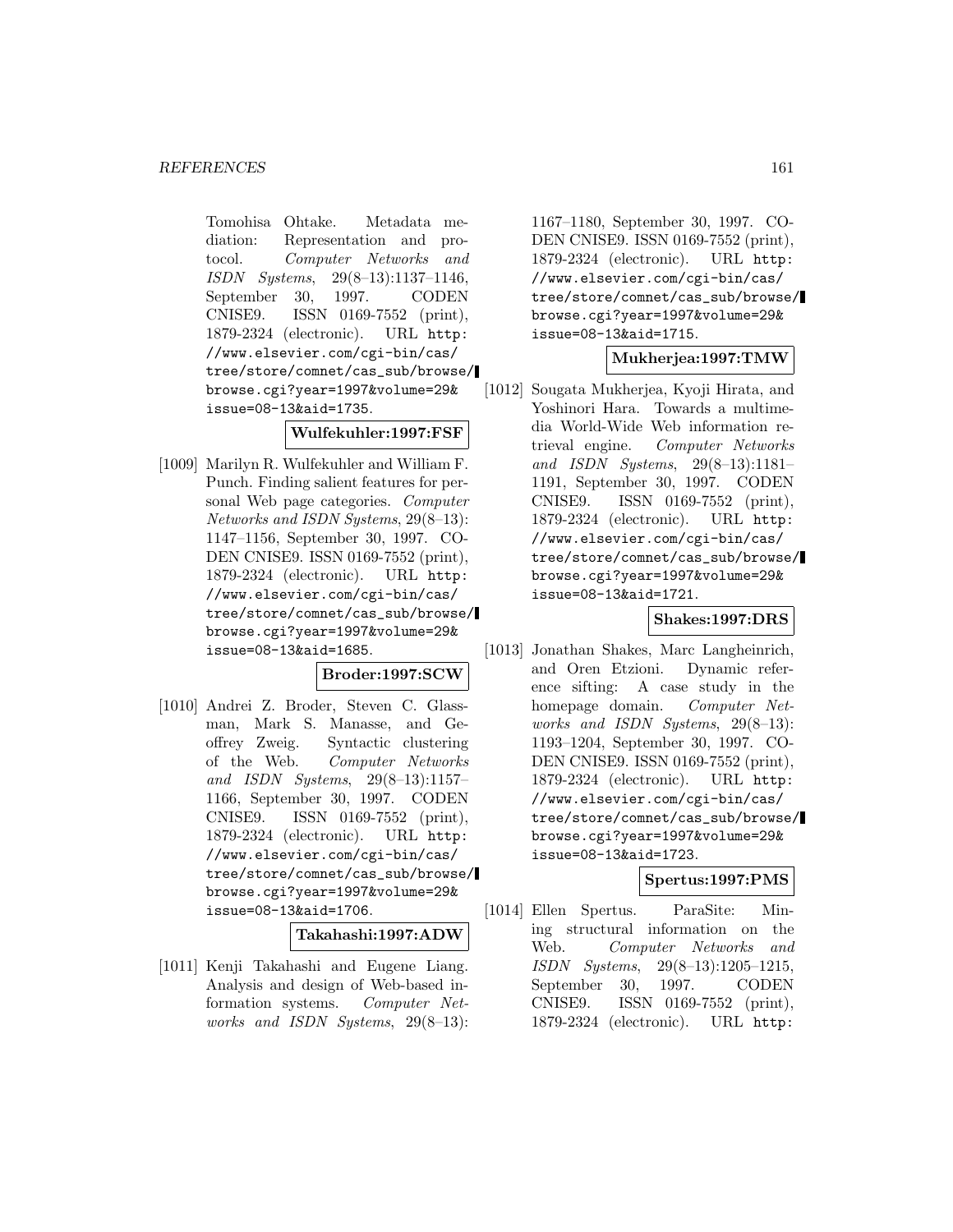Tomohisa Ohtake. Metadata mediation: Representation and protocol. *Computer Networks and ISDN Systems*, 29(8–13):1137–1146, September 30, 1997. CODEN CNISE9. ISSN 0169-7552 (print), 1879-2324 (electronic). URL `http://www.elsevier.com/cgi-bin/cas/tree/store/comnet/cas_sub/browse/browse.cgi?year=1997&volume=29&issue=08-13&aid=1735`.

**Wulfekuhler:1997:FSF**

[1009] Marilyn R. Wulfekuhler and William F. Punch. Finding salient features for personal Web page categories. *Computer Networks and ISDN Systems*, 29(8–13):1147–1156, September 30, 1997. CODEN CNISE9. ISSN 0169-7552 (print), 1879-2324 (electronic). URL `http://www.elsevier.com/cgi-bin/cas/tree/store/comnet/cas_sub/browse/browse.cgi?year=1997&volume=29&issue=08-13&aid=1685`.

**Broder:1997:SCW**

[1010] Andrei Z. Broder, Steven C. Glassman, Mark S. Manasse, and Geoffrey Zweig. Syntactic clustering of the Web. *Computer Networks and ISDN Systems*, 29(8–13):1157–1166, September 30, 1997. CODEN CNISE9. ISSN 0169-7552 (print), 1879-2324 (electronic). URL `http://www.elsevier.com/cgi-bin/cas/tree/store/comnet/cas_sub/browse/browse.cgi?year=1997&volume=29&issue=08-13&aid=1706`.

**Takahashi:1997:ADW**

[1011] Kenji Takahashi and Eugene Liang. Analysis and design of Web-based information systems. *Computer Networks and ISDN Systems*, 29(8–13):1167–1180, September 30, 1997. CODEN CNISE9. ISSN 0169-7552 (print), 1879-2324 (electronic). URL `http://www.elsevier.com/cgi-bin/cas/tree/store/comnet/cas_sub/browse/browse.cgi?year=1997&volume=29&issue=08-13&aid=1715`.

**Mukherjea:1997:TMW**

[1012] Sougata Mukherjea, Kyoji Hirata, and Yoshinori Hara. Towards a multimedia World-Wide Web information retrieval engine. *Computer Networks and ISDN Systems*, 29(8–13):1181–1191, September 30, 1997. CODEN CNISE9. ISSN 0169-7552 (print), 1879-2324 (electronic). URL `http://www.elsevier.com/cgi-bin/cas/tree/store/comnet/cas_sub/browse/browse.cgi?year=1997&volume=29&issue=08-13&aid=1721`.

**Shakes:1997:DRS**

[1013] Jonathan Shakes, Marc Langheinrich, and Oren Etzioni. Dynamic reference sifting: A case study in the homepage domain. *Computer Networks and ISDN Systems*, 29(8–13):1193–1204, September 30, 1997. CODEN CNISE9. ISSN 0169-7552 (print), 1879-2324 (electronic). URL `http://www.elsevier.com/cgi-bin/cas/tree/store/comnet/cas_sub/browse/browse.cgi?year=1997&volume=29&issue=08-13&aid=1723`.

**Spertus:1997:PMS**

[1014] Ellen Spertus. ParaSite: Mining structural information on the Web. *Computer Networks and ISDN Systems*, 29(8–13):1205–1215, September 30, 1997. CODEN CNISE9. ISSN 0169-7552 (print), 1879-2324 (electronic). URL `http:`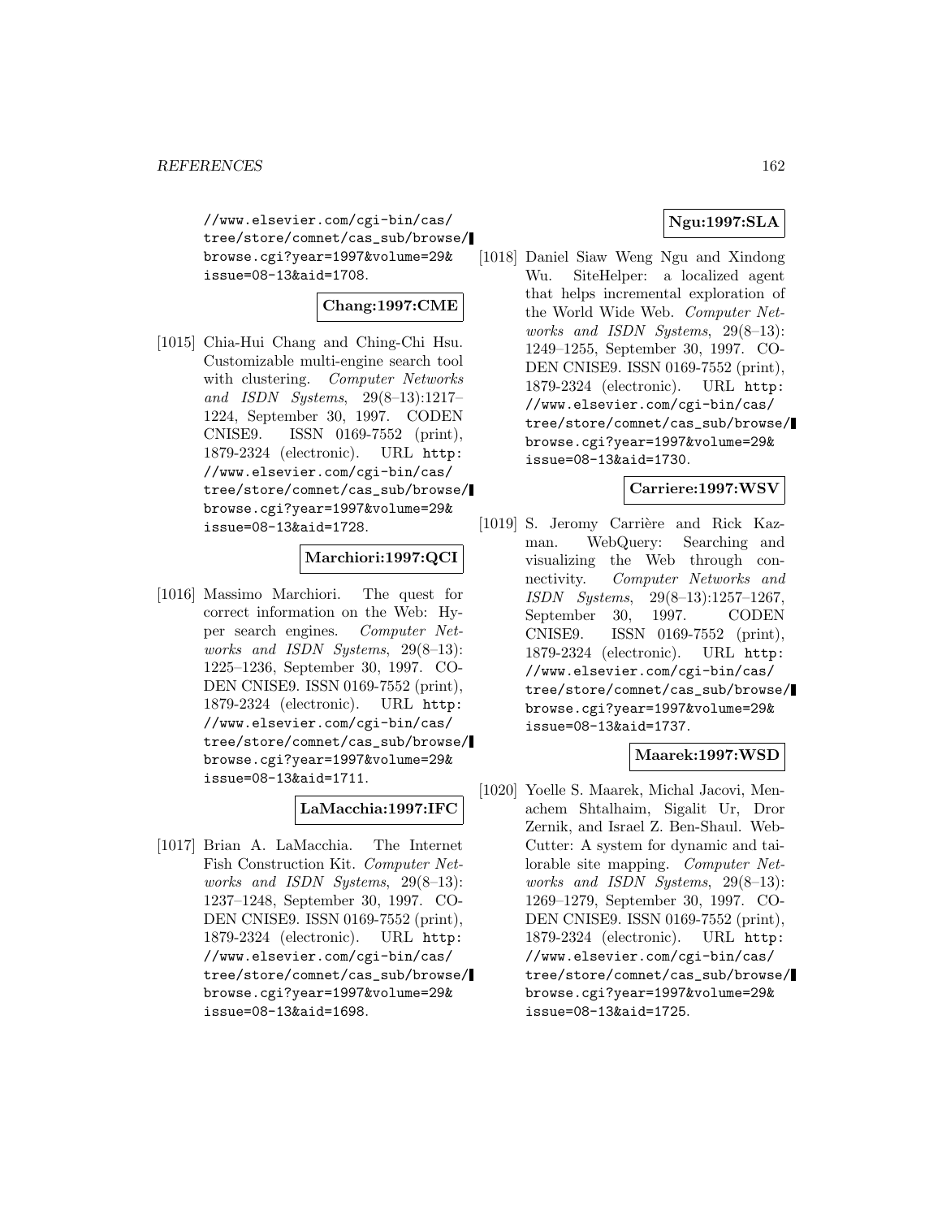//www.elsevier.com/cgi-bin/cas/tree/store/comnet/cas_sub/browse/browse.cgi?year=1997&volume=29&issue=08-13&aid=1708.

**Chang:1997:CME**

[1015] Chia-Hui Chang and Ching-Chi Hsu. Customizable multi-engine search tool with clustering. *Computer Networks and ISDN Systems*, 29(8–13):1217–1224, September 30, 1997. CODEN CNISE9. ISSN 0169-7552 (print), 1879-2324 (electronic). URL http://www.elsevier.com/cgi-bin/cas/tree/store/comnet/cas_sub/browse/browse.cgi?year=1997&volume=29&issue=08-13&aid=1728.

**Marchiori:1997:QCI**

[1016] Massimo Marchiori. The quest for correct information on the Web: Hyper search engines. *Computer Networks and ISDN Systems*, 29(8–13):1225–1236, September 30, 1997. CODEN CNISE9. ISSN 0169-7552 (print), 1879-2324 (electronic). URL http://www.elsevier.com/cgi-bin/cas/tree/store/comnet/cas_sub/browse/browse.cgi?year=1997&volume=29&issue=08-13&aid=1711.

**LaMacchia:1997:IFC**

[1017] Brian A. LaMacchia. The Internet Fish Construction Kit. *Computer Networks and ISDN Systems*, 29(8–13):1237–1248, September 30, 1997. CODEN CNISE9. ISSN 0169-7552 (print), 1879-2324 (electronic). URL http://www.elsevier.com/cgi-bin/cas/tree/store/comnet/cas_sub/browse/browse.cgi?year=1997&volume=29&issue=08-13&aid=1698.

**Ngu:1997:SLA**

[1018] Daniel Siaw Weng Ngu and Xindong Wu. SiteHelper: a localized agent that helps incremental exploration of the World Wide Web. *Computer Networks and ISDN Systems*, 29(8–13):1249–1255, September 30, 1997. CODEN CNISE9. ISSN 0169-7552 (print), 1879-2324 (electronic). URL http://www.elsevier.com/cgi-bin/cas/tree/store/comnet/cas_sub/browse/browse.cgi?year=1997&volume=29&issue=08-13&aid=1730.

**Carriere:1997:WSV**

[1019] S. Jeromy Carrière and Rick Kazman. WebQuery: Searching and visualizing the Web through connectivity. *Computer Networks and ISDN Systems*, 29(8–13):1257–1267, September 30, 1997. CODEN CNISE9. ISSN 0169-7552 (print), 1879-2324 (electronic). URL http://www.elsevier.com/cgi-bin/cas/tree/store/comnet/cas_sub/browse/browse.cgi?year=1997&volume=29&issue=08-13&aid=1737.

**Maarek:1997:WSD**

[1020] Yoelle S. Maarek, Michal Jacovi, Menachem Shtalhaim, Sigalit Ur, Dror Zernik, and Israel Z. Ben-Shaul. WebCutter: A system for dynamic and tailorable site mapping. *Computer Networks and ISDN Systems*, 29(8–13):1269–1279, September 30, 1997. CODEN CNISE9. ISSN 0169-7552 (print), 1879-2324 (electronic). URL http://www.elsevier.com/cgi-bin/cas/tree/store/comnet/cas_sub/browse/browse.cgi?year=1997&volume=29&issue=08-13&aid=1725.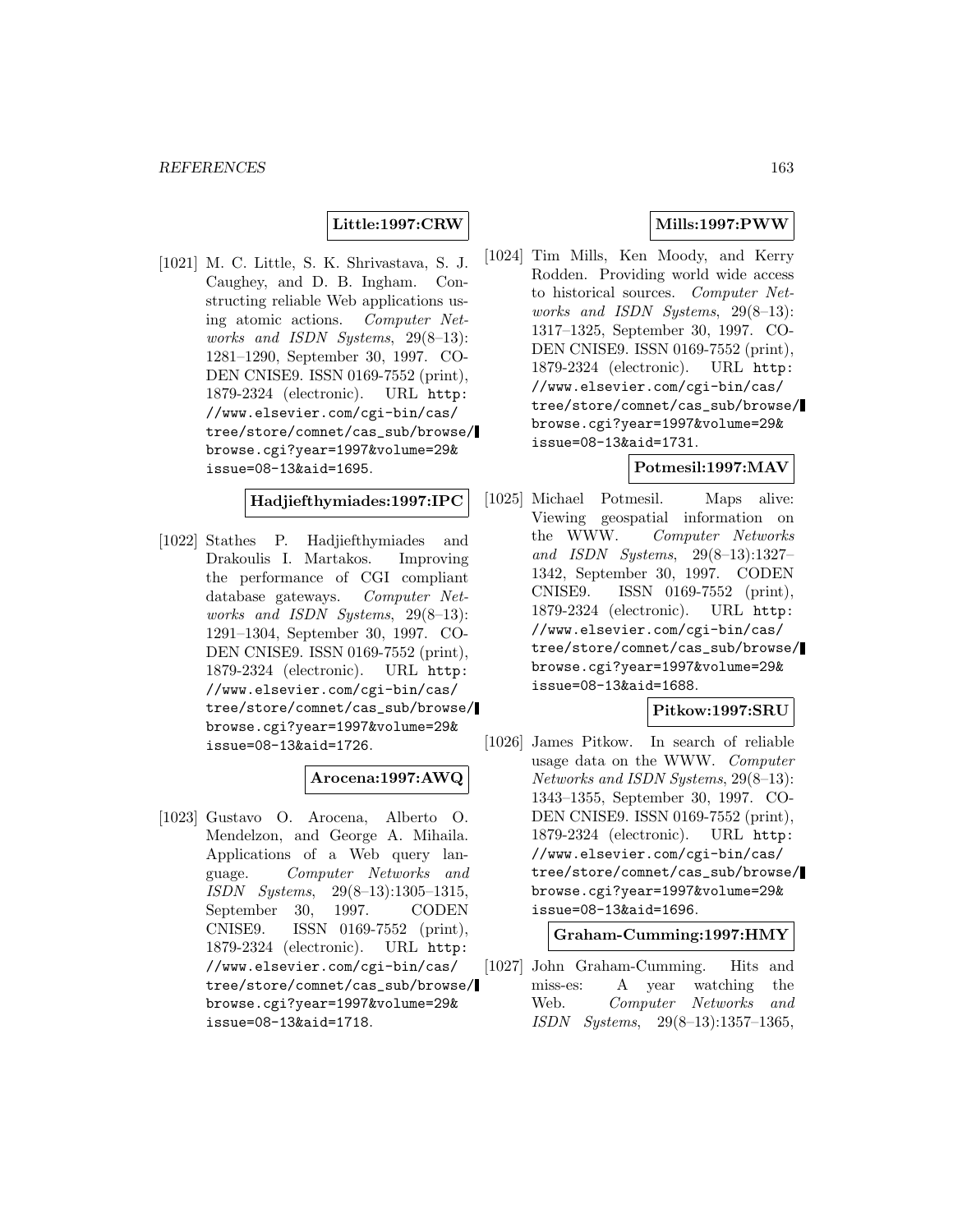**Little:1997:CRW**

[1021] M. C. Little, S. K. Shrivastava, S. J. Caughey, and D. B. Ingham. Constructing reliable Web applications using atomic actions. *Computer Networks and ISDN Systems*, 29(8–13): 1281–1290, September 30, 1997. CODEN CNISE9. ISSN 0169-7552 (print), 1879-2324 (electronic). URL http://www.elsevier.com/cgi-bin/cas/tree/store/comnet/cas_sub/browse/browse.cgi?year=1997&volume=29&issue=08-13&aid=1695.

**Hadjiefthymiades:1997:IPC**

[1022] Stathes P. Hadjiefthymiades and Drakoulis I. Martakos. Improving the performance of CGI compliant database gateways. *Computer Networks and ISDN Systems*, 29(8–13): 1291–1304, September 30, 1997. CODEN CNISE9. ISSN 0169-7552 (print), 1879-2324 (electronic). URL http://www.elsevier.com/cgi-bin/cas/tree/store/comnet/cas_sub/browse/browse.cgi?year=1997&volume=29&issue=08-13&aid=1726.

**Arocena:1997:AWQ**

[1023] Gustavo O. Arocena, Alberto O. Mendelzon, and George A. Mihaila. Applications of a Web query language. *Computer Networks and ISDN Systems*, 29(8–13):1305–1315, September 30, 1997. CODEN CNISE9. ISSN 0169-7552 (print), 1879-2324 (electronic). URL http://www.elsevier.com/cgi-bin/cas/tree/store/comnet/cas_sub/browse/browse.cgi?year=1997&volume=29&issue=08-13&aid=1718.

**Mills:1997:PWW**

[1024] Tim Mills, Ken Moody, and Kerry Rodden. Providing world wide access to historical sources. *Computer Networks and ISDN Systems*, 29(8–13): 1317–1325, September 30, 1997. CODEN CNISE9. ISSN 0169-7552 (print), 1879-2324 (electronic). URL http://www.elsevier.com/cgi-bin/cas/tree/store/comnet/cas_sub/browse/browse.cgi?year=1997&volume=29&issue=08-13&aid=1731.

**Potmesil:1997:MAV**

[1025] Michael Potmesil. Maps alive: Viewing geospatial information on the WWW. *Computer Networks and ISDN Systems*, 29(8–13):1327–1342, September 30, 1997. CODEN CNISE9. ISSN 0169-7552 (print), 1879-2324 (electronic). URL http://www.elsevier.com/cgi-bin/cas/tree/store/comnet/cas_sub/browse/browse.cgi?year=1997&volume=29&issue=08-13&aid=1688.

**Pitkow:1997:SRU**

[1026] James Pitkow. In search of reliable usage data on the WWW. *Computer Networks and ISDN Systems*, 29(8–13): 1343–1355, September 30, 1997. CODEN CNISE9. ISSN 0169-7552 (print), 1879-2324 (electronic). URL http://www.elsevier.com/cgi-bin/cas/tree/store/comnet/cas_sub/browse/browse.cgi?year=1997&volume=29&issue=08-13&aid=1696.

**Graham-Cumming:1997:HMY**

[1027] John Graham-Cumming. Hits and miss-es: A year watching the Web. *Computer Networks and ISDN Systems*, 29(8–13):1357–1365,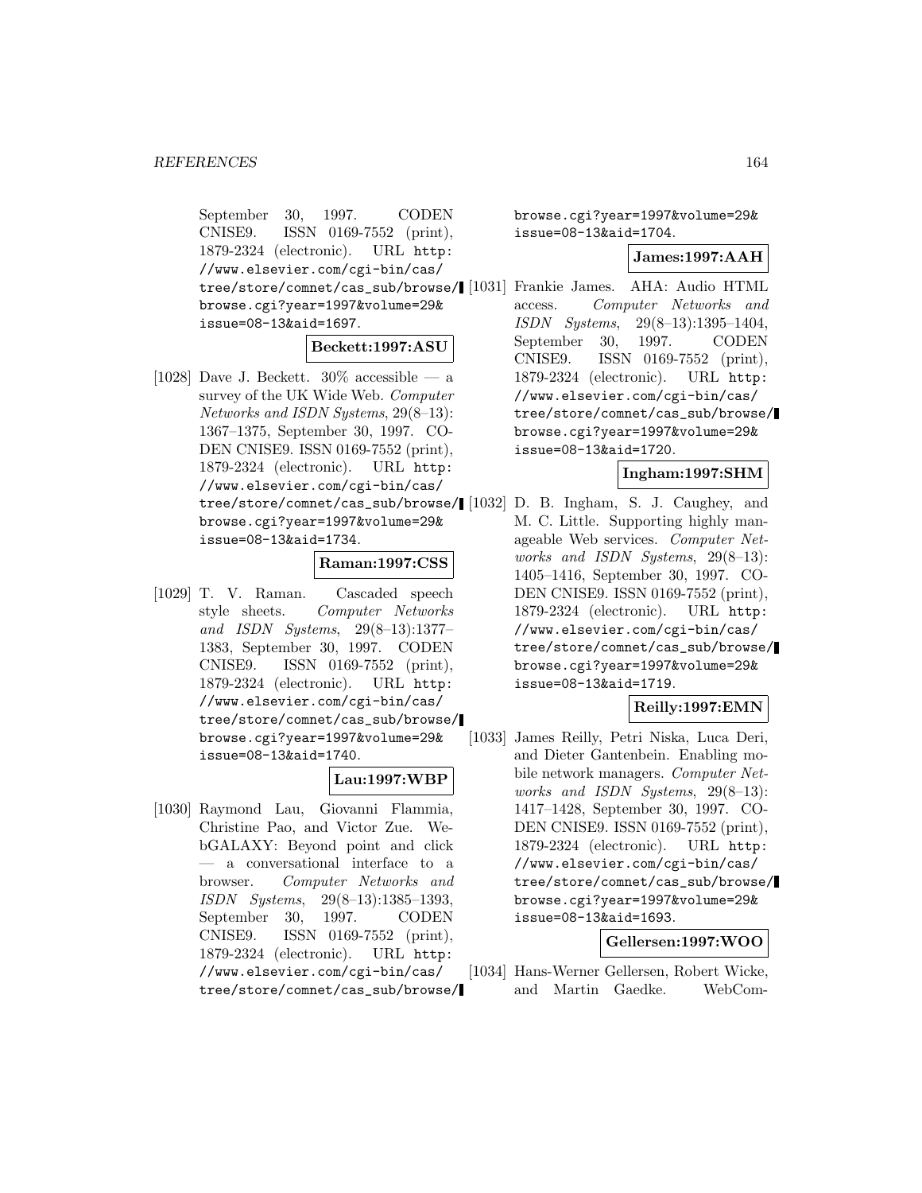September 30, 1997. CODEN CNISE9. ISSN 0169-7552 (print), 1879-2324 (electronic). URL http://www.elsevier.com/cgi-bin/cas/tree/store/comnet/cas_sub/browse/browse.cgi?year=1997&volume=29&issue=08-13&aid=1697.

**Beckett:1997:ASU**

[1028] Dave J. Beckett. 30% accessible — a survey of the UK Wide Web. *Computer Networks and ISDN Systems*, 29(8–13): 1367–1375, September 30, 1997. CODEN CNISE9. ISSN 0169-7552 (print), 1879-2324 (electronic). URL http://www.elsevier.com/cgi-bin/cas/tree/store/comnet/cas_sub/browse/browse.cgi?year=1997&volume=29&issue=08-13&aid=1734.

**Raman:1997:CSS**

[1029] T. V. Raman. Cascaded speech style sheets. *Computer Networks and ISDN Systems*, 29(8–13):1377–1383, September 30, 1997. CODEN CNISE9. ISSN 0169-7552 (print), 1879-2324 (electronic). URL http://www.elsevier.com/cgi-bin/cas/tree/store/comnet/cas_sub/browse/browse.cgi?year=1997&volume=29&issue=08-13&aid=1740.

**Lau:1997:WBP**

[1030] Raymond Lau, Giovanni Flammia, Christine Pao, and Victor Zue. WebGALAXY: Beyond point and click — a conversational interface to a browser. *Computer Networks and ISDN Systems*, 29(8–13):1385–1393, September 30, 1997. CODEN CNISE9. ISSN 0169-7552 (print), 1879-2324 (electronic). URL http://www.elsevier.com/cgi-bin/cas/tree/store/comnet/cas_sub/browse/browse.cgi?year=1997&volume=29&issue=08-13&aid=1704.

**James:1997:AAH**

[1031] Frankie James. AHA: Audio HTML access. *Computer Networks and ISDN Systems*, 29(8–13):1395–1404, September 30, 1997. CODEN CNISE9. ISSN 0169-7552 (print), 1879-2324 (electronic). URL http://www.elsevier.com/cgi-bin/cas/tree/store/comnet/cas_sub/browse/browse.cgi?year=1997&volume=29&issue=08-13&aid=1720.

**Ingham:1997:SHM**

[1032] D. B. Ingham, S. J. Caughey, and M. C. Little. Supporting highly manageable Web services. *Computer Networks and ISDN Systems*, 29(8–13): 1405–1416, September 30, 1997. CODEN CNISE9. ISSN 0169-7552 (print), 1879-2324 (electronic). URL http://www.elsevier.com/cgi-bin/cas/tree/store/comnet/cas_sub/browse/browse.cgi?year=1997&volume=29&issue=08-13&aid=1719.

**Reilly:1997:EMN**

[1033] James Reilly, Petri Niska, Luca Deri, and Dieter Gantenbein. Enabling mobile network managers. *Computer Networks and ISDN Systems*, 29(8–13): 1417–1428, September 30, 1997. CODEN CNISE9. ISSN 0169-7552 (print), 1879-2324 (electronic). URL http://www.elsevier.com/cgi-bin/cas/tree/store/comnet/cas_sub/browse/browse.cgi?year=1997&volume=29&issue=08-13&aid=1693.

**Gellersen:1997:WOO**

[1034] Hans-Werner Gellersen, Robert Wicke, and Martin Gaedke. WebCom-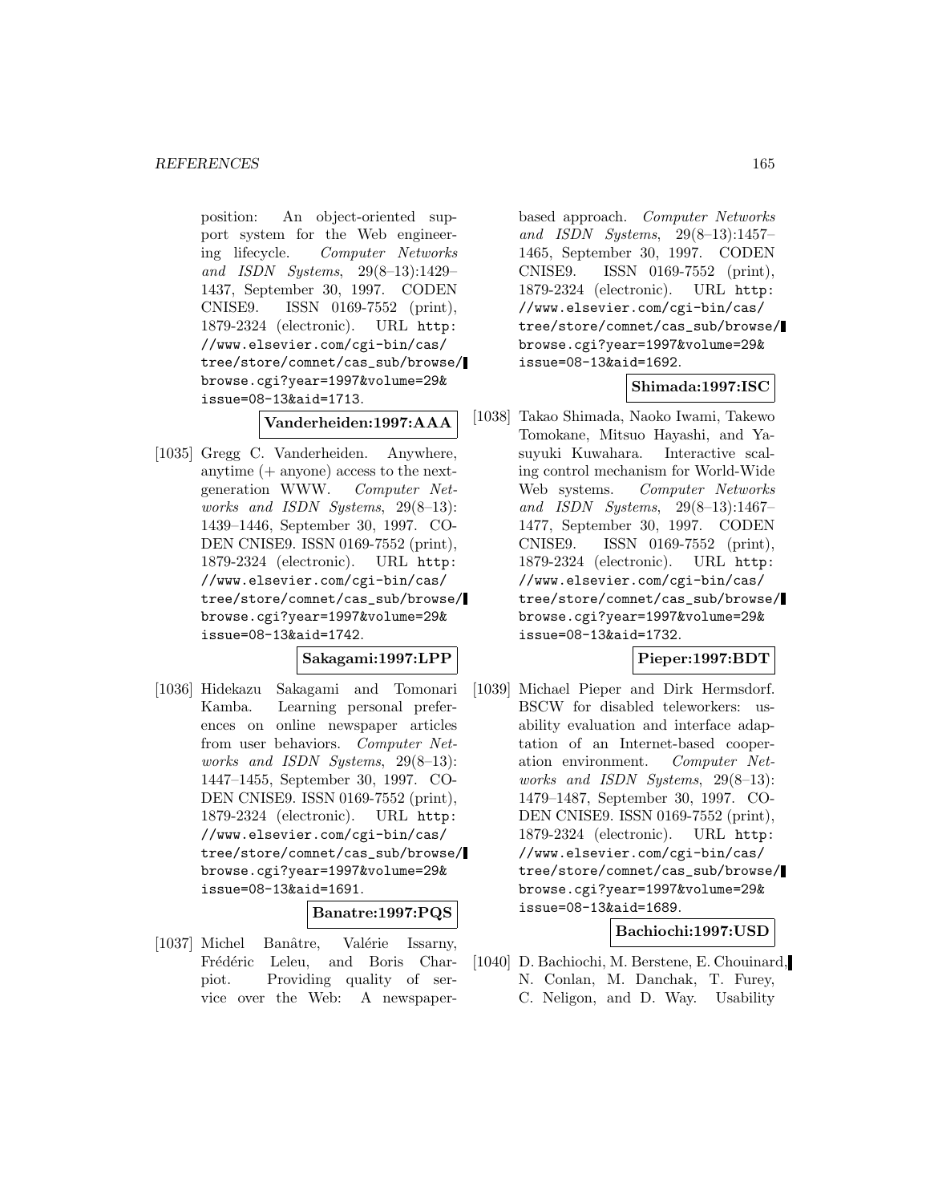position: An object-oriented support system for the Web engineering lifecycle. *Computer Networks and ISDN Systems*, 29(8–13):1429–1437, September 30, 1997. CODEN CNISE9. ISSN 0169-7552 (print), 1879-2324 (electronic). URL http://www.elsevier.com/cgi-bin/cas/tree/store/comnet/cas_sub/browse/browse.cgi?year=1997&volume=29&issue=08-13&aid=1713.

**Vanderheiden:1997:AAA**

[1035] Gregg C. Vanderheiden. Anywhere, anytime (+ anyone) access to the next-generation WWW. *Computer Networks and ISDN Systems*, 29(8–13):1439–1446, September 30, 1997. CODEN CNISE9. ISSN 0169-7552 (print), 1879-2324 (electronic). URL http://www.elsevier.com/cgi-bin/cas/tree/store/comnet/cas_sub/browse/browse.cgi?year=1997&volume=29&issue=08-13&aid=1742.

**Sakagami:1997:LPP**

[1036] Hidekazu Sakagami and Tomonari Kamba. Learning personal preferences on online newspaper articles from user behaviors. *Computer Networks and ISDN Systems*, 29(8–13):1447–1455, September 30, 1997. CODEN CNISE9. ISSN 0169-7552 (print), 1879-2324 (electronic). URL http://www.elsevier.com/cgi-bin/cas/tree/store/comnet/cas_sub/browse/browse.cgi?year=1997&volume=29&issue=08-13&aid=1691.

**Banatre:1997:PQS**

[1037] Michel Banâtre, Valérie Issarny, Frédéric Leleu, and Boris Charpiot. Providing quality of service over the Web: A newspaper-based approach. *Computer Networks and ISDN Systems*, 29(8–13):1457–1465, September 30, 1997. CODEN CNISE9. ISSN 0169-7552 (print), 1879-2324 (electronic). URL http://www.elsevier.com/cgi-bin/cas/tree/store/comnet/cas_sub/browse/browse.cgi?year=1997&volume=29&issue=08-13&aid=1692.

**Shimada:1997:ISC**

[1038] Takao Shimada, Naoko Iwami, Takewo Tomokane, Mitsuo Hayashi, and Yasuyuki Kuwahara. Interactive scaling control mechanism for World-Wide Web systems. *Computer Networks and ISDN Systems*, 29(8–13):1467–1477, September 30, 1997. CODEN CNISE9. ISSN 0169-7552 (print), 1879-2324 (electronic). URL http://www.elsevier.com/cgi-bin/cas/tree/store/comnet/cas_sub/browse/browse.cgi?year=1997&volume=29&issue=08-13&aid=1732.

**Pieper:1997:BDT**

[1039] Michael Pieper and Dirk Hermsdorf. BSCW for disabled teleworkers: usability evaluation and interface adaptation of an Internet-based cooperation environment. *Computer Networks and ISDN Systems*, 29(8–13):1479–1487, September 30, 1997. CODEN CNISE9. ISSN 0169-7552 (print), 1879-2324 (electronic). URL http://www.elsevier.com/cgi-bin/cas/tree/store/comnet/cas_sub/browse/browse.cgi?year=1997&volume=29&issue=08-13&aid=1689.

**Bachiochi:1997:USD**

[1040] D. Bachiochi, M. Berstene, E. Chouinard, N. Conlan, M. Danchak, T. Furey, C. Neligon, and D. Way. Usability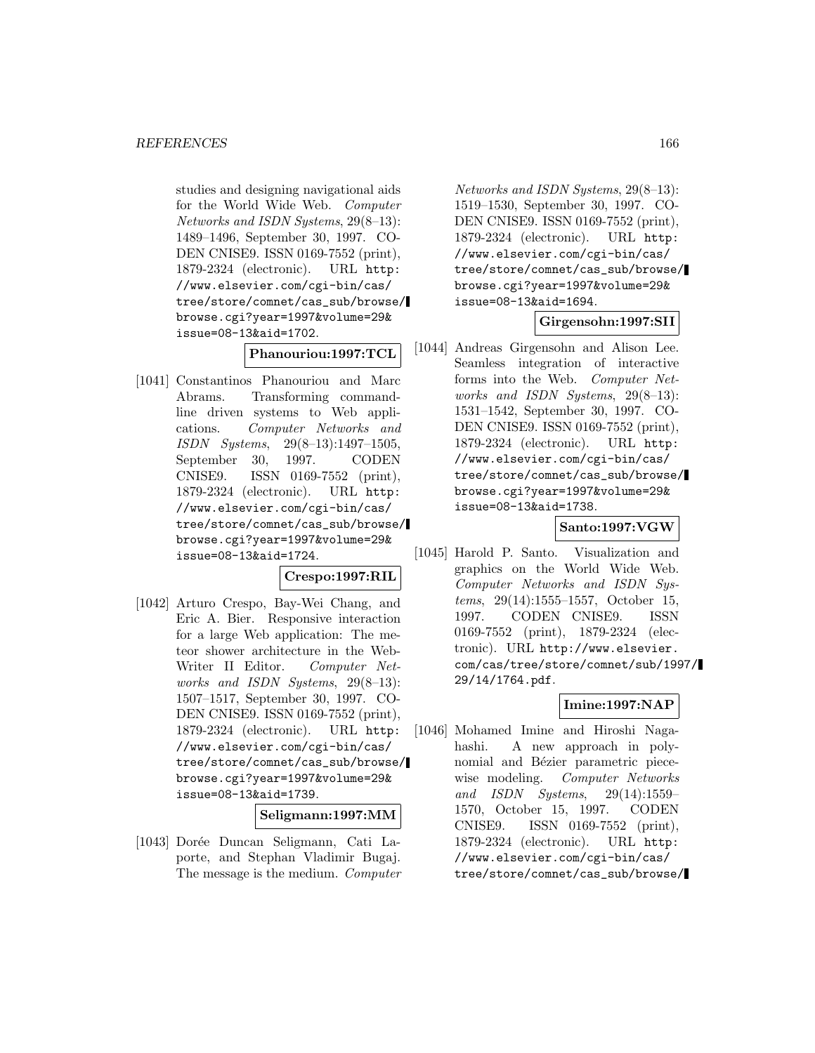studies and designing navigational aids for the World Wide Web. *Computer Networks and ISDN Systems*, 29(8–13): 1489–1496, September 30, 1997. CODEN CNISE9. ISSN 0169-7552 (print), 1879-2324 (electronic). URL http://www.elsevier.com/cgi-bin/cas/tree/store/comnet/cas_sub/browse/browse.cgi?year=1997&volume=29&issue=08-13&aid=1702.

**Phanouriou:1997:TCL**

[1041] Constantinos Phanouriou and Marc Abrams. Transforming command-line driven systems to Web applications. *Computer Networks and ISDN Systems*, 29(8–13):1497–1505, September 30, 1997. CODEN CNISE9. ISSN 0169-7552 (print), 1879-2324 (electronic). URL http://www.elsevier.com/cgi-bin/cas/tree/store/comnet/cas_sub/browse/browse.cgi?year=1997&volume=29&issue=08-13&aid=1724.

**Crespo:1997:RIL**

[1042] Arturo Crespo, Bay-Wei Chang, and Eric A. Bier. Responsive interaction for a large Web application: The meteor shower architecture in the WebWriter II Editor. *Computer Networks and ISDN Systems*, 29(8–13): 1507–1517, September 30, 1997. CODEN CNISE9. ISSN 0169-7552 (print), 1879-2324 (electronic). URL http://www.elsevier.com/cgi-bin/cas/tree/store/comnet/cas_sub/browse/browse.cgi?year=1997&volume=29&issue=08-13&aid=1739.

**Seligmann:1997:MM**

[1043] Dorée Duncan Seligmann, Cati Laporte, and Stephan Vladimir Bugaj. The message is the medium. *Computer Networks and ISDN Systems*, 29(8–13): 1519–1530, September 30, 1997. CODEN CNISE9. ISSN 0169-7552 (print), 1879-2324 (electronic). URL http://www.elsevier.com/cgi-bin/cas/tree/store/comnet/cas_sub/browse/browse.cgi?year=1997&volume=29&issue=08-13&aid=1694.

**Girgensohn:1997:SII**

[1044] Andreas Girgensohn and Alison Lee. Seamless integration of interactive forms into the Web. *Computer Networks and ISDN Systems*, 29(8–13): 1531–1542, September 30, 1997. CODEN CNISE9. ISSN 0169-7552 (print), 1879-2324 (electronic). URL http://www.elsevier.com/cgi-bin/cas/tree/store/comnet/cas_sub/browse/browse.cgi?year=1997&volume=29&issue=08-13&aid=1738.

**Santo:1997:VGW**

[1045] Harold P. Santo. Visualization and graphics on the World Wide Web. *Computer Networks and ISDN Systems*, 29(14):1555–1557, October 15, 1997. CODEN CNISE9. ISSN 0169-7552 (print), 1879-2324 (electronic). URL http://www.elsevier.com/cas/tree/store/comnet/sub/1997/29/14/1764.pdf.

**Imine:1997:NAP**

[1046] Mohamed Imine and Hiroshi Nagahashi. A new approach in polynomial and Bézier parametric piecewise modeling. *Computer Networks and ISDN Systems*, 29(14):1559–1570, October 15, 1997. CODEN CNISE9. ISSN 0169-7552 (print), 1879-2324 (electronic). URL http://www.elsevier.com/cgi-bin/cas/tree/store/comnet/cas_sub/browse/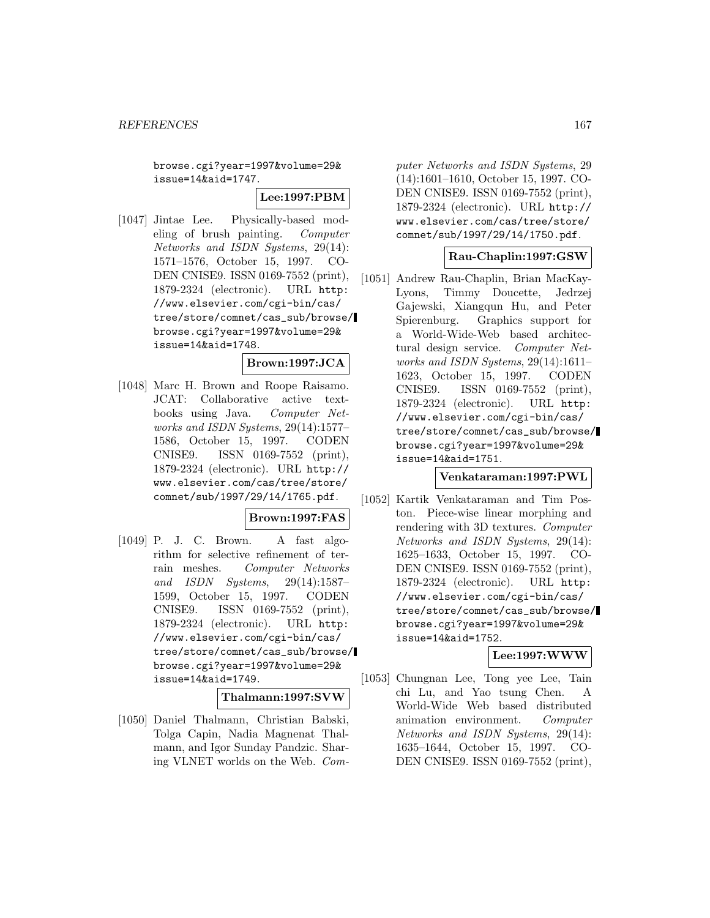browse.cgi?year=1997&volume=29&issue=14&aid=1747.

**Lee:1997:PBM**

[1047] Jintae Lee. Physically-based modeling of brush painting. *Computer Networks and ISDN Systems*, 29(14): 1571–1576, October 15, 1997. CODEN CNISE9. ISSN 0169-7552 (print), 1879-2324 (electronic). URL http://www.elsevier.com/cgi-bin/cas/tree/store/comnet/cas_sub/browse/browse.cgi?year=1997&volume=29&issue=14&aid=1748.

**Brown:1997:JCA**

[1048] Marc H. Brown and Roope Raisamo. JCAT: Collaborative active textbooks using Java. *Computer Networks and ISDN Systems*, 29(14):1577–1586, October 15, 1997. CODEN CNISE9. ISSN 0169-7552 (print), 1879-2324 (electronic). URL http://www.elsevier.com/cas/tree/store/comnet/sub/1997/29/14/1765.pdf.

**Brown:1997:FAS**

[1049] P. J. C. Brown. A fast algorithm for selective refinement of terrain meshes. *Computer Networks and ISDN Systems*, 29(14):1587–1599, October 15, 1997. CODEN CNISE9. ISSN 0169-7552 (print), 1879-2324 (electronic). URL http://www.elsevier.com/cgi-bin/cas/tree/store/comnet/cas_sub/browse/browse.cgi?year=1997&volume=29&issue=14&aid=1749.

**Thalmann:1997:SVW**

[1050] Daniel Thalmann, Christian Babski, Tolga Capin, Nadia Magnenat Thalmann, and Igor Sunday Pandzic. Sharing VLNET worlds on the Web. *Computer Networks and ISDN Systems*, 29 (14):1601–1610, October 15, 1997. CODEN CNISE9. ISSN 0169-7552 (print), 1879-2324 (electronic). URL http://www.elsevier.com/cas/tree/store/comnet/sub/1997/29/14/1750.pdf.

**Rau-Chaplin:1997:GSW**

[1051] Andrew Rau-Chaplin, Brian MacKay-Lyons, Timmy Doucette, Jedrzej Gajewski, Xiangqun Hu, and Peter Spierenburg. Graphics support for a World-Wide-Web based architectural design service. *Computer Networks and ISDN Systems*, 29(14):1611–1623, October 15, 1997. CODEN CNISE9. ISSN 0169-7552 (print), 1879-2324 (electronic). URL http://www.elsevier.com/cgi-bin/cas/tree/store/comnet/cas_sub/browse/browse.cgi?year=1997&volume=29&issue=14&aid=1751.

**Venkataraman:1997:PWL**

[1052] Kartik Venkataraman and Tim Poston. Piece-wise linear morphing and rendering with 3D textures. *Computer Networks and ISDN Systems*, 29(14): 1625–1633, October 15, 1997. CODEN CNISE9. ISSN 0169-7552 (print), 1879-2324 (electronic). URL http://www.elsevier.com/cgi-bin/cas/tree/store/comnet/cas_sub/browse/browse.cgi?year=1997&volume=29&issue=14&aid=1752.

**Lee:1997:WWW**

[1053] Chungnan Lee, Tong yee Lee, Tain chi Lu, and Yao tsung Chen. A World-Wide Web based distributed animation environment. *Computer Networks and ISDN Systems*, 29(14): 1635–1644, October 15, 1997. CODEN CNISE9. ISSN 0169-7552 (print),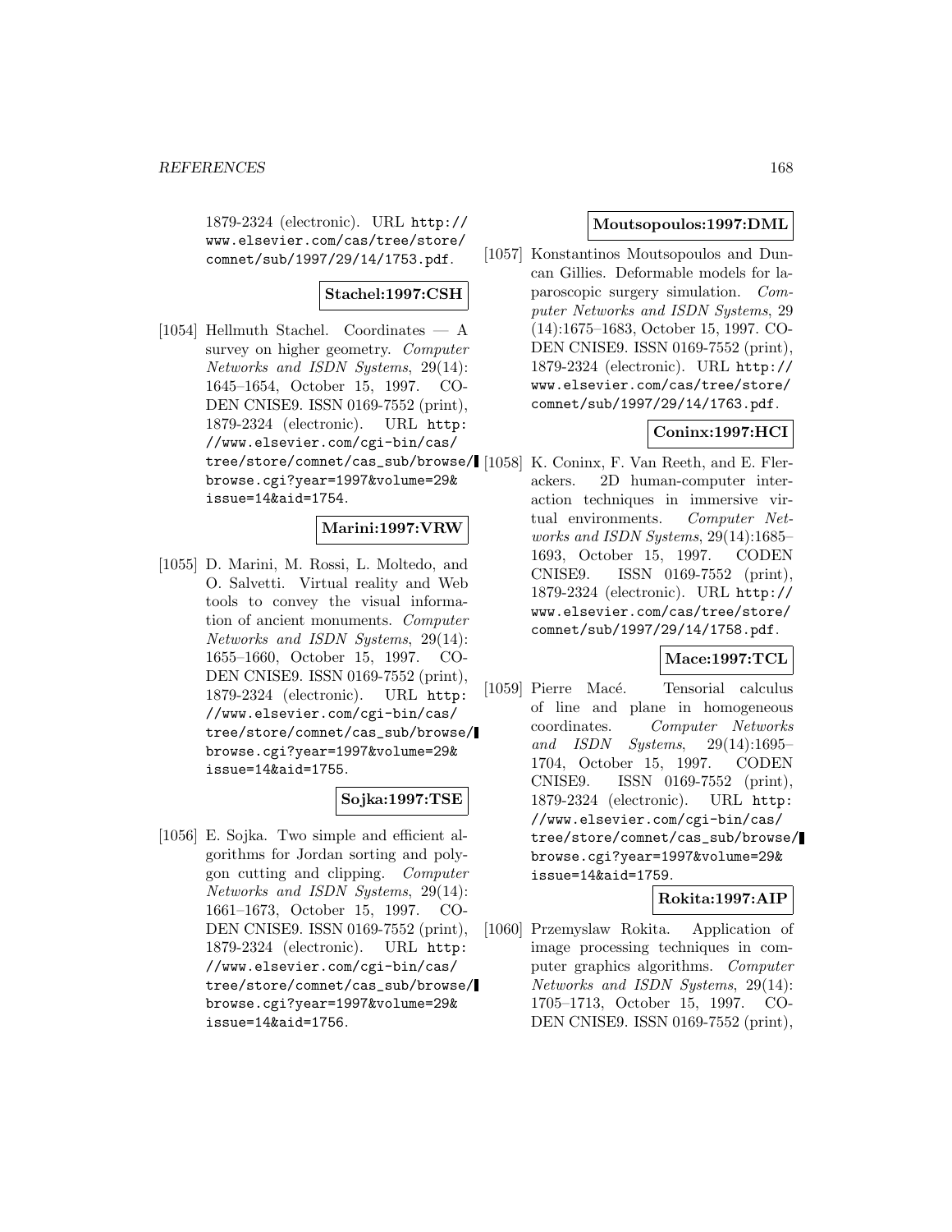1879-2324 (electronic). URL http://www.elsevier.com/cas/tree/store/comnet/sub/1997/29/14/1753.pdf.

**Stachel:1997:CSH**

[1054] Hellmuth Stachel. Coordinates — A survey on higher geometry. *Computer Networks and ISDN Systems*, 29(14): 1645–1654, October 15, 1997. CODEN CNISE9. ISSN 0169-7552 (print), 1879-2324 (electronic). URL http://www.elsevier.com/cgi-bin/cas/tree/store/comnet/cas_sub/browse/browse.cgi?year=1997&volume=29&issue=14&aid=1754.

**Marini:1997:VRW**

[1055] D. Marini, M. Rossi, L. Moltedo, and O. Salvetti. Virtual reality and Web tools to convey the visual information of ancient monuments. *Computer Networks and ISDN Systems*, 29(14): 1655–1660, October 15, 1997. CODEN CNISE9. ISSN 0169-7552 (print), 1879-2324 (electronic). URL http://www.elsevier.com/cgi-bin/cas/tree/store/comnet/cas_sub/browse/browse.cgi?year=1997&volume=29&issue=14&aid=1755.

**Sojka:1997:TSE**

[1056] E. Sojka. Two simple and efficient algorithms for Jordan sorting and polygon cutting and clipping. *Computer Networks and ISDN Systems*, 29(14): 1661–1673, October 15, 1997. CODEN CNISE9. ISSN 0169-7552 (print), 1879-2324 (electronic). URL http://www.elsevier.com/cgi-bin/cas/tree/store/comnet/cas_sub/browse/browse.cgi?year=1997&volume=29&issue=14&aid=1756.

**Moutsopoulos:1997:DML**

[1057] Konstantinos Moutsopoulos and Duncan Gillies. Deformable models for laparoscopic surgery simulation. *Computer Networks and ISDN Systems*, 29 (14):1675–1683, October 15, 1997. CODEN CNISE9. ISSN 0169-7552 (print), 1879-2324 (electronic). URL http://www.elsevier.com/cas/tree/store/comnet/sub/1997/29/14/1763.pdf.

**Coninx:1997:HCI**

[1058] K. Coninx, F. Van Reeth, and E. Flerackers. 2D human-computer interaction techniques in immersive virtual environments. *Computer Networks and ISDN Systems*, 29(14):1685–1693, October 15, 1997. CODEN CNISE9. ISSN 0169-7552 (print), 1879-2324 (electronic). URL http://www.elsevier.com/cas/tree/store/comnet/sub/1997/29/14/1758.pdf.

**Mace:1997:TCL**

[1059] Pierre Macé. Tensorial calculus of line and plane in homogeneous coordinates. *Computer Networks and ISDN Systems*, 29(14):1695–1704, October 15, 1997. CODEN CNISE9. ISSN 0169-7552 (print), 1879-2324 (electronic). URL http://www.elsevier.com/cgi-bin/cas/tree/store/comnet/cas_sub/browse/browse.cgi?year=1997&volume=29&issue=14&aid=1759.

**Rokita:1997:AIP**

[1060] Przemyslaw Rokita. Application of image processing techniques in computer graphics algorithms. *Computer Networks and ISDN Systems*, 29(14): 1705–1713, October 15, 1997. CODEN CNISE9. ISSN 0169-7552 (print),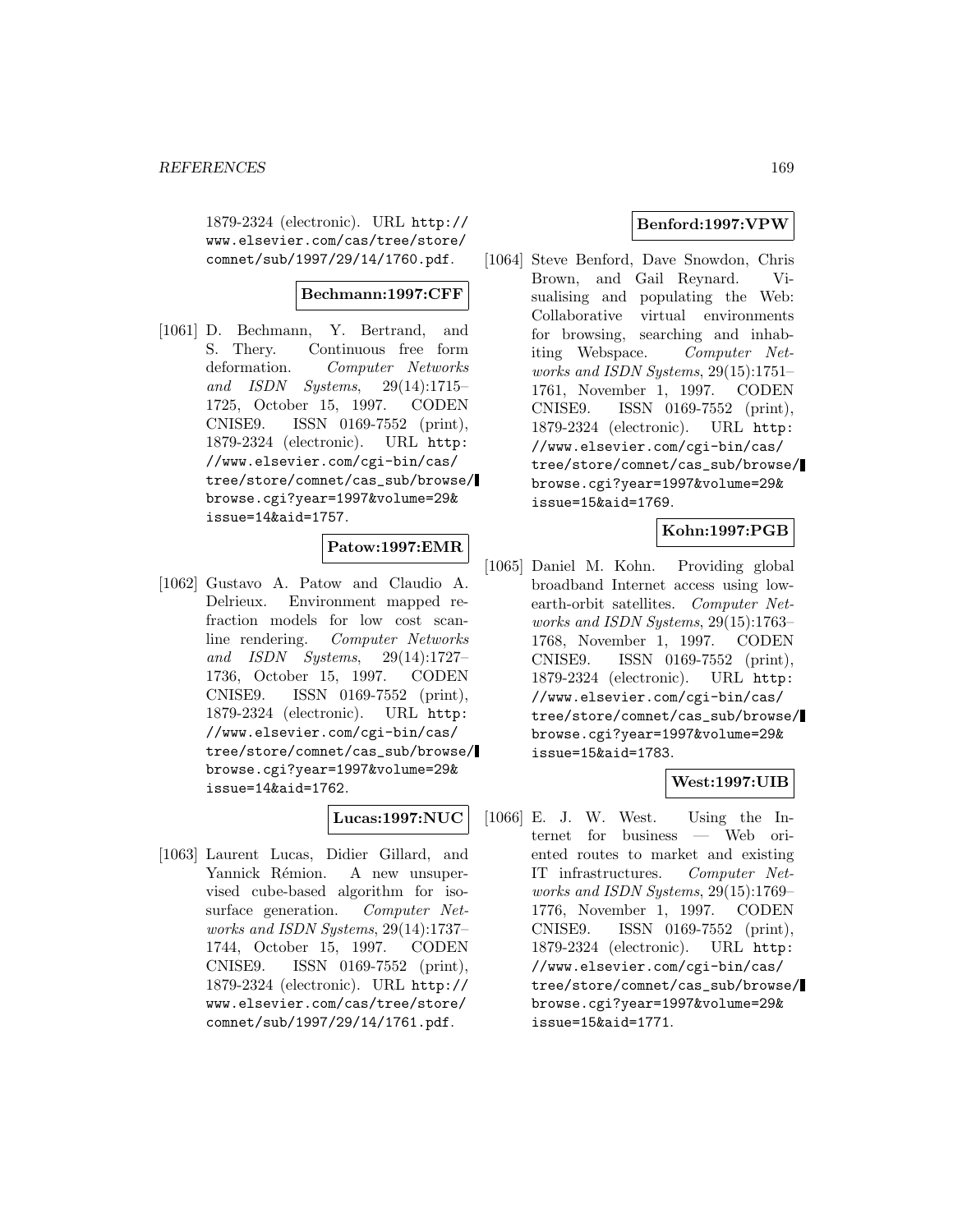1879-2324 (electronic). URL http://www.elsevier.com/cas/tree/store/comnet/sub/1997/29/14/1760.pdf.

**Bechmann:1997:CFF**

[1061] D. Bechmann, Y. Bertrand, and S. Thery. Continuous free form deformation. *Computer Networks and ISDN Systems*, 29(14):1715–1725, October 15, 1997. CODEN CNISE9. ISSN 0169-7552 (print), 1879-2324 (electronic). URL http://www.elsevier.com/cgi-bin/cas/tree/store/comnet/cas_sub/browse/browse.cgi?year=1997&volume=29&issue=14&aid=1757.

**Patow:1997:EMR**

[1062] Gustavo A. Patow and Claudio A. Delrieux. Environment mapped refraction models for low cost scan-line rendering. *Computer Networks and ISDN Systems*, 29(14):1727–1736, October 15, 1997. CODEN CNISE9. ISSN 0169-7552 (print), 1879-2324 (electronic). URL http://www.elsevier.com/cgi-bin/cas/tree/store/comnet/cas_sub/browse/browse.cgi?year=1997&volume=29&issue=14&aid=1762.

**Lucas:1997:NUC**

[1063] Laurent Lucas, Didier Gillard, and Yannick Rémion. A new unsupervised cube-based algorithm for iso-surface generation. *Computer Networks and ISDN Systems*, 29(14):1737–1744, October 15, 1997. CODEN CNISE9. ISSN 0169-7552 (print), 1879-2324 (electronic). URL http://www.elsevier.com/cas/tree/store/comnet/sub/1997/29/14/1761.pdf.

**Benford:1997:VPW**

[1064] Steve Benford, Dave Snowdon, Chris Brown, and Gail Reynard. Visualising and populating the Web: Collaborative virtual environments for browsing, searching and inhabiting Webspace. *Computer Networks and ISDN Systems*, 29(15):1751–1761, November 1, 1997. CODEN CNISE9. ISSN 0169-7552 (print), 1879-2324 (electronic). URL http://www.elsevier.com/cgi-bin/cas/tree/store/comnet/cas_sub/browse/browse.cgi?year=1997&volume=29&issue=15&aid=1769.

**Kohn:1997:PGB**

[1065] Daniel M. Kohn. Providing global broadband Internet access using low-earth-orbit satellites. *Computer Networks and ISDN Systems*, 29(15):1763–1768, November 1, 1997. CODEN CNISE9. ISSN 0169-7552 (print), 1879-2324 (electronic). URL http://www.elsevier.com/cgi-bin/cas/tree/store/comnet/cas_sub/browse/browse.cgi?year=1997&volume=29&issue=15&aid=1783.

**West:1997:UIB**

[1066] E. J. W. West. Using the Internet for business — Web oriented routes to market and existing IT infrastructures. *Computer Networks and ISDN Systems*, 29(15):1769–1776, November 1, 1997. CODEN CNISE9. ISSN 0169-7552 (print), 1879-2324 (electronic). URL http://www.elsevier.com/cgi-bin/cas/tree/store/comnet/cas_sub/browse/browse.cgi?year=1997&volume=29&issue=15&aid=1771.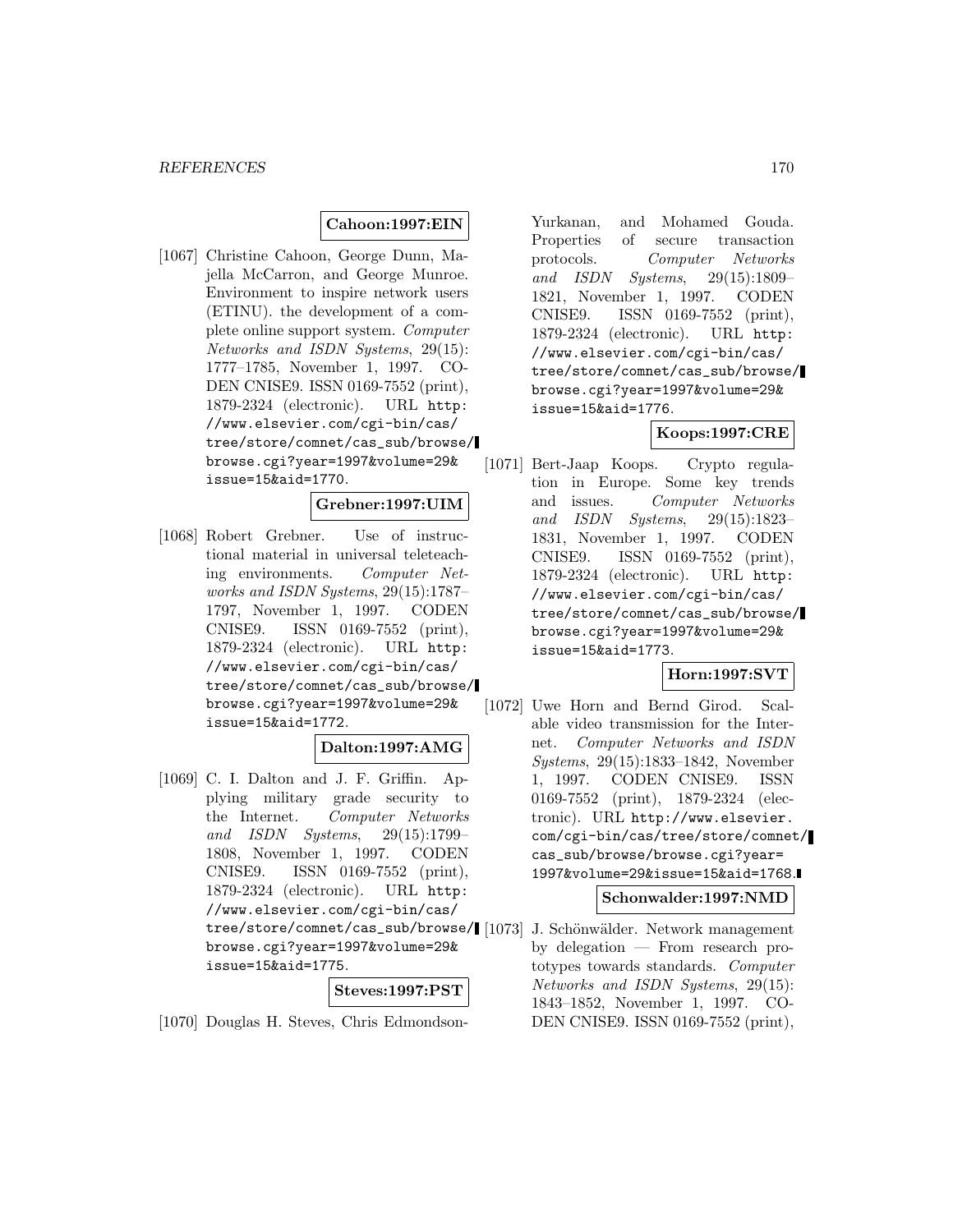**Cahoon:1997:EIN**

[1067] Christine Cahoon, George Dunn, Majella McCarron, and George Munroe. Environment to inspire network users (ETINU). the development of a complete online support system. *Computer Networks and ISDN Systems*, 29(15): 1777–1785, November 1, 1997. CODEN CNISE9. ISSN 0169-7552 (print), 1879-2324 (electronic). URL http://www.elsevier.com/cgi-bin/cas/tree/store/comnet/cas_sub/browse/browse.cgi?year=1997&volume=29&issue=15&aid=1770.

**Grebner:1997:UIM**

[1068] Robert Grebner. Use of instructional material in universal teleteaching environments. *Computer Networks and ISDN Systems*, 29(15):1787–1797, November 1, 1997. CODEN CNISE9. ISSN 0169-7552 (print), 1879-2324 (electronic). URL http://www.elsevier.com/cgi-bin/cas/tree/store/comnet/cas_sub/browse/browse.cgi?year=1997&volume=29&issue=15&aid=1772.

**Dalton:1997:AMG**

[1069] C. I. Dalton and J. F. Griffin. Applying military grade security to the Internet. *Computer Networks and ISDN Systems*, 29(15):1799–1808, November 1, 1997. CODEN CNISE9. ISSN 0169-7552 (print), 1879-2324 (electronic). URL http://www.elsevier.com/cgi-bin/cas/tree/store/comnet/cas_sub/browse/browse.cgi?year=1997&volume=29&issue=15&aid=1775.

**Steves:1997:PST**

[1070] Douglas H. Steves, Chris Edmondson-Yurkanan, and Mohamed Gouda. Properties of secure transaction protocols. *Computer Networks and ISDN Systems*, 29(15):1809–1821, November 1, 1997. CODEN CNISE9. ISSN 0169-7552 (print), 1879-2324 (electronic). URL http://www.elsevier.com/cgi-bin/cas/tree/store/comnet/cas_sub/browse/browse.cgi?year=1997&volume=29&issue=15&aid=1776.

**Koops:1997:CRE**

[1071] Bert-Jaap Koops. Crypto regulation in Europe. Some key trends and issues. *Computer Networks and ISDN Systems*, 29(15):1823–1831, November 1, 1997. CODEN CNISE9. ISSN 0169-7552 (print), 1879-2324 (electronic). URL http://www.elsevier.com/cgi-bin/cas/tree/store/comnet/cas_sub/browse/browse.cgi?year=1997&volume=29&issue=15&aid=1773.

**Horn:1997:SVT**

[1072] Uwe Horn and Bernd Girod. Scalable video transmission for the Internet. *Computer Networks and ISDN Systems*, 29(15):1833–1842, November 1, 1997. CODEN CNISE9. ISSN 0169-7552 (print), 1879-2324 (electronic). URL http://www.elsevier.com/cgi-bin/cas/tree/store/comnet/cas_sub/browse/browse.cgi?year=1997&volume=29&issue=15&aid=1768.

**Schonwalder:1997:NMD**

[1073] J. Schönwälder. Network management by delegation — From research prototypes towards standards. *Computer Networks and ISDN Systems*, 29(15): 1843–1852, November 1, 1997. CODEN CNISE9. ISSN 0169-7552 (print),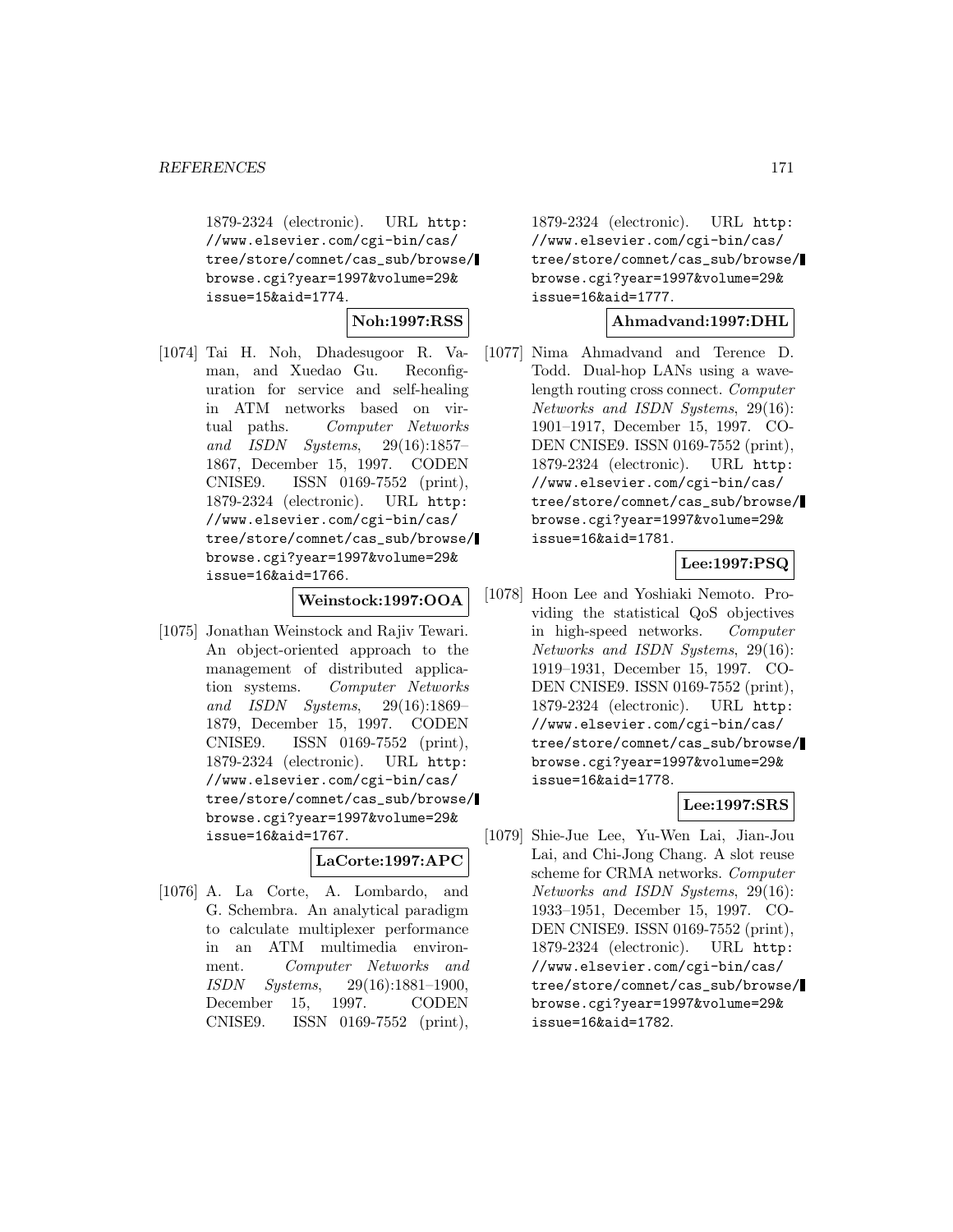1879-2324 (electronic). URL http://www.elsevier.com/cgi-bin/cas/tree/store/comnet/cas_sub/browse/browse.cgi?year=1997&volume=29&issue=15&aid=1774.

**Noh:1997:RSS**

[1074] Tai H. Noh, Dhadesugoor R. Vaman, and Xuedao Gu. Reconfiguration for service and self-healing in ATM networks based on virtual paths. *Computer Networks and ISDN Systems*, 29(16):1857–1867, December 15, 1997. CODEN CNISE9. ISSN 0169-7552 (print), 1879-2324 (electronic). URL http://www.elsevier.com/cgi-bin/cas/tree/store/comnet/cas_sub/browse/browse.cgi?year=1997&volume=29&issue=16&aid=1766.

**Weinstock:1997:OOA**

[1075] Jonathan Weinstock and Rajiv Tewari. An object-oriented approach to the management of distributed application systems. *Computer Networks and ISDN Systems*, 29(16):1869–1879, December 15, 1997. CODEN CNISE9. ISSN 0169-7552 (print), 1879-2324 (electronic). URL http://www.elsevier.com/cgi-bin/cas/tree/store/comnet/cas_sub/browse/browse.cgi?year=1997&volume=29&issue=16&aid=1767.

**LaCorte:1997:APC**

[1076] A. La Corte, A. Lombardo, and G. Schembra. An analytical paradigm to calculate multiplexer performance in an ATM multimedia environment. *Computer Networks and ISDN Systems*, 29(16):1881–1900, December 15, 1997. CODEN CNISE9. ISSN 0169-7552 (print), 1879-2324 (electronic). URL http://www.elsevier.com/cgi-bin/cas/tree/store/comnet/cas_sub/browse/browse.cgi?year=1997&volume=29&issue=16&aid=1777.

**Ahmadvand:1997:DHL**

[1077] Nima Ahmadvand and Terence D. Todd. Dual-hop LANs using a wavelength routing cross connect. *Computer Networks and ISDN Systems*, 29(16):1901–1917, December 15, 1997. CODEN CNISE9. ISSN 0169-7552 (print), 1879-2324 (electronic). URL http://www.elsevier.com/cgi-bin/cas/tree/store/comnet/cas_sub/browse/browse.cgi?year=1997&volume=29&issue=16&aid=1781.

**Lee:1997:PSQ**

[1078] Hoon Lee and Yoshiaki Nemoto. Providing the statistical QoS objectives in high-speed networks. *Computer Networks and ISDN Systems*, 29(16):1919–1931, December 15, 1997. CODEN CNISE9. ISSN 0169-7552 (print), 1879-2324 (electronic). URL http://www.elsevier.com/cgi-bin/cas/tree/store/comnet/cas_sub/browse/browse.cgi?year=1997&volume=29&issue=16&aid=1778.

**Lee:1997:SRS**

[1079] Shie-Jue Lee, Yu-Wen Lai, Jian-Jou Lai, and Chi-Jong Chang. A slot reuse scheme for CRMA networks. *Computer Networks and ISDN Systems*, 29(16):1933–1951, December 15, 1997. CODEN CNISE9. ISSN 0169-7552 (print), 1879-2324 (electronic). URL http://www.elsevier.com/cgi-bin/cas/tree/store/comnet/cas_sub/browse/browse.cgi?year=1997&volume=29&issue=16&aid=1782.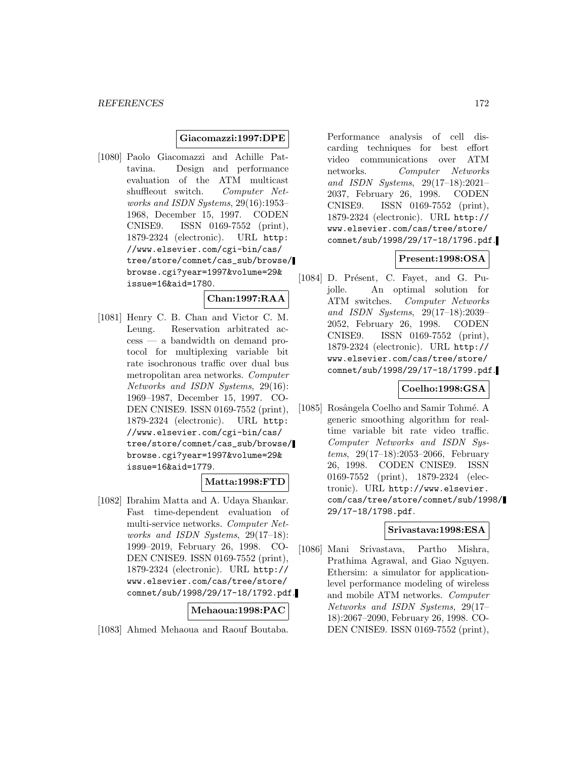**Giacomazzi:1997:DPE**

[1080] Paolo Giacomazzi and Achille Pattavina. Design and performance evaluation of the ATM multicast shuffleout switch. *Computer Networks and ISDN Systems*, 29(16):1953–1968, December 15, 1997. CODEN CNISE9. ISSN 0169-7552 (print), 1879-2324 (electronic). URL http://www.elsevier.com/cgi-bin/cas/tree/store/comnet/cas_sub/browse/browse.cgi?year=1997&volume=29&issue=16&aid=1780.

**Chan:1997:RAA**

[1081] Henry C. B. Chan and Victor C. M. Leung. Reservation arbitrated access — a bandwidth on demand protocol for multiplexing variable bit rate isochronous traffic over dual bus metropolitan area networks. *Computer Networks and ISDN Systems*, 29(16):1969–1987, December 15, 1997. CODEN CNISE9. ISSN 0169-7552 (print), 1879-2324 (electronic). URL http://www.elsevier.com/cgi-bin/cas/tree/store/comnet/cas_sub/browse/browse.cgi?year=1997&volume=29&issue=16&aid=1779.

**Matta:1998:FTD**

[1082] Ibrahim Matta and A. Udaya Shankar. Fast time-dependent evaluation of multi-service networks. *Computer Networks and ISDN Systems*, 29(17–18):1999–2019, February 26, 1998. CODEN CNISE9. ISSN 0169-7552 (print), 1879-2324 (electronic). URL http://www.elsevier.com/cas/tree/store/comnet/sub/1998/29/17-18/1792.pdf.

**Mehaoua:1998:PAC**

[1083] Ahmed Mehaoua and Raouf Boutaba. Performance analysis of cell discarding techniques for best effort video communications over ATM networks. *Computer Networks and ISDN Systems*, 29(17–18):2021–2037, February 26, 1998. CODEN CNISE9. ISSN 0169-7552 (print), 1879-2324 (electronic). URL http://www.elsevier.com/cas/tree/store/comnet/sub/1998/29/17-18/1796.pdf.

**Present:1998:OSA**

[1084] D. Présent, C. Fayet, and G. Pujolle. An optimal solution for ATM switches. *Computer Networks and ISDN Systems*, 29(17–18):2039–2052, February 26, 1998. CODEN CNISE9. ISSN 0169-7552 (print), 1879-2324 (electronic). URL http://www.elsevier.com/cas/tree/store/comnet/sub/1998/29/17-18/1799.pdf.

**Coelho:1998:GSA**

[1085] Rosângela Coelho and Samir Tohmé. A generic smoothing algorithm for real-time variable bit rate video traffic. *Computer Networks and ISDN Systems*, 29(17–18):2053–2066, February 26, 1998. CODEN CNISE9. ISSN 0169-7552 (print), 1879-2324 (electronic). URL http://www.elsevier.com/cas/tree/store/comnet/sub/1998/29/17-18/1798.pdf.

**Srivastava:1998:ESA**

[1086] Mani Srivastava, Partho Mishra, Prathima Agrawal, and Giao Nguyen. Ethersim: a simulator for application-level performance modeling of wireless and mobile ATM networks. *Computer Networks and ISDN Systems*, 29(17–18):2067–2090, February 26, 1998. CODEN CNISE9. ISSN 0169-7552 (print),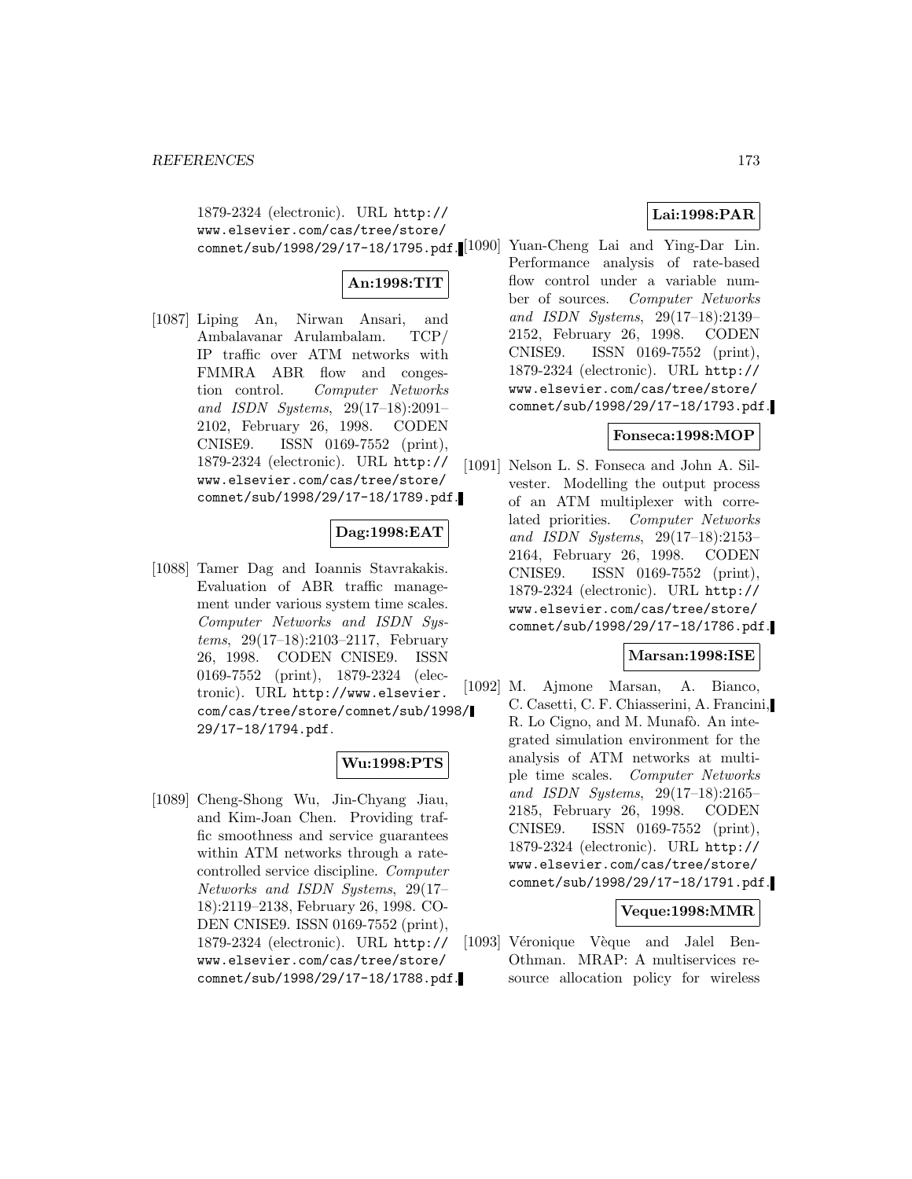1879-2324 (electronic). URL http://www.elsevier.com/cas/tree/store/comnet/sub/1998/29/17-18/1795.pdf.

**An:1998:TIT**

[1087] Liping An, Nirwan Ansari, and Ambalavanar Arulambalam. TCP/IP traffic over ATM networks with FMMRA ABR flow and congestion control. *Computer Networks and ISDN Systems*, 29(17–18):2091–2102, February 26, 1998. CODEN CNISE9. ISSN 0169-7552 (print), 1879-2324 (electronic). URL http://www.elsevier.com/cas/tree/store/comnet/sub/1998/29/17-18/1789.pdf.

**Dag:1998:EAT**

[1088] Tamer Dag and Ioannis Stavrakakis. Evaluation of ABR traffic management under various system time scales. *Computer Networks and ISDN Systems*, 29(17–18):2103–2117, February 26, 1998. CODEN CNISE9. ISSN 0169-7552 (print), 1879-2324 (electronic). URL http://www.elsevier.com/cas/tree/store/comnet/sub/1998/29/17-18/1794.pdf.

**Wu:1998:PTS**

[1089] Cheng-Shong Wu, Jin-Chyang Jiau, and Kim-Joan Chen. Providing traffic smoothness and service guarantees within ATM networks through a rate-controlled service discipline. *Computer Networks and ISDN Systems*, 29(17–18):2119–2138, February 26, 1998. CODEN CNISE9. ISSN 0169-7552 (print), 1879-2324 (electronic). URL http://www.elsevier.com/cas/tree/store/comnet/sub/1998/29/17-18/1788.pdf.

**Lai:1998:PAR**

[1090] Yuan-Cheng Lai and Ying-Dar Lin. Performance analysis of rate-based flow control under a variable number of sources. *Computer Networks and ISDN Systems*, 29(17–18):2139–2152, February 26, 1998. CODEN CNISE9. ISSN 0169-7552 (print), 1879-2324 (electronic). URL http://www.elsevier.com/cas/tree/store/comnet/sub/1998/29/17-18/1793.pdf.

**Fonseca:1998:MOP**

[1091] Nelson L. S. Fonseca and John A. Silvester. Modelling the output process of an ATM multiplexer with correlated priorities. *Computer Networks and ISDN Systems*, 29(17–18):2153–2164, February 26, 1998. CODEN CNISE9. ISSN 0169-7552 (print), 1879-2324 (electronic). URL http://www.elsevier.com/cas/tree/store/comnet/sub/1998/29/17-18/1786.pdf.

**Marsan:1998:ISE**

[1092] M. Ajmone Marsan, A. Bianco, C. Casetti, C. F. Chiasserini, A. Francini, R. Lo Cigno, and M. Munafò. An integrated simulation environment for the analysis of ATM networks at multiple time scales. *Computer Networks and ISDN Systems*, 29(17–18):2165–2185, February 26, 1998. CODEN CNISE9. ISSN 0169-7552 (print), 1879-2324 (electronic). URL http://www.elsevier.com/cas/tree/store/comnet/sub/1998/29/17-18/1791.pdf.

**Veque:1998:MMR**

[1093] Véronique Vèque and Jalel Ben-Othman. MRAP: A multiservices resource allocation policy for wireless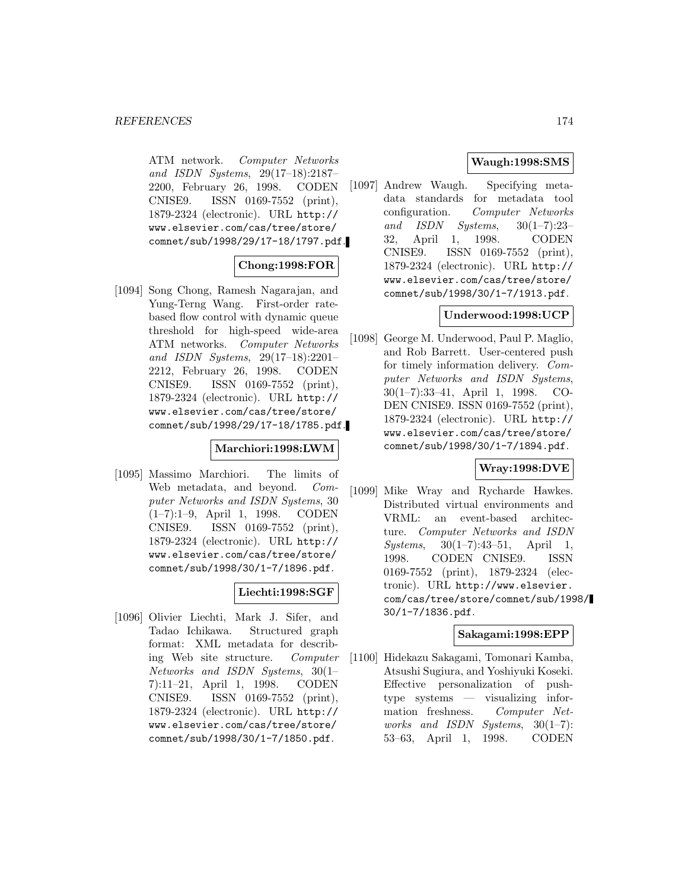ATM network. *Computer Networks and ISDN Systems*, 29(17–18):2187–2200, February 26, 1998. CODEN CNISE9. ISSN 0169-7552 (print), 1879-2324 (electronic). URL http://www.elsevier.com/cas/tree/store/comnet/sub/1998/29/17-18/1797.pdf.

**Chong:1998:FOR**

[1094] Song Chong, Ramesh Nagarajan, and Yung-Terng Wang. First-order rate-based flow control with dynamic queue threshold for high-speed wide-area ATM networks. *Computer Networks and ISDN Systems*, 29(17–18):2201–2212, February 26, 1998. CODEN CNISE9. ISSN 0169-7552 (print), 1879-2324 (electronic). URL http://www.elsevier.com/cas/tree/store/comnet/sub/1998/29/17-18/1785.pdf.

**Marchiori:1998:LWM**

[1095] Massimo Marchiori. The limits of Web metadata, and beyond. *Computer Networks and ISDN Systems*, 30(1–7):1–9, April 1, 1998. CODEN CNISE9. ISSN 0169-7552 (print), 1879-2324 (electronic). URL http://www.elsevier.com/cas/tree/store/comnet/sub/1998/30/1-7/1896.pdf.

**Liechti:1998:SGF**

[1096] Olivier Liechti, Mark J. Sifer, and Tadao Ichikawa. Structured graph format: XML metadata for describing Web site structure. *Computer Networks and ISDN Systems*, 30(1–7):11–21, April 1, 1998. CODEN CNISE9. ISSN 0169-7552 (print), 1879-2324 (electronic). URL http://www.elsevier.com/cas/tree/store/comnet/sub/1998/30/1-7/1850.pdf.

**Waugh:1998:SMS**

[1097] Andrew Waugh. Specifying metadata standards for metadata tool configuration. *Computer Networks and ISDN Systems*, 30(1–7):23–32, April 1, 1998. CODEN CNISE9. ISSN 0169-7552 (print), 1879-2324 (electronic). URL http://www.elsevier.com/cas/tree/store/comnet/sub/1998/30/1-7/1913.pdf.

**Underwood:1998:UCP**

[1098] George M. Underwood, Paul P. Maglio, and Rob Barrett. User-centered push for timely information delivery. *Computer Networks and ISDN Systems*, 30(1–7):33–41, April 1, 1998. CODEN CNISE9. ISSN 0169-7552 (print), 1879-2324 (electronic). URL http://www.elsevier.com/cas/tree/store/comnet/sub/1998/30/1-7/1894.pdf.

**Wray:1998:DVE**

[1099] Mike Wray and Rycharde Hawkes. Distributed virtual environments and VRML: an event-based architecture. *Computer Networks and ISDN Systems*, 30(1–7):43–51, April 1, 1998. CODEN CNISE9. ISSN 0169-7552 (print), 1879-2324 (electronic). URL http://www.elsevier.com/cas/tree/store/comnet/sub/1998/30/1-7/1836.pdf.

**Sakagami:1998:EPP**

[1100] Hidekazu Sakagami, Tomonari Kamba, Atsushi Sugiura, and Yoshiyuki Koseki. Effective personalization of push-type systems — visualizing information freshness. *Computer Networks and ISDN Systems*, 30(1–7):53–63, April 1, 1998. CODEN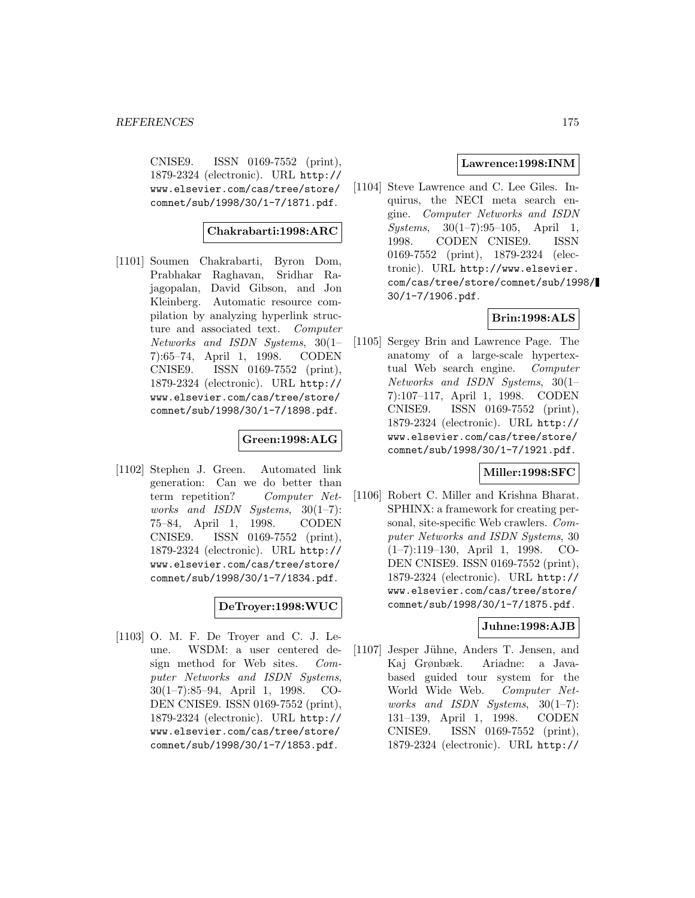CNISE9. ISSN 0169-7552 (print), 1879-2324 (electronic). URL http://www.elsevier.com/cas/tree/store/comnet/sub/1998/30/1-7/1871.pdf.

**Chakrabarti:1998:ARC**

[1101] Soumen Chakrabarti, Byron Dom, Prabhakar Raghavan, Sridhar Rajagopalan, David Gibson, and Jon Kleinberg. Automatic resource compilation by analyzing hyperlink structure and associated text. *Computer Networks and ISDN Systems*, 30(1–7):65–74, April 1, 1998. CODEN CNISE9. ISSN 0169-7552 (print), 1879-2324 (electronic). URL http://www.elsevier.com/cas/tree/store/comnet/sub/1998/30/1-7/1898.pdf.

**Green:1998:ALG**

[1102] Stephen J. Green. Automated link generation: Can we do better than term repetition? *Computer Networks and ISDN Systems*, 30(1–7):75–84, April 1, 1998. CODEN CNISE9. ISSN 0169-7552 (print), 1879-2324 (electronic). URL http://www.elsevier.com/cas/tree/store/comnet/sub/1998/30/1-7/1834.pdf.

**DeTroyer:1998:WUC**

[1103] O. M. F. De Troyer and C. J. Leune. WSDM: a user centered design method for Web sites. *Computer Networks and ISDN Systems*, 30(1–7):85–94, April 1, 1998. CODEN CNISE9. ISSN 0169-7552 (print), 1879-2324 (electronic). URL http://www.elsevier.com/cas/tree/store/comnet/sub/1998/30/1-7/1853.pdf.

**Lawrence:1998:INM**

[1104] Steve Lawrence and C. Lee Giles. Inquirus, the NECI meta search engine. *Computer Networks and ISDN Systems*, 30(1–7):95–105, April 1, 1998. CODEN CNISE9. ISSN 0169-7552 (print), 1879-2324 (electronic). URL http://www.elsevier.com/cas/tree/store/comnet/sub/1998/30/1-7/1906.pdf.

**Brin:1998:ALS**

[1105] Sergey Brin and Lawrence Page. The anatomy of a large-scale hypertextual Web search engine. *Computer Networks and ISDN Systems*, 30(1–7):107–117, April 1, 1998. CODEN CNISE9. ISSN 0169-7552 (print), 1879-2324 (electronic). URL http://www.elsevier.com/cas/tree/store/comnet/sub/1998/30/1-7/1921.pdf.

**Miller:1998:SFC**

[1106] Robert C. Miller and Krishna Bharat. SPHINX: a framework for creating personal, site-specific Web crawlers. *Computer Networks and ISDN Systems*, 30(1–7):119–130, April 1, 1998. CODEN CNISE9. ISSN 0169-7552 (print), 1879-2324 (electronic). URL http://www.elsevier.com/cas/tree/store/comnet/sub/1998/30/1-7/1875.pdf.

**Juhne:1998:AJB**

[1107] Jesper Jühne, Anders T. Jensen, and Kaj Grønbæk. Ariadne: a Java-based guided tour system for the World Wide Web. *Computer Networks and ISDN Systems*, 30(1–7):131–139, April 1, 1998. CODEN CNISE9. ISSN 0169-7552 (print), 1879-2324 (electronic). URL http://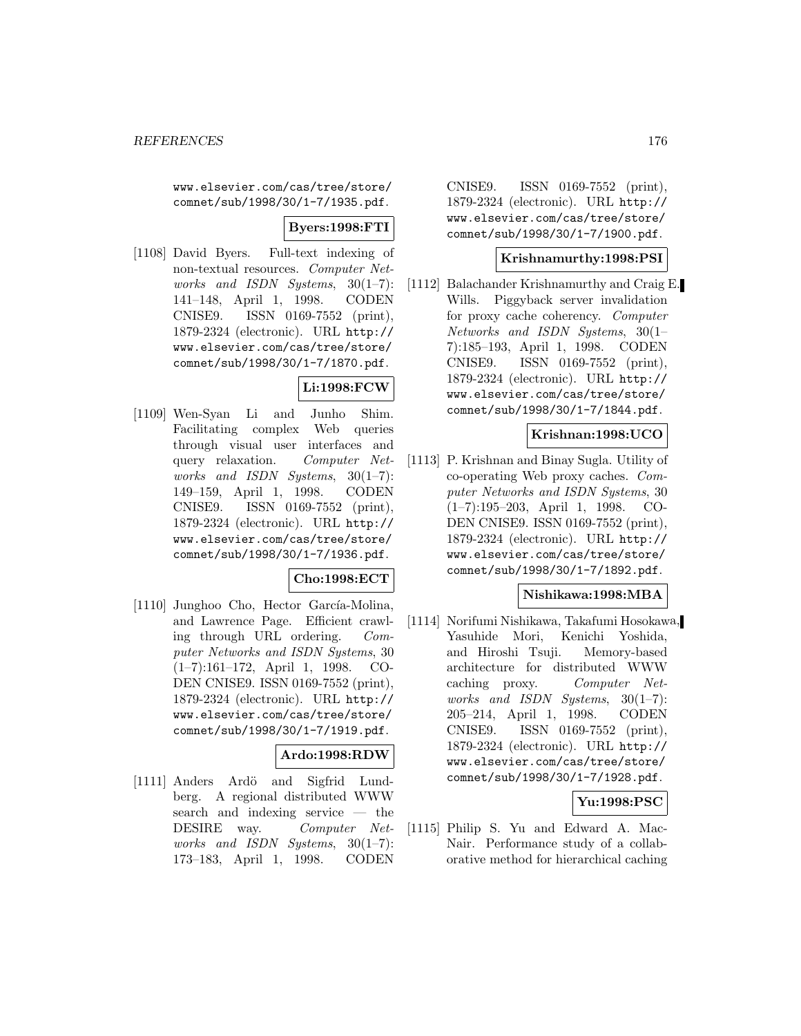www.elsevier.com/cas/tree/store/comnet/sub/1998/30/1-7/1935.pdf.

**Byers:1998:FTI**

[1108] David Byers. Full-text indexing of non-textual resources. *Computer Networks and ISDN Systems*, 30(1–7): 141–148, April 1, 1998. CODEN CNISE9. ISSN 0169-7552 (print), 1879-2324 (electronic). URL http://www.elsevier.com/cas/tree/store/comnet/sub/1998/30/1-7/1870.pdf.

**Li:1998:FCW**

[1109] Wen-Syan Li and Junho Shim. Facilitating complex Web queries through visual user interfaces and query relaxation. *Computer Networks and ISDN Systems*, 30(1–7): 149–159, April 1, 1998. CODEN CNISE9. ISSN 0169-7552 (print), 1879-2324 (electronic). URL http://www.elsevier.com/cas/tree/store/comnet/sub/1998/30/1-7/1936.pdf.

**Cho:1998:ECT**

[1110] Junghoo Cho, Hector García-Molina, and Lawrence Page. Efficient crawling through URL ordering. *Computer Networks and ISDN Systems*, 30 (1–7):161–172, April 1, 1998. CODEN CNISE9. ISSN 0169-7552 (print), 1879-2324 (electronic). URL http://www.elsevier.com/cas/tree/store/comnet/sub/1998/30/1-7/1919.pdf.

**Ardo:1998:RDW**

[1111] Anders Ardö and Sigfrid Lundberg. A regional distributed WWW search and indexing service — the DESIRE way. *Computer Networks and ISDN Systems*, 30(1–7): 173–183, April 1, 1998. CODEN CNISE9. ISSN 0169-7552 (print), 1879-2324 (electronic). URL http://www.elsevier.com/cas/tree/store/comnet/sub/1998/30/1-7/1900.pdf.

**Krishnamurthy:1998:PSI**

[1112] Balachander Krishnamurthy and Craig E. Wills. Piggyback server invalidation for proxy cache coherency. *Computer Networks and ISDN Systems*, 30(1–7):185–193, April 1, 1998. CODEN CNISE9. ISSN 0169-7552 (print), 1879-2324 (electronic). URL http://www.elsevier.com/cas/tree/store/comnet/sub/1998/30/1-7/1844.pdf.

**Krishnan:1998:UCO**

[1113] P. Krishnan and Binay Sugla. Utility of co-operating Web proxy caches. *Computer Networks and ISDN Systems*, 30 (1–7):195–203, April 1, 1998. CODEN CNISE9. ISSN 0169-7552 (print), 1879-2324 (electronic). URL http://www.elsevier.com/cas/tree/store/comnet/sub/1998/30/1-7/1892.pdf.

**Nishikawa:1998:MBA**

[1114] Norifumi Nishikawa, Takafumi Hosokawa, Yasuhide Mori, Kenichi Yoshida, and Hiroshi Tsuji. Memory-based architecture for distributed WWW caching proxy. *Computer Networks and ISDN Systems*, 30(1–7): 205–214, April 1, 1998. CODEN CNISE9. ISSN 0169-7552 (print), 1879-2324 (electronic). URL http://www.elsevier.com/cas/tree/store/comnet/sub/1998/30/1-7/1928.pdf.

**Yu:1998:PSC**

[1115] Philip S. Yu and Edward A. MacNair. Performance study of a collaborative method for hierarchical caching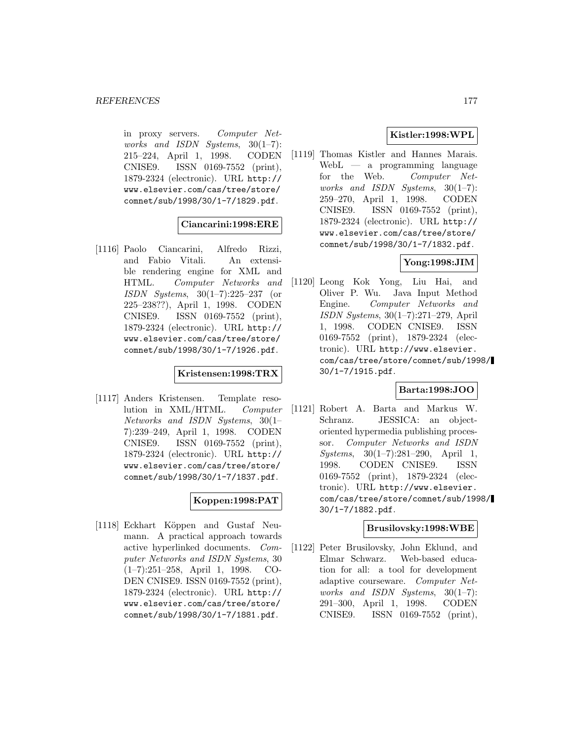in proxy servers. *Computer Networks and ISDN Systems*, 30(1–7): 215–224, April 1, 1998. CODEN CNISE9. ISSN 0169-7552 (print), 1879-2324 (electronic). URL http://www.elsevier.com/cas/tree/store/comnet/sub/1998/30/1-7/1829.pdf.

**Ciancarini:1998:ERE**

[1116] Paolo Ciancarini, Alfredo Rizzi, and Fabio Vitali. An extensible rendering engine for XML and HTML. *Computer Networks and ISDN Systems*, 30(1–7):225–237 (or 225–238??), April 1, 1998. CODEN CNISE9. ISSN 0169-7552 (print), 1879-2324 (electronic). URL http://www.elsevier.com/cas/tree/store/comnet/sub/1998/30/1-7/1926.pdf.

**Kristensen:1998:TRX**

[1117] Anders Kristensen. Template resolution in XML/HTML. *Computer Networks and ISDN Systems*, 30(1–7):239–249, April 1, 1998. CODEN CNISE9. ISSN 0169-7552 (print), 1879-2324 (electronic). URL http://www.elsevier.com/cas/tree/store/comnet/sub/1998/30/1-7/1837.pdf.

**Koppen:1998:PAT**

[1118] Eckhart Köppen and Gustaf Neumann. A practical approach towards active hyperlinked documents. *Computer Networks and ISDN Systems*, 30 (1–7):251–258, April 1, 1998. CODEN CNISE9. ISSN 0169-7552 (print), 1879-2324 (electronic). URL http://www.elsevier.com/cas/tree/store/comnet/sub/1998/30/1-7/1881.pdf.

**Kistler:1998:WPL**

[1119] Thomas Kistler and Hannes Marais. WebL — a programming language for the Web. *Computer Networks and ISDN Systems*, 30(1–7): 259–270, April 1, 1998. CODEN CNISE9. ISSN 0169-7552 (print), 1879-2324 (electronic). URL http://www.elsevier.com/cas/tree/store/comnet/sub/1998/30/1-7/1832.pdf.

**Yong:1998:JIM**

[1120] Leong Kok Yong, Liu Hai, and Oliver P. Wu. Java Input Method Engine. *Computer Networks and ISDN Systems*, 30(1–7):271–279, April 1, 1998. CODEN CNISE9. ISSN 0169-7552 (print), 1879-2324 (electronic). URL http://www.elsevier.com/cas/tree/store/comnet/sub/1998/30/1-7/1915.pdf.

**Barta:1998:JOO**

[1121] Robert A. Barta and Markus W. Schranz. JESSICA: an object-oriented hypermedia publishing processor. *Computer Networks and ISDN Systems*, 30(1–7):281–290, April 1, 1998. CODEN CNISE9. ISSN 0169-7552 (print), 1879-2324 (electronic). URL http://www.elsevier.com/cas/tree/store/comnet/sub/1998/30/1-7/1882.pdf.

**Brusilovsky:1998:WBE**

[1122] Peter Brusilovsky, John Eklund, and Elmar Schwarz. Web-based education for all: a tool for development adaptive courseware. *Computer Networks and ISDN Systems*, 30(1–7): 291–300, April 1, 1998. CODEN CNISE9. ISSN 0169-7552 (print),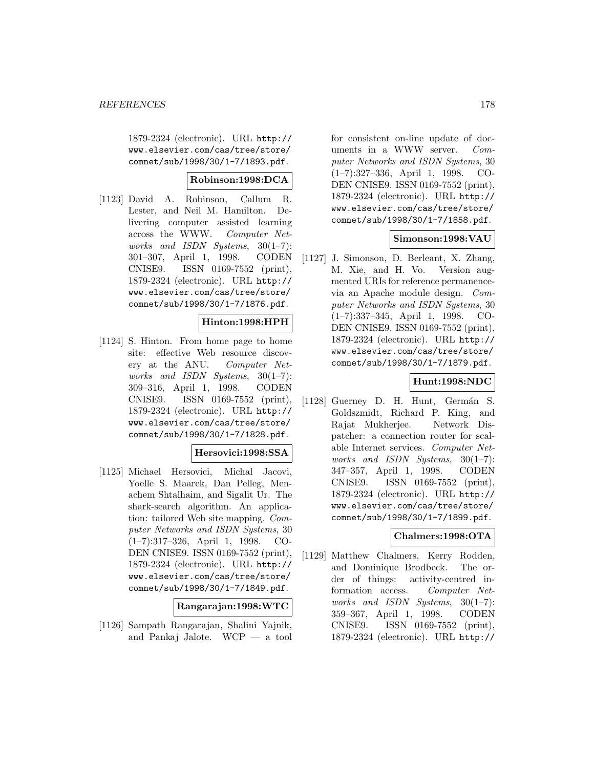1879-2324 (electronic). URL http://www.elsevier.com/cas/tree/store/comnet/sub/1998/30/1-7/1893.pdf.

**Robinson:1998:DCA**

[1123] David A. Robinson, Callum R. Lester, and Neil M. Hamilton. Delivering computer assisted learning across the WWW. *Computer Networks and ISDN Systems*, 30(1–7): 301–307, April 1, 1998. CODEN CNISE9. ISSN 0169-7552 (print), 1879-2324 (electronic). URL http://www.elsevier.com/cas/tree/store/comnet/sub/1998/30/1-7/1876.pdf.

**Hinton:1998:HPH**

[1124] S. Hinton. From home page to home site: effective Web resource discovery at the ANU. *Computer Networks and ISDN Systems*, 30(1–7): 309–316, April 1, 1998. CODEN CNISE9. ISSN 0169-7552 (print), 1879-2324 (electronic). URL http://www.elsevier.com/cas/tree/store/comnet/sub/1998/30/1-7/1828.pdf.

**Hersovici:1998:SSA**

[1125] Michael Hersovici, Michal Jacovi, Yoelle S. Maarek, Dan Pelleg, Menachem Shtalhaim, and Sigalit Ur. The shark-search algorithm. An application: tailored Web site mapping. *Computer Networks and ISDN Systems*, 30 (1–7):317–326, April 1, 1998. CODEN CNISE9. ISSN 0169-7552 (print), 1879-2324 (electronic). URL http://www.elsevier.com/cas/tree/store/comnet/sub/1998/30/1-7/1849.pdf.

**Rangarajan:1998:WTC**

[1126] Sampath Rangarajan, Shalini Yajnik, and Pankaj Jalote. WCP — a tool for consistent on-line update of documents in a WWW server. *Computer Networks and ISDN Systems*, 30 (1–7):327–336, April 1, 1998. CODEN CNISE9. ISSN 0169-7552 (print), 1879-2324 (electronic). URL http://www.elsevier.com/cas/tree/store/comnet/sub/1998/30/1-7/1858.pdf.

**Simonson:1998:VAU**

[1127] J. Simonson, D. Berleant, X. Zhang, M. Xie, and H. Vo. Version augmented URIs for reference permanencevia an Apache module design. *Computer Networks and ISDN Systems*, 30 (1–7):337–345, April 1, 1998. CODEN CNISE9. ISSN 0169-7552 (print), 1879-2324 (electronic). URL http://www.elsevier.com/cas/tree/store/comnet/sub/1998/30/1-7/1879.pdf.

**Hunt:1998:NDC**

[1128] Guerney D. H. Hunt, Germán S. Goldszmidt, Richard P. King, and Rajat Mukherjee. Network Dispatcher: a connection router for scalable Internet services. *Computer Networks and ISDN Systems*, 30(1–7): 347–357, April 1, 1998. CODEN CNISE9. ISSN 0169-7552 (print), 1879-2324 (electronic). URL http://www.elsevier.com/cas/tree/store/comnet/sub/1998/30/1-7/1899.pdf.

**Chalmers:1998:OTA**

[1129] Matthew Chalmers, Kerry Rodden, and Dominique Brodbeck. The order of things: activity-centred information access. *Computer Networks and ISDN Systems*, 30(1–7): 359–367, April 1, 1998. CODEN CNISE9. ISSN 0169-7552 (print), 1879-2324 (electronic). URL http://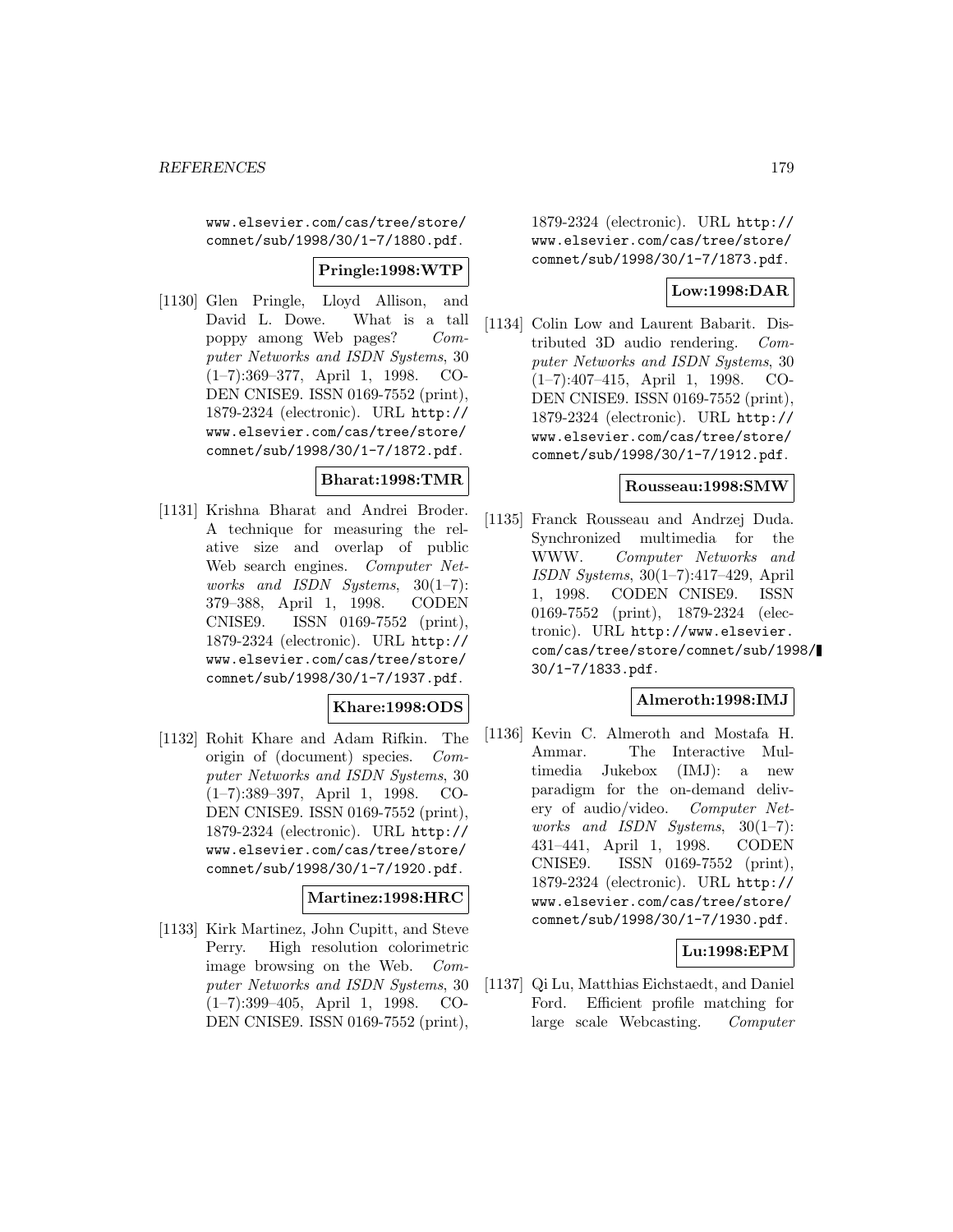www.elsevier.com/cas/tree/store/comnet/sub/1998/30/1-7/1880.pdf.

**Pringle:1998:WTP**

[1130] Glen Pringle, Lloyd Allison, and David L. Dowe. What is a tall poppy among Web pages? *Computer Networks and ISDN Systems*, 30 (1–7):369–377, April 1, 1998. CODEN CNISE9. ISSN 0169-7552 (print), 1879-2324 (electronic). URL http://www.elsevier.com/cas/tree/store/comnet/sub/1998/30/1-7/1872.pdf.

**Bharat:1998:TMR**

[1131] Krishna Bharat and Andrei Broder. A technique for measuring the relative size and overlap of public Web search engines. *Computer Networks and ISDN Systems*, 30(1–7): 379–388, April 1, 1998. CODEN CNISE9. ISSN 0169-7552 (print), 1879-2324 (electronic). URL http://www.elsevier.com/cas/tree/store/comnet/sub/1998/30/1-7/1937.pdf.

**Khare:1998:ODS**

[1132] Rohit Khare and Adam Rifkin. The origin of (document) species. *Computer Networks and ISDN Systems*, 30 (1–7):389–397, April 1, 1998. CODEN CNISE9. ISSN 0169-7552 (print), 1879-2324 (electronic). URL http://www.elsevier.com/cas/tree/store/comnet/sub/1998/30/1-7/1920.pdf.

**Martinez:1998:HRC**

[1133] Kirk Martinez, John Cupitt, and Steve Perry. High resolution colorimetric image browsing on the Web. *Computer Networks and ISDN Systems*, 30 (1–7):399–405, April 1, 1998. CODEN CNISE9. ISSN 0169-7552 (print), 1879-2324 (electronic). URL http://www.elsevier.com/cas/tree/store/comnet/sub/1998/30/1-7/1873.pdf.

**Low:1998:DAR**

[1134] Colin Low and Laurent Babarit. Distributed 3D audio rendering. *Computer Networks and ISDN Systems*, 30 (1–7):407–415, April 1, 1998. CODEN CNISE9. ISSN 0169-7552 (print), 1879-2324 (electronic). URL http://www.elsevier.com/cas/tree/store/comnet/sub/1998/30/1-7/1912.pdf.

**Rousseau:1998:SMW**

[1135] Franck Rousseau and Andrzej Duda. Synchronized multimedia for the WWW. *Computer Networks and ISDN Systems*, 30(1–7):417–429, April 1, 1998. CODEN CNISE9. ISSN 0169-7552 (print), 1879-2324 (electronic). URL http://www.elsevier.com/cas/tree/store/comnet/sub/1998/30/1-7/1833.pdf.

**Almeroth:1998:IMJ**

[1136] Kevin C. Almeroth and Mostafa H. Ammar. The Interactive Multimedia Jukebox (IMJ): a new paradigm for the on-demand delivery of audio/video. *Computer Networks and ISDN Systems*, 30(1–7): 431–441, April 1, 1998. CODEN CNISE9. ISSN 0169-7552 (print), 1879-2324 (electronic). URL http://www.elsevier.com/cas/tree/store/comnet/sub/1998/30/1-7/1930.pdf.

**Lu:1998:EPM**

[1137] Qi Lu, Matthias Eichstaedt, and Daniel Ford. Efficient profile matching for large scale Webcasting. *Computer*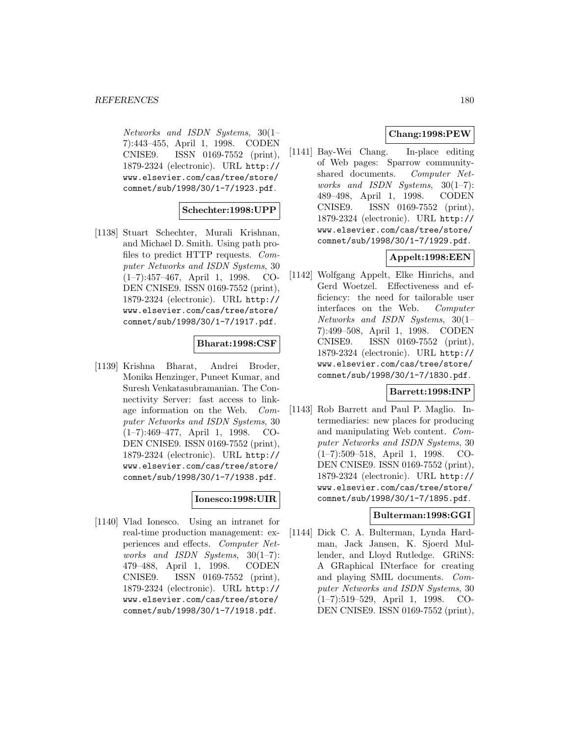Networks and ISDN Systems*, 30(1–7):443–455, April 1, 1998. CODEN CNISE9. ISSN 0169-7552 (print), 1879-2324 (electronic). URL http://www.elsevier.com/cas/tree/store/comnet/sub/1998/30/1-7/1923.pdf.

**Schechter:1998:UPP**

[1138] Stuart Schechter, Murali Krishnan, and Michael D. Smith. Using path profiles to predict HTTP requests. *Computer Networks and ISDN Systems*, 30 (1–7):457–467, April 1, 1998. CODEN CNISE9. ISSN 0169-7552 (print), 1879-2324 (electronic). URL http://www.elsevier.com/cas/tree/store/comnet/sub/1998/30/1-7/1917.pdf.

**Bharat:1998:CSF**

[1139] Krishna Bharat, Andrei Broder, Monika Henzinger, Puneet Kumar, and Suresh Venkatasubramanian. The Connectivity Server: fast access to linkage information on the Web. *Computer Networks and ISDN Systems*, 30 (1–7):469–477, April 1, 1998. CODEN CNISE9. ISSN 0169-7552 (print), 1879-2324 (electronic). URL http://www.elsevier.com/cas/tree/store/comnet/sub/1998/30/1-7/1938.pdf.

**Ionesco:1998:UIR**

[1140] Vlad Ionesco. Using an intranet for real-time production management: experiences and effects. *Computer Networks and ISDN Systems*, 30(1–7): 479–488, April 1, 1998. CODEN CNISE9. ISSN 0169-7552 (print), 1879-2324 (electronic). URL http://www.elsevier.com/cas/tree/store/comnet/sub/1998/30/1-7/1918.pdf.

**Chang:1998:PEW**

[1141] Bay-Wei Chang. In-place editing of Web pages: Sparrow community-shared documents. *Computer Networks and ISDN Systems*, 30(1–7): 489–498, April 1, 1998. CODEN CNISE9. ISSN 0169-7552 (print), 1879-2324 (electronic). URL http://www.elsevier.com/cas/tree/store/comnet/sub/1998/30/1-7/1929.pdf.

**Appelt:1998:EEN**

[1142] Wolfgang Appelt, Elke Hinrichs, and Gerd Woetzel. Effectiveness and efficiency: the need for tailorable user interfaces on the Web. *Computer Networks and ISDN Systems*, 30(1–7):499–508, April 1, 1998. CODEN CNISE9. ISSN 0169-7552 (print), 1879-2324 (electronic). URL http://www.elsevier.com/cas/tree/store/comnet/sub/1998/30/1-7/1830.pdf.

**Barrett:1998:INP**

[1143] Rob Barrett and Paul P. Maglio. Intermediaries: new places for producing and manipulating Web content. *Computer Networks and ISDN Systems*, 30 (1–7):509–518, April 1, 1998. CODEN CNISE9. ISSN 0169-7552 (print), 1879-2324 (electronic). URL http://www.elsevier.com/cas/tree/store/comnet/sub/1998/30/1-7/1895.pdf.

**Bulterman:1998:GGI**

[1144] Dick C. A. Bulterman, Lynda Hardman, Jack Jansen, K. Sjoerd Mullender, and Lloyd Rutledge. GRiNS: A GRaphical INterface for creating and playing SMIL documents. *Computer Networks and ISDN Systems*, 30 (1–7):519–529, April 1, 1998. CODEN CNISE9. ISSN 0169-7552 (print),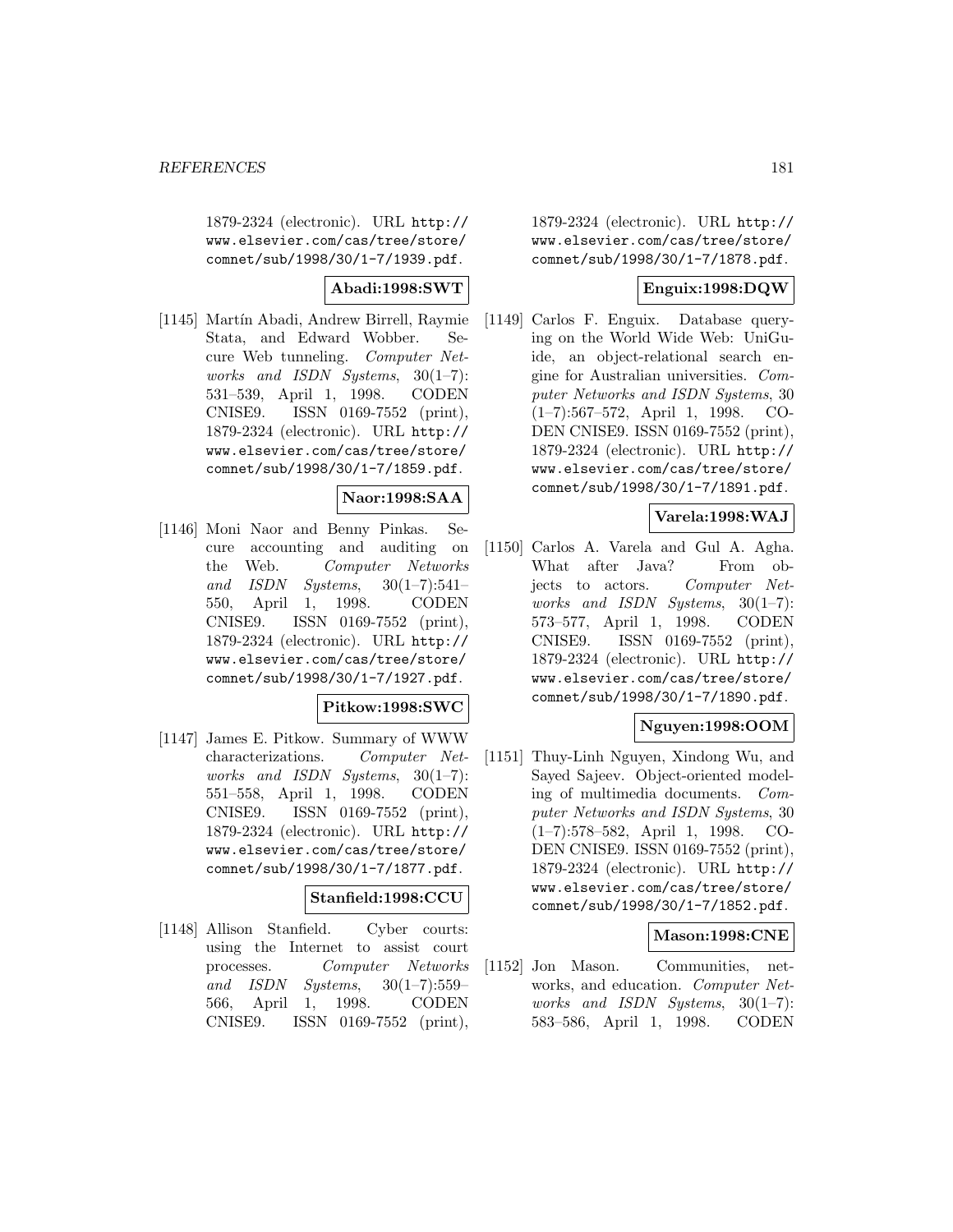1879-2324 (electronic). URL http://www.elsevier.com/cas/tree/store/comnet/sub/1998/30/1-7/1939.pdf.

**Abadi:1998:SWT**

[1145] Martín Abadi, Andrew Birrell, Raymie Stata, and Edward Wobber. Secure Web tunneling. *Computer Networks and ISDN Systems*, 30(1–7): 531–539, April 1, 1998. CODEN CNISE9. ISSN 0169-7552 (print), 1879-2324 (electronic). URL http://www.elsevier.com/cas/tree/store/comnet/sub/1998/30/1-7/1859.pdf.

**Naor:1998:SAA**

[1146] Moni Naor and Benny Pinkas. Secure accounting and auditing on the Web. *Computer Networks and ISDN Systems*, 30(1–7):541–550, April 1, 1998. CODEN CNISE9. ISSN 0169-7552 (print), 1879-2324 (electronic). URL http://www.elsevier.com/cas/tree/store/comnet/sub/1998/30/1-7/1927.pdf.

**Pitkow:1998:SWC**

[1147] James E. Pitkow. Summary of WWW characterizations. *Computer Networks and ISDN Systems*, 30(1–7): 551–558, April 1, 1998. CODEN CNISE9. ISSN 0169-7552 (print), 1879-2324 (electronic). URL http://www.elsevier.com/cas/tree/store/comnet/sub/1998/30/1-7/1877.pdf.

**Stanfield:1998:CCU**

[1148] Allison Stanfield. Cyber courts: using the Internet to assist court processes. *Computer Networks and ISDN Systems*, 30(1–7):559–566, April 1, 1998. CODEN CNISE9. ISSN 0169-7552 (print), 1879-2324 (electronic). URL http://www.elsevier.com/cas/tree/store/comnet/sub/1998/30/1-7/1878.pdf.

**Enguix:1998:DQW**

[1149] Carlos F. Enguix. Database querying on the World Wide Web: UniGuide, an object-relational search engine for Australian universities. *Computer Networks and ISDN Systems*, 30 (1–7):567–572, April 1, 1998. CODEN CNISE9. ISSN 0169-7552 (print), 1879-2324 (electronic). URL http://www.elsevier.com/cas/tree/store/comnet/sub/1998/30/1-7/1891.pdf.

**Varela:1998:WAJ**

[1150] Carlos A. Varela and Gul A. Agha. What after Java? From objects to actors. *Computer Networks and ISDN Systems*, 30(1–7): 573–577, April 1, 1998. CODEN CNISE9. ISSN 0169-7552 (print), 1879-2324 (electronic). URL http://www.elsevier.com/cas/tree/store/comnet/sub/1998/30/1-7/1890.pdf.

**Nguyen:1998:OOM**

[1151] Thuy-Linh Nguyen, Xindong Wu, and Sayed Sajeev. Object-oriented modeling of multimedia documents. *Computer Networks and ISDN Systems*, 30 (1–7):578–582, April 1, 1998. CODEN CNISE9. ISSN 0169-7552 (print), 1879-2324 (electronic). URL http://www.elsevier.com/cas/tree/store/comnet/sub/1998/30/1-7/1852.pdf.

**Mason:1998:CNE**

[1152] Jon Mason. Communities, networks, and education. *Computer Networks and ISDN Systems*, 30(1–7): 583–586, April 1, 1998. CODEN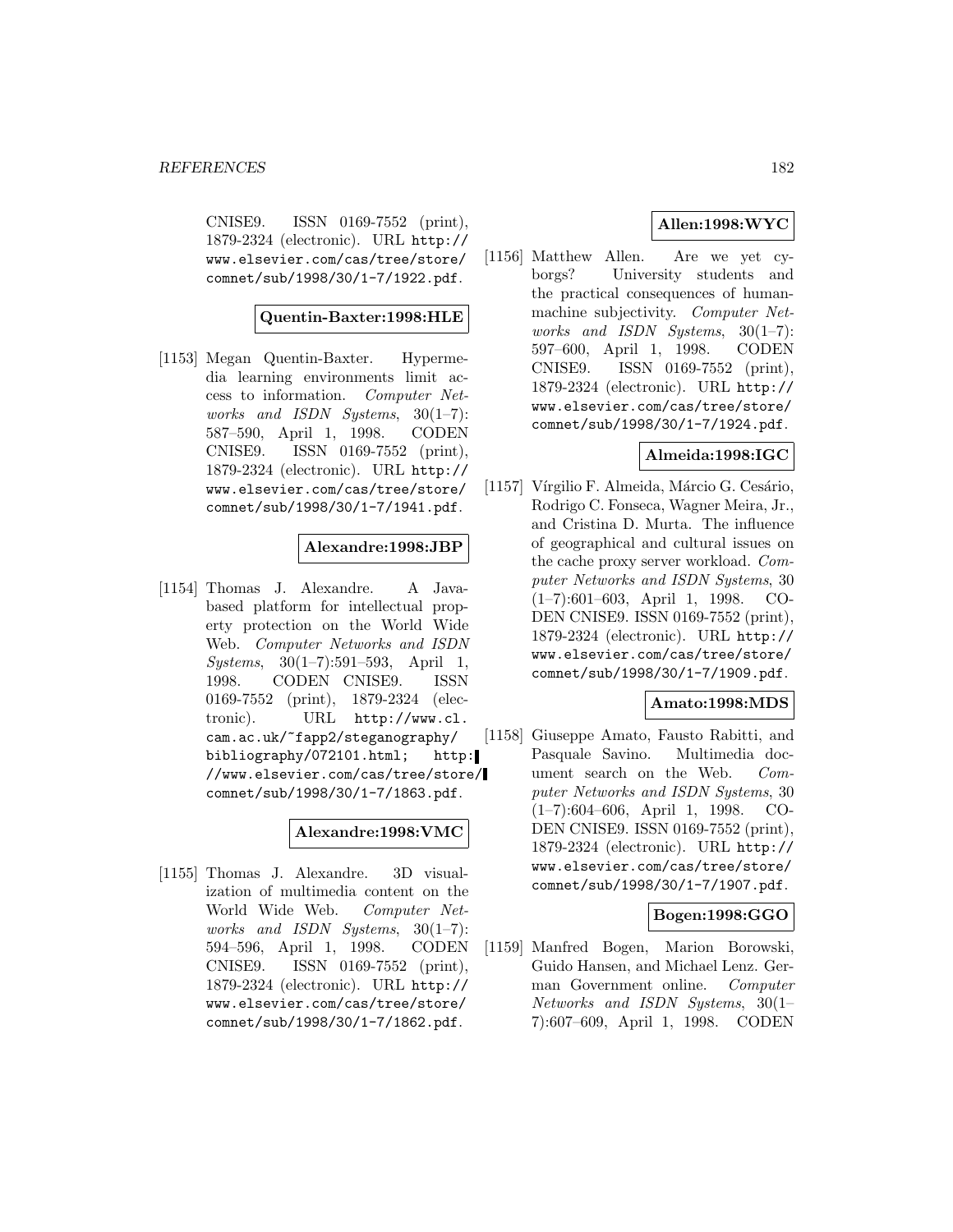CNISE9. ISSN 0169-7552 (print), 1879-2324 (electronic). URL http://www.elsevier.com/cas/tree/store/comnet/sub/1998/30/1-7/1922.pdf.

**Quentin-Baxter:1998:HLE**

[1153] Megan Quentin-Baxter. Hypermedia learning environments limit access to information. *Computer Networks and ISDN Systems*, 30(1–7): 587–590, April 1, 1998. CODEN CNISE9. ISSN 0169-7552 (print), 1879-2324 (electronic). URL http://www.elsevier.com/cas/tree/store/comnet/sub/1998/30/1-7/1941.pdf.

**Alexandre:1998:JBP**

[1154] Thomas J. Alexandre. A Java-based platform for intellectual property protection on the World Wide Web. *Computer Networks and ISDN Systems*, 30(1–7):591–593, April 1, 1998. CODEN CNISE9. ISSN 0169-7552 (print), 1879-2324 (electronic). URL http://www.cl.cam.ac.uk/~fapp2/steganography/bibliography/072101.html; http://www.elsevier.com/cas/tree/store/comnet/sub/1998/30/1-7/1863.pdf.

**Alexandre:1998:VMC**

[1155] Thomas J. Alexandre. 3D visualization of multimedia content on the World Wide Web. *Computer Networks and ISDN Systems*, 30(1–7): 594–596, April 1, 1998. CODEN CNISE9. ISSN 0169-7552 (print), 1879-2324 (electronic). URL http://www.elsevier.com/cas/tree/store/comnet/sub/1998/30/1-7/1862.pdf.

**Allen:1998:WYC**

[1156] Matthew Allen. Are we yet cyborgs? University students and the practical consequences of human-machine subjectivity. *Computer Networks and ISDN Systems*, 30(1–7): 597–600, April 1, 1998. CODEN CNISE9. ISSN 0169-7552 (print), 1879-2324 (electronic). URL http://www.elsevier.com/cas/tree/store/comnet/sub/1998/30/1-7/1924.pdf.

**Almeida:1998:IGC**

[1157] Vírgilio F. Almeida, Márcio G. Cesário, Rodrigo C. Fonseca, Wagner Meira, Jr., and Cristina D. Murta. The influence of geographical and cultural issues on the cache proxy server workload. *Computer Networks and ISDN Systems*, 30 (1–7):601–603, April 1, 1998. CODEN CNISE9. ISSN 0169-7552 (print), 1879-2324 (electronic). URL http://www.elsevier.com/cas/tree/store/comnet/sub/1998/30/1-7/1909.pdf.

**Amato:1998:MDS**

[1158] Giuseppe Amato, Fausto Rabitti, and Pasquale Savino. Multimedia document search on the Web. *Computer Networks and ISDN Systems*, 30 (1–7):604–606, April 1, 1998. CODEN CNISE9. ISSN 0169-7552 (print), 1879-2324 (electronic). URL http://www.elsevier.com/cas/tree/store/comnet/sub/1998/30/1-7/1907.pdf.

**Bogen:1998:GGO**

[1159] Manfred Bogen, Marion Borowski, Guido Hansen, and Michael Lenz. German Government online. *Computer Networks and ISDN Systems*, 30(1–7):607–609, April 1, 1998. CODEN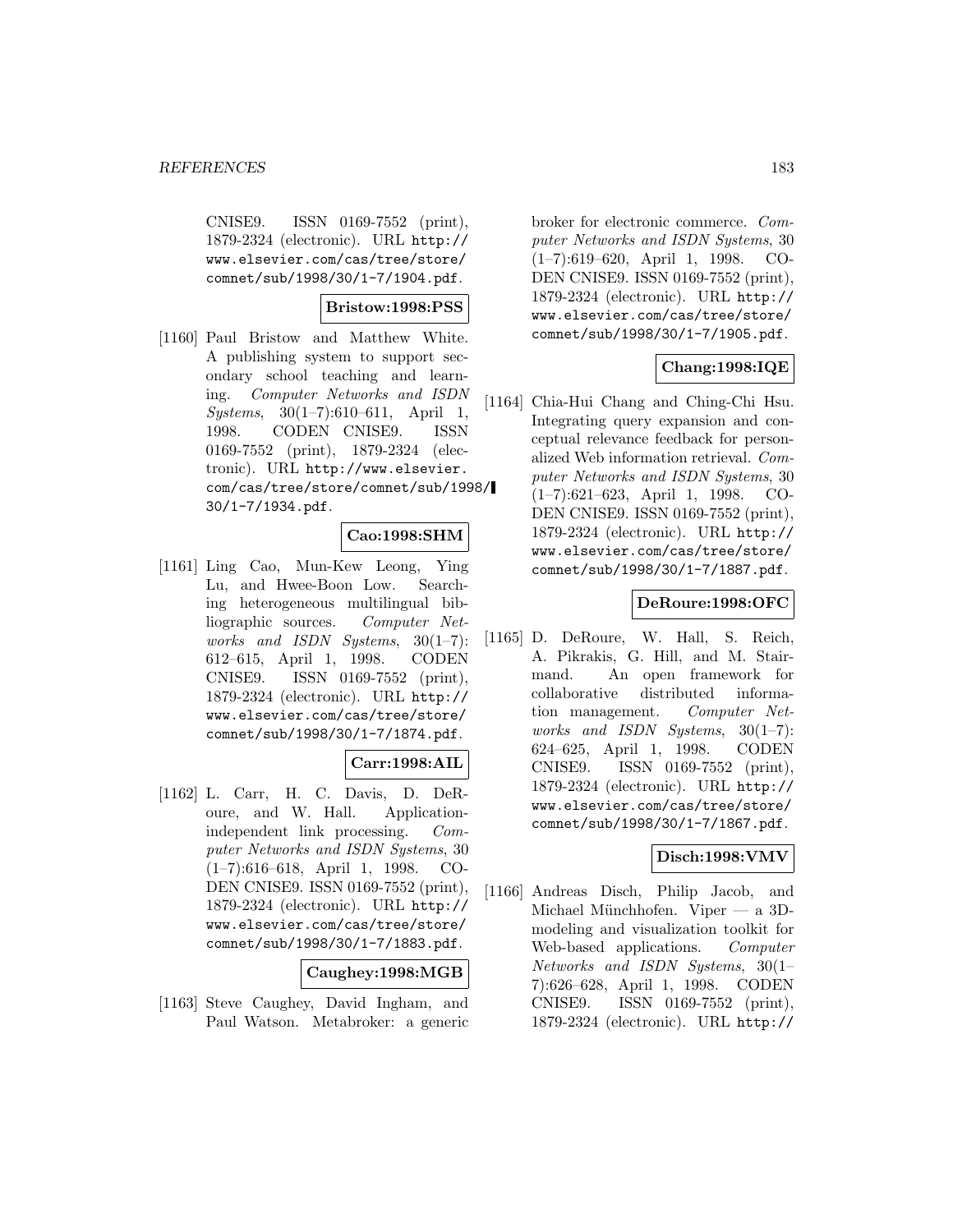CNISE9. ISSN 0169-7552 (print), 1879-2324 (electronic). URL http://www.elsevier.com/cas/tree/store/comnet/sub/1998/30/1-7/1904.pdf.

**Bristow:1998:PSS**

[1160] Paul Bristow and Matthew White. A publishing system to support secondary school teaching and learning. *Computer Networks and ISDN Systems*, 30(1–7):610–611, April 1, 1998. CODEN CNISE9. ISSN 0169-7552 (print), 1879-2324 (electronic). URL http://www.elsevier.com/cas/tree/store/comnet/sub/1998/30/1-7/1934.pdf.

**Cao:1998:SHM**

[1161] Ling Cao, Mun-Kew Leong, Ying Lu, and Hwee-Boon Low. Searching heterogeneous multilingual bibliographic sources. *Computer Networks and ISDN Systems*, 30(1–7):612–615, April 1, 1998. CODEN CNISE9. ISSN 0169-7552 (print), 1879-2324 (electronic). URL http://www.elsevier.com/cas/tree/store/comnet/sub/1998/30/1-7/1874.pdf.

**Carr:1998:AIL**

[1162] L. Carr, H. C. Davis, D. DeRoure, and W. Hall. Application-independent link processing. *Computer Networks and ISDN Systems*, 30 (1–7):616–618, April 1, 1998. CODEN CNISE9. ISSN 0169-7552 (print), 1879-2324 (electronic). URL http://www.elsevier.com/cas/tree/store/comnet/sub/1998/30/1-7/1883.pdf.

**Caughey:1998:MGB**

[1163] Steve Caughey, David Ingham, and Paul Watson. Metabroker: a generic broker for electronic commerce. *Computer Networks and ISDN Systems*, 30 (1–7):619–620, April 1, 1998. CODEN CNISE9. ISSN 0169-7552 (print), 1879-2324 (electronic). URL http://www.elsevier.com/cas/tree/store/comnet/sub/1998/30/1-7/1905.pdf.

**Chang:1998:IQE**

[1164] Chia-Hui Chang and Ching-Chi Hsu. Integrating query expansion and conceptual relevance feedback for personalized Web information retrieval. *Computer Networks and ISDN Systems*, 30 (1–7):621–623, April 1, 1998. CODEN CNISE9. ISSN 0169-7552 (print), 1879-2324 (electronic). URL http://www.elsevier.com/cas/tree/store/comnet/sub/1998/30/1-7/1887.pdf.

**DeRoure:1998:OFC**

[1165] D. DeRoure, W. Hall, S. Reich, A. Pikrakis, G. Hill, and M. Stairmand. An open framework for collaborative distributed information management. *Computer Networks and ISDN Systems*, 30(1–7):624–625, April 1, 1998. CODEN CNISE9. ISSN 0169-7552 (print), 1879-2324 (electronic). URL http://www.elsevier.com/cas/tree/store/comnet/sub/1998/30/1-7/1867.pdf.

**Disch:1998:VMV**

[1166] Andreas Disch, Philip Jacob, and Michael Münchhofen. Viper — a 3D-modeling and visualization toolkit for Web-based applications. *Computer Networks and ISDN Systems*, 30(1–7):626–628, April 1, 1998. CODEN CNISE9. ISSN 0169-7552 (print), 1879-2324 (electronic). URL http://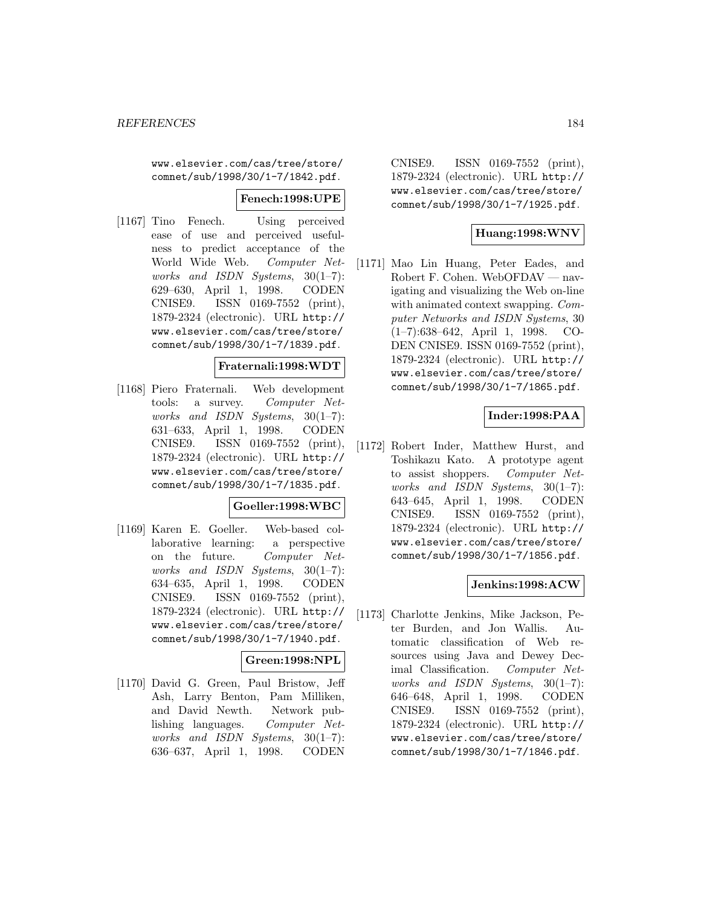www.elsevier.com/cas/tree/store/comnet/sub/1998/30/1-7/1842.pdf.

**Fenech:1998:UPE**

[1167] Tino Fenech. Using perceived ease of use and perceived usefulness to predict acceptance of the World Wide Web. *Computer Networks and ISDN Systems*, 30(1–7): 629–630, April 1, 1998. CODEN CNISE9. ISSN 0169-7552 (print), 1879-2324 (electronic). URL http://www.elsevier.com/cas/tree/store/comnet/sub/1998/30/1-7/1839.pdf.

**Fraternali:1998:WDT**

[1168] Piero Fraternali. Web development tools: a survey. *Computer Networks and ISDN Systems*, 30(1–7): 631–633, April 1, 1998. CODEN CNISE9. ISSN 0169-7552 (print), 1879-2324 (electronic). URL http://www.elsevier.com/cas/tree/store/comnet/sub/1998/30/1-7/1835.pdf.

**Goeller:1998:WBC**

[1169] Karen E. Goeller. Web-based collaborative learning: a perspective on the future. *Computer Networks and ISDN Systems*, 30(1–7): 634–635, April 1, 1998. CODEN CNISE9. ISSN 0169-7552 (print), 1879-2324 (electronic). URL http://www.elsevier.com/cas/tree/store/comnet/sub/1998/30/1-7/1940.pdf.

**Green:1998:NPL**

[1170] David G. Green, Paul Bristow, Jeff Ash, Larry Benton, Pam Milliken, and David Newth. Network publishing languages. *Computer Networks and ISDN Systems*, 30(1–7): 636–637, April 1, 1998. CODEN CNISE9. ISSN 0169-7552 (print), 1879-2324 (electronic). URL http://www.elsevier.com/cas/tree/store/comnet/sub/1998/30/1-7/1925.pdf.

**Huang:1998:WNV**

[1171] Mao Lin Huang, Peter Eades, and Robert F. Cohen. WebOFDAV — navigating and visualizing the Web on-line with animated context swapping. *Computer Networks and ISDN Systems*, 30 (1–7):638–642, April 1, 1998. CODEN CNISE9. ISSN 0169-7552 (print), 1879-2324 (electronic). URL http://www.elsevier.com/cas/tree/store/comnet/sub/1998/30/1-7/1865.pdf.

**Inder:1998:PAA**

[1172] Robert Inder, Matthew Hurst, and Toshikazu Kato. A prototype agent to assist shoppers. *Computer Networks and ISDN Systems*, 30(1–7): 643–645, April 1, 1998. CODEN CNISE9. ISSN 0169-7552 (print), 1879-2324 (electronic). URL http://www.elsevier.com/cas/tree/store/comnet/sub/1998/30/1-7/1856.pdf.

**Jenkins:1998:ACW**

[1173] Charlotte Jenkins, Mike Jackson, Peter Burden, and Jon Wallis. Automatic classification of Web resources using Java and Dewey Decimal Classification. *Computer Networks and ISDN Systems*, 30(1–7): 646–648, April 1, 1998. CODEN CNISE9. ISSN 0169-7552 (print), 1879-2324 (electronic). URL http://www.elsevier.com/cas/tree/store/comnet/sub/1998/30/1-7/1846.pdf.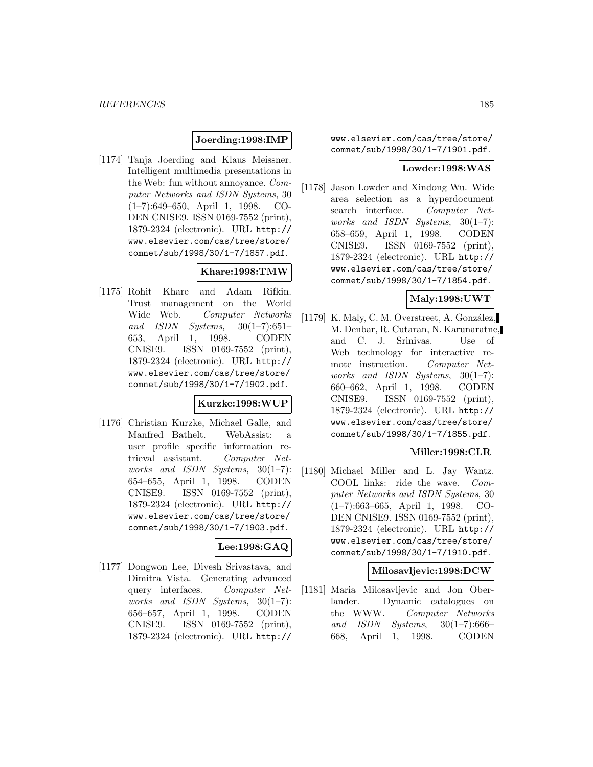**Joerding:1998:IMP**

[1174] Tanja Joerding and Klaus Meissner. Intelligent multimedia presentations in the Web: fun without annoyance. *Computer Networks and ISDN Systems*, 30 (1–7):649–650, April 1, 1998. CODEN CNISE9. ISSN 0169-7552 (print), 1879-2324 (electronic). URL `http://www.elsevier.com/cas/tree/store/comnet/sub/1998/30/1-7/1857.pdf`.

**Khare:1998:TMW**

[1175] Rohit Khare and Adam Rifkin. Trust management on the World Wide Web. *Computer Networks and ISDN Systems*, 30(1–7):651–653, April 1, 1998. CODEN CNISE9. ISSN 0169-7552 (print), 1879-2324 (electronic). URL `http://www.elsevier.com/cas/tree/store/comnet/sub/1998/30/1-7/1902.pdf`.

**Kurzke:1998:WUP**

[1176] Christian Kurzke, Michael Galle, and Manfred Bathelt. WebAssist: a user profile specific information retrieval assistant. *Computer Networks and ISDN Systems*, 30(1–7):654–655, April 1, 1998. CODEN CNISE9. ISSN 0169-7552 (print), 1879-2324 (electronic). URL `http://www.elsevier.com/cas/tree/store/comnet/sub/1998/30/1-7/1903.pdf`.

**Lee:1998:GAQ**

[1177] Dongwon Lee, Divesh Srivastava, and Dimitra Vista. Generating advanced query interfaces. *Computer Networks and ISDN Systems*, 30(1–7):656–657, April 1, 1998. CODEN CNISE9. ISSN 0169-7552 (print), 1879-2324 (electronic). URL `http://www.elsevier.com/cas/tree/store/comnet/sub/1998/30/1-7/1901.pdf`.

**Lowder:1998:WAS**

[1178] Jason Lowder and Xindong Wu. Wide area selection as a hyperdocument search interface. *Computer Networks and ISDN Systems*, 30(1–7):658–659, April 1, 1998. CODEN CNISE9. ISSN 0169-7552 (print), 1879-2324 (electronic). URL `http://www.elsevier.com/cas/tree/store/comnet/sub/1998/30/1-7/1854.pdf`.

**Maly:1998:UWT**

[1179] K. Maly, C. M. Overstreet, A. González, M. Denbar, R. Cutaran, N. Karunaratne, and C. J. Srinivas. Use of Web technology for interactive remote instruction. *Computer Networks and ISDN Systems*, 30(1–7):660–662, April 1, 1998. CODEN CNISE9. ISSN 0169-7552 (print), 1879-2324 (electronic). URL `http://www.elsevier.com/cas/tree/store/comnet/sub/1998/30/1-7/1855.pdf`.

**Miller:1998:CLR**

[1180] Michael Miller and L. Jay Wantz. COOL links: ride the wave. *Computer Networks and ISDN Systems*, 30 (1–7):663–665, April 1, 1998. CODEN CNISE9. ISSN 0169-7552 (print), 1879-2324 (electronic). URL `http://www.elsevier.com/cas/tree/store/comnet/sub/1998/30/1-7/1910.pdf`.

**Milosavljevic:1998:DCW**

[1181] Maria Milosavljevic and Jon Oberlander. Dynamic catalogues on the WWW. *Computer Networks and ISDN Systems*, 30(1–7):666–668, April 1, 1998. CODEN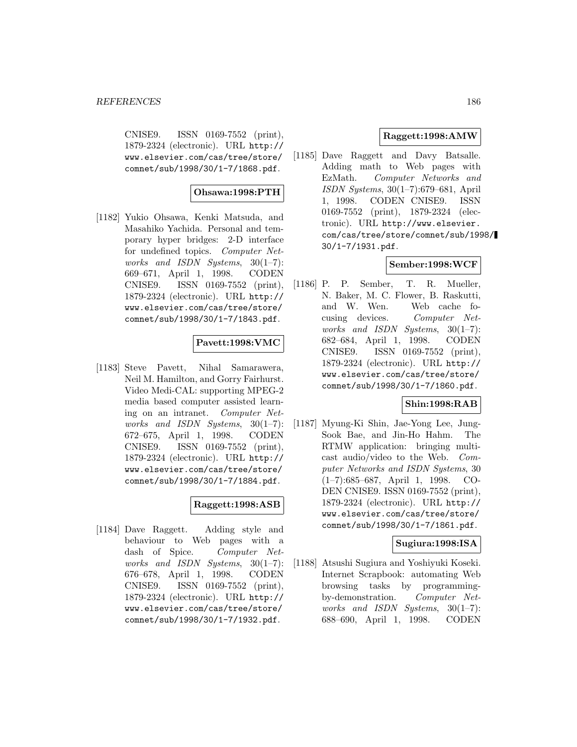CNISE9. ISSN 0169-7552 (print), 1879-2324 (electronic). URL http://www.elsevier.com/cas/tree/store/comnet/sub/1998/30/1-7/1868.pdf.

**Ohsawa:1998:PTH**

[1182] Yukio Ohsawa, Kenki Matsuda, and Masahiko Yachida. Personal and temporary hyper bridges: 2-D interface for undefined topics. *Computer Networks and ISDN Systems*, 30(1–7): 669–671, April 1, 1998. CODEN CNISE9. ISSN 0169-7552 (print), 1879-2324 (electronic). URL http://www.elsevier.com/cas/tree/store/comnet/sub/1998/30/1-7/1843.pdf.

**Pavett:1998:VMC**

[1183] Steve Pavett, Nihal Samarawera, Neil M. Hamilton, and Gorry Fairhurst. Video Medi-CAL: supporting MPEG-2 media based computer assisted learning on an intranet. *Computer Networks and ISDN Systems*, 30(1–7): 672–675, April 1, 1998. CODEN CNISE9. ISSN 0169-7552 (print), 1879-2324 (electronic). URL http://www.elsevier.com/cas/tree/store/comnet/sub/1998/30/1-7/1884.pdf.

**Raggett:1998:ASB**

[1184] Dave Raggett. Adding style and behaviour to Web pages with a dash of Spice. *Computer Networks and ISDN Systems*, 30(1–7): 676–678, April 1, 1998. CODEN CNISE9. ISSN 0169-7552 (print), 1879-2324 (electronic). URL http://www.elsevier.com/cas/tree/store/comnet/sub/1998/30/1-7/1932.pdf.

**Raggett:1998:AMW**

[1185] Dave Raggett and Davy Batsalle. Adding math to Web pages with EzMath. *Computer Networks and ISDN Systems*, 30(1–7):679–681, April 1, 1998. CODEN CNISE9. ISSN 0169-7552 (print), 1879-2324 (electronic). URL http://www.elsevier.com/cas/tree/store/comnet/sub/1998/30/1-7/1931.pdf.

**Sember:1998:WCF**

[1186] P. P. Sember, T. R. Mueller, N. Baker, M. C. Flower, B. Raskutti, and W. Wen. Web cache focusing devices. *Computer Networks and ISDN Systems*, 30(1–7): 682–684, April 1, 1998. CODEN CNISE9. ISSN 0169-7552 (print), 1879-2324 (electronic). URL http://www.elsevier.com/cas/tree/store/comnet/sub/1998/30/1-7/1860.pdf.

**Shin:1998:RAB**

[1187] Myung-Ki Shin, Jae-Yong Lee, Jung-Sook Bae, and Jin-Ho Hahm. The RTMW application: bringing multicast audio/video to the Web. *Computer Networks and ISDN Systems*, 30 (1–7):685–687, April 1, 1998. CODEN CNISE9. ISSN 0169-7552 (print), 1879-2324 (electronic). URL http://www.elsevier.com/cas/tree/store/comnet/sub/1998/30/1-7/1861.pdf.

**Sugiura:1998:ISA**

[1188] Atsushi Sugiura and Yoshiyuki Koseki. Internet Scrapbook: automating Web browsing tasks by programming-by-demonstration. *Computer Networks and ISDN Systems*, 30(1–7): 688–690, April 1, 1998. CODEN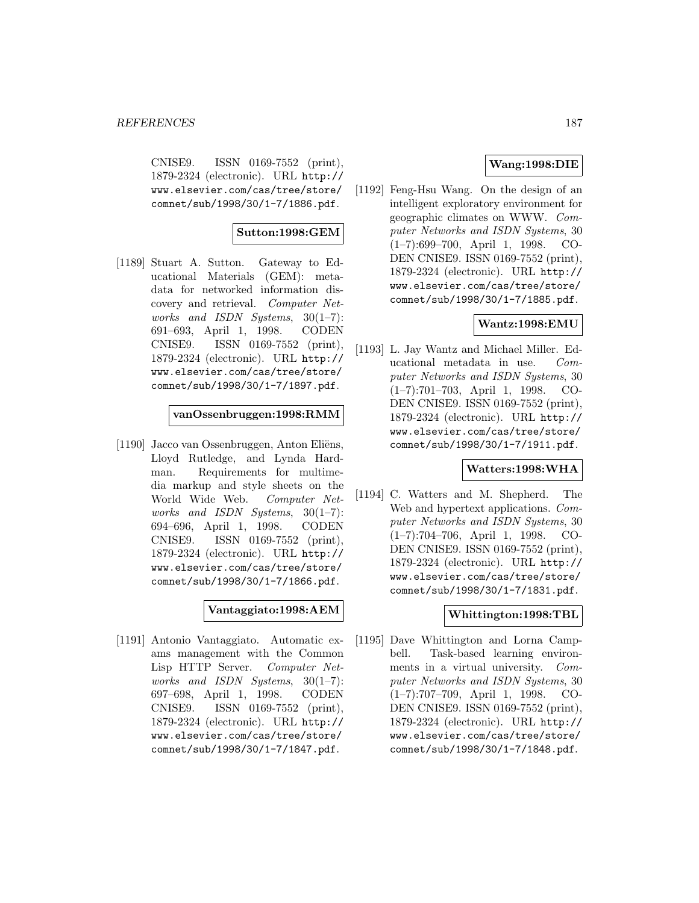CNISE9. ISSN 0169-7552 (print), 1879-2324 (electronic). URL http://www.elsevier.com/cas/tree/store/comnet/sub/1998/30/1-7/1886.pdf.

**Sutton:1998:GEM**

[1189] Stuart A. Sutton. Gateway to Educational Materials (GEM): metadata for networked information discovery and retrieval. *Computer Networks and ISDN Systems*, 30(1–7): 691–693, April 1, 1998. CODEN CNISE9. ISSN 0169-7552 (print), 1879-2324 (electronic). URL http://www.elsevier.com/cas/tree/store/comnet/sub/1998/30/1-7/1897.pdf.

**vanOssenbruggen:1998:RMM**

[1190] Jacco van Ossenbruggen, Anton Eliëns, Lloyd Rutledge, and Lynda Hardman. Requirements for multimedia markup and style sheets on the World Wide Web. *Computer Networks and ISDN Systems*, 30(1–7): 694–696, April 1, 1998. CODEN CNISE9. ISSN 0169-7552 (print), 1879-2324 (electronic). URL http://www.elsevier.com/cas/tree/store/comnet/sub/1998/30/1-7/1866.pdf.

**Vantaggiato:1998:AEM**

[1191] Antonio Vantaggiato. Automatic exams management with the Common Lisp HTTP Server. *Computer Networks and ISDN Systems*, 30(1–7): 697–698, April 1, 1998. CODEN CNISE9. ISSN 0169-7552 (print), 1879-2324 (electronic). URL http://www.elsevier.com/cas/tree/store/comnet/sub/1998/30/1-7/1847.pdf.

**Wang:1998:DIE**

[1192] Feng-Hsu Wang. On the design of an intelligent exploratory environment for geographic climates on WWW. *Computer Networks and ISDN Systems*, 30 (1–7):699–700, April 1, 1998. CODEN CNISE9. ISSN 0169-7552 (print), 1879-2324 (electronic). URL http://www.elsevier.com/cas/tree/store/comnet/sub/1998/30/1-7/1885.pdf.

**Wantz:1998:EMU**

[1193] L. Jay Wantz and Michael Miller. Educational metadata in use. *Computer Networks and ISDN Systems*, 30 (1–7):701–703, April 1, 1998. CODEN CNISE9. ISSN 0169-7552 (print), 1879-2324 (electronic). URL http://www.elsevier.com/cas/tree/store/comnet/sub/1998/30/1-7/1911.pdf.

**Watters:1998:WHA**

[1194] C. Watters and M. Shepherd. The Web and hypertext applications. *Computer Networks and ISDN Systems*, 30 (1–7):704–706, April 1, 1998. CODEN CNISE9. ISSN 0169-7552 (print), 1879-2324 (electronic). URL http://www.elsevier.com/cas/tree/store/comnet/sub/1998/30/1-7/1831.pdf.

**Whittington:1998:TBL**

[1195] Dave Whittington and Lorna Campbell. Task-based learning environments in a virtual university. *Computer Networks and ISDN Systems*, 30 (1–7):707–709, April 1, 1998. CODEN CNISE9. ISSN 0169-7552 (print), 1879-2324 (electronic). URL http://www.elsevier.com/cas/tree/store/comnet/sub/1998/30/1-7/1848.pdf.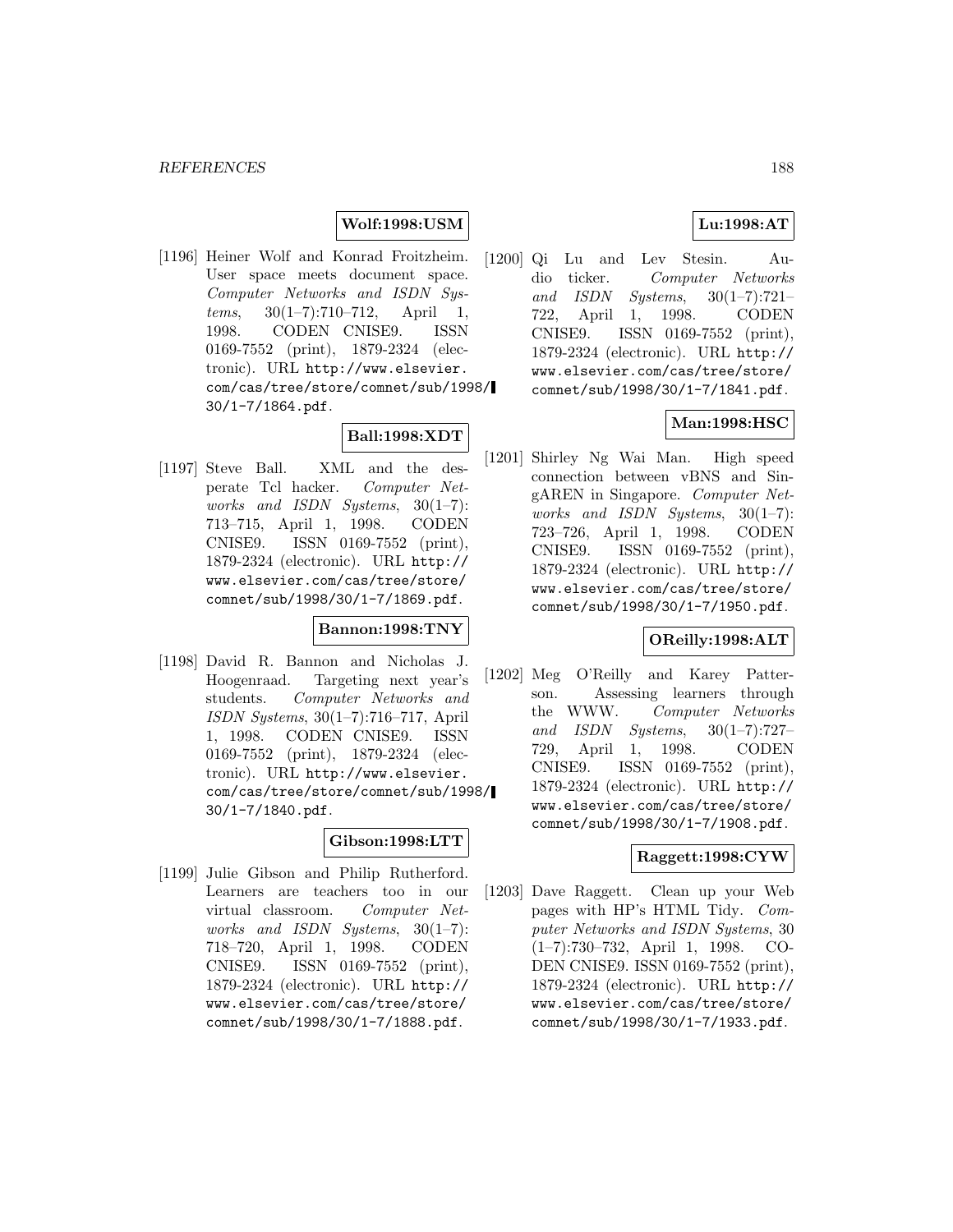**Wolf:1998:USM**

[1196] Heiner Wolf and Konrad Froitzheim. User space meets document space. *Computer Networks and ISDN Systems*, 30(1–7):710–712, April 1, 1998. CODEN CNISE9. ISSN 0169-7552 (print), 1879-2324 (electronic). URL http://www.elsevier.com/cas/tree/store/comnet/sub/1998/30/1-7/1864.pdf.

**Ball:1998:XDT**

[1197] Steve Ball. XML and the desperate Tcl hacker. *Computer Networks and ISDN Systems*, 30(1–7):713–715, April 1, 1998. CODEN CNISE9. ISSN 0169-7552 (print), 1879-2324 (electronic). URL http://www.elsevier.com/cas/tree/store/comnet/sub/1998/30/1-7/1869.pdf.

**Bannon:1998:TNY**

[1198] David R. Bannon and Nicholas J. Hoogenraad. Targeting next year's students. *Computer Networks and ISDN Systems*, 30(1–7):716–717, April 1, 1998. CODEN CNISE9. ISSN 0169-7552 (print), 1879-2324 (electronic). URL http://www.elsevier.com/cas/tree/store/comnet/sub/1998/30/1-7/1840.pdf.

**Gibson:1998:LTT**

[1199] Julie Gibson and Philip Rutherford. Learners are teachers too in our virtual classroom. *Computer Networks and ISDN Systems*, 30(1–7):718–720, April 1, 1998. CODEN CNISE9. ISSN 0169-7552 (print), 1879-2324 (electronic). URL http://www.elsevier.com/cas/tree/store/comnet/sub/1998/30/1-7/1888.pdf.

**Lu:1998:AT**

[1200] Qi Lu and Lev Stesin. Audio ticker. *Computer Networks and ISDN Systems*, 30(1–7):721–722, April 1, 1998. CODEN CNISE9. ISSN 0169-7552 (print), 1879-2324 (electronic). URL http://www.elsevier.com/cas/tree/store/comnet/sub/1998/30/1-7/1841.pdf.

**Man:1998:HSC**

[1201] Shirley Ng Wai Man. High speed connection between vBNS and SingAREN in Singapore. *Computer Networks and ISDN Systems*, 30(1–7):723–726, April 1, 1998. CODEN CNISE9. ISSN 0169-7552 (print), 1879-2324 (electronic). URL http://www.elsevier.com/cas/tree/store/comnet/sub/1998/30/1-7/1950.pdf.

**OReilly:1998:ALT**

[1202] Meg O'Reilly and Karey Patterson. Assessing learners through the WWW. *Computer Networks and ISDN Systems*, 30(1–7):727–729, April 1, 1998. CODEN CNISE9. ISSN 0169-7552 (print), 1879-2324 (electronic). URL http://www.elsevier.com/cas/tree/store/comnet/sub/1998/30/1-7/1908.pdf.

**Raggett:1998:CYW**

[1203] Dave Raggett. Clean up your Web pages with HP's HTML Tidy. *Computer Networks and ISDN Systems*, 30(1–7):730–732, April 1, 1998. CODEN CNISE9. ISSN 0169-7552 (print), 1879-2324 (electronic). URL http://www.elsevier.com/cas/tree/store/comnet/sub/1998/30/1-7/1933.pdf.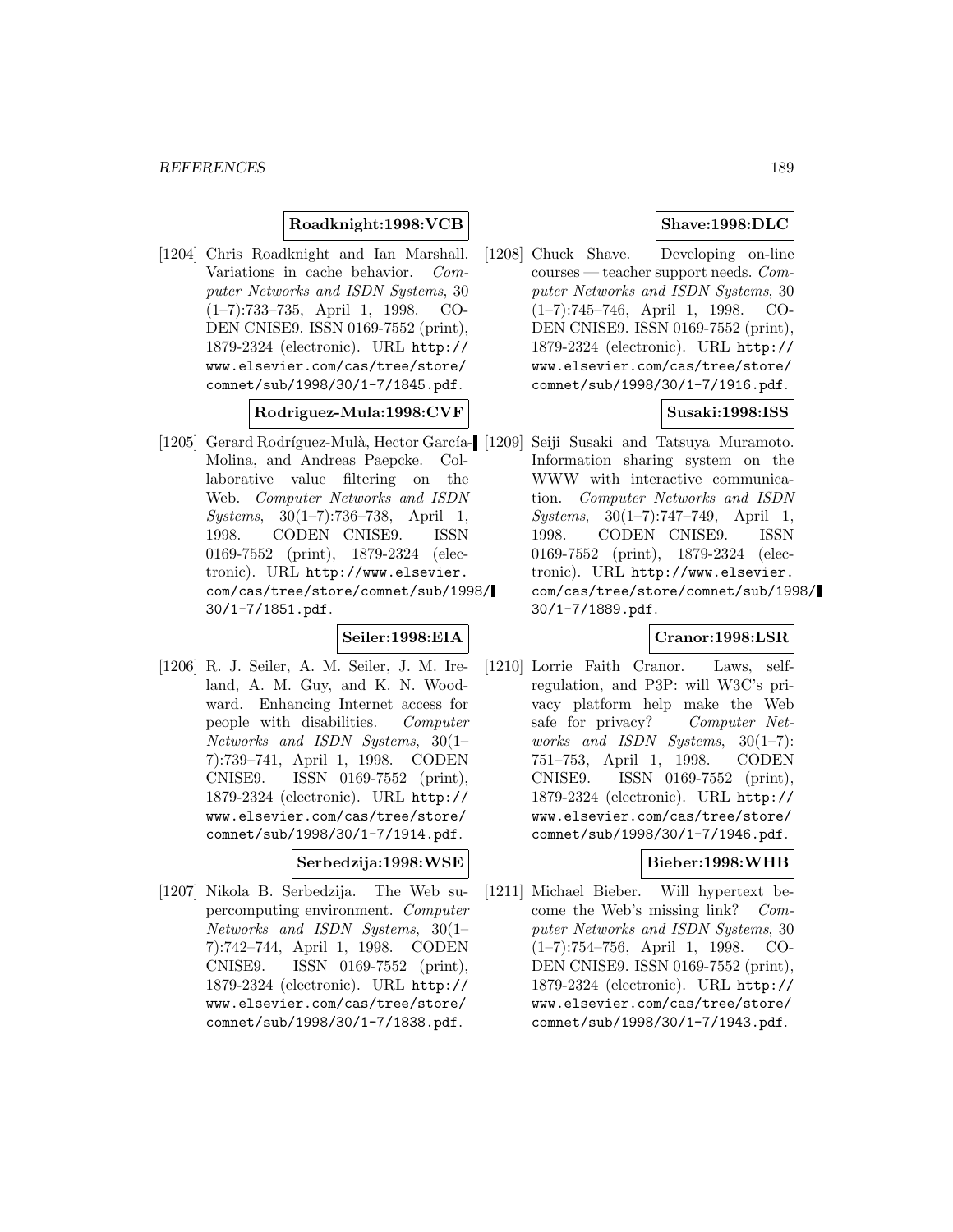**Roadknight:1998:VCB**

[1204] Chris Roadknight and Ian Marshall. Variations in cache behavior. *Computer Networks and ISDN Systems*, 30 (1–7):733–735, April 1, 1998. CODEN CNISE9. ISSN 0169-7552 (print), 1879-2324 (electronic). URL http://www.elsevier.com/cas/tree/store/comnet/sub/1998/30/1-7/1845.pdf.

**Rodriguez-Mula:1998:CVF**

[1205] Gerard Rodríguez-Mulà, Hector García-Molina, and Andreas Paepcke. Collaborative value filtering on the Web. *Computer Networks and ISDN Systems*, 30(1–7):736–738, April 1, 1998. CODEN CNISE9. ISSN 0169-7552 (print), 1879-2324 (electronic). URL http://www.elsevier.com/cas/tree/store/comnet/sub/1998/30/1-7/1851.pdf.

**Seiler:1998:EIA**

[1206] R. J. Seiler, A. M. Seiler, J. M. Ireland, A. M. Guy, and K. N. Woodward. Enhancing Internet access for people with disabilities. *Computer Networks and ISDN Systems*, 30(1–7):739–741, April 1, 1998. CODEN CNISE9. ISSN 0169-7552 (print), 1879-2324 (electronic). URL http://www.elsevier.com/cas/tree/store/comnet/sub/1998/30/1-7/1914.pdf.

**Serbedzija:1998:WSE**

[1207] Nikola B. Serbedzija. The Web supercomputing environment. *Computer Networks and ISDN Systems*, 30(1–7):742–744, April 1, 1998. CODEN CNISE9. ISSN 0169-7552 (print), 1879-2324 (electronic). URL http://www.elsevier.com/cas/tree/store/comnet/sub/1998/30/1-7/1838.pdf.

**Shave:1998:DLC**

[1208] Chuck Shave. Developing on-line courses — teacher support needs. *Computer Networks and ISDN Systems*, 30 (1–7):745–746, April 1, 1998. CODEN CNISE9. ISSN 0169-7552 (print), 1879-2324 (electronic). URL http://www.elsevier.com/cas/tree/store/comnet/sub/1998/30/1-7/1916.pdf.

**Susaki:1998:ISS**

[1209] Seiji Susaki and Tatsuya Muramoto. Information sharing system on the WWW with interactive communication. *Computer Networks and ISDN Systems*, 30(1–7):747–749, April 1, 1998. CODEN CNISE9. ISSN 0169-7552 (print), 1879-2324 (electronic). URL http://www.elsevier.com/cas/tree/store/comnet/sub/1998/30/1-7/1889.pdf.

**Cranor:1998:LSR**

[1210] Lorrie Faith Cranor. Laws, self-regulation, and P3P: will W3C's privacy platform help make the Web safe for privacy? *Computer Networks and ISDN Systems*, 30(1–7): 751–753, April 1, 1998. CODEN CNISE9. ISSN 0169-7552 (print), 1879-2324 (electronic). URL http://www.elsevier.com/cas/tree/store/comnet/sub/1998/30/1-7/1946.pdf.

**Bieber:1998:WHB**

[1211] Michael Bieber. Will hypertext become the Web's missing link? *Computer Networks and ISDN Systems*, 30 (1–7):754–756, April 1, 1998. CODEN CNISE9. ISSN 0169-7552 (print), 1879-2324 (electronic). URL http://www.elsevier.com/cas/tree/store/comnet/sub/1998/30/1-7/1943.pdf.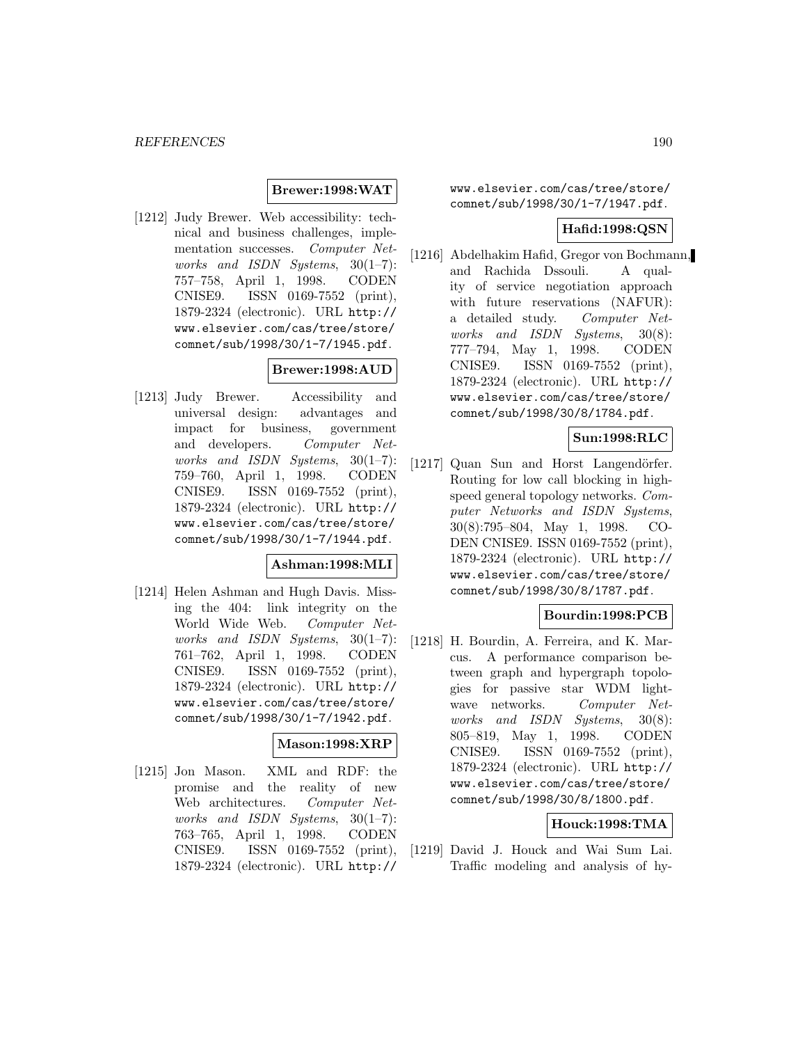**Brewer:1998:WAT**

[1212] Judy Brewer. Web accessibility: technical and business challenges, implementation successes. *Computer Networks and ISDN Systems*, 30(1–7): 757–758, April 1, 1998. CODEN CNISE9. ISSN 0169-7552 (print), 1879-2324 (electronic). URL http://www.elsevier.com/cas/tree/store/comnet/sub/1998/30/1-7/1945.pdf.

**Brewer:1998:AUD**

[1213] Judy Brewer. Accessibility and universal design: advantages and impact for business, government and developers. *Computer Networks and ISDN Systems*, 30(1–7): 759–760, April 1, 1998. CODEN CNISE9. ISSN 0169-7552 (print), 1879-2324 (electronic). URL http://www.elsevier.com/cas/tree/store/comnet/sub/1998/30/1-7/1944.pdf.

**Ashman:1998:MLI**

[1214] Helen Ashman and Hugh Davis. Missing the 404: link integrity on the World Wide Web. *Computer Networks and ISDN Systems*, 30(1–7): 761–762, April 1, 1998. CODEN CNISE9. ISSN 0169-7552 (print), 1879-2324 (electronic). URL http://www.elsevier.com/cas/tree/store/comnet/sub/1998/30/1-7/1942.pdf.

**Mason:1998:XRP**

[1215] Jon Mason. XML and RDF: the promise and the reality of new Web architectures. *Computer Networks and ISDN Systems*, 30(1–7): 763–765, April 1, 1998. CODEN CNISE9. ISSN 0169-7552 (print), 1879-2324 (electronic). URL http://www.elsevier.com/cas/tree/store/comnet/sub/1998/30/1-7/1947.pdf.

**Hafid:1998:QSN**

[1216] Abdelhakim Hafid, Gregor von Bochmann, and Rachida Dssouli. A quality of service negotiation approach with future reservations (NAFUR): a detailed study. *Computer Networks and ISDN Systems*, 30(8): 777–794, May 1, 1998. CODEN CNISE9. ISSN 0169-7552 (print), 1879-2324 (electronic). URL http://www.elsevier.com/cas/tree/store/comnet/sub/1998/30/8/1784.pdf.

**Sun:1998:RLC**

[1217] Quan Sun and Horst Langendörfer. Routing for low call blocking in high-speed general topology networks. *Computer Networks and ISDN Systems*, 30(8):795–804, May 1, 1998. CODEN CNISE9. ISSN 0169-7552 (print), 1879-2324 (electronic). URL http://www.elsevier.com/cas/tree/store/comnet/sub/1998/30/8/1787.pdf.

**Bourdin:1998:PCB**

[1218] H. Bourdin, A. Ferreira, and K. Marcus. A performance comparison between graph and hypergraph topologies for passive star WDM lightwave networks. *Computer Networks and ISDN Systems*, 30(8): 805–819, May 1, 1998. CODEN CNISE9. ISSN 0169-7552 (print), 1879-2324 (electronic). URL http://www.elsevier.com/cas/tree/store/comnet/sub/1998/30/8/1800.pdf.

**Houck:1998:TMA**

[1219] David J. Houck and Wai Sum Lai. Traffic modeling and analysis of hy-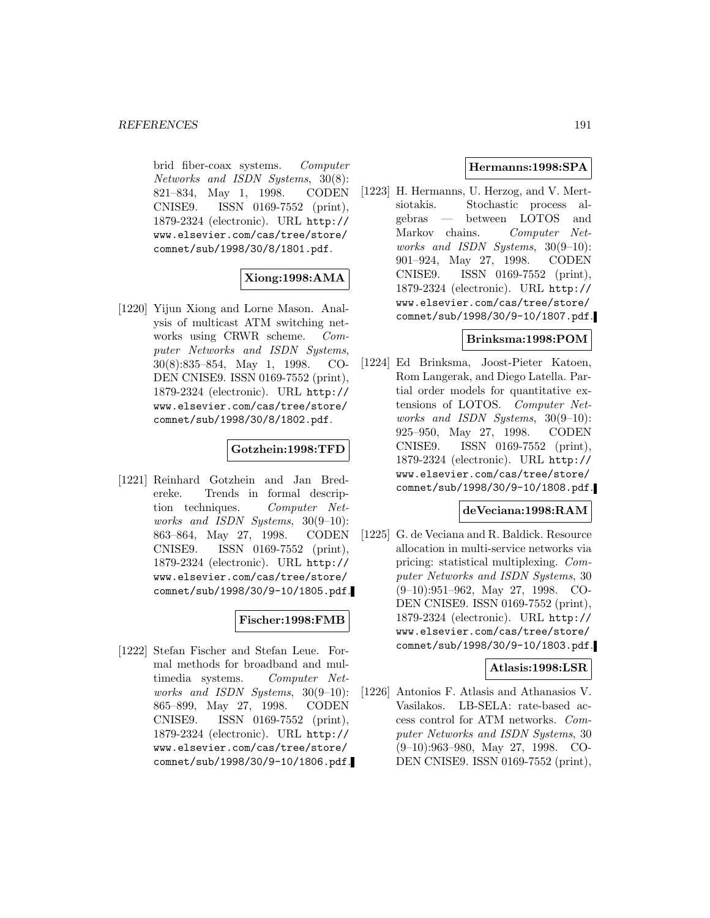brid fiber-coax systems. *Computer Networks and ISDN Systems*, 30(8): 821–834, May 1, 1998. CODEN CNISE9. ISSN 0169-7552 (print), 1879-2324 (electronic). URL http://www.elsevier.com/cas/tree/store/comnet/sub/1998/30/8/1801.pdf.

**Xiong:1998:AMA**

[1220] Yijun Xiong and Lorne Mason. Analysis of multicast ATM switching networks using CRWR scheme. *Computer Networks and ISDN Systems*, 30(8):835–854, May 1, 1998. CODEN CNISE9. ISSN 0169-7552 (print), 1879-2324 (electronic). URL http://www.elsevier.com/cas/tree/store/comnet/sub/1998/30/8/1802.pdf.

**Gotzhein:1998:TFD**

[1221] Reinhard Gotzhein and Jan Bredereke. Trends in formal description techniques. *Computer Networks and ISDN Systems*, 30(9–10): 863–864, May 27, 1998. CODEN CNISE9. ISSN 0169-7552 (print), 1879-2324 (electronic). URL http://www.elsevier.com/cas/tree/store/comnet/sub/1998/30/9-10/1805.pdf.

**Fischer:1998:FMB**

[1222] Stefan Fischer and Stefan Leue. Formal methods for broadband and multimedia systems. *Computer Networks and ISDN Systems*, 30(9–10): 865–899, May 27, 1998. CODEN CNISE9. ISSN 0169-7552 (print), 1879-2324 (electronic). URL http://www.elsevier.com/cas/tree/store/comnet/sub/1998/30/9-10/1806.pdf.

**Hermanns:1998:SPA**

[1223] H. Hermanns, U. Herzog, and V. Mertsiotakis. Stochastic process algebras — between LOTOS and Markov chains. *Computer Networks and ISDN Systems*, 30(9–10): 901–924, May 27, 1998. CODEN CNISE9. ISSN 0169-7552 (print), 1879-2324 (electronic). URL http://www.elsevier.com/cas/tree/store/comnet/sub/1998/30/9-10/1807.pdf.

**Brinksma:1998:POM**

[1224] Ed Brinksma, Joost-Pieter Katoen, Rom Langerak, and Diego Latella. Partial order models for quantitative extensions of LOTOS. *Computer Networks and ISDN Systems*, 30(9–10): 925–950, May 27, 1998. CODEN CNISE9. ISSN 0169-7552 (print), 1879-2324 (electronic). URL http://www.elsevier.com/cas/tree/store/comnet/sub/1998/30/9-10/1808.pdf.

**deVeciana:1998:RAM**

[1225] G. de Veciana and R. Baldick. Resource allocation in multi-service networks via pricing: statistical multiplexing. *Computer Networks and ISDN Systems*, 30 (9–10):951–962, May 27, 1998. CODEN CNISE9. ISSN 0169-7552 (print), 1879-2324 (electronic). URL http://www.elsevier.com/cas/tree/store/comnet/sub/1998/30/9-10/1803.pdf.

**Atlasis:1998:LSR**

[1226] Antonios F. Atlasis and Athanasios V. Vasilakos. LB-SELA: rate-based access control for ATM networks. *Computer Networks and ISDN Systems*, 30 (9–10):963–980, May 27, 1998. CODEN CNISE9. ISSN 0169-7552 (print),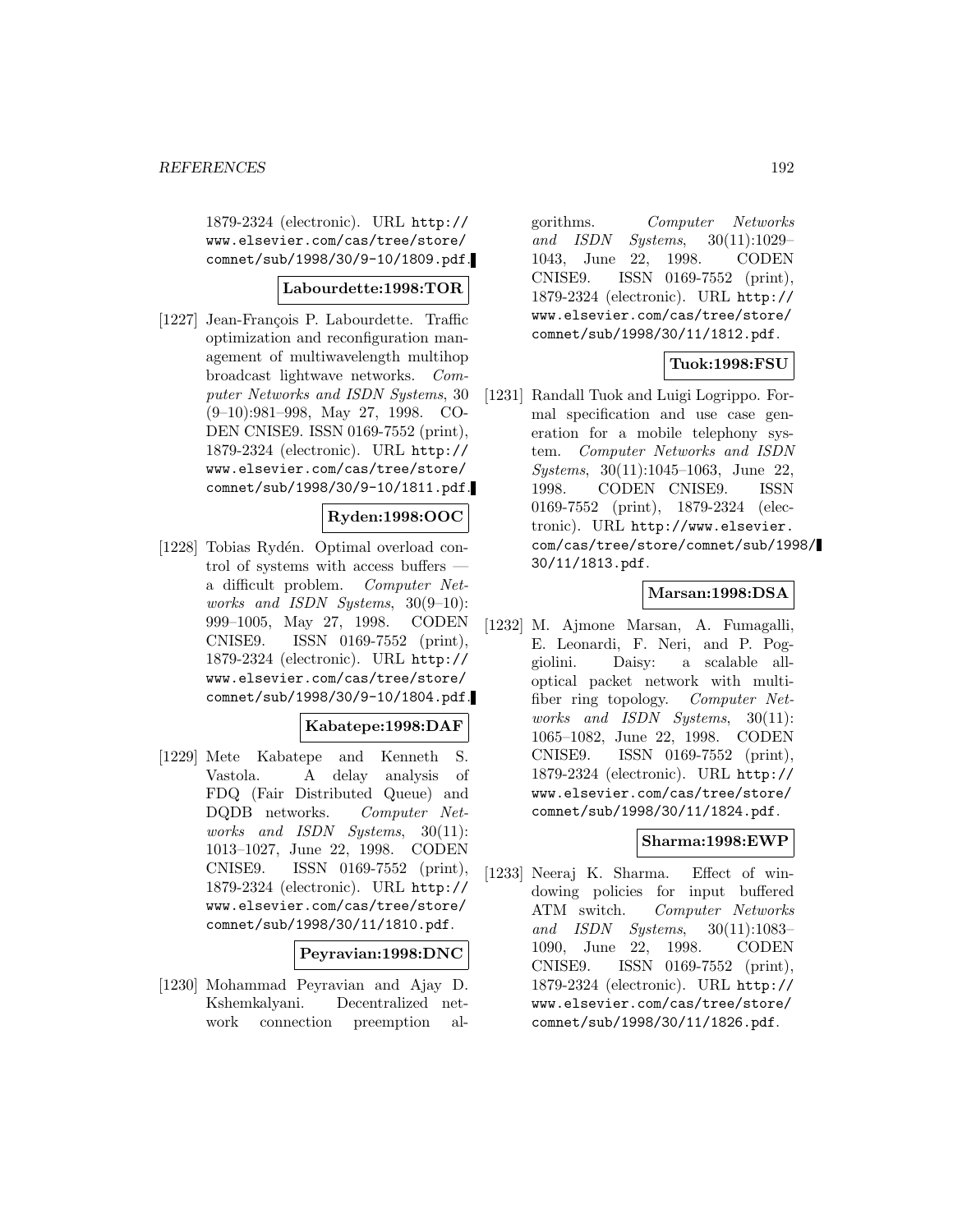1879-2324 (electronic). URL http://www.elsevier.com/cas/tree/store/comnet/sub/1998/30/9-10/1809.pdf.

**Labourdette:1998:TOR**

[1227] Jean-François P. Labourdette. Traffic optimization and reconfiguration management of multiwavelength multihop broadcast lightwave networks. *Computer Networks and ISDN Systems*, 30 (9–10):981–998, May 27, 1998. CODEN CNISE9. ISSN 0169-7552 (print), 1879-2324 (electronic). URL http://www.elsevier.com/cas/tree/store/comnet/sub/1998/30/9-10/1811.pdf.

**Ryden:1998:OOC**

[1228] Tobias Rydén. Optimal overload control of systems with access buffers — a difficult problem. *Computer Networks and ISDN Systems*, 30(9–10): 999–1005, May 27, 1998. CODEN CNISE9. ISSN 0169-7552 (print), 1879-2324 (electronic). URL http://www.elsevier.com/cas/tree/store/comnet/sub/1998/30/9-10/1804.pdf.

**Kabatepe:1998:DAF**

[1229] Mete Kabatepe and Kenneth S. Vastola. A delay analysis of FDQ (Fair Distributed Queue) and DQDB networks. *Computer Networks and ISDN Systems*, 30(11): 1013–1027, June 22, 1998. CODEN CNISE9. ISSN 0169-7552 (print), 1879-2324 (electronic). URL http://www.elsevier.com/cas/tree/store/comnet/sub/1998/30/11/1810.pdf.

**Peyravian:1998:DNC**

[1230] Mohammad Peyravian and Ajay D. Kshemkalyani. Decentralized network connection preemption algorithms. *Computer Networks and ISDN Systems*, 30(11):1029–1043, June 22, 1998. CODEN CNISE9. ISSN 0169-7552 (print), 1879-2324 (electronic). URL http://www.elsevier.com/cas/tree/store/comnet/sub/1998/30/11/1812.pdf.

**Tuok:1998:FSU**

[1231] Randall Tuok and Luigi Logrippo. Formal specification and use case generation for a mobile telephony system. *Computer Networks and ISDN Systems*, 30(11):1045–1063, June 22, 1998. CODEN CNISE9. ISSN 0169-7552 (print), 1879-2324 (electronic). URL http://www.elsevier.com/cas/tree/store/comnet/sub/1998/30/11/1813.pdf.

**Marsan:1998:DSA**

[1232] M. Ajmone Marsan, A. Fumagalli, E. Leonardi, F. Neri, and P. Poggiolini. Daisy: a scalable all-optical packet network with multi-fiber ring topology. *Computer Networks and ISDN Systems*, 30(11): 1065–1082, June 22, 1998. CODEN CNISE9. ISSN 0169-7552 (print), 1879-2324 (electronic). URL http://www.elsevier.com/cas/tree/store/comnet/sub/1998/30/11/1824.pdf.

**Sharma:1998:EWP**

[1233] Neeraj K. Sharma. Effect of windowing policies for input buffered ATM switch. *Computer Networks and ISDN Systems*, 30(11):1083–1090, June 22, 1998. CODEN CNISE9. ISSN 0169-7552 (print), 1879-2324 (electronic). URL http://www.elsevier.com/cas/tree/store/comnet/sub/1998/30/11/1826.pdf.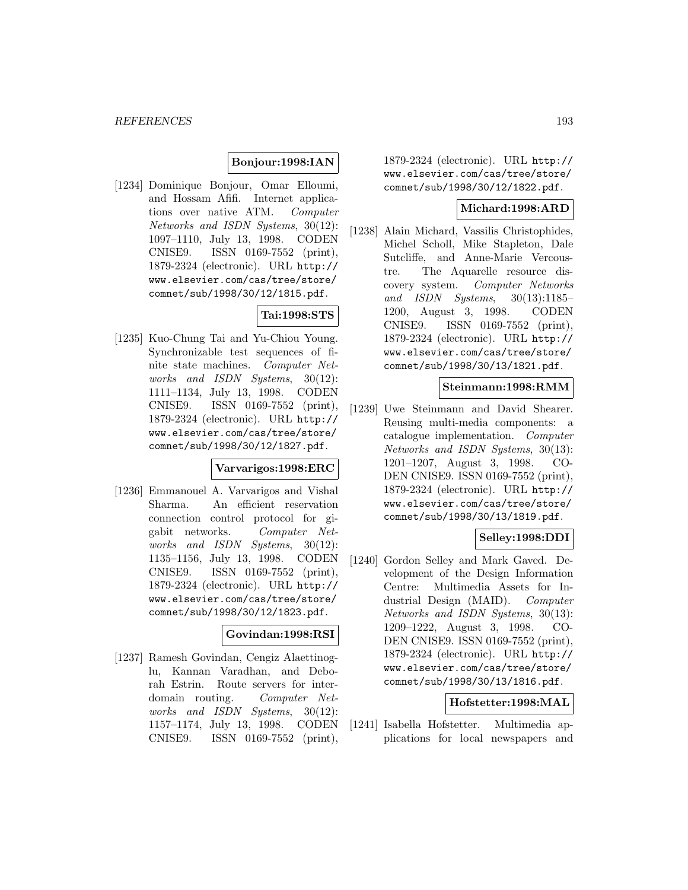**Bonjour:1998:IAN**

[1234] Dominique Bonjour, Omar Elloumi, and Hossam Afifi. Internet applications over native ATM. *Computer Networks and ISDN Systems*, 30(12): 1097–1110, July 13, 1998. CODEN CNISE9. ISSN 0169-7552 (print), 1879-2324 (electronic). URL http://www.elsevier.com/cas/tree/store/comnet/sub/1998/30/12/1815.pdf.

**Tai:1998:STS**

[1235] Kuo-Chung Tai and Yu-Chiou Young. Synchronizable test sequences of finite state machines. *Computer Networks and ISDN Systems*, 30(12): 1111–1134, July 13, 1998. CODEN CNISE9. ISSN 0169-7552 (print), 1879-2324 (electronic). URL http://www.elsevier.com/cas/tree/store/comnet/sub/1998/30/12/1827.pdf.

**Varvarigos:1998:ERC**

[1236] Emmanouel A. Varvarigos and Vishal Sharma. An efficient reservation connection control protocol for gigabit networks. *Computer Networks and ISDN Systems*, 30(12): 1135–1156, July 13, 1998. CODEN CNISE9. ISSN 0169-7552 (print), 1879-2324 (electronic). URL http://www.elsevier.com/cas/tree/store/comnet/sub/1998/30/12/1823.pdf.

**Govindan:1998:RSI**

[1237] Ramesh Govindan, Cengiz Alaettinoglu, Kannan Varadhan, and Deborah Estrin. Route servers for interdomain routing. *Computer Networks and ISDN Systems*, 30(12): 1157–1174, July 13, 1998. CODEN CNISE9. ISSN 0169-7552 (print), 1879-2324 (electronic). URL http://www.elsevier.com/cas/tree/store/comnet/sub/1998/30/12/1822.pdf.

**Michard:1998:ARD**

[1238] Alain Michard, Vassilis Christophides, Michel Scholl, Mike Stapleton, Dale Sutcliffe, and Anne-Marie Vercoustre. The Aquarelle resource discovery system. *Computer Networks and ISDN Systems*, 30(13):1185–1200, August 3, 1998. CODEN CNISE9. ISSN 0169-7552 (print), 1879-2324 (electronic). URL http://www.elsevier.com/cas/tree/store/comnet/sub/1998/30/13/1821.pdf.

**Steinmann:1998:RMM**

[1239] Uwe Steinmann and David Shearer. Reusing multi-media components: a catalogue implementation. *Computer Networks and ISDN Systems*, 30(13): 1201–1207, August 3, 1998. CODEN CNISE9. ISSN 0169-7552 (print), 1879-2324 (electronic). URL http://www.elsevier.com/cas/tree/store/comnet/sub/1998/30/13/1819.pdf.

**Selley:1998:DDI**

[1240] Gordon Selley and Mark Gaved. Development of the Design Information Centre: Multimedia Assets for Industrial Design (MAID). *Computer Networks and ISDN Systems*, 30(13): 1209–1222, August 3, 1998. CODEN CNISE9. ISSN 0169-7552 (print), 1879-2324 (electronic). URL http://www.elsevier.com/cas/tree/store/comnet/sub/1998/30/13/1816.pdf.

**Hofstetter:1998:MAL**

[1241] Isabella Hofstetter. Multimedia applications for local newspapers and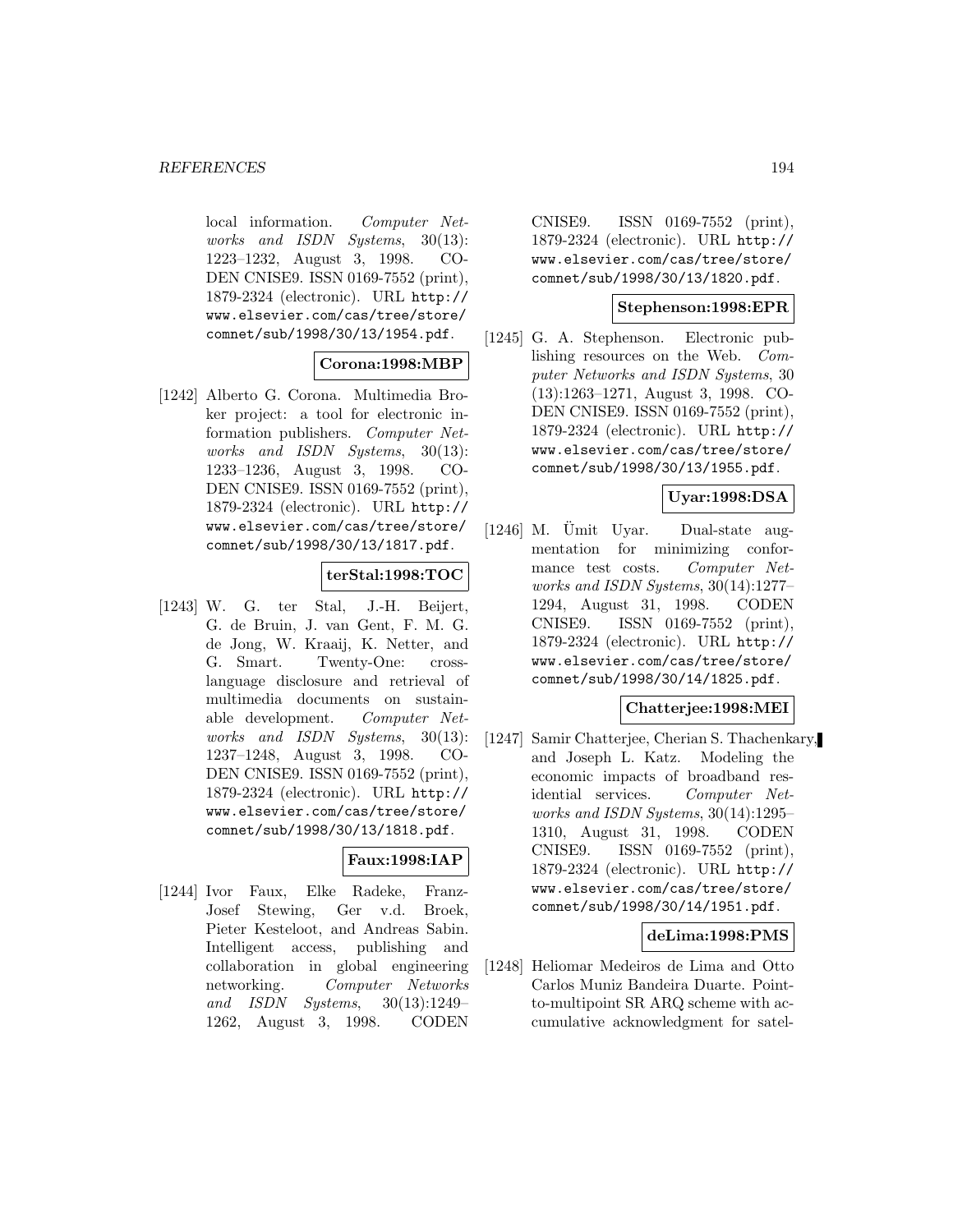local information. *Computer Networks and ISDN Systems*, 30(13): 1223–1232, August 3, 1998. CODEN CNISE9. ISSN 0169-7552 (print), 1879-2324 (electronic). URL http://www.elsevier.com/cas/tree/store/comnet/sub/1998/30/13/1954.pdf.

**Corona:1998:MBP**

[1242] Alberto G. Corona. Multimedia Broker project: a tool for electronic information publishers. *Computer Networks and ISDN Systems*, 30(13): 1233–1236, August 3, 1998. CODEN CNISE9. ISSN 0169-7552 (print), 1879-2324 (electronic). URL http://www.elsevier.com/cas/tree/store/comnet/sub/1998/30/13/1817.pdf.

**terStal:1998:TOC**

[1243] W. G. ter Stal, J.-H. Beijert, G. de Bruin, J. van Gent, F. M. G. de Jong, W. Kraaij, K. Netter, and G. Smart. Twenty-One: cross-language disclosure and retrieval of multimedia documents on sustainable development. *Computer Networks and ISDN Systems*, 30(13): 1237–1248, August 3, 1998. CODEN CNISE9. ISSN 0169-7552 (print), 1879-2324 (electronic). URL http://www.elsevier.com/cas/tree/store/comnet/sub/1998/30/13/1818.pdf.

**Faux:1998:IAP**

[1244] Ivor Faux, Elke Radeke, Franz-Josef Stewing, Ger v.d. Broek, Pieter Kesteloot, and Andreas Sabin. Intelligent access, publishing and collaboration in global engineering networking. *Computer Networks and ISDN Systems*, 30(13):1249–1262, August 3, 1998. CODEN CNISE9. ISSN 0169-7552 (print), 1879-2324 (electronic). URL http://www.elsevier.com/cas/tree/store/comnet/sub/1998/30/13/1820.pdf.

**Stephenson:1998:EPR**

[1245] G. A. Stephenson. Electronic publishing resources on the Web. *Computer Networks and ISDN Systems*, 30 (13):1263–1271, August 3, 1998. CODEN CNISE9. ISSN 0169-7552 (print), 1879-2324 (electronic). URL http://www.elsevier.com/cas/tree/store/comnet/sub/1998/30/13/1955.pdf.

**Uyar:1998:DSA**

[1246] M. Ümit Uyar. Dual-state augmentation for minimizing conformance test costs. *Computer Networks and ISDN Systems*, 30(14):1277–1294, August 31, 1998. CODEN CNISE9. ISSN 0169-7552 (print), 1879-2324 (electronic). URL http://www.elsevier.com/cas/tree/store/comnet/sub/1998/30/14/1825.pdf.

**Chatterjee:1998:MEI**

[1247] Samir Chatterjee, Cherian S. Thachenkary, and Joseph L. Katz. Modeling the economic impacts of broadband residential services. *Computer Networks and ISDN Systems*, 30(14):1295–1310, August 31, 1998. CODEN CNISE9. ISSN 0169-7552 (print), 1879-2324 (electronic). URL http://www.elsevier.com/cas/tree/store/comnet/sub/1998/30/14/1951.pdf.

**deLima:1998:PMS**

[1248] Heliomar Medeiros de Lima and Otto Carlos Muniz Bandeira Duarte. Point-to-multipoint SR ARQ scheme with accumulative acknowledgment for satel-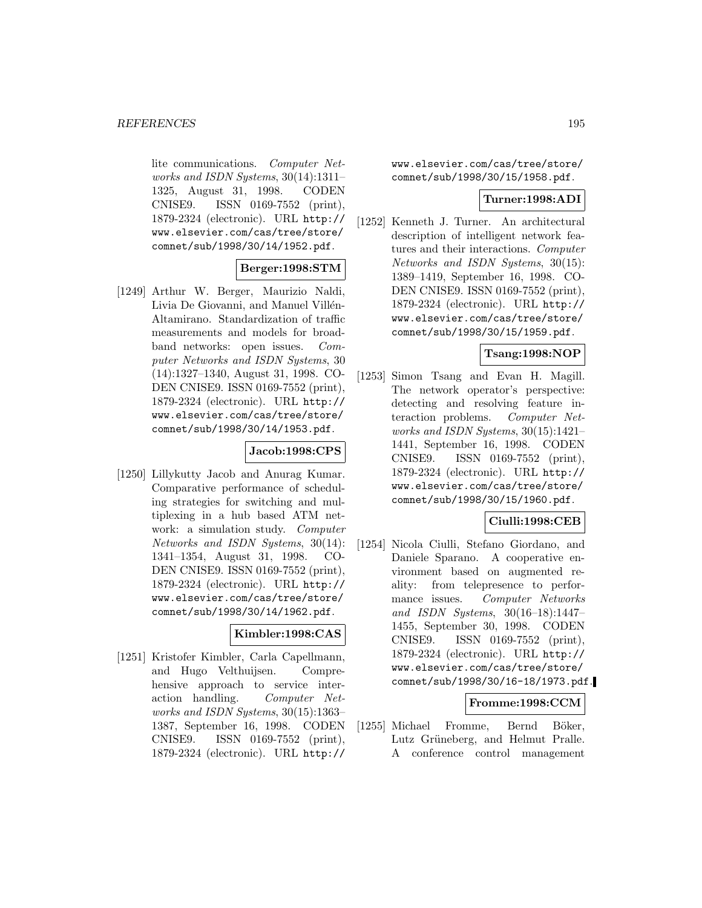lite communications. *Computer Networks and ISDN Systems*, 30(14):1311–1325, August 31, 1998. CODEN CNISE9. ISSN 0169-7552 (print), 1879-2324 (electronic). URL http://www.elsevier.com/cas/tree/store/comnet/sub/1998/30/14/1952.pdf.

**Berger:1998:STM**

[1249] Arthur W. Berger, Maurizio Naldi, Livia De Giovanni, and Manuel Villén-Altamirano. Standardization of traffic measurements and models for broadband networks: open issues. *Computer Networks and ISDN Systems*, 30 (14):1327–1340, August 31, 1998. CODEN CNISE9. ISSN 0169-7552 (print), 1879-2324 (electronic). URL http://www.elsevier.com/cas/tree/store/comnet/sub/1998/30/14/1953.pdf.

**Jacob:1998:CPS**

[1250] Lillykutty Jacob and Anurag Kumar. Comparative performance of scheduling strategies for switching and multiplexing in a hub based ATM network: a simulation study. *Computer Networks and ISDN Systems*, 30(14): 1341–1354, August 31, 1998. CODEN CNISE9. ISSN 0169-7552 (print), 1879-2324 (electronic). URL http://www.elsevier.com/cas/tree/store/comnet/sub/1998/30/14/1962.pdf.

**Kimbler:1998:CAS**

[1251] Kristofer Kimbler, Carla Capellmann, and Hugo Velthuijsen. Comprehensive approach to service interaction handling. *Computer Networks and ISDN Systems*, 30(15):1363–1387, September 16, 1998. CODEN CNISE9. ISSN 0169-7552 (print), 1879-2324 (electronic). URL http://www.elsevier.com/cas/tree/store/comnet/sub/1998/30/15/1958.pdf.

**Turner:1998:ADI**

[1252] Kenneth J. Turner. An architectural description of intelligent network features and their interactions. *Computer Networks and ISDN Systems*, 30(15): 1389–1419, September 16, 1998. CODEN CNISE9. ISSN 0169-7552 (print), 1879-2324 (electronic). URL http://www.elsevier.com/cas/tree/store/comnet/sub/1998/30/15/1959.pdf.

**Tsang:1998:NOP**

[1253] Simon Tsang and Evan H. Magill. The network operator's perspective: detecting and resolving feature interaction problems. *Computer Networks and ISDN Systems*, 30(15):1421–1441, September 16, 1998. CODEN CNISE9. ISSN 0169-7552 (print), 1879-2324 (electronic). URL http://www.elsevier.com/cas/tree/store/comnet/sub/1998/30/15/1960.pdf.

**Ciulli:1998:CEB**

[1254] Nicola Ciulli, Stefano Giordano, and Daniele Sparano. A cooperative environment based on augmented reality: from telepresence to performance issues. *Computer Networks and ISDN Systems*, 30(16–18):1447–1455, September 30, 1998. CODEN CNISE9. ISSN 0169-7552 (print), 1879-2324 (electronic). URL http://www.elsevier.com/cas/tree/store/comnet/sub/1998/30/16-18/1973.pdf.

**Fromme:1998:CCM**

[1255] Michael Fromme, Bernd Böker, Lutz Grüneberg, and Helmut Pralle. A conference control management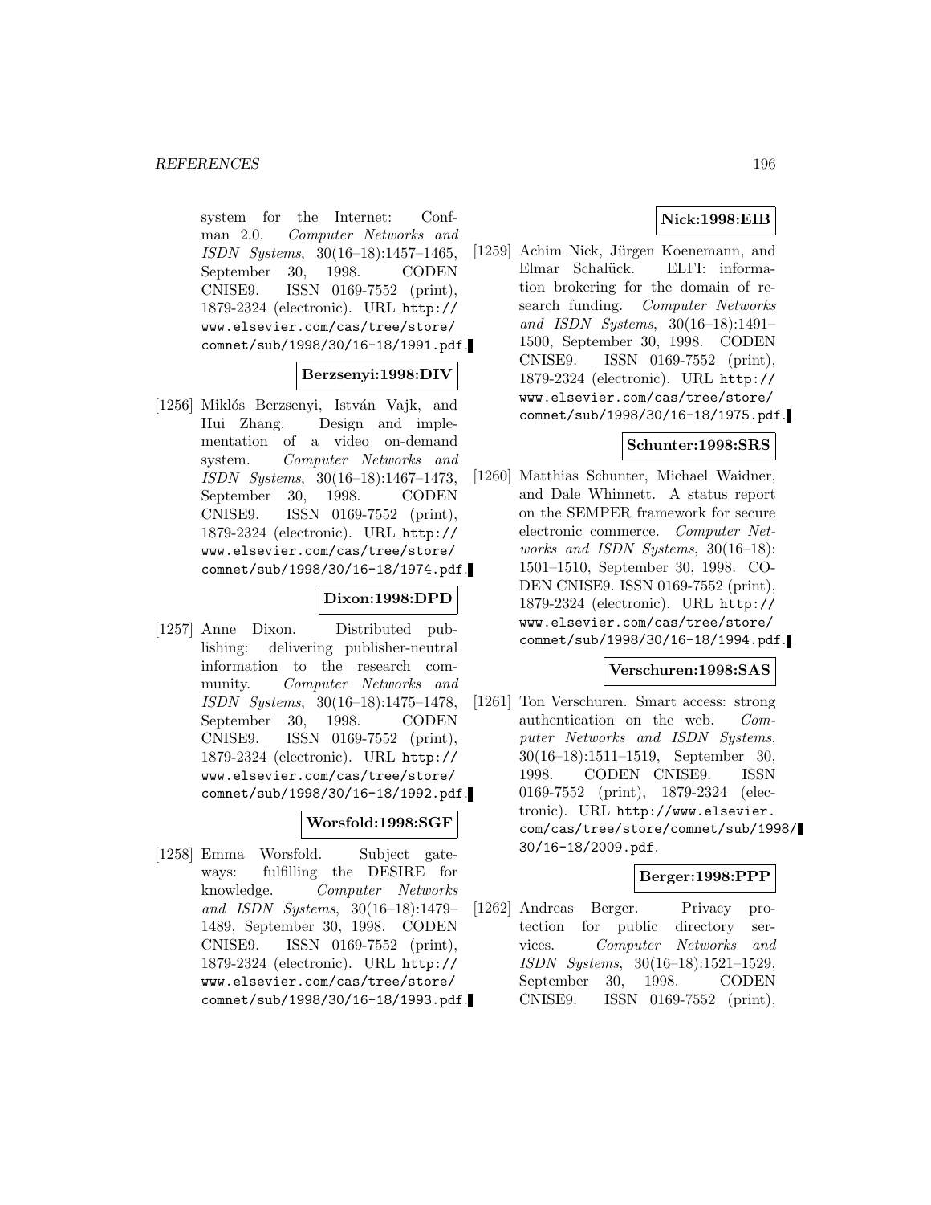system for the Internet: Confman 2.0. *Computer Networks and ISDN Systems*, 30(16–18):1457–1465, September 30, 1998. CODEN CNISE9. ISSN 0169-7552 (print), 1879-2324 (electronic). URL http://www.elsevier.com/cas/tree/store/comnet/sub/1998/30/16-18/1991.pdf.

**Berzsenyi:1998:DIV**

[1256] Miklós Berzsenyi, István Vajk, and Hui Zhang. Design and implementation of a video on-demand system. *Computer Networks and ISDN Systems*, 30(16–18):1467–1473, September 30, 1998. CODEN CNISE9. ISSN 0169-7552 (print), 1879-2324 (electronic). URL http://www.elsevier.com/cas/tree/store/comnet/sub/1998/30/16-18/1974.pdf.

**Dixon:1998:DPD**

[1257] Anne Dixon. Distributed publishing: delivering publisher-neutral information to the research community. *Computer Networks and ISDN Systems*, 30(16–18):1475–1478, September 30, 1998. CODEN CNISE9. ISSN 0169-7552 (print), 1879-2324 (electronic). URL http://www.elsevier.com/cas/tree/store/comnet/sub/1998/30/16-18/1992.pdf.

**Worsfold:1998:SGF**

[1258] Emma Worsfold. Subject gateways: fulfilling the DESIRE for knowledge. *Computer Networks and ISDN Systems*, 30(16–18):1479–1489, September 30, 1998. CODEN CNISE9. ISSN 0169-7552 (print), 1879-2324 (electronic). URL http://www.elsevier.com/cas/tree/store/comnet/sub/1998/30/16-18/1993.pdf.

**Nick:1998:EIB**

[1259] Achim Nick, Jürgen Koenemann, and Elmar Schalück. ELFI: information brokering for the domain of research funding. *Computer Networks and ISDN Systems*, 30(16–18):1491–1500, September 30, 1998. CODEN CNISE9. ISSN 0169-7552 (print), 1879-2324 (electronic). URL http://www.elsevier.com/cas/tree/store/comnet/sub/1998/30/16-18/1975.pdf.

**Schunter:1998:SRS**

[1260] Matthias Schunter, Michael Waidner, and Dale Whinnett. A status report on the SEMPER framework for secure electronic commerce. *Computer Networks and ISDN Systems*, 30(16–18):1501–1510, September 30, 1998. CODEN CNISE9. ISSN 0169-7552 (print), 1879-2324 (electronic). URL http://www.elsevier.com/cas/tree/store/comnet/sub/1998/30/16-18/1994.pdf.

**Verschuren:1998:SAS**

[1261] Ton Verschuren. Smart access: strong authentication on the web. *Computer Networks and ISDN Systems*, 30(16–18):1511–1519, September 30, 1998. CODEN CNISE9. ISSN 0169-7552 (print), 1879-2324 (electronic). URL http://www.elsevier.com/cas/tree/store/comnet/sub/1998/30/16-18/2009.pdf.

**Berger:1998:PPP**

[1262] Andreas Berger. Privacy protection for public directory services. *Computer Networks and ISDN Systems*, 30(16–18):1521–1529, September 30, 1998. CODEN CNISE9. ISSN 0169-7552 (print),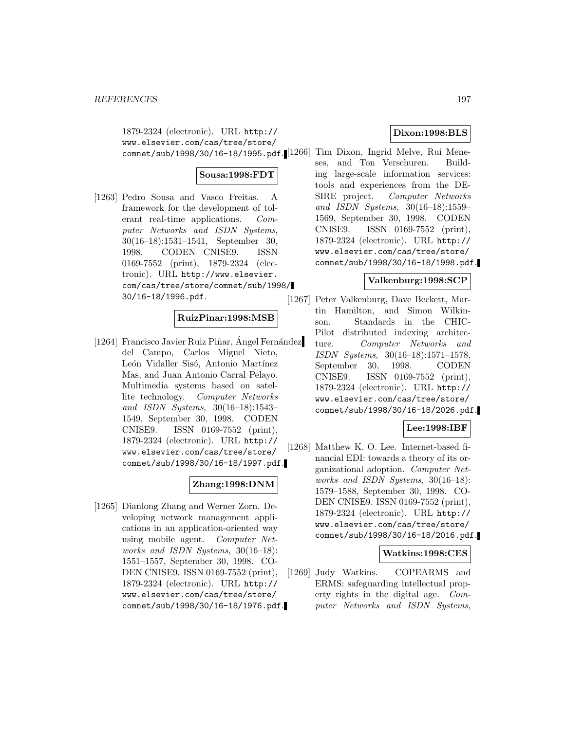1879-2324 (electronic). URL http://www.elsevier.com/cas/tree/store/comnet/sub/1998/30/16-18/1995.pdf.

**Sousa:1998:FDT**

[1263] Pedro Sousa and Vasco Freitas. A framework for the development of tolerant real-time applications. *Computer Networks and ISDN Systems*, 30(16–18):1531–1541, September 30, 1998. CODEN CNISE9. ISSN 0169-7552 (print), 1879-2324 (electronic). URL http://www.elsevier.com/cas/tree/store/comnet/sub/1998/30/16-18/1996.pdf.

**RuizPinar:1998:MSB**

[1264] Francisco Javier Ruiz Piñar, Ángel Fernández del Campo, Carlos Miguel Nieto, León Vidaller Sisó, Antonio Martínez Mas, and Juan Antonio Carral Pelayo. Multimedia systems based on satellite technology. *Computer Networks and ISDN Systems*, 30(16–18):1543–1549, September 30, 1998. CODEN CNISE9. ISSN 0169-7552 (print), 1879-2324 (electronic). URL http://www.elsevier.com/cas/tree/store/comnet/sub/1998/30/16-18/1997.pdf.

**Zhang:1998:DNM**

[1265] Dianlong Zhang and Werner Zorn. Developing network management applications in an application-oriented way using mobile agent. *Computer Networks and ISDN Systems*, 30(16–18):1551–1557, September 30, 1998. CODEN CNISE9. ISSN 0169-7552 (print), 1879-2324 (electronic). URL http://www.elsevier.com/cas/tree/store/comnet/sub/1998/30/16-18/1976.pdf.

**Dixon:1998:BLS**

[1266] Tim Dixon, Ingrid Melve, Rui Meneses, and Ton Verschuren. Building large-scale information services: tools and experiences from the DESIRE project. *Computer Networks and ISDN Systems*, 30(16–18):1559–1569, September 30, 1998. CODEN CNISE9. ISSN 0169-7552 (print), 1879-2324 (electronic). URL http://www.elsevier.com/cas/tree/store/comnet/sub/1998/30/16-18/1998.pdf.

**Valkenburg:1998:SCP**

[1267] Peter Valkenburg, Dave Beckett, Martin Hamilton, and Simon Wilkinson. Standards in the CHIC-Pilot distributed indexing architecture. *Computer Networks and ISDN Systems*, 30(16–18):1571–1578, September 30, 1998. CODEN CNISE9. ISSN 0169-7552 (print), 1879-2324 (electronic). URL http://www.elsevier.com/cas/tree/store/comnet/sub/1998/30/16-18/2026.pdf.

**Lee:1998:IBF**

[1268] Matthew K. O. Lee. Internet-based financial EDI: towards a theory of its organizational adoption. *Computer Networks and ISDN Systems*, 30(16–18):1579–1588, September 30, 1998. CODEN CNISE9. ISSN 0169-7552 (print), 1879-2324 (electronic). URL http://www.elsevier.com/cas/tree/store/comnet/sub/1998/30/16-18/2016.pdf.

**Watkins:1998:CES**

[1269] Judy Watkins. COPEARMS and ERMS: safeguarding intellectual property rights in the digital age. *Computer Networks and ISDN Systems*,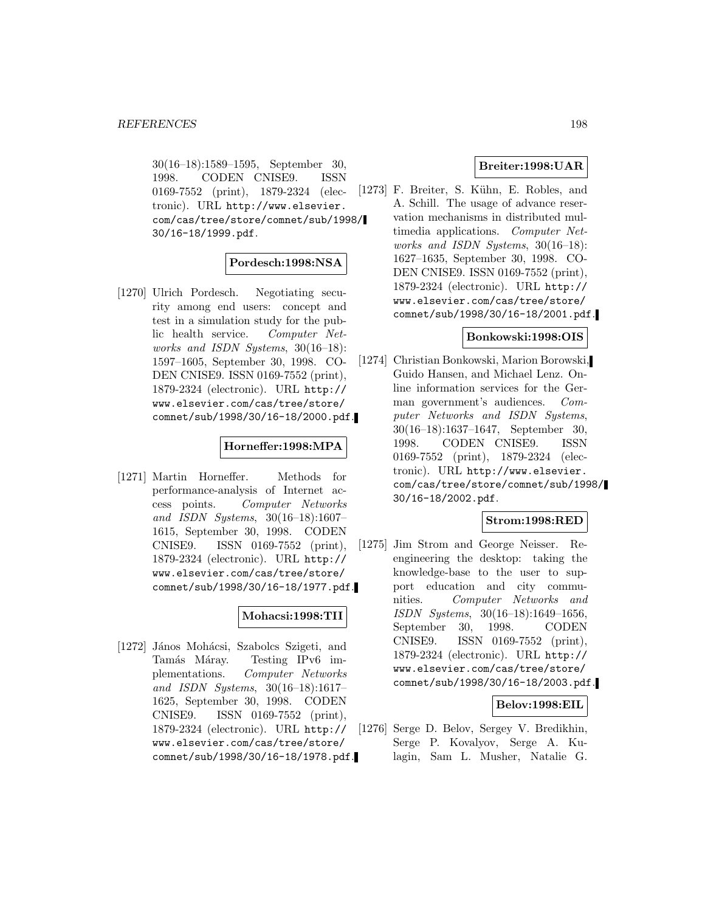30(16–18):1589–1595, September 30, 1998. CODEN CNISE9. ISSN 0169-7552 (print), 1879-2324 (electronic). URL http://www.elsevier.com/cas/tree/store/comnet/sub/1998/30/16-18/1999.pdf.

**Pordesch:1998:NSA**

[1270] Ulrich Pordesch. Negotiating security among end users: concept and test in a simulation study for the public health service. *Computer Networks and ISDN Systems*, 30(16–18): 1597–1605, September 30, 1998. CODEN CNISE9. ISSN 0169-7552 (print), 1879-2324 (electronic). URL http://www.elsevier.com/cas/tree/store/comnet/sub/1998/30/16-18/2000.pdf.

**Horneffer:1998:MPA**

[1271] Martin Horneffer. Methods for performance-analysis of Internet access points. *Computer Networks and ISDN Systems*, 30(16–18):1607–1615, September 30, 1998. CODEN CNISE9. ISSN 0169-7552 (print), 1879-2324 (electronic). URL http://www.elsevier.com/cas/tree/store/comnet/sub/1998/30/16-18/1977.pdf.

**Mohacsi:1998:TII**

[1272] János Mohácsi, Szabolcs Szigeti, and Tamás Máray. Testing IPv6 implementations. *Computer Networks and ISDN Systems*, 30(16–18):1617–1625, September 30, 1998. CODEN CNISE9. ISSN 0169-7552 (print), 1879-2324 (electronic). URL http://www.elsevier.com/cas/tree/store/comnet/sub/1998/30/16-18/1978.pdf.

**Breiter:1998:UAR**

[1273] F. Breiter, S. Kühn, E. Robles, and A. Schill. The usage of advance reservation mechanisms in distributed multimedia applications. *Computer Networks and ISDN Systems*, 30(16–18): 1627–1635, September 30, 1998. CODEN CNISE9. ISSN 0169-7552 (print), 1879-2324 (electronic). URL http://www.elsevier.com/cas/tree/store/comnet/sub/1998/30/16-18/2001.pdf.

**Bonkowski:1998:OIS**

[1274] Christian Bonkowski, Marion Borowski, Guido Hansen, and Michael Lenz. Online information services for the German government's audiences. *Computer Networks and ISDN Systems*, 30(16–18):1637–1647, September 30, 1998. CODEN CNISE9. ISSN 0169-7552 (print), 1879-2324 (electronic). URL http://www.elsevier.com/cas/tree/store/comnet/sub/1998/30/16-18/2002.pdf.

**Strom:1998:RED**

[1275] Jim Strom and George Neisser. Reengineering the desktop: taking the knowledge-base to the user to support education and city communities. *Computer Networks and ISDN Systems*, 30(16–18):1649–1656, September 30, 1998. CODEN CNISE9. ISSN 0169-7552 (print), 1879-2324 (electronic). URL http://www.elsevier.com/cas/tree/store/comnet/sub/1998/30/16-18/2003.pdf.

**Belov:1998:EIL**

[1276] Serge D. Belov, Sergey V. Bredikhin, Serge P. Kovalyov, Serge A. Kulagin, Sam L. Musher, Natalie G.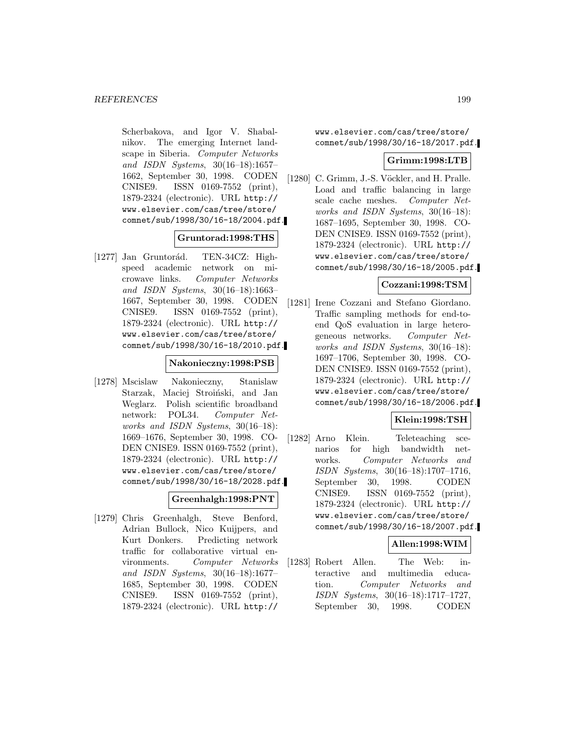Scherbakova, and Igor V. Shabalnikov. The emerging Internet landscape in Siberia. *Computer Networks and ISDN Systems*, 30(16–18):1657–1662, September 30, 1998. CODEN CNISE9. ISSN 0169-7552 (print), 1879-2324 (electronic). URL http://www.elsevier.com/cas/tree/store/comnet/sub/1998/30/16-18/2004.pdf.

**Gruntorad:1998:THS**

[1277] Jan Gruntorád. TEN-34CZ: High-speed academic network on microwave links. *Computer Networks and ISDN Systems*, 30(16–18):1663–1667, September 30, 1998. CODEN CNISE9. ISSN 0169-7552 (print), 1879-2324 (electronic). URL http://www.elsevier.com/cas/tree/store/comnet/sub/1998/30/16-18/2010.pdf.

**Nakonieczny:1998:PSB**

[1278] Mscislaw Nakonieczny, Stanislaw Starzak, Maciej Stroiński, and Jan Weglarz. Polish scientific broadband network: POL34. *Computer Networks and ISDN Systems*, 30(16–18):1669–1676, September 30, 1998. CODEN CNISE9. ISSN 0169-7552 (print), 1879-2324 (electronic). URL http://www.elsevier.com/cas/tree/store/comnet/sub/1998/30/16-18/2028.pdf.

**Greenhalgh:1998:PNT**

[1279] Chris Greenhalgh, Steve Benford, Adrian Bullock, Nico Kuijpers, and Kurt Donkers. Predicting network traffic for collaborative virtual environments. *Computer Networks and ISDN Systems*, 30(16–18):1677–1685, September 30, 1998. CODEN CNISE9. ISSN 0169-7552 (print), 1879-2324 (electronic). URL http://www.elsevier.com/cas/tree/store/comnet/sub/1998/30/16-18/2017.pdf.

**Grimm:1998:LTB**

[1280] C. Grimm, J.-S. Vöckler, and H. Pralle. Load and traffic balancing in large scale cache meshes. *Computer Networks and ISDN Systems*, 30(16–18):1687–1695, September 30, 1998. CODEN CNISE9. ISSN 0169-7552 (print), 1879-2324 (electronic). URL http://www.elsevier.com/cas/tree/store/comnet/sub/1998/30/16-18/2005.pdf.

**Cozzani:1998:TSM**

[1281] Irene Cozzani and Stefano Giordano. Traffic sampling methods for end-to-end QoS evaluation in large heterogeneous networks. *Computer Networks and ISDN Systems*, 30(16–18):1697–1706, September 30, 1998. CODEN CNISE9. ISSN 0169-7552 (print), 1879-2324 (electronic). URL http://www.elsevier.com/cas/tree/store/comnet/sub/1998/30/16-18/2006.pdf.

**Klein:1998:TSH**

[1282] Arno Klein. Teleteaching scenarios for high bandwidth networks. *Computer Networks and ISDN Systems*, 30(16–18):1707–1716, September 30, 1998. CODEN CNISE9. ISSN 0169-7552 (print), 1879-2324 (electronic). URL http://www.elsevier.com/cas/tree/store/comnet/sub/1998/30/16-18/2007.pdf.

**Allen:1998:WIM**

[1283] Robert Allen. The Web: interactive and multimedia education. *Computer Networks and ISDN Systems*, 30(16–18):1717–1727, September 30, 1998. CODEN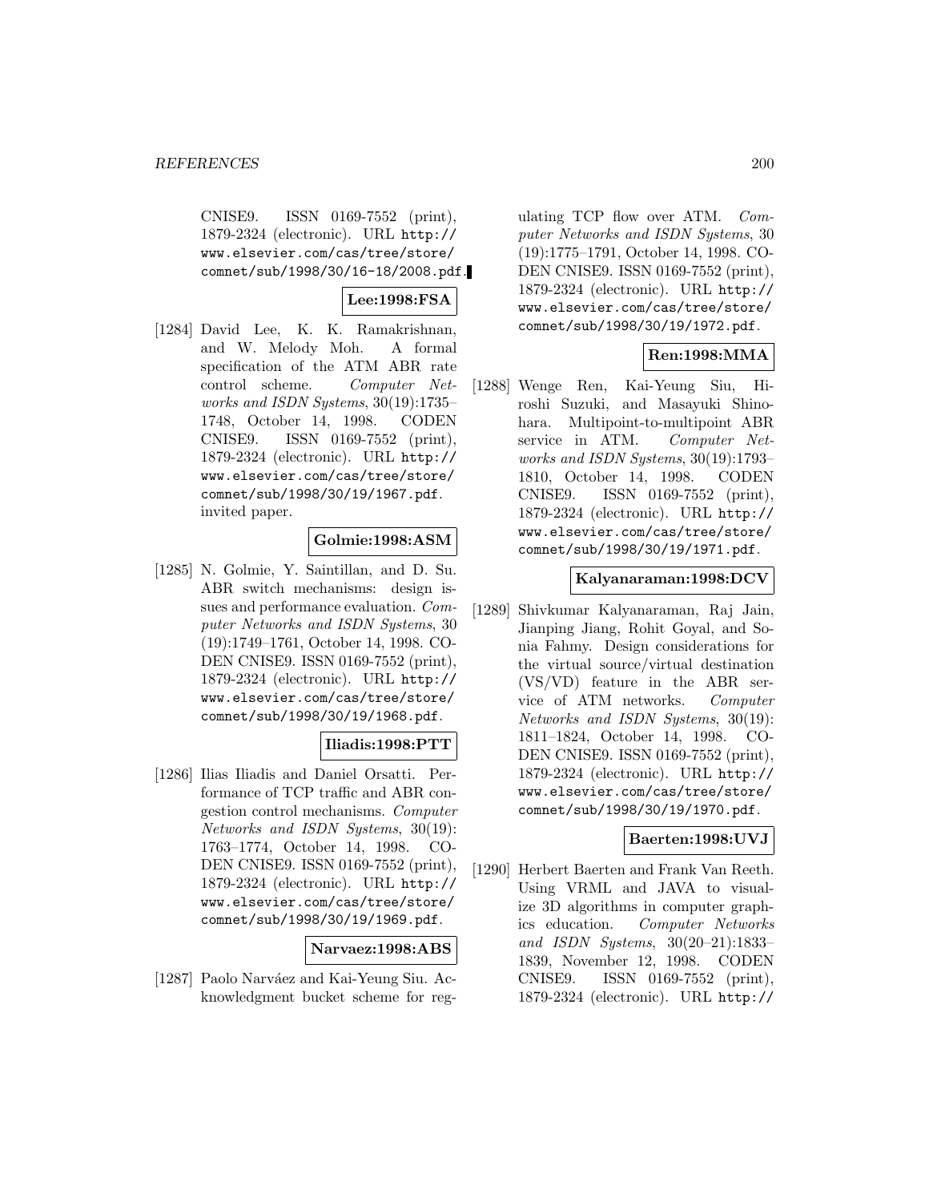CNISE9. ISSN 0169-7552 (print), 1879-2324 (electronic). URL http://www.elsevier.com/cas/tree/store/comnet/sub/1998/30/16-18/2008.pdf.

**Lee:1998:FSA**

[1284] David Lee, K. K. Ramakrishnan, and W. Melody Moh. A formal specification of the ATM ABR rate control scheme. *Computer Networks and ISDN Systems*, 30(19):1735–1748, October 14, 1998. CODEN CNISE9. ISSN 0169-7552 (print), 1879-2324 (electronic). URL http://www.elsevier.com/cas/tree/store/comnet/sub/1998/30/19/1967.pdf. invited paper.

**Golmie:1998:ASM**

[1285] N. Golmie, Y. Saintillan, and D. Su. ABR switch mechanisms: design issues and performance evaluation. *Computer Networks and ISDN Systems*, 30 (19):1749–1761, October 14, 1998. CODEN CNISE9. ISSN 0169-7552 (print), 1879-2324 (electronic). URL http://www.elsevier.com/cas/tree/store/comnet/sub/1998/30/19/1968.pdf.

**Iliadis:1998:PTT**

[1286] Ilias Iliadis and Daniel Orsatti. Performance of TCP traffic and ABR congestion control mechanisms. *Computer Networks and ISDN Systems*, 30(19):1763–1774, October 14, 1998. CODEN CNISE9. ISSN 0169-7552 (print), 1879-2324 (electronic). URL http://www.elsevier.com/cas/tree/store/comnet/sub/1998/30/19/1969.pdf.

**Narvaez:1998:ABS**

[1287] Paolo Narváez and Kai-Yeung Siu. Acknowledgment bucket scheme for regulating TCP flow over ATM. *Computer Networks and ISDN Systems*, 30 (19):1775–1791, October 14, 1998. CODEN CNISE9. ISSN 0169-7552 (print), 1879-2324 (electronic). URL http://www.elsevier.com/cas/tree/store/comnet/sub/1998/30/19/1972.pdf.

**Ren:1998:MMA**

[1288] Wenge Ren, Kai-Yeung Siu, Hiroshi Suzuki, and Masayuki Shinohara. Multipoint-to-multipoint ABR service in ATM. *Computer Networks and ISDN Systems*, 30(19):1793–1810, October 14, 1998. CODEN CNISE9. ISSN 0169-7552 (print), 1879-2324 (electronic). URL http://www.elsevier.com/cas/tree/store/comnet/sub/1998/30/19/1971.pdf.

**Kalyanaraman:1998:DCV**

[1289] Shivkumar Kalyanaraman, Raj Jain, Jianping Jiang, Rohit Goyal, and Sonia Fahmy. Design considerations for the virtual source/virtual destination (VS/VD) feature in the ABR service of ATM networks. *Computer Networks and ISDN Systems*, 30(19):1811–1824, October 14, 1998. CODEN CNISE9. ISSN 0169-7552 (print), 1879-2324 (electronic). URL http://www.elsevier.com/cas/tree/store/comnet/sub/1998/30/19/1970.pdf.

**Baerten:1998:UVJ**

[1290] Herbert Baerten and Frank Van Reeth. Using VRML and JAVA to visualize 3D algorithms in computer graphics education. *Computer Networks and ISDN Systems*, 30(20–21):1833–1839, November 12, 1998. CODEN CNISE9. ISSN 0169-7552 (print), 1879-2324 (electronic). URL http://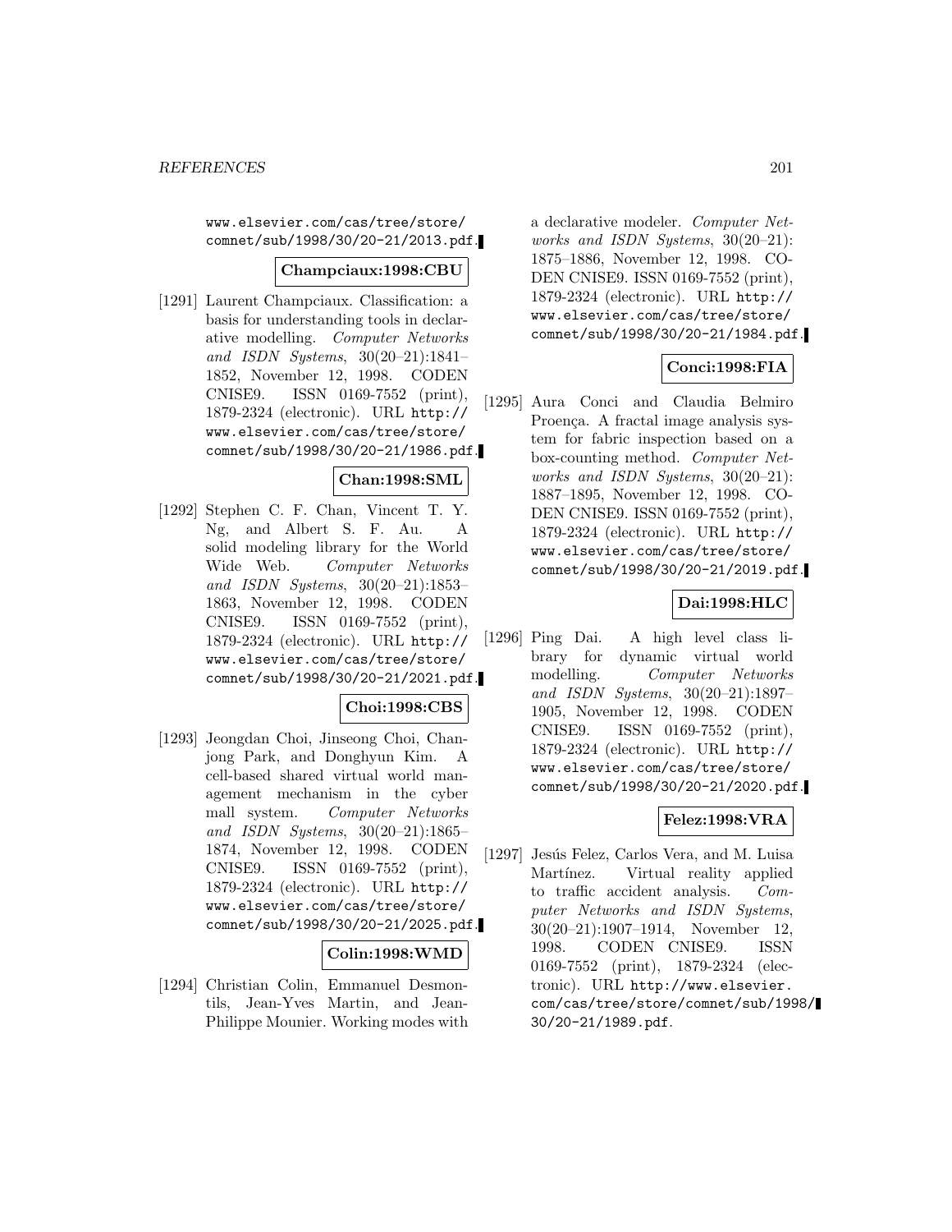www.elsevier.com/cas/tree/store/comnet/sub/1998/30/20-21/2013.pdf.

**Champciaux:1998:CBU**

[1291] Laurent Champciaux. Classification: a basis for understanding tools in declarative modelling. *Computer Networks and ISDN Systems*, 30(20–21):1841–1852, November 12, 1998. CODEN CNISE9. ISSN 0169-7552 (print), 1879-2324 (electronic). URL http://www.elsevier.com/cas/tree/store/comnet/sub/1998/30/20-21/1986.pdf.

**Chan:1998:SML**

[1292] Stephen C. F. Chan, Vincent T. Y. Ng, and Albert S. F. Au. A solid modeling library for the World Wide Web. *Computer Networks and ISDN Systems*, 30(20–21):1853–1863, November 12, 1998. CODEN CNISE9. ISSN 0169-7552 (print), 1879-2324 (electronic). URL http://www.elsevier.com/cas/tree/store/comnet/sub/1998/30/20-21/2021.pdf.

**Choi:1998:CBS**

[1293] Jeongdan Choi, Jinseong Choi, Chanjong Park, and Donghyun Kim. A cell-based shared virtual world management mechanism in the cyber mall system. *Computer Networks and ISDN Systems*, 30(20–21):1865–1874, November 12, 1998. CODEN CNISE9. ISSN 0169-7552 (print), 1879-2324 (electronic). URL http://www.elsevier.com/cas/tree/store/comnet/sub/1998/30/20-21/2025.pdf.

**Colin:1998:WMD**

[1294] Christian Colin, Emmanuel Desmontils, Jean-Yves Martin, and Jean-Philippe Mounier. Working modes with a declarative modeler. *Computer Networks and ISDN Systems*, 30(20–21):1875–1886, November 12, 1998. CODEN CNISE9. ISSN 0169-7552 (print), 1879-2324 (electronic). URL http://www.elsevier.com/cas/tree/store/comnet/sub/1998/30/20-21/1984.pdf.

**Conci:1998:FIA**

[1295] Aura Conci and Claudia Belmiro Proença. A fractal image analysis system for fabric inspection based on a box-counting method. *Computer Networks and ISDN Systems*, 30(20–21):1887–1895, November 12, 1998. CODEN CNISE9. ISSN 0169-7552 (print), 1879-2324 (electronic). URL http://www.elsevier.com/cas/tree/store/comnet/sub/1998/30/20-21/2019.pdf.

**Dai:1998:HLC**

[1296] Ping Dai. A high level class library for dynamic virtual world modelling. *Computer Networks and ISDN Systems*, 30(20–21):1897–1905, November 12, 1998. CODEN CNISE9. ISSN 0169-7552 (print), 1879-2324 (electronic). URL http://www.elsevier.com/cas/tree/store/comnet/sub/1998/30/20-21/2020.pdf.

**Felez:1998:VRA**

[1297] Jesús Felez, Carlos Vera, and M. Luisa Martínez. Virtual reality applied to traffic accident analysis. *Computer Networks and ISDN Systems*, 30(20–21):1907–1914, November 12, 1998. CODEN CNISE9. ISSN 0169-7552 (print), 1879-2324 (electronic). URL http://www.elsevier.com/cas/tree/store/comnet/sub/1998/30/20-21/1989.pdf.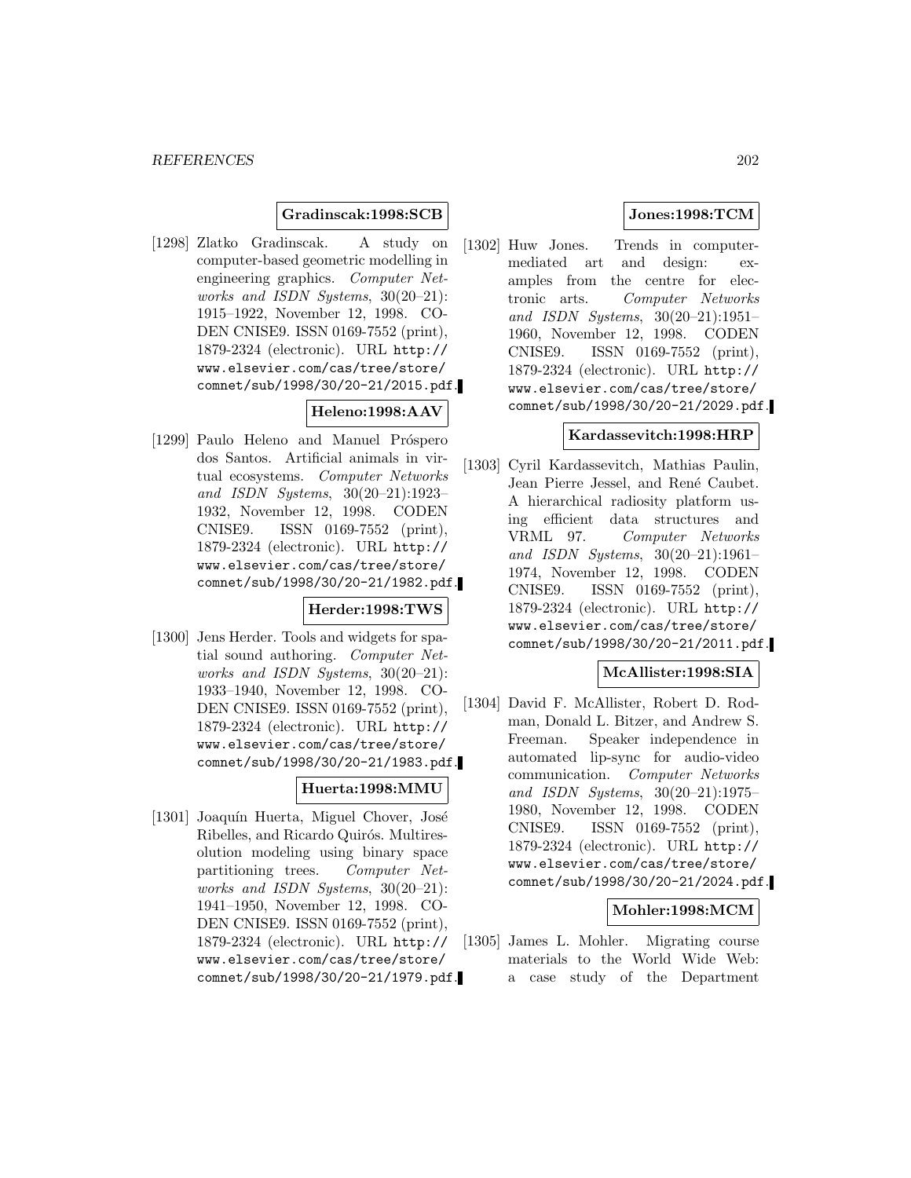**Gradinscak:1998:SCB**

[1298] Zlatko Gradinscak. A study on computer-based geometric modelling in engineering graphics. *Computer Networks and ISDN Systems*, 30(20–21): 1915–1922, November 12, 1998. CODEN CNISE9. ISSN 0169-7552 (print), 1879-2324 (electronic). URL http://www.elsevier.com/cas/tree/store/comnet/sub/1998/30/20-21/2015.pdf.

**Heleno:1998:AAV**

[1299] Paulo Heleno and Manuel Próspero dos Santos. Artificial animals in virtual ecosystems. *Computer Networks and ISDN Systems*, 30(20–21):1923–1932, November 12, 1998. CODEN CNISE9. ISSN 0169-7552 (print), 1879-2324 (electronic). URL http://www.elsevier.com/cas/tree/store/comnet/sub/1998/30/20-21/1982.pdf.

**Herder:1998:TWS**

[1300] Jens Herder. Tools and widgets for spatial sound authoring. *Computer Networks and ISDN Systems*, 30(20–21): 1933–1940, November 12, 1998. CODEN CNISE9. ISSN 0169-7552 (print), 1879-2324 (electronic). URL http://www.elsevier.com/cas/tree/store/comnet/sub/1998/30/20-21/1983.pdf.

**Huerta:1998:MMU**

[1301] Joaquín Huerta, Miguel Chover, José Ribelles, and Ricardo Quirós. Multiresolution modeling using binary space partitioning trees. *Computer Networks and ISDN Systems*, 30(20–21): 1941–1950, November 12, 1998. CODEN CNISE9. ISSN 0169-7552 (print), 1879-2324 (electronic). URL http://www.elsevier.com/cas/tree/store/comnet/sub/1998/30/20-21/1979.pdf.

**Jones:1998:TCM**

[1302] Huw Jones. Trends in computer-mediated art and design: examples from the centre for electronic arts. *Computer Networks and ISDN Systems*, 30(20–21):1951–1960, November 12, 1998. CODEN CNISE9. ISSN 0169-7552 (print), 1879-2324 (electronic). URL http://www.elsevier.com/cas/tree/store/comnet/sub/1998/30/20-21/2029.pdf.

**Kardassevitch:1998:HRP**

[1303] Cyril Kardassevitch, Mathias Paulin, Jean Pierre Jessel, and René Caubet. A hierarchical radiosity platform using efficient data structures and VRML 97. *Computer Networks and ISDN Systems*, 30(20–21):1961–1974, November 12, 1998. CODEN CNISE9. ISSN 0169-7552 (print), 1879-2324 (electronic). URL http://www.elsevier.com/cas/tree/store/comnet/sub/1998/30/20-21/2011.pdf.

**McAllister:1998:SIA**

[1304] David F. McAllister, Robert D. Rodman, Donald L. Bitzer, and Andrew S. Freeman. Speaker independence in automated lip-sync for audio-video communication. *Computer Networks and ISDN Systems*, 30(20–21):1975–1980, November 12, 1998. CODEN CNISE9. ISSN 0169-7552 (print), 1879-2324 (electronic). URL http://www.elsevier.com/cas/tree/store/comnet/sub/1998/30/20-21/2024.pdf.

**Mohler:1998:MCM**

[1305] James L. Mohler. Migrating course materials to the World Wide Web: a case study of the Department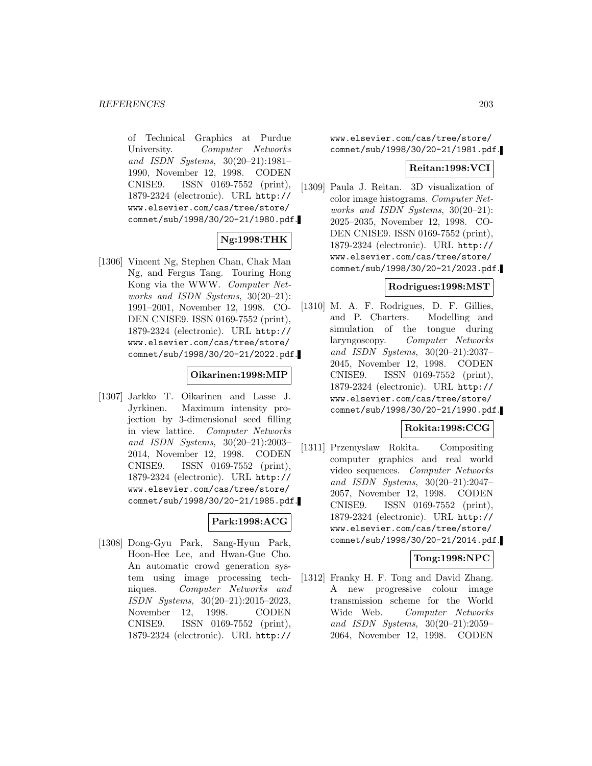of Technical Graphics at Purdue University. *Computer Networks and ISDN Systems*, 30(20–21):1981–1990, November 12, 1998. CODEN CNISE9. ISSN 0169-7552 (print), 1879-2324 (electronic). URL http://www.elsevier.com/cas/tree/store/comnet/sub/1998/30/20-21/1980.pdf.

**Ng:1998:THK**

[1306] Vincent Ng, Stephen Chan, Chak Man Ng, and Fergus Tang. Touring Hong Kong via the WWW. *Computer Networks and ISDN Systems*, 30(20–21):1991–2001, November 12, 1998. CODEN CNISE9. ISSN 0169-7552 (print), 1879-2324 (electronic). URL http://www.elsevier.com/cas/tree/store/comnet/sub/1998/30/20-21/2022.pdf.

**Oikarinen:1998:MIP**

[1307] Jarkko T. Oikarinen and Lasse J. Jyrkinen. Maximum intensity projection by 3-dimensional seed filling in view lattice. *Computer Networks and ISDN Systems*, 30(20–21):2003–2014, November 12, 1998. CODEN CNISE9. ISSN 0169-7552 (print), 1879-2324 (electronic). URL http://www.elsevier.com/cas/tree/store/comnet/sub/1998/30/20-21/1985.pdf.

**Park:1998:ACG**

[1308] Dong-Gyu Park, Sang-Hyun Park, Hoon-Hee Lee, and Hwan-Gue Cho. An automatic crowd generation system using image processing techniques. *Computer Networks and ISDN Systems*, 30(20–21):2015–2023, November 12, 1998. CODEN CNISE9. ISSN 0169-7552 (print), 1879-2324 (electronic). URL http://www.elsevier.com/cas/tree/store/comnet/sub/1998/30/20-21/1981.pdf.

**Reitan:1998:VCI**

[1309] Paula J. Reitan. 3D visualization of color image histograms. *Computer Networks and ISDN Systems*, 30(20–21):2025–2035, November 12, 1998. CODEN CNISE9. ISSN 0169-7552 (print), 1879-2324 (electronic). URL http://www.elsevier.com/cas/tree/store/comnet/sub/1998/30/20-21/2023.pdf.

**Rodrigues:1998:MST**

[1310] M. A. F. Rodrigues, D. F. Gillies, and P. Charters. Modelling and simulation of the tongue during laryngoscopy. *Computer Networks and ISDN Systems*, 30(20–21):2037–2045, November 12, 1998. CODEN CNISE9. ISSN 0169-7552 (print), 1879-2324 (electronic). URL http://www.elsevier.com/cas/tree/store/comnet/sub/1998/30/20-21/1990.pdf.

**Rokita:1998:CCG**

[1311] Przemyslaw Rokita. Compositing computer graphics and real world video sequences. *Computer Networks and ISDN Systems*, 30(20–21):2047–2057, November 12, 1998. CODEN CNISE9. ISSN 0169-7552 (print), 1879-2324 (electronic). URL http://www.elsevier.com/cas/tree/store/comnet/sub/1998/30/20-21/2014.pdf.

**Tong:1998:NPC**

[1312] Franky H. F. Tong and David Zhang. A new progressive colour image transmission scheme for the World Wide Web. *Computer Networks and ISDN Systems*, 30(20–21):2059–2064, November 12, 1998. CODEN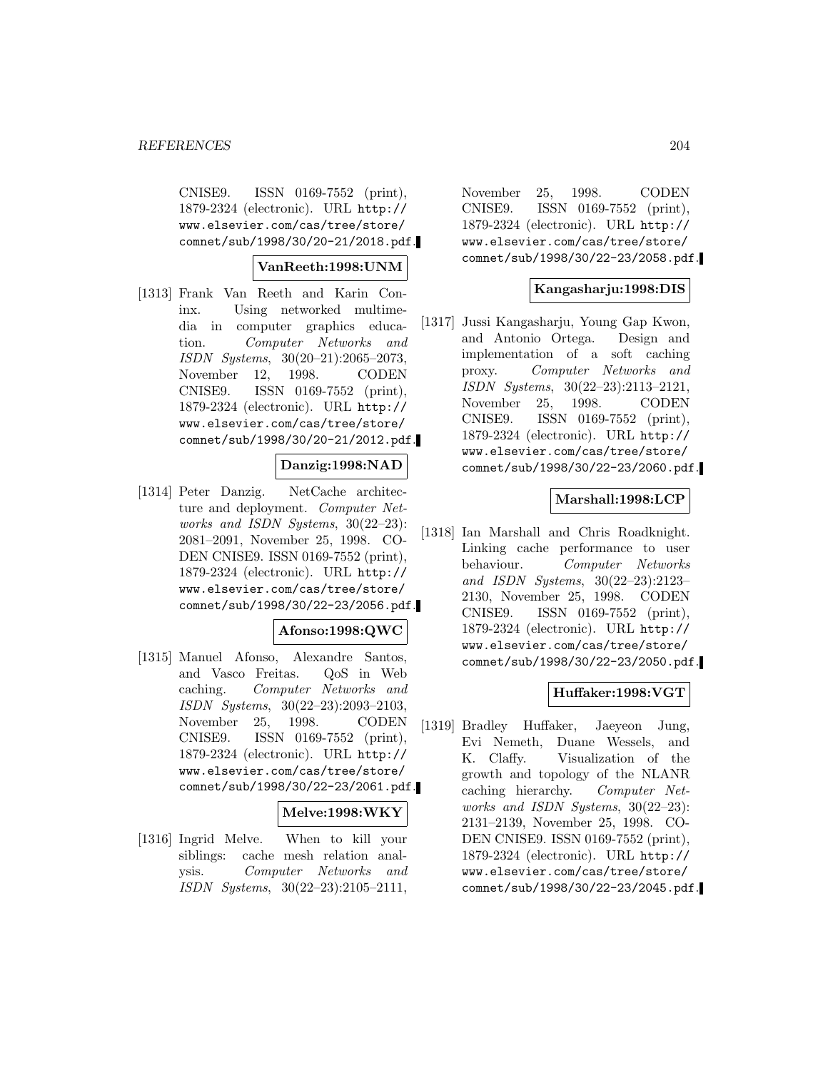CNISE9. ISSN 0169-7552 (print), 1879-2324 (electronic). URL http://www.elsevier.com/cas/tree/store/comnet/sub/1998/30/20-21/2018.pdf.

**VanReeth:1998:UNM**

[1313] Frank Van Reeth and Karin Coninx. Using networked multimedia in computer graphics education. *Computer Networks and ISDN Systems*, 30(20–21):2065–2073, November 12, 1998. CODEN CNISE9. ISSN 0169-7552 (print), 1879-2324 (electronic). URL http://www.elsevier.com/cas/tree/store/comnet/sub/1998/30/20-21/2012.pdf.

**Danzig:1998:NAD**

[1314] Peter Danzig. NetCache architecture and deployment. *Computer Networks and ISDN Systems*, 30(22–23): 2081–2091, November 25, 1998. CODEN CNISE9. ISSN 0169-7552 (print), 1879-2324 (electronic). URL http://www.elsevier.com/cas/tree/store/comnet/sub/1998/30/22-23/2056.pdf.

**Afonso:1998:QWC**

[1315] Manuel Afonso, Alexandre Santos, and Vasco Freitas. QoS in Web caching. *Computer Networks and ISDN Systems*, 30(22–23):2093–2103, November 25, 1998. CODEN CNISE9. ISSN 0169-7552 (print), 1879-2324 (electronic). URL http://www.elsevier.com/cas/tree/store/comnet/sub/1998/30/22-23/2061.pdf.

**Melve:1998:WKY**

[1316] Ingrid Melve. When to kill your siblings: cache mesh relation analysis. *Computer Networks and ISDN Systems*, 30(22–23):2105–2111, November 25, 1998. CODEN CNISE9. ISSN 0169-7552 (print), 1879-2324 (electronic). URL http://www.elsevier.com/cas/tree/store/comnet/sub/1998/30/22-23/2058.pdf.

**Kangasharju:1998:DIS**

[1317] Jussi Kangasharju, Young Gap Kwon, and Antonio Ortega. Design and implementation of a soft caching proxy. *Computer Networks and ISDN Systems*, 30(22–23):2113–2121, November 25, 1998. CODEN CNISE9. ISSN 0169-7552 (print), 1879-2324 (electronic). URL http://www.elsevier.com/cas/tree/store/comnet/sub/1998/30/22-23/2060.pdf.

**Marshall:1998:LCP**

[1318] Ian Marshall and Chris Roadknight. Linking cache performance to user behaviour. *Computer Networks and ISDN Systems*, 30(22–23):2123–2130, November 25, 1998. CODEN CNISE9. ISSN 0169-7552 (print), 1879-2324 (electronic). URL http://www.elsevier.com/cas/tree/store/comnet/sub/1998/30/22-23/2050.pdf.

**Huffaker:1998:VGT**

[1319] Bradley Huffaker, Jaeyeon Jung, Evi Nemeth, Duane Wessels, and K. Claffy. Visualization of the growth and topology of the NLANR caching hierarchy. *Computer Networks and ISDN Systems*, 30(22–23): 2131–2139, November 25, 1998. CODEN CNISE9. ISSN 0169-7552 (print), 1879-2324 (electronic). URL http://www.elsevier.com/cas/tree/store/comnet/sub/1998/30/22-23/2045.pdf.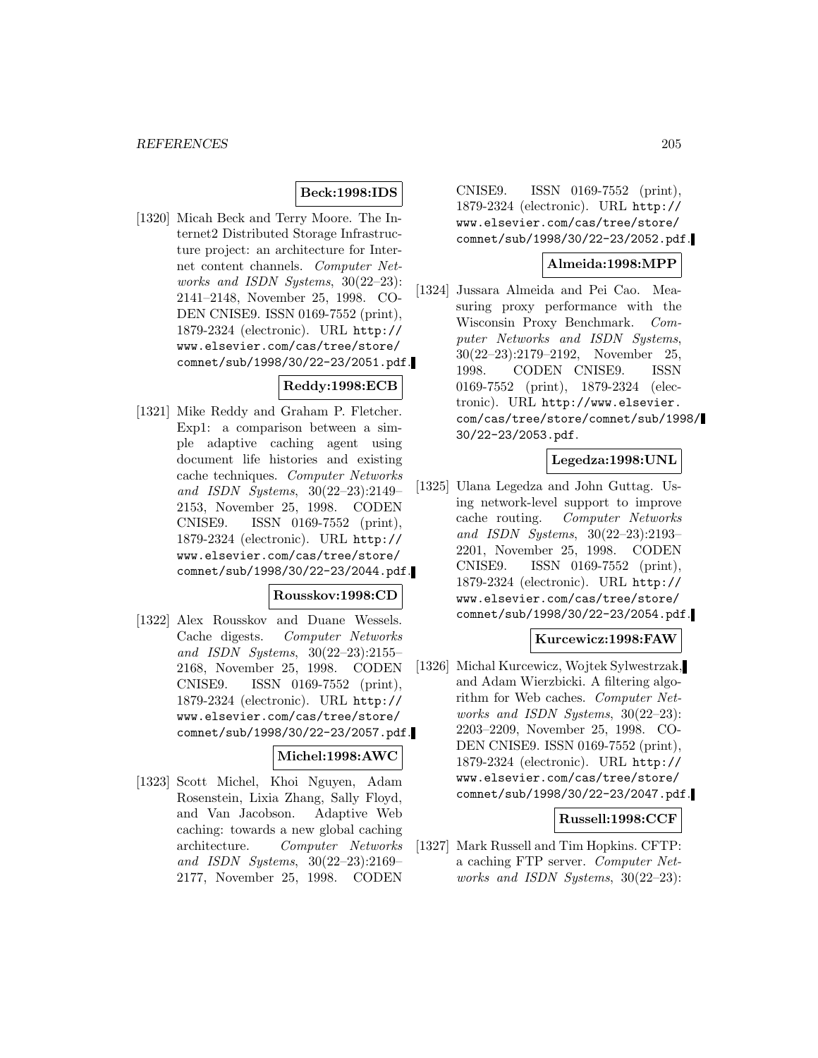**Beck:1998:IDS**

[1320] Micah Beck and Terry Moore. The Internet2 Distributed Storage Infrastructure project: an architecture for Internet content channels. *Computer Networks and ISDN Systems*, 30(22–23): 2141–2148, November 25, 1998. CODEN CNISE9. ISSN 0169-7552 (print), 1879-2324 (electronic). URL http://www.elsevier.com/cas/tree/store/comnet/sub/1998/30/22-23/2051.pdf.

**Reddy:1998:ECB**

[1321] Mike Reddy and Graham P. Fletcher. Exp1: a comparison between a simple adaptive caching agent using document life histories and existing cache techniques. *Computer Networks and ISDN Systems*, 30(22–23):2149–2153, November 25, 1998. CODEN CNISE9. ISSN 0169-7552 (print), 1879-2324 (electronic). URL http://www.elsevier.com/cas/tree/store/comnet/sub/1998/30/22-23/2044.pdf.

**Rousskov:1998:CD**

[1322] Alex Rousskov and Duane Wessels. Cache digests. *Computer Networks and ISDN Systems*, 30(22–23):2155–2168, November 25, 1998. CODEN CNISE9. ISSN 0169-7552 (print), 1879-2324 (electronic). URL http://www.elsevier.com/cas/tree/store/comnet/sub/1998/30/22-23/2057.pdf.

**Michel:1998:AWC**

[1323] Scott Michel, Khoi Nguyen, Adam Rosenstein, Lixia Zhang, Sally Floyd, and Van Jacobson. Adaptive Web caching: towards a new global caching architecture. *Computer Networks and ISDN Systems*, 30(22–23):2169–2177, November 25, 1998. CODEN CNISE9. ISSN 0169-7552 (print), 1879-2324 (electronic). URL http://www.elsevier.com/cas/tree/store/comnet/sub/1998/30/22-23/2052.pdf.

**Almeida:1998:MPP**

[1324] Jussara Almeida and Pei Cao. Measuring proxy performance with the Wisconsin Proxy Benchmark. *Computer Networks and ISDN Systems*, 30(22–23):2179–2192, November 25, 1998. CODEN CNISE9. ISSN 0169-7552 (print), 1879-2324 (electronic). URL http://www.elsevier.com/cas/tree/store/comnet/sub/1998/30/22-23/2053.pdf.

**Legedza:1998:UNL**

[1325] Ulana Legedza and John Guttag. Using network-level support to improve cache routing. *Computer Networks and ISDN Systems*, 30(22–23):2193–2201, November 25, 1998. CODEN CNISE9. ISSN 0169-7552 (print), 1879-2324 (electronic). URL http://www.elsevier.com/cas/tree/store/comnet/sub/1998/30/22-23/2054.pdf.

**Kurcewicz:1998:FAW**

[1326] Michal Kurcewicz, Wojtek Sylwestrzak, and Adam Wierzbicki. A filtering algorithm for Web caches. *Computer Networks and ISDN Systems*, 30(22–23): 2203–2209, November 25, 1998. CODEN CNISE9. ISSN 0169-7552 (print), 1879-2324 (electronic). URL http://www.elsevier.com/cas/tree/store/comnet/sub/1998/30/22-23/2047.pdf.

**Russell:1998:CCF**

[1327] Mark Russell and Tim Hopkins. CFTP: a caching FTP server. *Computer Networks and ISDN Systems*, 30(22–23):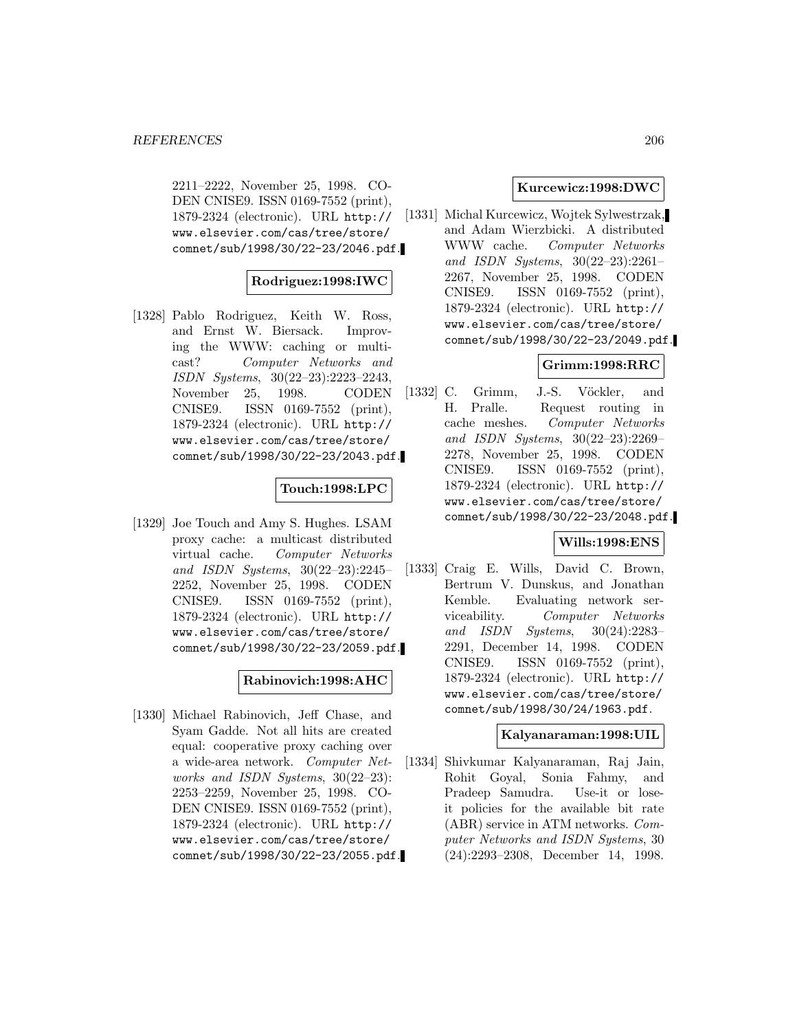2211–2222, November 25, 1998. CODEN CNISE9. ISSN 0169-7552 (print), 1879-2324 (electronic). URL http://www.elsevier.com/cas/tree/store/comnet/sub/1998/30/22-23/2046.pdf.

**Rodriguez:1998:IWC**

[1328] Pablo Rodriguez, Keith W. Ross, and Ernst W. Biersack. Improving the WWW: caching or multicast? *Computer Networks and ISDN Systems*, 30(22–23):2223–2243, November 25, 1998. CODEN CNISE9. ISSN 0169-7552 (print), 1879-2324 (electronic). URL http://www.elsevier.com/cas/tree/store/comnet/sub/1998/30/22-23/2043.pdf.

**Touch:1998:LPC**

[1329] Joe Touch and Amy S. Hughes. LSAM proxy cache: a multicast distributed virtual cache. *Computer Networks and ISDN Systems*, 30(22–23):2245–2252, November 25, 1998. CODEN CNISE9. ISSN 0169-7552 (print), 1879-2324 (electronic). URL http://www.elsevier.com/cas/tree/store/comnet/sub/1998/30/22-23/2059.pdf.

**Rabinovich:1998:AHC**

[1330] Michael Rabinovich, Jeff Chase, and Syam Gadde. Not all hits are created equal: cooperative proxy caching over a wide-area network. *Computer Networks and ISDN Systems*, 30(22–23):2253–2259, November 25, 1998. CODEN CNISE9. ISSN 0169-7552 (print), 1879-2324 (electronic). URL http://www.elsevier.com/cas/tree/store/comnet/sub/1998/30/22-23/2055.pdf.

**Kurcewicz:1998:DWC**

[1331] Michal Kurcewicz, Wojtek Sylwestrzak, and Adam Wierzbicki. A distributed WWW cache. *Computer Networks and ISDN Systems*, 30(22–23):2261–2267, November 25, 1998. CODEN CNISE9. ISSN 0169-7552 (print), 1879-2324 (electronic). URL http://www.elsevier.com/cas/tree/store/comnet/sub/1998/30/22-23/2049.pdf.

**Grimm:1998:RRC**

[1332] C. Grimm, J.-S. Vöckler, and H. Pralle. Request routing in cache meshes. *Computer Networks and ISDN Systems*, 30(22–23):2269–2278, November 25, 1998. CODEN CNISE9. ISSN 0169-7552 (print), 1879-2324 (electronic). URL http://www.elsevier.com/cas/tree/store/comnet/sub/1998/30/22-23/2048.pdf.

**Wills:1998:ENS**

[1333] Craig E. Wills, David C. Brown, Bertrum V. Dunskus, and Jonathan Kemble. Evaluating network serviceability. *Computer Networks and ISDN Systems*, 30(24):2283–2291, December 14, 1998. CODEN CNISE9. ISSN 0169-7552 (print), 1879-2324 (electronic). URL http://www.elsevier.com/cas/tree/store/comnet/sub/1998/30/24/1963.pdf.

**Kalyanaraman:1998:UIL**

[1334] Shivkumar Kalyanaraman, Raj Jain, Rohit Goyal, Sonia Fahmy, and Pradeep Samudra. Use-it or lose-it policies for the available bit rate (ABR) service in ATM networks. *Computer Networks and ISDN Systems*, 30 (24):2293–2308, December 14, 1998.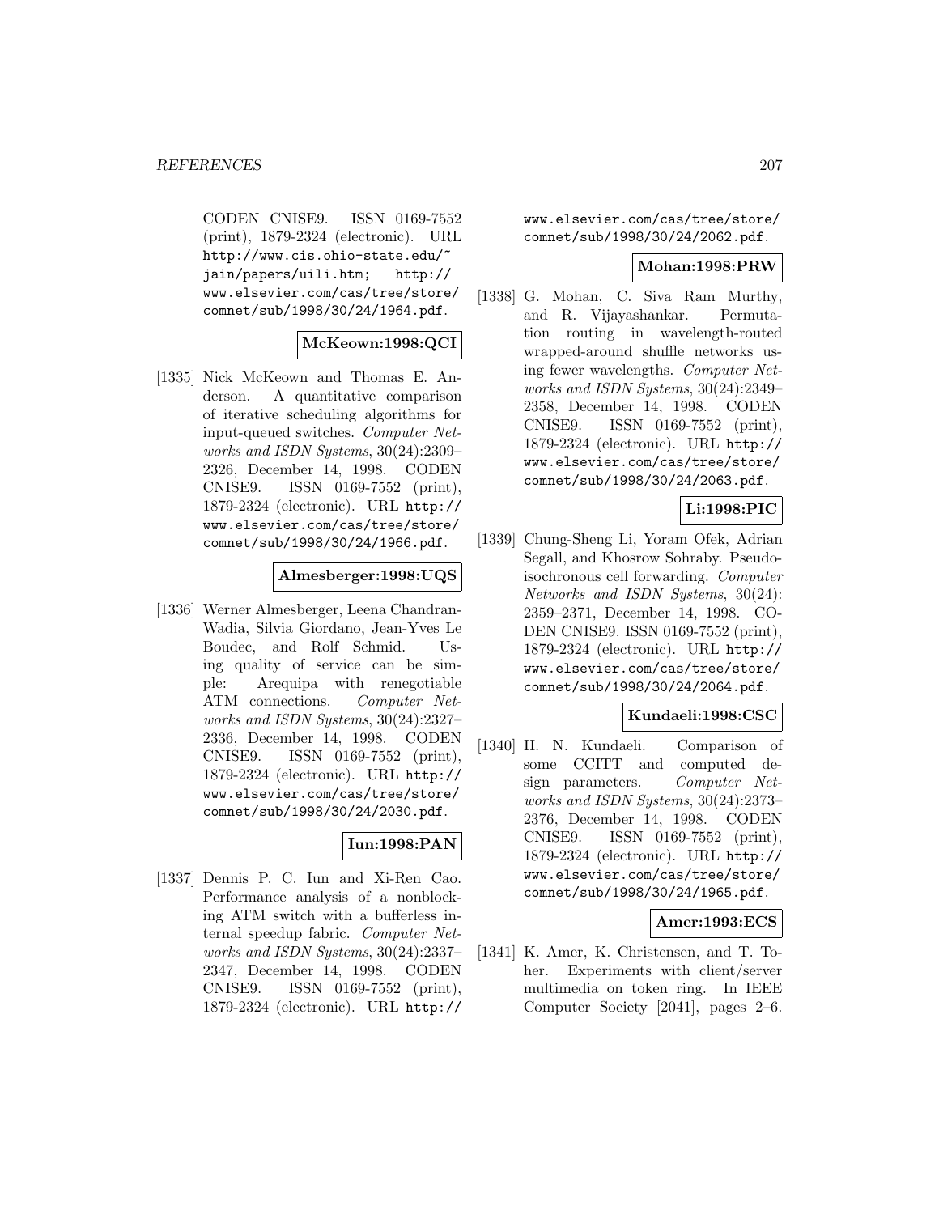CODEN CNISE9. ISSN 0169-7552 (print), 1879-2324 (electronic). URL http://www.cis.ohio-state.edu/~jain/papers/uili.htm; http://www.elsevier.com/cas/tree/store/comnet/sub/1998/30/24/1964.pdf.

**McKeown:1998:QCI**

[1335] Nick McKeown and Thomas E. Anderson. A quantitative comparison of iterative scheduling algorithms for input-queued switches. *Computer Networks and ISDN Systems*, 30(24):2309–2326, December 14, 1998. CODEN CNISE9. ISSN 0169-7552 (print), 1879-2324 (electronic). URL http://www.elsevier.com/cas/tree/store/comnet/sub/1998/30/24/1966.pdf.

**Almesberger:1998:UQS**

[1336] Werner Almesberger, Leena Chandran-Wadia, Silvia Giordano, Jean-Yves Le Boudec, and Rolf Schmid. Using quality of service can be simple: Arequipa with renegotiable ATM connections. *Computer Networks and ISDN Systems*, 30(24):2327–2336, December 14, 1998. CODEN CNISE9. ISSN 0169-7552 (print), 1879-2324 (electronic). URL http://www.elsevier.com/cas/tree/store/comnet/sub/1998/30/24/2030.pdf.

**Iun:1998:PAN**

[1337] Dennis P. C. Iun and Xi-Ren Cao. Performance analysis of a nonblocking ATM switch with a bufferless internal speedup fabric. *Computer Networks and ISDN Systems*, 30(24):2337–2347, December 14, 1998. CODEN CNISE9. ISSN 0169-7552 (print), 1879-2324 (electronic). URL http://www.elsevier.com/cas/tree/store/comnet/sub/1998/30/24/2062.pdf.

**Mohan:1998:PRW**

[1338] G. Mohan, C. Siva Ram Murthy, and R. Vijayashankar. Permutation routing in wavelength-routed wrapped-around shuffle networks using fewer wavelengths. *Computer Networks and ISDN Systems*, 30(24):2349–2358, December 14, 1998. CODEN CNISE9. ISSN 0169-7552 (print), 1879-2324 (electronic). URL http://www.elsevier.com/cas/tree/store/comnet/sub/1998/30/24/2063.pdf.

**Li:1998:PIC**

[1339] Chung-Sheng Li, Yoram Ofek, Adrian Segall, and Khosrow Sohraby. Pseudo-isochronous cell forwarding. *Computer Networks and ISDN Systems*, 30(24):2359–2371, December 14, 1998. CODEN CNISE9. ISSN 0169-7552 (print), 1879-2324 (electronic). URL http://www.elsevier.com/cas/tree/store/comnet/sub/1998/30/24/2064.pdf.

**Kundaeli:1998:CSC**

[1340] H. N. Kundaeli. Comparison of some CCITT and computed design parameters. *Computer Networks and ISDN Systems*, 30(24):2373–2376, December 14, 1998. CODEN CNISE9. ISSN 0169-7552 (print), 1879-2324 (electronic). URL http://www.elsevier.com/cas/tree/store/comnet/sub/1998/30/24/1965.pdf.

**Amer:1993:ECS**

[1341] K. Amer, K. Christensen, and T. Toher. Experiments with client/server multimedia on token ring. In IEEE Computer Society [2041], pages 2–6.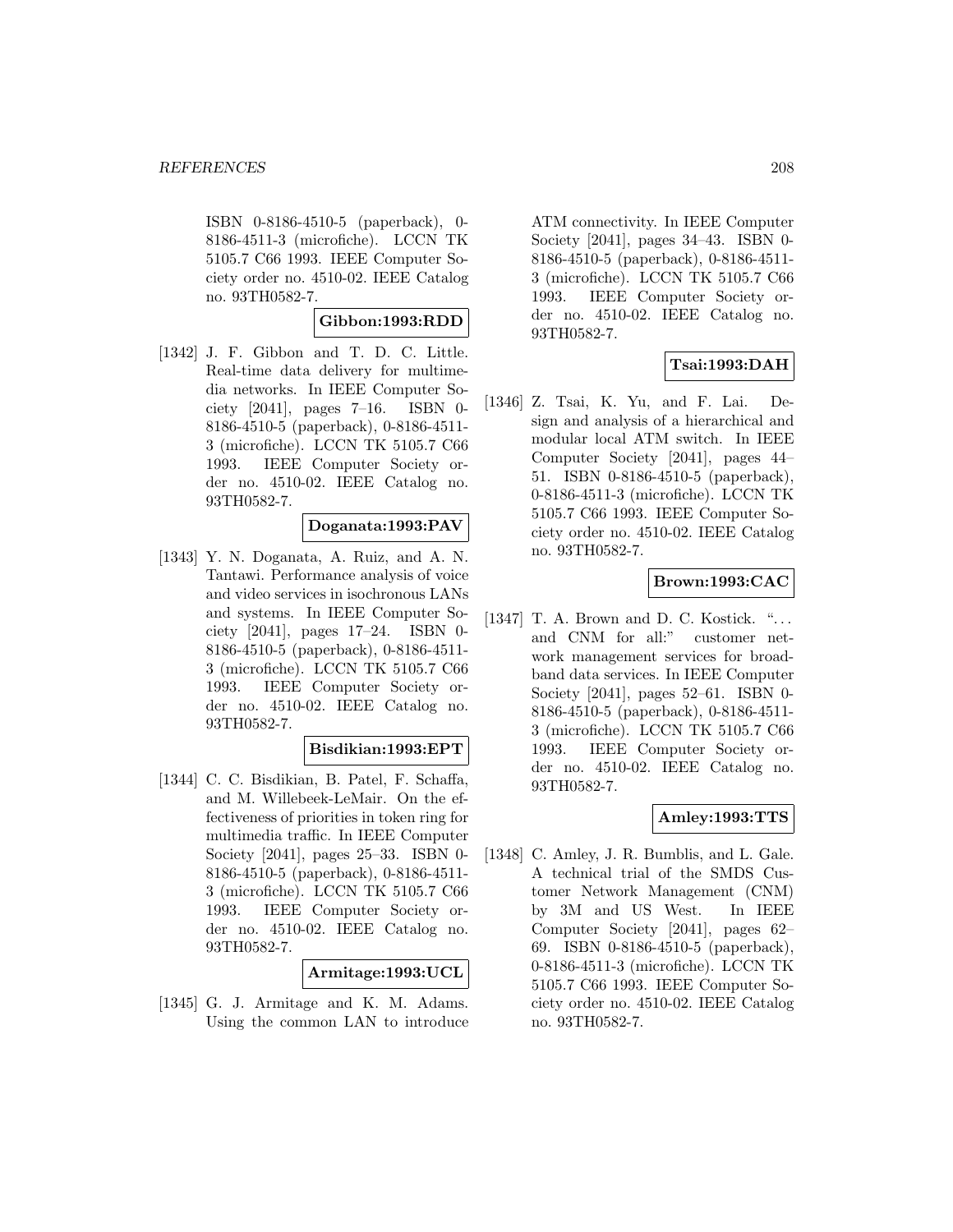ISBN 0-8186-4510-5 (paperback), 0-8186-4511-3 (microfiche). LCCN TK 5105.7 C66 1993. IEEE Computer Society order no. 4510-02. IEEE Catalog no. 93TH0582-7.

**Gibbon:1993:RDD**

[1342] J. F. Gibbon and T. D. C. Little. Real-time data delivery for multimedia networks. In IEEE Computer Society [2041], pages 7–16. ISBN 0-8186-4510-5 (paperback), 0-8186-4511-3 (microfiche). LCCN TK 5105.7 C66 1993. IEEE Computer Society order no. 4510-02. IEEE Catalog no. 93TH0582-7.

**Doganata:1993:PAV**

[1343] Y. N. Doganata, A. Ruiz, and A. N. Tantawi. Performance analysis of voice and video services in isochronous LANs and systems. In IEEE Computer Society [2041], pages 17–24. ISBN 0-8186-4510-5 (paperback), 0-8186-4511-3 (microfiche). LCCN TK 5105.7 C66 1993. IEEE Computer Society order no. 4510-02. IEEE Catalog no. 93TH0582-7.

**Bisdikian:1993:EPT**

[1344] C. C. Bisdikian, B. Patel, F. Schaffa, and M. Willebeek-LeMair. On the effectiveness of priorities in token ring for multimedia traffic. In IEEE Computer Society [2041], pages 25–33. ISBN 0-8186-4510-5 (paperback), 0-8186-4511-3 (microfiche). LCCN TK 5105.7 C66 1993. IEEE Computer Society order no. 4510-02. IEEE Catalog no. 93TH0582-7.

**Armitage:1993:UCL**

[1345] G. J. Armitage and K. M. Adams. Using the common LAN to introduce ATM connectivity. In IEEE Computer Society [2041], pages 34–43. ISBN 0-8186-4510-5 (paperback), 0-8186-4511-3 (microfiche). LCCN TK 5105.7 C66 1993. IEEE Computer Society order no. 4510-02. IEEE Catalog no. 93TH0582-7.

**Tsai:1993:DAH**

[1346] Z. Tsai, K. Yu, and F. Lai. Design and analysis of a hierarchical and modular local ATM switch. In IEEE Computer Society [2041], pages 44–51. ISBN 0-8186-4510-5 (paperback), 0-8186-4511-3 (microfiche). LCCN TK 5105.7 C66 1993. IEEE Computer Society order no. 4510-02. IEEE Catalog no. 93TH0582-7.

**Brown:1993:CAC**

[1347] T. A. Brown and D. C. Kostick. "... and CNM for all:" customer network management services for broadband data services. In IEEE Computer Society [2041], pages 52–61. ISBN 0-8186-4510-5 (paperback), 0-8186-4511-3 (microfiche). LCCN TK 5105.7 C66 1993. IEEE Computer Society order no. 4510-02. IEEE Catalog no. 93TH0582-7.

**Amley:1993:TTS**

[1348] C. Amley, J. R. Bumblis, and L. Gale. A technical trial of the SMDS Customer Network Management (CNM) by 3M and US West. In IEEE Computer Society [2041], pages 62–69. ISBN 0-8186-4510-5 (paperback), 0-8186-4511-3 (microfiche). LCCN TK 5105.7 C66 1993. IEEE Computer Society order no. 4510-02. IEEE Catalog no. 93TH0582-7.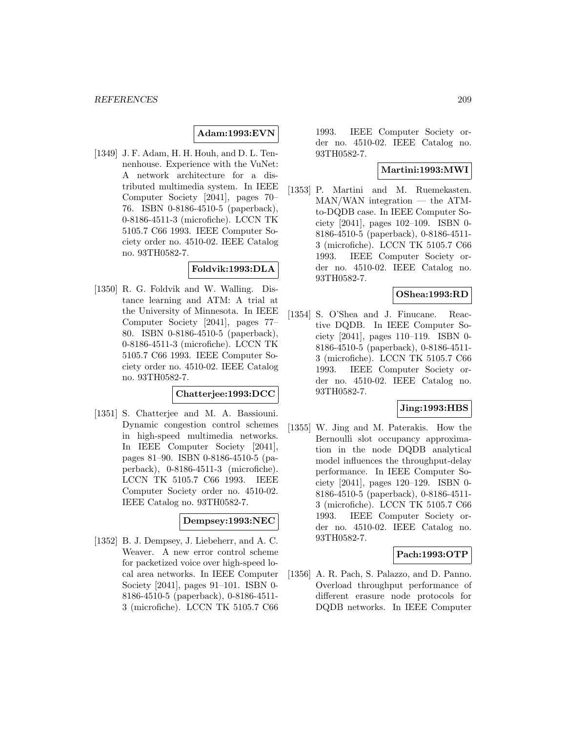**Adam:1993:EVN**

[1349] J. F. Adam, H. H. Houh, and D. L. Tennenhouse. Experience with the VuNet: A network architecture for a distributed multimedia system. In IEEE Computer Society [2041], pages 70–76. ISBN 0-8186-4510-5 (paperback), 0-8186-4511-3 (microfiche). LCCN TK 5105.7 C66 1993. IEEE Computer Society order no. 4510-02. IEEE Catalog no. 93TH0582-7.

**Foldvik:1993:DLA**

[1350] R. G. Foldvik and W. Walling. Distance learning and ATM: A trial at the University of Minnesota. In IEEE Computer Society [2041], pages 77–80. ISBN 0-8186-4510-5 (paperback), 0-8186-4511-3 (microfiche). LCCN TK 5105.7 C66 1993. IEEE Computer Society order no. 4510-02. IEEE Catalog no. 93TH0582-7.

**Chatterjee:1993:DCC**

[1351] S. Chatterjee and M. A. Bassiouni. Dynamic congestion control schemes in high-speed multimedia networks. In IEEE Computer Society [2041], pages 81–90. ISBN 0-8186-4510-5 (paperback), 0-8186-4511-3 (microfiche). LCCN TK 5105.7 C66 1993. IEEE Computer Society order no. 4510-02. IEEE Catalog no. 93TH0582-7.

**Dempsey:1993:NEC**

[1352] B. J. Dempsey, J. Liebeherr, and A. C. Weaver. A new error control scheme for packetized voice over high-speed local area networks. In IEEE Computer Society [2041], pages 91–101. ISBN 0-8186-4510-5 (paperback), 0-8186-4511-3 (microfiche). LCCN TK 5105.7 C66 1993. IEEE Computer Society order no. 4510-02. IEEE Catalog no. 93TH0582-7.

**Martini:1993:MWI**

[1353] P. Martini and M. Ruemekasten. MAN/WAN integration — the ATM-to-DQDB case. In IEEE Computer Society [2041], pages 102–109. ISBN 0-8186-4510-5 (paperback), 0-8186-4511-3 (microfiche). LCCN TK 5105.7 C66 1993. IEEE Computer Society order no. 4510-02. IEEE Catalog no. 93TH0582-7.

**OShea:1993:RD**

[1354] S. O'Shea and J. Finucane. Reactive DQDB. In IEEE Computer Society [2041], pages 110–119. ISBN 0-8186-4510-5 (paperback), 0-8186-4511-3 (microfiche). LCCN TK 5105.7 C66 1993. IEEE Computer Society order no. 4510-02. IEEE Catalog no. 93TH0582-7.

**Jing:1993:HBS**

[1355] W. Jing and M. Paterakis. How the Bernoulli slot occupancy approximation in the node DQDB analytical model influences the throughput-delay performance. In IEEE Computer Society [2041], pages 120–129. ISBN 0-8186-4510-5 (paperback), 0-8186-4511-3 (microfiche). LCCN TK 5105.7 C66 1993. IEEE Computer Society order no. 4510-02. IEEE Catalog no. 93TH0582-7.

**Pach:1993:OTP**

[1356] A. R. Pach, S. Palazzo, and D. Panno. Overload throughput performance of different erasure node protocols for DQDB networks. In IEEE Computer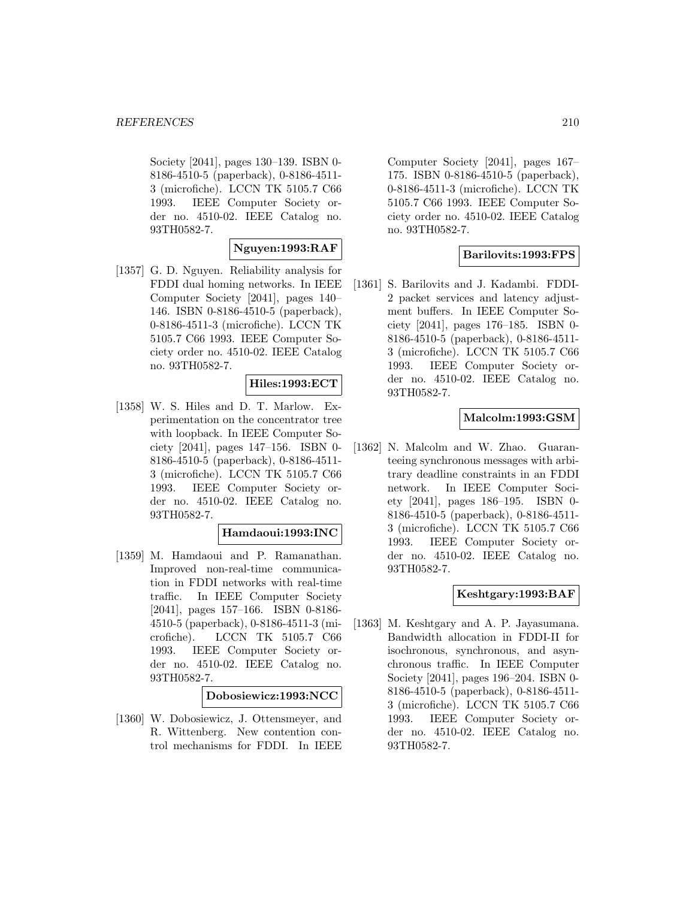Society [2041], pages 130–139. ISBN 0-8186-4510-5 (paperback), 0-8186-4511-3 (microfiche). LCCN TK 5105.7 C66 1993. IEEE Computer Society order no. 4510-02. IEEE Catalog no. 93TH0582-7.

**Nguyen:1993:RAF**

[1357] G. D. Nguyen. Reliability analysis for FDDI dual homing networks. In IEEE Computer Society [2041], pages 140–146. ISBN 0-8186-4510-5 (paperback), 0-8186-4511-3 (microfiche). LCCN TK 5105.7 C66 1993. IEEE Computer Society order no. 4510-02. IEEE Catalog no. 93TH0582-7.

**Hiles:1993:ECT**

[1358] W. S. Hiles and D. T. Marlow. Experimentation on the concentrator tree with loopback. In IEEE Computer Society [2041], pages 147–156. ISBN 0-8186-4510-5 (paperback), 0-8186-4511-3 (microfiche). LCCN TK 5105.7 C66 1993. IEEE Computer Society order no. 4510-02. IEEE Catalog no. 93TH0582-7.

**Hamdaoui:1993:INC**

[1359] M. Hamdaoui and P. Ramanathan. Improved non-real-time communication in FDDI networks with real-time traffic. In IEEE Computer Society [2041], pages 157–166. ISBN 0-8186-4510-5 (paperback), 0-8186-4511-3 (microfiche). LCCN TK 5105.7 C66 1993. IEEE Computer Society order no. 4510-02. IEEE Catalog no. 93TH0582-7.

**Dobosiewicz:1993:NCC**

[1360] W. Dobosiewicz, J. Ottensmeyer, and R. Wittenberg. New contention control mechanisms for FDDI. In IEEE Computer Society [2041], pages 167–175. ISBN 0-8186-4510-5 (paperback), 0-8186-4511-3 (microfiche). LCCN TK 5105.7 C66 1993. IEEE Computer Society order no. 4510-02. IEEE Catalog no. 93TH0582-7.

**Barilovits:1993:FPS**

[1361] S. Barilovits and J. Kadambi. FDDI-2 packet services and latency adjustment buffers. In IEEE Computer Society [2041], pages 176–185. ISBN 0-8186-4510-5 (paperback), 0-8186-4511-3 (microfiche). LCCN TK 5105.7 C66 1993. IEEE Computer Society order no. 4510-02. IEEE Catalog no. 93TH0582-7.

**Malcolm:1993:GSM**

[1362] N. Malcolm and W. Zhao. Guaranteeing synchronous messages with arbitrary deadline constraints in an FDDI network. In IEEE Computer Society [2041], pages 186–195. ISBN 0-8186-4510-5 (paperback), 0-8186-4511-3 (microfiche). LCCN TK 5105.7 C66 1993. IEEE Computer Society order no. 4510-02. IEEE Catalog no. 93TH0582-7.

**Keshtgary:1993:BAF**

[1363] M. Keshtgary and A. P. Jayasumana. Bandwidth allocation in FDDI-II for isochronous, synchronous, and asynchronous traffic. In IEEE Computer Society [2041], pages 196–204. ISBN 0-8186-4510-5 (paperback), 0-8186-4511-3 (microfiche). LCCN TK 5105.7 C66 1993. IEEE Computer Society order no. 4510-02. IEEE Catalog no. 93TH0582-7.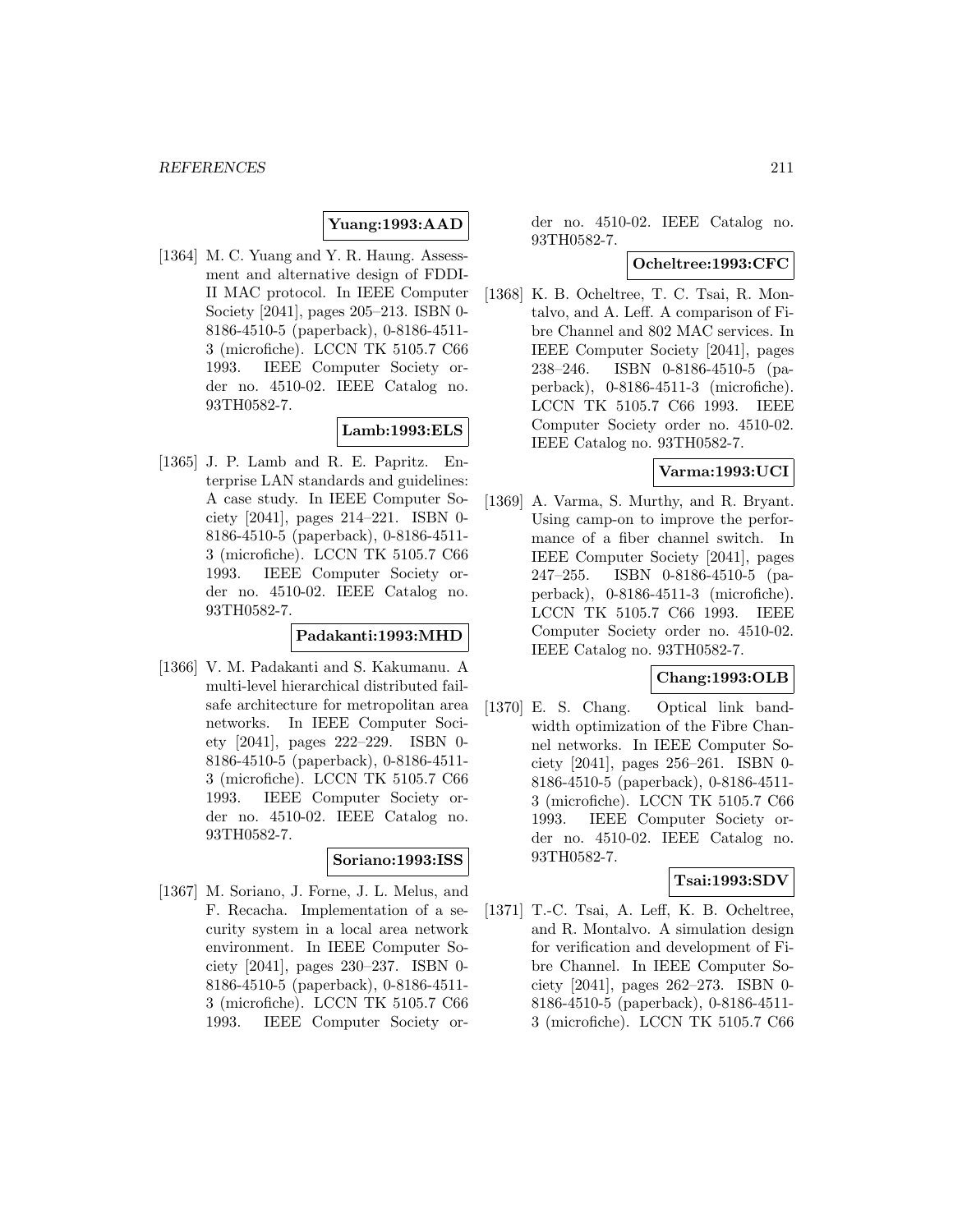**Yuang:1993:AAD**

[1364] M. C. Yuang and Y. R. Haung. Assessment and alternative design of FDDI-II MAC protocol. In IEEE Computer Society [2041], pages 205–213. ISBN 0-8186-4510-5 (paperback), 0-8186-4511-3 (microfiche). LCCN TK 5105.7 C66 1993. IEEE Computer Society order no. 4510-02. IEEE Catalog no. 93TH0582-7.

**Lamb:1993:ELS**

[1365] J. P. Lamb and R. E. Papritz. Enterprise LAN standards and guidelines: A case study. In IEEE Computer Society [2041], pages 214–221. ISBN 0-8186-4510-5 (paperback), 0-8186-4511-3 (microfiche). LCCN TK 5105.7 C66 1993. IEEE Computer Society order no. 4510-02. IEEE Catalog no. 93TH0582-7.

**Padakanti:1993:MHD**

[1366] V. M. Padakanti and S. Kakumanu. A multi-level hierarchical distributed fail-safe architecture for metropolitan area networks. In IEEE Computer Society [2041], pages 222–229. ISBN 0-8186-4510-5 (paperback), 0-8186-4511-3 (microfiche). LCCN TK 5105.7 C66 1993. IEEE Computer Society order no. 4510-02. IEEE Catalog no. 93TH0582-7.

**Soriano:1993:ISS**

[1367] M. Soriano, J. Forne, J. L. Melus, and F. Recacha. Implementation of a security system in a local area network environment. In IEEE Computer Society [2041], pages 230–237. ISBN 0-8186-4510-5 (paperback), 0-8186-4511-3 (microfiche). LCCN TK 5105.7 C66 1993. IEEE Computer Society order no. 4510-02. IEEE Catalog no. 93TH0582-7.

**Ocheltree:1993:CFC**

[1368] K. B. Ocheltree, T. C. Tsai, R. Montalvo, and A. Leff. A comparison of Fibre Channel and 802 MAC services. In IEEE Computer Society [2041], pages 238–246. ISBN 0-8186-4510-5 (paperback), 0-8186-4511-3 (microfiche). LCCN TK 5105.7 C66 1993. IEEE Computer Society order no. 4510-02. IEEE Catalog no. 93TH0582-7.

**Varma:1993:UCI**

[1369] A. Varma, S. Murthy, and R. Bryant. Using camp-on to improve the performance of a fiber channel switch. In IEEE Computer Society [2041], pages 247–255. ISBN 0-8186-4510-5 (paperback), 0-8186-4511-3 (microfiche). LCCN TK 5105.7 C66 1993. IEEE Computer Society order no. 4510-02. IEEE Catalog no. 93TH0582-7.

**Chang:1993:OLB**

[1370] E. S. Chang. Optical link bandwidth optimization of the Fibre Channel networks. In IEEE Computer Society [2041], pages 256–261. ISBN 0-8186-4510-5 (paperback), 0-8186-4511-3 (microfiche). LCCN TK 5105.7 C66 1993. IEEE Computer Society order no. 4510-02. IEEE Catalog no. 93TH0582-7.

**Tsai:1993:SDV**

[1371] T.-C. Tsai, A. Leff, K. B. Ocheltree, and R. Montalvo. A simulation design for verification and development of Fibre Channel. In IEEE Computer Society [2041], pages 262–273. ISBN 0-8186-4510-5 (paperback), 0-8186-4511-3 (microfiche). LCCN TK 5105.7 C66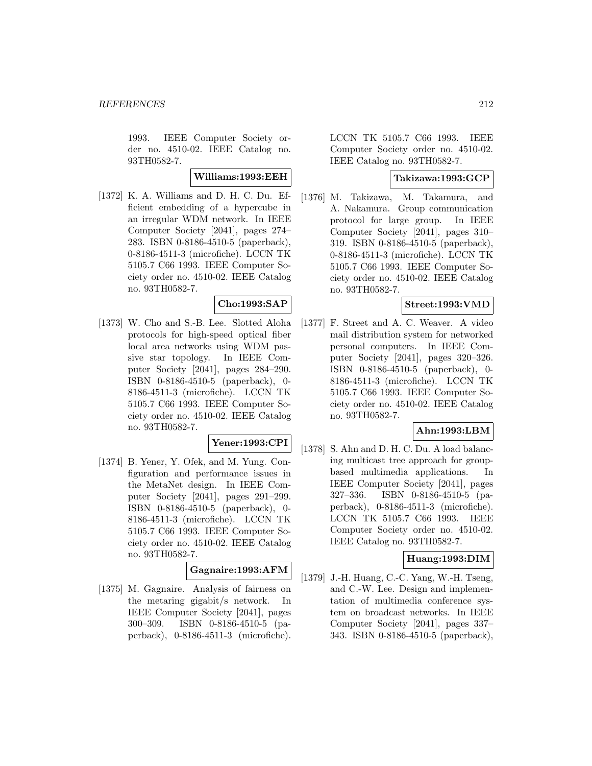1993. IEEE Computer Society order no. 4510-02. IEEE Catalog no. 93TH0582-7.

**Williams:1993:EEH**

[1372] K. A. Williams and D. H. C. Du. Efficient embedding of a hypercube in an irregular WDM network. In IEEE Computer Society [2041], pages 274–283. ISBN 0-8186-4510-5 (paperback), 0-8186-4511-3 (microfiche). LCCN TK 5105.7 C66 1993. IEEE Computer Society order no. 4510-02. IEEE Catalog no. 93TH0582-7.

**Cho:1993:SAP**

[1373] W. Cho and S.-B. Lee. Slotted Aloha protocols for high-speed optical fiber local area networks using WDM passive star topology. In IEEE Computer Society [2041], pages 284–290. ISBN 0-8186-4510-5 (paperback), 0-8186-4511-3 (microfiche). LCCN TK 5105.7 C66 1993. IEEE Computer Society order no. 4510-02. IEEE Catalog no. 93TH0582-7.

**Yener:1993:CPI**

[1374] B. Yener, Y. Ofek, and M. Yung. Configuration and performance issues in the MetaNet design. In IEEE Computer Society [2041], pages 291–299. ISBN 0-8186-4510-5 (paperback), 0-8186-4511-3 (microfiche). LCCN TK 5105.7 C66 1993. IEEE Computer Society order no. 4510-02. IEEE Catalog no. 93TH0582-7.

**Gagnaire:1993:AFM**

[1375] M. Gagnaire. Analysis of fairness on the metaring gigabit/s network. In IEEE Computer Society [2041], pages 300–309. ISBN 0-8186-4510-5 (paperback), 0-8186-4511-3 (microfiche). LCCN TK 5105.7 C66 1993. IEEE Computer Society order no. 4510-02. IEEE Catalog no. 93TH0582-7.

**Takizawa:1993:GCP**

[1376] M. Takizawa, M. Takamura, and A. Nakamura. Group communication protocol for large group. In IEEE Computer Society [2041], pages 310–319. ISBN 0-8186-4510-5 (paperback), 0-8186-4511-3 (microfiche). LCCN TK 5105.7 C66 1993. IEEE Computer Society order no. 4510-02. IEEE Catalog no. 93TH0582-7.

**Street:1993:VMD**

[1377] F. Street and A. C. Weaver. A video mail distribution system for networked personal computers. In IEEE Computer Society [2041], pages 320–326. ISBN 0-8186-4510-5 (paperback), 0-8186-4511-3 (microfiche). LCCN TK 5105.7 C66 1993. IEEE Computer Society order no. 4510-02. IEEE Catalog no. 93TH0582-7.

**Ahn:1993:LBM**

[1378] S. Ahn and D. H. C. Du. A load balancing multicast tree approach for group-based multimedia applications. In IEEE Computer Society [2041], pages 327–336. ISBN 0-8186-4510-5 (paperback), 0-8186-4511-3 (microfiche). LCCN TK 5105.7 C66 1993. IEEE Computer Society order no. 4510-02. IEEE Catalog no. 93TH0582-7.

**Huang:1993:DIM**

[1379] J.-H. Huang, C.-C. Yang, W.-H. Tseng, and C.-W. Lee. Design and implementation of multimedia conference system on broadcast networks. In IEEE Computer Society [2041], pages 337–343. ISBN 0-8186-4510-5 (paperback),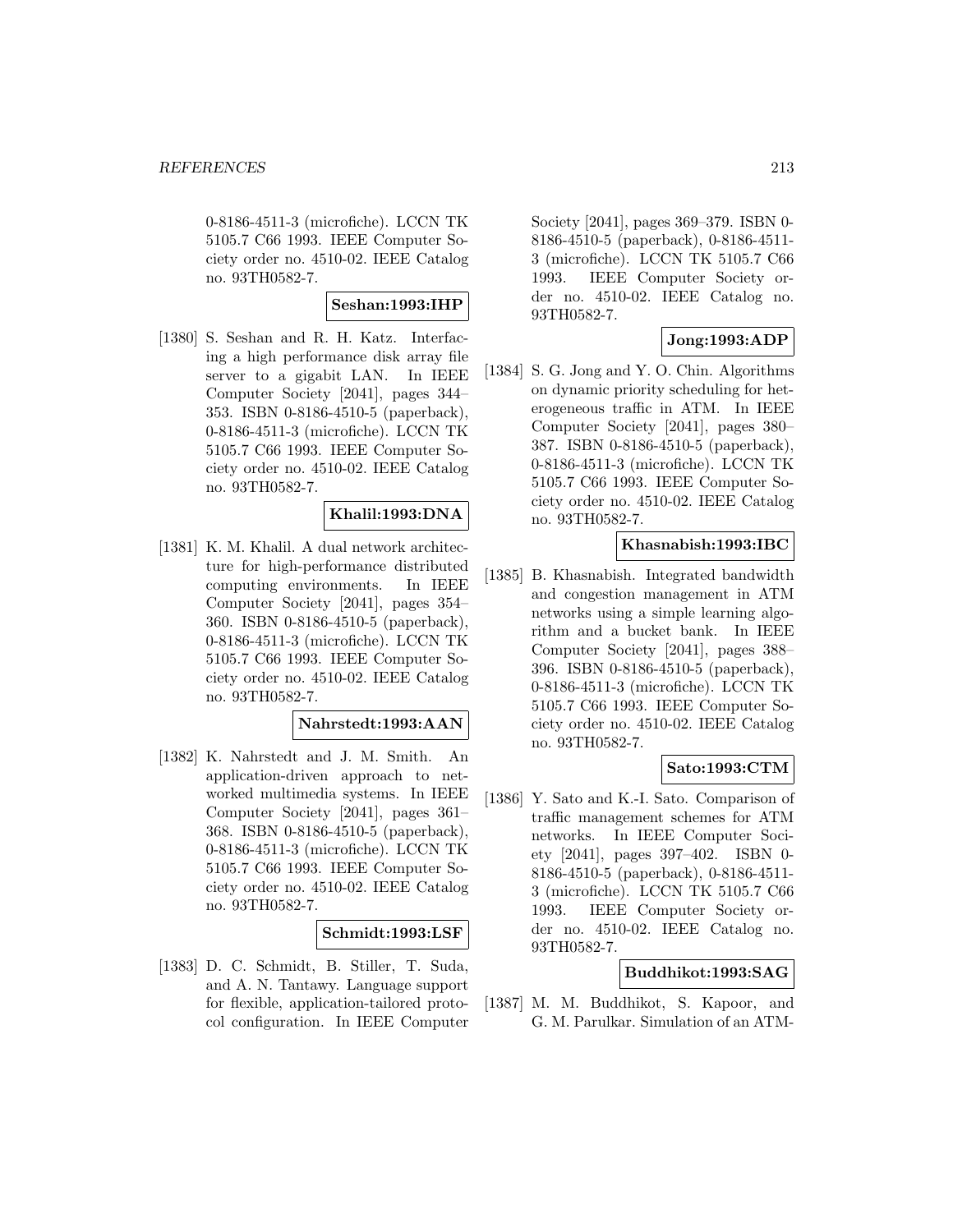0-8186-4511-3 (microfiche). LCCN TK 5105.7 C66 1993. IEEE Computer Society order no. 4510-02. IEEE Catalog no. 93TH0582-7.

**Seshan:1993:IHP**

[1380] S. Seshan and R. H. Katz. Interfacing a high performance disk array file server to a gigabit LAN. In IEEE Computer Society [2041], pages 344–353. ISBN 0-8186-4510-5 (paperback), 0-8186-4511-3 (microfiche). LCCN TK 5105.7 C66 1993. IEEE Computer Society order no. 4510-02. IEEE Catalog no. 93TH0582-7.

**Khalil:1993:DNA**

[1381] K. M. Khalil. A dual network architecture for high-performance distributed computing environments. In IEEE Computer Society [2041], pages 354–360. ISBN 0-8186-4510-5 (paperback), 0-8186-4511-3 (microfiche). LCCN TK 5105.7 C66 1993. IEEE Computer Society order no. 4510-02. IEEE Catalog no. 93TH0582-7.

**Nahrstedt:1993:AAN**

[1382] K. Nahrstedt and J. M. Smith. An application-driven approach to networked multimedia systems. In IEEE Computer Society [2041], pages 361–368. ISBN 0-8186-4510-5 (paperback), 0-8186-4511-3 (microfiche). LCCN TK 5105.7 C66 1993. IEEE Computer Society order no. 4510-02. IEEE Catalog no. 93TH0582-7.

**Schmidt:1993:LSF**

[1383] D. C. Schmidt, B. Stiller, T. Suda, and A. N. Tantawy. Language support for flexible, application-tailored protocol configuration. In IEEE Computer Society [2041], pages 369–379. ISBN 0-8186-4510-5 (paperback), 0-8186-4511-3 (microfiche). LCCN TK 5105.7 C66 1993. IEEE Computer Society order no. 4510-02. IEEE Catalog no. 93TH0582-7.

**Jong:1993:ADP**

[1384] S. G. Jong and Y. O. Chin. Algorithms on dynamic priority scheduling for heterogeneous traffic in ATM. In IEEE Computer Society [2041], pages 380–387. ISBN 0-8186-4510-5 (paperback), 0-8186-4511-3 (microfiche). LCCN TK 5105.7 C66 1993. IEEE Computer Society order no. 4510-02. IEEE Catalog no. 93TH0582-7.

**Khasnabish:1993:IBC**

[1385] B. Khasnabish. Integrated bandwidth and congestion management in ATM networks using a simple learning algorithm and a bucket bank. In IEEE Computer Society [2041], pages 388–396. ISBN 0-8186-4510-5 (paperback), 0-8186-4511-3 (microfiche). LCCN TK 5105.7 C66 1993. IEEE Computer Society order no. 4510-02. IEEE Catalog no. 93TH0582-7.

**Sato:1993:CTM**

[1386] Y. Sato and K.-I. Sato. Comparison of traffic management schemes for ATM networks. In IEEE Computer Society [2041], pages 397–402. ISBN 0-8186-4510-5 (paperback), 0-8186-4511-3 (microfiche). LCCN TK 5105.7 C66 1993. IEEE Computer Society order no. 4510-02. IEEE Catalog no. 93TH0582-7.

**Buddhikot:1993:SAG**

[1387] M. M. Buddhikot, S. Kapoor, and G. M. Parulkar. Simulation of an ATM-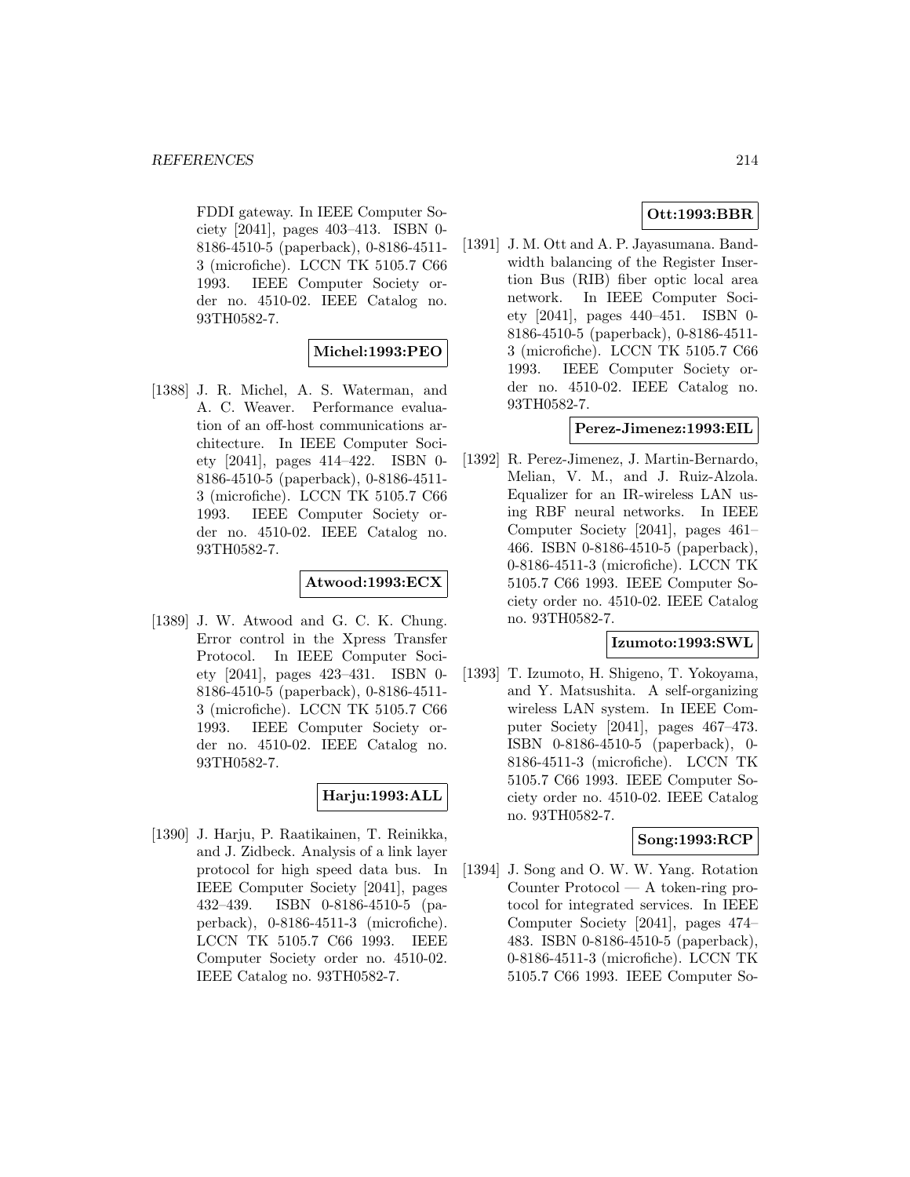FDDI gateway. In IEEE Computer Society [2041], pages 403–413. ISBN 0-8186-4510-5 (paperback), 0-8186-4511-3 (microfiche). LCCN TK 5105.7 C66 1993. IEEE Computer Society order no. 4510-02. IEEE Catalog no. 93TH0582-7.

**Michel:1993:PEO**

[1388] J. R. Michel, A. S. Waterman, and A. C. Weaver. Performance evaluation of an off-host communications architecture. In IEEE Computer Society [2041], pages 414–422. ISBN 0-8186-4510-5 (paperback), 0-8186-4511-3 (microfiche). LCCN TK 5105.7 C66 1993. IEEE Computer Society order no. 4510-02. IEEE Catalog no. 93TH0582-7.

**Atwood:1993:ECX**

[1389] J. W. Atwood and G. C. K. Chung. Error control in the Xpress Transfer Protocol. In IEEE Computer Society [2041], pages 423–431. ISBN 0-8186-4510-5 (paperback), 0-8186-4511-3 (microfiche). LCCN TK 5105.7 C66 1993. IEEE Computer Society order no. 4510-02. IEEE Catalog no. 93TH0582-7.

**Harju:1993:ALL**

[1390] J. Harju, P. Raatikainen, T. Reinikka, and J. Zidbeck. Analysis of a link layer protocol for high speed data bus. In IEEE Computer Society [2041], pages 432–439. ISBN 0-8186-4510-5 (paperback), 0-8186-4511-3 (microfiche). LCCN TK 5105.7 C66 1993. IEEE Computer Society order no. 4510-02. IEEE Catalog no. 93TH0582-7.

**Ott:1993:BBR**

[1391] J. M. Ott and A. P. Jayasumana. Bandwidth balancing of the Register Insertion Bus (RIB) fiber optic local area network. In IEEE Computer Society [2041], pages 440–451. ISBN 0-8186-4510-5 (paperback), 0-8186-4511-3 (microfiche). LCCN TK 5105.7 C66 1993. IEEE Computer Society order no. 4510-02. IEEE Catalog no. 93TH0582-7.

**Perez-Jimenez:1993:EIL**

[1392] R. Perez-Jimenez, J. Martin-Bernardo, Melian, V. M., and J. Ruiz-Alzola. Equalizer for an IR-wireless LAN using RBF neural networks. In IEEE Computer Society [2041], pages 461–466. ISBN 0-8186-4510-5 (paperback), 0-8186-4511-3 (microfiche). LCCN TK 5105.7 C66 1993. IEEE Computer Society order no. 4510-02. IEEE Catalog no. 93TH0582-7.

**Izumoto:1993:SWL**

[1393] T. Izumoto, H. Shigeno, T. Yokoyama, and Y. Matsushita. A self-organizing wireless LAN system. In IEEE Computer Society [2041], pages 467–473. ISBN 0-8186-4510-5 (paperback), 0-8186-4511-3 (microfiche). LCCN TK 5105.7 C66 1993. IEEE Computer Society order no. 4510-02. IEEE Catalog no. 93TH0582-7.

**Song:1993:RCP**

[1394] J. Song and O. W. W. Yang. Rotation Counter Protocol — A token-ring protocol for integrated services. In IEEE Computer Society [2041], pages 474–483. ISBN 0-8186-4510-5 (paperback), 0-8186-4511-3 (microfiche). LCCN TK 5105.7 C66 1993. IEEE Computer So-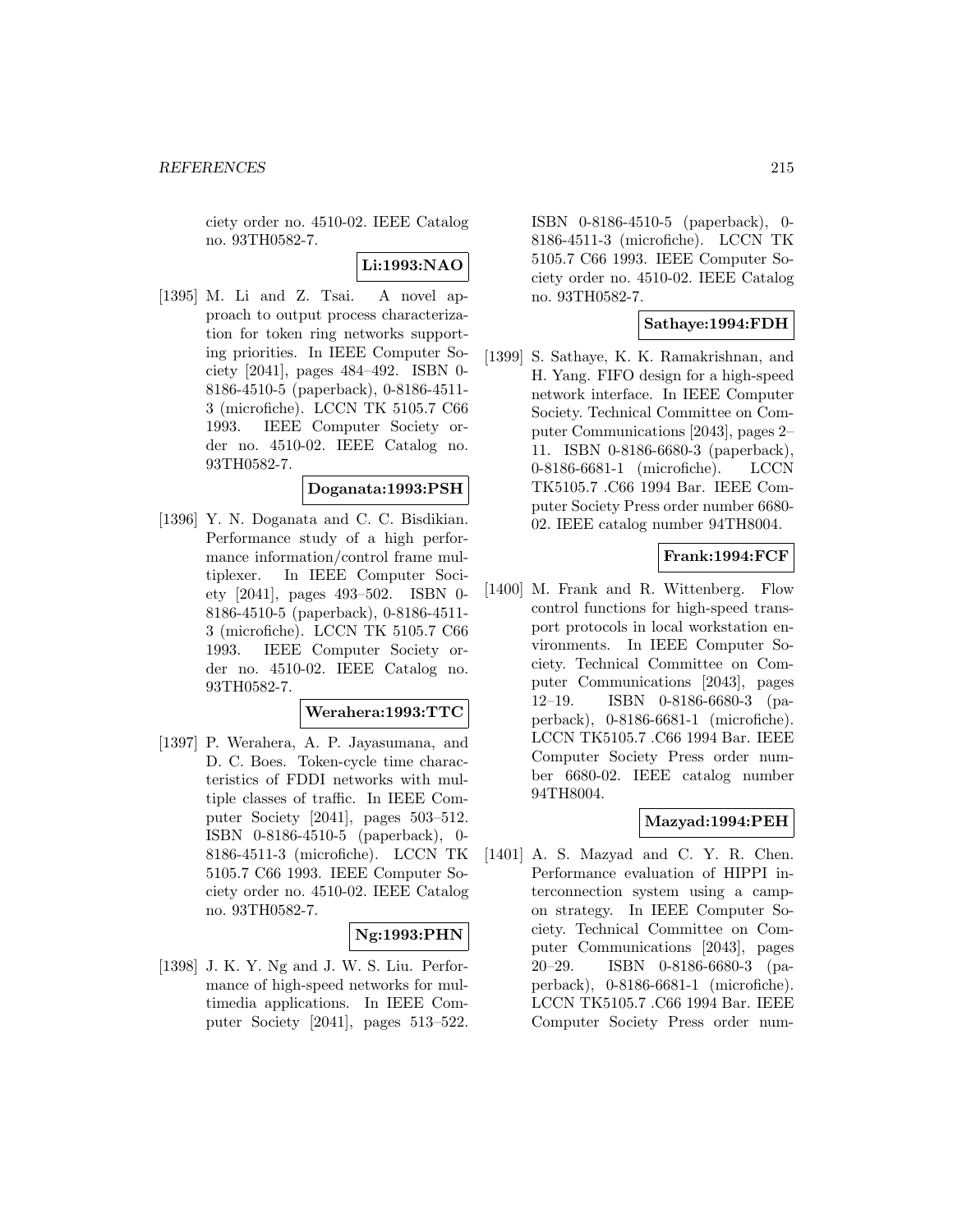ciety order no. 4510-02. IEEE Catalog no. 93TH0582-7.

**Li:1993:NAO**

[1395] M. Li and Z. Tsai. A novel approach to output process characterization for token ring networks supporting priorities. In IEEE Computer Society [2041], pages 484–492. ISBN 0-8186-4510-5 (paperback), 0-8186-4511-3 (microfiche). LCCN TK 5105.7 C66 1993. IEEE Computer Society order no. 4510-02. IEEE Catalog no. 93TH0582-7.

**Doganata:1993:PSH**

[1396] Y. N. Doganata and C. C. Bisdikian. Performance study of a high performance information/control frame multiplexer. In IEEE Computer Society [2041], pages 493–502. ISBN 0-8186-4510-5 (paperback), 0-8186-4511-3 (microfiche). LCCN TK 5105.7 C66 1993. IEEE Computer Society order no. 4510-02. IEEE Catalog no. 93TH0582-7.

**Werahera:1993:TTC**

[1397] P. Werahera, A. P. Jayasumana, and D. C. Boes. Token-cycle time characteristics of FDDI networks with multiple classes of traffic. In IEEE Computer Society [2041], pages 503–512. ISBN 0-8186-4510-5 (paperback), 0-8186-4511-3 (microfiche). LCCN TK 5105.7 C66 1993. IEEE Computer Society order no. 4510-02. IEEE Catalog no. 93TH0582-7.

**Ng:1993:PHN**

[1398] J. K. Y. Ng and J. W. S. Liu. Performance of high-speed networks for multimedia applications. In IEEE Computer Society [2041], pages 513–522. ISBN 0-8186-4510-5 (paperback), 0-8186-4511-3 (microfiche). LCCN TK 5105.7 C66 1993. IEEE Computer Society order no. 4510-02. IEEE Catalog no. 93TH0582-7.

**Sathaye:1994:FDH**

[1399] S. Sathaye, K. K. Ramakrishnan, and H. Yang. FIFO design for a high-speed network interface. In IEEE Computer Society. Technical Committee on Computer Communications [2043], pages 2–11. ISBN 0-8186-6680-3 (paperback), 0-8186-6681-1 (microfiche). LCCN TK5105.7 .C66 1994 Bar. IEEE Computer Society Press order number 6680-02. IEEE catalog number 94TH8004.

**Frank:1994:FCF**

[1400] M. Frank and R. Wittenberg. Flow control functions for high-speed transport protocols in local workstation environments. In IEEE Computer Society. Technical Committee on Computer Communications [2043], pages 12–19. ISBN 0-8186-6680-3 (paperback), 0-8186-6681-1 (microfiche). LCCN TK5105.7 .C66 1994 Bar. IEEE Computer Society Press order number 6680-02. IEEE catalog number 94TH8004.

**Mazyad:1994:PEH**

[1401] A. S. Mazyad and C. Y. R. Chen. Performance evaluation of HIPPI interconnection system using a campon strategy. In IEEE Computer Society. Technical Committee on Computer Communications [2043], pages 20–29. ISBN 0-8186-6680-3 (paperback), 0-8186-6681-1 (microfiche). LCCN TK5105.7 .C66 1994 Bar. IEEE Computer Society Press order num-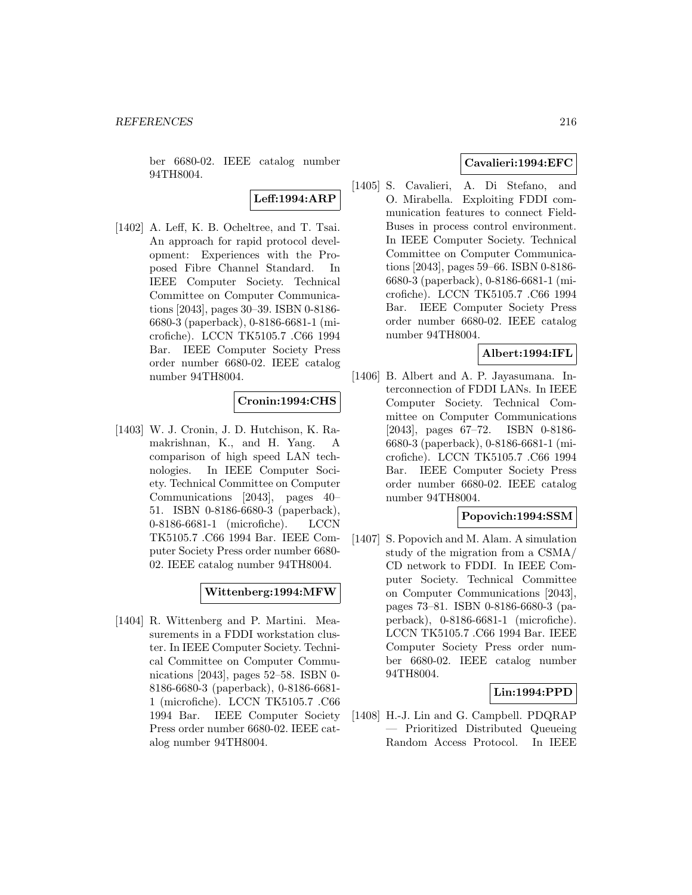ber 6680-02. IEEE catalog number 94TH8004.

**Leff:1994:ARP**

[1402] A. Leff, K. B. Ocheltree, and T. Tsai. An approach for rapid protocol development: Experiences with the Proposed Fibre Channel Standard. In IEEE Computer Society. Technical Committee on Computer Communications [2043], pages 30–39. ISBN 0-8186-6680-3 (paperback), 0-8186-6681-1 (microfiche). LCCN TK5105.7 .C66 1994 Bar. IEEE Computer Society Press order number 6680-02. IEEE catalog number 94TH8004.

**Cronin:1994:CHS**

[1403] W. J. Cronin, J. D. Hutchison, K. Ramakrishnan, K., and H. Yang. A comparison of high speed LAN technologies. In IEEE Computer Society. Technical Committee on Computer Communications [2043], pages 40–51. ISBN 0-8186-6680-3 (paperback), 0-8186-6681-1 (microfiche). LCCN TK5105.7 .C66 1994 Bar. IEEE Computer Society Press order number 6680-02. IEEE catalog number 94TH8004.

**Wittenberg:1994:MFW**

[1404] R. Wittenberg and P. Martini. Measurements in a FDDI workstation cluster. In IEEE Computer Society. Technical Committee on Computer Communications [2043], pages 52–58. ISBN 0-8186-6680-3 (paperback), 0-8186-6681-1 (microfiche). LCCN TK5105.7 .C66 1994 Bar. IEEE Computer Society Press order number 6680-02. IEEE catalog number 94TH8004.

**Cavalieri:1994:EFC**

[1405] S. Cavalieri, A. Di Stefano, and O. Mirabella. Exploiting FDDI communication features to connect Field-Buses in process control environment. In IEEE Computer Society. Technical Committee on Computer Communications [2043], pages 59–66. ISBN 0-8186-6680-3 (paperback), 0-8186-6681-1 (microfiche). LCCN TK5105.7 .C66 1994 Bar. IEEE Computer Society Press order number 6680-02. IEEE catalog number 94TH8004.

**Albert:1994:IFL**

[1406] B. Albert and A. P. Jayasumana. Interconnection of FDDI LANs. In IEEE Computer Society. Technical Committee on Computer Communications [2043], pages 67–72. ISBN 0-8186-6680-3 (paperback), 0-8186-6681-1 (microfiche). LCCN TK5105.7 .C66 1994 Bar. IEEE Computer Society Press order number 6680-02. IEEE catalog number 94TH8004.

**Popovich:1994:SSM**

[1407] S. Popovich and M. Alam. A simulation study of the migration from a CSMA/CD network to FDDI. In IEEE Computer Society. Technical Committee on Computer Communications [2043], pages 73–81. ISBN 0-8186-6680-3 (paperback), 0-8186-6681-1 (microfiche). LCCN TK5105.7 .C66 1994 Bar. IEEE Computer Society Press order number 6680-02. IEEE catalog number 94TH8004.

**Lin:1994:PPD**

[1408] H.-J. Lin and G. Campbell. PDQRAP — Prioritized Distributed Queueing Random Access Protocol. In IEEE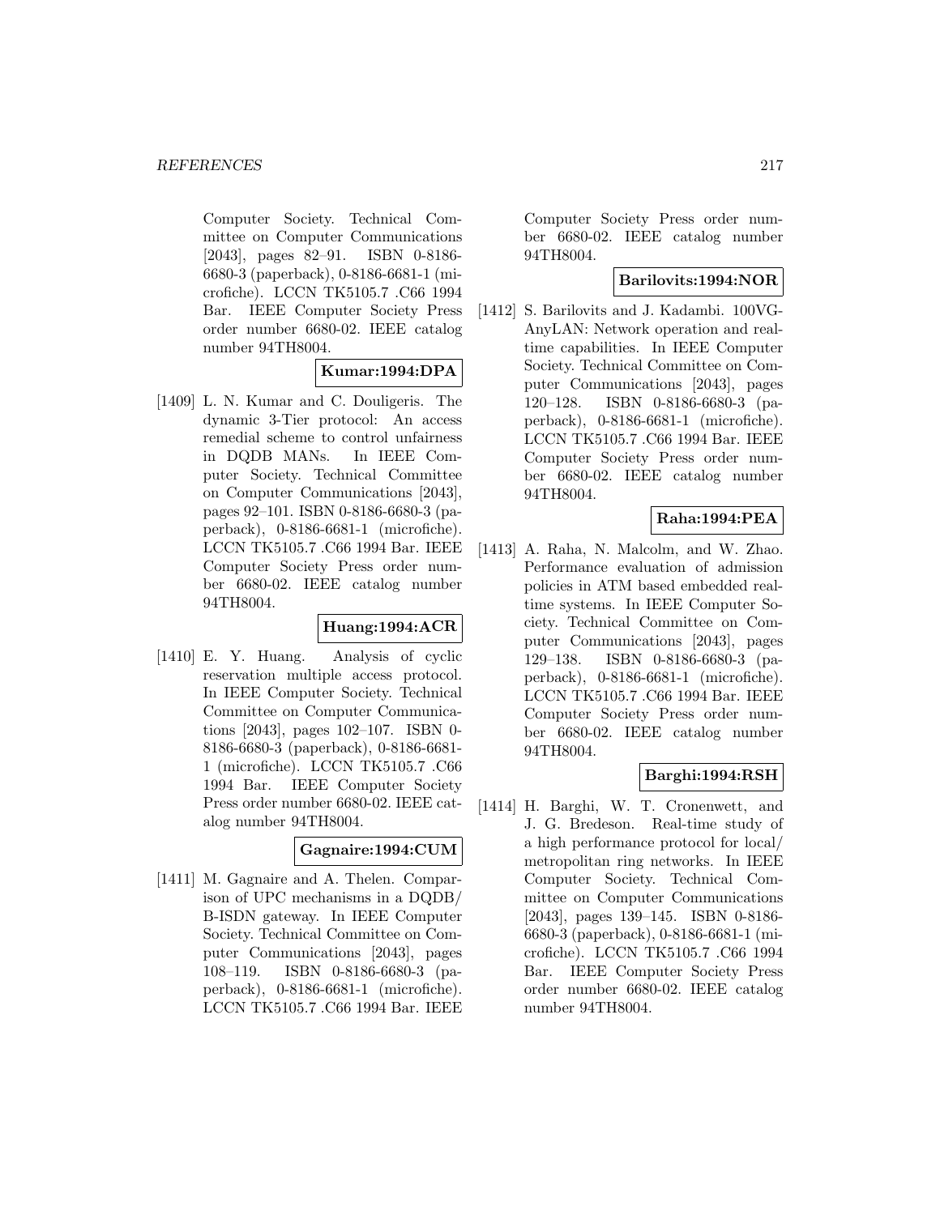Computer Society. Technical Committee on Computer Communications [2043], pages 82–91. ISBN 0-8186-6680-3 (paperback), 0-8186-6681-1 (microfiche). LCCN TK5105.7 .C66 1994 Bar. IEEE Computer Society Press order number 6680-02. IEEE catalog number 94TH8004.

**Kumar:1994:DPA**

[1409] L. N. Kumar and C. Douligeris. The dynamic 3-Tier protocol: An access remedial scheme to control unfairness in DQDB MANs. In IEEE Computer Society. Technical Committee on Computer Communications [2043], pages 92–101. ISBN 0-8186-6680-3 (paperback), 0-8186-6681-1 (microfiche). LCCN TK5105.7 .C66 1994 Bar. IEEE Computer Society Press order number 6680-02. IEEE catalog number 94TH8004.

**Huang:1994:ACR**

[1410] E. Y. Huang. Analysis of cyclic reservation multiple access protocol. In IEEE Computer Society. Technical Committee on Computer Communications [2043], pages 102–107. ISBN 0-8186-6680-3 (paperback), 0-8186-6681-1 (microfiche). LCCN TK5105.7 .C66 1994 Bar. IEEE Computer Society Press order number 6680-02. IEEE catalog number 94TH8004.

**Gagnaire:1994:CUM**

[1411] M. Gagnaire and A. Thelen. Comparison of UPC mechanisms in a DQDB/ B-ISDN gateway. In IEEE Computer Society. Technical Committee on Computer Communications [2043], pages 108–119. ISBN 0-8186-6680-3 (paperback), 0-8186-6681-1 (microfiche). LCCN TK5105.7 .C66 1994 Bar. IEEE Computer Society Press order number 6680-02. IEEE catalog number 94TH8004.

**Barilovits:1994:NOR**

[1412] S. Barilovits and J. Kadambi. 100VG-AnyLAN: Network operation and real-time capabilities. In IEEE Computer Society. Technical Committee on Computer Communications [2043], pages 120–128. ISBN 0-8186-6680-3 (paperback), 0-8186-6681-1 (microfiche). LCCN TK5105.7 .C66 1994 Bar. IEEE Computer Society Press order number 6680-02. IEEE catalog number 94TH8004.

**Raha:1994:PEA**

[1413] A. Raha, N. Malcolm, and W. Zhao. Performance evaluation of admission policies in ATM based embedded real-time systems. In IEEE Computer Society. Technical Committee on Computer Communications [2043], pages 129–138. ISBN 0-8186-6680-3 (paperback), 0-8186-6681-1 (microfiche). LCCN TK5105.7 .C66 1994 Bar. IEEE Computer Society Press order number 6680-02. IEEE catalog number 94TH8004.

**Barghi:1994:RSH**

[1414] H. Barghi, W. T. Cronenwett, and J. G. Bredeson. Real-time study of a high performance protocol for local/ metropolitan ring networks. In IEEE Computer Society. Technical Committee on Computer Communications [2043], pages 139–145. ISBN 0-8186-6680-3 (paperback), 0-8186-6681-1 (microfiche). LCCN TK5105.7 .C66 1994 Bar. IEEE Computer Society Press order number 6680-02. IEEE catalog number 94TH8004.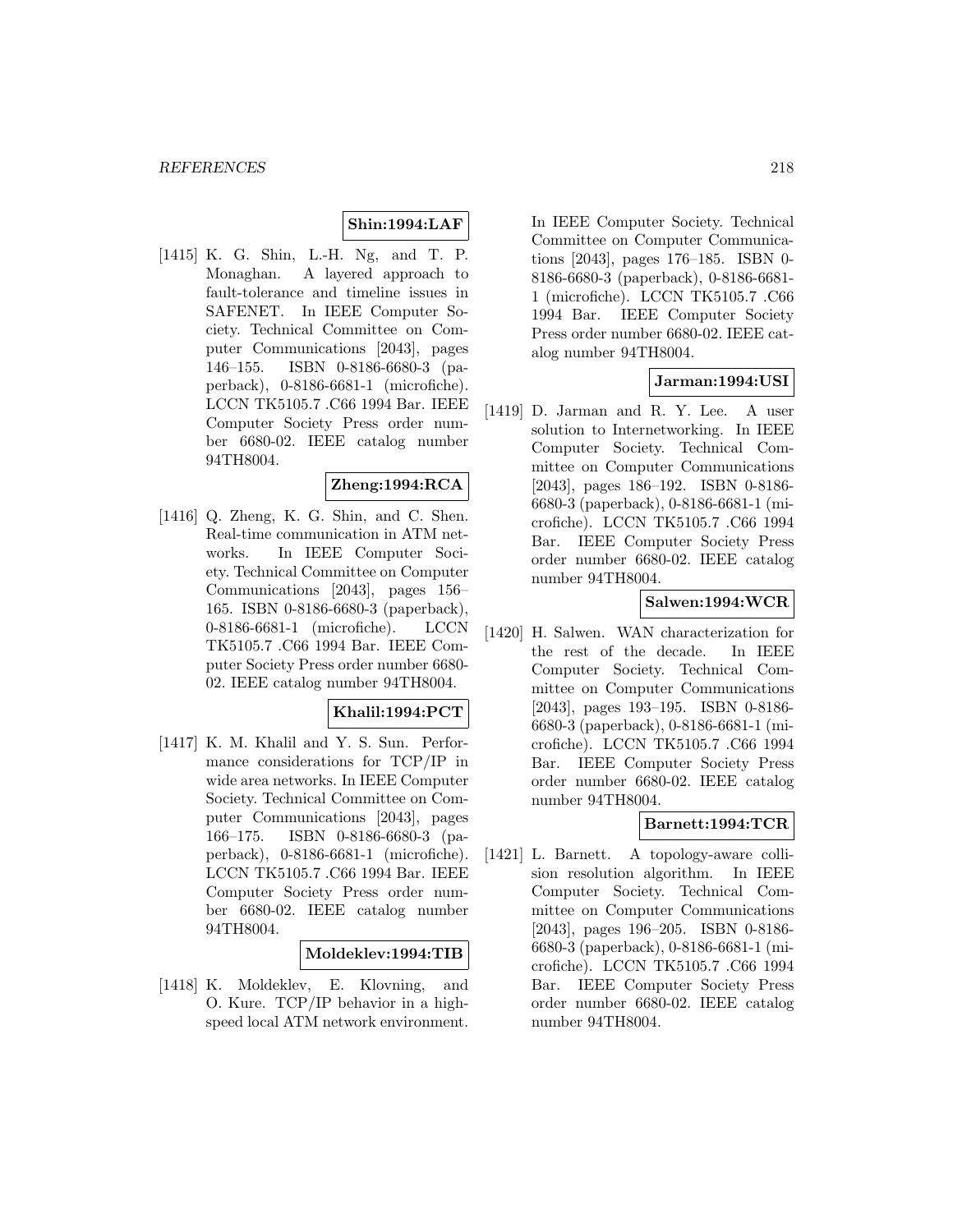**Shin:1994:LAF**

[1415] K. G. Shin, L.-H. Ng, and T. P. Monaghan. A layered approach to fault-tolerance and timeline issues in SAFENET. In IEEE Computer Society. Technical Committee on Computer Communications [2043], pages 146–155. ISBN 0-8186-6680-3 (paperback), 0-8186-6681-1 (microfiche). LCCN TK5105.7 .C66 1994 Bar. IEEE Computer Society Press order number 6680-02. IEEE catalog number 94TH8004.

**Zheng:1994:RCA**

[1416] Q. Zheng, K. G. Shin, and C. Shen. Real-time communication in ATM networks. In IEEE Computer Society. Technical Committee on Computer Communications [2043], pages 156–165. ISBN 0-8186-6680-3 (paperback), 0-8186-6681-1 (microfiche). LCCN TK5105.7 .C66 1994 Bar. IEEE Computer Society Press order number 6680-02. IEEE catalog number 94TH8004.

**Khalil:1994:PCT**

[1417] K. M. Khalil and Y. S. Sun. Performance considerations for TCP/IP in wide area networks. In IEEE Computer Society. Technical Committee on Computer Communications [2043], pages 166–175. ISBN 0-8186-6680-3 (paperback), 0-8186-6681-1 (microfiche). LCCN TK5105.7 .C66 1994 Bar. IEEE Computer Society Press order number 6680-02. IEEE catalog number 94TH8004.

**Moldeklev:1994:TIB**

[1418] K. Moldeklev, E. Klovning, and O. Kure. TCP/IP behavior in a high-speed local ATM network environment. In IEEE Computer Society. Technical Committee on Computer Communications [2043], pages 176–185. ISBN 0-8186-6680-3 (paperback), 0-8186-6681-1 (microfiche). LCCN TK5105.7 .C66 1994 Bar. IEEE Computer Society Press order number 6680-02. IEEE catalog number 94TH8004.

**Jarman:1994:USI**

[1419] D. Jarman and R. Y. Lee. A user solution to Internetworking. In IEEE Computer Society. Technical Committee on Computer Communications [2043], pages 186–192. ISBN 0-8186-6680-3 (paperback), 0-8186-6681-1 (microfiche). LCCN TK5105.7 .C66 1994 Bar. IEEE Computer Society Press order number 6680-02. IEEE catalog number 94TH8004.

**Salwen:1994:WCR**

[1420] H. Salwen. WAN characterization for the rest of the decade. In IEEE Computer Society. Technical Committee on Computer Communications [2043], pages 193–195. ISBN 0-8186-6680-3 (paperback), 0-8186-6681-1 (microfiche). LCCN TK5105.7 .C66 1994 Bar. IEEE Computer Society Press order number 6680-02. IEEE catalog number 94TH8004.

**Barnett:1994:TCR**

[1421] L. Barnett. A topology-aware collision resolution algorithm. In IEEE Computer Society. Technical Committee on Computer Communications [2043], pages 196–205. ISBN 0-8186-6680-3 (paperback), 0-8186-6681-1 (microfiche). LCCN TK5105.7 .C66 1994 Bar. IEEE Computer Society Press order number 6680-02. IEEE catalog number 94TH8004.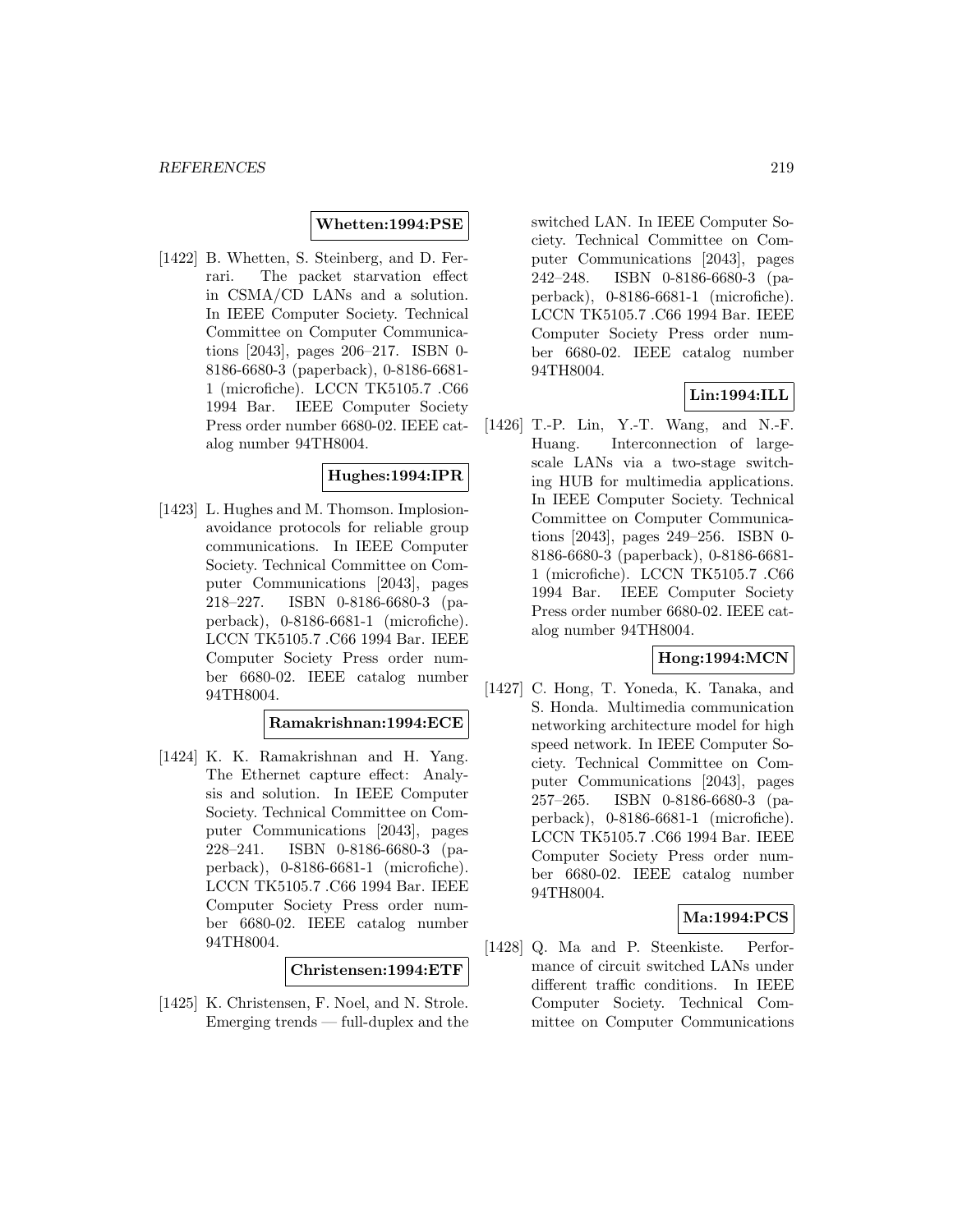**Whetten:1994:PSE**

[1422] B. Whetten, S. Steinberg, and D. Ferrari. The packet starvation effect in CSMA/CD LANs and a solution. In IEEE Computer Society. Technical Committee on Computer Communications [2043], pages 206–217. ISBN 0-8186-6680-3 (paperback), 0-8186-6681-1 (microfiche). LCCN TK5105.7 .C66 1994 Bar. IEEE Computer Society Press order number 6680-02. IEEE catalog number 94TH8004.

**Hughes:1994:IPR**

[1423] L. Hughes and M. Thomson. Implosion-avoidance protocols for reliable group communications. In IEEE Computer Society. Technical Committee on Computer Communications [2043], pages 218–227. ISBN 0-8186-6680-3 (paperback), 0-8186-6681-1 (microfiche). LCCN TK5105.7 .C66 1994 Bar. IEEE Computer Society Press order number 6680-02. IEEE catalog number 94TH8004.

**Ramakrishnan:1994:ECE**

[1424] K. K. Ramakrishnan and H. Yang. The Ethernet capture effect: Analysis and solution. In IEEE Computer Society. Technical Committee on Computer Communications [2043], pages 228–241. ISBN 0-8186-6680-3 (paperback), 0-8186-6681-1 (microfiche). LCCN TK5105.7 .C66 1994 Bar. IEEE Computer Society Press order number 6680-02. IEEE catalog number 94TH8004.

**Christensen:1994:ETF**

[1425] K. Christensen, F. Noel, and N. Strole. Emerging trends — full-duplex and the switched LAN. In IEEE Computer Society. Technical Committee on Computer Communications [2043], pages 242–248. ISBN 0-8186-6680-3 (paperback), 0-8186-6681-1 (microfiche). LCCN TK5105.7 .C66 1994 Bar. IEEE Computer Society Press order number 6680-02. IEEE catalog number 94TH8004.

**Lin:1994:ILL**

[1426] T.-P. Lin, Y.-T. Wang, and N.-F. Huang. Interconnection of large-scale LANs via a two-stage switching HUB for multimedia applications. In IEEE Computer Society. Technical Committee on Computer Communications [2043], pages 249–256. ISBN 0-8186-6680-3 (paperback), 0-8186-6681-1 (microfiche). LCCN TK5105.7 .C66 1994 Bar. IEEE Computer Society Press order number 6680-02. IEEE catalog number 94TH8004.

**Hong:1994:MCN**

[1427] C. Hong, T. Yoneda, K. Tanaka, and S. Honda. Multimedia communication networking architecture model for high speed network. In IEEE Computer Society. Technical Committee on Computer Communications [2043], pages 257–265. ISBN 0-8186-6680-3 (paperback), 0-8186-6681-1 (microfiche). LCCN TK5105.7 .C66 1994 Bar. IEEE Computer Society Press order number 6680-02. IEEE catalog number 94TH8004.

**Ma:1994:PCS**

[1428] Q. Ma and P. Steenkiste. Performance of circuit switched LANs under different traffic conditions. In IEEE Computer Society. Technical Committee on Computer Communications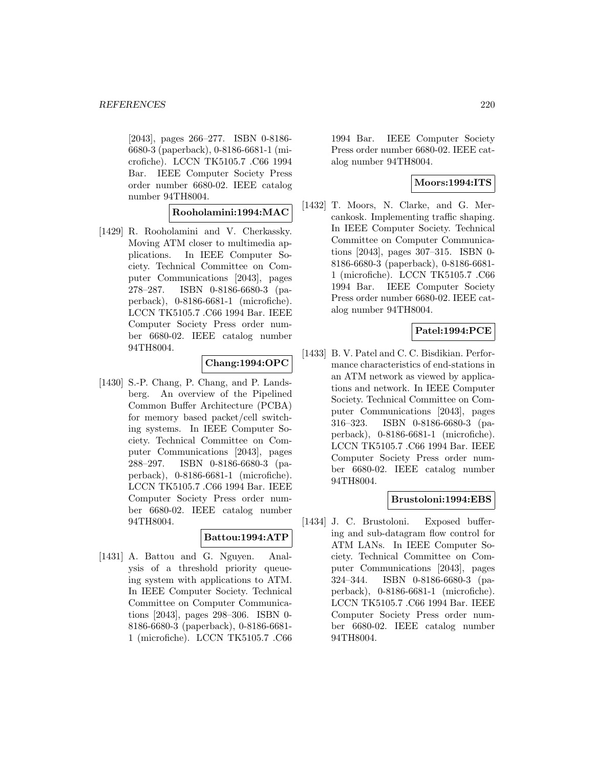[2043], pages 266–277. ISBN 0-8186-6680-3 (paperback), 0-8186-6681-1 (microfiche). LCCN TK5105.7 .C66 1994 Bar. IEEE Computer Society Press order number 6680-02. IEEE catalog number 94TH8004.

**Rooholamini:1994:MAC**

[1429] R. Rooholamini and V. Cherkassky. Moving ATM closer to multimedia applications. In IEEE Computer Society. Technical Committee on Computer Communications [2043], pages 278–287. ISBN 0-8186-6680-3 (paperback), 0-8186-6681-1 (microfiche). LCCN TK5105.7 .C66 1994 Bar. IEEE Computer Society Press order number 6680-02. IEEE catalog number 94TH8004.

**Chang:1994:OPC**

[1430] S.-P. Chang, P. Chang, and P. Landsberg. An overview of the Pipelined Common Buffer Architecture (PCBA) for memory based packet/cell switching systems. In IEEE Computer Society. Technical Committee on Computer Communications [2043], pages 288–297. ISBN 0-8186-6680-3 (paperback), 0-8186-6681-1 (microfiche). LCCN TK5105.7 .C66 1994 Bar. IEEE Computer Society Press order number 6680-02. IEEE catalog number 94TH8004.

**Battou:1994:ATP**

[1431] A. Battou and G. Nguyen. Analysis of a threshold priority queueing system with applications to ATM. In IEEE Computer Society. Technical Committee on Computer Communications [2043], pages 298–306. ISBN 0-8186-6680-3 (paperback), 0-8186-6681-1 (microfiche). LCCN TK5105.7 .C66 1994 Bar. IEEE Computer Society Press order number 6680-02. IEEE catalog number 94TH8004.

**Moors:1994:ITS**

[1432] T. Moors, N. Clarke, and G. Mercankosk. Implementing traffic shaping. In IEEE Computer Society. Technical Committee on Computer Communications [2043], pages 307–315. ISBN 0-8186-6680-3 (paperback), 0-8186-6681-1 (microfiche). LCCN TK5105.7 .C66 1994 Bar. IEEE Computer Society Press order number 6680-02. IEEE catalog number 94TH8004.

**Patel:1994:PCE**

[1433] B. V. Patel and C. C. Bisdikian. Performance characteristics of end-stations in an ATM network as viewed by applications and network. In IEEE Computer Society. Technical Committee on Computer Communications [2043], pages 316–323. ISBN 0-8186-6680-3 (paperback), 0-8186-6681-1 (microfiche). LCCN TK5105.7 .C66 1994 Bar. IEEE Computer Society Press order number 6680-02. IEEE catalog number 94TH8004.

**Brustoloni:1994:EBS**

[1434] J. C. Brustoloni. Exposed buffering and sub-datagram flow control for ATM LANs. In IEEE Computer Society. Technical Committee on Computer Communications [2043], pages 324–344. ISBN 0-8186-6680-3 (paperback), 0-8186-6681-1 (microfiche). LCCN TK5105.7 .C66 1994 Bar. IEEE Computer Society Press order number 6680-02. IEEE catalog number 94TH8004.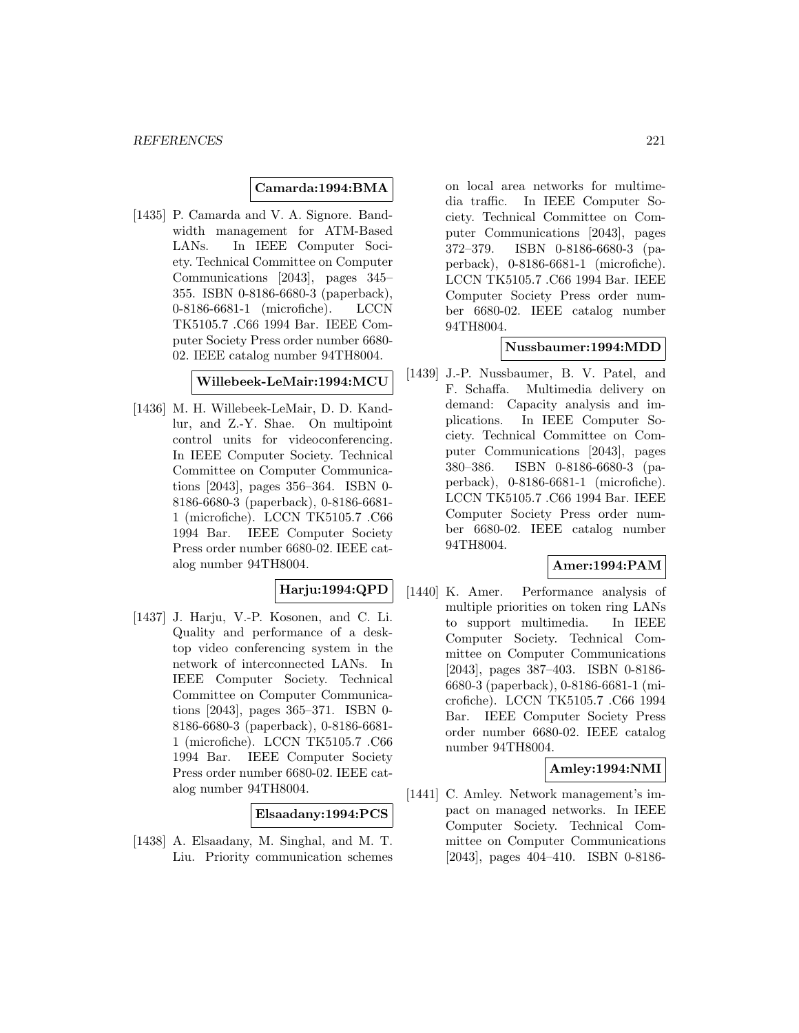**Camarda:1994:BMA**

[1435] P. Camarda and V. A. Signore. Bandwidth management for ATM-Based LANs. In IEEE Computer Society. Technical Committee on Computer Communications [2043], pages 345–355. ISBN 0-8186-6680-3 (paperback), 0-8186-6681-1 (microfiche). LCCN TK5105.7 .C66 1994 Bar. IEEE Computer Society Press order number 6680-02. IEEE catalog number 94TH8004.

**Willebeek-LeMair:1994:MCU**

[1436] M. H. Willebeek-LeMair, D. D. Kandlur, and Z.-Y. Shae. On multipoint control units for videoconferencing. In IEEE Computer Society. Technical Committee on Computer Communications [2043], pages 356–364. ISBN 0-8186-6680-3 (paperback), 0-8186-6681-1 (microfiche). LCCN TK5105.7 .C66 1994 Bar. IEEE Computer Society Press order number 6680-02. IEEE catalog number 94TH8004.

**Harju:1994:QPD**

[1437] J. Harju, V.-P. Kosonen, and C. Li. Quality and performance of a desktop video conferencing system in the network of interconnected LANs. In IEEE Computer Society. Technical Committee on Computer Communications [2043], pages 365–371. ISBN 0-8186-6680-3 (paperback), 0-8186-6681-1 (microfiche). LCCN TK5105.7 .C66 1994 Bar. IEEE Computer Society Press order number 6680-02. IEEE catalog number 94TH8004.

**Elsaadany:1994:PCS**

[1438] A. Elsaadany, M. Singhal, and M. T. Liu. Priority communication schemes on local area networks for multimedia traffic. In IEEE Computer Society. Technical Committee on Computer Communications [2043], pages 372–379. ISBN 0-8186-6680-3 (paperback), 0-8186-6681-1 (microfiche). LCCN TK5105.7 .C66 1994 Bar. IEEE Computer Society Press order number 6680-02. IEEE catalog number 94TH8004.

**Nussbaumer:1994:MDD**

[1439] J.-P. Nussbaumer, B. V. Patel, and F. Schaffa. Multimedia delivery on demand: Capacity analysis and implications. In IEEE Computer Society. Technical Committee on Computer Communications [2043], pages 380–386. ISBN 0-8186-6680-3 (paperback), 0-8186-6681-1 (microfiche). LCCN TK5105.7 .C66 1994 Bar. IEEE Computer Society Press order number 6680-02. IEEE catalog number 94TH8004.

**Amer:1994:PAM**

[1440] K. Amer. Performance analysis of multiple priorities on token ring LANs to support multimedia. In IEEE Computer Society. Technical Committee on Computer Communications [2043], pages 387–403. ISBN 0-8186-6680-3 (paperback), 0-8186-6681-1 (microfiche). LCCN TK5105.7 .C66 1994 Bar. IEEE Computer Society Press order number 6680-02. IEEE catalog number 94TH8004.

**Amley:1994:NMI**

[1441] C. Amley. Network management's impact on managed networks. In IEEE Computer Society. Technical Committee on Computer Communications [2043], pages 404–410. ISBN 0-8186-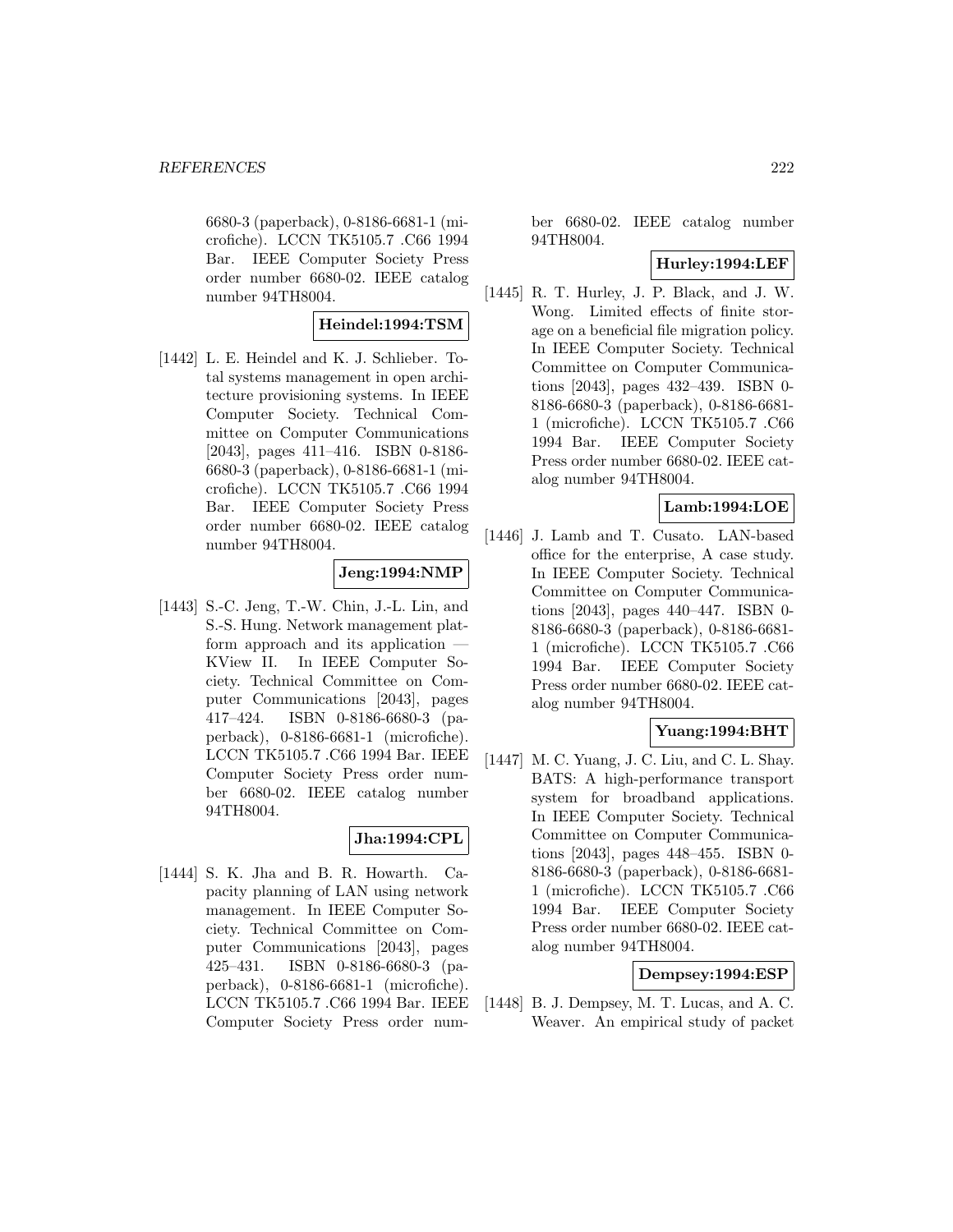6680-3 (paperback), 0-8186-6681-1 (microfiche). LCCN TK5105.7 .C66 1994 Bar. IEEE Computer Society Press order number 6680-02. IEEE catalog number 94TH8004.

**Heindel:1994:TSM**

[1442] L. E. Heindel and K. J. Schlieber. Total systems management in open architecture provisioning systems. In IEEE Computer Society. Technical Committee on Computer Communications [2043], pages 411–416. ISBN 0-8186-6680-3 (paperback), 0-8186-6681-1 (microfiche). LCCN TK5105.7 .C66 1994 Bar. IEEE Computer Society Press order number 6680-02. IEEE catalog number 94TH8004.

**Jeng:1994:NMP**

[1443] S.-C. Jeng, T.-W. Chin, J.-L. Lin, and S.-S. Hung. Network management platform approach and its application — KView II. In IEEE Computer Society. Technical Committee on Computer Communications [2043], pages 417–424. ISBN 0-8186-6680-3 (paperback), 0-8186-6681-1 (microfiche). LCCN TK5105.7 .C66 1994 Bar. IEEE Computer Society Press order number 6680-02. IEEE catalog number 94TH8004.

**Jha:1994:CPL**

[1444] S. K. Jha and B. R. Howarth. Capacity planning of LAN using network management. In IEEE Computer Society. Technical Committee on Computer Communications [2043], pages 425–431. ISBN 0-8186-6680-3 (paperback), 0-8186-6681-1 (microfiche). LCCN TK5105.7 .C66 1994 Bar. IEEE Computer Society Press order number 6680-02. IEEE catalog number 94TH8004.

**Hurley:1994:LEF**

[1445] R. T. Hurley, J. P. Black, and J. W. Wong. Limited effects of finite storage on a beneficial file migration policy. In IEEE Computer Society. Technical Committee on Computer Communications [2043], pages 432–439. ISBN 0-8186-6680-3 (paperback), 0-8186-6681-1 (microfiche). LCCN TK5105.7 .C66 1994 Bar. IEEE Computer Society Press order number 6680-02. IEEE catalog number 94TH8004.

**Lamb:1994:LOE**

[1446] J. Lamb and T. Cusato. LAN-based office for the enterprise, A case study. In IEEE Computer Society. Technical Committee on Computer Communications [2043], pages 440–447. ISBN 0-8186-6680-3 (paperback), 0-8186-6681-1 (microfiche). LCCN TK5105.7 .C66 1994 Bar. IEEE Computer Society Press order number 6680-02. IEEE catalog number 94TH8004.

**Yuang:1994:BHT**

[1447] M. C. Yuang, J. C. Liu, and C. L. Shay. BATS: A high-performance transport system for broadband applications. In IEEE Computer Society. Technical Committee on Computer Communications [2043], pages 448–455. ISBN 0-8186-6680-3 (paperback), 0-8186-6681-1 (microfiche). LCCN TK5105.7 .C66 1994 Bar. IEEE Computer Society Press order number 6680-02. IEEE catalog number 94TH8004.

**Dempsey:1994:ESP**

[1448] B. J. Dempsey, M. T. Lucas, and A. C. Weaver. An empirical study of packet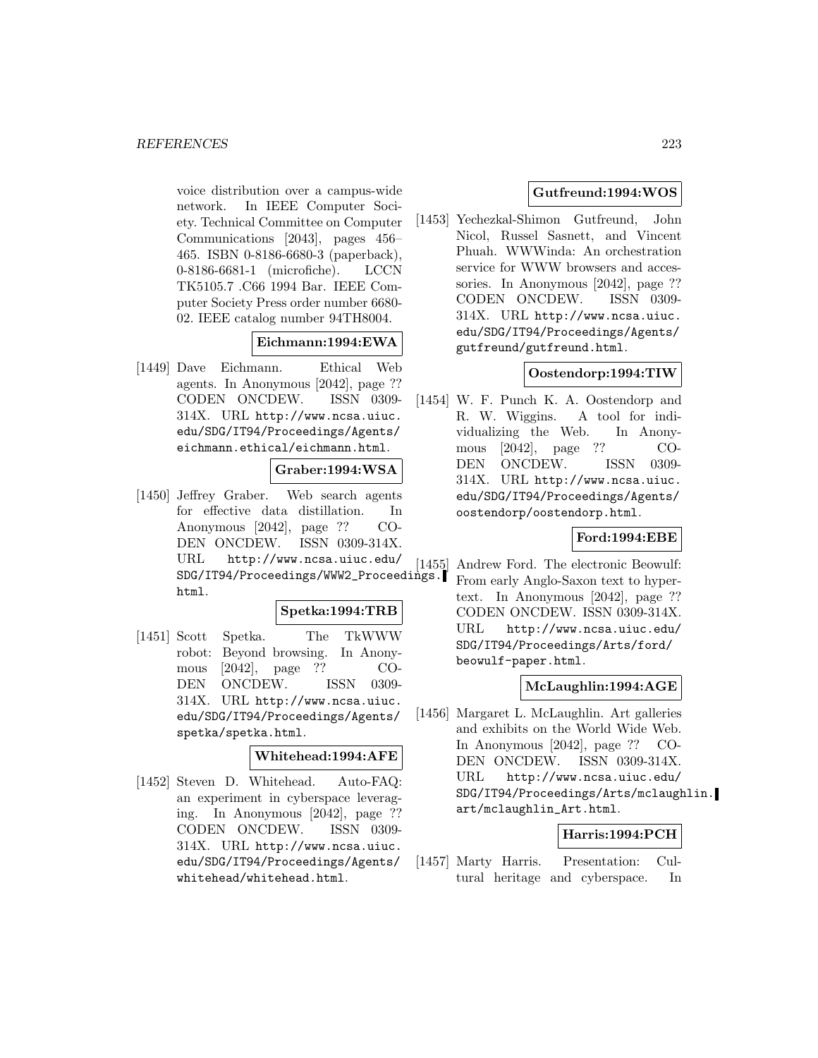voice distribution over a campus-wide network. In IEEE Computer Society. Technical Committee on Computer Communications [2043], pages 456–465. ISBN 0-8186-6680-3 (paperback), 0-8186-6681-1 (microfiche). LCCN TK5105.7 .C66 1994 Bar. IEEE Computer Society Press order number 6680-02. IEEE catalog number 94TH8004.

**Eichmann:1994:EWA**

[1449] Dave Eichmann. Ethical Web agents. In Anonymous [2042], page ?? CODEN ONCDEW. ISSN 0309-314X. URL http://www.ncsa.uiuc.edu/SDG/IT94/Proceedings/Agents/eichmann.ethical/eichmann.html.

**Graber:1994:WSA**

[1450] Jeffrey Graber. Web search agents for effective data distillation. In Anonymous [2042], page ?? CODEN ONCDEW. ISSN 0309-314X. URL http://www.ncsa.uiuc.edu/SDG/IT94/Proceedings/WWW2_Proceedings.html.

**Spetka:1994:TRB**

[1451] Scott Spetka. The TkWWW robot: Beyond browsing. In Anonymous [2042], page ?? CODEN ONCDEW. ISSN 0309-314X. URL http://www.ncsa.uiuc.edu/SDG/IT94/Proceedings/Agents/spetka/spetka.html.

**Whitehead:1994:AFE**

[1452] Steven D. Whitehead. Auto-FAQ: an experiment in cyberspace leveraging. In Anonymous [2042], page ?? CODEN ONCDEW. ISSN 0309-314X. URL http://www.ncsa.uiuc.edu/SDG/IT94/Proceedings/Agents/whitehead/whitehead.html.

**Gutfreund:1994:WOS**

[1453] Yechezkal-Shimon Gutfreund, John Nicol, Russel Sasnett, and Vincent Phuah. WWWinda: An orchestration service for WWW browsers and accessories. In Anonymous [2042], page ?? CODEN ONCDEW. ISSN 0309-314X. URL http://www.ncsa.uiuc.edu/SDG/IT94/Proceedings/Agents/gutfreund/gutfreund.html.

**Oostendorp:1994:TIW**

[1454] W. F. Punch K. A. Oostendorp and R. W. Wiggins. A tool for individualizing the Web. In Anonymous [2042], page ?? CODEN ONCDEW. ISSN 0309-314X. URL http://www.ncsa.uiuc.edu/SDG/IT94/Proceedings/Agents/oostendorp/oostendorp.html.

**Ford:1994:EBE**

[1455] Andrew Ford. The electronic Beowulf: From early Anglo-Saxon text to hypertext. In Anonymous [2042], page ?? CODEN ONCDEW. ISSN 0309-314X. URL http://www.ncsa.uiuc.edu/SDG/IT94/Proceedings/Arts/ford/beowulf-paper.html.

**McLaughlin:1994:AGE**

[1456] Margaret L. McLaughlin. Art galleries and exhibits on the World Wide Web. In Anonymous [2042], page ?? CODEN ONCDEW. ISSN 0309-314X. URL http://www.ncsa.uiuc.edu/SDG/IT94/Proceedings/Arts/mclaughlin.art/mclaughlin_Art.html.

**Harris:1994:PCH**

[1457] Marty Harris. Presentation: Cultural heritage and cyberspace. In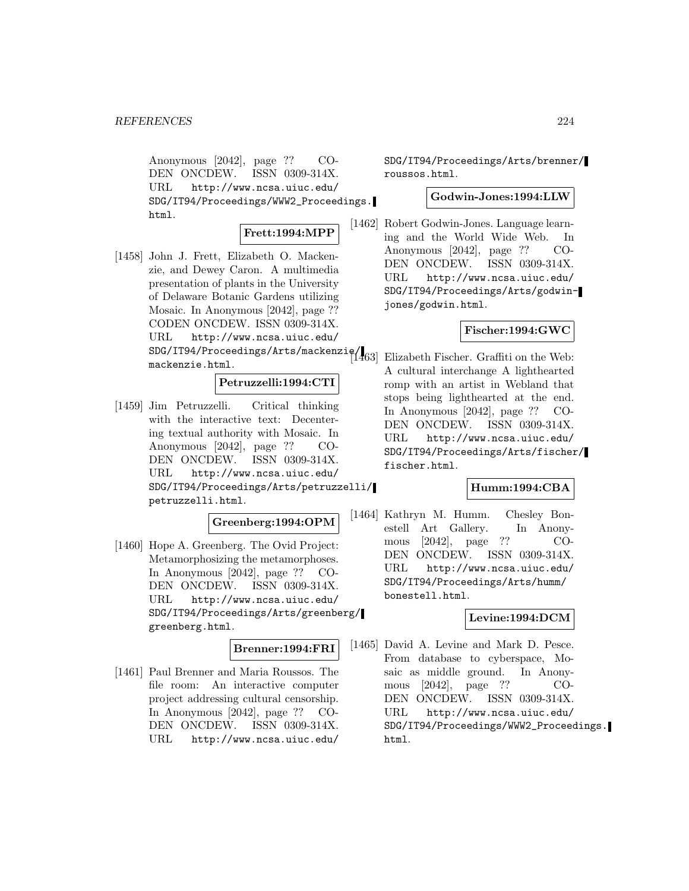Anonymous [2042], page ?? CODEN ONCDEW. ISSN 0309-314X. URL http://www.ncsa.uiuc.edu/SDG/IT94/Proceedings/WWW2_Proceedings.html.

**Frett:1994:MPP**

[1458] John J. Frett, Elizabeth O. Mackenzie, and Dewey Caron. A multimedia presentation of plants in the University of Delaware Botanic Gardens utilizing Mosaic. In Anonymous [2042], page ?? CODEN ONCDEW. ISSN 0309-314X. URL http://www.ncsa.uiuc.edu/SDG/IT94/Proceedings/Arts/mackenzie/mackenzie.html.

**Petruzzelli:1994:CTI**

[1459] Jim Petruzzelli. Critical thinking with the interactive text: Decentering textual authority with Mosaic. In Anonymous [2042], page ?? CODEN ONCDEW. ISSN 0309-314X. URL http://www.ncsa.uiuc.edu/SDG/IT94/Proceedings/Arts/petruzzelli/petruzzelli.html.

**Greenberg:1994:OPM**

[1460] Hope A. Greenberg. The Ovid Project: Metamorphosizing the metamorphoses. In Anonymous [2042], page ?? CODEN ONCDEW. ISSN 0309-314X. URL http://www.ncsa.uiuc.edu/SDG/IT94/Proceedings/Arts/greenberg/greenberg.html.

**Brenner:1994:FRI**

[1461] Paul Brenner and Maria Roussos. The file room: An interactive computer project addressing cultural censorship. In Anonymous [2042], page ?? CODEN ONCDEW. ISSN 0309-314X. URL http://www.ncsa.uiuc.edu/SDG/IT94/Proceedings/Arts/brenner/roussos.html.

**Godwin-Jones:1994:LLW**

[1462] Robert Godwin-Jones. Language learning and the World Wide Web. In Anonymous [2042], page ?? CODEN ONCDEW. ISSN 0309-314X. URL http://www.ncsa.uiuc.edu/SDG/IT94/Proceedings/Arts/godwin-jones/godwin.html.

**Fischer:1994:GWC**

[1463] Elizabeth Fischer. Graffiti on the Web: A cultural interchange A lighthearted romp with an artist in Webland that stops being lighthearted at the end. In Anonymous [2042], page ?? CODEN ONCDEW. ISSN 0309-314X. URL http://www.ncsa.uiuc.edu/SDG/IT94/Proceedings/Arts/fischer/fischer.html.

**Humm:1994:CBA**

[1464] Kathryn M. Humm. Chesley Bonestell Art Gallery. In Anonymous [2042], page ?? CODEN ONCDEW. ISSN 0309-314X. URL http://www.ncsa.uiuc.edu/SDG/IT94/Proceedings/Arts/humm/bonestell.html.

**Levine:1994:DCM**

[1465] David A. Levine and Mark D. Pesce. From database to cyberspace, Mosaic as middle ground. In Anonymous [2042], page ?? CODEN ONCDEW. ISSN 0309-314X. URL http://www.ncsa.uiuc.edu/SDG/IT94/Proceedings/WWW2_Proceedings.html.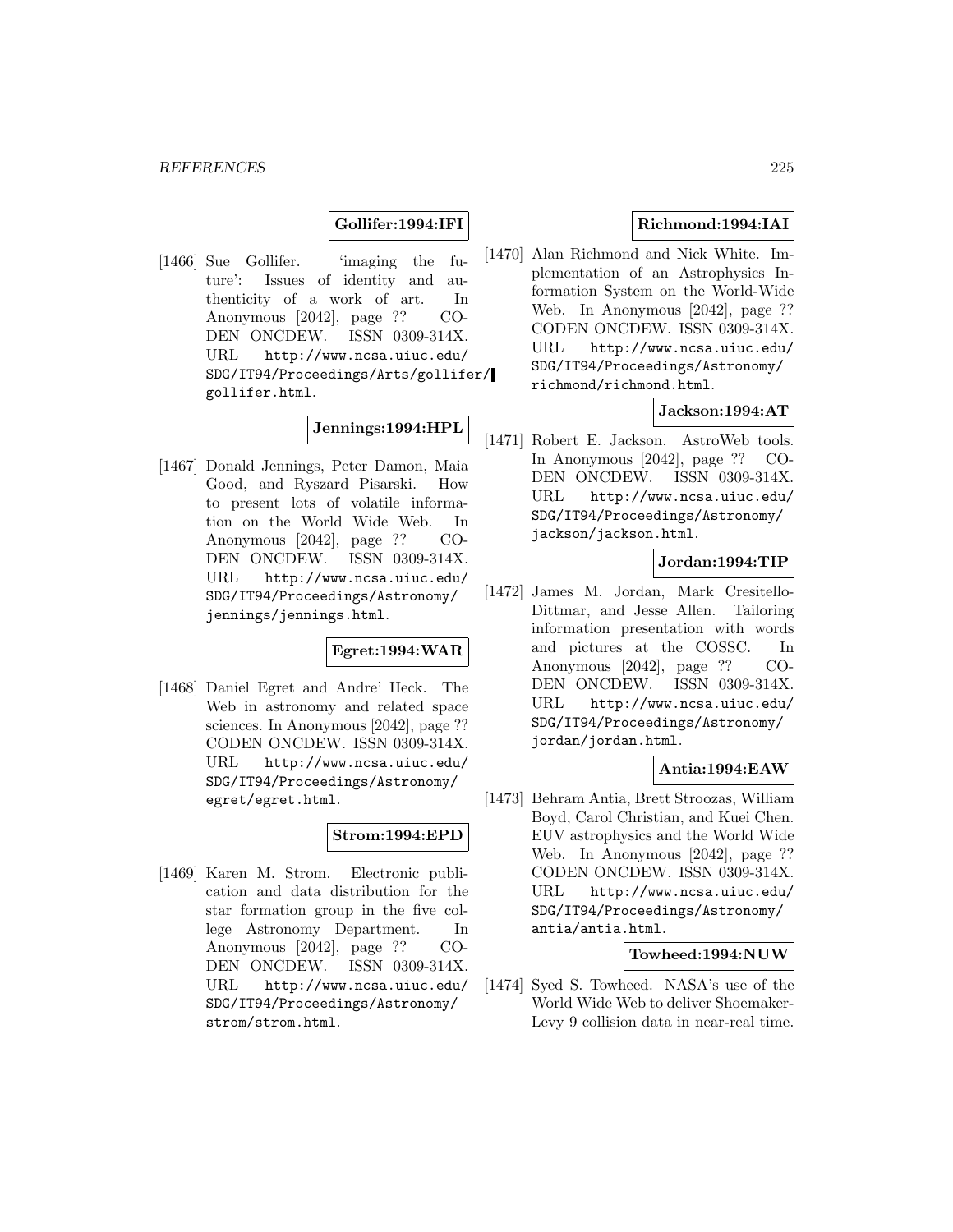**Gollifer:1994:IFI**

[1466] Sue Gollifer. 'imaging the future': Issues of identity and authenticity of a work of art. In Anonymous [2042], page ?? CODEN ONCDEW. ISSN 0309-314X. URL http://www.ncsa.uiuc.edu/SDG/IT94/Proceedings/Arts/gollifer/gollifer.html.

**Jennings:1994:HPL**

[1467] Donald Jennings, Peter Damon, Maia Good, and Ryszard Pisarski. How to present lots of volatile information on the World Wide Web. In Anonymous [2042], page ?? CODEN ONCDEW. ISSN 0309-314X. URL http://www.ncsa.uiuc.edu/SDG/IT94/Proceedings/Astronomy/jennings/jennings.html.

**Egret:1994:WAR**

[1468] Daniel Egret and Andre' Heck. The Web in astronomy and related space sciences. In Anonymous [2042], page ?? CODEN ONCDEW. ISSN 0309-314X. URL http://www.ncsa.uiuc.edu/SDG/IT94/Proceedings/Astronomy/egret/egret.html.

**Strom:1994:EPD**

[1469] Karen M. Strom. Electronic publication and data distribution for the star formation group in the five college Astronomy Department. In Anonymous [2042], page ?? CODEN ONCDEW. ISSN 0309-314X. URL http://www.ncsa.uiuc.edu/SDG/IT94/Proceedings/Astronomy/strom/strom.html.

**Richmond:1994:IAI**

[1470] Alan Richmond and Nick White. Implementation of an Astrophysics Information System on the World-Wide Web. In Anonymous [2042], page ?? CODEN ONCDEW. ISSN 0309-314X. URL http://www.ncsa.uiuc.edu/SDG/IT94/Proceedings/Astronomy/richmond/richmond.html.

**Jackson:1994:AT**

[1471] Robert E. Jackson. AstroWeb tools. In Anonymous [2042], page ?? CODEN ONCDEW. ISSN 0309-314X. URL http://www.ncsa.uiuc.edu/SDG/IT94/Proceedings/Astronomy/jackson/jackson.html.

**Jordan:1994:TIP**

[1472] James M. Jordan, Mark Cresitello-Dittmar, and Jesse Allen. Tailoring information presentation with words and pictures at the COSSC. In Anonymous [2042], page ?? CODEN ONCDEW. ISSN 0309-314X. URL http://www.ncsa.uiuc.edu/SDG/IT94/Proceedings/Astronomy/jordan/jordan.html.

**Antia:1994:EAW**

[1473] Behram Antia, Brett Stroozas, William Boyd, Carol Christian, and Kuei Chen. EUV astrophysics and the World Wide Web. In Anonymous [2042], page ?? CODEN ONCDEW. ISSN 0309-314X. URL http://www.ncsa.uiuc.edu/SDG/IT94/Proceedings/Astronomy/antia/antia.html.

**Towheed:1994:NUW**

[1474] Syed S. Towheed. NASA's use of the World Wide Web to deliver Shoemaker-Levy 9 collision data in near-real time.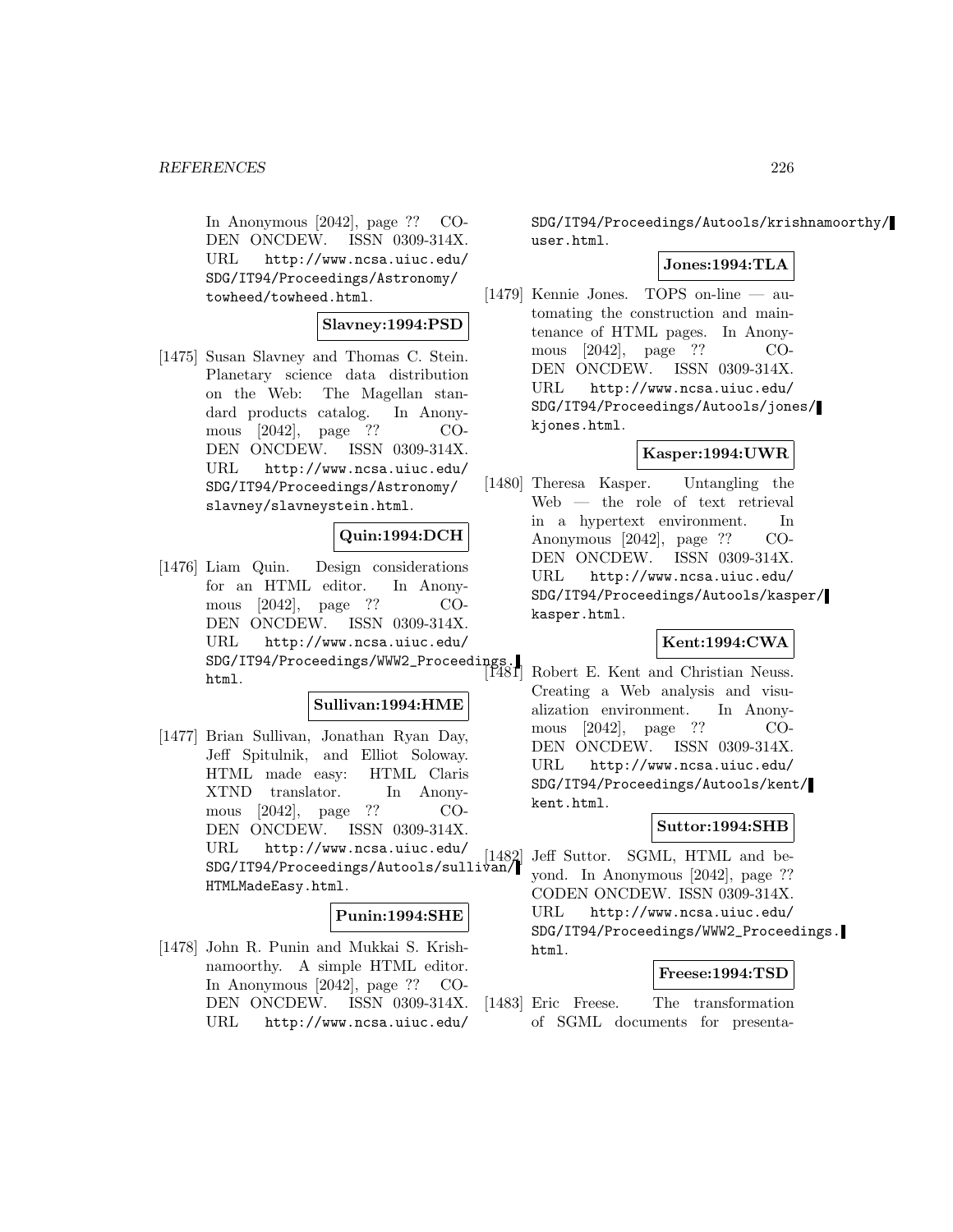In Anonymous [2042], page ?? CODEN ONCDEW. ISSN 0309-314X. URL http://www.ncsa.uiuc.edu/SDG/IT94/Proceedings/Astronomy/towheed/towheed.html.

**Slavney:1994:PSD**

[1475] Susan Slavney and Thomas C. Stein. Planetary science data distribution on the Web: The Magellan standard products catalog. In Anonymous [2042], page ?? CODEN ONCDEW. ISSN 0309-314X. URL http://www.ncsa.uiuc.edu/SDG/IT94/Proceedings/Astronomy/slavney/slavneystein.html.

**Quin:1994:DCH**

[1476] Liam Quin. Design considerations for an HTML editor. In Anonymous [2042], page ?? CODEN ONCDEW. ISSN 0309-314X. URL http://www.ncsa.uiuc.edu/SDG/IT94/Proceedings/WWW2_Proceedings.html.

**Sullivan:1994:HME**

[1477] Brian Sullivan, Jonathan Ryan Day, Jeff Spitulnik, and Elliot Soloway. HTML made easy: HTML Claris XTND translator. In Anonymous [2042], page ?? CODEN ONCDEW. ISSN 0309-314X. URL http://www.ncsa.uiuc.edu/SDG/IT94/Proceedings/Autools/sullivan/HTMLMadeEasy.html.

**Punin:1994:SHE**

[1478] John R. Punin and Mukkai S. Krishnamoorthy. A simple HTML editor. In Anonymous [2042], page ?? CODEN ONCDEW. ISSN 0309-314X. URL http://www.ncsa.uiuc.edu/SDG/IT94/Proceedings/Autools/krishnamoorthy/user.html.

**Jones:1994:TLA**

[1479] Kennie Jones. TOPS on-line — automating the construction and maintenance of HTML pages. In Anonymous [2042], page ?? CODEN ONCDEW. ISSN 0309-314X. URL http://www.ncsa.uiuc.edu/SDG/IT94/Proceedings/Autools/jones/kjones.html.

**Kasper:1994:UWR**

[1480] Theresa Kasper. Untangling the Web — the role of text retrieval in a hypertext environment. In Anonymous [2042], page ?? CODEN ONCDEW. ISSN 0309-314X. URL http://www.ncsa.uiuc.edu/SDG/IT94/Proceedings/Autools/kasper/kasper.html.

**Kent:1994:CWA**

[1481] Robert E. Kent and Christian Neuss. Creating a Web analysis and visualization environment. In Anonymous [2042], page ?? CODEN ONCDEW. ISSN 0309-314X. URL http://www.ncsa.uiuc.edu/SDG/IT94/Proceedings/Autools/kent/kent.html.

**Suttor:1994:SHB**

[1482] Jeff Suttor. SGML, HTML and beyond. In Anonymous [2042], page ?? CODEN ONCDEW. ISSN 0309-314X. URL http://www.ncsa.uiuc.edu/SDG/IT94/Proceedings/WWW2_Proceedings.html.

**Freese:1994:TSD**

[1483] Eric Freese. The transformation of SGML documents for presenta-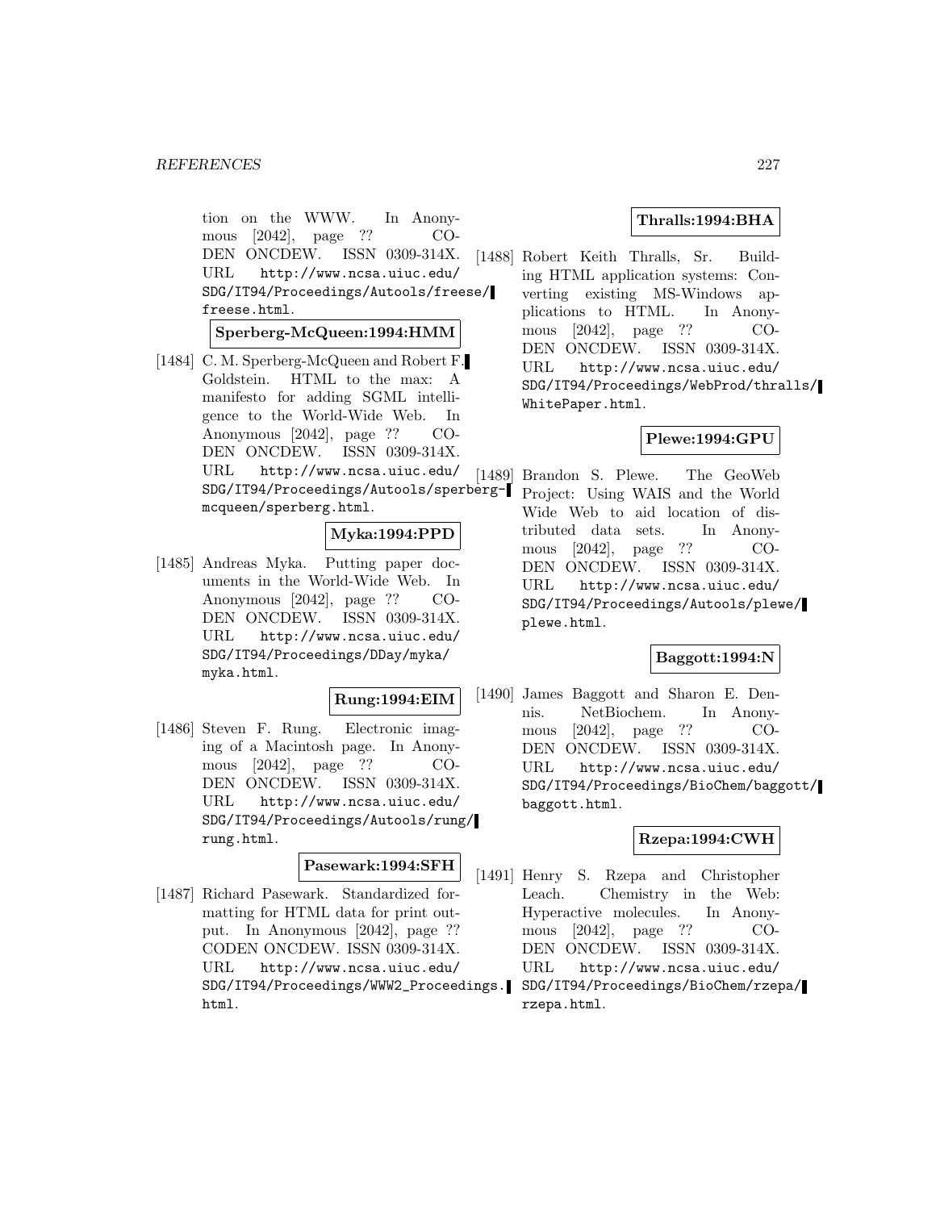tion on the WWW. In Anonymous [2042], page ?? CODEN ONCDEW. ISSN 0309-314X. URL http://www.ncsa.uiuc.edu/SDG/IT94/Proceedings/Autools/freese/freese.html.

**Sperberg-McQueen:1994:HMM**

[1484] C. M. Sperberg-McQueen and Robert F. Goldstein. HTML to the max: A manifesto for adding SGML intelligence to the World-Wide Web. In Anonymous [2042], page ?? CODEN ONCDEW. ISSN 0309-314X. URL http://www.ncsa.uiuc.edu/SDG/IT94/Proceedings/Autools/sperberg-mcqueen/sperberg.html.

**Myka:1994:PPD**

[1485] Andreas Myka. Putting paper documents in the World-Wide Web. In Anonymous [2042], page ?? CODEN ONCDEW. ISSN 0309-314X. URL http://www.ncsa.uiuc.edu/SDG/IT94/Proceedings/DDay/myka/myka.html.

**Rung:1994:EIM**

[1486] Steven F. Rung. Electronic imaging of a Macintosh page. In Anonymous [2042], page ?? CODEN ONCDEW. ISSN 0309-314X. URL http://www.ncsa.uiuc.edu/SDG/IT94/Proceedings/Autools/rung/rung.html.

**Pasewark:1994:SFH**

[1487] Richard Pasewark. Standardized formatting for HTML data for print output. In Anonymous [2042], page ?? CODEN ONCDEW. ISSN 0309-314X. URL http://www.ncsa.uiuc.edu/SDG/IT94/Proceedings/WWW2_Proceedings.html.

**Thralls:1994:BHA**

[1488] Robert Keith Thralls, Sr. Building HTML application systems: Converting existing MS-Windows applications to HTML. In Anonymous [2042], page ?? CODEN ONCDEW. ISSN 0309-314X. URL http://www.ncsa.uiuc.edu/SDG/IT94/Proceedings/WebProd/thralls/WhitePaper.html.

**Plewe:1994:GPU**

[1489] Brandon S. Plewe. The GeoWeb Project: Using WAIS and the World Wide Web to aid location of distributed data sets. In Anonymous [2042], page ?? CODEN ONCDEW. ISSN 0309-314X. URL http://www.ncsa.uiuc.edu/SDG/IT94/Proceedings/Autools/plewe/plewe.html.

**Baggott:1994:N**

[1490] James Baggott and Sharon E. Dennis. NetBiochem. In Anonymous [2042], page ?? CODEN ONCDEW. ISSN 0309-314X. URL http://www.ncsa.uiuc.edu/SDG/IT94/Proceedings/BioChem/baggott/baggott.html.

**Rzepa:1994:CWH**

[1491] Henry S. Rzepa and Christopher Leach. Chemistry in the Web: Hyperactive molecules. In Anonymous [2042], page ?? CODEN ONCDEW. ISSN 0309-314X. URL http://www.ncsa.uiuc.edu/SDG/IT94/Proceedings/BioChem/rzepa/rzepa.html.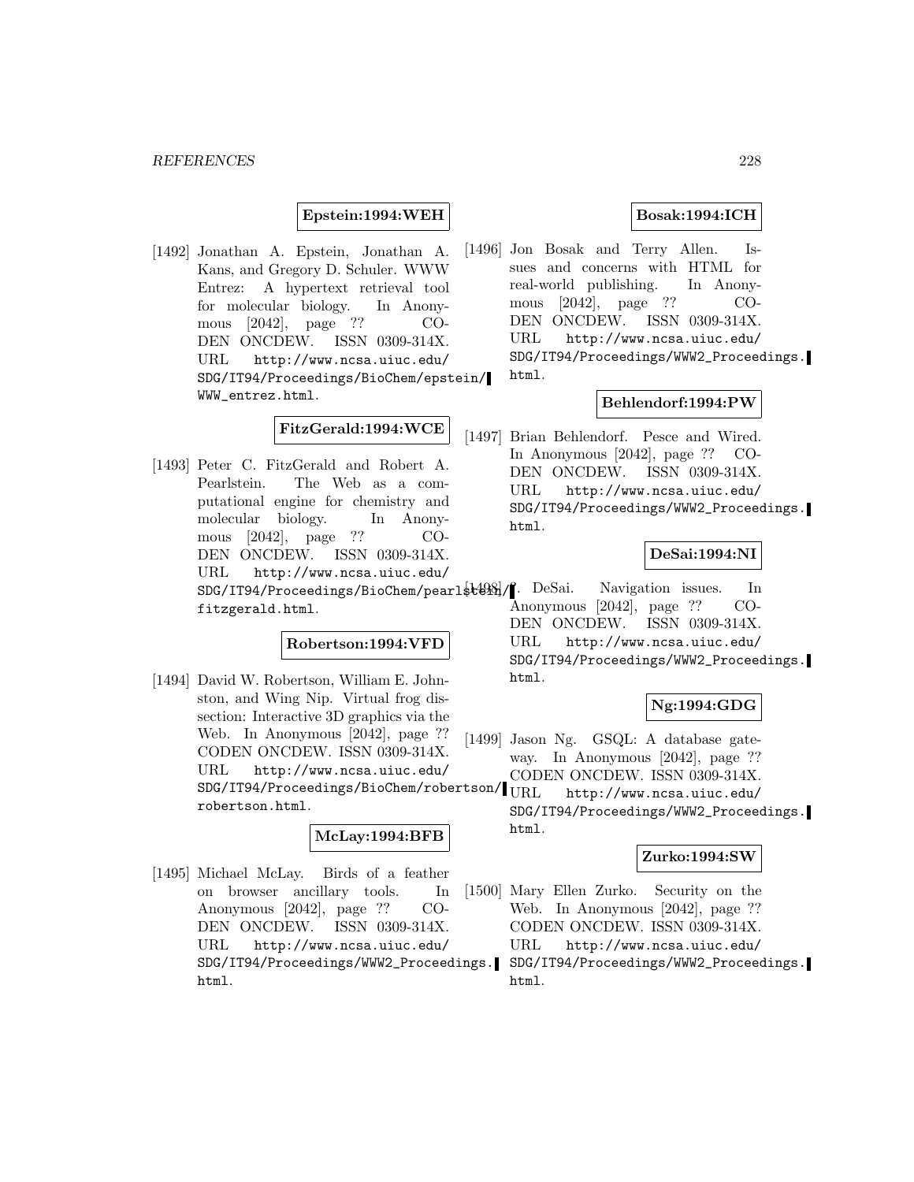**Epstein:1994:WEH**

[1492] Jonathan A. Epstein, Jonathan A. Kans, and Gregory D. Schuler. WWW Entrez: A hypertext retrieval tool for molecular biology. In Anonymous [2042], page ?? CODEN ONCDEW. ISSN 0309-314X. URL http://www.ncsa.uiuc.edu/SDG/IT94/Proceedings/BioChem/epstein/WWW_entrez.html.

**FitzGerald:1994:WCE**

[1493] Peter C. FitzGerald and Robert A. Pearlstein. The Web as a computational engine for chemistry and molecular biology. In Anonymous [2042], page ?? CODEN ONCDEW. ISSN 0309-314X. URL http://www.ncsa.uiuc.edu/SDG/IT94/Proceedings/BioChem/pearlstein/fitzgerald.html.

**Robertson:1994:VFD**

[1494] David W. Robertson, William E. Johnston, and Wing Nip. Virtual frog dissection: Interactive 3D graphics via the Web. In Anonymous [2042], page ?? CODEN ONCDEW. ISSN 0309-314X. URL http://www.ncsa.uiuc.edu/SDG/IT94/Proceedings/BioChem/robertson/robertson.html.

**McLay:1994:BFB**

[1495] Michael McLay. Birds of a feather on browser ancillary tools. In Anonymous [2042], page ?? CODEN ONCDEW. ISSN 0309-314X. URL http://www.ncsa.uiuc.edu/SDG/IT94/Proceedings/WWW2_Proceedings.html.

**Bosak:1994:ICH**

[1496] Jon Bosak and Terry Allen. Issues and concerns with HTML for real-world publishing. In Anonymous [2042], page ?? CODEN ONCDEW. ISSN 0309-314X. URL http://www.ncsa.uiuc.edu/SDG/IT94/Proceedings/WWW2_Proceedings.html.

**Behlendorf:1994:PW**

[1497] Brian Behlendorf. Pesce and Wired. In Anonymous [2042], page ?? CODEN ONCDEW. ISSN 0309-314X. URL http://www.ncsa.uiuc.edu/SDG/IT94/Proceedings/WWW2_Proceedings.html.

**DeSai:1994:NI**

[1498] ?. DeSai. Navigation issues. In Anonymous [2042], page ?? CODEN ONCDEW. ISSN 0309-314X. URL http://www.ncsa.uiuc.edu/SDG/IT94/Proceedings/WWW2_Proceedings.html.

**Ng:1994:GDG**

[1499] Jason Ng. GSQL: A database gateway. In Anonymous [2042], page ?? CODEN ONCDEW. ISSN 0309-314X. URL http://www.ncsa.uiuc.edu/SDG/IT94/Proceedings/WWW2_Proceedings.html.

**Zurko:1994:SW**

[1500] Mary Ellen Zurko. Security on the Web. In Anonymous [2042], page ?? CODEN ONCDEW. ISSN 0309-314X. URL http://www.ncsa.uiuc.edu/SDG/IT94/Proceedings/WWW2_Proceedings.html.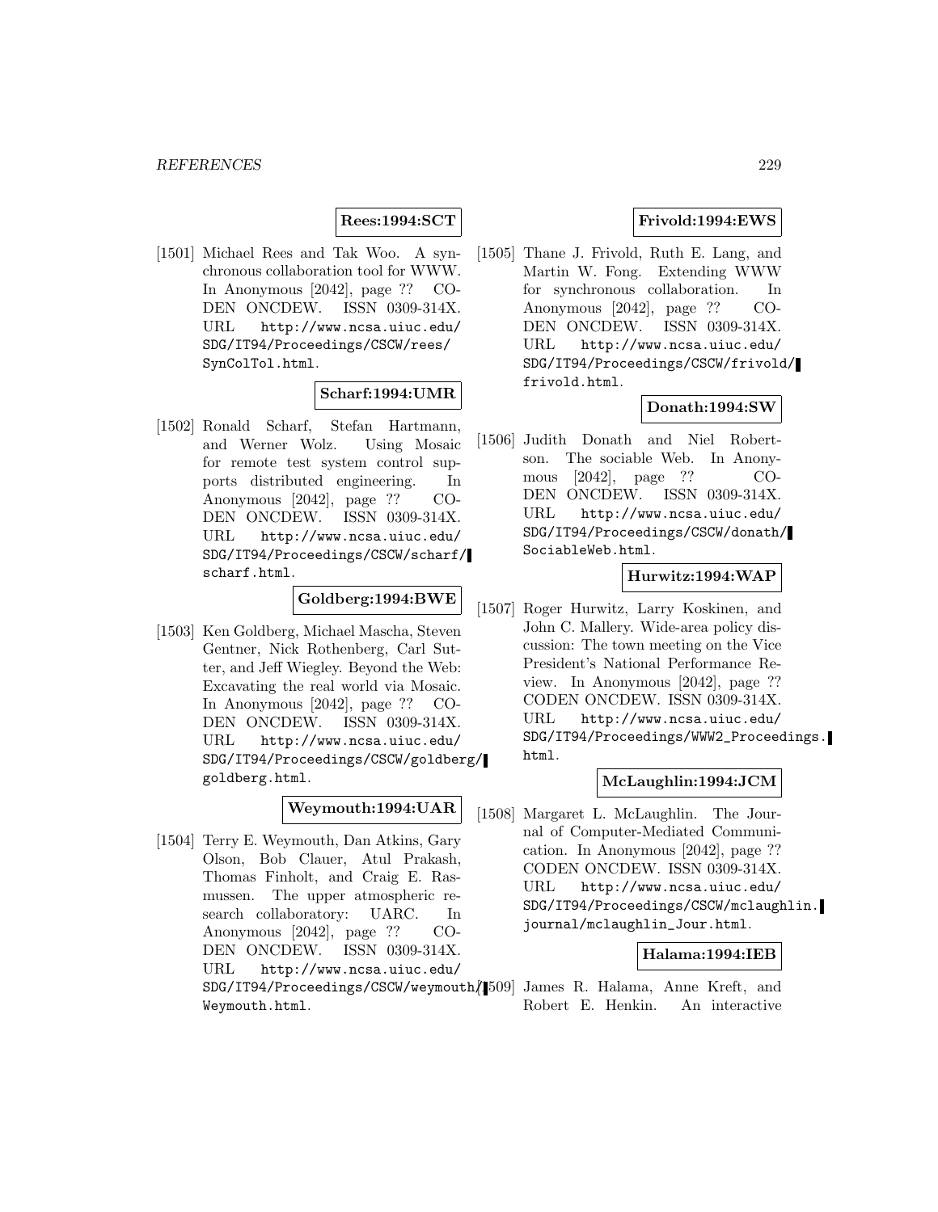**Rees:1994:SCT**

[1501] Michael Rees and Tak Woo. A synchronous collaboration tool for WWW. In Anonymous [2042], page ?? CODEN ONCDEW. ISSN 0309-314X. URL http://www.ncsa.uiuc.edu/SDG/IT94/Proceedings/CSCW/rees/SynColTol.html.

**Scharf:1994:UMR**

[1502] Ronald Scharf, Stefan Hartmann, and Werner Wolz. Using Mosaic for remote test system control supports distributed engineering. In Anonymous [2042], page ?? CODEN ONCDEW. ISSN 0309-314X. URL http://www.ncsa.uiuc.edu/SDG/IT94/Proceedings/CSCW/scharf/scharf.html.

**Goldberg:1994:BWE**

[1503] Ken Goldberg, Michael Mascha, Steven Gentner, Nick Rothenberg, Carl Sutter, and Jeff Wiegley. Beyond the Web: Excavating the real world via Mosaic. In Anonymous [2042], page ?? CODEN ONCDEW. ISSN 0309-314X. URL http://www.ncsa.uiuc.edu/SDG/IT94/Proceedings/CSCW/goldberg/goldberg.html.

**Weymouth:1994:UAR**

[1504] Terry E. Weymouth, Dan Atkins, Gary Olson, Bob Clauer, Atul Prakash, Thomas Finholt, and Craig E. Rasmussen. The upper atmospheric research collaboratory: UARC. In Anonymous [2042], page ?? CODEN ONCDEW. ISSN 0309-314X. URL http://www.ncsa.uiuc.edu/SDG/IT94/Proceedings/CSCW/weymouth/Weymouth.html.

**Frivold:1994:EWS**

[1505] Thane J. Frivold, Ruth E. Lang, and Martin W. Fong. Extending WWW for synchronous collaboration. In Anonymous [2042], page ?? CODEN ONCDEW. ISSN 0309-314X. URL http://www.ncsa.uiuc.edu/SDG/IT94/Proceedings/CSCW/frivold/frivold.html.

**Donath:1994:SW**

[1506] Judith Donath and Niel Robertson. The sociable Web. In Anonymous [2042], page ?? CODEN ONCDEW. ISSN 0309-314X. URL http://www.ncsa.uiuc.edu/SDG/IT94/Proceedings/CSCW/donath/SociableWeb.html.

**Hurwitz:1994:WAP**

[1507] Roger Hurwitz, Larry Koskinen, and John C. Mallery. Wide-area policy discussion: The town meeting on the Vice President's National Performance Review. In Anonymous [2042], page ?? CODEN ONCDEW. ISSN 0309-314X. URL http://www.ncsa.uiuc.edu/SDG/IT94/Proceedings/WWW2_Proceedings.html.

**McLaughlin:1994:JCM**

[1508] Margaret L. McLaughlin. The Journal of Computer-Mediated Communication. In Anonymous [2042], page ?? CODEN ONCDEW. ISSN 0309-314X. URL http://www.ncsa.uiuc.edu/SDG/IT94/Proceedings/CSCW/mclaughlin.journal/mclaughlin_Jour.html.

**Halama:1994:IEB**

[1509] James R. Halama, Anne Kreft, and Robert E. Henkin. An interactive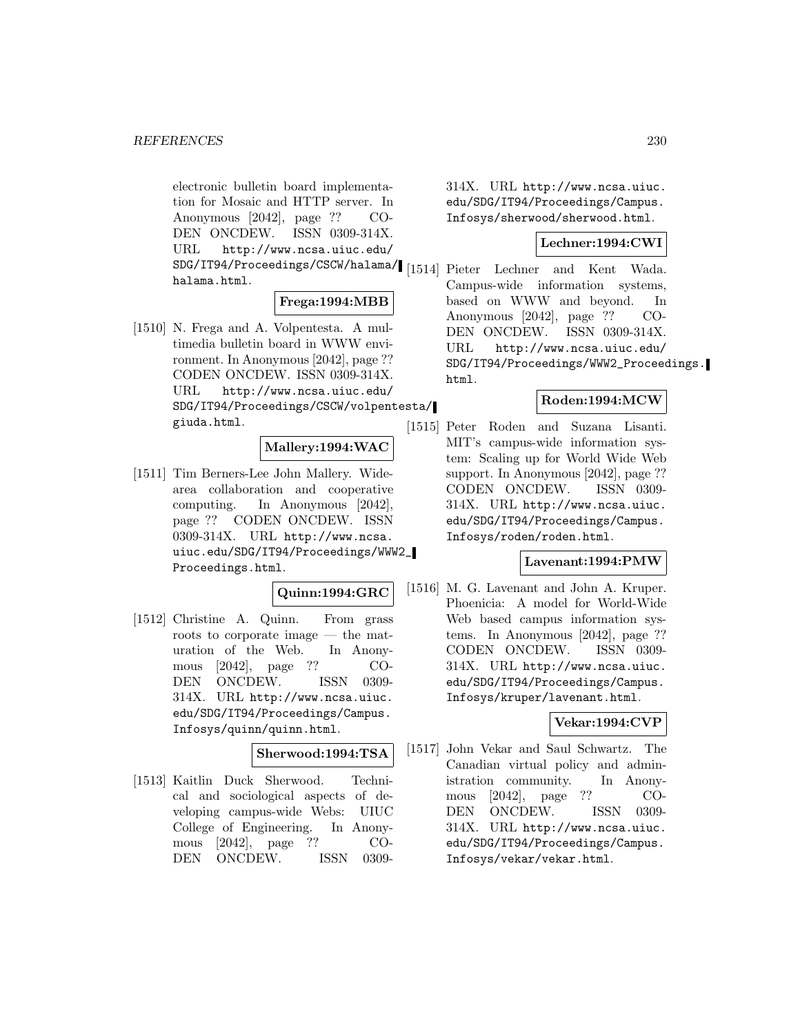electronic bulletin board implementation for Mosaic and HTTP server. In Anonymous [2042], page ?? CODEN ONCDEW. ISSN 0309-314X. URL http://www.ncsa.uiuc.edu/SDG/IT94/Proceedings/CSCW/halama/halama.html.

**Frega:1994:MBB**

[1510] N. Frega and A. Volpentesta. A multimedia bulletin board in WWW environment. In Anonymous [2042], page ?? CODEN ONCDEW. ISSN 0309-314X. URL http://www.ncsa.uiuc.edu/SDG/IT94/Proceedings/CSCW/volpentesta/giuda.html.

**Mallery:1994:WAC**

[1511] Tim Berners-Lee John Mallery. Wide-area collaboration and cooperative computing. In Anonymous [2042], page ?? CODEN ONCDEW. ISSN 0309-314X. URL http://www.ncsa.uiuc.edu/SDG/IT94/Proceedings/WWW2_Proceedings.html.

**Quinn:1994:GRC**

[1512] Christine A. Quinn. From grass roots to corporate image — the maturation of the Web. In Anonymous [2042], page ?? CODEN ONCDEW. ISSN 0309-314X. URL http://www.ncsa.uiuc.edu/SDG/IT94/Proceedings/Campus.Infosys/quinn/quinn.html.

**Sherwood:1994:TSA**

[1513] Kaitlin Duck Sherwood. Technical and sociological aspects of developing campus-wide Webs: UIUC College of Engineering. In Anonymous [2042], page ?? CODEN ONCDEW. ISSN 0309-314X. URL http://www.ncsa.uiuc.edu/SDG/IT94/Proceedings/Campus.Infosys/sherwood/sherwood.html.

**Lechner:1994:CWI**

[1514] Pieter Lechner and Kent Wada. Campus-wide information systems, based on WWW and beyond. In Anonymous [2042], page ?? CODEN ONCDEW. ISSN 0309-314X. URL http://www.ncsa.uiuc.edu/SDG/IT94/Proceedings/WWW2_Proceedings.html.

**Roden:1994:MCW**

[1515] Peter Roden and Suzana Lisanti. MIT's campus-wide information system: Scaling up for World Wide Web support. In Anonymous [2042], page ?? CODEN ONCDEW. ISSN 0309-314X. URL http://www.ncsa.uiuc.edu/SDG/IT94/Proceedings/Campus.Infosys/roden/roden.html.

**Lavenant:1994:PMW**

[1516] M. G. Lavenant and John A. Kruper. Phoenicia: A model for World-Wide Web based campus information systems. In Anonymous [2042], page ?? CODEN ONCDEW. ISSN 0309-314X. URL http://www.ncsa.uiuc.edu/SDG/IT94/Proceedings/Campus.Infosys/kruper/lavenant.html.

**Vekar:1994:CVP**

[1517] John Vekar and Saul Schwartz. The Canadian virtual policy and administration community. In Anonymous [2042], page ?? CODEN ONCDEW. ISSN 0309-314X. URL http://www.ncsa.uiuc.edu/SDG/IT94/Proceedings/Campus.Infosys/vekar/vekar.html.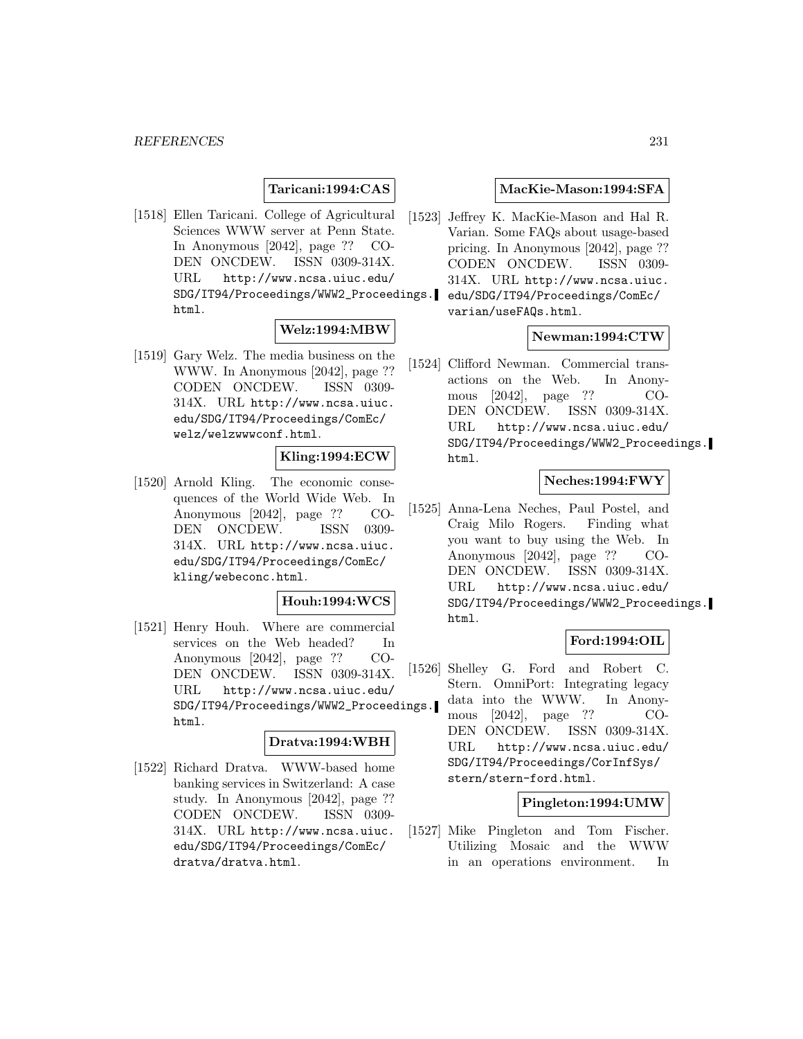**Taricani:1994:CAS**

[1518] Ellen Taricani. College of Agricultural Sciences WWW server at Penn State. In Anonymous [2042], page ?? CODEN ONCDEW. ISSN 0309-314X. URL http://www.ncsa.uiuc.edu/SDG/IT94/Proceedings/WWW2_Proceedings.html.

**Welz:1994:MBW**

[1519] Gary Welz. The media business on the WWW. In Anonymous [2042], page ?? CODEN ONCDEW. ISSN 0309-314X. URL http://www.ncsa.uiuc.edu/SDG/IT94/Proceedings/ComEc/welz/welzwwwconf.html.

**Kling:1994:ECW**

[1520] Arnold Kling. The economic consequences of the World Wide Web. In Anonymous [2042], page ?? CODEN ONCDEW. ISSN 0309-314X. URL http://www.ncsa.uiuc.edu/SDG/IT94/Proceedings/ComEc/kling/webeconc.html.

**Houh:1994:WCS**

[1521] Henry Houh. Where are commercial services on the Web headed? In Anonymous [2042], page ?? CODEN ONCDEW. ISSN 0309-314X. URL http://www.ncsa.uiuc.edu/SDG/IT94/Proceedings/WWW2_Proceedings.html.

**Dratva:1994:WBH**

[1522] Richard Dratva. WWW-based home banking services in Switzerland: A case study. In Anonymous [2042], page ?? CODEN ONCDEW. ISSN 0309-314X. URL http://www.ncsa.uiuc.edu/SDG/IT94/Proceedings/ComEc/dratva/dratva.html.

**MacKie-Mason:1994:SFA**

[1523] Jeffrey K. MacKie-Mason and Hal R. Varian. Some FAQs about usage-based pricing. In Anonymous [2042], page ?? CODEN ONCDEW. ISSN 0309-314X. URL http://www.ncsa.uiuc.edu/SDG/IT94/Proceedings/ComEc/varian/useFAQs.html.

**Newman:1994:CTW**

[1524] Clifford Newman. Commercial transactions on the Web. In Anonymous [2042], page ?? CODEN ONCDEW. ISSN 0309-314X. URL http://www.ncsa.uiuc.edu/SDG/IT94/Proceedings/WWW2_Proceedings.html.

**Neches:1994:FWY**

[1525] Anna-Lena Neches, Paul Postel, and Craig Milo Rogers. Finding what you want to buy using the Web. In Anonymous [2042], page ?? CODEN ONCDEW. ISSN 0309-314X. URL http://www.ncsa.uiuc.edu/SDG/IT94/Proceedings/WWW2_Proceedings.html.

**Ford:1994:OIL**

[1526] Shelley G. Ford and Robert C. Stern. OmniPort: Integrating legacy data into the WWW. In Anonymous [2042], page ?? CODEN ONCDEW. ISSN 0309-314X. URL http://www.ncsa.uiuc.edu/SDG/IT94/Proceedings/CorInfSys/stern/stern-ford.html.

**Pingleton:1994:UMW**

[1527] Mike Pingleton and Tom Fischer. Utilizing Mosaic and the WWW in an operations environment. In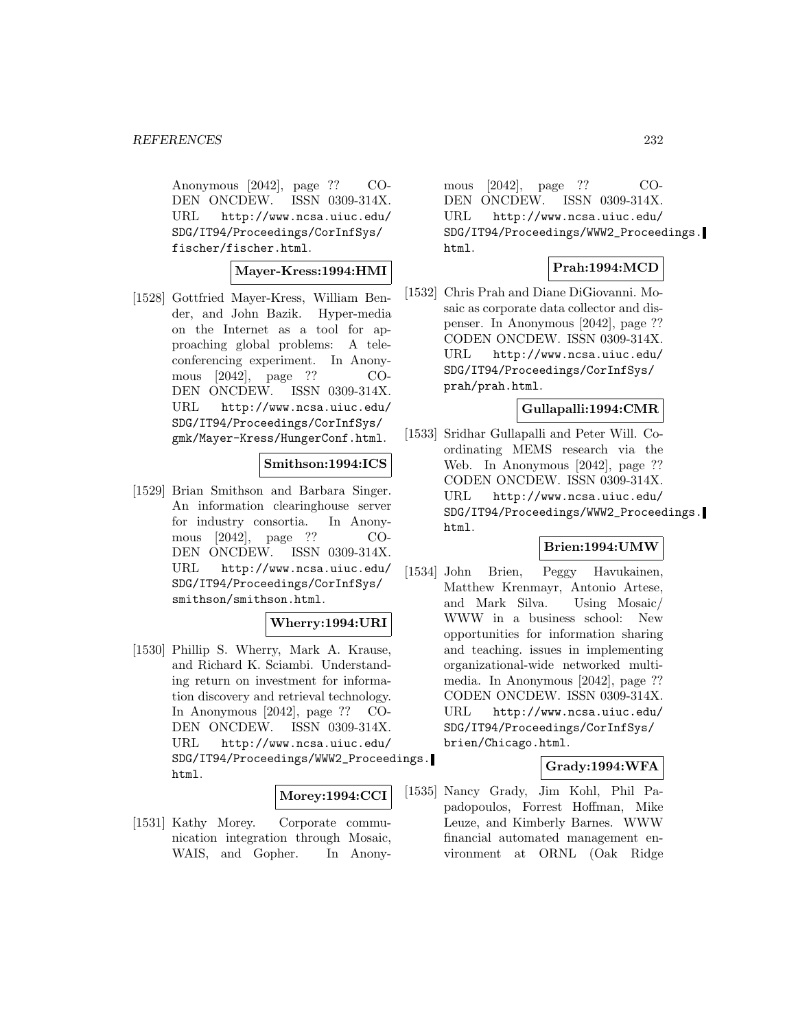Anonymous [2042], page ?? CODEN ONCDEW. ISSN 0309-314X. URL http://www.ncsa.uiuc.edu/SDG/IT94/Proceedings/CorInfSys/fischer/fischer.html.

**Mayer-Kress:1994:HMI**

[1528] Gottfried Mayer-Kress, William Bender, and John Bazik. Hyper-media on the Internet as a tool for approaching global problems: A teleconferencing experiment. In Anonymous [2042], page ?? CODEN ONCDEW. ISSN 0309-314X. URL http://www.ncsa.uiuc.edu/SDG/IT94/Proceedings/CorInfSys/gmk/Mayer-Kress/HungerConf.html.

**Smithson:1994:ICS**

[1529] Brian Smithson and Barbara Singer. An information clearinghouse server for industry consortia. In Anonymous [2042], page ?? CODEN ONCDEW. ISSN 0309-314X. URL http://www.ncsa.uiuc.edu/SDG/IT94/Proceedings/CorInfSys/smithson/smithson.html.

**Wherry:1994:URI**

[1530] Phillip S. Wherry, Mark A. Krause, and Richard K. Sciambi. Understanding return on investment for information discovery and retrieval technology. In Anonymous [2042], page ?? CODEN ONCDEW. ISSN 0309-314X. URL http://www.ncsa.uiuc.edu/SDG/IT94/Proceedings/WWW2_Proceedings.html.

**Morey:1994:CCI**

[1531] Kathy Morey. Corporate communication integration through Mosaic, WAIS, and Gopher. In Anonymous [2042], page ?? CODEN ONCDEW. ISSN 0309-314X. URL http://www.ncsa.uiuc.edu/SDG/IT94/Proceedings/WWW2_Proceedings.html.

**Prah:1994:MCD**

[1532] Chris Prah and Diane DiGiovanni. Mosaic as corporate data collector and dispenser. In Anonymous [2042], page ?? CODEN ONCDEW. ISSN 0309-314X. URL http://www.ncsa.uiuc.edu/SDG/IT94/Proceedings/CorInfSys/prah/prah.html.

**Gullapalli:1994:CMR**

[1533] Sridhar Gullapalli and Peter Will. Coordinating MEMS research via the Web. In Anonymous [2042], page ?? CODEN ONCDEW. ISSN 0309-314X. URL http://www.ncsa.uiuc.edu/SDG/IT94/Proceedings/WWW2_Proceedings.html.

**Brien:1994:UMW**

[1534] John Brien, Peggy Havukainen, Matthew Krenmayr, Antonio Artese, and Mark Silva. Using Mosaic/WWW in a business school: New opportunities for information sharing and teaching. issues in implementing organizational-wide networked multimedia. In Anonymous [2042], page ?? CODEN ONCDEW. ISSN 0309-314X. URL http://www.ncsa.uiuc.edu/SDG/IT94/Proceedings/CorInfSys/brien/Chicago.html.

**Grady:1994:WFA**

[1535] Nancy Grady, Jim Kohl, Phil Papadopoulos, Forrest Hoffman, Mike Leuze, and Kimberly Barnes. WWW financial automated management environment at ORNL (Oak Ridge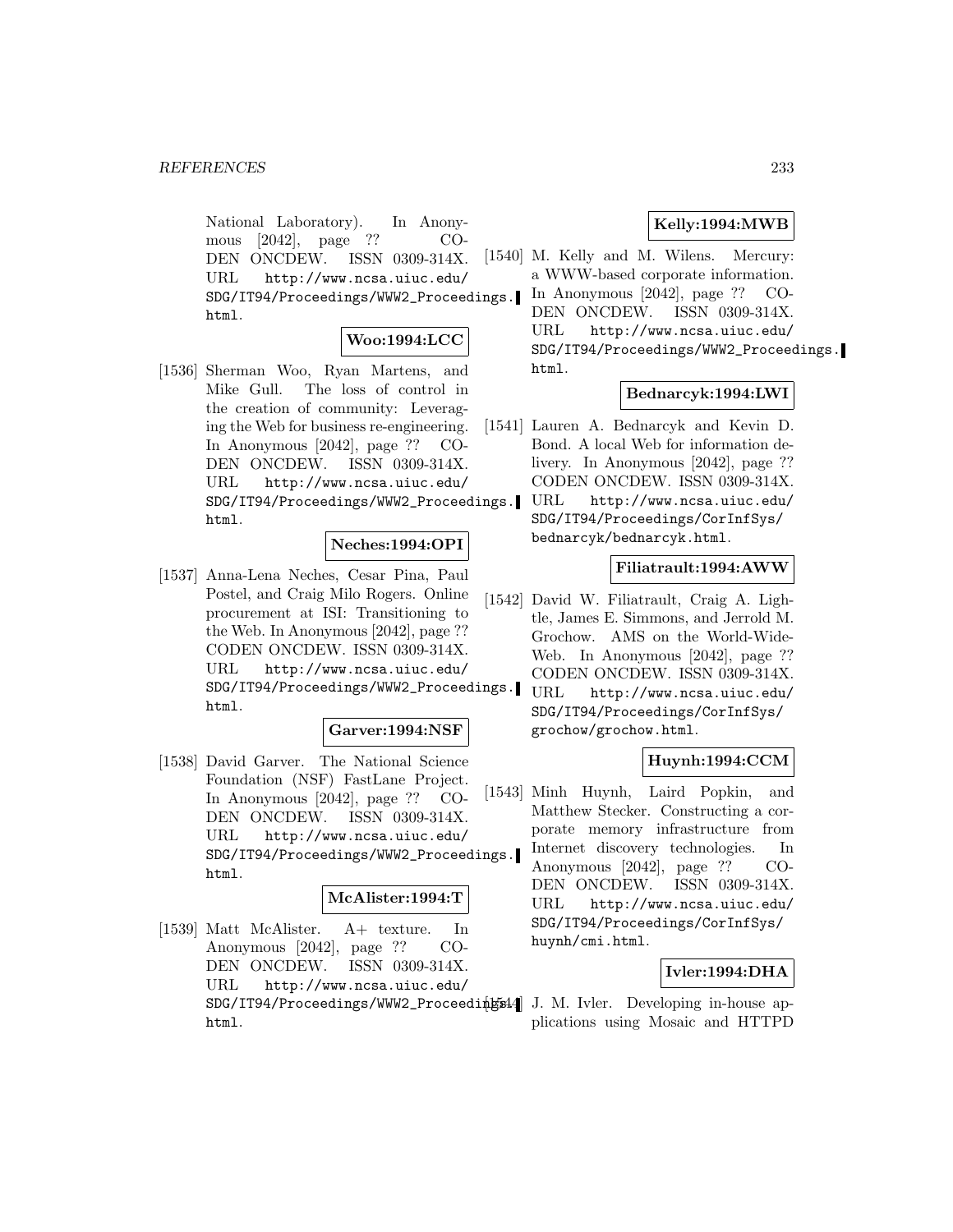National Laboratory). In Anonymous [2042], page ?? CODEN ONCDEW. ISSN 0309-314X. URL http://www.ncsa.uiuc.edu/SDG/IT94/Proceedings/WWW2_Proceedings.html.

**Woo:1994:LCC**

[1536] Sherman Woo, Ryan Martens, and Mike Gull. The loss of control in the creation of community: Leveraging the Web for business re-engineering. In Anonymous [2042], page ?? CODEN ONCDEW. ISSN 0309-314X. URL http://www.ncsa.uiuc.edu/SDG/IT94/Proceedings/WWW2_Proceedings.html.

**Neches:1994:OPI**

[1537] Anna-Lena Neches, Cesar Pina, Paul Postel, and Craig Milo Rogers. Online procurement at ISI: Transitioning to the Web. In Anonymous [2042], page ?? CODEN ONCDEW. ISSN 0309-314X. URL http://www.ncsa.uiuc.edu/SDG/IT94/Proceedings/WWW2_Proceedings.html.

**Garver:1994:NSF**

[1538] David Garver. The National Science Foundation (NSF) FastLane Project. In Anonymous [2042], page ?? CODEN ONCDEW. ISSN 0309-314X. URL http://www.ncsa.uiuc.edu/SDG/IT94/Proceedings/WWW2_Proceedings.html.

**McAlister:1994:T**

[1539] Matt McAlister. A+ texture. In Anonymous [2042], page ?? CODEN ONCDEW. ISSN 0309-314X. URL http://www.ncsa.uiuc.edu/SDG/IT94/Proceedings/WWW2_Proceedings.html.

**Kelly:1994:MWB**

[1540] M. Kelly and M. Wilens. Mercury: a WWW-based corporate information. In Anonymous [2042], page ?? CODEN ONCDEW. ISSN 0309-314X. URL http://www.ncsa.uiuc.edu/SDG/IT94/Proceedings/WWW2_Proceedings.html.

**Bednarcyk:1994:LWI**

[1541] Lauren A. Bednarcyk and Kevin D. Bond. A local Web for information delivery. In Anonymous [2042], page ?? CODEN ONCDEW. ISSN 0309-314X. URL http://www.ncsa.uiuc.edu/SDG/IT94/Proceedings/CorInfSys/bednarcyk/bednarcyk.html.

**Filiatrault:1994:AWW**

[1542] David W. Filiatrault, Craig A. Lightle, James E. Simmons, and Jerrold M. Grochow. AMS on the World-Wide-Web. In Anonymous [2042], page ?? CODEN ONCDEW. ISSN 0309-314X. URL http://www.ncsa.uiuc.edu/SDG/IT94/Proceedings/CorInfSys/grochow/grochow.html.

**Huynh:1994:CCM**

[1543] Minh Huynh, Laird Popkin, and Matthew Stecker. Constructing a corporate memory infrastructure from Internet discovery technologies. In Anonymous [2042], page ?? CODEN ONCDEW. ISSN 0309-314X. URL http://www.ncsa.uiuc.edu/SDG/IT94/Proceedings/CorInfSys/huynh/cmi.html.

**Ivler:1994:DHA**

[1544] J. M. Ivler. Developing in-house applications using Mosaic and HTTPD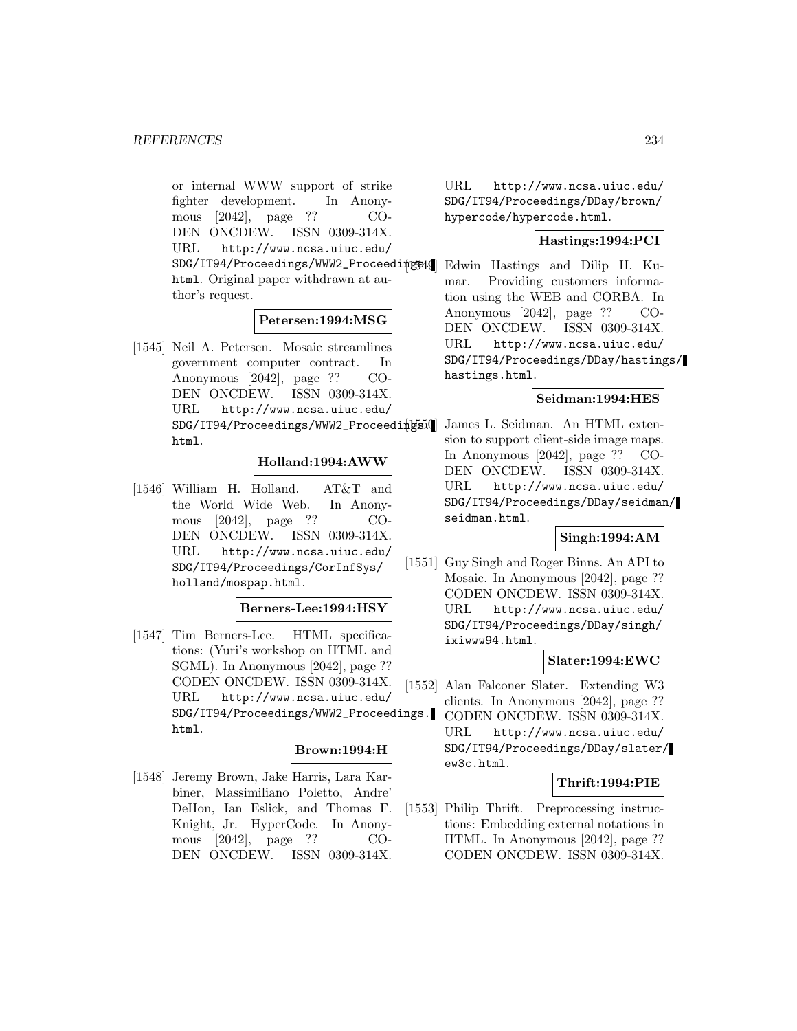or internal WWW support of strike fighter development. In Anonymous [2042], page ?? CODEN ONCDEW. ISSN 0309-314X. URL http://www.ncsa.uiuc.edu/SDG/IT94/Proceedings/WWW2_Proceedings.html. Original paper withdrawn at author's request.

**Petersen:1994:MSG**

[1545] Neil A. Petersen. Mosaic streamlines government computer contract. In Anonymous [2042], page ?? CODEN ONCDEW. ISSN 0309-314X. URL http://www.ncsa.uiuc.edu/SDG/IT94/Proceedings/WWW2_Proceedings.html.

**Holland:1994:AWW**

[1546] William H. Holland. AT&T and the World Wide Web. In Anonymous [2042], page ?? CODEN ONCDEW. ISSN 0309-314X. URL http://www.ncsa.uiuc.edu/SDG/IT94/Proceedings/CorInfSys/holland/mospap.html.

**Berners-Lee:1994:HSY**

[1547] Tim Berners-Lee. HTML specifications: (Yuri's workshop on HTML and SGML). In Anonymous [2042], page ?? CODEN ONCDEW. ISSN 0309-314X. URL http://www.ncsa.uiuc.edu/SDG/IT94/Proceedings/WWW2_Proceedings.html.

**Brown:1994:H**

[1548] Jeremy Brown, Jake Harris, Lara Karbiner, Massimiliano Poletto, Andre' DeHon, Ian Eslick, and Thomas F. Knight, Jr. HyperCode. In Anonymous [2042], page ?? CODEN ONCDEW. ISSN 0309-314X. URL http://www.ncsa.uiuc.edu/SDG/IT94/Proceedings/DDay/brown/hypercode/hypercode.html.

**Hastings:1994:PCI**

[1549] Edwin Hastings and Dilip H. Kumar. Providing customers information using the WEB and CORBA. In Anonymous [2042], page ?? CODEN ONCDEW. ISSN 0309-314X. URL http://www.ncsa.uiuc.edu/SDG/IT94/Proceedings/DDay/hastings/hastings.html.

**Seidman:1994:HES**

[1550] James L. Seidman. An HTML extension to support client-side image maps. In Anonymous [2042], page ?? CODEN ONCDEW. ISSN 0309-314X. URL http://www.ncsa.uiuc.edu/SDG/IT94/Proceedings/DDay/seidman/seidman.html.

**Singh:1994:AM**

[1551] Guy Singh and Roger Binns. An API to Mosaic. In Anonymous [2042], page ?? CODEN ONCDEW. ISSN 0309-314X. URL http://www.ncsa.uiuc.edu/SDG/IT94/Proceedings/DDay/singh/ixiwww94.html.

**Slater:1994:EWC**

[1552] Alan Falconer Slater. Extending W3 clients. In Anonymous [2042], page ?? CODEN ONCDEW. ISSN 0309-314X. URL http://www.ncsa.uiuc.edu/SDG/IT94/Proceedings/DDay/slater/ew3c.html.

**Thrift:1994:PIE**

[1553] Philip Thrift. Preprocessing instructions: Embedding external notations in HTML. In Anonymous [2042], page ?? CODEN ONCDEW. ISSN 0309-314X.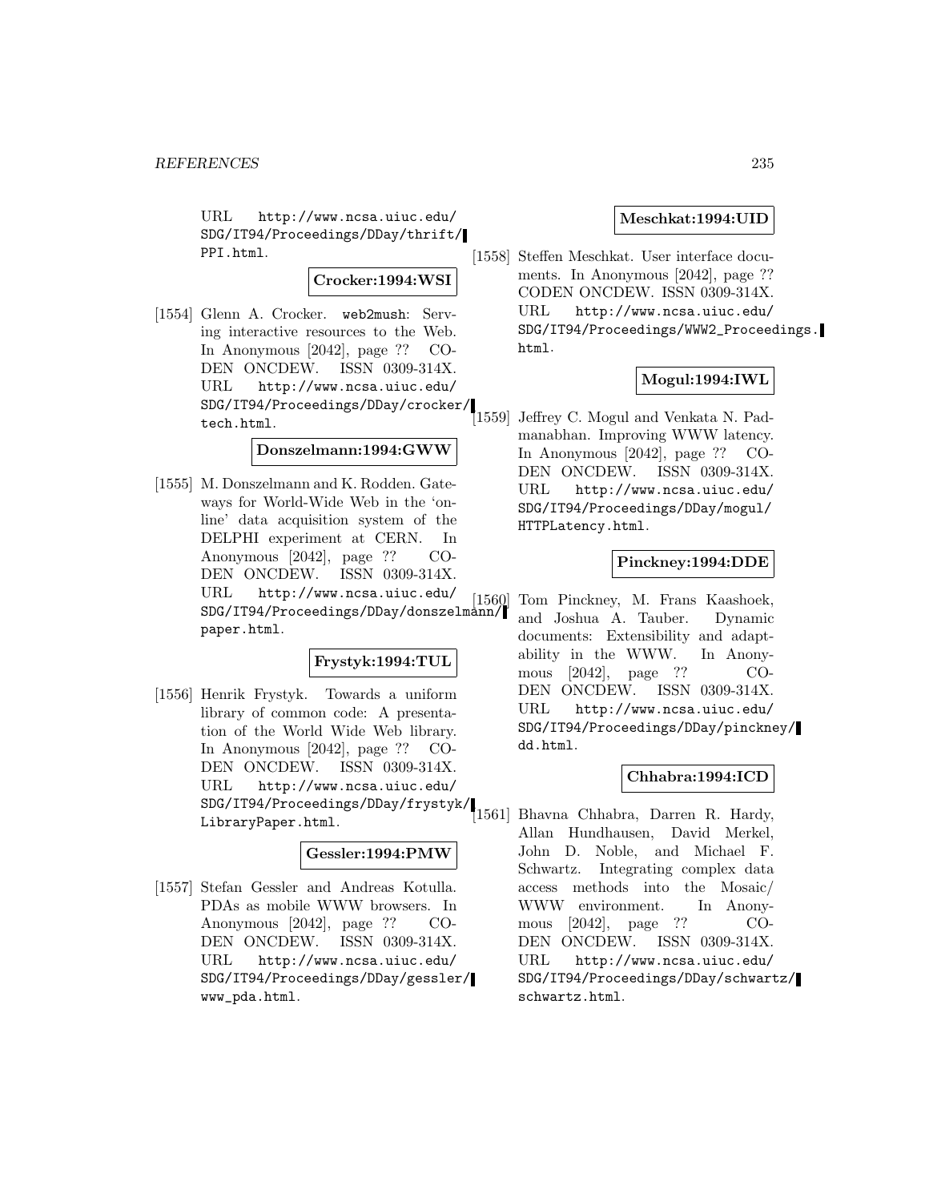URL http://www.ncsa.uiuc.edu/SDG/IT94/Proceedings/DDay/thrift/PPI.html.

**Crocker:1994:WSI**

[1554] Glenn A. Crocker. web2mush: Serving interactive resources to the Web. In Anonymous [2042], page ?? CODEN ONCDEW. ISSN 0309-314X. URL http://www.ncsa.uiuc.edu/SDG/IT94/Proceedings/DDay/crocker/tech.html.

**Donszelmann:1994:GWW**

[1555] M. Donszelmann and K. Rodden. Gateways for World-Wide Web in the 'online' data acquisition system of the DELPHI experiment at CERN. In Anonymous [2042], page ?? CODEN ONCDEW. ISSN 0309-314X. URL http://www.ncsa.uiuc.edu/SDG/IT94/Proceedings/DDay/donszelmann/paper.html.

**Frystyk:1994:TUL**

[1556] Henrik Frystyk. Towards a uniform library of common code: A presentation of the World Wide Web library. In Anonymous [2042], page ?? CODEN ONCDEW. ISSN 0309-314X. URL http://www.ncsa.uiuc.edu/SDG/IT94/Proceedings/DDay/frystyk/LibraryPaper.html.

**Gessler:1994:PMW**

[1557] Stefan Gessler and Andreas Kotulla. PDAs as mobile WWW browsers. In Anonymous [2042], page ?? CODEN ONCDEW. ISSN 0309-314X. URL http://www.ncsa.uiuc.edu/SDG/IT94/Proceedings/DDay/gessler/www_pda.html.

**Meschkat:1994:UID**

[1558] Steffen Meschkat. User interface documents. In Anonymous [2042], page ?? CODEN ONCDEW. ISSN 0309-314X. URL http://www.ncsa.uiuc.edu/SDG/IT94/Proceedings/WWW2_Proceedings.html.

**Mogul:1994:IWL**

[1559] Jeffrey C. Mogul and Venkata N. Padmanabhan. Improving WWW latency. In Anonymous [2042], page ?? CODEN ONCDEW. ISSN 0309-314X. URL http://www.ncsa.uiuc.edu/SDG/IT94/Proceedings/DDay/mogul/HTTPLatency.html.

**Pinckney:1994:DDE**

[1560] Tom Pinckney, M. Frans Kaashoek, and Joshua A. Tauber. Dynamic documents: Extensibility and adaptability in the WWW. In Anonymous [2042], page ?? CODEN ONCDEW. ISSN 0309-314X. URL http://www.ncsa.uiuc.edu/SDG/IT94/Proceedings/DDay/pinckney/dd.html.

**Chhabra:1994:ICD**

[1561] Bhavna Chhabra, Darren R. Hardy, Allan Hundhausen, David Merkel, John D. Noble, and Michael F. Schwartz. Integrating complex data access methods into the Mosaic/WWW environment. In Anonymous [2042], page ?? CODEN ONCDEW. ISSN 0309-314X. URL http://www.ncsa.uiuc.edu/SDG/IT94/Proceedings/DDay/schwartz/schwartz.html.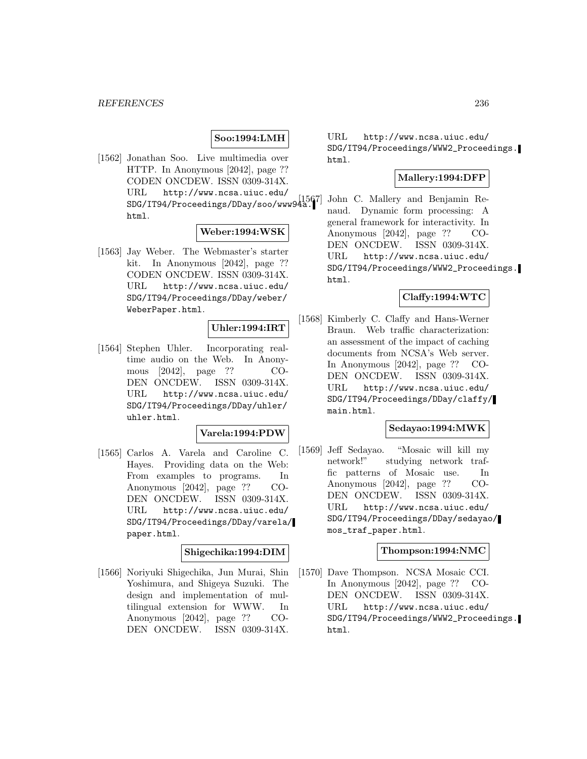**Soo:1994:LMH**

[1562] Jonathan Soo. Live multimedia over HTTP. In Anonymous [2042], page ?? CODEN ONCDEW. ISSN 0309-314X. URL http://www.ncsa.uiuc.edu/SDG/IT94/Proceedings/DDay/soo/www94a.html.

**Weber:1994:WSK**

[1563] Jay Weber. The Webmaster's starter kit. In Anonymous [2042], page ?? CODEN ONCDEW. ISSN 0309-314X. URL http://www.ncsa.uiuc.edu/SDG/IT94/Proceedings/DDay/weber/WeberPaper.html.

**Uhler:1994:IRT**

[1564] Stephen Uhler. Incorporating real-time audio on the Web. In Anonymous [2042], page ?? CODEN ONCDEW. ISSN 0309-314X. URL http://www.ncsa.uiuc.edu/SDG/IT94/Proceedings/DDay/uhler/uhler.html.

**Varela:1994:PDW**

[1565] Carlos A. Varela and Caroline C. Hayes. Providing data on the Web: From examples to programs. In Anonymous [2042], page ?? CODEN ONCDEW. ISSN 0309-314X. URL http://www.ncsa.uiuc.edu/SDG/IT94/Proceedings/DDay/varela/paper.html.

**Shigechika:1994:DIM**

[1566] Noriyuki Shigechika, Jun Murai, Shin Yoshimura, and Shigeya Suzuki. The design and implementation of multilingual extension for WWW. In Anonymous [2042], page ?? CODEN ONCDEW. ISSN 0309-314X. URL http://www.ncsa.uiuc.edu/SDG/IT94/Proceedings/WWW2_Proceedings.html.

**Mallery:1994:DFP**

[1567] John C. Mallery and Benjamin Renaud. Dynamic form processing: A general framework for interactivity. In Anonymous [2042], page ?? CODEN ONCDEW. ISSN 0309-314X. URL http://www.ncsa.uiuc.edu/SDG/IT94/Proceedings/WWW2_Proceedings.html.

**Claffy:1994:WTC**

[1568] Kimberly C. Claffy and Hans-Werner Braun. Web traffic characterization: an assessment of the impact of caching documents from NCSA's Web server. In Anonymous [2042], page ?? CODEN ONCDEW. ISSN 0309-314X. URL http://www.ncsa.uiuc.edu/SDG/IT94/Proceedings/DDay/claffy/main.html.

**Sedayao:1994:MWK**

[1569] Jeff Sedayao. "Mosaic will kill my network!" studying network traffic patterns of Mosaic use. In Anonymous [2042], page ?? CODEN ONCDEW. ISSN 0309-314X. URL http://www.ncsa.uiuc.edu/SDG/IT94/Proceedings/DDay/sedayao/mos_traf_paper.html.

**Thompson:1994:NMC**

[1570] Dave Thompson. NCSA Mosaic CCI. In Anonymous [2042], page ?? CODEN ONCDEW. ISSN 0309-314X. URL http://www.ncsa.uiuc.edu/SDG/IT94/Proceedings/WWW2_Proceedings.html.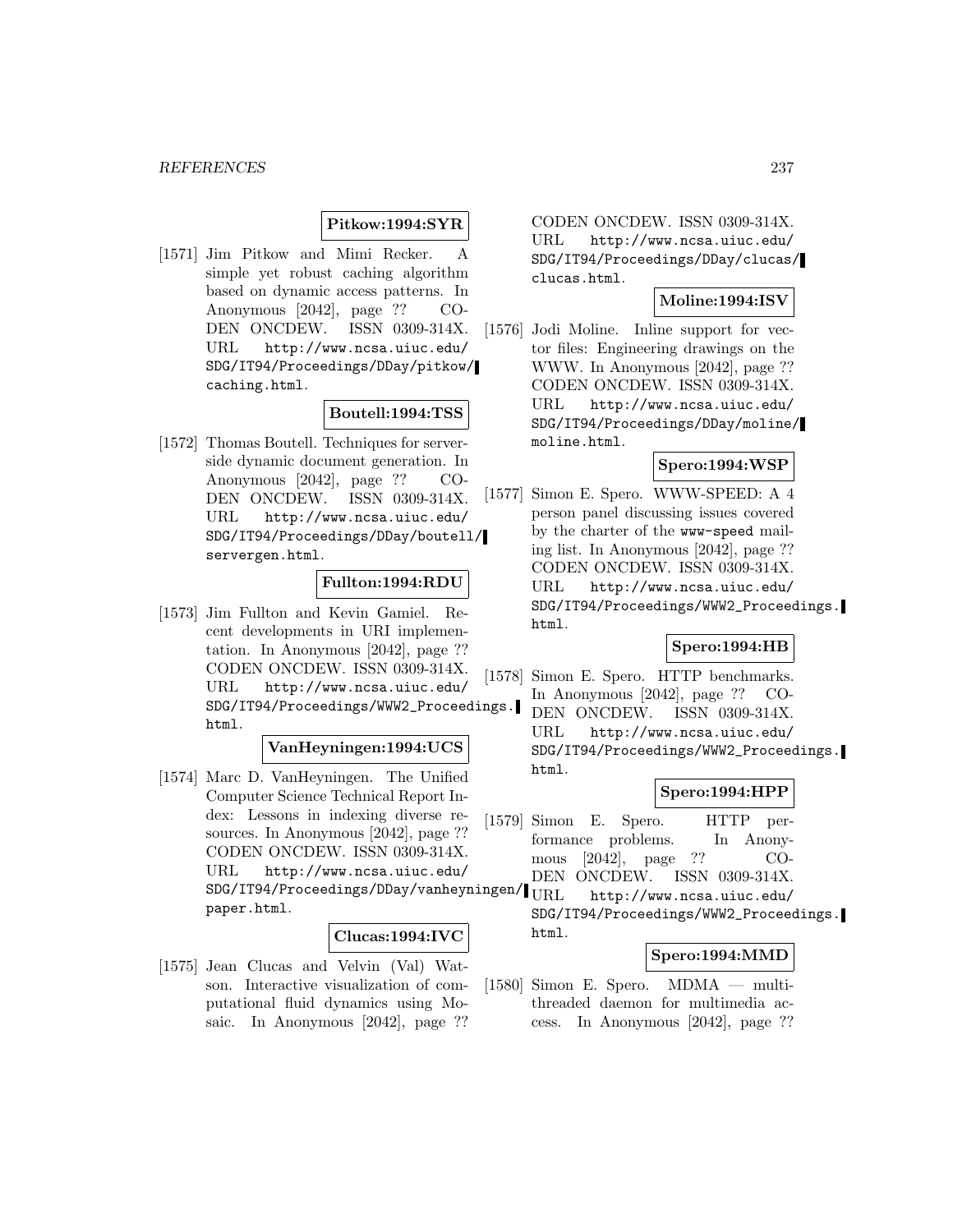**Pitkow:1994:SYR**

[1571] Jim Pitkow and Mimi Recker. A simple yet robust caching algorithm based on dynamic access patterns. In Anonymous [2042], page ?? CODEN ONCDEW. ISSN 0309-314X. URL http://www.ncsa.uiuc.edu/SDG/IT94/Proceedings/DDay/pitkow/caching.html.

**Boutell:1994:TSS**

[1572] Thomas Boutell. Techniques for server-side dynamic document generation. In Anonymous [2042], page ?? CODEN ONCDEW. ISSN 0309-314X. URL http://www.ncsa.uiuc.edu/SDG/IT94/Proceedings/DDay/boutell/servergen.html.

**Fullton:1994:RDU**

[1573] Jim Fullton and Kevin Gamiel. Recent developments in URI implementation. In Anonymous [2042], page ?? CODEN ONCDEW. ISSN 0309-314X. URL http://www.ncsa.uiuc.edu/SDG/IT94/Proceedings/WWW2_Proceedings.html.

**VanHeyningen:1994:UCS**

[1574] Marc D. VanHeyningen. The Unified Computer Science Technical Report Index: Lessons in indexing diverse resources. In Anonymous [2042], page ?? CODEN ONCDEW. ISSN 0309-314X. URL http://www.ncsa.uiuc.edu/SDG/IT94/Proceedings/DDay/vanheyningen/paper.html.

**Clucas:1994:IVC**

[1575] Jean Clucas and Velvin (Val) Watson. Interactive visualization of computational fluid dynamics using Mosaic. In Anonymous [2042], page ?? CODEN ONCDEW. ISSN 0309-314X. URL http://www.ncsa.uiuc.edu/SDG/IT94/Proceedings/DDay/clucas/clucas.html.

**Moline:1994:ISV**

[1576] Jodi Moline. Inline support for vector files: Engineering drawings on the WWW. In Anonymous [2042], page ?? CODEN ONCDEW. ISSN 0309-314X. URL http://www.ncsa.uiuc.edu/SDG/IT94/Proceedings/DDay/moline/moline.html.

**Spero:1994:WSP**

[1577] Simon E. Spero. WWW-SPEED: A 4 person panel discussing issues covered by the charter of the `www-speed` mailing list. In Anonymous [2042], page ?? CODEN ONCDEW. ISSN 0309-314X. URL http://www.ncsa.uiuc.edu/SDG/IT94/Proceedings/WWW2_Proceedings.html.

**Spero:1994:HB**

[1578] Simon E. Spero. HTTP benchmarks. In Anonymous [2042], page ?? CODEN ONCDEW. ISSN 0309-314X. URL http://www.ncsa.uiuc.edu/SDG/IT94/Proceedings/WWW2_Proceedings.html.

**Spero:1994:HPP**

[1579] Simon E. Spero. HTTP performance problems. In Anonymous [2042], page ?? CODEN ONCDEW. ISSN 0309-314X. URL http://www.ncsa.uiuc.edu/SDG/IT94/Proceedings/WWW2_Proceedings.html.

**Spero:1994:MMD**

[1580] Simon E. Spero. MDMA — multithreaded daemon for multimedia access. In Anonymous [2042], page ??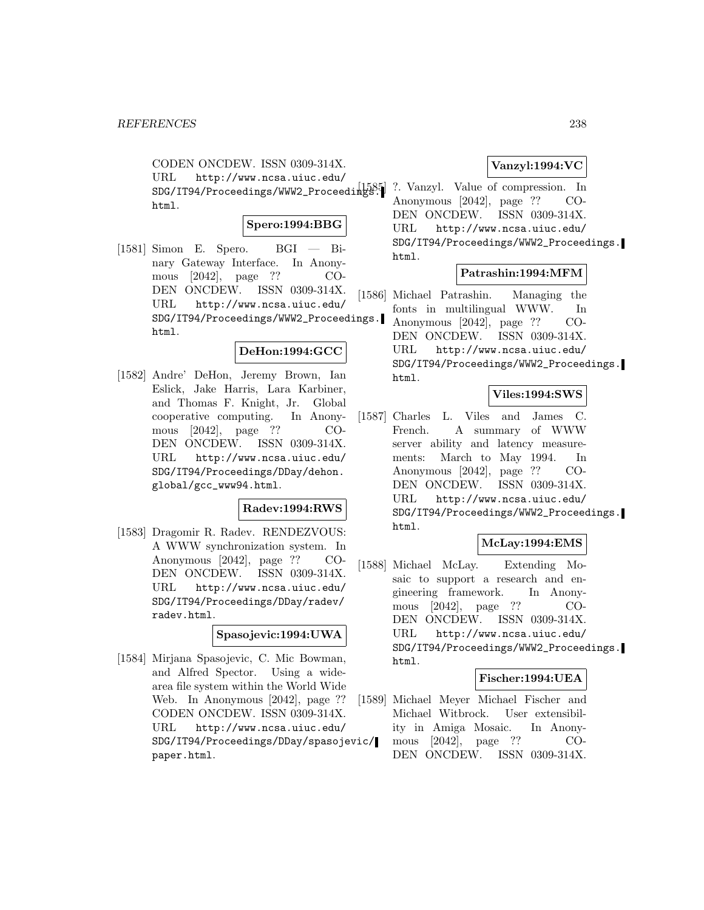CODEN ONCDEW. ISSN 0309-314X. URL http://www.ncsa.uiuc.edu/SDG/IT94/Proceedings/WWW2_Proceedings.html.

**Spero:1994:BBG**

[1581] Simon E. Spero. BGI — Binary Gateway Interface. In Anonymous [2042], page ?? CODEN ONCDEW. ISSN 0309-314X. URL http://www.ncsa.uiuc.edu/SDG/IT94/Proceedings/WWW2_Proceedings.html.

**DeHon:1994:GCC**

[1582] Andre' DeHon, Jeremy Brown, Ian Eslick, Jake Harris, Lara Karbiner, and Thomas F. Knight, Jr. Global cooperative computing. In Anonymous [2042], page ?? CODEN ONCDEW. ISSN 0309-314X. URL http://www.ncsa.uiuc.edu/SDG/IT94/Proceedings/DDay/dehon.global/gcc_www94.html.

**Radev:1994:RWS**

[1583] Dragomir R. Radev. RENDEZVOUS: A WWW synchronization system. In Anonymous [2042], page ?? CODEN ONCDEW. ISSN 0309-314X. URL http://www.ncsa.uiuc.edu/SDG/IT94/Proceedings/DDay/radev/radev.html.

**Spasojevic:1994:UWA**

[1584] Mirjana Spasojevic, C. Mic Bowman, and Alfred Spector. Using a wide-area file system within the World Wide Web. In Anonymous [2042], page ?? CODEN ONCDEW. ISSN 0309-314X. URL http://www.ncsa.uiuc.edu/SDG/IT94/Proceedings/DDay/spasojevic/paper.html.

**Vanzyl:1994:VC**

[1585] ?. Vanzyl. Value of compression. In Anonymous [2042], page ?? CODEN ONCDEW. ISSN 0309-314X. URL http://www.ncsa.uiuc.edu/SDG/IT94/Proceedings/WWW2_Proceedings.html.

**Patrashin:1994:MFM**

[1586] Michael Patrashin. Managing the fonts in multilingual WWW. In Anonymous [2042], page ?? CODEN ONCDEW. ISSN 0309-314X. URL http://www.ncsa.uiuc.edu/SDG/IT94/Proceedings/WWW2_Proceedings.html.

**Viles:1994:SWS**

[1587] Charles L. Viles and James C. French. A summary of WWW server ability and latency measurements: March to May 1994. In Anonymous [2042], page ?? CODEN ONCDEW. ISSN 0309-314X. URL http://www.ncsa.uiuc.edu/SDG/IT94/Proceedings/WWW2_Proceedings.html.

**McLay:1994:EMS**

[1588] Michael McLay. Extending Mosaic to support a research and engineering framework. In Anonymous [2042], page ?? CODEN ONCDEW. ISSN 0309-314X. URL http://www.ncsa.uiuc.edu/SDG/IT94/Proceedings/WWW2_Proceedings.html.

**Fischer:1994:UEA**

[1589] Michael Meyer Michael Fischer and Michael Witbrock. User extensibility in Amiga Mosaic. In Anonymous [2042], page ?? CODEN ONCDEW. ISSN 0309-314X.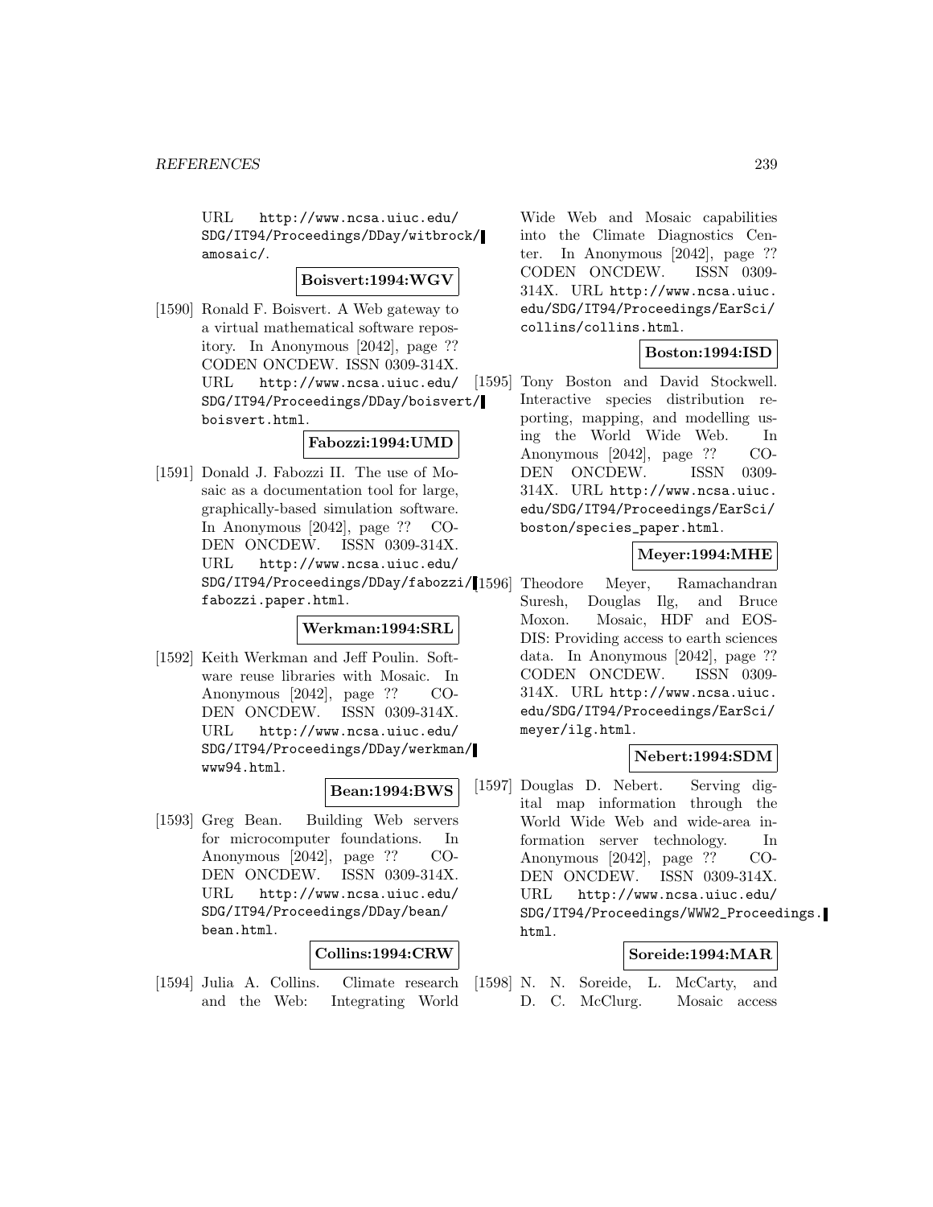URL http://www.ncsa.uiuc.edu/SDG/IT94/Proceedings/DDay/witbrock/amosaic/.

**Boisvert:1994:WGV**

[1590] Ronald F. Boisvert. A Web gateway to a virtual mathematical software repository. In Anonymous [2042], page ?? CODEN ONCDEW. ISSN 0309-314X. URL http://www.ncsa.uiuc.edu/SDG/IT94/Proceedings/DDay/boisvert/boisvert.html.

**Fabozzi:1994:UMD**

[1591] Donald J. Fabozzi II. The use of Mosaic as a documentation tool for large, graphically-based simulation software. In Anonymous [2042], page ?? CODEN ONCDEW. ISSN 0309-314X. URL http://www.ncsa.uiuc.edu/SDG/IT94/Proceedings/DDay/fabozzi/fabozzi.paper.html.

**Werkman:1994:SRL**

[1592] Keith Werkman and Jeff Poulin. Software reuse libraries with Mosaic. In Anonymous [2042], page ?? CODEN ONCDEW. ISSN 0309-314X. URL http://www.ncsa.uiuc.edu/SDG/IT94/Proceedings/DDay/werkman/www94.html.

**Bean:1994:BWS**

[1593] Greg Bean. Building Web servers for microcomputer foundations. In Anonymous [2042], page ?? CODEN ONCDEW. ISSN 0309-314X. URL http://www.ncsa.uiuc.edu/SDG/IT94/Proceedings/DDay/bean/bean.html.

**Collins:1994:CRW**

[1594] Julia A. Collins. Climate research and the Web: Integrating World Wide Web and Mosaic capabilities into the Climate Diagnostics Center. In Anonymous [2042], page ?? CODEN ONCDEW. ISSN 0309-314X. URL http://www.ncsa.uiuc.edu/SDG/IT94/Proceedings/EarSci/collins/collins.html.

**Boston:1994:ISD**

[1595] Tony Boston and David Stockwell. Interactive species distribution reporting, mapping, and modelling using the World Wide Web. In Anonymous [2042], page ?? CODEN ONCDEW. ISSN 0309-314X. URL http://www.ncsa.uiuc.edu/SDG/IT94/Proceedings/EarSci/boston/species_paper.html.

**Meyer:1994:MHE**

[1596] Theodore Meyer, Ramachandran Suresh, Douglas Ilg, and Bruce Moxon. Mosaic, HDF and EOSDIS: Providing access to earth sciences data. In Anonymous [2042], page ?? CODEN ONCDEW. ISSN 0309-314X. URL http://www.ncsa.uiuc.edu/SDG/IT94/Proceedings/EarSci/meyer/ilg.html.

**Nebert:1994:SDM**

[1597] Douglas D. Nebert. Serving digital map information through the World Wide Web and wide-area information server technology. In Anonymous [2042], page ?? CODEN ONCDEW. ISSN 0309-314X. URL http://www.ncsa.uiuc.edu/SDG/IT94/Proceedings/WWW2_Proceedings.html.

**Soreide:1994:MAR**

[1598] N. N. Soreide, L. McCarty, and D. C. McClurg. Mosaic access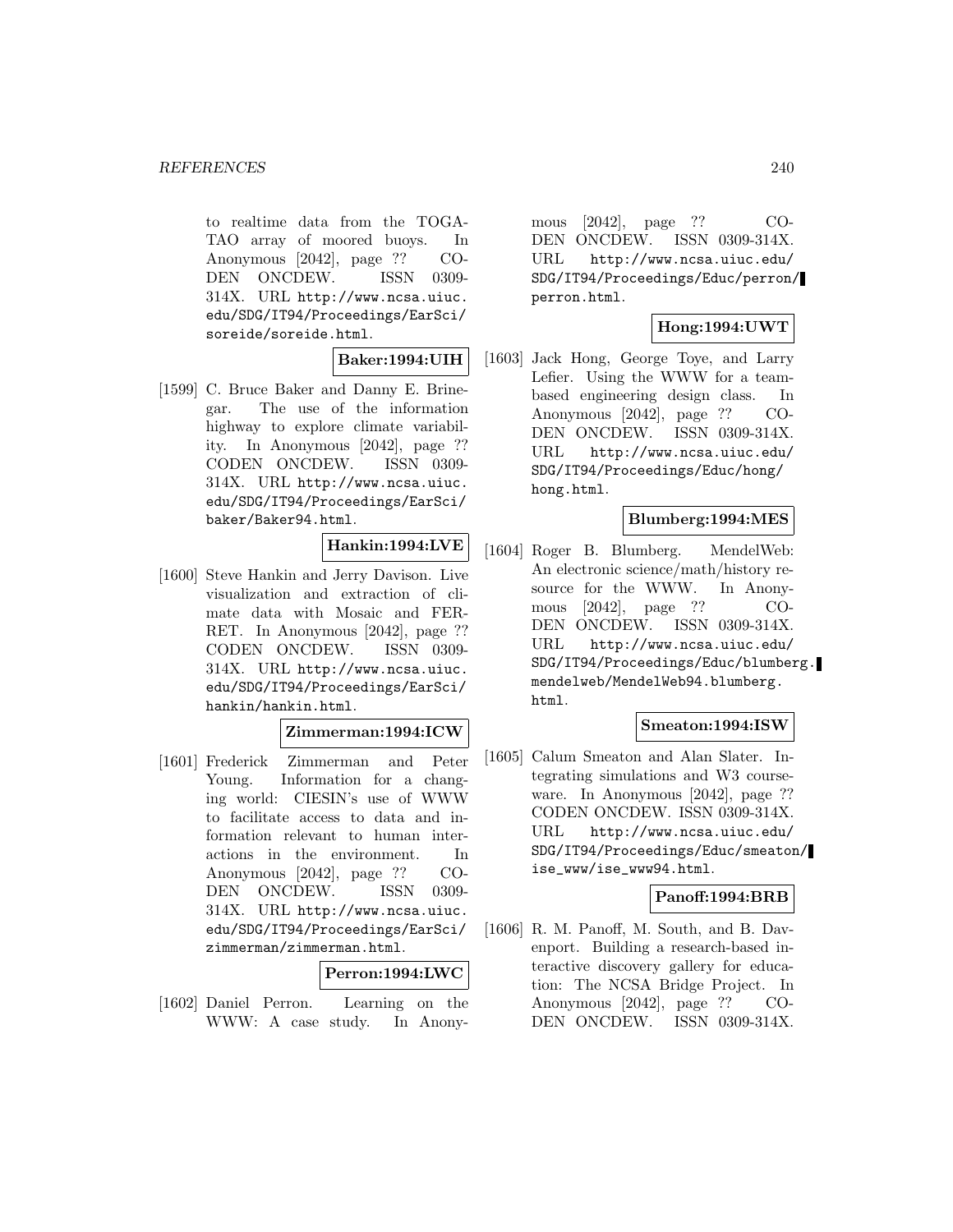to realtime data from the TOGA-TAO array of moored buoys. In Anonymous [2042], page ?? CODEN ONCDEW. ISSN 0309-314X. URL http://www.ncsa.uiuc.edu/SDG/IT94/Proceedings/EarSci/soreide/soreide.html.

**Baker:1994:UIH**

[1599] C. Bruce Baker and Danny E. Brinegar. The use of the information highway to explore climate variability. In Anonymous [2042], page ?? CODEN ONCDEW. ISSN 0309-314X. URL http://www.ncsa.uiuc.edu/SDG/IT94/Proceedings/EarSci/baker/Baker94.html.

**Hankin:1994:LVE**

[1600] Steve Hankin and Jerry Davison. Live visualization and extraction of climate data with Mosaic and FERRET. In Anonymous [2042], page ?? CODEN ONCDEW. ISSN 0309-314X. URL http://www.ncsa.uiuc.edu/SDG/IT94/Proceedings/EarSci/hankin/hankin.html.

**Zimmerman:1994:ICW**

[1601] Frederick Zimmerman and Peter Young. Information for a changing world: CIESIN's use of WWW to facilitate access to data and information relevant to human interactions in the environment. In Anonymous [2042], page ?? CODEN ONCDEW. ISSN 0309-314X. URL http://www.ncsa.uiuc.edu/SDG/IT94/Proceedings/EarSci/zimmerman/zimmerman.html.

**Perron:1994:LWC**

[1602] Daniel Perron. Learning on the WWW: A case study. In Anonymous [2042], page ?? CODEN ONCDEW. ISSN 0309-314X. URL http://www.ncsa.uiuc.edu/SDG/IT94/Proceedings/Educ/perron/perron.html.

**Hong:1994:UWT**

[1603] Jack Hong, George Toye, and Larry Lefier. Using the WWW for a team-based engineering design class. In Anonymous [2042], page ?? CODEN ONCDEW. ISSN 0309-314X. URL http://www.ncsa.uiuc.edu/SDG/IT94/Proceedings/Educ/hong/hong.html.

**Blumberg:1994:MES**

[1604] Roger B. Blumberg. MendelWeb: An electronic science/math/history resource for the WWW. In Anonymous [2042], page ?? CODEN ONCDEW. ISSN 0309-314X. URL http://www.ncsa.uiuc.edu/SDG/IT94/Proceedings/Educ/blumberg.mendelweb/MendelWeb94.blumberg.html.

**Smeaton:1994:ISW**

[1605] Calum Smeaton and Alan Slater. Integrating simulations and W3 courseware. In Anonymous [2042], page ?? CODEN ONCDEW. ISSN 0309-314X. URL http://www.ncsa.uiuc.edu/SDG/IT94/Proceedings/Educ/smeaton/ise_www/ise_www94.html.

**Panoff:1994:BRB**

[1606] R. M. Panoff, M. South, and B. Davenport. Building a research-based interactive discovery gallery for education: The NCSA Bridge Project. In Anonymous [2042], page ?? CODEN ONCDEW. ISSN 0309-314X.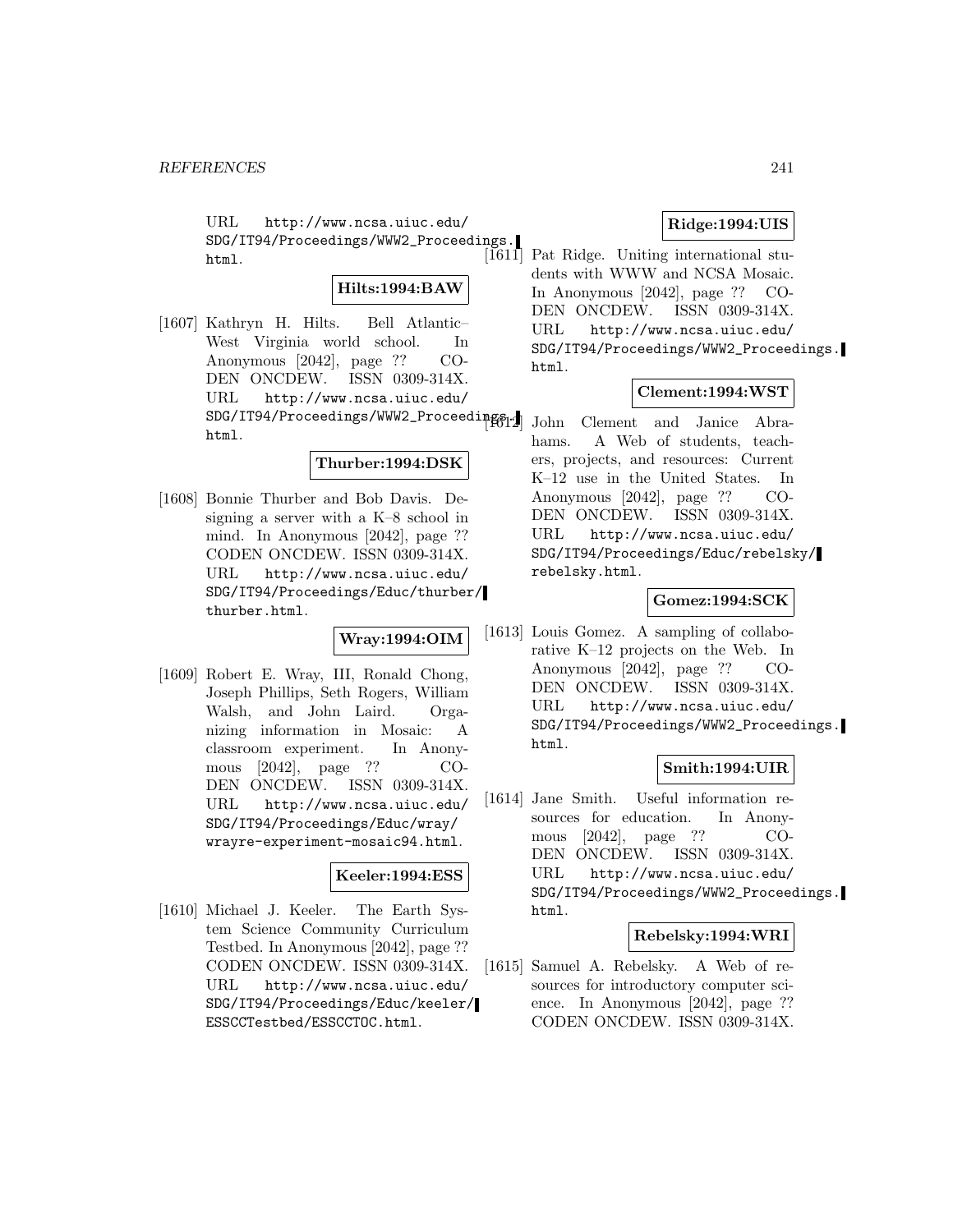URL http://www.ncsa.uiuc.edu/SDG/IT94/Proceedings/WWW2_Proceedings.html.

**Hilts:1994:BAW**

[1607] Kathryn H. Hilts. Bell Atlantic–West Virginia world school. In Anonymous [2042], page ?? CODEN ONCDEW. ISSN 0309-314X. URL http://www.ncsa.uiuc.edu/SDG/IT94/Proceedings/WWW2_Proceedings.html.

**Thurber:1994:DSK**

[1608] Bonnie Thurber and Bob Davis. Designing a server with a K–8 school in mind. In Anonymous [2042], page ?? CODEN ONCDEW. ISSN 0309-314X. URL http://www.ncsa.uiuc.edu/SDG/IT94/Proceedings/Educ/thurber/thurber.html.

**Wray:1994:OIM**

[1609] Robert E. Wray, III, Ronald Chong, Joseph Phillips, Seth Rogers, William Walsh, and John Laird. Organizing information in Mosaic: A classroom experiment. In Anonymous [2042], page ?? CODEN ONCDEW. ISSN 0309-314X. URL http://www.ncsa.uiuc.edu/SDG/IT94/Proceedings/Educ/wray/wrayre-experiment-mosaic94.html.

**Keeler:1994:ESS**

[1610] Michael J. Keeler. The Earth System Science Community Curriculum Testbed. In Anonymous [2042], page ?? CODEN ONCDEW. ISSN 0309-314X. URL http://www.ncsa.uiuc.edu/SDG/IT94/Proceedings/Educ/keeler/ESSCCTestbed/ESSCCTOC.html.

**Ridge:1994:UIS**

[1611] Pat Ridge. Uniting international students with WWW and NCSA Mosaic. In Anonymous [2042], page ?? CODEN ONCDEW. ISSN 0309-314X. URL http://www.ncsa.uiuc.edu/SDG/IT94/Proceedings/WWW2_Proceedings.html.

**Clement:1994:WST**

[1612] John Clement and Janice Abrahams. A Web of students, teachers, projects, and resources: Current K–12 use in the United States. In Anonymous [2042], page ?? CODEN ONCDEW. ISSN 0309-314X. URL http://www.ncsa.uiuc.edu/SDG/IT94/Proceedings/Educ/rebelsky/rebelsky.html.

**Gomez:1994:SCK**

[1613] Louis Gomez. A sampling of collaborative K–12 projects on the Web. In Anonymous [2042], page ?? CODEN ONCDEW. ISSN 0309-314X. URL http://www.ncsa.uiuc.edu/SDG/IT94/Proceedings/WWW2_Proceedings.html.

**Smith:1994:UIR**

[1614] Jane Smith. Useful information resources for education. In Anonymous [2042], page ?? CODEN ONCDEW. ISSN 0309-314X. URL http://www.ncsa.uiuc.edu/SDG/IT94/Proceedings/WWW2_Proceedings.html.

**Rebelsky:1994:WRI**

[1615] Samuel A. Rebelsky. A Web of resources for introductory computer science. In Anonymous [2042], page ?? CODEN ONCDEW. ISSN 0309-314X.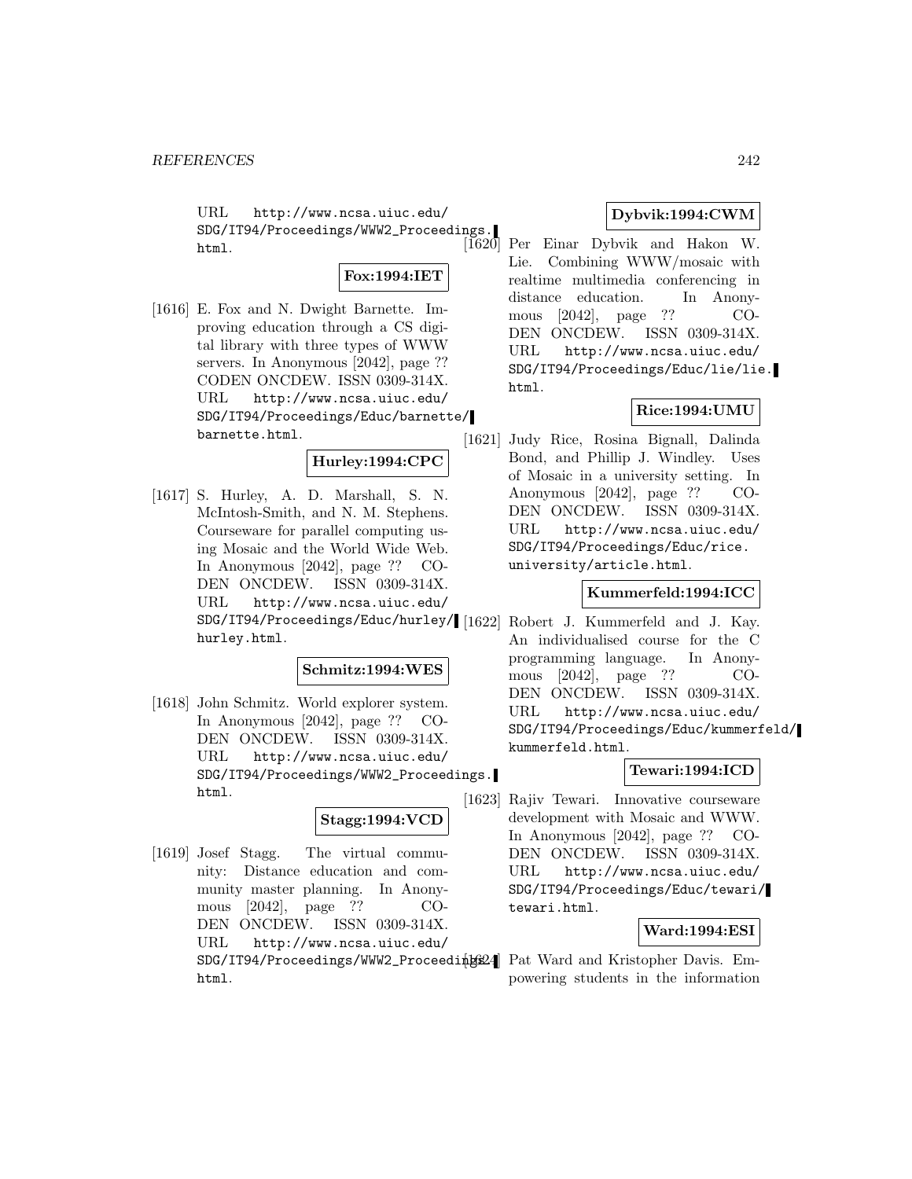URL http://www.ncsa.uiuc.edu/SDG/IT94/Proceedings/WWW2_Proceedings.html.

**Fox:1994:IET**

[1616] E. Fox and N. Dwight Barnette. Improving education through a CS digital library with three types of WWW servers. In Anonymous [2042], page ?? CODEN ONCDEW. ISSN 0309-314X. URL http://www.ncsa.uiuc.edu/SDG/IT94/Proceedings/Educ/barnette/barnette.html.

**Hurley:1994:CPC**

[1617] S. Hurley, A. D. Marshall, S. N. McIntosh-Smith, and N. M. Stephens. Courseware for parallel computing using Mosaic and the World Wide Web. In Anonymous [2042], page ?? CODEN ONCDEW. ISSN 0309-314X. URL http://www.ncsa.uiuc.edu/SDG/IT94/Proceedings/Educ/hurley/hurley.html.

**Schmitz:1994:WES**

[1618] John Schmitz. World explorer system. In Anonymous [2042], page ?? CODEN ONCDEW. ISSN 0309-314X. URL http://www.ncsa.uiuc.edu/SDG/IT94/Proceedings/WWW2_Proceedings.html.

**Stagg:1994:VCD**

[1619] Josef Stagg. The virtual community: Distance education and community master planning. In Anonymous [2042], page ?? CODEN ONCDEW. ISSN 0309-314X. URL http://www.ncsa.uiuc.edu/SDG/IT94/Proceedings/WWW2_Proceedings.html.

**Dybvik:1994:CWM**

[1620] Per Einar Dybvik and Hakon W. Lie. Combining WWW/mosaic with realtime multimedia conferencing in distance education. In Anonymous [2042], page ?? CODEN ONCDEW. ISSN 0309-314X. URL http://www.ncsa.uiuc.edu/SDG/IT94/Proceedings/Educ/lie/lie.html.

**Rice:1994:UMU**

[1621] Judy Rice, Rosina Bignall, Dalinda Bond, and Phillip J. Windley. Uses of Mosaic in a university setting. In Anonymous [2042], page ?? CODEN ONCDEW. ISSN 0309-314X. URL http://www.ncsa.uiuc.edu/SDG/IT94/Proceedings/Educ/rice.university/article.html.

**Kummerfeld:1994:ICC**

[1622] Robert J. Kummerfeld and J. Kay. An individualised course for the C programming language. In Anonymous [2042], page ?? CODEN ONCDEW. ISSN 0309-314X. URL http://www.ncsa.uiuc.edu/SDG/IT94/Proceedings/Educ/kummerfeld/kummerfeld.html.

**Tewari:1994:ICD**

[1623] Rajiv Tewari. Innovative courseware development with Mosaic and WWW. In Anonymous [2042], page ?? CODEN ONCDEW. ISSN 0309-314X. URL http://www.ncsa.uiuc.edu/SDG/IT94/Proceedings/Educ/tewari/tewari.html.

**Ward:1994:ESI**

[1624] Pat Ward and Kristopher Davis. Empowering students in the information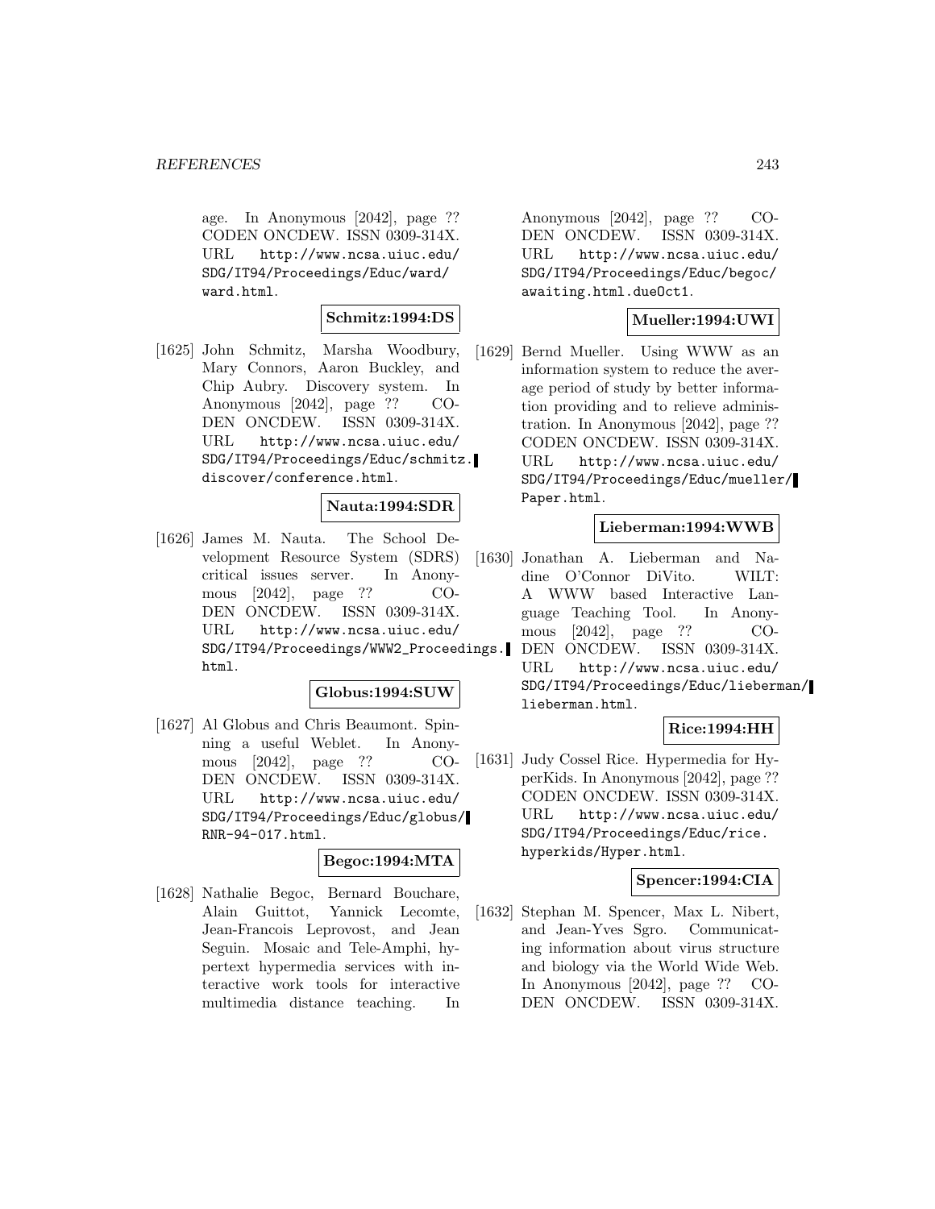age. In Anonymous [2042], page ?? CODEN ONCDEW. ISSN 0309-314X. URL http://www.ncsa.uiuc.edu/SDG/IT94/Proceedings/Educ/ward/ward.html.

**Schmitz:1994:DS**

[1625] John Schmitz, Marsha Woodbury, Mary Connors, Aaron Buckley, and Chip Aubry. Discovery system. In Anonymous [2042], page ?? CODEN ONCDEW. ISSN 0309-314X. URL http://www.ncsa.uiuc.edu/SDG/IT94/Proceedings/Educ/schmitz.discover/conference.html.

**Nauta:1994:SDR**

[1626] James M. Nauta. The School Development Resource System (SDRS) critical issues server. In Anonymous [2042], page ?? CODEN ONCDEW. ISSN 0309-314X. URL http://www.ncsa.uiuc.edu/SDG/IT94/Proceedings/WWW2_Proceedings.html.

**Globus:1994:SUW**

[1627] Al Globus and Chris Beaumont. Spinning a useful Weblet. In Anonymous [2042], page ?? CODEN ONCDEW. ISSN 0309-314X. URL http://www.ncsa.uiuc.edu/SDG/IT94/Proceedings/Educ/globus/RNR-94-017.html.

**Begoc:1994:MTA**

[1628] Nathalie Begoc, Bernard Bouchare, Alain Guittot, Yannick Lecomte, Jean-Francois Leprovost, and Jean Seguin. Mosaic and Tele-Amphi, hypertext hypermedia services with interactive work tools for interactive multimedia distance teaching. In Anonymous [2042], page ?? CODEN ONCDEW. ISSN 0309-314X. URL http://www.ncsa.uiuc.edu/SDG/IT94/Proceedings/Educ/begoc/awaiting.html.dueOct1.

**Mueller:1994:UWI**

[1629] Bernd Mueller. Using WWW as an information system to reduce the average period of study by better information providing and to relieve administration. In Anonymous [2042], page ?? CODEN ONCDEW. ISSN 0309-314X. URL http://www.ncsa.uiuc.edu/SDG/IT94/Proceedings/Educ/mueller/Paper.html.

**Lieberman:1994:WWB**

[1630] Jonathan A. Lieberman and Nadine O'Connor DiVito. WILT: A WWW based Interactive Language Teaching Tool. In Anonymous [2042], page ?? CODEN ONCDEW. ISSN 0309-314X. URL http://www.ncsa.uiuc.edu/SDG/IT94/Proceedings/Educ/lieberman/lieberman.html.

**Rice:1994:HH**

[1631] Judy Cossel Rice. Hypermedia for HyperKids. In Anonymous [2042], page ?? CODEN ONCDEW. ISSN 0309-314X. URL http://www.ncsa.uiuc.edu/SDG/IT94/Proceedings/Educ/rice.hyperkids/Hyper.html.

**Spencer:1994:CIA**

[1632] Stephan M. Spencer, Max L. Nibert, and Jean-Yves Sgro. Communicating information about virus structure and biology via the World Wide Web. In Anonymous [2042], page ?? CODEN ONCDEW. ISSN 0309-314X.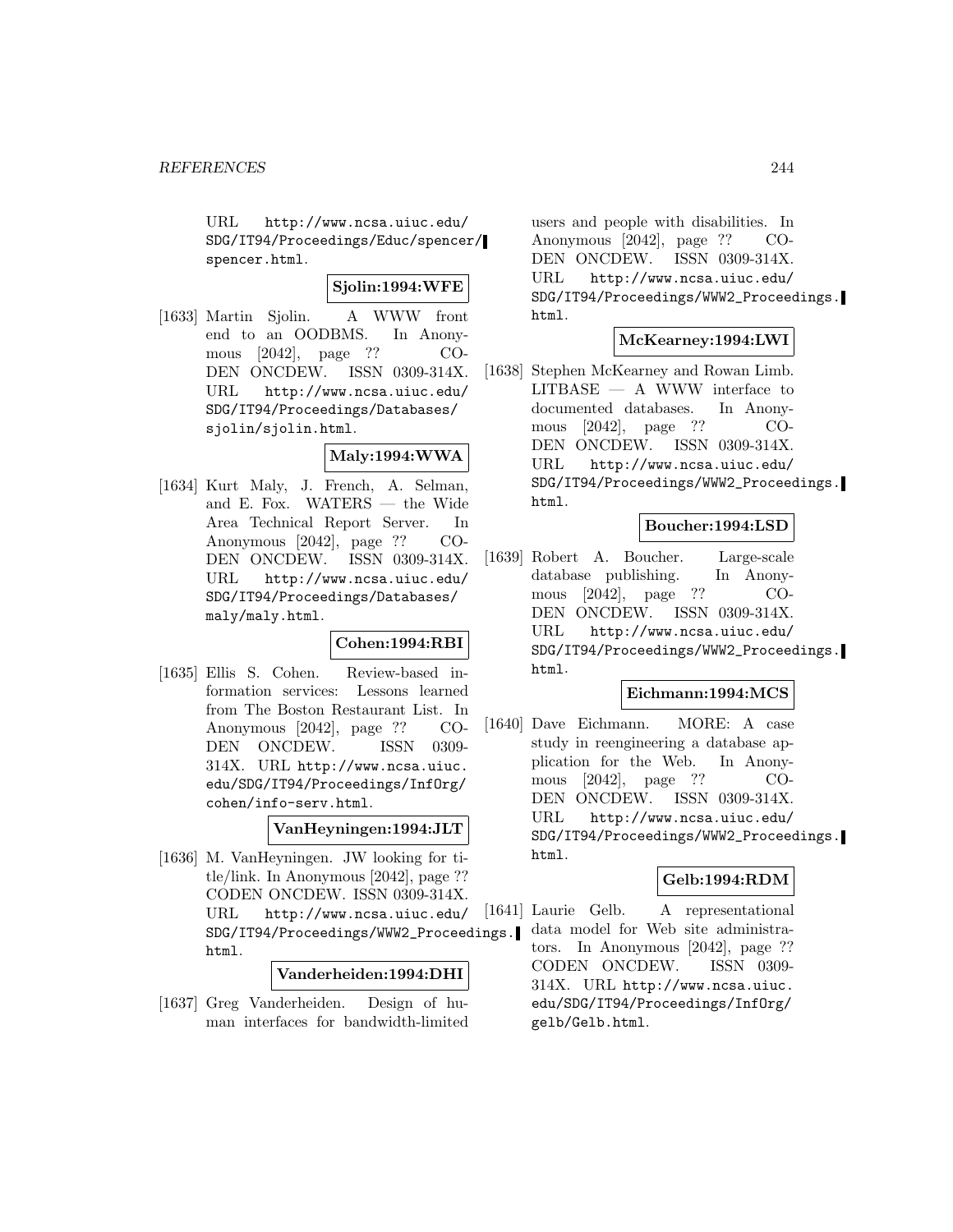URL http://www.ncsa.uiuc.edu/SDG/IT94/Proceedings/Educ/spencer/spencer.html.

**Sjolin:1994:WFE**

[1633] Martin Sjolin. A WWW front end to an OODBMS. In Anonymous [2042], page ?? CODEN ONCDEW. ISSN 0309-314X. URL http://www.ncsa.uiuc.edu/SDG/IT94/Proceedings/Databases/sjolin/sjolin.html.

**Maly:1994:WWA**

[1634] Kurt Maly, J. French, A. Selman, and E. Fox. WATERS — the Wide Area Technical Report Server. In Anonymous [2042], page ?? CODEN ONCDEW. ISSN 0309-314X. URL http://www.ncsa.uiuc.edu/SDG/IT94/Proceedings/Databases/maly/maly.html.

**Cohen:1994:RBI**

[1635] Ellis S. Cohen. Review-based information services: Lessons learned from The Boston Restaurant List. In Anonymous [2042], page ?? CODEN ONCDEW. ISSN 0309-314X. URL http://www.ncsa.uiuc.edu/SDG/IT94/Proceedings/InfOrg/cohen/info-serv.html.

**VanHeyningen:1994:JLT**

[1636] M. VanHeyningen. JW looking for title/link. In Anonymous [2042], page ?? CODEN ONCDEW. ISSN 0309-314X. URL http://www.ncsa.uiuc.edu/SDG/IT94/Proceedings/WWW2_Proceedings.html.

**Vanderheiden:1994:DHI**

[1637] Greg Vanderheiden. Design of human interfaces for bandwidth-limited users and people with disabilities. In Anonymous [2042], page ?? CODEN ONCDEW. ISSN 0309-314X. URL http://www.ncsa.uiuc.edu/SDG/IT94/Proceedings/WWW2_Proceedings.html.

**McKearney:1994:LWI**

[1638] Stephen McKearney and Rowan Limb. LITBASE — A WWW interface to documented databases. In Anonymous [2042], page ?? CODEN ONCDEW. ISSN 0309-314X. URL http://www.ncsa.uiuc.edu/SDG/IT94/Proceedings/WWW2_Proceedings.html.

**Boucher:1994:LSD**

[1639] Robert A. Boucher. Large-scale database publishing. In Anonymous [2042], page ?? CODEN ONCDEW. ISSN 0309-314X. URL http://www.ncsa.uiuc.edu/SDG/IT94/Proceedings/WWW2_Proceedings.html.

**Eichmann:1994:MCS**

[1640] Dave Eichmann. MORE: A case study in reengineering a database application for the Web. In Anonymous [2042], page ?? CODEN ONCDEW. ISSN 0309-314X. URL http://www.ncsa.uiuc.edu/SDG/IT94/Proceedings/WWW2_Proceedings.html.

**Gelb:1994:RDM**

[1641] Laurie Gelb. A representational data model for Web site administrators. In Anonymous [2042], page ?? CODEN ONCDEW. ISSN 0309-314X. URL http://www.ncsa.uiuc.edu/SDG/IT94/Proceedings/InfOrg/gelb/Gelb.html.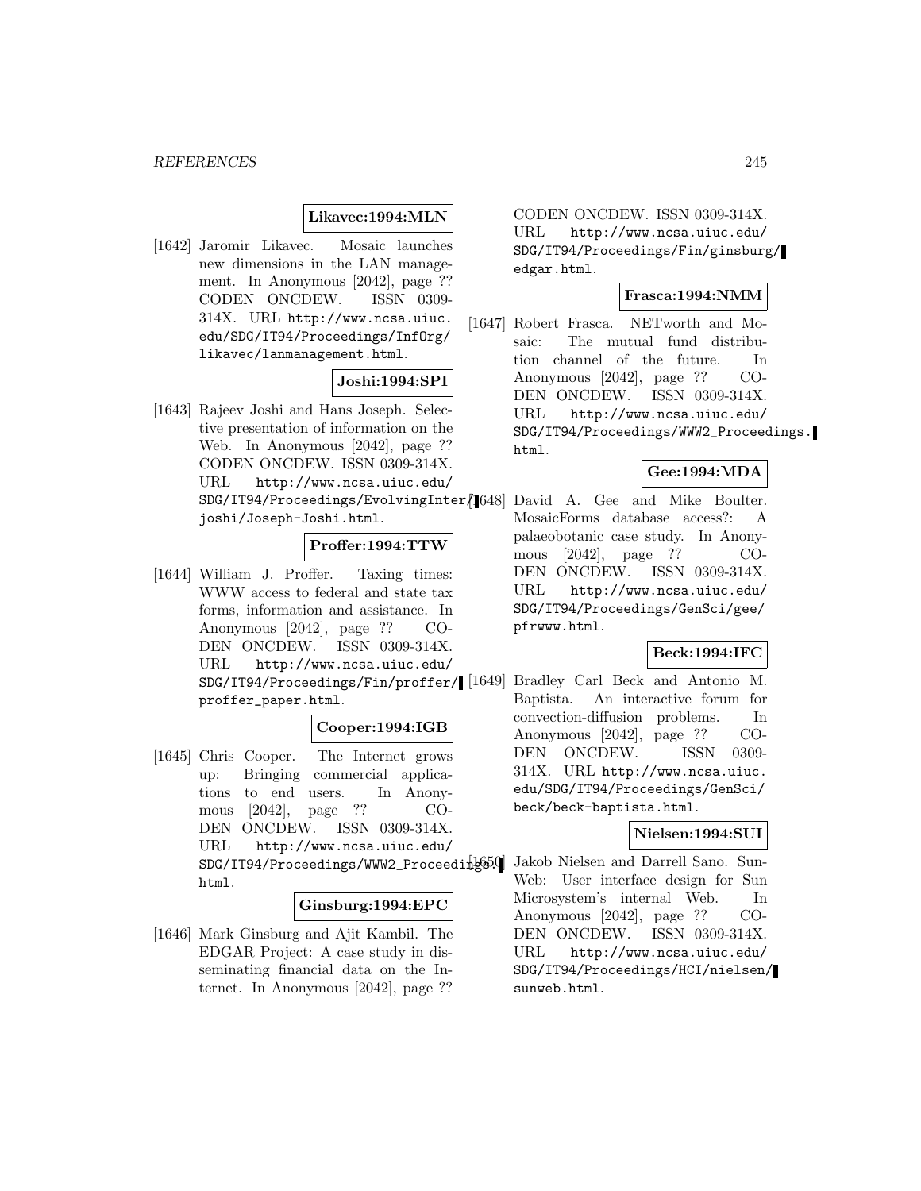**Likavec:1994:MLN**

[1642] Jaromir Likavec. Mosaic launches new dimensions in the LAN management. In Anonymous [2042], page ?? CODEN ONCDEW. ISSN 0309-314X. URL http://www.ncsa.uiuc.edu/SDG/IT94/Proceedings/InfOrg/likavec/lanmanagement.html.

**Joshi:1994:SPI**

[1643] Rajeev Joshi and Hans Joseph. Selective presentation of information on the Web. In Anonymous [2042], page ?? CODEN ONCDEW. ISSN 0309-314X. URL http://www.ncsa.uiuc.edu/SDG/IT94/Proceedings/EvolvingInter/joshi/Joseph-Joshi.html.

**Proffer:1994:TTW**

[1644] William J. Proffer. Taxing times: WWW access to federal and state tax forms, information and assistance. In Anonymous [2042], page ?? CODEN ONCDEW. ISSN 0309-314X. URL http://www.ncsa.uiuc.edu/SDG/IT94/Proceedings/Fin/proffer/proffer_paper.html.

**Cooper:1994:IGB**

[1645] Chris Cooper. The Internet grows up: Bringing commercial applications to end users. In Anonymous [2042], page ?? CODEN ONCDEW. ISSN 0309-314X. URL http://www.ncsa.uiuc.edu/SDG/IT94/Proceedings/WWW2_Proceedings.html.

**Ginsburg:1994:EPC**

[1646] Mark Ginsburg and Ajit Kambil. The EDGAR Project: A case study in disseminating financial data on the Internet. In Anonymous [2042], page ?? CODEN ONCDEW. ISSN 0309-314X. URL http://www.ncsa.uiuc.edu/SDG/IT94/Proceedings/Fin/ginsburg/edgar.html.

**Frasca:1994:NMM**

[1647] Robert Frasca. NETworth and Mosaic: The mutual fund distribution channel of the future. In Anonymous [2042], page ?? CODEN ONCDEW. ISSN 0309-314X. URL http://www.ncsa.uiuc.edu/SDG/IT94/Proceedings/WWW2_Proceedings.html.

**Gee:1994:MDA**

[1648] David A. Gee and Mike Boulter. MosaicForms database access?: A palaeobotanic case study. In Anonymous [2042], page ?? CODEN ONCDEW. ISSN 0309-314X. URL http://www.ncsa.uiuc.edu/SDG/IT94/Proceedings/GenSci/gee/pfrwww.html.

**Beck:1994:IFC**

[1649] Bradley Carl Beck and Antonio M. Baptista. An interactive forum for convection-diffusion problems. In Anonymous [2042], page ?? CODEN ONCDEW. ISSN 0309-314X. URL http://www.ncsa.uiuc.edu/SDG/IT94/Proceedings/GenSci/beck/beck-baptista.html.

**Nielsen:1994:SUI**

[1650] Jakob Nielsen and Darrell Sano. SunWeb: User interface design for Sun Microsystem's internal Web. In Anonymous [2042], page ?? CODEN ONCDEW. ISSN 0309-314X. URL http://www.ncsa.uiuc.edu/SDG/IT94/Proceedings/HCI/nielsen/sunweb.html.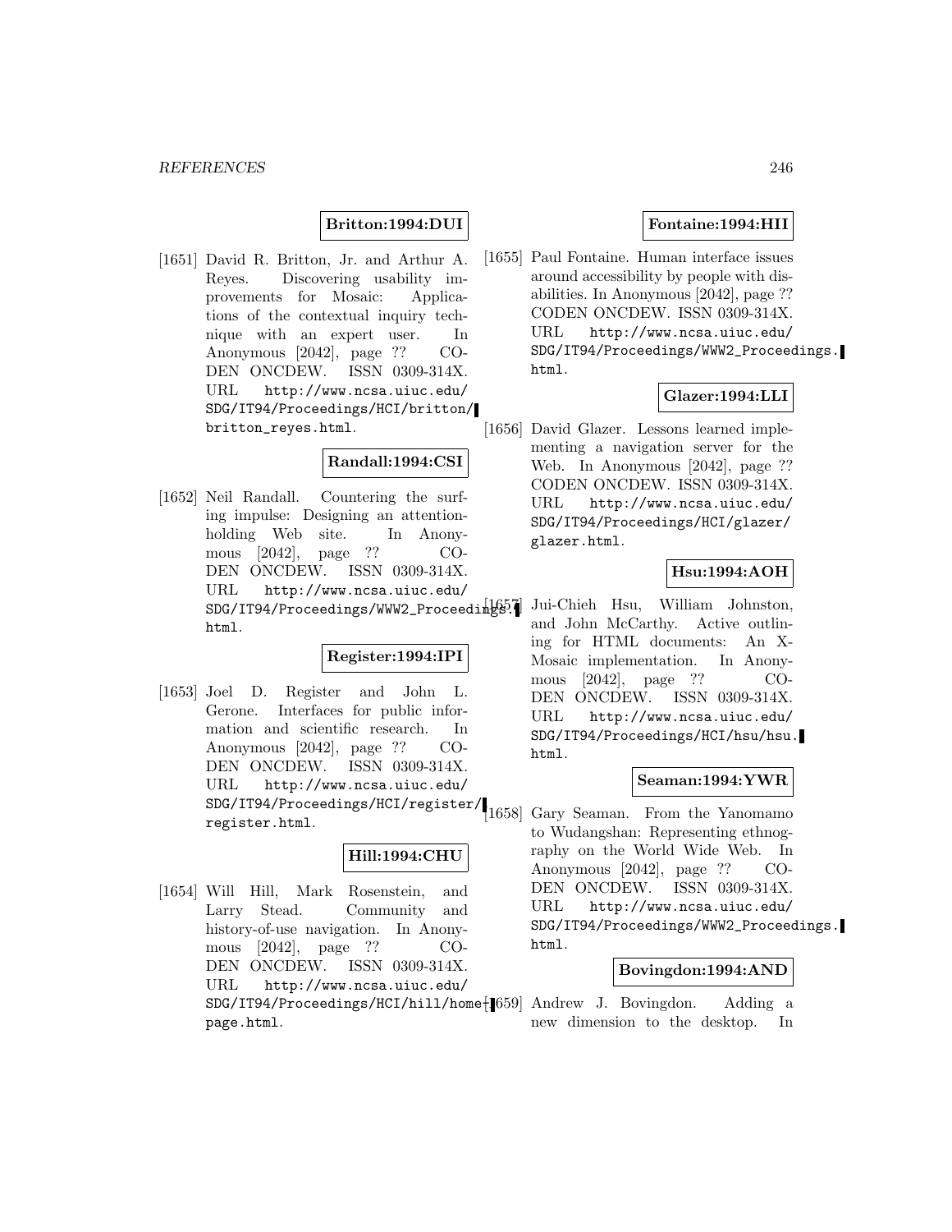**Britton:1994:DUI**

[1651] David R. Britton, Jr. and Arthur A. Reyes. Discovering usability improvements for Mosaic: Applications of the contextual inquiry technique with an expert user. In Anonymous [2042], page ?? CODEN ONCDEW. ISSN 0309-314X. URL http://www.ncsa.uiuc.edu/SDG/IT94/Proceedings/HCI/britton/britton_reyes.html.

**Randall:1994:CSI**

[1652] Neil Randall. Countering the surfing impulse: Designing an attention-holding Web site. In Anonymous [2042], page ?? CODEN ONCDEW. ISSN 0309-314X. URL http://www.ncsa.uiuc.edu/SDG/IT94/Proceedings/WWW2_Proceedings.html.

**Register:1994:IPI**

[1653] Joel D. Register and John L. Gerone. Interfaces for public information and scientific research. In Anonymous [2042], page ?? CODEN ONCDEW. ISSN 0309-314X. URL http://www.ncsa.uiuc.edu/SDG/IT94/Proceedings/HCI/register/register.html.

**Hill:1994:CHU**

[1654] Will Hill, Mark Rosenstein, and Larry Stead. Community and history-of-use navigation. In Anonymous [2042], page ?? CODEN ONCDEW. ISSN 0309-314X. URL http://www.ncsa.uiuc.edu/SDG/IT94/Proceedings/HCI/hill/home-page.html.

**Fontaine:1994:HII**

[1655] Paul Fontaine. Human interface issues around accessibility by people with disabilities. In Anonymous [2042], page ?? CODEN ONCDEW. ISSN 0309-314X. URL http://www.ncsa.uiuc.edu/SDG/IT94/Proceedings/WWW2_Proceedings.html.

**Glazer:1994:LLI**

[1656] David Glazer. Lessons learned implementing a navigation server for the Web. In Anonymous [2042], page ?? CODEN ONCDEW. ISSN 0309-314X. URL http://www.ncsa.uiuc.edu/SDG/IT94/Proceedings/HCI/glazer/glazer.html.

**Hsu:1994:AOH**

[1657] Jui-Chieh Hsu, William Johnston, and John McCarthy. Active outlining for HTML documents: An X-Mosaic implementation. In Anonymous [2042], page ?? CODEN ONCDEW. ISSN 0309-314X. URL http://www.ncsa.uiuc.edu/SDG/IT94/Proceedings/HCI/hsu/hsu.html.

**Seaman:1994:YWR**

[1658] Gary Seaman. From the Yanomamo to Wudangshan: Representing ethnography on the World Wide Web. In Anonymous [2042], page ?? CODEN ONCDEW. ISSN 0309-314X. URL http://www.ncsa.uiuc.edu/SDG/IT94/Proceedings/WWW2_Proceedings.html.

**Bovingdon:1994:AND**

[1659] Andrew J. Bovingdon. Adding a new dimension to the desktop. In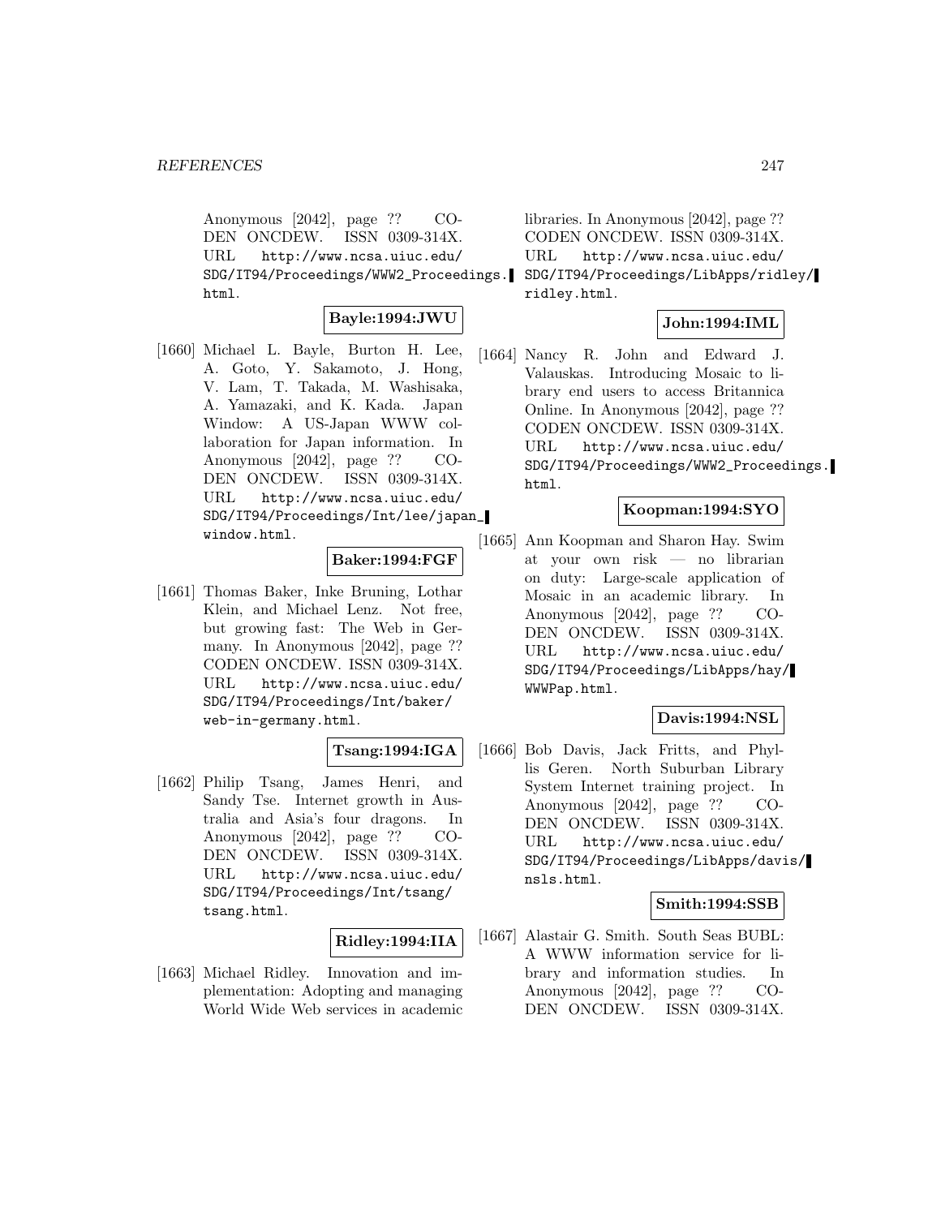Anonymous [2042], page ?? CODEN ONCDEW. ISSN 0309-314X. URL http://www.ncsa.uiuc.edu/SDG/IT94/Proceedings/WWW2_Proceedings.html.

**Bayle:1994:JWU**

[1660] Michael L. Bayle, Burton H. Lee, A. Goto, Y. Sakamoto, J. Hong, V. Lam, T. Takada, M. Washisaka, A. Yamazaki, and K. Kada. Japan Window: A US-Japan WWW collaboration for Japan information. In Anonymous [2042], page ?? CODEN ONCDEW. ISSN 0309-314X. URL http://www.ncsa.uiuc.edu/SDG/IT94/Proceedings/Int/lee/japan_window.html.

**Baker:1994:FGF**

[1661] Thomas Baker, Inke Bruning, Lothar Klein, and Michael Lenz. Not free, but growing fast: The Web in Germany. In Anonymous [2042], page ?? CODEN ONCDEW. ISSN 0309-314X. URL http://www.ncsa.uiuc.edu/SDG/IT94/Proceedings/Int/baker/web-in-germany.html.

**Tsang:1994:IGA**

[1662] Philip Tsang, James Henri, and Sandy Tse. Internet growth in Australia and Asia's four dragons. In Anonymous [2042], page ?? CODEN ONCDEW. ISSN 0309-314X. URL http://www.ncsa.uiuc.edu/SDG/IT94/Proceedings/Int/tsang/tsang.html.

**Ridley:1994:IIA**

[1663] Michael Ridley. Innovation and implementation: Adopting and managing World Wide Web services in academic libraries. In Anonymous [2042], page ?? CODEN ONCDEW. ISSN 0309-314X. URL http://www.ncsa.uiuc.edu/SDG/IT94/Proceedings/LibApps/ridley/ridley.html.

**John:1994:IML**

[1664] Nancy R. John and Edward J. Valauskas. Introducing Mosaic to library end users to access Britannica Online. In Anonymous [2042], page ?? CODEN ONCDEW. ISSN 0309-314X. URL http://www.ncsa.uiuc.edu/SDG/IT94/Proceedings/WWW2_Proceedings.html.

**Koopman:1994:SYO**

[1665] Ann Koopman and Sharon Hay. Swim at your own risk — no librarian on duty: Large-scale application of Mosaic in an academic library. In Anonymous [2042], page ?? CODEN ONCDEW. ISSN 0309-314X. URL http://www.ncsa.uiuc.edu/SDG/IT94/Proceedings/LibApps/hay/WWWPap.html.

**Davis:1994:NSL**

[1666] Bob Davis, Jack Fritts, and Phyllis Geren. North Suburban Library System Internet training project. In Anonymous [2042], page ?? CODEN ONCDEW. ISSN 0309-314X. URL http://www.ncsa.uiuc.edu/SDG/IT94/Proceedings/LibApps/davis/nsls.html.

**Smith:1994:SSB**

[1667] Alastair G. Smith. South Seas BUBL: A WWW information service for library and information studies. In Anonymous [2042], page ?? CODEN ONCDEW. ISSN 0309-314X.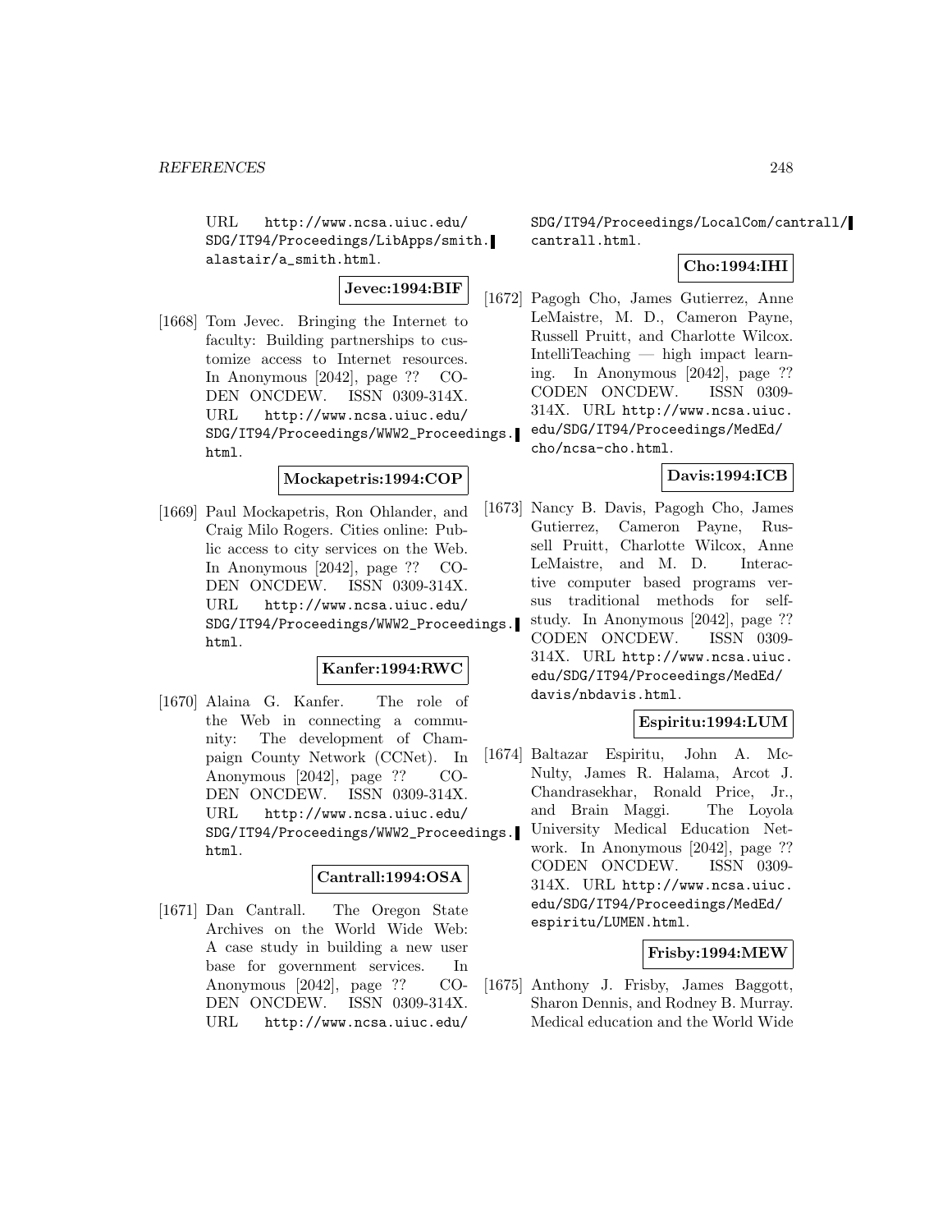URL http://www.ncsa.uiuc.edu/SDG/IT94/Proceedings/LibApps/smith.alastair/a_smith.html.

**Jevec:1994:BIF**

[1668] Tom Jevec. Bringing the Internet to faculty: Building partnerships to customize access to Internet resources. In Anonymous [2042], page ?? CODEN ONCDEW. ISSN 0309-314X. URL http://www.ncsa.uiuc.edu/SDG/IT94/Proceedings/WWW2_Proceedings.html.

**Mockapetris:1994:COP**

[1669] Paul Mockapetris, Ron Ohlander, and Craig Milo Rogers. Cities online: Public access to city services on the Web. In Anonymous [2042], page ?? CODEN ONCDEW. ISSN 0309-314X. URL http://www.ncsa.uiuc.edu/SDG/IT94/Proceedings/WWW2_Proceedings.html.

**Kanfer:1994:RWC**

[1670] Alaina G. Kanfer. The role of the Web in connecting a community: The development of Champaign County Network (CCNet). In Anonymous [2042], page ?? CODEN ONCDEW. ISSN 0309-314X. URL http://www.ncsa.uiuc.edu/SDG/IT94/Proceedings/WWW2_Proceedings.html.

**Cantrall:1994:OSA**

[1671] Dan Cantrall. The Oregon State Archives on the World Wide Web: A case study in building a new user base for government services. In Anonymous [2042], page ?? CODEN ONCDEW. ISSN 0309-314X. URL http://www.ncsa.uiuc.edu/SDG/IT94/Proceedings/LocalCom/cantrall/cantrall.html.

**Cho:1994:IHI**

[1672] Pagogh Cho, James Gutierrez, Anne LeMaistre, M. D., Cameron Payne, Russell Pruitt, and Charlotte Wilcox. IntelliTeaching — high impact learning. In Anonymous [2042], page ?? CODEN ONCDEW. ISSN 0309-314X. URL http://www.ncsa.uiuc.edu/SDG/IT94/Proceedings/MedEd/cho/ncsa-cho.html.

**Davis:1994:ICB**

[1673] Nancy B. Davis, Pagogh Cho, James Gutierrez, Cameron Payne, Russell Pruitt, Charlotte Wilcox, Anne LeMaistre, and M. D. Interactive computer based programs versus traditional methods for self-study. In Anonymous [2042], page ?? CODEN ONCDEW. ISSN 0309-314X. URL http://www.ncsa.uiuc.edu/SDG/IT94/Proceedings/MedEd/davis/nbdavis.html.

**Espiritu:1994:LUM**

[1674] Baltazar Espiritu, John A. McNulty, James R. Halama, Arcot J. Chandrasekhar, Ronald Price, Jr., and Brain Maggi. The Loyola University Medical Education Network. In Anonymous [2042], page ?? CODEN ONCDEW. ISSN 0309-314X. URL http://www.ncsa.uiuc.edu/SDG/IT94/Proceedings/MedEd/espiritu/LUMEN.html.

**Frisby:1994:MEW**

[1675] Anthony J. Frisby, James Baggott, Sharon Dennis, and Rodney B. Murray. Medical education and the World Wide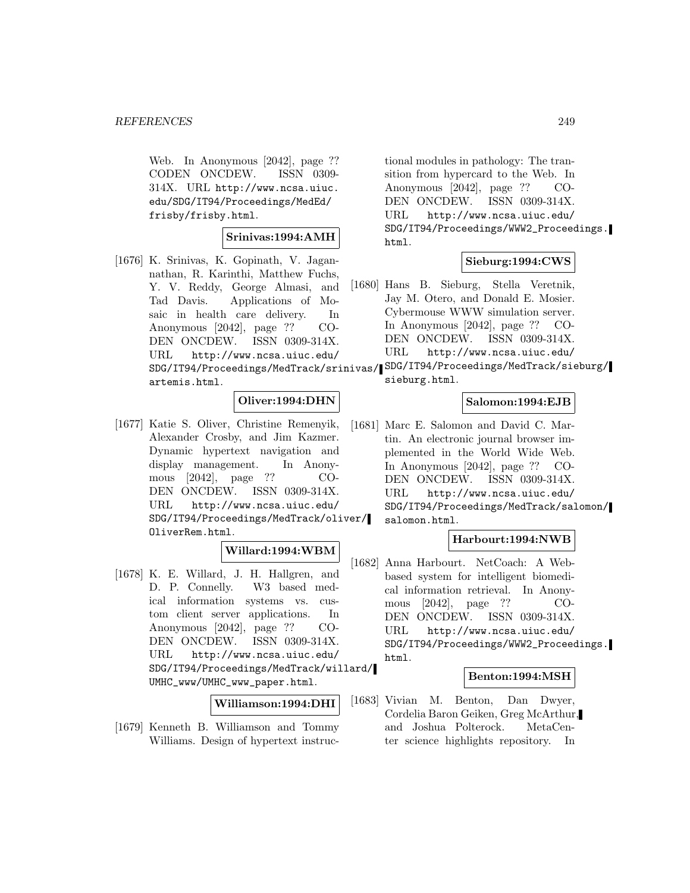Web. In Anonymous [2042], page ?? CODEN ONCDEW. ISSN 0309-314X. URL http://www.ncsa.uiuc.edu/SDG/IT94/Proceedings/MedEd/frisby/frisby.html.

**Srinivas:1994:AMH**

[1676] K. Srinivas, K. Gopinath, V. Jagannathan, R. Karinthi, Matthew Fuchs, Y. V. Reddy, George Almasi, and Tad Davis. Applications of Mosaic in health care delivery. In Anonymous [2042], page ?? CODEN ONCDEW. ISSN 0309-314X. URL http://www.ncsa.uiuc.edu/SDG/IT94/Proceedings/MedTrack/srinivas/artemis.html.

**Oliver:1994:DHN**

[1677] Katie S. Oliver, Christine Remenyik, Alexander Crosby, and Jim Kazmer. Dynamic hypertext navigation and display management. In Anonymous [2042], page ?? CODEN ONCDEW. ISSN 0309-314X. URL http://www.ncsa.uiuc.edu/SDG/IT94/Proceedings/MedTrack/oliver/OliverRem.html.

**Willard:1994:WBM**

[1678] K. E. Willard, J. H. Hallgren, and D. P. Connelly. W3 based medical information systems vs. custom client server applications. In Anonymous [2042], page ?? CODEN ONCDEW. ISSN 0309-314X. URL http://www.ncsa.uiuc.edu/SDG/IT94/Proceedings/MedTrack/willard/UMHC_www/UMHC_www_paper.html.

**Williamson:1994:DHI**

[1679] Kenneth B. Williamson and Tommy Williams. Design of hypertext instructional modules in pathology: The transition from hypercard to the Web. In Anonymous [2042], page ?? CODEN ONCDEW. ISSN 0309-314X. URL http://www.ncsa.uiuc.edu/SDG/IT94/Proceedings/WWW2_Proceedings.html.

**Sieburg:1994:CWS**

[1680] Hans B. Sieburg, Stella Veretnik, Jay M. Otero, and Donald E. Mosier. Cybermouse WWW simulation server. In Anonymous [2042], page ?? CODEN ONCDEW. ISSN 0309-314X. URL http://www.ncsa.uiuc.edu/SDG/IT94/Proceedings/MedTrack/sieburg/sieburg.html.

**Salomon:1994:EJB**

[1681] Marc E. Salomon and David C. Martin. An electronic journal browser implemented in the World Wide Web. In Anonymous [2042], page ?? CODEN ONCDEW. ISSN 0309-314X. URL http://www.ncsa.uiuc.edu/SDG/IT94/Proceedings/MedTrack/salomon/salomon.html.

**Harbourt:1994:NWB**

[1682] Anna Harbourt. NetCoach: A Web-based system for intelligent biomedical information retrieval. In Anonymous [2042], page ?? CODEN ONCDEW. ISSN 0309-314X. URL http://www.ncsa.uiuc.edu/SDG/IT94/Proceedings/WWW2_Proceedings.html.

**Benton:1994:MSH**

[1683] Vivian M. Benton, Dan Dwyer, Cordelia Baron Geiken, Greg McArthur, and Joshua Polterock. MetaCenter science highlights repository. In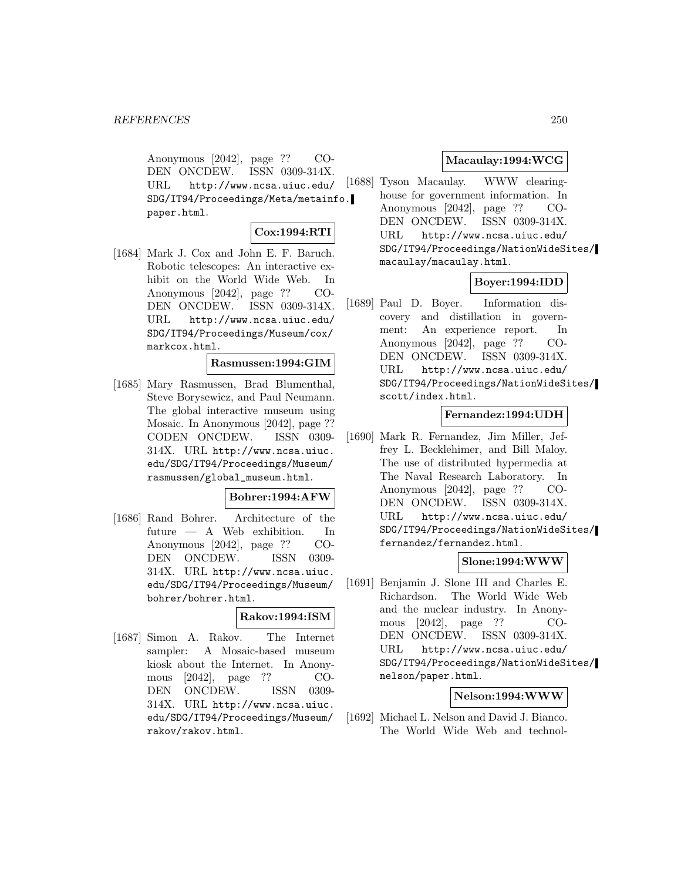Anonymous [2042], page ?? CODEN ONCDEW. ISSN 0309-314X. URL http://www.ncsa.uiuc.edu/SDG/IT94/Proceedings/Meta/metainfo.paper.html.

**Cox:1994:RTI**

[1684] Mark J. Cox and John E. F. Baruch. Robotic telescopes: An interactive exhibit on the World Wide Web. In Anonymous [2042], page ?? CODEN ONCDEW. ISSN 0309-314X. URL http://www.ncsa.uiuc.edu/SDG/IT94/Proceedings/Museum/cox/markcox.html.

**Rasmussen:1994:GIM**

[1685] Mary Rasmussen, Brad Blumenthal, Steve Borysewicz, and Paul Neumann. The global interactive museum using Mosaic. In Anonymous [2042], page ?? CODEN ONCDEW. ISSN 0309-314X. URL http://www.ncsa.uiuc.edu/SDG/IT94/Proceedings/Museum/rasmussen/global_museum.html.

**Bohrer:1994:AFW**

[1686] Rand Bohrer. Architecture of the future — A Web exhibition. In Anonymous [2042], page ?? CODEN ONCDEW. ISSN 0309-314X. URL http://www.ncsa.uiuc.edu/SDG/IT94/Proceedings/Museum/bohrer/bohrer.html.

**Rakov:1994:ISM**

[1687] Simon A. Rakov. The Internet sampler: A Mosaic-based museum kiosk about the Internet. In Anonymous [2042], page ?? CODEN ONCDEW. ISSN 0309-314X. URL http://www.ncsa.uiuc.edu/SDG/IT94/Proceedings/Museum/rakov/rakov.html.

**Macaulay:1994:WCG**

[1688] Tyson Macaulay. WWW clearinghouse for government information. In Anonymous [2042], page ?? CODEN ONCDEW. ISSN 0309-314X. URL http://www.ncsa.uiuc.edu/SDG/IT94/Proceedings/NationWideSites/macaulay/macaulay.html.

**Boyer:1994:IDD**

[1689] Paul D. Boyer. Information discovery and distillation in government: An experience report. In Anonymous [2042], page ?? CODEN ONCDEW. ISSN 0309-314X. URL http://www.ncsa.uiuc.edu/SDG/IT94/Proceedings/NationWideSites/scott/index.html.

**Fernandez:1994:UDH**

[1690] Mark R. Fernandez, Jim Miller, Jeffrey L. Becklehimer, and Bill Maloy. The use of distributed hypermedia at The Naval Research Laboratory. In Anonymous [2042], page ?? CODEN ONCDEW. ISSN 0309-314X. URL http://www.ncsa.uiuc.edu/SDG/IT94/Proceedings/NationWideSites/fernandez/fernandez.html.

**Slone:1994:WWW**

[1691] Benjamin J. Slone III and Charles E. Richardson. The World Wide Web and the nuclear industry. In Anonymous [2042], page ?? CODEN ONCDEW. ISSN 0309-314X. URL http://www.ncsa.uiuc.edu/SDG/IT94/Proceedings/NationWideSites/nelson/paper.html.

**Nelson:1994:WWW**

[1692] Michael L. Nelson and David J. Bianco. The World Wide Web and technol-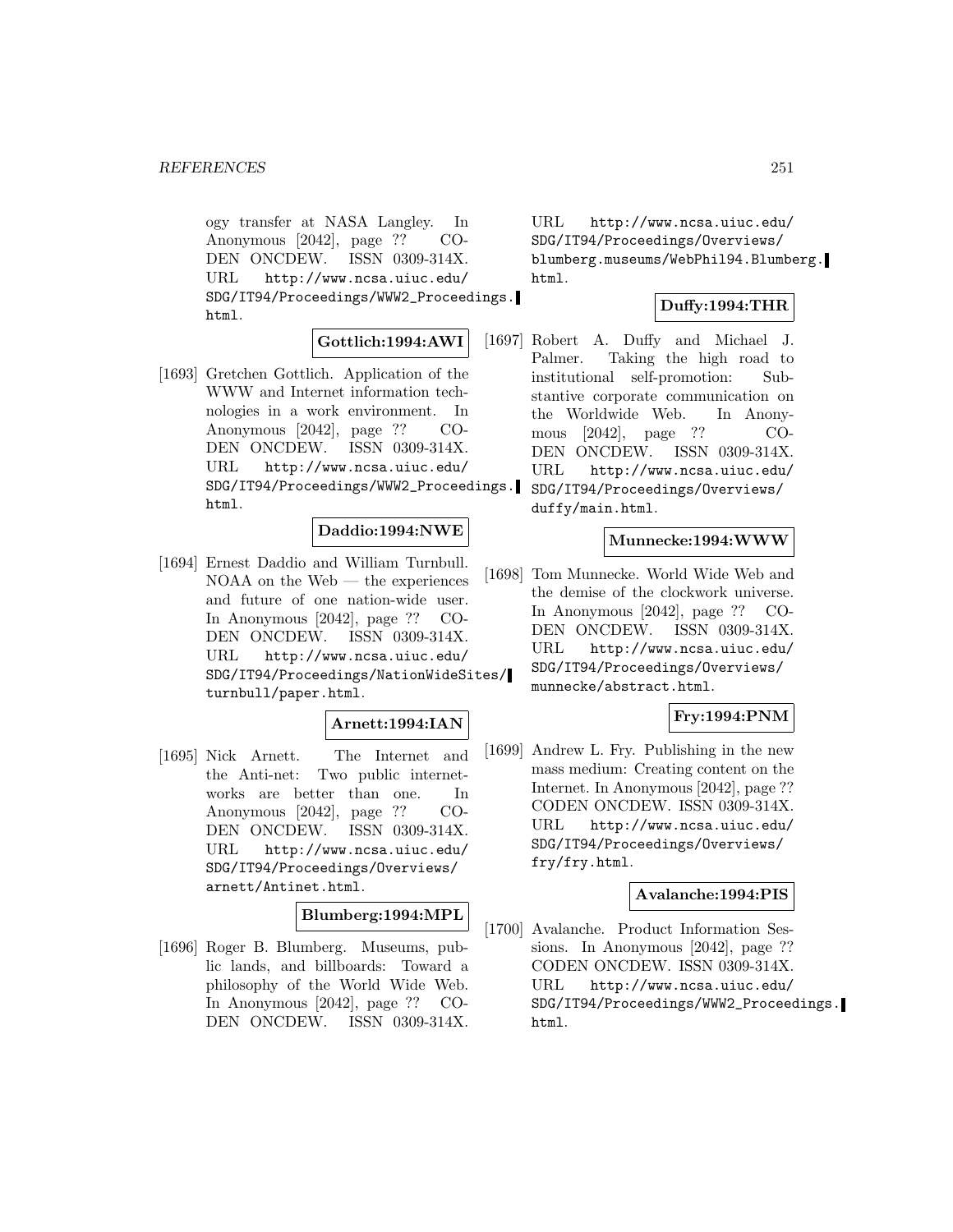ogy transfer at NASA Langley. In Anonymous [2042], page ?? CODEN ONCDEW. ISSN 0309-314X. URL `http://www.ncsa.uiuc.edu/SDG/IT94/Proceedings/WWW2_Proceedings.html`.

**Gottlich:1994:AWI**

[1693] Gretchen Gottlich. Application of the WWW and Internet information technologies in a work environment. In Anonymous [2042], page ?? CODEN ONCDEW. ISSN 0309-314X. URL `http://www.ncsa.uiuc.edu/SDG/IT94/Proceedings/WWW2_Proceedings.html`.

**Daddio:1994:NWE**

[1694] Ernest Daddio and William Turnbull. NOAA on the Web — the experiences and future of one nation-wide user. In Anonymous [2042], page ?? CODEN ONCDEW. ISSN 0309-314X. URL `http://www.ncsa.uiuc.edu/SDG/IT94/Proceedings/NationWideSites/turnbull/paper.html`.

**Arnett:1994:IAN**

[1695] Nick Arnett. The Internet and the Anti-net: Two public internetworks are better than one. In Anonymous [2042], page ?? CODEN ONCDEW. ISSN 0309-314X. URL `http://www.ncsa.uiuc.edu/SDG/IT94/Proceedings/Overviews/arnett/Antinet.html`.

**Blumberg:1994:MPL**

[1696] Roger B. Blumberg. Museums, public lands, and billboards: Toward a philosophy of the World Wide Web. In Anonymous [2042], page ?? CODEN ONCDEW. ISSN 0309-314X. URL `http://www.ncsa.uiuc.edu/SDG/IT94/Proceedings/Overviews/blumberg.museums/WebPhil94.Blumberg.html`.

**Duffy:1994:THR**

[1697] Robert A. Duffy and Michael J. Palmer. Taking the high road to institutional self-promotion: Substantive corporate communication on the Worldwide Web. In Anonymous [2042], page ?? CODEN ONCDEW. ISSN 0309-314X. URL `http://www.ncsa.uiuc.edu/SDG/IT94/Proceedings/Overviews/duffy/main.html`.

**Munnecke:1994:WWW**

[1698] Tom Munnecke. World Wide Web and the demise of the clockwork universe. In Anonymous [2042], page ?? CODEN ONCDEW. ISSN 0309-314X. URL `http://www.ncsa.uiuc.edu/SDG/IT94/Proceedings/Overviews/munnecke/abstract.html`.

**Fry:1994:PNM**

[1699] Andrew L. Fry. Publishing in the new mass medium: Creating content on the Internet. In Anonymous [2042], page ?? CODEN ONCDEW. ISSN 0309-314X. URL `http://www.ncsa.uiuc.edu/SDG/IT94/Proceedings/Overviews/fry/fry.html`.

**Avalanche:1994:PIS**

[1700] Avalanche. Product Information Sessions. In Anonymous [2042], page ?? CODEN ONCDEW. ISSN 0309-314X. URL `http://www.ncsa.uiuc.edu/SDG/IT94/Proceedings/WWW2_Proceedings.html`.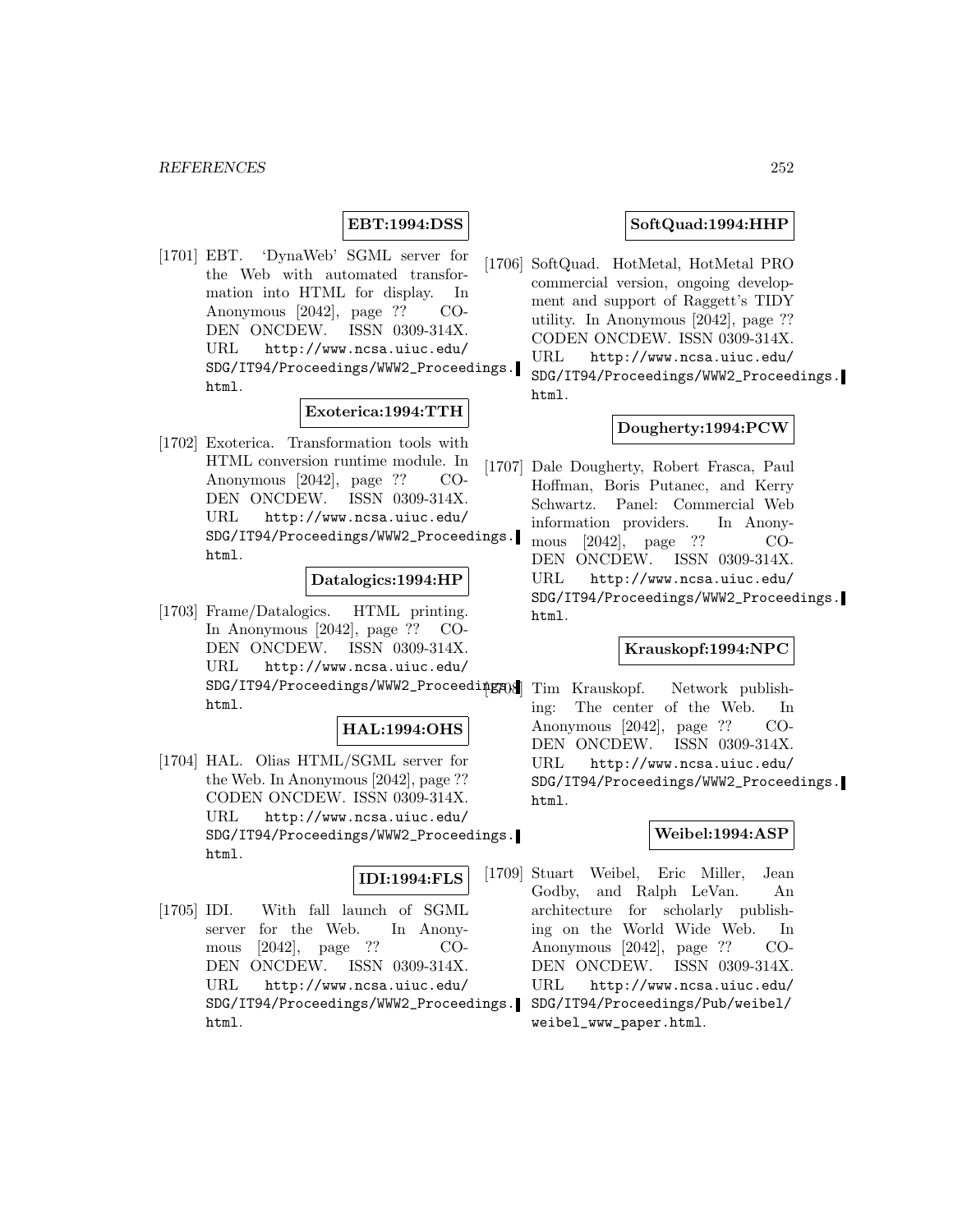**EBT:1994:DSS**

[1701] EBT. 'DynaWeb' SGML server for the Web with automated transformation into HTML for display. In Anonymous [2042], page ?? CODEN ONCDEW. ISSN 0309-314X. URL http://www.ncsa.uiuc.edu/SDG/IT94/Proceedings/WWW2_Proceedings.html.

**Exoterica:1994:TTH**

[1702] Exoterica. Transformation tools with HTML conversion runtime module. In Anonymous [2042], page ?? CODEN ONCDEW. ISSN 0309-314X. URL http://www.ncsa.uiuc.edu/SDG/IT94/Proceedings/WWW2_Proceedings.html.

**Datalogics:1994:HP**

[1703] Frame/Datalogics. HTML printing. In Anonymous [2042], page ?? CODEN ONCDEW. ISSN 0309-314X. URL http://www.ncsa.uiuc.edu/SDG/IT94/Proceedings/WWW2_Proceedings.html.

**HAL:1994:OHS**

[1704] HAL. Olias HTML/SGML server for the Web. In Anonymous [2042], page ?? CODEN ONCDEW. ISSN 0309-314X. URL http://www.ncsa.uiuc.edu/SDG/IT94/Proceedings/WWW2_Proceedings.html.

**IDI:1994:FLS**

[1705] IDI. With fall launch of SGML server for the Web. In Anonymous [2042], page ?? CODEN ONCDEW. ISSN 0309-314X. URL http://www.ncsa.uiuc.edu/SDG/IT94/Proceedings/WWW2_Proceedings.html.

**SoftQuad:1994:HHP**

[1706] SoftQuad. HotMetal, HotMetal PRO commercial version, ongoing development and support of Raggett's TIDY utility. In Anonymous [2042], page ?? CODEN ONCDEW. ISSN 0309-314X. URL http://www.ncsa.uiuc.edu/SDG/IT94/Proceedings/WWW2_Proceedings.html.

**Dougherty:1994:PCW**

[1707] Dale Dougherty, Robert Frasca, Paul Hoffman, Boris Putanec, and Kerry Schwartz. Panel: Commercial Web information providers. In Anonymous [2042], page ?? CODEN ONCDEW. ISSN 0309-314X. URL http://www.ncsa.uiuc.edu/SDG/IT94/Proceedings/WWW2_Proceedings.html.

**Krauskopf:1994:NPC**

[1708] Tim Krauskopf. Network publishing: The center of the Web. In Anonymous [2042], page ?? CODEN ONCDEW. ISSN 0309-314X. URL http://www.ncsa.uiuc.edu/SDG/IT94/Proceedings/WWW2_Proceedings.html.

**Weibel:1994:ASP**

[1709] Stuart Weibel, Eric Miller, Jean Godby, and Ralph LeVan. An architecture for scholarly publishing on the World Wide Web. In Anonymous [2042], page ?? CODEN ONCDEW. ISSN 0309-314X. URL http://www.ncsa.uiuc.edu/SDG/IT94/Proceedings/Pub/weibel/weibel_www_paper.html.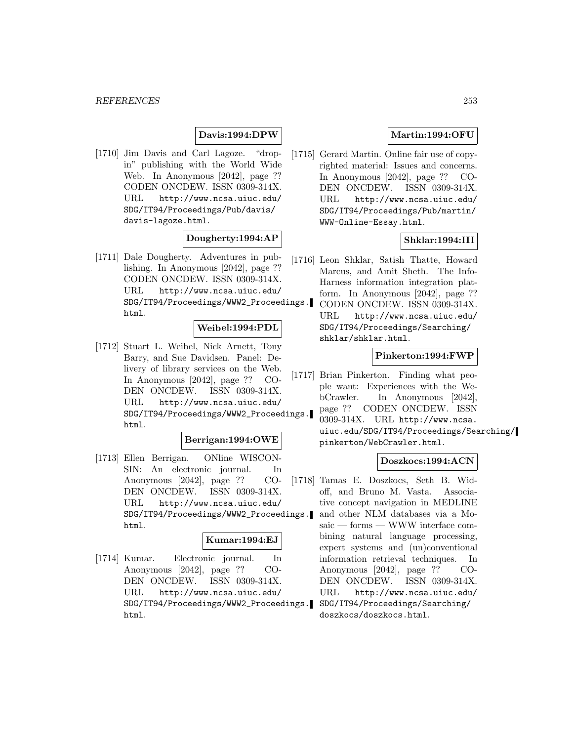**Davis:1994:DPW**

[1710] Jim Davis and Carl Lagoze. "drop-in" publishing with the World Wide Web. In Anonymous [2042], page ?? CODEN ONCDEW. ISSN 0309-314X. URL http://www.ncsa.uiuc.edu/SDG/IT94/Proceedings/Pub/davis/davis-lagoze.html.

**Dougherty:1994:AP**

[1711] Dale Dougherty. Adventures in publishing. In Anonymous [2042], page ?? CODEN ONCDEW. ISSN 0309-314X. URL http://www.ncsa.uiuc.edu/SDG/IT94/Proceedings/WWW2_Proceedings.html.

**Weibel:1994:PDL**

[1712] Stuart L. Weibel, Nick Arnett, Tony Barry, and Sue Davidsen. Panel: Delivery of library services on the Web. In Anonymous [2042], page ?? CODEN ONCDEW. ISSN 0309-314X. URL http://www.ncsa.uiuc.edu/SDG/IT94/Proceedings/WWW2_Proceedings.html.

**Berrigan:1994:OWE**

[1713] Ellen Berrigan. ONline WISCONSIN: An electronic journal. In Anonymous [2042], page ?? CODEN ONCDEW. ISSN 0309-314X. URL http://www.ncsa.uiuc.edu/SDG/IT94/Proceedings/WWW2_Proceedings.html.

**Kumar:1994:EJ**

[1714] Kumar. Electronic journal. In Anonymous [2042], page ?? CODEN ONCDEW. ISSN 0309-314X. URL http://www.ncsa.uiuc.edu/SDG/IT94/Proceedings/WWW2_Proceedings.html.

**Martin:1994:OFU**

[1715] Gerard Martin. Online fair use of copyrighted material: Issues and concerns. In Anonymous [2042], page ?? CODEN ONCDEW. ISSN 0309-314X. URL http://www.ncsa.uiuc.edu/SDG/IT94/Proceedings/Pub/martin/WWW-Online-Essay.html.

**Shklar:1994:III**

[1716] Leon Shklar, Satish Thatte, Howard Marcus, and Amit Sheth. The InfoHarness information integration platform. In Anonymous [2042], page ?? CODEN ONCDEW. ISSN 0309-314X. URL http://www.ncsa.uiuc.edu/SDG/IT94/Proceedings/Searching/shklar/shklar.html.

**Pinkerton:1994:FWP**

[1717] Brian Pinkerton. Finding what people want: Experiences with the WebCrawler. In Anonymous [2042], page ?? CODEN ONCDEW. ISSN 0309-314X. URL http://www.ncsa.uiuc.edu/SDG/IT94/Proceedings/Searching/pinkerton/WebCrawler.html.

**Doszkocs:1994:ACN**

[1718] Tamas E. Doszkocs, Seth B. Widoff, and Bruno M. Vasta. Associative concept navigation in MEDLINE and other NLM databases via a Mosaic — forms — WWW interface combining natural language processing, expert systems and (un)conventional information retrieval techniques. In Anonymous [2042], page ?? CODEN ONCDEW. ISSN 0309-314X. URL http://www.ncsa.uiuc.edu/SDG/IT94/Proceedings/Searching/doszkocs/doszkocs.html.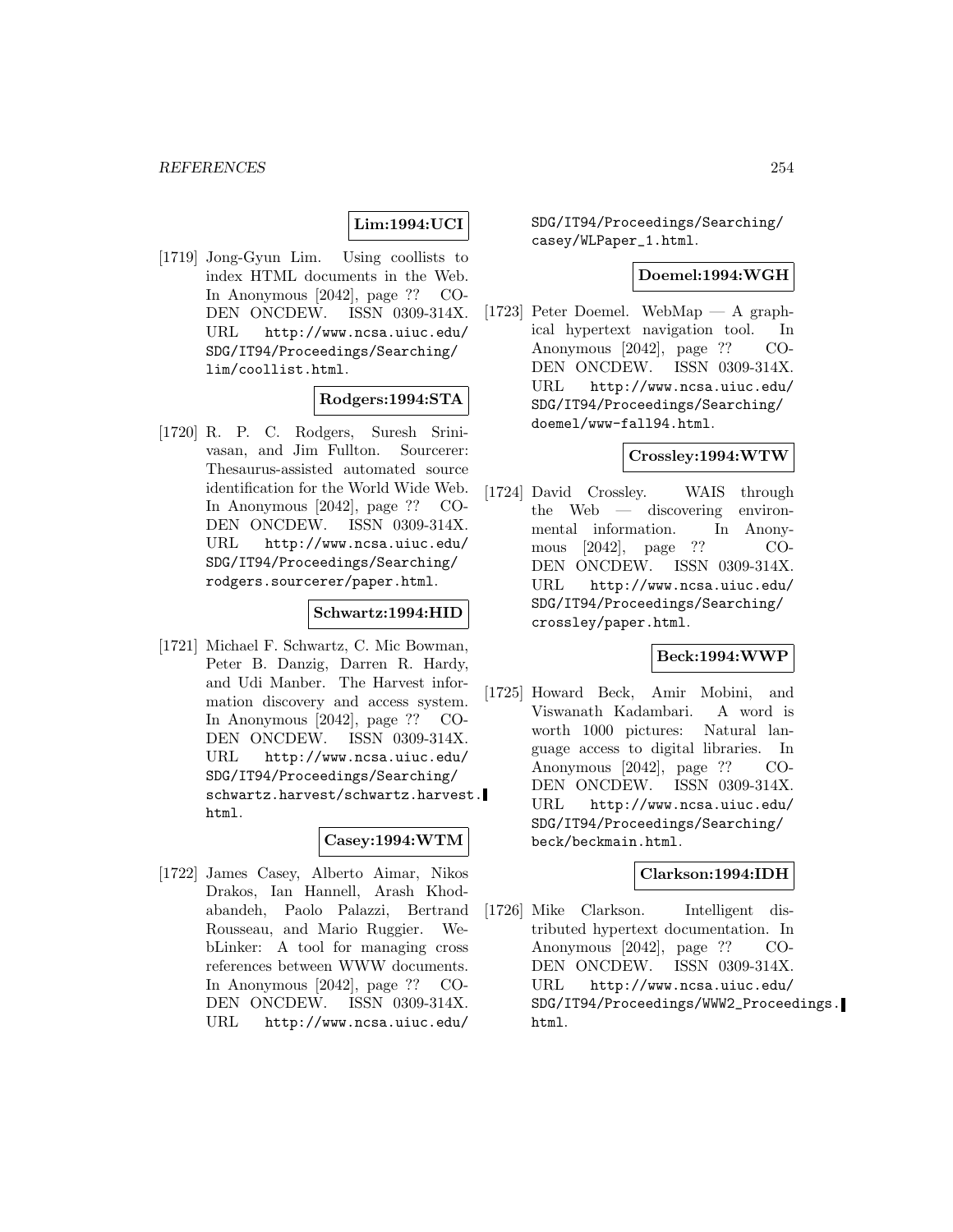**Lim:1994:UCI**

[1719] Jong-Gyun Lim. Using coollists to index HTML documents in the Web. In Anonymous [2042], page ?? CODEN ONCDEW. ISSN 0309-314X. URL http://www.ncsa.uiuc.edu/SDG/IT94/Proceedings/Searching/lim/coollist.html.

**Rodgers:1994:STA**

[1720] R. P. C. Rodgers, Suresh Srinivasan, and Jim Fullton. Sourcerer: Thesaurus-assisted automated source identification for the World Wide Web. In Anonymous [2042], page ?? CODEN ONCDEW. ISSN 0309-314X. URL http://www.ncsa.uiuc.edu/SDG/IT94/Proceedings/Searching/rodgers.sourcerer/paper.html.

**Schwartz:1994:HID**

[1721] Michael F. Schwartz, C. Mic Bowman, Peter B. Danzig, Darren R. Hardy, and Udi Manber. The Harvest information discovery and access system. In Anonymous [2042], page ?? CODEN ONCDEW. ISSN 0309-314X. URL http://www.ncsa.uiuc.edu/SDG/IT94/Proceedings/Searching/schwartz.harvest/schwartz.harvest.html.

**Casey:1994:WTM**

[1722] James Casey, Alberto Aimar, Nikos Drakos, Ian Hannell, Arash Khodabandeh, Paolo Palazzi, Bertrand Rousseau, and Mario Ruggier. WebLinker: A tool for managing cross references between WWW documents. In Anonymous [2042], page ?? CODEN ONCDEW. ISSN 0309-314X. URL http://www.ncsa.uiuc.edu/SDG/IT94/Proceedings/Searching/casey/WLPaper_1.html.

**Doemel:1994:WGH**

[1723] Peter Doemel. WebMap — A graphical hypertext navigation tool. In Anonymous [2042], page ?? CODEN ONCDEW. ISSN 0309-314X. URL http://www.ncsa.uiuc.edu/SDG/IT94/Proceedings/Searching/doemel/www-fall94.html.

**Crossley:1994:WTW**

[1724] David Crossley. WAIS through the Web — discovering environmental information. In Anonymous [2042], page ?? CODEN ONCDEW. ISSN 0309-314X. URL http://www.ncsa.uiuc.edu/SDG/IT94/Proceedings/Searching/crossley/paper.html.

**Beck:1994:WWP**

[1725] Howard Beck, Amir Mobini, and Viswanath Kadambari. A word is worth 1000 pictures: Natural language access to digital libraries. In Anonymous [2042], page ?? CODEN ONCDEW. ISSN 0309-314X. URL http://www.ncsa.uiuc.edu/SDG/IT94/Proceedings/Searching/beck/beckmain.html.

**Clarkson:1994:IDH**

[1726] Mike Clarkson. Intelligent distributed hypertext documentation. In Anonymous [2042], page ?? CODEN ONCDEW. ISSN 0309-314X. URL http://www.ncsa.uiuc.edu/SDG/IT94/Proceedings/WWW2_Proceedings.html.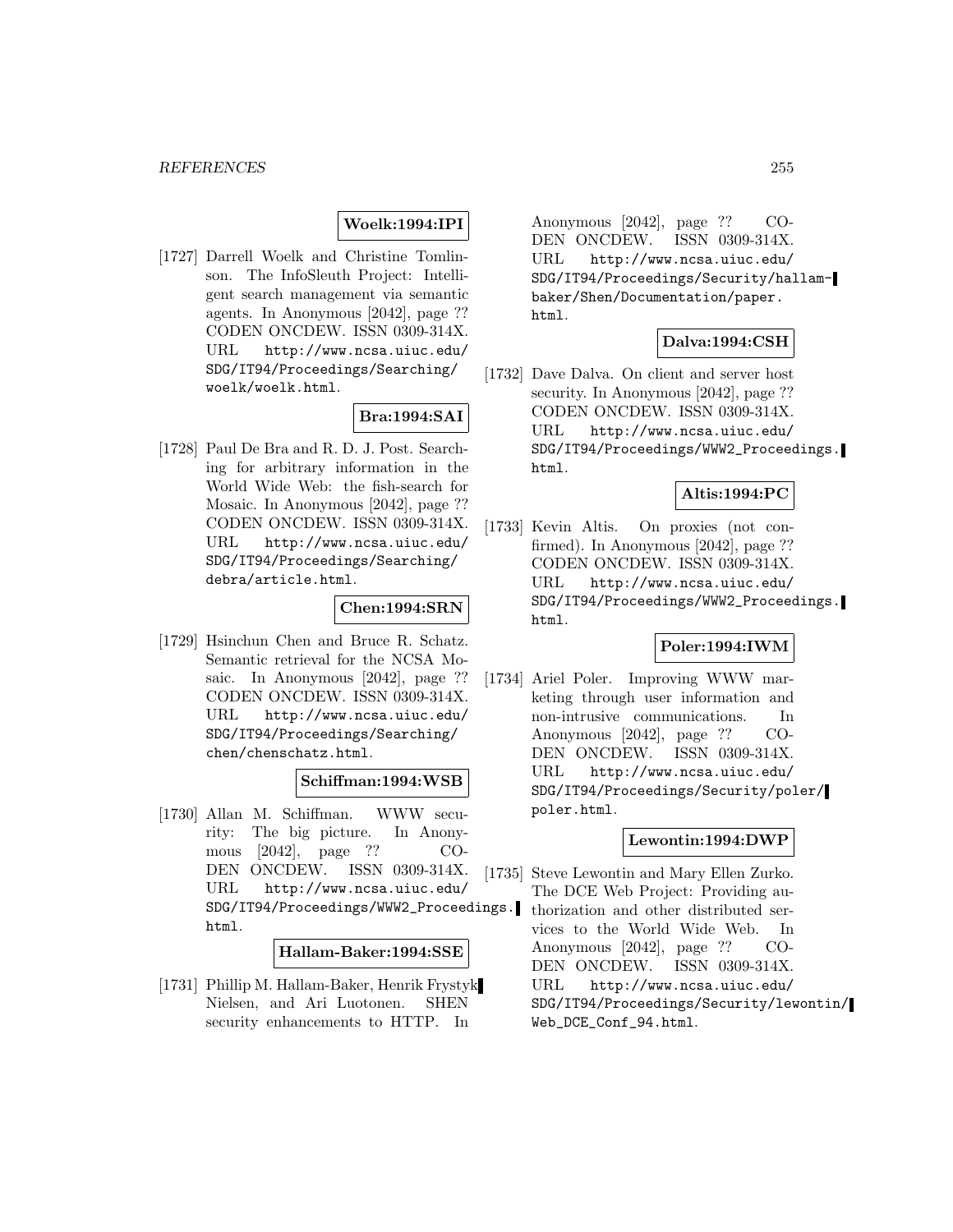**Woelk:1994:IPI**

[1727] Darrell Woelk and Christine Tomlinson. The InfoSleuth Project: Intelligent search management via semantic agents. In Anonymous [2042], page ?? CODEN ONCDEW. ISSN 0309-314X. URL http://www.ncsa.uiuc.edu/SDG/IT94/Proceedings/Searching/woelk/woelk.html.

**Bra:1994:SAI**

[1728] Paul De Bra and R. D. J. Post. Searching for arbitrary information in the World Wide Web: the fish-search for Mosaic. In Anonymous [2042], page ?? CODEN ONCDEW. ISSN 0309-314X. URL http://www.ncsa.uiuc.edu/SDG/IT94/Proceedings/Searching/debra/article.html.

**Chen:1994:SRN**

[1729] Hsinchun Chen and Bruce R. Schatz. Semantic retrieval for the NCSA Mosaic. In Anonymous [2042], page ?? CODEN ONCDEW. ISSN 0309-314X. URL http://www.ncsa.uiuc.edu/SDG/IT94/Proceedings/Searching/chen/chenschatz.html.

**Schiffman:1994:WSB**

[1730] Allan M. Schiffman. WWW security: The big picture. In Anonymous [2042], page ?? CODEN ONCDEW. ISSN 0309-314X. URL http://www.ncsa.uiuc.edu/SDG/IT94/Proceedings/WWW2_Proceedings.html.

**Hallam-Baker:1994:SSE**

[1731] Phillip M. Hallam-Baker, Henrik Frystyk Nielsen, and Ari Luotonen. SHEN security enhancements to HTTP. In Anonymous [2042], page ?? CODEN ONCDEW. ISSN 0309-314X. URL http://www.ncsa.uiuc.edu/SDG/IT94/Proceedings/Security/hallam-baker/Shen/Documentation/paper.html.

**Dalva:1994:CSH**

[1732] Dave Dalva. On client and server host security. In Anonymous [2042], page ?? CODEN ONCDEW. ISSN 0309-314X. URL http://www.ncsa.uiuc.edu/SDG/IT94/Proceedings/WWW2_Proceedings.html.

**Altis:1994:PC**

[1733] Kevin Altis. On proxies (not confirmed). In Anonymous [2042], page ?? CODEN ONCDEW. ISSN 0309-314X. URL http://www.ncsa.uiuc.edu/SDG/IT94/Proceedings/WWW2_Proceedings.html.

**Poler:1994:IWM**

[1734] Ariel Poler. Improving WWW marketing through user information and non-intrusive communications. In Anonymous [2042], page ?? CODEN ONCDEW. ISSN 0309-314X. URL http://www.ncsa.uiuc.edu/SDG/IT94/Proceedings/Security/poler/poler.html.

**Lewontin:1994:DWP**

[1735] Steve Lewontin and Mary Ellen Zurko. The DCE Web Project: Providing authorization and other distributed services to the World Wide Web. In Anonymous [2042], page ?? CODEN ONCDEW. ISSN 0309-314X. URL http://www.ncsa.uiuc.edu/SDG/IT94/Proceedings/Security/lewontin/Web_DCE_Conf_94.html.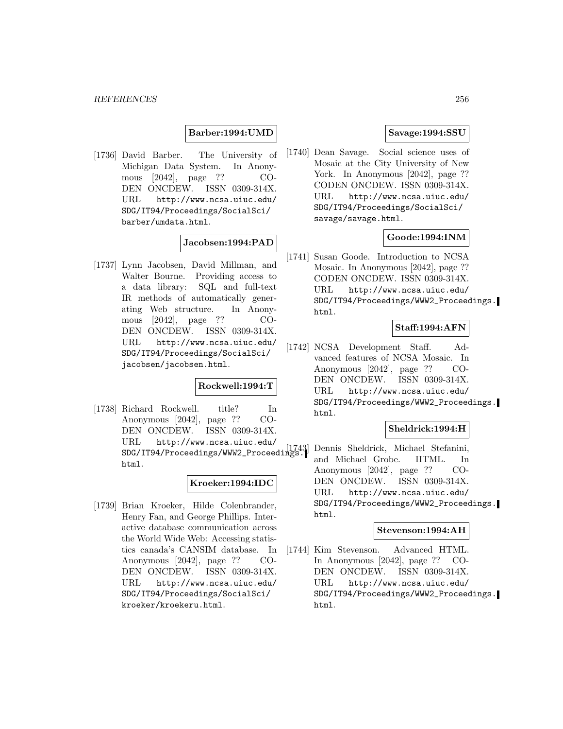**Barber:1994:UMD**

[1736] David Barber. The University of Michigan Data System. In Anonymous [2042], page ?? CODEN ONCDEW. ISSN 0309-314X. URL http://www.ncsa.uiuc.edu/SDG/IT94/Proceedings/SocialSci/barber/umdata.html.

**Jacobsen:1994:PAD**

[1737] Lynn Jacobsen, David Millman, and Walter Bourne. Providing access to a data library: SQL and full-text IR methods of automatically generating Web structure. In Anonymous [2042], page ?? CODEN ONCDEW. ISSN 0309-314X. URL http://www.ncsa.uiuc.edu/SDG/IT94/Proceedings/SocialSci/jacobsen/jacobsen.html.

**Rockwell:1994:T**

[1738] Richard Rockwell. title? In Anonymous [2042], page ?? CODEN ONCDEW. ISSN 0309-314X. URL http://www.ncsa.uiuc.edu/SDG/IT94/Proceedings/WWW2_Proceedings.html.

**Kroeker:1994:IDC**

[1739] Brian Kroeker, Hilde Colenbrander, Henry Fan, and George Phillips. Interactive database communication across the World Wide Web: Accessing statistics canada's CANSIM database. In Anonymous [2042], page ?? CODEN ONCDEW. ISSN 0309-314X. URL http://www.ncsa.uiuc.edu/SDG/IT94/Proceedings/SocialSci/kroeker/kroekeru.html.

**Savage:1994:SSU**

[1740] Dean Savage. Social science uses of Mosaic at the City University of New York. In Anonymous [2042], page ?? CODEN ONCDEW. ISSN 0309-314X. URL http://www.ncsa.uiuc.edu/SDG/IT94/Proceedings/SocialSci/savage/savage.html.

**Goode:1994:INM**

[1741] Susan Goode. Introduction to NCSA Mosaic. In Anonymous [2042], page ?? CODEN ONCDEW. ISSN 0309-314X. URL http://www.ncsa.uiuc.edu/SDG/IT94/Proceedings/WWW2_Proceedings.html.

**Staff:1994:AFN**

[1742] NCSA Development Staff. Advanced features of NCSA Mosaic. In Anonymous [2042], page ?? CODEN ONCDEW. ISSN 0309-314X. URL http://www.ncsa.uiuc.edu/SDG/IT94/Proceedings/WWW2_Proceedings.html.

**Sheldrick:1994:H**

[1743] Dennis Sheldrick, Michael Stefanini, and Michael Grobe. HTML. In Anonymous [2042], page ?? CODEN ONCDEW. ISSN 0309-314X. URL http://www.ncsa.uiuc.edu/SDG/IT94/Proceedings/WWW2_Proceedings.html.

**Stevenson:1994:AH**

[1744] Kim Stevenson. Advanced HTML. In Anonymous [2042], page ?? CODEN ONCDEW. ISSN 0309-314X. URL http://www.ncsa.uiuc.edu/SDG/IT94/Proceedings/WWW2_Proceedings.html.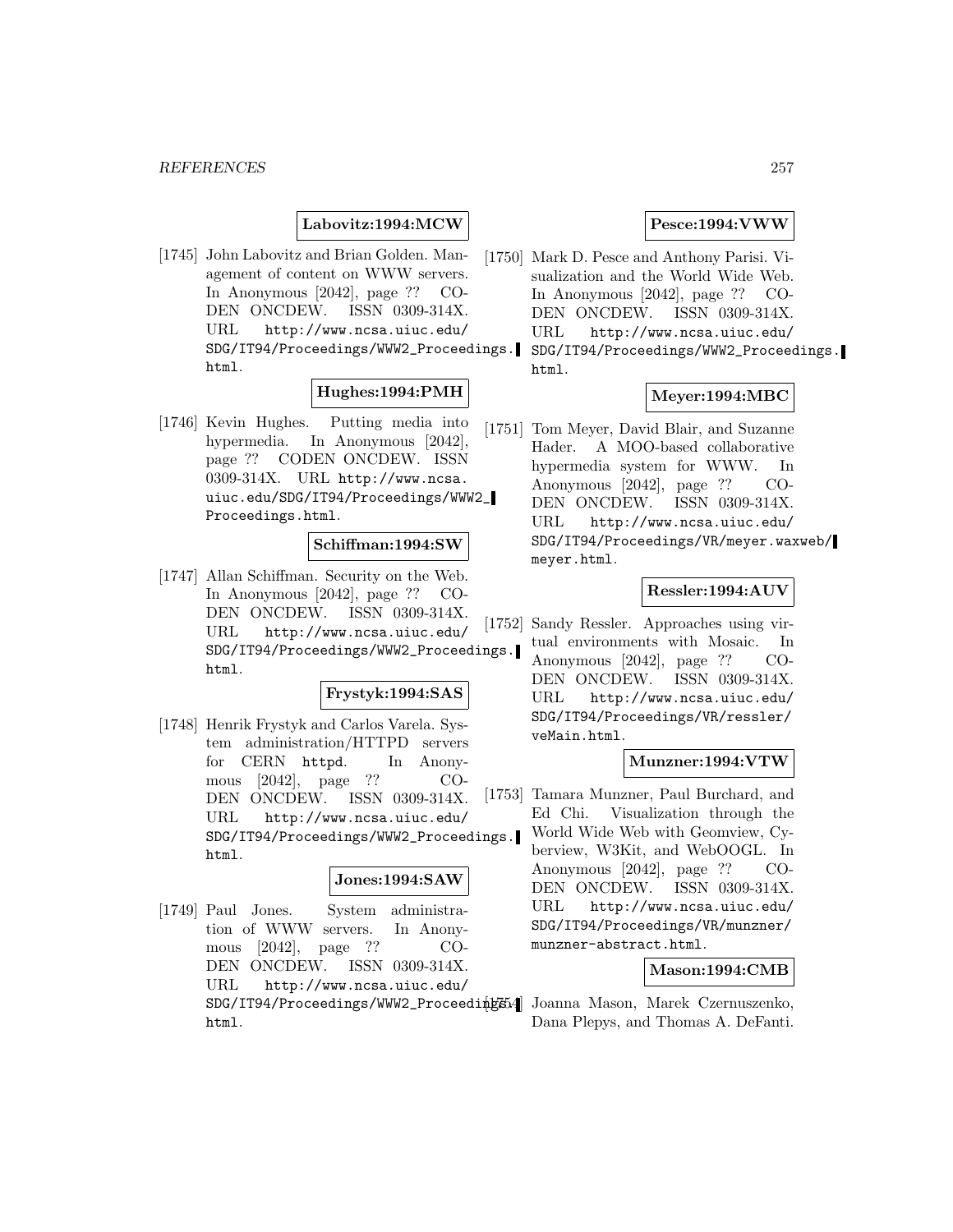**Labovitz:1994:MCW**

[1745] John Labovitz and Brian Golden. Management of content on WWW servers. In Anonymous [2042], page ?? CODEN ONCDEW. ISSN 0309-314X. URL http://www.ncsa.uiuc.edu/SDG/IT94/Proceedings/WWW2_Proceedings.html.

**Hughes:1994:PMH**

[1746] Kevin Hughes. Putting media into hypermedia. In Anonymous [2042], page ?? CODEN ONCDEW. ISSN 0309-314X. URL http://www.ncsa.uiuc.edu/SDG/IT94/Proceedings/WWW2_Proceedings.html.

**Schiffman:1994:SW**

[1747] Allan Schiffman. Security on the Web. In Anonymous [2042], page ?? CODEN ONCDEW. ISSN 0309-314X. URL http://www.ncsa.uiuc.edu/SDG/IT94/Proceedings/WWW2_Proceedings.html.

**Frystyk:1994:SAS**

[1748] Henrik Frystyk and Carlos Varela. System administration/HTTPD servers for CERN httpd. In Anonymous [2042], page ?? CODEN ONCDEW. ISSN 0309-314X. URL http://www.ncsa.uiuc.edu/SDG/IT94/Proceedings/WWW2_Proceedings.html.

**Jones:1994:SAW**

[1749] Paul Jones. System administration of WWW servers. In Anonymous [2042], page ?? CODEN ONCDEW. ISSN 0309-314X. URL http://www.ncsa.uiuc.edu/SDG/IT94/Proceedings/WWW2_Proceedings.html.

**Pesce:1994:VWW**

[1750] Mark D. Pesce and Anthony Parisi. Visualization and the World Wide Web. In Anonymous [2042], page ?? CODEN ONCDEW. ISSN 0309-314X. URL http://www.ncsa.uiuc.edu/SDG/IT94/Proceedings/WWW2_Proceedings.html.

**Meyer:1994:MBC**

[1751] Tom Meyer, David Blair, and Suzanne Hader. A MOO-based collaborative hypermedia system for WWW. In Anonymous [2042], page ?? CODEN ONCDEW. ISSN 0309-314X. URL http://www.ncsa.uiuc.edu/SDG/IT94/Proceedings/VR/meyer.waxweb/meyer.html.

**Ressler:1994:AUV**

[1752] Sandy Ressler. Approaches using virtual environments with Mosaic. In Anonymous [2042], page ?? CODEN ONCDEW. ISSN 0309-314X. URL http://www.ncsa.uiuc.edu/SDG/IT94/Proceedings/VR/ressler/veMain.html.

**Munzner:1994:VTW**

[1753] Tamara Munzner, Paul Burchard, and Ed Chi. Visualization through the World Wide Web with Geomview, Cyberview, W3Kit, and WebOOGL. In Anonymous [2042], page ?? CODEN ONCDEW. ISSN 0309-314X. URL http://www.ncsa.uiuc.edu/SDG/IT94/Proceedings/VR/munzner/munzner-abstract.html.

**Mason:1994:CMB**

[1754] Joanna Mason, Marek Czernuszenko, Dana Plepys, and Thomas A. DeFanti.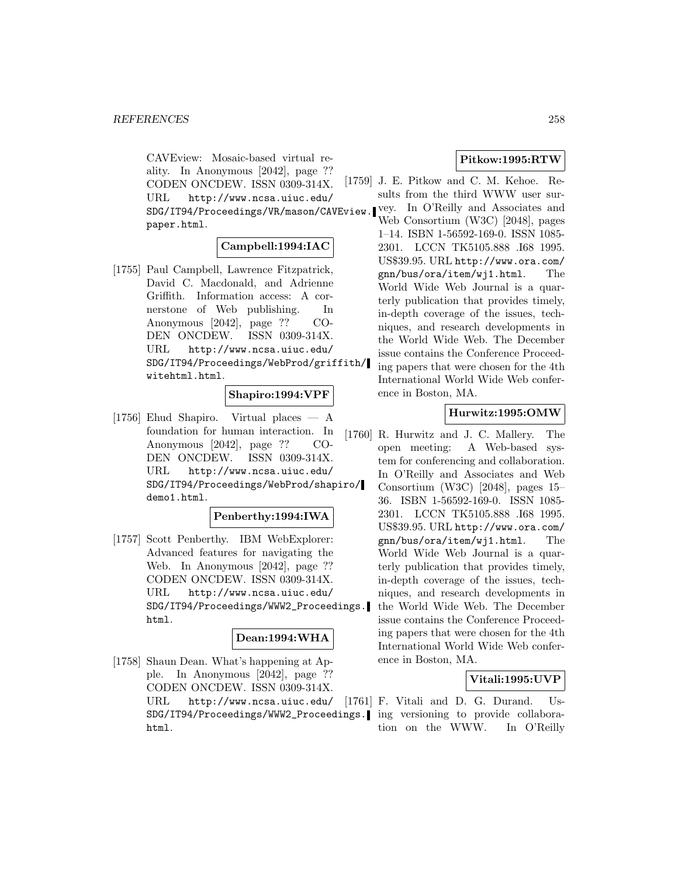CAVEview: Mosaic-based virtual reality. In Anonymous [2042], page ?? CODEN ONCDEW. ISSN 0309-314X. URL http://www.ncsa.uiuc.edu/SDG/IT94/Proceedings/VR/mason/CAVEview.paper.html.

**Campbell:1994:IAC**

[1755] Paul Campbell, Lawrence Fitzpatrick, David C. Macdonald, and Adrienne Griffith. Information access: A cornerstone of Web publishing. In Anonymous [2042], page ?? CODEN ONCDEW. ISSN 0309-314X. URL http://www.ncsa.uiuc.edu/SDG/IT94/Proceedings/WebProd/griffith/witehtml.html.

**Shapiro:1994:VPF**

[1756] Ehud Shapiro. Virtual places — A foundation for human interaction. In Anonymous [2042], page ?? CODEN ONCDEW. ISSN 0309-314X. URL http://www.ncsa.uiuc.edu/SDG/IT94/Proceedings/WebProd/shapiro/demo1.html.

**Penberthy:1994:IWA**

[1757] Scott Penberthy. IBM WebExplorer: Advanced features for navigating the Web. In Anonymous [2042], page ?? CODEN ONCDEW. ISSN 0309-314X. URL http://www.ncsa.uiuc.edu/SDG/IT94/Proceedings/WWW2_Proceedings.html.

**Dean:1994:WHA**

[1758] Shaun Dean. What's happening at Apple. In Anonymous [2042], page ?? CODEN ONCDEW. ISSN 0309-314X. URL http://www.ncsa.uiuc.edu/SDG/IT94/Proceedings/WWW2_Proceedings.html.

**Pitkow:1995:RTW**

[1759] J. E. Pitkow and C. M. Kehoe. Results from the third WWW user survey. In O'Reilly and Associates and Web Consortium (W3C) [2048], pages 1–14. ISBN 1-56592-169-0. ISSN 1085-2301. LCCN TK5105.888 .I68 1995. US$39.95. URL http://www.ora.com/gnn/bus/ora/item/wj1.html. The World Wide Web Journal is a quarterly publication that provides timely, in-depth coverage of the issues, techniques, and research developments in the World Wide Web. The December issue contains the Conference Proceeding papers that were chosen for the 4th International World Wide Web conference in Boston, MA.

**Hurwitz:1995:OMW**

[1760] R. Hurwitz and J. C. Mallery. The open meeting: A Web-based system for conferencing and collaboration. In O'Reilly and Associates and Web Consortium (W3C) [2048], pages 15–36. ISBN 1-56592-169-0. ISSN 1085-2301. LCCN TK5105.888 .I68 1995. US$39.95. URL http://www.ora.com/gnn/bus/ora/item/wj1.html. The World Wide Web Journal is a quarterly publication that provides timely, in-depth coverage of the issues, techniques, and research developments in the World Wide Web. The December issue contains the Conference Proceeding papers that were chosen for the 4th International World Wide Web conference in Boston, MA.

**Vitali:1995:UVP**

[1761] F. Vitali and D. G. Durand. Using versioning to provide collaboration on the WWW. In O'Reilly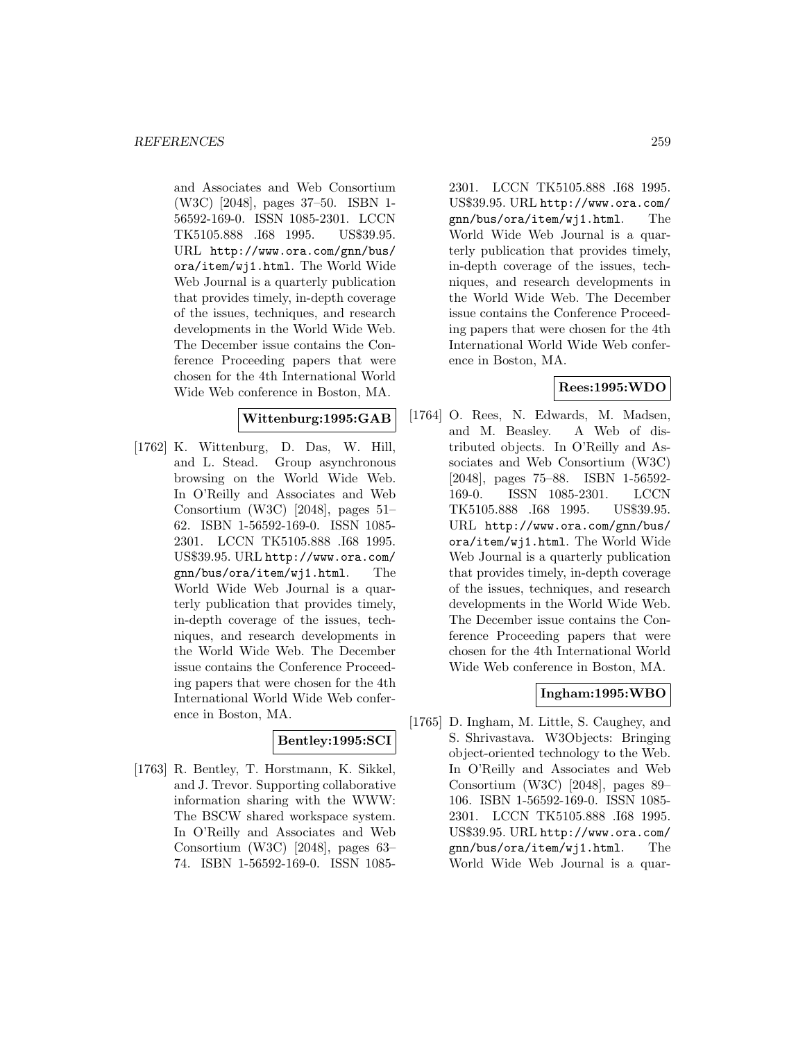and Associates and Web Consortium (W3C) [2048], pages 37–50. ISBN 1-56592-169-0. ISSN 1085-2301. LCCN TK5105.888 .I68 1995. US$39.95. URL http://www.ora.com/gnn/bus/ora/item/wj1.html. The World Wide Web Journal is a quarterly publication that provides timely, in-depth coverage of the issues, techniques, and research developments in the World Wide Web. The December issue contains the Conference Proceeding papers that were chosen for the 4th International World Wide Web conference in Boston, MA.

**Wittenburg:1995:GAB**

[1762] K. Wittenburg, D. Das, W. Hill, and L. Stead. Group asynchronous browsing on the World Wide Web. In O'Reilly and Associates and Web Consortium (W3C) [2048], pages 51–62. ISBN 1-56592-169-0. ISSN 1085-2301. LCCN TK5105.888 .I68 1995. US$39.95. URL http://www.ora.com/gnn/bus/ora/item/wj1.html. The World Wide Web Journal is a quarterly publication that provides timely, in-depth coverage of the issues, techniques, and research developments in the World Wide Web. The December issue contains the Conference Proceeding papers that were chosen for the 4th International World Wide Web conference in Boston, MA.

**Bentley:1995:SCI**

[1763] R. Bentley, T. Horstmann, K. Sikkel, and J. Trevor. Supporting collaborative information sharing with the WWW: The BSCW shared workspace system. In O'Reilly and Associates and Web Consortium (W3C) [2048], pages 63–74. ISBN 1-56592-169-0. ISSN 1085-2301. LCCN TK5105.888 .I68 1995. US$39.95. URL http://www.ora.com/gnn/bus/ora/item/wj1.html. The World Wide Web Journal is a quarterly publication that provides timely, in-depth coverage of the issues, techniques, and research developments in the World Wide Web. The December issue contains the Conference Proceeding papers that were chosen for the 4th International World Wide Web conference in Boston, MA.

**Rees:1995:WDO**

[1764] O. Rees, N. Edwards, M. Madsen, and M. Beasley. A Web of distributed objects. In O'Reilly and Associates and Web Consortium (W3C) [2048], pages 75–88. ISBN 1-56592-169-0. ISSN 1085-2301. LCCN TK5105.888 .I68 1995. US$39.95. URL http://www.ora.com/gnn/bus/ora/item/wj1.html. The World Wide Web Journal is a quarterly publication that provides timely, in-depth coverage of the issues, techniques, and research developments in the World Wide Web. The December issue contains the Conference Proceeding papers that were chosen for the 4th International World Wide Web conference in Boston, MA.

**Ingham:1995:WBO**

[1765] D. Ingham, M. Little, S. Caughey, and S. Shrivastava. W3Objects: Bringing object-oriented technology to the Web. In O'Reilly and Associates and Web Consortium (W3C) [2048], pages 89–106. ISBN 1-56592-169-0. ISSN 1085-2301. LCCN TK5105.888 .I68 1995. US$39.95. URL http://www.ora.com/gnn/bus/ora/item/wj1.html. The World Wide Web Journal is a quar-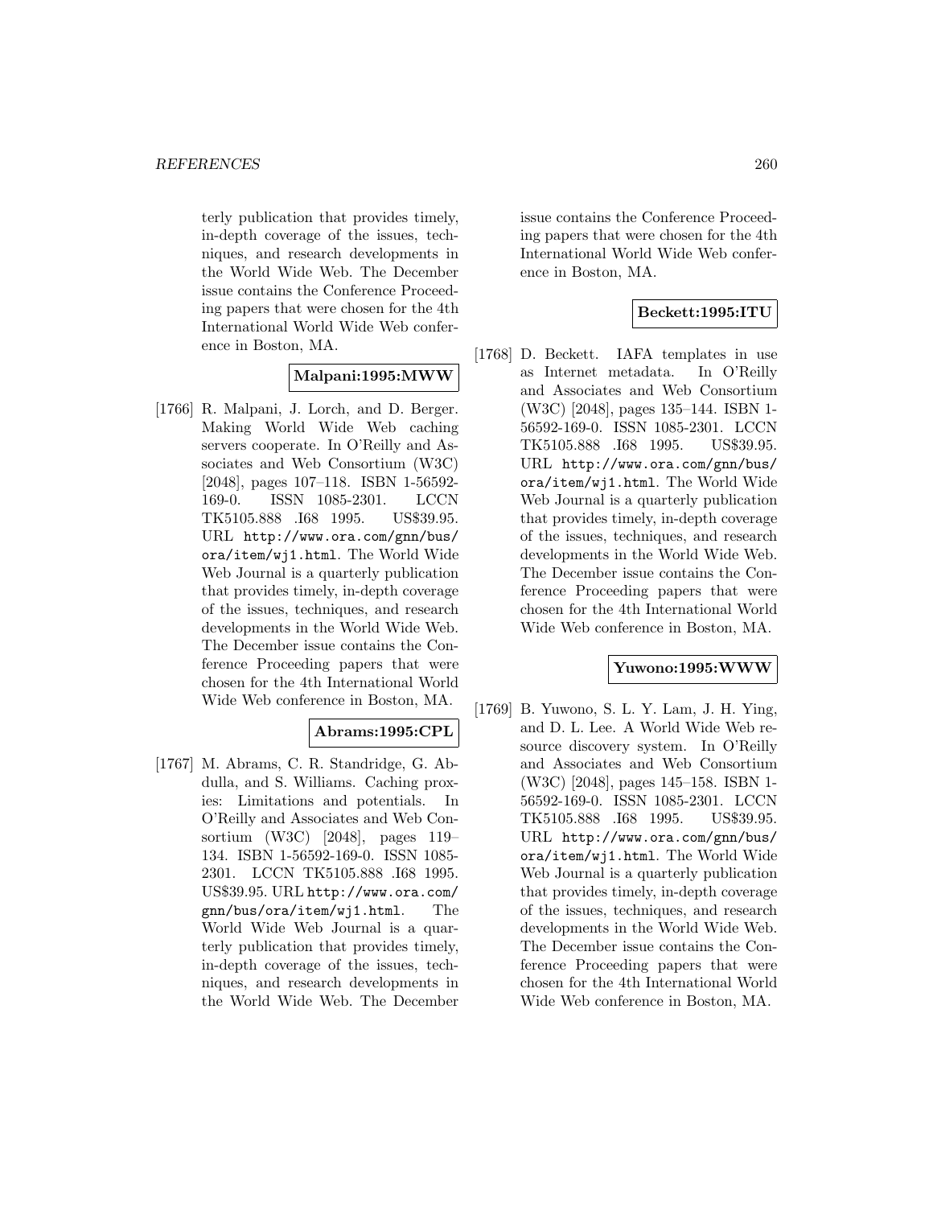terly publication that provides timely, in-depth coverage of the issues, techniques, and research developments in the World Wide Web. The December issue contains the Conference Proceeding papers that were chosen for the 4th International World Wide Web conference in Boston, MA.

**Malpani:1995:MWW**

[1766] R. Malpani, J. Lorch, and D. Berger. Making World Wide Web caching servers cooperate. In O'Reilly and Associates and Web Consortium (W3C) [2048], pages 107–118. ISBN 1-56592-169-0. ISSN 1085-2301. LCCN TK5105.888 .I68 1995. US$39.95. URL `http://www.ora.com/gnn/bus/ora/item/wj1.html`. The World Wide Web Journal is a quarterly publication that provides timely, in-depth coverage of the issues, techniques, and research developments in the World Wide Web. The December issue contains the Conference Proceeding papers that were chosen for the 4th International World Wide Web conference in Boston, MA.

**Abrams:1995:CPL**

[1767] M. Abrams, C. R. Standridge, G. Abdulla, and S. Williams. Caching proxies: Limitations and potentials. In O'Reilly and Associates and Web Consortium (W3C) [2048], pages 119–134. ISBN 1-56592-169-0. ISSN 1085-2301. LCCN TK5105.888 .I68 1995. US$39.95. URL `http://www.ora.com/gnn/bus/ora/item/wj1.html`. The World Wide Web Journal is a quarterly publication that provides timely, in-depth coverage of the issues, techniques, and research developments in the World Wide Web. The December issue contains the Conference Proceeding papers that were chosen for the 4th International World Wide Web conference in Boston, MA.

**Beckett:1995:ITU**

[1768] D. Beckett. IAFA templates in use as Internet metadata. In O'Reilly and Associates and Web Consortium (W3C) [2048], pages 135–144. ISBN 1-56592-169-0. ISSN 1085-2301. LCCN TK5105.888 .I68 1995. US$39.95. URL `http://www.ora.com/gnn/bus/ora/item/wj1.html`. The World Wide Web Journal is a quarterly publication that provides timely, in-depth coverage of the issues, techniques, and research developments in the World Wide Web. The December issue contains the Conference Proceeding papers that were chosen for the 4th International World Wide Web conference in Boston, MA.

**Yuwono:1995:WWW**

[1769] B. Yuwono, S. L. Y. Lam, J. H. Ying, and D. L. Lee. A World Wide Web resource discovery system. In O'Reilly and Associates and Web Consortium (W3C) [2048], pages 145–158. ISBN 1-56592-169-0. ISSN 1085-2301. LCCN TK5105.888 .I68 1995. US$39.95. URL `http://www.ora.com/gnn/bus/ora/item/wj1.html`. The World Wide Web Journal is a quarterly publication that provides timely, in-depth coverage of the issues, techniques, and research developments in the World Wide Web. The December issue contains the Conference Proceeding papers that were chosen for the 4th International World Wide Web conference in Boston, MA.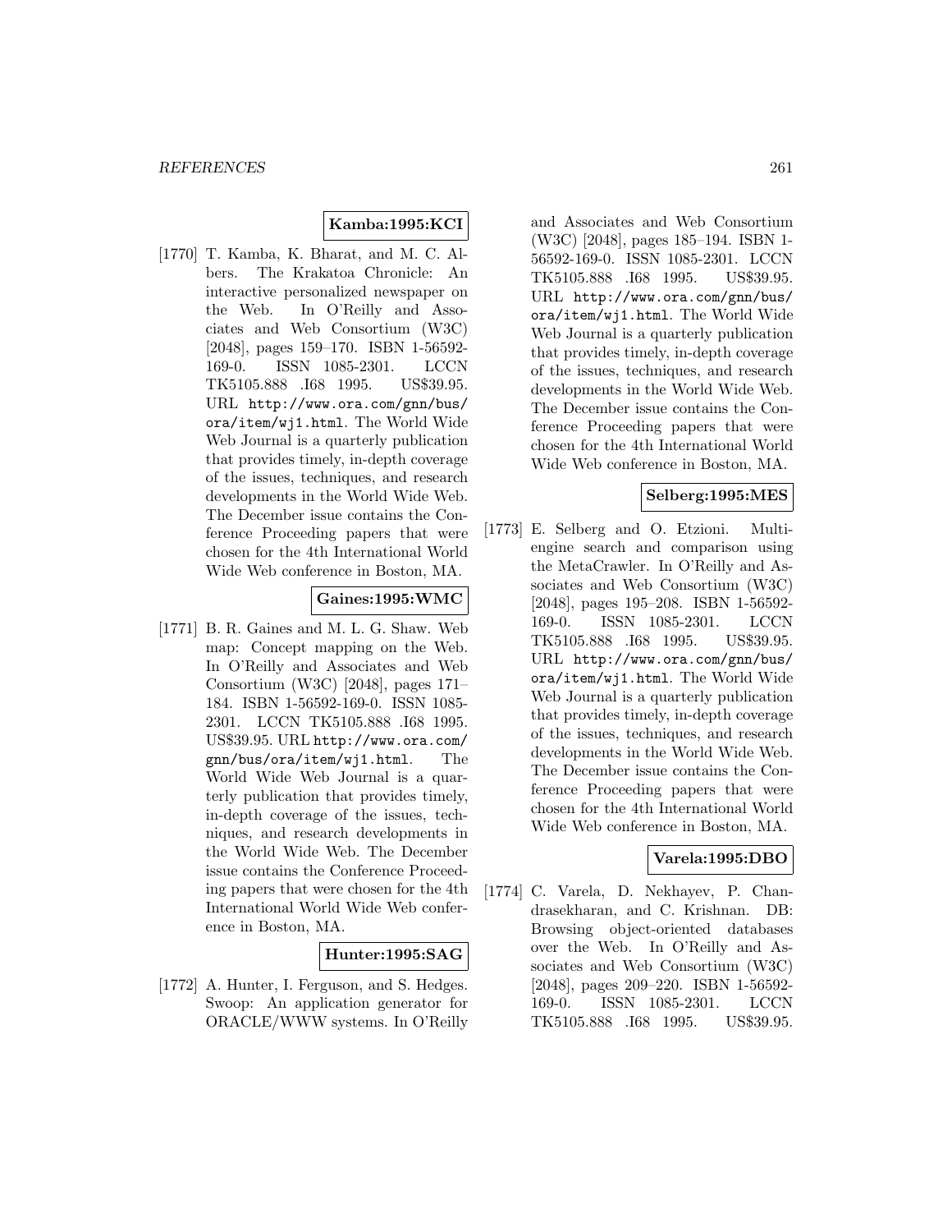**Kamba:1995:KCI**

[1770] T. Kamba, K. Bharat, and M. C. Albers. The Krakatoa Chronicle: An interactive personalized newspaper on the Web. In O'Reilly and Associates and Web Consortium (W3C) [2048], pages 159–170. ISBN 1-56592-169-0. ISSN 1085-2301. LCCN TK5105.888 .I68 1995. US$39.95. URL http://www.ora.com/gnn/bus/ora/item/wj1.html. The World Wide Web Journal is a quarterly publication that provides timely, in-depth coverage of the issues, techniques, and research developments in the World Wide Web. The December issue contains the Conference Proceeding papers that were chosen for the 4th International World Wide Web conference in Boston, MA.

**Gaines:1995:WMC**

[1771] B. R. Gaines and M. L. G. Shaw. Web map: Concept mapping on the Web. In O'Reilly and Associates and Web Consortium (W3C) [2048], pages 171–184. ISBN 1-56592-169-0. ISSN 1085-2301. LCCN TK5105.888 .I68 1995. US$39.95. URL http://www.ora.com/gnn/bus/ora/item/wj1.html. The World Wide Web Journal is a quarterly publication that provides timely, in-depth coverage of the issues, techniques, and research developments in the World Wide Web. The December issue contains the Conference Proceeding papers that were chosen for the 4th International World Wide Web conference in Boston, MA.

**Hunter:1995:SAG**

[1772] A. Hunter, I. Ferguson, and S. Hedges. Swoop: An application generator for ORACLE/WWW systems. In O'Reilly and Associates and Web Consortium (W3C) [2048], pages 185–194. ISBN 1-56592-169-0. ISSN 1085-2301. LCCN TK5105.888 .I68 1995. US$39.95. URL http://www.ora.com/gnn/bus/ora/item/wj1.html. The World Wide Web Journal is a quarterly publication that provides timely, in-depth coverage of the issues, techniques, and research developments in the World Wide Web. The December issue contains the Conference Proceeding papers that were chosen for the 4th International World Wide Web conference in Boston, MA.

**Selberg:1995:MES**

[1773] E. Selberg and O. Etzioni. Multi-engine search and comparison using the MetaCrawler. In O'Reilly and Associates and Web Consortium (W3C) [2048], pages 195–208. ISBN 1-56592-169-0. ISSN 1085-2301. LCCN TK5105.888 .I68 1995. US$39.95. URL http://www.ora.com/gnn/bus/ora/item/wj1.html. The World Wide Web Journal is a quarterly publication that provides timely, in-depth coverage of the issues, techniques, and research developments in the World Wide Web. The December issue contains the Conference Proceeding papers that were chosen for the 4th International World Wide Web conference in Boston, MA.

**Varela:1995:DBO**

[1774] C. Varela, D. Nekhayev, P. Chandrasekharan, and C. Krishnan. DB: Browsing object-oriented databases over the Web. In O'Reilly and Associates and Web Consortium (W3C) [2048], pages 209–220. ISBN 1-56592-169-0. ISSN 1085-2301. LCCN TK5105.888 .I68 1995. US$39.95.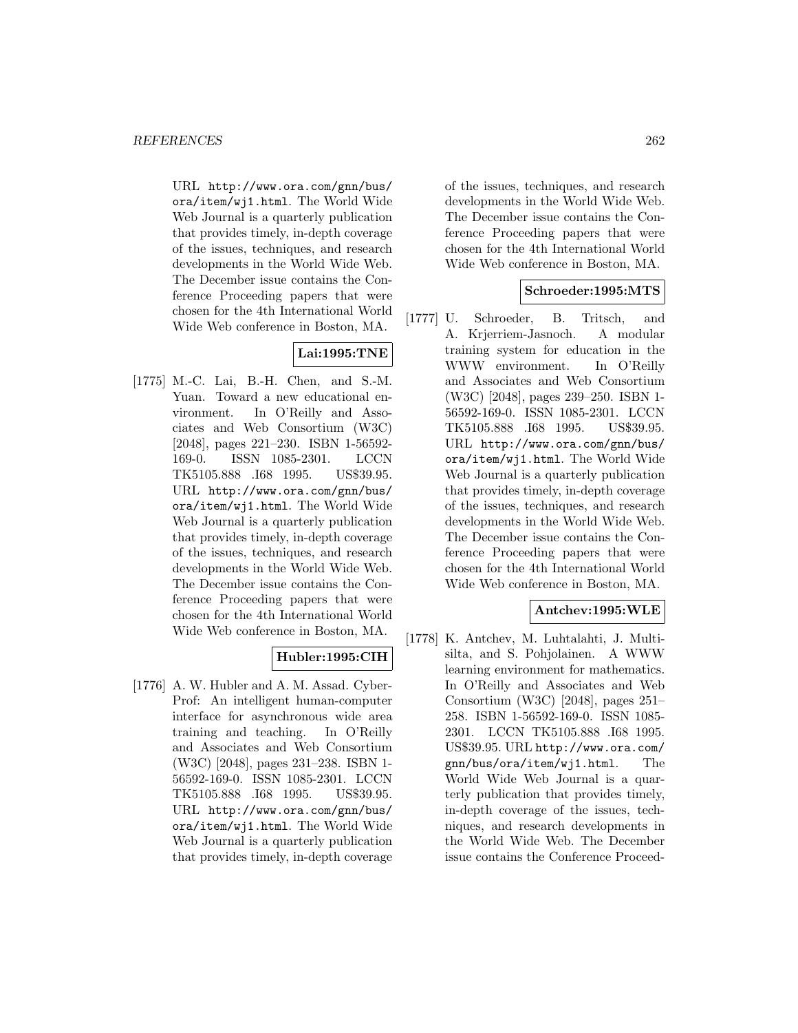URL http://www.ora.com/gnn/bus/ora/item/wj1.html. The World Wide Web Journal is a quarterly publication that provides timely, in-depth coverage of the issues, techniques, and research developments in the World Wide Web. The December issue contains the Conference Proceeding papers that were chosen for the 4th International World Wide Web conference in Boston, MA.

**Lai:1995:TNE**

[1775] M.-C. Lai, B.-H. Chen, and S.-M. Yuan. Toward a new educational environment. In O'Reilly and Associates and Web Consortium (W3C) [2048], pages 221–230. ISBN 1-56592-169-0. ISSN 1085-2301. LCCN TK5105.888 .I68 1995. US$39.95. URL http://www.ora.com/gnn/bus/ora/item/wj1.html. The World Wide Web Journal is a quarterly publication that provides timely, in-depth coverage of the issues, techniques, and research developments in the World Wide Web. The December issue contains the Conference Proceeding papers that were chosen for the 4th International World Wide Web conference in Boston, MA.

**Hubler:1995:CIH**

[1776] A. W. Hubler and A. M. Assad. CyberProf: An intelligent human-computer interface for asynchronous wide area training and teaching. In O'Reilly and Associates and Web Consortium (W3C) [2048], pages 231–238. ISBN 1-56592-169-0. ISSN 1085-2301. LCCN TK5105.888 .I68 1995. US$39.95. URL http://www.ora.com/gnn/bus/ora/item/wj1.html. The World Wide Web Journal is a quarterly publication that provides timely, in-depth coverage of the issues, techniques, and research developments in the World Wide Web. The December issue contains the Conference Proceeding papers that were chosen for the 4th International World Wide Web conference in Boston, MA.

**Schroeder:1995:MTS**

[1777] U. Schroeder, B. Tritsch, and A. Krjerriem-Jasnoch. A modular training system for education in the WWW environment. In O'Reilly and Associates and Web Consortium (W3C) [2048], pages 239–250. ISBN 1-56592-169-0. ISSN 1085-2301. LCCN TK5105.888 .I68 1995. US$39.95. URL http://www.ora.com/gnn/bus/ora/item/wj1.html. The World Wide Web Journal is a quarterly publication that provides timely, in-depth coverage of the issues, techniques, and research developments in the World Wide Web. The December issue contains the Conference Proceeding papers that were chosen for the 4th International World Wide Web conference in Boston, MA.

**Antchev:1995:WLE**

[1778] K. Antchev, M. Luhtalahti, J. Multisilta, and S. Pohjolainen. A WWW learning environment for mathematics. In O'Reilly and Associates and Web Consortium (W3C) [2048], pages 251–258. ISBN 1-56592-169-0. ISSN 1085-2301. LCCN TK5105.888 .I68 1995. US$39.95. URL http://www.ora.com/gnn/bus/ora/item/wj1.html. The World Wide Web Journal is a quarterly publication that provides timely, in-depth coverage of the issues, techniques, and research developments in the World Wide Web. The December issue contains the Conference Proceed-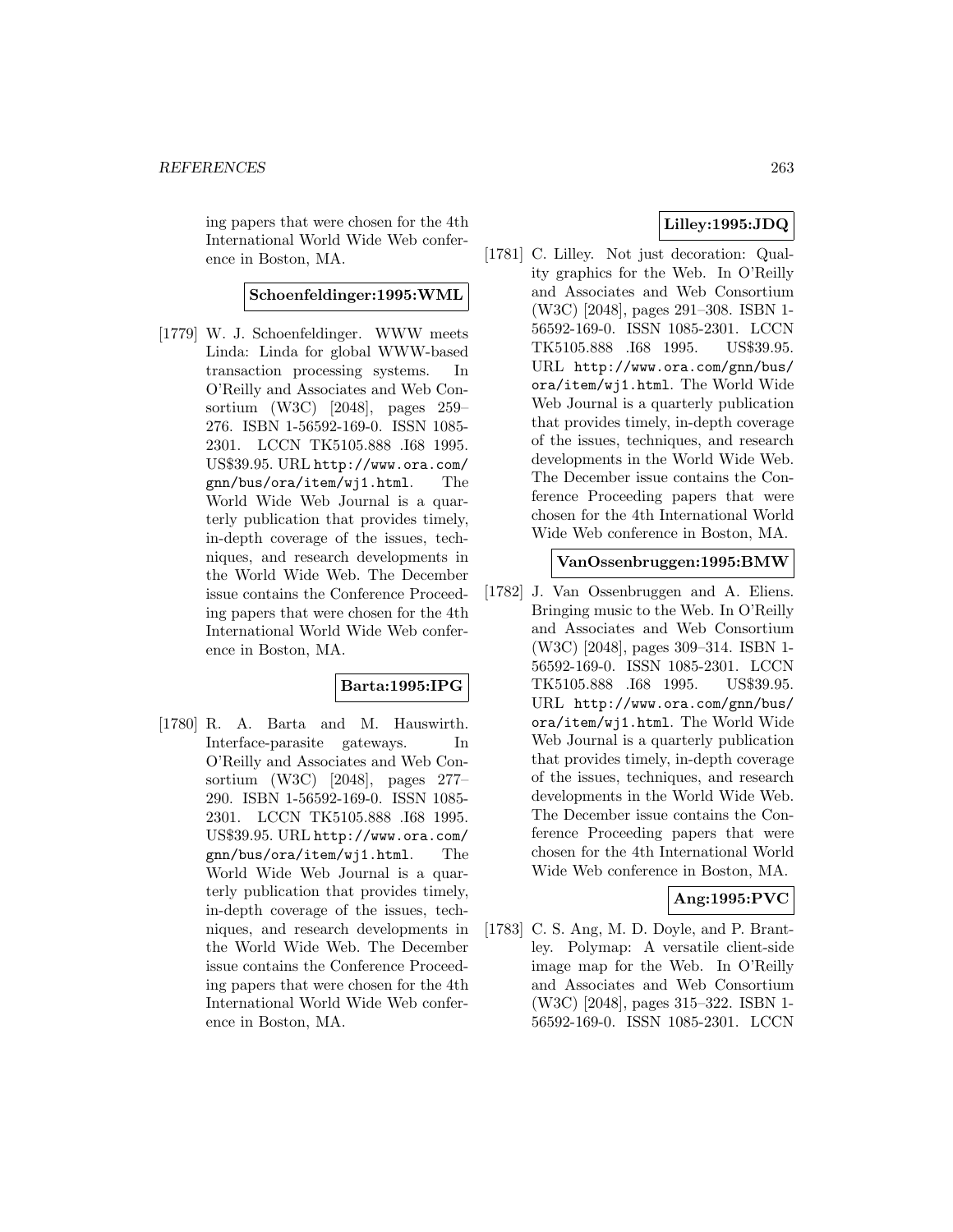ing papers that were chosen for the 4th International World Wide Web conference in Boston, MA.

**Schoenfeldinger:1995:WML**

[1779] W. J. Schoenfeldinger. WWW meets Linda: Linda for global WWW-based transaction processing systems. In O'Reilly and Associates and Web Consortium (W3C) [2048], pages 259–276. ISBN 1-56592-169-0. ISSN 1085-2301. LCCN TK5105.888 .I68 1995. US$39.95. URL http://www.ora.com/gnn/bus/ora/item/wj1.html. The World Wide Web Journal is a quarterly publication that provides timely, in-depth coverage of the issues, techniques, and research developments in the World Wide Web. The December issue contains the Conference Proceeding papers that were chosen for the 4th International World Wide Web conference in Boston, MA.

**Barta:1995:IPG**

[1780] R. A. Barta and M. Hauswirth. Interface-parasite gateways. In O'Reilly and Associates and Web Consortium (W3C) [2048], pages 277–290. ISBN 1-56592-169-0. ISSN 1085-2301. LCCN TK5105.888 .I68 1995. US$39.95. URL http://www.ora.com/gnn/bus/ora/item/wj1.html. The World Wide Web Journal is a quarterly publication that provides timely, in-depth coverage of the issues, techniques, and research developments in the World Wide Web. The December issue contains the Conference Proceeding papers that were chosen for the 4th International World Wide Web conference in Boston, MA.

**Lilley:1995:JDQ**

[1781] C. Lilley. Not just decoration: Quality graphics for the Web. In O'Reilly and Associates and Web Consortium (W3C) [2048], pages 291–308. ISBN 1-56592-169-0. ISSN 1085-2301. LCCN TK5105.888 .I68 1995. US$39.95. URL http://www.ora.com/gnn/bus/ora/item/wj1.html. The World Wide Web Journal is a quarterly publication that provides timely, in-depth coverage of the issues, techniques, and research developments in the World Wide Web. The December issue contains the Conference Proceeding papers that were chosen for the 4th International World Wide Web conference in Boston, MA.

**VanOssenbruggen:1995:BMW**

[1782] J. Van Ossenbruggen and A. Eliens. Bringing music to the Web. In O'Reilly and Associates and Web Consortium (W3C) [2048], pages 309–314. ISBN 1-56592-169-0. ISSN 1085-2301. LCCN TK5105.888 .I68 1995. US$39.95. URL http://www.ora.com/gnn/bus/ora/item/wj1.html. The World Wide Web Journal is a quarterly publication that provides timely, in-depth coverage of the issues, techniques, and research developments in the World Wide Web. The December issue contains the Conference Proceeding papers that were chosen for the 4th International World Wide Web conference in Boston, MA.

**Ang:1995:PVC**

[1783] C. S. Ang, M. D. Doyle, and P. Brantley. Polymap: A versatile client-side image map for the Web. In O'Reilly and Associates and Web Consortium (W3C) [2048], pages 315–322. ISBN 1-56592-169-0. ISSN 1085-2301. LCCN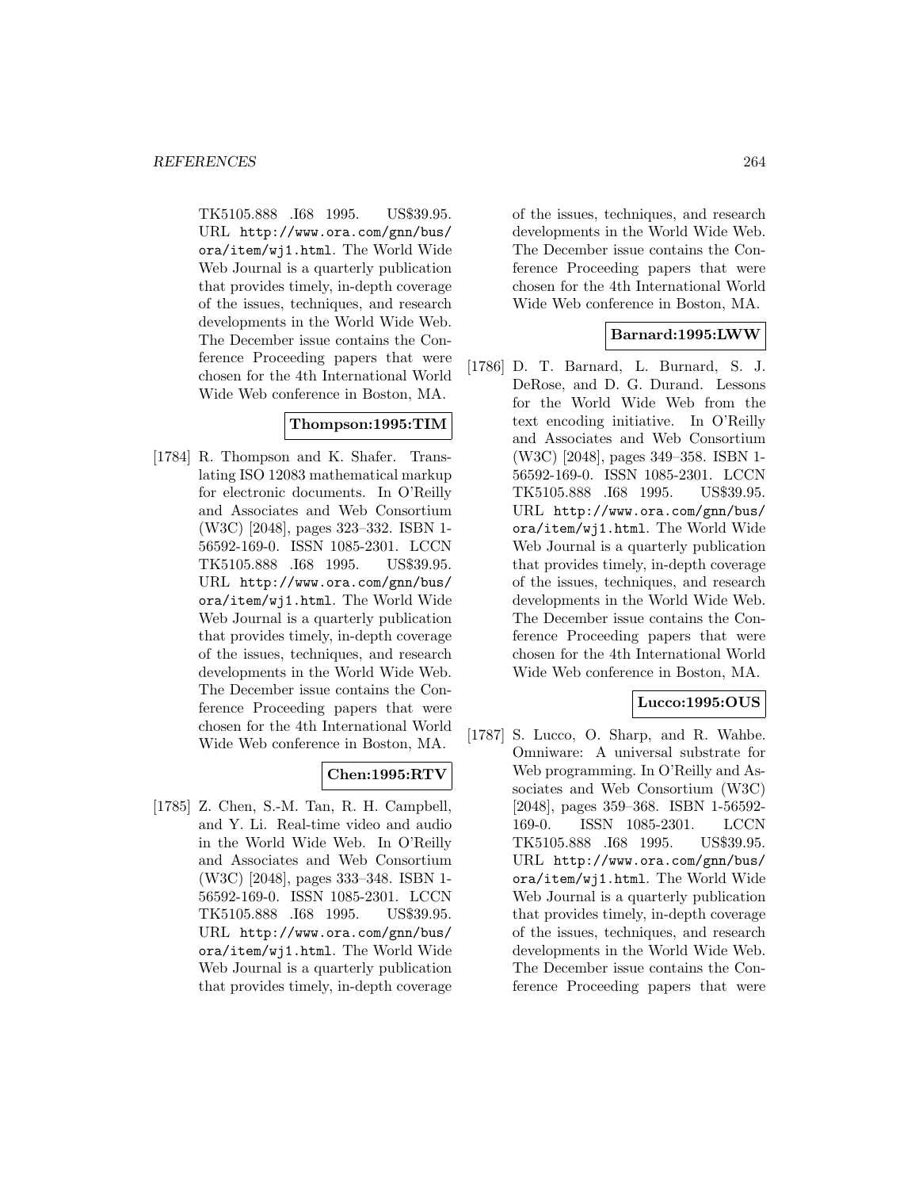TK5105.888 .I68 1995. US$39.95. URL http://www.ora.com/gnn/bus/ora/item/wj1.html. The World Wide Web Journal is a quarterly publication that provides timely, in-depth coverage of the issues, techniques, and research developments in the World Wide Web. The December issue contains the Conference Proceeding papers that were chosen for the 4th International World Wide Web conference in Boston, MA.

**Thompson:1995:TIM**

[1784] R. Thompson and K. Shafer. Translating ISO 12083 mathematical markup for electronic documents. In O'Reilly and Associates and Web Consortium (W3C) [2048], pages 323–332. ISBN 1-56592-169-0. ISSN 1085-2301. LCCN TK5105.888 .I68 1995. US$39.95. URL http://www.ora.com/gnn/bus/ora/item/wj1.html. The World Wide Web Journal is a quarterly publication that provides timely, in-depth coverage of the issues, techniques, and research developments in the World Wide Web. The December issue contains the Conference Proceeding papers that were chosen for the 4th International World Wide Web conference in Boston, MA.

**Chen:1995:RTV**

[1785] Z. Chen, S.-M. Tan, R. H. Campbell, and Y. Li. Real-time video and audio in the World Wide Web. In O'Reilly and Associates and Web Consortium (W3C) [2048], pages 333–348. ISBN 1-56592-169-0. ISSN 1085-2301. LCCN TK5105.888 .I68 1995. US$39.95. URL http://www.ora.com/gnn/bus/ora/item/wj1.html. The World Wide Web Journal is a quarterly publication that provides timely, in-depth coverage of the issues, techniques, and research developments in the World Wide Web. The December issue contains the Conference Proceeding papers that were chosen for the 4th International World Wide Web conference in Boston, MA.

**Barnard:1995:LWW**

[1786] D. T. Barnard, L. Burnard, S. J. DeRose, and D. G. Durand. Lessons for the World Wide Web from the text encoding initiative. In O'Reilly and Associates and Web Consortium (W3C) [2048], pages 349–358. ISBN 1-56592-169-0. ISSN 1085-2301. LCCN TK5105.888 .I68 1995. US$39.95. URL http://www.ora.com/gnn/bus/ora/item/wj1.html. The World Wide Web Journal is a quarterly publication that provides timely, in-depth coverage of the issues, techniques, and research developments in the World Wide Web. The December issue contains the Conference Proceeding papers that were chosen for the 4th International World Wide Web conference in Boston, MA.

**Lucco:1995:OUS**

[1787] S. Lucco, O. Sharp, and R. Wahbe. Omniware: A universal substrate for Web programming. In O'Reilly and Associates and Web Consortium (W3C) [2048], pages 359–368. ISBN 1-56592-169-0. ISSN 1085-2301. LCCN TK5105.888 .I68 1995. US$39.95. URL http://www.ora.com/gnn/bus/ora/item/wj1.html. The World Wide Web Journal is a quarterly publication that provides timely, in-depth coverage of the issues, techniques, and research developments in the World Wide Web. The December issue contains the Conference Proceeding papers that were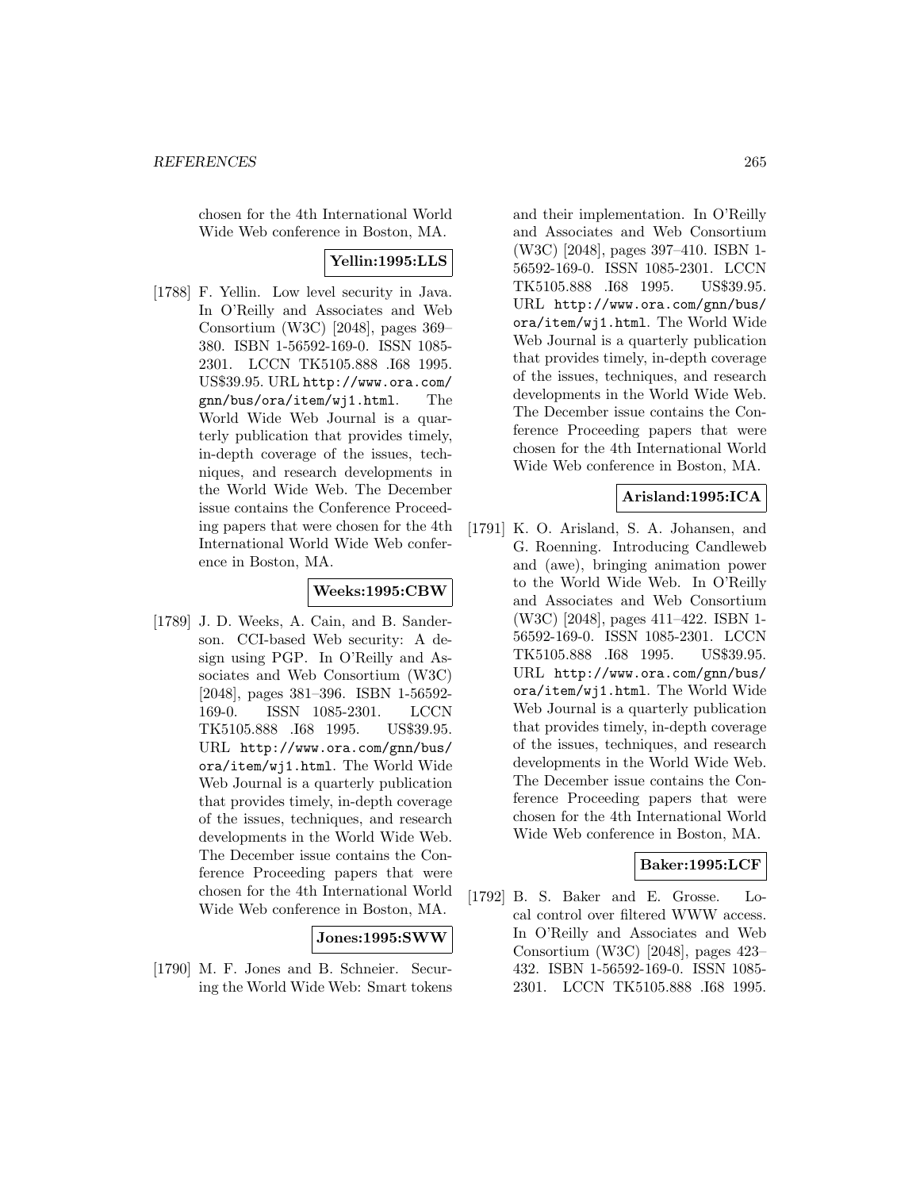chosen for the 4th International World Wide Web conference in Boston, MA.

**Yellin:1995:LLS**

[1788] F. Yellin. Low level security in Java. In O'Reilly and Associates and Web Consortium (W3C) [2048], pages 369–380. ISBN 1-56592-169-0. ISSN 1085-2301. LCCN TK5105.888 .I68 1995. US$39.95. URL http://www.ora.com/gnn/bus/ora/item/wj1.html. The World Wide Web Journal is a quarterly publication that provides timely, in-depth coverage of the issues, techniques, and research developments in the World Wide Web. The December issue contains the Conference Proceeding papers that were chosen for the 4th International World Wide Web conference in Boston, MA.

**Weeks:1995:CBW**

[1789] J. D. Weeks, A. Cain, and B. Sanderson. CCI-based Web security: A design using PGP. In O'Reilly and Associates and Web Consortium (W3C) [2048], pages 381–396. ISBN 1-56592-169-0. ISSN 1085-2301. LCCN TK5105.888 .I68 1995. US$39.95. URL http://www.ora.com/gnn/bus/ora/item/wj1.html. The World Wide Web Journal is a quarterly publication that provides timely, in-depth coverage of the issues, techniques, and research developments in the World Wide Web. The December issue contains the Conference Proceeding papers that were chosen for the 4th International World Wide Web conference in Boston, MA.

**Jones:1995:SWW**

[1790] M. F. Jones and B. Schneier. Securing the World Wide Web: Smart tokens and their implementation. In O'Reilly and Associates and Web Consortium (W3C) [2048], pages 397–410. ISBN 1-56592-169-0. ISSN 1085-2301. LCCN TK5105.888 .I68 1995. US$39.95. URL http://www.ora.com/gnn/bus/ora/item/wj1.html. The World Wide Web Journal is a quarterly publication that provides timely, in-depth coverage of the issues, techniques, and research developments in the World Wide Web. The December issue contains the Conference Proceeding papers that were chosen for the 4th International World Wide Web conference in Boston, MA.

**Arisland:1995:ICA**

[1791] K. O. Arisland, S. A. Johansen, and G. Roenning. Introducing Candleweb and (awe), bringing animation power to the World Wide Web. In O'Reilly and Associates and Web Consortium (W3C) [2048], pages 411–422. ISBN 1-56592-169-0. ISSN 1085-2301. LCCN TK5105.888 .I68 1995. US$39.95. URL http://www.ora.com/gnn/bus/ora/item/wj1.html. The World Wide Web Journal is a quarterly publication that provides timely, in-depth coverage of the issues, techniques, and research developments in the World Wide Web. The December issue contains the Conference Proceeding papers that were chosen for the 4th International World Wide Web conference in Boston, MA.

**Baker:1995:LCF**

[1792] B. S. Baker and E. Grosse. Local control over filtered WWW access. In O'Reilly and Associates and Web Consortium (W3C) [2048], pages 423–432. ISBN 1-56592-169-0. ISSN 1085-2301. LCCN TK5105.888 .I68 1995.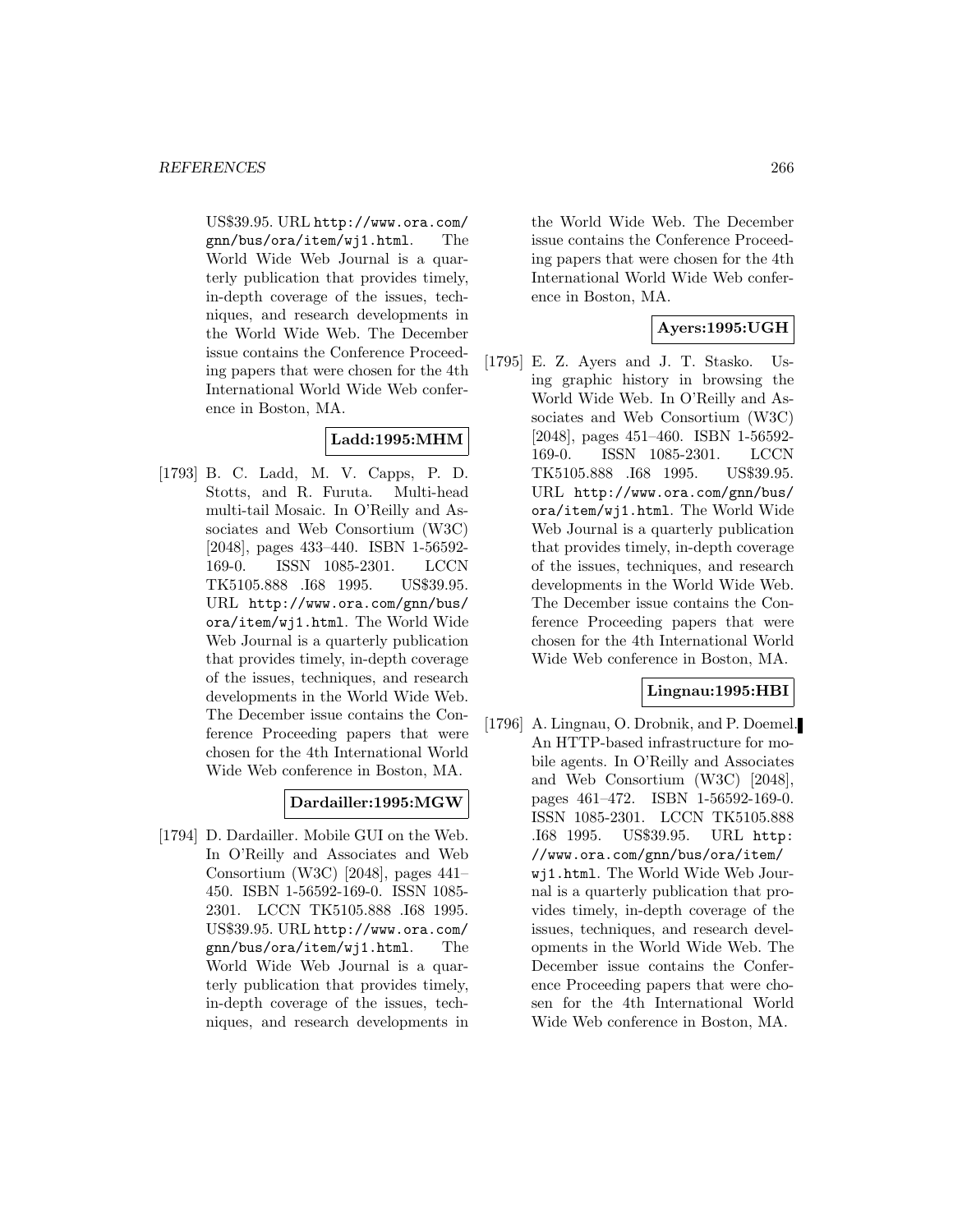US$39.95. URL http://www.ora.com/gnn/bus/ora/item/wj1.html. The World Wide Web Journal is a quarterly publication that provides timely, in-depth coverage of the issues, techniques, and research developments in the World Wide Web. The December issue contains the Conference Proceeding papers that were chosen for the 4th International World Wide Web conference in Boston, MA.

**Ladd:1995:MHM**

[1793] B. C. Ladd, M. V. Capps, P. D. Stotts, and R. Furuta. Multi-head multi-tail Mosaic. In O'Reilly and Associates and Web Consortium (W3C) [2048], pages 433–440. ISBN 1-56592-169-0. ISSN 1085-2301. LCCN TK5105.888 .I68 1995. US$39.95. URL http://www.ora.com/gnn/bus/ora/item/wj1.html. The World Wide Web Journal is a quarterly publication that provides timely, in-depth coverage of the issues, techniques, and research developments in the World Wide Web. The December issue contains the Conference Proceeding papers that were chosen for the 4th International World Wide Web conference in Boston, MA.

**Dardailler:1995:MGW**

[1794] D. Dardailler. Mobile GUI on the Web. In O'Reilly and Associates and Web Consortium (W3C) [2048], pages 441–450. ISBN 1-56592-169-0. ISSN 1085-2301. LCCN TK5105.888 .I68 1995. US$39.95. URL http://www.ora.com/gnn/bus/ora/item/wj1.html. The World Wide Web Journal is a quarterly publication that provides timely, in-depth coverage of the issues, techniques, and research developments in the World Wide Web. The December issue contains the Conference Proceeding papers that were chosen for the 4th International World Wide Web conference in Boston, MA.

**Ayers:1995:UGH**

[1795] E. Z. Ayers and J. T. Stasko. Using graphic history in browsing the World Wide Web. In O'Reilly and Associates and Web Consortium (W3C) [2048], pages 451–460. ISBN 1-56592-169-0. ISSN 1085-2301. LCCN TK5105.888 .I68 1995. US$39.95. URL http://www.ora.com/gnn/bus/ora/item/wj1.html. The World Wide Web Journal is a quarterly publication that provides timely, in-depth coverage of the issues, techniques, and research developments in the World Wide Web. The December issue contains the Conference Proceeding papers that were chosen for the 4th International World Wide Web conference in Boston, MA.

**Lingnau:1995:HBI**

[1796] A. Lingnau, O. Drobnik, and P. Doemel. An HTTP-based infrastructure for mobile agents. In O'Reilly and Associates and Web Consortium (W3C) [2048], pages 461–472. ISBN 1-56592-169-0. ISSN 1085-2301. LCCN TK5105.888 .I68 1995. US$39.95. URL http://www.ora.com/gnn/bus/ora/item/wj1.html. The World Wide Web Journal is a quarterly publication that provides timely, in-depth coverage of the issues, techniques, and research developments in the World Wide Web. The December issue contains the Conference Proceeding papers that were chosen for the 4th International World Wide Web conference in Boston, MA.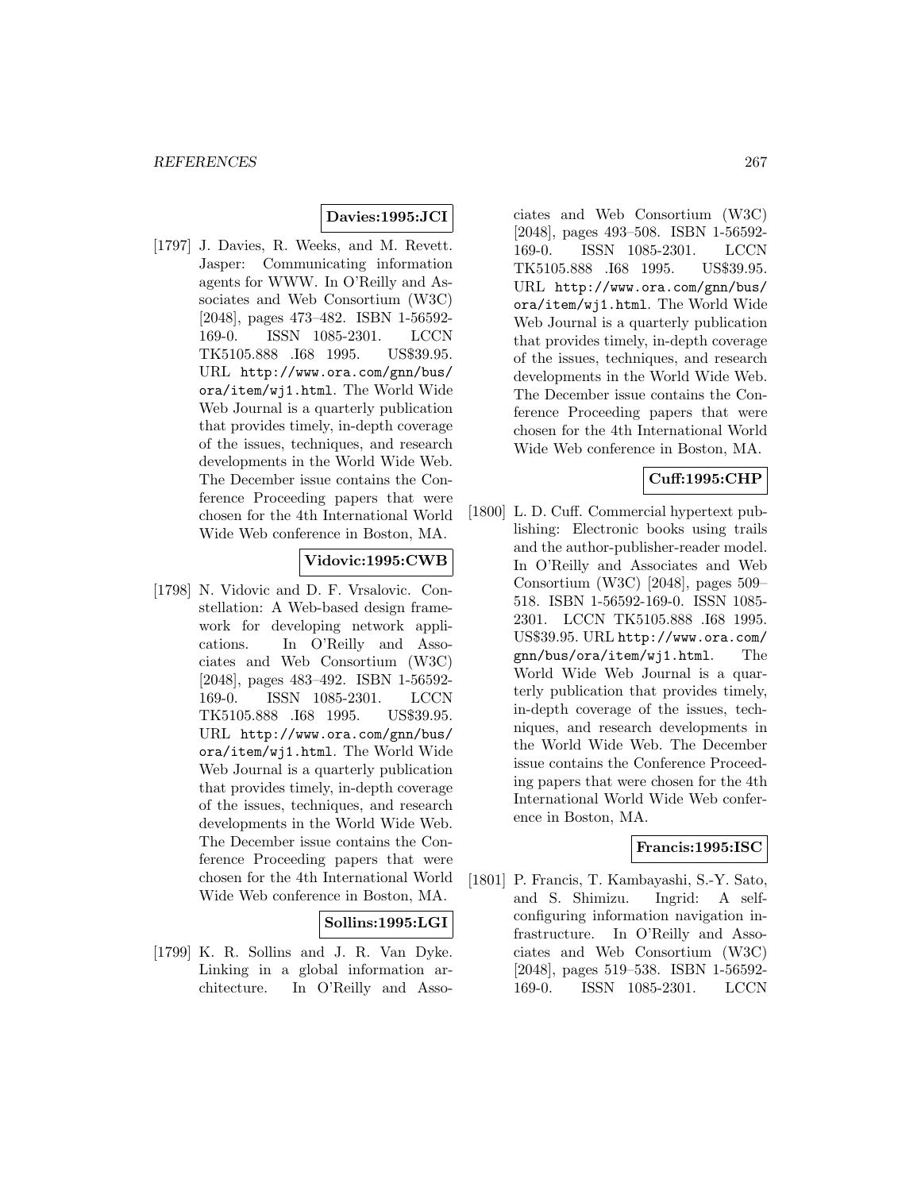**Davies:1995:JCI**

[1797] J. Davies, R. Weeks, and M. Revett. Jasper: Communicating information agents for WWW. In O'Reilly and Associates and Web Consortium (W3C) [2048], pages 473–482. ISBN 1-56592-169-0. ISSN 1085-2301. LCCN TK5105.888 .I68 1995. US$39.95. URL http://www.ora.com/gnn/bus/ora/item/wj1.html. The World Wide Web Journal is a quarterly publication that provides timely, in-depth coverage of the issues, techniques, and research developments in the World Wide Web. The December issue contains the Conference Proceeding papers that were chosen for the 4th International World Wide Web conference in Boston, MA.

**Vidovic:1995:CWB**

[1798] N. Vidovic and D. F. Vrsalovic. Constellation: A Web-based design framework for developing network applications. In O'Reilly and Associates and Web Consortium (W3C) [2048], pages 483–492. ISBN 1-56592-169-0. ISSN 1085-2301. LCCN TK5105.888 .I68 1995. US$39.95. URL http://www.ora.com/gnn/bus/ora/item/wj1.html. The World Wide Web Journal is a quarterly publication that provides timely, in-depth coverage of the issues, techniques, and research developments in the World Wide Web. The December issue contains the Conference Proceeding papers that were chosen for the 4th International World Wide Web conference in Boston, MA.

**Sollins:1995:LGI**

[1799] K. R. Sollins and J. R. Van Dyke. Linking in a global information architecture. In O'Reilly and Associates and Web Consortium (W3C) [2048], pages 493–508. ISBN 1-56592-169-0. ISSN 1085-2301. LCCN TK5105.888 .I68 1995. US$39.95. URL http://www.ora.com/gnn/bus/ora/item/wj1.html. The World Wide Web Journal is a quarterly publication that provides timely, in-depth coverage of the issues, techniques, and research developments in the World Wide Web. The December issue contains the Conference Proceeding papers that were chosen for the 4th International World Wide Web conference in Boston, MA.

**Cuff:1995:CHP**

[1800] L. D. Cuff. Commercial hypertext publishing: Electronic books using trails and the author-publisher-reader model. In O'Reilly and Associates and Web Consortium (W3C) [2048], pages 509–518. ISBN 1-56592-169-0. ISSN 1085-2301. LCCN TK5105.888 .I68 1995. US$39.95. URL http://www.ora.com/gnn/bus/ora/item/wj1.html. The World Wide Web Journal is a quarterly publication that provides timely, in-depth coverage of the issues, techniques, and research developments in the World Wide Web. The December issue contains the Conference Proceeding papers that were chosen for the 4th International World Wide Web conference in Boston, MA.

**Francis:1995:ISC**

[1801] P. Francis, T. Kambayashi, S.-Y. Sato, and S. Shimizu. Ingrid: A self-configuring information navigation infrastructure. In O'Reilly and Associates and Web Consortium (W3C) [2048], pages 519–538. ISBN 1-56592-169-0. ISSN 1085-2301. LCCN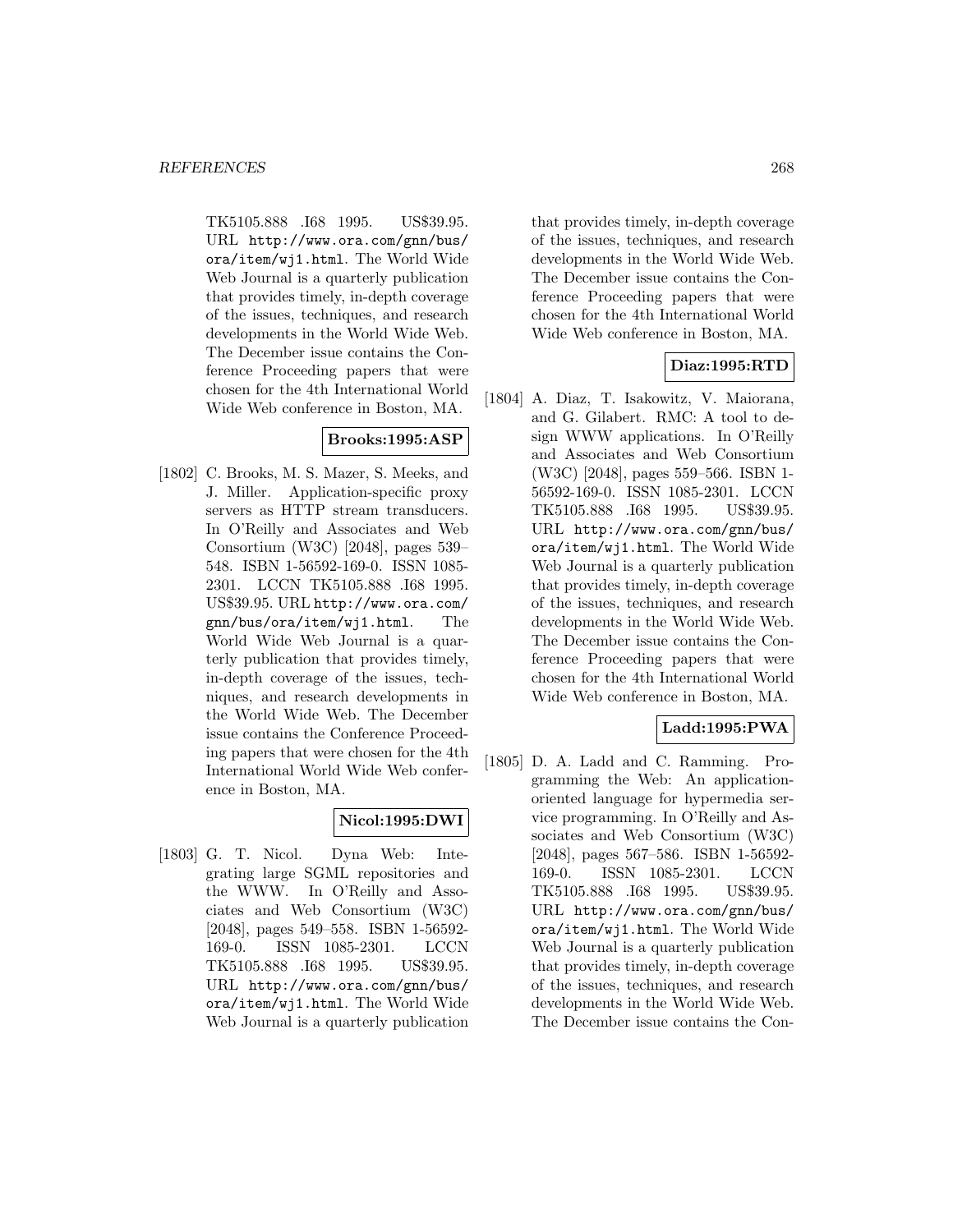TK5105.888 .I68 1995. US$39.95. URL http://www.ora.com/gnn/bus/ora/item/wj1.html. The World Wide Web Journal is a quarterly publication that provides timely, in-depth coverage of the issues, techniques, and research developments in the World Wide Web. The December issue contains the Conference Proceeding papers that were chosen for the 4th International World Wide Web conference in Boston, MA.

**Brooks:1995:ASP**

[1802] C. Brooks, M. S. Mazer, S. Meeks, and J. Miller. Application-specific proxy servers as HTTP stream transducers. In O'Reilly and Associates and Web Consortium (W3C) [2048], pages 539–548. ISBN 1-56592-169-0. ISSN 1085-2301. LCCN TK5105.888 .I68 1995. US$39.95. URL http://www.ora.com/gnn/bus/ora/item/wj1.html. The World Wide Web Journal is a quarterly publication that provides timely, in-depth coverage of the issues, techniques, and research developments in the World Wide Web. The December issue contains the Conference Proceeding papers that were chosen for the 4th International World Wide Web conference in Boston, MA.

**Nicol:1995:DWI**

[1803] G. T. Nicol. Dyna Web: Integrating large SGML repositories and the WWW. In O'Reilly and Associates and Web Consortium (W3C) [2048], pages 549–558. ISBN 1-56592-169-0. ISSN 1085-2301. LCCN TK5105.888 .I68 1995. US$39.95. URL http://www.ora.com/gnn/bus/ora/item/wj1.html. The World Wide Web Journal is a quarterly publication that provides timely, in-depth coverage of the issues, techniques, and research developments in the World Wide Web. The December issue contains the Conference Proceeding papers that were chosen for the 4th International World Wide Web conference in Boston, MA.

**Diaz:1995:RTD**

[1804] A. Diaz, T. Isakowitz, V. Maiorana, and G. Gilabert. RMC: A tool to design WWW applications. In O'Reilly and Associates and Web Consortium (W3C) [2048], pages 559–566. ISBN 1-56592-169-0. ISSN 1085-2301. LCCN TK5105.888 .I68 1995. US$39.95. URL http://www.ora.com/gnn/bus/ora/item/wj1.html. The World Wide Web Journal is a quarterly publication that provides timely, in-depth coverage of the issues, techniques, and research developments in the World Wide Web. The December issue contains the Conference Proceeding papers that were chosen for the 4th International World Wide Web conference in Boston, MA.

**Ladd:1995:PWA**

[1805] D. A. Ladd and C. Ramming. Programming the Web: An application-oriented language for hypermedia service programming. In O'Reilly and Associates and Web Consortium (W3C) [2048], pages 567–586. ISBN 1-56592-169-0. ISSN 1085-2301. LCCN TK5105.888 .I68 1995. US$39.95. URL http://www.ora.com/gnn/bus/ora/item/wj1.html. The World Wide Web Journal is a quarterly publication that provides timely, in-depth coverage of the issues, techniques, and research developments in the World Wide Web. The December issue contains the Con-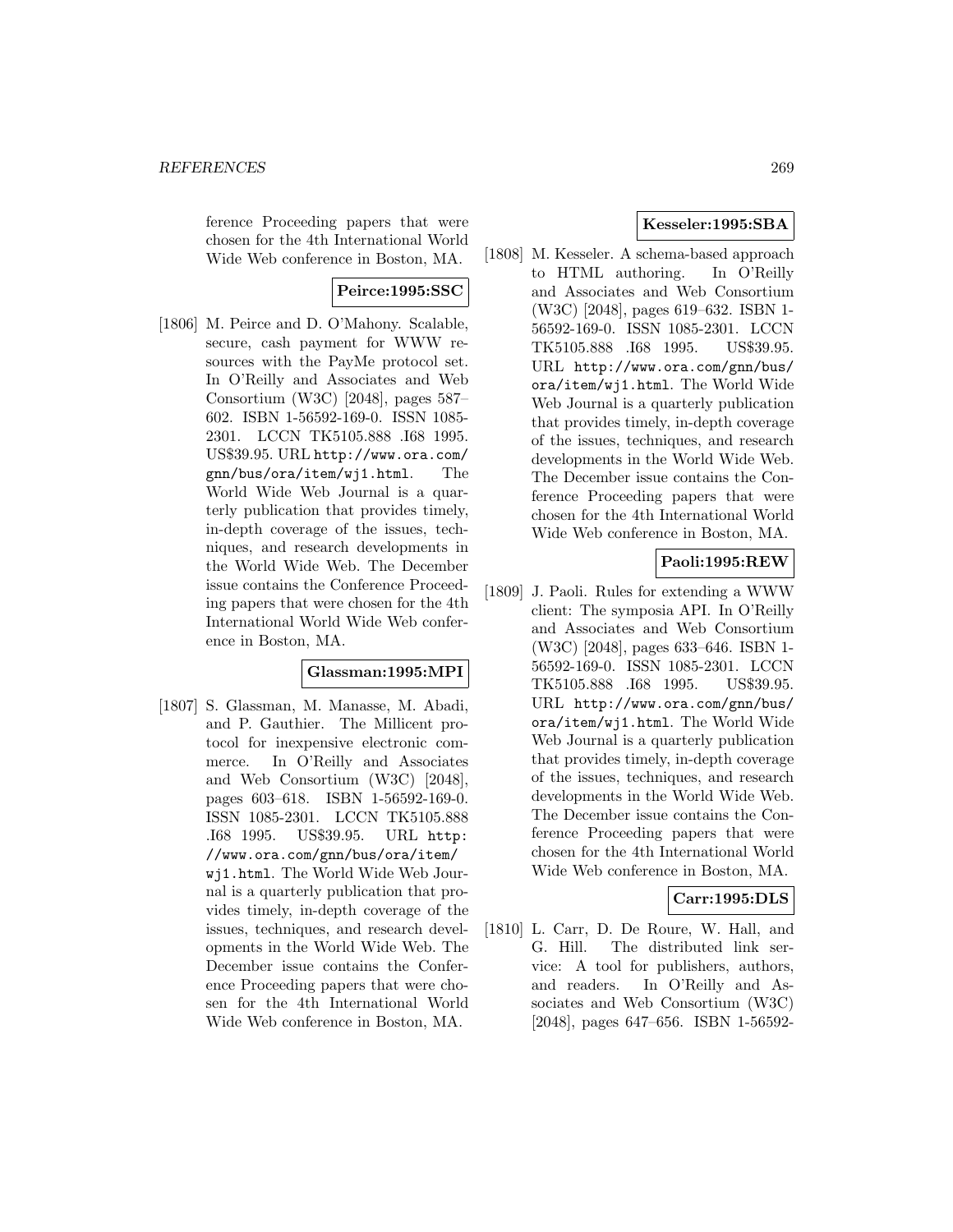ference Proceeding papers that were chosen for the 4th International World Wide Web conference in Boston, MA.

**Peirce:1995:SSC**

[1806] M. Peirce and D. O'Mahony. Scalable, secure, cash payment for WWW resources with the PayMe protocol set. In O'Reilly and Associates and Web Consortium (W3C) [2048], pages 587–602. ISBN 1-56592-169-0. ISSN 1085-2301. LCCN TK5105.888 .I68 1995. US$39.95. URL http://www.ora.com/gnn/bus/ora/item/wj1.html. The World Wide Web Journal is a quarterly publication that provides timely, in-depth coverage of the issues, techniques, and research developments in the World Wide Web. The December issue contains the Conference Proceeding papers that were chosen for the 4th International World Wide Web conference in Boston, MA.

**Glassman:1995:MPI**

[1807] S. Glassman, M. Manasse, M. Abadi, and P. Gauthier. The Millicent protocol for inexpensive electronic commerce. In O'Reilly and Associates and Web Consortium (W3C) [2048], pages 603–618. ISBN 1-56592-169-0. ISSN 1085-2301. LCCN TK5105.888 .I68 1995. US$39.95. URL http://www.ora.com/gnn/bus/ora/item/wj1.html. The World Wide Web Journal is a quarterly publication that provides timely, in-depth coverage of the issues, techniques, and research developments in the World Wide Web. The December issue contains the Conference Proceeding papers that were chosen for the 4th International World Wide Web conference in Boston, MA.

**Kesseler:1995:SBA**

[1808] M. Kesseler. A schema-based approach to HTML authoring. In O'Reilly and Associates and Web Consortium (W3C) [2048], pages 619–632. ISBN 1-56592-169-0. ISSN 1085-2301. LCCN TK5105.888 .I68 1995. US$39.95. URL http://www.ora.com/gnn/bus/ora/item/wj1.html. The World Wide Web Journal is a quarterly publication that provides timely, in-depth coverage of the issues, techniques, and research developments in the World Wide Web. The December issue contains the Conference Proceeding papers that were chosen for the 4th International World Wide Web conference in Boston, MA.

**Paoli:1995:REW**

[1809] J. Paoli. Rules for extending a WWW client: The symposia API. In O'Reilly and Associates and Web Consortium (W3C) [2048], pages 633–646. ISBN 1-56592-169-0. ISSN 1085-2301. LCCN TK5105.888 .I68 1995. US$39.95. URL http://www.ora.com/gnn/bus/ora/item/wj1.html. The World Wide Web Journal is a quarterly publication that provides timely, in-depth coverage of the issues, techniques, and research developments in the World Wide Web. The December issue contains the Conference Proceeding papers that were chosen for the 4th International World Wide Web conference in Boston, MA.

**Carr:1995:DLS**

[1810] L. Carr, D. De Roure, W. Hall, and G. Hill. The distributed link service: A tool for publishers, authors, and readers. In O'Reilly and Associates and Web Consortium (W3C) [2048], pages 647–656. ISBN 1-56592-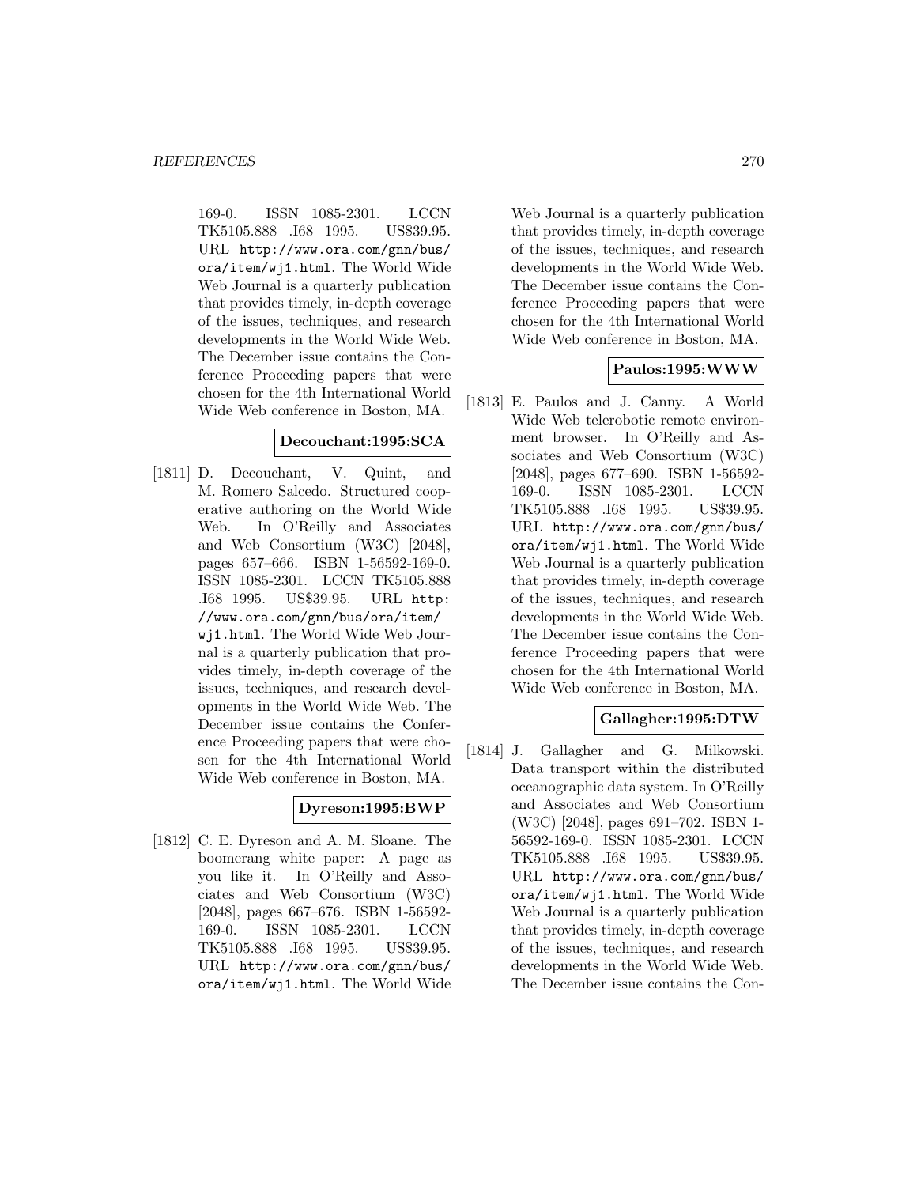169-0. ISSN 1085-2301. LCCN TK5105.888 .I68 1995. US$39.95. URL http://www.ora.com/gnn/bus/ora/item/wj1.html. The World Wide Web Journal is a quarterly publication that provides timely, in-depth coverage of the issues, techniques, and research developments in the World Wide Web. The December issue contains the Conference Proceeding papers that were chosen for the 4th International World Wide Web conference in Boston, MA.

**Decouchant:1995:SCA**

[1811] D. Decouchant, V. Quint, and M. Romero Salcedo. Structured cooperative authoring on the World Wide Web. In O'Reilly and Associates and Web Consortium (W3C) [2048], pages 657–666. ISBN 1-56592-169-0. ISSN 1085-2301. LCCN TK5105.888 .I68 1995. US$39.95. URL http://www.ora.com/gnn/bus/ora/item/wj1.html. The World Wide Web Journal is a quarterly publication that provides timely, in-depth coverage of the issues, techniques, and research developments in the World Wide Web. The December issue contains the Conference Proceeding papers that were chosen for the 4th International World Wide Web conference in Boston, MA.

**Dyreson:1995:BWP**

[1812] C. E. Dyreson and A. M. Sloane. The boomerang white paper: A page as you like it. In O'Reilly and Associates and Web Consortium (W3C) [2048], pages 667–676. ISBN 1-56592-169-0. ISSN 1085-2301. LCCN TK5105.888 .I68 1995. US$39.95. URL http://www.ora.com/gnn/bus/ora/item/wj1.html. The World Wide Web Journal is a quarterly publication that provides timely, in-depth coverage of the issues, techniques, and research developments in the World Wide Web. The December issue contains the Conference Proceeding papers that were chosen for the 4th International World Wide Web conference in Boston, MA.

**Paulos:1995:WWW**

[1813] E. Paulos and J. Canny. A World Wide Web telerobotic remote environment browser. In O'Reilly and Associates and Web Consortium (W3C) [2048], pages 677–690. ISBN 1-56592-169-0. ISSN 1085-2301. LCCN TK5105.888 .I68 1995. US$39.95. URL http://www.ora.com/gnn/bus/ora/item/wj1.html. The World Wide Web Journal is a quarterly publication that provides timely, in-depth coverage of the issues, techniques, and research developments in the World Wide Web. The December issue contains the Conference Proceeding papers that were chosen for the 4th International World Wide Web conference in Boston, MA.

**Gallagher:1995:DTW**

[1814] J. Gallagher and G. Milkowski. Data transport within the distributed oceanographic data system. In O'Reilly and Associates and Web Consortium (W3C) [2048], pages 691–702. ISBN 1-56592-169-0. ISSN 1085-2301. LCCN TK5105.888 .I68 1995. US$39.95. URL http://www.ora.com/gnn/bus/ora/item/wj1.html. The World Wide Web Journal is a quarterly publication that provides timely, in-depth coverage of the issues, techniques, and research developments in the World Wide Web. The December issue contains the Con-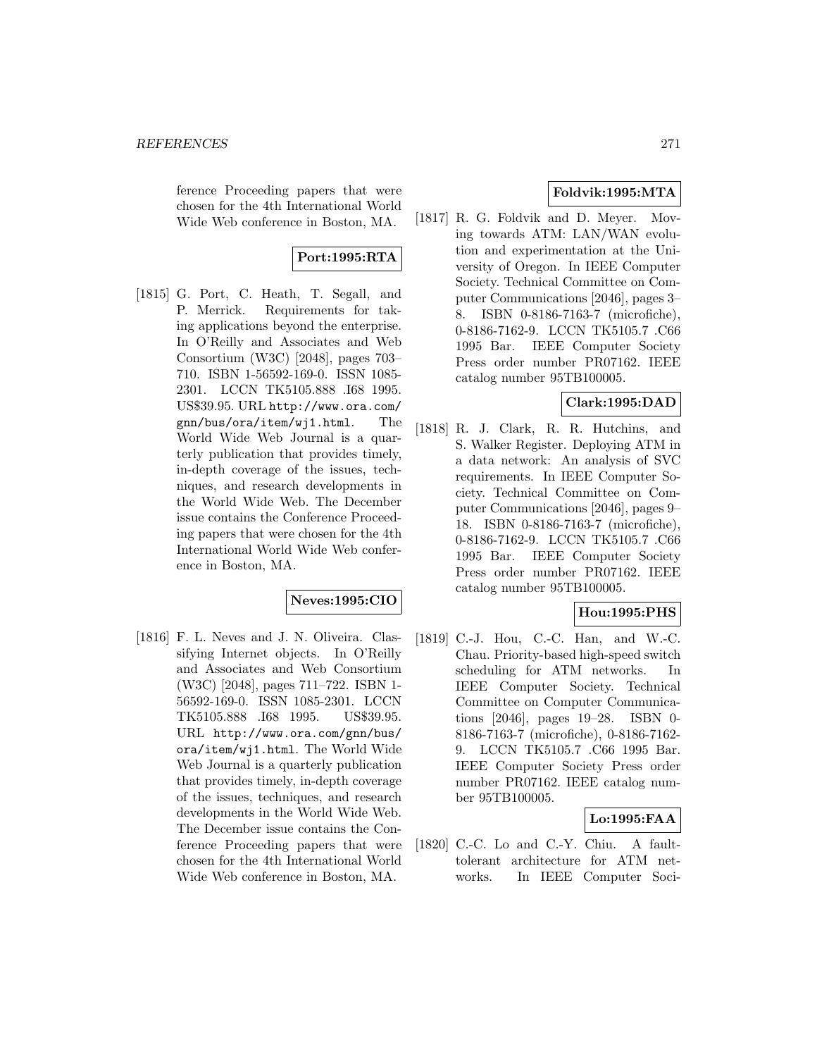ference Proceeding papers that were chosen for the 4th International World Wide Web conference in Boston, MA.

**Port:1995:RTA**

[1815] G. Port, C. Heath, T. Segall, and P. Merrick. Requirements for taking applications beyond the enterprise. In O'Reilly and Associates and Web Consortium (W3C) [2048], pages 703–710. ISBN 1-56592-169-0. ISSN 1085-2301. LCCN TK5105.888 .I68 1995. US$39.95. URL http://www.ora.com/gnn/bus/ora/item/wj1.html. The World Wide Web Journal is a quarterly publication that provides timely, in-depth coverage of the issues, techniques, and research developments in the World Wide Web. The December issue contains the Conference Proceeding papers that were chosen for the 4th International World Wide Web conference in Boston, MA.

**Neves:1995:CIO**

[1816] F. L. Neves and J. N. Oliveira. Classifying Internet objects. In O'Reilly and Associates and Web Consortium (W3C) [2048], pages 711–722. ISBN 1-56592-169-0. ISSN 1085-2301. LCCN TK5105.888 .I68 1995. US$39.95. URL http://www.ora.com/gnn/bus/ora/item/wj1.html. The World Wide Web Journal is a quarterly publication that provides timely, in-depth coverage of the issues, techniques, and research developments in the World Wide Web. The December issue contains the Conference Proceeding papers that were chosen for the 4th International World Wide Web conference in Boston, MA.

**Foldvik:1995:MTA**

[1817] R. G. Foldvik and D. Meyer. Moving towards ATM: LAN/WAN evolution and experimentation at the University of Oregon. In IEEE Computer Society. Technical Committee on Computer Communications [2046], pages 3–8. ISBN 0-8186-7163-7 (microfiche), 0-8186-7162-9. LCCN TK5105.7 .C66 1995 Bar. IEEE Computer Society Press order number PR07162. IEEE catalog number 95TB100005.

**Clark:1995:DAD**

[1818] R. J. Clark, R. R. Hutchins, and S. Walker Register. Deploying ATM in a data network: An analysis of SVC requirements. In IEEE Computer Society. Technical Committee on Computer Communications [2046], pages 9–18. ISBN 0-8186-7163-7 (microfiche), 0-8186-7162-9. LCCN TK5105.7 .C66 1995 Bar. IEEE Computer Society Press order number PR07162. IEEE catalog number 95TB100005.

**Hou:1995:PHS**

[1819] C.-J. Hou, C.-C. Han, and W.-C. Chau. Priority-based high-speed switch scheduling for ATM networks. In IEEE Computer Society. Technical Committee on Computer Communications [2046], pages 19–28. ISBN 0-8186-7163-7 (microfiche), 0-8186-7162-9. LCCN TK5105.7 .C66 1995 Bar. IEEE Computer Society Press order number PR07162. IEEE catalog number 95TB100005.

**Lo:1995:FAA**

[1820] C.-C. Lo and C.-Y. Chiu. A fault-tolerant architecture for ATM networks. In IEEE Computer Soci-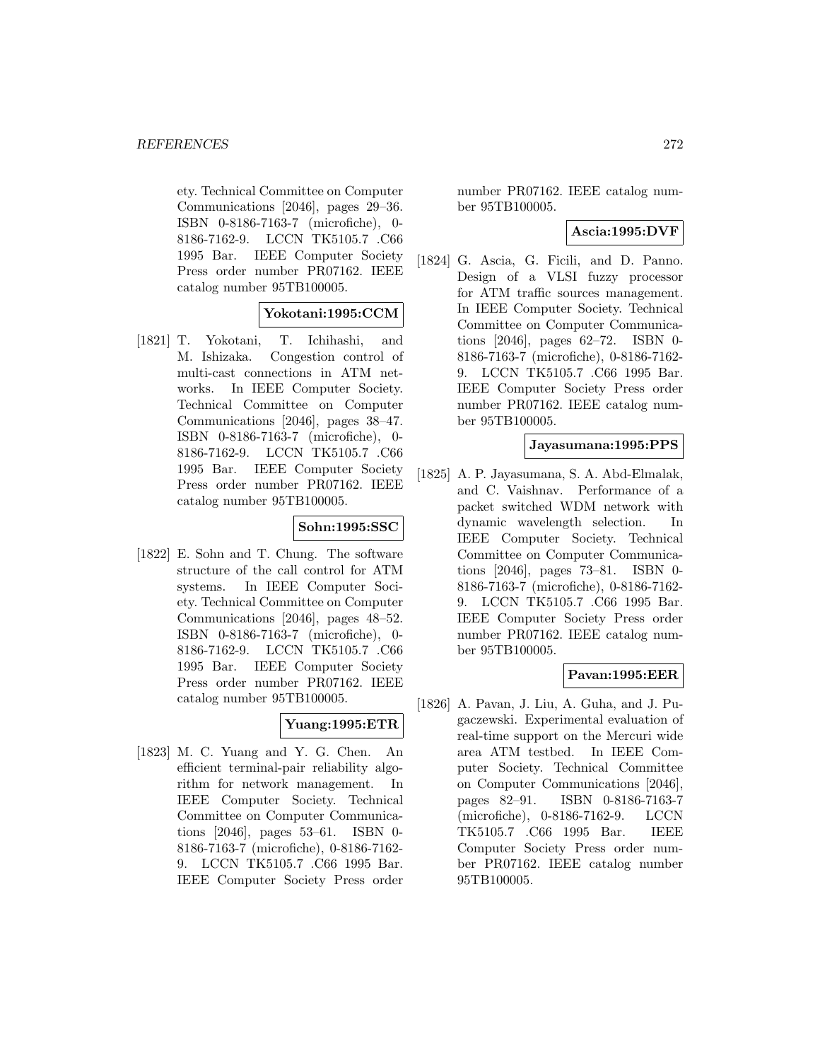ety. Technical Committee on Computer Communications [2046], pages 29–36. ISBN 0-8186-7163-7 (microfiche), 0-8186-7162-9. LCCN TK5105.7 .C66 1995 Bar. IEEE Computer Society Press order number PR07162. IEEE catalog number 95TB100005.

**Yokotani:1995:CCM**

[1821] T. Yokotani, T. Ichihashi, and M. Ishizaka. Congestion control of multi-cast connections in ATM networks. In IEEE Computer Society. Technical Committee on Computer Communications [2046], pages 38–47. ISBN 0-8186-7163-7 (microfiche), 0-8186-7162-9. LCCN TK5105.7 .C66 1995 Bar. IEEE Computer Society Press order number PR07162. IEEE catalog number 95TB100005.

**Sohn:1995:SSC**

[1822] E. Sohn and T. Chung. The software structure of the call control for ATM systems. In IEEE Computer Society. Technical Committee on Computer Communications [2046], pages 48–52. ISBN 0-8186-7163-7 (microfiche), 0-8186-7162-9. LCCN TK5105.7 .C66 1995 Bar. IEEE Computer Society Press order number PR07162. IEEE catalog number 95TB100005.

**Yuang:1995:ETR**

[1823] M. C. Yuang and Y. G. Chen. An efficient terminal-pair reliability algorithm for network management. In IEEE Computer Society. Technical Committee on Computer Communications [2046], pages 53–61. ISBN 0-8186-7163-7 (microfiche), 0-8186-7162-9. LCCN TK5105.7 .C66 1995 Bar. IEEE Computer Society Press order number PR07162. IEEE catalog number 95TB100005.

**Ascia:1995:DVF**

[1824] G. Ascia, G. Ficili, and D. Panno. Design of a VLSI fuzzy processor for ATM traffic sources management. In IEEE Computer Society. Technical Committee on Computer Communications [2046], pages 62–72. ISBN 0-8186-7163-7 (microfiche), 0-8186-7162-9. LCCN TK5105.7 .C66 1995 Bar. IEEE Computer Society Press order number PR07162. IEEE catalog number 95TB100005.

**Jayasumana:1995:PPS**

[1825] A. P. Jayasumana, S. A. Abd-Elmalak, and C. Vaishnav. Performance of a packet switched WDM network with dynamic wavelength selection. In IEEE Computer Society. Technical Committee on Computer Communications [2046], pages 73–81. ISBN 0-8186-7163-7 (microfiche), 0-8186-7162-9. LCCN TK5105.7 .C66 1995 Bar. IEEE Computer Society Press order number PR07162. IEEE catalog number 95TB100005.

**Pavan:1995:EER**

[1826] A. Pavan, J. Liu, A. Guha, and J. Pugaczewski. Experimental evaluation of real-time support on the Mercuri wide area ATM testbed. In IEEE Computer Society. Technical Committee on Computer Communications [2046], pages 82–91. ISBN 0-8186-7163-7 (microfiche), 0-8186-7162-9. LCCN TK5105.7 .C66 1995 Bar. IEEE Computer Society Press order number PR07162. IEEE catalog number 95TB100005.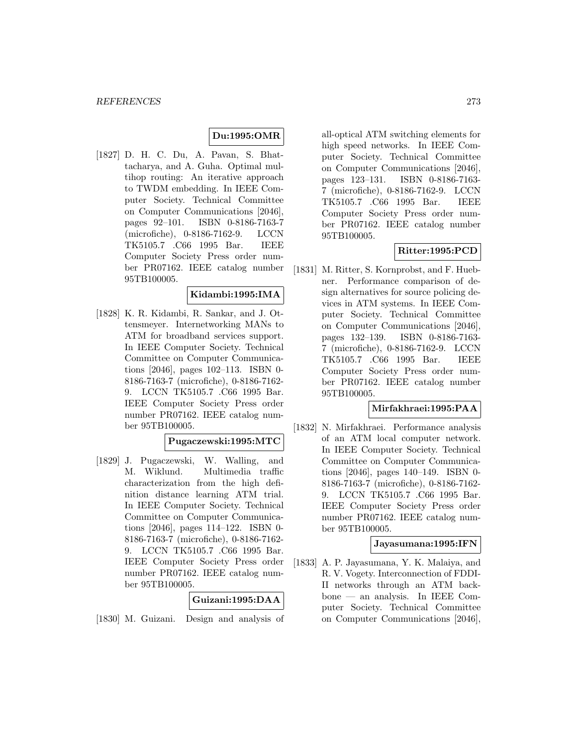**Du:1995:OMR**

[1827] D. H. C. Du, A. Pavan, S. Bhattacharya, and A. Guha. Optimal multihop routing: An iterative approach to TWDM embedding. In IEEE Computer Society. Technical Committee on Computer Communications [2046], pages 92–101. ISBN 0-8186-7163-7 (microfiche), 0-8186-7162-9. LCCN TK5105.7 .C66 1995 Bar. IEEE Computer Society Press order number PR07162. IEEE catalog number 95TB100005.

**Kidambi:1995:IMA**

[1828] K. R. Kidambi, R. Sankar, and J. Ottensmeyer. Internetworking MANs to ATM for broadband services support. In IEEE Computer Society. Technical Committee on Computer Communications [2046], pages 102–113. ISBN 0-8186-7163-7 (microfiche), 0-8186-7162-9. LCCN TK5105.7 .C66 1995 Bar. IEEE Computer Society Press order number PR07162. IEEE catalog number 95TB100005.

**Pugaczewski:1995:MTC**

[1829] J. Pugaczewski, W. Walling, and M. Wiklund. Multimedia traffic characterization from the high definition distance learning ATM trial. In IEEE Computer Society. Technical Committee on Computer Communications [2046], pages 114–122. ISBN 0-8186-7163-7 (microfiche), 0-8186-7162-9. LCCN TK5105.7 .C66 1995 Bar. IEEE Computer Society Press order number PR07162. IEEE catalog number 95TB100005.

**Guizani:1995:DAA**

[1830] M. Guizani. Design and analysis of all-optical ATM switching elements for high speed networks. In IEEE Computer Society. Technical Committee on Computer Communications [2046], pages 123–131. ISBN 0-8186-7163-7 (microfiche), 0-8186-7162-9. LCCN TK5105.7 .C66 1995 Bar. IEEE Computer Society Press order number PR07162. IEEE catalog number 95TB100005.

**Ritter:1995:PCD**

[1831] M. Ritter, S. Kornprobst, and F. Huebner. Performance comparison of design alternatives for source policing devices in ATM systems. In IEEE Computer Society. Technical Committee on Computer Communications [2046], pages 132–139. ISBN 0-8186-7163-7 (microfiche), 0-8186-7162-9. LCCN TK5105.7 .C66 1995 Bar. IEEE Computer Society Press order number PR07162. IEEE catalog number 95TB100005.

**Mirfakhraei:1995:PAA**

[1832] N. Mirfakhraei. Performance analysis of an ATM local computer network. In IEEE Computer Society. Technical Committee on Computer Communications [2046], pages 140–149. ISBN 0-8186-7163-7 (microfiche), 0-8186-7162-9. LCCN TK5105.7 .C66 1995 Bar. IEEE Computer Society Press order number PR07162. IEEE catalog number 95TB100005.

**Jayasumana:1995:IFN**

[1833] A. P. Jayasumana, Y. K. Malaiya, and R. V. Vogety. Interconnection of FDDI-II networks through an ATM backbone — an analysis. In IEEE Computer Society. Technical Committee on Computer Communications [2046],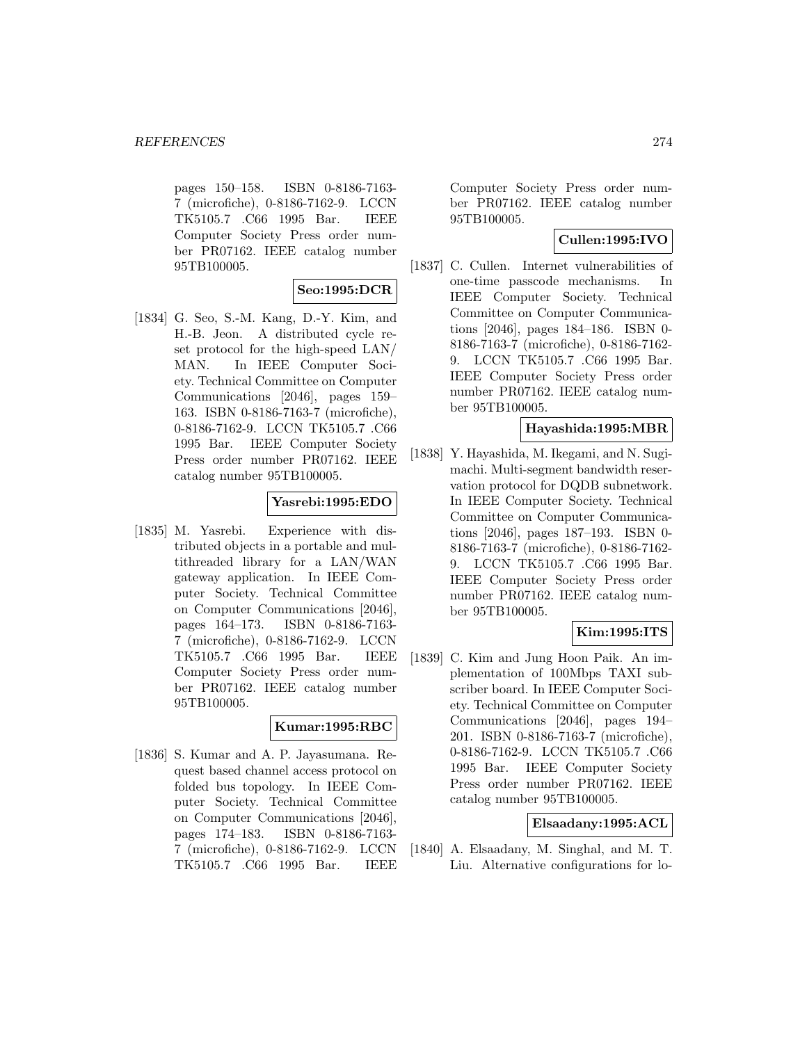pages 150–158. ISBN 0-8186-7163-7 (microfiche), 0-8186-7162-9. LCCN TK5105.7 .C66 1995 Bar. IEEE Computer Society Press order number PR07162. IEEE catalog number 95TB100005.

**Seo:1995:DCR**

[1834] G. Seo, S.-M. Kang, D.-Y. Kim, and H.-B. Jeon. A distributed cycle reset protocol for the high-speed LAN/MAN. In IEEE Computer Society. Technical Committee on Computer Communications [2046], pages 159–163. ISBN 0-8186-7163-7 (microfiche), 0-8186-7162-9. LCCN TK5105.7 .C66 1995 Bar. IEEE Computer Society Press order number PR07162. IEEE catalog number 95TB100005.

**Yasrebi:1995:EDO**

[1835] M. Yasrebi. Experience with distributed objects in a portable and multithreaded library for a LAN/WAN gateway application. In IEEE Computer Society. Technical Committee on Computer Communications [2046], pages 164–173. ISBN 0-8186-7163-7 (microfiche), 0-8186-7162-9. LCCN TK5105.7 .C66 1995 Bar. IEEE Computer Society Press order number PR07162. IEEE catalog number 95TB100005.

**Kumar:1995:RBC**

[1836] S. Kumar and A. P. Jayasumana. Request based channel access protocol on folded bus topology. In IEEE Computer Society. Technical Committee on Computer Communications [2046], pages 174–183. ISBN 0-8186-7163-7 (microfiche), 0-8186-7162-9. LCCN TK5105.7 .C66 1995 Bar. IEEE Computer Society Press order number PR07162. IEEE catalog number 95TB100005.

**Cullen:1995:IVO**

[1837] C. Cullen. Internet vulnerabilities of one-time passcode mechanisms. In IEEE Computer Society. Technical Committee on Computer Communications [2046], pages 184–186. ISBN 0-8186-7163-7 (microfiche), 0-8186-7162-9. LCCN TK5105.7 .C66 1995 Bar. IEEE Computer Society Press order number PR07162. IEEE catalog number 95TB100005.

**Hayashida:1995:MBR**

[1838] Y. Hayashida, M. Ikegami, and N. Sugimachi. Multi-segment bandwidth reservation protocol for DQDB subnetwork. In IEEE Computer Society. Technical Committee on Computer Communications [2046], pages 187–193. ISBN 0-8186-7163-7 (microfiche), 0-8186-7162-9. LCCN TK5105.7 .C66 1995 Bar. IEEE Computer Society Press order number PR07162. IEEE catalog number 95TB100005.

**Kim:1995:ITS**

[1839] C. Kim and Jung Hoon Paik. An implementation of 100Mbps TAXI subscriber board. In IEEE Computer Society. Technical Committee on Computer Communications [2046], pages 194–201. ISBN 0-8186-7163-7 (microfiche), 0-8186-7162-9. LCCN TK5105.7 .C66 1995 Bar. IEEE Computer Society Press order number PR07162. IEEE catalog number 95TB100005.

**Elsaadany:1995:ACL**

[1840] A. Elsaadany, M. Singhal, and M. T. Liu. Alternative configurations for lo-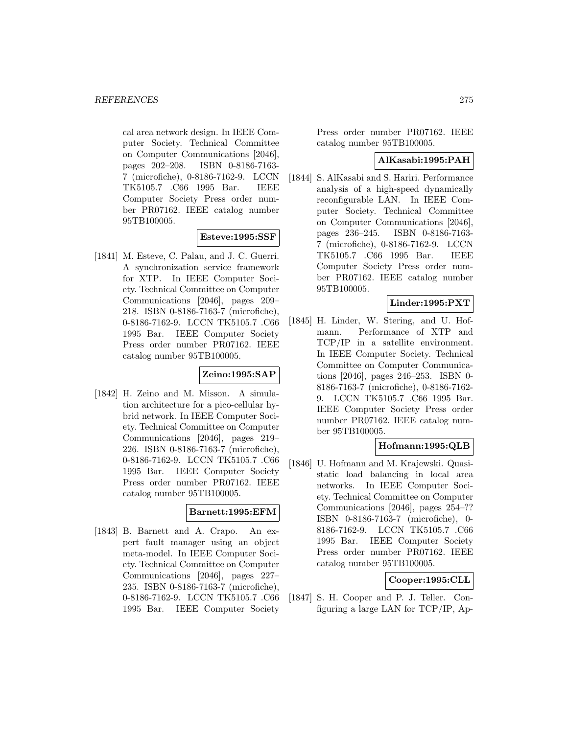cal area network design. In IEEE Computer Society. Technical Committee on Computer Communications [2046], pages 202–208. ISBN 0-8186-7163-7 (microfiche), 0-8186-7162-9. LCCN TK5105.7 .C66 1995 Bar. IEEE Computer Society Press order number PR07162. IEEE catalog number 95TB100005.

**Esteve:1995:SSF**

[1841] M. Esteve, C. Palau, and J. C. Guerri. A synchronization service framework for XTP. In IEEE Computer Society. Technical Committee on Computer Communications [2046], pages 209–218. ISBN 0-8186-7163-7 (microfiche), 0-8186-7162-9. LCCN TK5105.7 .C66 1995 Bar. IEEE Computer Society Press order number PR07162. IEEE catalog number 95TB100005.

**Zeino:1995:SAP**

[1842] H. Zeino and M. Misson. A simulation architecture for a pico-cellular hybrid network. In IEEE Computer Society. Technical Committee on Computer Communications [2046], pages 219–226. ISBN 0-8186-7163-7 (microfiche), 0-8186-7162-9. LCCN TK5105.7 .C66 1995 Bar. IEEE Computer Society Press order number PR07162. IEEE catalog number 95TB100005.

**Barnett:1995:EFM**

[1843] B. Barnett and A. Crapo. An expert fault manager using an object meta-model. In IEEE Computer Society. Technical Committee on Computer Communications [2046], pages 227–235. ISBN 0-8186-7163-7 (microfiche), 0-8186-7162-9. LCCN TK5105.7 .C66 1995 Bar. IEEE Computer Society Press order number PR07162. IEEE catalog number 95TB100005.

**AlKasabi:1995:PAH**

[1844] S. AlKasabi and S. Hariri. Performance analysis of a high-speed dynamically reconfigurable LAN. In IEEE Computer Society. Technical Committee on Computer Communications [2046], pages 236–245. ISBN 0-8186-7163-7 (microfiche), 0-8186-7162-9. LCCN TK5105.7 .C66 1995 Bar. IEEE Computer Society Press order number PR07162. IEEE catalog number 95TB100005.

**Linder:1995:PXT**

[1845] H. Linder, W. Stering, and U. Hofmann. Performance of XTP and TCP/IP in a satellite environment. In IEEE Computer Society. Technical Committee on Computer Communications [2046], pages 246–253. ISBN 0-8186-7163-7 (microfiche), 0-8186-7162-9. LCCN TK5105.7 .C66 1995 Bar. IEEE Computer Society Press order number PR07162. IEEE catalog number 95TB100005.

**Hofmann:1995:QLB**

[1846] U. Hofmann and M. Krajewski. Quasi-static load balancing in local area networks. In IEEE Computer Society. Technical Committee on Computer Communications [2046], pages 254–?? ISBN 0-8186-7163-7 (microfiche), 0-8186-7162-9. LCCN TK5105.7 .C66 1995 Bar. IEEE Computer Society Press order number PR07162. IEEE catalog number 95TB100005.

**Cooper:1995:CLL**

[1847] S. H. Cooper and P. J. Teller. Configuring a large LAN for TCP/IP, Ap-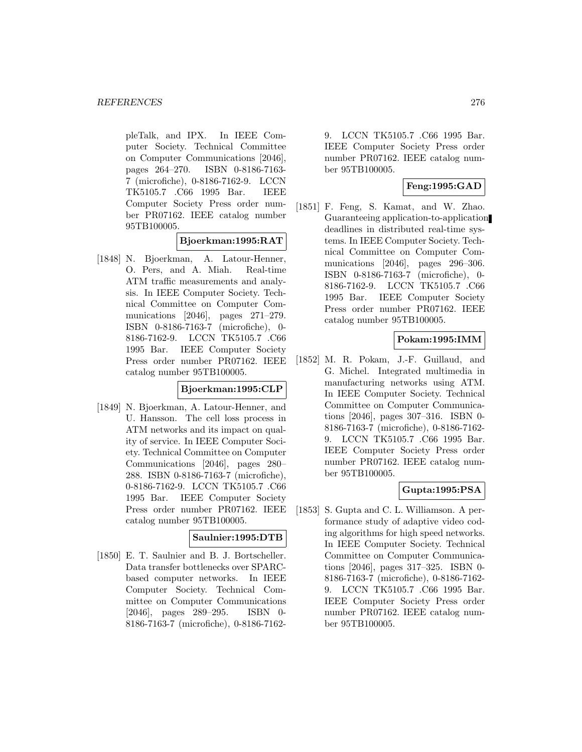pleTalk, and IPX. In IEEE Computer Society. Technical Committee on Computer Communications [2046], pages 264–270. ISBN 0-8186-7163-7 (microfiche), 0-8186-7162-9. LCCN TK5105.7 .C66 1995 Bar. IEEE Computer Society Press order number PR07162. IEEE catalog number 95TB100005.

**Bjoerkman:1995:RAT**

[1848] N. Bjoerkman, A. Latour-Henner, O. Pers, and A. Miah. Real-time ATM traffic measurements and analysis. In IEEE Computer Society. Technical Committee on Computer Communications [2046], pages 271–279. ISBN 0-8186-7163-7 (microfiche), 0-8186-7162-9. LCCN TK5105.7 .C66 1995 Bar. IEEE Computer Society Press order number PR07162. IEEE catalog number 95TB100005.

**Bjoerkman:1995:CLP**

[1849] N. Bjoerkman, A. Latour-Henner, and U. Hansson. The cell loss process in ATM networks and its impact on quality of service. In IEEE Computer Society. Technical Committee on Computer Communications [2046], pages 280–288. ISBN 0-8186-7163-7 (microfiche), 0-8186-7162-9. LCCN TK5105.7 .C66 1995 Bar. IEEE Computer Society Press order number PR07162. IEEE catalog number 95TB100005.

**Saulnier:1995:DTB**

[1850] E. T. Saulnier and B. J. Bortscheller. Data transfer bottlenecks over SPARC-based computer networks. In IEEE Computer Society. Technical Committee on Computer Communications [2046], pages 289–295. ISBN 0-8186-7163-7 (microfiche), 0-8186-7162-9. LCCN TK5105.7 .C66 1995 Bar. IEEE Computer Society Press order number PR07162. IEEE catalog number 95TB100005.

**Feng:1995:GAD**

[1851] F. Feng, S. Kamat, and W. Zhao. Guaranteeing application-to-application deadlines in distributed real-time systems. In IEEE Computer Society. Technical Committee on Computer Communications [2046], pages 296–306. ISBN 0-8186-7163-7 (microfiche), 0-8186-7162-9. LCCN TK5105.7 .C66 1995 Bar. IEEE Computer Society Press order number PR07162. IEEE catalog number 95TB100005.

**Pokam:1995:IMM**

[1852] M. R. Pokam, J.-F. Guillaud, and G. Michel. Integrated multimedia in manufacturing networks using ATM. In IEEE Computer Society. Technical Committee on Computer Communications [2046], pages 307–316. ISBN 0-8186-7163-7 (microfiche), 0-8186-7162-9. LCCN TK5105.7 .C66 1995 Bar. IEEE Computer Society Press order number PR07162. IEEE catalog number 95TB100005.

**Gupta:1995:PSA**

[1853] S. Gupta and C. L. Williamson. A performance study of adaptive video coding algorithms for high speed networks. In IEEE Computer Society. Technical Committee on Computer Communications [2046], pages 317–325. ISBN 0-8186-7163-7 (microfiche), 0-8186-7162-9. LCCN TK5105.7 .C66 1995 Bar. IEEE Computer Society Press order number PR07162. IEEE catalog number 95TB100005.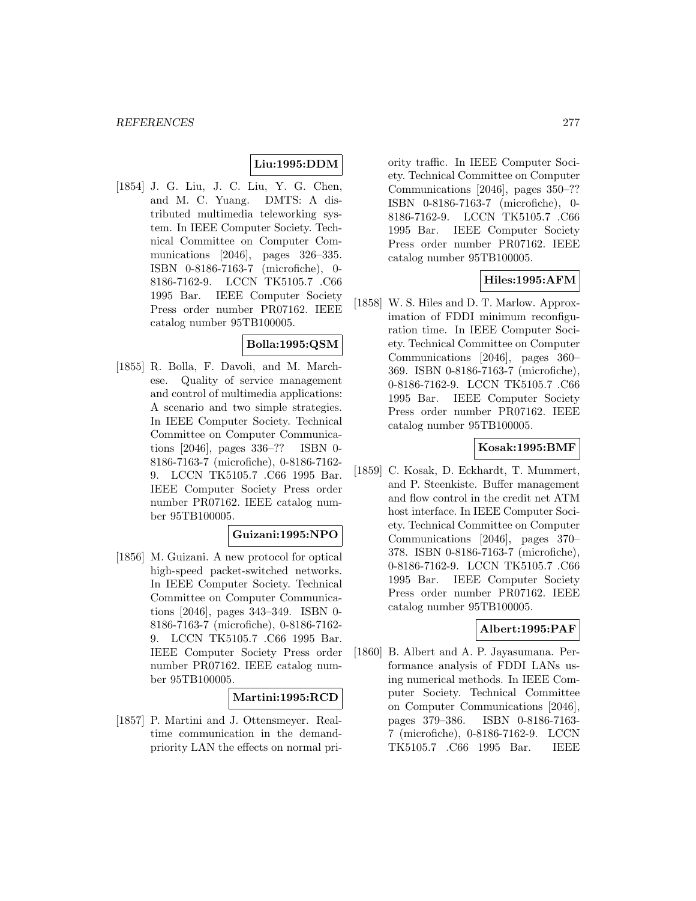**Liu:1995:DDM**

[1854] J. G. Liu, J. C. Liu, Y. G. Chen, and M. C. Yuang. DMTS: A distributed multimedia teleworking system. In IEEE Computer Society. Technical Committee on Computer Communications [2046], pages 326–335. ISBN 0-8186-7163-7 (microfiche), 0-8186-7162-9. LCCN TK5105.7 .C66 1995 Bar. IEEE Computer Society Press order number PR07162. IEEE catalog number 95TB100005.

**Bolla:1995:QSM**

[1855] R. Bolla, F. Davoli, and M. Marchese. Quality of service management and control of multimedia applications: A scenario and two simple strategies. In IEEE Computer Society. Technical Committee on Computer Communications [2046], pages 336–?? ISBN 0-8186-7163-7 (microfiche), 0-8186-7162-9. LCCN TK5105.7 .C66 1995 Bar. IEEE Computer Society Press order number PR07162. IEEE catalog number 95TB100005.

**Guizani:1995:NPO**

[1856] M. Guizani. A new protocol for optical high-speed packet-switched networks. In IEEE Computer Society. Technical Committee on Computer Communications [2046], pages 343–349. ISBN 0-8186-7163-7 (microfiche), 0-8186-7162-9. LCCN TK5105.7 .C66 1995 Bar. IEEE Computer Society Press order number PR07162. IEEE catalog number 95TB100005.

**Martini:1995:RCD**

[1857] P. Martini and J. Ottensmeyer. Real-time communication in the demand-priority LAN the effects on normal priority traffic. In IEEE Computer Society. Technical Committee on Computer Communications [2046], pages 350–?? ISBN 0-8186-7163-7 (microfiche), 0-8186-7162-9. LCCN TK5105.7 .C66 1995 Bar. IEEE Computer Society Press order number PR07162. IEEE catalog number 95TB100005.

**Hiles:1995:AFM**

[1858] W. S. Hiles and D. T. Marlow. Approximation of FDDI minimum reconfiguration time. In IEEE Computer Society. Technical Committee on Computer Communications [2046], pages 360–369. ISBN 0-8186-7163-7 (microfiche), 0-8186-7162-9. LCCN TK5105.7 .C66 1995 Bar. IEEE Computer Society Press order number PR07162. IEEE catalog number 95TB100005.

**Kosak:1995:BMF**

[1859] C. Kosak, D. Eckhardt, T. Mummert, and P. Steenkiste. Buffer management and flow control in the credit net ATM host interface. In IEEE Computer Society. Technical Committee on Computer Communications [2046], pages 370–378. ISBN 0-8186-7163-7 (microfiche), 0-8186-7162-9. LCCN TK5105.7 .C66 1995 Bar. IEEE Computer Society Press order number PR07162. IEEE catalog number 95TB100005.

**Albert:1995:PAF**

[1860] B. Albert and A. P. Jayasumana. Performance analysis of FDDI LANs using numerical methods. In IEEE Computer Society. Technical Committee on Computer Communications [2046], pages 379–386. ISBN 0-8186-7163-7 (microfiche), 0-8186-7162-9. LCCN TK5105.7 .C66 1995 Bar. IEEE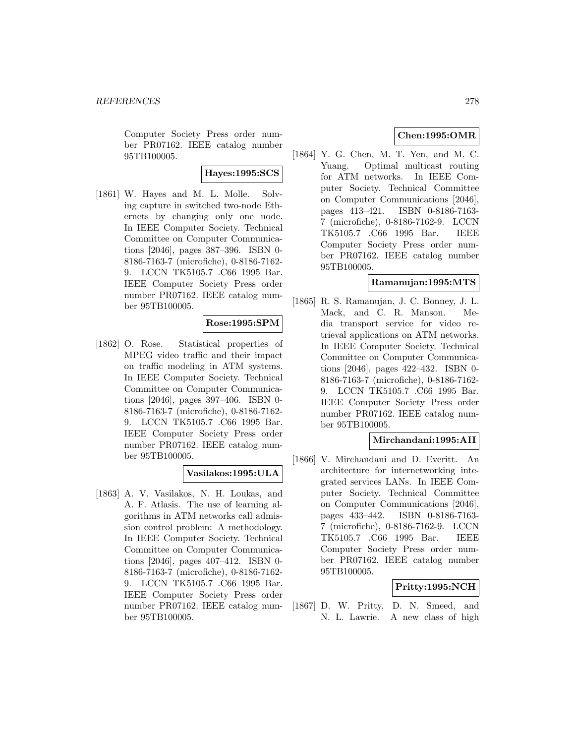Computer Society Press order number PR07162. IEEE catalog number 95TB100005.

**Hayes:1995:SCS**

[1861] W. Hayes and M. L. Molle. Solving capture in switched two-node Ethernets by changing only one node. In IEEE Computer Society. Technical Committee on Computer Communications [2046], pages 387–396. ISBN 0-8186-7163-7 (microfiche), 0-8186-7162-9. LCCN TK5105.7 .C66 1995 Bar. IEEE Computer Society Press order number PR07162. IEEE catalog number 95TB100005.

**Rose:1995:SPM**

[1862] O. Rose. Statistical properties of MPEG video traffic and their impact on traffic modeling in ATM systems. In IEEE Computer Society. Technical Committee on Computer Communications [2046], pages 397–406. ISBN 0-8186-7163-7 (microfiche), 0-8186-7162-9. LCCN TK5105.7 .C66 1995 Bar. IEEE Computer Society Press order number PR07162. IEEE catalog number 95TB100005.

**Vasilakos:1995:ULA**

[1863] A. V. Vasilakos, N. H. Loukas, and A. F. Atlasis. The use of learning algorithms in ATM networks call admission control problem: A methodology. In IEEE Computer Society. Technical Committee on Computer Communications [2046], pages 407–412. ISBN 0-8186-7163-7 (microfiche), 0-8186-7162-9. LCCN TK5105.7 .C66 1995 Bar. IEEE Computer Society Press order number PR07162. IEEE catalog number 95TB100005.

**Chen:1995:OMR**

[1864] Y. G. Chen, M. T. Yen, and M. C. Yuang. Optimal multicast routing for ATM networks. In IEEE Computer Society. Technical Committee on Computer Communications [2046], pages 413–421. ISBN 0-8186-7163-7 (microfiche), 0-8186-7162-9. LCCN TK5105.7 .C66 1995 Bar. IEEE Computer Society Press order number PR07162. IEEE catalog number 95TB100005.

**Ramanujan:1995:MTS**

[1865] R. S. Ramanujan, J. C. Bonney, J. L. Mack, and C. R. Manson. Media transport service for video retrieval applications on ATM networks. In IEEE Computer Society. Technical Committee on Computer Communications [2046], pages 422–432. ISBN 0-8186-7163-7 (microfiche), 0-8186-7162-9. LCCN TK5105.7 .C66 1995 Bar. IEEE Computer Society Press order number PR07162. IEEE catalog number 95TB100005.

**Mirchandani:1995:AII**

[1866] V. Mirchandani and D. Everitt. An architecture for internetworking integrated services LANs. In IEEE Computer Society. Technical Committee on Computer Communications [2046], pages 433–442. ISBN 0-8186-7163-7 (microfiche), 0-8186-7162-9. LCCN TK5105.7 .C66 1995 Bar. IEEE Computer Society Press order number PR07162. IEEE catalog number 95TB100005.

**Pritty:1995:NCH**

[1867] D. W. Pritty, D. N. Smeed, and N. L. Lawrie. A new class of high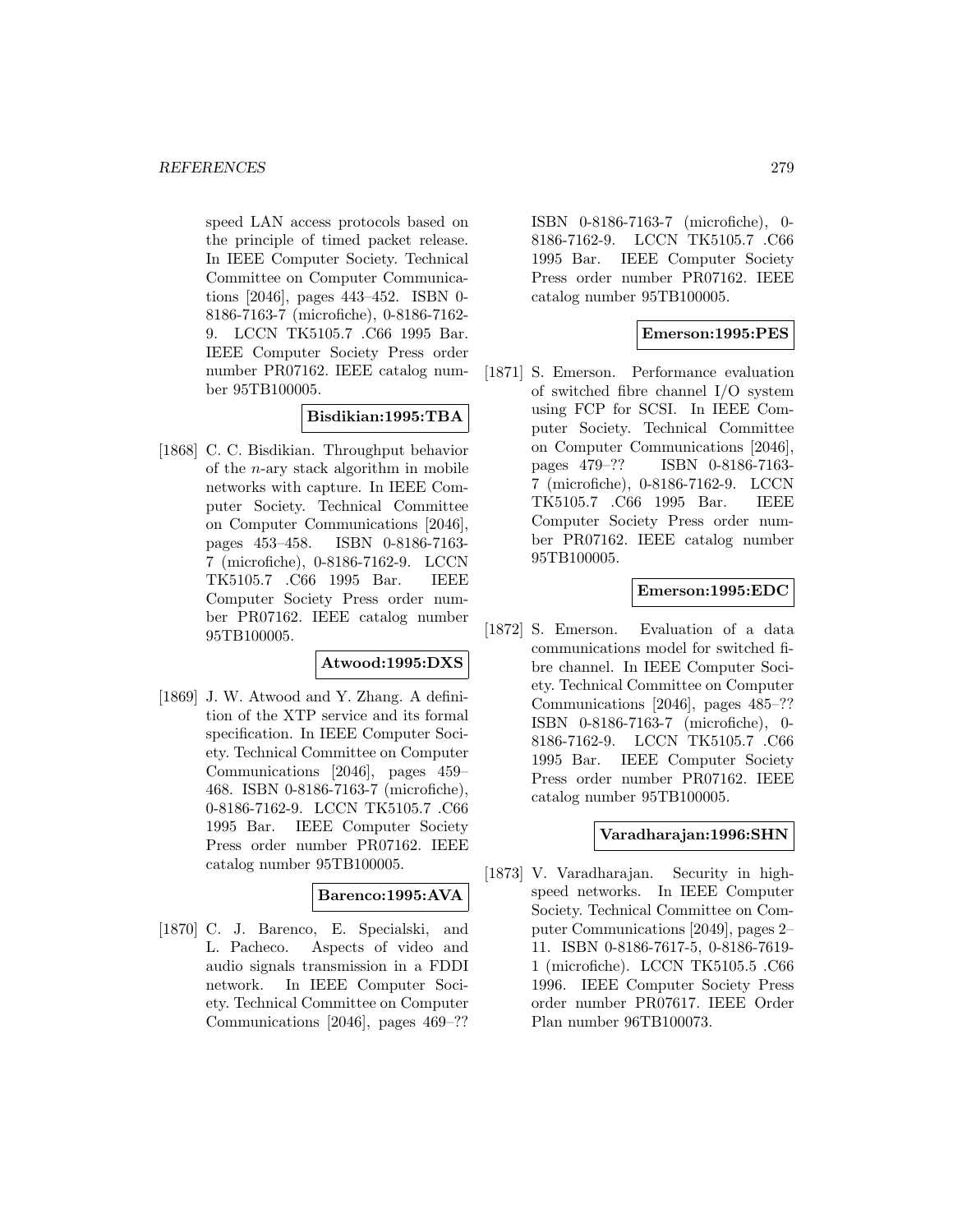speed LAN access protocols based on the principle of timed packet release. In IEEE Computer Society. Technical Committee on Computer Communications [2046], pages 443–452. ISBN 0-8186-7163-7 (microfiche), 0-8186-7162-9. LCCN TK5105.7 .C66 1995 Bar. IEEE Computer Society Press order number PR07162. IEEE catalog number 95TB100005.

**Bisdikian:1995:TBA**

[1868] C. C. Bisdikian. Throughput behavior of the $n$-ary stack algorithm in mobile networks with capture. In IEEE Computer Society. Technical Committee on Computer Communications [2046], pages 453–458. ISBN 0-8186-7163-7 (microfiche), 0-8186-7162-9. LCCN TK5105.7 .C66 1995 Bar. IEEE Computer Society Press order number PR07162. IEEE catalog number 95TB100005.

**Atwood:1995:DXS**

[1869] J. W. Atwood and Y. Zhang. A definition of the XTP service and its formal specification. In IEEE Computer Society. Technical Committee on Computer Communications [2046], pages 459–468. ISBN 0-8186-7163-7 (microfiche), 0-8186-7162-9. LCCN TK5105.7 .C66 1995 Bar. IEEE Computer Society Press order number PR07162. IEEE catalog number 95TB100005.

**Barenco:1995:AVA**

[1870] C. J. Barenco, E. Specialski, and L. Pacheco. Aspects of video and audio signals transmission in a FDDI network. In IEEE Computer Society. Technical Committee on Computer Communications [2046], pages 469–?? ISBN 0-8186-7163-7 (microfiche), 0-8186-7162-9. LCCN TK5105.7 .C66 1995 Bar. IEEE Computer Society Press order number PR07162. IEEE catalog number 95TB100005.

**Emerson:1995:PES**

[1871] S. Emerson. Performance evaluation of switched fibre channel I/O system using FCP for SCSI. In IEEE Computer Society. Technical Committee on Computer Communications [2046], pages 479–?? ISBN 0-8186-7163-7 (microfiche), 0-8186-7162-9. LCCN TK5105.7 .C66 1995 Bar. IEEE Computer Society Press order number PR07162. IEEE catalog number 95TB100005.

**Emerson:1995:EDC**

[1872] S. Emerson. Evaluation of a data communications model for switched fibre channel. In IEEE Computer Society. Technical Committee on Computer Communications [2046], pages 485–?? ISBN 0-8186-7163-7 (microfiche), 0-8186-7162-9. LCCN TK5105.7 .C66 1995 Bar. IEEE Computer Society Press order number PR07162. IEEE catalog number 95TB100005.

**Varadharajan:1996:SHN**

[1873] V. Varadharajan. Security in high-speed networks. In IEEE Computer Society. Technical Committee on Computer Communications [2049], pages 2–11. ISBN 0-8186-7617-5, 0-8186-7619-1 (microfiche). LCCN TK5105.5 .C66 1996. IEEE Computer Society Press order number PR07617. IEEE Order Plan number 96TB100073.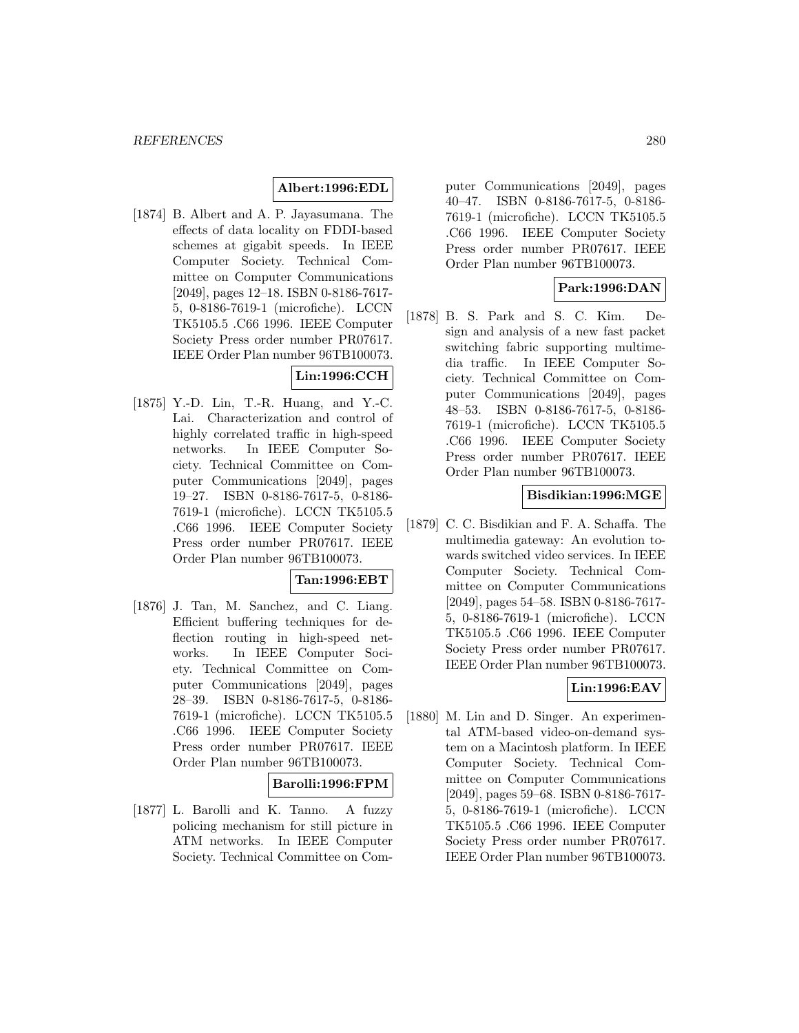**Albert:1996:EDL**

[1874] B. Albert and A. P. Jayasumana. The effects of data locality on FDDI-based schemes at gigabit speeds. In IEEE Computer Society. Technical Committee on Computer Communications [2049], pages 12–18. ISBN 0-8186-7617-5, 0-8186-7619-1 (microfiche). LCCN TK5105.5 .C66 1996. IEEE Computer Society Press order number PR07617. IEEE Order Plan number 96TB100073.

**Lin:1996:CCH**

[1875] Y.-D. Lin, T.-R. Huang, and Y.-C. Lai. Characterization and control of highly correlated traffic in high-speed networks. In IEEE Computer Society. Technical Committee on Computer Communications [2049], pages 19–27. ISBN 0-8186-7617-5, 0-8186-7619-1 (microfiche). LCCN TK5105.5 .C66 1996. IEEE Computer Society Press order number PR07617. IEEE Order Plan number 96TB100073.

**Tan:1996:EBT**

[1876] J. Tan, M. Sanchez, and C. Liang. Efficient buffering techniques for deflection routing in high-speed networks. In IEEE Computer Society. Technical Committee on Computer Communications [2049], pages 28–39. ISBN 0-8186-7617-5, 0-8186-7619-1 (microfiche). LCCN TK5105.5 .C66 1996. IEEE Computer Society Press order number PR07617. IEEE Order Plan number 96TB100073.

**Barolli:1996:FPM**

[1877] L. Barolli and K. Tanno. A fuzzy policing mechanism for still picture in ATM networks. In IEEE Computer Society. Technical Committee on Computer Communications [2049], pages 40–47. ISBN 0-8186-7617-5, 0-8186-7619-1 (microfiche). LCCN TK5105.5 .C66 1996. IEEE Computer Society Press order number PR07617. IEEE Order Plan number 96TB100073.

**Park:1996:DAN**

[1878] B. S. Park and S. C. Kim. Design and analysis of a new fast packet switching fabric supporting multimedia traffic. In IEEE Computer Society. Technical Committee on Computer Communications [2049], pages 48–53. ISBN 0-8186-7617-5, 0-8186-7619-1 (microfiche). LCCN TK5105.5 .C66 1996. IEEE Computer Society Press order number PR07617. IEEE Order Plan number 96TB100073.

**Bisdikian:1996:MGE**

[1879] C. C. Bisdikian and F. A. Schaffa. The multimedia gateway: An evolution towards switched video services. In IEEE Computer Society. Technical Committee on Computer Communications [2049], pages 54–58. ISBN 0-8186-7617-5, 0-8186-7619-1 (microfiche). LCCN TK5105.5 .C66 1996. IEEE Computer Society Press order number PR07617. IEEE Order Plan number 96TB100073.

**Lin:1996:EAV**

[1880] M. Lin and D. Singer. An experimental ATM-based video-on-demand system on a Macintosh platform. In IEEE Computer Society. Technical Committee on Computer Communications [2049], pages 59–68. ISBN 0-8186-7617-5, 0-8186-7619-1 (microfiche). LCCN TK5105.5 .C66 1996. IEEE Computer Society Press order number PR07617. IEEE Order Plan number 96TB100073.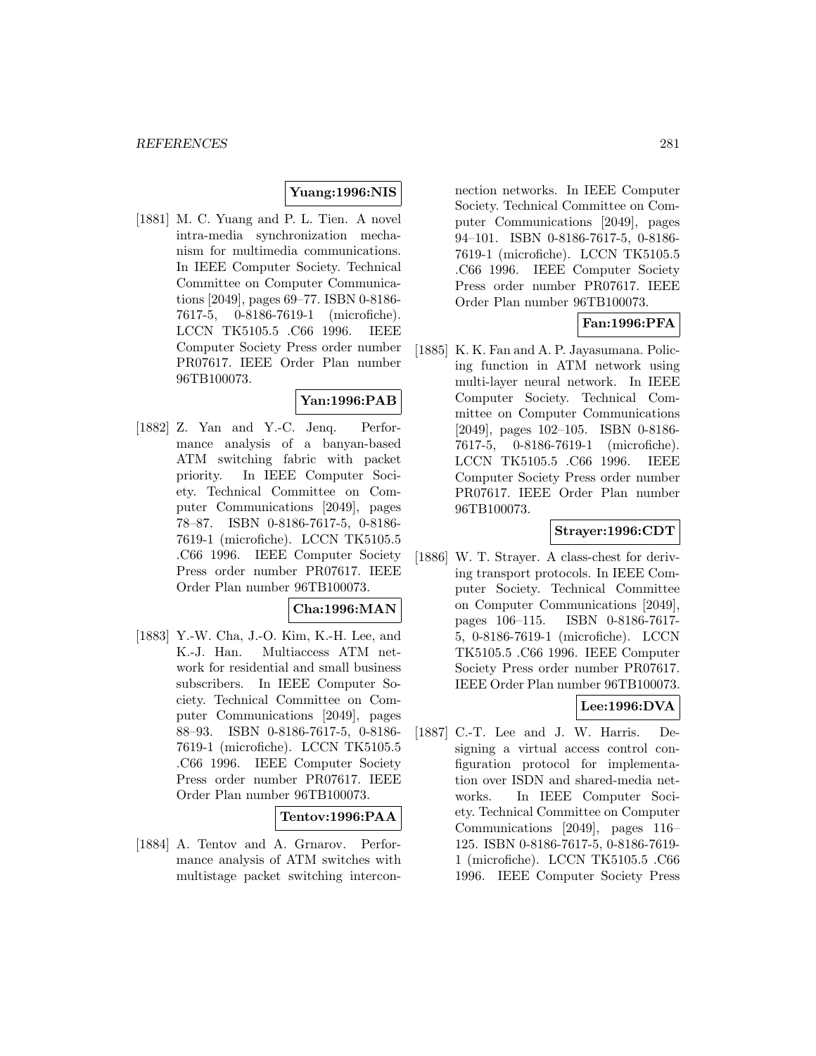**Yuang:1996:NIS**

[1881] M. C. Yuang and P. L. Tien. A novel intra-media synchronization mechanism for multimedia communications. In IEEE Computer Society. Technical Committee on Computer Communications [2049], pages 69–77. ISBN 0-8186-7617-5, 0-8186-7619-1 (microfiche). LCCN TK5105.5 .C66 1996. IEEE Computer Society Press order number PR07617. IEEE Order Plan number 96TB100073.

**Yan:1996:PAB**

[1882] Z. Yan and Y.-C. Jenq. Performance analysis of a banyan-based ATM switching fabric with packet priority. In IEEE Computer Society. Technical Committee on Computer Communications [2049], pages 78–87. ISBN 0-8186-7617-5, 0-8186-7619-1 (microfiche). LCCN TK5105.5 .C66 1996. IEEE Computer Society Press order number PR07617. IEEE Order Plan number 96TB100073.

**Cha:1996:MAN**

[1883] Y.-W. Cha, J.-O. Kim, K.-H. Lee, and K.-J. Han. Multiaccess ATM network for residential and small business subscribers. In IEEE Computer Society. Technical Committee on Computer Communications [2049], pages 88–93. ISBN 0-8186-7617-5, 0-8186-7619-1 (microfiche). LCCN TK5105.5 .C66 1996. IEEE Computer Society Press order number PR07617. IEEE Order Plan number 96TB100073.

**Tentov:1996:PAA**

[1884] A. Tentov and A. Grnarov. Performance analysis of ATM switches with multistage packet switching interconnection networks. In IEEE Computer Society. Technical Committee on Computer Communications [2049], pages 94–101. ISBN 0-8186-7617-5, 0-8186-7619-1 (microfiche). LCCN TK5105.5 .C66 1996. IEEE Computer Society Press order number PR07617. IEEE Order Plan number 96TB100073.

**Fan:1996:PFA**

[1885] K. K. Fan and A. P. Jayasumana. Policing function in ATM network using multi-layer neural network. In IEEE Computer Society. Technical Committee on Computer Communications [2049], pages 102–105. ISBN 0-8186-7617-5, 0-8186-7619-1 (microfiche). LCCN TK5105.5 .C66 1996. IEEE Computer Society Press order number PR07617. IEEE Order Plan number 96TB100073.

**Strayer:1996:CDT**

[1886] W. T. Strayer. A class-chest for deriving transport protocols. In IEEE Computer Society. Technical Committee on Computer Communications [2049], pages 106–115. ISBN 0-8186-7617-5, 0-8186-7619-1 (microfiche). LCCN TK5105.5 .C66 1996. IEEE Computer Society Press order number PR07617. IEEE Order Plan number 96TB100073.

**Lee:1996:DVA**

[1887] C.-T. Lee and J. W. Harris. Designing a virtual access control configuration protocol for implementation over ISDN and shared-media networks. In IEEE Computer Society. Technical Committee on Computer Communications [2049], pages 116–125. ISBN 0-8186-7617-5, 0-8186-7619-1 (microfiche). LCCN TK5105.5 .C66 1996. IEEE Computer Society Press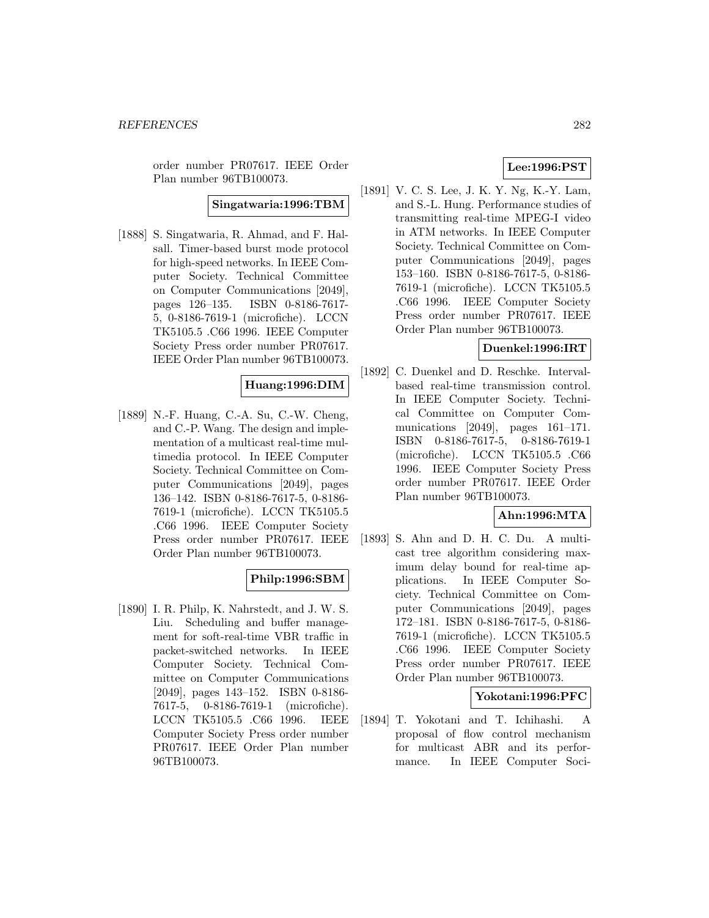order number PR07617. IEEE Order Plan number 96TB100073.

**Singatwaria:1996:TBM**

[1888] S. Singatwaria, R. Ahmad, and F. Halsall. Timer-based burst mode protocol for high-speed networks. In IEEE Computer Society. Technical Committee on Computer Communications [2049], pages 126–135. ISBN 0-8186-7617-5, 0-8186-7619-1 (microfiche). LCCN TK5105.5 .C66 1996. IEEE Computer Society Press order number PR07617. IEEE Order Plan number 96TB100073.

**Huang:1996:DIM**

[1889] N.-F. Huang, C.-A. Su, C.-W. Cheng, and C.-P. Wang. The design and implementation of a multicast real-time multimedia protocol. In IEEE Computer Society. Technical Committee on Computer Communications [2049], pages 136–142. ISBN 0-8186-7617-5, 0-8186-7619-1 (microfiche). LCCN TK5105.5 .C66 1996. IEEE Computer Society Press order number PR07617. IEEE Order Plan number 96TB100073.

**Philp:1996:SBM**

[1890] I. R. Philp, K. Nahrstedt, and J. W. S. Liu. Scheduling and buffer management for soft-real-time VBR traffic in packet-switched networks. In IEEE Computer Society. Technical Committee on Computer Communications [2049], pages 143–152. ISBN 0-8186-7617-5, 0-8186-7619-1 (microfiche). LCCN TK5105.5 .C66 1996. IEEE Computer Society Press order number PR07617. IEEE Order Plan number 96TB100073.

**Lee:1996:PST**

[1891] V. C. S. Lee, J. K. Y. Ng, K.-Y. Lam, and S.-L. Hung. Performance studies of transmitting real-time MPEG-I video in ATM networks. In IEEE Computer Society. Technical Committee on Computer Communications [2049], pages 153–160. ISBN 0-8186-7617-5, 0-8186-7619-1 (microfiche). LCCN TK5105.5 .C66 1996. IEEE Computer Society Press order number PR07617. IEEE Order Plan number 96TB100073.

**Duenkel:1996:IRT**

[1892] C. Duenkel and D. Reschke. Interval-based real-time transmission control. In IEEE Computer Society. Technical Committee on Computer Communications [2049], pages 161–171. ISBN 0-8186-7617-5, 0-8186-7619-1 (microfiche). LCCN TK5105.5 .C66 1996. IEEE Computer Society Press order number PR07617. IEEE Order Plan number 96TB100073.

**Ahn:1996:MTA**

[1893] S. Ahn and D. H. C. Du. A multicast tree algorithm considering maximum delay bound for real-time applications. In IEEE Computer Society. Technical Committee on Computer Communications [2049], pages 172–181. ISBN 0-8186-7617-5, 0-8186-7619-1 (microfiche). LCCN TK5105.5 .C66 1996. IEEE Computer Society Press order number PR07617. IEEE Order Plan number 96TB100073.

**Yokotani:1996:PFC**

[1894] T. Yokotani and T. Ichihashi. A proposal of flow control mechanism for multicast ABR and its performance. In IEEE Computer Soci-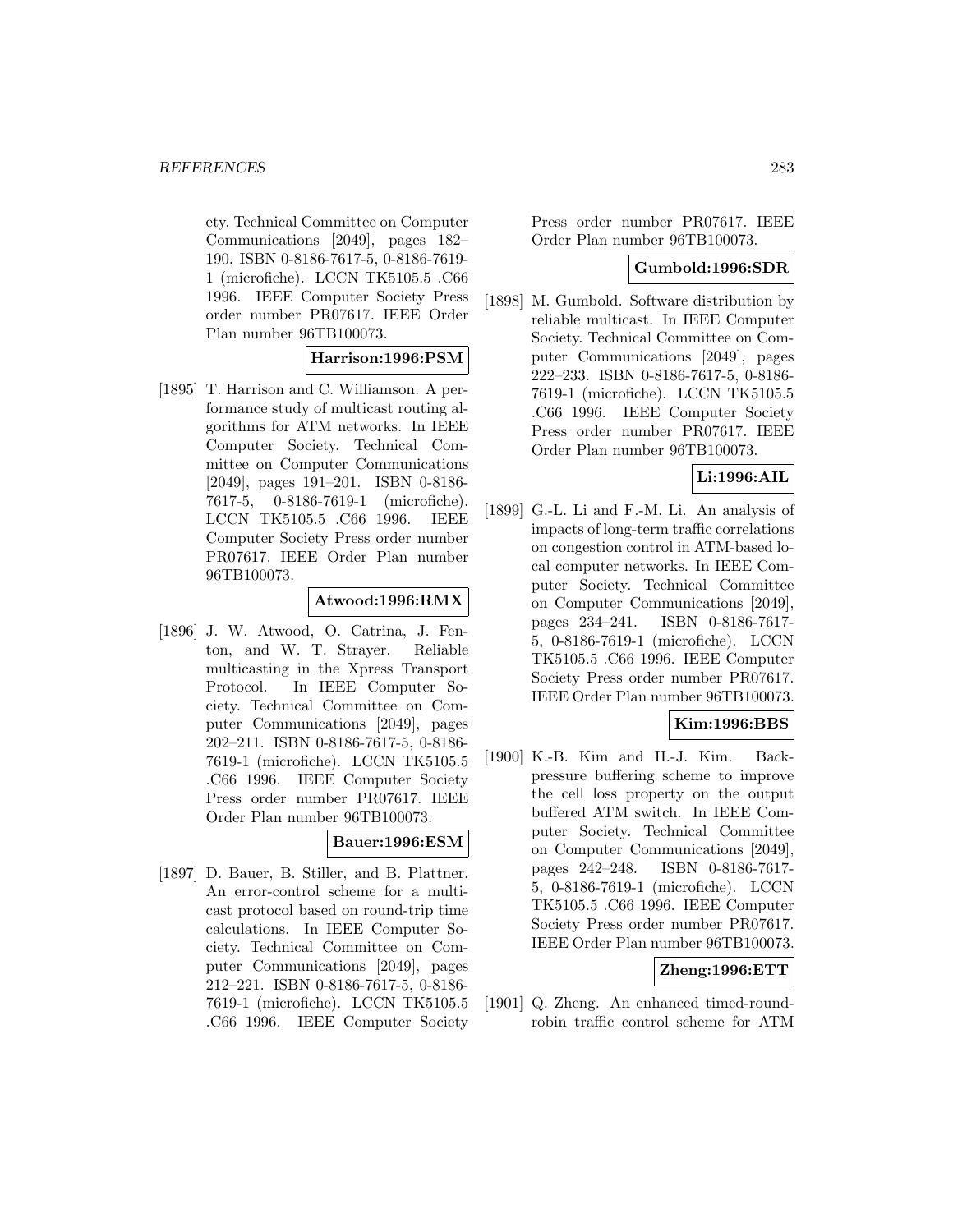ety. Technical Committee on Computer Communications [2049], pages 182–190. ISBN 0-8186-7617-5, 0-8186-7619-1 (microfiche). LCCN TK5105.5 .C66 1996. IEEE Computer Society Press order number PR07617. IEEE Order Plan number 96TB100073.

**Harrison:1996:PSM**

[1895] T. Harrison and C. Williamson. A performance study of multicast routing algorithms for ATM networks. In IEEE Computer Society. Technical Committee on Computer Communications [2049], pages 191–201. ISBN 0-8186-7617-5, 0-8186-7619-1 (microfiche). LCCN TK5105.5 .C66 1996. IEEE Computer Society Press order number PR07617. IEEE Order Plan number 96TB100073.

**Atwood:1996:RMX**

[1896] J. W. Atwood, O. Catrina, J. Fenton, and W. T. Strayer. Reliable multicasting in the Xpress Transport Protocol. In IEEE Computer Society. Technical Committee on Computer Communications [2049], pages 202–211. ISBN 0-8186-7617-5, 0-8186-7619-1 (microfiche). LCCN TK5105.5 .C66 1996. IEEE Computer Society Press order number PR07617. IEEE Order Plan number 96TB100073.

**Bauer:1996:ESM**

[1897] D. Bauer, B. Stiller, and B. Plattner. An error-control scheme for a multicast protocol based on round-trip time calculations. In IEEE Computer Society. Technical Committee on Computer Communications [2049], pages 212–221. ISBN 0-8186-7617-5, 0-8186-7619-1 (microfiche). LCCN TK5105.5 .C66 1996. IEEE Computer Society Press order number PR07617. IEEE Order Plan number 96TB100073.

**Gumbold:1996:SDR**

[1898] M. Gumbold. Software distribution by reliable multicast. In IEEE Computer Society. Technical Committee on Computer Communications [2049], pages 222–233. ISBN 0-8186-7617-5, 0-8186-7619-1 (microfiche). LCCN TK5105.5 .C66 1996. IEEE Computer Society Press order number PR07617. IEEE Order Plan number 96TB100073.

**Li:1996:AIL**

[1899] G.-L. Li and F.-M. Li. An analysis of impacts of long-term traffic correlations on congestion control in ATM-based local computer networks. In IEEE Computer Society. Technical Committee on Computer Communications [2049], pages 234–241. ISBN 0-8186-7617-5, 0-8186-7619-1 (microfiche). LCCN TK5105.5 .C66 1996. IEEE Computer Society Press order number PR07617. IEEE Order Plan number 96TB100073.

**Kim:1996:BBS**

[1900] K.-B. Kim and H.-J. Kim. Backpressure buffering scheme to improve the cell loss property on the output buffered ATM switch. In IEEE Computer Society. Technical Committee on Computer Communications [2049], pages 242–248. ISBN 0-8186-7617-5, 0-8186-7619-1 (microfiche). LCCN TK5105.5 .C66 1996. IEEE Computer Society Press order number PR07617. IEEE Order Plan number 96TB100073.

**Zheng:1996:ETT**

[1901] Q. Zheng. An enhanced timed-round-robin traffic control scheme for ATM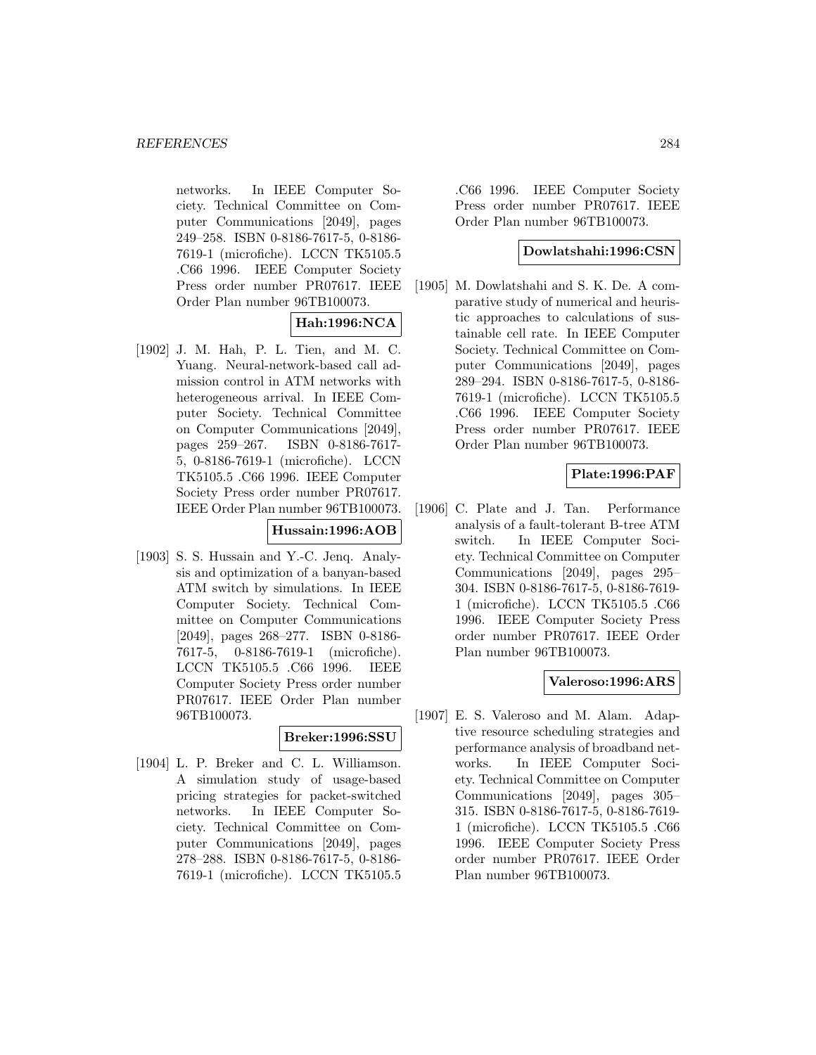networks. In IEEE Computer Society. Technical Committee on Computer Communications [2049], pages 249–258. ISBN 0-8186-7617-5, 0-8186-7619-1 (microfiche). LCCN TK5105.5 .C66 1996. IEEE Computer Society Press order number PR07617. IEEE Order Plan number 96TB100073.

**Hah:1996:NCA**

[1902] J. M. Hah, P. L. Tien, and M. C. Yuang. Neural-network-based call admission control in ATM networks with heterogeneous arrival. In IEEE Computer Society. Technical Committee on Computer Communications [2049], pages 259–267. ISBN 0-8186-7617-5, 0-8186-7619-1 (microfiche). LCCN TK5105.5 .C66 1996. IEEE Computer Society Press order number PR07617. IEEE Order Plan number 96TB100073.

**Hussain:1996:AOB**

[1903] S. S. Hussain and Y.-C. Jenq. Analysis and optimization of a banyan-based ATM switch by simulations. In IEEE Computer Society. Technical Committee on Computer Communications [2049], pages 268–277. ISBN 0-8186-7617-5, 0-8186-7619-1 (microfiche). LCCN TK5105.5 .C66 1996. IEEE Computer Society Press order number PR07617. IEEE Order Plan number 96TB100073.

**Breker:1996:SSU**

[1904] L. P. Breker and C. L. Williamson. A simulation study of usage-based pricing strategies for packet-switched networks. In IEEE Computer Society. Technical Committee on Computer Communications [2049], pages 278–288. ISBN 0-8186-7617-5, 0-8186-7619-1 (microfiche). LCCN TK5105.5 .C66 1996. IEEE Computer Society Press order number PR07617. IEEE Order Plan number 96TB100073.

**Dowlatshahi:1996:CSN**

[1905] M. Dowlatshahi and S. K. De. A comparative study of numerical and heuristic approaches to calculations of sustainable cell rate. In IEEE Computer Society. Technical Committee on Computer Communications [2049], pages 289–294. ISBN 0-8186-7617-5, 0-8186-7619-1 (microfiche). LCCN TK5105.5 .C66 1996. IEEE Computer Society Press order number PR07617. IEEE Order Plan number 96TB100073.

**Plate:1996:PAF**

[1906] C. Plate and J. Tan. Performance analysis of a fault-tolerant B-tree ATM switch. In IEEE Computer Society. Technical Committee on Computer Communications [2049], pages 295–304. ISBN 0-8186-7617-5, 0-8186-7619-1 (microfiche). LCCN TK5105.5 .C66 1996. IEEE Computer Society Press order number PR07617. IEEE Order Plan number 96TB100073.

**Valeroso:1996:ARS**

[1907] E. S. Valeroso and M. Alam. Adaptive resource scheduling strategies and performance analysis of broadband networks. In IEEE Computer Society. Technical Committee on Computer Communications [2049], pages 305–315. ISBN 0-8186-7617-5, 0-8186-7619-1 (microfiche). LCCN TK5105.5 .C66 1996. IEEE Computer Society Press order number PR07617. IEEE Order Plan number 96TB100073.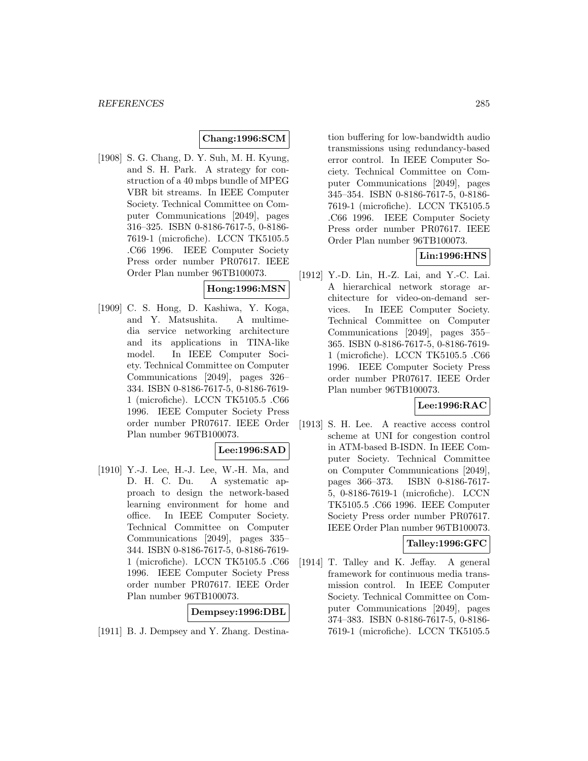**Chang:1996:SCM**

[1908] S. G. Chang, D. Y. Suh, M. H. Kyung, and S. H. Park. A strategy for construction of a 40 mbps bundle of MPEG VBR bit streams. In IEEE Computer Society. Technical Committee on Computer Communications [2049], pages 316–325. ISBN 0-8186-7617-5, 0-8186-7619-1 (microfiche). LCCN TK5105.5 .C66 1996. IEEE Computer Society Press order number PR07617. IEEE Order Plan number 96TB100073.

**Hong:1996:MSN**

[1909] C. S. Hong, D. Kashiwa, Y. Koga, and Y. Matsushita. A multimedia service networking architecture and its applications in TINA-like model. In IEEE Computer Society. Technical Committee on Computer Communications [2049], pages 326–334. ISBN 0-8186-7617-5, 0-8186-7619-1 (microfiche). LCCN TK5105.5 .C66 1996. IEEE Computer Society Press order number PR07617. IEEE Order Plan number 96TB100073.

**Lee:1996:SAD**

[1910] Y.-J. Lee, H.-J. Lee, W.-H. Ma, and D. H. C. Du. A systematic approach to design the network-based learning environment for home and office. In IEEE Computer Society. Technical Committee on Computer Communications [2049], pages 335–344. ISBN 0-8186-7617-5, 0-8186-7619-1 (microfiche). LCCN TK5105.5 .C66 1996. IEEE Computer Society Press order number PR07617. IEEE Order Plan number 96TB100073.

**Dempsey:1996:DBL**

[1911] B. J. Dempsey and Y. Zhang. Destination buffering for low-bandwidth audio transmissions using redundancy-based error control. In IEEE Computer Society. Technical Committee on Computer Communications [2049], pages 345–354. ISBN 0-8186-7617-5, 0-8186-7619-1 (microfiche). LCCN TK5105.5 .C66 1996. IEEE Computer Society Press order number PR07617. IEEE Order Plan number 96TB100073.

**Lin:1996:HNS**

[1912] Y.-D. Lin, H.-Z. Lai, and Y.-C. Lai. A hierarchical network storage architecture for video-on-demand services. In IEEE Computer Society. Technical Committee on Computer Communications [2049], pages 355–365. ISBN 0-8186-7617-5, 0-8186-7619-1 (microfiche). LCCN TK5105.5 .C66 1996. IEEE Computer Society Press order number PR07617. IEEE Order Plan number 96TB100073.

**Lee:1996:RAC**

[1913] S. H. Lee. A reactive access control scheme at UNI for congestion control in ATM-based B-ISDN. In IEEE Computer Society. Technical Committee on Computer Communications [2049], pages 366–373. ISBN 0-8186-7617-5, 0-8186-7619-1 (microfiche). LCCN TK5105.5 .C66 1996. IEEE Computer Society Press order number PR07617. IEEE Order Plan number 96TB100073.

**Talley:1996:GFC**

[1914] T. Talley and K. Jeffay. A general framework for continuous media transmission control. In IEEE Computer Society. Technical Committee on Computer Communications [2049], pages 374–383. ISBN 0-8186-7617-5, 0-8186-7619-1 (microfiche). LCCN TK5105.5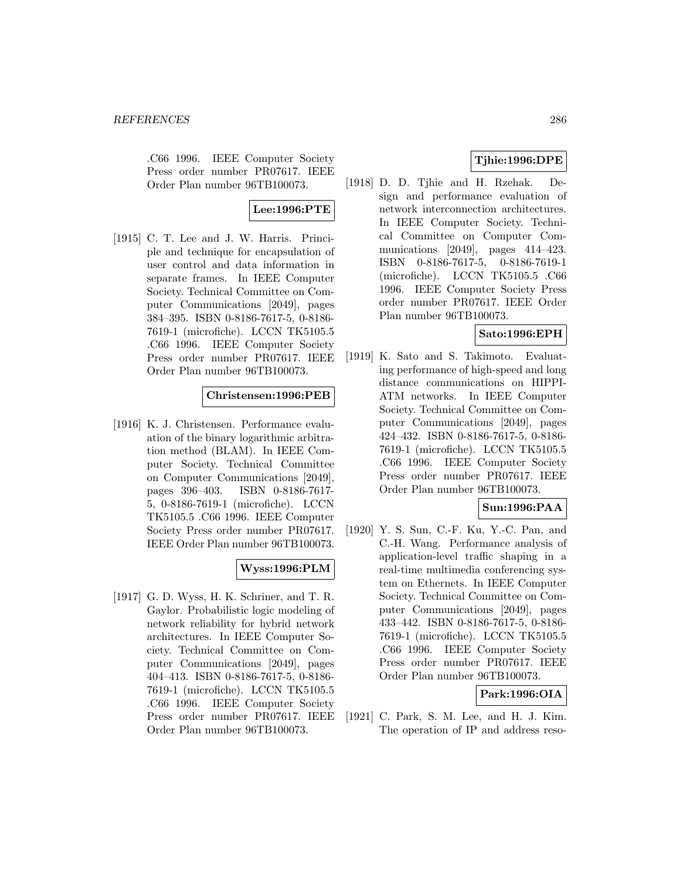.C66 1996. IEEE Computer Society Press order number PR07617. IEEE Order Plan number 96TB100073.

**Lee:1996:PTE**

[1915] C. T. Lee and J. W. Harris. Principle and technique for encapsulation of user control and data information in separate frames. In IEEE Computer Society. Technical Committee on Computer Communications [2049], pages 384–395. ISBN 0-8186-7617-5, 0-8186-7619-1 (microfiche). LCCN TK5105.5 .C66 1996. IEEE Computer Society Press order number PR07617. IEEE Order Plan number 96TB100073.

**Christensen:1996:PEB**

[1916] K. J. Christensen. Performance evaluation of the binary logarithmic arbitration method (BLAM). In IEEE Computer Society. Technical Committee on Computer Communications [2049], pages 396–403. ISBN 0-8186-7617-5, 0-8186-7619-1 (microfiche). LCCN TK5105.5 .C66 1996. IEEE Computer Society Press order number PR07617. IEEE Order Plan number 96TB100073.

**Wyss:1996:PLM**

[1917] G. D. Wyss, H. K. Schriner, and T. R. Gaylor. Probabilistic logic modeling of network reliability for hybrid network architectures. In IEEE Computer Society. Technical Committee on Computer Communications [2049], pages 404–413. ISBN 0-8186-7617-5, 0-8186-7619-1 (microfiche). LCCN TK5105.5 .C66 1996. IEEE Computer Society Press order number PR07617. IEEE Order Plan number 96TB100073.

**Tjhie:1996:DPE**

[1918] D. D. Tjhie and H. Rzehak. Design and performance evaluation of network interconnection architectures. In IEEE Computer Society. Technical Committee on Computer Communications [2049], pages 414–423. ISBN 0-8186-7617-5, 0-8186-7619-1 (microfiche). LCCN TK5105.5 .C66 1996. IEEE Computer Society Press order number PR07617. IEEE Order Plan number 96TB100073.

**Sato:1996:EPH**

[1919] K. Sato and S. Takimoto. Evaluating performance of high-speed and long distance communications on HIPPI-ATM networks. In IEEE Computer Society. Technical Committee on Computer Communications [2049], pages 424–432. ISBN 0-8186-7617-5, 0-8186-7619-1 (microfiche). LCCN TK5105.5 .C66 1996. IEEE Computer Society Press order number PR07617. IEEE Order Plan number 96TB100073.

**Sun:1996:PAA**

[1920] Y. S. Sun, C.-F. Ku, Y.-C. Pan, and C.-H. Wang. Performance analysis of application-level traffic shaping in a real-time multimedia conferencing system on Ethernets. In IEEE Computer Society. Technical Committee on Computer Communications [2049], pages 433–442. ISBN 0-8186-7617-5, 0-8186-7619-1 (microfiche). LCCN TK5105.5 .C66 1996. IEEE Computer Society Press order number PR07617. IEEE Order Plan number 96TB100073.

**Park:1996:OIA**

[1921] C. Park, S. M. Lee, and H. J. Kim. The operation of IP and address reso-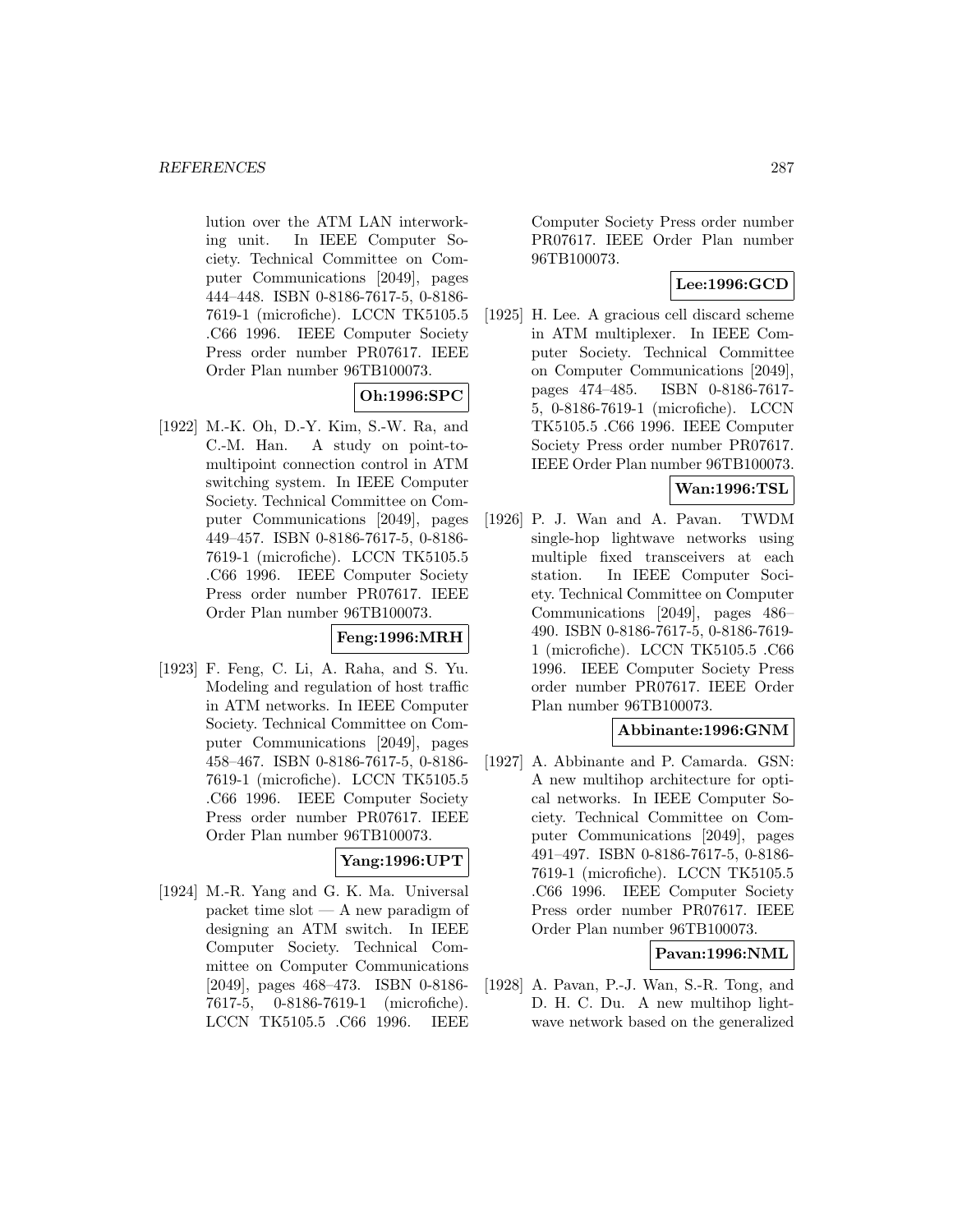lution over the ATM LAN interworking unit. In IEEE Computer Society. Technical Committee on Computer Communications [2049], pages 444–448. ISBN 0-8186-7617-5, 0-8186-7619-1 (microfiche). LCCN TK5105.5 .C66 1996. IEEE Computer Society Press order number PR07617. IEEE Order Plan number 96TB100073.

**Oh:1996:SPC**

[1922] M.-K. Oh, D.-Y. Kim, S.-W. Ra, and C.-M. Han. A study on point-to-multipoint connection control in ATM switching system. In IEEE Computer Society. Technical Committee on Computer Communications [2049], pages 449–457. ISBN 0-8186-7617-5, 0-8186-7619-1 (microfiche). LCCN TK5105.5 .C66 1996. IEEE Computer Society Press order number PR07617. IEEE Order Plan number 96TB100073.

**Feng:1996:MRH**

[1923] F. Feng, C. Li, A. Raha, and S. Yu. Modeling and regulation of host traffic in ATM networks. In IEEE Computer Society. Technical Committee on Computer Communications [2049], pages 458–467. ISBN 0-8186-7617-5, 0-8186-7619-1 (microfiche). LCCN TK5105.5 .C66 1996. IEEE Computer Society Press order number PR07617. IEEE Order Plan number 96TB100073.

**Yang:1996:UPT**

[1924] M.-R. Yang and G. K. Ma. Universal packet time slot — A new paradigm of designing an ATM switch. In IEEE Computer Society. Technical Committee on Computer Communications [2049], pages 468–473. ISBN 0-8186-7617-5, 0-8186-7619-1 (microfiche). LCCN TK5105.5 .C66 1996. IEEE Computer Society Press order number PR07617. IEEE Order Plan number 96TB100073.

**Lee:1996:GCD**

[1925] H. Lee. A gracious cell discard scheme in ATM multiplexer. In IEEE Computer Society. Technical Committee on Computer Communications [2049], pages 474–485. ISBN 0-8186-7617-5, 0-8186-7619-1 (microfiche). LCCN TK5105.5 .C66 1996. IEEE Computer Society Press order number PR07617. IEEE Order Plan number 96TB100073.

**Wan:1996:TSL**

[1926] P. J. Wan and A. Pavan. TWDM single-hop lightwave networks using multiple fixed transceivers at each station. In IEEE Computer Society. Technical Committee on Computer Communications [2049], pages 486–490. ISBN 0-8186-7617-5, 0-8186-7619-1 (microfiche). LCCN TK5105.5 .C66 1996. IEEE Computer Society Press order number PR07617. IEEE Order Plan number 96TB100073.

**Abbinante:1996:GNM**

[1927] A. Abbinante and P. Camarda. GSN: A new multihop architecture for optical networks. In IEEE Computer Society. Technical Committee on Computer Communications [2049], pages 491–497. ISBN 0-8186-7617-5, 0-8186-7619-1 (microfiche). LCCN TK5105.5 .C66 1996. IEEE Computer Society Press order number PR07617. IEEE Order Plan number 96TB100073.

**Pavan:1996:NML**

[1928] A. Pavan, P.-J. Wan, S.-R. Tong, and D. H. C. Du. A new multihop lightwave network based on the generalized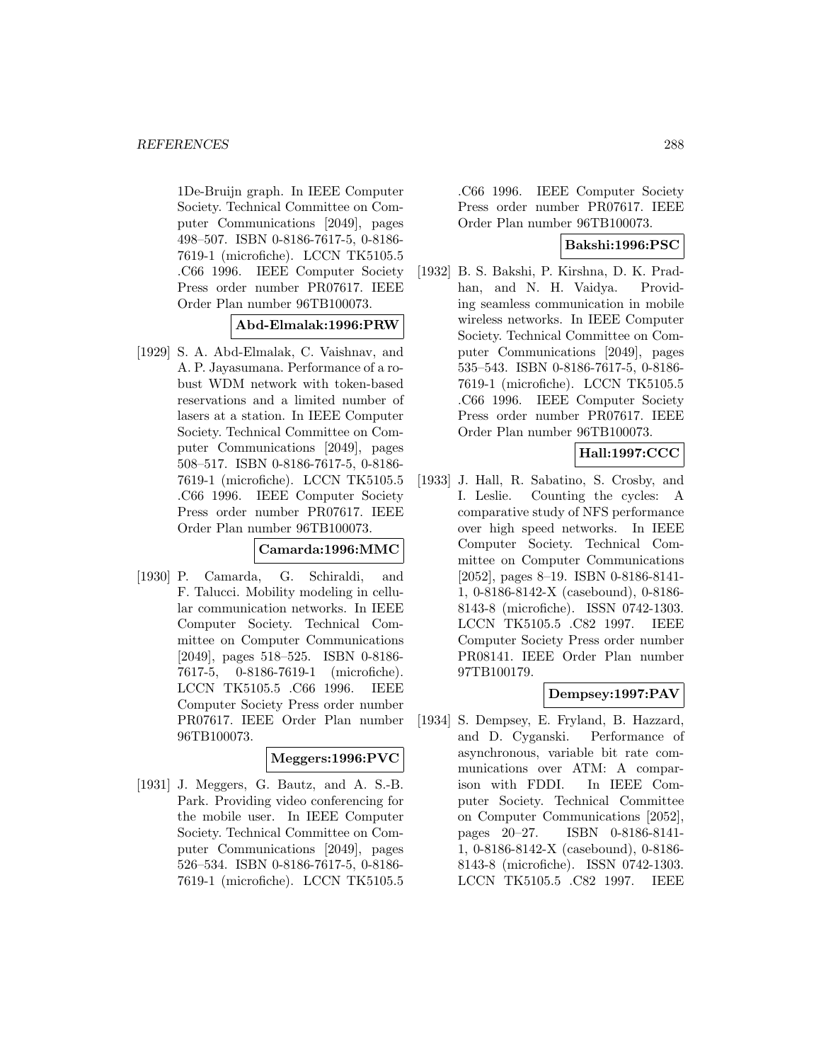1De-Bruijn graph. In IEEE Computer Society. Technical Committee on Computer Communications [2049], pages 498–507. ISBN 0-8186-7617-5, 0-8186-7619-1 (microfiche). LCCN TK5105.5 .C66 1996. IEEE Computer Society Press order number PR07617. IEEE Order Plan number 96TB100073.

**Abd-Elmalak:1996:PRW**

[1929] S. A. Abd-Elmalak, C. Vaishnav, and A. P. Jayasumana. Performance of a robust WDM network with token-based reservations and a limited number of lasers at a station. In IEEE Computer Society. Technical Committee on Computer Communications [2049], pages 508–517. ISBN 0-8186-7617-5, 0-8186-7619-1 (microfiche). LCCN TK5105.5 .C66 1996. IEEE Computer Society Press order number PR07617. IEEE Order Plan number 96TB100073.

**Camarda:1996:MMC**

[1930] P. Camarda, G. Schiraldi, and F. Talucci. Mobility modeling in cellular communication networks. In IEEE Computer Society. Technical Committee on Computer Communications [2049], pages 518–525. ISBN 0-8186-7617-5, 0-8186-7619-1 (microfiche). LCCN TK5105.5 .C66 1996. IEEE Computer Society Press order number PR07617. IEEE Order Plan number 96TB100073.

**Meggers:1996:PVC**

[1931] J. Meggers, G. Bautz, and A. S.-B. Park. Providing video conferencing for the mobile user. In IEEE Computer Society. Technical Committee on Computer Communications [2049], pages 526–534. ISBN 0-8186-7617-5, 0-8186-7619-1 (microfiche). LCCN TK5105.5 .C66 1996. IEEE Computer Society Press order number PR07617. IEEE Order Plan number 96TB100073.

**Bakshi:1996:PSC**

[1932] B. S. Bakshi, P. Kirshna, D. K. Pradhan, and N. H. Vaidya. Providing seamless communication in mobile wireless networks. In IEEE Computer Society. Technical Committee on Computer Communications [2049], pages 535–543. ISBN 0-8186-7617-5, 0-8186-7619-1 (microfiche). LCCN TK5105.5 .C66 1996. IEEE Computer Society Press order number PR07617. IEEE Order Plan number 96TB100073.

**Hall:1997:CCC**

[1933] J. Hall, R. Sabatino, S. Crosby, and I. Leslie. Counting the cycles: A comparative study of NFS performance over high speed networks. In IEEE Computer Society. Technical Committee on Computer Communications [2052], pages 8–19. ISBN 0-8186-8141-1, 0-8186-8142-X (casebound), 0-8186-8143-8 (microfiche). ISSN 0742-1303. LCCN TK5105.5 .C82 1997. IEEE Computer Society Press order number PR08141. IEEE Order Plan number 97TB100179.

**Dempsey:1997:PAV**

[1934] S. Dempsey, E. Fryland, B. Hazzard, and D. Cyganski. Performance of asynchronous, variable bit rate communications over ATM: A comparison with FDDI. In IEEE Computer Society. Technical Committee on Computer Communications [2052], pages 20–27. ISBN 0-8186-8141-1, 0-8186-8142-X (casebound), 0-8186-8143-8 (microfiche). ISSN 0742-1303. LCCN TK5105.5 .C82 1997. IEEE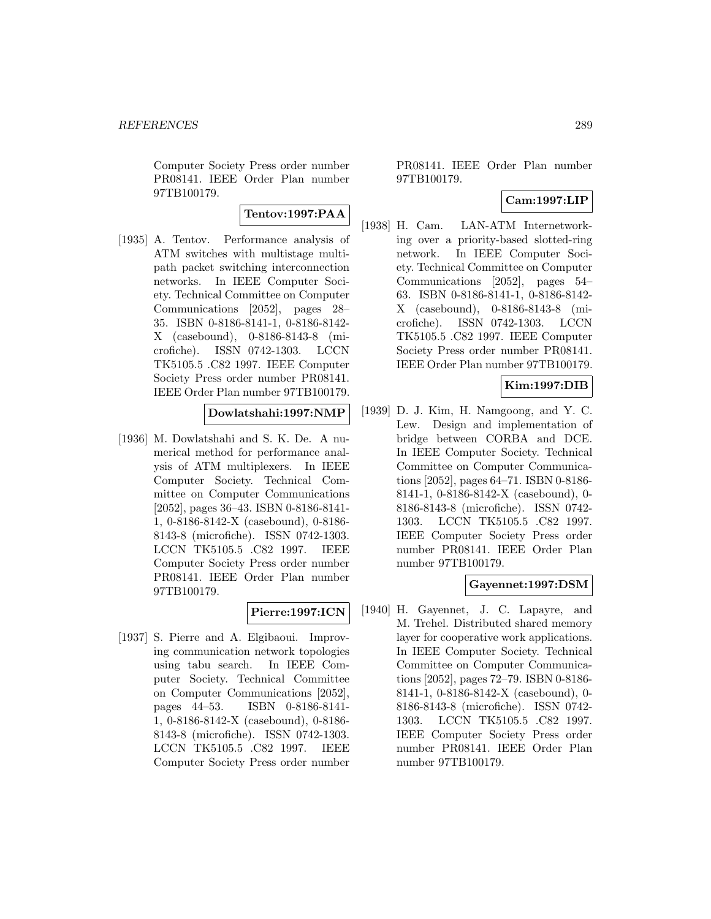Computer Society Press order number PR08141. IEEE Order Plan number 97TB100179.

**Tentov:1997:PAA**

[1935] A. Tentov. Performance analysis of ATM switches with multistage multipath packet switching interconnection networks. In IEEE Computer Society. Technical Committee on Computer Communications [2052], pages 28–35. ISBN 0-8186-8141-1, 0-8186-8142-X (casebound), 0-8186-8143-8 (microfiche). ISSN 0742-1303. LCCN TK5105.5 .C82 1997. IEEE Computer Society Press order number PR08141. IEEE Order Plan number 97TB100179.

**Dowlatshahi:1997:NMP**

[1936] M. Dowlatshahi and S. K. De. A numerical method for performance analysis of ATM multiplexers. In IEEE Computer Society. Technical Committee on Computer Communications [2052], pages 36–43. ISBN 0-8186-8141-1, 0-8186-8142-X (casebound), 0-8186-8143-8 (microfiche). ISSN 0742-1303. LCCN TK5105.5 .C82 1997. IEEE Computer Society Press order number PR08141. IEEE Order Plan number 97TB100179.

**Pierre:1997:ICN**

[1937] S. Pierre and A. Elgibaoui. Improving communication network topologies using tabu search. In IEEE Computer Society. Technical Committee on Computer Communications [2052], pages 44–53. ISBN 0-8186-8141-1, 0-8186-8142-X (casebound), 0-8186-8143-8 (microfiche). ISSN 0742-1303. LCCN TK5105.5 .C82 1997. IEEE Computer Society Press order number PR08141. IEEE Order Plan number 97TB100179.

**Cam:1997:LIP**

[1938] H. Cam. LAN-ATM Internetworking over a priority-based slotted-ring network. In IEEE Computer Society. Technical Committee on Computer Communications [2052], pages 54–63. ISBN 0-8186-8141-1, 0-8186-8142-X (casebound), 0-8186-8143-8 (microfiche). ISSN 0742-1303. LCCN TK5105.5 .C82 1997. IEEE Computer Society Press order number PR08141. IEEE Order Plan number 97TB100179.

**Kim:1997:DIB**

[1939] D. J. Kim, H. Namgoong, and Y. C. Lew. Design and implementation of bridge between CORBA and DCE. In IEEE Computer Society. Technical Committee on Computer Communications [2052], pages 64–71. ISBN 0-8186-8141-1, 0-8186-8142-X (casebound), 0-8186-8143-8 (microfiche). ISSN 0742-1303. LCCN TK5105.5 .C82 1997. IEEE Computer Society Press order number PR08141. IEEE Order Plan number 97TB100179.

**Gayennet:1997:DSM**

[1940] H. Gayennet, J. C. Lapayre, and M. Trehel. Distributed shared memory layer for cooperative work applications. In IEEE Computer Society. Technical Committee on Computer Communications [2052], pages 72–79. ISBN 0-8186-8141-1, 0-8186-8142-X (casebound), 0-8186-8143-8 (microfiche). ISSN 0742-1303. LCCN TK5105.5 .C82 1997. IEEE Computer Society Press order number PR08141. IEEE Order Plan number 97TB100179.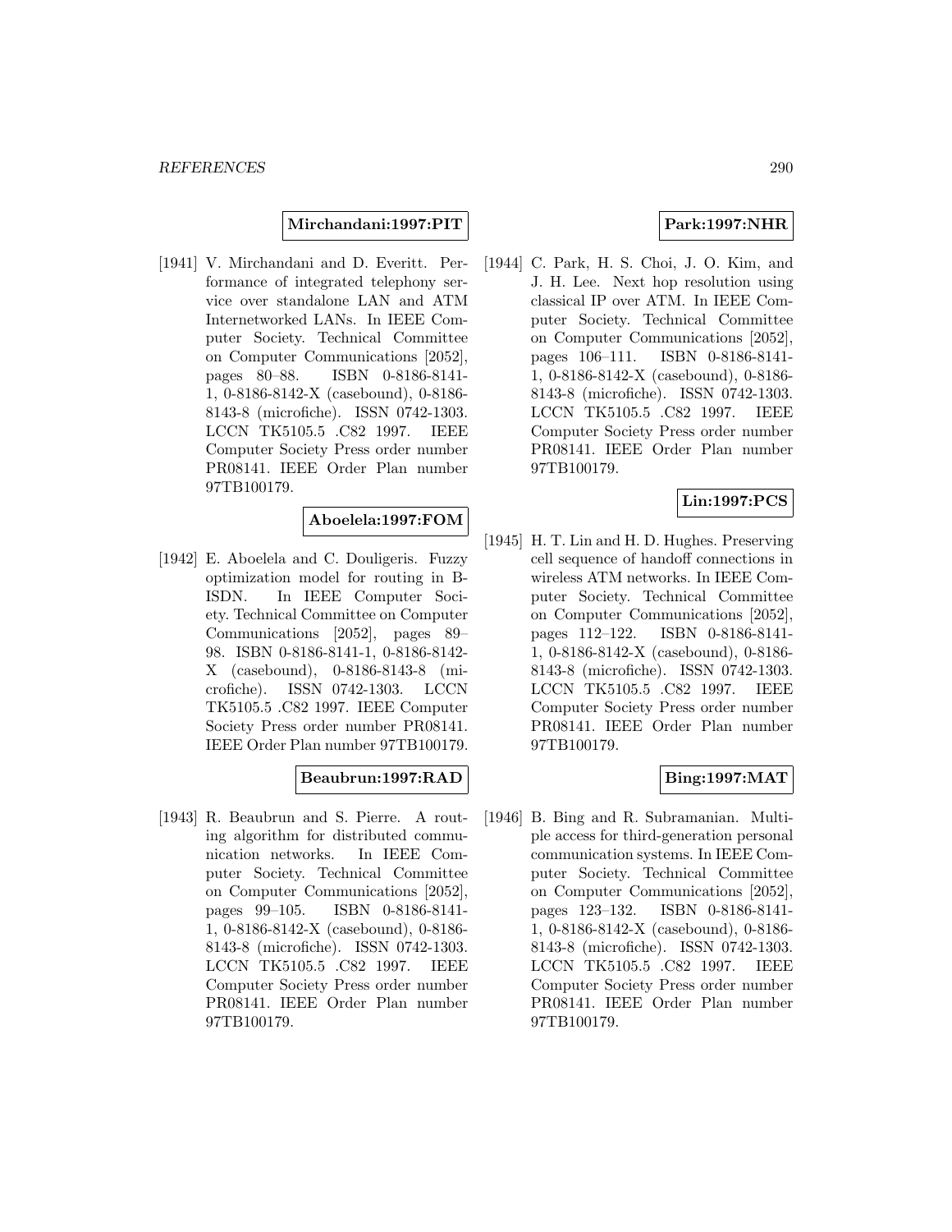**Mirchandani:1997:PIT**

[1941] V. Mirchandani and D. Everitt. Performance of integrated telephony service over standalone LAN and ATM Internetworked LANs. In IEEE Computer Society. Technical Committee on Computer Communications [2052], pages 80–88. ISBN 0-8186-8141-1, 0-8186-8142-X (casebound), 0-8186-8143-8 (microfiche). ISSN 0742-1303. LCCN TK5105.5 .C82 1997. IEEE Computer Society Press order number PR08141. IEEE Order Plan number 97TB100179.

**Aboelela:1997:FOM**

[1942] E. Aboelela and C. Douligeris. Fuzzy optimization model for routing in B-ISDN. In IEEE Computer Society. Technical Committee on Computer Communications [2052], pages 89–98. ISBN 0-8186-8141-1, 0-8186-8142-X (casebound), 0-8186-8143-8 (microfiche). ISSN 0742-1303. LCCN TK5105.5 .C82 1997. IEEE Computer Society Press order number PR08141. IEEE Order Plan number 97TB100179.

**Beaubrun:1997:RAD**

[1943] R. Beaubrun and S. Pierre. A routing algorithm for distributed communication networks. In IEEE Computer Society. Technical Committee on Computer Communications [2052], pages 99–105. ISBN 0-8186-8141-1, 0-8186-8142-X (casebound), 0-8186-8143-8 (microfiche). ISSN 0742-1303. LCCN TK5105.5 .C82 1997. IEEE Computer Society Press order number PR08141. IEEE Order Plan number 97TB100179.

**Park:1997:NHR**

[1944] C. Park, H. S. Choi, J. O. Kim, and J. H. Lee. Next hop resolution using classical IP over ATM. In IEEE Computer Society. Technical Committee on Computer Communications [2052], pages 106–111. ISBN 0-8186-8141-1, 0-8186-8142-X (casebound), 0-8186-8143-8 (microfiche). ISSN 0742-1303. LCCN TK5105.5 .C82 1997. IEEE Computer Society Press order number PR08141. IEEE Order Plan number 97TB100179.

**Lin:1997:PCS**

[1945] H. T. Lin and H. D. Hughes. Preserving cell sequence of handoff connections in wireless ATM networks. In IEEE Computer Society. Technical Committee on Computer Communications [2052], pages 112–122. ISBN 0-8186-8141-1, 0-8186-8142-X (casebound), 0-8186-8143-8 (microfiche). ISSN 0742-1303. LCCN TK5105.5 .C82 1997. IEEE Computer Society Press order number PR08141. IEEE Order Plan number 97TB100179.

**Bing:1997:MAT**

[1946] B. Bing and R. Subramanian. Multiple access for third-generation personal communication systems. In IEEE Computer Society. Technical Committee on Computer Communications [2052], pages 123–132. ISBN 0-8186-8141-1, 0-8186-8142-X (casebound), 0-8186-8143-8 (microfiche). ISSN 0742-1303. LCCN TK5105.5 .C82 1997. IEEE Computer Society Press order number PR08141. IEEE Order Plan number 97TB100179.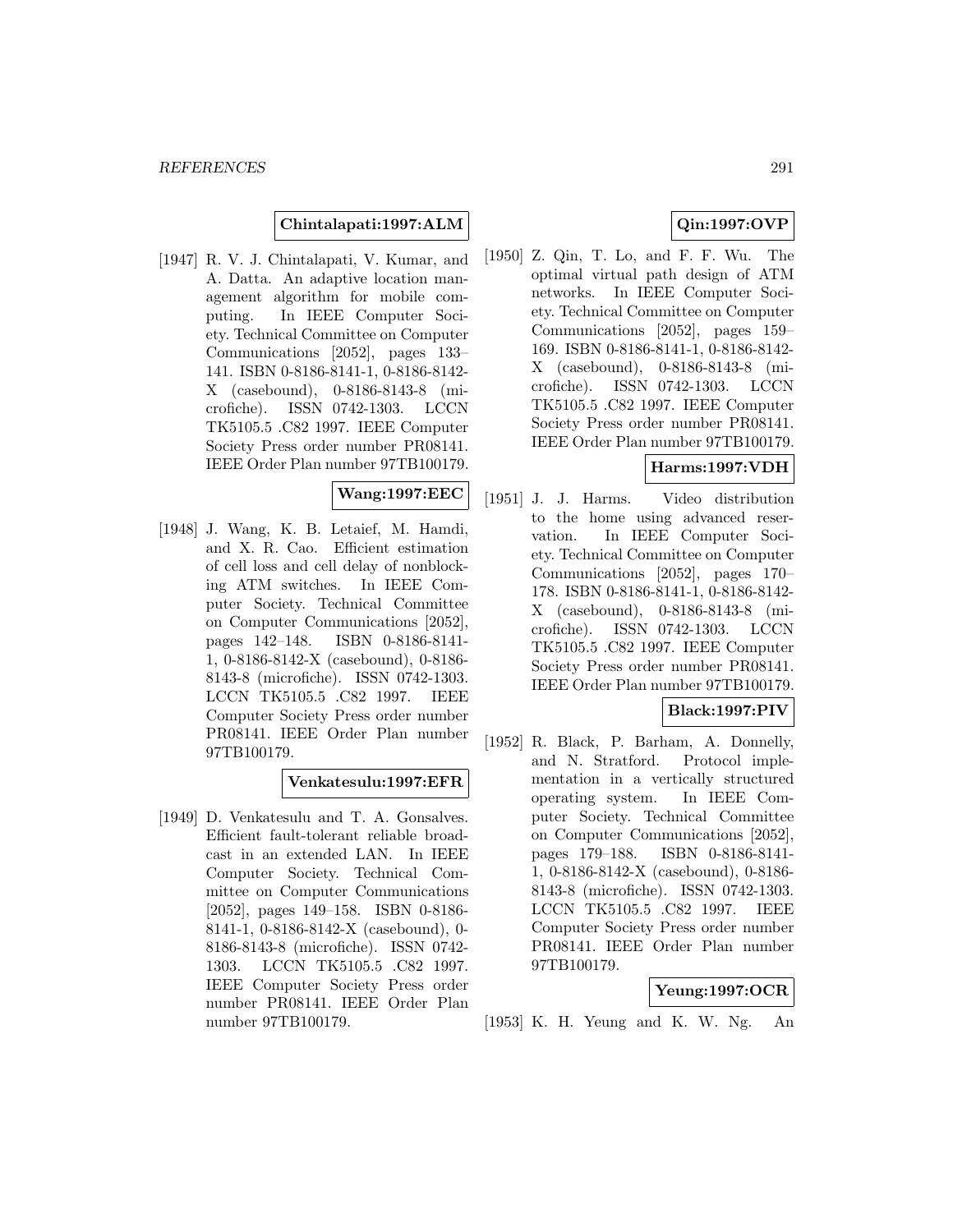**Chintalapati:1997:ALM**

[1947] R. V. J. Chintalapati, V. Kumar, and A. Datta. An adaptive location management algorithm for mobile computing. In IEEE Computer Society. Technical Committee on Computer Communications [2052], pages 133–141. ISBN 0-8186-8141-1, 0-8186-8142-X (casebound), 0-8186-8143-8 (microfiche). ISSN 0742-1303. LCCN TK5105.5 .C82 1997. IEEE Computer Society Press order number PR08141. IEEE Order Plan number 97TB100179.

**Wang:1997:EEC**

[1948] J. Wang, K. B. Letaief, M. Hamdi, and X. R. Cao. Efficient estimation of cell loss and cell delay of nonblocking ATM switches. In IEEE Computer Society. Technical Committee on Computer Communications [2052], pages 142–148. ISBN 0-8186-8141-1, 0-8186-8142-X (casebound), 0-8186-8143-8 (microfiche). ISSN 0742-1303. LCCN TK5105.5 .C82 1997. IEEE Computer Society Press order number PR08141. IEEE Order Plan number 97TB100179.

**Venkatesulu:1997:EFR**

[1949] D. Venkatesulu and T. A. Gonsalves. Efficient fault-tolerant reliable broadcast in an extended LAN. In IEEE Computer Society. Technical Committee on Computer Communications [2052], pages 149–158. ISBN 0-8186-8141-1, 0-8186-8142-X (casebound), 0-8186-8143-8 (microfiche). ISSN 0742-1303. LCCN TK5105.5 .C82 1997. IEEE Computer Society Press order number PR08141. IEEE Order Plan number 97TB100179.

**Qin:1997:OVP**

[1950] Z. Qin, T. Lo, and F. F. Wu. The optimal virtual path design of ATM networks. In IEEE Computer Society. Technical Committee on Computer Communications [2052], pages 159–169. ISBN 0-8186-8141-1, 0-8186-8142-X (casebound), 0-8186-8143-8 (microfiche). ISSN 0742-1303. LCCN TK5105.5 .C82 1997. IEEE Computer Society Press order number PR08141. IEEE Order Plan number 97TB100179.

**Harms:1997:VDH**

[1951] J. J. Harms. Video distribution to the home using advanced reservation. In IEEE Computer Society. Technical Committee on Computer Communications [2052], pages 170–178. ISBN 0-8186-8141-1, 0-8186-8142-X (casebound), 0-8186-8143-8 (microfiche). ISSN 0742-1303. LCCN TK5105.5 .C82 1997. IEEE Computer Society Press order number PR08141. IEEE Order Plan number 97TB100179.

**Black:1997:PIV**

[1952] R. Black, P. Barham, A. Donnelly, and N. Stratford. Protocol implementation in a vertically structured operating system. In IEEE Computer Society. Technical Committee on Computer Communications [2052], pages 179–188. ISBN 0-8186-8141-1, 0-8186-8142-X (casebound), 0-8186-8143-8 (microfiche). ISSN 0742-1303. LCCN TK5105.5 .C82 1997. IEEE Computer Society Press order number PR08141. IEEE Order Plan number 97TB100179.

**Yeung:1997:OCR**

[1953] K. H. Yeung and K. W. Ng. An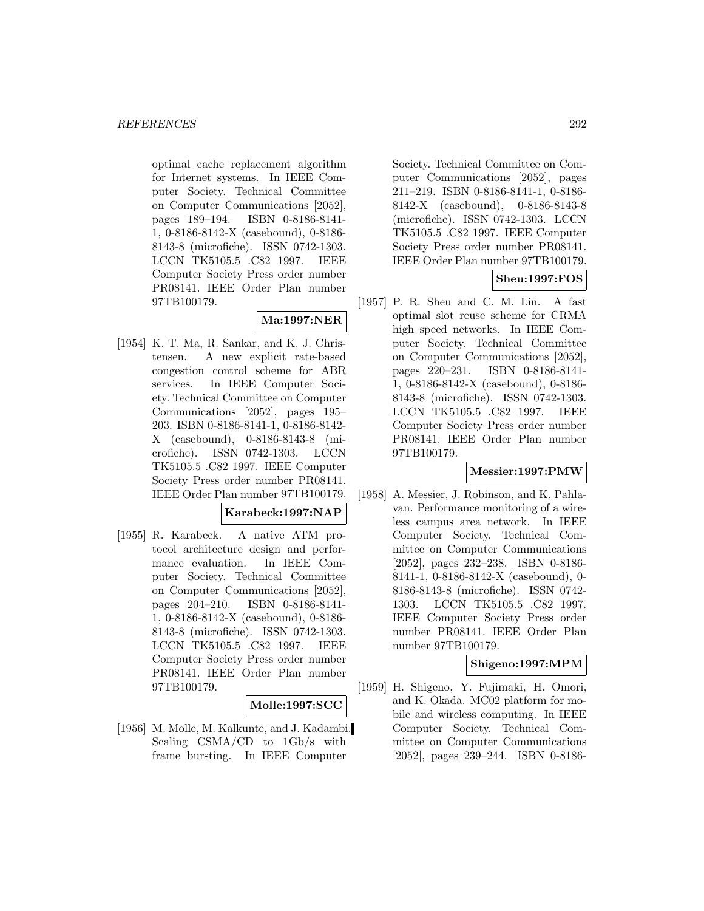optimal cache replacement algorithm for Internet systems. In IEEE Computer Society. Technical Committee on Computer Communications [2052], pages 189–194. ISBN 0-8186-8141-1, 0-8186-8142-X (casebound), 0-8186-8143-8 (microfiche). ISSN 0742-1303. LCCN TK5105.5 .C82 1997. IEEE Computer Society Press order number PR08141. IEEE Order Plan number 97TB100179.

**Ma:1997:NER**

[1954] K. T. Ma, R. Sankar, and K. J. Christensen. A new explicit rate-based congestion control scheme for ABR services. In IEEE Computer Society. Technical Committee on Computer Communications [2052], pages 195–203. ISBN 0-8186-8141-1, 0-8186-8142-X (casebound), 0-8186-8143-8 (microfiche). ISSN 0742-1303. LCCN TK5105.5 .C82 1997. IEEE Computer Society Press order number PR08141. IEEE Order Plan number 97TB100179.

**Karabeck:1997:NAP**

[1955] R. Karabeck. A native ATM protocol architecture design and performance evaluation. In IEEE Computer Society. Technical Committee on Computer Communications [2052], pages 204–210. ISBN 0-8186-8141-1, 0-8186-8142-X (casebound), 0-8186-8143-8 (microfiche). ISSN 0742-1303. LCCN TK5105.5 .C82 1997. IEEE Computer Society Press order number PR08141. IEEE Order Plan number 97TB100179.

**Molle:1997:SCC**

[1956] M. Molle, M. Kalkunte, and J. Kadambi. Scaling CSMA/CD to 1Gb/s with frame bursting. In IEEE Computer Society. Technical Committee on Computer Communications [2052], pages 211–219. ISBN 0-8186-8141-1, 0-8186-8142-X (casebound), 0-8186-8143-8 (microfiche). ISSN 0742-1303. LCCN TK5105.5 .C82 1997. IEEE Computer Society Press order number PR08141. IEEE Order Plan number 97TB100179.

**Sheu:1997:FOS**

[1957] P. R. Sheu and C. M. Lin. A fast optimal slot reuse scheme for CRMA high speed networks. In IEEE Computer Society. Technical Committee on Computer Communications [2052], pages 220–231. ISBN 0-8186-8141-1, 0-8186-8142-X (casebound), 0-8186-8143-8 (microfiche). ISSN 0742-1303. LCCN TK5105.5 .C82 1997. IEEE Computer Society Press order number PR08141. IEEE Order Plan number 97TB100179.

**Messier:1997:PMW**

[1958] A. Messier, J. Robinson, and K. Pahlavan. Performance monitoring of a wireless campus area network. In IEEE Computer Society. Technical Committee on Computer Communications [2052], pages 232–238. ISBN 0-8186-8141-1, 0-8186-8142-X (casebound), 0-8186-8143-8 (microfiche). ISSN 0742-1303. LCCN TK5105.5 .C82 1997. IEEE Computer Society Press order number PR08141. IEEE Order Plan number 97TB100179.

**Shigeno:1997:MPM**

[1959] H. Shigeno, Y. Fujimaki, H. Omori, and K. Okada. MC02 platform for mobile and wireless computing. In IEEE Computer Society. Technical Committee on Computer Communications [2052], pages 239–244. ISBN 0-8186-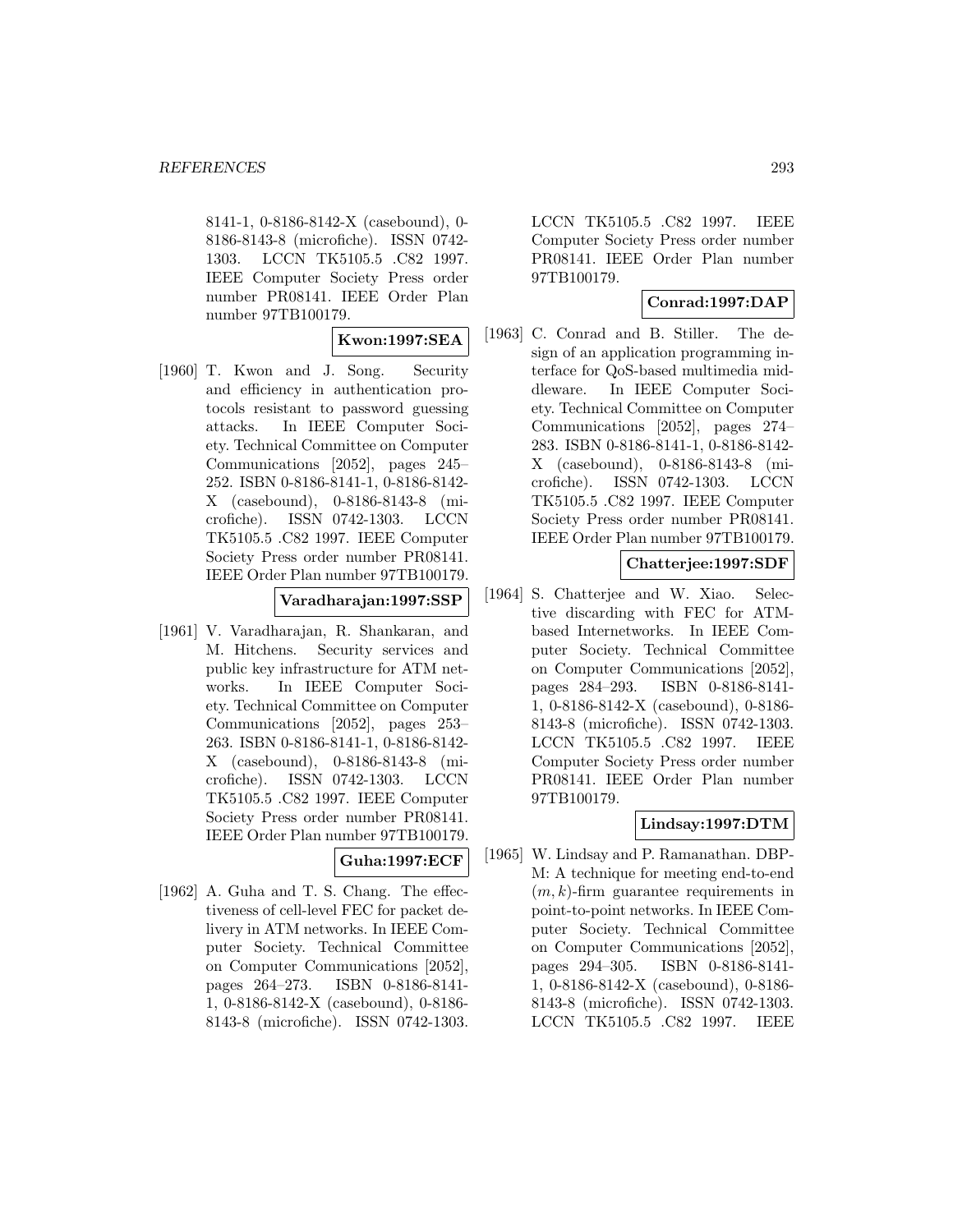8141-1, 0-8186-8142-X (casebound), 0-8186-8143-8 (microfiche). ISSN 0742-1303. LCCN TK5105.5 .C82 1997. IEEE Computer Society Press order number PR08141. IEEE Order Plan number 97TB100179.

**Kwon:1997:SEA**

[1960] T. Kwon and J. Song. Security and efficiency in authentication protocols resistant to password guessing attacks. In IEEE Computer Society. Technical Committee on Computer Communications [2052], pages 245–252. ISBN 0-8186-8141-1, 0-8186-8142-X (casebound), 0-8186-8143-8 (microfiche). ISSN 0742-1303. LCCN TK5105.5 .C82 1997. IEEE Computer Society Press order number PR08141. IEEE Order Plan number 97TB100179.

**Varadharajan:1997:SSP**

[1961] V. Varadharajan, R. Shankaran, and M. Hitchens. Security services and public key infrastructure for ATM networks. In IEEE Computer Society. Technical Committee on Computer Communications [2052], pages 253–263. ISBN 0-8186-8141-1, 0-8186-8142-X (casebound), 0-8186-8143-8 (microfiche). ISSN 0742-1303. LCCN TK5105.5 .C82 1997. IEEE Computer Society Press order number PR08141. IEEE Order Plan number 97TB100179.

**Guha:1997:ECF**

[1962] A. Guha and T. S. Chang. The effectiveness of cell-level FEC for packet delivery in ATM networks. In IEEE Computer Society. Technical Committee on Computer Communications [2052], pages 264–273. ISBN 0-8186-8141-1, 0-8186-8142-X (casebound), 0-8186-8143-8 (microfiche). ISSN 0742-1303. LCCN TK5105.5 .C82 1997. IEEE Computer Society Press order number PR08141. IEEE Order Plan number 97TB100179.

**Conrad:1997:DAP**

[1963] C. Conrad and B. Stiller. The design of an application programming interface for QoS-based multimedia middleware. In IEEE Computer Society. Technical Committee on Computer Communications [2052], pages 274–283. ISBN 0-8186-8141-1, 0-8186-8142-X (casebound), 0-8186-8143-8 (microfiche). ISSN 0742-1303. LCCN TK5105.5 .C82 1997. IEEE Computer Society Press order number PR08141. IEEE Order Plan number 97TB100179.

**Chatterjee:1997:SDF**

[1964] S. Chatterjee and W. Xiao. Selective discarding with FEC for ATM-based Internetworks. In IEEE Computer Society. Technical Committee on Computer Communications [2052], pages 284–293. ISBN 0-8186-8141-1, 0-8186-8142-X (casebound), 0-8186-8143-8 (microfiche). ISSN 0742-1303. LCCN TK5105.5 .C82 1997. IEEE Computer Society Press order number PR08141. IEEE Order Plan number 97TB100179.

**Lindsay:1997:DTM**

[1965] W. Lindsay and P. Ramanathan. DBP-M: A technique for meeting end-to-end $(m, k)$-firm guarantee requirements in point-to-point networks. In IEEE Computer Society. Technical Committee on Computer Communications [2052], pages 294–305. ISBN 0-8186-8141-1, 0-8186-8142-X (casebound), 0-8186-8143-8 (microfiche). ISSN 0742-1303. LCCN TK5105.5 .C82 1997. IEEE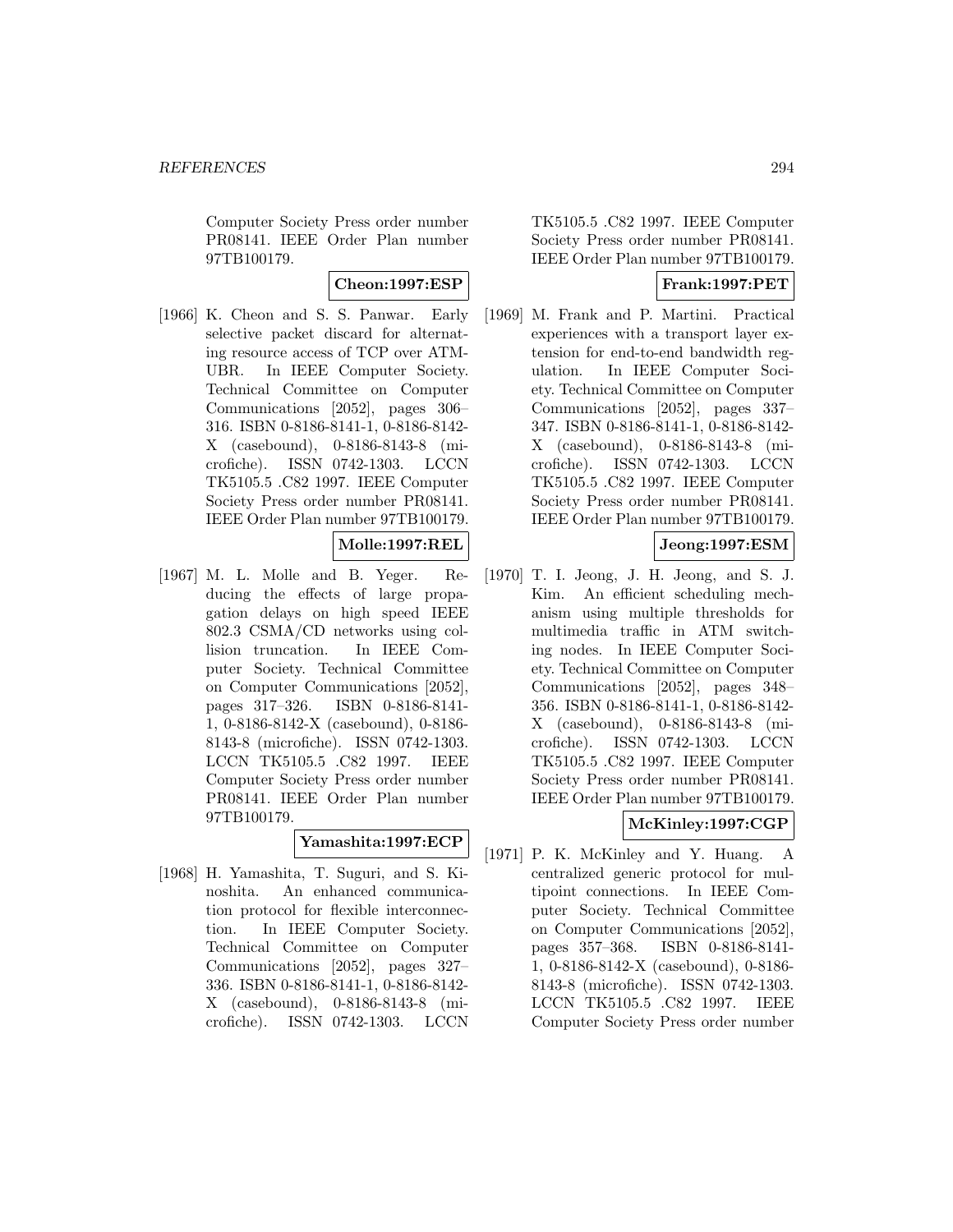Computer Society Press order number PR08141. IEEE Order Plan number 97TB100179.

**Cheon:1997:ESP**

[1966] K. Cheon and S. S. Panwar. Early selective packet discard for alternating resource access of TCP over ATM-UBR. In IEEE Computer Society. Technical Committee on Computer Communications [2052], pages 306–316. ISBN 0-8186-8141-1, 0-8186-8142-X (casebound), 0-8186-8143-8 (microfiche). ISSN 0742-1303. LCCN TK5105.5 .C82 1997. IEEE Computer Society Press order number PR08141. IEEE Order Plan number 97TB100179.

**Molle:1997:REL**

[1967] M. L. Molle and B. Yeger. Reducing the effects of large propagation delays on high speed IEEE 802.3 CSMA/CD networks using collision truncation. In IEEE Computer Society. Technical Committee on Computer Communications [2052], pages 317–326. ISBN 0-8186-8141-1, 0-8186-8142-X (casebound), 0-8186-8143-8 (microfiche). ISSN 0742-1303. LCCN TK5105.5 .C82 1997. IEEE Computer Society Press order number PR08141. IEEE Order Plan number 97TB100179.

**Yamashita:1997:ECP**

[1968] H. Yamashita, T. Suguri, and S. Kinoshita. An enhanced communication protocol for flexible interconnection. In IEEE Computer Society. Technical Committee on Computer Communications [2052], pages 327–336. ISBN 0-8186-8141-1, 0-8186-8142-X (casebound), 0-8186-8143-8 (microfiche). ISSN 0742-1303. LCCN TK5105.5 .C82 1997. IEEE Computer Society Press order number PR08141. IEEE Order Plan number 97TB100179.

**Frank:1997:PET**

[1969] M. Frank and P. Martini. Practical experiences with a transport layer extension for end-to-end bandwidth regulation. In IEEE Computer Society. Technical Committee on Computer Communications [2052], pages 337–347. ISBN 0-8186-8141-1, 0-8186-8142-X (casebound), 0-8186-8143-8 (microfiche). ISSN 0742-1303. LCCN TK5105.5 .C82 1997. IEEE Computer Society Press order number PR08141. IEEE Order Plan number 97TB100179.

**Jeong:1997:ESM**

[1970] T. I. Jeong, J. H. Jeong, and S. J. Kim. An efficient scheduling mechanism using multiple thresholds for multimedia traffic in ATM switching nodes. In IEEE Computer Society. Technical Committee on Computer Communications [2052], pages 348–356. ISBN 0-8186-8141-1, 0-8186-8142-X (casebound), 0-8186-8143-8 (microfiche). ISSN 0742-1303. LCCN TK5105.5 .C82 1997. IEEE Computer Society Press order number PR08141. IEEE Order Plan number 97TB100179.

**McKinley:1997:CGP**

[1971] P. K. McKinley and Y. Huang. A centralized generic protocol for multipoint connections. In IEEE Computer Society. Technical Committee on Computer Communications [2052], pages 357–368. ISBN 0-8186-8141-1, 0-8186-8142-X (casebound), 0-8186-8143-8 (microfiche). ISSN 0742-1303. LCCN TK5105.5 .C82 1997. IEEE Computer Society Press order number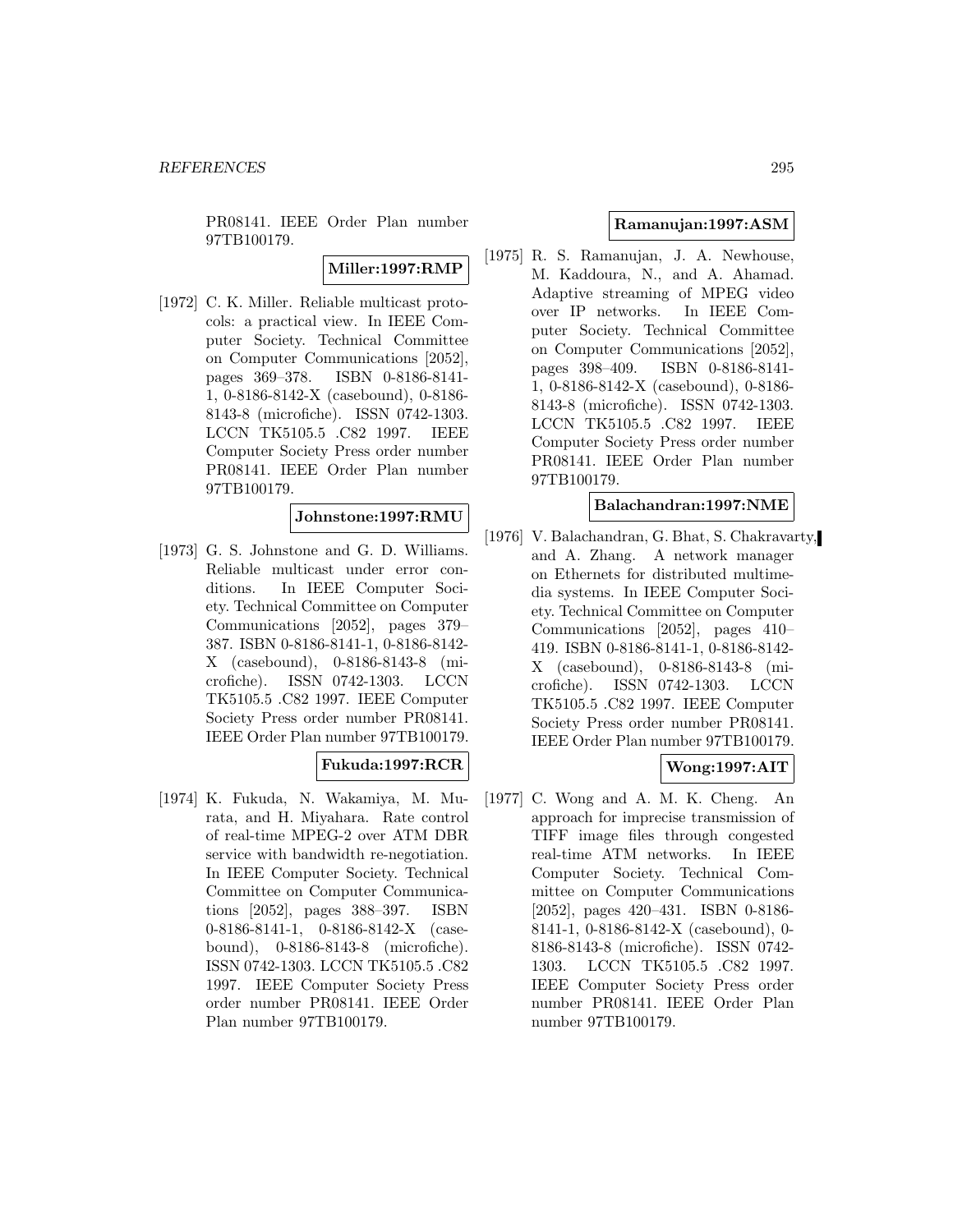PR08141. IEEE Order Plan number 97TB100179.

**Miller:1997:RMP**

[1972] C. K. Miller. Reliable multicast protocols: a practical view. In IEEE Computer Society. Technical Committee on Computer Communications [2052], pages 369–378. ISBN 0-8186-8141-1, 0-8186-8142-X (casebound), 0-8186-8143-8 (microfiche). ISSN 0742-1303. LCCN TK5105.5 .C82 1997. IEEE Computer Society Press order number PR08141. IEEE Order Plan number 97TB100179.

**Johnstone:1997:RMU**

[1973] G. S. Johnstone and G. D. Williams. Reliable multicast under error conditions. In IEEE Computer Society. Technical Committee on Computer Communications [2052], pages 379–387. ISBN 0-8186-8141-1, 0-8186-8142-X (casebound), 0-8186-8143-8 (microfiche). ISSN 0742-1303. LCCN TK5105.5 .C82 1997. IEEE Computer Society Press order number PR08141. IEEE Order Plan number 97TB100179.

**Fukuda:1997:RCR**

[1974] K. Fukuda, N. Wakamiya, M. Murata, and H. Miyahara. Rate control of real-time MPEG-2 over ATM DBR service with bandwidth re-negotiation. In IEEE Computer Society. Technical Committee on Computer Communications [2052], pages 388–397. ISBN 0-8186-8141-1, 0-8186-8142-X (casebound), 0-8186-8143-8 (microfiche). ISSN 0742-1303. LCCN TK5105.5 .C82 1997. IEEE Computer Society Press order number PR08141. IEEE Order Plan number 97TB100179.

**Ramanujan:1997:ASM**

[1975] R. S. Ramanujan, J. A. Newhouse, M. Kaddoura, N., and A. Ahamad. Adaptive streaming of MPEG video over IP networks. In IEEE Computer Society. Technical Committee on Computer Communications [2052], pages 398–409. ISBN 0-8186-8141-1, 0-8186-8142-X (casebound), 0-8186-8143-8 (microfiche). ISSN 0742-1303. LCCN TK5105.5 .C82 1997. IEEE Computer Society Press order number PR08141. IEEE Order Plan number 97TB100179.

**Balachandran:1997:NME**

[1976] V. Balachandran, G. Bhat, S. Chakravarty, and A. Zhang. A network manager on Ethernets for distributed multimedia systems. In IEEE Computer Society. Technical Committee on Computer Communications [2052], pages 410–419. ISBN 0-8186-8141-1, 0-8186-8142-X (casebound), 0-8186-8143-8 (microfiche). ISSN 0742-1303. LCCN TK5105.5 .C82 1997. IEEE Computer Society Press order number PR08141. IEEE Order Plan number 97TB100179.

**Wong:1997:AIT**

[1977] C. Wong and A. M. K. Cheng. An approach for imprecise transmission of TIFF image files through congested real-time ATM networks. In IEEE Computer Society. Technical Committee on Computer Communications [2052], pages 420–431. ISBN 0-8186-8141-1, 0-8186-8142-X (casebound), 0-8186-8143-8 (microfiche). ISSN 0742-1303. LCCN TK5105.5 .C82 1997. IEEE Computer Society Press order number PR08141. IEEE Order Plan number 97TB100179.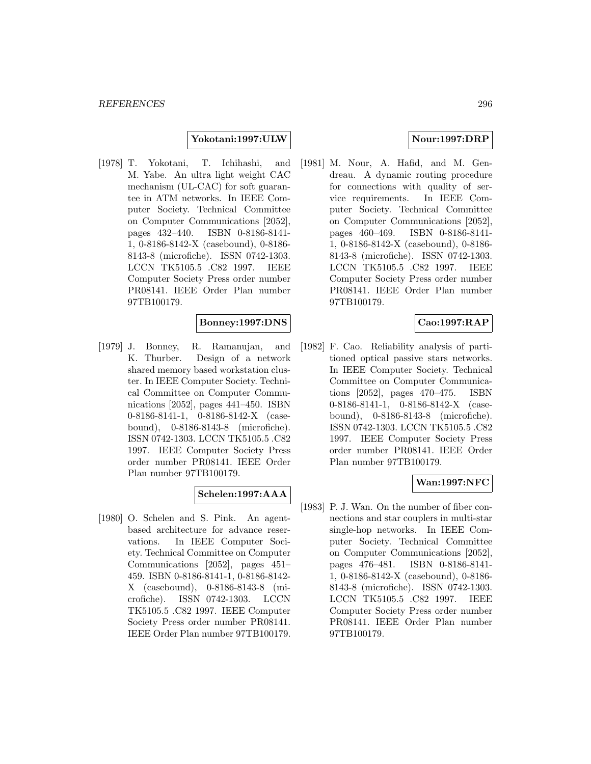**Yokotani:1997:ULW**

[1978] T. Yokotani, T. Ichihashi, and M. Yabe. An ultra light weight CAC mechanism (UL-CAC) for soft guarantee in ATM networks. In IEEE Computer Society. Technical Committee on Computer Communications [2052], pages 432–440. ISBN 0-8186-8141-1, 0-8186-8142-X (casebound), 0-8186-8143-8 (microfiche). ISSN 0742-1303. LCCN TK5105.5 .C82 1997. IEEE Computer Society Press order number PR08141. IEEE Order Plan number 97TB100179.

**Bonney:1997:DNS**

[1979] J. Bonney, R. Ramanujan, and K. Thurber. Design of a network shared memory based workstation cluster. In IEEE Computer Society. Technical Committee on Computer Communications [2052], pages 441–450. ISBN 0-8186-8141-1, 0-8186-8142-X (casebound), 0-8186-8143-8 (microfiche). ISSN 0742-1303. LCCN TK5105.5 .C82 1997. IEEE Computer Society Press order number PR08141. IEEE Order Plan number 97TB100179.

**Schelen:1997:AAA**

[1980] O. Schelen and S. Pink. An agent-based architecture for advance reservations. In IEEE Computer Society. Technical Committee on Computer Communications [2052], pages 451–459. ISBN 0-8186-8141-1, 0-8186-8142-X (casebound), 0-8186-8143-8 (microfiche). ISSN 0742-1303. LCCN TK5105.5 .C82 1997. IEEE Computer Society Press order number PR08141. IEEE Order Plan number 97TB100179.

**Nour:1997:DRP**

[1981] M. Nour, A. Hafid, and M. Gendreau. A dynamic routing procedure for connections with quality of service requirements. In IEEE Computer Society. Technical Committee on Computer Communications [2052], pages 460–469. ISBN 0-8186-8141-1, 0-8186-8142-X (casebound), 0-8186-8143-8 (microfiche). ISSN 0742-1303. LCCN TK5105.5 .C82 1997. IEEE Computer Society Press order number PR08141. IEEE Order Plan number 97TB100179.

**Cao:1997:RAP**

[1982] F. Cao. Reliability analysis of partitioned optical passive stars networks. In IEEE Computer Society. Technical Committee on Computer Communications [2052], pages 470–475. ISBN 0-8186-8141-1, 0-8186-8142-X (casebound), 0-8186-8143-8 (microfiche). ISSN 0742-1303. LCCN TK5105.5 .C82 1997. IEEE Computer Society Press order number PR08141. IEEE Order Plan number 97TB100179.

**Wan:1997:NFC**

[1983] P. J. Wan. On the number of fiber connections and star couplers in multi-star single-hop networks. In IEEE Computer Society. Technical Committee on Computer Communications [2052], pages 476–481. ISBN 0-8186-8141-1, 0-8186-8142-X (casebound), 0-8186-8143-8 (microfiche). ISSN 0742-1303. LCCN TK5105.5 .C82 1997. IEEE Computer Society Press order number PR08141. IEEE Order Plan number 97TB100179.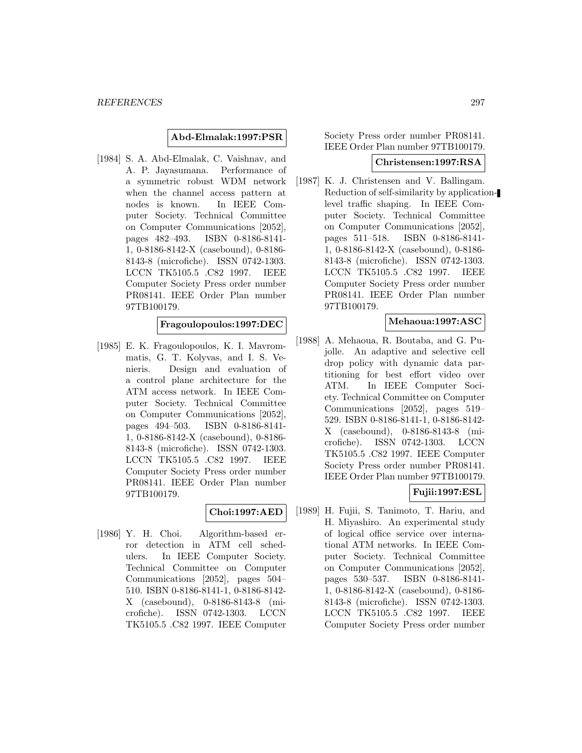**Abd-Elmalak:1997:PSR**

[1984] S. A. Abd-Elmalak, C. Vaishnav, and A. P. Jayasumana. Performance of a symmetric robust WDM network when the channel access pattern at nodes is known. In IEEE Computer Society. Technical Committee on Computer Communications [2052], pages 482–493. ISBN 0-8186-8141-1, 0-8186-8142-X (casebound), 0-8186-8143-8 (microfiche). ISSN 0742-1303. LCCN TK5105.5 .C82 1997. IEEE Computer Society Press order number PR08141. IEEE Order Plan number 97TB100179.

**Fragoulopoulos:1997:DEC**

[1985] E. K. Fragoulopoulos, K. I. Mavrommatis, G. T. Kolyvas, and I. S. Venieris. Design and evaluation of a control plane architecture for the ATM access network. In IEEE Computer Society. Technical Committee on Computer Communications [2052], pages 494–503. ISBN 0-8186-8141-1, 0-8186-8142-X (casebound), 0-8186-8143-8 (microfiche). ISSN 0742-1303. LCCN TK5105.5 .C82 1997. IEEE Computer Society Press order number PR08141. IEEE Order Plan number 97TB100179.

**Choi:1997:AED**

[1986] Y. H. Choi. Algorithm-based error detection in ATM cell schedulers. In IEEE Computer Society. Technical Committee on Computer Communications [2052], pages 504–510. ISBN 0-8186-8141-1, 0-8186-8142-X (casebound), 0-8186-8143-8 (microfiche). ISSN 0742-1303. LCCN TK5105.5 .C82 1997. IEEE Computer Society Press order number PR08141. IEEE Order Plan number 97TB100179.

**Christensen:1997:RSA**

[1987] K. J. Christensen and V. Ballingam. Reduction of self-similarity by application-level traffic shaping. In IEEE Computer Society. Technical Committee on Computer Communications [2052], pages 511–518. ISBN 0-8186-8141-1, 0-8186-8142-X (casebound), 0-8186-8143-8 (microfiche). ISSN 0742-1303. LCCN TK5105.5 .C82 1997. IEEE Computer Society Press order number PR08141. IEEE Order Plan number 97TB100179.

**Mehaoua:1997:ASC**

[1988] A. Mehaoua, R. Boutaba, and G. Pujolle. An adaptive and selective cell drop policy with dynamic data partitioning for best effort video over ATM. In IEEE Computer Society. Technical Committee on Computer Communications [2052], pages 519–529. ISBN 0-8186-8141-1, 0-8186-8142-X (casebound), 0-8186-8143-8 (microfiche). ISSN 0742-1303. LCCN TK5105.5 .C82 1997. IEEE Computer Society Press order number PR08141. IEEE Order Plan number 97TB100179.

**Fujii:1997:ESL**

[1989] H. Fujii, S. Tanimoto, T. Hariu, and H. Miyashiro. An experimental study of logical office service over international ATM networks. In IEEE Computer Society. Technical Committee on Computer Communications [2052], pages 530–537. ISBN 0-8186-8141-1, 0-8186-8142-X (casebound), 0-8186-8143-8 (microfiche). ISSN 0742-1303. LCCN TK5105.5 .C82 1997. IEEE Computer Society Press order number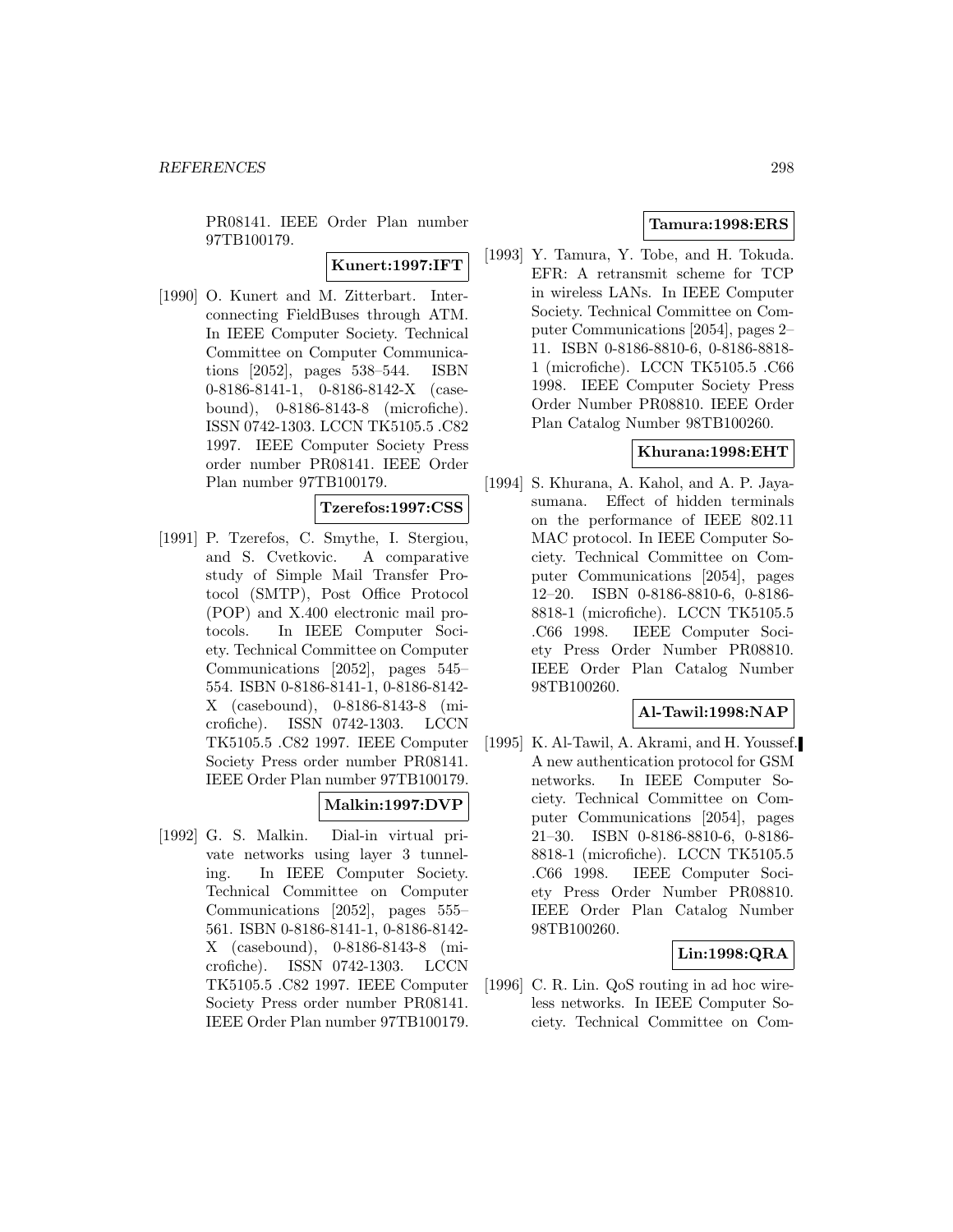PR08141. IEEE Order Plan number 97TB100179.

**Kunert:1997:IFT**

[1990] O. Kunert and M. Zitterbart. Interconnecting FieldBuses through ATM. In IEEE Computer Society. Technical Committee on Computer Communications [2052], pages 538–544. ISBN 0-8186-8141-1, 0-8186-8142-X (casebound), 0-8186-8143-8 (microfiche). ISSN 0742-1303. LCCN TK5105.5 .C82 1997. IEEE Computer Society Press order number PR08141. IEEE Order Plan number 97TB100179.

**Tzerefos:1997:CSS**

[1991] P. Tzerefos, C. Smythe, I. Stergiou, and S. Cvetkovic. A comparative study of Simple Mail Transfer Protocol (SMTP), Post Office Protocol (POP) and X.400 electronic mail protocols. In IEEE Computer Society. Technical Committee on Computer Communications [2052], pages 545–554. ISBN 0-8186-8141-1, 0-8186-8142-X (casebound), 0-8186-8143-8 (microfiche). ISSN 0742-1303. LCCN TK5105.5 .C82 1997. IEEE Computer Society Press order number PR08141. IEEE Order Plan number 97TB100179.

**Malkin:1997:DVP**

[1992] G. S. Malkin. Dial-in virtual private networks using layer 3 tunneling. In IEEE Computer Society. Technical Committee on Computer Communications [2052], pages 555–561. ISBN 0-8186-8141-1, 0-8186-8142-X (casebound), 0-8186-8143-8 (microfiche). ISSN 0742-1303. LCCN TK5105.5 .C82 1997. IEEE Computer Society Press order number PR08141. IEEE Order Plan number 97TB100179.

**Tamura:1998:ERS**

[1993] Y. Tamura, Y. Tobe, and H. Tokuda. EFR: A retransmit scheme for TCP in wireless LANs. In IEEE Computer Society. Technical Committee on Computer Communications [2054], pages 2–11. ISBN 0-8186-8810-6, 0-8186-8818-1 (microfiche). LCCN TK5105.5 .C66 1998. IEEE Computer Society Press Order Number PR08810. IEEE Order Plan Catalog Number 98TB100260.

**Khurana:1998:EHT**

[1994] S. Khurana, A. Kahol, and A. P. Jayasumana. Effect of hidden terminals on the performance of IEEE 802.11 MAC protocol. In IEEE Computer Society. Technical Committee on Computer Communications [2054], pages 12–20. ISBN 0-8186-8810-6, 0-8186-8818-1 (microfiche). LCCN TK5105.5 .C66 1998. IEEE Computer Society Press Order Number PR08810. IEEE Order Plan Catalog Number 98TB100260.

**Al-Tawil:1998:NAP**

[1995] K. Al-Tawil, A. Akrami, and H. Youssef. A new authentication protocol for GSM networks. In IEEE Computer Society. Technical Committee on Computer Communications [2054], pages 21–30. ISBN 0-8186-8810-6, 0-8186-8818-1 (microfiche). LCCN TK5105.5 .C66 1998. IEEE Computer Society Press Order Number PR08810. IEEE Order Plan Catalog Number 98TB100260.

**Lin:1998:QRA**

[1996] C. R. Lin. QoS routing in ad hoc wireless networks. In IEEE Computer Society. Technical Committee on Com-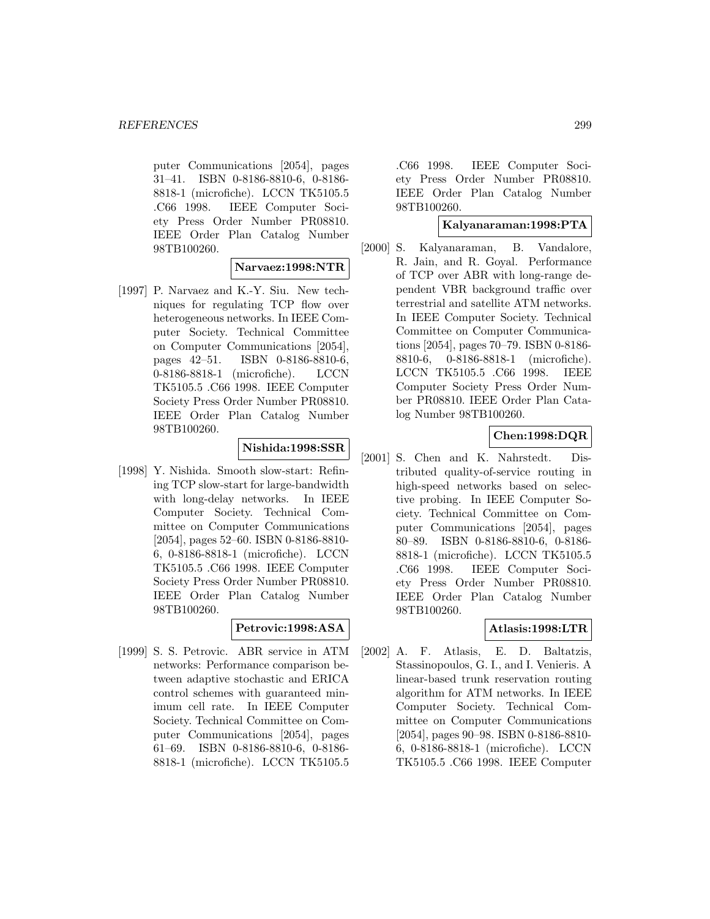puter Communications [2054], pages 31–41. ISBN 0-8186-8810-6, 0-8186-8818-1 (microfiche). LCCN TK5105.5 .C66 1998. IEEE Computer Society Press Order Number PR08810. IEEE Order Plan Catalog Number 98TB100260.

**Narvaez:1998:NTR**

[1997] P. Narvaez and K.-Y. Siu. New techniques for regulating TCP flow over heterogeneous networks. In IEEE Computer Society. Technical Committee on Computer Communications [2054], pages 42–51. ISBN 0-8186-8810-6, 0-8186-8818-1 (microfiche). LCCN TK5105.5 .C66 1998. IEEE Computer Society Press Order Number PR08810. IEEE Order Plan Catalog Number 98TB100260.

**Nishida:1998:SSR**

[1998] Y. Nishida. Smooth slow-start: Refining TCP slow-start for large-bandwidth with long-delay networks. In IEEE Computer Society. Technical Committee on Computer Communications [2054], pages 52–60. ISBN 0-8186-8810-6, 0-8186-8818-1 (microfiche). LCCN TK5105.5 .C66 1998. IEEE Computer Society Press Order Number PR08810. IEEE Order Plan Catalog Number 98TB100260.

**Petrovic:1998:ASA**

[1999] S. S. Petrovic. ABR service in ATM networks: Performance comparison between adaptive stochastic and ERICA control schemes with guaranteed minimum cell rate. In IEEE Computer Society. Technical Committee on Computer Communications [2054], pages 61–69. ISBN 0-8186-8810-6, 0-8186-8818-1 (microfiche). LCCN TK5105.5 .C66 1998. IEEE Computer Society Press Order Number PR08810. IEEE Order Plan Catalog Number 98TB100260.

**Kalyanaraman:1998:PTA**

[2000] S. Kalyanaraman, B. Vandalore, R. Jain, and R. Goyal. Performance of TCP over ABR with long-range dependent VBR background traffic over terrestrial and satellite ATM networks. In IEEE Computer Society. Technical Committee on Computer Communications [2054], pages 70–79. ISBN 0-8186-8810-6, 0-8186-8818-1 (microfiche). LCCN TK5105.5 .C66 1998. IEEE Computer Society Press Order Number PR08810. IEEE Order Plan Catalog Number 98TB100260.

**Chen:1998:DQR**

[2001] S. Chen and K. Nahrstedt. Distributed quality-of-service routing in high-speed networks based on selective probing. In IEEE Computer Society. Technical Committee on Computer Communications [2054], pages 80–89. ISBN 0-8186-8810-6, 0-8186-8818-1 (microfiche). LCCN TK5105.5 .C66 1998. IEEE Computer Society Press Order Number PR08810. IEEE Order Plan Catalog Number 98TB100260.

**Atlasis:1998:LTR**

[2002] A. F. Atlasis, E. D. Baltatzis, Stassinopoulos, G. I., and I. Venieris. A linear-based trunk reservation routing algorithm for ATM networks. In IEEE Computer Society. Technical Committee on Computer Communications [2054], pages 90–98. ISBN 0-8186-8810-6, 0-8186-8818-1 (microfiche). LCCN TK5105.5 .C66 1998. IEEE Computer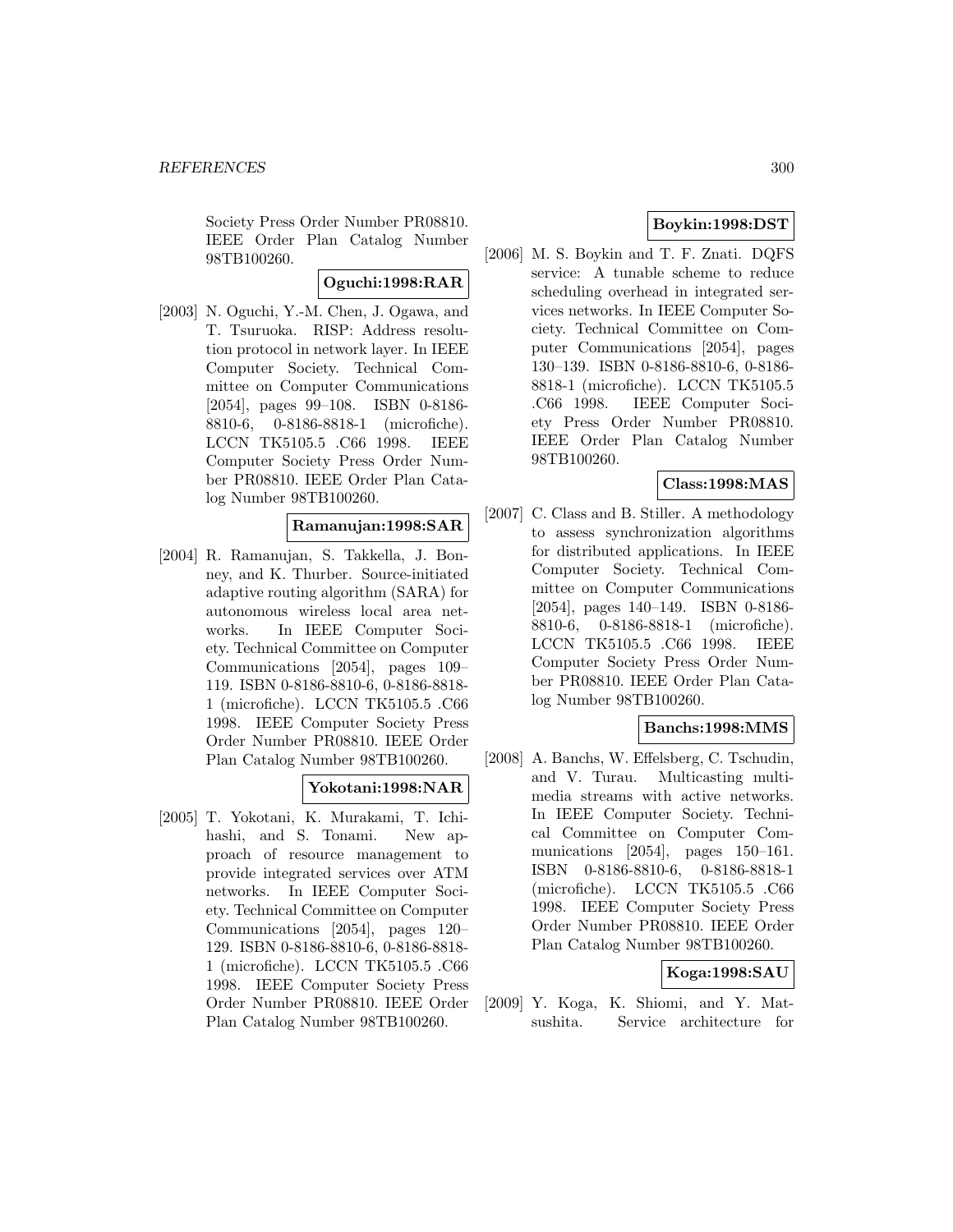Society Press Order Number PR08810. IEEE Order Plan Catalog Number 98TB100260.

**Oguchi:1998:RAR**

[2003] N. Oguchi, Y.-M. Chen, J. Ogawa, and T. Tsuruoka. RISP: Address resolution protocol in network layer. In IEEE Computer Society. Technical Committee on Computer Communications [2054], pages 99–108. ISBN 0-8186-8810-6, 0-8186-8818-1 (microfiche). LCCN TK5105.5 .C66 1998. IEEE Computer Society Press Order Number PR08810. IEEE Order Plan Catalog Number 98TB100260.

**Ramanujan:1998:SAR**

[2004] R. Ramanujan, S. Takkella, J. Bonney, and K. Thurber. Source-initiated adaptive routing algorithm (SARA) for autonomous wireless local area networks. In IEEE Computer Society. Technical Committee on Computer Communications [2054], pages 109–119. ISBN 0-8186-8810-6, 0-8186-8818-1 (microfiche). LCCN TK5105.5 .C66 1998. IEEE Computer Society Press Order Number PR08810. IEEE Order Plan Catalog Number 98TB100260.

**Yokotani:1998:NAR**

[2005] T. Yokotani, K. Murakami, T. Ichihashi, and S. Tonami. New approach of resource management to provide integrated services over ATM networks. In IEEE Computer Society. Technical Committee on Computer Communications [2054], pages 120–129. ISBN 0-8186-8810-6, 0-8186-8818-1 (microfiche). LCCN TK5105.5 .C66 1998. IEEE Computer Society Press Order Number PR08810. IEEE Order Plan Catalog Number 98TB100260.

**Boykin:1998:DST**

[2006] M. S. Boykin and T. F. Znati. DQFS service: A tunable scheme to reduce scheduling overhead in integrated services networks. In IEEE Computer Society. Technical Committee on Computer Communications [2054], pages 130–139. ISBN 0-8186-8810-6, 0-8186-8818-1 (microfiche). LCCN TK5105.5 .C66 1998. IEEE Computer Society Press Order Number PR08810. IEEE Order Plan Catalog Number 98TB100260.

**Class:1998:MAS**

[2007] C. Class and B. Stiller. A methodology to assess synchronization algorithms for distributed applications. In IEEE Computer Society. Technical Committee on Computer Communications [2054], pages 140–149. ISBN 0-8186-8810-6, 0-8186-8818-1 (microfiche). LCCN TK5105.5 .C66 1998. IEEE Computer Society Press Order Number PR08810. IEEE Order Plan Catalog Number 98TB100260.

**Banchs:1998:MMS**

[2008] A. Banchs, W. Effelsberg, C. Tschudin, and V. Turau. Multicasting multimedia streams with active networks. In IEEE Computer Society. Technical Committee on Computer Communications [2054], pages 150–161. ISBN 0-8186-8810-6, 0-8186-8818-1 (microfiche). LCCN TK5105.5 .C66 1998. IEEE Computer Society Press Order Number PR08810. IEEE Order Plan Catalog Number 98TB100260.

**Koga:1998:SAU**

[2009] Y. Koga, K. Shiomi, and Y. Matsushita. Service architecture for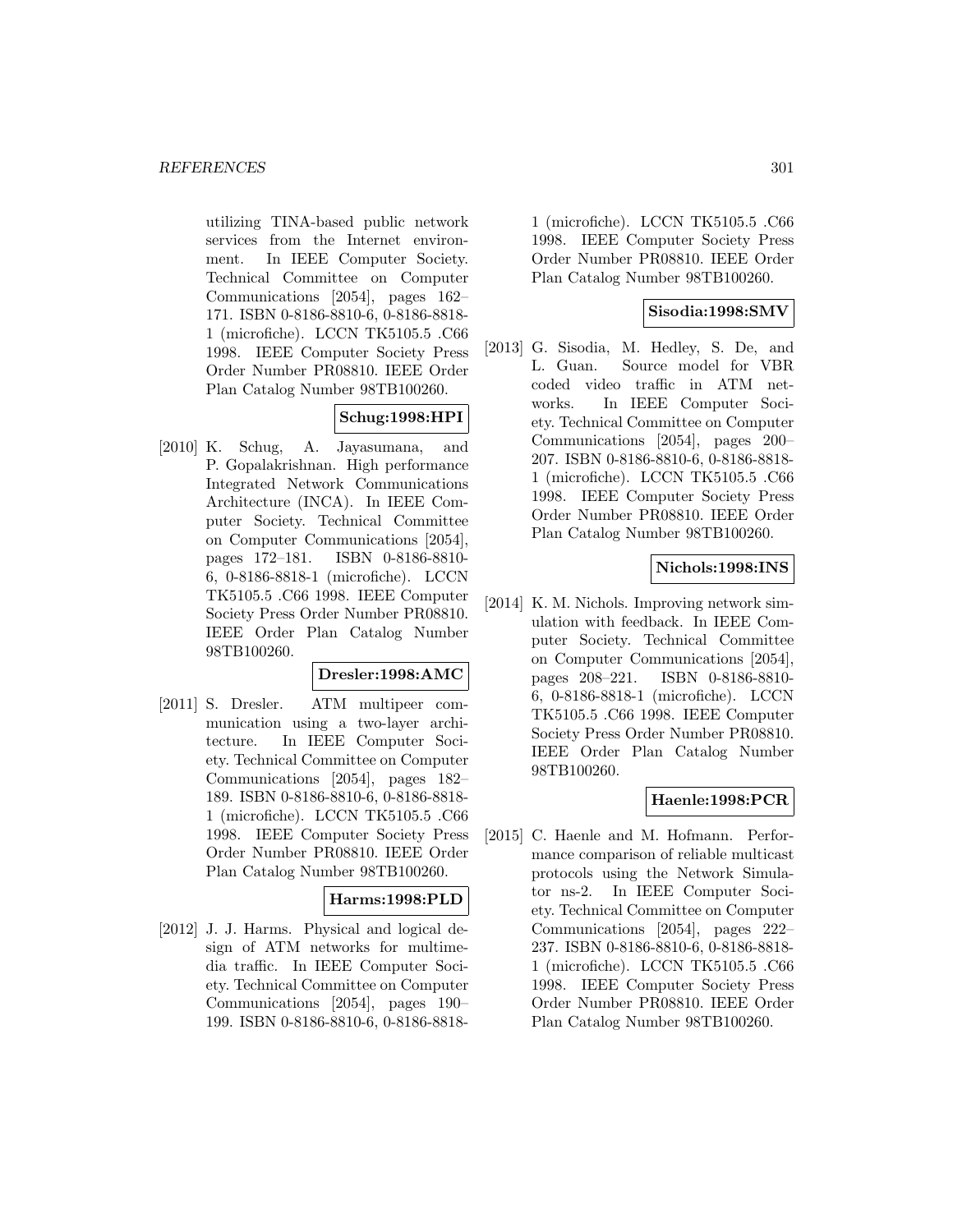utilizing TINA-based public network services from the Internet environment. In IEEE Computer Society. Technical Committee on Computer Communications [2054], pages 162–171. ISBN 0-8186-8810-6, 0-8186-8818-1 (microfiche). LCCN TK5105.5 .C66 1998. IEEE Computer Society Press Order Number PR08810. IEEE Order Plan Catalog Number 98TB100260.

**Schug:1998:HPI**

[2010] K. Schug, A. Jayasumana, and P. Gopalakrishnan. High performance Integrated Network Communications Architecture (INCA). In IEEE Computer Society. Technical Committee on Computer Communications [2054], pages 172–181. ISBN 0-8186-8810-6, 0-8186-8818-1 (microfiche). LCCN TK5105.5 .C66 1998. IEEE Computer Society Press Order Number PR08810. IEEE Order Plan Catalog Number 98TB100260.

**Dresler:1998:AMC**

[2011] S. Dresler. ATM multipeer communication using a two-layer architecture. In IEEE Computer Society. Technical Committee on Computer Communications [2054], pages 182–189. ISBN 0-8186-8810-6, 0-8186-8818-1 (microfiche). LCCN TK5105.5 .C66 1998. IEEE Computer Society Press Order Number PR08810. IEEE Order Plan Catalog Number 98TB100260.

**Harms:1998:PLD**

[2012] J. J. Harms. Physical and logical design of ATM networks for multimedia traffic. In IEEE Computer Society. Technical Committee on Computer Communications [2054], pages 190–199. ISBN 0-8186-8810-6, 0-8186-8818-1 (microfiche). LCCN TK5105.5 .C66 1998. IEEE Computer Society Press Order Number PR08810. IEEE Order Plan Catalog Number 98TB100260.

**Sisodia:1998:SMV**

[2013] G. Sisodia, M. Hedley, S. De, and L. Guan. Source model for VBR coded video traffic in ATM networks. In IEEE Computer Society. Technical Committee on Computer Communications [2054], pages 200–207. ISBN 0-8186-8810-6, 0-8186-8818-1 (microfiche). LCCN TK5105.5 .C66 1998. IEEE Computer Society Press Order Number PR08810. IEEE Order Plan Catalog Number 98TB100260.

**Nichols:1998:INS**

[2014] K. M. Nichols. Improving network simulation with feedback. In IEEE Computer Society. Technical Committee on Computer Communications [2054], pages 208–221. ISBN 0-8186-8810-6, 0-8186-8818-1 (microfiche). LCCN TK5105.5 .C66 1998. IEEE Computer Society Press Order Number PR08810. IEEE Order Plan Catalog Number 98TB100260.

**Haenle:1998:PCR**

[2015] C. Haenle and M. Hofmann. Performance comparison of reliable multicast protocols using the Network Simulator ns-2. In IEEE Computer Society. Technical Committee on Computer Communications [2054], pages 222–237. ISBN 0-8186-8810-6, 0-8186-8818-1 (microfiche). LCCN TK5105.5 .C66 1998. IEEE Computer Society Press Order Number PR08810. IEEE Order Plan Catalog Number 98TB100260.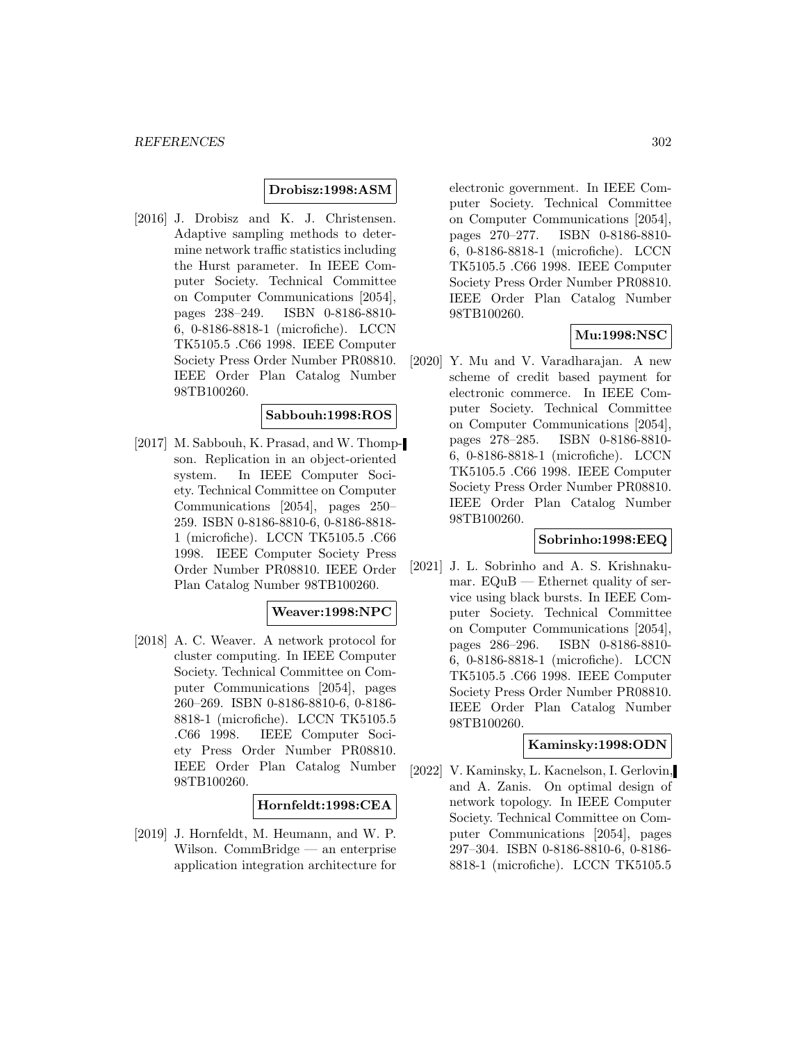**Drobisz:1998:ASM**

[2016] J. Drobisz and K. J. Christensen. Adaptive sampling methods to determine network traffic statistics including the Hurst parameter. In IEEE Computer Society. Technical Committee on Computer Communications [2054], pages 238–249. ISBN 0-8186-8810-6, 0-8186-8818-1 (microfiche). LCCN TK5105.5 .C66 1998. IEEE Computer Society Press Order Number PR08810. IEEE Order Plan Catalog Number 98TB100260.

**Sabbouh:1998:ROS**

[2017] M. Sabbouh, K. Prasad, and W. Thompson. Replication in an object-oriented system. In IEEE Computer Society. Technical Committee on Computer Communications [2054], pages 250–259. ISBN 0-8186-8810-6, 0-8186-8818-1 (microfiche). LCCN TK5105.5 .C66 1998. IEEE Computer Society Press Order Number PR08810. IEEE Order Plan Catalog Number 98TB100260.

**Weaver:1998:NPC**

[2018] A. C. Weaver. A network protocol for cluster computing. In IEEE Computer Society. Technical Committee on Computer Communications [2054], pages 260–269. ISBN 0-8186-8810-6, 0-8186-8818-1 (microfiche). LCCN TK5105.5 .C66 1998. IEEE Computer Society Press Order Number PR08810. IEEE Order Plan Catalog Number 98TB100260.

**Hornfeldt:1998:CEA**

[2019] J. Hornfeldt, M. Heumann, and W. P. Wilson. CommBridge — an enterprise application integration architecture for electronic government. In IEEE Computer Society. Technical Committee on Computer Communications [2054], pages 270–277. ISBN 0-8186-8810-6, 0-8186-8818-1 (microfiche). LCCN TK5105.5 .C66 1998. IEEE Computer Society Press Order Number PR08810. IEEE Order Plan Catalog Number 98TB100260.

**Mu:1998:NSC**

[2020] Y. Mu and V. Varadharajan. A new scheme of credit based payment for electronic commerce. In IEEE Computer Society. Technical Committee on Computer Communications [2054], pages 278–285. ISBN 0-8186-8810-6, 0-8186-8818-1 (microfiche). LCCN TK5105.5 .C66 1998. IEEE Computer Society Press Order Number PR08810. IEEE Order Plan Catalog Number 98TB100260.

**Sobrinho:1998:EEQ**

[2021] J. L. Sobrinho and A. S. Krishnakumar. EQuB — Ethernet quality of service using black bursts. In IEEE Computer Society. Technical Committee on Computer Communications [2054], pages 286–296. ISBN 0-8186-8810-6, 0-8186-8818-1 (microfiche). LCCN TK5105.5 .C66 1998. IEEE Computer Society Press Order Number PR08810. IEEE Order Plan Catalog Number 98TB100260.

**Kaminsky:1998:ODN**

[2022] V. Kaminsky, L. Kacnelson, I. Gerlovin, and A. Zanis. On optimal design of network topology. In IEEE Computer Society. Technical Committee on Computer Communications [2054], pages 297–304. ISBN 0-8186-8810-6, 0-8186-8818-1 (microfiche). LCCN TK5105.5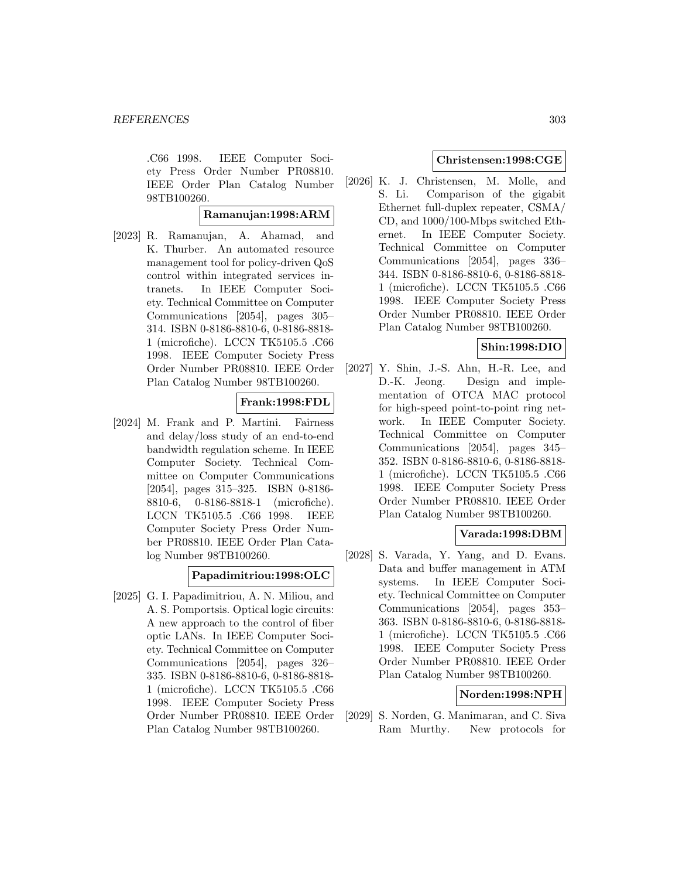.C66 1998. IEEE Computer Society Press Order Number PR08810. IEEE Order Plan Catalog Number 98TB100260.

**Ramanujan:1998:ARM**

[2023] R. Ramanujan, A. Ahamad, and K. Thurber. An automated resource management tool for policy-driven QoS control within integrated services intranets. In IEEE Computer Society. Technical Committee on Computer Communications [2054], pages 305–314. ISBN 0-8186-8810-6, 0-8186-8818-1 (microfiche). LCCN TK5105.5 .C66 1998. IEEE Computer Society Press Order Number PR08810. IEEE Order Plan Catalog Number 98TB100260.

**Frank:1998:FDL**

[2024] M. Frank and P. Martini. Fairness and delay/loss study of an end-to-end bandwidth regulation scheme. In IEEE Computer Society. Technical Committee on Computer Communications [2054], pages 315–325. ISBN 0-8186-8810-6, 0-8186-8818-1 (microfiche). LCCN TK5105.5 .C66 1998. IEEE Computer Society Press Order Number PR08810. IEEE Order Plan Catalog Number 98TB100260.

**Papadimitriou:1998:OLC**

[2025] G. I. Papadimitriou, A. N. Miliou, and A. S. Pomportsis. Optical logic circuits: A new approach to the control of fiber optic LANs. In IEEE Computer Society. Technical Committee on Computer Communications [2054], pages 326–335. ISBN 0-8186-8810-6, 0-8186-8818-1 (microfiche). LCCN TK5105.5 .C66 1998. IEEE Computer Society Press Order Number PR08810. IEEE Order Plan Catalog Number 98TB100260.

**Christensen:1998:CGE**

[2026] K. J. Christensen, M. Molle, and S. Li. Comparison of the gigabit Ethernet full-duplex repeater, CSMA/CD, and 1000/100-Mbps switched Ethernet. In IEEE Computer Society. Technical Committee on Computer Communications [2054], pages 336–344. ISBN 0-8186-8810-6, 0-8186-8818-1 (microfiche). LCCN TK5105.5 .C66 1998. IEEE Computer Society Press Order Number PR08810. IEEE Order Plan Catalog Number 98TB100260.

**Shin:1998:DIO**

[2027] Y. Shin, J.-S. Ahn, H.-R. Lee, and D.-K. Jeong. Design and implementation of OTCA MAC protocol for high-speed point-to-point ring network. In IEEE Computer Society. Technical Committee on Computer Communications [2054], pages 345–352. ISBN 0-8186-8810-6, 0-8186-8818-1 (microfiche). LCCN TK5105.5 .C66 1998. IEEE Computer Society Press Order Number PR08810. IEEE Order Plan Catalog Number 98TB100260.

**Varada:1998:DBM**

[2028] S. Varada, Y. Yang, and D. Evans. Data and buffer management in ATM systems. In IEEE Computer Society. Technical Committee on Computer Communications [2054], pages 353–363. ISBN 0-8186-8810-6, 0-8186-8818-1 (microfiche). LCCN TK5105.5 .C66 1998. IEEE Computer Society Press Order Number PR08810. IEEE Order Plan Catalog Number 98TB100260.

**Norden:1998:NPH**

[2029] S. Norden, G. Manimaran, and C. Siva Ram Murthy. New protocols for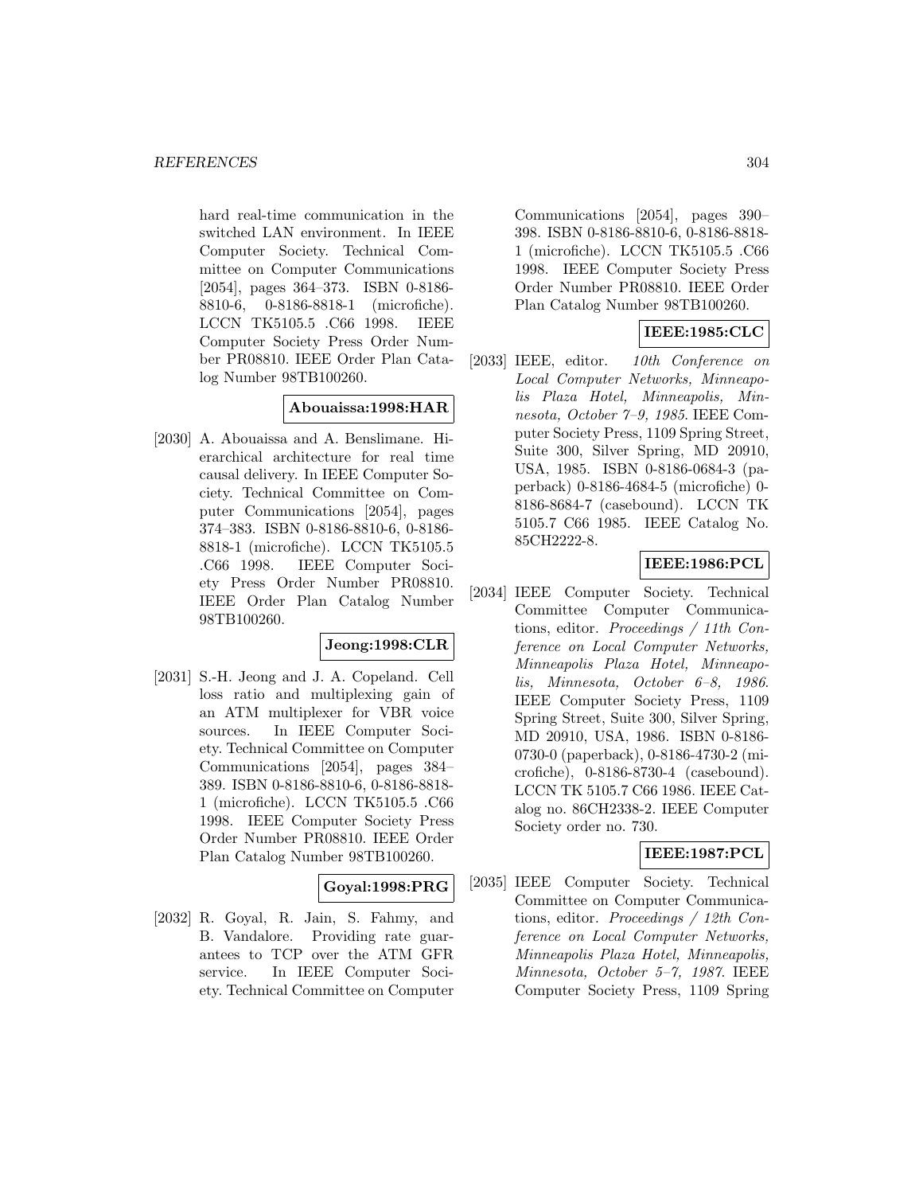hard real-time communication in the switched LAN environment. In IEEE Computer Society. Technical Committee on Computer Communications [2054], pages 364–373. ISBN 0-8186-8810-6, 0-8186-8818-1 (microfiche). LCCN TK5105.5 .C66 1998. IEEE Computer Society Press Order Number PR08810. IEEE Order Plan Catalog Number 98TB100260.

**Abouaissa:1998:HAR**

[2030] A. Abouaissa and A. Benslimane. Hierarchical architecture for real time causal delivery. In IEEE Computer Society. Technical Committee on Computer Communications [2054], pages 374–383. ISBN 0-8186-8810-6, 0-8186-8818-1 (microfiche). LCCN TK5105.5 .C66 1998. IEEE Computer Society Press Order Number PR08810. IEEE Order Plan Catalog Number 98TB100260.

**Jeong:1998:CLR**

[2031] S.-H. Jeong and J. A. Copeland. Cell loss ratio and multiplexing gain of an ATM multiplexer for VBR voice sources. In IEEE Computer Society. Technical Committee on Computer Communications [2054], pages 384–389. ISBN 0-8186-8810-6, 0-8186-8818-1 (microfiche). LCCN TK5105.5 .C66 1998. IEEE Computer Society Press Order Number PR08810. IEEE Order Plan Catalog Number 98TB100260.

**Goyal:1998:PRG**

[2032] R. Goyal, R. Jain, S. Fahmy, and B. Vandalore. Providing rate guarantees to TCP over the ATM GFR service. In IEEE Computer Society. Technical Committee on Computer Communications [2054], pages 390–398. ISBN 0-8186-8810-6, 0-8186-8818-1 (microfiche). LCCN TK5105.5 .C66 1998. IEEE Computer Society Press Order Number PR08810. IEEE Order Plan Catalog Number 98TB100260.

**IEEE:1985:CLC**

[2033] IEEE, editor. *10th Conference on Local Computer Networks, Minneapolis Plaza Hotel, Minneapolis, Minnesota, October 7–9, 1985*. IEEE Computer Society Press, 1109 Spring Street, Suite 300, Silver Spring, MD 20910, USA, 1985. ISBN 0-8186-0684-3 (paperback) 0-8186-4684-5 (microfiche) 0-8186-8684-7 (casebound). LCCN TK 5105.7 C66 1985. IEEE Catalog No. 85CH2222-8.

**IEEE:1986:PCL**

[2034] IEEE Computer Society. Technical Committee Computer Communications, editor. *Proceedings / 11th Conference on Local Computer Networks, Minneapolis Plaza Hotel, Minneapolis, Minnesota, October 6–8, 1986*. IEEE Computer Society Press, 1109 Spring Street, Suite 300, Silver Spring, MD 20910, USA, 1986. ISBN 0-8186-0730-0 (paperback), 0-8186-4730-2 (microfiche), 0-8186-8730-4 (casebound). LCCN TK 5105.7 C66 1986. IEEE Catalog no. 86CH2338-2. IEEE Computer Society order no. 730.

**IEEE:1987:PCL**

[2035] IEEE Computer Society. Technical Committee on Computer Communications, editor. *Proceedings / 12th Conference on Local Computer Networks, Minneapolis Plaza Hotel, Minneapolis, Minnesota, October 5–7, 1987*. IEEE Computer Society Press, 1109 Spring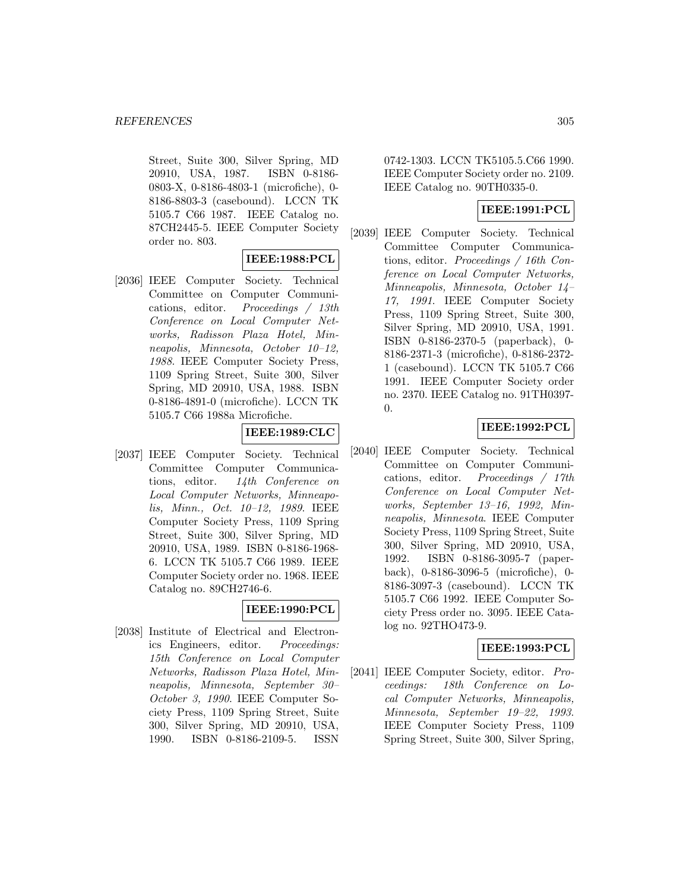Street, Suite 300, Silver Spring, MD 20910, USA, 1987. ISBN 0-8186-0803-X, 0-8186-4803-1 (microfiche), 0-8186-8803-3 (casebound). LCCN TK 5105.7 C66 1987. IEEE Catalog no. 87CH2445-5. IEEE Computer Society order no. 803.

**IEEE:1988:PCL**

[2036] IEEE Computer Society. Technical Committee on Computer Communications, editor. *Proceedings / 13th Conference on Local Computer Networks, Radisson Plaza Hotel, Minneapolis, Minnesota, October 10–12, 1988*. IEEE Computer Society Press, 1109 Spring Street, Suite 300, Silver Spring, MD 20910, USA, 1988. ISBN 0-8186-4891-0 (microfiche). LCCN TK 5105.7 C66 1988a Microfiche.

**IEEE:1989:CLC**

[2037] IEEE Computer Society. Technical Committee Computer Communications, editor. *14th Conference on Local Computer Networks, Minneapolis, Minn., Oct. 10–12, 1989*. IEEE Computer Society Press, 1109 Spring Street, Suite 300, Silver Spring, MD 20910, USA, 1989. ISBN 0-8186-1968-6. LCCN TK 5105.7 C66 1989. IEEE Computer Society order no. 1968. IEEE Catalog no. 89CH2746-6.

**IEEE:1990:PCL**

[2038] Institute of Electrical and Electronics Engineers, editor. *Proceedings: 15th Conference on Local Computer Networks, Radisson Plaza Hotel, Minneapolis, Minnesota, September 30–October 3, 1990*. IEEE Computer Society Press, 1109 Spring Street, Suite 300, Silver Spring, MD 20910, USA, 1990. ISBN 0-8186-2109-5. ISSN 0742-1303. LCCN TK5105.5.C66 1990. IEEE Computer Society order no. 2109. IEEE Catalog no. 90TH0335-0.

**IEEE:1991:PCL**

[2039] IEEE Computer Society. Technical Committee Computer Communications, editor. *Proceedings / 16th Conference on Local Computer Networks, Minneapolis, Minnesota, October 14–17, 1991*. IEEE Computer Society Press, 1109 Spring Street, Suite 300, Silver Spring, MD 20910, USA, 1991. ISBN 0-8186-2370-5 (paperback), 0-8186-2371-3 (microfiche), 0-8186-2372-1 (casebound). LCCN TK 5105.7 C66 1991. IEEE Computer Society order no. 2370. IEEE Catalog no. 91TH0397-0.

**IEEE:1992:PCL**

[2040] IEEE Computer Society. Technical Committee on Computer Communications, editor. *Proceedings / 17th Conference on Local Computer Networks, September 13–16, 1992, Minneapolis, Minnesota*. IEEE Computer Society Press, 1109 Spring Street, Suite 300, Silver Spring, MD 20910, USA, 1992. ISBN 0-8186-3095-7 (paperback), 0-8186-3096-5 (microfiche), 0-8186-3097-3 (casebound). LCCN TK 5105.7 C66 1992. IEEE Computer Society Press order no. 3095. IEEE Catalog no. 92THO473-9.

**IEEE:1993:PCL**

[2041] IEEE Computer Society, editor. *Proceedings: 18th Conference on Local Computer Networks, Minneapolis, Minnesota, September 19–22, 1993*. IEEE Computer Society Press, 1109 Spring Street, Suite 300, Silver Spring,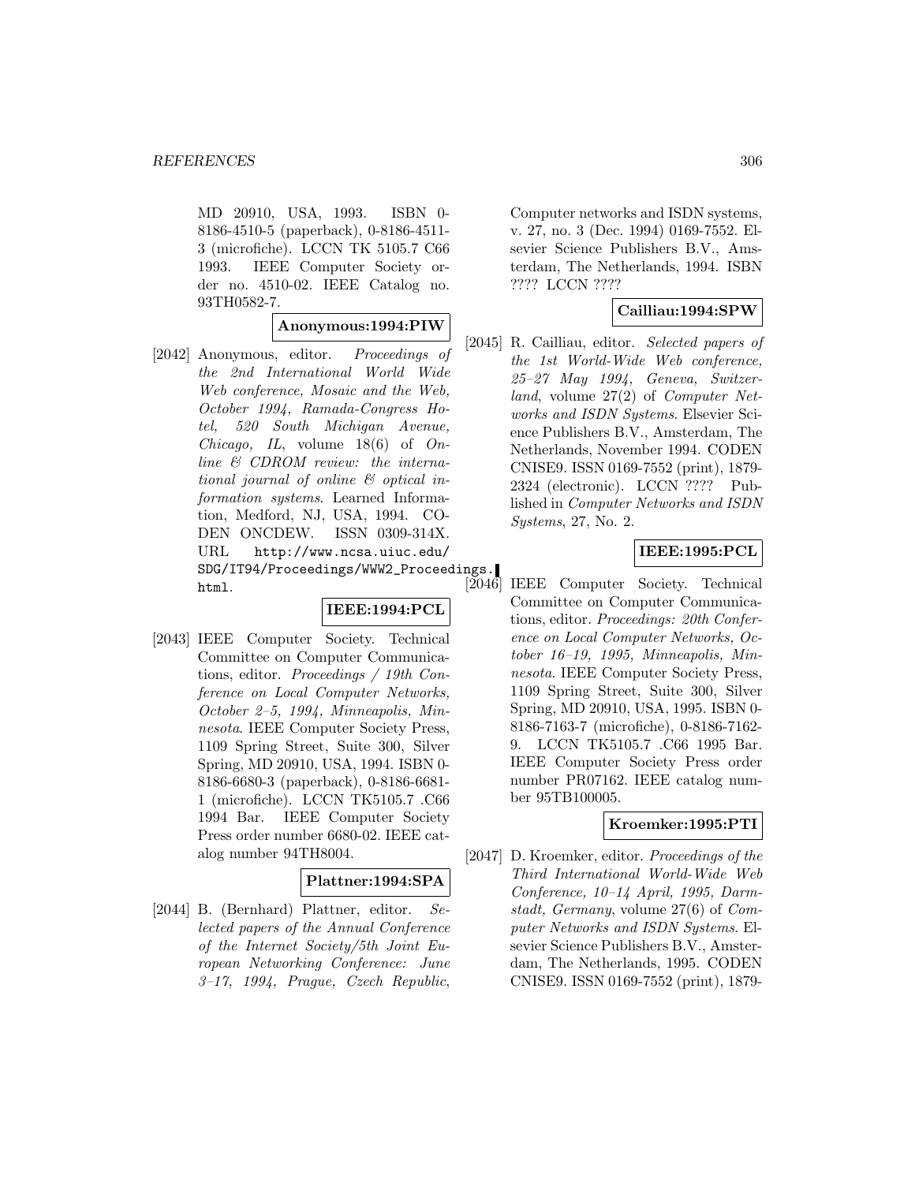MD 20910, USA, 1993. ISBN 0-8186-4510-5 (paperback), 0-8186-4511-3 (microfiche). LCCN TK 5105.7 C66 1993. IEEE Computer Society order no. 4510-02. IEEE Catalog no. 93TH0582-7.

**Anonymous:1994:PIW**

[2042] Anonymous, editor. *Proceedings of the 2nd International World Wide Web conference, Mosaic and the Web, October 1994, Ramada-Congress Hotel, 520 South Michigan Avenue, Chicago, IL*, volume 18(6) of *Online & CDROM review: the international journal of online & optical information systems*. Learned Information, Medford, NJ, USA, 1994. CODEN ONCDEW. ISSN 0309-314X. URL `http://www.ncsa.uiuc.edu/SDG/IT94/Proceedings/WWW2_Proceedings.html`.

**IEEE:1994:PCL**

[2043] IEEE Computer Society. Technical Committee on Computer Communications, editor. *Proceedings / 19th Conference on Local Computer Networks, October 2–5, 1994, Minneapolis, Minnesota*. IEEE Computer Society Press, 1109 Spring Street, Suite 300, Silver Spring, MD 20910, USA, 1994. ISBN 0-8186-6680-3 (paperback), 0-8186-6681-1 (microfiche). LCCN TK5105.7 .C66 1994 Bar. IEEE Computer Society Press order number 6680-02. IEEE catalog number 94TH8004.

**Plattner:1994:SPA**

[2044] B. (Bernhard) Plattner, editor. *Selected papers of the Annual Conference of the Internet Society/5th Joint European Networking Conference: June 3–17, 1994, Prague, Czech Republic*, Computer networks and ISDN systems, v. 27, no. 3 (Dec. 1994) 0169-7552. Elsevier Science Publishers B.V., Amsterdam, The Netherlands, 1994. ISBN ???? LCCN ????

**Cailliau:1994:SPW**

[2045] R. Cailliau, editor. *Selected papers of the 1st World-Wide Web conference, 25–27 May 1994, Geneva, Switzerland*, volume 27(2) of *Computer Networks and ISDN Systems*. Elsevier Science Publishers B.V., Amsterdam, The Netherlands, November 1994. CODEN CNISE9. ISSN 0169-7552 (print), 1879-2324 (electronic). LCCN ???? Published in *Computer Networks and ISDN Systems*, 27, No. 2.

**IEEE:1995:PCL**

[2046] IEEE Computer Society. Technical Committee on Computer Communications, editor. *Proceedings: 20th Conference on Local Computer Networks, October 16–19, 1995, Minneapolis, Minnesota*. IEEE Computer Society Press, 1109 Spring Street, Suite 300, Silver Spring, MD 20910, USA, 1995. ISBN 0-8186-7163-7 (microfiche), 0-8186-7162-9. LCCN TK5105.7 .C66 1995 Bar. IEEE Computer Society Press order number PR07162. IEEE catalog number 95TB100005.

**Kroemker:1995:PTI**

[2047] D. Kroemker, editor. *Proceedings of the Third International World-Wide Web Conference, 10–14 April, 1995, Darmstadt, Germany*, volume 27(6) of *Computer Networks and ISDN Systems*. Elsevier Science Publishers B.V., Amsterdam, The Netherlands, 1995. CODEN CNISE9. ISSN 0169-7552 (print), 1879-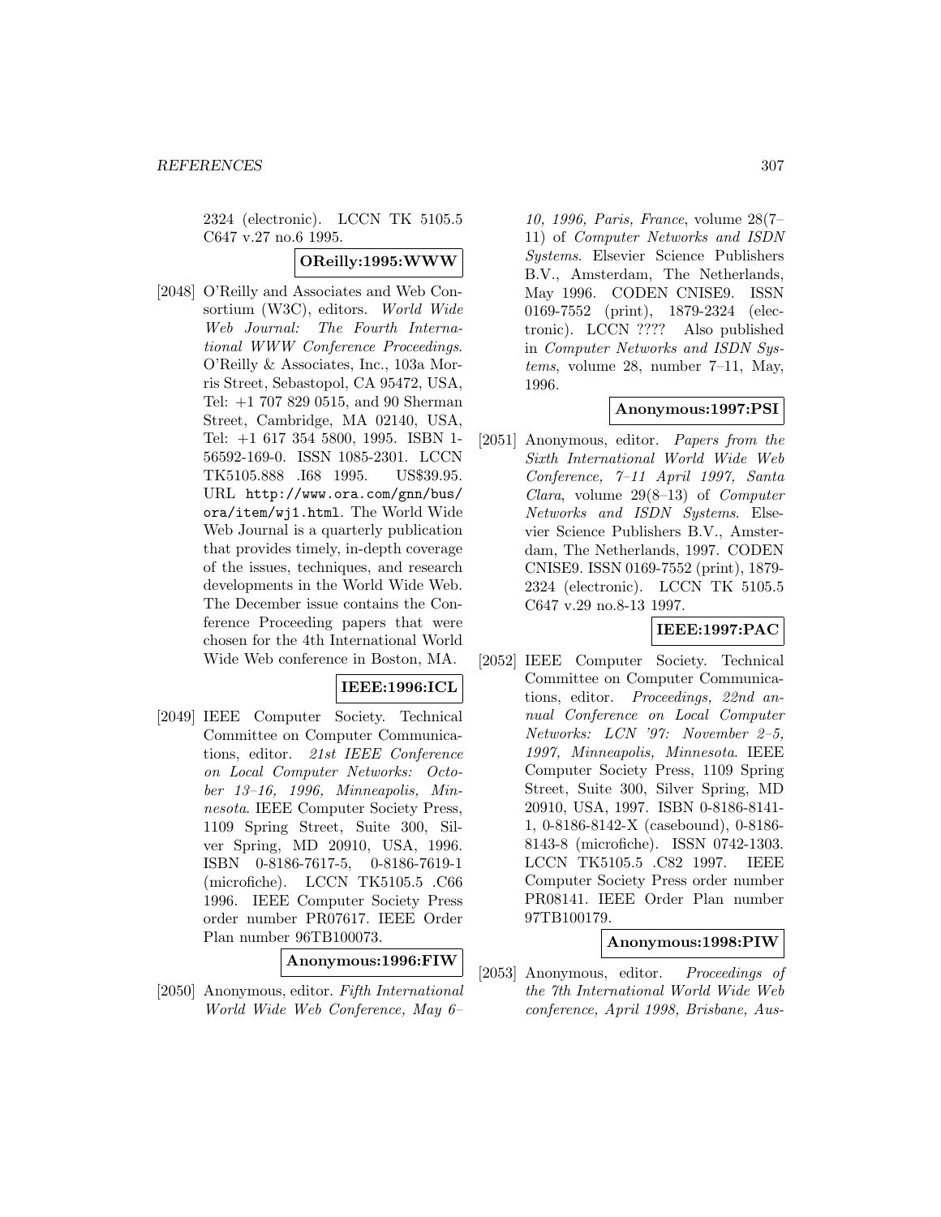2324 (electronic). LCCN TK 5105.5 C647 v.27 no.6 1995.

**OReilly:1995:WWW**

[2048] O'Reilly and Associates and Web Consortium (W3C), editors. *World Wide Web Journal: The Fourth International WWW Conference Proceedings*. O'Reilly & Associates, Inc., 103a Morris Street, Sebastopol, CA 95472, USA, Tel: +1 707 829 0515, and 90 Sherman Street, Cambridge, MA 02140, USA, Tel: +1 617 354 5800, 1995. ISBN 1-56592-169-0. ISSN 1085-2301. LCCN TK5105.888 .I68 1995. US$39.95. URL http://www.ora.com/gnn/bus/ora/item/wj1.html. The World Wide Web Journal is a quarterly publication that provides timely, in-depth coverage of the issues, techniques, and research developments in the World Wide Web. The December issue contains the Conference Proceeding papers that were chosen for the 4th International World Wide Web conference in Boston, MA.

**IEEE:1996:ICL**

[2049] IEEE Computer Society. Technical Committee on Computer Communications, editor. *21st IEEE Conference on Local Computer Networks: October 13–16, 1996, Minneapolis, Minnesota*. IEEE Computer Society Press, 1109 Spring Street, Suite 300, Silver Spring, MD 20910, USA, 1996. ISBN 0-8186-7617-5, 0-8186-7619-1 (microfiche). LCCN TK5105.5 .C66 1996. IEEE Computer Society Press order number PR07617. IEEE Order Plan number 96TB100073.

**Anonymous:1996:FIW**

[2050] Anonymous, editor. *Fifth International World Wide Web Conference, May 6–10, 1996, Paris, France*, volume 28(7–11) of *Computer Networks and ISDN Systems*. Elsevier Science Publishers B.V., Amsterdam, The Netherlands, May 1996. CODEN CNISE9. ISSN 0169-7552 (print), 1879-2324 (electronic). LCCN ???? Also published in *Computer Networks and ISDN Systems*, volume 28, number 7–11, May, 1996.

**Anonymous:1997:PSI**

[2051] Anonymous, editor. *Papers from the Sixth International World Wide Web Conference, 7–11 April 1997, Santa Clara*, volume 29(8–13) of *Computer Networks and ISDN Systems*. Elsevier Science Publishers B.V., Amsterdam, The Netherlands, 1997. CODEN CNISE9. ISSN 0169-7552 (print), 1879-2324 (electronic). LCCN TK 5105.5 C647 v.29 no.8-13 1997.

**IEEE:1997:PAC**

[2052] IEEE Computer Society. Technical Committee on Computer Communications, editor. *Proceedings, 22nd annual Conference on Local Computer Networks: LCN '97: November 2–5, 1997, Minneapolis, Minnesota*. IEEE Computer Society Press, 1109 Spring Street, Suite 300, Silver Spring, MD 20910, USA, 1997. ISBN 0-8186-8141-1, 0-8186-8142-X (casebound), 0-8186-8143-8 (microfiche). ISSN 0742-1303. LCCN TK5105.5 .C82 1997. IEEE Computer Society Press order number PR08141. IEEE Order Plan number 97TB100179.

**Anonymous:1998:PIW**

[2053] Anonymous, editor. *Proceedings of the 7th International World Wide Web conference, April 1998, Brisbane, Aus-*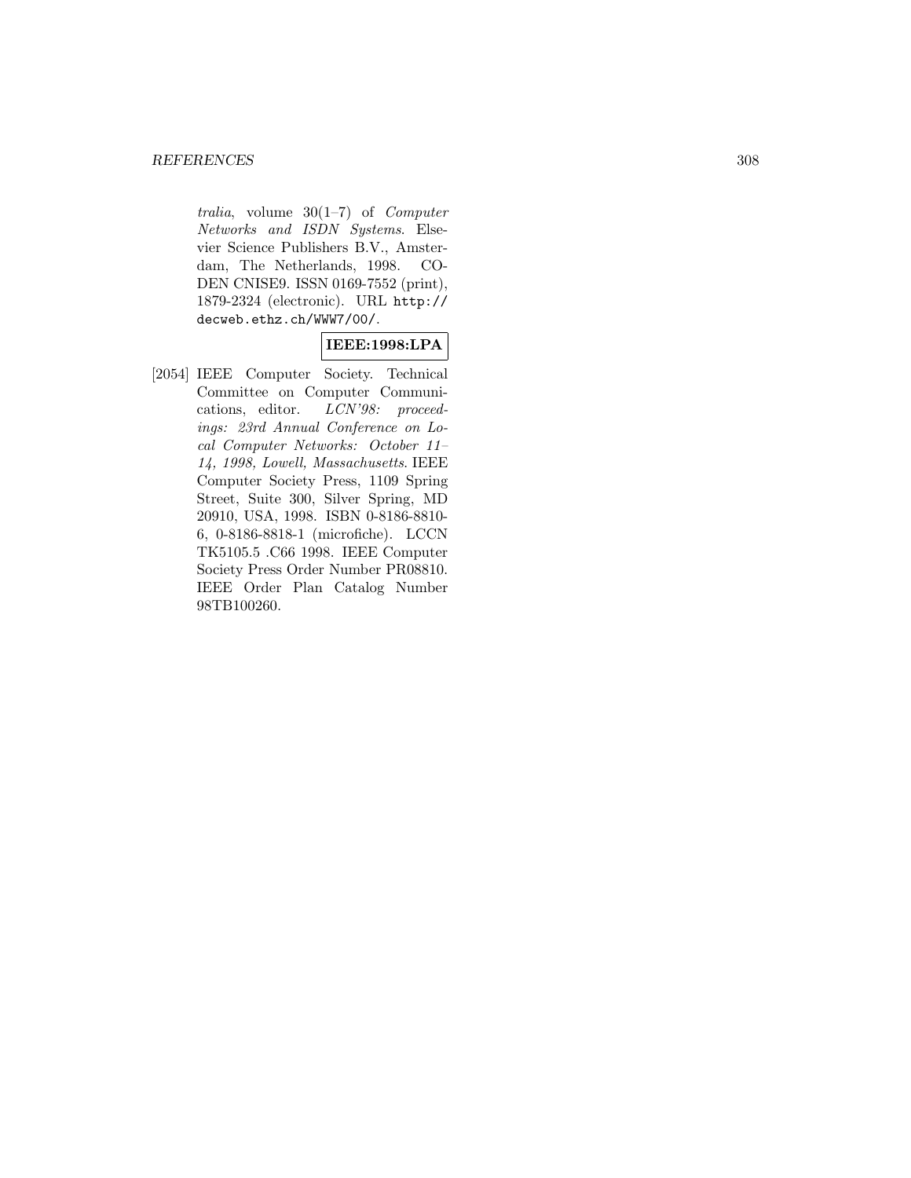*tralia*, volume 30(1–7) of *Computer Networks and ISDN Systems*. Elsevier Science Publishers B.V., Amsterdam, The Netherlands, 1998. CODEN CNISE9. ISSN 0169-7552 (print), 1879-2324 (electronic). URL http://decweb.ethz.ch/WWW7/00/.

**IEEE:1998:LPA**

[2054] IEEE Computer Society. Technical Committee on Computer Communications, editor. *LCN'98: proceedings: 23rd Annual Conference on Local Computer Networks: October 11–14, 1998, Lowell, Massachusetts*. IEEE Computer Society Press, 1109 Spring Street, Suite 300, Silver Spring, MD 20910, USA, 1998. ISBN 0-8186-8810-6, 0-8186-8818-1 (microfiche). LCCN TK5105.5 .C66 1998. IEEE Computer Society Press Order Number PR08810. IEEE Order Plan Catalog Number 98TB100260.